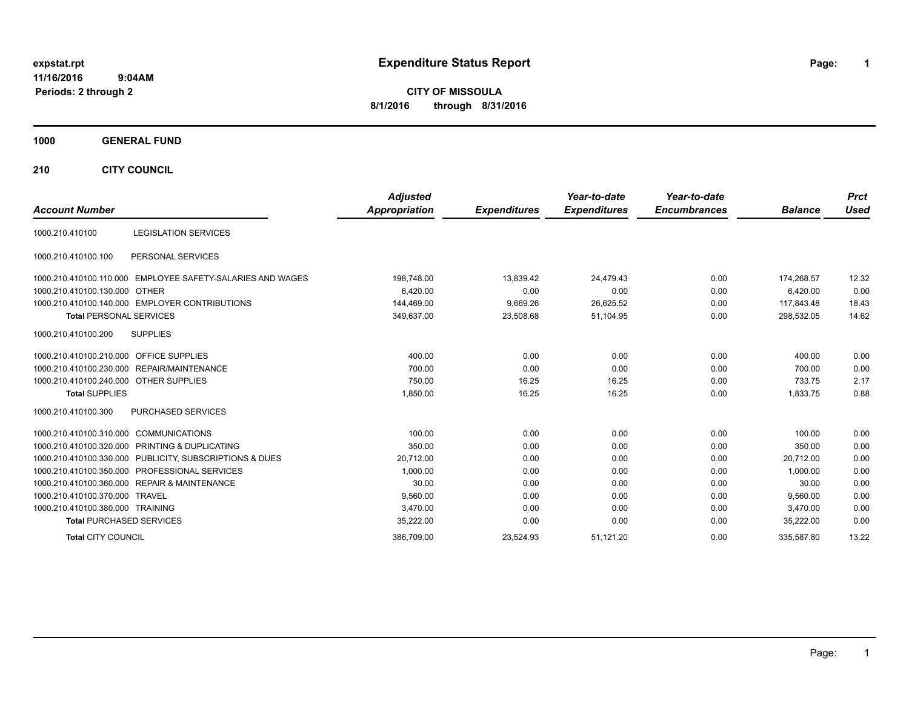expstat.rpt
11/16/2016 9:04AM
Periods: 2 through 2

# Expenditure Status Report

**CITY OF MISSOULA**
**8/1/2016 through 8/31/2016**

**1000 GENERAL FUND**

**210 CITY COUNCIL**

| Account Number | | Adjusted Appropriation | Expenditures | Year-to-date Expenditures | Year-to-date Encumbrances | Balance | Prct Used |
|---|---|---|---|---|---|---|---|
| 1000.210.410100 | LEGISLATION SERVICES | | | | | | |
| 1000.210.410100.100 | PERSONAL SERVICES | | | | | | |
| 1000.210.410100.110.000 | EMPLOYEE SAFETY-SALARIES AND WAGES | 198,748.00 | 13,839.42 | 24,479.43 | 0.00 | 174,268.57 | 12.32 |
| 1000.210.410100.130.000 | OTHER | 6,420.00 | 0.00 | 0.00 | 0.00 | 6,420.00 | 0.00 |
| 1000.210.410100.140.000 | EMPLOYER CONTRIBUTIONS | 144,469.00 | 9,669.26 | 26,625.52 | 0.00 | 117,843.48 | 18.43 |
| **Total** PERSONAL SERVICES | | 349,637.00 | 23,508.68 | 51,104.95 | 0.00 | 298,532.05 | 14.62 |
| 1000.210.410100.200 | SUPPLIES | | | | | | |
| 1000.210.410100.210.000 | OFFICE SUPPLIES | 400.00 | 0.00 | 0.00 | 0.00 | 400.00 | 0.00 |
| 1000.210.410100.230.000 | REPAIR/MAINTENANCE | 700.00 | 0.00 | 0.00 | 0.00 | 700.00 | 0.00 |
| 1000.210.410100.240.000 | OTHER SUPPLIES | 750.00 | 16.25 | 16.25 | 0.00 | 733.75 | 2.17 |
| **Total** SUPPLIES | | 1,850.00 | 16.25 | 16.25 | 0.00 | 1,833.75 | 0.88 |
| 1000.210.410100.300 | PURCHASED SERVICES | | | | | | |
| 1000.210.410100.310.000 | COMMUNICATIONS | 100.00 | 0.00 | 0.00 | 0.00 | 100.00 | 0.00 |
| 1000.210.410100.320.000 | PRINTING & DUPLICATING | 350.00 | 0.00 | 0.00 | 0.00 | 350.00 | 0.00 |
| 1000.210.410100.330.000 | PUBLICITY, SUBSCRIPTIONS & DUES | 20,712.00 | 0.00 | 0.00 | 0.00 | 20,712.00 | 0.00 |
| 1000.210.410100.350.000 | PROFESSIONAL SERVICES | 1,000.00 | 0.00 | 0.00 | 0.00 | 1,000.00 | 0.00 |
| 1000.210.410100.360.000 | REPAIR & MAINTENANCE | 30.00 | 0.00 | 0.00 | 0.00 | 30.00 | 0.00 |
| 1000.210.410100.370.000 | TRAVEL | 9,560.00 | 0.00 | 0.00 | 0.00 | 9,560.00 | 0.00 |
| 1000.210.410100.380.000 | TRAINING | 3,470.00 | 0.00 | 0.00 | 0.00 | 3,470.00 | 0.00 |
| **Total** PURCHASED SERVICES | | 35,222.00 | 0.00 | 0.00 | 0.00 | 35,222.00 | 0.00 |
| **Total** CITY COUNCIL | | 386,709.00 | 23,524.93 | 51,121.20 | 0.00 | 335,587.80 | 13.22 |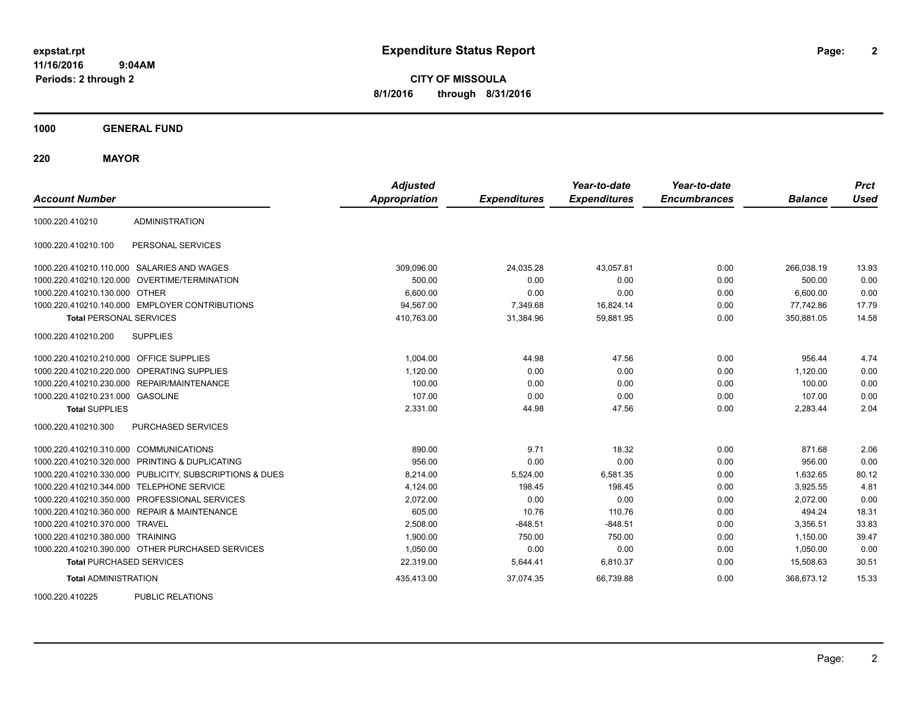# Expenditure Status Report

**CITY OF MISSOULA**

**8/1/2016 through 8/31/2016**

expstat.rpt
11/16/2016 9:04AM
Periods: 2 through 2

## 1000 GENERAL FUND

## 220 MAYOR

| Account Number | | Adjusted Appropriation | Expenditures | Year-to-date Expenditures | Year-to-date Encumbrances | Balance | Prct Used |
|---|---|---|---|---|---|---|---|
| 1000.220.410210 | ADMINISTRATION | | | | | | |
| 1000.220.410210.100 | PERSONAL SERVICES | | | | | | |
| 1000.220.410210.110.000 | SALARIES AND WAGES | 309,096.00 | 24,035.28 | 43,057.81 | 0.00 | 266,038.19 | 13.93 |
| 1000.220.410210.120.000 | OVERTIME/TERMINATION | 500.00 | 0.00 | 0.00 | 0.00 | 500.00 | 0.00 |
| 1000.220.410210.130.000 | OTHER | 6,600.00 | 0.00 | 0.00 | 0.00 | 6,600.00 | 0.00 |
| 1000.220.410210.140.000 | EMPLOYER CONTRIBUTIONS | 94,567.00 | 7,349.68 | 16,824.14 | 0.00 | 77,742.86 | 17.79 |
| **Total** PERSONAL SERVICES | | 410,763.00 | 31,384.96 | 59,881.95 | 0.00 | 350,881.05 | 14.58 |
| 1000.220.410210.200 | SUPPLIES | | | | | | |
| 1000.220.410210.210.000 | OFFICE SUPPLIES | 1,004.00 | 44.98 | 47.56 | 0.00 | 956.44 | 4.74 |
| 1000.220.410210.220.000 | OPERATING SUPPLIES | 1,120.00 | 0.00 | 0.00 | 0.00 | 1,120.00 | 0.00 |
| 1000.220.410210.230.000 | REPAIR/MAINTENANCE | 100.00 | 0.00 | 0.00 | 0.00 | 100.00 | 0.00 |
| 1000.220.410210.231.000 | GASOLINE | 107.00 | 0.00 | 0.00 | 0.00 | 107.00 | 0.00 |
| **Total** SUPPLIES | | 2,331.00 | 44.98 | 47.56 | 0.00 | 2,283.44 | 2.04 |
| 1000.220.410210.300 | PURCHASED SERVICES | | | | | | |
| 1000.220.410210.310.000 | COMMUNICATIONS | 890.00 | 9.71 | 18.32 | 0.00 | 871.68 | 2.06 |
| 1000.220.410210.320.000 | PRINTING & DUPLICATING | 956.00 | 0.00 | 0.00 | 0.00 | 956.00 | 0.00 |
| 1000.220.410210.330.000 | PUBLICITY, SUBSCRIPTIONS & DUES | 8,214.00 | 5,524.00 | 6,581.35 | 0.00 | 1,632.65 | 80.12 |
| 1000.220.410210.344.000 | TELEPHONE SERVICE | 4,124.00 | 198.45 | 198.45 | 0.00 | 3,925.55 | 4.81 |
| 1000.220.410210.350.000 | PROFESSIONAL SERVICES | 2,072.00 | 0.00 | 0.00 | 0.00 | 2,072.00 | 0.00 |
| 1000.220.410210.360.000 | REPAIR & MAINTENANCE | 605.00 | 10.76 | 110.76 | 0.00 | 494.24 | 18.31 |
| 1000.220.410210.370.000 | TRAVEL | 2,508.00 | -848.51 | -848.51 | 0.00 | 3,356.51 | 33.83 |
| 1000.220.410210.380.000 | TRAINING | 1,900.00 | 750.00 | 750.00 | 0.00 | 1,150.00 | 39.47 |
| 1000.220.410210.390.000 | OTHER PURCHASED SERVICES | 1,050.00 | 0.00 | 0.00 | 0.00 | 1,050.00 | 0.00 |
| **Total** PURCHASED SERVICES | | 22,319.00 | 5,644.41 | 6,810.37 | 0.00 | 15,508.63 | 30.51 |
| **Total** ADMINISTRATION | | 435,413.00 | 37,074.35 | 66,739.88 | 0.00 | 368,673.12 | 15.33 |
| 1000.220.410225 | PUBLIC RELATIONS | | | | | | |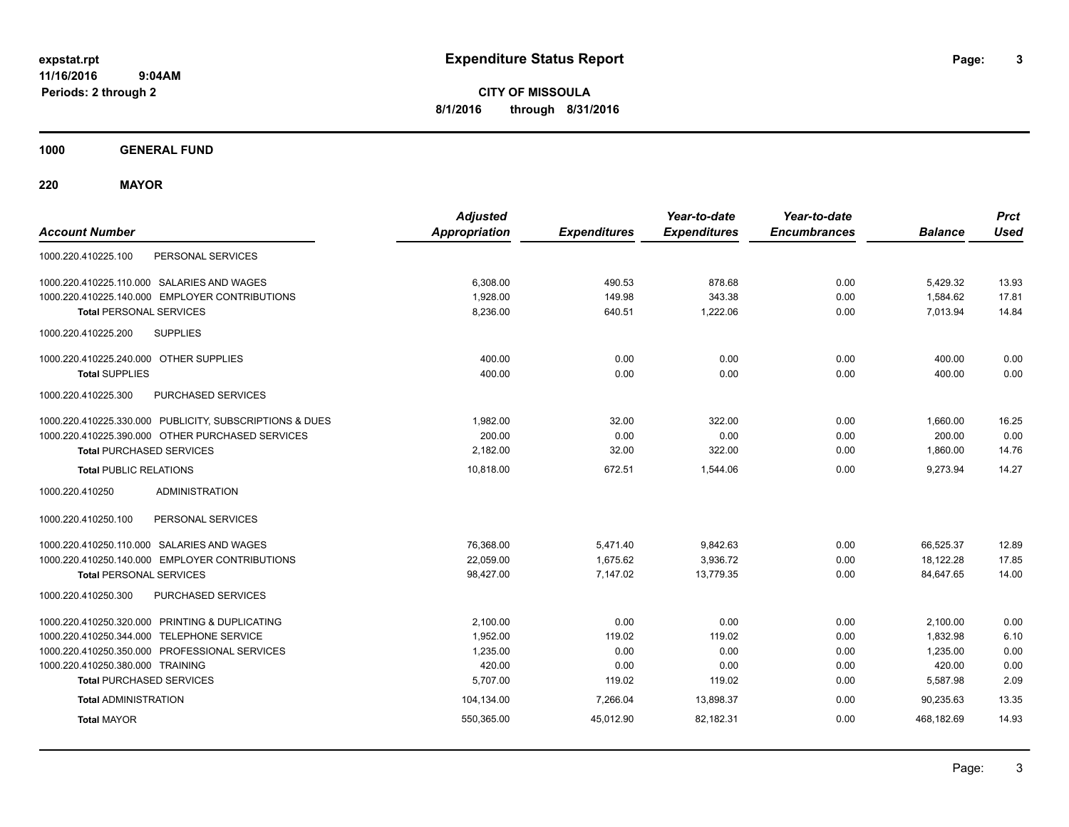**expstat.rpt**
**11/16/2016 9:04AM**
**Periods: 2 through 2**

# Expenditure Status Report

**CITY OF MISSOULA**
**8/1/2016 through 8/31/2016**

## 1000 GENERAL FUND

### 220 MAYOR

| Account Number | Adjusted Appropriation | Expenditures | Year-to-date Expenditures | Year-to-date Encumbrances | Balance | Prct Used |
|---|---|---|---|---|---|---|
| 1000.220.410225.100 PERSONAL SERVICES | | | | | | |
| 1000.220.410225.110.000 SALARIES AND WAGES | 6,308.00 | 490.53 | 878.68 | 0.00 | 5,429.32 | 13.93 |
| 1000.220.410225.140.000 EMPLOYER CONTRIBUTIONS | 1,928.00 | 149.98 | 343.38 | 0.00 | 1,584.62 | 17.81 |
| **Total** PERSONAL SERVICES | 8,236.00 | 640.51 | 1,222.06 | 0.00 | 7,013.94 | 14.84 |
| 1000.220.410225.200 SUPPLIES | | | | | | |
| 1000.220.410225.240.000 OTHER SUPPLIES | 400.00 | 0.00 | 0.00 | 0.00 | 400.00 | 0.00 |
| **Total** SUPPLIES | 400.00 | 0.00 | 0.00 | 0.00 | 400.00 | 0.00 |
| 1000.220.410225.300 PURCHASED SERVICES | | | | | | |
| 1000.220.410225.330.000 PUBLICITY, SUBSCRIPTIONS & DUES | 1,982.00 | 32.00 | 322.00 | 0.00 | 1,660.00 | 16.25 |
| 1000.220.410225.390.000 OTHER PURCHASED SERVICES | 200.00 | 0.00 | 0.00 | 0.00 | 200.00 | 0.00 |
| **Total** PURCHASED SERVICES | 2,182.00 | 32.00 | 322.00 | 0.00 | 1,860.00 | 14.76 |
| **Total** PUBLIC RELATIONS | 10,818.00 | 672.51 | 1,544.06 | 0.00 | 9,273.94 | 14.27 |
| 1000.220.410250 ADMINISTRATION | | | | | | |
| 1000.220.410250.100 PERSONAL SERVICES | | | | | | |
| 1000.220.410250.110.000 SALARIES AND WAGES | 76,368.00 | 5,471.40 | 9,842.63 | 0.00 | 66,525.37 | 12.89 |
| 1000.220.410250.140.000 EMPLOYER CONTRIBUTIONS | 22,059.00 | 1,675.62 | 3,936.72 | 0.00 | 18,122.28 | 17.85 |
| **Total** PERSONAL SERVICES | 98,427.00 | 7,147.02 | 13,779.35 | 0.00 | 84,647.65 | 14.00 |
| 1000.220.410250.300 PURCHASED SERVICES | | | | | | |
| 1000.220.410250.320.000 PRINTING & DUPLICATING | 2,100.00 | 0.00 | 0.00 | 0.00 | 2,100.00 | 0.00 |
| 1000.220.410250.344.000 TELEPHONE SERVICE | 1,952.00 | 119.02 | 119.02 | 0.00 | 1,832.98 | 6.10 |
| 1000.220.410250.350.000 PROFESSIONAL SERVICES | 1,235.00 | 0.00 | 0.00 | 0.00 | 1,235.00 | 0.00 |
| 1000.220.410250.380.000 TRAINING | 420.00 | 0.00 | 0.00 | 0.00 | 420.00 | 0.00 |
| **Total** PURCHASED SERVICES | 5,707.00 | 119.02 | 119.02 | 0.00 | 5,587.98 | 2.09 |
| **Total** ADMINISTRATION | 104,134.00 | 7,266.04 | 13,898.37 | 0.00 | 90,235.63 | 13.35 |
| **Total** MAYOR | 550,365.00 | 45,012.90 | 82,182.31 | 0.00 | 468,182.69 | 14.93 |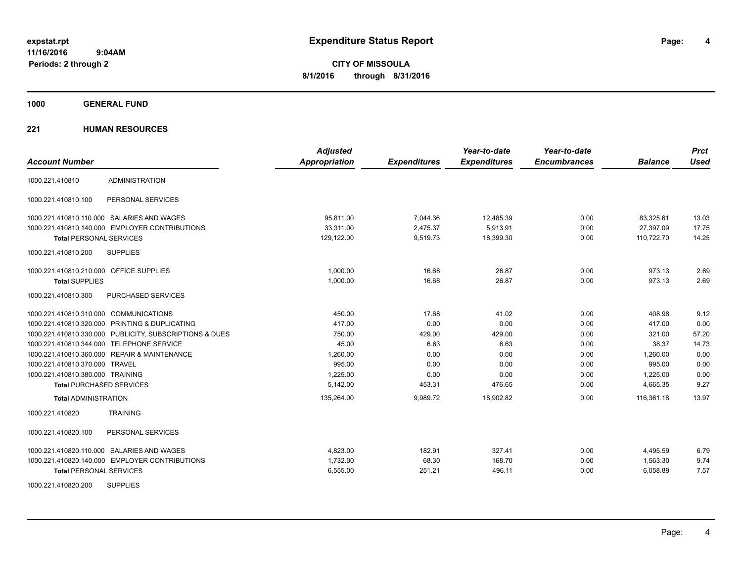# Expenditure Status Report

expstat.rpt
11/16/2016 9:04AM
Periods: 2 through 2

**CITY OF MISSOULA**
**8/1/2016 through 8/31/2016**

## 1000 GENERAL FUND

### 221 HUMAN RESOURCES

| Account Number | | Adjusted Appropriation | Expenditures | Year-to-date Expenditures | Year-to-date Encumbrances | Balance | Prct Used |
|---|---|---|---|---|---|---|---|
| 1000.221.410810 | ADMINISTRATION | | | | | | |
| 1000.221.410810.100 | PERSONAL SERVICES | | | | | | |
| 1000.221.410810.110.000 | SALARIES AND WAGES | 95,811.00 | 7,044.36 | 12,485.39 | 0.00 | 83,325.61 | 13.03 |
| 1000.221.410810.140.000 | EMPLOYER CONTRIBUTIONS | 33,311.00 | 2,475.37 | 5,913.91 | 0.00 | 27,397.09 | 17.75 |
| **Total** PERSONAL SERVICES | | 129,122.00 | 9,519.73 | 18,399.30 | 0.00 | 110,722.70 | 14.25 |
| 1000.221.410810.200 | SUPPLIES | | | | | | |
| 1000.221.410810.210.000 | OFFICE SUPPLIES | 1,000.00 | 16.68 | 26.87 | 0.00 | 973.13 | 2.69 |
| **Total** SUPPLIES | | 1,000.00 | 16.68 | 26.87 | 0.00 | 973.13 | 2.69 |
| 1000.221.410810.300 | PURCHASED SERVICES | | | | | | |
| 1000.221.410810.310.000 | COMMUNICATIONS | 450.00 | 17.68 | 41.02 | 0.00 | 408.98 | 9.12 |
| 1000.221.410810.320.000 | PRINTING & DUPLICATING | 417.00 | 0.00 | 0.00 | 0.00 | 417.00 | 0.00 |
| 1000.221.410810.330.000 | PUBLICITY, SUBSCRIPTIONS & DUES | 750.00 | 429.00 | 429.00 | 0.00 | 321.00 | 57.20 |
| 1000.221.410810.344.000 | TELEPHONE SERVICE | 45.00 | 6.63 | 6.63 | 0.00 | 38.37 | 14.73 |
| 1000.221.410810.360.000 | REPAIR & MAINTENANCE | 1,260.00 | 0.00 | 0.00 | 0.00 | 1,260.00 | 0.00 |
| 1000.221.410810.370.000 | TRAVEL | 995.00 | 0.00 | 0.00 | 0.00 | 995.00 | 0.00 |
| 1000.221.410810.380.000 | TRAINING | 1,225.00 | 0.00 | 0.00 | 0.00 | 1,225.00 | 0.00 |
| **Total** PURCHASED SERVICES | | 5,142.00 | 453.31 | 476.65 | 0.00 | 4,665.35 | 9.27 |
| **Total** ADMINISTRATION | | 135,264.00 | 9,989.72 | 18,902.82 | 0.00 | 116,361.18 | 13.97 |
| 1000.221.410820 | TRAINING | | | | | | |
| 1000.221.410820.100 | PERSONAL SERVICES | | | | | | |
| 1000.221.410820.110.000 | SALARIES AND WAGES | 4,823.00 | 182.91 | 327.41 | 0.00 | 4,495.59 | 6.79 |
| 1000.221.410820.140.000 | EMPLOYER CONTRIBUTIONS | 1,732.00 | 68.30 | 168.70 | 0.00 | 1,563.30 | 9.74 |
| **Total** PERSONAL SERVICES | | 6,555.00 | 251.21 | 496.11 | 0.00 | 6,058.89 | 7.57 |
| 1000.221.410820.200 | SUPPLIES | | | | | | |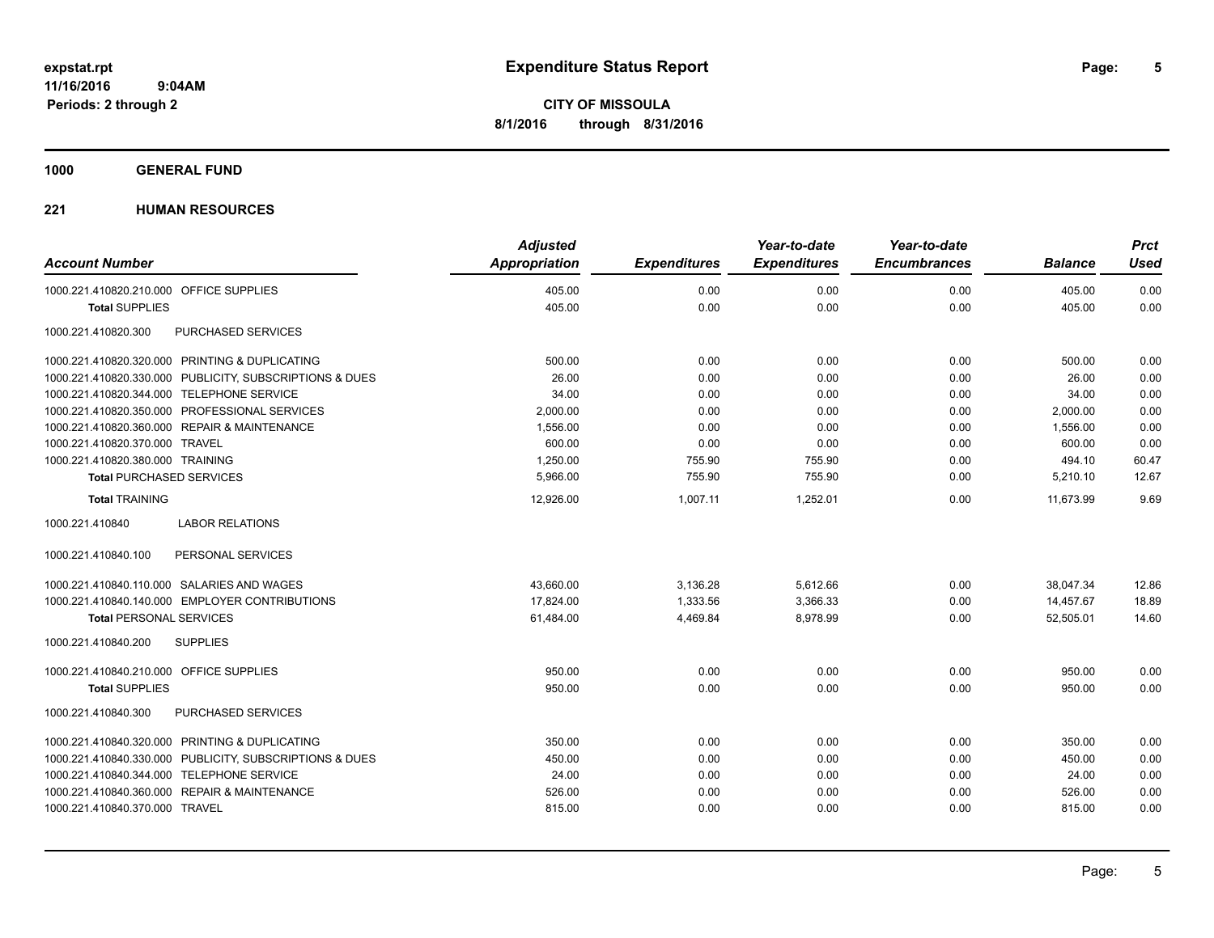**Expenditure Status Report**

**CITY OF MISSOULA**

**8/1/2016 through 8/31/2016**

expstat.rpt
11/16/2016 9:04AM
Periods: 2 through 2

**1000 GENERAL FUND**

**221 HUMAN RESOURCES**

| Account Number | Adjusted Appropriation | Expenditures | Year-to-date Expenditures | Year-to-date Encumbrances | Balance | Prct Used |
|---|---|---|---|---|---|---|
| 1000.221.410820.210.000 OFFICE SUPPLIES | 405.00 | 0.00 | 0.00 | 0.00 | 405.00 | 0.00 |
| **Total** SUPPLIES | 405.00 | 0.00 | 0.00 | 0.00 | 405.00 | 0.00 |
| 1000.221.410820.300 PURCHASED SERVICES | | | | | | |
| 1000.221.410820.320.000 PRINTING & DUPLICATING | 500.00 | 0.00 | 0.00 | 0.00 | 500.00 | 0.00 |
| 1000.221.410820.330.000 PUBLICITY, SUBSCRIPTIONS & DUES | 26.00 | 0.00 | 0.00 | 0.00 | 26.00 | 0.00 |
| 1000.221.410820.344.000 TELEPHONE SERVICE | 34.00 | 0.00 | 0.00 | 0.00 | 34.00 | 0.00 |
| 1000.221.410820.350.000 PROFESSIONAL SERVICES | 2,000.00 | 0.00 | 0.00 | 0.00 | 2,000.00 | 0.00 |
| 1000.221.410820.360.000 REPAIR & MAINTENANCE | 1,556.00 | 0.00 | 0.00 | 0.00 | 1,556.00 | 0.00 |
| 1000.221.410820.370.000 TRAVEL | 600.00 | 0.00 | 0.00 | 0.00 | 600.00 | 0.00 |
| 1000.221.410820.380.000 TRAINING | 1,250.00 | 755.90 | 755.90 | 0.00 | 494.10 | 60.47 |
| **Total** PURCHASED SERVICES | 5,966.00 | 755.90 | 755.90 | 0.00 | 5,210.10 | 12.67 |
| **Total** TRAINING | 12,926.00 | 1,007.11 | 1,252.01 | 0.00 | 11,673.99 | 9.69 |
| 1000.221.410840 LABOR RELATIONS | | | | | | |
| 1000.221.410840.100 PERSONAL SERVICES | | | | | | |
| 1000.221.410840.110.000 SALARIES AND WAGES | 43,660.00 | 3,136.28 | 5,612.66 | 0.00 | 38,047.34 | 12.86 |
| 1000.221.410840.140.000 EMPLOYER CONTRIBUTIONS | 17,824.00 | 1,333.56 | 3,366.33 | 0.00 | 14,457.67 | 18.89 |
| **Total** PERSONAL SERVICES | 61,484.00 | 4,469.84 | 8,978.99 | 0.00 | 52,505.01 | 14.60 |
| 1000.221.410840.200 SUPPLIES | | | | | | |
| 1000.221.410840.210.000 OFFICE SUPPLIES | 950.00 | 0.00 | 0.00 | 0.00 | 950.00 | 0.00 |
| **Total** SUPPLIES | 950.00 | 0.00 | 0.00 | 0.00 | 950.00 | 0.00 |
| 1000.221.410840.300 PURCHASED SERVICES | | | | | | |
| 1000.221.410840.320.000 PRINTING & DUPLICATING | 350.00 | 0.00 | 0.00 | 0.00 | 350.00 | 0.00 |
| 1000.221.410840.330.000 PUBLICITY, SUBSCRIPTIONS & DUES | 450.00 | 0.00 | 0.00 | 0.00 | 450.00 | 0.00 |
| 1000.221.410840.344.000 TELEPHONE SERVICE | 24.00 | 0.00 | 0.00 | 0.00 | 24.00 | 0.00 |
| 1000.221.410840.360.000 REPAIR & MAINTENANCE | 526.00 | 0.00 | 0.00 | 0.00 | 526.00 | 0.00 |
| 1000.221.410840.370.000 TRAVEL | 815.00 | 0.00 | 0.00 | 0.00 | 815.00 | 0.00 |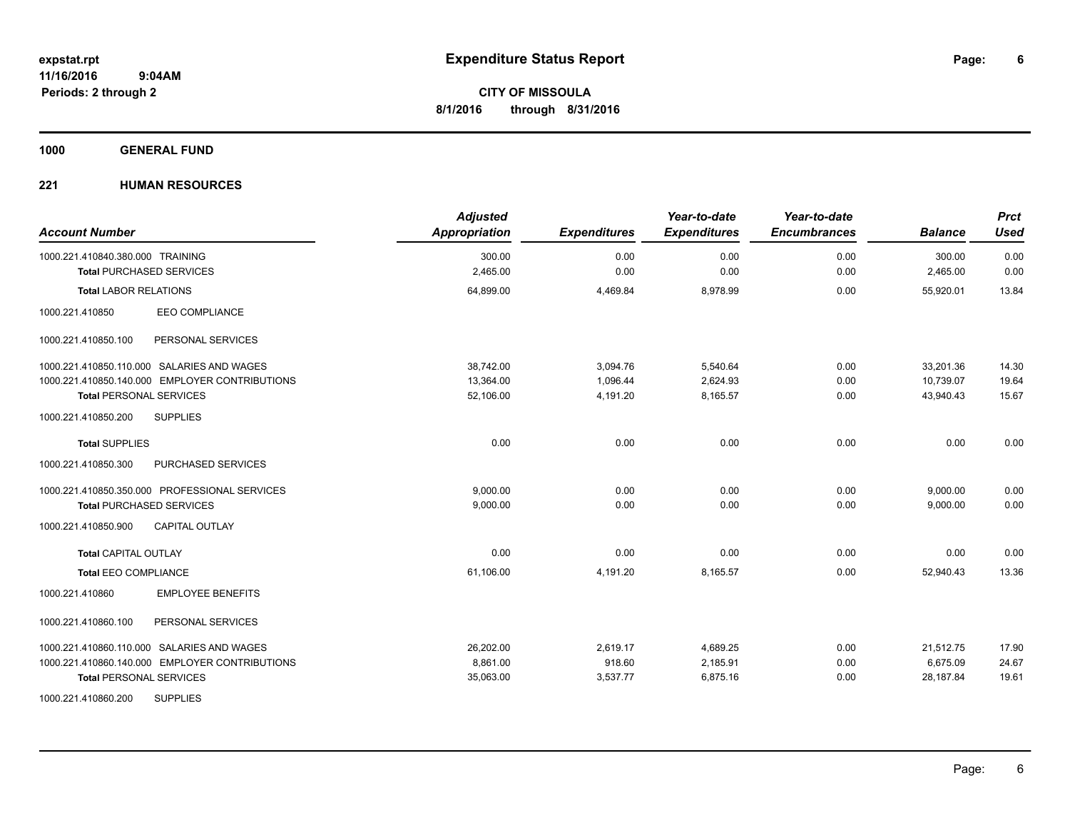**Expenditure Status Report**

**CITY OF MISSOULA**
**8/1/2016 through 8/31/2016**

expstat.rpt
11/16/2016 9:04AM
Periods: 2 through 2

## 1000 GENERAL FUND

### 221 HUMAN RESOURCES

| Account Number | Adjusted Appropriation | Expenditures | Year-to-date Expenditures | Year-to-date Encumbrances | Balance | Prct Used |
|---|---|---|---|---|---|---|
| 1000.221.410840.380.000 TRAINING | 300.00 | 0.00 | 0.00 | 0.00 | 300.00 | 0.00 |
| **Total** PURCHASED SERVICES | 2,465.00 | 0.00 | 0.00 | 0.00 | 2,465.00 | 0.00 |
| **Total** LABOR RELATIONS | 64,899.00 | 4,469.84 | 8,978.99 | 0.00 | 55,920.01 | 13.84 |
| 1000.221.410850 EEO COMPLIANCE | | | | | | |
| 1000.221.410850.100 PERSONAL SERVICES | | | | | | |
| 1000.221.410850.110.000 SALARIES AND WAGES | 38,742.00 | 3,094.76 | 5,540.64 | 0.00 | 33,201.36 | 14.30 |
| 1000.221.410850.140.000 EMPLOYER CONTRIBUTIONS | 13,364.00 | 1,096.44 | 2,624.93 | 0.00 | 10,739.07 | 19.64 |
| **Total** PERSONAL SERVICES | 52,106.00 | 4,191.20 | 8,165.57 | 0.00 | 43,940.43 | 15.67 |
| 1000.221.410850.200 SUPPLIES | | | | | | |
| **Total** SUPPLIES | 0.00 | 0.00 | 0.00 | 0.00 | 0.00 | 0.00 |
| 1000.221.410850.300 PURCHASED SERVICES | | | | | | |
| 1000.221.410850.350.000 PROFESSIONAL SERVICES | 9,000.00 | 0.00 | 0.00 | 0.00 | 9,000.00 | 0.00 |
| **Total** PURCHASED SERVICES | 9,000.00 | 0.00 | 0.00 | 0.00 | 9,000.00 | 0.00 |
| 1000.221.410850.900 CAPITAL OUTLAY | | | | | | |
| **Total** CAPITAL OUTLAY | 0.00 | 0.00 | 0.00 | 0.00 | 0.00 | 0.00 |
| **Total** EEO COMPLIANCE | 61,106.00 | 4,191.20 | 8,165.57 | 0.00 | 52,940.43 | 13.36 |
| 1000.221.410860 EMPLOYEE BENEFITS | | | | | | |
| 1000.221.410860.100 PERSONAL SERVICES | | | | | | |
| 1000.221.410860.110.000 SALARIES AND WAGES | 26,202.00 | 2,619.17 | 4,689.25 | 0.00 | 21,512.75 | 17.90 |
| 1000.221.410860.140.000 EMPLOYER CONTRIBUTIONS | 8,861.00 | 918.60 | 2,185.91 | 0.00 | 6,675.09 | 24.67 |
| **Total** PERSONAL SERVICES | 35,063.00 | 3,537.77 | 6,875.16 | 0.00 | 28,187.84 | 19.61 |
| 1000.221.410860.200 SUPPLIES | | | | | | |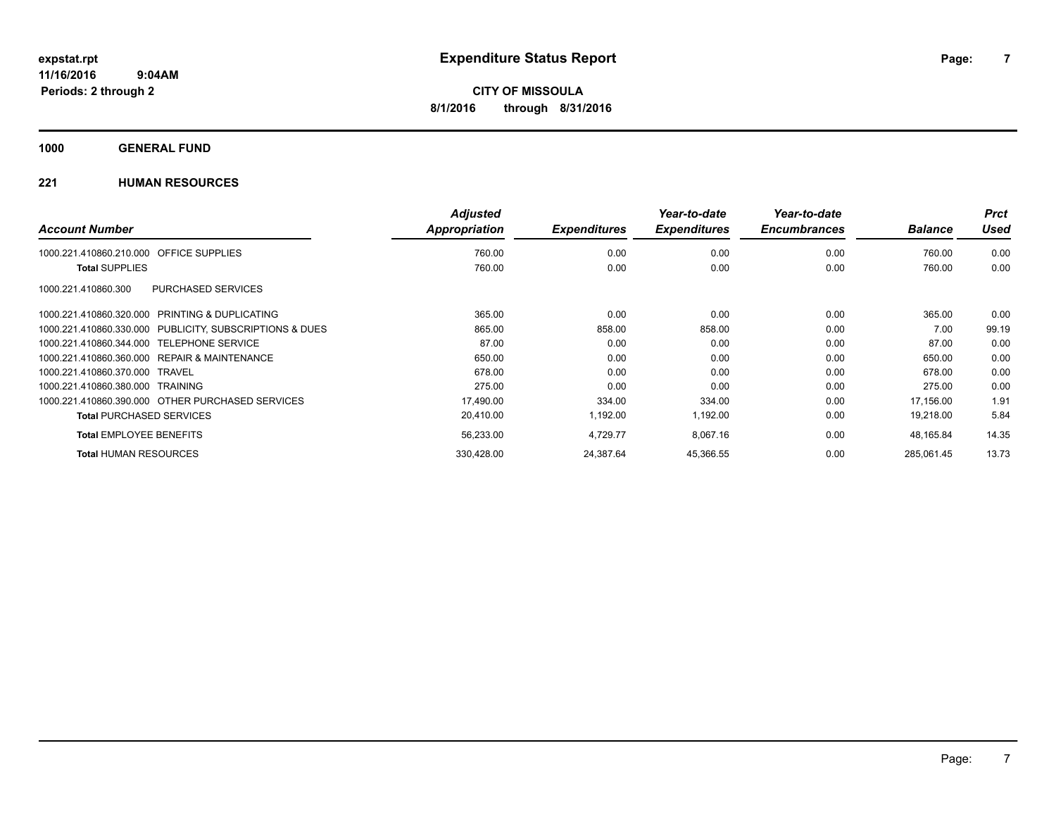**expstat.rpt**
**11/16/2016 9:04AM**
**Periods: 2 through 2**

# Expenditure Status Report

**CITY OF MISSOULA**
**8/1/2016 through 8/31/2016**

## 1000 GENERAL FUND

### 221 HUMAN RESOURCES

| Account Number | Adjusted Appropriation | Expenditures | Year-to-date Expenditures | Year-to-date Encumbrances | Balance | Prct Used |
|---|---|---|---|---|---|---|
| 1000.221.410860.210.000 OFFICE SUPPLIES | 760.00 | 0.00 | 0.00 | 0.00 | 760.00 | 0.00 |
| **Total** SUPPLIES | 760.00 | 0.00 | 0.00 | 0.00 | 760.00 | 0.00 |
| 1000.221.410860.300 PURCHASED SERVICES | | | | | | |
| 1000.221.410860.320.000 PRINTING & DUPLICATING | 365.00 | 0.00 | 0.00 | 0.00 | 365.00 | 0.00 |
| 1000.221.410860.330.000 PUBLICITY, SUBSCRIPTIONS & DUES | 865.00 | 858.00 | 858.00 | 0.00 | 7.00 | 99.19 |
| 1000.221.410860.344.000 TELEPHONE SERVICE | 87.00 | 0.00 | 0.00 | 0.00 | 87.00 | 0.00 |
| 1000.221.410860.360.000 REPAIR & MAINTENANCE | 650.00 | 0.00 | 0.00 | 0.00 | 650.00 | 0.00 |
| 1000.221.410860.370.000 TRAVEL | 678.00 | 0.00 | 0.00 | 0.00 | 678.00 | 0.00 |
| 1000.221.410860.380.000 TRAINING | 275.00 | 0.00 | 0.00 | 0.00 | 275.00 | 0.00 |
| 1000.221.410860.390.000 OTHER PURCHASED SERVICES | 17,490.00 | 334.00 | 334.00 | 0.00 | 17,156.00 | 1.91 |
| **Total** PURCHASED SERVICES | 20,410.00 | 1,192.00 | 1,192.00 | 0.00 | 19,218.00 | 5.84 |
| **Total** EMPLOYEE BENEFITS | 56,233.00 | 4,729.77 | 8,067.16 | 0.00 | 48,165.84 | 14.35 |
| **Total** HUMAN RESOURCES | 330,428.00 | 24,387.64 | 45,366.55 | 0.00 | 285,061.45 | 13.73 |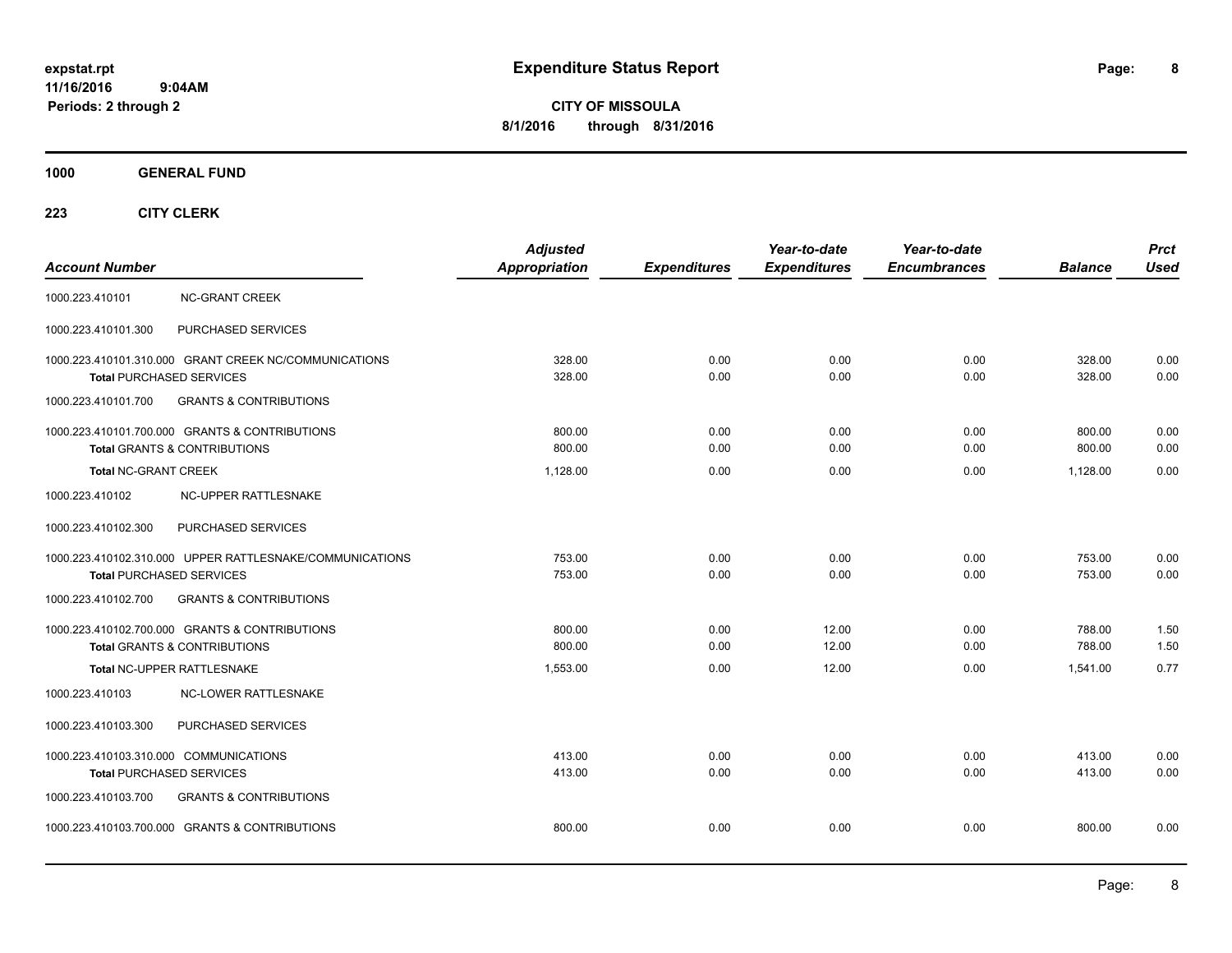# Expenditure Status Report

expstat.rpt
11/16/2016 9:04AM
Periods: 2 through 2

**CITY OF MISSOULA**
**8/1/2016 through 8/31/2016**

**1000 GENERAL FUND**

**223 CITY CLERK**

| Account Number | | Adjusted Appropriation | Expenditures | Year-to-date Expenditures | Year-to-date Encumbrances | Balance | Prct Used |
|---|---|---|---|---|---|---|---|
| 1000.223.410101 | NC-GRANT CREEK | | | | | | |
| 1000.223.410101.300 | PURCHASED SERVICES | | | | | | |
| 1000.223.410101.310.000 | GRANT CREEK NC/COMMUNICATIONS | 328.00 | 0.00 | 0.00 | 0.00 | 328.00 | 0.00 |
| **Total** PURCHASED SERVICES | | 328.00 | 0.00 | 0.00 | 0.00 | 328.00 | 0.00 |
| 1000.223.410101.700 | GRANTS & CONTRIBUTIONS | | | | | | |
| 1000.223.410101.700.000 | GRANTS & CONTRIBUTIONS | 800.00 | 0.00 | 0.00 | 0.00 | 800.00 | 0.00 |
| **Total** GRANTS & CONTRIBUTIONS | | 800.00 | 0.00 | 0.00 | 0.00 | 800.00 | 0.00 |
| **Total** NC-GRANT CREEK | | 1,128.00 | 0.00 | 0.00 | 0.00 | 1,128.00 | 0.00 |
| 1000.223.410102 | NC-UPPER RATTLESNAKE | | | | | | |
| 1000.223.410102.300 | PURCHASED SERVICES | | | | | | |
| 1000.223.410102.310.000 | UPPER RATTLESNAKE/COMMUNICATIONS | 753.00 | 0.00 | 0.00 | 0.00 | 753.00 | 0.00 |
| **Total** PURCHASED SERVICES | | 753.00 | 0.00 | 0.00 | 0.00 | 753.00 | 0.00 |
| 1000.223.410102.700 | GRANTS & CONTRIBUTIONS | | | | | | |
| 1000.223.410102.700.000 | GRANTS & CONTRIBUTIONS | 800.00 | 0.00 | 12.00 | 0.00 | 788.00 | 1.50 |
| **Total** GRANTS & CONTRIBUTIONS | | 800.00 | 0.00 | 12.00 | 0.00 | 788.00 | 1.50 |
| **Total** NC-UPPER RATTLESNAKE | | 1,553.00 | 0.00 | 12.00 | 0.00 | 1,541.00 | 0.77 |
| 1000.223.410103 | NC-LOWER RATTLESNAKE | | | | | | |
| 1000.223.410103.300 | PURCHASED SERVICES | | | | | | |
| 1000.223.410103.310.000 | COMMUNICATIONS | 413.00 | 0.00 | 0.00 | 0.00 | 413.00 | 0.00 |
| **Total** PURCHASED SERVICES | | 413.00 | 0.00 | 0.00 | 0.00 | 413.00 | 0.00 |
| 1000.223.410103.700 | GRANTS & CONTRIBUTIONS | | | | | | |
| 1000.223.410103.700.000 | GRANTS & CONTRIBUTIONS | 800.00 | 0.00 | 0.00 | 0.00 | 800.00 | 0.00 |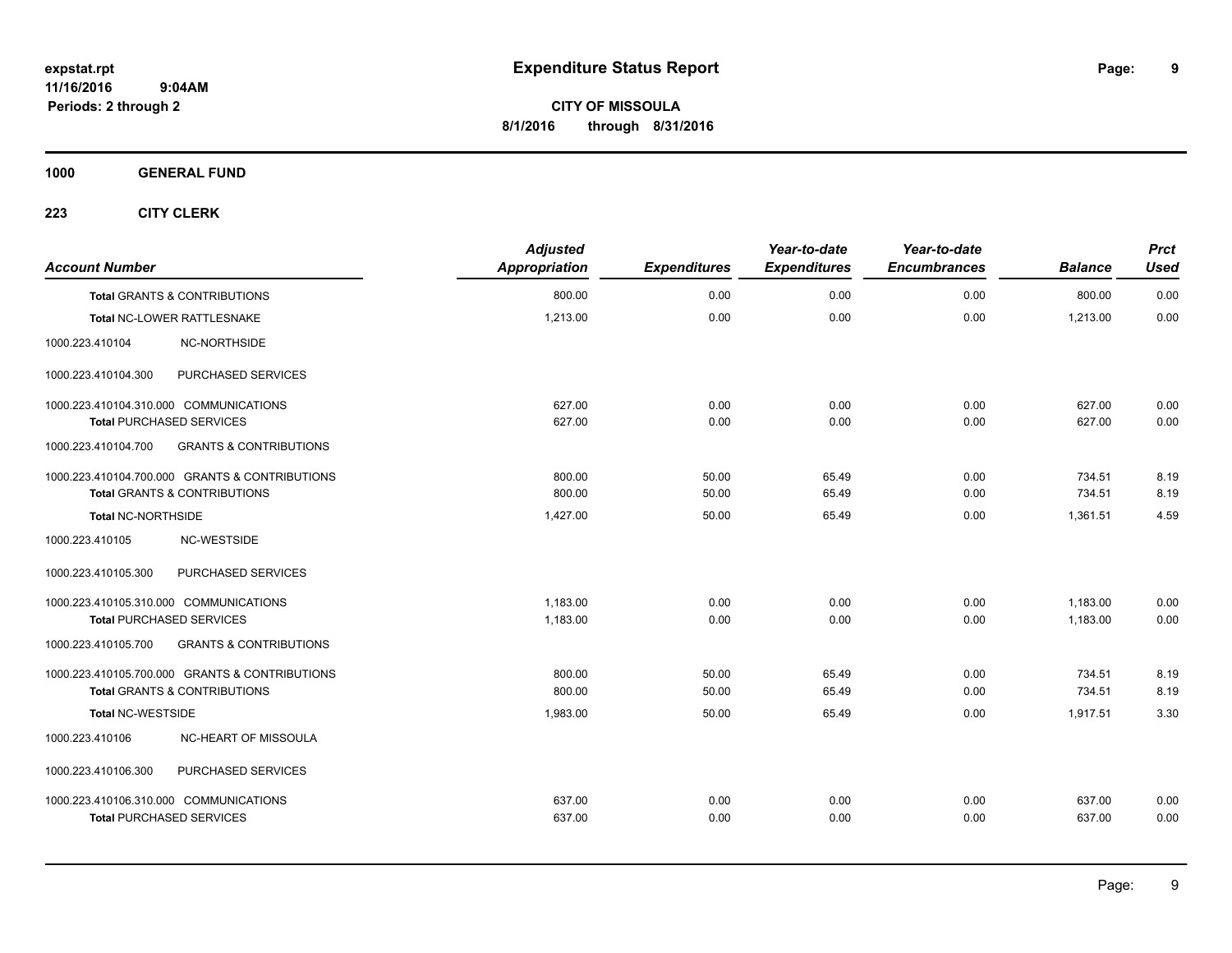**expstat.rpt**
**11/16/2016 9:04AM**
**Periods: 2 through 2**

# Expenditure Status Report

**CITY OF MISSOULA**
**8/1/2016 through 8/31/2016**

**1000 GENERAL FUND**

**223 CITY CLERK**

| Account Number | | Adjusted Appropriation | Expenditures | Year-to-date Expenditures | Year-to-date Encumbrances | Balance | Prct Used |
|---|---|---|---|---|---|---|---|
| **Total** GRANTS & CONTRIBUTIONS | | 800.00 | 0.00 | 0.00 | 0.00 | 800.00 | 0.00 |
| **Total** NC-LOWER RATTLESNAKE | | 1,213.00 | 0.00 | 0.00 | 0.00 | 1,213.00 | 0.00 |
| 1000.223.410104 | NC-NORTHSIDE | | | | | | |
| 1000.223.410104.300 | PURCHASED SERVICES | | | | | | |
| 1000.223.410104.310.000 COMMUNICATIONS | | 627.00 | 0.00 | 0.00 | 0.00 | 627.00 | 0.00 |
| **Total** PURCHASED SERVICES | | 627.00 | 0.00 | 0.00 | 0.00 | 627.00 | 0.00 |
| 1000.223.410104.700 | GRANTS & CONTRIBUTIONS | | | | | | |
| 1000.223.410104.700.000 GRANTS & CONTRIBUTIONS | | 800.00 | 50.00 | 65.49 | 0.00 | 734.51 | 8.19 |
| **Total** GRANTS & CONTRIBUTIONS | | 800.00 | 50.00 | 65.49 | 0.00 | 734.51 | 8.19 |
| **Total** NC-NORTHSIDE | | 1,427.00 | 50.00 | 65.49 | 0.00 | 1,361.51 | 4.59 |
| 1000.223.410105 | NC-WESTSIDE | | | | | | |
| 1000.223.410105.300 | PURCHASED SERVICES | | | | | | |
| 1000.223.410105.310.000 COMMUNICATIONS | | 1,183.00 | 0.00 | 0.00 | 0.00 | 1,183.00 | 0.00 |
| **Total** PURCHASED SERVICES | | 1,183.00 | 0.00 | 0.00 | 0.00 | 1,183.00 | 0.00 |
| 1000.223.410105.700 | GRANTS & CONTRIBUTIONS | | | | | | |
| 1000.223.410105.700.000 GRANTS & CONTRIBUTIONS | | 800.00 | 50.00 | 65.49 | 0.00 | 734.51 | 8.19 |
| **Total** GRANTS & CONTRIBUTIONS | | 800.00 | 50.00 | 65.49 | 0.00 | 734.51 | 8.19 |
| **Total** NC-WESTSIDE | | 1,983.00 | 50.00 | 65.49 | 0.00 | 1,917.51 | 3.30 |
| 1000.223.410106 | NC-HEART OF MISSOULA | | | | | | |
| 1000.223.410106.300 | PURCHASED SERVICES | | | | | | |
| 1000.223.410106.310.000 COMMUNICATIONS | | 637.00 | 0.00 | 0.00 | 0.00 | 637.00 | 0.00 |
| **Total** PURCHASED SERVICES | | 637.00 | 0.00 | 0.00 | 0.00 | 637.00 | 0.00 |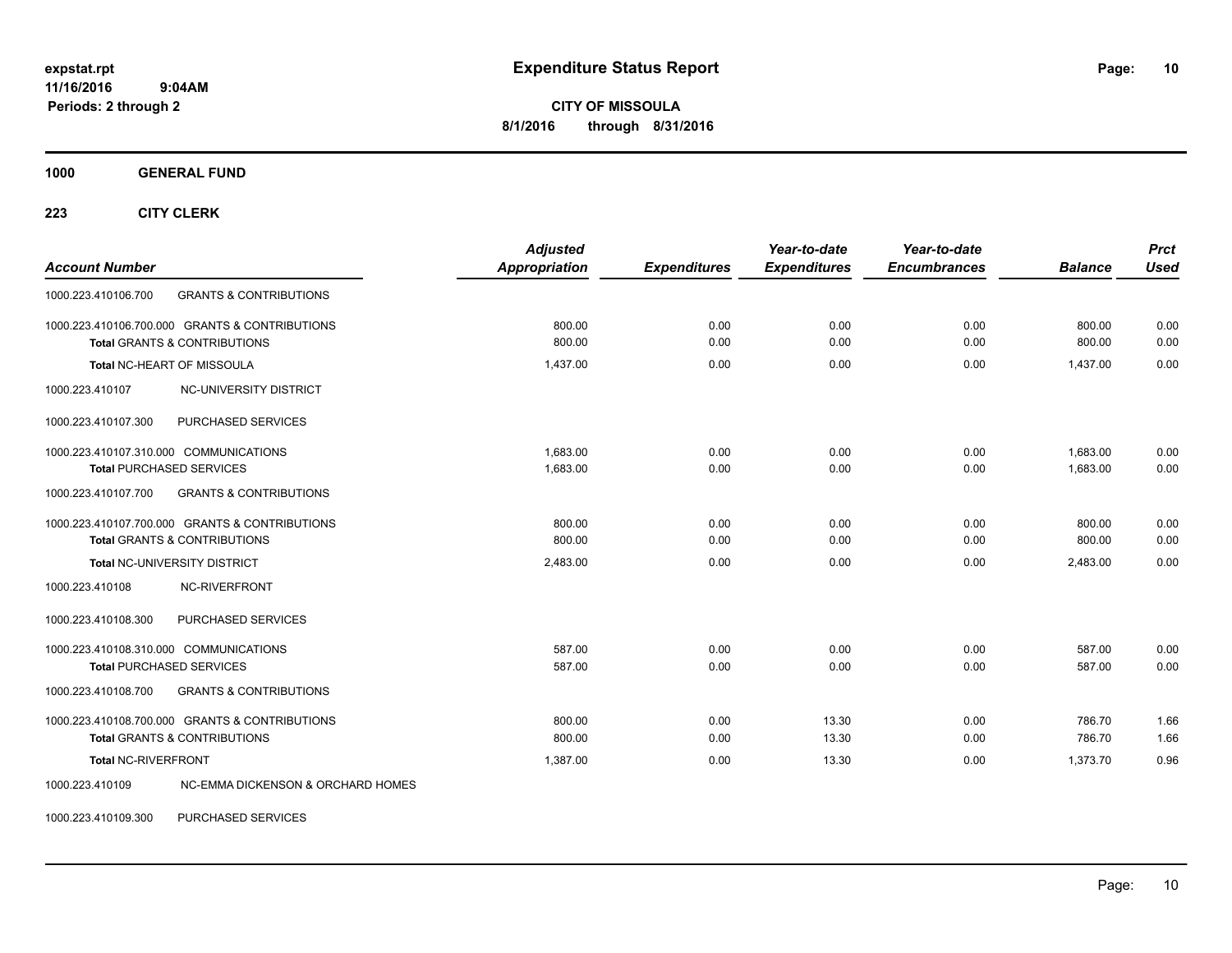# Expenditure Status Report

expstat.rpt
11/16/2016 9:04AM
Periods: 2 through 2

**CITY OF MISSOULA**
**8/1/2016 through 8/31/2016**

**1000 GENERAL FUND**

**223 CITY CLERK**

| Account Number | | Adjusted Appropriation | Expenditures | Year-to-date Expenditures | Year-to-date Encumbrances | Balance | Prct Used |
|---|---|---|---|---|---|---|---|
| 1000.223.410106.700 | GRANTS & CONTRIBUTIONS | | | | | | |
| 1000.223.410106.700.000 | GRANTS & CONTRIBUTIONS | 800.00 | 0.00 | 0.00 | 0.00 | 800.00 | 0.00 |
| **Total** GRANTS & CONTRIBUTIONS | | 800.00 | 0.00 | 0.00 | 0.00 | 800.00 | 0.00 |
| **Total** NC-HEART OF MISSOULA | | 1,437.00 | 0.00 | 0.00 | 0.00 | 1,437.00 | 0.00 |
| 1000.223.410107 | NC-UNIVERSITY DISTRICT | | | | | | |
| 1000.223.410107.300 | PURCHASED SERVICES | | | | | | |
| 1000.223.410107.310.000 | COMMUNICATIONS | 1,683.00 | 0.00 | 0.00 | 0.00 | 1,683.00 | 0.00 |
| **Total** PURCHASED SERVICES | | 1,683.00 | 0.00 | 0.00 | 0.00 | 1,683.00 | 0.00 |
| 1000.223.410107.700 | GRANTS & CONTRIBUTIONS | | | | | | |
| 1000.223.410107.700.000 | GRANTS & CONTRIBUTIONS | 800.00 | 0.00 | 0.00 | 0.00 | 800.00 | 0.00 |
| **Total** GRANTS & CONTRIBUTIONS | | 800.00 | 0.00 | 0.00 | 0.00 | 800.00 | 0.00 |
| **Total** NC-UNIVERSITY DISTRICT | | 2,483.00 | 0.00 | 0.00 | 0.00 | 2,483.00 | 0.00 |
| 1000.223.410108 | NC-RIVERFRONT | | | | | | |
| 1000.223.410108.300 | PURCHASED SERVICES | | | | | | |
| 1000.223.410108.310.000 | COMMUNICATIONS | 587.00 | 0.00 | 0.00 | 0.00 | 587.00 | 0.00 |
| **Total** PURCHASED SERVICES | | 587.00 | 0.00 | 0.00 | 0.00 | 587.00 | 0.00 |
| 1000.223.410108.700 | GRANTS & CONTRIBUTIONS | | | | | | |
| 1000.223.410108.700.000 | GRANTS & CONTRIBUTIONS | 800.00 | 0.00 | 13.30 | 0.00 | 786.70 | 1.66 |
| **Total** GRANTS & CONTRIBUTIONS | | 800.00 | 0.00 | 13.30 | 0.00 | 786.70 | 1.66 |
| **Total** NC-RIVERFRONT | | 1,387.00 | 0.00 | 13.30 | 0.00 | 1,373.70 | 0.96 |
| 1000.223.410109 | NC-EMMA DICKENSON & ORCHARD HOMES | | | | | | |
| 1000.223.410109.300 | PURCHASED SERVICES | | | | | | |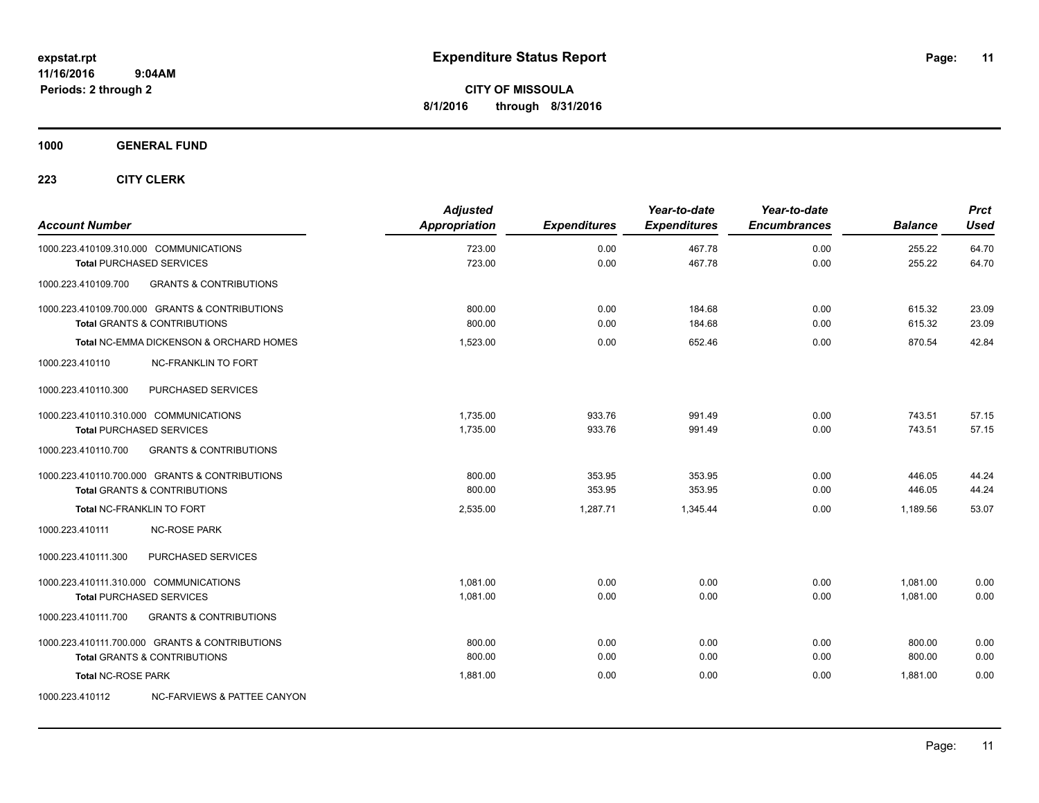**expstat.rpt**
**11/16/2016 9:04AM**
**Periods: 2 through 2**

# Expenditure Status Report

**CITY OF MISSOULA**
**8/1/2016 through 8/31/2016**

**1000 GENERAL FUND**

**223 CITY CLERK**

| Account Number | Adjusted Appropriation | Expenditures | Year-to-date Expenditures | Year-to-date Encumbrances | Balance | Prct Used |
|---|---|---|---|---|---|---|
| 1000.223.410109.310.000 COMMUNICATIONS | 723.00 | 0.00 | 467.78 | 0.00 | 255.22 | 64.70 |
| **Total** PURCHASED SERVICES | 723.00 | 0.00 | 467.78 | 0.00 | 255.22 | 64.70 |
| 1000.223.410109.700 GRANTS & CONTRIBUTIONS | | | | | | |
| 1000.223.410109.700.000 GRANTS & CONTRIBUTIONS | 800.00 | 0.00 | 184.68 | 0.00 | 615.32 | 23.09 |
| **Total** GRANTS & CONTRIBUTIONS | 800.00 | 0.00 | 184.68 | 0.00 | 615.32 | 23.09 |
| **Total** NC-EMMA DICKENSON & ORCHARD HOMES | 1,523.00 | 0.00 | 652.46 | 0.00 | 870.54 | 42.84 |
| 1000.223.410110 NC-FRANKLIN TO FORT | | | | | | |
| 1000.223.410110.300 PURCHASED SERVICES | | | | | | |
| 1000.223.410110.310.000 COMMUNICATIONS | 1,735.00 | 933.76 | 991.49 | 0.00 | 743.51 | 57.15 |
| **Total** PURCHASED SERVICES | 1,735.00 | 933.76 | 991.49 | 0.00 | 743.51 | 57.15 |
| 1000.223.410110.700 GRANTS & CONTRIBUTIONS | | | | | | |
| 1000.223.410110.700.000 GRANTS & CONTRIBUTIONS | 800.00 | 353.95 | 353.95 | 0.00 | 446.05 | 44.24 |
| **Total** GRANTS & CONTRIBUTIONS | 800.00 | 353.95 | 353.95 | 0.00 | 446.05 | 44.24 |
| **Total** NC-FRANKLIN TO FORT | 2,535.00 | 1,287.71 | 1,345.44 | 0.00 | 1,189.56 | 53.07 |
| 1000.223.410111 NC-ROSE PARK | | | | | | |
| 1000.223.410111.300 PURCHASED SERVICES | | | | | | |
| 1000.223.410111.310.000 COMMUNICATIONS | 1,081.00 | 0.00 | 0.00 | 0.00 | 1,081.00 | 0.00 |
| **Total** PURCHASED SERVICES | 1,081.00 | 0.00 | 0.00 | 0.00 | 1,081.00 | 0.00 |
| 1000.223.410111.700 GRANTS & CONTRIBUTIONS | | | | | | |
| 1000.223.410111.700.000 GRANTS & CONTRIBUTIONS | 800.00 | 0.00 | 0.00 | 0.00 | 800.00 | 0.00 |
| **Total** GRANTS & CONTRIBUTIONS | 800.00 | 0.00 | 0.00 | 0.00 | 800.00 | 0.00 |
| **Total** NC-ROSE PARK | 1,881.00 | 0.00 | 0.00 | 0.00 | 1,881.00 | 0.00 |
| 1000.223.410112 NC-FARVIEWS & PATTEE CANYON | | | | | | |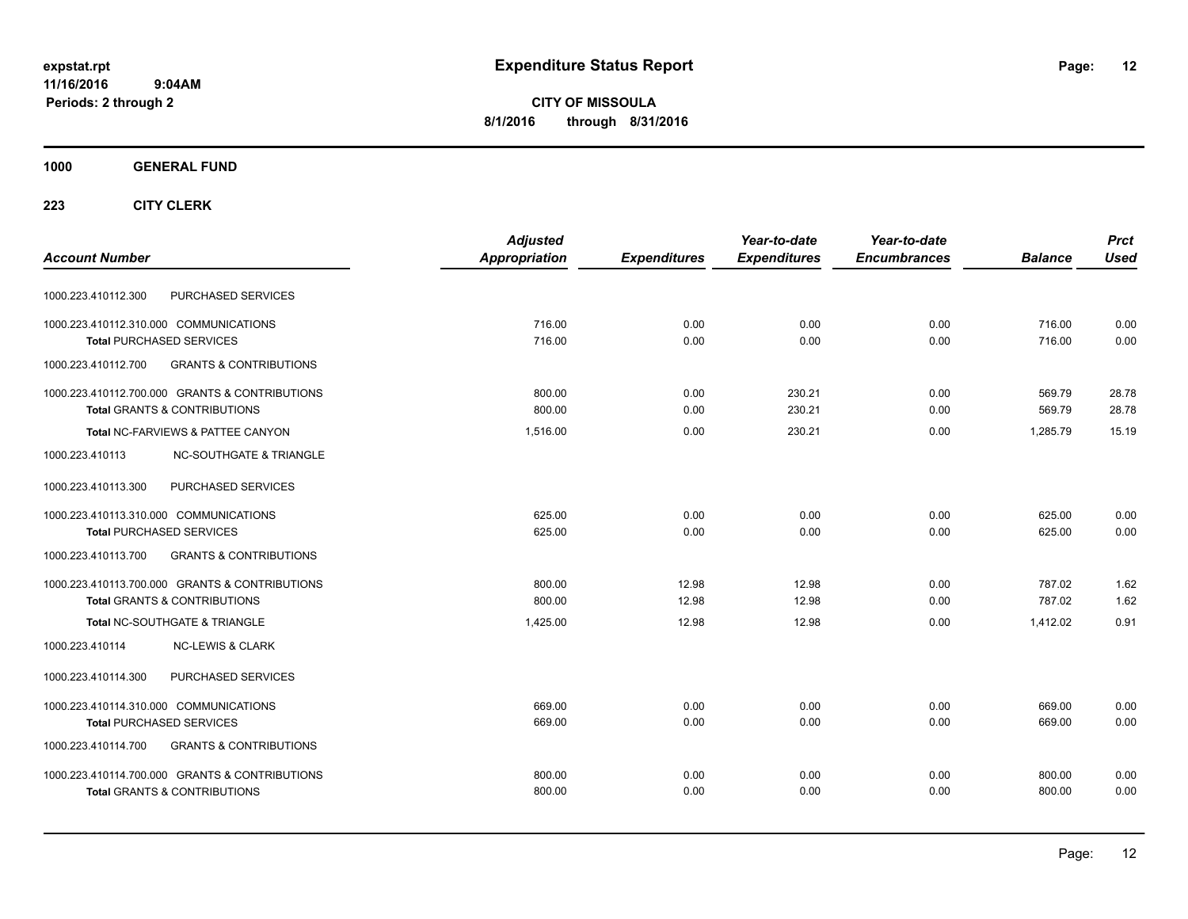# Expenditure Status Report

expstat.rpt
11/16/2016 9:04AM
Periods: 2 through 2

**CITY OF MISSOULA**
**8/1/2016 through 8/31/2016**

**1000 GENERAL FUND**

**223 CITY CLERK**

| Account Number | | Adjusted Appropriation | Expenditures | Year-to-date Expenditures | Year-to-date Encumbrances | Balance | Prct Used |
|---|---|---|---|---|---|---|---|
| 1000.223.410112.300 | PURCHASED SERVICES | | | | | | |
| 1000.223.410112.310.000 | COMMUNICATIONS | 716.00 | 0.00 | 0.00 | 0.00 | 716.00 | 0.00 |
| **Total** PURCHASED SERVICES | | 716.00 | 0.00 | 0.00 | 0.00 | 716.00 | 0.00 |
| 1000.223.410112.700 | GRANTS & CONTRIBUTIONS | | | | | | |
| 1000.223.410112.700.000 | GRANTS & CONTRIBUTIONS | 800.00 | 0.00 | 230.21 | 0.00 | 569.79 | 28.78 |
| **Total** GRANTS & CONTRIBUTIONS | | 800.00 | 0.00 | 230.21 | 0.00 | 569.79 | 28.78 |
| **Total** NC-FARVIEWS & PATTEE CANYON | | 1,516.00 | 0.00 | 230.21 | 0.00 | 1,285.79 | 15.19 |
| 1000.223.410113 | NC-SOUTHGATE & TRIANGLE | | | | | | |
| 1000.223.410113.300 | PURCHASED SERVICES | | | | | | |
| 1000.223.410113.310.000 | COMMUNICATIONS | 625.00 | 0.00 | 0.00 | 0.00 | 625.00 | 0.00 |
| **Total** PURCHASED SERVICES | | 625.00 | 0.00 | 0.00 | 0.00 | 625.00 | 0.00 |
| 1000.223.410113.700 | GRANTS & CONTRIBUTIONS | | | | | | |
| 1000.223.410113.700.000 | GRANTS & CONTRIBUTIONS | 800.00 | 12.98 | 12.98 | 0.00 | 787.02 | 1.62 |
| **Total** GRANTS & CONTRIBUTIONS | | 800.00 | 12.98 | 12.98 | 0.00 | 787.02 | 1.62 |
| **Total** NC-SOUTHGATE & TRIANGLE | | 1,425.00 | 12.98 | 12.98 | 0.00 | 1,412.02 | 0.91 |
| 1000.223.410114 | NC-LEWIS & CLARK | | | | | | |
| 1000.223.410114.300 | PURCHASED SERVICES | | | | | | |
| 1000.223.410114.310.000 | COMMUNICATIONS | 669.00 | 0.00 | 0.00 | 0.00 | 669.00 | 0.00 |
| **Total** PURCHASED SERVICES | | 669.00 | 0.00 | 0.00 | 0.00 | 669.00 | 0.00 |
| 1000.223.410114.700 | GRANTS & CONTRIBUTIONS | | | | | | |
| 1000.223.410114.700.000 | GRANTS & CONTRIBUTIONS | 800.00 | 0.00 | 0.00 | 0.00 | 800.00 | 0.00 |
| **Total** GRANTS & CONTRIBUTIONS | | 800.00 | 0.00 | 0.00 | 0.00 | 800.00 | 0.00 |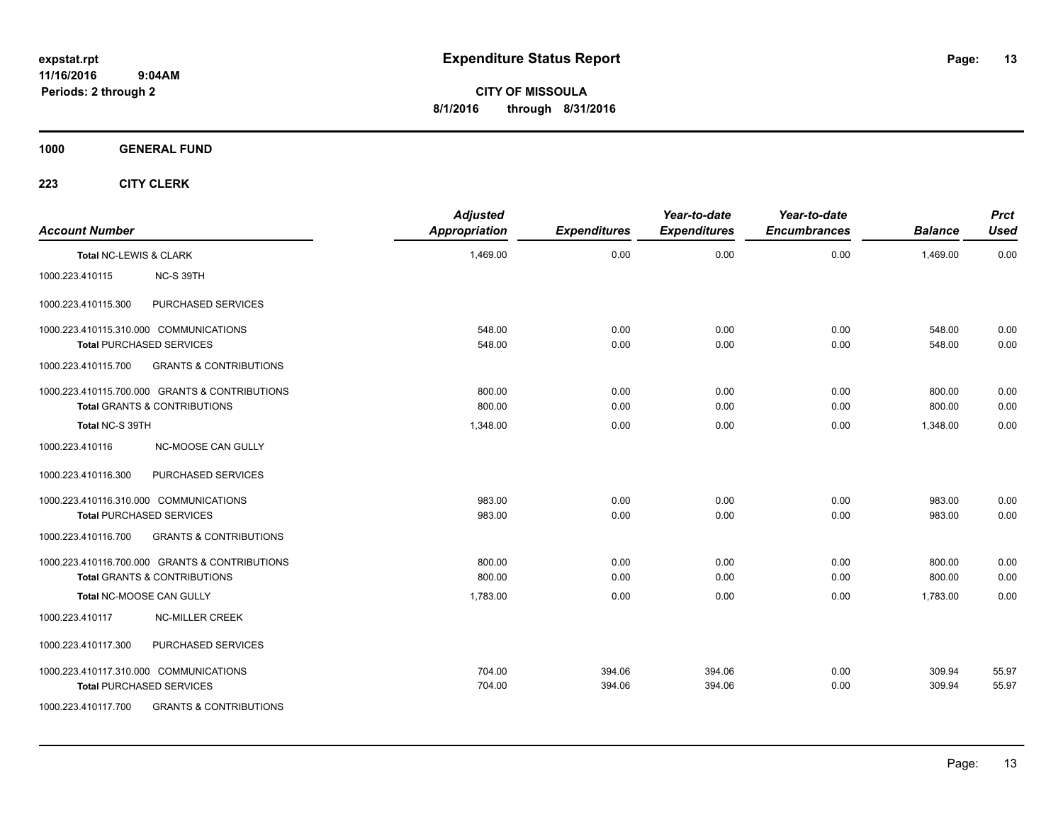**expstat.rpt**
**11/16/2016 9:04AM**
**Periods: 2 through 2**

# Expenditure Status Report

**CITY OF MISSOULA**
**8/1/2016 through 8/31/2016**

## 1000 GENERAL FUND

## 223 CITY CLERK

| Account Number | | Adjusted Appropriation | Expenditures | Year-to-date Expenditures | Year-to-date Encumbrances | Balance | Prct Used |
|---|---|---|---|---|---|---|---|
| **Total** NC-LEWIS & CLARK | | 1,469.00 | 0.00 | 0.00 | 0.00 | 1,469.00 | 0.00 |
| 1000.223.410115 | NC-S 39TH | | | | | | |
| 1000.223.410115.300 | PURCHASED SERVICES | | | | | | |
| 1000.223.410115.310.000 COMMUNICATIONS | | 548.00 | 0.00 | 0.00 | 0.00 | 548.00 | 0.00 |
| **Total** PURCHASED SERVICES | | 548.00 | 0.00 | 0.00 | 0.00 | 548.00 | 0.00 |
| 1000.223.410115.700 | GRANTS & CONTRIBUTIONS | | | | | | |
| 1000.223.410115.700.000 GRANTS & CONTRIBUTIONS | | 800.00 | 0.00 | 0.00 | 0.00 | 800.00 | 0.00 |
| **Total** GRANTS & CONTRIBUTIONS | | 800.00 | 0.00 | 0.00 | 0.00 | 800.00 | 0.00 |
| **Total** NC-S 39TH | | 1,348.00 | 0.00 | 0.00 | 0.00 | 1,348.00 | 0.00 |
| 1000.223.410116 | NC-MOOSE CAN GULLY | | | | | | |
| 1000.223.410116.300 | PURCHASED SERVICES | | | | | | |
| 1000.223.410116.310.000 COMMUNICATIONS | | 983.00 | 0.00 | 0.00 | 0.00 | 983.00 | 0.00 |
| **Total** PURCHASED SERVICES | | 983.00 | 0.00 | 0.00 | 0.00 | 983.00 | 0.00 |
| 1000.223.410116.700 | GRANTS & CONTRIBUTIONS | | | | | | |
| 1000.223.410116.700.000 GRANTS & CONTRIBUTIONS | | 800.00 | 0.00 | 0.00 | 0.00 | 800.00 | 0.00 |
| **Total** GRANTS & CONTRIBUTIONS | | 800.00 | 0.00 | 0.00 | 0.00 | 800.00 | 0.00 |
| **Total** NC-MOOSE CAN GULLY | | 1,783.00 | 0.00 | 0.00 | 0.00 | 1,783.00 | 0.00 |
| 1000.223.410117 | NC-MILLER CREEK | | | | | | |
| 1000.223.410117.300 | PURCHASED SERVICES | | | | | | |
| 1000.223.410117.310.000 COMMUNICATIONS | | 704.00 | 394.06 | 394.06 | 0.00 | 309.94 | 55.97 |
| **Total** PURCHASED SERVICES | | 704.00 | 394.06 | 394.06 | 0.00 | 309.94 | 55.97 |
| 1000.223.410117.700 | GRANTS & CONTRIBUTIONS | | | | | | |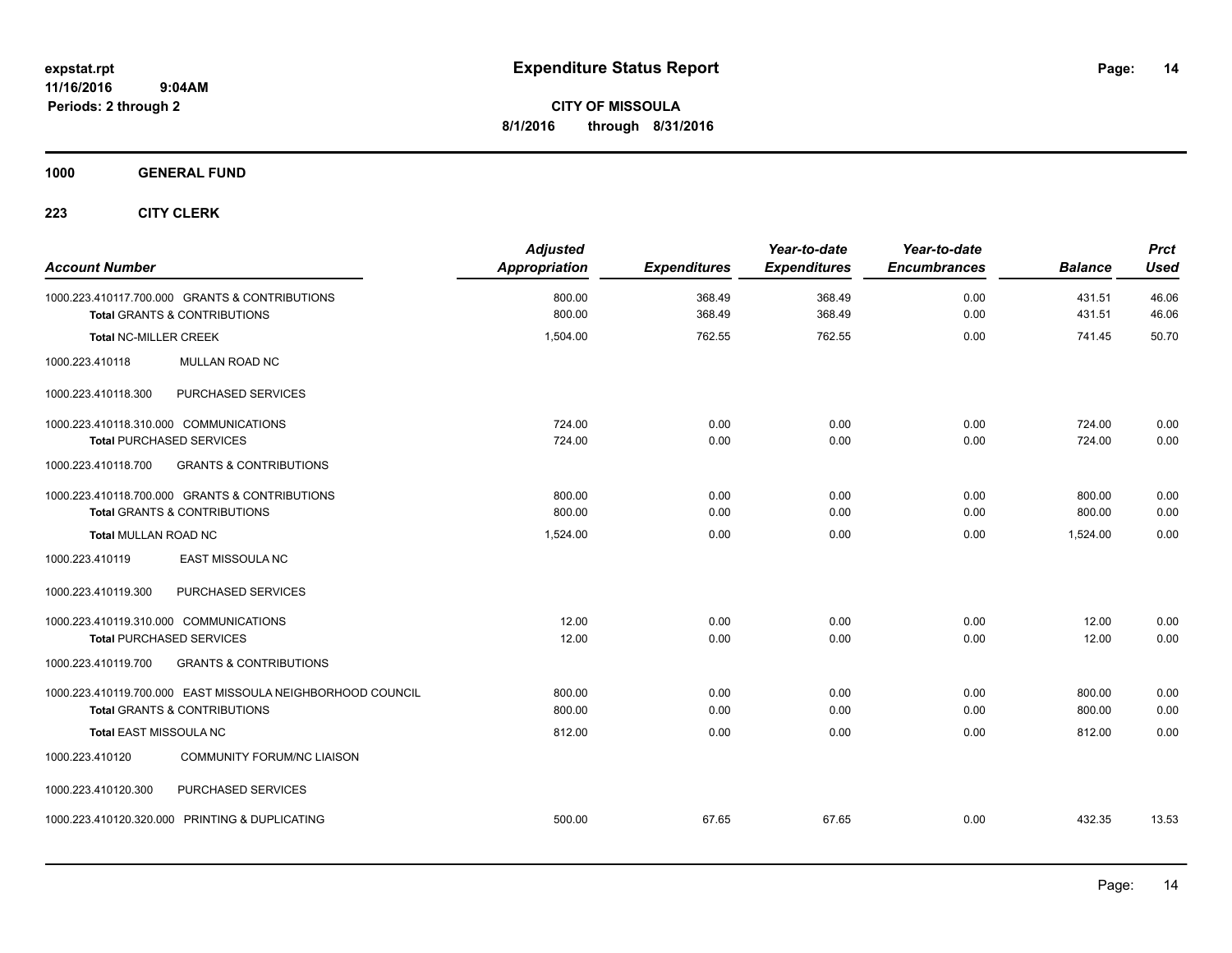# Expenditure Status Report

**CITY OF MISSOULA**
**8/1/2016 through 8/31/2016**

expstat.rpt
11/16/2016 9:04AM
Periods: 2 through 2

**1000 GENERAL FUND**

**223 CITY CLERK**

| Account Number | Adjusted Appropriation | Expenditures | Year-to-date Expenditures | Year-to-date Encumbrances | Balance | Prct Used |
|---|---|---|---|---|---|---|
| 1000.223.410117.700.000 GRANTS & CONTRIBUTIONS | 800.00 | 368.49 | 368.49 | 0.00 | 431.51 | 46.06 |
| **Total** GRANTS & CONTRIBUTIONS | 800.00 | 368.49 | 368.49 | 0.00 | 431.51 | 46.06 |
| **Total** NC-MILLER CREEK | 1,504.00 | 762.55 | 762.55 | 0.00 | 741.45 | 50.70 |
| 1000.223.410118 MULLAN ROAD NC | | | | | | |
| 1000.223.410118.300 PURCHASED SERVICES | | | | | | |
| 1000.223.410118.310.000 COMMUNICATIONS | 724.00 | 0.00 | 0.00 | 0.00 | 724.00 | 0.00 |
| **Total** PURCHASED SERVICES | 724.00 | 0.00 | 0.00 | 0.00 | 724.00 | 0.00 |
| 1000.223.410118.700 GRANTS & CONTRIBUTIONS | | | | | | |
| 1000.223.410118.700.000 GRANTS & CONTRIBUTIONS | 800.00 | 0.00 | 0.00 | 0.00 | 800.00 | 0.00 |
| **Total** GRANTS & CONTRIBUTIONS | 800.00 | 0.00 | 0.00 | 0.00 | 800.00 | 0.00 |
| **Total** MULLAN ROAD NC | 1,524.00 | 0.00 | 0.00 | 0.00 | 1,524.00 | 0.00 |
| 1000.223.410119 EAST MISSOULA NC | | | | | | |
| 1000.223.410119.300 PURCHASED SERVICES | | | | | | |
| 1000.223.410119.310.000 COMMUNICATIONS | 12.00 | 0.00 | 0.00 | 0.00 | 12.00 | 0.00 |
| **Total** PURCHASED SERVICES | 12.00 | 0.00 | 0.00 | 0.00 | 12.00 | 0.00 |
| 1000.223.410119.700 GRANTS & CONTRIBUTIONS | | | | | | |
| 1000.223.410119.700.000 EAST MISSOULA NEIGHBORHOOD COUNCIL | 800.00 | 0.00 | 0.00 | 0.00 | 800.00 | 0.00 |
| **Total** GRANTS & CONTRIBUTIONS | 800.00 | 0.00 | 0.00 | 0.00 | 800.00 | 0.00 |
| **Total** EAST MISSOULA NC | 812.00 | 0.00 | 0.00 | 0.00 | 812.00 | 0.00 |
| 1000.223.410120 COMMUNITY FORUM/NC LIAISON | | | | | | |
| 1000.223.410120.300 PURCHASED SERVICES | | | | | | |
| 1000.223.410120.320.000 PRINTING & DUPLICATING | 500.00 | 67.65 | 67.65 | 0.00 | 432.35 | 13.53 |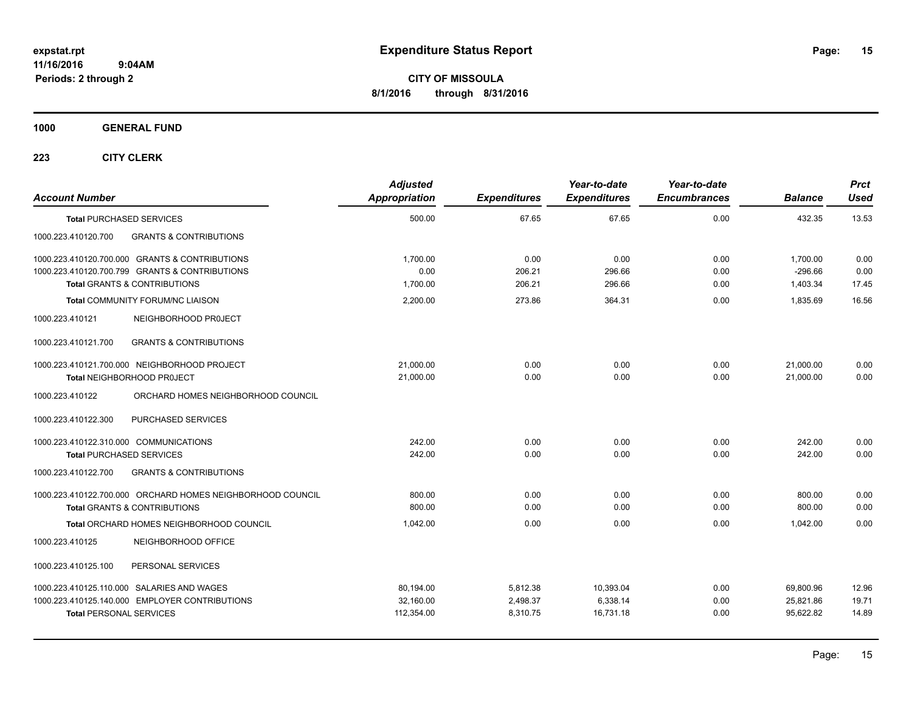**expstat.rpt**
**11/16/2016 9:04AM**
**Periods: 2 through 2**

# Expenditure Status Report

**CITY OF MISSOULA**
**8/1/2016 through 8/31/2016**

**1000 GENERAL FUND**

**223 CITY CLERK**

| Account Number | Adjusted Appropriation | Expenditures | Year-to-date Expenditures | Year-to-date Encumbrances | Balance | Prct Used |
|---|---|---|---|---|---|---|
| **Total** PURCHASED SERVICES | 500.00 | 67.65 | 67.65 | 0.00 | 432.35 | 13.53 |
| 1000.223.410120.700 GRANTS & CONTRIBUTIONS | | | | | | |
| 1000.223.410120.700.000 GRANTS & CONTRIBUTIONS | 1,700.00 | 0.00 | 0.00 | 0.00 | 1,700.00 | 0.00 |
| 1000.223.410120.700.799 GRANTS & CONTRIBUTIONS | 0.00 | 206.21 | 296.66 | 0.00 | -296.66 | 0.00 |
| **Total** GRANTS & CONTRIBUTIONS | 1,700.00 | 206.21 | 296.66 | 0.00 | 1,403.34 | 17.45 |
| **Total** COMMUNITY FORUM/NC LIAISON | 2,200.00 | 273.86 | 364.31 | 0.00 | 1,835.69 | 16.56 |
| 1000.223.410121 NEIGHBORHOOD PR0JECT | | | | | | |
| 1000.223.410121.700 GRANTS & CONTRIBUTIONS | | | | | | |
| 1000.223.410121.700.000 NEIGHBORHOOD PROJECT | 21,000.00 | 0.00 | 0.00 | 0.00 | 21,000.00 | 0.00 |
| **Total** NEIGHBORHOOD PR0JECT | 21,000.00 | 0.00 | 0.00 | 0.00 | 21,000.00 | 0.00 |
| 1000.223.410122 ORCHARD HOMES NEIGHBORHOOD COUNCIL | | | | | | |
| 1000.223.410122.300 PURCHASED SERVICES | | | | | | |
| 1000.223.410122.310.000 COMMUNICATIONS | 242.00 | 0.00 | 0.00 | 0.00 | 242.00 | 0.00 |
| **Total** PURCHASED SERVICES | 242.00 | 0.00 | 0.00 | 0.00 | 242.00 | 0.00 |
| 1000.223.410122.700 GRANTS & CONTRIBUTIONS | | | | | | |
| 1000.223.410122.700.000 ORCHARD HOMES NEIGHBORHOOD COUNCIL | 800.00 | 0.00 | 0.00 | 0.00 | 800.00 | 0.00 |
| **Total** GRANTS & CONTRIBUTIONS | 800.00 | 0.00 | 0.00 | 0.00 | 800.00 | 0.00 |
| **Total** ORCHARD HOMES NEIGHBORHOOD COUNCIL | 1,042.00 | 0.00 | 0.00 | 0.00 | 1,042.00 | 0.00 |
| 1000.223.410125 NEIGHBORHOOD OFFICE | | | | | | |
| 1000.223.410125.100 PERSONAL SERVICES | | | | | | |
| 1000.223.410125.110.000 SALARIES AND WAGES | 80,194.00 | 5,812.38 | 10,393.04 | 0.00 | 69,800.96 | 12.96 |
| 1000.223.410125.140.000 EMPLOYER CONTRIBUTIONS | 32,160.00 | 2,498.37 | 6,338.14 | 0.00 | 25,821.86 | 19.71 |
| **Total** PERSONAL SERVICES | 112,354.00 | 8,310.75 | 16,731.18 | 0.00 | 95,622.82 | 14.89 |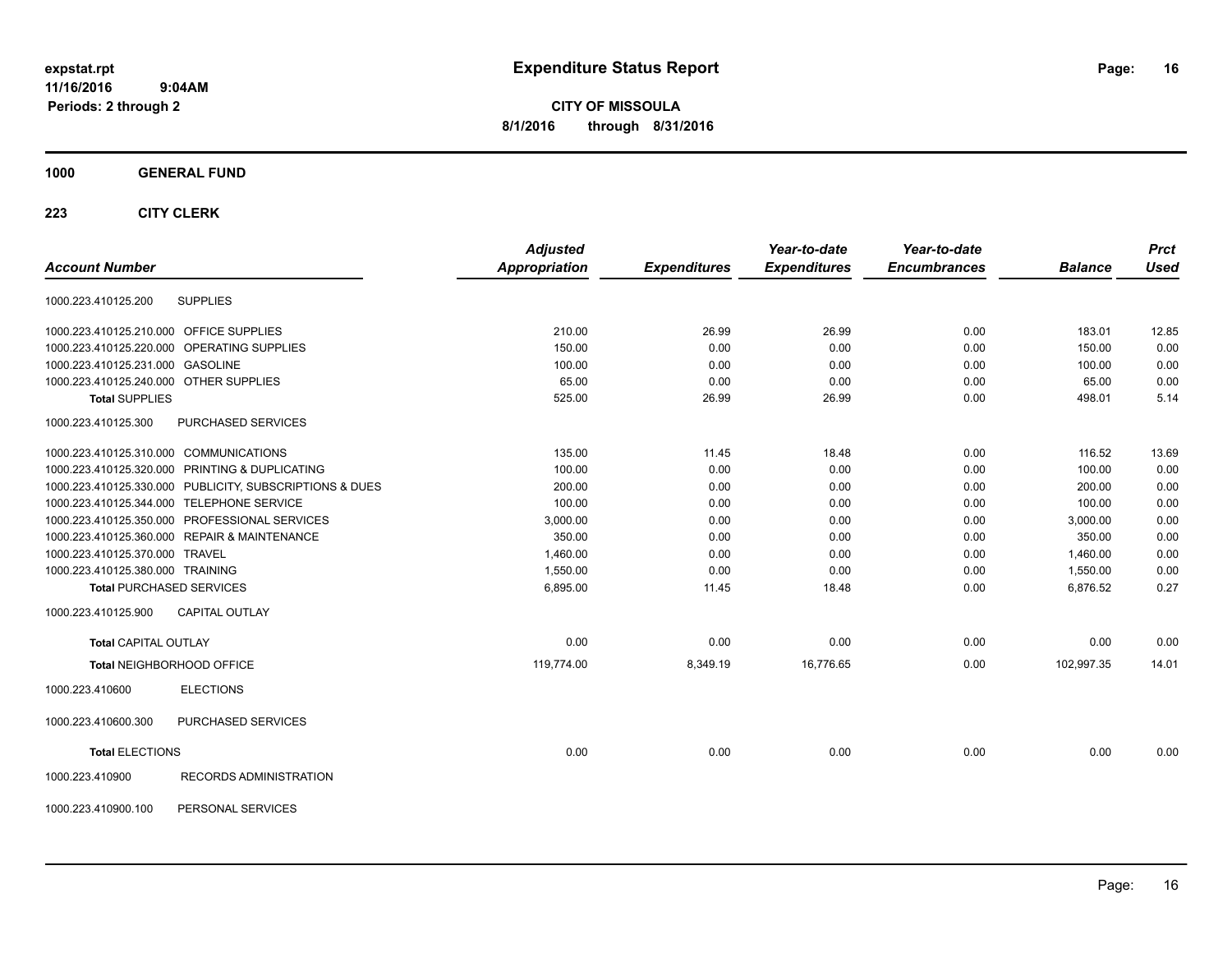# Expenditure Status Report

**CITY OF MISSOULA**

**8/1/2016 through 8/31/2016**

expstat.rpt
11/16/2016 9:04AM
Periods: 2 through 2

**1000 GENERAL FUND**

**223 CITY CLERK**

| Account Number | | Adjusted Appropriation | Expenditures | Year-to-date Expenditures | Year-to-date Encumbrances | Balance | Prct Used |
|---|---|---|---|---|---|---|---|
| 1000.223.410125.200 | SUPPLIES | | | | | | |
| 1000.223.410125.210.000 | OFFICE SUPPLIES | 210.00 | 26.99 | 26.99 | 0.00 | 183.01 | 12.85 |
| 1000.223.410125.220.000 | OPERATING SUPPLIES | 150.00 | 0.00 | 0.00 | 0.00 | 150.00 | 0.00 |
| 1000.223.410125.231.000 | GASOLINE | 100.00 | 0.00 | 0.00 | 0.00 | 100.00 | 0.00 |
| 1000.223.410125.240.000 | OTHER SUPPLIES | 65.00 | 0.00 | 0.00 | 0.00 | 65.00 | 0.00 |
| **Total** SUPPLIES | | 525.00 | 26.99 | 26.99 | 0.00 | 498.01 | 5.14 |
| 1000.223.410125.300 | PURCHASED SERVICES | | | | | | |
| 1000.223.410125.310.000 | COMMUNICATIONS | 135.00 | 11.45 | 18.48 | 0.00 | 116.52 | 13.69 |
| 1000.223.410125.320.000 | PRINTING & DUPLICATING | 100.00 | 0.00 | 0.00 | 0.00 | 100.00 | 0.00 |
| 1000.223.410125.330.000 | PUBLICITY, SUBSCRIPTIONS & DUES | 200.00 | 0.00 | 0.00 | 0.00 | 200.00 | 0.00 |
| 1000.223.410125.344.000 | TELEPHONE SERVICE | 100.00 | 0.00 | 0.00 | 0.00 | 100.00 | 0.00 |
| 1000.223.410125.350.000 | PROFESSIONAL SERVICES | 3,000.00 | 0.00 | 0.00 | 0.00 | 3,000.00 | 0.00 |
| 1000.223.410125.360.000 | REPAIR & MAINTENANCE | 350.00 | 0.00 | 0.00 | 0.00 | 350.00 | 0.00 |
| 1000.223.410125.370.000 | TRAVEL | 1,460.00 | 0.00 | 0.00 | 0.00 | 1,460.00 | 0.00 |
| 1000.223.410125.380.000 | TRAINING | 1,550.00 | 0.00 | 0.00 | 0.00 | 1,550.00 | 0.00 |
| **Total** PURCHASED SERVICES | | 6,895.00 | 11.45 | 18.48 | 0.00 | 6,876.52 | 0.27 |
| 1000.223.410125.900 | CAPITAL OUTLAY | | | | | | |
| **Total** CAPITAL OUTLAY | | 0.00 | 0.00 | 0.00 | 0.00 | 0.00 | 0.00 |
| **Total** NEIGHBORHOOD OFFICE | | 119,774.00 | 8,349.19 | 16,776.65 | 0.00 | 102,997.35 | 14.01 |
| 1000.223.410600 | ELECTIONS | | | | | | |
| 1000.223.410600.300 | PURCHASED SERVICES | | | | | | |
| **Total** ELECTIONS | | 0.00 | 0.00 | 0.00 | 0.00 | 0.00 | 0.00 |
| 1000.223.410900 | RECORDS ADMINISTRATION | | | | | | |
| 1000.223.410900.100 | PERSONAL SERVICES | | | | | | |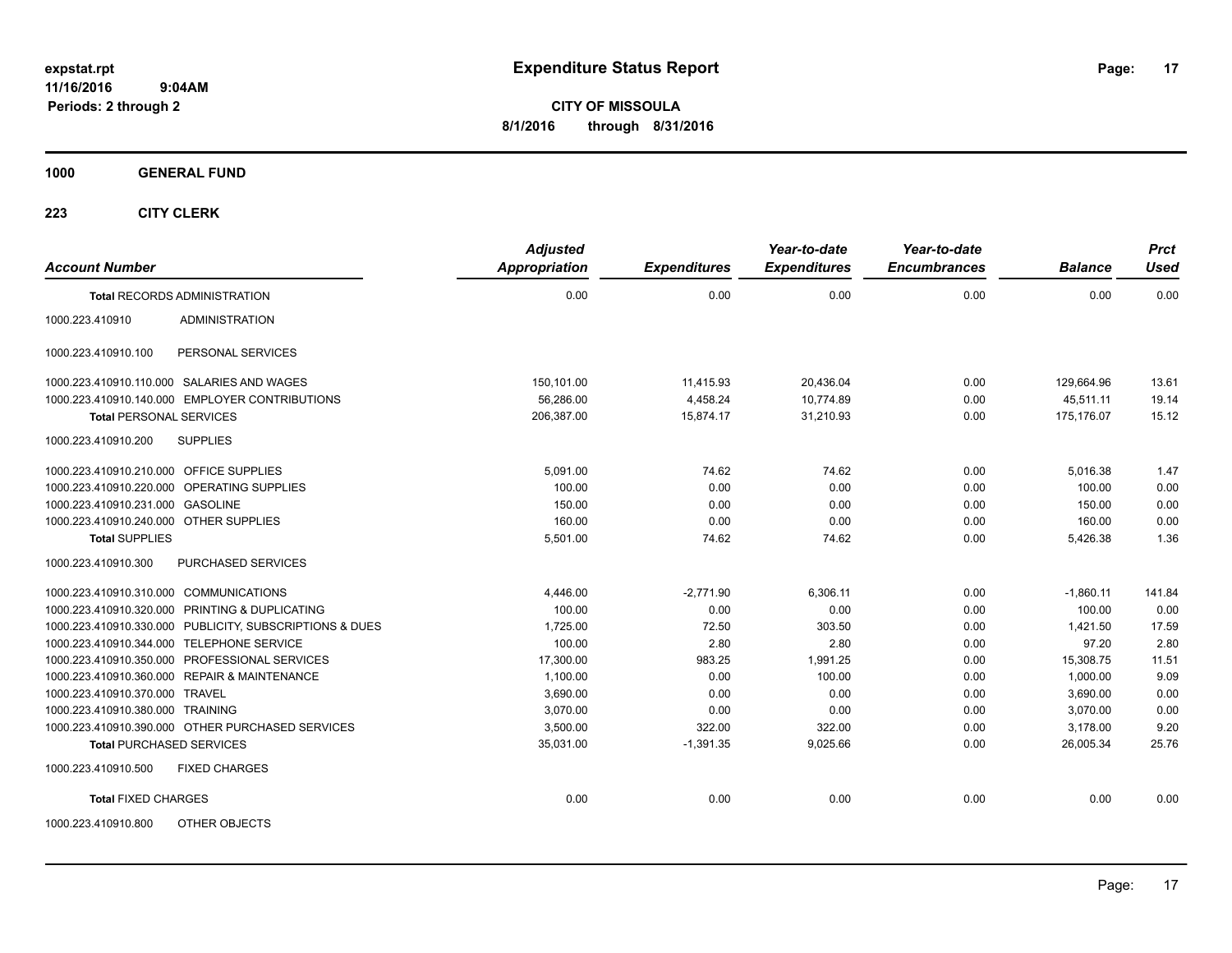# Expenditure Status Report

expstat.rpt
11/16/2016 9:04AM
Periods: 2 through 2

**CITY OF MISSOULA**
**8/1/2016 through 8/31/2016**

## 1000 GENERAL FUND

### 223 CITY CLERK

| Account Number | | Adjusted Appropriation | Expenditures | Year-to-date Expenditures | Year-to-date Encumbrances | Balance | Prct Used |
|---|---|---|---|---|---|---|---|
| **Total** RECORDS ADMINISTRATION | | 0.00 | 0.00 | 0.00 | 0.00 | 0.00 | 0.00 |
| 1000.223.410910 | ADMINISTRATION | | | | | | |
| 1000.223.410910.100 | PERSONAL SERVICES | | | | | | |
| 1000.223.410910.110.000 | SALARIES AND WAGES | 150,101.00 | 11,415.93 | 20,436.04 | 0.00 | 129,664.96 | 13.61 |
| 1000.223.410910.140.000 | EMPLOYER CONTRIBUTIONS | 56,286.00 | 4,458.24 | 10,774.89 | 0.00 | 45,511.11 | 19.14 |
| **Total** PERSONAL SERVICES | | 206,387.00 | 15,874.17 | 31,210.93 | 0.00 | 175,176.07 | 15.12 |
| 1000.223.410910.200 | SUPPLIES | | | | | | |
| 1000.223.410910.210.000 | OFFICE SUPPLIES | 5,091.00 | 74.62 | 74.62 | 0.00 | 5,016.38 | 1.47 |
| 1000.223.410910.220.000 | OPERATING SUPPLIES | 100.00 | 0.00 | 0.00 | 0.00 | 100.00 | 0.00 |
| 1000.223.410910.231.000 | GASOLINE | 150.00 | 0.00 | 0.00 | 0.00 | 150.00 | 0.00 |
| 1000.223.410910.240.000 | OTHER SUPPLIES | 160.00 | 0.00 | 0.00 | 0.00 | 160.00 | 0.00 |
| **Total** SUPPLIES | | 5,501.00 | 74.62 | 74.62 | 0.00 | 5,426.38 | 1.36 |
| 1000.223.410910.300 | PURCHASED SERVICES | | | | | | |
| 1000.223.410910.310.000 | COMMUNICATIONS | 4,446.00 | -2,771.90 | 6,306.11 | 0.00 | -1,860.11 | 141.84 |
| 1000.223.410910.320.000 | PRINTING & DUPLICATING | 100.00 | 0.00 | 0.00 | 0.00 | 100.00 | 0.00 |
| 1000.223.410910.330.000 | PUBLICITY, SUBSCRIPTIONS & DUES | 1,725.00 | 72.50 | 303.50 | 0.00 | 1,421.50 | 17.59 |
| 1000.223.410910.344.000 | TELEPHONE SERVICE | 100.00 | 2.80 | 2.80 | 0.00 | 97.20 | 2.80 |
| 1000.223.410910.350.000 | PROFESSIONAL SERVICES | 17,300.00 | 983.25 | 1,991.25 | 0.00 | 15,308.75 | 11.51 |
| 1000.223.410910.360.000 | REPAIR & MAINTENANCE | 1,100.00 | 0.00 | 100.00 | 0.00 | 1,000.00 | 9.09 |
| 1000.223.410910.370.000 | TRAVEL | 3,690.00 | 0.00 | 0.00 | 0.00 | 3,690.00 | 0.00 |
| 1000.223.410910.380.000 | TRAINING | 3,070.00 | 0.00 | 0.00 | 0.00 | 3,070.00 | 0.00 |
| 1000.223.410910.390.000 | OTHER PURCHASED SERVICES | 3,500.00 | 322.00 | 322.00 | 0.00 | 3,178.00 | 9.20 |
| **Total** PURCHASED SERVICES | | 35,031.00 | -1,391.35 | 9,025.66 | 0.00 | 26,005.34 | 25.76 |
| 1000.223.410910.500 | FIXED CHARGES | | | | | | |
| **Total** FIXED CHARGES | | 0.00 | 0.00 | 0.00 | 0.00 | 0.00 | 0.00 |
| 1000.223.410910.800 | OTHER OBJECTS | | | | | | |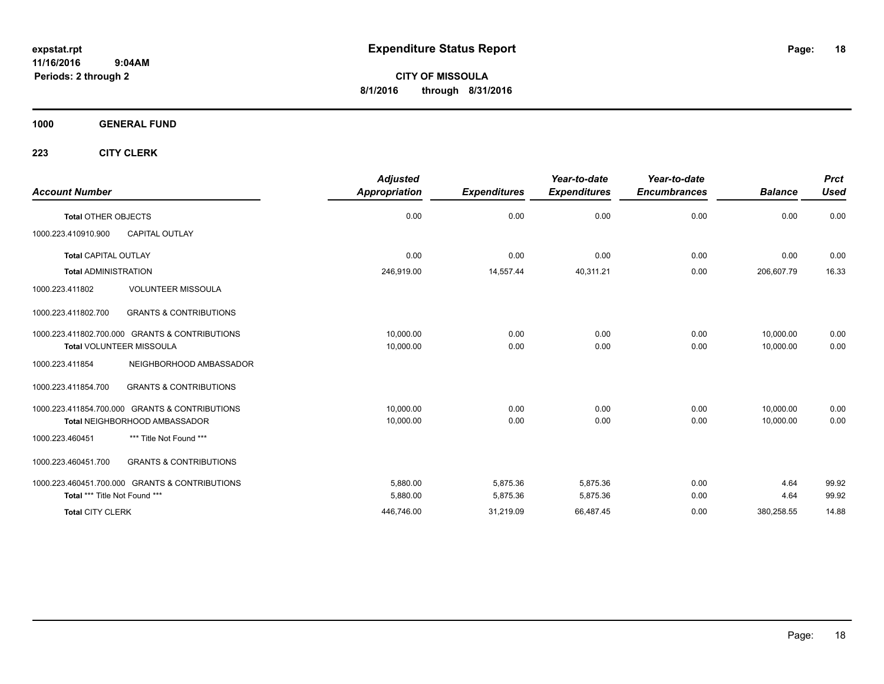# Expenditure Status Report

expstat.rpt
11/16/2016 9:04AM
Periods: 2 through 2

**CITY OF MISSOULA**
**8/1/2016 through 8/31/2016**

## 1000 GENERAL FUND

### 223 CITY CLERK

| Account Number | | Adjusted Appropriation | Expenditures | Year-to-date Expenditures | Year-to-date Encumbrances | Balance | Prct Used |
|---|---|---|---|---|---|---|---|
| **Total** OTHER OBJECTS | | 0.00 | 0.00 | 0.00 | 0.00 | 0.00 | 0.00 |
| 1000.223.410910.900 | CAPITAL OUTLAY | | | | | | |
| **Total** CAPITAL OUTLAY | | 0.00 | 0.00 | 0.00 | 0.00 | 0.00 | 0.00 |
| **Total** ADMINISTRATION | | 246,919.00 | 14,557.44 | 40,311.21 | 0.00 | 206,607.79 | 16.33 |
| 1000.223.411802 | VOLUNTEER MISSOULA | | | | | | |
| 1000.223.411802.700 | GRANTS & CONTRIBUTIONS | | | | | | |
| 1000.223.411802.700.000 | GRANTS & CONTRIBUTIONS | 10,000.00 | 0.00 | 0.00 | 0.00 | 10,000.00 | 0.00 |
| **Total** VOLUNTEER MISSOULA | | 10,000.00 | 0.00 | 0.00 | 0.00 | 10,000.00 | 0.00 |
| 1000.223.411854 | NEIGHBORHOOD AMBASSADOR | | | | | | |
| 1000.223.411854.700 | GRANTS & CONTRIBUTIONS | | | | | | |
| 1000.223.411854.700.000 | GRANTS & CONTRIBUTIONS | 10,000.00 | 0.00 | 0.00 | 0.00 | 10,000.00 | 0.00 |
| **Total** NEIGHBORHOOD AMBASSADOR | | 10,000.00 | 0.00 | 0.00 | 0.00 | 10,000.00 | 0.00 |
| 1000.223.460451 | *** Title Not Found *** | | | | | | |
| 1000.223.460451.700 | GRANTS & CONTRIBUTIONS | | | | | | |
| 1000.223.460451.700.000 | GRANTS & CONTRIBUTIONS | 5,880.00 | 5,875.36 | 5,875.36 | 0.00 | 4.64 | 99.92 |
| **Total** *** Title Not Found *** | | 5,880.00 | 5,875.36 | 5,875.36 | 0.00 | 4.64 | 99.92 |
| **Total** CITY CLERK | | 446,746.00 | 31,219.09 | 66,487.45 | 0.00 | 380,258.55 | 14.88 |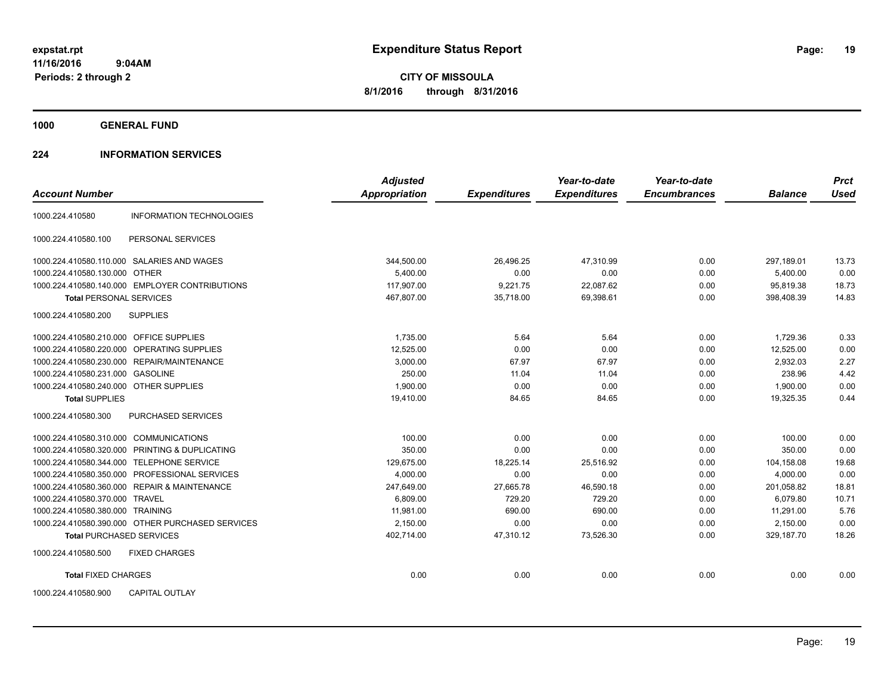**expstat.rpt**
**11/16/2016 9:04AM**
**Periods: 2 through 2**

# Expenditure Status Report

**CITY OF MISSOULA**
**8/1/2016 through 8/31/2016**

## 1000 GENERAL FUND

### 224 INFORMATION SERVICES

| Account Number | | Adjusted Appropriation | Expenditures | Year-to-date Expenditures | Year-to-date Encumbrances | Balance | Prct Used |
|---|---|---|---|---|---|---|---|
| 1000.224.410580 | INFORMATION TECHNOLOGIES | | | | | | |
| 1000.224.410580.100 | PERSONAL SERVICES | | | | | | |
| 1000.224.410580.110.000 | SALARIES AND WAGES | 344,500.00 | 26,496.25 | 47,310.99 | 0.00 | 297,189.01 | 13.73 |
| 1000.224.410580.130.000 | OTHER | 5,400.00 | 0.00 | 0.00 | 0.00 | 5,400.00 | 0.00 |
| 1000.224.410580.140.000 | EMPLOYER CONTRIBUTIONS | 117,907.00 | 9,221.75 | 22,087.62 | 0.00 | 95,819.38 | 18.73 |
| **Total** PERSONAL SERVICES | | 467,807.00 | 35,718.00 | 69,398.61 | 0.00 | 398,408.39 | 14.83 |
| 1000.224.410580.200 | SUPPLIES | | | | | | |
| 1000.224.410580.210.000 | OFFICE SUPPLIES | 1,735.00 | 5.64 | 5.64 | 0.00 | 1,729.36 | 0.33 |
| 1000.224.410580.220.000 | OPERATING SUPPLIES | 12,525.00 | 0.00 | 0.00 | 0.00 | 12,525.00 | 0.00 |
| 1000.224.410580.230.000 | REPAIR/MAINTENANCE | 3,000.00 | 67.97 | 67.97 | 0.00 | 2,932.03 | 2.27 |
| 1000.224.410580.231.000 | GASOLINE | 250.00 | 11.04 | 11.04 | 0.00 | 238.96 | 4.42 |
| 1000.224.410580.240.000 | OTHER SUPPLIES | 1,900.00 | 0.00 | 0.00 | 0.00 | 1,900.00 | 0.00 |
| **Total** SUPPLIES | | 19,410.00 | 84.65 | 84.65 | 0.00 | 19,325.35 | 0.44 |
| 1000.224.410580.300 | PURCHASED SERVICES | | | | | | |
| 1000.224.410580.310.000 | COMMUNICATIONS | 100.00 | 0.00 | 0.00 | 0.00 | 100.00 | 0.00 |
| 1000.224.410580.320.000 | PRINTING & DUPLICATING | 350.00 | 0.00 | 0.00 | 0.00 | 350.00 | 0.00 |
| 1000.224.410580.344.000 | TELEPHONE SERVICE | 129,675.00 | 18,225.14 | 25,516.92 | 0.00 | 104,158.08 | 19.68 |
| 1000.224.410580.350.000 | PROFESSIONAL SERVICES | 4,000.00 | 0.00 | 0.00 | 0.00 | 4,000.00 | 0.00 |
| 1000.224.410580.360.000 | REPAIR & MAINTENANCE | 247,649.00 | 27,665.78 | 46,590.18 | 0.00 | 201,058.82 | 18.81 |
| 1000.224.410580.370.000 | TRAVEL | 6,809.00 | 729.20 | 729.20 | 0.00 | 6,079.80 | 10.71 |
| 1000.224.410580.380.000 | TRAINING | 11,981.00 | 690.00 | 690.00 | 0.00 | 11,291.00 | 5.76 |
| 1000.224.410580.390.000 | OTHER PURCHASED SERVICES | 2,150.00 | 0.00 | 0.00 | 0.00 | 2,150.00 | 0.00 |
| **Total** PURCHASED SERVICES | | 402,714.00 | 47,310.12 | 73,526.30 | 0.00 | 329,187.70 | 18.26 |
| 1000.224.410580.500 | FIXED CHARGES | | | | | | |
| **Total** FIXED CHARGES | | 0.00 | 0.00 | 0.00 | 0.00 | 0.00 | 0.00 |
| 1000.224.410580.900 | CAPITAL OUTLAY | | | | | | |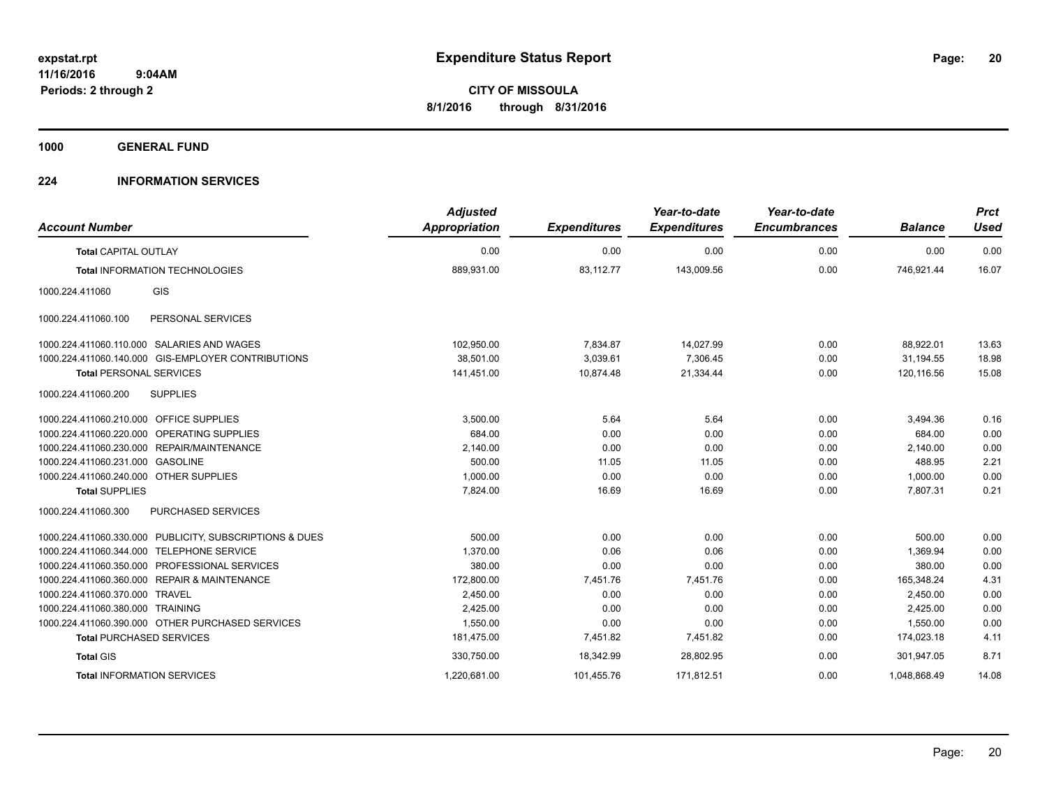**expstat.rpt**
**11/16/2016 9:04AM**
**Periods: 2 through 2**

# Expenditure Status Report

**CITY OF MISSOULA**
**8/1/2016 through 8/31/2016**

## 1000 GENERAL FUND

## 224 INFORMATION SERVICES

| Account Number | Adjusted Appropriation | Expenditures | Year-to-date Expenditures | Year-to-date Encumbrances | Balance | Prct Used |
|---|---|---|---|---|---|---|
| **Total** CAPITAL OUTLAY | 0.00 | 0.00 | 0.00 | 0.00 | 0.00 | 0.00 |
| **Total** INFORMATION TECHNOLOGIES | 889,931.00 | 83,112.77 | 143,009.56 | 0.00 | 746,921.44 | 16.07 |
| 1000.224.411060 GIS | | | | | | |
| 1000.224.411060.100 PERSONAL SERVICES | | | | | | |
| 1000.224.411060.110.000 SALARIES AND WAGES | 102,950.00 | 7,834.87 | 14,027.99 | 0.00 | 88,922.01 | 13.63 |
| 1000.224.411060.140.000 GIS-EMPLOYER CONTRIBUTIONS | 38,501.00 | 3,039.61 | 7,306.45 | 0.00 | 31,194.55 | 18.98 |
| **Total** PERSONAL SERVICES | 141,451.00 | 10,874.48 | 21,334.44 | 0.00 | 120,116.56 | 15.08 |
| 1000.224.411060.200 SUPPLIES | | | | | | |
| 1000.224.411060.210.000 OFFICE SUPPLIES | 3,500.00 | 5.64 | 5.64 | 0.00 | 3,494.36 | 0.16 |
| 1000.224.411060.220.000 OPERATING SUPPLIES | 684.00 | 0.00 | 0.00 | 0.00 | 684.00 | 0.00 |
| 1000.224.411060.230.000 REPAIR/MAINTENANCE | 2,140.00 | 0.00 | 0.00 | 0.00 | 2,140.00 | 0.00 |
| 1000.224.411060.231.000 GASOLINE | 500.00 | 11.05 | 11.05 | 0.00 | 488.95 | 2.21 |
| 1000.224.411060.240.000 OTHER SUPPLIES | 1,000.00 | 0.00 | 0.00 | 0.00 | 1,000.00 | 0.00 |
| **Total** SUPPLIES | 7,824.00 | 16.69 | 16.69 | 0.00 | 7,807.31 | 0.21 |
| 1000.224.411060.300 PURCHASED SERVICES | | | | | | |
| 1000.224.411060.330.000 PUBLICITY, SUBSCRIPTIONS & DUES | 500.00 | 0.00 | 0.00 | 0.00 | 500.00 | 0.00 |
| 1000.224.411060.344.000 TELEPHONE SERVICE | 1,370.00 | 0.06 | 0.06 | 0.00 | 1,369.94 | 0.00 |
| 1000.224.411060.350.000 PROFESSIONAL SERVICES | 380.00 | 0.00 | 0.00 | 0.00 | 380.00 | 0.00 |
| 1000.224.411060.360.000 REPAIR & MAINTENANCE | 172,800.00 | 7,451.76 | 7,451.76 | 0.00 | 165,348.24 | 4.31 |
| 1000.224.411060.370.000 TRAVEL | 2,450.00 | 0.00 | 0.00 | 0.00 | 2,450.00 | 0.00 |
| 1000.224.411060.380.000 TRAINING | 2,425.00 | 0.00 | 0.00 | 0.00 | 2,425.00 | 0.00 |
| 1000.224.411060.390.000 OTHER PURCHASED SERVICES | 1,550.00 | 0.00 | 0.00 | 0.00 | 1,550.00 | 0.00 |
| **Total** PURCHASED SERVICES | 181,475.00 | 7,451.82 | 7,451.82 | 0.00 | 174,023.18 | 4.11 |
| **Total** GIS | 330,750.00 | 18,342.99 | 28,802.95 | 0.00 | 301,947.05 | 8.71 |
| **Total** INFORMATION SERVICES | 1,220,681.00 | 101,455.76 | 171,812.51 | 0.00 | 1,048,868.49 | 14.08 |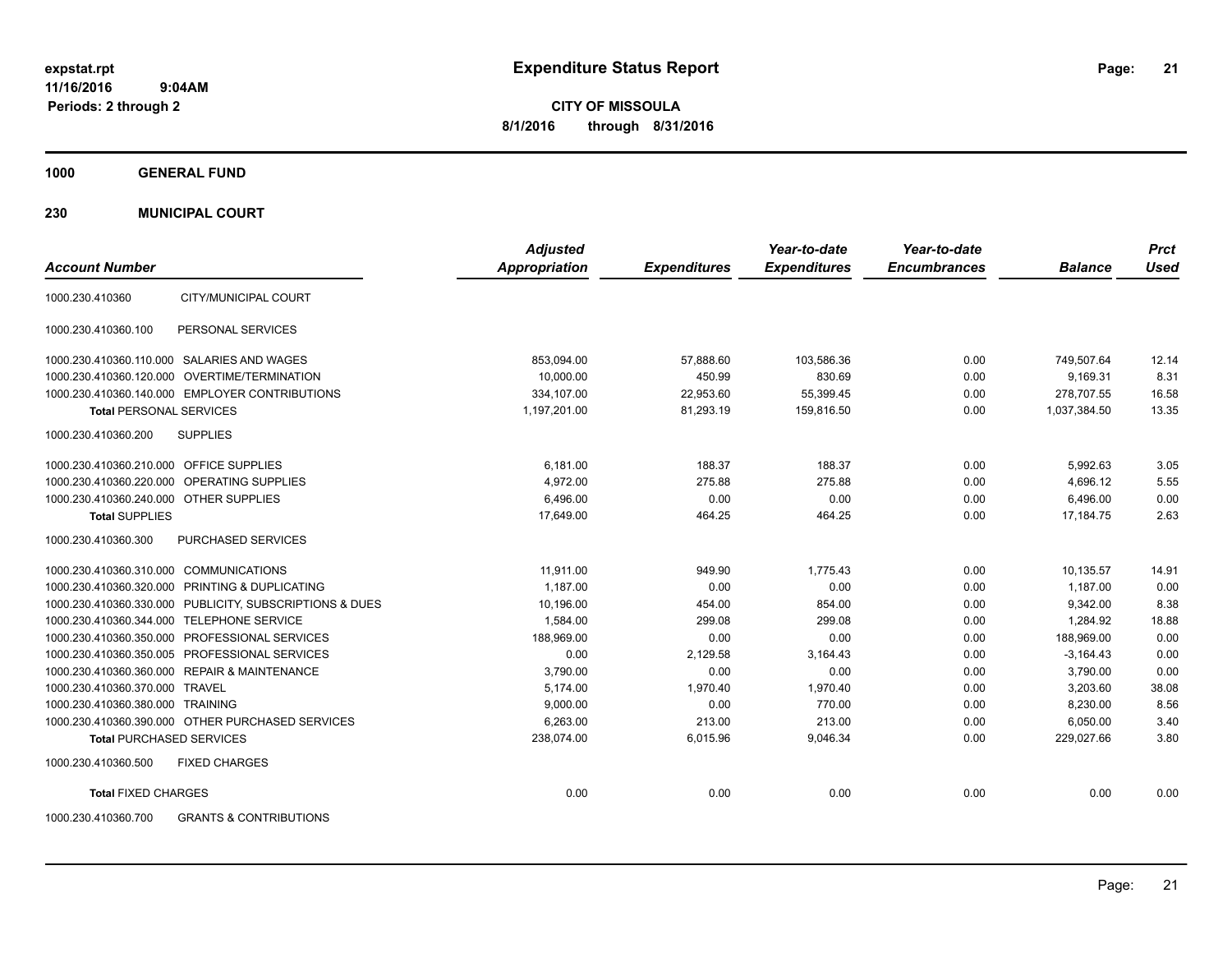expstat.rpt
11/16/2016 9:04AM
Periods: 2 through 2

# Expenditure Status Report

**CITY OF MISSOULA**
**8/1/2016 through 8/31/2016**

**1000 GENERAL FUND**

**230 MUNICIPAL COURT**

| Account Number | | Adjusted Appropriation | Expenditures | Year-to-date Expenditures | Year-to-date Encumbrances | Balance | Prct Used |
|---|---|---|---|---|---|---|---|
| 1000.230.410360 | CITY/MUNICIPAL COURT | | | | | | |
| 1000.230.410360.100 | PERSONAL SERVICES | | | | | | |
| 1000.230.410360.110.000 | SALARIES AND WAGES | 853,094.00 | 57,888.60 | 103,586.36 | 0.00 | 749,507.64 | 12.14 |
| 1000.230.410360.120.000 | OVERTIME/TERMINATION | 10,000.00 | 450.99 | 830.69 | 0.00 | 9,169.31 | 8.31 |
| 1000.230.410360.140.000 | EMPLOYER CONTRIBUTIONS | 334,107.00 | 22,953.60 | 55,399.45 | 0.00 | 278,707.55 | 16.58 |
| **Total** PERSONAL SERVICES | | 1,197,201.00 | 81,293.19 | 159,816.50 | 0.00 | 1,037,384.50 | 13.35 |
| 1000.230.410360.200 | SUPPLIES | | | | | | |
| 1000.230.410360.210.000 | OFFICE SUPPLIES | 6,181.00 | 188.37 | 188.37 | 0.00 | 5,992.63 | 3.05 |
| 1000.230.410360.220.000 | OPERATING SUPPLIES | 4,972.00 | 275.88 | 275.88 | 0.00 | 4,696.12 | 5.55 |
| 1000.230.410360.240.000 | OTHER SUPPLIES | 6,496.00 | 0.00 | 0.00 | 0.00 | 6,496.00 | 0.00 |
| **Total** SUPPLIES | | 17,649.00 | 464.25 | 464.25 | 0.00 | 17,184.75 | 2.63 |
| 1000.230.410360.300 | PURCHASED SERVICES | | | | | | |
| 1000.230.410360.310.000 | COMMUNICATIONS | 11,911.00 | 949.90 | 1,775.43 | 0.00 | 10,135.57 | 14.91 |
| 1000.230.410360.320.000 | PRINTING & DUPLICATING | 1,187.00 | 0.00 | 0.00 | 0.00 | 1,187.00 | 0.00 |
| 1000.230.410360.330.000 | PUBLICITY, SUBSCRIPTIONS & DUES | 10,196.00 | 454.00 | 854.00 | 0.00 | 9,342.00 | 8.38 |
| 1000.230.410360.344.000 | TELEPHONE SERVICE | 1,584.00 | 299.08 | 299.08 | 0.00 | 1,284.92 | 18.88 |
| 1000.230.410360.350.000 | PROFESSIONAL SERVICES | 188,969.00 | 0.00 | 0.00 | 0.00 | 188,969.00 | 0.00 |
| 1000.230.410360.350.005 | PROFESSIONAL SERVICES | 0.00 | 2,129.58 | 3,164.43 | 0.00 | -3,164.43 | 0.00 |
| 1000.230.410360.360.000 | REPAIR & MAINTENANCE | 3,790.00 | 0.00 | 0.00 | 0.00 | 3,790.00 | 0.00 |
| 1000.230.410360.370.000 | TRAVEL | 5,174.00 | 1,970.40 | 1,970.40 | 0.00 | 3,203.60 | 38.08 |
| 1000.230.410360.380.000 | TRAINING | 9,000.00 | 0.00 | 770.00 | 0.00 | 8,230.00 | 8.56 |
| 1000.230.410360.390.000 | OTHER PURCHASED SERVICES | 6,263.00 | 213.00 | 213.00 | 0.00 | 6,050.00 | 3.40 |
| **Total** PURCHASED SERVICES | | 238,074.00 | 6,015.96 | 9,046.34 | 0.00 | 229,027.66 | 3.80 |
| 1000.230.410360.500 | FIXED CHARGES | | | | | | |
| **Total** FIXED CHARGES | | 0.00 | 0.00 | 0.00 | 0.00 | 0.00 | 0.00 |
| 1000.230.410360.700 | GRANTS & CONTRIBUTIONS | | | | | | |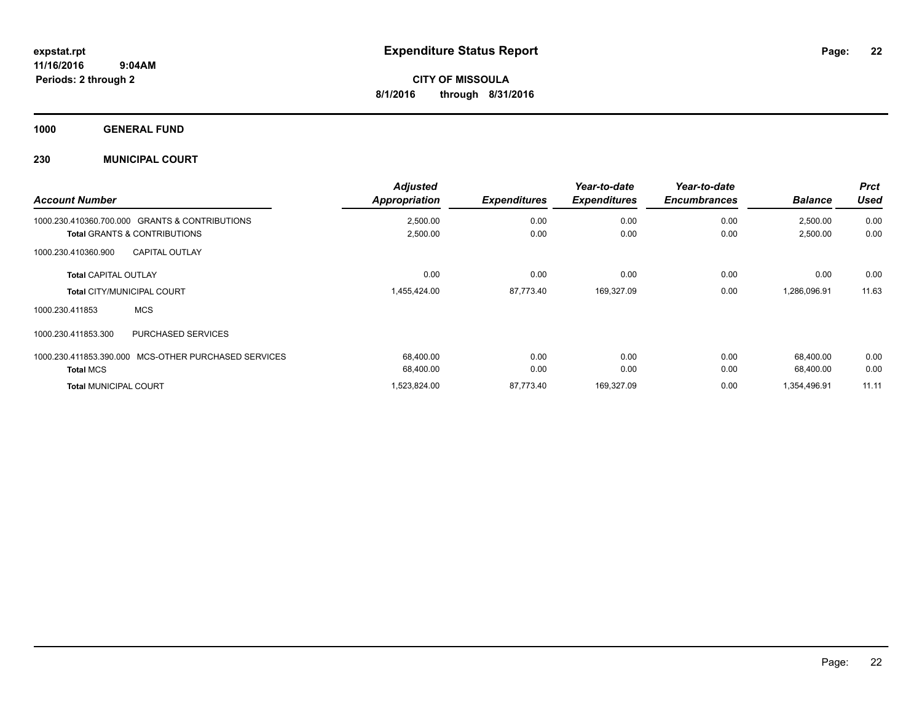# Expenditure Status Report

**CITY OF MISSOULA**

**8/1/2016 through 8/31/2016**

expstat.rpt
11/16/2016 9:04AM
Periods: 2 through 2

## 1000 GENERAL FUND

## 230 MUNICIPAL COURT

| Account Number | Adjusted Appropriation | Expenditures | Year-to-date Expenditures | Year-to-date Encumbrances | Balance | Prct Used |
|---|---|---|---|---|---|---|
| 1000.230.410360.700.000 GRANTS & CONTRIBUTIONS | 2,500.00 | 0.00 | 0.00 | 0.00 | 2,500.00 | 0.00 |
| **Total** GRANTS & CONTRIBUTIONS | 2,500.00 | 0.00 | 0.00 | 0.00 | 2,500.00 | 0.00 |
| 1000.230.410360.900 CAPITAL OUTLAY | | | | | | |
| **Total** CAPITAL OUTLAY | 0.00 | 0.00 | 0.00 | 0.00 | 0.00 | 0.00 |
| **Total** CITY/MUNICIPAL COURT | 1,455,424.00 | 87,773.40 | 169,327.09 | 0.00 | 1,286,096.91 | 11.63 |
| 1000.230.411853 MCS | | | | | | |
| 1000.230.411853.300 PURCHASED SERVICES | | | | | | |
| 1000.230.411853.390.000 MCS-OTHER PURCHASED SERVICES | 68,400.00 | 0.00 | 0.00 | 0.00 | 68,400.00 | 0.00 |
| **Total** MCS | 68,400.00 | 0.00 | 0.00 | 0.00 | 68,400.00 | 0.00 |
| **Total** MUNICIPAL COURT | 1,523,824.00 | 87,773.40 | 169,327.09 | 0.00 | 1,354,496.91 | 11.11 |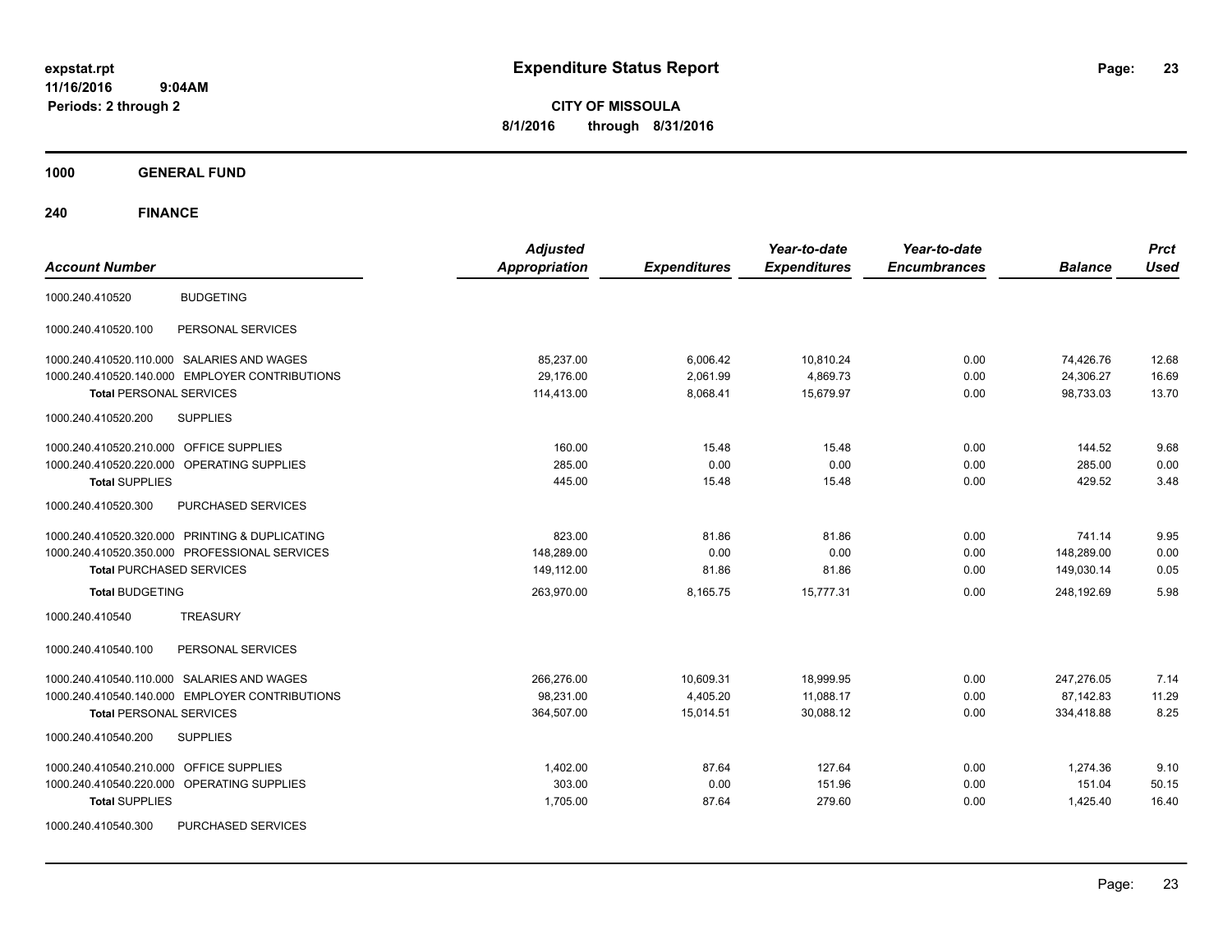# Expenditure Status Report

expstat.rpt
11/16/2016 9:04AM
Periods: 2 through 2

**CITY OF MISSOULA**
**8/1/2016 through 8/31/2016**

**1000 GENERAL FUND**

**240 FINANCE**

| Account Number | | Adjusted Appropriation | Expenditures | Year-to-date Expenditures | Year-to-date Encumbrances | Balance | Prct Used |
|---|---|---|---|---|---|---|---|
| 1000.240.410520 | BUDGETING | | | | | | |
| 1000.240.410520.100 | PERSONAL SERVICES | | | | | | |
| 1000.240.410520.110.000 | SALARIES AND WAGES | 85,237.00 | 6,006.42 | 10,810.24 | 0.00 | 74,426.76 | 12.68 |
| 1000.240.410520.140.000 | EMPLOYER CONTRIBUTIONS | 29,176.00 | 2,061.99 | 4,869.73 | 0.00 | 24,306.27 | 16.69 |
| **Total** PERSONAL SERVICES | | 114,413.00 | 8,068.41 | 15,679.97 | 0.00 | 98,733.03 | 13.70 |
| 1000.240.410520.200 | SUPPLIES | | | | | | |
| 1000.240.410520.210.000 | OFFICE SUPPLIES | 160.00 | 15.48 | 15.48 | 0.00 | 144.52 | 9.68 |
| 1000.240.410520.220.000 | OPERATING SUPPLIES | 285.00 | 0.00 | 0.00 | 0.00 | 285.00 | 0.00 |
| **Total** SUPPLIES | | 445.00 | 15.48 | 15.48 | 0.00 | 429.52 | 3.48 |
| 1000.240.410520.300 | PURCHASED SERVICES | | | | | | |
| 1000.240.410520.320.000 | PRINTING & DUPLICATING | 823.00 | 81.86 | 81.86 | 0.00 | 741.14 | 9.95 |
| 1000.240.410520.350.000 | PROFESSIONAL SERVICES | 148,289.00 | 0.00 | 0.00 | 0.00 | 148,289.00 | 0.00 |
| **Total** PURCHASED SERVICES | | 149,112.00 | 81.86 | 81.86 | 0.00 | 149,030.14 | 0.05 |
| **Total** BUDGETING | | 263,970.00 | 8,165.75 | 15,777.31 | 0.00 | 248,192.69 | 5.98 |
| 1000.240.410540 | TREASURY | | | | | | |
| 1000.240.410540.100 | PERSONAL SERVICES | | | | | | |
| 1000.240.410540.110.000 | SALARIES AND WAGES | 266,276.00 | 10,609.31 | 18,999.95 | 0.00 | 247,276.05 | 7.14 |
| 1000.240.410540.140.000 | EMPLOYER CONTRIBUTIONS | 98,231.00 | 4,405.20 | 11,088.17 | 0.00 | 87,142.83 | 11.29 |
| **Total** PERSONAL SERVICES | | 364,507.00 | 15,014.51 | 30,088.12 | 0.00 | 334,418.88 | 8.25 |
| 1000.240.410540.200 | SUPPLIES | | | | | | |
| 1000.240.410540.210.000 | OFFICE SUPPLIES | 1,402.00 | 87.64 | 127.64 | 0.00 | 1,274.36 | 9.10 |
| 1000.240.410540.220.000 | OPERATING SUPPLIES | 303.00 | 0.00 | 151.96 | 0.00 | 151.04 | 50.15 |
| **Total** SUPPLIES | | 1,705.00 | 87.64 | 279.60 | 0.00 | 1,425.40 | 16.40 |
| 1000.240.410540.300 | PURCHASED SERVICES | | | | | | |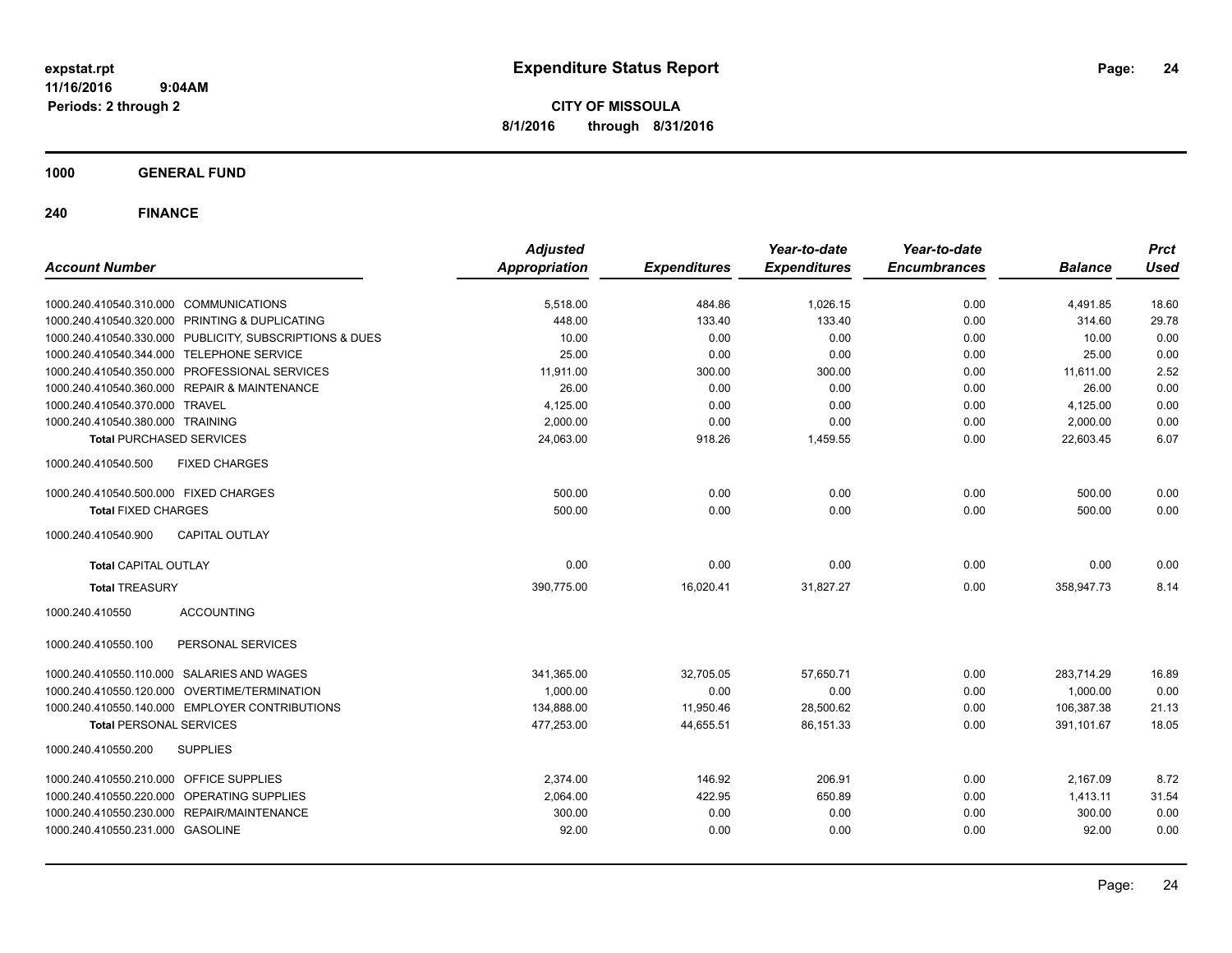**expstat.rpt**
**11/16/2016 9:04AM**
**Periods: 2 through 2**

# Expenditure Status Report

**CITY OF MISSOULA**
**8/1/2016 through 8/31/2016**

## 1000 GENERAL FUND

## 240 FINANCE

| Account Number | Adjusted Appropriation | Expenditures | Year-to-date Expenditures | Year-to-date Encumbrances | Balance | Prct Used |
|---|---|---|---|---|---|---|
| 1000.240.410540.310.000 COMMUNICATIONS | 5,518.00 | 484.86 | 1,026.15 | 0.00 | 4,491.85 | 18.60 |
| 1000.240.410540.320.000 PRINTING & DUPLICATING | 448.00 | 133.40 | 133.40 | 0.00 | 314.60 | 29.78 |
| 1000.240.410540.330.000 PUBLICITY, SUBSCRIPTIONS & DUES | 10.00 | 0.00 | 0.00 | 0.00 | 10.00 | 0.00 |
| 1000.240.410540.344.000 TELEPHONE SERVICE | 25.00 | 0.00 | 0.00 | 0.00 | 25.00 | 0.00 |
| 1000.240.410540.350.000 PROFESSIONAL SERVICES | 11,911.00 | 300.00 | 300.00 | 0.00 | 11,611.00 | 2.52 |
| 1000.240.410540.360.000 REPAIR & MAINTENANCE | 26.00 | 0.00 | 0.00 | 0.00 | 26.00 | 0.00 |
| 1000.240.410540.370.000 TRAVEL | 4,125.00 | 0.00 | 0.00 | 0.00 | 4,125.00 | 0.00 |
| 1000.240.410540.380.000 TRAINING | 2,000.00 | 0.00 | 0.00 | 0.00 | 2,000.00 | 0.00 |
| **Total** PURCHASED SERVICES | 24,063.00 | 918.26 | 1,459.55 | 0.00 | 22,603.45 | 6.07 |
| 1000.240.410540.500 FIXED CHARGES | | | | | | |
| 1000.240.410540.500.000 FIXED CHARGES | 500.00 | 0.00 | 0.00 | 0.00 | 500.00 | 0.00 |
| **Total** FIXED CHARGES | 500.00 | 0.00 | 0.00 | 0.00 | 500.00 | 0.00 |
| 1000.240.410540.900 CAPITAL OUTLAY | | | | | | |
| **Total** CAPITAL OUTLAY | 0.00 | 0.00 | 0.00 | 0.00 | 0.00 | 0.00 |
| **Total** TREASURY | 390,775.00 | 16,020.41 | 31,827.27 | 0.00 | 358,947.73 | 8.14 |
| 1000.240.410550 ACCOUNTING | | | | | | |
| 1000.240.410550.100 PERSONAL SERVICES | | | | | | |
| 1000.240.410550.110.000 SALARIES AND WAGES | 341,365.00 | 32,705.05 | 57,650.71 | 0.00 | 283,714.29 | 16.89 |
| 1000.240.410550.120.000 OVERTIME/TERMINATION | 1,000.00 | 0.00 | 0.00 | 0.00 | 1,000.00 | 0.00 |
| 1000.240.410550.140.000 EMPLOYER CONTRIBUTIONS | 134,888.00 | 11,950.46 | 28,500.62 | 0.00 | 106,387.38 | 21.13 |
| **Total** PERSONAL SERVICES | 477,253.00 | 44,655.51 | 86,151.33 | 0.00 | 391,101.67 | 18.05 |
| 1000.240.410550.200 SUPPLIES | | | | | | |
| 1000.240.410550.210.000 OFFICE SUPPLIES | 2,374.00 | 146.92 | 206.91 | 0.00 | 2,167.09 | 8.72 |
| 1000.240.410550.220.000 OPERATING SUPPLIES | 2,064.00 | 422.95 | 650.89 | 0.00 | 1,413.11 | 31.54 |
| 1000.240.410550.230.000 REPAIR/MAINTENANCE | 300.00 | 0.00 | 0.00 | 0.00 | 300.00 | 0.00 |
| 1000.240.410550.231.000 GASOLINE | 92.00 | 0.00 | 0.00 | 0.00 | 92.00 | 0.00 |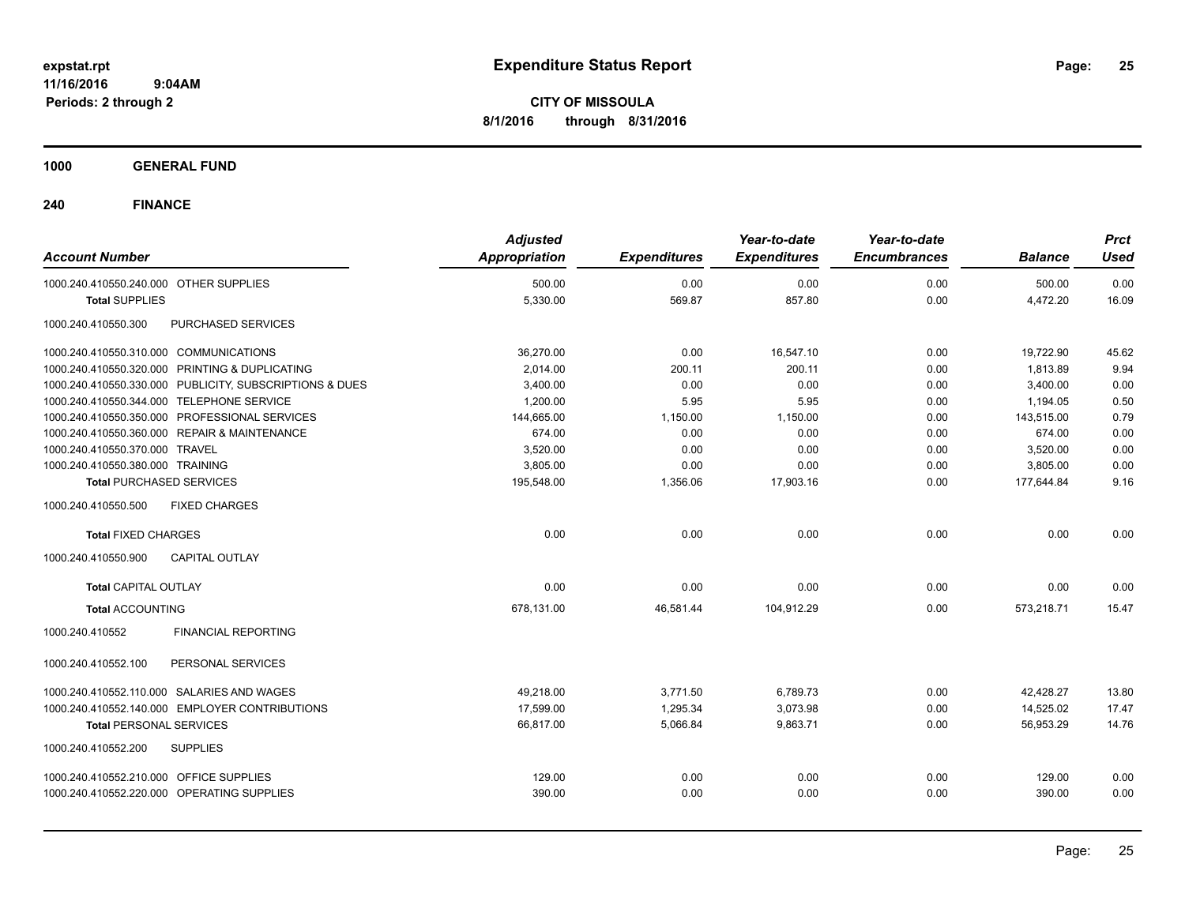# Expenditure Status Report

**CITY OF MISSOULA**
**8/1/2016 through 8/31/2016**

expstat.rpt
11/16/2016 9:04AM
Periods: 2 through 2

## 1000 GENERAL FUND

## 240 FINANCE

| Account Number | Adjusted Appropriation | Expenditures | Year-to-date Expenditures | Year-to-date Encumbrances | Balance | Prct Used |
|---|---|---|---|---|---|---|
| 1000.240.410550.240.000 OTHER SUPPLIES | 500.00 | 0.00 | 0.00 | 0.00 | 500.00 | 0.00 |
| **Total** SUPPLIES | 5,330.00 | 569.87 | 857.80 | 0.00 | 4,472.20 | 16.09 |
| 1000.240.410550.300 PURCHASED SERVICES | | | | | | |
| 1000.240.410550.310.000 COMMUNICATIONS | 36,270.00 | 0.00 | 16,547.10 | 0.00 | 19,722.90 | 45.62 |
| 1000.240.410550.320.000 PRINTING & DUPLICATING | 2,014.00 | 200.11 | 200.11 | 0.00 | 1,813.89 | 9.94 |
| 1000.240.410550.330.000 PUBLICITY, SUBSCRIPTIONS & DUES | 3,400.00 | 0.00 | 0.00 | 0.00 | 3,400.00 | 0.00 |
| 1000.240.410550.344.000 TELEPHONE SERVICE | 1,200.00 | 5.95 | 5.95 | 0.00 | 1,194.05 | 0.50 |
| 1000.240.410550.350.000 PROFESSIONAL SERVICES | 144,665.00 | 1,150.00 | 1,150.00 | 0.00 | 143,515.00 | 0.79 |
| 1000.240.410550.360.000 REPAIR & MAINTENANCE | 674.00 | 0.00 | 0.00 | 0.00 | 674.00 | 0.00 |
| 1000.240.410550.370.000 TRAVEL | 3,520.00 | 0.00 | 0.00 | 0.00 | 3,520.00 | 0.00 |
| 1000.240.410550.380.000 TRAINING | 3,805.00 | 0.00 | 0.00 | 0.00 | 3,805.00 | 0.00 |
| **Total** PURCHASED SERVICES | 195,548.00 | 1,356.06 | 17,903.16 | 0.00 | 177,644.84 | 9.16 |
| 1000.240.410550.500 FIXED CHARGES | | | | | | |
| **Total** FIXED CHARGES | 0.00 | 0.00 | 0.00 | 0.00 | 0.00 | 0.00 |
| 1000.240.410550.900 CAPITAL OUTLAY | | | | | | |
| **Total** CAPITAL OUTLAY | 0.00 | 0.00 | 0.00 | 0.00 | 0.00 | 0.00 |
| **Total** ACCOUNTING | 678,131.00 | 46,581.44 | 104,912.29 | 0.00 | 573,218.71 | 15.47 |
| 1000.240.410552 FINANCIAL REPORTING | | | | | | |
| 1000.240.410552.100 PERSONAL SERVICES | | | | | | |
| 1000.240.410552.110.000 SALARIES AND WAGES | 49,218.00 | 3,771.50 | 6,789.73 | 0.00 | 42,428.27 | 13.80 |
| 1000.240.410552.140.000 EMPLOYER CONTRIBUTIONS | 17,599.00 | 1,295.34 | 3,073.98 | 0.00 | 14,525.02 | 17.47 |
| **Total** PERSONAL SERVICES | 66,817.00 | 5,066.84 | 9,863.71 | 0.00 | 56,953.29 | 14.76 |
| 1000.240.410552.200 SUPPLIES | | | | | | |
| 1000.240.410552.210.000 OFFICE SUPPLIES | 129.00 | 0.00 | 0.00 | 0.00 | 129.00 | 0.00 |
| 1000.240.410552.220.000 OPERATING SUPPLIES | 390.00 | 0.00 | 0.00 | 0.00 | 390.00 | 0.00 |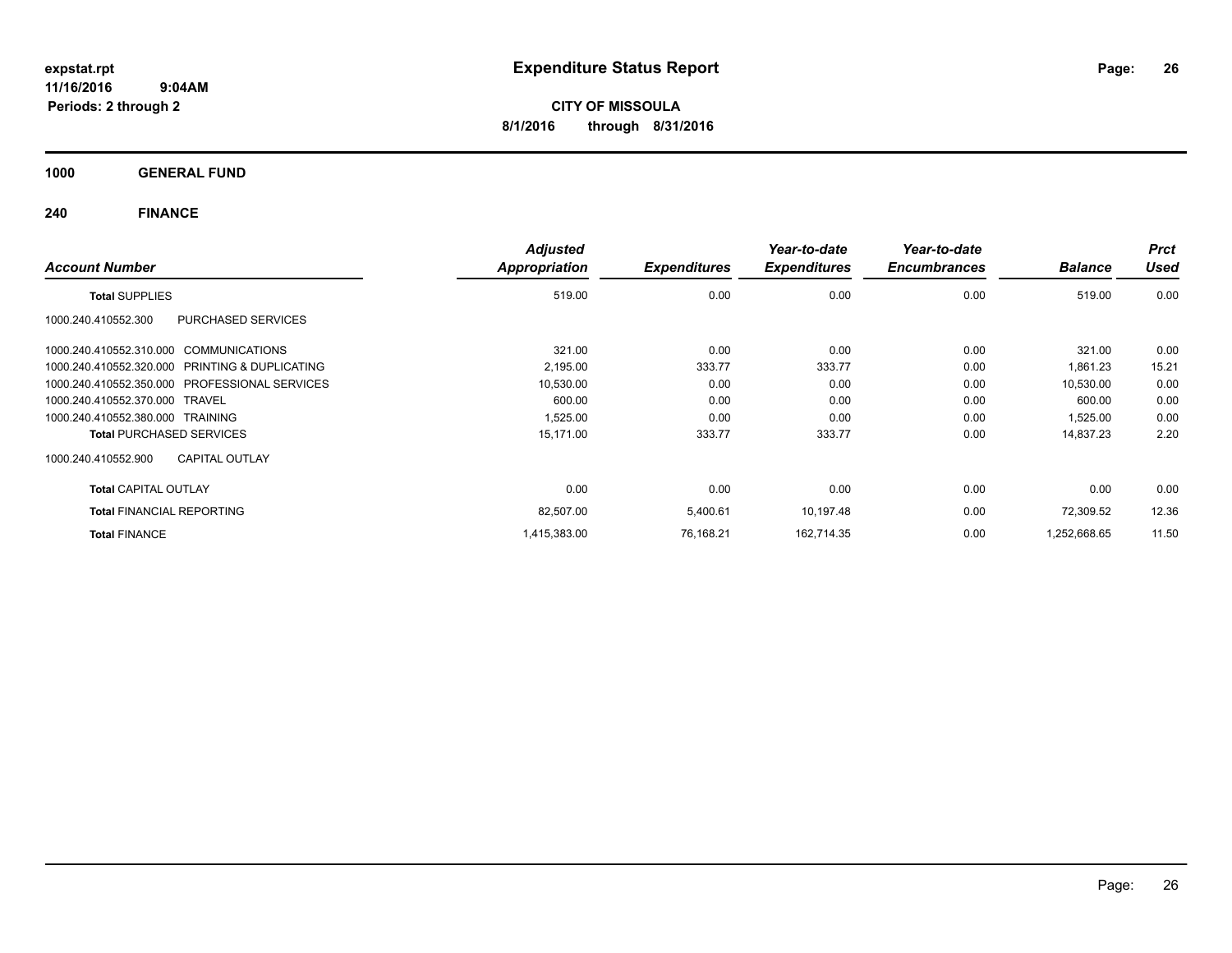**expstat.rpt**
**11/16/2016 9:04AM**
**Periods: 2 through 2**

# Expenditure Status Report

**CITY OF MISSOULA**
**8/1/2016 through 8/31/2016**

## 1000 GENERAL FUND

## 240 FINANCE

| Account Number | | Adjusted Appropriation | Expenditures | Year-to-date Expenditures | Year-to-date Encumbrances | Balance | Prct Used |
|---|---|---|---|---|---|---|---|
| **Total** SUPPLIES | | 519.00 | 0.00 | 0.00 | 0.00 | 519.00 | 0.00 |
| 1000.240.410552.300 | PURCHASED SERVICES | | | | | | |
| 1000.240.410552.310.000 | COMMUNICATIONS | 321.00 | 0.00 | 0.00 | 0.00 | 321.00 | 0.00 |
| 1000.240.410552.320.000 | PRINTING & DUPLICATING | 2,195.00 | 333.77 | 333.77 | 0.00 | 1,861.23 | 15.21 |
| 1000.240.410552.350.000 | PROFESSIONAL SERVICES | 10,530.00 | 0.00 | 0.00 | 0.00 | 10,530.00 | 0.00 |
| 1000.240.410552.370.000 | TRAVEL | 600.00 | 0.00 | 0.00 | 0.00 | 600.00 | 0.00 |
| 1000.240.410552.380.000 | TRAINING | 1,525.00 | 0.00 | 0.00 | 0.00 | 1,525.00 | 0.00 |
| **Total** PURCHASED SERVICES | | 15,171.00 | 333.77 | 333.77 | 0.00 | 14,837.23 | 2.20 |
| 1000.240.410552.900 | CAPITAL OUTLAY | | | | | | |
| **Total** CAPITAL OUTLAY | | 0.00 | 0.00 | 0.00 | 0.00 | 0.00 | 0.00 |
| **Total** FINANCIAL REPORTING | | 82,507.00 | 5,400.61 | 10,197.48 | 0.00 | 72,309.52 | 12.36 |
| **Total** FINANCE | | 1,415,383.00 | 76,168.21 | 162,714.35 | 0.00 | 1,252,668.65 | 11.50 |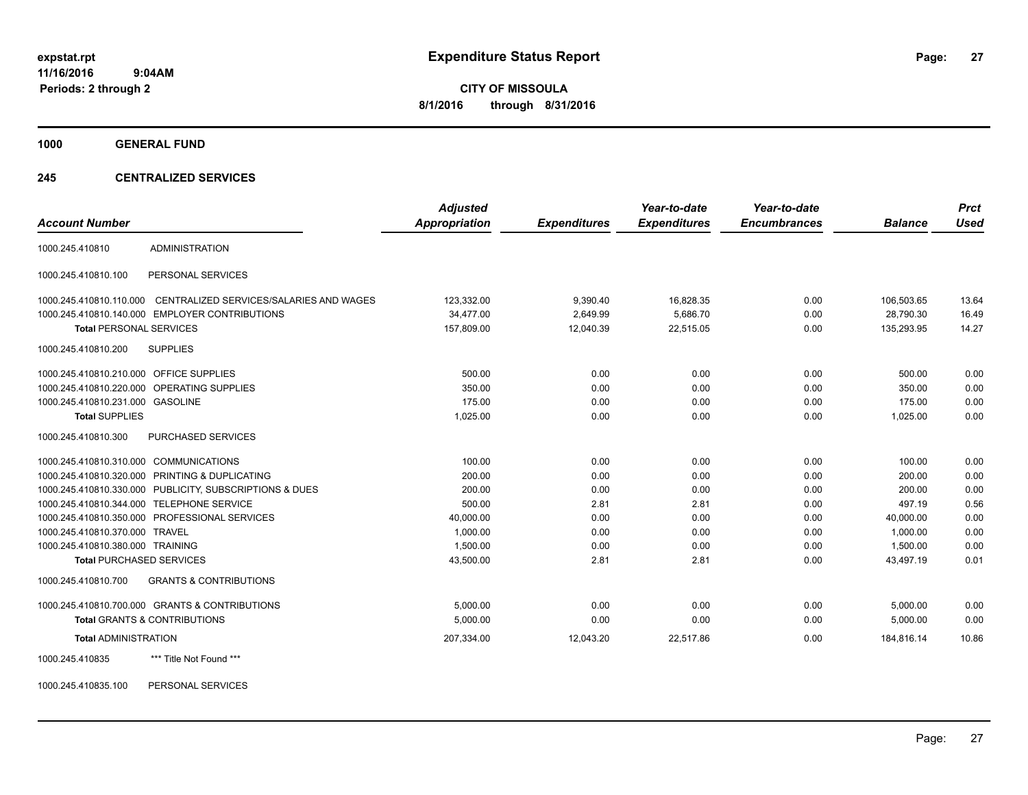**expstat.rpt**
**11/16/2016 9:04AM**
**Periods: 2 through 2**

# Expenditure Status Report

**CITY OF MISSOULA**
**8/1/2016 through 8/31/2016**

## 1000 GENERAL FUND

### 245 CENTRALIZED SERVICES

| Account Number | | Adjusted Appropriation | Expenditures | Year-to-date Expenditures | Year-to-date Encumbrances | Balance | Prct Used |
|---|---|---|---|---|---|---|---|
| 1000.245.410810 | ADMINISTRATION | | | | | | |
| 1000.245.410810.100 | PERSONAL SERVICES | | | | | | |
| 1000.245.410810.110.000 | CENTRALIZED SERVICES/SALARIES AND WAGES | 123,332.00 | 9,390.40 | 16,828.35 | 0.00 | 106,503.65 | 13.64 |
| 1000.245.410810.140.000 | EMPLOYER CONTRIBUTIONS | 34,477.00 | 2,649.99 | 5,686.70 | 0.00 | 28,790.30 | 16.49 |
| **Total** PERSONAL SERVICES | | 157,809.00 | 12,040.39 | 22,515.05 | 0.00 | 135,293.95 | 14.27 |
| 1000.245.410810.200 | SUPPLIES | | | | | | |
| 1000.245.410810.210.000 | OFFICE SUPPLIES | 500.00 | 0.00 | 0.00 | 0.00 | 500.00 | 0.00 |
| 1000.245.410810.220.000 | OPERATING SUPPLIES | 350.00 | 0.00 | 0.00 | 0.00 | 350.00 | 0.00 |
| 1000.245.410810.231.000 | GASOLINE | 175.00 | 0.00 | 0.00 | 0.00 | 175.00 | 0.00 |
| **Total** SUPPLIES | | 1,025.00 | 0.00 | 0.00 | 0.00 | 1,025.00 | 0.00 |
| 1000.245.410810.300 | PURCHASED SERVICES | | | | | | |
| 1000.245.410810.310.000 | COMMUNICATIONS | 100.00 | 0.00 | 0.00 | 0.00 | 100.00 | 0.00 |
| 1000.245.410810.320.000 | PRINTING & DUPLICATING | 200.00 | 0.00 | 0.00 | 0.00 | 200.00 | 0.00 |
| 1000.245.410810.330.000 | PUBLICITY, SUBSCRIPTIONS & DUES | 200.00 | 0.00 | 0.00 | 0.00 | 200.00 | 0.00 |
| 1000.245.410810.344.000 | TELEPHONE SERVICE | 500.00 | 2.81 | 2.81 | 0.00 | 497.19 | 0.56 |
| 1000.245.410810.350.000 | PROFESSIONAL SERVICES | 40,000.00 | 0.00 | 0.00 | 0.00 | 40,000.00 | 0.00 |
| 1000.245.410810.370.000 | TRAVEL | 1,000.00 | 0.00 | 0.00 | 0.00 | 1,000.00 | 0.00 |
| 1000.245.410810.380.000 | TRAINING | 1,500.00 | 0.00 | 0.00 | 0.00 | 1,500.00 | 0.00 |
| **Total** PURCHASED SERVICES | | 43,500.00 | 2.81 | 2.81 | 0.00 | 43,497.19 | 0.01 |
| 1000.245.410810.700 | GRANTS & CONTRIBUTIONS | | | | | | |
| 1000.245.410810.700.000 | GRANTS & CONTRIBUTIONS | 5,000.00 | 0.00 | 0.00 | 0.00 | 5,000.00 | 0.00 |
| **Total** GRANTS & CONTRIBUTIONS | | 5,000.00 | 0.00 | 0.00 | 0.00 | 5,000.00 | 0.00 |
| **Total** ADMINISTRATION | | 207,334.00 | 12,043.20 | 22,517.86 | 0.00 | 184,816.14 | 10.86 |
| 1000.245.410835 | *** Title Not Found *** | | | | | | |
| 1000.245.410835.100 | PERSONAL SERVICES | | | | | | |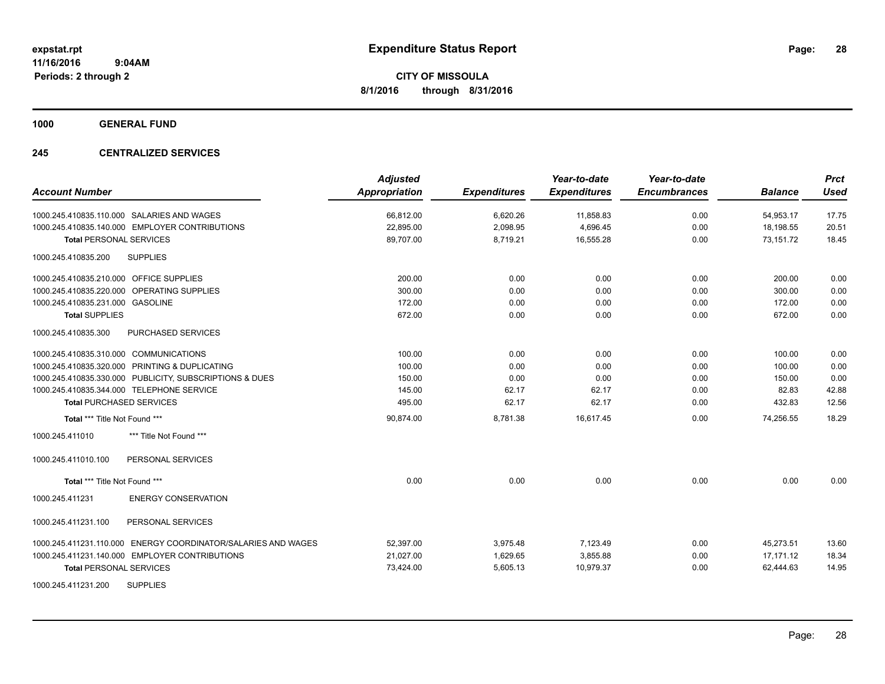# Expenditure Status Report

**CITY OF MISSOULA**
**8/1/2016 through 8/31/2016**

expstat.rpt
11/16/2016 9:04AM
Periods: 2 through 2

**1000 GENERAL FUND**

**245 CENTRALIZED SERVICES**

| Account Number | Adjusted Appropriation | Expenditures | Year-to-date Expenditures | Year-to-date Encumbrances | Balance | Prct Used |
|---|---|---|---|---|---|---|
| 1000.245.410835.110.000 SALARIES AND WAGES | 66,812.00 | 6,620.26 | 11,858.83 | 0.00 | 54,953.17 | 17.75 |
| 1000.245.410835.140.000 EMPLOYER CONTRIBUTIONS | 22,895.00 | 2,098.95 | 4,696.45 | 0.00 | 18,198.55 | 20.51 |
| **Total** PERSONAL SERVICES | 89,707.00 | 8,719.21 | 16,555.28 | 0.00 | 73,151.72 | 18.45 |
| 1000.245.410835.200 SUPPLIES | | | | | | |
| 1000.245.410835.210.000 OFFICE SUPPLIES | 200.00 | 0.00 | 0.00 | 0.00 | 200.00 | 0.00 |
| 1000.245.410835.220.000 OPERATING SUPPLIES | 300.00 | 0.00 | 0.00 | 0.00 | 300.00 | 0.00 |
| 1000.245.410835.231.000 GASOLINE | 172.00 | 0.00 | 0.00 | 0.00 | 172.00 | 0.00 |
| **Total** SUPPLIES | 672.00 | 0.00 | 0.00 | 0.00 | 672.00 | 0.00 |
| 1000.245.410835.300 PURCHASED SERVICES | | | | | | |
| 1000.245.410835.310.000 COMMUNICATIONS | 100.00 | 0.00 | 0.00 | 0.00 | 100.00 | 0.00 |
| 1000.245.410835.320.000 PRINTING & DUPLICATING | 100.00 | 0.00 | 0.00 | 0.00 | 100.00 | 0.00 |
| 1000.245.410835.330.000 PUBLICITY, SUBSCRIPTIONS & DUES | 150.00 | 0.00 | 0.00 | 0.00 | 150.00 | 0.00 |
| 1000.245.410835.344.000 TELEPHONE SERVICE | 145.00 | 62.17 | 62.17 | 0.00 | 82.83 | 42.88 |
| **Total** PURCHASED SERVICES | 495.00 | 62.17 | 62.17 | 0.00 | 432.83 | 12.56 |
| **Total** *** Title Not Found *** | 90,874.00 | 8,781.38 | 16,617.45 | 0.00 | 74,256.55 | 18.29 |
| 1000.245.411010 *** Title Not Found *** | | | | | | |
| 1000.245.411010.100 PERSONAL SERVICES | | | | | | |
| **Total** *** Title Not Found *** | 0.00 | 0.00 | 0.00 | 0.00 | 0.00 | 0.00 |
| 1000.245.411231 ENERGY CONSERVATION | | | | | | |
| 1000.245.411231.100 PERSONAL SERVICES | | | | | | |
| 1000.245.411231.110.000 ENERGY COORDINATOR/SALARIES AND WAGES | 52,397.00 | 3,975.48 | 7,123.49 | 0.00 | 45,273.51 | 13.60 |
| 1000.245.411231.140.000 EMPLOYER CONTRIBUTIONS | 21,027.00 | 1,629.65 | 3,855.88 | 0.00 | 17,171.12 | 18.34 |
| **Total** PERSONAL SERVICES | 73,424.00 | 5,605.13 | 10,979.37 | 0.00 | 62,444.63 | 14.95 |
| 1000.245.411231.200 SUPPLIES | | | | | | |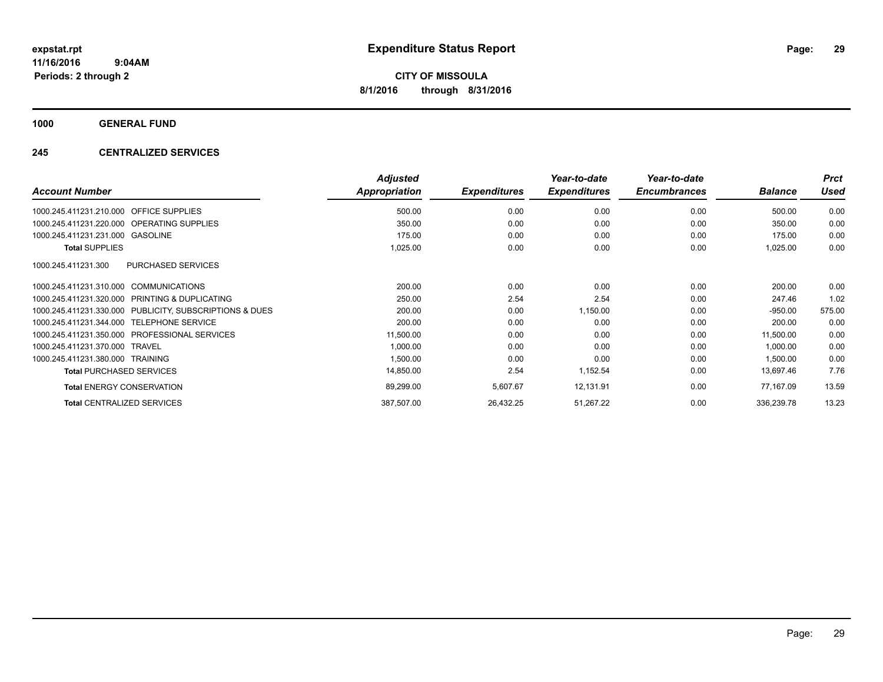# Expenditure Status Report

**CITY OF MISSOULA**

**8/1/2016 through 8/31/2016**

expstat.rpt
11/16/2016 9:04AM
Periods: 2 through 2

## 1000 GENERAL FUND

## 245 CENTRALIZED SERVICES

| Account Number | Adjusted Appropriation | Expenditures | Year-to-date Expenditures | Year-to-date Encumbrances | Balance | Prct Used |
|---|---|---|---|---|---|---|
| 1000.245.411231.210.000 OFFICE SUPPLIES | 500.00 | 0.00 | 0.00 | 0.00 | 500.00 | 0.00 |
| 1000.245.411231.220.000 OPERATING SUPPLIES | 350.00 | 0.00 | 0.00 | 0.00 | 350.00 | 0.00 |
| 1000.245.411231.231.000 GASOLINE | 175.00 | 0.00 | 0.00 | 0.00 | 175.00 | 0.00 |
| **Total** SUPPLIES | 1,025.00 | 0.00 | 0.00 | 0.00 | 1,025.00 | 0.00 |
| 1000.245.411231.300 PURCHASED SERVICES | | | | | | |
| 1000.245.411231.310.000 COMMUNICATIONS | 200.00 | 0.00 | 0.00 | 0.00 | 200.00 | 0.00 |
| 1000.245.411231.320.000 PRINTING & DUPLICATING | 250.00 | 2.54 | 2.54 | 0.00 | 247.46 | 1.02 |
| 1000.245.411231.330.000 PUBLICITY, SUBSCRIPTIONS & DUES | 200.00 | 0.00 | 1,150.00 | 0.00 | -950.00 | 575.00 |
| 1000.245.411231.344.000 TELEPHONE SERVICE | 200.00 | 0.00 | 0.00 | 0.00 | 200.00 | 0.00 |
| 1000.245.411231.350.000 PROFESSIONAL SERVICES | 11,500.00 | 0.00 | 0.00 | 0.00 | 11,500.00 | 0.00 |
| 1000.245.411231.370.000 TRAVEL | 1,000.00 | 0.00 | 0.00 | 0.00 | 1,000.00 | 0.00 |
| 1000.245.411231.380.000 TRAINING | 1,500.00 | 0.00 | 0.00 | 0.00 | 1,500.00 | 0.00 |
| **Total** PURCHASED SERVICES | 14,850.00 | 2.54 | 1,152.54 | 0.00 | 13,697.46 | 7.76 |
| **Total** ENERGY CONSERVATION | 89,299.00 | 5,607.67 | 12,131.91 | 0.00 | 77,167.09 | 13.59 |
| **Total** CENTRALIZED SERVICES | 387,507.00 | 26,432.25 | 51,267.22 | 0.00 | 336,239.78 | 13.23 |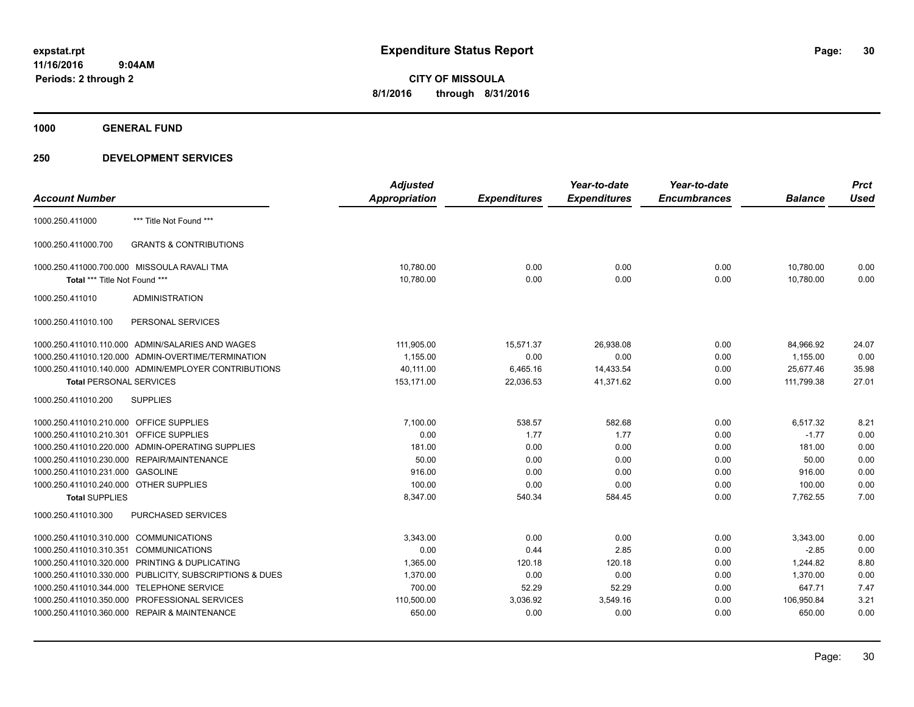# Expenditure Status Report

expstat.rpt
11/16/2016 9:04AM
Periods: 2 through 2

**CITY OF MISSOULA**
**8/1/2016 through 8/31/2016**

## 1000 GENERAL FUND

## 250 DEVELOPMENT SERVICES

| Account Number | | Adjusted Appropriation | Expenditures | Year-to-date Expenditures | Year-to-date Encumbrances | Balance | Prct Used |
|---|---|---|---|---|---|---|---|
| 1000.250.411000 | *** Title Not Found *** | | | | | | |
| 1000.250.411000.700 | GRANTS & CONTRIBUTIONS | | | | | | |
| 1000.250.411000.700.000 | MISSOULA RAVALI TMA | 10,780.00 | 0.00 | 0.00 | 0.00 | 10,780.00 | 0.00 |
| **Total** *** Title Not Found *** | | 10,780.00 | 0.00 | 0.00 | 0.00 | 10,780.00 | 0.00 |
| 1000.250.411010 | ADMINISTRATION | | | | | | |
| 1000.250.411010.100 | PERSONAL SERVICES | | | | | | |
| 1000.250.411010.110.000 | ADMIN/SALARIES AND WAGES | 111,905.00 | 15,571.37 | 26,938.08 | 0.00 | 84,966.92 | 24.07 |
| 1000.250.411010.120.000 | ADMIN-OVERTIME/TERMINATION | 1,155.00 | 0.00 | 0.00 | 0.00 | 1,155.00 | 0.00 |
| 1000.250.411010.140.000 | ADMIN/EMPLOYER CONTRIBUTIONS | 40,111.00 | 6,465.16 | 14,433.54 | 0.00 | 25,677.46 | 35.98 |
| **Total** PERSONAL SERVICES | | 153,171.00 | 22,036.53 | 41,371.62 | 0.00 | 111,799.38 | 27.01 |
| 1000.250.411010.200 | SUPPLIES | | | | | | |
| 1000.250.411010.210.000 | OFFICE SUPPLIES | 7,100.00 | 538.57 | 582.68 | 0.00 | 6,517.32 | 8.21 |
| 1000.250.411010.210.301 | OFFICE SUPPLIES | 0.00 | 1.77 | 1.77 | 0.00 | -1.77 | 0.00 |
| 1000.250.411010.220.000 | ADMIN-OPERATING SUPPLIES | 181.00 | 0.00 | 0.00 | 0.00 | 181.00 | 0.00 |
| 1000.250.411010.230.000 | REPAIR/MAINTENANCE | 50.00 | 0.00 | 0.00 | 0.00 | 50.00 | 0.00 |
| 1000.250.411010.231.000 | GASOLINE | 916.00 | 0.00 | 0.00 | 0.00 | 916.00 | 0.00 |
| 1000.250.411010.240.000 | OTHER SUPPLIES | 100.00 | 0.00 | 0.00 | 0.00 | 100.00 | 0.00 |
| **Total** SUPPLIES | | 8,347.00 | 540.34 | 584.45 | 0.00 | 7,762.55 | 7.00 |
| 1000.250.411010.300 | PURCHASED SERVICES | | | | | | |
| 1000.250.411010.310.000 | COMMUNICATIONS | 3,343.00 | 0.00 | 0.00 | 0.00 | 3,343.00 | 0.00 |
| 1000.250.411010.310.351 | COMMUNICATIONS | 0.00 | 0.44 | 2.85 | 0.00 | -2.85 | 0.00 |
| 1000.250.411010.320.000 | PRINTING & DUPLICATING | 1,365.00 | 120.18 | 120.18 | 0.00 | 1,244.82 | 8.80 |
| 1000.250.411010.330.000 | PUBLICITY, SUBSCRIPTIONS & DUES | 1,370.00 | 0.00 | 0.00 | 0.00 | 1,370.00 | 0.00 |
| 1000.250.411010.344.000 | TELEPHONE SERVICE | 700.00 | 52.29 | 52.29 | 0.00 | 647.71 | 7.47 |
| 1000.250.411010.350.000 | PROFESSIONAL SERVICES | 110,500.00 | 3,036.92 | 3,549.16 | 0.00 | 106,950.84 | 3.21 |
| 1000.250.411010.360.000 | REPAIR & MAINTENANCE | 650.00 | 0.00 | 0.00 | 0.00 | 650.00 | 0.00 |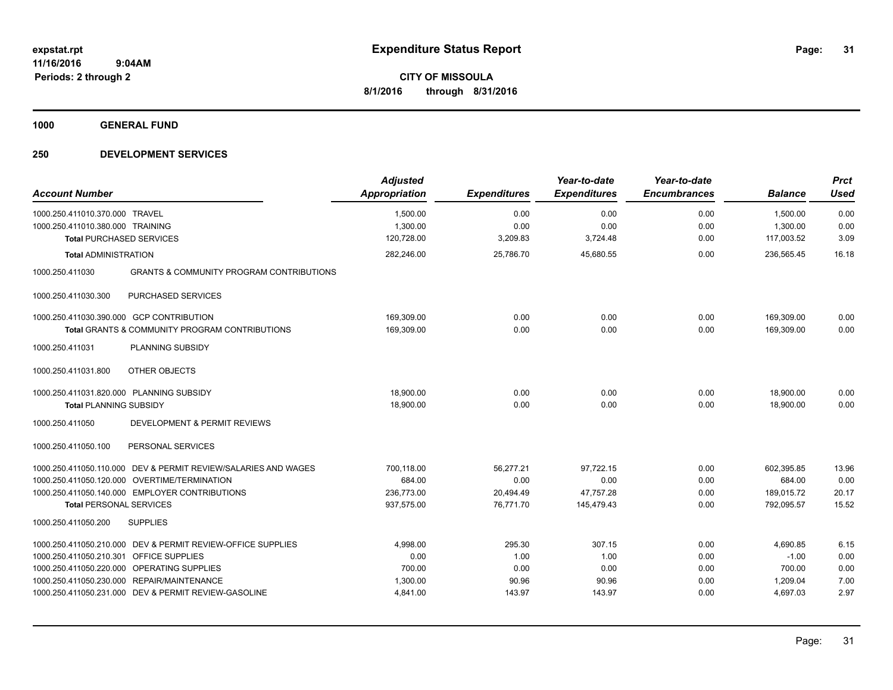**expstat.rpt**
**11/16/2016 9:04AM**
**Periods: 2 through 2**

# Expenditure Status Report

**CITY OF MISSOULA**
**8/1/2016 through 8/31/2016**

## 1000 GENERAL FUND

## 250 DEVELOPMENT SERVICES

| Account Number | | Adjusted Appropriation | Expenditures | Year-to-date Expenditures | Year-to-date Encumbrances | Balance | Prct Used |
|---|---|---|---|---|---|---|---|
| 1000.250.411010.370.000 | TRAVEL | 1,500.00 | 0.00 | 0.00 | 0.00 | 1,500.00 | 0.00 |
| 1000.250.411010.380.000 | TRAINING | 1,300.00 | 0.00 | 0.00 | 0.00 | 1,300.00 | 0.00 |
| **Total** PURCHASED SERVICES | | 120,728.00 | 3,209.83 | 3,724.48 | 0.00 | 117,003.52 | 3.09 |
| **Total** ADMINISTRATION | | 282,246.00 | 25,786.70 | 45,680.55 | 0.00 | 236,565.45 | 16.18 |
| 1000.250.411030 | GRANTS & COMMUNITY PROGRAM CONTRIBUTIONS | | | | | | |
| 1000.250.411030.300 | PURCHASED SERVICES | | | | | | |
| 1000.250.411030.390.000 | GCP CONTRIBUTION | 169,309.00 | 0.00 | 0.00 | 0.00 | 169,309.00 | 0.00 |
| **Total** GRANTS & COMMUNITY PROGRAM CONTRIBUTIONS | | 169,309.00 | 0.00 | 0.00 | 0.00 | 169,309.00 | 0.00 |
| 1000.250.411031 | PLANNING SUBSIDY | | | | | | |
| 1000.250.411031.800 | OTHER OBJECTS | | | | | | |
| 1000.250.411031.820.000 | PLANNING SUBSIDY | 18,900.00 | 0.00 | 0.00 | 0.00 | 18,900.00 | 0.00 |
| **Total** PLANNING SUBSIDY | | 18,900.00 | 0.00 | 0.00 | 0.00 | 18,900.00 | 0.00 |
| 1000.250.411050 | DEVELOPMENT & PERMIT REVIEWS | | | | | | |
| 1000.250.411050.100 | PERSONAL SERVICES | | | | | | |
| 1000.250.411050.110.000 | DEV & PERMIT REVIEW/SALARIES AND WAGES | 700,118.00 | 56,277.21 | 97,722.15 | 0.00 | 602,395.85 | 13.96 |
| 1000.250.411050.120.000 | OVERTIME/TERMINATION | 684.00 | 0.00 | 0.00 | 0.00 | 684.00 | 0.00 |
| 1000.250.411050.140.000 | EMPLOYER CONTRIBUTIONS | 236,773.00 | 20,494.49 | 47,757.28 | 0.00 | 189,015.72 | 20.17 |
| **Total** PERSONAL SERVICES | | 937,575.00 | 76,771.70 | 145,479.43 | 0.00 | 792,095.57 | 15.52 |
| 1000.250.411050.200 | SUPPLIES | | | | | | |
| 1000.250.411050.210.000 | DEV & PERMIT REVIEW-OFFICE SUPPLIES | 4,998.00 | 295.30 | 307.15 | 0.00 | 4,690.85 | 6.15 |
| 1000.250.411050.210.301 | OFFICE SUPPLIES | 0.00 | 1.00 | 1.00 | 0.00 | -1.00 | 0.00 |
| 1000.250.411050.220.000 | OPERATING SUPPLIES | 700.00 | 0.00 | 0.00 | 0.00 | 700.00 | 0.00 |
| 1000.250.411050.230.000 | REPAIR/MAINTENANCE | 1,300.00 | 90.96 | 90.96 | 0.00 | 1,209.04 | 7.00 |
| 1000.250.411050.231.000 | DEV & PERMIT REVIEW-GASOLINE | 4,841.00 | 143.97 | 143.97 | 0.00 | 4,697.03 | 2.97 |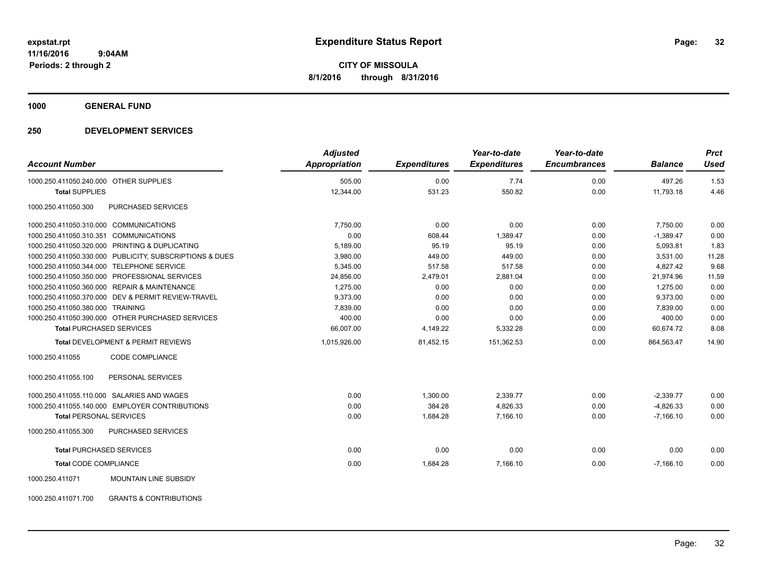# Expenditure Status Report

expstat.rpt
11/16/2016 9:04AM
Periods: 2 through 2

**CITY OF MISSOULA**
**8/1/2016 through 8/31/2016**

## 1000 GENERAL FUND

## 250 DEVELOPMENT SERVICES

| Account Number | Adjusted Appropriation | Expenditures | Year-to-date Expenditures | Year-to-date Encumbrances | Balance | Prct Used |
|---|---|---|---|---|---|---|
| 1000.250.411050.240.000 OTHER SUPPLIES | 505.00 | 0.00 | 7.74 | 0.00 | 497.26 | 1.53 |
| **Total** SUPPLIES | 12,344.00 | 531.23 | 550.82 | 0.00 | 11,793.18 | 4.46 |
| 1000.250.411050.300 PURCHASED SERVICES | | | | | | |
| 1000.250.411050.310.000 COMMUNICATIONS | 7,750.00 | 0.00 | 0.00 | 0.00 | 7,750.00 | 0.00 |
| 1000.250.411050.310.351 COMMUNICATIONS | 0.00 | 608.44 | 1,389.47 | 0.00 | -1,389.47 | 0.00 |
| 1000.250.411050.320.000 PRINTING & DUPLICATING | 5,189.00 | 95.19 | 95.19 | 0.00 | 5,093.81 | 1.83 |
| 1000.250.411050.330.000 PUBLICITY, SUBSCRIPTIONS & DUES | 3,980.00 | 449.00 | 449.00 | 0.00 | 3,531.00 | 11.28 |
| 1000.250.411050.344.000 TELEPHONE SERVICE | 5,345.00 | 517.58 | 517.58 | 0.00 | 4,827.42 | 9.68 |
| 1000.250.411050.350.000 PROFESSIONAL SERVICES | 24,856.00 | 2,479.01 | 2,881.04 | 0.00 | 21,974.96 | 11.59 |
| 1000.250.411050.360.000 REPAIR & MAINTENANCE | 1,275.00 | 0.00 | 0.00 | 0.00 | 1,275.00 | 0.00 |
| 1000.250.411050.370.000 DEV & PERMIT REVIEW-TRAVEL | 9,373.00 | 0.00 | 0.00 | 0.00 | 9,373.00 | 0.00 |
| 1000.250.411050.380.000 TRAINING | 7,839.00 | 0.00 | 0.00 | 0.00 | 7,839.00 | 0.00 |
| 1000.250.411050.390.000 OTHER PURCHASED SERVICES | 400.00 | 0.00 | 0.00 | 0.00 | 400.00 | 0.00 |
| **Total** PURCHASED SERVICES | 66,007.00 | 4,149.22 | 5,332.28 | 0.00 | 60,674.72 | 8.08 |
| **Total** DEVELOPMENT & PERMIT REVIEWS | 1,015,926.00 | 81,452.15 | 151,362.53 | 0.00 | 864,563.47 | 14.90 |
| 1000.250.411055 CODE COMPLIANCE | | | | | | |
| 1000.250.411055.100 PERSONAL SERVICES | | | | | | |
| 1000.250.411055.110.000 SALARIES AND WAGES | 0.00 | 1,300.00 | 2,339.77 | 0.00 | -2,339.77 | 0.00 |
| 1000.250.411055.140.000 EMPLOYER CONTRIBUTIONS | 0.00 | 384.28 | 4,826.33 | 0.00 | -4,826.33 | 0.00 |
| **Total** PERSONAL SERVICES | 0.00 | 1,684.28 | 7,166.10 | 0.00 | -7,166.10 | 0.00 |
| 1000.250.411055.300 PURCHASED SERVICES | | | | | | |
| **Total** PURCHASED SERVICES | 0.00 | 0.00 | 0.00 | 0.00 | 0.00 | 0.00 |
| **Total** CODE COMPLIANCE | 0.00 | 1,684.28 | 7,166.10 | 0.00 | -7,166.10 | 0.00 |
| 1000.250.411071 MOUNTAIN LINE SUBSIDY | | | | | | |
| 1000.250.411071.700 GRANTS & CONTRIBUTIONS | | | | | | |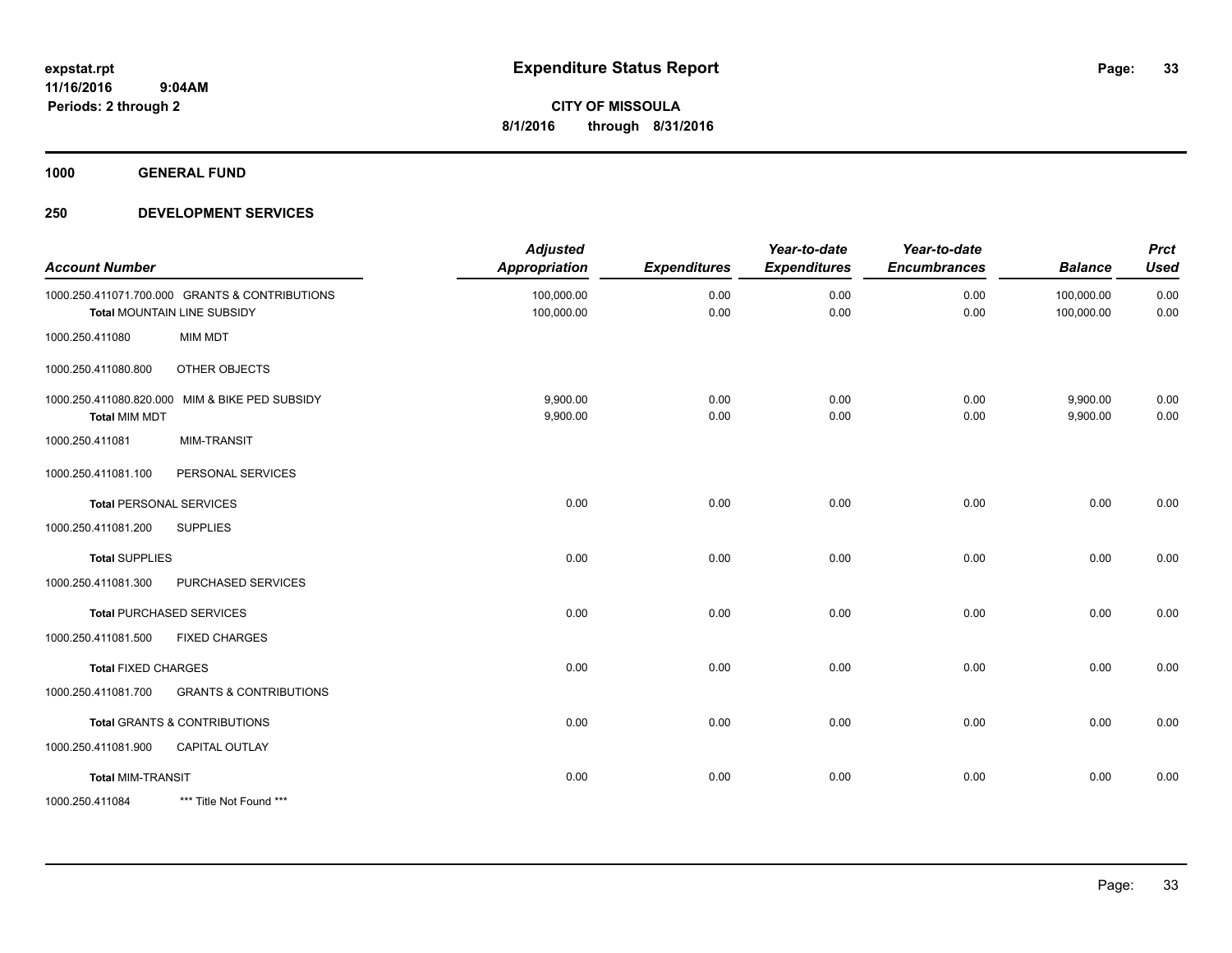**expstat.rpt**
**11/16/2016 9:04AM**
**Periods: 2 through 2**

# Expenditure Status Report

**CITY OF MISSOULA**
**8/1/2016 through 8/31/2016**

## 1000 GENERAL FUND

## 250 DEVELOPMENT SERVICES

| Account Number | | Adjusted Appropriation | Expenditures | Year-to-date Expenditures | Year-to-date Encumbrances | Balance | Prct Used |
|---|---|---|---|---|---|---|---|
| 1000.250.411071.700.000 | GRANTS & CONTRIBUTIONS | 100,000.00 | 0.00 | 0.00 | 0.00 | 100,000.00 | 0.00 |
| **Total** MOUNTAIN LINE SUBSIDY | | 100,000.00 | 0.00 | 0.00 | 0.00 | 100,000.00 | 0.00 |
| 1000.250.411080 | MIM MDT | | | | | | |
| 1000.250.411080.800 | OTHER OBJECTS | | | | | | |
| 1000.250.411080.820.000 | MIM & BIKE PED SUBSIDY | 9,900.00 | 0.00 | 0.00 | 0.00 | 9,900.00 | 0.00 |
| **Total** MIM MDT | | 9,900.00 | 0.00 | 0.00 | 0.00 | 9,900.00 | 0.00 |
| 1000.250.411081 | MIM-TRANSIT | | | | | | |
| 1000.250.411081.100 | PERSONAL SERVICES | | | | | | |
| **Total** PERSONAL SERVICES | | 0.00 | 0.00 | 0.00 | 0.00 | 0.00 | 0.00 |
| 1000.250.411081.200 | SUPPLIES | | | | | | |
| **Total** SUPPLIES | | 0.00 | 0.00 | 0.00 | 0.00 | 0.00 | 0.00 |
| 1000.250.411081.300 | PURCHASED SERVICES | | | | | | |
| **Total** PURCHASED SERVICES | | 0.00 | 0.00 | 0.00 | 0.00 | 0.00 | 0.00 |
| 1000.250.411081.500 | FIXED CHARGES | | | | | | |
| **Total** FIXED CHARGES | | 0.00 | 0.00 | 0.00 | 0.00 | 0.00 | 0.00 |
| 1000.250.411081.700 | GRANTS & CONTRIBUTIONS | | | | | | |
| **Total** GRANTS & CONTRIBUTIONS | | 0.00 | 0.00 | 0.00 | 0.00 | 0.00 | 0.00 |
| 1000.250.411081.900 | CAPITAL OUTLAY | | | | | | |
| **Total** MIM-TRANSIT | | 0.00 | 0.00 | 0.00 | 0.00 | 0.00 | 0.00 |
| 1000.250.411084 | *** Title Not Found *** | | | | | | |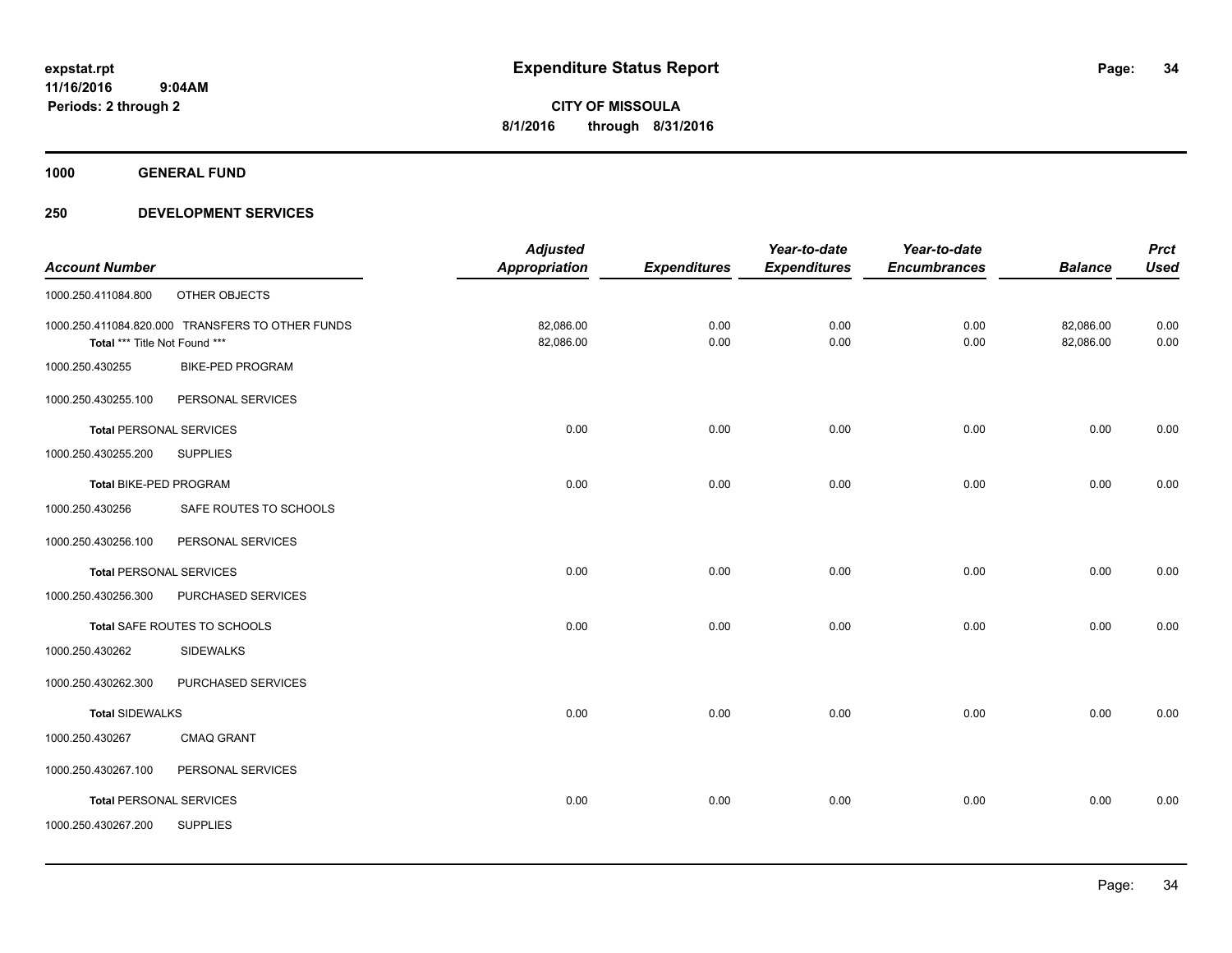**expstat.rpt**
**11/16/2016 9:04AM**
**Periods: 2 through 2**

# Expenditure Status Report

**CITY OF MISSOULA**
**8/1/2016 through 8/31/2016**

## 1000 GENERAL FUND

## 250 DEVELOPMENT SERVICES

| Account Number | | Adjusted Appropriation | Expenditures | Year-to-date Expenditures | Year-to-date Encumbrances | Balance | Prct Used |
|---|---|---|---|---|---|---|---|
| 1000.250.411084.800 | OTHER OBJECTS | | | | | | |
| 1000.250.411084.820.000 | TRANSFERS TO OTHER FUNDS | 82,086.00 | 0.00 | 0.00 | 0.00 | 82,086.00 | 0.00 |
| Total *** Title Not Found *** | | 82,086.00 | 0.00 | 0.00 | 0.00 | 82,086.00 | 0.00 |
| 1000.250.430255 | BIKE-PED PROGRAM | | | | | | |
| 1000.250.430255.100 | PERSONAL SERVICES | | | | | | |
| **Total** PERSONAL SERVICES | | 0.00 | 0.00 | 0.00 | 0.00 | 0.00 | 0.00 |
| 1000.250.430255.200 | SUPPLIES | | | | | | |
| **Total** BIKE-PED PROGRAM | | 0.00 | 0.00 | 0.00 | 0.00 | 0.00 | 0.00 |
| 1000.250.430256 | SAFE ROUTES TO SCHOOLS | | | | | | |
| 1000.250.430256.100 | PERSONAL SERVICES | | | | | | |
| **Total** PERSONAL SERVICES | | 0.00 | 0.00 | 0.00 | 0.00 | 0.00 | 0.00 |
| 1000.250.430256.300 | PURCHASED SERVICES | | | | | | |
| **Total** SAFE ROUTES TO SCHOOLS | | 0.00 | 0.00 | 0.00 | 0.00 | 0.00 | 0.00 |
| 1000.250.430262 | SIDEWALKS | | | | | | |
| 1000.250.430262.300 | PURCHASED SERVICES | | | | | | |
| **Total** SIDEWALKS | | 0.00 | 0.00 | 0.00 | 0.00 | 0.00 | 0.00 |
| 1000.250.430267 | CMAQ GRANT | | | | | | |
| 1000.250.430267.100 | PERSONAL SERVICES | | | | | | |
| **Total** PERSONAL SERVICES | | 0.00 | 0.00 | 0.00 | 0.00 | 0.00 | 0.00 |
| 1000.250.430267.200 | SUPPLIES | | | | | | |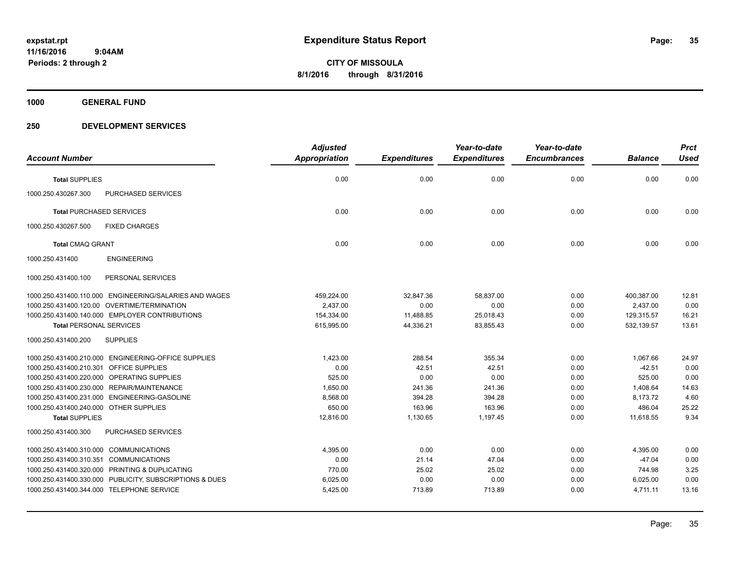# Expenditure Status Report

expstat.rpt
11/16/2016 9:04AM
Periods: 2 through 2

**CITY OF MISSOULA**
**8/1/2016 through 8/31/2016**

**1000 GENERAL FUND**

**250 DEVELOPMENT SERVICES**

| Account Number | | Adjusted Appropriation | Expenditures | Year-to-date Expenditures | Year-to-date Encumbrances | Balance | Prct Used |
|---|---|---|---|---|---|---|---|
| **Total SUPPLIES** | | 0.00 | 0.00 | 0.00 | 0.00 | 0.00 | 0.00 |
| 1000.250.430267.300 | PURCHASED SERVICES | | | | | | |
| **Total PURCHASED SERVICES** | | 0.00 | 0.00 | 0.00 | 0.00 | 0.00 | 0.00 |
| 1000.250.430267.500 | FIXED CHARGES | | | | | | |
| **Total CMAQ GRANT** | | 0.00 | 0.00 | 0.00 | 0.00 | 0.00 | 0.00 |
| 1000.250.431400 | ENGINEERING | | | | | | |
| 1000.250.431400.100 | PERSONAL SERVICES | | | | | | |
| 1000.250.431400.110.000 | ENGINEERING/SALARIES AND WAGES | 459,224.00 | 32,847.36 | 58,837.00 | 0.00 | 400,387.00 | 12.81 |
| 1000.250.431400.120.00 | OVERTIME/TERMINATION | 2,437.00 | 0.00 | 0.00 | 0.00 | 2,437.00 | 0.00 |
| 1000.250.431400.140.000 | EMPLOYER CONTRIBUTIONS | 154,334.00 | 11,488.85 | 25,018.43 | 0.00 | 129,315.57 | 16.21 |
| **Total PERSONAL SERVICES** | | 615,995.00 | 44,336.21 | 83,855.43 | 0.00 | 532,139.57 | 13.61 |
| 1000.250.431400.200 | SUPPLIES | | | | | | |
| 1000.250.431400.210.000 | ENGINEERING-OFFICE SUPPLIES | 1,423.00 | 288.54 | 355.34 | 0.00 | 1,067.66 | 24.97 |
| 1000.250.431400.210.301 | OFFICE SUPPLIES | 0.00 | 42.51 | 42.51 | 0.00 | -42.51 | 0.00 |
| 1000.250.431400.220.000 | OPERATING SUPPLIES | 525.00 | 0.00 | 0.00 | 0.00 | 525.00 | 0.00 |
| 1000.250.431400.230.000 | REPAIR/MAINTENANCE | 1,650.00 | 241.36 | 241.36 | 0.00 | 1,408.64 | 14.63 |
| 1000.250.431400.231.000 | ENGINEERING-GASOLINE | 8,568.00 | 394.28 | 394.28 | 0.00 | 8,173.72 | 4.60 |
| 1000.250.431400.240.000 | OTHER SUPPLIES | 650.00 | 163.96 | 163.96 | 0.00 | 486.04 | 25.22 |
| **Total SUPPLIES** | | 12,816.00 | 1,130.65 | 1,197.45 | 0.00 | 11,618.55 | 9.34 |
| 1000.250.431400.300 | PURCHASED SERVICES | | | | | | |
| 1000.250.431400.310.000 | COMMUNICATIONS | 4,395.00 | 0.00 | 0.00 | 0.00 | 4,395.00 | 0.00 |
| 1000.250.431400.310.351 | COMMUNICATIONS | 0.00 | 21.14 | 47.04 | 0.00 | -47.04 | 0.00 |
| 1000.250.431400.320.000 | PRINTING & DUPLICATING | 770.00 | 25.02 | 25.02 | 0.00 | 744.98 | 3.25 |
| 1000.250.431400.330.000 | PUBLICITY, SUBSCRIPTIONS & DUES | 6,025.00 | 0.00 | 0.00 | 0.00 | 6,025.00 | 0.00 |
| 1000.250.431400.344.000 | TELEPHONE SERVICE | 5,425.00 | 713.89 | 713.89 | 0.00 | 4,711.11 | 13.16 |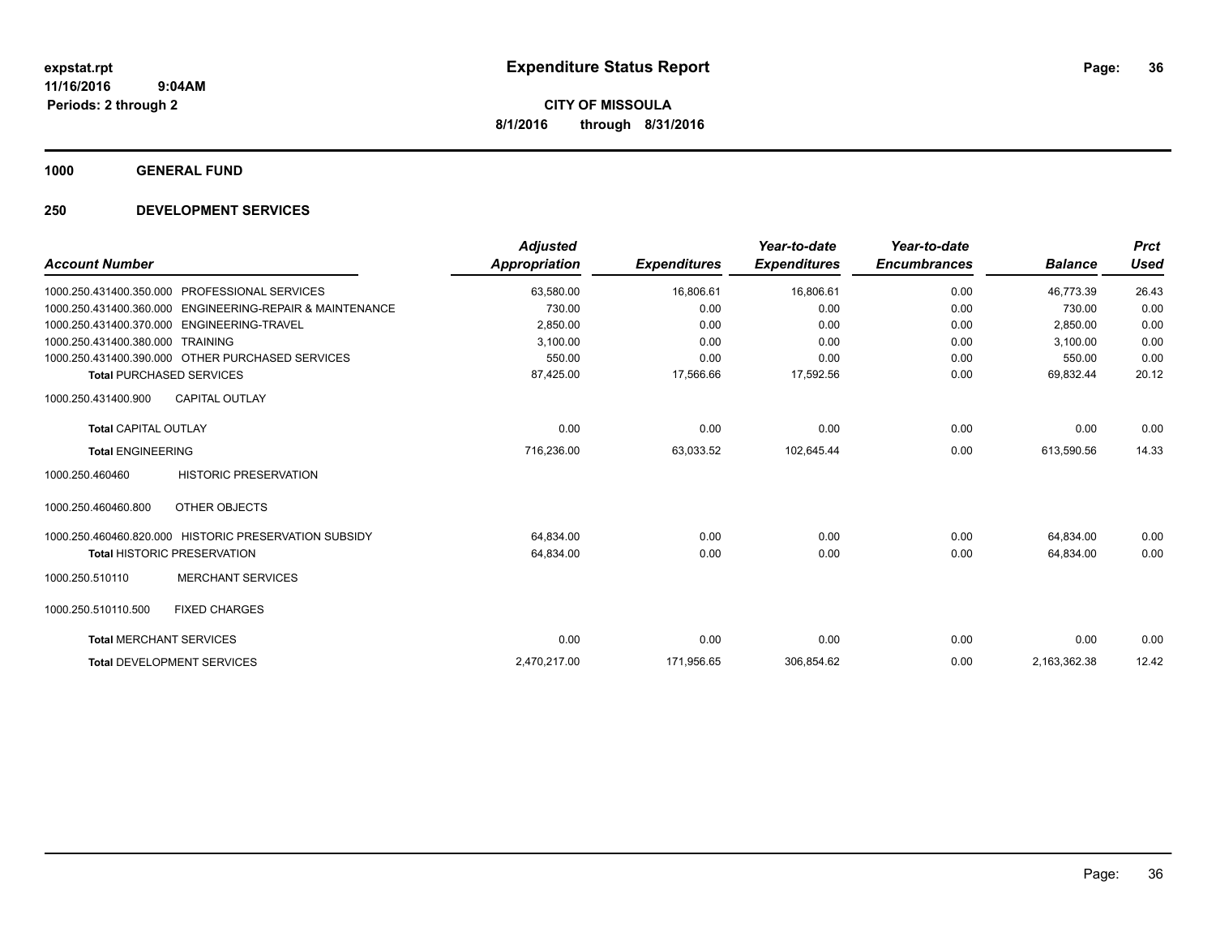**expstat.rpt**
**11/16/2016 9:04AM**
**Periods: 2 through 2**

# Expenditure Status Report

**CITY OF MISSOULA**
**8/1/2016 through 8/31/2016**

## 1000 GENERAL FUND

## 250 DEVELOPMENT SERVICES

| Account Number | | Adjusted Appropriation | Expenditures | Year-to-date Expenditures | Year-to-date Encumbrances | Balance | Prct Used |
|---|---|---|---|---|---|---|---|
| 1000.250.431400.350.000 | PROFESSIONAL SERVICES | 63,580.00 | 16,806.61 | 16,806.61 | 0.00 | 46,773.39 | 26.43 |
| 1000.250.431400.360.000 | ENGINEERING-REPAIR & MAINTENANCE | 730.00 | 0.00 | 0.00 | 0.00 | 730.00 | 0.00 |
| 1000.250.431400.370.000 | ENGINEERING-TRAVEL | 2,850.00 | 0.00 | 0.00 | 0.00 | 2,850.00 | 0.00 |
| 1000.250.431400.380.000 | TRAINING | 3,100.00 | 0.00 | 0.00 | 0.00 | 3,100.00 | 0.00 |
| 1000.250.431400.390.000 | OTHER PURCHASED SERVICES | 550.00 | 0.00 | 0.00 | 0.00 | 550.00 | 0.00 |
| **Total** PURCHASED SERVICES | | 87,425.00 | 17,566.66 | 17,592.56 | 0.00 | 69,832.44 | 20.12 |
| 1000.250.431400.900 | CAPITAL OUTLAY | | | | | | |
| **Total** CAPITAL OUTLAY | | 0.00 | 0.00 | 0.00 | 0.00 | 0.00 | 0.00 |
| **Total** ENGINEERING | | 716,236.00 | 63,033.52 | 102,645.44 | 0.00 | 613,590.56 | 14.33 |
| 1000.250.460460 | HISTORIC PRESERVATION | | | | | | |
| 1000.250.460460.800 | OTHER OBJECTS | | | | | | |
| 1000.250.460460.820.000 | HISTORIC PRESERVATION SUBSIDY | 64,834.00 | 0.00 | 0.00 | 0.00 | 64,834.00 | 0.00 |
| **Total** HISTORIC PRESERVATION | | 64,834.00 | 0.00 | 0.00 | 0.00 | 64,834.00 | 0.00 |
| 1000.250.510110 | MERCHANT SERVICES | | | | | | |
| 1000.250.510110.500 | FIXED CHARGES | | | | | | |
| **Total** MERCHANT SERVICES | | 0.00 | 0.00 | 0.00 | 0.00 | 0.00 | 0.00 |
| **Total** DEVELOPMENT SERVICES | | 2,470,217.00 | 171,956.65 | 306,854.62 | 0.00 | 2,163,362.38 | 12.42 |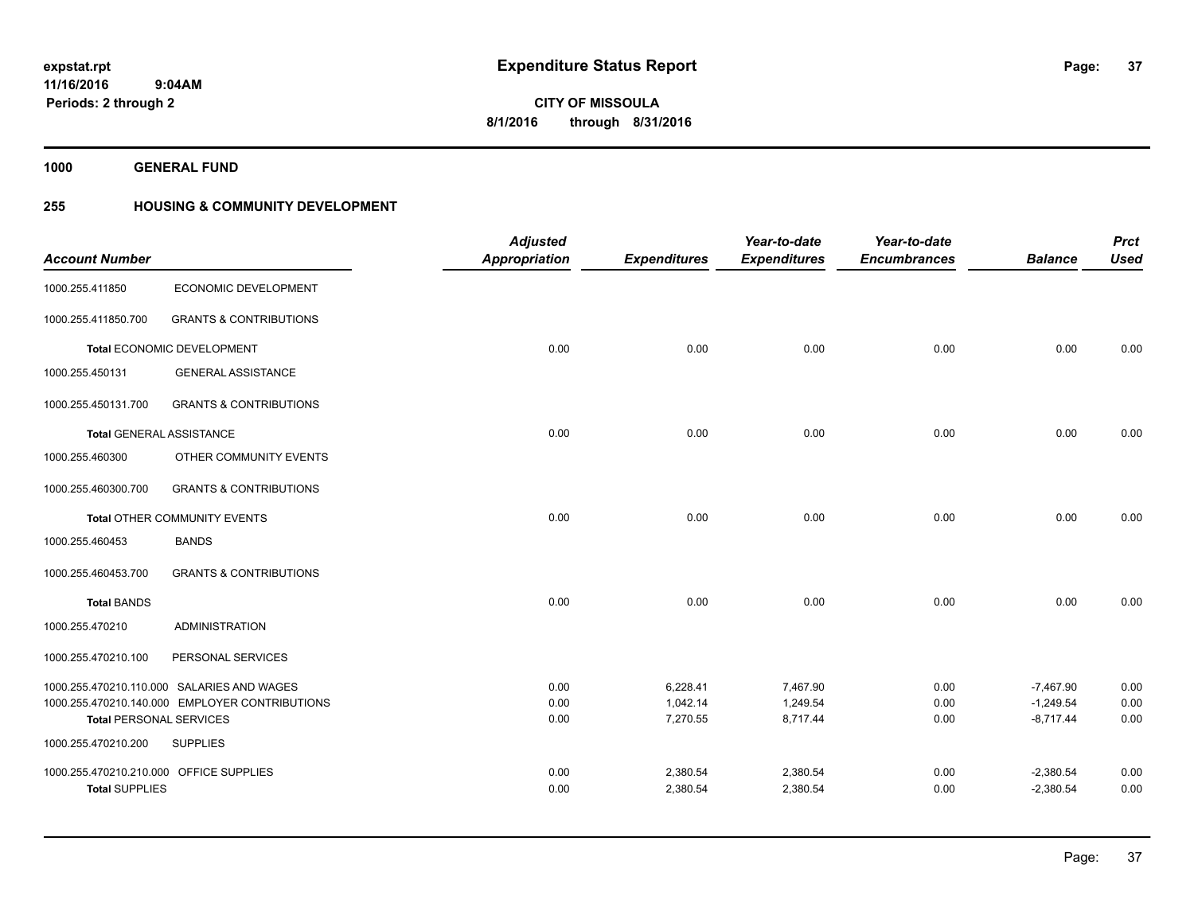# Expenditure Status Report

**CITY OF MISSOULA**

**8/1/2016 through 8/31/2016**

expstat.rpt
11/16/2016 9:04AM
Periods: 2 through 2

**1000 GENERAL FUND**

## 255 HOUSING & COMMUNITY DEVELOPMENT

| Account Number | | Adjusted Appropriation | Expenditures | Year-to-date Expenditures | Year-to-date Encumbrances | Balance | Prct Used |
|---|---|---|---|---|---|---|---|
| 1000.255.411850 | ECONOMIC DEVELOPMENT | | | | | | |
| 1000.255.411850.700 | GRANTS & CONTRIBUTIONS | | | | | | |
| **Total** ECONOMIC DEVELOPMENT | | 0.00 | 0.00 | 0.00 | 0.00 | 0.00 | 0.00 |
| 1000.255.450131 | GENERAL ASSISTANCE | | | | | | |
| 1000.255.450131.700 | GRANTS & CONTRIBUTIONS | | | | | | |
| **Total** GENERAL ASSISTANCE | | 0.00 | 0.00 | 0.00 | 0.00 | 0.00 | 0.00 |
| 1000.255.460300 | OTHER COMMUNITY EVENTS | | | | | | |
| 1000.255.460300.700 | GRANTS & CONTRIBUTIONS | | | | | | |
| **Total** OTHER COMMUNITY EVENTS | | 0.00 | 0.00 | 0.00 | 0.00 | 0.00 | 0.00 |
| 1000.255.460453 | BANDS | | | | | | |
| 1000.255.460453.700 | GRANTS & CONTRIBUTIONS | | | | | | |
| **Total** BANDS | | 0.00 | 0.00 | 0.00 | 0.00 | 0.00 | 0.00 |
| 1000.255.470210 | ADMINISTRATION | | | | | | |
| 1000.255.470210.100 | PERSONAL SERVICES | | | | | | |
| 1000.255.470210.110.000 | SALARIES AND WAGES | 0.00 | 6,228.41 | 7,467.90 | 0.00 | -7,467.90 | 0.00 |
| 1000.255.470210.140.000 | EMPLOYER CONTRIBUTIONS | 0.00 | 1,042.14 | 1,249.54 | 0.00 | -1,249.54 | 0.00 |
| **Total** PERSONAL SERVICES | | 0.00 | 7,270.55 | 8,717.44 | 0.00 | -8,717.44 | 0.00 |
| 1000.255.470210.200 | SUPPLIES | | | | | | |
| 1000.255.470210.210.000 | OFFICE SUPPLIES | 0.00 | 2,380.54 | 2,380.54 | 0.00 | -2,380.54 | 0.00 |
| **Total** SUPPLIES | | 0.00 | 2,380.54 | 2,380.54 | 0.00 | -2,380.54 | 0.00 |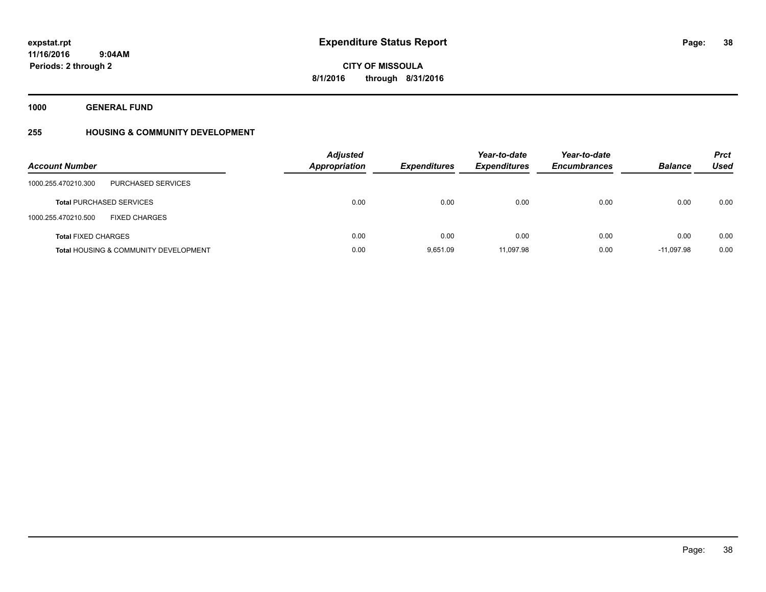# Expenditure Status Report

**CITY OF MISSOULA**

**8/1/2016 through 8/31/2016**

expstat.rpt
11/16/2016 9:04AM
Periods: 2 through 2

**1000 GENERAL FUND**

**255 HOUSING & COMMUNITY DEVELOPMENT**

| Account Number | | Adjusted Appropriation | Expenditures | Year-to-date Expenditures | Year-to-date Encumbrances | Balance | Prct Used |
|---|---|---|---|---|---|---|---|
| 1000.255.470210.300 | PURCHASED SERVICES | | | | | | |
| **Total** PURCHASED SERVICES | | 0.00 | 0.00 | 0.00 | 0.00 | 0.00 | 0.00 |
| 1000.255.470210.500 | FIXED CHARGES | | | | | | |
| **Total** FIXED CHARGES | | 0.00 | 0.00 | 0.00 | 0.00 | 0.00 | 0.00 |
| **Total** HOUSING & COMMUNITY DEVELOPMENT | | 0.00 | 9,651.09 | 11,097.98 | 0.00 | -11,097.98 | 0.00 |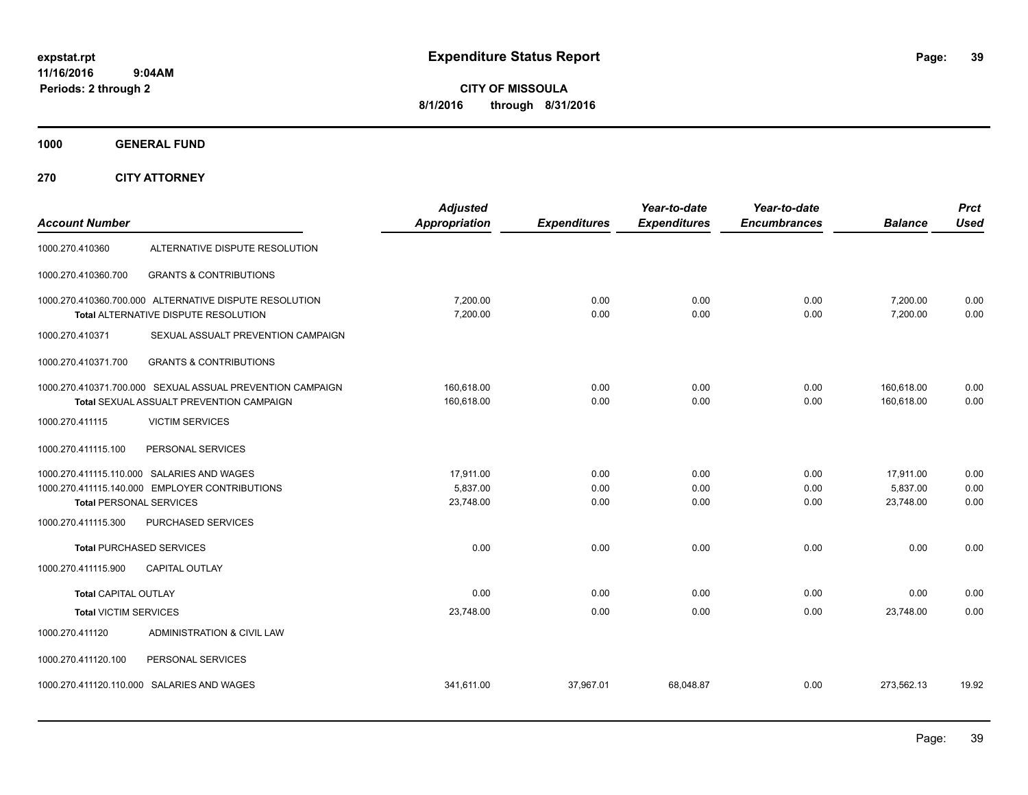**expstat.rpt**
**11/16/2016 9:04AM**
**Periods: 2 through 2**

# Expenditure Status Report

**CITY OF MISSOULA**
**8/1/2016 through 8/31/2016**

**1000 GENERAL FUND**

**270 CITY ATTORNEY**

| Account Number | | Adjusted Appropriation | Expenditures | Year-to-date Expenditures | Year-to-date Encumbrances | Balance | Prct Used |
|---|---|---|---|---|---|---|---|
| 1000.270.410360 | ALTERNATIVE DISPUTE RESOLUTION | | | | | | |
| 1000.270.410360.700 | GRANTS & CONTRIBUTIONS | | | | | | |
| 1000.270.410360.700.000 | ALTERNATIVE DISPUTE RESOLUTION | 7,200.00 | 0.00 | 0.00 | 0.00 | 7,200.00 | 0.00 |
| | Total ALTERNATIVE DISPUTE RESOLUTION | 7,200.00 | 0.00 | 0.00 | 0.00 | 7,200.00 | 0.00 |
| 1000.270.410371 | SEXUAL ASSAULT PREVENTION CAMPAIGN | | | | | | |
| 1000.270.410371.700 | GRANTS & CONTRIBUTIONS | | | | | | |
| 1000.270.410371.700.000 | SEXUAL ASSUAL PREVENTION CAMPAIGN | 160,618.00 | 0.00 | 0.00 | 0.00 | 160,618.00 | 0.00 |
| | Total SEXUAL ASSUALT PREVENTION CAMPAIGN | 160,618.00 | 0.00 | 0.00 | 0.00 | 160,618.00 | 0.00 |
| 1000.270.411115 | VICTIM SERVICES | | | | | | |
| 1000.270.411115.100 | PERSONAL SERVICES | | | | | | |
| 1000.270.411115.110.000 | SALARIES AND WAGES | 17,911.00 | 0.00 | 0.00 | 0.00 | 17,911.00 | 0.00 |
| 1000.270.411115.140.000 | EMPLOYER CONTRIBUTIONS | 5,837.00 | 0.00 | 0.00 | 0.00 | 5,837.00 | 0.00 |
| | Total PERSONAL SERVICES | 23,748.00 | 0.00 | 0.00 | 0.00 | 23,748.00 | 0.00 |
| 1000.270.411115.300 | PURCHASED SERVICES | | | | | | |
| | Total PURCHASED SERVICES | 0.00 | 0.00 | 0.00 | 0.00 | 0.00 | 0.00 |
| 1000.270.411115.900 | CAPITAL OUTLAY | | | | | | |
| | Total CAPITAL OUTLAY | 0.00 | 0.00 | 0.00 | 0.00 | 0.00 | 0.00 |
| | Total VICTIM SERVICES | 23,748.00 | 0.00 | 0.00 | 0.00 | 23,748.00 | 0.00 |
| 1000.270.411120 | ADMINISTRATION & CIVIL LAW | | | | | | |
| 1000.270.411120.100 | PERSONAL SERVICES | | | | | | |
| 1000.270.411120.110.000 | SALARIES AND WAGES | 341,611.00 | 37,967.01 | 68,048.87 | 0.00 | 273,562.13 | 19.92 |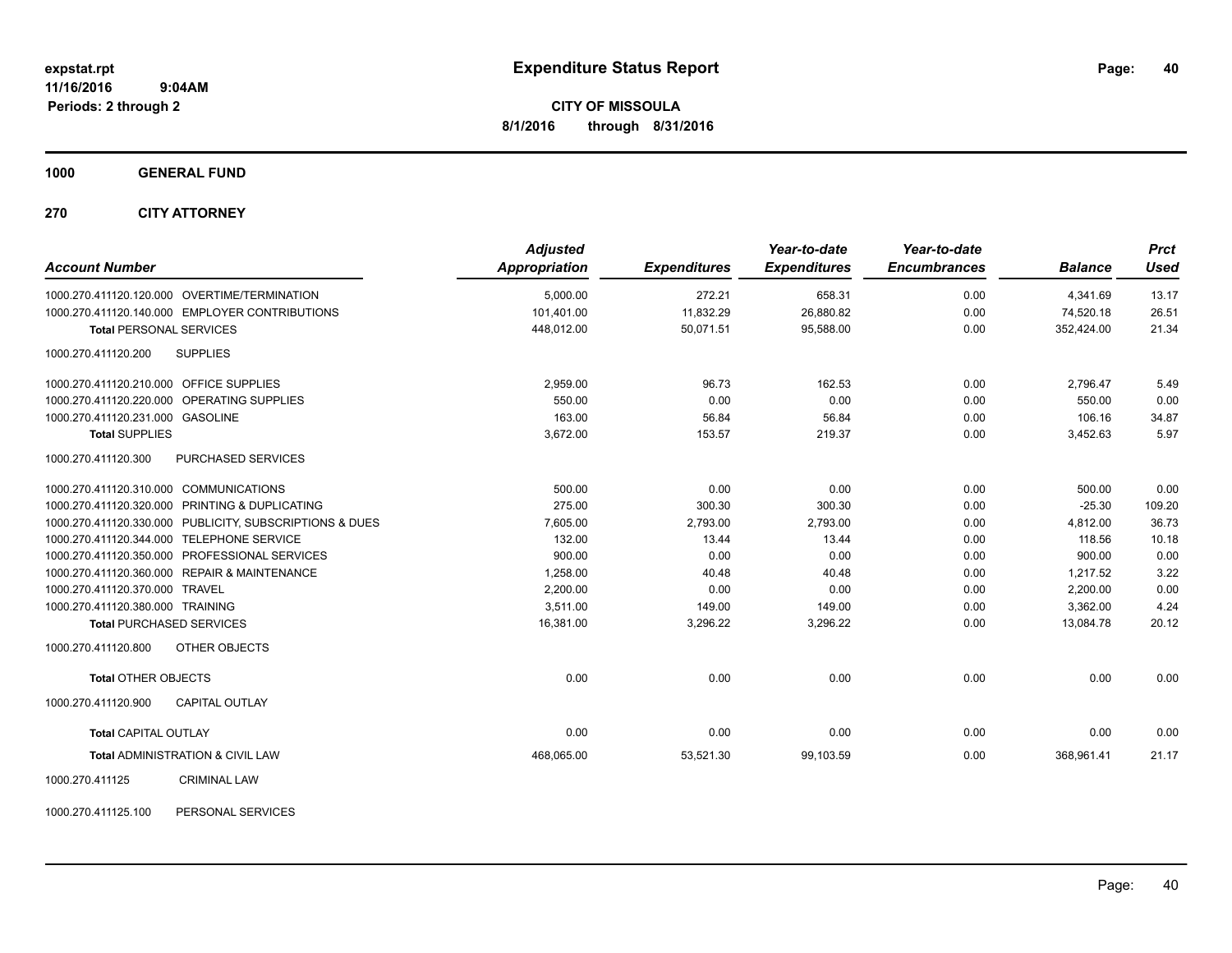**expstat.rpt**
**11/16/2016 9:04AM**
**Periods: 2 through 2**

# Expenditure Status Report

**CITY OF MISSOULA**
**8/1/2016 through 8/31/2016**

**1000 GENERAL FUND**

**270 CITY ATTORNEY**

| Account Number | Adjusted Appropriation | Expenditures | Year-to-date Expenditures | Year-to-date Encumbrances | Balance | Prct Used |
|---|---|---|---|---|---|---|
| 1000.270.411120.120.000 OVERTIME/TERMINATION | 5,000.00 | 272.21 | 658.31 | 0.00 | 4,341.69 | 13.17 |
| 1000.270.411120.140.000 EMPLOYER CONTRIBUTIONS | 101,401.00 | 11,832.29 | 26,880.82 | 0.00 | 74,520.18 | 26.51 |
| **Total** PERSONAL SERVICES | 448,012.00 | 50,071.51 | 95,588.00 | 0.00 | 352,424.00 | 21.34 |
| 1000.270.411120.200 SUPPLIES | | | | | | |
| 1000.270.411120.210.000 OFFICE SUPPLIES | 2,959.00 | 96.73 | 162.53 | 0.00 | 2,796.47 | 5.49 |
| 1000.270.411120.220.000 OPERATING SUPPLIES | 550.00 | 0.00 | 0.00 | 0.00 | 550.00 | 0.00 |
| 1000.270.411120.231.000 GASOLINE | 163.00 | 56.84 | 56.84 | 0.00 | 106.16 | 34.87 |
| **Total** SUPPLIES | 3,672.00 | 153.57 | 219.37 | 0.00 | 3,452.63 | 5.97 |
| 1000.270.411120.300 PURCHASED SERVICES | | | | | | |
| 1000.270.411120.310.000 COMMUNICATIONS | 500.00 | 0.00 | 0.00 | 0.00 | 500.00 | 0.00 |
| 1000.270.411120.320.000 PRINTING & DUPLICATING | 275.00 | 300.30 | 300.30 | 0.00 | -25.30 | 109.20 |
| 1000.270.411120.330.000 PUBLICITY, SUBSCRIPTIONS & DUES | 7,605.00 | 2,793.00 | 2,793.00 | 0.00 | 4,812.00 | 36.73 |
| 1000.270.411120.344.000 TELEPHONE SERVICE | 132.00 | 13.44 | 13.44 | 0.00 | 118.56 | 10.18 |
| 1000.270.411120.350.000 PROFESSIONAL SERVICES | 900.00 | 0.00 | 0.00 | 0.00 | 900.00 | 0.00 |
| 1000.270.411120.360.000 REPAIR & MAINTENANCE | 1,258.00 | 40.48 | 40.48 | 0.00 | 1,217.52 | 3.22 |
| 1000.270.411120.370.000 TRAVEL | 2,200.00 | 0.00 | 0.00 | 0.00 | 2,200.00 | 0.00 |
| 1000.270.411120.380.000 TRAINING | 3,511.00 | 149.00 | 149.00 | 0.00 | 3,362.00 | 4.24 |
| **Total** PURCHASED SERVICES | 16,381.00 | 3,296.22 | 3,296.22 | 0.00 | 13,084.78 | 20.12 |
| 1000.270.411120.800 OTHER OBJECTS | | | | | | |
| **Total** OTHER OBJECTS | 0.00 | 0.00 | 0.00 | 0.00 | 0.00 | 0.00 |
| 1000.270.411120.900 CAPITAL OUTLAY | | | | | | |
| **Total** CAPITAL OUTLAY | 0.00 | 0.00 | 0.00 | 0.00 | 0.00 | 0.00 |
| **Total** ADMINISTRATION & CIVIL LAW | 468,065.00 | 53,521.30 | 99,103.59 | 0.00 | 368,961.41 | 21.17 |
| 1000.270.411125 CRIMINAL LAW | | | | | | |
| 1000.270.411125.100 PERSONAL SERVICES | | | | | | |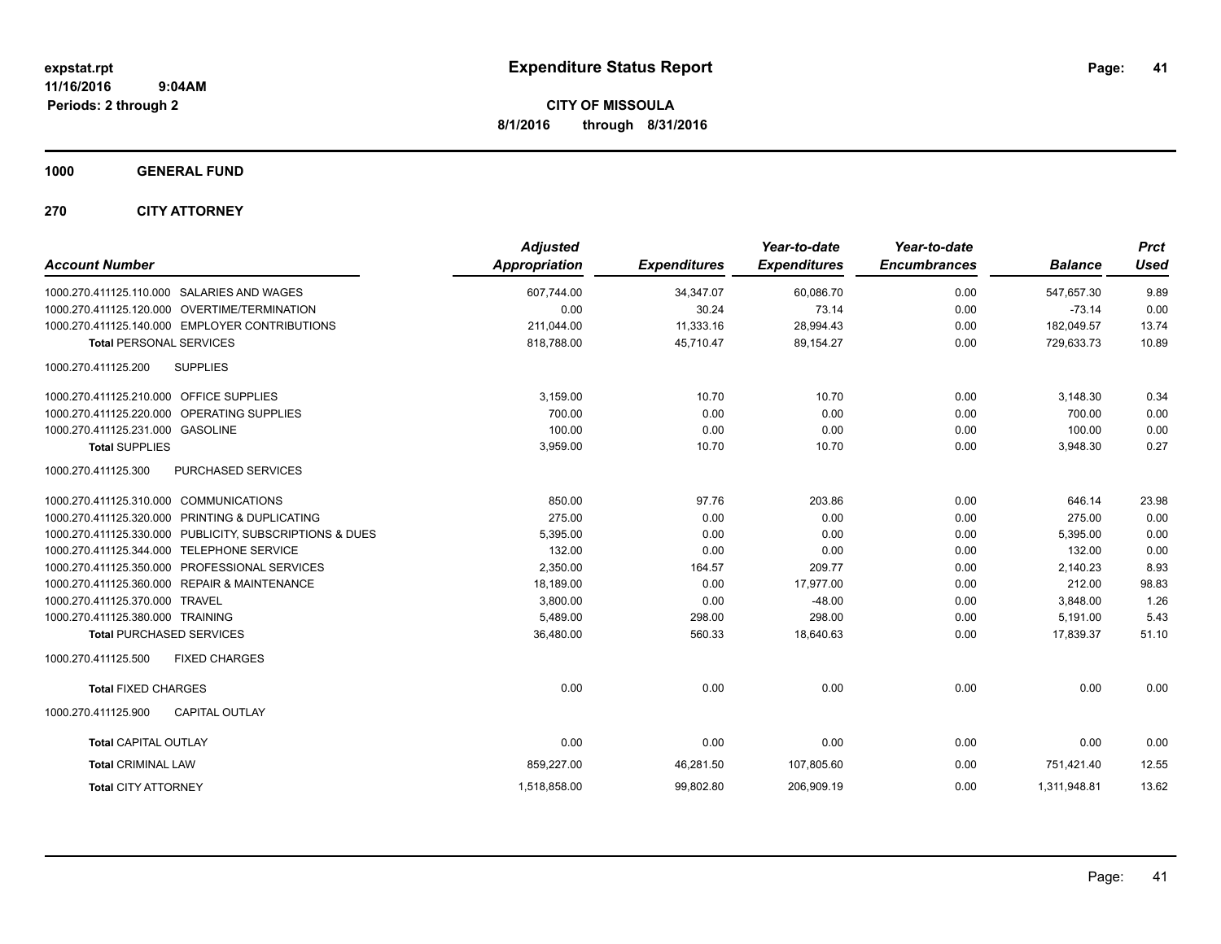**expstat.rpt**
**11/16/2016 9:04AM**
**Periods: 2 through 2**

# Expenditure Status Report

**CITY OF MISSOULA**
**8/1/2016 through 8/31/2016**

## 1000 GENERAL FUND

## 270 CITY ATTORNEY

| Account Number | Adjusted Appropriation | Expenditures | Year-to-date Expenditures | Year-to-date Encumbrances | Balance | Prct Used |
|---|---|---|---|---|---|---|
| 1000.270.411125.110.000 SALARIES AND WAGES | 607,744.00 | 34,347.07 | 60,086.70 | 0.00 | 547,657.30 | 9.89 |
| 1000.270.411125.120.000 OVERTIME/TERMINATION | 0.00 | 30.24 | 73.14 | 0.00 | -73.14 | 0.00 |
| 1000.270.411125.140.000 EMPLOYER CONTRIBUTIONS | 211,044.00 | 11,333.16 | 28,994.43 | 0.00 | 182,049.57 | 13.74 |
| **Total** PERSONAL SERVICES | 818,788.00 | 45,710.47 | 89,154.27 | 0.00 | 729,633.73 | 10.89 |
| 1000.270.411125.200 SUPPLIES | | | | | | |
| 1000.270.411125.210.000 OFFICE SUPPLIES | 3,159.00 | 10.70 | 10.70 | 0.00 | 3,148.30 | 0.34 |
| 1000.270.411125.220.000 OPERATING SUPPLIES | 700.00 | 0.00 | 0.00 | 0.00 | 700.00 | 0.00 |
| 1000.270.411125.231.000 GASOLINE | 100.00 | 0.00 | 0.00 | 0.00 | 100.00 | 0.00 |
| **Total** SUPPLIES | 3,959.00 | 10.70 | 10.70 | 0.00 | 3,948.30 | 0.27 |
| 1000.270.411125.300 PURCHASED SERVICES | | | | | | |
| 1000.270.411125.310.000 COMMUNICATIONS | 850.00 | 97.76 | 203.86 | 0.00 | 646.14 | 23.98 |
| 1000.270.411125.320.000 PRINTING & DUPLICATING | 275.00 | 0.00 | 0.00 | 0.00 | 275.00 | 0.00 |
| 1000.270.411125.330.000 PUBLICITY, SUBSCRIPTIONS & DUES | 5,395.00 | 0.00 | 0.00 | 0.00 | 5,395.00 | 0.00 |
| 1000.270.411125.344.000 TELEPHONE SERVICE | 132.00 | 0.00 | 0.00 | 0.00 | 132.00 | 0.00 |
| 1000.270.411125.350.000 PROFESSIONAL SERVICES | 2,350.00 | 164.57 | 209.77 | 0.00 | 2,140.23 | 8.93 |
| 1000.270.411125.360.000 REPAIR & MAINTENANCE | 18,189.00 | 0.00 | 17,977.00 | 0.00 | 212.00 | 98.83 |
| 1000.270.411125.370.000 TRAVEL | 3,800.00 | 0.00 | -48.00 | 0.00 | 3,848.00 | 1.26 |
| 1000.270.411125.380.000 TRAINING | 5,489.00 | 298.00 | 298.00 | 0.00 | 5,191.00 | 5.43 |
| **Total** PURCHASED SERVICES | 36,480.00 | 560.33 | 18,640.63 | 0.00 | 17,839.37 | 51.10 |
| 1000.270.411125.500 FIXED CHARGES | | | | | | |
| **Total** FIXED CHARGES | 0.00 | 0.00 | 0.00 | 0.00 | 0.00 | 0.00 |
| 1000.270.411125.900 CAPITAL OUTLAY | | | | | | |
| **Total** CAPITAL OUTLAY | 0.00 | 0.00 | 0.00 | 0.00 | 0.00 | 0.00 |
| **Total** CRIMINAL LAW | 859,227.00 | 46,281.50 | 107,805.60 | 0.00 | 751,421.40 | 12.55 |
| **Total** CITY ATTORNEY | 1,518,858.00 | 99,802.80 | 206,909.19 | 0.00 | 1,311,948.81 | 13.62 |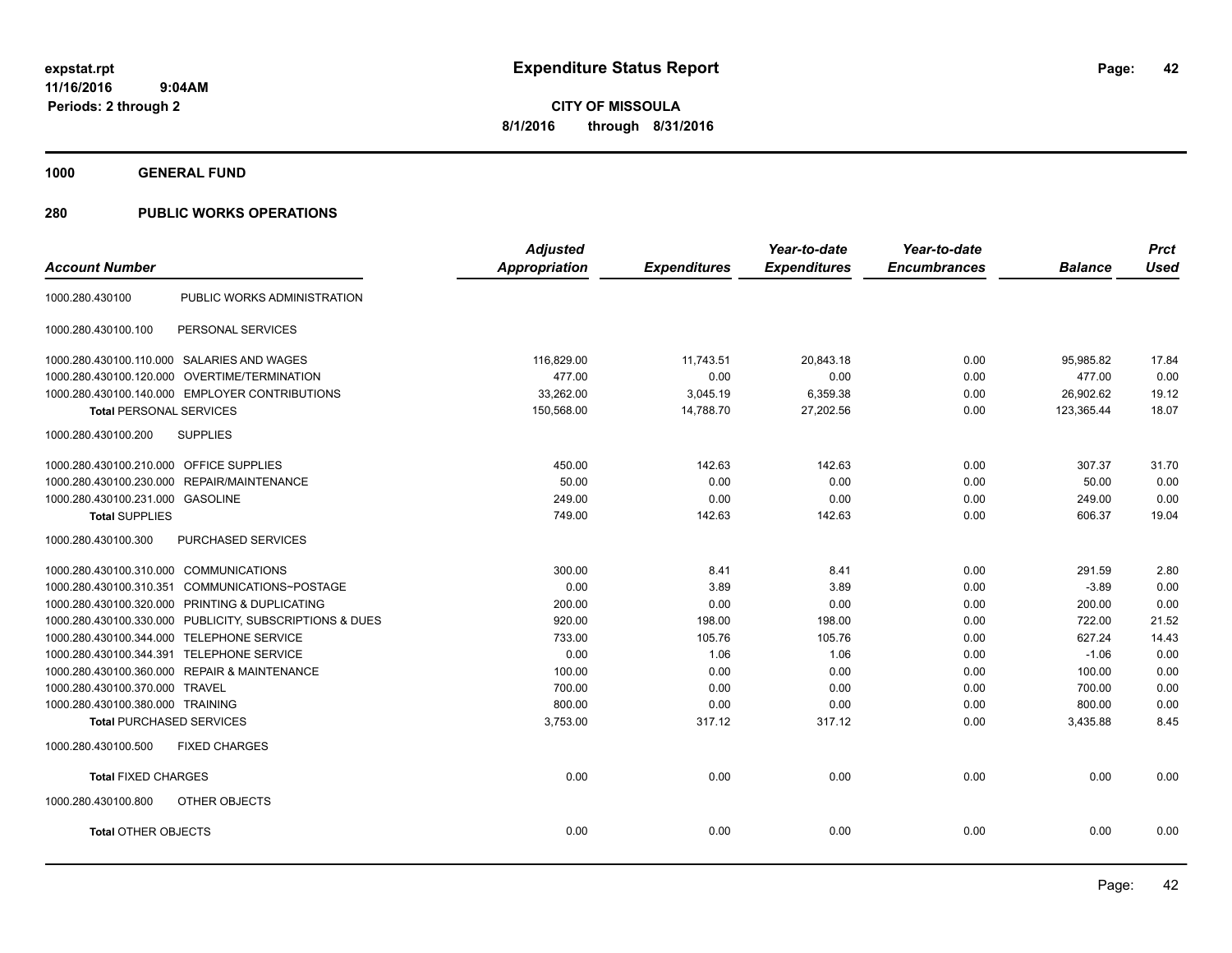**expstat.rpt**
**11/16/2016 9:04AM**
**Periods: 2 through 2**

# Expenditure Status Report

**CITY OF MISSOULA**
**8/1/2016 through 8/31/2016**

## 1000 GENERAL FUND

## 280 PUBLIC WORKS OPERATIONS

| Account Number | | Adjusted Appropriation | Expenditures | Year-to-date Expenditures | Year-to-date Encumbrances | Balance | Prct Used |
|---|---|---|---|---|---|---|---|
| 1000.280.430100 | PUBLIC WORKS ADMINISTRATION | | | | | | |
| 1000.280.430100.100 | PERSONAL SERVICES | | | | | | |
| 1000.280.430100.110.000 | SALARIES AND WAGES | 116,829.00 | 11,743.51 | 20,843.18 | 0.00 | 95,985.82 | 17.84 |
| 1000.280.430100.120.000 | OVERTIME/TERMINATION | 477.00 | 0.00 | 0.00 | 0.00 | 477.00 | 0.00 |
| 1000.280.430100.140.000 | EMPLOYER CONTRIBUTIONS | 33,262.00 | 3,045.19 | 6,359.38 | 0.00 | 26,902.62 | 19.12 |
| **Total** PERSONAL SERVICES | | 150,568.00 | 14,788.70 | 27,202.56 | 0.00 | 123,365.44 | 18.07 |
| 1000.280.430100.200 | SUPPLIES | | | | | | |
| 1000.280.430100.210.000 | OFFICE SUPPLIES | 450.00 | 142.63 | 142.63 | 0.00 | 307.37 | 31.70 |
| 1000.280.430100.230.000 | REPAIR/MAINTENANCE | 50.00 | 0.00 | 0.00 | 0.00 | 50.00 | 0.00 |
| 1000.280.430100.231.000 | GASOLINE | 249.00 | 0.00 | 0.00 | 0.00 | 249.00 | 0.00 |
| **Total** SUPPLIES | | 749.00 | 142.63 | 142.63 | 0.00 | 606.37 | 19.04 |
| 1000.280.430100.300 | PURCHASED SERVICES | | | | | | |
| 1000.280.430100.310.000 | COMMUNICATIONS | 300.00 | 8.41 | 8.41 | 0.00 | 291.59 | 2.80 |
| 1000.280.430100.310.351 | COMMUNICATIONS~POSTAGE | 0.00 | 3.89 | 3.89 | 0.00 | -3.89 | 0.00 |
| 1000.280.430100.320.000 | PRINTING & DUPLICATING | 200.00 | 0.00 | 0.00 | 0.00 | 200.00 | 0.00 |
| 1000.280.430100.330.000 | PUBLICITY, SUBSCRIPTIONS & DUES | 920.00 | 198.00 | 198.00 | 0.00 | 722.00 | 21.52 |
| 1000.280.430100.344.000 | TELEPHONE SERVICE | 733.00 | 105.76 | 105.76 | 0.00 | 627.24 | 14.43 |
| 1000.280.430100.344.391 | TELEPHONE SERVICE | 0.00 | 1.06 | 1.06 | 0.00 | -1.06 | 0.00 |
| 1000.280.430100.360.000 | REPAIR & MAINTENANCE | 100.00 | 0.00 | 0.00 | 0.00 | 100.00 | 0.00 |
| 1000.280.430100.370.000 | TRAVEL | 700.00 | 0.00 | 0.00 | 0.00 | 700.00 | 0.00 |
| 1000.280.430100.380.000 | TRAINING | 800.00 | 0.00 | 0.00 | 0.00 | 800.00 | 0.00 |
| **Total** PURCHASED SERVICES | | 3,753.00 | 317.12 | 317.12 | 0.00 | 3,435.88 | 8.45 |
| 1000.280.430100.500 | FIXED CHARGES | | | | | | |
| **Total** FIXED CHARGES | | 0.00 | 0.00 | 0.00 | 0.00 | 0.00 | 0.00 |
| 1000.280.430100.800 | OTHER OBJECTS | | | | | | |
| **Total** OTHER OBJECTS | | 0.00 | 0.00 | 0.00 | 0.00 | 0.00 | 0.00 |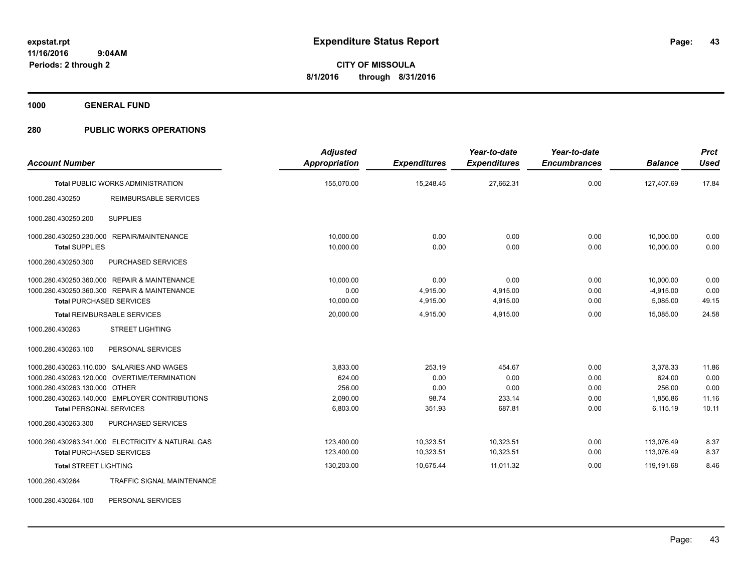# Expenditure Status Report

expstat.rpt
11/16/2016 9:04AM
Periods: 2 through 2

**CITY OF MISSOULA**
**8/1/2016 through 8/31/2016**

**1000 GENERAL FUND**

**280 PUBLIC WORKS OPERATIONS**

| Account Number | | Adjusted Appropriation | Expenditures | Year-to-date Expenditures | Year-to-date Encumbrances | Balance | Prct Used |
|---|---|---|---|---|---|---|---|
| **Total** PUBLIC WORKS ADMINISTRATION | | 155,070.00 | 15,248.45 | 27,662.31 | 0.00 | 127,407.69 | 17.84 |
| 1000.280.430250 | REIMBURSABLE SERVICES | | | | | | |
| 1000.280.430250.200 | SUPPLIES | | | | | | |
| 1000.280.430250.230.000 | REPAIR/MAINTENANCE | 10,000.00 | 0.00 | 0.00 | 0.00 | 10,000.00 | 0.00 |
| **Total** SUPPLIES | | 10,000.00 | 0.00 | 0.00 | 0.00 | 10,000.00 | 0.00 |
| 1000.280.430250.300 | PURCHASED SERVICES | | | | | | |
| 1000.280.430250.360.000 | REPAIR & MAINTENANCE | 10,000.00 | 0.00 | 0.00 | 0.00 | 10,000.00 | 0.00 |
| 1000.280.430250.360.300 | REPAIR & MAINTENANCE | 0.00 | 4,915.00 | 4,915.00 | 0.00 | -4,915.00 | 0.00 |
| **Total** PURCHASED SERVICES | | 10,000.00 | 4,915.00 | 4,915.00 | 0.00 | 5,085.00 | 49.15 |
| **Total** REIMBURSABLE SERVICES | | 20,000.00 | 4,915.00 | 4,915.00 | 0.00 | 15,085.00 | 24.58 |
| 1000.280.430263 | STREET LIGHTING | | | | | | |
| 1000.280.430263.100 | PERSONAL SERVICES | | | | | | |
| 1000.280.430263.110.000 | SALARIES AND WAGES | 3,833.00 | 253.19 | 454.67 | 0.00 | 3,378.33 | 11.86 |
| 1000.280.430263.120.000 | OVERTIME/TERMINATION | 624.00 | 0.00 | 0.00 | 0.00 | 624.00 | 0.00 |
| 1000.280.430263.130.000 | OTHER | 256.00 | 0.00 | 0.00 | 0.00 | 256.00 | 0.00 |
| 1000.280.430263.140.000 | EMPLOYER CONTRIBUTIONS | 2,090.00 | 98.74 | 233.14 | 0.00 | 1,856.86 | 11.16 |
| **Total** PERSONAL SERVICES | | 6,803.00 | 351.93 | 687.81 | 0.00 | 6,115.19 | 10.11 |
| 1000.280.430263.300 | PURCHASED SERVICES | | | | | | |
| 1000.280.430263.341.000 | ELECTRICITY & NATURAL GAS | 123,400.00 | 10,323.51 | 10,323.51 | 0.00 | 113,076.49 | 8.37 |
| **Total** PURCHASED SERVICES | | 123,400.00 | 10,323.51 | 10,323.51 | 0.00 | 113,076.49 | 8.37 |
| **Total** STREET LIGHTING | | 130,203.00 | 10,675.44 | 11,011.32 | 0.00 | 119,191.68 | 8.46 |
| 1000.280.430264 | TRAFFIC SIGNAL MAINTENANCE | | | | | | |
| 1000.280.430264.100 | PERSONAL SERVICES | | | | | | |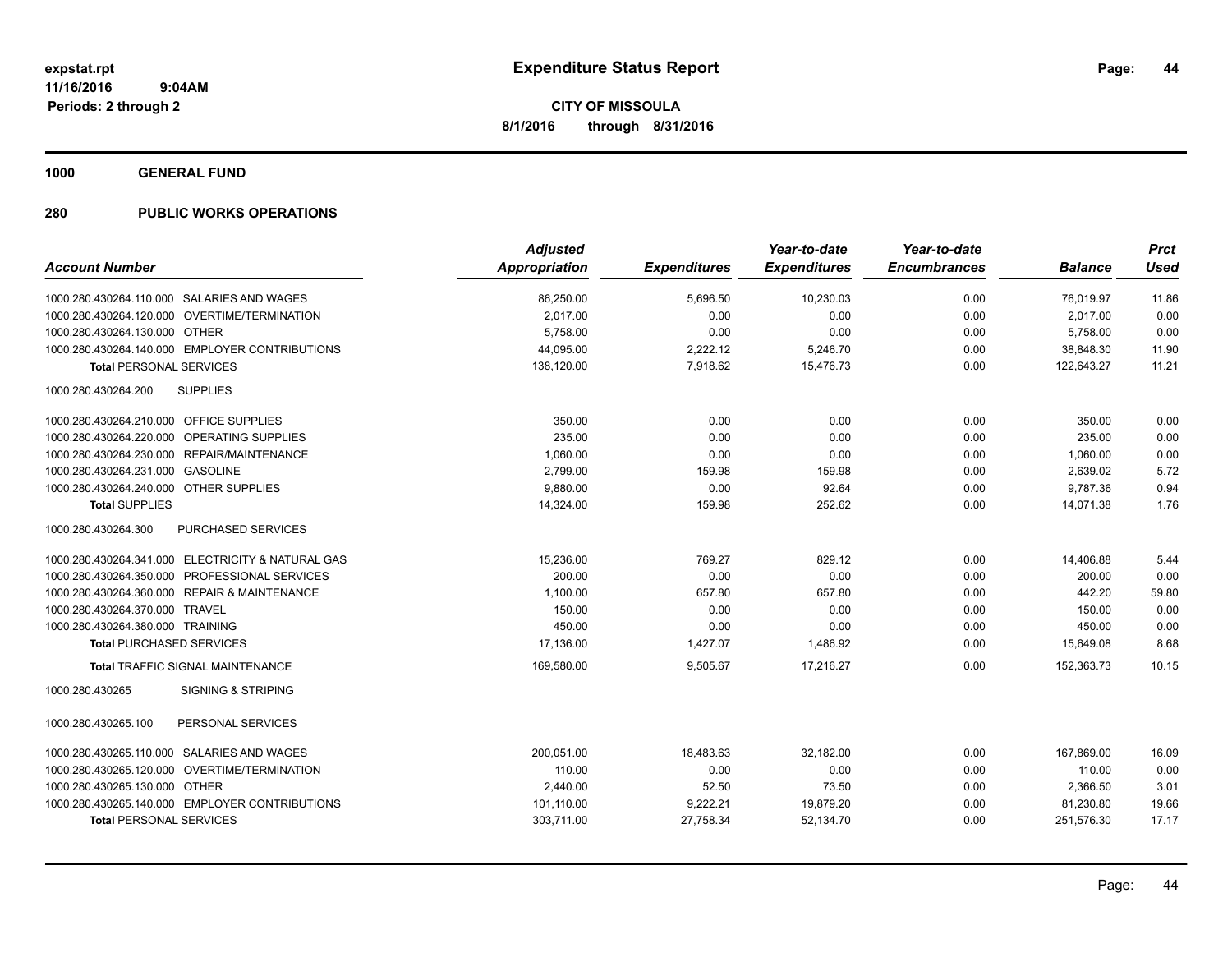**Expenditure Status Report**

**CITY OF MISSOULA**
**8/1/2016 through 8/31/2016**

expstat.rpt
11/16/2016 9:04AM
Periods: 2 through 2

**1000 GENERAL FUND**

**280 PUBLIC WORKS OPERATIONS**

| Account Number | Adjusted Appropriation | Expenditures | Year-to-date Expenditures | Year-to-date Encumbrances | Balance | Prct Used |
|---|---|---|---|---|---|---|
| 1000.280.430264.110.000 SALARIES AND WAGES | 86,250.00 | 5,696.50 | 10,230.03 | 0.00 | 76,019.97 | 11.86 |
| 1000.280.430264.120.000 OVERTIME/TERMINATION | 2,017.00 | 0.00 | 0.00 | 0.00 | 2,017.00 | 0.00 |
| 1000.280.430264.130.000 OTHER | 5,758.00 | 0.00 | 0.00 | 0.00 | 5,758.00 | 0.00 |
| 1000.280.430264.140.000 EMPLOYER CONTRIBUTIONS | 44,095.00 | 2,222.12 | 5,246.70 | 0.00 | 38,848.30 | 11.90 |
| **Total** PERSONAL SERVICES | 138,120.00 | 7,918.62 | 15,476.73 | 0.00 | 122,643.27 | 11.21 |
| 1000.280.430264.200 SUPPLIES | | | | | | |
| 1000.280.430264.210.000 OFFICE SUPPLIES | 350.00 | 0.00 | 0.00 | 0.00 | 350.00 | 0.00 |
| 1000.280.430264.220.000 OPERATING SUPPLIES | 235.00 | 0.00 | 0.00 | 0.00 | 235.00 | 0.00 |
| 1000.280.430264.230.000 REPAIR/MAINTENANCE | 1,060.00 | 0.00 | 0.00 | 0.00 | 1,060.00 | 0.00 |
| 1000.280.430264.231.000 GASOLINE | 2,799.00 | 159.98 | 159.98 | 0.00 | 2,639.02 | 5.72 |
| 1000.280.430264.240.000 OTHER SUPPLIES | 9,880.00 | 0.00 | 92.64 | 0.00 | 9,787.36 | 0.94 |
| **Total** SUPPLIES | 14,324.00 | 159.98 | 252.62 | 0.00 | 14,071.38 | 1.76 |
| 1000.280.430264.300 PURCHASED SERVICES | | | | | | |
| 1000.280.430264.341.000 ELECTRICITY & NATURAL GAS | 15,236.00 | 769.27 | 829.12 | 0.00 | 14,406.88 | 5.44 |
| 1000.280.430264.350.000 PROFESSIONAL SERVICES | 200.00 | 0.00 | 0.00 | 0.00 | 200.00 | 0.00 |
| 1000.280.430264.360.000 REPAIR & MAINTENANCE | 1,100.00 | 657.80 | 657.80 | 0.00 | 442.20 | 59.80 |
| 1000.280.430264.370.000 TRAVEL | 150.00 | 0.00 | 0.00 | 0.00 | 150.00 | 0.00 |
| 1000.280.430264.380.000 TRAINING | 450.00 | 0.00 | 0.00 | 0.00 | 450.00 | 0.00 |
| **Total** PURCHASED SERVICES | 17,136.00 | 1,427.07 | 1,486.92 | 0.00 | 15,649.08 | 8.68 |
| **Total** TRAFFIC SIGNAL MAINTENANCE | 169,580.00 | 9,505.67 | 17,216.27 | 0.00 | 152,363.73 | 10.15 |
| 1000.280.430265 SIGNING & STRIPING | | | | | | |
| 1000.280.430265.100 PERSONAL SERVICES | | | | | | |
| 1000.280.430265.110.000 SALARIES AND WAGES | 200,051.00 | 18,483.63 | 32,182.00 | 0.00 | 167,869.00 | 16.09 |
| 1000.280.430265.120.000 OVERTIME/TERMINATION | 110.00 | 0.00 | 0.00 | 0.00 | 110.00 | 0.00 |
| 1000.280.430265.130.000 OTHER | 2,440.00 | 52.50 | 73.50 | 0.00 | 2,366.50 | 3.01 |
| 1000.280.430265.140.000 EMPLOYER CONTRIBUTIONS | 101,110.00 | 9,222.21 | 19,879.20 | 0.00 | 81,230.80 | 19.66 |
| **Total** PERSONAL SERVICES | 303,711.00 | 27,758.34 | 52,134.70 | 0.00 | 251,576.30 | 17.17 |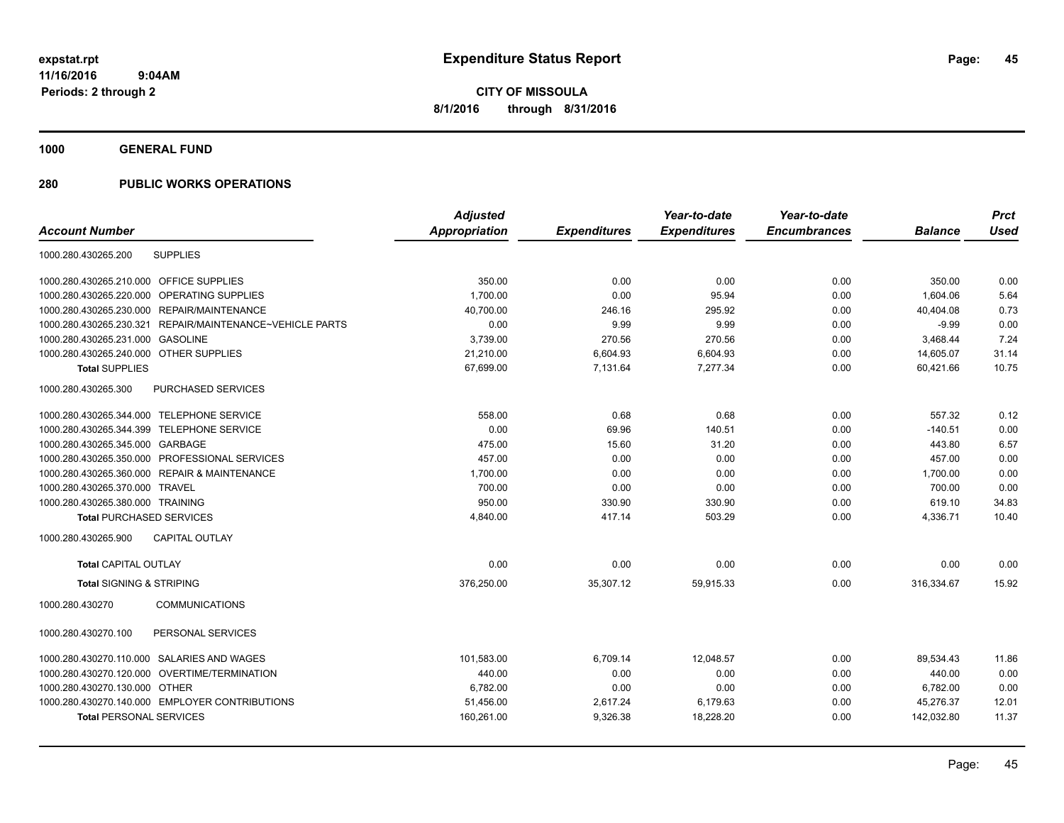**expstat.rpt**
**11/16/2016 9:04AM**
**Periods: 2 through 2**

# Expenditure Status Report

**CITY OF MISSOULA**
**8/1/2016 through 8/31/2016**

## 1000 GENERAL FUND

## 280 PUBLIC WORKS OPERATIONS

| Account Number | | Adjusted Appropriation | Expenditures | Year-to-date Expenditures | Year-to-date Encumbrances | Balance | Prct Used |
|---|---|---|---|---|---|---|---|
| 1000.280.430265.200 | SUPPLIES | | | | | | |
| 1000.280.430265.210.000 | OFFICE SUPPLIES | 350.00 | 0.00 | 0.00 | 0.00 | 350.00 | 0.00 |
| 1000.280.430265.220.000 | OPERATING SUPPLIES | 1,700.00 | 0.00 | 95.94 | 0.00 | 1,604.06 | 5.64 |
| 1000.280.430265.230.000 | REPAIR/MAINTENANCE | 40,700.00 | 246.16 | 295.92 | 0.00 | 40,404.08 | 0.73 |
| 1000.280.430265.230.321 | REPAIR/MAINTENANCE~VEHICLE PARTS | 0.00 | 9.99 | 9.99 | 0.00 | -9.99 | 0.00 |
| 1000.280.430265.231.000 | GASOLINE | 3,739.00 | 270.56 | 270.56 | 0.00 | 3,468.44 | 7.24 |
| 1000.280.430265.240.000 | OTHER SUPPLIES | 21,210.00 | 6,604.93 | 6,604.93 | 0.00 | 14,605.07 | 31.14 |
| **Total SUPPLIES** | | 67,699.00 | 7,131.64 | 7,277.34 | 0.00 | 60,421.66 | 10.75 |
| 1000.280.430265.300 | PURCHASED SERVICES | | | | | | |
| 1000.280.430265.344.000 | TELEPHONE SERVICE | 558.00 | 0.68 | 0.68 | 0.00 | 557.32 | 0.12 |
| 1000.280.430265.344.399 | TELEPHONE SERVICE | 0.00 | 69.96 | 140.51 | 0.00 | -140.51 | 0.00 |
| 1000.280.430265.345.000 | GARBAGE | 475.00 | 15.60 | 31.20 | 0.00 | 443.80 | 6.57 |
| 1000.280.430265.350.000 | PROFESSIONAL SERVICES | 457.00 | 0.00 | 0.00 | 0.00 | 457.00 | 0.00 |
| 1000.280.430265.360.000 | REPAIR & MAINTENANCE | 1,700.00 | 0.00 | 0.00 | 0.00 | 1,700.00 | 0.00 |
| 1000.280.430265.370.000 | TRAVEL | 700.00 | 0.00 | 0.00 | 0.00 | 700.00 | 0.00 |
| 1000.280.430265.380.000 | TRAINING | 950.00 | 330.90 | 330.90 | 0.00 | 619.10 | 34.83 |
| **Total PURCHASED SERVICES** | | 4,840.00 | 417.14 | 503.29 | 0.00 | 4,336.71 | 10.40 |
| 1000.280.430265.900 | CAPITAL OUTLAY | | | | | | |
| **Total CAPITAL OUTLAY** | | 0.00 | 0.00 | 0.00 | 0.00 | 0.00 | 0.00 |
| **Total SIGNING & STRIPING** | | 376,250.00 | 35,307.12 | 59,915.33 | 0.00 | 316,334.67 | 15.92 |
| 1000.280.430270 | COMMUNICATIONS | | | | | | |
| 1000.280.430270.100 | PERSONAL SERVICES | | | | | | |
| 1000.280.430270.110.000 | SALARIES AND WAGES | 101,583.00 | 6,709.14 | 12,048.57 | 0.00 | 89,534.43 | 11.86 |
| 1000.280.430270.120.000 | OVERTIME/TERMINATION | 440.00 | 0.00 | 0.00 | 0.00 | 440.00 | 0.00 |
| 1000.280.430270.130.000 | OTHER | 6,782.00 | 0.00 | 0.00 | 0.00 | 6,782.00 | 0.00 |
| 1000.280.430270.140.000 | EMPLOYER CONTRIBUTIONS | 51,456.00 | 2,617.24 | 6,179.63 | 0.00 | 45,276.37 | 12.01 |
| **Total PERSONAL SERVICES** | | 160,261.00 | 9,326.38 | 18,228.20 | 0.00 | 142,032.80 | 11.37 |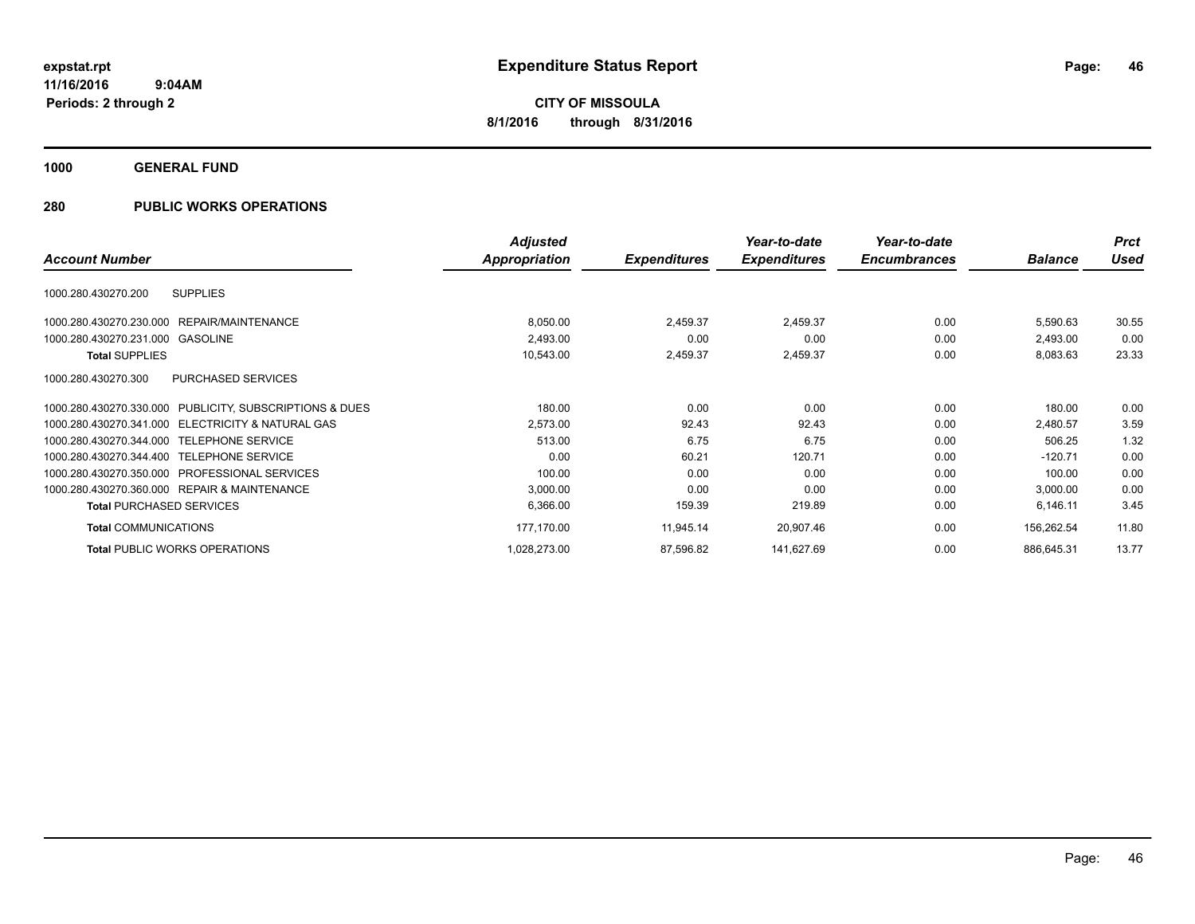**expstat.rpt**
**11/16/2016 9:04AM**
**Periods: 2 through 2**

# Expenditure Status Report

**CITY OF MISSOULA**
**8/1/2016 through 8/31/2016**

## 1000 GENERAL FUND

## 280 PUBLIC WORKS OPERATIONS

| Account Number | | Adjusted Appropriation | Expenditures | Year-to-date Expenditures | Year-to-date Encumbrances | Balance | Prct Used |
|---|---|---|---|---|---|---|---|
| 1000.280.430270.200 | SUPPLIES | | | | | | |
| 1000.280.430270.230.000 | REPAIR/MAINTENANCE | 8,050.00 | 2,459.37 | 2,459.37 | 0.00 | 5,590.63 | 30.55 |
| 1000.280.430270.231.000 | GASOLINE | 2,493.00 | 0.00 | 0.00 | 0.00 | 2,493.00 | 0.00 |
| **Total** SUPPLIES | | 10,543.00 | 2,459.37 | 2,459.37 | 0.00 | 8,083.63 | 23.33 |
| 1000.280.430270.300 | PURCHASED SERVICES | | | | | | |
| 1000.280.430270.330.000 | PUBLICITY, SUBSCRIPTIONS & DUES | 180.00 | 0.00 | 0.00 | 0.00 | 180.00 | 0.00 |
| 1000.280.430270.341.000 | ELECTRICITY & NATURAL GAS | 2,573.00 | 92.43 | 92.43 | 0.00 | 2,480.57 | 3.59 |
| 1000.280.430270.344.000 | TELEPHONE SERVICE | 513.00 | 6.75 | 6.75 | 0.00 | 506.25 | 1.32 |
| 1000.280.430270.344.400 | TELEPHONE SERVICE | 0.00 | 60.21 | 120.71 | 0.00 | -120.71 | 0.00 |
| 1000.280.430270.350.000 | PROFESSIONAL SERVICES | 100.00 | 0.00 | 0.00 | 0.00 | 100.00 | 0.00 |
| 1000.280.430270.360.000 | REPAIR & MAINTENANCE | 3,000.00 | 0.00 | 0.00 | 0.00 | 3,000.00 | 0.00 |
| **Total** PURCHASED SERVICES | | 6,366.00 | 159.39 | 219.89 | 0.00 | 6,146.11 | 3.45 |
| **Total** COMMUNICATIONS | | 177,170.00 | 11,945.14 | 20,907.46 | 0.00 | 156,262.54 | 11.80 |
| **Total** PUBLIC WORKS OPERATIONS | | 1,028,273.00 | 87,596.82 | 141,627.69 | 0.00 | 886,645.31 | 13.77 |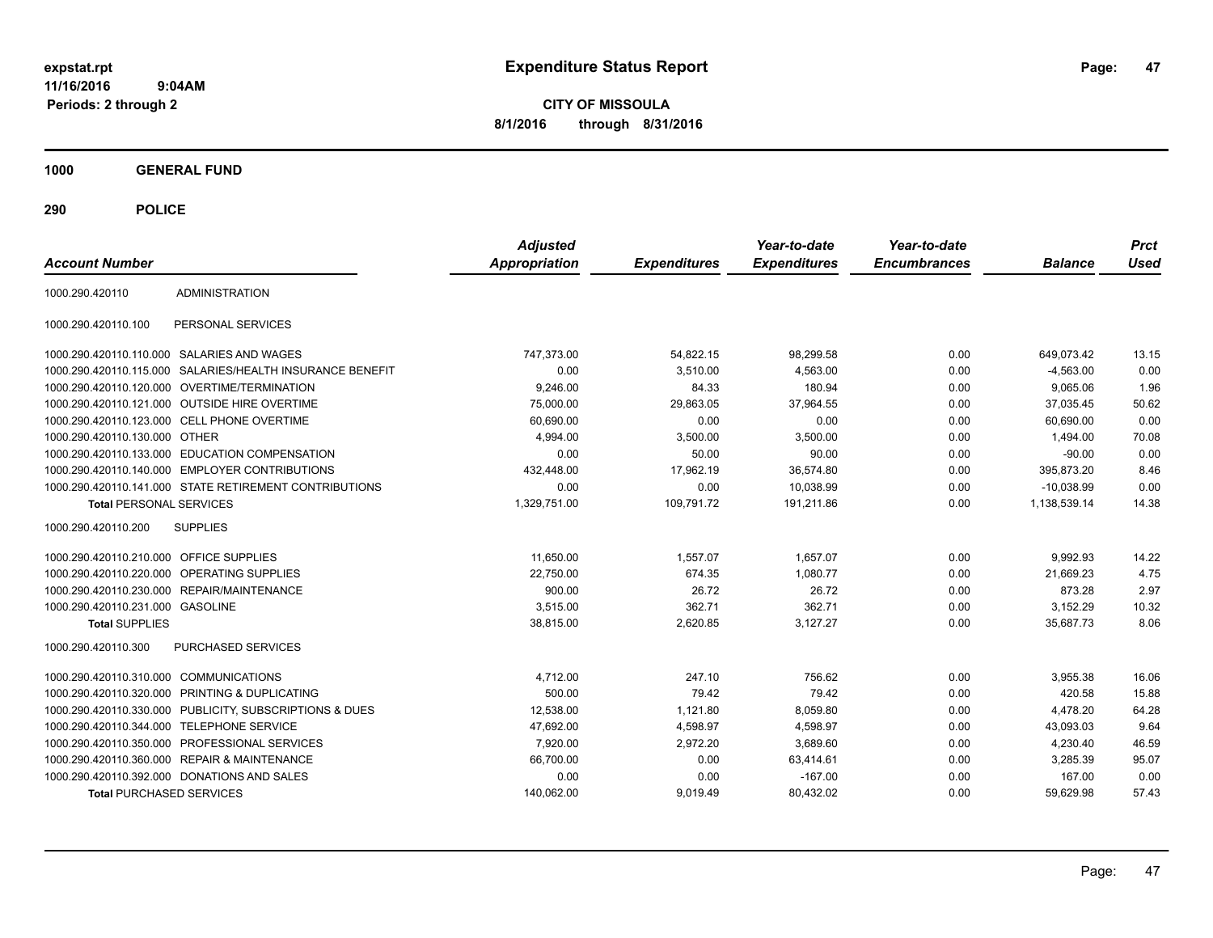# Expenditure Status Report

expstat.rpt
11/16/2016 9:04AM
Periods: 2 through 2

**CITY OF MISSOULA**
**8/1/2016 through 8/31/2016**

## 1000 GENERAL FUND

## 290 POLICE

| Account Number | | Adjusted Appropriation | Expenditures | Year-to-date Expenditures | Year-to-date Encumbrances | Balance | Prct Used |
|---|---|---|---|---|---|---|---|
| 1000.290.420110 | ADMINISTRATION | | | | | | |
| 1000.290.420110.100 | PERSONAL SERVICES | | | | | | |
| 1000.290.420110.110.000 | SALARIES AND WAGES | 747,373.00 | 54,822.15 | 98,299.58 | 0.00 | 649,073.42 | 13.15 |
| 1000.290.420110.115.000 | SALARIES/HEALTH INSURANCE BENEFIT | 0.00 | 3,510.00 | 4,563.00 | 0.00 | -4,563.00 | 0.00 |
| 1000.290.420110.120.000 | OVERTIME/TERMINATION | 9,246.00 | 84.33 | 180.94 | 0.00 | 9,065.06 | 1.96 |
| 1000.290.420110.121.000 | OUTSIDE HIRE OVERTIME | 75,000.00 | 29,863.05 | 37,964.55 | 0.00 | 37,035.45 | 50.62 |
| 1000.290.420110.123.000 | CELL PHONE OVERTIME | 60,690.00 | 0.00 | 0.00 | 0.00 | 60,690.00 | 0.00 |
| 1000.290.420110.130.000 | OTHER | 4,994.00 | 3,500.00 | 3,500.00 | 0.00 | 1,494.00 | 70.08 |
| 1000.290.420110.133.000 | EDUCATION COMPENSATION | 0.00 | 50.00 | 90.00 | 0.00 | -90.00 | 0.00 |
| 1000.290.420110.140.000 | EMPLOYER CONTRIBUTIONS | 432,448.00 | 17,962.19 | 36,574.80 | 0.00 | 395,873.20 | 8.46 |
| 1000.290.420110.141.000 | STATE RETIREMENT CONTRIBUTIONS | 0.00 | 0.00 | 10,038.99 | 0.00 | -10,038.99 | 0.00 |
| **Total** PERSONAL SERVICES | | 1,329,751.00 | 109,791.72 | 191,211.86 | 0.00 | 1,138,539.14 | 14.38 |
| 1000.290.420110.200 | SUPPLIES | | | | | | |
| 1000.290.420110.210.000 | OFFICE SUPPLIES | 11,650.00 | 1,557.07 | 1,657.07 | 0.00 | 9,992.93 | 14.22 |
| 1000.290.420110.220.000 | OPERATING SUPPLIES | 22,750.00 | 674.35 | 1,080.77 | 0.00 | 21,669.23 | 4.75 |
| 1000.290.420110.230.000 | REPAIR/MAINTENANCE | 900.00 | 26.72 | 26.72 | 0.00 | 873.28 | 2.97 |
| 1000.290.420110.231.000 | GASOLINE | 3,515.00 | 362.71 | 362.71 | 0.00 | 3,152.29 | 10.32 |
| **Total** SUPPLIES | | 38,815.00 | 2,620.85 | 3,127.27 | 0.00 | 35,687.73 | 8.06 |
| 1000.290.420110.300 | PURCHASED SERVICES | | | | | | |
| 1000.290.420110.310.000 | COMMUNICATIONS | 4,712.00 | 247.10 | 756.62 | 0.00 | 3,955.38 | 16.06 |
| 1000.290.420110.320.000 | PRINTING & DUPLICATING | 500.00 | 79.42 | 79.42 | 0.00 | 420.58 | 15.88 |
| 1000.290.420110.330.000 | PUBLICITY, SUBSCRIPTIONS & DUES | 12,538.00 | 1,121.80 | 8,059.80 | 0.00 | 4,478.20 | 64.28 |
| 1000.290.420110.344.000 | TELEPHONE SERVICE | 47,692.00 | 4,598.97 | 4,598.97 | 0.00 | 43,093.03 | 9.64 |
| 1000.290.420110.350.000 | PROFESSIONAL SERVICES | 7,920.00 | 2,972.20 | 3,689.60 | 0.00 | 4,230.40 | 46.59 |
| 1000.290.420110.360.000 | REPAIR & MAINTENANCE | 66,700.00 | 0.00 | 63,414.61 | 0.00 | 3,285.39 | 95.07 |
| 1000.290.420110.392.000 | DONATIONS AND SALES | 0.00 | 0.00 | -167.00 | 0.00 | 167.00 | 0.00 |
| **Total** PURCHASED SERVICES | | 140,062.00 | 9,019.49 | 80,432.02 | 0.00 | 59,629.98 | 57.43 |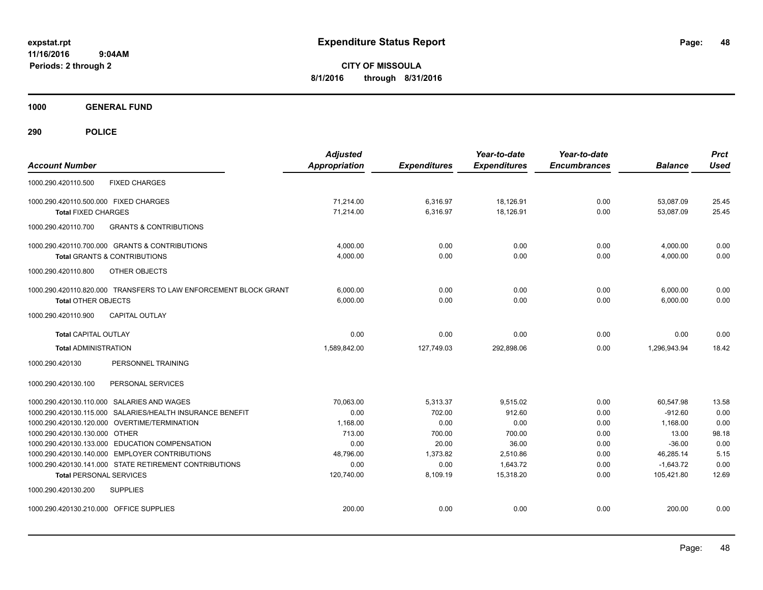**expstat.rpt**
**11/16/2016 9:04AM**
**Periods: 2 through 2**

# Expenditure Status Report

**CITY OF MISSOULA**
**8/1/2016 through 8/31/2016**

## 1000 GENERAL FUND

### 290 POLICE

| Account Number | Adjusted Appropriation | Expenditures | Year-to-date Expenditures | Year-to-date Encumbrances | Balance | Prct Used |
|---|---|---|---|---|---|---|
| 1000.290.420110.500 FIXED CHARGES | | | | | | |
| 1000.290.420110.500.000 FIXED CHARGES | 71,214.00 | 6,316.97 | 18,126.91 | 0.00 | 53,087.09 | 25.45 |
| **Total** FIXED CHARGES | 71,214.00 | 6,316.97 | 18,126.91 | 0.00 | 53,087.09 | 25.45 |
| 1000.290.420110.700 GRANTS & CONTRIBUTIONS | | | | | | |
| 1000.290.420110.700.000 GRANTS & CONTRIBUTIONS | 4,000.00 | 0.00 | 0.00 | 0.00 | 4,000.00 | 0.00 |
| **Total** GRANTS & CONTRIBUTIONS | 4,000.00 | 0.00 | 0.00 | 0.00 | 4,000.00 | 0.00 |
| 1000.290.420110.800 OTHER OBJECTS | | | | | | |
| 1000.290.420110.820.000 TRANSFERS TO LAW ENFORCEMENT BLOCK GRANT | 6,000.00 | 0.00 | 0.00 | 0.00 | 6,000.00 | 0.00 |
| **Total** OTHER OBJECTS | 6,000.00 | 0.00 | 0.00 | 0.00 | 6,000.00 | 0.00 |
| 1000.290.420110.900 CAPITAL OUTLAY | | | | | | |
| **Total** CAPITAL OUTLAY | 0.00 | 0.00 | 0.00 | 0.00 | 0.00 | 0.00 |
| **Total** ADMINISTRATION | 1,589,842.00 | 127,749.03 | 292,898.06 | 0.00 | 1,296,943.94 | 18.42 |
| 1000.290.420130 PERSONNEL TRAINING | | | | | | |
| 1000.290.420130.100 PERSONAL SERVICES | | | | | | |
| 1000.290.420130.110.000 SALARIES AND WAGES | 70,063.00 | 5,313.37 | 9,515.02 | 0.00 | 60,547.98 | 13.58 |
| 1000.290.420130.115.000 SALARIES/HEALTH INSURANCE BENEFIT | 0.00 | 702.00 | 912.60 | 0.00 | -912.60 | 0.00 |
| 1000.290.420130.120.000 OVERTIME/TERMINATION | 1,168.00 | 0.00 | 0.00 | 0.00 | 1,168.00 | 0.00 |
| 1000.290.420130.130.000 OTHER | 713.00 | 700.00 | 700.00 | 0.00 | 13.00 | 98.18 |
| 1000.290.420130.133.000 EDUCATION COMPENSATION | 0.00 | 20.00 | 36.00 | 0.00 | -36.00 | 0.00 |
| 1000.290.420130.140.000 EMPLOYER CONTRIBUTIONS | 48,796.00 | 1,373.82 | 2,510.86 | 0.00 | 46,285.14 | 5.15 |
| 1000.290.420130.141.000 STATE RETIREMENT CONTRIBUTIONS | 0.00 | 0.00 | 1,643.72 | 0.00 | -1,643.72 | 0.00 |
| **Total** PERSONAL SERVICES | 120,740.00 | 8,109.19 | 15,318.20 | 0.00 | 105,421.80 | 12.69 |
| 1000.290.420130.200 SUPPLIES | | | | | | |
| 1000.290.420130.210.000 OFFICE SUPPLIES | 200.00 | 0.00 | 0.00 | 0.00 | 200.00 | 0.00 |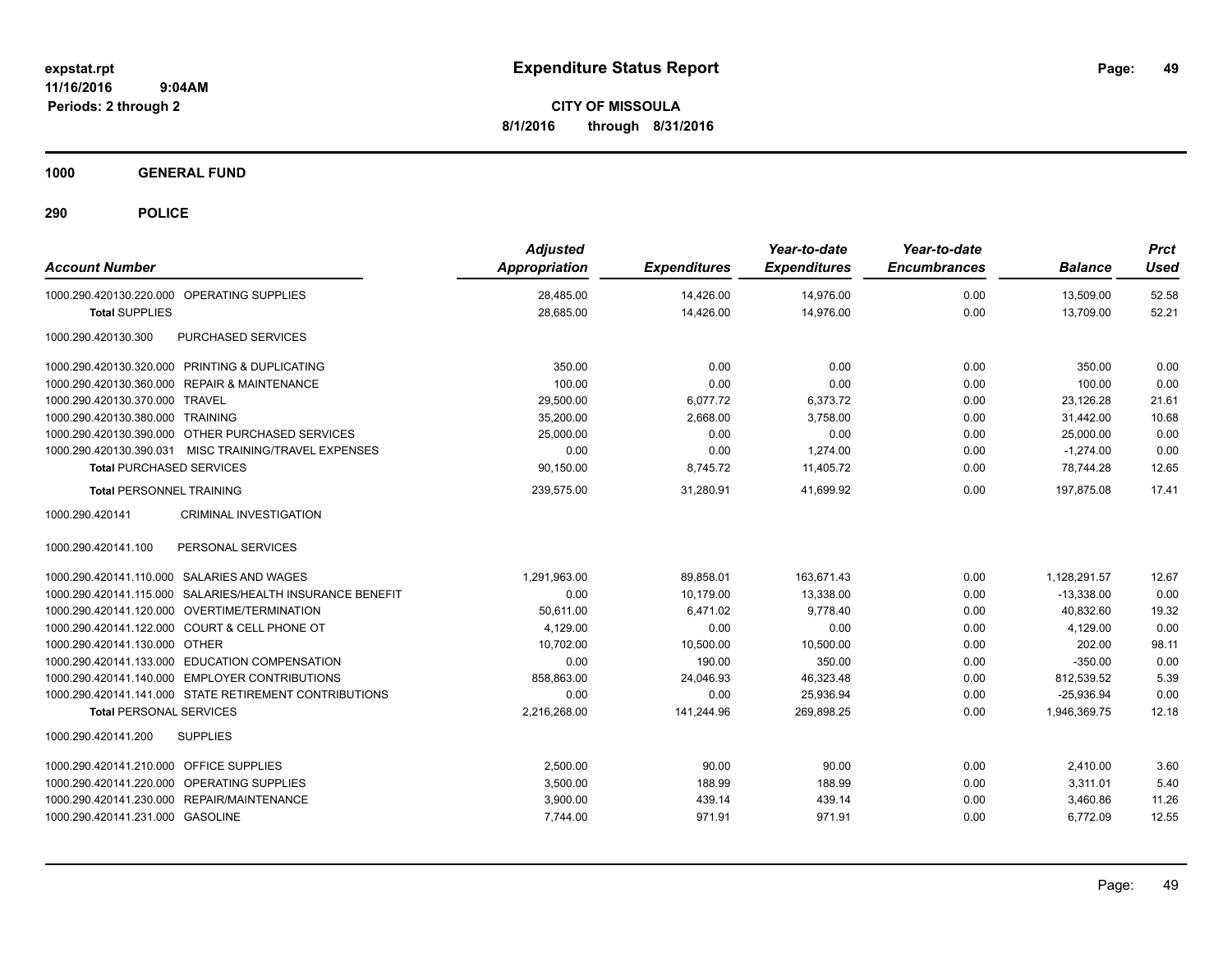**expstat.rpt**
**11/16/2016 9:04AM**
**Periods: 2 through 2**

# Expenditure Status Report

**CITY OF MISSOULA**
**8/1/2016 through 8/31/2016**

## 1000 GENERAL FUND

## 290 POLICE

| Account Number | Adjusted Appropriation | Expenditures | Year-to-date Expenditures | Year-to-date Encumbrances | Balance | Prct Used |
|---|---|---|---|---|---|---|
| 1000.290.420130.220.000 OPERATING SUPPLIES | 28,485.00 | 14,426.00 | 14,976.00 | 0.00 | 13,509.00 | 52.58 |
| **Total SUPPLIES** | 28,685.00 | 14,426.00 | 14,976.00 | 0.00 | 13,709.00 | 52.21 |
| 1000.290.420130.300 PURCHASED SERVICES | | | | | | |
| 1000.290.420130.320.000 PRINTING & DUPLICATING | 350.00 | 0.00 | 0.00 | 0.00 | 350.00 | 0.00 |
| 1000.290.420130.360.000 REPAIR & MAINTENANCE | 100.00 | 0.00 | 0.00 | 0.00 | 100.00 | 0.00 |
| 1000.290.420130.370.000 TRAVEL | 29,500.00 | 6,077.72 | 6,373.72 | 0.00 | 23,126.28 | 21.61 |
| 1000.290.420130.380.000 TRAINING | 35,200.00 | 2,668.00 | 3,758.00 | 0.00 | 31,442.00 | 10.68 |
| 1000.290.420130.390.000 OTHER PURCHASED SERVICES | 25,000.00 | 0.00 | 0.00 | 0.00 | 25,000.00 | 0.00 |
| 1000.290.420130.390.031 MISC TRAINING/TRAVEL EXPENSES | 0.00 | 0.00 | 1,274.00 | 0.00 | -1,274.00 | 0.00 |
| **Total PURCHASED SERVICES** | 90,150.00 | 8,745.72 | 11,405.72 | 0.00 | 78,744.28 | 12.65 |
| **Total PERSONNEL TRAINING** | 239,575.00 | 31,280.91 | 41,699.92 | 0.00 | 197,875.08 | 17.41 |
| 1000.290.420141 CRIMINAL INVESTIGATION | | | | | | |
| 1000.290.420141.100 PERSONAL SERVICES | | | | | | |
| 1000.290.420141.110.000 SALARIES AND WAGES | 1,291,963.00 | 89,858.01 | 163,671.43 | 0.00 | 1,128,291.57 | 12.67 |
| 1000.290.420141.115.000 SALARIES/HEALTH INSURANCE BENEFIT | 0.00 | 10,179.00 | 13,338.00 | 0.00 | -13,338.00 | 0.00 |
| 1000.290.420141.120.000 OVERTIME/TERMINATION | 50,611.00 | 6,471.02 | 9,778.40 | 0.00 | 40,832.60 | 19.32 |
| 1000.290.420141.122.000 COURT & CELL PHONE OT | 4,129.00 | 0.00 | 0.00 | 0.00 | 4,129.00 | 0.00 |
| 1000.290.420141.130.000 OTHER | 10,702.00 | 10,500.00 | 10,500.00 | 0.00 | 202.00 | 98.11 |
| 1000.290.420141.133.000 EDUCATION COMPENSATION | 0.00 | 190.00 | 350.00 | 0.00 | -350.00 | 0.00 |
| 1000.290.420141.140.000 EMPLOYER CONTRIBUTIONS | 858,863.00 | 24,046.93 | 46,323.48 | 0.00 | 812,539.52 | 5.39 |
| 1000.290.420141.141.000 STATE RETIREMENT CONTRIBUTIONS | 0.00 | 0.00 | 25,936.94 | 0.00 | -25,936.94 | 0.00 |
| **Total PERSONAL SERVICES** | 2,216,268.00 | 141,244.96 | 269,898.25 | 0.00 | 1,946,369.75 | 12.18 |
| 1000.290.420141.200 SUPPLIES | | | | | | |
| 1000.290.420141.210.000 OFFICE SUPPLIES | 2,500.00 | 90.00 | 90.00 | 0.00 | 2,410.00 | 3.60 |
| 1000.290.420141.220.000 OPERATING SUPPLIES | 3,500.00 | 188.99 | 188.99 | 0.00 | 3,311.01 | 5.40 |
| 1000.290.420141.230.000 REPAIR/MAINTENANCE | 3,900.00 | 439.14 | 439.14 | 0.00 | 3,460.86 | 11.26 |
| 1000.290.420141.231.000 GASOLINE | 7,744.00 | 971.91 | 971.91 | 0.00 | 6,772.09 | 12.55 |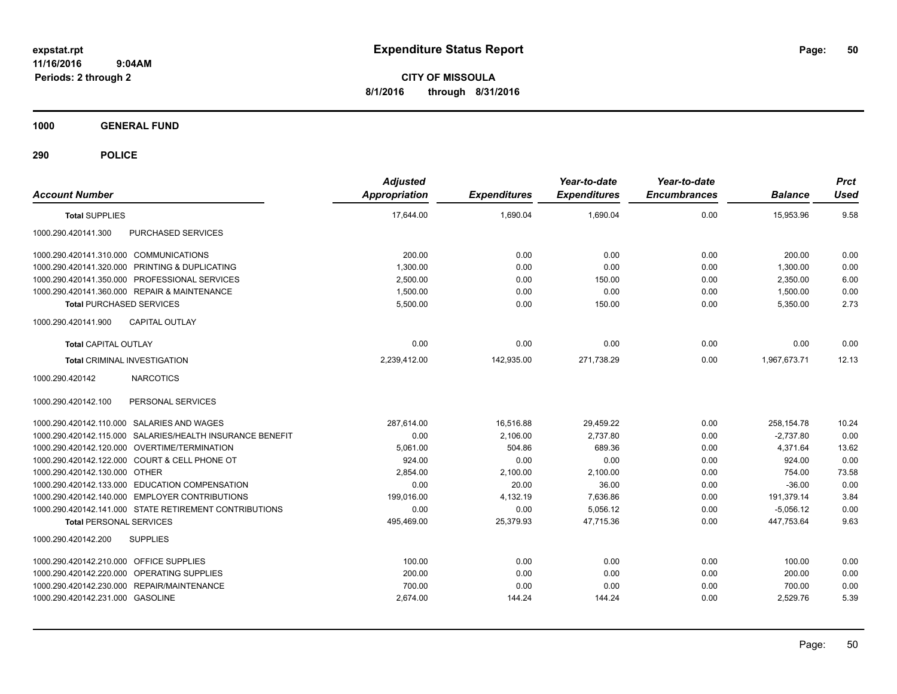expstat.rpt
11/16/2016 9:04AM
Periods: 2 through 2

# Expenditure Status Report

**CITY OF MISSOULA**
**8/1/2016 through 8/31/2016**

**1000 GENERAL FUND**

**290 POLICE**

| Account Number | Adjusted Appropriation | Expenditures | Year-to-date Expenditures | Year-to-date Encumbrances | Balance | Prct Used |
|---|---|---|---|---|---|---|
| **Total SUPPLIES** | 17,644.00 | 1,690.04 | 1,690.04 | 0.00 | 15,953.96 | 9.58 |
| 1000.290.420141.300 PURCHASED SERVICES | | | | | | |
| 1000.290.420141.310.000 COMMUNICATIONS | 200.00 | 0.00 | 0.00 | 0.00 | 200.00 | 0.00 |
| 1000.290.420141.320.000 PRINTING & DUPLICATING | 1,300.00 | 0.00 | 0.00 | 0.00 | 1,300.00 | 0.00 |
| 1000.290.420141.350.000 PROFESSIONAL SERVICES | 2,500.00 | 0.00 | 150.00 | 0.00 | 2,350.00 | 6.00 |
| 1000.290.420141.360.000 REPAIR & MAINTENANCE | 1,500.00 | 0.00 | 0.00 | 0.00 | 1,500.00 | 0.00 |
| **Total PURCHASED SERVICES** | 5,500.00 | 0.00 | 150.00 | 0.00 | 5,350.00 | 2.73 |
| 1000.290.420141.900 CAPITAL OUTLAY | | | | | | |
| **Total CAPITAL OUTLAY** | 0.00 | 0.00 | 0.00 | 0.00 | 0.00 | 0.00 |
| **Total CRIMINAL INVESTIGATION** | 2,239,412.00 | 142,935.00 | 271,738.29 | 0.00 | 1,967,673.71 | 12.13 |
| 1000.290.420142 NARCOTICS | | | | | | |
| 1000.290.420142.100 PERSONAL SERVICES | | | | | | |
| 1000.290.420142.110.000 SALARIES AND WAGES | 287,614.00 | 16,516.88 | 29,459.22 | 0.00 | 258,154.78 | 10.24 |
| 1000.290.420142.115.000 SALARIES/HEALTH INSURANCE BENEFIT | 0.00 | 2,106.00 | 2,737.80 | 0.00 | -2,737.80 | 0.00 |
| 1000.290.420142.120.000 OVERTIME/TERMINATION | 5,061.00 | 504.86 | 689.36 | 0.00 | 4,371.64 | 13.62 |
| 1000.290.420142.122.000 COURT & CELL PHONE OT | 924.00 | 0.00 | 0.00 | 0.00 | 924.00 | 0.00 |
| 1000.290.420142.130.000 OTHER | 2,854.00 | 2,100.00 | 2,100.00 | 0.00 | 754.00 | 73.58 |
| 1000.290.420142.133.000 EDUCATION COMPENSATION | 0.00 | 20.00 | 36.00 | 0.00 | -36.00 | 0.00 |
| 1000.290.420142.140.000 EMPLOYER CONTRIBUTIONS | 199,016.00 | 4,132.19 | 7,636.86 | 0.00 | 191,379.14 | 3.84 |
| 1000.290.420142.141.000 STATE RETIREMENT CONTRIBUTIONS | 0.00 | 0.00 | 5,056.12 | 0.00 | -5,056.12 | 0.00 |
| **Total PERSONAL SERVICES** | 495,469.00 | 25,379.93 | 47,715.36 | 0.00 | 447,753.64 | 9.63 |
| 1000.290.420142.200 SUPPLIES | | | | | | |
| 1000.290.420142.210.000 OFFICE SUPPLIES | 100.00 | 0.00 | 0.00 | 0.00 | 100.00 | 0.00 |
| 1000.290.420142.220.000 OPERATING SUPPLIES | 200.00 | 0.00 | 0.00 | 0.00 | 200.00 | 0.00 |
| 1000.290.420142.230.000 REPAIR/MAINTENANCE | 700.00 | 0.00 | 0.00 | 0.00 | 700.00 | 0.00 |
| 1000.290.420142.231.000 GASOLINE | 2,674.00 | 144.24 | 144.24 | 0.00 | 2,529.76 | 5.39 |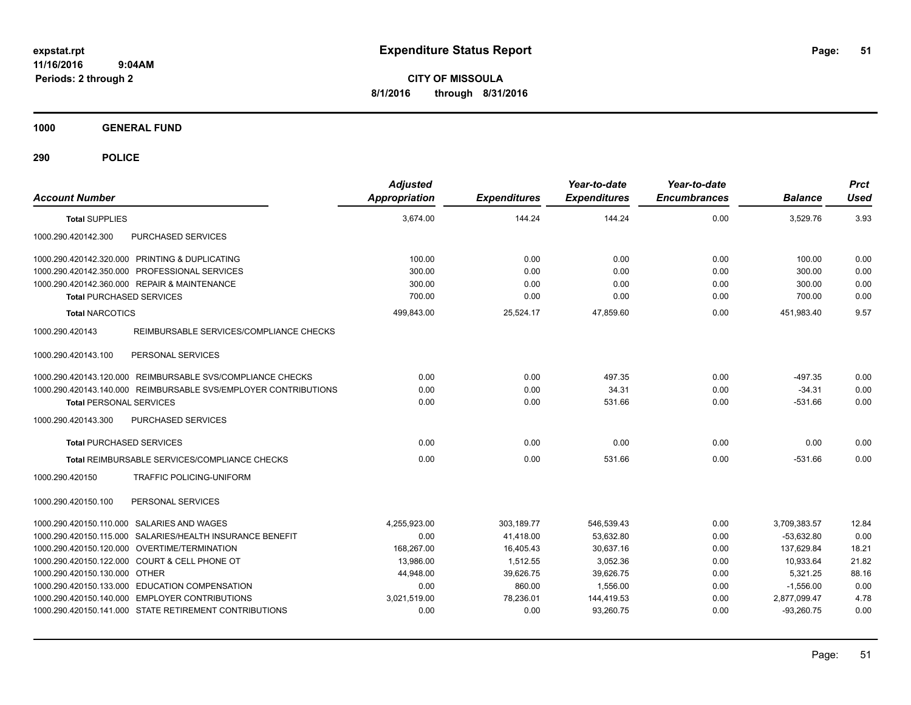**expstat.rpt**
**11/16/2016 9:04AM**
**Periods: 2 through 2**

# Expenditure Status Report

**CITY OF MISSOULA**
**8/1/2016 through 8/31/2016**

## 1000 GENERAL FUND

## 290 POLICE

| Account Number | Adjusted Appropriation | Expenditures | Year-to-date Expenditures | Year-to-date Encumbrances | Balance | Prct Used |
|---|---|---|---|---|---|---|
| **Total SUPPLIES** | 3,674.00 | 144.24 | 144.24 | 0.00 | 3,529.76 | 3.93 |
| 1000.290.420142.300 PURCHASED SERVICES | | | | | | |
| 1000.290.420142.320.000 PRINTING & DUPLICATING | 100.00 | 0.00 | 0.00 | 0.00 | 100.00 | 0.00 |
| 1000.290.420142.350.000 PROFESSIONAL SERVICES | 300.00 | 0.00 | 0.00 | 0.00 | 300.00 | 0.00 |
| 1000.290.420142.360.000 REPAIR & MAINTENANCE | 300.00 | 0.00 | 0.00 | 0.00 | 300.00 | 0.00 |
| **Total PURCHASED SERVICES** | 700.00 | 0.00 | 0.00 | 0.00 | 700.00 | 0.00 |
| **Total NARCOTICS** | 499,843.00 | 25,524.17 | 47,859.60 | 0.00 | 451,983.40 | 9.57 |
| 1000.290.420143 REIMBURSABLE SERVICES/COMPLIANCE CHECKS | | | | | | |
| 1000.290.420143.100 PERSONAL SERVICES | | | | | | |
| 1000.290.420143.120.000 REIMBURSABLE SVS/COMPLIANCE CHECKS | 0.00 | 0.00 | 497.35 | 0.00 | -497.35 | 0.00 |
| 1000.290.420143.140.000 REIMBURSABLE SVS/EMPLOYER CONTRIBUTIONS | 0.00 | 0.00 | 34.31 | 0.00 | -34.31 | 0.00 |
| **Total PERSONAL SERVICES** | 0.00 | 0.00 | 531.66 | 0.00 | -531.66 | 0.00 |
| 1000.290.420143.300 PURCHASED SERVICES | | | | | | |
| **Total PURCHASED SERVICES** | 0.00 | 0.00 | 0.00 | 0.00 | 0.00 | 0.00 |
| **Total REIMBURSABLE SERVICES/COMPLIANCE CHECKS** | 0.00 | 0.00 | 531.66 | 0.00 | -531.66 | 0.00 |
| 1000.290.420150 TRAFFIC POLICING-UNIFORM | | | | | | |
| 1000.290.420150.100 PERSONAL SERVICES | | | | | | |
| 1000.290.420150.110.000 SALARIES AND WAGES | 4,255,923.00 | 303,189.77 | 546,539.43 | 0.00 | 3,709,383.57 | 12.84 |
| 1000.290.420150.115.000 SALARIES/HEALTH INSURANCE BENEFIT | 0.00 | 41,418.00 | 53,632.80 | 0.00 | -53,632.80 | 0.00 |
| 1000.290.420150.120.000 OVERTIME/TERMINATION | 168,267.00 | 16,405.43 | 30,637.16 | 0.00 | 137,629.84 | 18.21 |
| 1000.290.420150.122.000 COURT & CELL PHONE OT | 13,986.00 | 1,512.55 | 3,052.36 | 0.00 | 10,933.64 | 21.82 |
| 1000.290.420150.130.000 OTHER | 44,948.00 | 39,626.75 | 39,626.75 | 0.00 | 5,321.25 | 88.16 |
| 1000.290.420150.133.000 EDUCATION COMPENSATION | 0.00 | 860.00 | 1,556.00 | 0.00 | -1,556.00 | 0.00 |
| 1000.290.420150.140.000 EMPLOYER CONTRIBUTIONS | 3,021,519.00 | 78,236.01 | 144,419.53 | 0.00 | 2,877,099.47 | 4.78 |
| 1000.290.420150.141.000 STATE RETIREMENT CONTRIBUTIONS | 0.00 | 0.00 | 93,260.75 | 0.00 | -93,260.75 | 0.00 |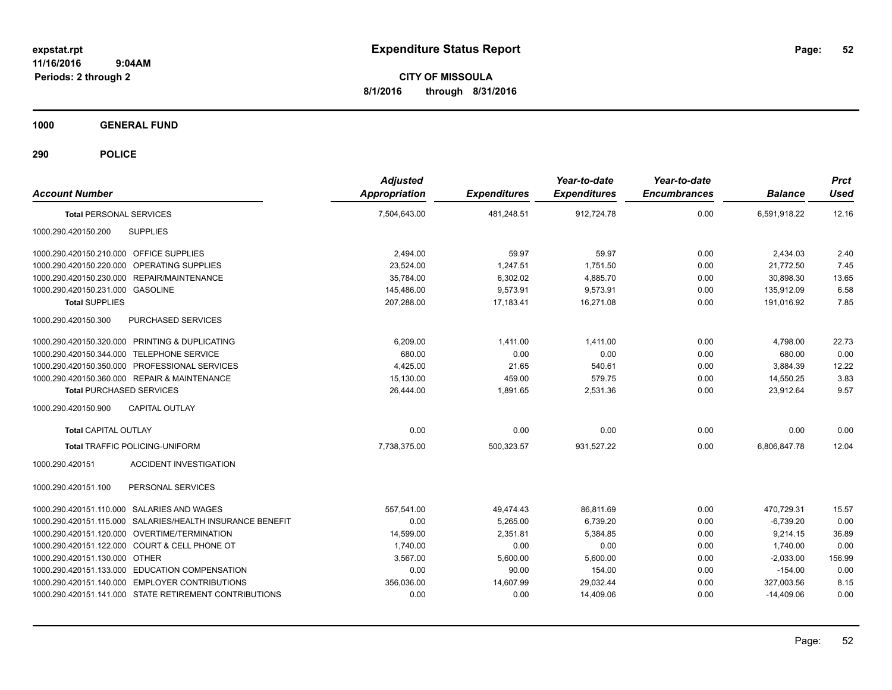**expstat.rpt**
**11/16/2016 9:04AM**
**Periods: 2 through 2**

# Expenditure Status Report

**CITY OF MISSOULA**
**8/1/2016 through 8/31/2016**

## 1000 GENERAL FUND

## 290 POLICE

| Account Number | | Adjusted Appropriation | Expenditures | Year-to-date Expenditures | Year-to-date Encumbrances | Balance | Prct Used |
|---|---|---|---|---|---|---|---|
| **Total** PERSONAL SERVICES | | 7,504,643.00 | 481,248.51 | 912,724.78 | 0.00 | 6,591,918.22 | 12.16 |
| 1000.290.420150.200 | SUPPLIES | | | | | | |
| 1000.290.420150.210.000 | OFFICE SUPPLIES | 2,494.00 | 59.97 | 59.97 | 0.00 | 2,434.03 | 2.40 |
| 1000.290.420150.220.000 | OPERATING SUPPLIES | 23,524.00 | 1,247.51 | 1,751.50 | 0.00 | 21,772.50 | 7.45 |
| 1000.290.420150.230.000 | REPAIR/MAINTENANCE | 35,784.00 | 6,302.02 | 4,885.70 | 0.00 | 30,898.30 | 13.65 |
| 1000.290.420150.231.000 | GASOLINE | 145,486.00 | 9,573.91 | 9,573.91 | 0.00 | 135,912.09 | 6.58 |
| **Total** SUPPLIES | | 207,288.00 | 17,183.41 | 16,271.08 | 0.00 | 191,016.92 | 7.85 |
| 1000.290.420150.300 | PURCHASED SERVICES | | | | | | |
| 1000.290.420150.320.000 | PRINTING & DUPLICATING | 6,209.00 | 1,411.00 | 1,411.00 | 0.00 | 4,798.00 | 22.73 |
| 1000.290.420150.344.000 | TELEPHONE SERVICE | 680.00 | 0.00 | 0.00 | 0.00 | 680.00 | 0.00 |
| 1000.290.420150.350.000 | PROFESSIONAL SERVICES | 4,425.00 | 21.65 | 540.61 | 0.00 | 3,884.39 | 12.22 |
| 1000.290.420150.360.000 | REPAIR & MAINTENANCE | 15,130.00 | 459.00 | 579.75 | 0.00 | 14,550.25 | 3.83 |
| **Total** PURCHASED SERVICES | | 26,444.00 | 1,891.65 | 2,531.36 | 0.00 | 23,912.64 | 9.57 |
| 1000.290.420150.900 | CAPITAL OUTLAY | | | | | | |
| **Total** CAPITAL OUTLAY | | 0.00 | 0.00 | 0.00 | 0.00 | 0.00 | 0.00 |
| **Total** TRAFFIC POLICING-UNIFORM | | 7,738,375.00 | 500,323.57 | 931,527.22 | 0.00 | 6,806,847.78 | 12.04 |
| 1000.290.420151 | ACCIDENT INVESTIGATION | | | | | | |
| 1000.290.420151.100 | PERSONAL SERVICES | | | | | | |
| 1000.290.420151.110.000 | SALARIES AND WAGES | 557,541.00 | 49,474.43 | 86,811.69 | 0.00 | 470,729.31 | 15.57 |
| 1000.290.420151.115.000 | SALARIES/HEALTH INSURANCE BENEFIT | 0.00 | 5,265.00 | 6,739.20 | 0.00 | -6,739.20 | 0.00 |
| 1000.290.420151.120.000 | OVERTIME/TERMINATION | 14,599.00 | 2,351.81 | 5,384.85 | 0.00 | 9,214.15 | 36.89 |
| 1000.290.420151.122.000 | COURT & CELL PHONE OT | 1,740.00 | 0.00 | 0.00 | 0.00 | 1,740.00 | 0.00 |
| 1000.290.420151.130.000 | OTHER | 3,567.00 | 5,600.00 | 5,600.00 | 0.00 | -2,033.00 | 156.99 |
| 1000.290.420151.133.000 | EDUCATION COMPENSATION | 0.00 | 90.00 | 154.00 | 0.00 | -154.00 | 0.00 |
| 1000.290.420151.140.000 | EMPLOYER CONTRIBUTIONS | 356,036.00 | 14,607.99 | 29,032.44 | 0.00 | 327,003.56 | 8.15 |
| 1000.290.420151.141.000 | STATE RETIREMENT CONTRIBUTIONS | 0.00 | 0.00 | 14,409.06 | 0.00 | -14,409.06 | 0.00 |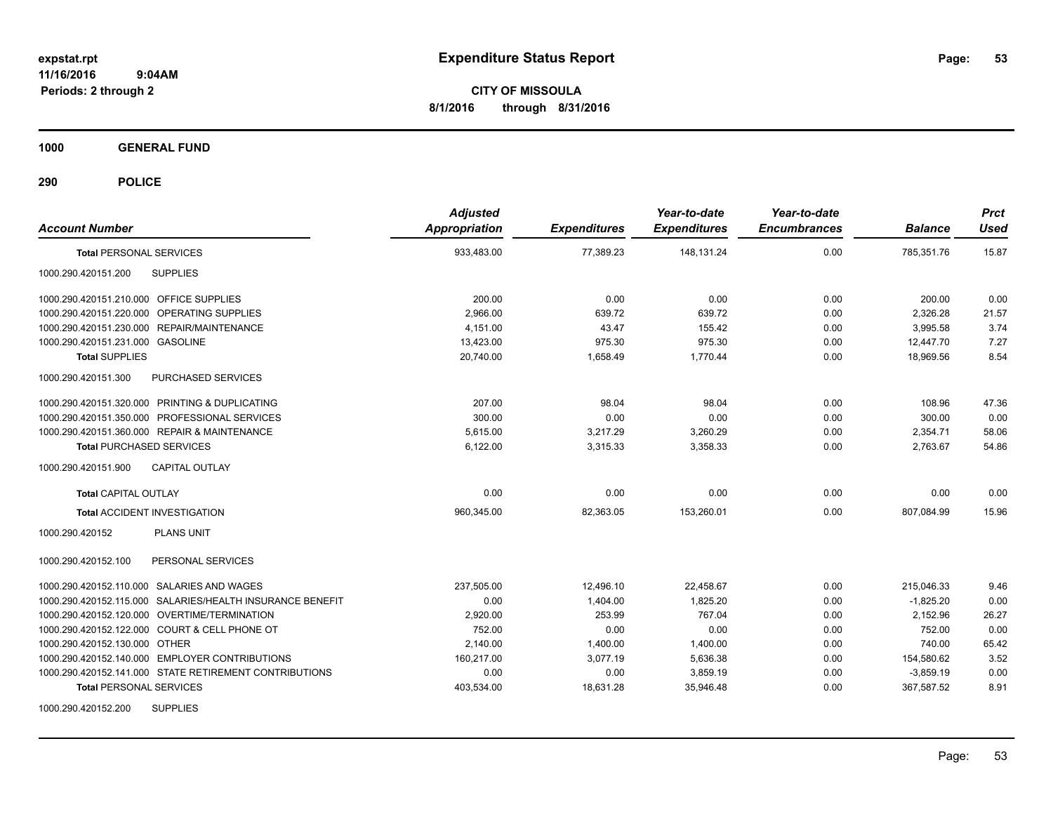# Expenditure Status Report

**CITY OF MISSOULA**

**8/1/2016 through 8/31/2016**

expstat.rpt
11/16/2016 9:04AM
Periods: 2 through 2

**1000 GENERAL FUND**

**290 POLICE**

| Account Number | | Adjusted Appropriation | Expenditures | Year-to-date Expenditures | Year-to-date Encumbrances | Balance | Prct Used |
|---|---|---|---|---|---|---|---|
| **Total** PERSONAL SERVICES | | 933,483.00 | 77,389.23 | 148,131.24 | 0.00 | 785,351.76 | 15.87 |
| 1000.290.420151.200 | SUPPLIES | | | | | | |
| 1000.290.420151.210.000 | OFFICE SUPPLIES | 200.00 | 0.00 | 0.00 | 0.00 | 200.00 | 0.00 |
| 1000.290.420151.220.000 | OPERATING SUPPLIES | 2,966.00 | 639.72 | 639.72 | 0.00 | 2,326.28 | 21.57 |
| 1000.290.420151.230.000 | REPAIR/MAINTENANCE | 4,151.00 | 43.47 | 155.42 | 0.00 | 3,995.58 | 3.74 |
| 1000.290.420151.231.000 | GASOLINE | 13,423.00 | 975.30 | 975.30 | 0.00 | 12,447.70 | 7.27 |
| **Total SUPPLIES** | | 20,740.00 | 1,658.49 | 1,770.44 | 0.00 | 18,969.56 | 8.54 |
| 1000.290.420151.300 | PURCHASED SERVICES | | | | | | |
| 1000.290.420151.320.000 | PRINTING & DUPLICATING | 207.00 | 98.04 | 98.04 | 0.00 | 108.96 | 47.36 |
| 1000.290.420151.350.000 | PROFESSIONAL SERVICES | 300.00 | 0.00 | 0.00 | 0.00 | 300.00 | 0.00 |
| 1000.290.420151.360.000 | REPAIR & MAINTENANCE | 5,615.00 | 3,217.29 | 3,260.29 | 0.00 | 2,354.71 | 58.06 |
| **Total** PURCHASED SERVICES | | 6,122.00 | 3,315.33 | 3,358.33 | 0.00 | 2,763.67 | 54.86 |
| 1000.290.420151.900 | CAPITAL OUTLAY | | | | | | |
| **Total** CAPITAL OUTLAY | | 0.00 | 0.00 | 0.00 | 0.00 | 0.00 | 0.00 |
| **Total** ACCIDENT INVESTIGATION | | 960,345.00 | 82,363.05 | 153,260.01 | 0.00 | 807,084.99 | 15.96 |
| 1000.290.420152 | PLANS UNIT | | | | | | |
| 1000.290.420152.100 | PERSONAL SERVICES | | | | | | |
| 1000.290.420152.110.000 | SALARIES AND WAGES | 237,505.00 | 12,496.10 | 22,458.67 | 0.00 | 215,046.33 | 9.46 |
| 1000.290.420152.115.000 | SALARIES/HEALTH INSURANCE BENEFIT | 0.00 | 1,404.00 | 1,825.20 | 0.00 | -1,825.20 | 0.00 |
| 1000.290.420152.120.000 | OVERTIME/TERMINATION | 2,920.00 | 253.99 | 767.04 | 0.00 | 2,152.96 | 26.27 |
| 1000.290.420152.122.000 | COURT & CELL PHONE OT | 752.00 | 0.00 | 0.00 | 0.00 | 752.00 | 0.00 |
| 1000.290.420152.130.000 | OTHER | 2,140.00 | 1,400.00 | 1,400.00 | 0.00 | 740.00 | 65.42 |
| 1000.290.420152.140.000 | EMPLOYER CONTRIBUTIONS | 160,217.00 | 3,077.19 | 5,636.38 | 0.00 | 154,580.62 | 3.52 |
| 1000.290.420152.141.000 | STATE RETIREMENT CONTRIBUTIONS | 0.00 | 0.00 | 3,859.19 | 0.00 | -3,859.19 | 0.00 |
| **Total** PERSONAL SERVICES | | 403,534.00 | 18,631.28 | 35,946.48 | 0.00 | 367,587.52 | 8.91 |
| 1000.290.420152.200 | SUPPLIES | | | | | | |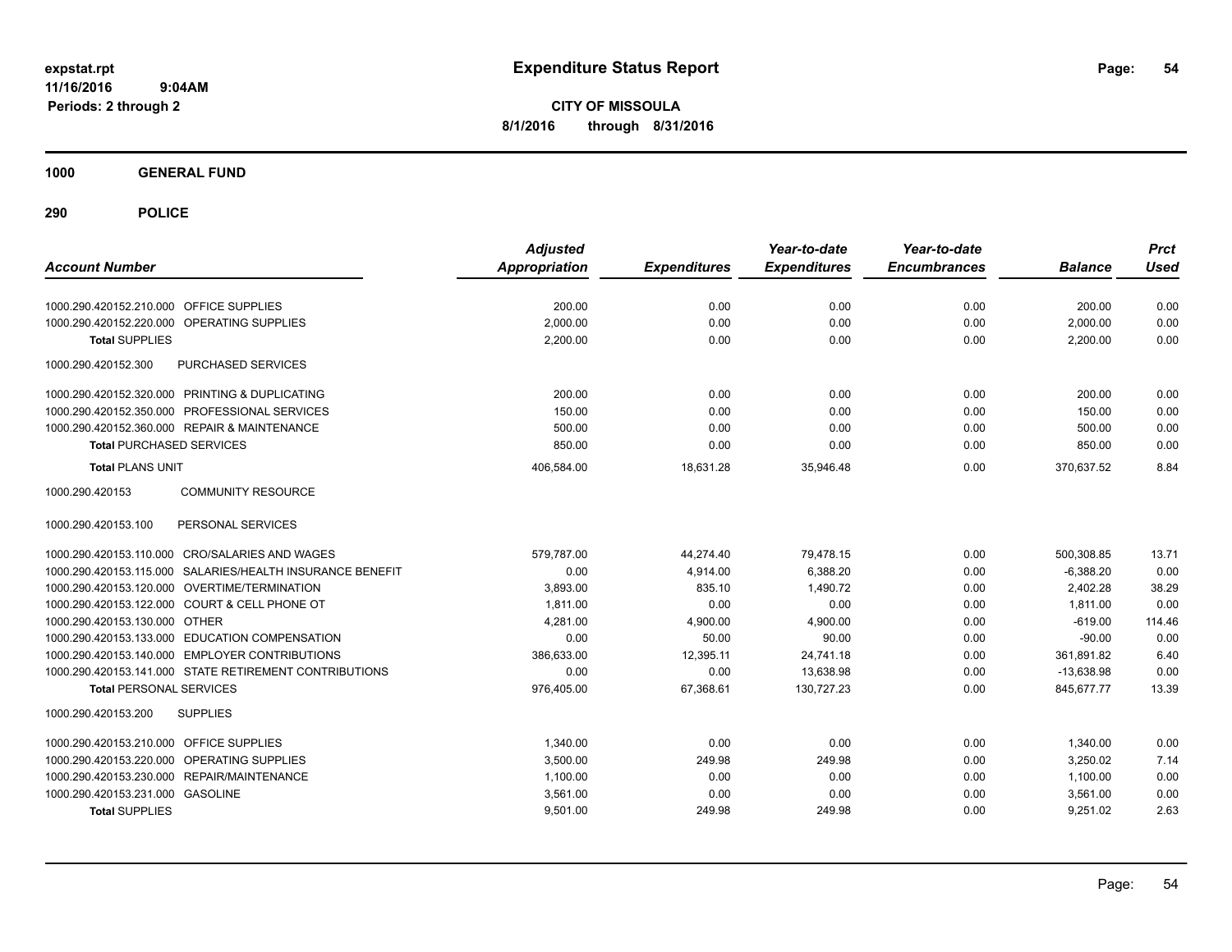**expstat.rpt**
**11/16/2016 9:04AM**
**Periods: 2 through 2**

# Expenditure Status Report

**CITY OF MISSOULA**
**8/1/2016 through 8/31/2016**

## 1000 GENERAL FUND

## 290 POLICE

| Account Number | | Adjusted Appropriation | Expenditures | Year-to-date Expenditures | Year-to-date Encumbrances | Balance | Prct Used |
|---|---|---|---|---|---|---|---|
| 1000.290.420152.210.000 | OFFICE SUPPLIES | 200.00 | 0.00 | 0.00 | 0.00 | 200.00 | 0.00 |
| 1000.290.420152.220.000 | OPERATING SUPPLIES | 2,000.00 | 0.00 | 0.00 | 0.00 | 2,000.00 | 0.00 |
| **Total** SUPPLIES | | 2,200.00 | 0.00 | 0.00 | 0.00 | 2,200.00 | 0.00 |
| 1000.290.420152.300 | PURCHASED SERVICES | | | | | | |
| 1000.290.420152.320.000 | PRINTING & DUPLICATING | 200.00 | 0.00 | 0.00 | 0.00 | 200.00 | 0.00 |
| 1000.290.420152.350.000 | PROFESSIONAL SERVICES | 150.00 | 0.00 | 0.00 | 0.00 | 150.00 | 0.00 |
| 1000.290.420152.360.000 | REPAIR & MAINTENANCE | 500.00 | 0.00 | 0.00 | 0.00 | 500.00 | 0.00 |
| **Total** PURCHASED SERVICES | | 850.00 | 0.00 | 0.00 | 0.00 | 850.00 | 0.00 |
| **Total** PLANS UNIT | | 406,584.00 | 18,631.28 | 35,946.48 | 0.00 | 370,637.52 | 8.84 |
| 1000.290.420153 | COMMUNITY RESOURCE | | | | | | |
| 1000.290.420153.100 | PERSONAL SERVICES | | | | | | |
| 1000.290.420153.110.000 | CRO/SALARIES AND WAGES | 579,787.00 | 44,274.40 | 79,478.15 | 0.00 | 500,308.85 | 13.71 |
| 1000.290.420153.115.000 | SALARIES/HEALTH INSURANCE BENEFIT | 0.00 | 4,914.00 | 6,388.20 | 0.00 | -6,388.20 | 0.00 |
| 1000.290.420153.120.000 | OVERTIME/TERMINATION | 3,893.00 | 835.10 | 1,490.72 | 0.00 | 2,402.28 | 38.29 |
| 1000.290.420153.122.000 | COURT & CELL PHONE OT | 1,811.00 | 0.00 | 0.00 | 0.00 | 1,811.00 | 0.00 |
| 1000.290.420153.130.000 | OTHER | 4,281.00 | 4,900.00 | 4,900.00 | 0.00 | -619.00 | 114.46 |
| 1000.290.420153.133.000 | EDUCATION COMPENSATION | 0.00 | 50.00 | 90.00 | 0.00 | -90.00 | 0.00 |
| 1000.290.420153.140.000 | EMPLOYER CONTRIBUTIONS | 386,633.00 | 12,395.11 | 24,741.18 | 0.00 | 361,891.82 | 6.40 |
| 1000.290.420153.141.000 | STATE RETIREMENT CONTRIBUTIONS | 0.00 | 0.00 | 13,638.98 | 0.00 | -13,638.98 | 0.00 |
| **Total** PERSONAL SERVICES | | 976,405.00 | 67,368.61 | 130,727.23 | 0.00 | 845,677.77 | 13.39 |
| 1000.290.420153.200 | SUPPLIES | | | | | | |
| 1000.290.420153.210.000 | OFFICE SUPPLIES | 1,340.00 | 0.00 | 0.00 | 0.00 | 1,340.00 | 0.00 |
| 1000.290.420153.220.000 | OPERATING SUPPLIES | 3,500.00 | 249.98 | 249.98 | 0.00 | 3,250.02 | 7.14 |
| 1000.290.420153.230.000 | REPAIR/MAINTENANCE | 1,100.00 | 0.00 | 0.00 | 0.00 | 1,100.00 | 0.00 |
| 1000.290.420153.231.000 | GASOLINE | 3,561.00 | 0.00 | 0.00 | 0.00 | 3,561.00 | 0.00 |
| **Total** SUPPLIES | | 9,501.00 | 249.98 | 249.98 | 0.00 | 9,251.02 | 2.63 |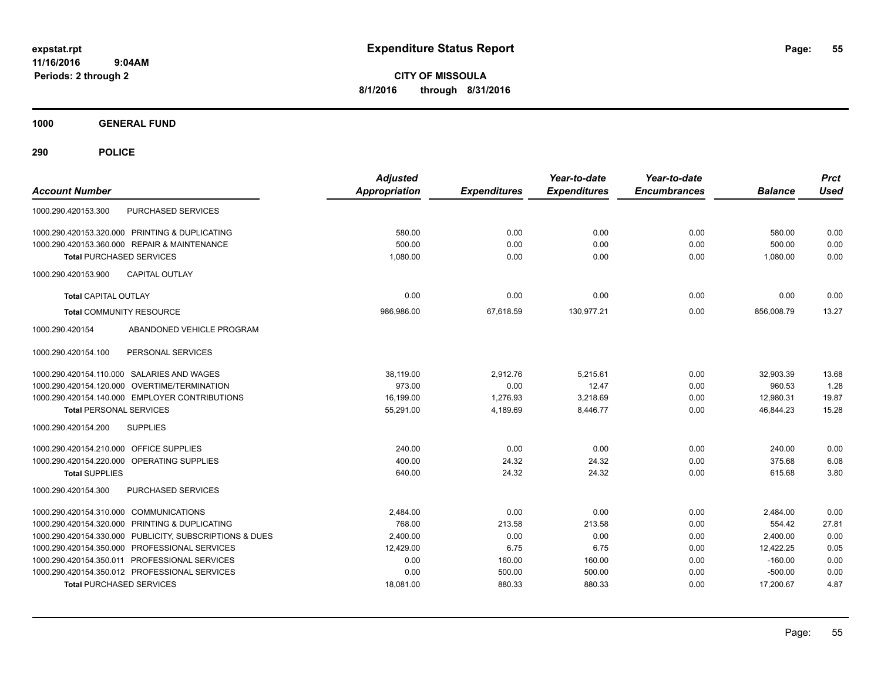**expstat.rpt**
**11/16/2016 9:04AM**
**Periods: 2 through 2**

# Expenditure Status Report

**CITY OF MISSOULA**
**8/1/2016 through 8/31/2016**

## 1000 GENERAL FUND

## 290 POLICE

| Account Number | | Adjusted Appropriation | Expenditures | Year-to-date Expenditures | Year-to-date Encumbrances | Balance | Prct Used |
|---|---|---|---|---|---|---|---|
| 1000.290.420153.300 | PURCHASED SERVICES | | | | | | |
| 1000.290.420153.320.000 | PRINTING & DUPLICATING | 580.00 | 0.00 | 0.00 | 0.00 | 580.00 | 0.00 |
| 1000.290.420153.360.000 | REPAIR & MAINTENANCE | 500.00 | 0.00 | 0.00 | 0.00 | 500.00 | 0.00 |
| **Total** PURCHASED SERVICES | | 1,080.00 | 0.00 | 0.00 | 0.00 | 1,080.00 | 0.00 |
| 1000.290.420153.900 | CAPITAL OUTLAY | | | | | | |
| **Total** CAPITAL OUTLAY | | 0.00 | 0.00 | 0.00 | 0.00 | 0.00 | 0.00 |
| **Total** COMMUNITY RESOURCE | | 986,986.00 | 67,618.59 | 130,977.21 | 0.00 | 856,008.79 | 13.27 |
| 1000.290.420154 | ABANDONED VEHICLE PROGRAM | | | | | | |
| 1000.290.420154.100 | PERSONAL SERVICES | | | | | | |
| 1000.290.420154.110.000 | SALARIES AND WAGES | 38,119.00 | 2,912.76 | 5,215.61 | 0.00 | 32,903.39 | 13.68 |
| 1000.290.420154.120.000 | OVERTIME/TERMINATION | 973.00 | 0.00 | 12.47 | 0.00 | 960.53 | 1.28 |
| 1000.290.420154.140.000 | EMPLOYER CONTRIBUTIONS | 16,199.00 | 1,276.93 | 3,218.69 | 0.00 | 12,980.31 | 19.87 |
| **Total** PERSONAL SERVICES | | 55,291.00 | 4,189.69 | 8,446.77 | 0.00 | 46,844.23 | 15.28 |
| 1000.290.420154.200 | SUPPLIES | | | | | | |
| 1000.290.420154.210.000 | OFFICE SUPPLIES | 240.00 | 0.00 | 0.00 | 0.00 | 240.00 | 0.00 |
| 1000.290.420154.220.000 | OPERATING SUPPLIES | 400.00 | 24.32 | 24.32 | 0.00 | 375.68 | 6.08 |
| **Total** SUPPLIES | | 640.00 | 24.32 | 24.32 | 0.00 | 615.68 | 3.80 |
| 1000.290.420154.300 | PURCHASED SERVICES | | | | | | |
| 1000.290.420154.310.000 | COMMUNICATIONS | 2,484.00 | 0.00 | 0.00 | 0.00 | 2,484.00 | 0.00 |
| 1000.290.420154.320.000 | PRINTING & DUPLICATING | 768.00 | 213.58 | 213.58 | 0.00 | 554.42 | 27.81 |
| 1000.290.420154.330.000 | PUBLICITY, SUBSCRIPTIONS & DUES | 2,400.00 | 0.00 | 0.00 | 0.00 | 2,400.00 | 0.00 |
| 1000.290.420154.350.000 | PROFESSIONAL SERVICES | 12,429.00 | 6.75 | 6.75 | 0.00 | 12,422.25 | 0.05 |
| 1000.290.420154.350.011 | PROFESSIONAL SERVICES | 0.00 | 160.00 | 160.00 | 0.00 | -160.00 | 0.00 |
| 1000.290.420154.350.012 | PROFESSIONAL SERVICES | 0.00 | 500.00 | 500.00 | 0.00 | -500.00 | 0.00 |
| **Total** PURCHASED SERVICES | | 18,081.00 | 880.33 | 880.33 | 0.00 | 17,200.67 | 4.87 |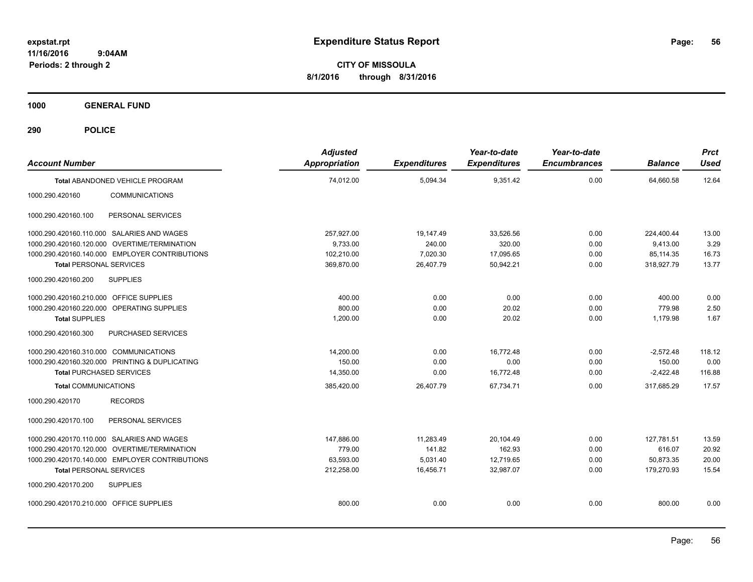**expstat.rpt**
**11/16/2016 9:04AM**
**Periods: 2 through 2**

# Expenditure Status Report

**CITY OF MISSOULA**
**8/1/2016 through 8/31/2016**

## 1000 GENERAL FUND

## 290 POLICE

| Account Number | | Adjusted Appropriation | Expenditures | Year-to-date Expenditures | Year-to-date Encumbrances | Balance | Prct Used |
|---|---|---|---|---|---|---|---|
| **Total** ABANDONED VEHICLE PROGRAM | | 74,012.00 | 5,094.34 | 9,351.42 | 0.00 | 64,660.58 | 12.64 |
| 1000.290.420160 | COMMUNICATIONS | | | | | | |
| 1000.290.420160.100 | PERSONAL SERVICES | | | | | | |
| 1000.290.420160.110.000 | SALARIES AND WAGES | 257,927.00 | 19,147.49 | 33,526.56 | 0.00 | 224,400.44 | 13.00 |
| 1000.290.420160.120.000 | OVERTIME/TERMINATION | 9,733.00 | 240.00 | 320.00 | 0.00 | 9,413.00 | 3.29 |
| 1000.290.420160.140.000 | EMPLOYER CONTRIBUTIONS | 102,210.00 | 7,020.30 | 17,095.65 | 0.00 | 85,114.35 | 16.73 |
| **Total** PERSONAL SERVICES | | 369,870.00 | 26,407.79 | 50,942.21 | 0.00 | 318,927.79 | 13.77 |
| 1000.290.420160.200 | SUPPLIES | | | | | | |
| 1000.290.420160.210.000 | OFFICE SUPPLIES | 400.00 | 0.00 | 0.00 | 0.00 | 400.00 | 0.00 |
| 1000.290.420160.220.000 | OPERATING SUPPLIES | 800.00 | 0.00 | 20.02 | 0.00 | 779.98 | 2.50 |
| **Total** SUPPLIES | | 1,200.00 | 0.00 | 20.02 | 0.00 | 1,179.98 | 1.67 |
| 1000.290.420160.300 | PURCHASED SERVICES | | | | | | |
| 1000.290.420160.310.000 | COMMUNICATIONS | 14,200.00 | 0.00 | 16,772.48 | 0.00 | -2,572.48 | 118.12 |
| 1000.290.420160.320.000 | PRINTING & DUPLICATING | 150.00 | 0.00 | 0.00 | 0.00 | 150.00 | 0.00 |
| **Total** PURCHASED SERVICES | | 14,350.00 | 0.00 | 16,772.48 | 0.00 | -2,422.48 | 116.88 |
| **Total** COMMUNICATIONS | | 385,420.00 | 26,407.79 | 67,734.71 | 0.00 | 317,685.29 | 17.57 |
| 1000.290.420170 | RECORDS | | | | | | |
| 1000.290.420170.100 | PERSONAL SERVICES | | | | | | |
| 1000.290.420170.110.000 | SALARIES AND WAGES | 147,886.00 | 11,283.49 | 20,104.49 | 0.00 | 127,781.51 | 13.59 |
| 1000.290.420170.120.000 | OVERTIME/TERMINATION | 779.00 | 141.82 | 162.93 | 0.00 | 616.07 | 20.92 |
| 1000.290.420170.140.000 | EMPLOYER CONTRIBUTIONS | 63,593.00 | 5,031.40 | 12,719.65 | 0.00 | 50,873.35 | 20.00 |
| **Total** PERSONAL SERVICES | | 212,258.00 | 16,456.71 | 32,987.07 | 0.00 | 179,270.93 | 15.54 |
| 1000.290.420170.200 | SUPPLIES | | | | | | |
| 1000.290.420170.210.000 | OFFICE SUPPLIES | 800.00 | 0.00 | 0.00 | 0.00 | 800.00 | 0.00 |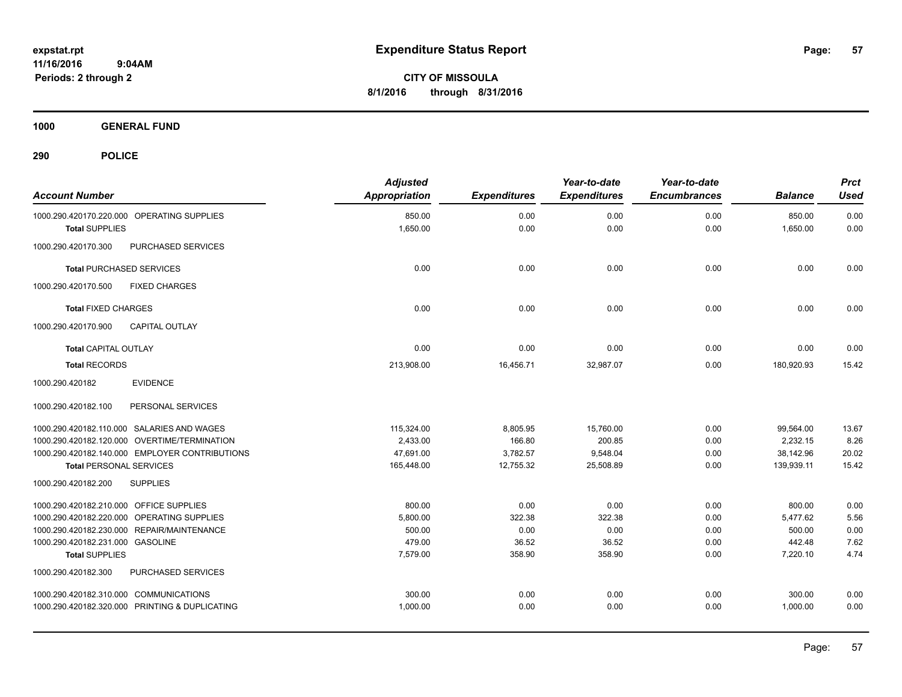**expstat.rpt**
**11/16/2016 9:04AM**
**Periods: 2 through 2**

# Expenditure Status Report

**CITY OF MISSOULA**
**8/1/2016 through 8/31/2016**

## 1000 GENERAL FUND

## 290 POLICE

| Account Number | Adjusted Appropriation | Expenditures | Year-to-date Expenditures | Year-to-date Encumbrances | Balance | Prct Used |
|---|---|---|---|---|---|---|
| 1000.290.420170.220.000 OPERATING SUPPLIES | 850.00 | 0.00 | 0.00 | 0.00 | 850.00 | 0.00 |
| **Total SUPPLIES** | 1,650.00 | 0.00 | 0.00 | 0.00 | 1,650.00 | 0.00 |
| 1000.290.420170.300 PURCHASED SERVICES | | | | | | |
| **Total PURCHASED SERVICES** | 0.00 | 0.00 | 0.00 | 0.00 | 0.00 | 0.00 |
| 1000.290.420170.500 FIXED CHARGES | | | | | | |
| **Total FIXED CHARGES** | 0.00 | 0.00 | 0.00 | 0.00 | 0.00 | 0.00 |
| 1000.290.420170.900 CAPITAL OUTLAY | | | | | | |
| **Total CAPITAL OUTLAY** | 0.00 | 0.00 | 0.00 | 0.00 | 0.00 | 0.00 |
| **Total RECORDS** | 213,908.00 | 16,456.71 | 32,987.07 | 0.00 | 180,920.93 | 15.42 |
| 1000.290.420182 EVIDENCE | | | | | | |
| 1000.290.420182.100 PERSONAL SERVICES | | | | | | |
| 1000.290.420182.110.000 SALARIES AND WAGES | 115,324.00 | 8,805.95 | 15,760.00 | 0.00 | 99,564.00 | 13.67 |
| 1000.290.420182.120.000 OVERTIME/TERMINATION | 2,433.00 | 166.80 | 200.85 | 0.00 | 2,232.15 | 8.26 |
| 1000.290.420182.140.000 EMPLOYER CONTRIBUTIONS | 47,691.00 | 3,782.57 | 9,548.04 | 0.00 | 38,142.96 | 20.02 |
| **Total PERSONAL SERVICES** | 165,448.00 | 12,755.32 | 25,508.89 | 0.00 | 139,939.11 | 15.42 |
| 1000.290.420182.200 SUPPLIES | | | | | | |
| 1000.290.420182.210.000 OFFICE SUPPLIES | 800.00 | 0.00 | 0.00 | 0.00 | 800.00 | 0.00 |
| 1000.290.420182.220.000 OPERATING SUPPLIES | 5,800.00 | 322.38 | 322.38 | 0.00 | 5,477.62 | 5.56 |
| 1000.290.420182.230.000 REPAIR/MAINTENANCE | 500.00 | 0.00 | 0.00 | 0.00 | 500.00 | 0.00 |
| 1000.290.420182.231.000 GASOLINE | 479.00 | 36.52 | 36.52 | 0.00 | 442.48 | 7.62 |
| **Total SUPPLIES** | 7,579.00 | 358.90 | 358.90 | 0.00 | 7,220.10 | 4.74 |
| 1000.290.420182.300 PURCHASED SERVICES | | | | | | |
| 1000.290.420182.310.000 COMMUNICATIONS | 300.00 | 0.00 | 0.00 | 0.00 | 300.00 | 0.00 |
| 1000.290.420182.320.000 PRINTING & DUPLICATING | 1,000.00 | 0.00 | 0.00 | 0.00 | 1,000.00 | 0.00 |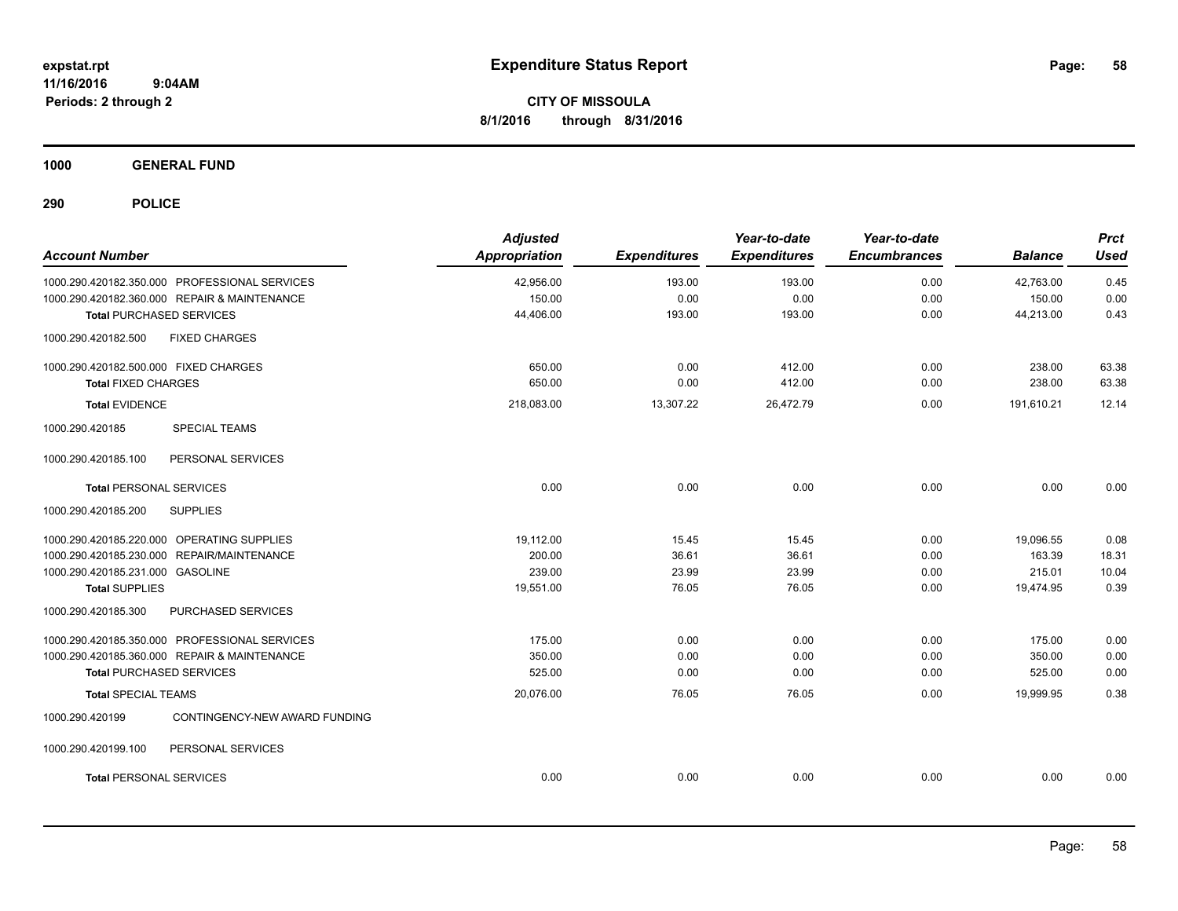**expstat.rpt**
**11/16/2016 9:04AM**
**Periods: 2 through 2**

# Expenditure Status Report

**CITY OF MISSOULA**
**8/1/2016 through 8/31/2016**

## 1000 GENERAL FUND

## 290 POLICE

| Account Number | Adjusted Appropriation | Expenditures | Year-to-date Expenditures | Year-to-date Encumbrances | Balance | Prct Used |
|---|---|---|---|---|---|---|
| 1000.290.420182.350.000 PROFESSIONAL SERVICES | 42,956.00 | 193.00 | 193.00 | 0.00 | 42,763.00 | 0.45 |
| 1000.290.420182.360.000 REPAIR & MAINTENANCE | 150.00 | 0.00 | 0.00 | 0.00 | 150.00 | 0.00 |
| **Total** PURCHASED SERVICES | 44,406.00 | 193.00 | 193.00 | 0.00 | 44,213.00 | 0.43 |
| 1000.290.420182.500 FIXED CHARGES | | | | | | |
| 1000.290.420182.500.000 FIXED CHARGES | 650.00 | 0.00 | 412.00 | 0.00 | 238.00 | 63.38 |
| **Total** FIXED CHARGES | 650.00 | 0.00 | 412.00 | 0.00 | 238.00 | 63.38 |
| **Total** EVIDENCE | 218,083.00 | 13,307.22 | 26,472.79 | 0.00 | 191,610.21 | 12.14 |
| 1000.290.420185 SPECIAL TEAMS | | | | | | |
| 1000.290.420185.100 PERSONAL SERVICES | | | | | | |
| **Total** PERSONAL SERVICES | 0.00 | 0.00 | 0.00 | 0.00 | 0.00 | 0.00 |
| 1000.290.420185.200 SUPPLIES | | | | | | |
| 1000.290.420185.220.000 OPERATING SUPPLIES | 19,112.00 | 15.45 | 15.45 | 0.00 | 19,096.55 | 0.08 |
| 1000.290.420185.230.000 REPAIR/MAINTENANCE | 200.00 | 36.61 | 36.61 | 0.00 | 163.39 | 18.31 |
| 1000.290.420185.231.000 GASOLINE | 239.00 | 23.99 | 23.99 | 0.00 | 215.01 | 10.04 |
| **Total** SUPPLIES | 19,551.00 | 76.05 | 76.05 | 0.00 | 19,474.95 | 0.39 |
| 1000.290.420185.300 PURCHASED SERVICES | | | | | | |
| 1000.290.420185.350.000 PROFESSIONAL SERVICES | 175.00 | 0.00 | 0.00 | 0.00 | 175.00 | 0.00 |
| 1000.290.420185.360.000 REPAIR & MAINTENANCE | 350.00 | 0.00 | 0.00 | 0.00 | 350.00 | 0.00 |
| **Total** PURCHASED SERVICES | 525.00 | 0.00 | 0.00 | 0.00 | 525.00 | 0.00 |
| **Total** SPECIAL TEAMS | 20,076.00 | 76.05 | 76.05 | 0.00 | 19,999.95 | 0.38 |
| 1000.290.420199 CONTINGENCY-NEW AWARD FUNDING | | | | | | |
| 1000.290.420199.100 PERSONAL SERVICES | | | | | | |
| **Total** PERSONAL SERVICES | 0.00 | 0.00 | 0.00 | 0.00 | 0.00 | 0.00 |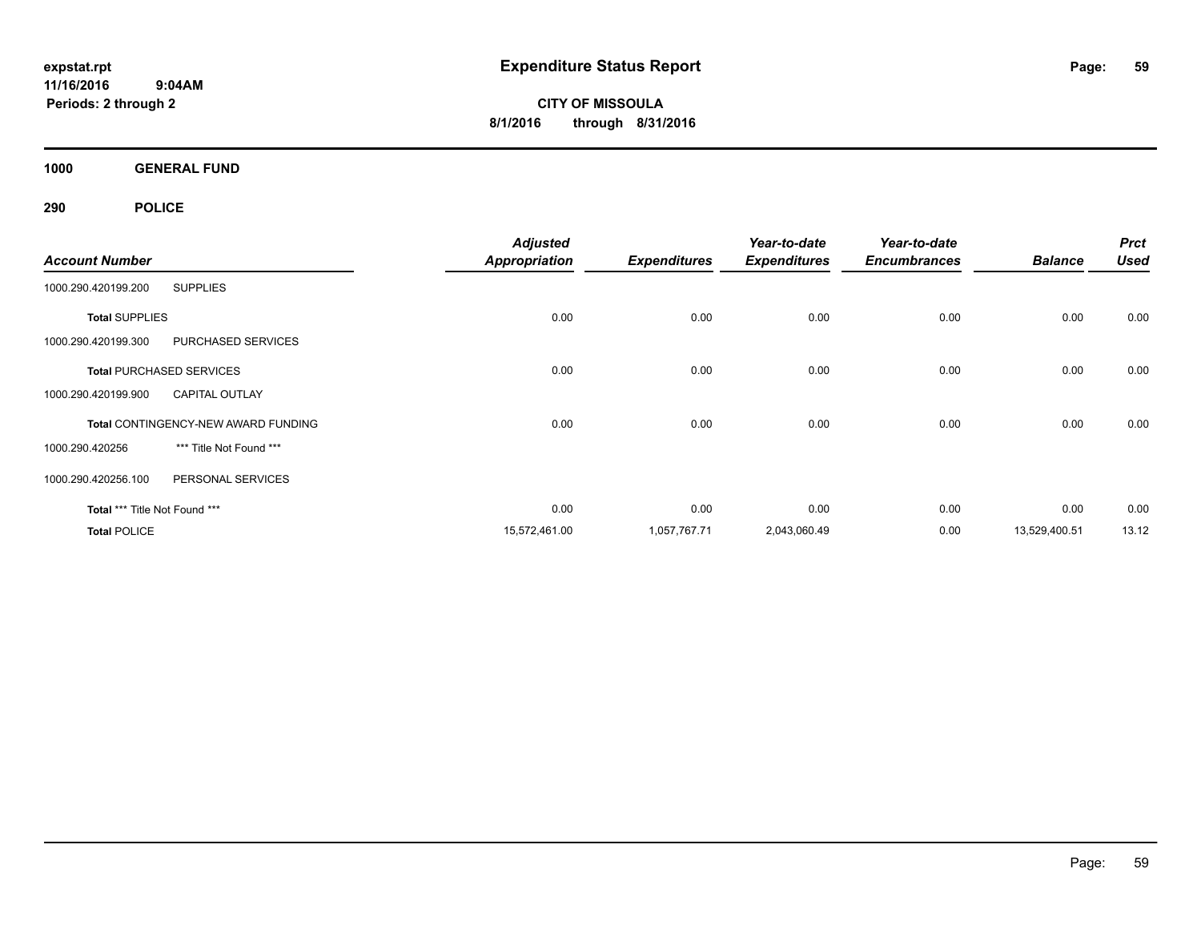**expstat.rpt**
**11/16/2016 9:04AM**
**Periods: 2 through 2**

# Expenditure Status Report

**CITY OF MISSOULA**
**8/1/2016 through 8/31/2016**

## 1000 GENERAL FUND

### 290 POLICE

| Account Number | | Adjusted Appropriation | Expenditures | Year-to-date Expenditures | Year-to-date Encumbrances | Balance | Prct Used |
|---|---|---|---|---|---|---|---|
| 1000.290.420199.200 | SUPPLIES | | | | | | |
| **Total** SUPPLIES | | 0.00 | 0.00 | 0.00 | 0.00 | 0.00 | 0.00 |
| 1000.290.420199.300 | PURCHASED SERVICES | | | | | | |
| **Total** PURCHASED SERVICES | | 0.00 | 0.00 | 0.00 | 0.00 | 0.00 | 0.00 |
| 1000.290.420199.900 | CAPITAL OUTLAY | | | | | | |
| **Total** CONTINGENCY-NEW AWARD FUNDING | | 0.00 | 0.00 | 0.00 | 0.00 | 0.00 | 0.00 |
| 1000.290.420256 | *** Title Not Found *** | | | | | | |
| 1000.290.420256.100 | PERSONAL SERVICES | | | | | | |
| **Total** *** Title Not Found *** | | 0.00 | 0.00 | 0.00 | 0.00 | 0.00 | 0.00 |
| **Total** POLICE | | 15,572,461.00 | 1,057,767.71 | 2,043,060.49 | 0.00 | 13,529,400.51 | 13.12 |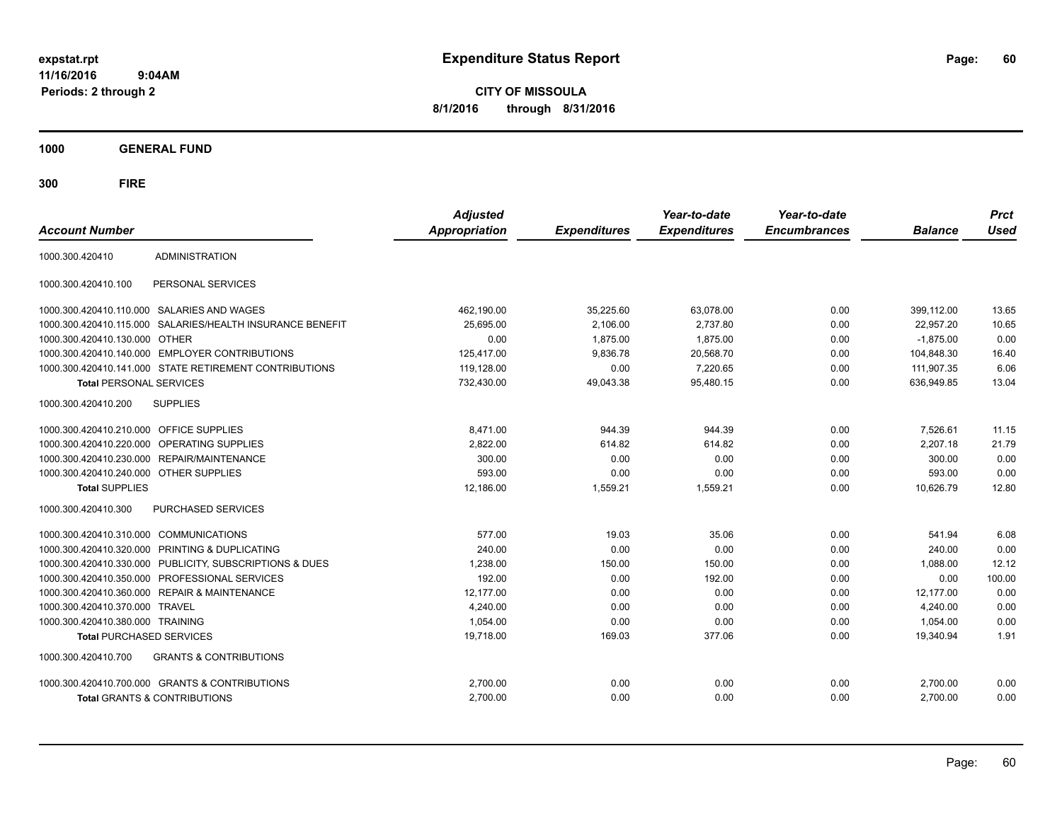# Expenditure Status Report

expstat.rpt
11/16/2016 9:04AM
Periods: 2 through 2

**CITY OF MISSOULA**
**8/1/2016 through 8/31/2016**

## 1000 GENERAL FUND

## 300 FIRE

| Account Number | | Adjusted Appropriation | Expenditures | Year-to-date Expenditures | Year-to-date Encumbrances | Balance | Prct Used |
|---|---|---|---|---|---|---|---|
| 1000.300.420410 | ADMINISTRATION | | | | | | |
| 1000.300.420410.100 | PERSONAL SERVICES | | | | | | |
| 1000.300.420410.110.000 | SALARIES AND WAGES | 462,190.00 | 35,225.60 | 63,078.00 | 0.00 | 399,112.00 | 13.65 |
| 1000.300.420410.115.000 | SALARIES/HEALTH INSURANCE BENEFIT | 25,695.00 | 2,106.00 | 2,737.80 | 0.00 | 22,957.20 | 10.65 |
| 1000.300.420410.130.000 | OTHER | 0.00 | 1,875.00 | 1,875.00 | 0.00 | -1,875.00 | 0.00 |
| 1000.300.420410.140.000 | EMPLOYER CONTRIBUTIONS | 125,417.00 | 9,836.78 | 20,568.70 | 0.00 | 104,848.30 | 16.40 |
| 1000.300.420410.141.000 | STATE RETIREMENT CONTRIBUTIONS | 119,128.00 | 0.00 | 7,220.65 | 0.00 | 111,907.35 | 6.06 |
| **Total** PERSONAL SERVICES | | 732,430.00 | 49,043.38 | 95,480.15 | 0.00 | 636,949.85 | 13.04 |
| 1000.300.420410.200 | SUPPLIES | | | | | | |
| 1000.300.420410.210.000 | OFFICE SUPPLIES | 8,471.00 | 944.39 | 944.39 | 0.00 | 7,526.61 | 11.15 |
| 1000.300.420410.220.000 | OPERATING SUPPLIES | 2,822.00 | 614.82 | 614.82 | 0.00 | 2,207.18 | 21.79 |
| 1000.300.420410.230.000 | REPAIR/MAINTENANCE | 300.00 | 0.00 | 0.00 | 0.00 | 300.00 | 0.00 |
| 1000.300.420410.240.000 | OTHER SUPPLIES | 593.00 | 0.00 | 0.00 | 0.00 | 593.00 | 0.00 |
| **Total** SUPPLIES | | 12,186.00 | 1,559.21 | 1,559.21 | 0.00 | 10,626.79 | 12.80 |
| 1000.300.420410.300 | PURCHASED SERVICES | | | | | | |
| 1000.300.420410.310.000 | COMMUNICATIONS | 577.00 | 19.03 | 35.06 | 0.00 | 541.94 | 6.08 |
| 1000.300.420410.320.000 | PRINTING & DUPLICATING | 240.00 | 0.00 | 0.00 | 0.00 | 240.00 | 0.00 |
| 1000.300.420410.330.000 | PUBLICITY, SUBSCRIPTIONS & DUES | 1,238.00 | 150.00 | 150.00 | 0.00 | 1,088.00 | 12.12 |
| 1000.300.420410.350.000 | PROFESSIONAL SERVICES | 192.00 | 0.00 | 192.00 | 0.00 | 0.00 | 100.00 |
| 1000.300.420410.360.000 | REPAIR & MAINTENANCE | 12,177.00 | 0.00 | 0.00 | 0.00 | 12,177.00 | 0.00 |
| 1000.300.420410.370.000 | TRAVEL | 4,240.00 | 0.00 | 0.00 | 0.00 | 4,240.00 | 0.00 |
| 1000.300.420410.380.000 | TRAINING | 1,054.00 | 0.00 | 0.00 | 0.00 | 1,054.00 | 0.00 |
| **Total** PURCHASED SERVICES | | 19,718.00 | 169.03 | 377.06 | 0.00 | 19,340.94 | 1.91 |
| 1000.300.420410.700 | GRANTS & CONTRIBUTIONS | | | | | | |
| 1000.300.420410.700.000 | GRANTS & CONTRIBUTIONS | 2,700.00 | 0.00 | 0.00 | 0.00 | 2,700.00 | 0.00 |
| **Total** GRANTS & CONTRIBUTIONS | | 2,700.00 | 0.00 | 0.00 | 0.00 | 2,700.00 | 0.00 |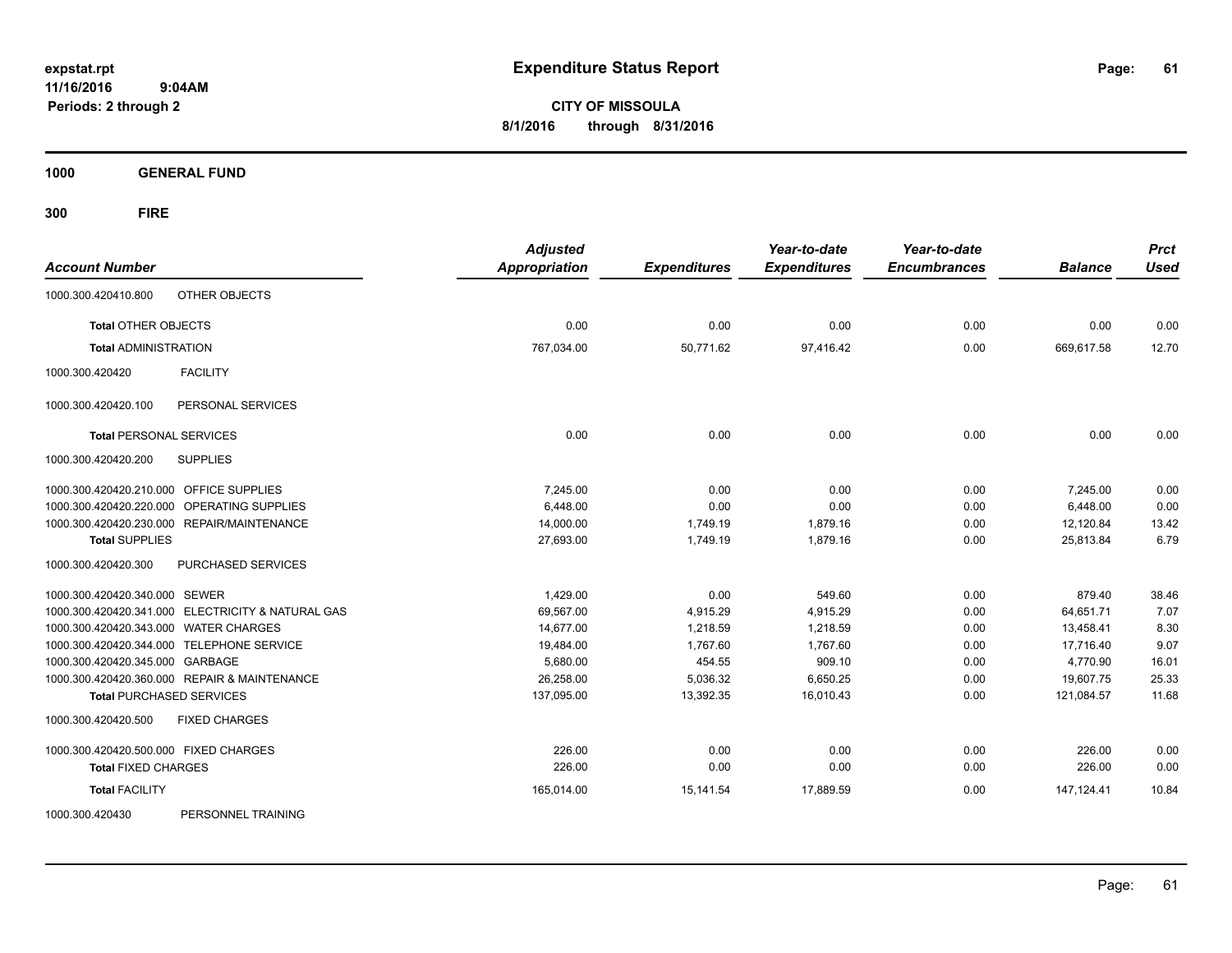**Expenditure Status Report**

**CITY OF MISSOULA**
**8/1/2016 through 8/31/2016**

expstat.rpt
11/16/2016 9:04AM
Periods: 2 through 2

**1000 GENERAL FUND**

**300 FIRE**

| Account Number | | Adjusted Appropriation | Expenditures | Year-to-date Expenditures | Year-to-date Encumbrances | Balance | Prct Used |
|---|---|---|---|---|---|---|---|
| 1000.300.420410.800 | OTHER OBJECTS | | | | | | |
| **Total** OTHER OBJECTS | | 0.00 | 0.00 | 0.00 | 0.00 | 0.00 | 0.00 |
| **Total** ADMINISTRATION | | 767,034.00 | 50,771.62 | 97,416.42 | 0.00 | 669,617.58 | 12.70 |
| 1000.300.420420 | FACILITY | | | | | | |
| 1000.300.420420.100 | PERSONAL SERVICES | | | | | | |
| **Total** PERSONAL SERVICES | | 0.00 | 0.00 | 0.00 | 0.00 | 0.00 | 0.00 |
| 1000.300.420420.200 | SUPPLIES | | | | | | |
| 1000.300.420420.210.000 | OFFICE SUPPLIES | 7,245.00 | 0.00 | 0.00 | 0.00 | 7,245.00 | 0.00 |
| 1000.300.420420.220.000 | OPERATING SUPPLIES | 6,448.00 | 0.00 | 0.00 | 0.00 | 6,448.00 | 0.00 |
| 1000.300.420420.230.000 | REPAIR/MAINTENANCE | 14,000.00 | 1,749.19 | 1,879.16 | 0.00 | 12,120.84 | 13.42 |
| **Total** SUPPLIES | | 27,693.00 | 1,749.19 | 1,879.16 | 0.00 | 25,813.84 | 6.79 |
| 1000.300.420420.300 | PURCHASED SERVICES | | | | | | |
| 1000.300.420420.340.000 | SEWER | 1,429.00 | 0.00 | 549.60 | 0.00 | 879.40 | 38.46 |
| 1000.300.420420.341.000 | ELECTRICITY & NATURAL GAS | 69,567.00 | 4,915.29 | 4,915.29 | 0.00 | 64,651.71 | 7.07 |
| 1000.300.420420.343.000 | WATER CHARGES | 14,677.00 | 1,218.59 | 1,218.59 | 0.00 | 13,458.41 | 8.30 |
| 1000.300.420420.344.000 | TELEPHONE SERVICE | 19,484.00 | 1,767.60 | 1,767.60 | 0.00 | 17,716.40 | 9.07 |
| 1000.300.420420.345.000 | GARBAGE | 5,680.00 | 454.55 | 909.10 | 0.00 | 4,770.90 | 16.01 |
| 1000.300.420420.360.000 | REPAIR & MAINTENANCE | 26,258.00 | 5,036.32 | 6,650.25 | 0.00 | 19,607.75 | 25.33 |
| **Total** PURCHASED SERVICES | | 137,095.00 | 13,392.35 | 16,010.43 | 0.00 | 121,084.57 | 11.68 |
| 1000.300.420420.500 | FIXED CHARGES | | | | | | |
| 1000.300.420420.500.000 | FIXED CHARGES | 226.00 | 0.00 | 0.00 | 0.00 | 226.00 | 0.00 |
| **Total** FIXED CHARGES | | 226.00 | 0.00 | 0.00 | 0.00 | 226.00 | 0.00 |
| **Total** FACILITY | | 165,014.00 | 15,141.54 | 17,889.59 | 0.00 | 147,124.41 | 10.84 |
| 1000.300.420430 | PERSONNEL TRAINING | | | | | | |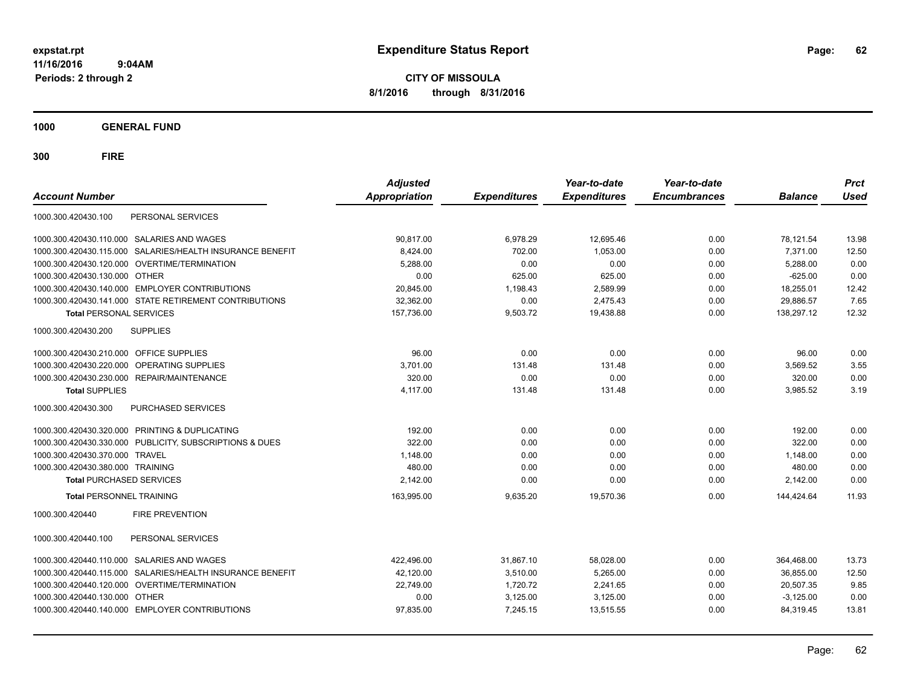**expstat.rpt**
**11/16/2016 9:04AM**
**Periods: 2 through 2**

# Expenditure Status Report

**CITY OF MISSOULA**
**8/1/2016 through 8/31/2016**

## 1000 GENERAL FUND

## 300 FIRE

| Account Number | | Adjusted Appropriation | Expenditures | Year-to-date Expenditures | Year-to-date Encumbrances | Balance | Prct Used |
|---|---|---|---|---|---|---|---|
| 1000.300.420430.100 | PERSONAL SERVICES | | | | | | |
| 1000.300.420430.110.000 | SALARIES AND WAGES | 90,817.00 | 6,978.29 | 12,695.46 | 0.00 | 78,121.54 | 13.98 |
| 1000.300.420430.115.000 | SALARIES/HEALTH INSURANCE BENEFIT | 8,424.00 | 702.00 | 1,053.00 | 0.00 | 7,371.00 | 12.50 |
| 1000.300.420430.120.000 | OVERTIME/TERMINATION | 5,288.00 | 0.00 | 0.00 | 0.00 | 5,288.00 | 0.00 |
| 1000.300.420430.130.000 | OTHER | 0.00 | 625.00 | 625.00 | 0.00 | -625.00 | 0.00 |
| 1000.300.420430.140.000 | EMPLOYER CONTRIBUTIONS | 20,845.00 | 1,198.43 | 2,589.99 | 0.00 | 18,255.01 | 12.42 |
| 1000.300.420430.141.000 | STATE RETIREMENT CONTRIBUTIONS | 32,362.00 | 0.00 | 2,475.43 | 0.00 | 29,886.57 | 7.65 |
| **Total** PERSONAL SERVICES | | 157,736.00 | 9,503.72 | 19,438.88 | 0.00 | 138,297.12 | 12.32 |
| 1000.300.420430.200 | SUPPLIES | | | | | | |
| 1000.300.420430.210.000 | OFFICE SUPPLIES | 96.00 | 0.00 | 0.00 | 0.00 | 96.00 | 0.00 |
| 1000.300.420430.220.000 | OPERATING SUPPLIES | 3,701.00 | 131.48 | 131.48 | 0.00 | 3,569.52 | 3.55 |
| 1000.300.420430.230.000 | REPAIR/MAINTENANCE | 320.00 | 0.00 | 0.00 | 0.00 | 320.00 | 0.00 |
| **Total** SUPPLIES | | 4,117.00 | 131.48 | 131.48 | 0.00 | 3,985.52 | 3.19 |
| 1000.300.420430.300 | PURCHASED SERVICES | | | | | | |
| 1000.300.420430.320.000 | PRINTING & DUPLICATING | 192.00 | 0.00 | 0.00 | 0.00 | 192.00 | 0.00 |
| 1000.300.420430.330.000 | PUBLICITY, SUBSCRIPTIONS & DUES | 322.00 | 0.00 | 0.00 | 0.00 | 322.00 | 0.00 |
| 1000.300.420430.370.000 | TRAVEL | 1,148.00 | 0.00 | 0.00 | 0.00 | 1,148.00 | 0.00 |
| 1000.300.420430.380.000 | TRAINING | 480.00 | 0.00 | 0.00 | 0.00 | 480.00 | 0.00 |
| **Total** PURCHASED SERVICES | | 2,142.00 | 0.00 | 0.00 | 0.00 | 2,142.00 | 0.00 |
| **Total** PERSONNEL TRAINING | | 163,995.00 | 9,635.20 | 19,570.36 | 0.00 | 144,424.64 | 11.93 |
| 1000.300.420440 | FIRE PREVENTION | | | | | | |
| 1000.300.420440.100 | PERSONAL SERVICES | | | | | | |
| 1000.300.420440.110.000 | SALARIES AND WAGES | 422,496.00 | 31,867.10 | 58,028.00 | 0.00 | 364,468.00 | 13.73 |
| 1000.300.420440.115.000 | SALARIES/HEALTH INSURANCE BENEFIT | 42,120.00 | 3,510.00 | 5,265.00 | 0.00 | 36,855.00 | 12.50 |
| 1000.300.420440.120.000 | OVERTIME/TERMINATION | 22,749.00 | 1,720.72 | 2,241.65 | 0.00 | 20,507.35 | 9.85 |
| 1000.300.420440.130.000 | OTHER | 0.00 | 3,125.00 | 3,125.00 | 0.00 | -3,125.00 | 0.00 |
| 1000.300.420440.140.000 | EMPLOYER CONTRIBUTIONS | 97,835.00 | 7,245.15 | 13,515.55 | 0.00 | 84,319.45 | 13.81 |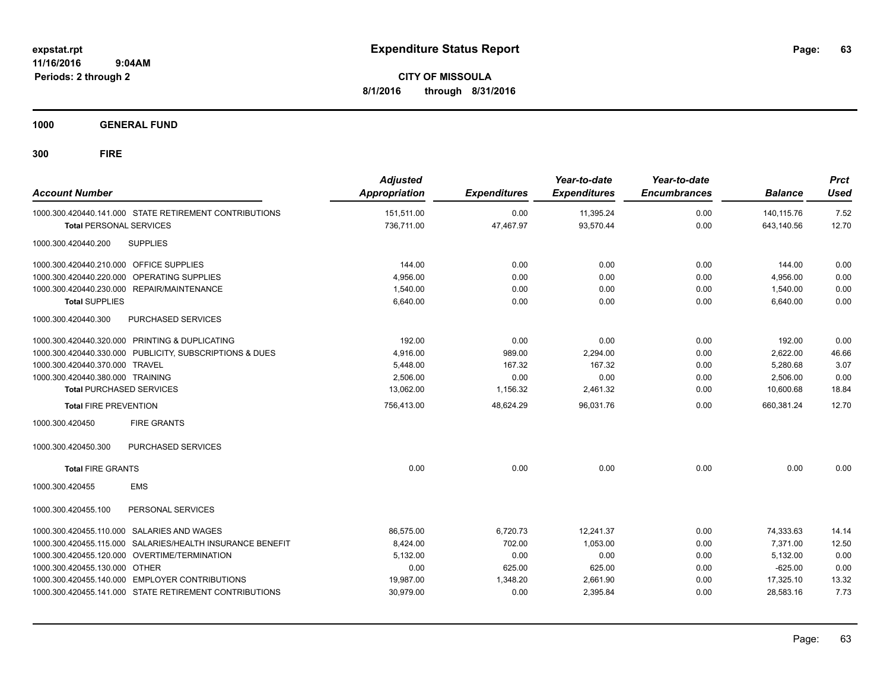expstat.rpt
11/16/2016 9:04AM
Periods: 2 through 2

# Expenditure Status Report

**CITY OF MISSOULA**
**8/1/2016 through 8/31/2016**

**1000 GENERAL FUND**

**300 FIRE**

| Account Number | Adjusted Appropriation | Expenditures | Year-to-date Expenditures | Year-to-date Encumbrances | Balance | Prct Used |
|---|---|---|---|---|---|---|
| 1000.300.420440.141.000 STATE RETIREMENT CONTRIBUTIONS | 151,511.00 | 0.00 | 11,395.24 | 0.00 | 140,115.76 | 7.52 |
| **Total** PERSONAL SERVICES | 736,711.00 | 47,467.97 | 93,570.44 | 0.00 | 643,140.56 | 12.70 |
| 1000.300.420440.200 SUPPLIES | | | | | | |
| 1000.300.420440.210.000 OFFICE SUPPLIES | 144.00 | 0.00 | 0.00 | 0.00 | 144.00 | 0.00 |
| 1000.300.420440.220.000 OPERATING SUPPLIES | 4,956.00 | 0.00 | 0.00 | 0.00 | 4,956.00 | 0.00 |
| 1000.300.420440.230.000 REPAIR/MAINTENANCE | 1,540.00 | 0.00 | 0.00 | 0.00 | 1,540.00 | 0.00 |
| **Total** SUPPLIES | 6,640.00 | 0.00 | 0.00 | 0.00 | 6,640.00 | 0.00 |
| 1000.300.420440.300 PURCHASED SERVICES | | | | | | |
| 1000.300.420440.320.000 PRINTING & DUPLICATING | 192.00 | 0.00 | 0.00 | 0.00 | 192.00 | 0.00 |
| 1000.300.420440.330.000 PUBLICITY, SUBSCRIPTIONS & DUES | 4,916.00 | 989.00 | 2,294.00 | 0.00 | 2,622.00 | 46.66 |
| 1000.300.420440.370.000 TRAVEL | 5,448.00 | 167.32 | 167.32 | 0.00 | 5,280.68 | 3.07 |
| 1000.300.420440.380.000 TRAINING | 2,506.00 | 0.00 | 0.00 | 0.00 | 2,506.00 | 0.00 |
| **Total** PURCHASED SERVICES | 13,062.00 | 1,156.32 | 2,461.32 | 0.00 | 10,600.68 | 18.84 |
| **Total** FIRE PREVENTION | 756,413.00 | 48,624.29 | 96,031.76 | 0.00 | 660,381.24 | 12.70 |
| 1000.300.420450 FIRE GRANTS | | | | | | |
| 1000.300.420450.300 PURCHASED SERVICES | | | | | | |
| **Total** FIRE GRANTS | 0.00 | 0.00 | 0.00 | 0.00 | 0.00 | 0.00 |
| 1000.300.420455 EMS | | | | | | |
| 1000.300.420455.100 PERSONAL SERVICES | | | | | | |
| 1000.300.420455.110.000 SALARIES AND WAGES | 86,575.00 | 6,720.73 | 12,241.37 | 0.00 | 74,333.63 | 14.14 |
| 1000.300.420455.115.000 SALARIES/HEALTH INSURANCE BENEFIT | 8,424.00 | 702.00 | 1,053.00 | 0.00 | 7,371.00 | 12.50 |
| 1000.300.420455.120.000 OVERTIME/TERMINATION | 5,132.00 | 0.00 | 0.00 | 0.00 | 5,132.00 | 0.00 |
| 1000.300.420455.130.000 OTHER | 0.00 | 625.00 | 625.00 | 0.00 | -625.00 | 0.00 |
| 1000.300.420455.140.000 EMPLOYER CONTRIBUTIONS | 19,987.00 | 1,348.20 | 2,661.90 | 0.00 | 17,325.10 | 13.32 |
| 1000.300.420455.141.000 STATE RETIREMENT CONTRIBUTIONS | 30,979.00 | 0.00 | 2,395.84 | 0.00 | 28,583.16 | 7.73 |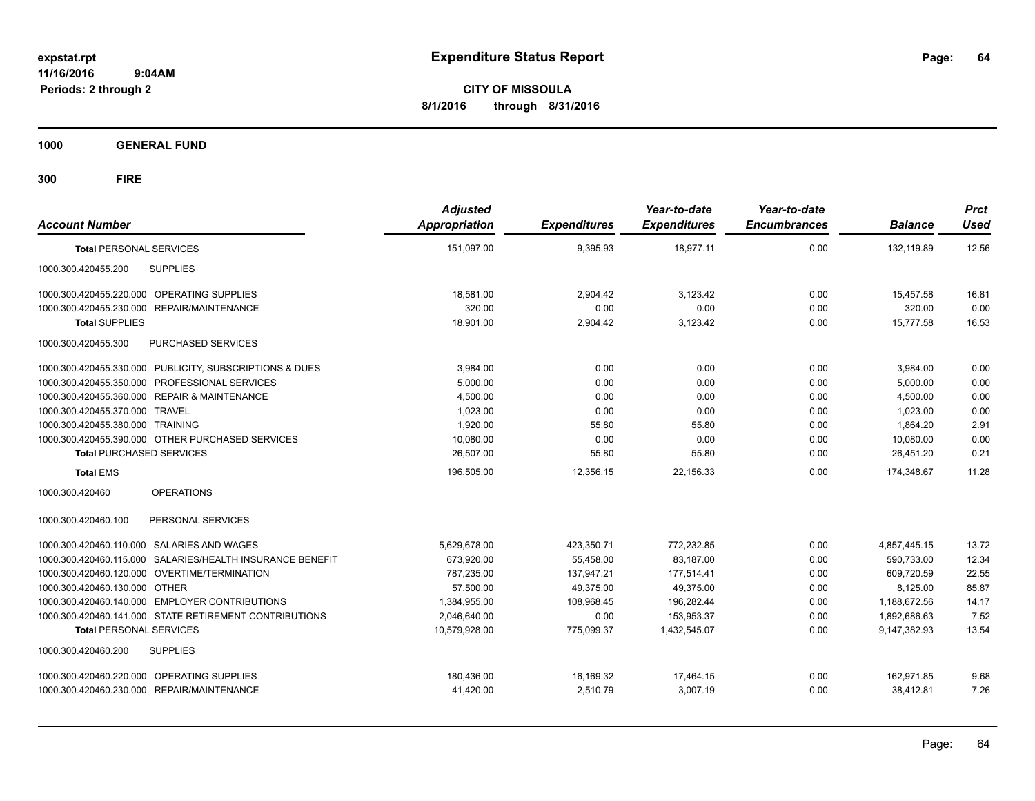# Expenditure Status Report

expstat.rpt
11/16/2016 9:04AM
Periods: 2 through 2

**CITY OF MISSOULA**
**8/1/2016 through 8/31/2016**

## 1000 GENERAL FUND

## 300 FIRE

| Account Number | | Adjusted Appropriation | Expenditures | Year-to-date Expenditures | Year-to-date Encumbrances | Balance | Prct Used |
|---|---|---|---|---|---|---|---|
| **Total** PERSONAL SERVICES | | 151,097.00 | 9,395.93 | 18,977.11 | 0.00 | 132,119.89 | 12.56 |
| 1000.300.420455.200 | SUPPLIES | | | | | | |
| 1000.300.420455.220.000 | OPERATING SUPPLIES | 18,581.00 | 2,904.42 | 3,123.42 | 0.00 | 15,457.58 | 16.81 |
| 1000.300.420455.230.000 | REPAIR/MAINTENANCE | 320.00 | 0.00 | 0.00 | 0.00 | 320.00 | 0.00 |
| **Total** SUPPLIES | | 18,901.00 | 2,904.42 | 3,123.42 | 0.00 | 15,777.58 | 16.53 |
| 1000.300.420455.300 | PURCHASED SERVICES | | | | | | |
| 1000.300.420455.330.000 | PUBLICITY, SUBSCRIPTIONS & DUES | 3,984.00 | 0.00 | 0.00 | 0.00 | 3,984.00 | 0.00 |
| 1000.300.420455.350.000 | PROFESSIONAL SERVICES | 5,000.00 | 0.00 | 0.00 | 0.00 | 5,000.00 | 0.00 |
| 1000.300.420455.360.000 | REPAIR & MAINTENANCE | 4,500.00 | 0.00 | 0.00 | 0.00 | 4,500.00 | 0.00 |
| 1000.300.420455.370.000 | TRAVEL | 1,023.00 | 0.00 | 0.00 | 0.00 | 1,023.00 | 0.00 |
| 1000.300.420455.380.000 | TRAINING | 1,920.00 | 55.80 | 55.80 | 0.00 | 1,864.20 | 2.91 |
| 1000.300.420455.390.000 | OTHER PURCHASED SERVICES | 10,080.00 | 0.00 | 0.00 | 0.00 | 10,080.00 | 0.00 |
| **Total** PURCHASED SERVICES | | 26,507.00 | 55.80 | 55.80 | 0.00 | 26,451.20 | 0.21 |
| **Total** EMS | | 196,505.00 | 12,356.15 | 22,156.33 | 0.00 | 174,348.67 | 11.28 |
| 1000.300.420460 | OPERATIONS | | | | | | |
| 1000.300.420460.100 | PERSONAL SERVICES | | | | | | |
| 1000.300.420460.110.000 | SALARIES AND WAGES | 5,629,678.00 | 423,350.71 | 772,232.85 | 0.00 | 4,857,445.15 | 13.72 |
| 1000.300.420460.115.000 | SALARIES/HEALTH INSURANCE BENEFIT | 673,920.00 | 55,458.00 | 83,187.00 | 0.00 | 590,733.00 | 12.34 |
| 1000.300.420460.120.000 | OVERTIME/TERMINATION | 787,235.00 | 137,947.21 | 177,514.41 | 0.00 | 609,720.59 | 22.55 |
| 1000.300.420460.130.000 | OTHER | 57,500.00 | 49,375.00 | 49,375.00 | 0.00 | 8,125.00 | 85.87 |
| 1000.300.420460.140.000 | EMPLOYER CONTRIBUTIONS | 1,384,955.00 | 108,968.45 | 196,282.44 | 0.00 | 1,188,672.56 | 14.17 |
| 1000.300.420460.141.000 | STATE RETIREMENT CONTRIBUTIONS | 2,046,640.00 | 0.00 | 153,953.37 | 0.00 | 1,892,686.63 | 7.52 |
| **Total** PERSONAL SERVICES | | 10,579,928.00 | 775,099.37 | 1,432,545.07 | 0.00 | 9,147,382.93 | 13.54 |
| 1000.300.420460.200 | SUPPLIES | | | | | | |
| 1000.300.420460.220.000 | OPERATING SUPPLIES | 180,436.00 | 16,169.32 | 17,464.15 | 0.00 | 162,971.85 | 9.68 |
| 1000.300.420460.230.000 | REPAIR/MAINTENANCE | 41,420.00 | 2,510.79 | 3,007.19 | 0.00 | 38,412.81 | 7.26 |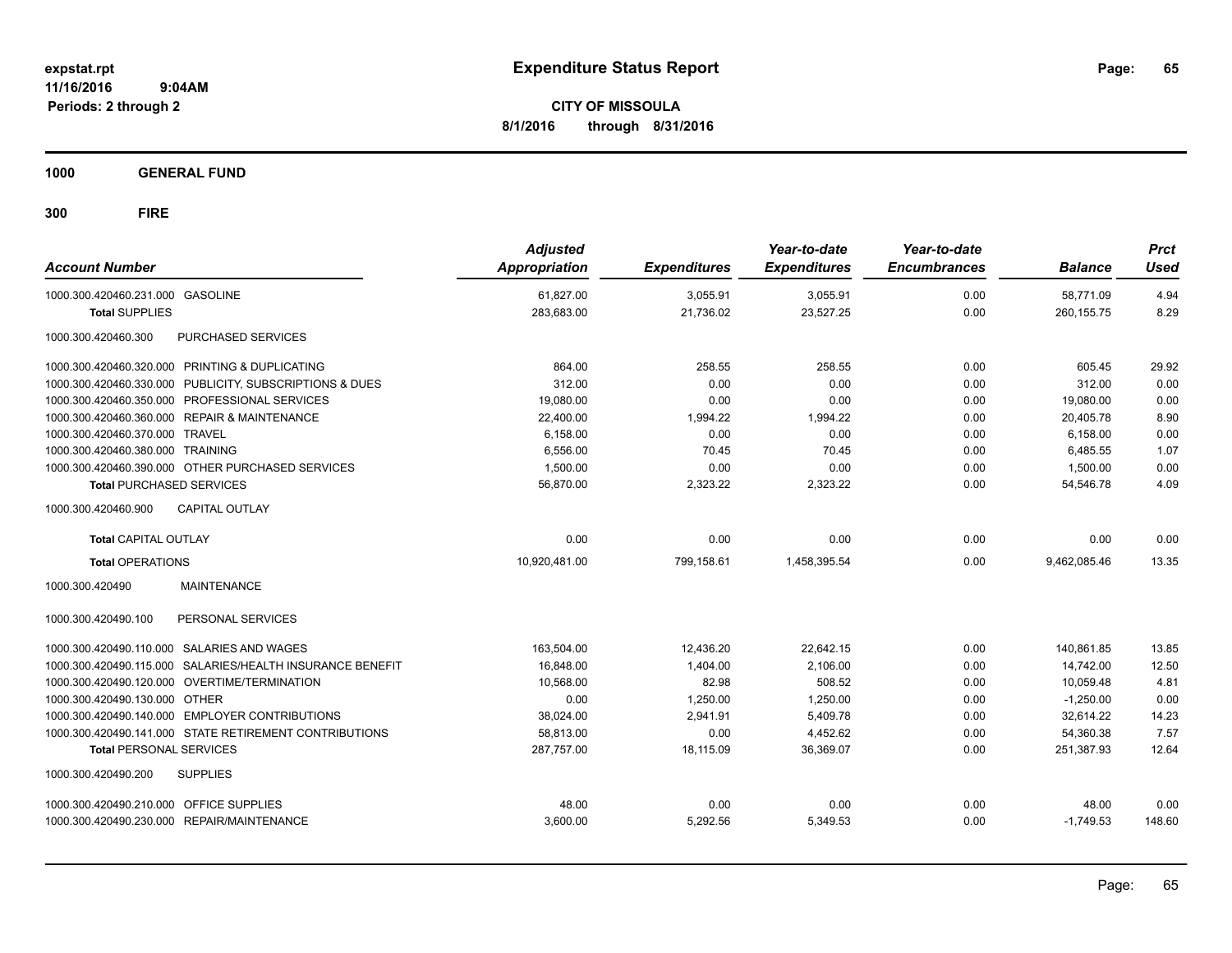# Expenditure Status Report

expstat.rpt
11/16/2016 9:04AM
Periods: 2 through 2

**CITY OF MISSOULA**
**8/1/2016 through 8/31/2016**

**1000 GENERAL FUND**

**300 FIRE**

| Account Number | Adjusted Appropriation | Expenditures | Year-to-date Expenditures | Year-to-date Encumbrances | Balance | Prct Used |
|---|---|---|---|---|---|---|
| 1000.300.420460.231.000 GASOLINE | 61,827.00 | 3,055.91 | 3,055.91 | 0.00 | 58,771.09 | 4.94 |
| **Total** SUPPLIES | 283,683.00 | 21,736.02 | 23,527.25 | 0.00 | 260,155.75 | 8.29 |
| 1000.300.420460.300 PURCHASED SERVICES | | | | | | |
| 1000.300.420460.320.000 PRINTING & DUPLICATING | 864.00 | 258.55 | 258.55 | 0.00 | 605.45 | 29.92 |
| 1000.300.420460.330.000 PUBLICITY, SUBSCRIPTIONS & DUES | 312.00 | 0.00 | 0.00 | 0.00 | 312.00 | 0.00 |
| 1000.300.420460.350.000 PROFESSIONAL SERVICES | 19,080.00 | 0.00 | 0.00 | 0.00 | 19,080.00 | 0.00 |
| 1000.300.420460.360.000 REPAIR & MAINTENANCE | 22,400.00 | 1,994.22 | 1,994.22 | 0.00 | 20,405.78 | 8.90 |
| 1000.300.420460.370.000 TRAVEL | 6,158.00 | 0.00 | 0.00 | 0.00 | 6,158.00 | 0.00 |
| 1000.300.420460.380.000 TRAINING | 6,556.00 | 70.45 | 70.45 | 0.00 | 6,485.55 | 1.07 |
| 1000.300.420460.390.000 OTHER PURCHASED SERVICES | 1,500.00 | 0.00 | 0.00 | 0.00 | 1,500.00 | 0.00 |
| **Total** PURCHASED SERVICES | 56,870.00 | 2,323.22 | 2,323.22 | 0.00 | 54,546.78 | 4.09 |
| 1000.300.420460.900 CAPITAL OUTLAY | | | | | | |
| **Total** CAPITAL OUTLAY | 0.00 | 0.00 | 0.00 | 0.00 | 0.00 | 0.00 |
| **Total** OPERATIONS | 10,920,481.00 | 799,158.61 | 1,458,395.54 | 0.00 | 9,462,085.46 | 13.35 |
| 1000.300.420490 MAINTENANCE | | | | | | |
| 1000.300.420490.100 PERSONAL SERVICES | | | | | | |
| 1000.300.420490.110.000 SALARIES AND WAGES | 163,504.00 | 12,436.20 | 22,642.15 | 0.00 | 140,861.85 | 13.85 |
| 1000.300.420490.115.000 SALARIES/HEALTH INSURANCE BENEFIT | 16,848.00 | 1,404.00 | 2,106.00 | 0.00 | 14,742.00 | 12.50 |
| 1000.300.420490.120.000 OVERTIME/TERMINATION | 10,568.00 | 82.98 | 508.52 | 0.00 | 10,059.48 | 4.81 |
| 1000.300.420490.130.000 OTHER | 0.00 | 1,250.00 | 1,250.00 | 0.00 | -1,250.00 | 0.00 |
| 1000.300.420490.140.000 EMPLOYER CONTRIBUTIONS | 38,024.00 | 2,941.91 | 5,409.78 | 0.00 | 32,614.22 | 14.23 |
| 1000.300.420490.141.000 STATE RETIREMENT CONTRIBUTIONS | 58,813.00 | 0.00 | 4,452.62 | 0.00 | 54,360.38 | 7.57 |
| **Total** PERSONAL SERVICES | 287,757.00 | 18,115.09 | 36,369.07 | 0.00 | 251,387.93 | 12.64 |
| 1000.300.420490.200 SUPPLIES | | | | | | |
| 1000.300.420490.210.000 OFFICE SUPPLIES | 48.00 | 0.00 | 0.00 | 0.00 | 48.00 | 0.00 |
| 1000.300.420490.230.000 REPAIR/MAINTENANCE | 3,600.00 | 5,292.56 | 5,349.53 | 0.00 | -1,749.53 | 148.60 |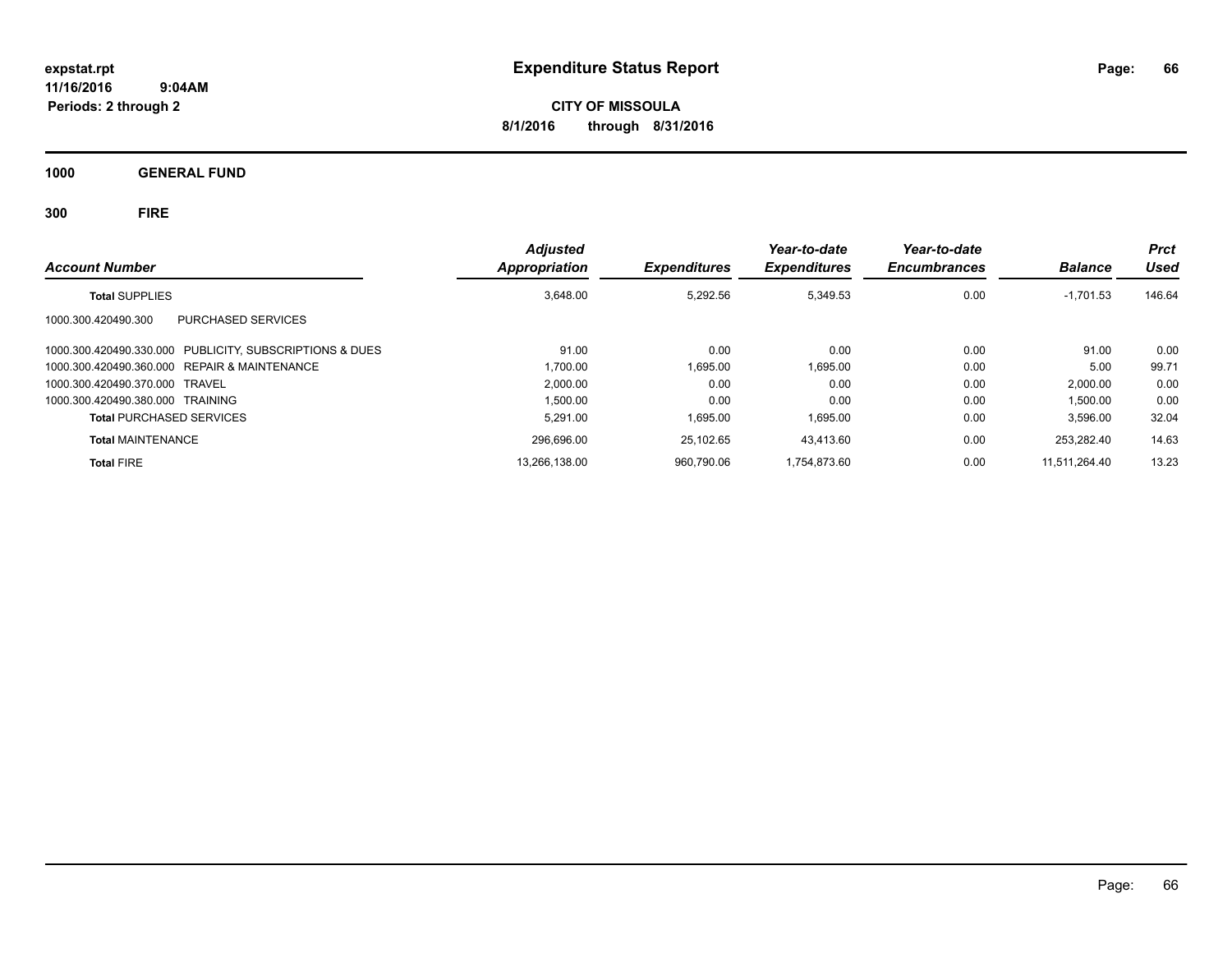# Expenditure Status Report

expstat.rpt
11/16/2016 9:04AM
Periods: 2 through 2

**CITY OF MISSOULA**
**8/1/2016 through 8/31/2016**

## 1000 GENERAL FUND

### 300 FIRE

| Account Number | Adjusted Appropriation | Expenditures | Year-to-date Expenditures | Year-to-date Encumbrances | Balance | Prct Used |
|---|---|---|---|---|---|---|
| **Total SUPPLIES** | 3,648.00 | 5,292.56 | 5,349.53 | 0.00 | -1,701.53 | 146.64 |
| 1000.300.420490.300 PURCHASED SERVICES | | | | | | |
| 1000.300.420490.330.000 PUBLICITY, SUBSCRIPTIONS & DUES | 91.00 | 0.00 | 0.00 | 0.00 | 91.00 | 0.00 |
| 1000.300.420490.360.000 REPAIR & MAINTENANCE | 1,700.00 | 1,695.00 | 1,695.00 | 0.00 | 5.00 | 99.71 |
| 1000.300.420490.370.000 TRAVEL | 2,000.00 | 0.00 | 0.00 | 0.00 | 2,000.00 | 0.00 |
| 1000.300.420490.380.000 TRAINING | 1,500.00 | 0.00 | 0.00 | 0.00 | 1,500.00 | 0.00 |
| **Total PURCHASED SERVICES** | 5,291.00 | 1,695.00 | 1,695.00 | 0.00 | 3,596.00 | 32.04 |
| **Total MAINTENANCE** | 296,696.00 | 25,102.65 | 43,413.60 | 0.00 | 253,282.40 | 14.63 |
| **Total FIRE** | 13,266,138.00 | 960,790.06 | 1,754,873.60 | 0.00 | 11,511,264.40 | 13.23 |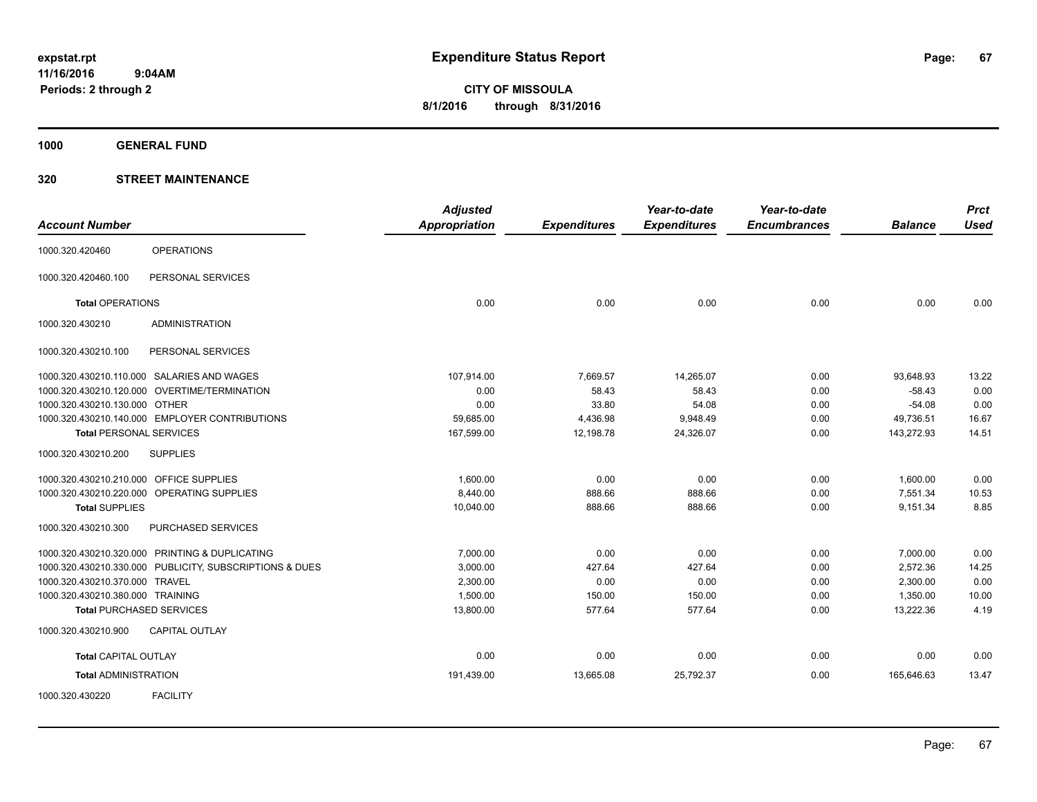# Expenditure Status Report

expstat.rpt
11/16/2016 9:04AM
Periods: 2 through 2

**CITY OF MISSOULA**
**8/1/2016 through 8/31/2016**

## 1000 GENERAL FUND

### 320 STREET MAINTENANCE

| Account Number | | Adjusted Appropriation | Expenditures | Year-to-date Expenditures | Year-to-date Encumbrances | Balance | Prct Used |
|---|---|---|---|---|---|---|---|
| 1000.320.420460 | OPERATIONS | | | | | | |
| 1000.320.420460.100 | PERSONAL SERVICES | | | | | | |
| **Total** OPERATIONS | | 0.00 | 0.00 | 0.00 | 0.00 | 0.00 | 0.00 |
| 1000.320.430210 | ADMINISTRATION | | | | | | |
| 1000.320.430210.100 | PERSONAL SERVICES | | | | | | |
| 1000.320.430210.110.000 | SALARIES AND WAGES | 107,914.00 | 7,669.57 | 14,265.07 | 0.00 | 93,648.93 | 13.22 |
| 1000.320.430210.120.000 | OVERTIME/TERMINATION | 0.00 | 58.43 | 58.43 | 0.00 | -58.43 | 0.00 |
| 1000.320.430210.130.000 | OTHER | 0.00 | 33.80 | 54.08 | 0.00 | -54.08 | 0.00 |
| 1000.320.430210.140.000 | EMPLOYER CONTRIBUTIONS | 59,685.00 | 4,436.98 | 9,948.49 | 0.00 | 49,736.51 | 16.67 |
| **Total** PERSONAL SERVICES | | 167,599.00 | 12,198.78 | 24,326.07 | 0.00 | 143,272.93 | 14.51 |
| 1000.320.430210.200 | SUPPLIES | | | | | | |
| 1000.320.430210.210.000 | OFFICE SUPPLIES | 1,600.00 | 0.00 | 0.00 | 0.00 | 1,600.00 | 0.00 |
| 1000.320.430210.220.000 | OPERATING SUPPLIES | 8,440.00 | 888.66 | 888.66 | 0.00 | 7,551.34 | 10.53 |
| **Total** SUPPLIES | | 10,040.00 | 888.66 | 888.66 | 0.00 | 9,151.34 | 8.85 |
| 1000.320.430210.300 | PURCHASED SERVICES | | | | | | |
| 1000.320.430210.320.000 | PRINTING & DUPLICATING | 7,000.00 | 0.00 | 0.00 | 0.00 | 7,000.00 | 0.00 |
| 1000.320.430210.330.000 | PUBLICITY, SUBSCRIPTIONS & DUES | 3,000.00 | 427.64 | 427.64 | 0.00 | 2,572.36 | 14.25 |
| 1000.320.430210.370.000 | TRAVEL | 2,300.00 | 0.00 | 0.00 | 0.00 | 2,300.00 | 0.00 |
| 1000.320.430210.380.000 | TRAINING | 1,500.00 | 150.00 | 150.00 | 0.00 | 1,350.00 | 10.00 |
| **Total** PURCHASED SERVICES | | 13,800.00 | 577.64 | 577.64 | 0.00 | 13,222.36 | 4.19 |
| 1000.320.430210.900 | CAPITAL OUTLAY | | | | | | |
| **Total** CAPITAL OUTLAY | | 0.00 | 0.00 | 0.00 | 0.00 | 0.00 | 0.00 |
| **Total** ADMINISTRATION | | 191,439.00 | 13,665.08 | 25,792.37 | 0.00 | 165,646.63 | 13.47 |
| 1000.320.430220 | FACILITY | | | | | | |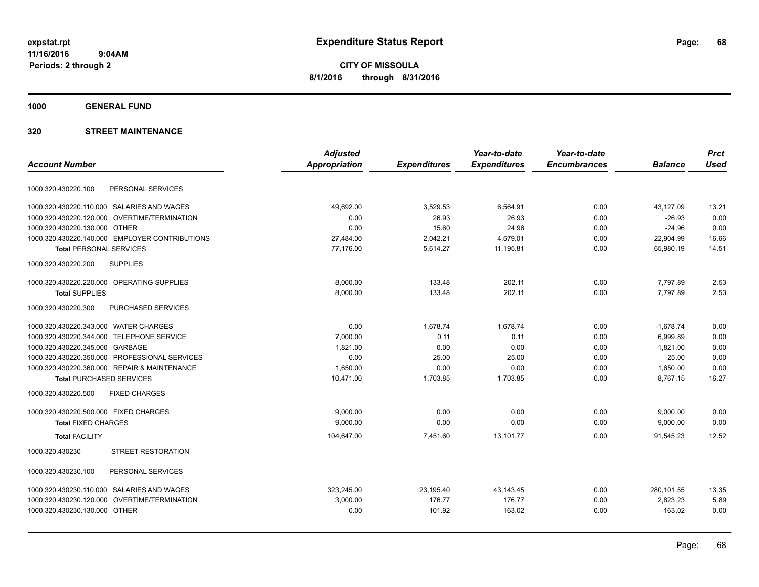**expstat.rpt**
**11/16/2016 9:04AM**
**Periods: 2 through 2**

# Expenditure Status Report

**CITY OF MISSOULA**
**8/1/2016 through 8/31/2016**

## 1000 GENERAL FUND

## 320 STREET MAINTENANCE

| Account Number | Adjusted Appropriation | Expenditures | Year-to-date Expenditures | Year-to-date Encumbrances | Balance | Prct Used |
|---|---|---|---|---|---|---|
| 1000.320.430220.100 PERSONAL SERVICES | | | | | | |
| 1000.320.430220.110.000 SALARIES AND WAGES | 49,692.00 | 3,529.53 | 6,564.91 | 0.00 | 43,127.09 | 13.21 |
| 1000.320.430220.120.000 OVERTIME/TERMINATION | 0.00 | 26.93 | 26.93 | 0.00 | -26.93 | 0.00 |
| 1000.320.430220.130.000 OTHER | 0.00 | 15.60 | 24.96 | 0.00 | -24.96 | 0.00 |
| 1000.320.430220.140.000 EMPLOYER CONTRIBUTIONS | 27,484.00 | 2,042.21 | 4,579.01 | 0.00 | 22,904.99 | 16.66 |
| **Total** PERSONAL SERVICES | 77,176.00 | 5,614.27 | 11,195.81 | 0.00 | 65,980.19 | 14.51 |
| 1000.320.430220.200 SUPPLIES | | | | | | |
| 1000.320.430220.220.000 OPERATING SUPPLIES | 8,000.00 | 133.48 | 202.11 | 0.00 | 7,797.89 | 2.53 |
| **Total** SUPPLIES | 8,000.00 | 133.48 | 202.11 | 0.00 | 7,797.89 | 2.53 |
| 1000.320.430220.300 PURCHASED SERVICES | | | | | | |
| 1000.320.430220.343.000 WATER CHARGES | 0.00 | 1,678.74 | 1,678.74 | 0.00 | -1,678.74 | 0.00 |
| 1000.320.430220.344.000 TELEPHONE SERVICE | 7,000.00 | 0.11 | 0.11 | 0.00 | 6,999.89 | 0.00 |
| 1000.320.430220.345.000 GARBAGE | 1,821.00 | 0.00 | 0.00 | 0.00 | 1,821.00 | 0.00 |
| 1000.320.430220.350.000 PROFESSIONAL SERVICES | 0.00 | 25.00 | 25.00 | 0.00 | -25.00 | 0.00 |
| 1000.320.430220.360.000 REPAIR & MAINTENANCE | 1,650.00 | 0.00 | 0.00 | 0.00 | 1,650.00 | 0.00 |
| **Total** PURCHASED SERVICES | 10,471.00 | 1,703.85 | 1,703.85 | 0.00 | 8,767.15 | 16.27 |
| 1000.320.430220.500 FIXED CHARGES | | | | | | |
| 1000.320.430220.500.000 FIXED CHARGES | 9,000.00 | 0.00 | 0.00 | 0.00 | 9,000.00 | 0.00 |
| **Total** FIXED CHARGES | 9,000.00 | 0.00 | 0.00 | 0.00 | 9,000.00 | 0.00 |
| **Total** FACILITY | 104,647.00 | 7,451.60 | 13,101.77 | 0.00 | 91,545.23 | 12.52 |
| 1000.320.430230 STREET RESTORATION | | | | | | |
| 1000.320.430230.100 PERSONAL SERVICES | | | | | | |
| 1000.320.430230.110.000 SALARIES AND WAGES | 323,245.00 | 23,195.40 | 43,143.45 | 0.00 | 280,101.55 | 13.35 |
| 1000.320.430230.120.000 OVERTIME/TERMINATION | 3,000.00 | 176.77 | 176.77 | 0.00 | 2,823.23 | 5.89 |
| 1000.320.430230.130.000 OTHER | 0.00 | 101.92 | 163.02 | 0.00 | -163.02 | 0.00 |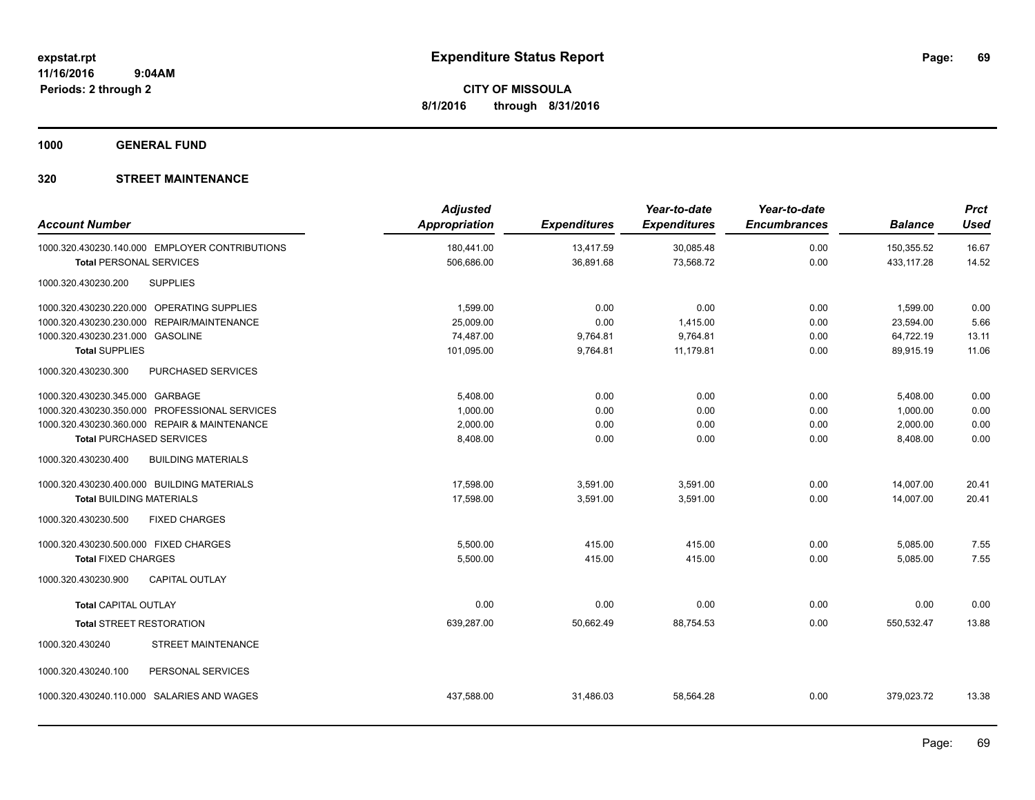**Expenditure Status Report**

**CITY OF MISSOULA**
**8/1/2016 through 8/31/2016**

expstat.rpt
11/16/2016 9:04AM
Periods: 2 through 2

## 1000 GENERAL FUND

### 320 STREET MAINTENANCE

| Account Number | Adjusted Appropriation | Expenditures | Year-to-date Expenditures | Year-to-date Encumbrances | Balance | Prct Used |
|---|---|---|---|---|---|---|
| 1000.320.430230.140.000 EMPLOYER CONTRIBUTIONS | 180,441.00 | 13,417.59 | 30,085.48 | 0.00 | 150,355.52 | 16.67 |
| **Total** PERSONAL SERVICES | 506,686.00 | 36,891.68 | 73,568.72 | 0.00 | 433,117.28 | 14.52 |
| 1000.320.430230.200 SUPPLIES | | | | | | |
| 1000.320.430230.220.000 OPERATING SUPPLIES | 1,599.00 | 0.00 | 0.00 | 0.00 | 1,599.00 | 0.00 |
| 1000.320.430230.230.000 REPAIR/MAINTENANCE | 25,009.00 | 0.00 | 1,415.00 | 0.00 | 23,594.00 | 5.66 |
| 1000.320.430230.231.000 GASOLINE | 74,487.00 | 9,764.81 | 9,764.81 | 0.00 | 64,722.19 | 13.11 |
| **Total SUPPLIES** | 101,095.00 | 9,764.81 | 11,179.81 | 0.00 | 89,915.19 | 11.06 |
| 1000.320.430230.300 PURCHASED SERVICES | | | | | | |
| 1000.320.430230.345.000 GARBAGE | 5,408.00 | 0.00 | 0.00 | 0.00 | 5,408.00 | 0.00 |
| 1000.320.430230.350.000 PROFESSIONAL SERVICES | 1,000.00 | 0.00 | 0.00 | 0.00 | 1,000.00 | 0.00 |
| 1000.320.430230.360.000 REPAIR & MAINTENANCE | 2,000.00 | 0.00 | 0.00 | 0.00 | 2,000.00 | 0.00 |
| **Total** PURCHASED SERVICES | 8,408.00 | 0.00 | 0.00 | 0.00 | 8,408.00 | 0.00 |
| 1000.320.430230.400 BUILDING MATERIALS | | | | | | |
| 1000.320.430230.400.000 BUILDING MATERIALS | 17,598.00 | 3,591.00 | 3,591.00 | 0.00 | 14,007.00 | 20.41 |
| **Total** BUILDING MATERIALS | 17,598.00 | 3,591.00 | 3,591.00 | 0.00 | 14,007.00 | 20.41 |
| 1000.320.430230.500 FIXED CHARGES | | | | | | |
| 1000.320.430230.500.000 FIXED CHARGES | 5,500.00 | 415.00 | 415.00 | 0.00 | 5,085.00 | 7.55 |
| **Total** FIXED CHARGES | 5,500.00 | 415.00 | 415.00 | 0.00 | 5,085.00 | 7.55 |
| 1000.320.430230.900 CAPITAL OUTLAY | | | | | | |
| **Total** CAPITAL OUTLAY | 0.00 | 0.00 | 0.00 | 0.00 | 0.00 | 0.00 |
| **Total** STREET RESTORATION | 639,287.00 | 50,662.49 | 88,754.53 | 0.00 | 550,532.47 | 13.88 |
| 1000.320.430240 STREET MAINTENANCE | | | | | | |
| 1000.320.430240.100 PERSONAL SERVICES | | | | | | |
| 1000.320.430240.110.000 SALARIES AND WAGES | 437,588.00 | 31,486.03 | 58,564.28 | 0.00 | 379,023.72 | 13.38 |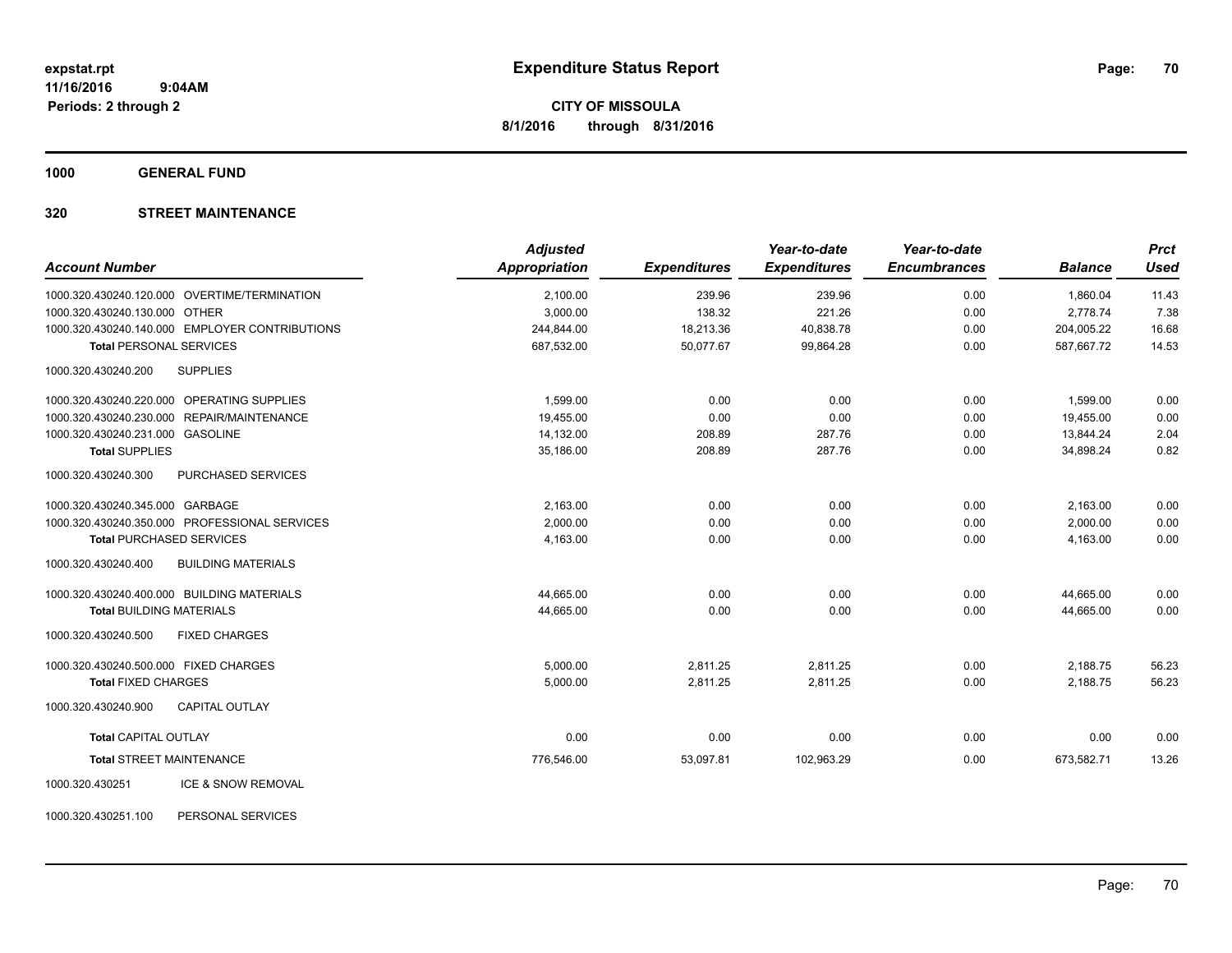**expstat.rpt**
**11/16/2016 9:04AM**
**Periods: 2 through 2**

# Expenditure Status Report

**CITY OF MISSOULA**
**8/1/2016 through 8/31/2016**

## 1000 GENERAL FUND

### 320 STREET MAINTENANCE

| Account Number | Adjusted Appropriation | Expenditures | Year-to-date Expenditures | Year-to-date Encumbrances | Balance | Prct Used |
|---|---|---|---|---|---|---|
| 1000.320.430240.120.000 OVERTIME/TERMINATION | 2,100.00 | 239.96 | 239.96 | 0.00 | 1,860.04 | 11.43 |
| 1000.320.430240.130.000 OTHER | 3,000.00 | 138.32 | 221.26 | 0.00 | 2,778.74 | 7.38 |
| 1000.320.430240.140.000 EMPLOYER CONTRIBUTIONS | 244,844.00 | 18,213.36 | 40,838.78 | 0.00 | 204,005.22 | 16.68 |
| **Total** PERSONAL SERVICES | 687,532.00 | 50,077.67 | 99,864.28 | 0.00 | 587,667.72 | 14.53 |
| 1000.320.430240.200 SUPPLIES | | | | | | |
| 1000.320.430240.220.000 OPERATING SUPPLIES | 1,599.00 | 0.00 | 0.00 | 0.00 | 1,599.00 | 0.00 |
| 1000.320.430240.230.000 REPAIR/MAINTENANCE | 19,455.00 | 0.00 | 0.00 | 0.00 | 19,455.00 | 0.00 |
| 1000.320.430240.231.000 GASOLINE | 14,132.00 | 208.89 | 287.76 | 0.00 | 13,844.24 | 2.04 |
| **Total** SUPPLIES | 35,186.00 | 208.89 | 287.76 | 0.00 | 34,898.24 | 0.82 |
| 1000.320.430240.300 PURCHASED SERVICES | | | | | | |
| 1000.320.430240.345.000 GARBAGE | 2,163.00 | 0.00 | 0.00 | 0.00 | 2,163.00 | 0.00 |
| 1000.320.430240.350.000 PROFESSIONAL SERVICES | 2,000.00 | 0.00 | 0.00 | 0.00 | 2,000.00 | 0.00 |
| **Total** PURCHASED SERVICES | 4,163.00 | 0.00 | 0.00 | 0.00 | 4,163.00 | 0.00 |
| 1000.320.430240.400 BUILDING MATERIALS | | | | | | |
| 1000.320.430240.400.000 BUILDING MATERIALS | 44,665.00 | 0.00 | 0.00 | 0.00 | 44,665.00 | 0.00 |
| **Total** BUILDING MATERIALS | 44,665.00 | 0.00 | 0.00 | 0.00 | 44,665.00 | 0.00 |
| 1000.320.430240.500 FIXED CHARGES | | | | | | |
| 1000.320.430240.500.000 FIXED CHARGES | 5,000.00 | 2,811.25 | 2,811.25 | 0.00 | 2,188.75 | 56.23 |
| **Total** FIXED CHARGES | 5,000.00 | 2,811.25 | 2,811.25 | 0.00 | 2,188.75 | 56.23 |
| 1000.320.430240.900 CAPITAL OUTLAY | | | | | | |
| **Total** CAPITAL OUTLAY | 0.00 | 0.00 | 0.00 | 0.00 | 0.00 | 0.00 |
| **Total** STREET MAINTENANCE | 776,546.00 | 53,097.81 | 102,963.29 | 0.00 | 673,582.71 | 13.26 |
| 1000.320.430251 ICE & SNOW REMOVAL | | | | | | |
| 1000.320.430251.100 PERSONAL SERVICES | | | | | | |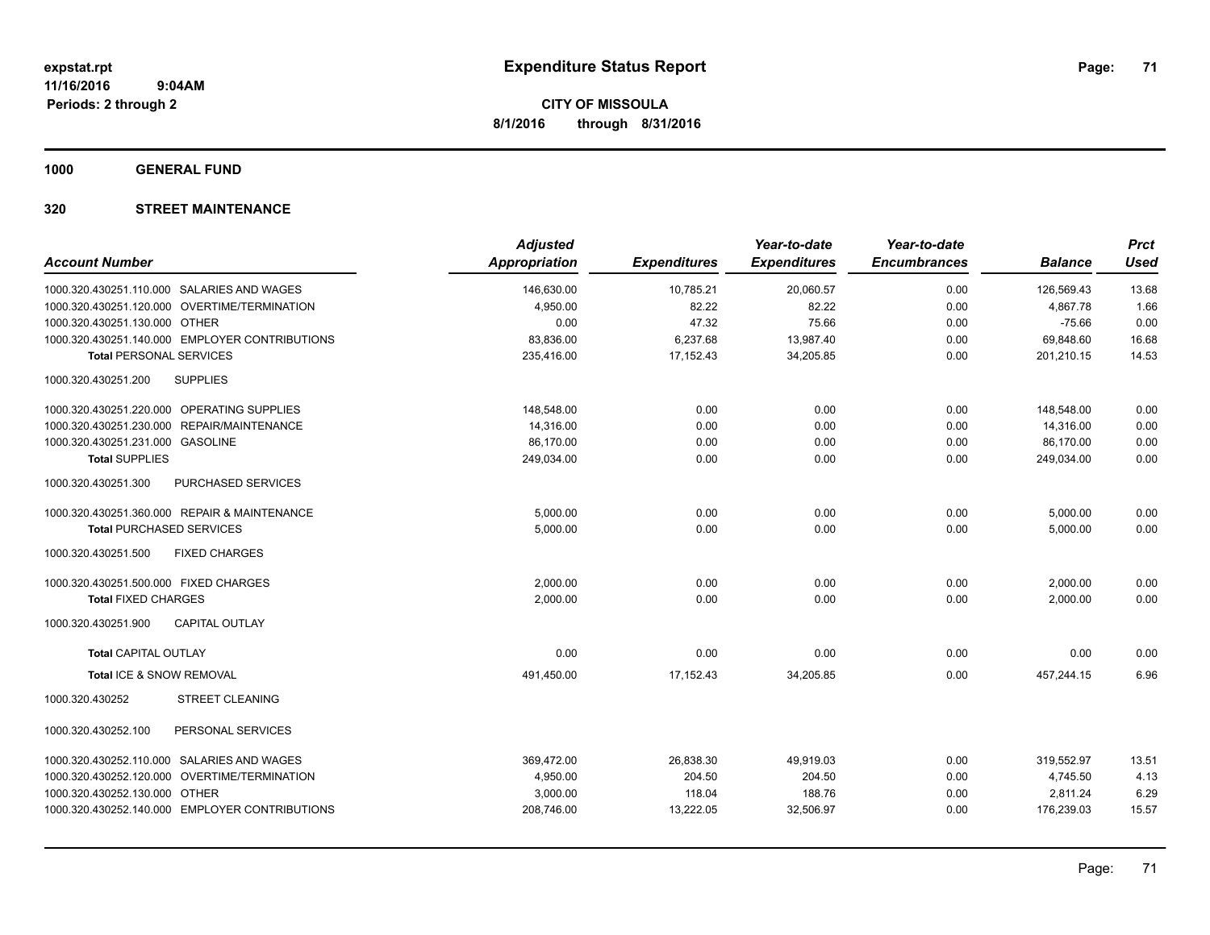**expstat.rpt**
**11/16/2016 9:04AM**
**Periods: 2 through 2**

# Expenditure Status Report

**CITY OF MISSOULA**
**8/1/2016 through 8/31/2016**

## 1000 GENERAL FUND

## 320 STREET MAINTENANCE

| Account Number | Adjusted Appropriation | Expenditures | Year-to-date Expenditures | Year-to-date Encumbrances | Balance | Prct Used |
|---|---|---|---|---|---|---|
| 1000.320.430251.110.000 SALARIES AND WAGES | 146,630.00 | 10,785.21 | 20,060.57 | 0.00 | 126,569.43 | 13.68 |
| 1000.320.430251.120.000 OVERTIME/TERMINATION | 4,950.00 | 82.22 | 82.22 | 0.00 | 4,867.78 | 1.66 |
| 1000.320.430251.130.000 OTHER | 0.00 | 47.32 | 75.66 | 0.00 | -75.66 | 0.00 |
| 1000.320.430251.140.000 EMPLOYER CONTRIBUTIONS | 83,836.00 | 6,237.68 | 13,987.40 | 0.00 | 69,848.60 | 16.68 |
| **Total** PERSONAL SERVICES | 235,416.00 | 17,152.43 | 34,205.85 | 0.00 | 201,210.15 | 14.53 |
| 1000.320.430251.200 SUPPLIES | | | | | | |
| 1000.320.430251.220.000 OPERATING SUPPLIES | 148,548.00 | 0.00 | 0.00 | 0.00 | 148,548.00 | 0.00 |
| 1000.320.430251.230.000 REPAIR/MAINTENANCE | 14,316.00 | 0.00 | 0.00 | 0.00 | 14,316.00 | 0.00 |
| 1000.320.430251.231.000 GASOLINE | 86,170.00 | 0.00 | 0.00 | 0.00 | 86,170.00 | 0.00 |
| **Total** SUPPLIES | 249,034.00 | 0.00 | 0.00 | 0.00 | 249,034.00 | 0.00 |
| 1000.320.430251.300 PURCHASED SERVICES | | | | | | |
| 1000.320.430251.360.000 REPAIR & MAINTENANCE | 5,000.00 | 0.00 | 0.00 | 0.00 | 5,000.00 | 0.00 |
| **Total** PURCHASED SERVICES | 5,000.00 | 0.00 | 0.00 | 0.00 | 5,000.00 | 0.00 |
| 1000.320.430251.500 FIXED CHARGES | | | | | | |
| 1000.320.430251.500.000 FIXED CHARGES | 2,000.00 | 0.00 | 0.00 | 0.00 | 2,000.00 | 0.00 |
| **Total** FIXED CHARGES | 2,000.00 | 0.00 | 0.00 | 0.00 | 2,000.00 | 0.00 |
| 1000.320.430251.900 CAPITAL OUTLAY | | | | | | |
| **Total** CAPITAL OUTLAY | 0.00 | 0.00 | 0.00 | 0.00 | 0.00 | 0.00 |
| **Total** ICE & SNOW REMOVAL | 491,450.00 | 17,152.43 | 34,205.85 | 0.00 | 457,244.15 | 6.96 |
| 1000.320.430252 STREET CLEANING | | | | | | |
| 1000.320.430252.100 PERSONAL SERVICES | | | | | | |
| 1000.320.430252.110.000 SALARIES AND WAGES | 369,472.00 | 26,838.30 | 49,919.03 | 0.00 | 319,552.97 | 13.51 |
| 1000.320.430252.120.000 OVERTIME/TERMINATION | 4,950.00 | 204.50 | 204.50 | 0.00 | 4,745.50 | 4.13 |
| 1000.320.430252.130.000 OTHER | 3,000.00 | 118.04 | 188.76 | 0.00 | 2,811.24 | 6.29 |
| 1000.320.430252.140.000 EMPLOYER CONTRIBUTIONS | 208,746.00 | 13,222.05 | 32,506.97 | 0.00 | 176,239.03 | 15.57 |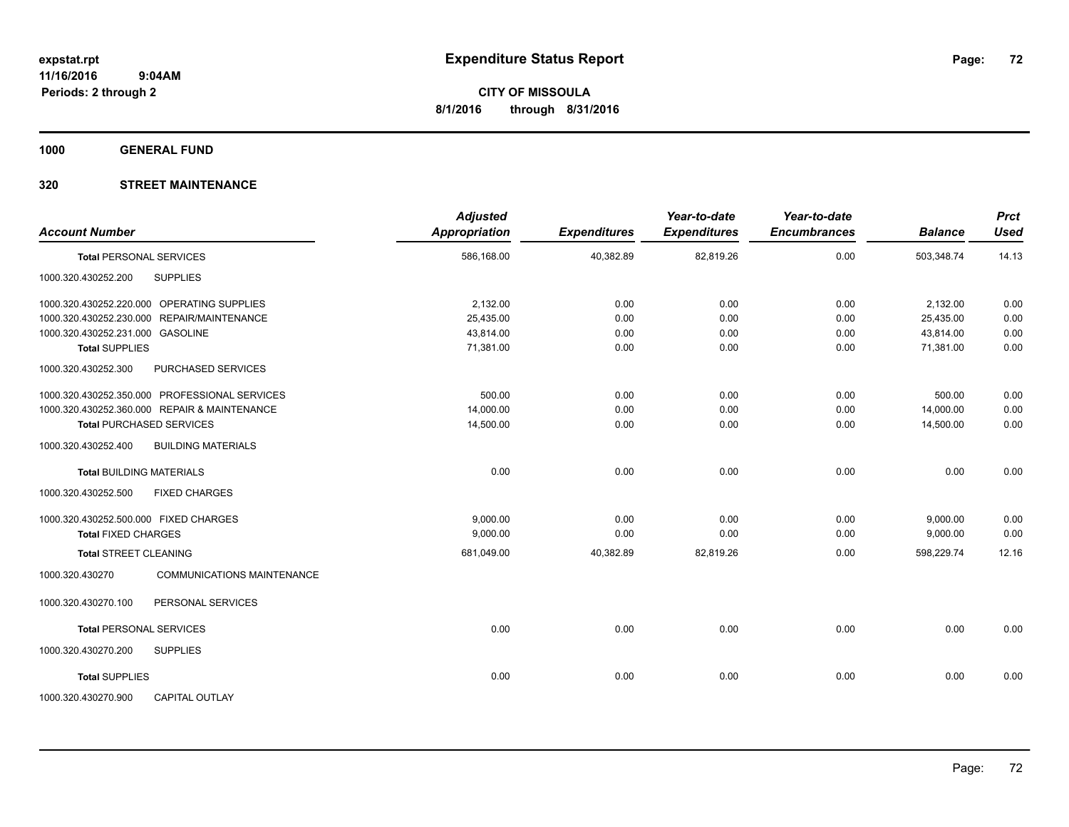# Expenditure Status Report

expstat.rpt
11/16/2016 9:04AM
Periods: 2 through 2

**CITY OF MISSOULA**
**8/1/2016 through 8/31/2016**

**1000 GENERAL FUND**

**320 STREET MAINTENANCE**

| Account Number | | Adjusted Appropriation | Expenditures | Year-to-date Expenditures | Year-to-date Encumbrances | Balance | Prct Used |
|---|---|---|---|---|---|---|---|
| **Total** PERSONAL SERVICES | | 586,168.00 | 40,382.89 | 82,819.26 | 0.00 | 503,348.74 | 14.13 |
| 1000.320.430252.200 | SUPPLIES | | | | | | |
| 1000.320.430252.220.000 | OPERATING SUPPLIES | 2,132.00 | 0.00 | 0.00 | 0.00 | 2,132.00 | 0.00 |
| 1000.320.430252.230.000 | REPAIR/MAINTENANCE | 25,435.00 | 0.00 | 0.00 | 0.00 | 25,435.00 | 0.00 |
| 1000.320.430252.231.000 | GASOLINE | 43,814.00 | 0.00 | 0.00 | 0.00 | 43,814.00 | 0.00 |
| **Total** SUPPLIES | | 71,381.00 | 0.00 | 0.00 | 0.00 | 71,381.00 | 0.00 |
| 1000.320.430252.300 | PURCHASED SERVICES | | | | | | |
| 1000.320.430252.350.000 | PROFESSIONAL SERVICES | 500.00 | 0.00 | 0.00 | 0.00 | 500.00 | 0.00 |
| 1000.320.430252.360.000 | REPAIR & MAINTENANCE | 14,000.00 | 0.00 | 0.00 | 0.00 | 14,000.00 | 0.00 |
| **Total** PURCHASED SERVICES | | 14,500.00 | 0.00 | 0.00 | 0.00 | 14,500.00 | 0.00 |
| 1000.320.430252.400 | BUILDING MATERIALS | | | | | | |
| **Total** BUILDING MATERIALS | | 0.00 | 0.00 | 0.00 | 0.00 | 0.00 | 0.00 |
| 1000.320.430252.500 | FIXED CHARGES | | | | | | |
| 1000.320.430252.500.000 | FIXED CHARGES | 9,000.00 | 0.00 | 0.00 | 0.00 | 9,000.00 | 0.00 |
| **Total** FIXED CHARGES | | 9,000.00 | 0.00 | 0.00 | 0.00 | 9,000.00 | 0.00 |
| **Total** STREET CLEANING | | 681,049.00 | 40,382.89 | 82,819.26 | 0.00 | 598,229.74 | 12.16 |
| 1000.320.430270 | COMMUNICATIONS MAINTENANCE | | | | | | |
| 1000.320.430270.100 | PERSONAL SERVICES | | | | | | |
| **Total** PERSONAL SERVICES | | 0.00 | 0.00 | 0.00 | 0.00 | 0.00 | 0.00 |
| 1000.320.430270.200 | SUPPLIES | | | | | | |
| **Total** SUPPLIES | | 0.00 | 0.00 | 0.00 | 0.00 | 0.00 | 0.00 |
| 1000.320.430270.900 | CAPITAL OUTLAY | | | | | | |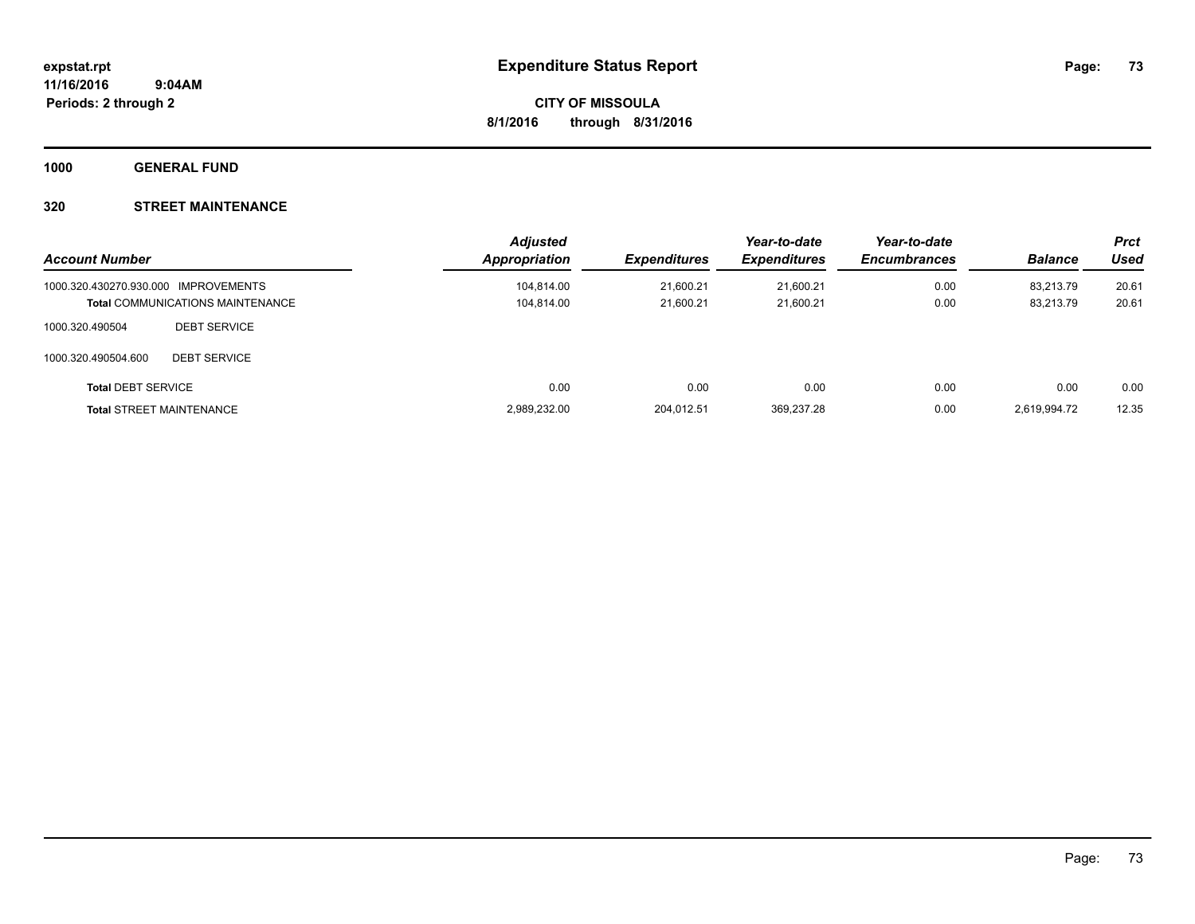# Expenditure Status Report

**CITY OF MISSOULA**

**8/1/2016 through 8/31/2016**

expstat.rpt
11/16/2016 9:04AM
Periods: 2 through 2

**1000 GENERAL FUND**

**320 STREET MAINTENANCE**

| Account Number | | Adjusted Appropriation | Expenditures | Year-to-date Expenditures | Year-to-date Encumbrances | Balance | Prct Used |
|---|---|---|---|---|---|---|---|
| 1000.320.430270.930.000 | IMPROVEMENTS | 104,814.00 | 21,600.21 | 21,600.21 | 0.00 | 83,213.79 | 20.61 |
| **Total** COMMUNICATIONS MAINTENANCE | | 104,814.00 | 21,600.21 | 21,600.21 | 0.00 | 83,213.79 | 20.61 |
| 1000.320.490504 | DEBT SERVICE | | | | | | |
| 1000.320.490504.600 | DEBT SERVICE | | | | | | |
| **Total** DEBT SERVICE | | 0.00 | 0.00 | 0.00 | 0.00 | 0.00 | 0.00 |
| **Total** STREET MAINTENANCE | | 2,989,232.00 | 204,012.51 | 369,237.28 | 0.00 | 2,619,994.72 | 12.35 |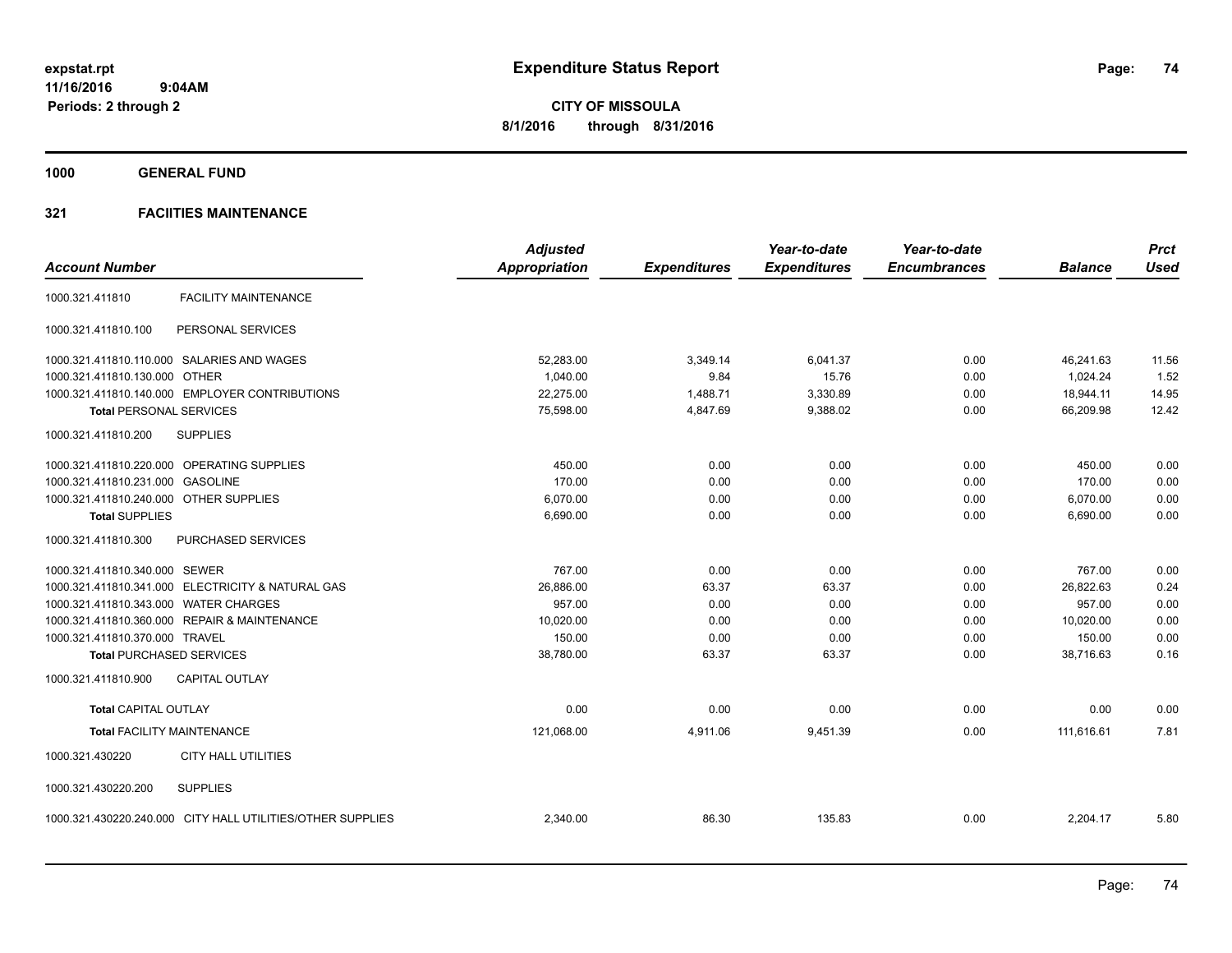# Expenditure Status Report

expstat.rpt
11/16/2016 9:04AM
Periods: 2 through 2

**CITY OF MISSOULA**
**8/1/2016 through 8/31/2016**

## 1000 GENERAL FUND

### 321 FACIITIES MAINTENANCE

| Account Number | | Adjusted Appropriation | Expenditures | Year-to-date Expenditures | Year-to-date Encumbrances | Balance | Prct Used |
|---|---|---|---|---|---|---|---|
| 1000.321.411810 | FACILITY MAINTENANCE | | | | | | |
| 1000.321.411810.100 | PERSONAL SERVICES | | | | | | |
| 1000.321.411810.110.000 | SALARIES AND WAGES | 52,283.00 | 3,349.14 | 6,041.37 | 0.00 | 46,241.63 | 11.56 |
| 1000.321.411810.130.000 | OTHER | 1,040.00 | 9.84 | 15.76 | 0.00 | 1,024.24 | 1.52 |
| 1000.321.411810.140.000 | EMPLOYER CONTRIBUTIONS | 22,275.00 | 1,488.71 | 3,330.89 | 0.00 | 18,944.11 | 14.95 |
| **Total** PERSONAL SERVICES | | 75,598.00 | 4,847.69 | 9,388.02 | 0.00 | 66,209.98 | 12.42 |
| 1000.321.411810.200 | SUPPLIES | | | | | | |
| 1000.321.411810.220.000 | OPERATING SUPPLIES | 450.00 | 0.00 | 0.00 | 0.00 | 450.00 | 0.00 |
| 1000.321.411810.231.000 | GASOLINE | 170.00 | 0.00 | 0.00 | 0.00 | 170.00 | 0.00 |
| 1000.321.411810.240.000 | OTHER SUPPLIES | 6,070.00 | 0.00 | 0.00 | 0.00 | 6,070.00 | 0.00 |
| **Total** SUPPLIES | | 6,690.00 | 0.00 | 0.00 | 0.00 | 6,690.00 | 0.00 |
| 1000.321.411810.300 | PURCHASED SERVICES | | | | | | |
| 1000.321.411810.340.000 | SEWER | 767.00 | 0.00 | 0.00 | 0.00 | 767.00 | 0.00 |
| 1000.321.411810.341.000 | ELECTRICITY & NATURAL GAS | 26,886.00 | 63.37 | 63.37 | 0.00 | 26,822.63 | 0.24 |
| 1000.321.411810.343.000 | WATER CHARGES | 957.00 | 0.00 | 0.00 | 0.00 | 957.00 | 0.00 |
| 1000.321.411810.360.000 | REPAIR & MAINTENANCE | 10,020.00 | 0.00 | 0.00 | 0.00 | 10,020.00 | 0.00 |
| 1000.321.411810.370.000 | TRAVEL | 150.00 | 0.00 | 0.00 | 0.00 | 150.00 | 0.00 |
| **Total** PURCHASED SERVICES | | 38,780.00 | 63.37 | 63.37 | 0.00 | 38,716.63 | 0.16 |
| 1000.321.411810.900 | CAPITAL OUTLAY | | | | | | |
| **Total** CAPITAL OUTLAY | | 0.00 | 0.00 | 0.00 | 0.00 | 0.00 | 0.00 |
| **Total** FACILITY MAINTENANCE | | 121,068.00 | 4,911.06 | 9,451.39 | 0.00 | 111,616.61 | 7.81 |
| 1000.321.430220 | CITY HALL UTILITIES | | | | | | |
| 1000.321.430220.200 | SUPPLIES | | | | | | |
| 1000.321.430220.240.000 | CITY HALL UTILITIES/OTHER SUPPLIES | 2,340.00 | 86.30 | 135.83 | 0.00 | 2,204.17 | 5.80 |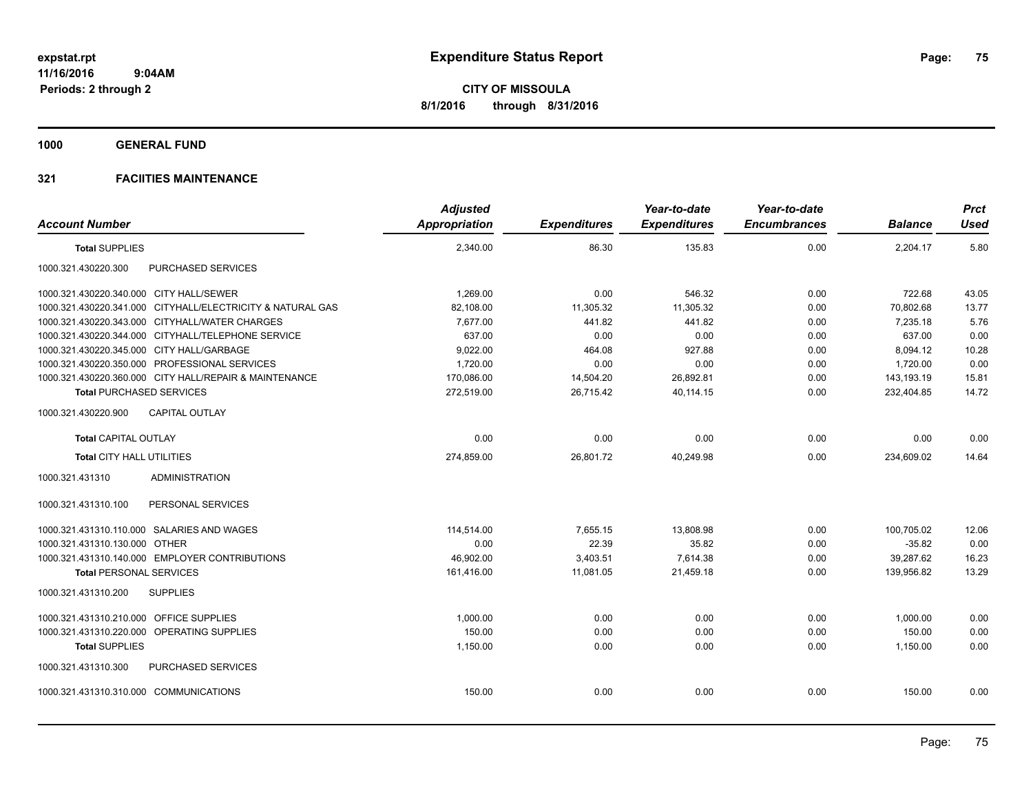# Expenditure Status Report

**CITY OF MISSOULA**
**8/1/2016 through 8/31/2016**

expstat.rpt
11/16/2016 9:04AM
Periods: 2 through 2

## 1000 GENERAL FUND

### 321 FACIITIES MAINTENANCE

| Account Number | Adjusted Appropriation | Expenditures | Year-to-date Expenditures | Year-to-date Encumbrances | Balance | Prct Used |
|---|---|---|---|---|---|---|
| **Total SUPPLIES** | 2,340.00 | 86.30 | 135.83 | 0.00 | 2,204.17 | 5.80 |
| 1000.321.430220.300 PURCHASED SERVICES | | | | | | |
| 1000.321.430220.340.000 CITY HALL/SEWER | 1,269.00 | 0.00 | 546.32 | 0.00 | 722.68 | 43.05 |
| 1000.321.430220.341.000 CITYHALL/ELECTRICITY & NATURAL GAS | 82,108.00 | 11,305.32 | 11,305.32 | 0.00 | 70,802.68 | 13.77 |
| 1000.321.430220.343.000 CITYHALL/WATER CHARGES | 7,677.00 | 441.82 | 441.82 | 0.00 | 7,235.18 | 5.76 |
| 1000.321.430220.344.000 CITYHALL/TELEPHONE SERVICE | 637.00 | 0.00 | 0.00 | 0.00 | 637.00 | 0.00 |
| 1000.321.430220.345.000 CITY HALL/GARBAGE | 9,022.00 | 464.08 | 927.88 | 0.00 | 8,094.12 | 10.28 |
| 1000.321.430220.350.000 PROFESSIONAL SERVICES | 1,720.00 | 0.00 | 0.00 | 0.00 | 1,720.00 | 0.00 |
| 1000.321.430220.360.000 CITY HALL/REPAIR & MAINTENANCE | 170,086.00 | 14,504.20 | 26,892.81 | 0.00 | 143,193.19 | 15.81 |
| **Total PURCHASED SERVICES** | 272,519.00 | 26,715.42 | 40,114.15 | 0.00 | 232,404.85 | 14.72 |
| 1000.321.430220.900 CAPITAL OUTLAY | | | | | | |
| **Total CAPITAL OUTLAY** | 0.00 | 0.00 | 0.00 | 0.00 | 0.00 | 0.00 |
| **Total CITY HALL UTILITIES** | 274,859.00 | 26,801.72 | 40,249.98 | 0.00 | 234,609.02 | 14.64 |
| 1000.321.431310 ADMINISTRATION | | | | | | |
| 1000.321.431310.100 PERSONAL SERVICES | | | | | | |
| 1000.321.431310.110.000 SALARIES AND WAGES | 114,514.00 | 7,655.15 | 13,808.98 | 0.00 | 100,705.02 | 12.06 |
| 1000.321.431310.130.000 OTHER | 0.00 | 22.39 | 35.82 | 0.00 | -35.82 | 0.00 |
| 1000.321.431310.140.000 EMPLOYER CONTRIBUTIONS | 46,902.00 | 3,403.51 | 7,614.38 | 0.00 | 39,287.62 | 16.23 |
| **Total PERSONAL SERVICES** | 161,416.00 | 11,081.05 | 21,459.18 | 0.00 | 139,956.82 | 13.29 |
| 1000.321.431310.200 SUPPLIES | | | | | | |
| 1000.321.431310.210.000 OFFICE SUPPLIES | 1,000.00 | 0.00 | 0.00 | 0.00 | 1,000.00 | 0.00 |
| 1000.321.431310.220.000 OPERATING SUPPLIES | 150.00 | 0.00 | 0.00 | 0.00 | 150.00 | 0.00 |
| **Total SUPPLIES** | 1,150.00 | 0.00 | 0.00 | 0.00 | 1,150.00 | 0.00 |
| 1000.321.431310.300 PURCHASED SERVICES | | | | | | |
| 1000.321.431310.310.000 COMMUNICATIONS | 150.00 | 0.00 | 0.00 | 0.00 | 150.00 | 0.00 |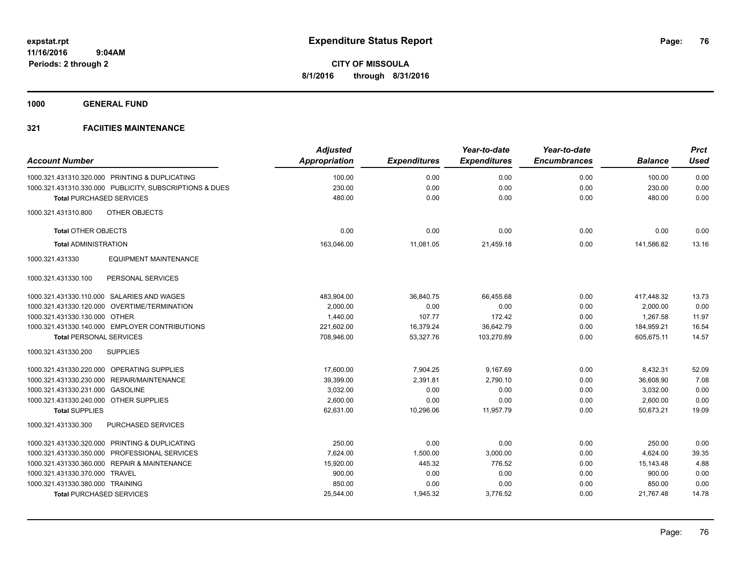# Expenditure Status Report

expstat.rpt
11/16/2016 9:04AM
Periods: 2 through 2

**CITY OF MISSOULA**
**8/1/2016 through 8/31/2016**

**1000 GENERAL FUND**

**321 FACIITIES MAINTENANCE**

| Account Number | Adjusted Appropriation | Expenditures | Year-to-date Expenditures | Year-to-date Encumbrances | Balance | Prct Used |
|---|---|---|---|---|---|---|
| 1000.321.431310.320.000 PRINTING & DUPLICATING | 100.00 | 0.00 | 0.00 | 0.00 | 100.00 | 0.00 |
| 1000.321.431310.330.000 PUBLICITY, SUBSCRIPTIONS & DUES | 230.00 | 0.00 | 0.00 | 0.00 | 230.00 | 0.00 |
| **Total** PURCHASED SERVICES | 480.00 | 0.00 | 0.00 | 0.00 | 480.00 | 0.00 |
| 1000.321.431310.800 OTHER OBJECTS | | | | | | |
| **Total** OTHER OBJECTS | 0.00 | 0.00 | 0.00 | 0.00 | 0.00 | 0.00 |
| **Total** ADMINISTRATION | 163,046.00 | 11,081.05 | 21,459.18 | 0.00 | 141,586.82 | 13.16 |
| 1000.321.431330 EQUIPMENT MAINTENANCE | | | | | | |
| 1000.321.431330.100 PERSONAL SERVICES | | | | | | |
| 1000.321.431330.110.000 SALARIES AND WAGES | 483,904.00 | 36,840.75 | 66,455.68 | 0.00 | 417,448.32 | 13.73 |
| 1000.321.431330.120.000 OVERTIME/TERMINATION | 2,000.00 | 0.00 | 0.00 | 0.00 | 2,000.00 | 0.00 |
| 1000.321.431330.130.000 OTHER | 1,440.00 | 107.77 | 172.42 | 0.00 | 1,267.58 | 11.97 |
| 1000.321.431330.140.000 EMPLOYER CONTRIBUTIONS | 221,602.00 | 16,379.24 | 36,642.79 | 0.00 | 184,959.21 | 16.54 |
| **Total** PERSONAL SERVICES | 708,946.00 | 53,327.76 | 103,270.89 | 0.00 | 605,675.11 | 14.57 |
| 1000.321.431330.200 SUPPLIES | | | | | | |
| 1000.321.431330.220.000 OPERATING SUPPLIES | 17,600.00 | 7,904.25 | 9,167.69 | 0.00 | 8,432.31 | 52.09 |
| 1000.321.431330.230.000 REPAIR/MAINTENANCE | 39,399.00 | 2,391.81 | 2,790.10 | 0.00 | 36,608.90 | 7.08 |
| 1000.321.431330.231.000 GASOLINE | 3,032.00 | 0.00 | 0.00 | 0.00 | 3,032.00 | 0.00 |
| 1000.321.431330.240.000 OTHER SUPPLIES | 2,600.00 | 0.00 | 0.00 | 0.00 | 2,600.00 | 0.00 |
| **Total** SUPPLIES | 62,631.00 | 10,296.06 | 11,957.79 | 0.00 | 50,673.21 | 19.09 |
| 1000.321.431330.300 PURCHASED SERVICES | | | | | | |
| 1000.321.431330.320.000 PRINTING & DUPLICATING | 250.00 | 0.00 | 0.00 | 0.00 | 250.00 | 0.00 |
| 1000.321.431330.350.000 PROFESSIONAL SERVICES | 7,624.00 | 1,500.00 | 3,000.00 | 0.00 | 4,624.00 | 39.35 |
| 1000.321.431330.360.000 REPAIR & MAINTENANCE | 15,920.00 | 445.32 | 776.52 | 0.00 | 15,143.48 | 4.88 |
| 1000.321.431330.370.000 TRAVEL | 900.00 | 0.00 | 0.00 | 0.00 | 900.00 | 0.00 |
| 1000.321.431330.380.000 TRAINING | 850.00 | 0.00 | 0.00 | 0.00 | 850.00 | 0.00 |
| **Total** PURCHASED SERVICES | 25,544.00 | 1,945.32 | 3,776.52 | 0.00 | 21,767.48 | 14.78 |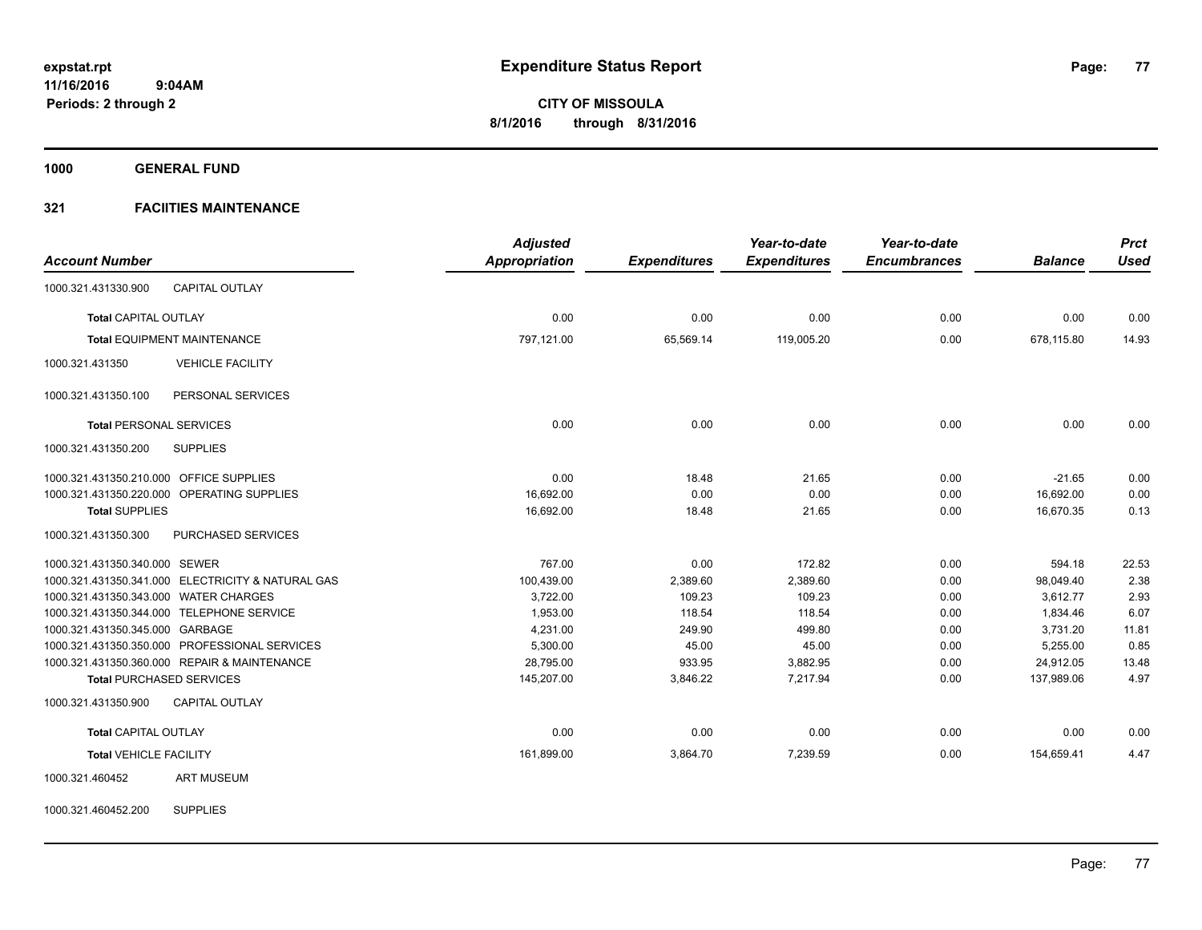**expstat.rpt**
**11/16/2016 9:04AM**
**Periods: 2 through 2**

# Expenditure Status Report

**CITY OF MISSOULA**
**8/1/2016 through 8/31/2016**

## 1000 GENERAL FUND

### 321 FACIITIES MAINTENANCE

| Account Number | | Adjusted Appropriation | Expenditures | Year-to-date Expenditures | Year-to-date Encumbrances | Balance | Prct Used |
|---|---|---|---|---|---|---|---|
| 1000.321.431330.900 | CAPITAL OUTLAY | | | | | | |
| **Total** CAPITAL OUTLAY | | 0.00 | 0.00 | 0.00 | 0.00 | 0.00 | 0.00 |
| **Total** EQUIPMENT MAINTENANCE | | 797,121.00 | 65,569.14 | 119,005.20 | 0.00 | 678,115.80 | 14.93 |
| 1000.321.431350 | VEHICLE FACILITY | | | | | | |
| 1000.321.431350.100 | PERSONAL SERVICES | | | | | | |
| **Total** PERSONAL SERVICES | | 0.00 | 0.00 | 0.00 | 0.00 | 0.00 | 0.00 |
| 1000.321.431350.200 | SUPPLIES | | | | | | |
| 1000.321.431350.210.000 | OFFICE SUPPLIES | 0.00 | 18.48 | 21.65 | 0.00 | -21.65 | 0.00 |
| 1000.321.431350.220.000 | OPERATING SUPPLIES | 16,692.00 | 0.00 | 0.00 | 0.00 | 16,692.00 | 0.00 |
| **Total** SUPPLIES | | 16,692.00 | 18.48 | 21.65 | 0.00 | 16,670.35 | 0.13 |
| 1000.321.431350.300 | PURCHASED SERVICES | | | | | | |
| 1000.321.431350.340.000 | SEWER | 767.00 | 0.00 | 172.82 | 0.00 | 594.18 | 22.53 |
| 1000.321.431350.341.000 | ELECTRICITY & NATURAL GAS | 100,439.00 | 2,389.60 | 2,389.60 | 0.00 | 98,049.40 | 2.38 |
| 1000.321.431350.343.000 | WATER CHARGES | 3,722.00 | 109.23 | 109.23 | 0.00 | 3,612.77 | 2.93 |
| 1000.321.431350.344.000 | TELEPHONE SERVICE | 1,953.00 | 118.54 | 118.54 | 0.00 | 1,834.46 | 6.07 |
| 1000.321.431350.345.000 | GARBAGE | 4,231.00 | 249.90 | 499.80 | 0.00 | 3,731.20 | 11.81 |
| 1000.321.431350.350.000 | PROFESSIONAL SERVICES | 5,300.00 | 45.00 | 45.00 | 0.00 | 5,255.00 | 0.85 |
| 1000.321.431350.360.000 | REPAIR & MAINTENANCE | 28,795.00 | 933.95 | 3,882.95 | 0.00 | 24,912.05 | 13.48 |
| **Total** PURCHASED SERVICES | | 145,207.00 | 3,846.22 | 7,217.94 | 0.00 | 137,989.06 | 4.97 |
| 1000.321.431350.900 | CAPITAL OUTLAY | | | | | | |
| **Total** CAPITAL OUTLAY | | 0.00 | 0.00 | 0.00 | 0.00 | 0.00 | 0.00 |
| **Total** VEHICLE FACILITY | | 161,899.00 | 3,864.70 | 7,239.59 | 0.00 | 154,659.41 | 4.47 |
| 1000.321.460452 | ART MUSEUM | | | | | | |
| 1000.321.460452.200 | SUPPLIES | | | | | | |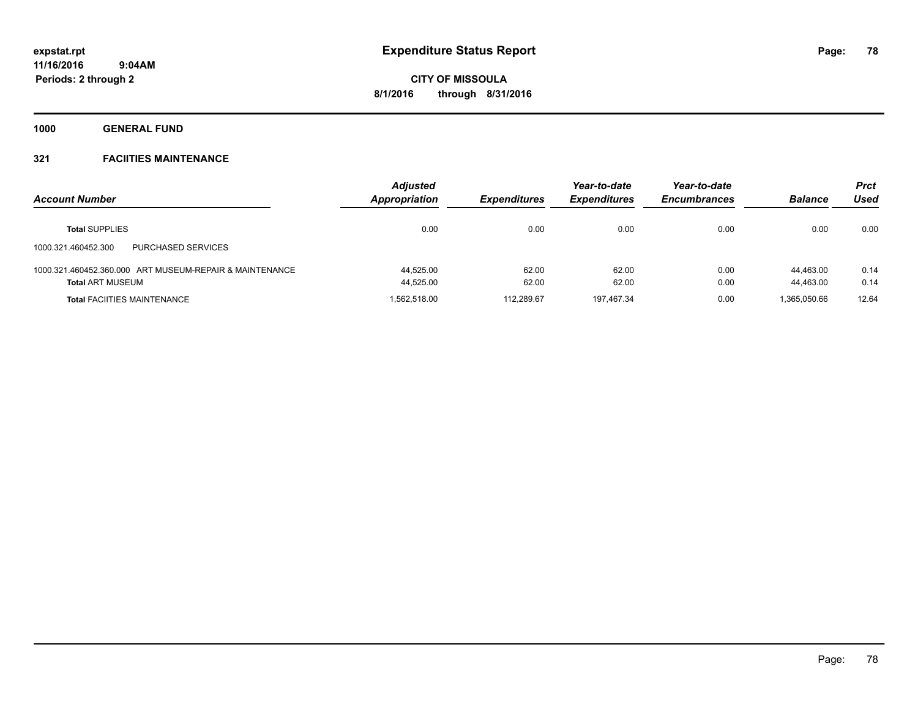# Expenditure Status Report

expstat.rpt
11/16/2016 9:04AM
Periods: 2 through 2

**CITY OF MISSOULA**
**8/1/2016 through 8/31/2016**

## 1000 GENERAL FUND

### 321 FACIITIES MAINTENANCE

| Account Number | Adjusted Appropriation | Expenditures | Year-to-date Expenditures | Year-to-date Encumbrances | Balance | Prct Used |
|---|---|---|---|---|---|---|
| **Total** SUPPLIES | 0.00 | 0.00 | 0.00 | 0.00 | 0.00 | 0.00 |
| 1000.321.460452.300 PURCHASED SERVICES | | | | | | |
| 1000.321.460452.360.000 ART MUSEUM-REPAIR & MAINTENANCE | 44,525.00 | 62.00 | 62.00 | 0.00 | 44,463.00 | 0.14 |
| **Total** ART MUSEUM | 44,525.00 | 62.00 | 62.00 | 0.00 | 44,463.00 | 0.14 |
| **Total** FACIITIES MAINTENANCE | 1,562,518.00 | 112,289.67 | 197,467.34 | 0.00 | 1,365,050.66 | 12.64 |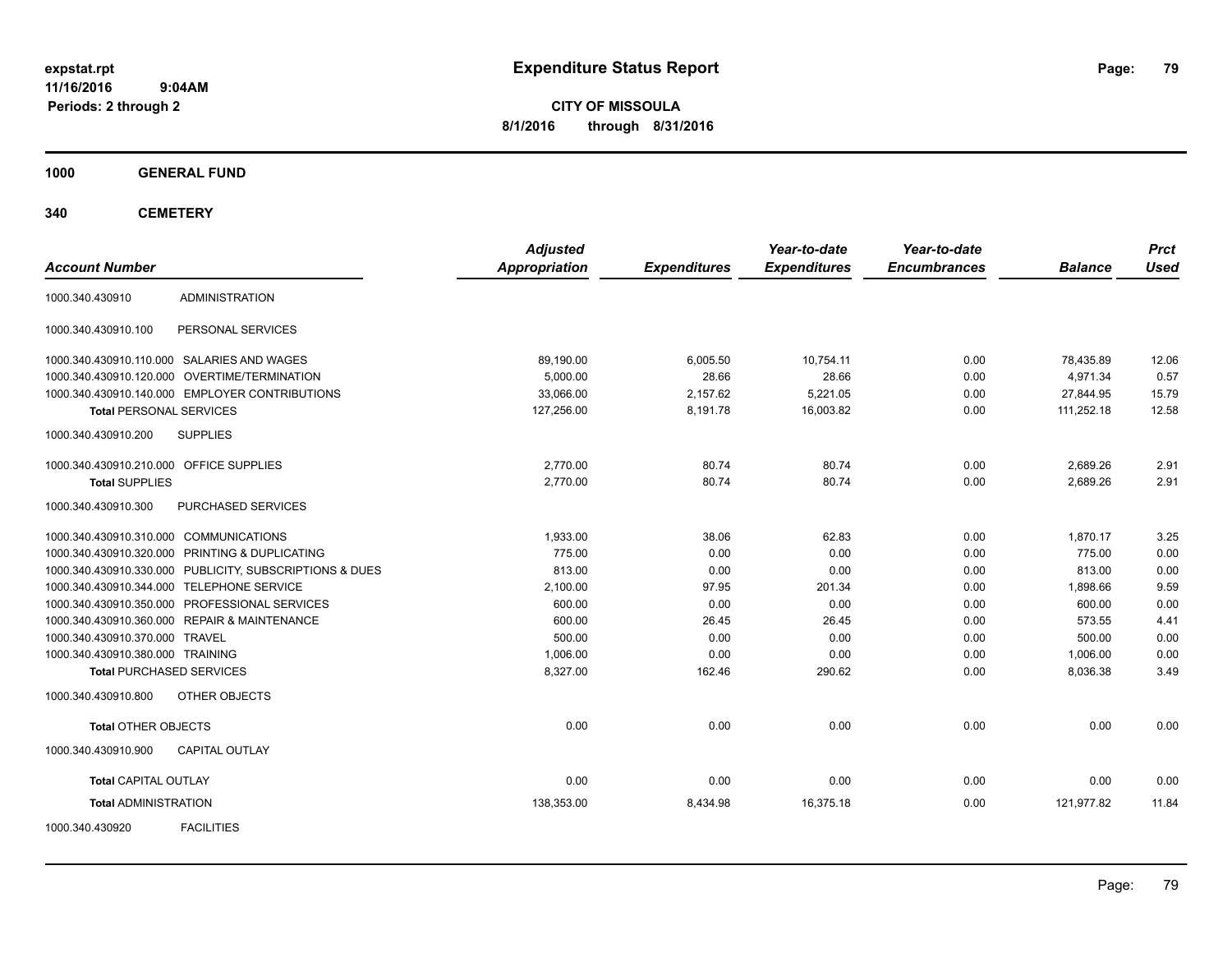# Expenditure Status Report

**CITY OF MISSOULA**
**8/1/2016 through 8/31/2016**

expstat.rpt
11/16/2016 9:04AM
Periods: 2 through 2

## 1000 GENERAL FUND

## 340 CEMETERY

| Account Number | | Adjusted Appropriation | Expenditures | Year-to-date Expenditures | Year-to-date Encumbrances | Balance | Prct Used |
|---|---|---|---|---|---|---|---|
| 1000.340.430910 | ADMINISTRATION | | | | | | |
| 1000.340.430910.100 | PERSONAL SERVICES | | | | | | |
| 1000.340.430910.110.000 | SALARIES AND WAGES | 89,190.00 | 6,005.50 | 10,754.11 | 0.00 | 78,435.89 | 12.06 |
| 1000.340.430910.120.000 | OVERTIME/TERMINATION | 5,000.00 | 28.66 | 28.66 | 0.00 | 4,971.34 | 0.57 |
| 1000.340.430910.140.000 | EMPLOYER CONTRIBUTIONS | 33,066.00 | 2,157.62 | 5,221.05 | 0.00 | 27,844.95 | 15.79 |
| **Total** PERSONAL SERVICES | | 127,256.00 | 8,191.78 | 16,003.82 | 0.00 | 111,252.18 | 12.58 |
| 1000.340.430910.200 | SUPPLIES | | | | | | |
| 1000.340.430910.210.000 | OFFICE SUPPLIES | 2,770.00 | 80.74 | 80.74 | 0.00 | 2,689.26 | 2.91 |
| **Total** SUPPLIES | | 2,770.00 | 80.74 | 80.74 | 0.00 | 2,689.26 | 2.91 |
| 1000.340.430910.300 | PURCHASED SERVICES | | | | | | |
| 1000.340.430910.310.000 | COMMUNICATIONS | 1,933.00 | 38.06 | 62.83 | 0.00 | 1,870.17 | 3.25 |
| 1000.340.430910.320.000 | PRINTING & DUPLICATING | 775.00 | 0.00 | 0.00 | 0.00 | 775.00 | 0.00 |
| 1000.340.430910.330.000 | PUBLICITY, SUBSCRIPTIONS & DUES | 813.00 | 0.00 | 0.00 | 0.00 | 813.00 | 0.00 |
| 1000.340.430910.344.000 | TELEPHONE SERVICE | 2,100.00 | 97.95 | 201.34 | 0.00 | 1,898.66 | 9.59 |
| 1000.340.430910.350.000 | PROFESSIONAL SERVICES | 600.00 | 0.00 | 0.00 | 0.00 | 600.00 | 0.00 |
| 1000.340.430910.360.000 | REPAIR & MAINTENANCE | 600.00 | 26.45 | 26.45 | 0.00 | 573.55 | 4.41 |
| 1000.340.430910.370.000 | TRAVEL | 500.00 | 0.00 | 0.00 | 0.00 | 500.00 | 0.00 |
| 1000.340.430910.380.000 | TRAINING | 1,006.00 | 0.00 | 0.00 | 0.00 | 1,006.00 | 0.00 |
| **Total** PURCHASED SERVICES | | 8,327.00 | 162.46 | 290.62 | 0.00 | 8,036.38 | 3.49 |
| 1000.340.430910.800 | OTHER OBJECTS | | | | | | |
| **Total** OTHER OBJECTS | | 0.00 | 0.00 | 0.00 | 0.00 | 0.00 | 0.00 |
| 1000.340.430910.900 | CAPITAL OUTLAY | | | | | | |
| **Total** CAPITAL OUTLAY | | 0.00 | 0.00 | 0.00 | 0.00 | 0.00 | 0.00 |
| **Total** ADMINISTRATION | | 138,353.00 | 8,434.98 | 16,375.18 | 0.00 | 121,977.82 | 11.84 |
| 1000.340.430920 | FACILITIES | | | | | | |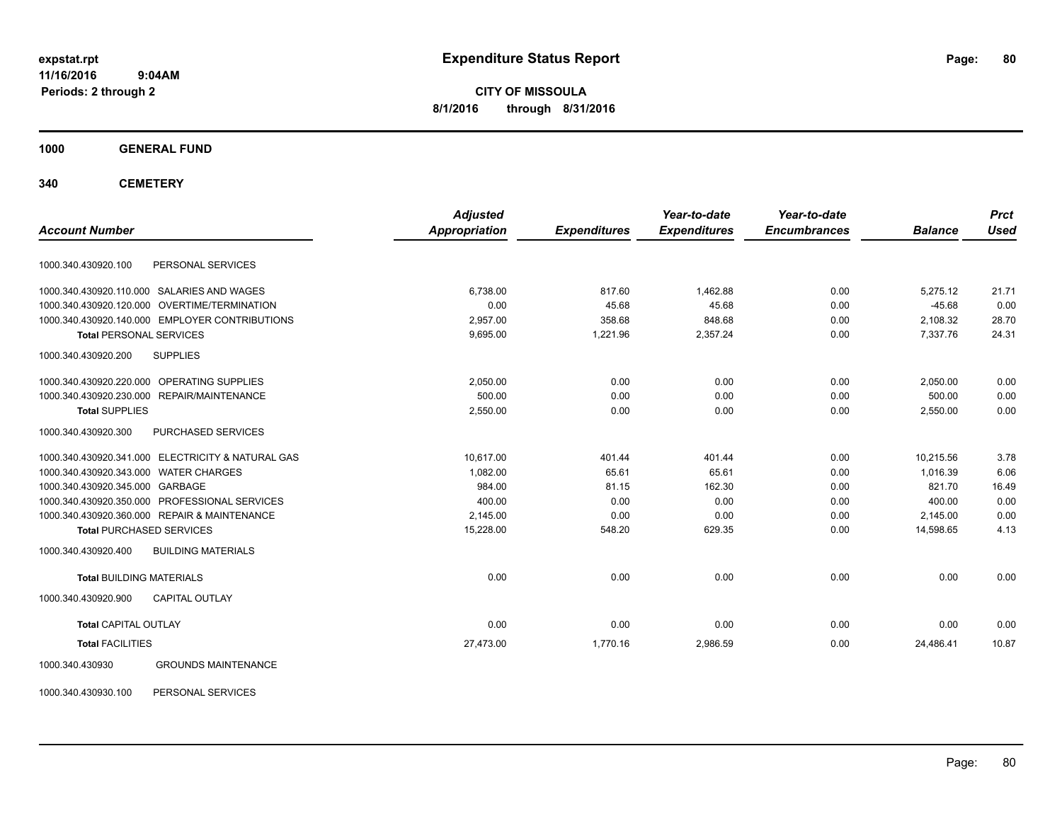**expstat.rpt**
**11/16/2016 9:04AM**
**Periods: 2 through 2**

# Expenditure Status Report

**CITY OF MISSOULA**
**8/1/2016 through 8/31/2016**

## 1000 GENERAL FUND

## 340 CEMETERY

| Account Number | | Adjusted Appropriation | Expenditures | Year-to-date Expenditures | Year-to-date Encumbrances | Balance | Prct Used |
|---|---|---|---|---|---|---|---|
| 1000.340.430920.100 | PERSONAL SERVICES | | | | | | |
| 1000.340.430920.110.000 | SALARIES AND WAGES | 6,738.00 | 817.60 | 1,462.88 | 0.00 | 5,275.12 | 21.71 |
| 1000.340.430920.120.000 | OVERTIME/TERMINATION | 0.00 | 45.68 | 45.68 | 0.00 | -45.68 | 0.00 |
| 1000.340.430920.140.000 | EMPLOYER CONTRIBUTIONS | 2,957.00 | 358.68 | 848.68 | 0.00 | 2,108.32 | 28.70 |
| **Total** PERSONAL SERVICES | | 9,695.00 | 1,221.96 | 2,357.24 | 0.00 | 7,337.76 | 24.31 |
| 1000.340.430920.200 | SUPPLIES | | | | | | |
| 1000.340.430920.220.000 | OPERATING SUPPLIES | 2,050.00 | 0.00 | 0.00 | 0.00 | 2,050.00 | 0.00 |
| 1000.340.430920.230.000 | REPAIR/MAINTENANCE | 500.00 | 0.00 | 0.00 | 0.00 | 500.00 | 0.00 |
| **Total** SUPPLIES | | 2,550.00 | 0.00 | 0.00 | 0.00 | 2,550.00 | 0.00 |
| 1000.340.430920.300 | PURCHASED SERVICES | | | | | | |
| 1000.340.430920.341.000 | ELECTRICITY & NATURAL GAS | 10,617.00 | 401.44 | 401.44 | 0.00 | 10,215.56 | 3.78 |
| 1000.340.430920.343.000 | WATER CHARGES | 1,082.00 | 65.61 | 65.61 | 0.00 | 1,016.39 | 6.06 |
| 1000.340.430920.345.000 | GARBAGE | 984.00 | 81.15 | 162.30 | 0.00 | 821.70 | 16.49 |
| 1000.340.430920.350.000 | PROFESSIONAL SERVICES | 400.00 | 0.00 | 0.00 | 0.00 | 400.00 | 0.00 |
| 1000.340.430920.360.000 | REPAIR & MAINTENANCE | 2,145.00 | 0.00 | 0.00 | 0.00 | 2,145.00 | 0.00 |
| **Total** PURCHASED SERVICES | | 15,228.00 | 548.20 | 629.35 | 0.00 | 14,598.65 | 4.13 |
| 1000.340.430920.400 | BUILDING MATERIALS | | | | | | |
| **Total** BUILDING MATERIALS | | 0.00 | 0.00 | 0.00 | 0.00 | 0.00 | 0.00 |
| 1000.340.430920.900 | CAPITAL OUTLAY | | | | | | |
| **Total** CAPITAL OUTLAY | | 0.00 | 0.00 | 0.00 | 0.00 | 0.00 | 0.00 |
| **Total** FACILITIES | | 27,473.00 | 1,770.16 | 2,986.59 | 0.00 | 24,486.41 | 10.87 |
| 1000.340.430930 | GROUNDS MAINTENANCE | | | | | | |
| 1000.340.430930.100 | PERSONAL SERVICES | | | | | | |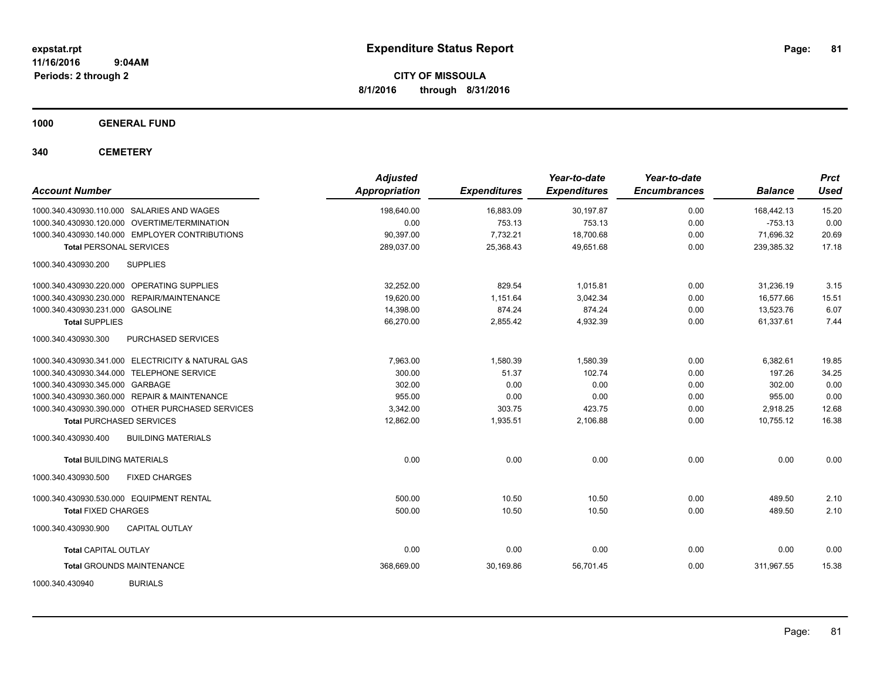# Expenditure Status Report

**CITY OF MISSOULA**

**8/1/2016 through 8/31/2016**

expstat.rpt
11/16/2016 9:04AM
Periods: 2 through 2

**1000 GENERAL FUND**

**340 CEMETERY**

| Account Number | | Adjusted Appropriation | Expenditures | Year-to-date Expenditures | Year-to-date Encumbrances | Balance | Prct Used |
|---|---|---|---|---|---|---|---|
| 1000.340.430930.110.000 | SALARIES AND WAGES | 198,640.00 | 16,883.09 | 30,197.87 | 0.00 | 168,442.13 | 15.20 |
| 1000.340.430930.120.000 | OVERTIME/TERMINATION | 0.00 | 753.13 | 753.13 | 0.00 | -753.13 | 0.00 |
| 1000.340.430930.140.000 | EMPLOYER CONTRIBUTIONS | 90,397.00 | 7,732.21 | 18,700.68 | 0.00 | 71,696.32 | 20.69 |
| **Total** PERSONAL SERVICES | | 289,037.00 | 25,368.43 | 49,651.68 | 0.00 | 239,385.32 | 17.18 |
| 1000.340.430930.200 | SUPPLIES | | | | | | |
| 1000.340.430930.220.000 | OPERATING SUPPLIES | 32,252.00 | 829.54 | 1,015.81 | 0.00 | 31,236.19 | 3.15 |
| 1000.340.430930.230.000 | REPAIR/MAINTENANCE | 19,620.00 | 1,151.64 | 3,042.34 | 0.00 | 16,577.66 | 15.51 |
| 1000.340.430930.231.000 | GASOLINE | 14,398.00 | 874.24 | 874.24 | 0.00 | 13,523.76 | 6.07 |
| **Total** SUPPLIES | | 66,270.00 | 2,855.42 | 4,932.39 | 0.00 | 61,337.61 | 7.44 |
| 1000.340.430930.300 | PURCHASED SERVICES | | | | | | |
| 1000.340.430930.341.000 | ELECTRICITY & NATURAL GAS | 7,963.00 | 1,580.39 | 1,580.39 | 0.00 | 6,382.61 | 19.85 |
| 1000.340.430930.344.000 | TELEPHONE SERVICE | 300.00 | 51.37 | 102.74 | 0.00 | 197.26 | 34.25 |
| 1000.340.430930.345.000 | GARBAGE | 302.00 | 0.00 | 0.00 | 0.00 | 302.00 | 0.00 |
| 1000.340.430930.360.000 | REPAIR & MAINTENANCE | 955.00 | 0.00 | 0.00 | 0.00 | 955.00 | 0.00 |
| 1000.340.430930.390.000 | OTHER PURCHASED SERVICES | 3,342.00 | 303.75 | 423.75 | 0.00 | 2,918.25 | 12.68 |
| **Total** PURCHASED SERVICES | | 12,862.00 | 1,935.51 | 2,106.88 | 0.00 | 10,755.12 | 16.38 |
| 1000.340.430930.400 | BUILDING MATERIALS | | | | | | |
| **Total** BUILDING MATERIALS | | 0.00 | 0.00 | 0.00 | 0.00 | 0.00 | 0.00 |
| 1000.340.430930.500 | FIXED CHARGES | | | | | | |
| 1000.340.430930.530.000 | EQUIPMENT RENTAL | 500.00 | 10.50 | 10.50 | 0.00 | 489.50 | 2.10 |
| **Total** FIXED CHARGES | | 500.00 | 10.50 | 10.50 | 0.00 | 489.50 | 2.10 |
| 1000.340.430930.900 | CAPITAL OUTLAY | | | | | | |
| **Total** CAPITAL OUTLAY | | 0.00 | 0.00 | 0.00 | 0.00 | 0.00 | 0.00 |
| **Total** GROUNDS MAINTENANCE | | 368,669.00 | 30,169.86 | 56,701.45 | 0.00 | 311,967.55 | 15.38 |
| 1000.340.430940 | BURIALS | | | | | | |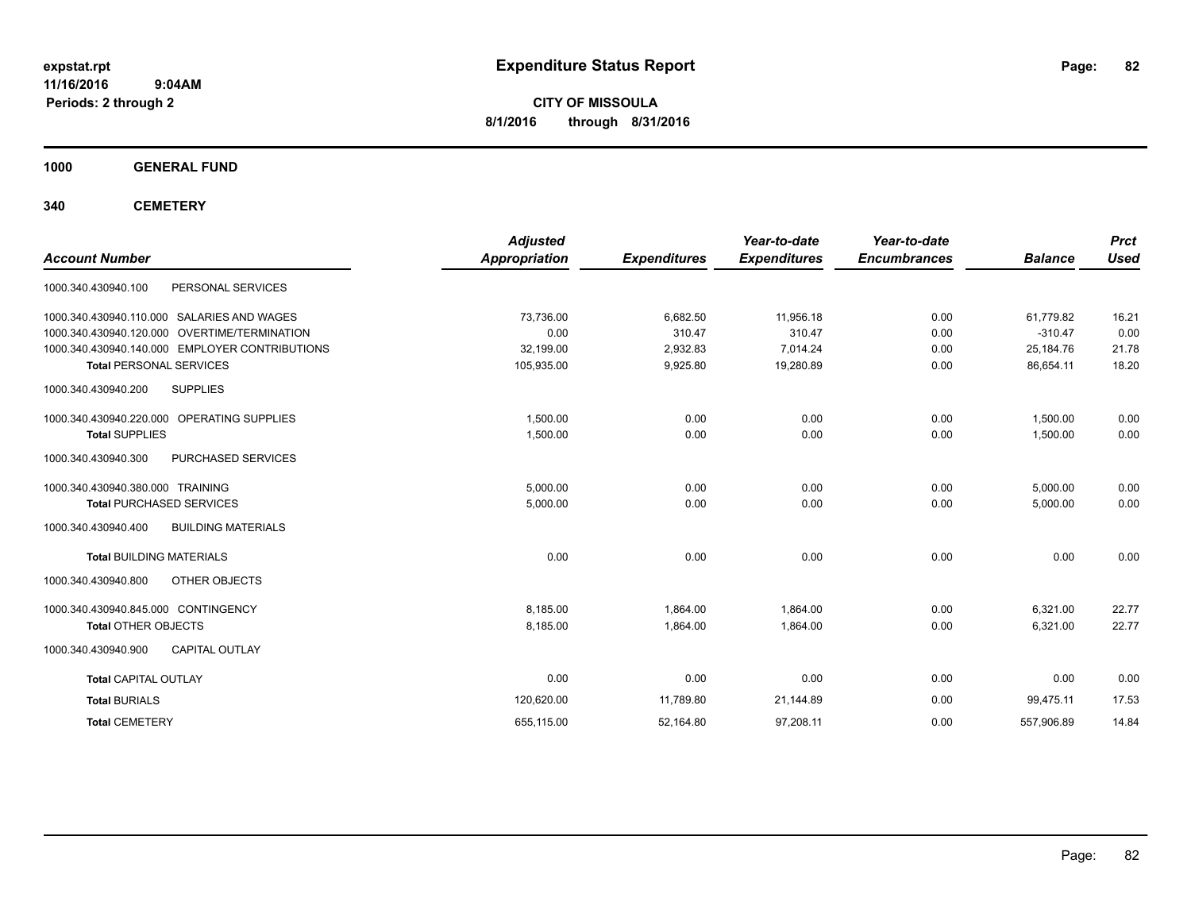**expstat.rpt**
**11/16/2016 9:04AM**
**Periods: 2 through 2**

# Expenditure Status Report

**CITY OF MISSOULA**
**8/1/2016 through 8/31/2016**

## 1000 GENERAL FUND

## 340 CEMETERY

| Account Number | | Adjusted Appropriation | Expenditures | Year-to-date Expenditures | Year-to-date Encumbrances | Balance | Prct Used |
|---|---|---|---|---|---|---|---|
| 1000.340.430940.100 | PERSONAL SERVICES | | | | | | |
| 1000.340.430940.110.000 | SALARIES AND WAGES | 73,736.00 | 6,682.50 | 11,956.18 | 0.00 | 61,779.82 | 16.21 |
| 1000.340.430940.120.000 | OVERTIME/TERMINATION | 0.00 | 310.47 | 310.47 | 0.00 | -310.47 | 0.00 |
| 1000.340.430940.140.000 | EMPLOYER CONTRIBUTIONS | 32,199.00 | 2,932.83 | 7,014.24 | 0.00 | 25,184.76 | 21.78 |
| **Total** PERSONAL SERVICES | | 105,935.00 | 9,925.80 | 19,280.89 | 0.00 | 86,654.11 | 18.20 |
| 1000.340.430940.200 | SUPPLIES | | | | | | |
| 1000.340.430940.220.000 | OPERATING SUPPLIES | 1,500.00 | 0.00 | 0.00 | 0.00 | 1,500.00 | 0.00 |
| **Total** SUPPLIES | | 1,500.00 | 0.00 | 0.00 | 0.00 | 1,500.00 | 0.00 |
| 1000.340.430940.300 | PURCHASED SERVICES | | | | | | |
| 1000.340.430940.380.000 | TRAINING | 5,000.00 | 0.00 | 0.00 | 0.00 | 5,000.00 | 0.00 |
| **Total** PURCHASED SERVICES | | 5,000.00 | 0.00 | 0.00 | 0.00 | 5,000.00 | 0.00 |
| 1000.340.430940.400 | BUILDING MATERIALS | | | | | | |
| **Total** BUILDING MATERIALS | | 0.00 | 0.00 | 0.00 | 0.00 | 0.00 | 0.00 |
| 1000.340.430940.800 | OTHER OBJECTS | | | | | | |
| 1000.340.430940.845.000 | CONTINGENCY | 8,185.00 | 1,864.00 | 1,864.00 | 0.00 | 6,321.00 | 22.77 |
| **Total** OTHER OBJECTS | | 8,185.00 | 1,864.00 | 1,864.00 | 0.00 | 6,321.00 | 22.77 |
| 1000.340.430940.900 | CAPITAL OUTLAY | | | | | | |
| **Total** CAPITAL OUTLAY | | 0.00 | 0.00 | 0.00 | 0.00 | 0.00 | 0.00 |
| **Total** BURIALS | | 120,620.00 | 11,789.80 | 21,144.89 | 0.00 | 99,475.11 | 17.53 |
| **Total** CEMETERY | | 655,115.00 | 52,164.80 | 97,208.11 | 0.00 | 557,906.89 | 14.84 |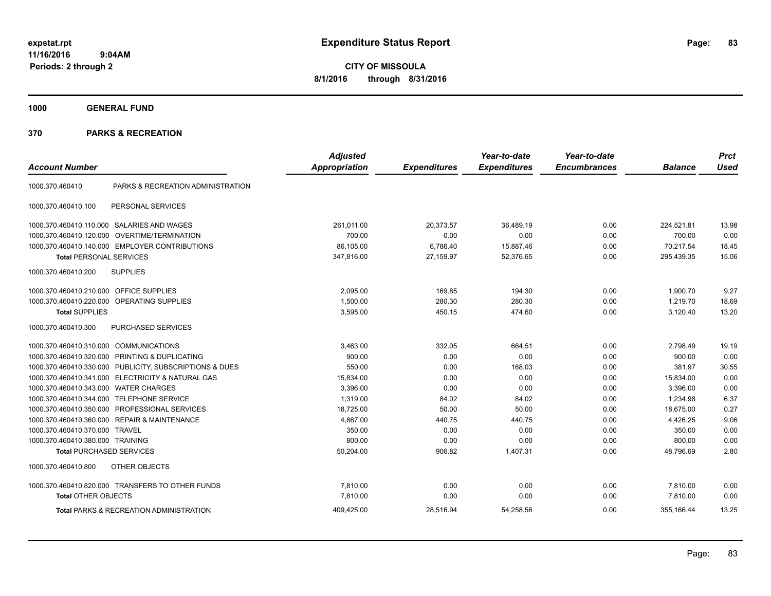# Expenditure Status Report

expstat.rpt
11/16/2016 9:04AM
Periods: 2 through 2

**CITY OF MISSOULA**
**8/1/2016 through 8/31/2016**

**1000 GENERAL FUND**

**370 PARKS & RECREATION**

| Account Number | | Adjusted Appropriation | Expenditures | Year-to-date Expenditures | Year-to-date Encumbrances | Balance | Prct Used |
|---|---|---|---|---|---|---|---|
| 1000.370.460410 | PARKS & RECREATION ADMINISTRATION | | | | | | |
| 1000.370.460410.100 | PERSONAL SERVICES | | | | | | |
| 1000.370.460410.110.000 | SALARIES AND WAGES | 261,011.00 | 20,373.57 | 36,489.19 | 0.00 | 224,521.81 | 13.98 |
| 1000.370.460410.120.000 | OVERTIME/TERMINATION | 700.00 | 0.00 | 0.00 | 0.00 | 700.00 | 0.00 |
| 1000.370.460410.140.000 | EMPLOYER CONTRIBUTIONS | 86,105.00 | 6,786.40 | 15,887.46 | 0.00 | 70,217.54 | 18.45 |
| **Total** PERSONAL SERVICES | | 347,816.00 | 27,159.97 | 52,376.65 | 0.00 | 295,439.35 | 15.06 |
| 1000.370.460410.200 | SUPPLIES | | | | | | |
| 1000.370.460410.210.000 | OFFICE SUPPLIES | 2,095.00 | 169.85 | 194.30 | 0.00 | 1,900.70 | 9.27 |
| 1000.370.460410.220.000 | OPERATING SUPPLIES | 1,500.00 | 280.30 | 280.30 | 0.00 | 1,219.70 | 18.69 |
| **Total** SUPPLIES | | 3,595.00 | 450.15 | 474.60 | 0.00 | 3,120.40 | 13.20 |
| 1000.370.460410.300 | PURCHASED SERVICES | | | | | | |
| 1000.370.460410.310.000 | COMMUNICATIONS | 3,463.00 | 332.05 | 664.51 | 0.00 | 2,798.49 | 19.19 |
| 1000.370.460410.320.000 | PRINTING & DUPLICATING | 900.00 | 0.00 | 0.00 | 0.00 | 900.00 | 0.00 |
| 1000.370.460410.330.000 | PUBLICITY, SUBSCRIPTIONS & DUES | 550.00 | 0.00 | 168.03 | 0.00 | 381.97 | 30.55 |
| 1000.370.460410.341.000 | ELECTRICITY & NATURAL GAS | 15,834.00 | 0.00 | 0.00 | 0.00 | 15,834.00 | 0.00 |
| 1000.370.460410.343.000 | WATER CHARGES | 3,396.00 | 0.00 | 0.00 | 0.00 | 3,396.00 | 0.00 |
| 1000.370.460410.344.000 | TELEPHONE SERVICE | 1,319.00 | 84.02 | 84.02 | 0.00 | 1,234.98 | 6.37 |
| 1000.370.460410.350.000 | PROFESSIONAL SERVICES | 18,725.00 | 50.00 | 50.00 | 0.00 | 18,675.00 | 0.27 |
| 1000.370.460410.360.000 | REPAIR & MAINTENANCE | 4,867.00 | 440.75 | 440.75 | 0.00 | 4,426.25 | 9.06 |
| 1000.370.460410.370.000 | TRAVEL | 350.00 | 0.00 | 0.00 | 0.00 | 350.00 | 0.00 |
| 1000.370.460410.380.000 | TRAINING | 800.00 | 0.00 | 0.00 | 0.00 | 800.00 | 0.00 |
| **Total** PURCHASED SERVICES | | 50,204.00 | 906.82 | 1,407.31 | 0.00 | 48,796.69 | 2.80 |
| 1000.370.460410.800 | OTHER OBJECTS | | | | | | |
| 1000.370.460410.820.000 | TRANSFERS TO OTHER FUNDS | 7,810.00 | 0.00 | 0.00 | 0.00 | 7,810.00 | 0.00 |
| **Total** OTHER OBJECTS | | 7,810.00 | 0.00 | 0.00 | 0.00 | 7,810.00 | 0.00 |
| **Total** PARKS & RECREATION ADMINISTRATION | | 409,425.00 | 28,516.94 | 54,258.56 | 0.00 | 355,166.44 | 13.25 |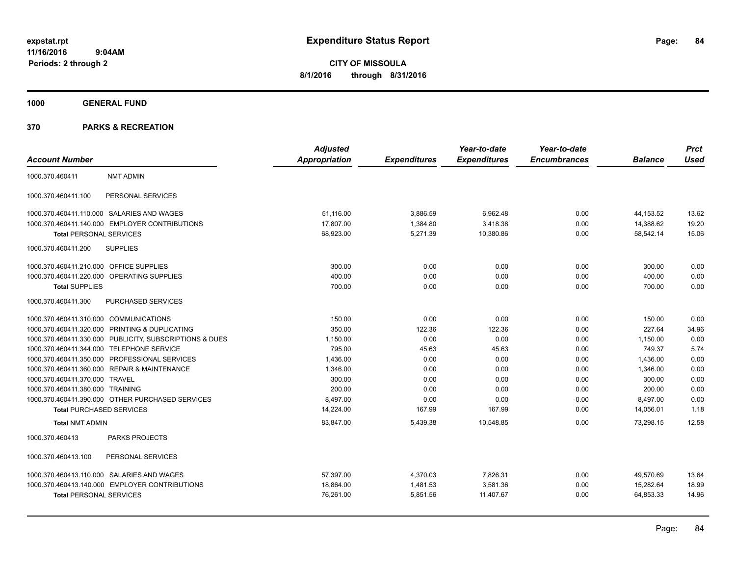expstat.rpt
11/16/2016 9:04AM
Periods: 2 through 2

# Expenditure Status Report

**CITY OF MISSOULA**
**8/1/2016 through 8/31/2016**

**1000 GENERAL FUND**

**370 PARKS & RECREATION**

| Account Number | | Adjusted Appropriation | Expenditures | Year-to-date Expenditures | Year-to-date Encumbrances | Balance | Prct Used |
|---|---|---|---|---|---|---|---|
| 1000.370.460411 | NMT ADMIN | | | | | | |
| 1000.370.460411.100 | PERSONAL SERVICES | | | | | | |
| 1000.370.460411.110.000 | SALARIES AND WAGES | 51,116.00 | 3,886.59 | 6,962.48 | 0.00 | 44,153.52 | 13.62 |
| 1000.370.460411.140.000 | EMPLOYER CONTRIBUTIONS | 17,807.00 | 1,384.80 | 3,418.38 | 0.00 | 14,388.62 | 19.20 |
| **Total** PERSONAL SERVICES | | 68,923.00 | 5,271.39 | 10,380.86 | 0.00 | 58,542.14 | 15.06 |
| 1000.370.460411.200 | SUPPLIES | | | | | | |
| 1000.370.460411.210.000 | OFFICE SUPPLIES | 300.00 | 0.00 | 0.00 | 0.00 | 300.00 | 0.00 |
| 1000.370.460411.220.000 | OPERATING SUPPLIES | 400.00 | 0.00 | 0.00 | 0.00 | 400.00 | 0.00 |
| **Total** SUPPLIES | | 700.00 | 0.00 | 0.00 | 0.00 | 700.00 | 0.00 |
| 1000.370.460411.300 | PURCHASED SERVICES | | | | | | |
| 1000.370.460411.310.000 | COMMUNICATIONS | 150.00 | 0.00 | 0.00 | 0.00 | 150.00 | 0.00 |
| 1000.370.460411.320.000 | PRINTING & DUPLICATING | 350.00 | 122.36 | 122.36 | 0.00 | 227.64 | 34.96 |
| 1000.370.460411.330.000 | PUBLICITY, SUBSCRIPTIONS & DUES | 1,150.00 | 0.00 | 0.00 | 0.00 | 1,150.00 | 0.00 |
| 1000.370.460411.344.000 | TELEPHONE SERVICE | 795.00 | 45.63 | 45.63 | 0.00 | 749.37 | 5.74 |
| 1000.370.460411.350.000 | PROFESSIONAL SERVICES | 1,436.00 | 0.00 | 0.00 | 0.00 | 1,436.00 | 0.00 |
| 1000.370.460411.360.000 | REPAIR & MAINTENANCE | 1,346.00 | 0.00 | 0.00 | 0.00 | 1,346.00 | 0.00 |
| 1000.370.460411.370.000 | TRAVEL | 300.00 | 0.00 | 0.00 | 0.00 | 300.00 | 0.00 |
| 1000.370.460411.380.000 | TRAINING | 200.00 | 0.00 | 0.00 | 0.00 | 200.00 | 0.00 |
| 1000.370.460411.390.000 | OTHER PURCHASED SERVICES | 8,497.00 | 0.00 | 0.00 | 0.00 | 8,497.00 | 0.00 |
| **Total** PURCHASED SERVICES | | 14,224.00 | 167.99 | 167.99 | 0.00 | 14,056.01 | 1.18 |
| **Total** NMT ADMIN | | 83,847.00 | 5,439.38 | 10,548.85 | 0.00 | 73,298.15 | 12.58 |
| 1000.370.460413 | PARKS PROJECTS | | | | | | |
| 1000.370.460413.100 | PERSONAL SERVICES | | | | | | |
| 1000.370.460413.110.000 | SALARIES AND WAGES | 57,397.00 | 4,370.03 | 7,826.31 | 0.00 | 49,570.69 | 13.64 |
| 1000.370.460413.140.000 | EMPLOYER CONTRIBUTIONS | 18,864.00 | 1,481.53 | 3,581.36 | 0.00 | 15,282.64 | 18.99 |
| **Total** PERSONAL SERVICES | | 76,261.00 | 5,851.56 | 11,407.67 | 0.00 | 64,853.33 | 14.96 |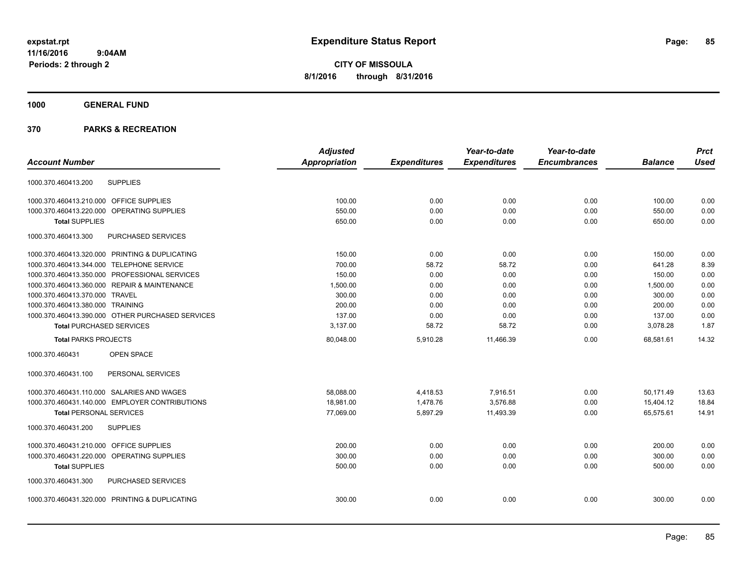# Expenditure Status Report

**CITY OF MISSOULA**
**8/1/2016 through 8/31/2016**

expstat.rpt
11/16/2016 9:04AM
Periods: 2 through 2

**1000 GENERAL FUND**

**370 PARKS & RECREATION**

| Account Number | | Adjusted Appropriation | Expenditures | Year-to-date Expenditures | Year-to-date Encumbrances | Balance | Prct Used |
|---|---|---|---|---|---|---|---|
| 1000.370.460413.200 | SUPPLIES | | | | | | |
| 1000.370.460413.210.000 | OFFICE SUPPLIES | 100.00 | 0.00 | 0.00 | 0.00 | 100.00 | 0.00 |
| 1000.370.460413.220.000 | OPERATING SUPPLIES | 550.00 | 0.00 | 0.00 | 0.00 | 550.00 | 0.00 |
| **Total** SUPPLIES | | 650.00 | 0.00 | 0.00 | 0.00 | 650.00 | 0.00 |
| 1000.370.460413.300 | PURCHASED SERVICES | | | | | | |
| 1000.370.460413.320.000 | PRINTING & DUPLICATING | 150.00 | 0.00 | 0.00 | 0.00 | 150.00 | 0.00 |
| 1000.370.460413.344.000 | TELEPHONE SERVICE | 700.00 | 58.72 | 58.72 | 0.00 | 641.28 | 8.39 |
| 1000.370.460413.350.000 | PROFESSIONAL SERVICES | 150.00 | 0.00 | 0.00 | 0.00 | 150.00 | 0.00 |
| 1000.370.460413.360.000 | REPAIR & MAINTENANCE | 1,500.00 | 0.00 | 0.00 | 0.00 | 1,500.00 | 0.00 |
| 1000.370.460413.370.000 | TRAVEL | 300.00 | 0.00 | 0.00 | 0.00 | 300.00 | 0.00 |
| 1000.370.460413.380.000 | TRAINING | 200.00 | 0.00 | 0.00 | 0.00 | 200.00 | 0.00 |
| 1000.370.460413.390.000 | OTHER PURCHASED SERVICES | 137.00 | 0.00 | 0.00 | 0.00 | 137.00 | 0.00 |
| **Total** PURCHASED SERVICES | | 3,137.00 | 58.72 | 58.72 | 0.00 | 3,078.28 | 1.87 |
| **Total** PARKS PROJECTS | | 80,048.00 | 5,910.28 | 11,466.39 | 0.00 | 68,581.61 | 14.32 |
| 1000.370.460431 | OPEN SPACE | | | | | | |
| 1000.370.460431.100 | PERSONAL SERVICES | | | | | | |
| 1000.370.460431.110.000 | SALARIES AND WAGES | 58,088.00 | 4,418.53 | 7,916.51 | 0.00 | 50,171.49 | 13.63 |
| 1000.370.460431.140.000 | EMPLOYER CONTRIBUTIONS | 18,981.00 | 1,478.76 | 3,576.88 | 0.00 | 15,404.12 | 18.84 |
| **Total** PERSONAL SERVICES | | 77,069.00 | 5,897.29 | 11,493.39 | 0.00 | 65,575.61 | 14.91 |
| 1000.370.460431.200 | SUPPLIES | | | | | | |
| 1000.370.460431.210.000 | OFFICE SUPPLIES | 200.00 | 0.00 | 0.00 | 0.00 | 200.00 | 0.00 |
| 1000.370.460431.220.000 | OPERATING SUPPLIES | 300.00 | 0.00 | 0.00 | 0.00 | 300.00 | 0.00 |
| **Total** SUPPLIES | | 500.00 | 0.00 | 0.00 | 0.00 | 500.00 | 0.00 |
| 1000.370.460431.300 | PURCHASED SERVICES | | | | | | |
| 1000.370.460431.320.000 | PRINTING & DUPLICATING | 300.00 | 0.00 | 0.00 | 0.00 | 300.00 | 0.00 |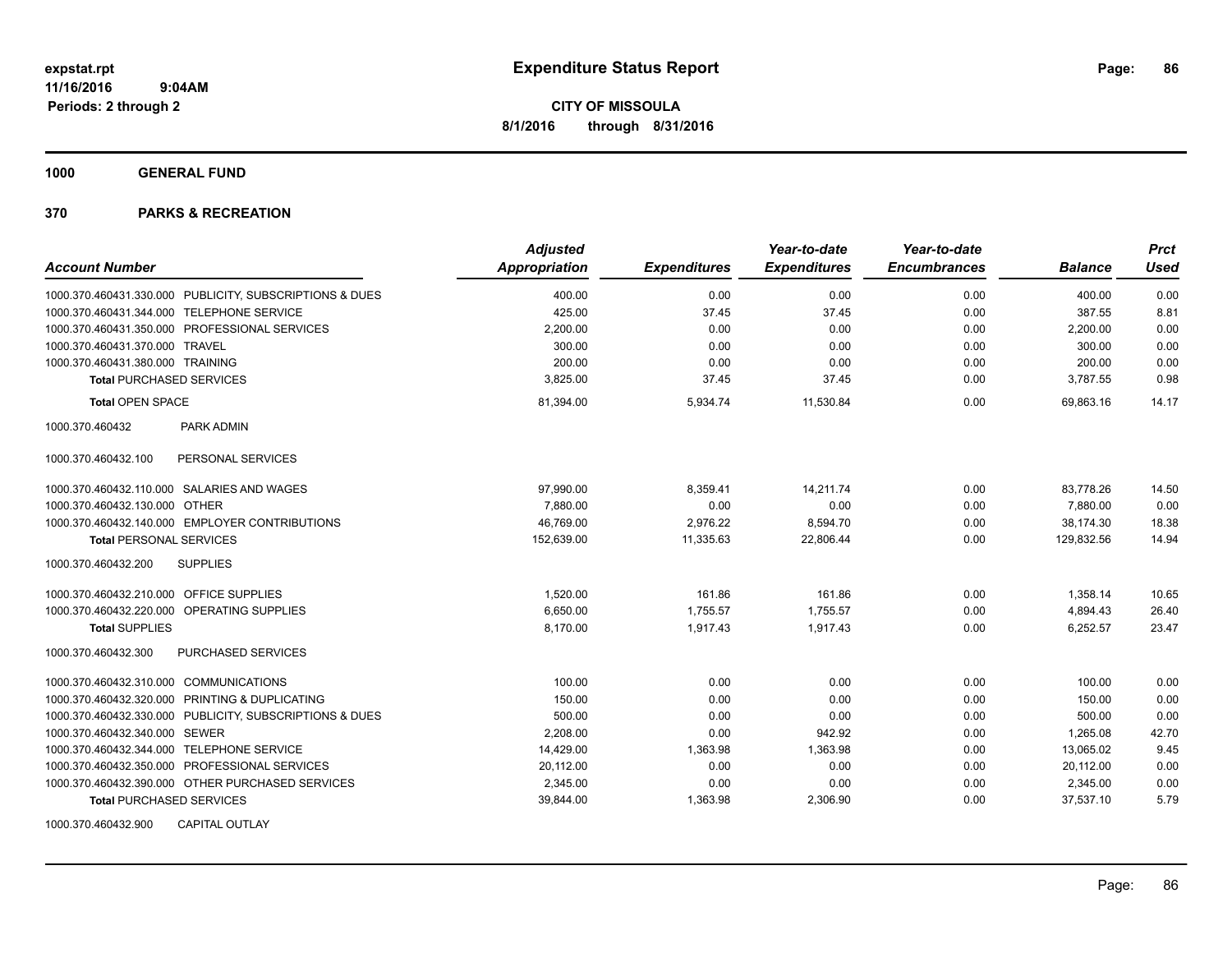**expstat.rpt**
**11/16/2016 9:04AM**
**Periods: 2 through 2**

# Expenditure Status Report

**CITY OF MISSOULA**
**8/1/2016 through 8/31/2016**

## 1000 GENERAL FUND

## 370 PARKS & RECREATION

| Account Number | | Adjusted Appropriation | Expenditures | Year-to-date Expenditures | Year-to-date Encumbrances | Balance | Prct Used |
|---|---|---|---|---|---|---|---|
| 1000.370.460431.330.000 | PUBLICITY, SUBSCRIPTIONS & DUES | 400.00 | 0.00 | 0.00 | 0.00 | 400.00 | 0.00 |
| 1000.370.460431.344.000 | TELEPHONE SERVICE | 425.00 | 37.45 | 37.45 | 0.00 | 387.55 | 8.81 |
| 1000.370.460431.350.000 | PROFESSIONAL SERVICES | 2,200.00 | 0.00 | 0.00 | 0.00 | 2,200.00 | 0.00 |
| 1000.370.460431.370.000 | TRAVEL | 300.00 | 0.00 | 0.00 | 0.00 | 300.00 | 0.00 |
| 1000.370.460431.380.000 | TRAINING | 200.00 | 0.00 | 0.00 | 0.00 | 200.00 | 0.00 |
| **Total** PURCHASED SERVICES | | 3,825.00 | 37.45 | 37.45 | 0.00 | 3,787.55 | 0.98 |
| **Total** OPEN SPACE | | 81,394.00 | 5,934.74 | 11,530.84 | 0.00 | 69,863.16 | 14.17 |
| 1000.370.460432 | PARK ADMIN | | | | | | |
| 1000.370.460432.100 | PERSONAL SERVICES | | | | | | |
| 1000.370.460432.110.000 | SALARIES AND WAGES | 97,990.00 | 8,359.41 | 14,211.74 | 0.00 | 83,778.26 | 14.50 |
| 1000.370.460432.130.000 | OTHER | 7,880.00 | 0.00 | 0.00 | 0.00 | 7,880.00 | 0.00 |
| 1000.370.460432.140.000 | EMPLOYER CONTRIBUTIONS | 46,769.00 | 2,976.22 | 8,594.70 | 0.00 | 38,174.30 | 18.38 |
| **Total** PERSONAL SERVICES | | 152,639.00 | 11,335.63 | 22,806.44 | 0.00 | 129,832.56 | 14.94 |
| 1000.370.460432.200 | SUPPLIES | | | | | | |
| 1000.370.460432.210.000 | OFFICE SUPPLIES | 1,520.00 | 161.86 | 161.86 | 0.00 | 1,358.14 | 10.65 |
| 1000.370.460432.220.000 | OPERATING SUPPLIES | 6,650.00 | 1,755.57 | 1,755.57 | 0.00 | 4,894.43 | 26.40 |
| **Total** SUPPLIES | | 8,170.00 | 1,917.43 | 1,917.43 | 0.00 | 6,252.57 | 23.47 |
| 1000.370.460432.300 | PURCHASED SERVICES | | | | | | |
| 1000.370.460432.310.000 | COMMUNICATIONS | 100.00 | 0.00 | 0.00 | 0.00 | 100.00 | 0.00 |
| 1000.370.460432.320.000 | PRINTING & DUPLICATING | 150.00 | 0.00 | 0.00 | 0.00 | 150.00 | 0.00 |
| 1000.370.460432.330.000 | PUBLICITY, SUBSCRIPTIONS & DUES | 500.00 | 0.00 | 0.00 | 0.00 | 500.00 | 0.00 |
| 1000.370.460432.340.000 | SEWER | 2,208.00 | 0.00 | 942.92 | 0.00 | 1,265.08 | 42.70 |
| 1000.370.460432.344.000 | TELEPHONE SERVICE | 14,429.00 | 1,363.98 | 1,363.98 | 0.00 | 13,065.02 | 9.45 |
| 1000.370.460432.350.000 | PROFESSIONAL SERVICES | 20,112.00 | 0.00 | 0.00 | 0.00 | 20,112.00 | 0.00 |
| 1000.370.460432.390.000 | OTHER PURCHASED SERVICES | 2,345.00 | 0.00 | 0.00 | 0.00 | 2,345.00 | 0.00 |
| **Total** PURCHASED SERVICES | | 39,844.00 | 1,363.98 | 2,306.90 | 0.00 | 37,537.10 | 5.79 |
| 1000.370.460432.900 | CAPITAL OUTLAY | | | | | | |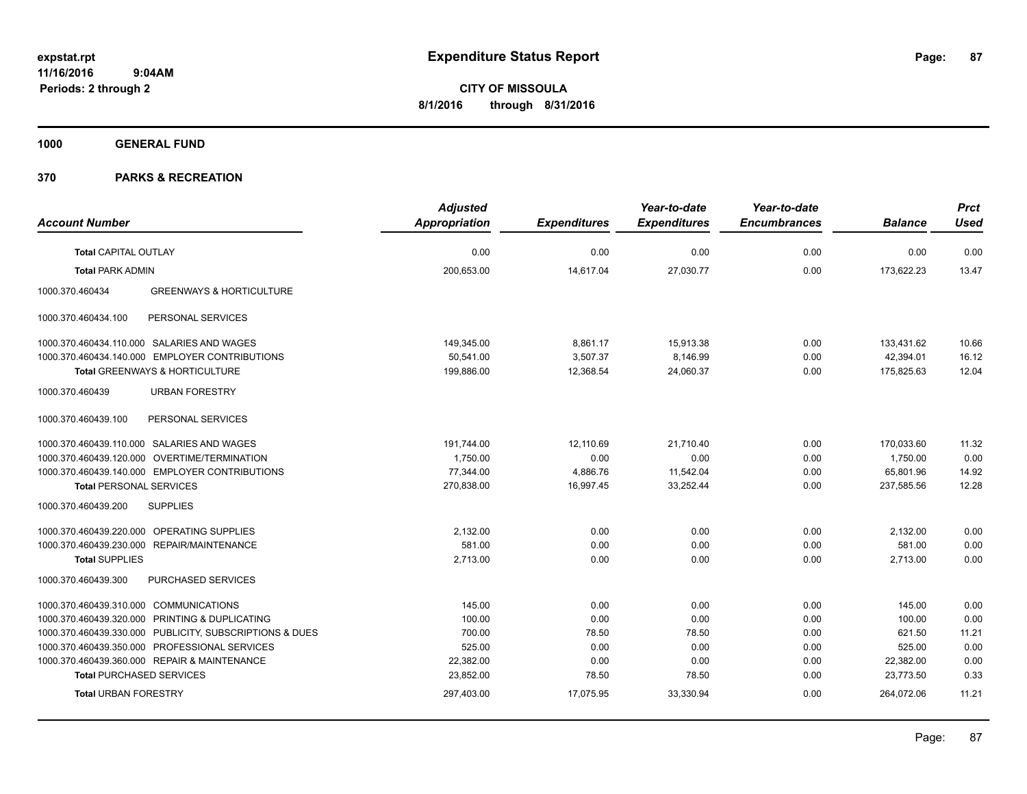# Expenditure Status Report

expstat.rpt
11/16/2016 9:04AM
Periods: 2 through 2

**CITY OF MISSOULA**
**8/1/2016 through 8/31/2016**

**1000 GENERAL FUND**

**370 PARKS & RECREATION**

| Account Number | | Adjusted Appropriation | Expenditures | Year-to-date Expenditures | Year-to-date Encumbrances | Balance | Prct Used |
|---|---|---|---|---|---|---|---|
| **Total** CAPITAL OUTLAY | | 0.00 | 0.00 | 0.00 | 0.00 | 0.00 | 0.00 |
| **Total** PARK ADMIN | | 200,653.00 | 14,617.04 | 27,030.77 | 0.00 | 173,622.23 | 13.47 |
| 1000.370.460434 | GREENWAYS & HORTICULTURE | | | | | | |
| 1000.370.460434.100 | PERSONAL SERVICES | | | | | | |
| 1000.370.460434.110.000 | SALARIES AND WAGES | 149,345.00 | 8,861.17 | 15,913.38 | 0.00 | 133,431.62 | 10.66 |
| 1000.370.460434.140.000 | EMPLOYER CONTRIBUTIONS | 50,541.00 | 3,507.37 | 8,146.99 | 0.00 | 42,394.01 | 16.12 |
| **Total** GREENWAYS & HORTICULTURE | | 199,886.00 | 12,368.54 | 24,060.37 | 0.00 | 175,825.63 | 12.04 |
| 1000.370.460439 | URBAN FORESTRY | | | | | | |
| 1000.370.460439.100 | PERSONAL SERVICES | | | | | | |
| 1000.370.460439.110.000 | SALARIES AND WAGES | 191,744.00 | 12,110.69 | 21,710.40 | 0.00 | 170,033.60 | 11.32 |
| 1000.370.460439.120.000 | OVERTIME/TERMINATION | 1,750.00 | 0.00 | 0.00 | 0.00 | 1,750.00 | 0.00 |
| 1000.370.460439.140.000 | EMPLOYER CONTRIBUTIONS | 77,344.00 | 4,886.76 | 11,542.04 | 0.00 | 65,801.96 | 14.92 |
| **Total** PERSONAL SERVICES | | 270,838.00 | 16,997.45 | 33,252.44 | 0.00 | 237,585.56 | 12.28 |
| 1000.370.460439.200 | SUPPLIES | | | | | | |
| 1000.370.460439.220.000 | OPERATING SUPPLIES | 2,132.00 | 0.00 | 0.00 | 0.00 | 2,132.00 | 0.00 |
| 1000.370.460439.230.000 | REPAIR/MAINTENANCE | 581.00 | 0.00 | 0.00 | 0.00 | 581.00 | 0.00 |
| **Total** SUPPLIES | | 2,713.00 | 0.00 | 0.00 | 0.00 | 2,713.00 | 0.00 |
| 1000.370.460439.300 | PURCHASED SERVICES | | | | | | |
| 1000.370.460439.310.000 | COMMUNICATIONS | 145.00 | 0.00 | 0.00 | 0.00 | 145.00 | 0.00 |
| 1000.370.460439.320.000 | PRINTING & DUPLICATING | 100.00 | 0.00 | 0.00 | 0.00 | 100.00 | 0.00 |
| 1000.370.460439.330.000 | PUBLICITY, SUBSCRIPTIONS & DUES | 700.00 | 78.50 | 78.50 | 0.00 | 621.50 | 11.21 |
| 1000.370.460439.350.000 | PROFESSIONAL SERVICES | 525.00 | 0.00 | 0.00 | 0.00 | 525.00 | 0.00 |
| 1000.370.460439.360.000 | REPAIR & MAINTENANCE | 22,382.00 | 0.00 | 0.00 | 0.00 | 22,382.00 | 0.00 |
| **Total** PURCHASED SERVICES | | 23,852.00 | 78.50 | 78.50 | 0.00 | 23,773.50 | 0.33 |
| **Total** URBAN FORESTRY | | 297,403.00 | 17,075.95 | 33,330.94 | 0.00 | 264,072.06 | 11.21 |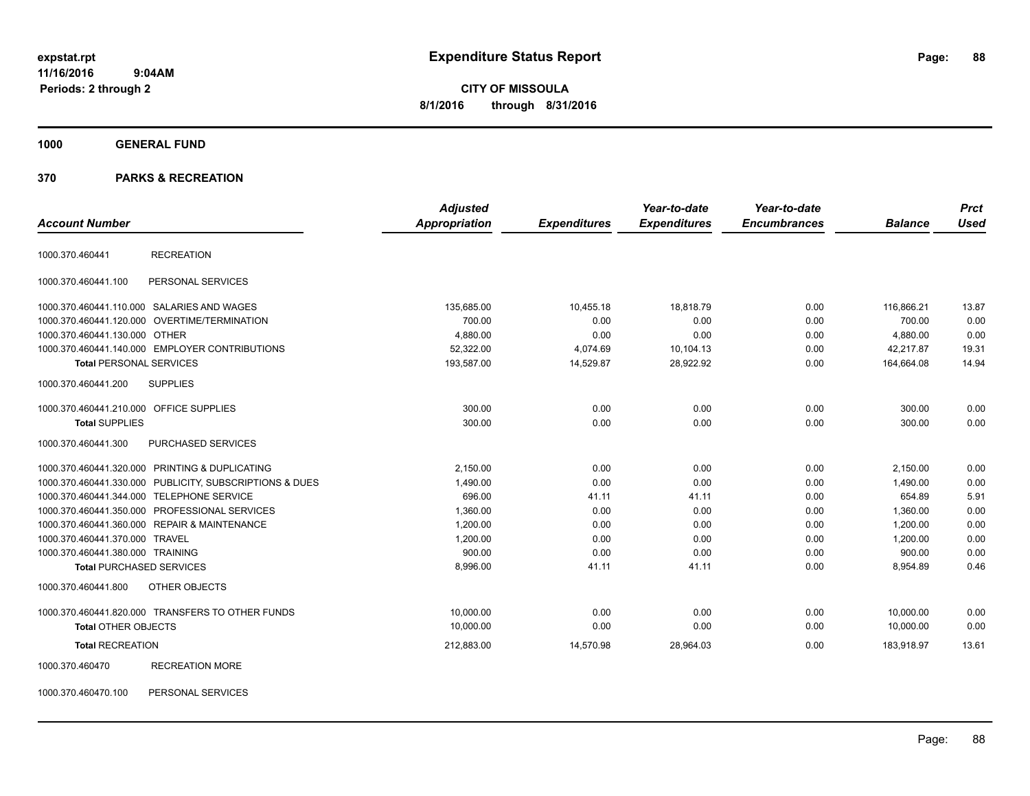expstat.rpt
11/16/2016 9:04AM
Periods: 2 through 2

# Expenditure Status Report

**CITY OF MISSOULA**
**8/1/2016 through 8/31/2016**

## 1000 GENERAL FUND

## 370 PARKS & RECREATION

| Account Number | | Adjusted Appropriation | Expenditures | Year-to-date Expenditures | Year-to-date Encumbrances | Balance | Prct Used |
|---|---|---|---|---|---|---|---|
| 1000.370.460441 | RECREATION | | | | | | |
| 1000.370.460441.100 | PERSONAL SERVICES | | | | | | |
| 1000.370.460441.110.000 | SALARIES AND WAGES | 135,685.00 | 10,455.18 | 18,818.79 | 0.00 | 116,866.21 | 13.87 |
| 1000.370.460441.120.000 | OVERTIME/TERMINATION | 700.00 | 0.00 | 0.00 | 0.00 | 700.00 | 0.00 |
| 1000.370.460441.130.000 | OTHER | 4,880.00 | 0.00 | 0.00 | 0.00 | 4,880.00 | 0.00 |
| 1000.370.460441.140.000 | EMPLOYER CONTRIBUTIONS | 52,322.00 | 4,074.69 | 10,104.13 | 0.00 | 42,217.87 | 19.31 |
| **Total** PERSONAL SERVICES | | 193,587.00 | 14,529.87 | 28,922.92 | 0.00 | 164,664.08 | 14.94 |
| 1000.370.460441.200 | SUPPLIES | | | | | | |
| 1000.370.460441.210.000 | OFFICE SUPPLIES | 300.00 | 0.00 | 0.00 | 0.00 | 300.00 | 0.00 |
| **Total** SUPPLIES | | 300.00 | 0.00 | 0.00 | 0.00 | 300.00 | 0.00 |
| 1000.370.460441.300 | PURCHASED SERVICES | | | | | | |
| 1000.370.460441.320.000 | PRINTING & DUPLICATING | 2,150.00 | 0.00 | 0.00 | 0.00 | 2,150.00 | 0.00 |
| 1000.370.460441.330.000 | PUBLICITY, SUBSCRIPTIONS & DUES | 1,490.00 | 0.00 | 0.00 | 0.00 | 1,490.00 | 0.00 |
| 1000.370.460441.344.000 | TELEPHONE SERVICE | 696.00 | 41.11 | 41.11 | 0.00 | 654.89 | 5.91 |
| 1000.370.460441.350.000 | PROFESSIONAL SERVICES | 1,360.00 | 0.00 | 0.00 | 0.00 | 1,360.00 | 0.00 |
| 1000.370.460441.360.000 | REPAIR & MAINTENANCE | 1,200.00 | 0.00 | 0.00 | 0.00 | 1,200.00 | 0.00 |
| 1000.370.460441.370.000 | TRAVEL | 1,200.00 | 0.00 | 0.00 | 0.00 | 1,200.00 | 0.00 |
| 1000.370.460441.380.000 | TRAINING | 900.00 | 0.00 | 0.00 | 0.00 | 900.00 | 0.00 |
| **Total** PURCHASED SERVICES | | 8,996.00 | 41.11 | 41.11 | 0.00 | 8,954.89 | 0.46 |
| 1000.370.460441.800 | OTHER OBJECTS | | | | | | |
| 1000.370.460441.820.000 | TRANSFERS TO OTHER FUNDS | 10,000.00 | 0.00 | 0.00 | 0.00 | 10,000.00 | 0.00 |
| **Total** OTHER OBJECTS | | 10,000.00 | 0.00 | 0.00 | 0.00 | 10,000.00 | 0.00 |
| **Total** RECREATION | | 212,883.00 | 14,570.98 | 28,964.03 | 0.00 | 183,918.97 | 13.61 |
| 1000.370.460470 | RECREATION MORE | | | | | | |
| 1000.370.460470.100 | PERSONAL SERVICES | | | | | | |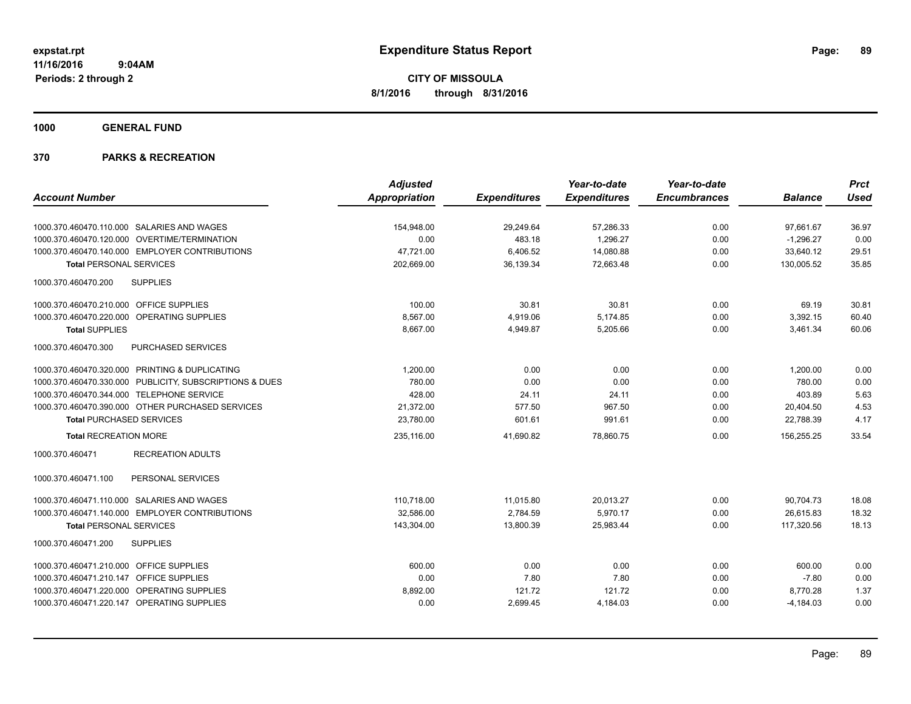expstat.rpt
11/16/2016 9:04AM
Periods: 2 through 2

# Expenditure Status Report

**CITY OF MISSOULA**
**8/1/2016 through 8/31/2016**

## 1000 GENERAL FUND

## 370 PARKS & RECREATION

| Account Number | Adjusted Appropriation | Expenditures | Year-to-date Expenditures | Year-to-date Encumbrances | Balance | Prct Used |
|---|---|---|---|---|---|---|
| 1000.370.460470.110.000 SALARIES AND WAGES | 154,948.00 | 29,249.64 | 57,286.33 | 0.00 | 97,661.67 | 36.97 |
| 1000.370.460470.120.000 OVERTIME/TERMINATION | 0.00 | 483.18 | 1,296.27 | 0.00 | -1,296.27 | 0.00 |
| 1000.370.460470.140.000 EMPLOYER CONTRIBUTIONS | 47,721.00 | 6,406.52 | 14,080.88 | 0.00 | 33,640.12 | 29.51 |
| **Total** PERSONAL SERVICES | 202,669.00 | 36,139.34 | 72,663.48 | 0.00 | 130,005.52 | 35.85 |
| 1000.370.460470.200 SUPPLIES | | | | | | |
| 1000.370.460470.210.000 OFFICE SUPPLIES | 100.00 | 30.81 | 30.81 | 0.00 | 69.19 | 30.81 |
| 1000.370.460470.220.000 OPERATING SUPPLIES | 8,567.00 | 4,919.06 | 5,174.85 | 0.00 | 3,392.15 | 60.40 |
| **Total** SUPPLIES | 8,667.00 | 4,949.87 | 5,205.66 | 0.00 | 3,461.34 | 60.06 |
| 1000.370.460470.300 PURCHASED SERVICES | | | | | | |
| 1000.370.460470.320.000 PRINTING & DUPLICATING | 1,200.00 | 0.00 | 0.00 | 0.00 | 1,200.00 | 0.00 |
| 1000.370.460470.330.000 PUBLICITY, SUBSCRIPTIONS & DUES | 780.00 | 0.00 | 0.00 | 0.00 | 780.00 | 0.00 |
| 1000.370.460470.344.000 TELEPHONE SERVICE | 428.00 | 24.11 | 24.11 | 0.00 | 403.89 | 5.63 |
| 1000.370.460470.390.000 OTHER PURCHASED SERVICES | 21,372.00 | 577.50 | 967.50 | 0.00 | 20,404.50 | 4.53 |
| **Total** PURCHASED SERVICES | 23,780.00 | 601.61 | 991.61 | 0.00 | 22,788.39 | 4.17 |
| **Total** RECREATION MORE | 235,116.00 | 41,690.82 | 78,860.75 | 0.00 | 156,255.25 | 33.54 |
| 1000.370.460471 RECREATION ADULTS | | | | | | |
| 1000.370.460471.100 PERSONAL SERVICES | | | | | | |
| 1000.370.460471.110.000 SALARIES AND WAGES | 110,718.00 | 11,015.80 | 20,013.27 | 0.00 | 90,704.73 | 18.08 |
| 1000.370.460471.140.000 EMPLOYER CONTRIBUTIONS | 32,586.00 | 2,784.59 | 5,970.17 | 0.00 | 26,615.83 | 18.32 |
| **Total** PERSONAL SERVICES | 143,304.00 | 13,800.39 | 25,983.44 | 0.00 | 117,320.56 | 18.13 |
| 1000.370.460471.200 SUPPLIES | | | | | | |
| 1000.370.460471.210.000 OFFICE SUPPLIES | 600.00 | 0.00 | 0.00 | 0.00 | 600.00 | 0.00 |
| 1000.370.460471.210.147 OFFICE SUPPLIES | 0.00 | 7.80 | 7.80 | 0.00 | -7.80 | 0.00 |
| 1000.370.460471.220.000 OPERATING SUPPLIES | 8,892.00 | 121.72 | 121.72 | 0.00 | 8,770.28 | 1.37 |
| 1000.370.460471.220.147 OPERATING SUPPLIES | 0.00 | 2,699.45 | 4,184.03 | 0.00 | -4,184.03 | 0.00 |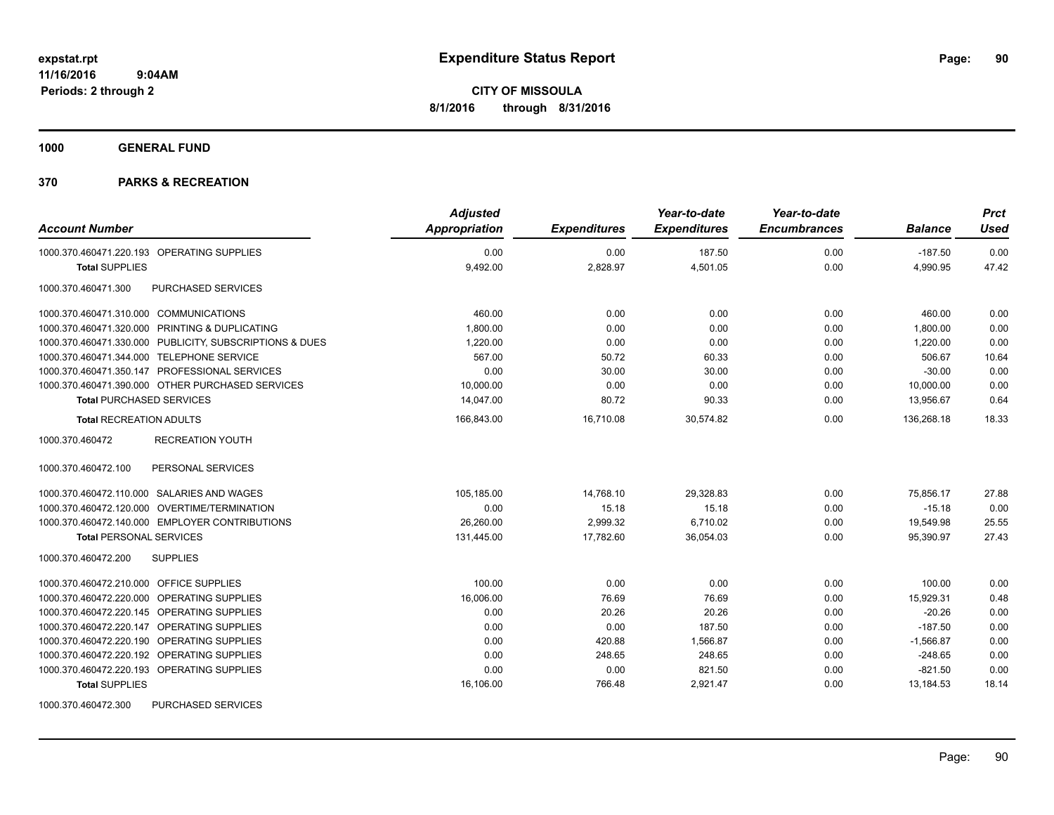**expstat.rpt**
**11/16/2016 9:04AM**
**Periods: 2 through 2**

# Expenditure Status Report

**CITY OF MISSOULA**
**8/1/2016 through 8/31/2016**

## 1000 GENERAL FUND

## 370 PARKS & RECREATION

| Account Number | Adjusted Appropriation | Expenditures | Year-to-date Expenditures | Year-to-date Encumbrances | Balance | Prct Used |
|---|---|---|---|---|---|---|
| 1000.370.460471.220.193 OPERATING SUPPLIES | 0.00 | 0.00 | 187.50 | 0.00 | -187.50 | 0.00 |
| **Total** SUPPLIES | 9,492.00 | 2,828.97 | 4,501.05 | 0.00 | 4,990.95 | 47.42 |
| 1000.370.460471.300 PURCHASED SERVICES | | | | | | |
| 1000.370.460471.310.000 COMMUNICATIONS | 460.00 | 0.00 | 0.00 | 0.00 | 460.00 | 0.00 |
| 1000.370.460471.320.000 PRINTING & DUPLICATING | 1,800.00 | 0.00 | 0.00 | 0.00 | 1,800.00 | 0.00 |
| 1000.370.460471.330.000 PUBLICITY, SUBSCRIPTIONS & DUES | 1,220.00 | 0.00 | 0.00 | 0.00 | 1,220.00 | 0.00 |
| 1000.370.460471.344.000 TELEPHONE SERVICE | 567.00 | 50.72 | 60.33 | 0.00 | 506.67 | 10.64 |
| 1000.370.460471.350.147 PROFESSIONAL SERVICES | 0.00 | 30.00 | 30.00 | 0.00 | -30.00 | 0.00 |
| 1000.370.460471.390.000 OTHER PURCHASED SERVICES | 10,000.00 | 0.00 | 0.00 | 0.00 | 10,000.00 | 0.00 |
| **Total** PURCHASED SERVICES | 14,047.00 | 80.72 | 90.33 | 0.00 | 13,956.67 | 0.64 |
| **Total** RECREATION ADULTS | 166,843.00 | 16,710.08 | 30,574.82 | 0.00 | 136,268.18 | 18.33 |
| 1000.370.460472 RECREATION YOUTH | | | | | | |
| 1000.370.460472.100 PERSONAL SERVICES | | | | | | |
| 1000.370.460472.110.000 SALARIES AND WAGES | 105,185.00 | 14,768.10 | 29,328.83 | 0.00 | 75,856.17 | 27.88 |
| 1000.370.460472.120.000 OVERTIME/TERMINATION | 0.00 | 15.18 | 15.18 | 0.00 | -15.18 | 0.00 |
| 1000.370.460472.140.000 EMPLOYER CONTRIBUTIONS | 26,260.00 | 2,999.32 | 6,710.02 | 0.00 | 19,549.98 | 25.55 |
| **Total** PERSONAL SERVICES | 131,445.00 | 17,782.60 | 36,054.03 | 0.00 | 95,390.97 | 27.43 |
| 1000.370.460472.200 SUPPLIES | | | | | | |
| 1000.370.460472.210.000 OFFICE SUPPLIES | 100.00 | 0.00 | 0.00 | 0.00 | 100.00 | 0.00 |
| 1000.370.460472.220.000 OPERATING SUPPLIES | 16,006.00 | 76.69 | 76.69 | 0.00 | 15,929.31 | 0.48 |
| 1000.370.460472.220.145 OPERATING SUPPLIES | 0.00 | 20.26 | 20.26 | 0.00 | -20.26 | 0.00 |
| 1000.370.460472.220.147 OPERATING SUPPLIES | 0.00 | 0.00 | 187.50 | 0.00 | -187.50 | 0.00 |
| 1000.370.460472.220.190 OPERATING SUPPLIES | 0.00 | 420.88 | 1,566.87 | 0.00 | -1,566.87 | 0.00 |
| 1000.370.460472.220.192 OPERATING SUPPLIES | 0.00 | 248.65 | 248.65 | 0.00 | -248.65 | 0.00 |
| 1000.370.460472.220.193 OPERATING SUPPLIES | 0.00 | 0.00 | 821.50 | 0.00 | -821.50 | 0.00 |
| **Total** SUPPLIES | 16,106.00 | 766.48 | 2,921.47 | 0.00 | 13,184.53 | 18.14 |
| 1000.370.460472.300 PURCHASED SERVICES | | | | | | |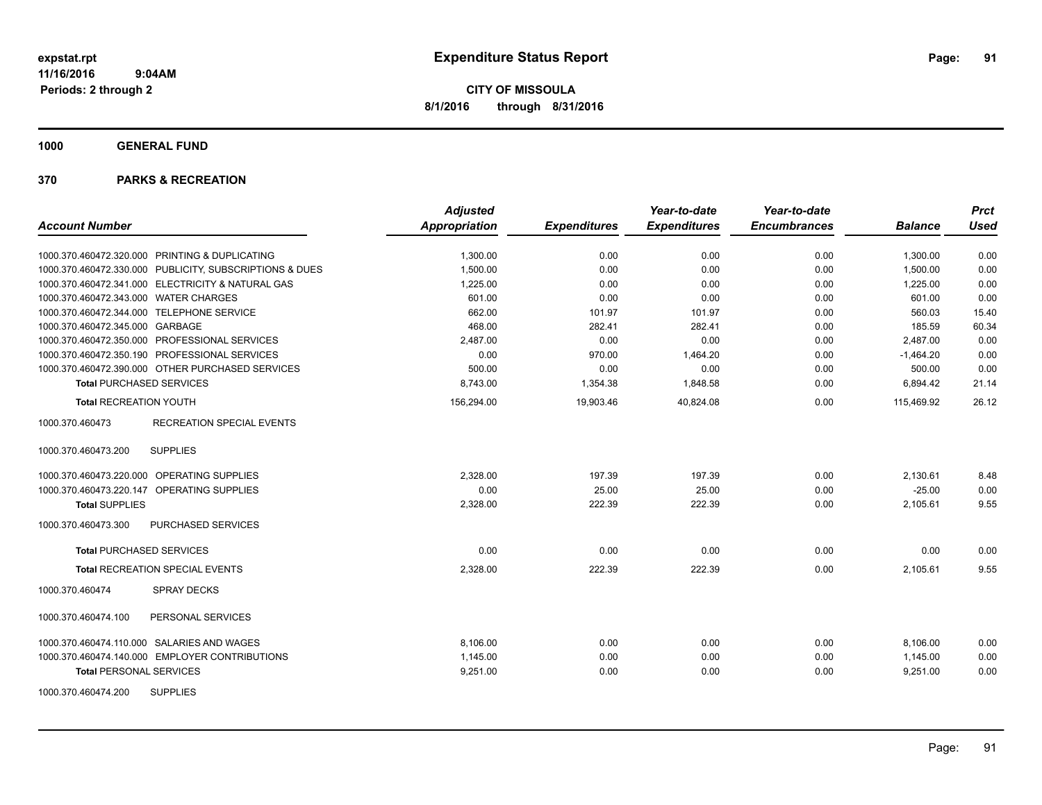**expstat.rpt**
**11/16/2016 9:04AM**
**Periods: 2 through 2**

# Expenditure Status Report

**CITY OF MISSOULA**
**8/1/2016 through 8/31/2016**

## 1000 GENERAL FUND

## 370 PARKS & RECREATION

| Account Number | | Adjusted Appropriation | Expenditures | Year-to-date Expenditures | Year-to-date Encumbrances | Balance | Prct Used |
|---|---|---|---|---|---|---|---|
| 1000.370.460472.320.000 | PRINTING & DUPLICATING | 1,300.00 | 0.00 | 0.00 | 0.00 | 1,300.00 | 0.00 |
| 1000.370.460472.330.000 | PUBLICITY, SUBSCRIPTIONS & DUES | 1,500.00 | 0.00 | 0.00 | 0.00 | 1,500.00 | 0.00 |
| 1000.370.460472.341.000 | ELECTRICITY & NATURAL GAS | 1,225.00 | 0.00 | 0.00 | 0.00 | 1,225.00 | 0.00 |
| 1000.370.460472.343.000 | WATER CHARGES | 601.00 | 0.00 | 0.00 | 0.00 | 601.00 | 0.00 |
| 1000.370.460472.344.000 | TELEPHONE SERVICE | 662.00 | 101.97 | 101.97 | 0.00 | 560.03 | 15.40 |
| 1000.370.460472.345.000 | GARBAGE | 468.00 | 282.41 | 282.41 | 0.00 | 185.59 | 60.34 |
| 1000.370.460472.350.000 | PROFESSIONAL SERVICES | 2,487.00 | 0.00 | 0.00 | 0.00 | 2,487.00 | 0.00 |
| 1000.370.460472.350.190 | PROFESSIONAL SERVICES | 0.00 | 970.00 | 1,464.20 | 0.00 | -1,464.20 | 0.00 |
| 1000.370.460472.390.000 | OTHER PURCHASED SERVICES | 500.00 | 0.00 | 0.00 | 0.00 | 500.00 | 0.00 |
| **Total** PURCHASED SERVICES | | 8,743.00 | 1,354.38 | 1,848.58 | 0.00 | 6,894.42 | 21.14 |
| **Total** RECREATION YOUTH | | 156,294.00 | 19,903.46 | 40,824.08 | 0.00 | 115,469.92 | 26.12 |
| 1000.370.460473 | RECREATION SPECIAL EVENTS | | | | | | |
| 1000.370.460473.200 | SUPPLIES | | | | | | |
| 1000.370.460473.220.000 | OPERATING SUPPLIES | 2,328.00 | 197.39 | 197.39 | 0.00 | 2,130.61 | 8.48 |
| 1000.370.460473.220.147 | OPERATING SUPPLIES | 0.00 | 25.00 | 25.00 | 0.00 | -25.00 | 0.00 |
| **Total** SUPPLIES | | 2,328.00 | 222.39 | 222.39 | 0.00 | 2,105.61 | 9.55 |
| 1000.370.460473.300 | PURCHASED SERVICES | | | | | | |
| **Total** PURCHASED SERVICES | | 0.00 | 0.00 | 0.00 | 0.00 | 0.00 | 0.00 |
| **Total** RECREATION SPECIAL EVENTS | | 2,328.00 | 222.39 | 222.39 | 0.00 | 2,105.61 | 9.55 |
| 1000.370.460474 | SPRAY DECKS | | | | | | |
| 1000.370.460474.100 | PERSONAL SERVICES | | | | | | |
| 1000.370.460474.110.000 | SALARIES AND WAGES | 8,106.00 | 0.00 | 0.00 | 0.00 | 8,106.00 | 0.00 |
| 1000.370.460474.140.000 | EMPLOYER CONTRIBUTIONS | 1,145.00 | 0.00 | 0.00 | 0.00 | 1,145.00 | 0.00 |
| **Total** PERSONAL SERVICES | | 9,251.00 | 0.00 | 0.00 | 0.00 | 9,251.00 | 0.00 |
| 1000.370.460474.200 | SUPPLIES | | | | | | |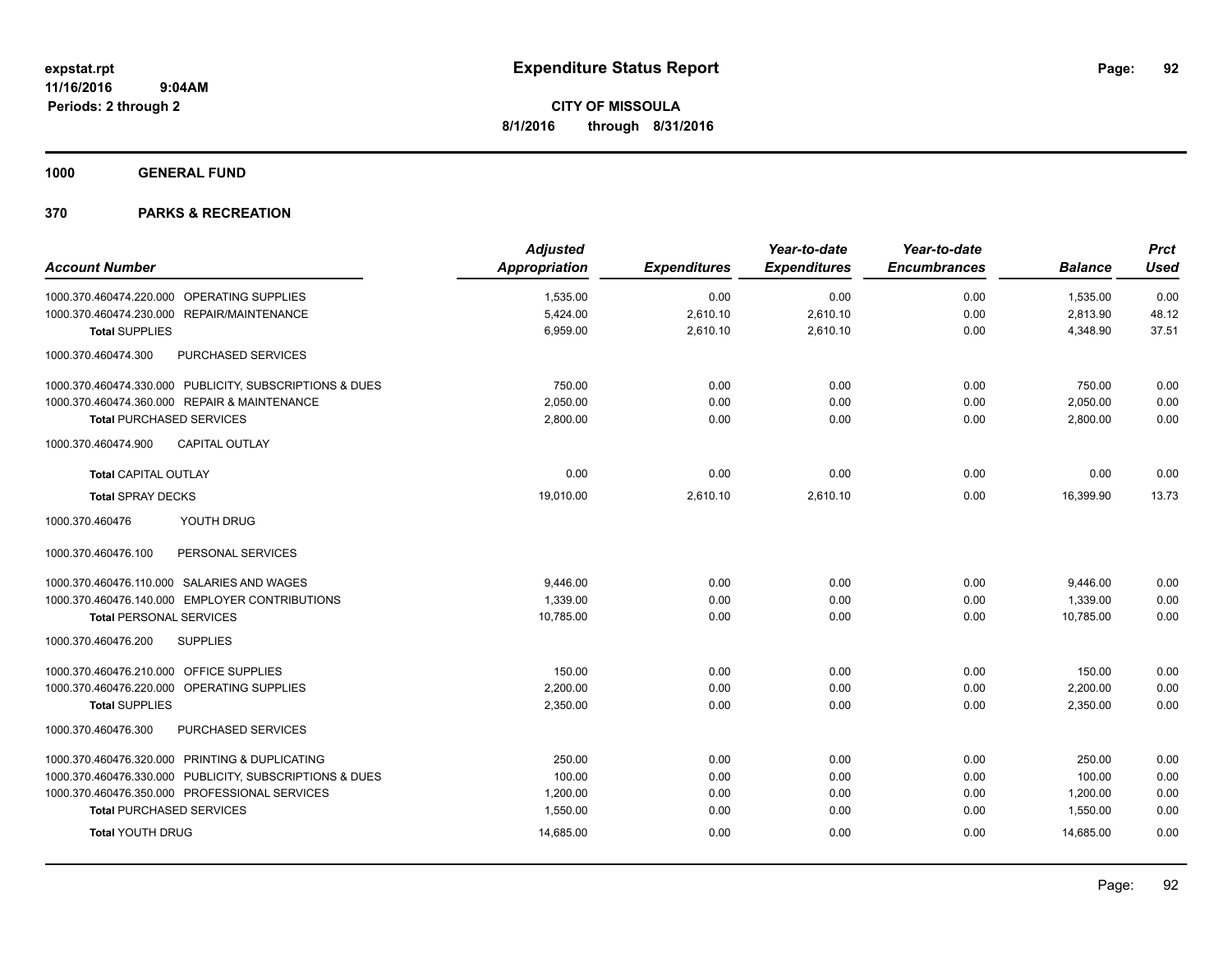**expstat.rpt**
**11/16/2016 9:04AM**
**Periods: 2 through 2**

# Expenditure Status Report

**CITY OF MISSOULA**
**8/1/2016 through 8/31/2016**

## 1000 GENERAL FUND

## 370 PARKS & RECREATION

| Account Number | Adjusted Appropriation | Expenditures | Year-to-date Expenditures | Year-to-date Encumbrances | Balance | Prct Used |
|---|---|---|---|---|---|---|
| 1000.370.460474.220.000 OPERATING SUPPLIES | 1,535.00 | 0.00 | 0.00 | 0.00 | 1,535.00 | 0.00 |
| 1000.370.460474.230.000 REPAIR/MAINTENANCE | 5,424.00 | 2,610.10 | 2,610.10 | 0.00 | 2,813.90 | 48.12 |
| **Total** SUPPLIES | 6,959.00 | 2,610.10 | 2,610.10 | 0.00 | 4,348.90 | 37.51 |
| 1000.370.460474.300 PURCHASED SERVICES | | | | | | |
| 1000.370.460474.330.000 PUBLICITY, SUBSCRIPTIONS & DUES | 750.00 | 0.00 | 0.00 | 0.00 | 750.00 | 0.00 |
| 1000.370.460474.360.000 REPAIR & MAINTENANCE | 2,050.00 | 0.00 | 0.00 | 0.00 | 2,050.00 | 0.00 |
| **Total** PURCHASED SERVICES | 2,800.00 | 0.00 | 0.00 | 0.00 | 2,800.00 | 0.00 |
| 1000.370.460474.900 CAPITAL OUTLAY | | | | | | |
| **Total** CAPITAL OUTLAY | 0.00 | 0.00 | 0.00 | 0.00 | 0.00 | 0.00 |
| **Total** SPRAY DECKS | 19,010.00 | 2,610.10 | 2,610.10 | 0.00 | 16,399.90 | 13.73 |
| 1000.370.460476 YOUTH DRUG | | | | | | |
| 1000.370.460476.100 PERSONAL SERVICES | | | | | | |
| 1000.370.460476.110.000 SALARIES AND WAGES | 9,446.00 | 0.00 | 0.00 | 0.00 | 9,446.00 | 0.00 |
| 1000.370.460476.140.000 EMPLOYER CONTRIBUTIONS | 1,339.00 | 0.00 | 0.00 | 0.00 | 1,339.00 | 0.00 |
| **Total** PERSONAL SERVICES | 10,785.00 | 0.00 | 0.00 | 0.00 | 10,785.00 | 0.00 |
| 1000.370.460476.200 SUPPLIES | | | | | | |
| 1000.370.460476.210.000 OFFICE SUPPLIES | 150.00 | 0.00 | 0.00 | 0.00 | 150.00 | 0.00 |
| 1000.370.460476.220.000 OPERATING SUPPLIES | 2,200.00 | 0.00 | 0.00 | 0.00 | 2,200.00 | 0.00 |
| **Total** SUPPLIES | 2,350.00 | 0.00 | 0.00 | 0.00 | 2,350.00 | 0.00 |
| 1000.370.460476.300 PURCHASED SERVICES | | | | | | |
| 1000.370.460476.320.000 PRINTING & DUPLICATING | 250.00 | 0.00 | 0.00 | 0.00 | 250.00 | 0.00 |
| 1000.370.460476.330.000 PUBLICITY, SUBSCRIPTIONS & DUES | 100.00 | 0.00 | 0.00 | 0.00 | 100.00 | 0.00 |
| 1000.370.460476.350.000 PROFESSIONAL SERVICES | 1,200.00 | 0.00 | 0.00 | 0.00 | 1,200.00 | 0.00 |
| **Total** PURCHASED SERVICES | 1,550.00 | 0.00 | 0.00 | 0.00 | 1,550.00 | 0.00 |
| **Total** YOUTH DRUG | 14,685.00 | 0.00 | 0.00 | 0.00 | 14,685.00 | 0.00 |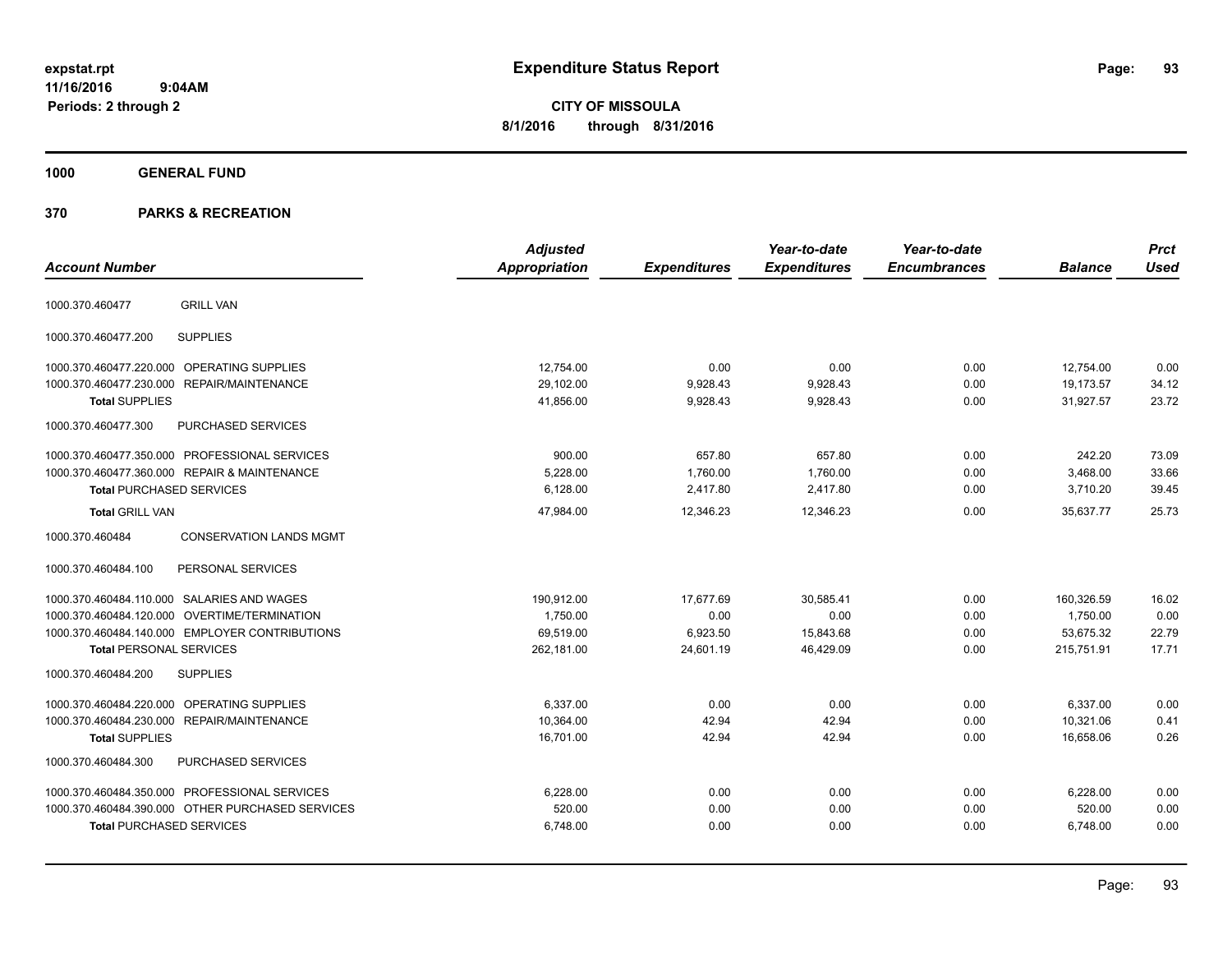# Expenditure Status Report

**CITY OF MISSOULA**

**8/1/2016 through 8/31/2016**

expstat.rpt
11/16/2016 9:04AM
Periods: 2 through 2

## 1000 GENERAL FUND

## 370 PARKS & RECREATION

| Account Number | | Adjusted Appropriation | Expenditures | Year-to-date Expenditures | Year-to-date Encumbrances | Balance | Prct Used |
|---|---|---|---|---|---|---|---|
| 1000.370.460477 | GRILL VAN | | | | | | |
| 1000.370.460477.200 | SUPPLIES | | | | | | |
| 1000.370.460477.220.000 | OPERATING SUPPLIES | 12,754.00 | 0.00 | 0.00 | 0.00 | 12,754.00 | 0.00 |
| 1000.370.460477.230.000 | REPAIR/MAINTENANCE | 29,102.00 | 9,928.43 | 9,928.43 | 0.00 | 19,173.57 | 34.12 |
| **Total** SUPPLIES | | 41,856.00 | 9,928.43 | 9,928.43 | 0.00 | 31,927.57 | 23.72 |
| 1000.370.460477.300 | PURCHASED SERVICES | | | | | | |
| 1000.370.460477.350.000 | PROFESSIONAL SERVICES | 900.00 | 657.80 | 657.80 | 0.00 | 242.20 | 73.09 |
| 1000.370.460477.360.000 | REPAIR & MAINTENANCE | 5,228.00 | 1,760.00 | 1,760.00 | 0.00 | 3,468.00 | 33.66 |
| **Total** PURCHASED SERVICES | | 6,128.00 | 2,417.80 | 2,417.80 | 0.00 | 3,710.20 | 39.45 |
| **Total** GRILL VAN | | 47,984.00 | 12,346.23 | 12,346.23 | 0.00 | 35,637.77 | 25.73 |
| 1000.370.460484 | CONSERVATION LANDS MGMT | | | | | | |
| 1000.370.460484.100 | PERSONAL SERVICES | | | | | | |
| 1000.370.460484.110.000 | SALARIES AND WAGES | 190,912.00 | 17,677.69 | 30,585.41 | 0.00 | 160,326.59 | 16.02 |
| 1000.370.460484.120.000 | OVERTIME/TERMINATION | 1,750.00 | 0.00 | 0.00 | 0.00 | 1,750.00 | 0.00 |
| 1000.370.460484.140.000 | EMPLOYER CONTRIBUTIONS | 69,519.00 | 6,923.50 | 15,843.68 | 0.00 | 53,675.32 | 22.79 |
| **Total** PERSONAL SERVICES | | 262,181.00 | 24,601.19 | 46,429.09 | 0.00 | 215,751.91 | 17.71 |
| 1000.370.460484.200 | SUPPLIES | | | | | | |
| 1000.370.460484.220.000 | OPERATING SUPPLIES | 6,337.00 | 0.00 | 0.00 | 0.00 | 6,337.00 | 0.00 |
| 1000.370.460484.230.000 | REPAIR/MAINTENANCE | 10,364.00 | 42.94 | 42.94 | 0.00 | 10,321.06 | 0.41 |
| **Total** SUPPLIES | | 16,701.00 | 42.94 | 42.94 | 0.00 | 16,658.06 | 0.26 |
| 1000.370.460484.300 | PURCHASED SERVICES | | | | | | |
| 1000.370.460484.350.000 | PROFESSIONAL SERVICES | 6,228.00 | 0.00 | 0.00 | 0.00 | 6,228.00 | 0.00 |
| 1000.370.460484.390.000 | OTHER PURCHASED SERVICES | 520.00 | 0.00 | 0.00 | 0.00 | 520.00 | 0.00 |
| **Total** PURCHASED SERVICES | | 6,748.00 | 0.00 | 0.00 | 0.00 | 6,748.00 | 0.00 |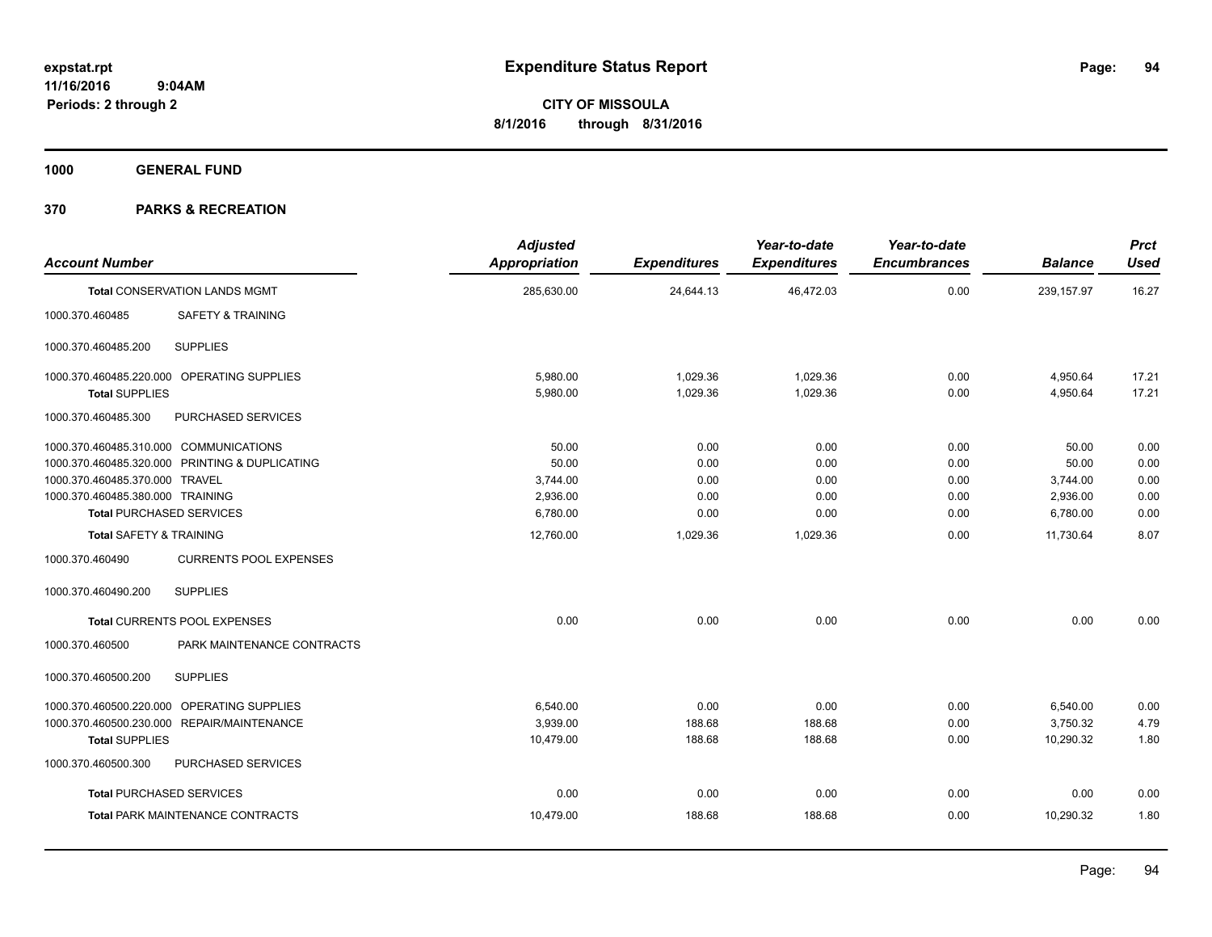expstat.rpt
11/16/2016 9:04AM
Periods: 2 through 2

# Expenditure Status Report

**CITY OF MISSOULA**
**8/1/2016 through 8/31/2016**

**1000 GENERAL FUND**

**370 PARKS & RECREATION**

| Account Number | | Adjusted Appropriation | Expenditures | Year-to-date Expenditures | Year-to-date Encumbrances | Balance | Prct Used |
|---|---|---|---|---|---|---|---|
| **Total** CONSERVATION LANDS MGMT | | 285,630.00 | 24,644.13 | 46,472.03 | 0.00 | 239,157.97 | 16.27 |
| 1000.370.460485 | SAFETY & TRAINING | | | | | | |
| 1000.370.460485.200 | SUPPLIES | | | | | | |
| 1000.370.460485.220.000 | OPERATING SUPPLIES | 5,980.00 | 1,029.36 | 1,029.36 | 0.00 | 4,950.64 | 17.21 |
| **Total** SUPPLIES | | 5,980.00 | 1,029.36 | 1,029.36 | 0.00 | 4,950.64 | 17.21 |
| 1000.370.460485.300 | PURCHASED SERVICES | | | | | | |
| 1000.370.460485.310.000 | COMMUNICATIONS | 50.00 | 0.00 | 0.00 | 0.00 | 50.00 | 0.00 |
| 1000.370.460485.320.000 | PRINTING & DUPLICATING | 50.00 | 0.00 | 0.00 | 0.00 | 50.00 | 0.00 |
| 1000.370.460485.370.000 | TRAVEL | 3,744.00 | 0.00 | 0.00 | 0.00 | 3,744.00 | 0.00 |
| 1000.370.460485.380.000 | TRAINING | 2,936.00 | 0.00 | 0.00 | 0.00 | 2,936.00 | 0.00 |
| **Total** PURCHASED SERVICES | | 6,780.00 | 0.00 | 0.00 | 0.00 | 6,780.00 | 0.00 |
| **Total** SAFETY & TRAINING | | 12,760.00 | 1,029.36 | 1,029.36 | 0.00 | 11,730.64 | 8.07 |
| 1000.370.460490 | CURRENTS POOL EXPENSES | | | | | | |
| 1000.370.460490.200 | SUPPLIES | | | | | | |
| **Total** CURRENTS POOL EXPENSES | | 0.00 | 0.00 | 0.00 | 0.00 | 0.00 | 0.00 |
| 1000.370.460500 | PARK MAINTENANCE CONTRACTS | | | | | | |
| 1000.370.460500.200 | SUPPLIES | | | | | | |
| 1000.370.460500.220.000 | OPERATING SUPPLIES | 6,540.00 | 0.00 | 0.00 | 0.00 | 6,540.00 | 0.00 |
| 1000.370.460500.230.000 | REPAIR/MAINTENANCE | 3,939.00 | 188.68 | 188.68 | 0.00 | 3,750.32 | 4.79 |
| **Total** SUPPLIES | | 10,479.00 | 188.68 | 188.68 | 0.00 | 10,290.32 | 1.80 |
| 1000.370.460500.300 | PURCHASED SERVICES | | | | | | |
| **Total** PURCHASED SERVICES | | 0.00 | 0.00 | 0.00 | 0.00 | 0.00 | 0.00 |
| **Total** PARK MAINTENANCE CONTRACTS | | 10,479.00 | 188.68 | 188.68 | 0.00 | 10,290.32 | 1.80 |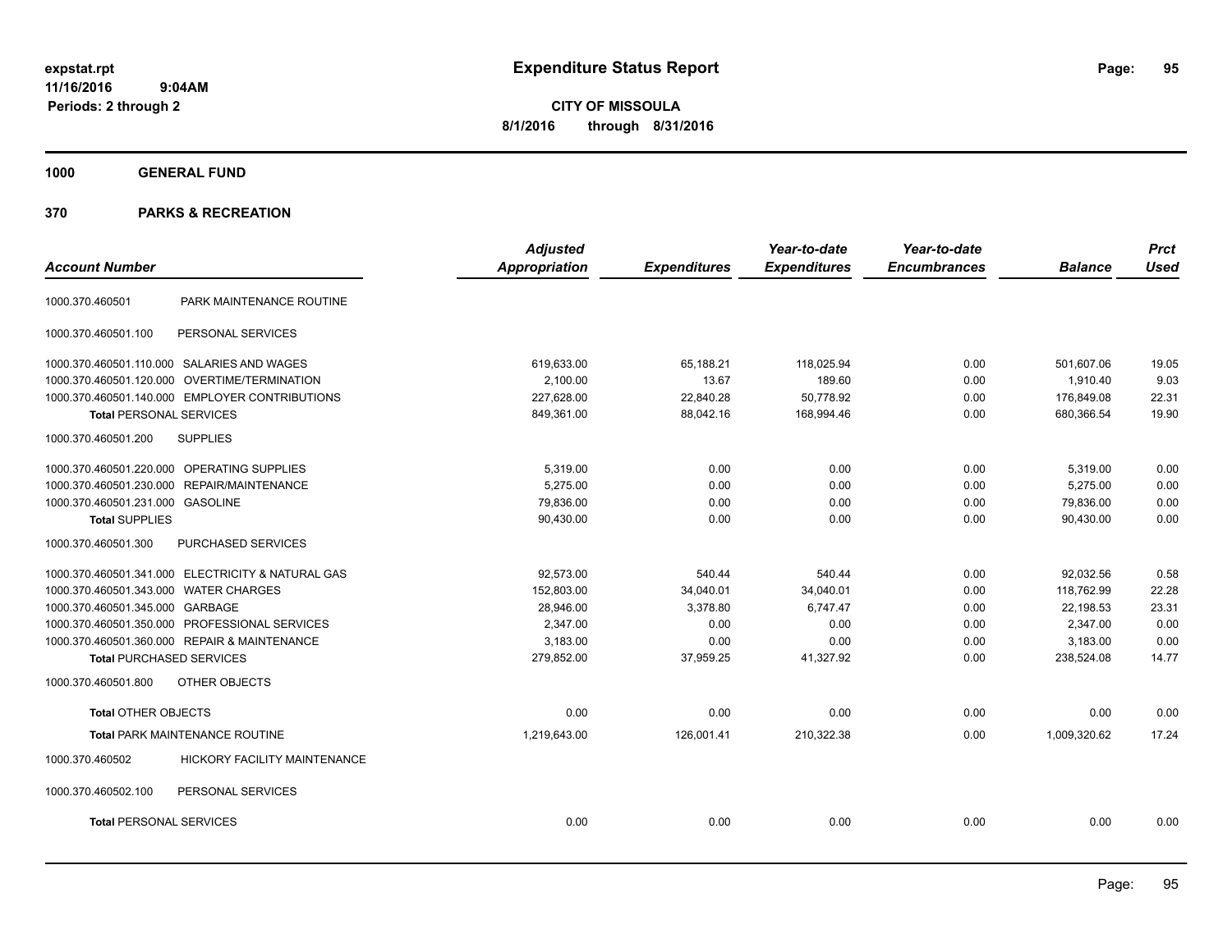# Expenditure Status Report

expstat.rpt
11/16/2016 9:04AM
Periods: 2 through 2

**CITY OF MISSOULA**
**8/1/2016 through 8/31/2016**

## 1000 GENERAL FUND

## 370 PARKS & RECREATION

| Account Number | | Adjusted Appropriation | Expenditures | Year-to-date Expenditures | Year-to-date Encumbrances | Balance | Prct Used |
|---|---|---|---|---|---|---|---|
| 1000.370.460501 | PARK MAINTENANCE ROUTINE | | | | | | |
| 1000.370.460501.100 | PERSONAL SERVICES | | | | | | |
| 1000.370.460501.110.000 | SALARIES AND WAGES | 619,633.00 | 65,188.21 | 118,025.94 | 0.00 | 501,607.06 | 19.05 |
| 1000.370.460501.120.000 | OVERTIME/TERMINATION | 2,100.00 | 13.67 | 189.60 | 0.00 | 1,910.40 | 9.03 |
| 1000.370.460501.140.000 | EMPLOYER CONTRIBUTIONS | 227,628.00 | 22,840.28 | 50,778.92 | 0.00 | 176,849.08 | 22.31 |
| **Total** PERSONAL SERVICES | | 849,361.00 | 88,042.16 | 168,994.46 | 0.00 | 680,366.54 | 19.90 |
| 1000.370.460501.200 | SUPPLIES | | | | | | |
| 1000.370.460501.220.000 | OPERATING SUPPLIES | 5,319.00 | 0.00 | 0.00 | 0.00 | 5,319.00 | 0.00 |
| 1000.370.460501.230.000 | REPAIR/MAINTENANCE | 5,275.00 | 0.00 | 0.00 | 0.00 | 5,275.00 | 0.00 |
| 1000.370.460501.231.000 | GASOLINE | 79,836.00 | 0.00 | 0.00 | 0.00 | 79,836.00 | 0.00 |
| **Total** SUPPLIES | | 90,430.00 | 0.00 | 0.00 | 0.00 | 90,430.00 | 0.00 |
| 1000.370.460501.300 | PURCHASED SERVICES | | | | | | |
| 1000.370.460501.341.000 | ELECTRICITY & NATURAL GAS | 92,573.00 | 540.44 | 540.44 | 0.00 | 92,032.56 | 0.58 |
| 1000.370.460501.343.000 | WATER CHARGES | 152,803.00 | 34,040.01 | 34,040.01 | 0.00 | 118,762.99 | 22.28 |
| 1000.370.460501.345.000 | GARBAGE | 28,946.00 | 3,378.80 | 6,747.47 | 0.00 | 22,198.53 | 23.31 |
| 1000.370.460501.350.000 | PROFESSIONAL SERVICES | 2,347.00 | 0.00 | 0.00 | 0.00 | 2,347.00 | 0.00 |
| 1000.370.460501.360.000 | REPAIR & MAINTENANCE | 3,183.00 | 0.00 | 0.00 | 0.00 | 3,183.00 | 0.00 |
| **Total** PURCHASED SERVICES | | 279,852.00 | 37,959.25 | 41,327.92 | 0.00 | 238,524.08 | 14.77 |
| 1000.370.460501.800 | OTHER OBJECTS | | | | | | |
| **Total** OTHER OBJECTS | | 0.00 | 0.00 | 0.00 | 0.00 | 0.00 | 0.00 |
| **Total** PARK MAINTENANCE ROUTINE | | 1,219,643.00 | 126,001.41 | 210,322.38 | 0.00 | 1,009,320.62 | 17.24 |
| 1000.370.460502 | HICKORY FACILITY MAINTENANCE | | | | | | |
| 1000.370.460502.100 | PERSONAL SERVICES | | | | | | |
| **Total** PERSONAL SERVICES | | 0.00 | 0.00 | 0.00 | 0.00 | 0.00 | 0.00 |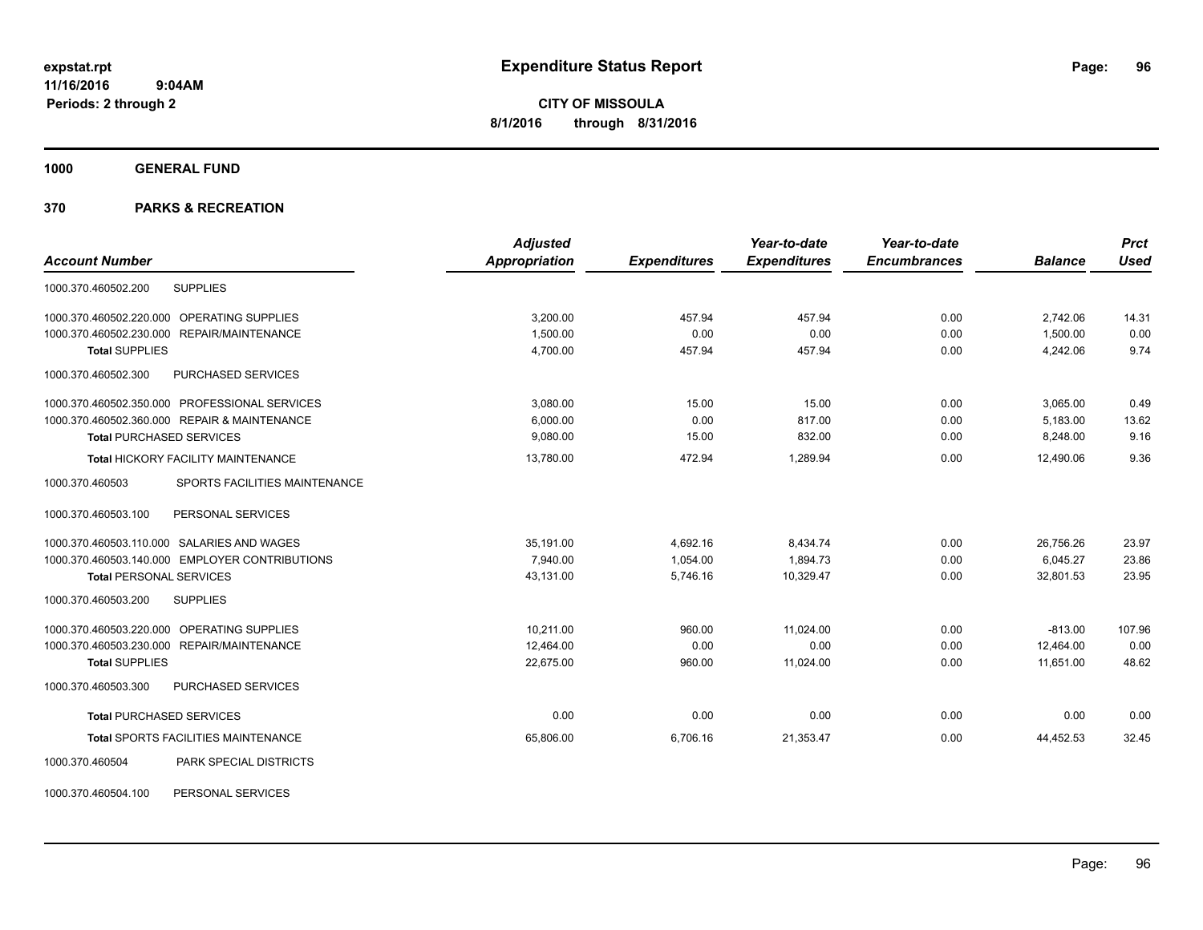**expstat.rpt**
**11/16/2016 9:04AM**
**Periods: 2 through 2**

# Expenditure Status Report

**CITY OF MISSOULA**
**8/1/2016 through 8/31/2016**

## 1000 GENERAL FUND

## 370 PARKS & RECREATION

| Account Number | | Adjusted Appropriation | Expenditures | Year-to-date Expenditures | Year-to-date Encumbrances | Balance | Prct Used |
|---|---|---|---|---|---|---|---|
| 1000.370.460502.200 | SUPPLIES | | | | | | |
| 1000.370.460502.220.000 | OPERATING SUPPLIES | 3,200.00 | 457.94 | 457.94 | 0.00 | 2,742.06 | 14.31 |
| 1000.370.460502.230.000 | REPAIR/MAINTENANCE | 1,500.00 | 0.00 | 0.00 | 0.00 | 1,500.00 | 0.00 |
| **Total** SUPPLIES | | 4,700.00 | 457.94 | 457.94 | 0.00 | 4,242.06 | 9.74 |
| 1000.370.460502.300 | PURCHASED SERVICES | | | | | | |
| 1000.370.460502.350.000 | PROFESSIONAL SERVICES | 3,080.00 | 15.00 | 15.00 | 0.00 | 3,065.00 | 0.49 |
| 1000.370.460502.360.000 | REPAIR & MAINTENANCE | 6,000.00 | 0.00 | 817.00 | 0.00 | 5,183.00 | 13.62 |
| **Total** PURCHASED SERVICES | | 9,080.00 | 15.00 | 832.00 | 0.00 | 8,248.00 | 9.16 |
| **Total** HICKORY FACILITY MAINTENANCE | | 13,780.00 | 472.94 | 1,289.94 | 0.00 | 12,490.06 | 9.36 |
| 1000.370.460503 | SPORTS FACILITIES MAINTENANCE | | | | | | |
| 1000.370.460503.100 | PERSONAL SERVICES | | | | | | |
| 1000.370.460503.110.000 | SALARIES AND WAGES | 35,191.00 | 4,692.16 | 8,434.74 | 0.00 | 26,756.26 | 23.97 |
| 1000.370.460503.140.000 | EMPLOYER CONTRIBUTIONS | 7,940.00 | 1,054.00 | 1,894.73 | 0.00 | 6,045.27 | 23.86 |
| **Total** PERSONAL SERVICES | | 43,131.00 | 5,746.16 | 10,329.47 | 0.00 | 32,801.53 | 23.95 |
| 1000.370.460503.200 | SUPPLIES | | | | | | |
| 1000.370.460503.220.000 | OPERATING SUPPLIES | 10,211.00 | 960.00 | 11,024.00 | 0.00 | -813.00 | 107.96 |
| 1000.370.460503.230.000 | REPAIR/MAINTENANCE | 12,464.00 | 0.00 | 0.00 | 0.00 | 12,464.00 | 0.00 |
| **Total** SUPPLIES | | 22,675.00 | 960.00 | 11,024.00 | 0.00 | 11,651.00 | 48.62 |
| 1000.370.460503.300 | PURCHASED SERVICES | | | | | | |
| **Total** PURCHASED SERVICES | | 0.00 | 0.00 | 0.00 | 0.00 | 0.00 | 0.00 |
| **Total** SPORTS FACILITIES MAINTENANCE | | 65,806.00 | 6,706.16 | 21,353.47 | 0.00 | 44,452.53 | 32.45 |
| 1000.370.460504 | PARK SPECIAL DISTRICTS | | | | | | |
| 1000.370.460504.100 | PERSONAL SERVICES | | | | | | |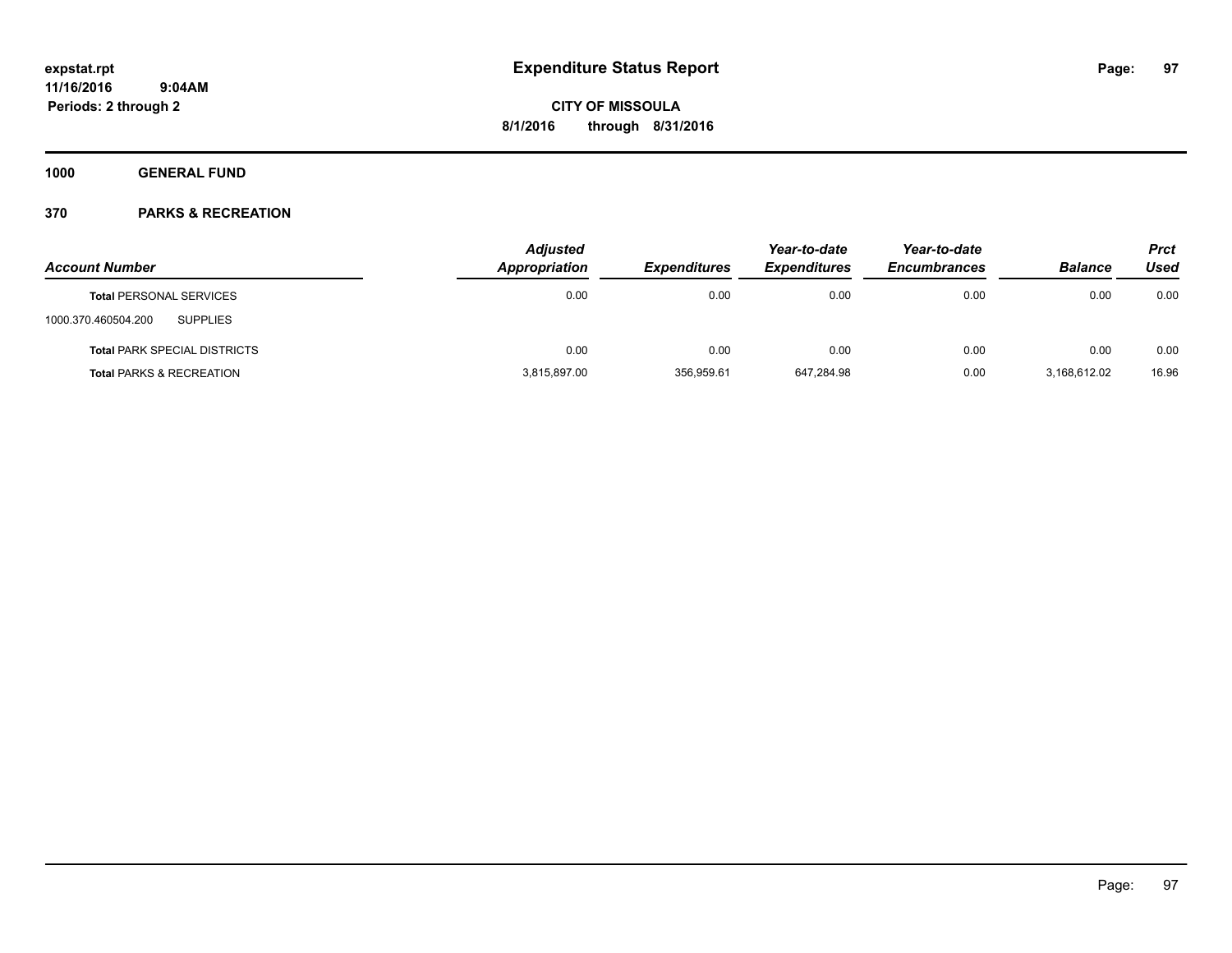# Expenditure Status Report

expstat.rpt
11/16/2016 9:04AM
Periods: 2 through 2

**CITY OF MISSOULA**
**8/1/2016 through 8/31/2016**

**1000 GENERAL FUND**

**370 PARKS & RECREATION**

| Account Number | | Adjusted Appropriation | Expenditures | Year-to-date Expenditures | Year-to-date Encumbrances | Balance | Prct Used |
|---|---|---|---|---|---|---|---|
| Total PERSONAL SERVICES | | 0.00 | 0.00 | 0.00 | 0.00 | 0.00 | 0.00 |
| 1000.370.460504.200 | SUPPLIES | | | | | | |
| Total PARK SPECIAL DISTRICTS | | 0.00 | 0.00 | 0.00 | 0.00 | 0.00 | 0.00 |
| Total PARKS & RECREATION | | 3,815,897.00 | 356,959.61 | 647,284.98 | 0.00 | 3,168,612.02 | 16.96 |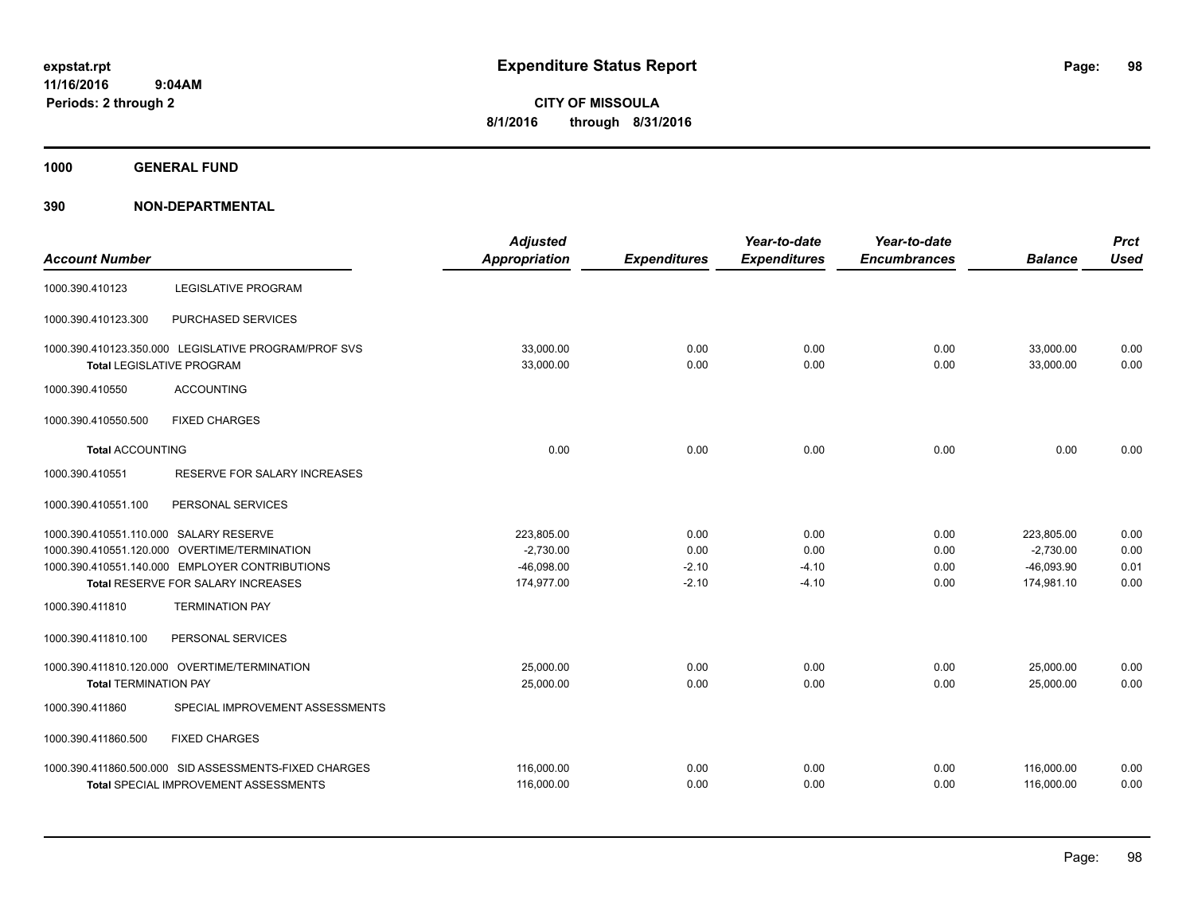# Expenditure Status Report

expstat.rpt
11/16/2016 9:04AM
Periods: 2 through 2

**CITY OF MISSOULA**
**8/1/2016 through 8/31/2016**

**1000 GENERAL FUND**

**390 NON-DEPARTMENTAL**

| Account Number | | Adjusted Appropriation | Expenditures | Year-to-date Expenditures | Year-to-date Encumbrances | Balance | Prct Used |
|---|---|---|---|---|---|---|---|
| 1000.390.410123 | LEGISLATIVE PROGRAM | | | | | | |
| 1000.390.410123.300 | PURCHASED SERVICES | | | | | | |
| 1000.390.410123.350.000 | LEGISLATIVE PROGRAM/PROF SVS | 33,000.00 | 0.00 | 0.00 | 0.00 | 33,000.00 | 0.00 |
| Total LEGISLATIVE PROGRAM | | 33,000.00 | 0.00 | 0.00 | 0.00 | 33,000.00 | 0.00 |
| 1000.390.410550 | ACCOUNTING | | | | | | |
| 1000.390.410550.500 | FIXED CHARGES | | | | | | |
| Total ACCOUNTING | | 0.00 | 0.00 | 0.00 | 0.00 | 0.00 | 0.00 |
| 1000.390.410551 | RESERVE FOR SALARY INCREASES | | | | | | |
| 1000.390.410551.100 | PERSONAL SERVICES | | | | | | |
| 1000.390.410551.110.000 | SALARY RESERVE | 223,805.00 | 0.00 | 0.00 | 0.00 | 223,805.00 | 0.00 |
| 1000.390.410551.120.000 | OVERTIME/TERMINATION | -2,730.00 | 0.00 | 0.00 | 0.00 | -2,730.00 | 0.00 |
| 1000.390.410551.140.000 | EMPLOYER CONTRIBUTIONS | -46,098.00 | -2.10 | -4.10 | 0.00 | -46,093.90 | 0.01 |
| Total RESERVE FOR SALARY INCREASES | | 174,977.00 | -2.10 | -4.10 | 0.00 | 174,981.10 | 0.00 |
| 1000.390.411810 | TERMINATION PAY | | | | | | |
| 1000.390.411810.100 | PERSONAL SERVICES | | | | | | |
| 1000.390.411810.120.000 | OVERTIME/TERMINATION | 25,000.00 | 0.00 | 0.00 | 0.00 | 25,000.00 | 0.00 |
| Total TERMINATION PAY | | 25,000.00 | 0.00 | 0.00 | 0.00 | 25,000.00 | 0.00 |
| 1000.390.411860 | SPECIAL IMPROVEMENT ASSESSMENTS | | | | | | |
| 1000.390.411860.500 | FIXED CHARGES | | | | | | |
| 1000.390.411860.500.000 | SID ASSESSMENTS-FIXED CHARGES | 116,000.00 | 0.00 | 0.00 | 0.00 | 116,000.00 | 0.00 |
| Total SPECIAL IMPROVEMENT ASSESSMENTS | | 116,000.00 | 0.00 | 0.00 | 0.00 | 116,000.00 | 0.00 |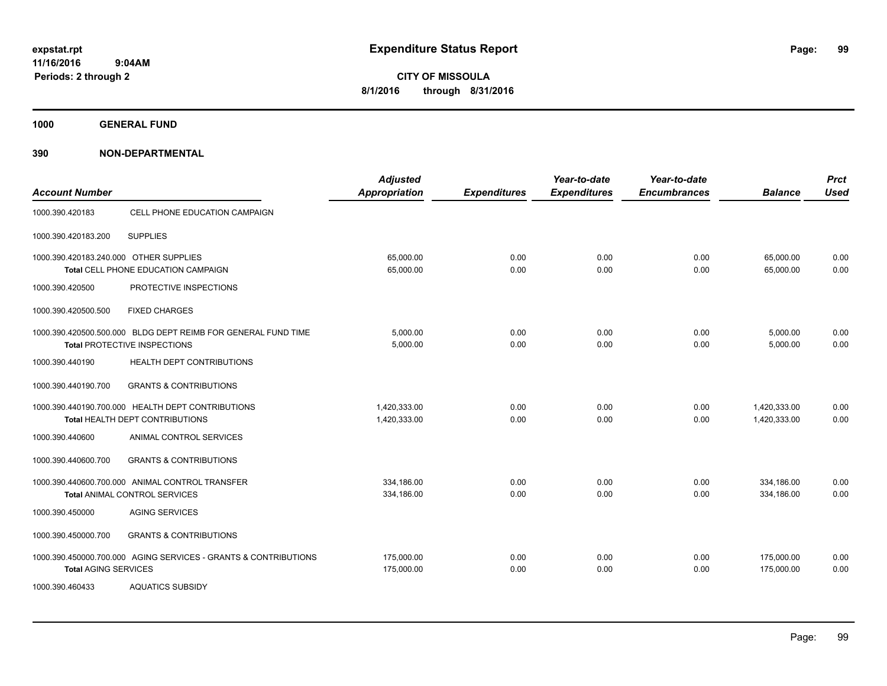**Expenditure Status Report**

**CITY OF MISSOULA**

**8/1/2016 through 8/31/2016**

expstat.rpt
11/16/2016 9:04AM
Periods: 2 through 2

## 1000 GENERAL FUND

## 390 NON-DEPARTMENTAL

| Account Number | | Adjusted Appropriation | Expenditures | Year-to-date Expenditures | Year-to-date Encumbrances | Balance | Prct Used |
|---|---|---|---|---|---|---|---|
| 1000.390.420183 | CELL PHONE EDUCATION CAMPAIGN | | | | | | |
| 1000.390.420183.200 | SUPPLIES | | | | | | |
| 1000.390.420183.240.000 | OTHER SUPPLIES | 65,000.00 | 0.00 | 0.00 | 0.00 | 65,000.00 | 0.00 |
| | **Total** CELL PHONE EDUCATION CAMPAIGN | 65,000.00 | 0.00 | 0.00 | 0.00 | 65,000.00 | 0.00 |
| 1000.390.420500 | PROTECTIVE INSPECTIONS | | | | | | |
| 1000.390.420500.500 | FIXED CHARGES | | | | | | |
| 1000.390.420500.500.000 | BLDG DEPT REIMB FOR GENERAL FUND TIME | 5,000.00 | 0.00 | 0.00 | 0.00 | 5,000.00 | 0.00 |
| | **Total** PROTECTIVE INSPECTIONS | 5,000.00 | 0.00 | 0.00 | 0.00 | 5,000.00 | 0.00 |
| 1000.390.440190 | HEALTH DEPT CONTRIBUTIONS | | | | | | |
| 1000.390.440190.700 | GRANTS & CONTRIBUTIONS | | | | | | |
| 1000.390.440190.700.000 | HEALTH DEPT CONTRIBUTIONS | 1,420,333.00 | 0.00 | 0.00 | 0.00 | 1,420,333.00 | 0.00 |
| | **Total** HEALTH DEPT CONTRIBUTIONS | 1,420,333.00 | 0.00 | 0.00 | 0.00 | 1,420,333.00 | 0.00 |
| 1000.390.440600 | ANIMAL CONTROL SERVICES | | | | | | |
| 1000.390.440600.700 | GRANTS & CONTRIBUTIONS | | | | | | |
| 1000.390.440600.700.000 | ANIMAL CONTROL TRANSFER | 334,186.00 | 0.00 | 0.00 | 0.00 | 334,186.00 | 0.00 |
| | **Total** ANIMAL CONTROL SERVICES | 334,186.00 | 0.00 | 0.00 | 0.00 | 334,186.00 | 0.00 |
| 1000.390.450000 | AGING SERVICES | | | | | | |
| 1000.390.450000.700 | GRANTS & CONTRIBUTIONS | | | | | | |
| 1000.390.450000.700.000 | AGING SERVICES - GRANTS & CONTRIBUTIONS | 175,000.00 | 0.00 | 0.00 | 0.00 | 175,000.00 | 0.00 |
| | **Total** AGING SERVICES | 175,000.00 | 0.00 | 0.00 | 0.00 | 175,000.00 | 0.00 |
| 1000.390.460433 | AQUATICS SUBSIDY | | | | | | |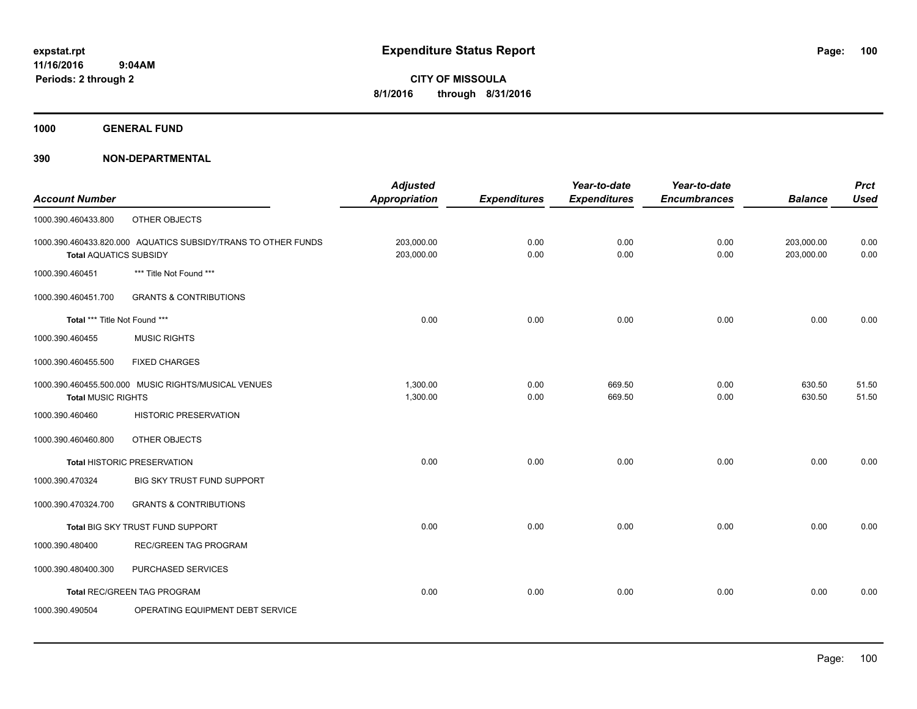# Expenditure Status Report

expstat.rpt
11/16/2016 9:04AM
Periods: 2 through 2

**CITY OF MISSOULA**
**8/1/2016 through 8/31/2016**

**1000 GENERAL FUND**

**390 NON-DEPARTMENTAL**

| Account Number | | Adjusted Appropriation | Expenditures | Year-to-date Expenditures | Year-to-date Encumbrances | Balance | Prct Used |
|---|---|---|---|---|---|---|---|
| 1000.390.460433.800 | OTHER OBJECTS | | | | | | |
| 1000.390.460433.820.000 | AQUATICS SUBSIDY/TRANS TO OTHER FUNDS | 203,000.00 | 0.00 | 0.00 | 0.00 | 203,000.00 | 0.00 |
| **Total** AQUATICS SUBSIDY | | 203,000.00 | 0.00 | 0.00 | 0.00 | 203,000.00 | 0.00 |
| 1000.390.460451 | *** Title Not Found *** | | | | | | |
| 1000.390.460451.700 | GRANTS & CONTRIBUTIONS | | | | | | |
| **Total** *** Title Not Found *** | | 0.00 | 0.00 | 0.00 | 0.00 | 0.00 | 0.00 |
| 1000.390.460455 | MUSIC RIGHTS | | | | | | |
| 1000.390.460455.500 | FIXED CHARGES | | | | | | |
| 1000.390.460455.500.000 | MUSIC RIGHTS/MUSICAL VENUES | 1,300.00 | 0.00 | 669.50 | 0.00 | 630.50 | 51.50 |
| **Total** MUSIC RIGHTS | | 1,300.00 | 0.00 | 669.50 | 0.00 | 630.50 | 51.50 |
| 1000.390.460460 | HISTORIC PRESERVATION | | | | | | |
| 1000.390.460460.800 | OTHER OBJECTS | | | | | | |
| **Total** HISTORIC PRESERVATION | | 0.00 | 0.00 | 0.00 | 0.00 | 0.00 | 0.00 |
| 1000.390.470324 | BIG SKY TRUST FUND SUPPORT | | | | | | |
| 1000.390.470324.700 | GRANTS & CONTRIBUTIONS | | | | | | |
| **Total** BIG SKY TRUST FUND SUPPORT | | 0.00 | 0.00 | 0.00 | 0.00 | 0.00 | 0.00 |
| 1000.390.480400 | REC/GREEN TAG PROGRAM | | | | | | |
| 1000.390.480400.300 | PURCHASED SERVICES | | | | | | |
| **Total** REC/GREEN TAG PROGRAM | | 0.00 | 0.00 | 0.00 | 0.00 | 0.00 | 0.00 |
| 1000.390.490504 | OPERATING EQUIPMENT DEBT SERVICE | | | | | | |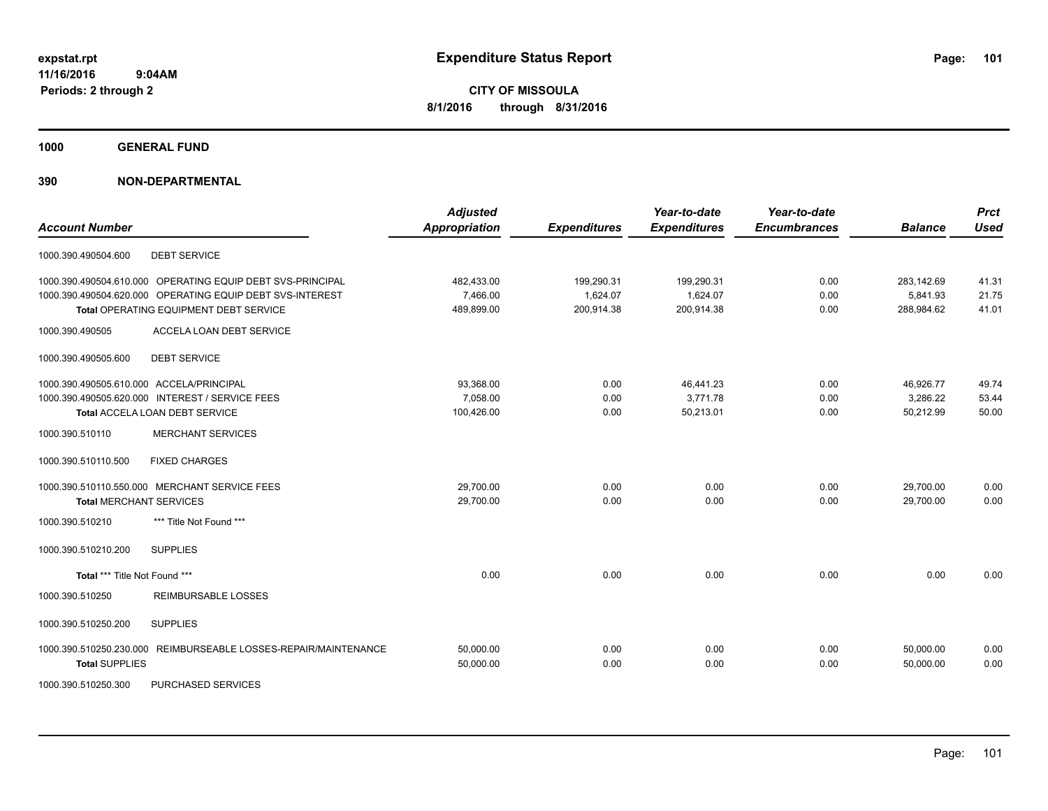# Expenditure Status Report

expstat.rpt
11/16/2016 9:04AM
Periods: 2 through 2

**CITY OF MISSOULA**
**8/1/2016 through 8/31/2016**

**1000 GENERAL FUND**

**390 NON-DEPARTMENTAL**

| Account Number | | Adjusted Appropriation | Expenditures | Year-to-date Expenditures | Year-to-date Encumbrances | Balance | Prct Used |
|---|---|---|---|---|---|---|---|
| 1000.390.490504.600 | DEBT SERVICE | | | | | | |
| 1000.390.490504.610.000 | OPERATING EQUIP DEBT SVS-PRINCIPAL | 482,433.00 | 199,290.31 | 199,290.31 | 0.00 | 283,142.69 | 41.31 |
| 1000.390.490504.620.000 | OPERATING EQUIP DEBT SVS-INTEREST | 7,466.00 | 1,624.07 | 1,624.07 | 0.00 | 5,841.93 | 21.75 |
| **Total** OPERATING EQUIPMENT DEBT SERVICE | | 489,899.00 | 200,914.38 | 200,914.38 | 0.00 | 288,984.62 | 41.01 |
| 1000.390.490505 | ACCELA LOAN DEBT SERVICE | | | | | | |
| 1000.390.490505.600 | DEBT SERVICE | | | | | | |
| 1000.390.490505.610.000 | ACCELA/PRINCIPAL | 93,368.00 | 0.00 | 46,441.23 | 0.00 | 46,926.77 | 49.74 |
| 1000.390.490505.620.000 | INTEREST / SERVICE FEES | 7,058.00 | 0.00 | 3,771.78 | 0.00 | 3,286.22 | 53.44 |
| **Total** ACCELA LOAN DEBT SERVICE | | 100,426.00 | 0.00 | 50,213.01 | 0.00 | 50,212.99 | 50.00 |
| 1000.390.510110 | MERCHANT SERVICES | | | | | | |
| 1000.390.510110.500 | FIXED CHARGES | | | | | | |
| 1000.390.510110.550.000 | MERCHANT SERVICE FEES | 29,700.00 | 0.00 | 0.00 | 0.00 | 29,700.00 | 0.00 |
| **Total** MERCHANT SERVICES | | 29,700.00 | 0.00 | 0.00 | 0.00 | 29,700.00 | 0.00 |
| 1000.390.510210 | *** Title Not Found *** | | | | | | |
| 1000.390.510210.200 | SUPPLIES | | | | | | |
| **Total** *** Title Not Found *** | | 0.00 | 0.00 | 0.00 | 0.00 | 0.00 | 0.00 |
| 1000.390.510250 | REIMBURSABLE LOSSES | | | | | | |
| 1000.390.510250.200 | SUPPLIES | | | | | | |
| 1000.390.510250.230.000 | REIMBURSEABLE LOSSES-REPAIR/MAINTENANCE | 50,000.00 | 0.00 | 0.00 | 0.00 | 50,000.00 | 0.00 |
| **Total** SUPPLIES | | 50,000.00 | 0.00 | 0.00 | 0.00 | 50,000.00 | 0.00 |
| 1000.390.510250.300 | PURCHASED SERVICES | | | | | | |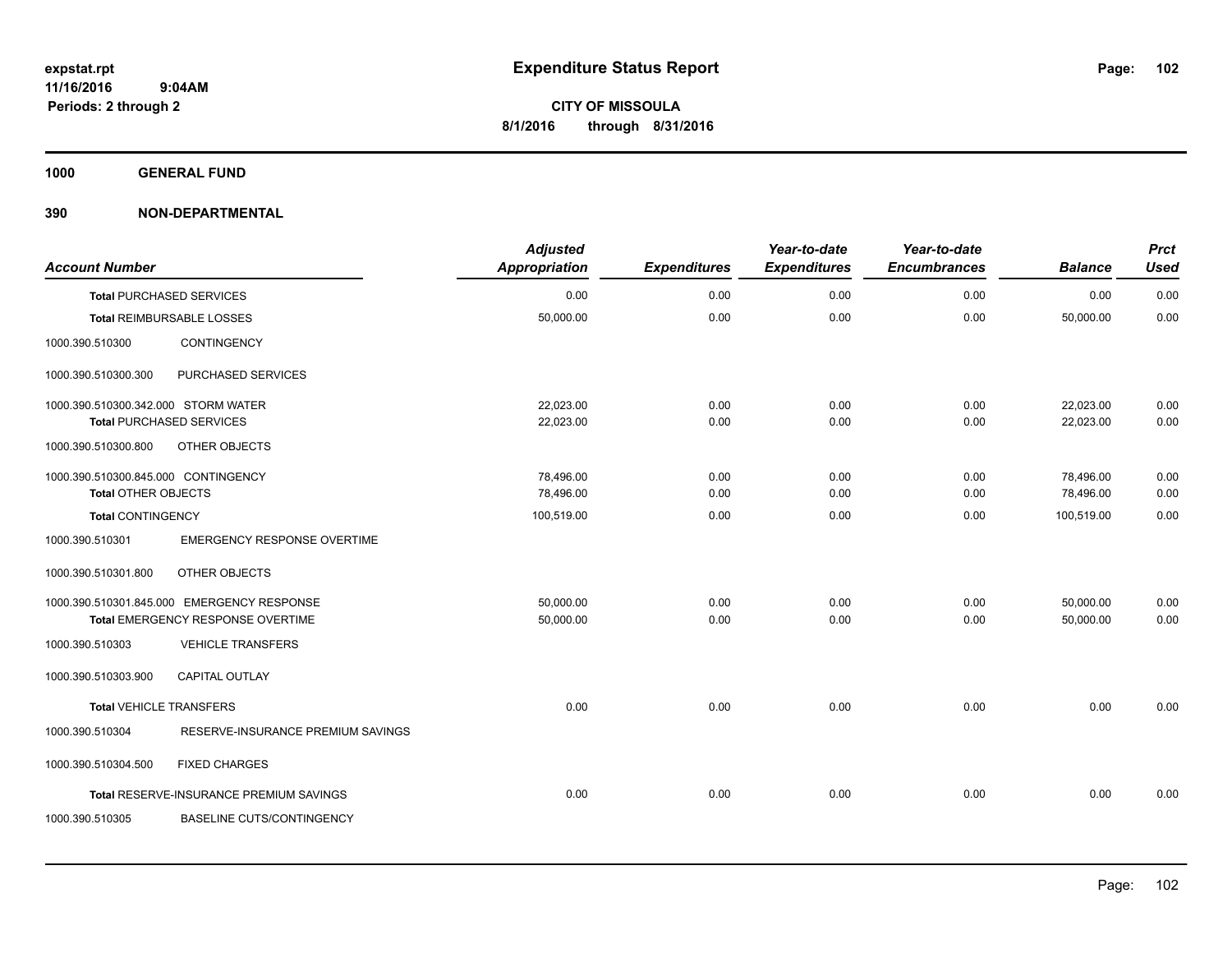# Expenditure Status Report

**CITY OF MISSOULA**
**8/1/2016 through 8/31/2016**

expstat.rpt
11/16/2016 9:04AM
Periods: 2 through 2

**1000 GENERAL FUND**

**390 NON-DEPARTMENTAL**

| Account Number | | Adjusted Appropriation | Expenditures | Year-to-date Expenditures | Year-to-date Encumbrances | Balance | Prct Used |
|---|---|---|---|---|---|---|---|
| **Total** PURCHASED SERVICES | | 0.00 | 0.00 | 0.00 | 0.00 | 0.00 | 0.00 |
| **Total** REIMBURSABLE LOSSES | | 50,000.00 | 0.00 | 0.00 | 0.00 | 50,000.00 | 0.00 |
| 1000.390.510300 | CONTINGENCY | | | | | | |
| 1000.390.510300.300 | PURCHASED SERVICES | | | | | | |
| 1000.390.510300.342.000 | STORM WATER | 22,023.00 | 0.00 | 0.00 | 0.00 | 22,023.00 | 0.00 |
| **Total** PURCHASED SERVICES | | 22,023.00 | 0.00 | 0.00 | 0.00 | 22,023.00 | 0.00 |
| 1000.390.510300.800 | OTHER OBJECTS | | | | | | |
| 1000.390.510300.845.000 | CONTINGENCY | 78,496.00 | 0.00 | 0.00 | 0.00 | 78,496.00 | 0.00 |
| **Total** OTHER OBJECTS | | 78,496.00 | 0.00 | 0.00 | 0.00 | 78,496.00 | 0.00 |
| **Total** CONTINGENCY | | 100,519.00 | 0.00 | 0.00 | 0.00 | 100,519.00 | 0.00 |
| 1000.390.510301 | EMERGENCY RESPONSE OVERTIME | | | | | | |
| 1000.390.510301.800 | OTHER OBJECTS | | | | | | |
| 1000.390.510301.845.000 | EMERGENCY RESPONSE | 50,000.00 | 0.00 | 0.00 | 0.00 | 50,000.00 | 0.00 |
| **Total** EMERGENCY RESPONSE OVERTIME | | 50,000.00 | 0.00 | 0.00 | 0.00 | 50,000.00 | 0.00 |
| 1000.390.510303 | VEHICLE TRANSFERS | | | | | | |
| 1000.390.510303.900 | CAPITAL OUTLAY | | | | | | |
| **Total** VEHICLE TRANSFERS | | 0.00 | 0.00 | 0.00 | 0.00 | 0.00 | 0.00 |
| 1000.390.510304 | RESERVE-INSURANCE PREMIUM SAVINGS | | | | | | |
| 1000.390.510304.500 | FIXED CHARGES | | | | | | |
| **Total** RESERVE-INSURANCE PREMIUM SAVINGS | | 0.00 | 0.00 | 0.00 | 0.00 | 0.00 | 0.00 |
| 1000.390.510305 | BASELINE CUTS/CONTINGENCY | | | | | | |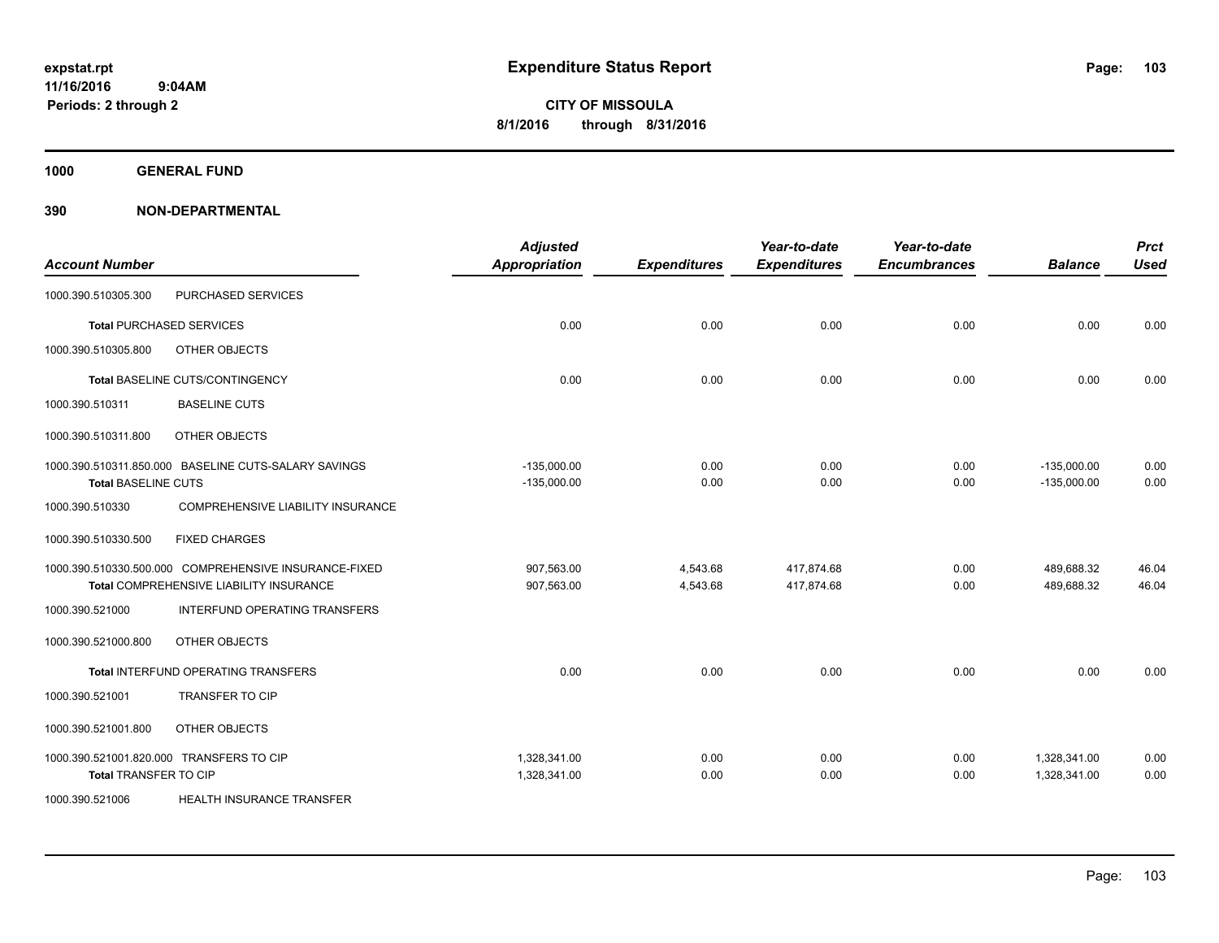# Expenditure Status Report

expstat.rpt
11/16/2016 9:04AM
Periods: 2 through 2

**CITY OF MISSOULA**
**8/1/2016 through 8/31/2016**

**1000 GENERAL FUND**

**390 NON-DEPARTMENTAL**

| Account Number | | Adjusted Appropriation | Expenditures | Year-to-date Expenditures | Year-to-date Encumbrances | Balance | Prct Used |
|---|---|---|---|---|---|---|---|
| 1000.390.510305.300 | PURCHASED SERVICES | | | | | | |
| Total PURCHASED SERVICES | | 0.00 | 0.00 | 0.00 | 0.00 | 0.00 | 0.00 |
| 1000.390.510305.800 | OTHER OBJECTS | | | | | | |
| Total BASELINE CUTS/CONTINGENCY | | 0.00 | 0.00 | 0.00 | 0.00 | 0.00 | 0.00 |
| 1000.390.510311 | BASELINE CUTS | | | | | | |
| 1000.390.510311.800 | OTHER OBJECTS | | | | | | |
| 1000.390.510311.850.000 | BASELINE CUTS-SALARY SAVINGS | -135,000.00 | 0.00 | 0.00 | 0.00 | -135,000.00 | 0.00 |
| Total BASELINE CUTS | | -135,000.00 | 0.00 | 0.00 | 0.00 | -135,000.00 | 0.00 |
| 1000.390.510330 | COMPREHENSIVE LIABILITY INSURANCE | | | | | | |
| 1000.390.510330.500 | FIXED CHARGES | | | | | | |
| 1000.390.510330.500.000 | COMPREHENSIVE INSURANCE-FIXED | 907,563.00 | 4,543.68 | 417,874.68 | 0.00 | 489,688.32 | 46.04 |
| Total COMPREHENSIVE LIABILITY INSURANCE | | 907,563.00 | 4,543.68 | 417,874.68 | 0.00 | 489,688.32 | 46.04 |
| 1000.390.521000 | INTERFUND OPERATING TRANSFERS | | | | | | |
| 1000.390.521000.800 | OTHER OBJECTS | | | | | | |
| Total INTERFUND OPERATING TRANSFERS | | 0.00 | 0.00 | 0.00 | 0.00 | 0.00 | 0.00 |
| 1000.390.521001 | TRANSFER TO CIP | | | | | | |
| 1000.390.521001.800 | OTHER OBJECTS | | | | | | |
| 1000.390.521001.820.000 | TRANSFERS TO CIP | 1,328,341.00 | 0.00 | 0.00 | 0.00 | 1,328,341.00 | 0.00 |
| Total TRANSFER TO CIP | | 1,328,341.00 | 0.00 | 0.00 | 0.00 | 1,328,341.00 | 0.00 |
| 1000.390.521006 | HEALTH INSURANCE TRANSFER | | | | | | |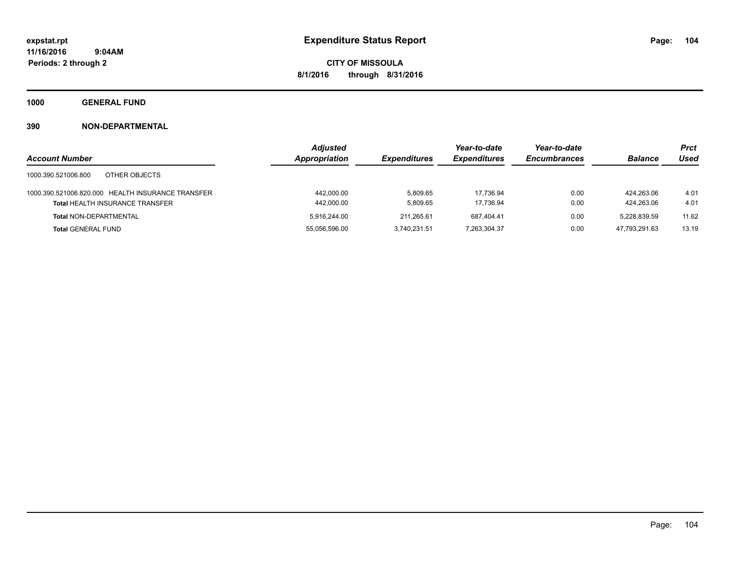**expstat.rpt**
**11/16/2016 9:04AM**
**Periods: 2 through 2**

# Expenditure Status Report

**CITY OF MISSOULA**
**8/1/2016 through 8/31/2016**

## 1000 GENERAL FUND

### 390 NON-DEPARTMENTAL

| Account Number | Adjusted Appropriation | Expenditures | Year-to-date Expenditures | Year-to-date Encumbrances | Balance | Prct Used |
|---|---|---|---|---|---|---|
| 1000.390.521006.800 OTHER OBJECTS | | | | | | |
| 1000.390.521006.820.000 HEALTH INSURANCE TRANSFER | 442,000.00 | 5,809.65 | 17,736.94 | 0.00 | 424,263.06 | 4.01 |
| **Total** HEALTH INSURANCE TRANSFER | 442,000.00 | 5,809.65 | 17,736.94 | 0.00 | 424,263.06 | 4.01 |
| **Total** NON-DEPARTMENTAL | 5,916,244.00 | 211,265.61 | 687,404.41 | 0.00 | 5,228,839.59 | 11.62 |
| **Total** GENERAL FUND | 55,056,596.00 | 3,740,231.51 | 7,263,304.37 | 0.00 | 47,793,291.63 | 13.19 |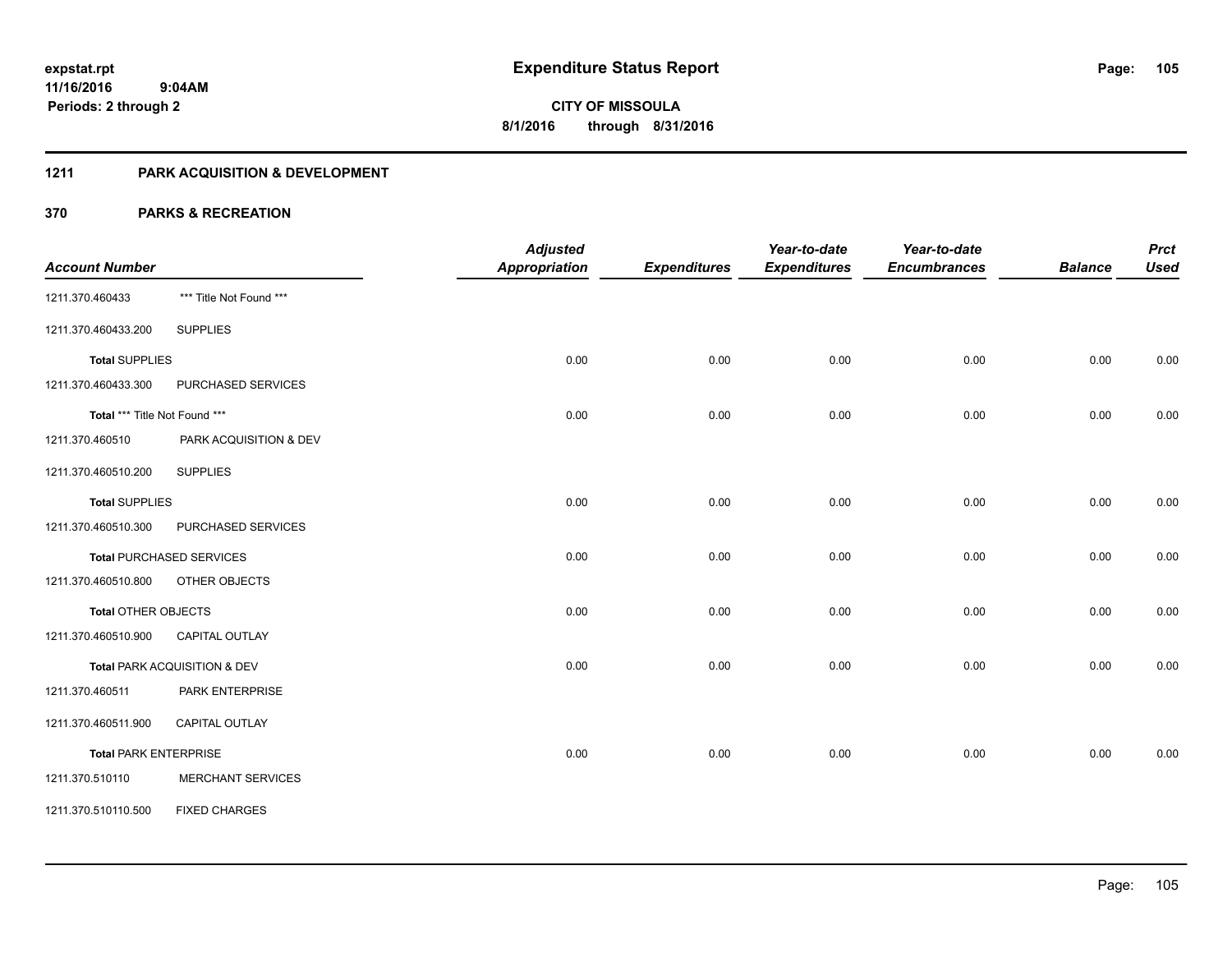# Expenditure Status Report

expstat.rpt
11/16/2016 9:04AM
Periods: 2 through 2

CITY OF MISSOULA
8/1/2016 through 8/31/2016

## 1211 PARK ACQUISITION & DEVELOPMENT

### 370 PARKS & RECREATION

| Account Number | | Adjusted Appropriation | Expenditures | Year-to-date Expenditures | Year-to-date Encumbrances | Balance | Prct Used |
|---|---|---|---|---|---|---|---|
| 1211.370.460433 | *** Title Not Found *** | | | | | | |
| 1211.370.460433.200 | SUPPLIES | | | | | | |
| **Total** SUPPLIES | | 0.00 | 0.00 | 0.00 | 0.00 | 0.00 | 0.00 |
| 1211.370.460433.300 | PURCHASED SERVICES | | | | | | |
| **Total** *** Title Not Found *** | | 0.00 | 0.00 | 0.00 | 0.00 | 0.00 | 0.00 |
| 1211.370.460510 | PARK ACQUISITION & DEV | | | | | | |
| 1211.370.460510.200 | SUPPLIES | | | | | | |
| **Total** SUPPLIES | | 0.00 | 0.00 | 0.00 | 0.00 | 0.00 | 0.00 |
| 1211.370.460510.300 | PURCHASED SERVICES | | | | | | |
| **Total** PURCHASED SERVICES | | 0.00 | 0.00 | 0.00 | 0.00 | 0.00 | 0.00 |
| 1211.370.460510.800 | OTHER OBJECTS | | | | | | |
| **Total** OTHER OBJECTS | | 0.00 | 0.00 | 0.00 | 0.00 | 0.00 | 0.00 |
| 1211.370.460510.900 | CAPITAL OUTLAY | | | | | | |
| **Total** PARK ACQUISITION & DEV | | 0.00 | 0.00 | 0.00 | 0.00 | 0.00 | 0.00 |
| 1211.370.460511 | PARK ENTERPRISE | | | | | | |
| 1211.370.460511.900 | CAPITAL OUTLAY | | | | | | |
| **Total** PARK ENTERPRISE | | 0.00 | 0.00 | 0.00 | 0.00 | 0.00 | 0.00 |
| 1211.370.510110 | MERCHANT SERVICES | | | | | | |
| 1211.370.510110.500 | FIXED CHARGES | | | | | | |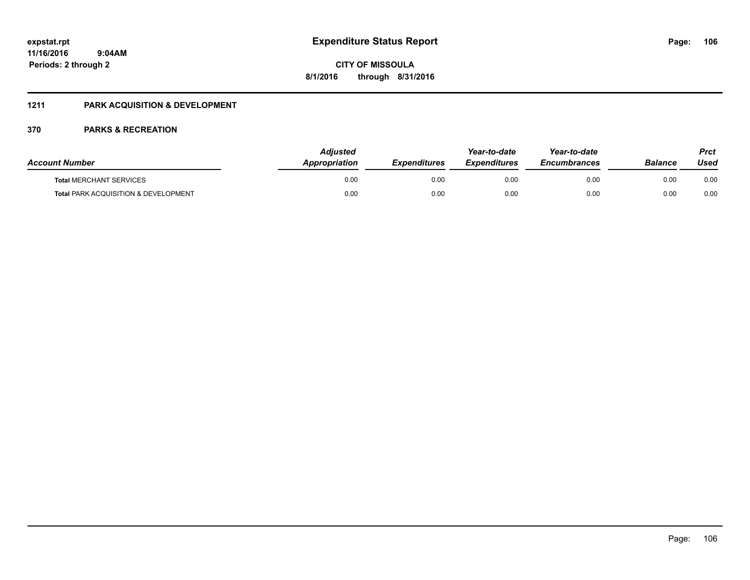# Expenditure Status Report

**expstat.rpt**
**11/16/2016 9:04AM**
**Periods: 2 through 2**

**CITY OF MISSOULA**
**8/1/2016 through 8/31/2016**

## 1211 PARK ACQUISITION & DEVELOPMENT

## 370 PARKS & RECREATION

| Account Number | Adjusted Appropriation | Expenditures | Year-to-date Expenditures | Year-to-date Encumbrances | Balance | Prct Used |
|---|---|---|---|---|---|---|
| **Total** MERCHANT SERVICES | 0.00 | 0.00 | 0.00 | 0.00 | 0.00 | 0.00 |
| **Total** PARK ACQUISITION & DEVELOPMENT | 0.00 | 0.00 | 0.00 | 0.00 | 0.00 | 0.00 |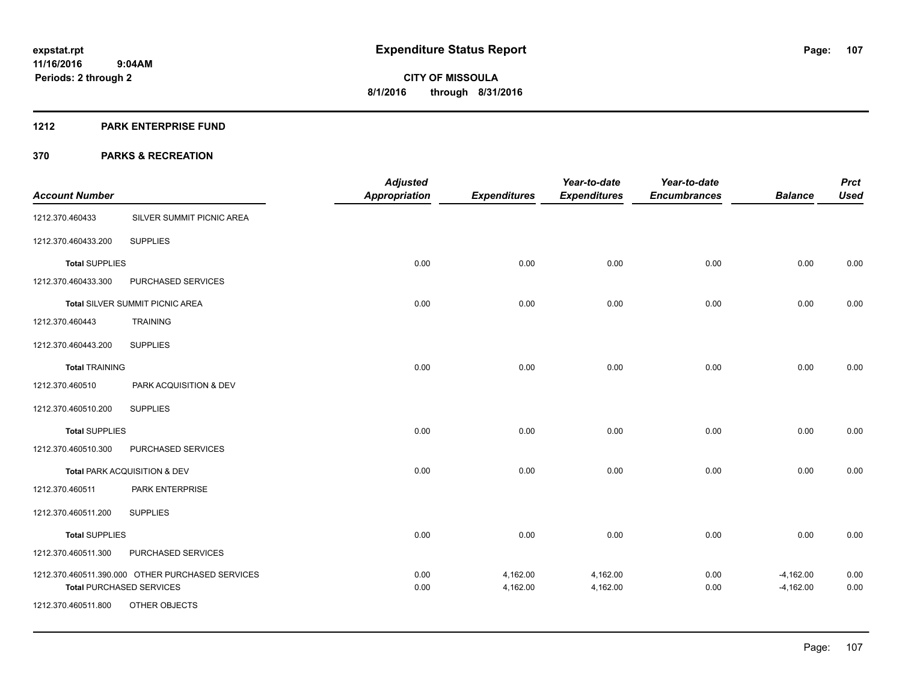# Expenditure Status Report

expstat.rpt
11/16/2016 9:04AM
Periods: 2 through 2

**CITY OF MISSOULA**
**8/1/2016 through 8/31/2016**

**1212 PARK ENTERPRISE FUND**

**370 PARKS & RECREATION**

| Account Number | | Adjusted Appropriation | Expenditures | Year-to-date Expenditures | Year-to-date Encumbrances | Balance | Prct Used |
|---|---|---|---|---|---|---|---|
| 1212.370.460433 | SILVER SUMMIT PICNIC AREA | | | | | | |
| 1212.370.460433.200 | SUPPLIES | | | | | | |
| **Total** SUPPLIES | | 0.00 | 0.00 | 0.00 | 0.00 | 0.00 | 0.00 |
| 1212.370.460433.300 | PURCHASED SERVICES | | | | | | |
| **Total** SILVER SUMMIT PICNIC AREA | | 0.00 | 0.00 | 0.00 | 0.00 | 0.00 | 0.00 |
| 1212.370.460443 | TRAINING | | | | | | |
| 1212.370.460443.200 | SUPPLIES | | | | | | |
| **Total** TRAINING | | 0.00 | 0.00 | 0.00 | 0.00 | 0.00 | 0.00 |
| 1212.370.460510 | PARK ACQUISITION & DEV | | | | | | |
| 1212.370.460510.200 | SUPPLIES | | | | | | |
| **Total** SUPPLIES | | 0.00 | 0.00 | 0.00 | 0.00 | 0.00 | 0.00 |
| 1212.370.460510.300 | PURCHASED SERVICES | | | | | | |
| **Total** PARK ACQUISITION & DEV | | 0.00 | 0.00 | 0.00 | 0.00 | 0.00 | 0.00 |
| 1212.370.460511 | PARK ENTERPRISE | | | | | | |
| 1212.370.460511.200 | SUPPLIES | | | | | | |
| **Total** SUPPLIES | | 0.00 | 0.00 | 0.00 | 0.00 | 0.00 | 0.00 |
| 1212.370.460511.300 | PURCHASED SERVICES | | | | | | |
| 1212.370.460511.390.000 | OTHER PURCHASED SERVICES | 0.00 | 4,162.00 | 4,162.00 | 0.00 | -4,162.00 | 0.00 |
| **Total** PURCHASED SERVICES | | 0.00 | 4,162.00 | 4,162.00 | 0.00 | -4,162.00 | 0.00 |
| 1212.370.460511.800 | OTHER OBJECTS | | | | | | |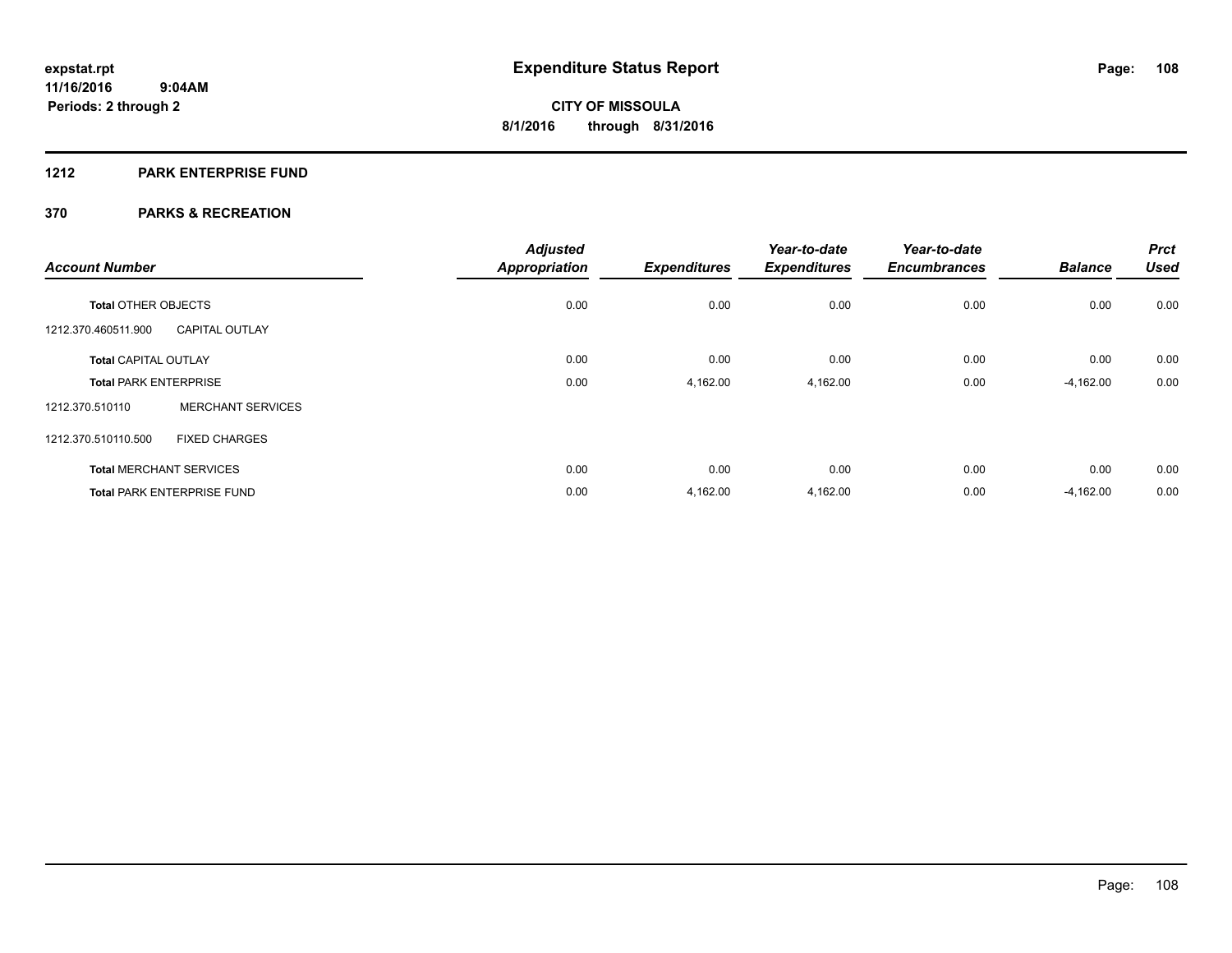# Expenditure Status Report

**CITY OF MISSOULA**

**8/1/2016 through 8/31/2016**

**1212 PARK ENTERPRISE FUND**

**370 PARKS & RECREATION**

| Account Number | | Adjusted Appropriation | Expenditures | Year-to-date Expenditures | Year-to-date Encumbrances | Balance | Prct Used |
|---|---|---|---|---|---|---|---|
| **Total** OTHER OBJECTS | | 0.00 | 0.00 | 0.00 | 0.00 | 0.00 | 0.00 |
| 1212.370.460511.900 | CAPITAL OUTLAY | | | | | | |
| **Total** CAPITAL OUTLAY | | 0.00 | 0.00 | 0.00 | 0.00 | 0.00 | 0.00 |
| **Total** PARK ENTERPRISE | | 0.00 | 4,162.00 | 4,162.00 | 0.00 | -4,162.00 | 0.00 |
| 1212.370.510110 | MERCHANT SERVICES | | | | | | |
| 1212.370.510110.500 | FIXED CHARGES | | | | | | |
| **Total** MERCHANT SERVICES | | 0.00 | 0.00 | 0.00 | 0.00 | 0.00 | 0.00 |
| **Total** PARK ENTERPRISE FUND | | 0.00 | 4,162.00 | 4,162.00 | 0.00 | -4,162.00 | 0.00 |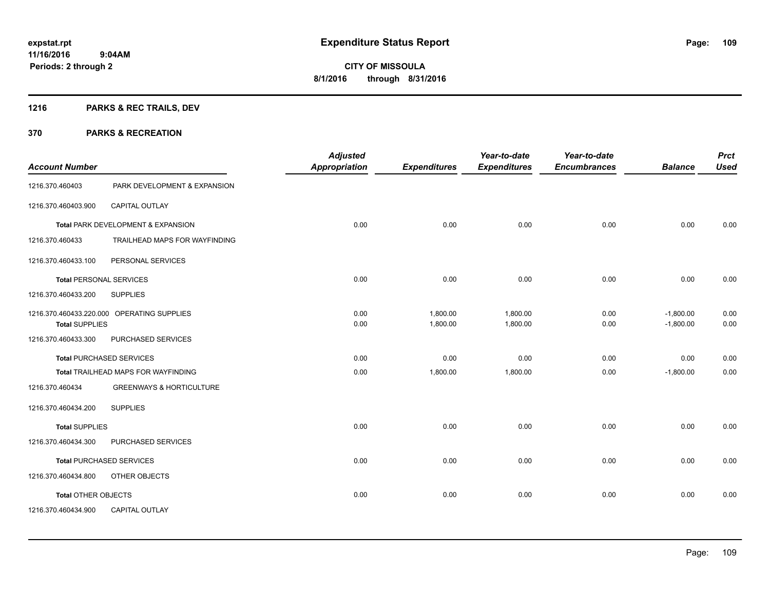# Expenditure Status Report

expstat.rpt
11/16/2016 9:04AM
Periods: 2 through 2

**CITY OF MISSOULA**
**8/1/2016 through 8/31/2016**

## 1216 PARKS & REC TRAILS, DEV

## 370 PARKS & RECREATION

| Account Number | | Adjusted Appropriation | Expenditures | Year-to-date Expenditures | Year-to-date Encumbrances | Balance | Prct Used |
|---|---|---|---|---|---|---|---|
| 1216.370.460403 | PARK DEVELOPMENT & EXPANSION | | | | | | |
| 1216.370.460403.900 | CAPITAL OUTLAY | | | | | | |
| **Total** PARK DEVELOPMENT & EXPANSION | | 0.00 | 0.00 | 0.00 | 0.00 | 0.00 | 0.00 |
| 1216.370.460433 | TRAILHEAD MAPS FOR WAYFINDING | | | | | | |
| 1216.370.460433.100 | PERSONAL SERVICES | | | | | | |
| **Total** PERSONAL SERVICES | | 0.00 | 0.00 | 0.00 | 0.00 | 0.00 | 0.00 |
| 1216.370.460433.200 | SUPPLIES | | | | | | |
| 1216.370.460433.220.000 | OPERATING SUPPLIES | 0.00 | 1,800.00 | 1,800.00 | 0.00 | -1,800.00 | 0.00 |
| **Total SUPPLIES** | | 0.00 | 1,800.00 | 1,800.00 | 0.00 | -1,800.00 | 0.00 |
| 1216.370.460433.300 | PURCHASED SERVICES | | | | | | |
| **Total** PURCHASED SERVICES | | 0.00 | 0.00 | 0.00 | 0.00 | 0.00 | 0.00 |
| **Total** TRAILHEAD MAPS FOR WAYFINDING | | 0.00 | 1,800.00 | 1,800.00 | 0.00 | -1,800.00 | 0.00 |
| 1216.370.460434 | GREENWAYS & HORTICULTURE | | | | | | |
| 1216.370.460434.200 | SUPPLIES | | | | | | |
| **Total** SUPPLIES | | 0.00 | 0.00 | 0.00 | 0.00 | 0.00 | 0.00 |
| 1216.370.460434.300 | PURCHASED SERVICES | | | | | | |
| **Total** PURCHASED SERVICES | | 0.00 | 0.00 | 0.00 | 0.00 | 0.00 | 0.00 |
| 1216.370.460434.800 | OTHER OBJECTS | | | | | | |
| **Total** OTHER OBJECTS | | 0.00 | 0.00 | 0.00 | 0.00 | 0.00 | 0.00 |
| 1216.370.460434.900 | CAPITAL OUTLAY | | | | | | |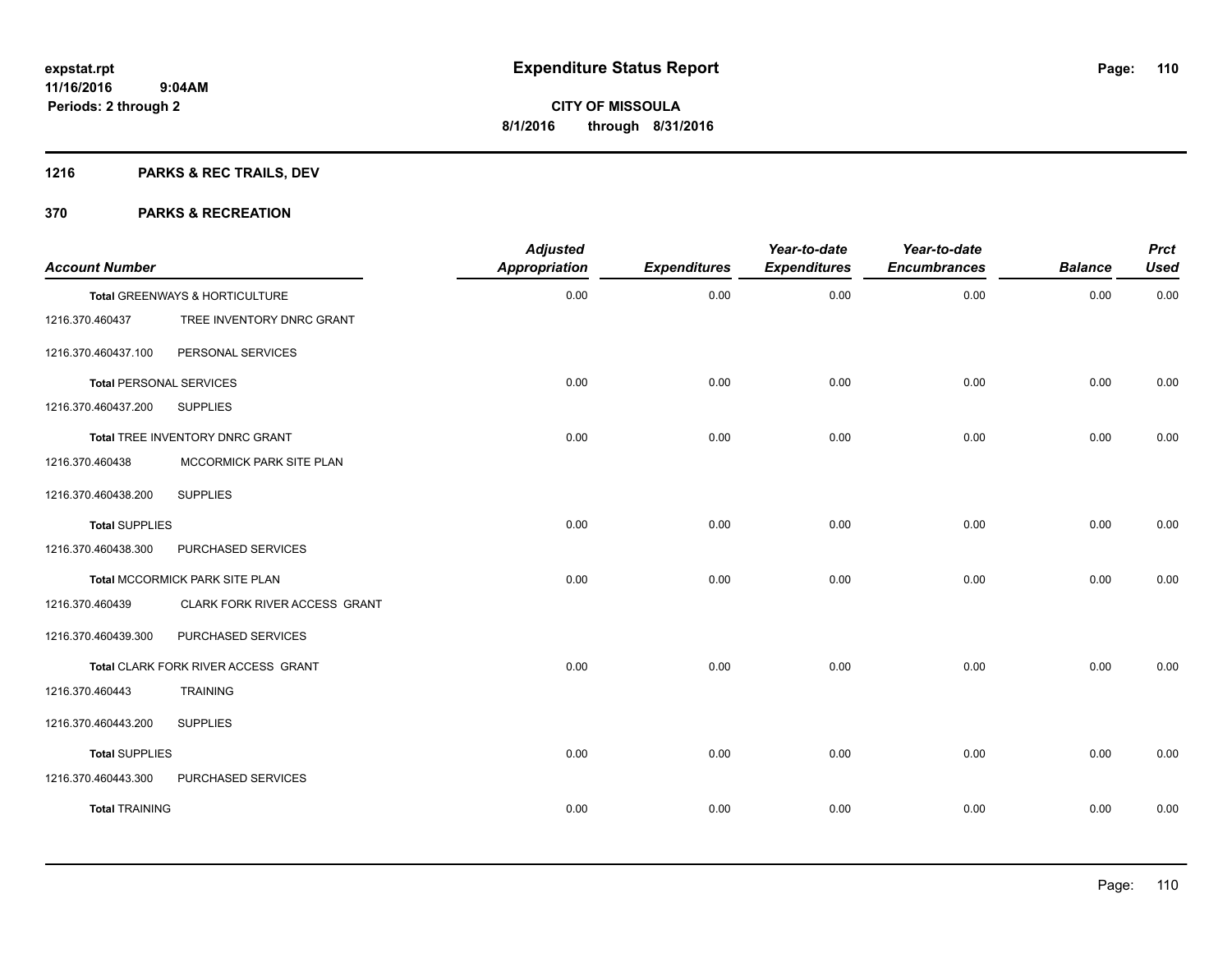**expstat.rpt**
**11/16/2016 9:04AM**
**Periods: 2 through 2**

# Expenditure Status Report

**CITY OF MISSOULA**
**8/1/2016 through 8/31/2016**

## 1216 PARKS & REC TRAILS, DEV

## 370 PARKS & RECREATION

| Account Number | | Adjusted Appropriation | Expenditures | Year-to-date Expenditures | Year-to-date Encumbrances | Balance | Prct Used |
|---|---|---|---|---|---|---|---|
| **Total** GREENWAYS & HORTICULTURE | | 0.00 | 0.00 | 0.00 | 0.00 | 0.00 | 0.00 |
| 1216.370.460437 | TREE INVENTORY DNRC GRANT | | | | | | |
| 1216.370.460437.100 | PERSONAL SERVICES | | | | | | |
| **Total** PERSONAL SERVICES | | 0.00 | 0.00 | 0.00 | 0.00 | 0.00 | 0.00 |
| 1216.370.460437.200 | SUPPLIES | | | | | | |
| **Total** TREE INVENTORY DNRC GRANT | | 0.00 | 0.00 | 0.00 | 0.00 | 0.00 | 0.00 |
| 1216.370.460438 | MCCORMICK PARK SITE PLAN | | | | | | |
| 1216.370.460438.200 | SUPPLIES | | | | | | |
| **Total** SUPPLIES | | 0.00 | 0.00 | 0.00 | 0.00 | 0.00 | 0.00 |
| 1216.370.460438.300 | PURCHASED SERVICES | | | | | | |
| **Total** MCCORMICK PARK SITE PLAN | | 0.00 | 0.00 | 0.00 | 0.00 | 0.00 | 0.00 |
| 1216.370.460439 | CLARK FORK RIVER ACCESS GRANT | | | | | | |
| 1216.370.460439.300 | PURCHASED SERVICES | | | | | | |
| **Total** CLARK FORK RIVER ACCESS GRANT | | 0.00 | 0.00 | 0.00 | 0.00 | 0.00 | 0.00 |
| 1216.370.460443 | TRAINING | | | | | | |
| 1216.370.460443.200 | SUPPLIES | | | | | | |
| **Total** SUPPLIES | | 0.00 | 0.00 | 0.00 | 0.00 | 0.00 | 0.00 |
| 1216.370.460443.300 | PURCHASED SERVICES | | | | | | |
| **Total** TRAINING | | 0.00 | 0.00 | 0.00 | 0.00 | 0.00 | 0.00 |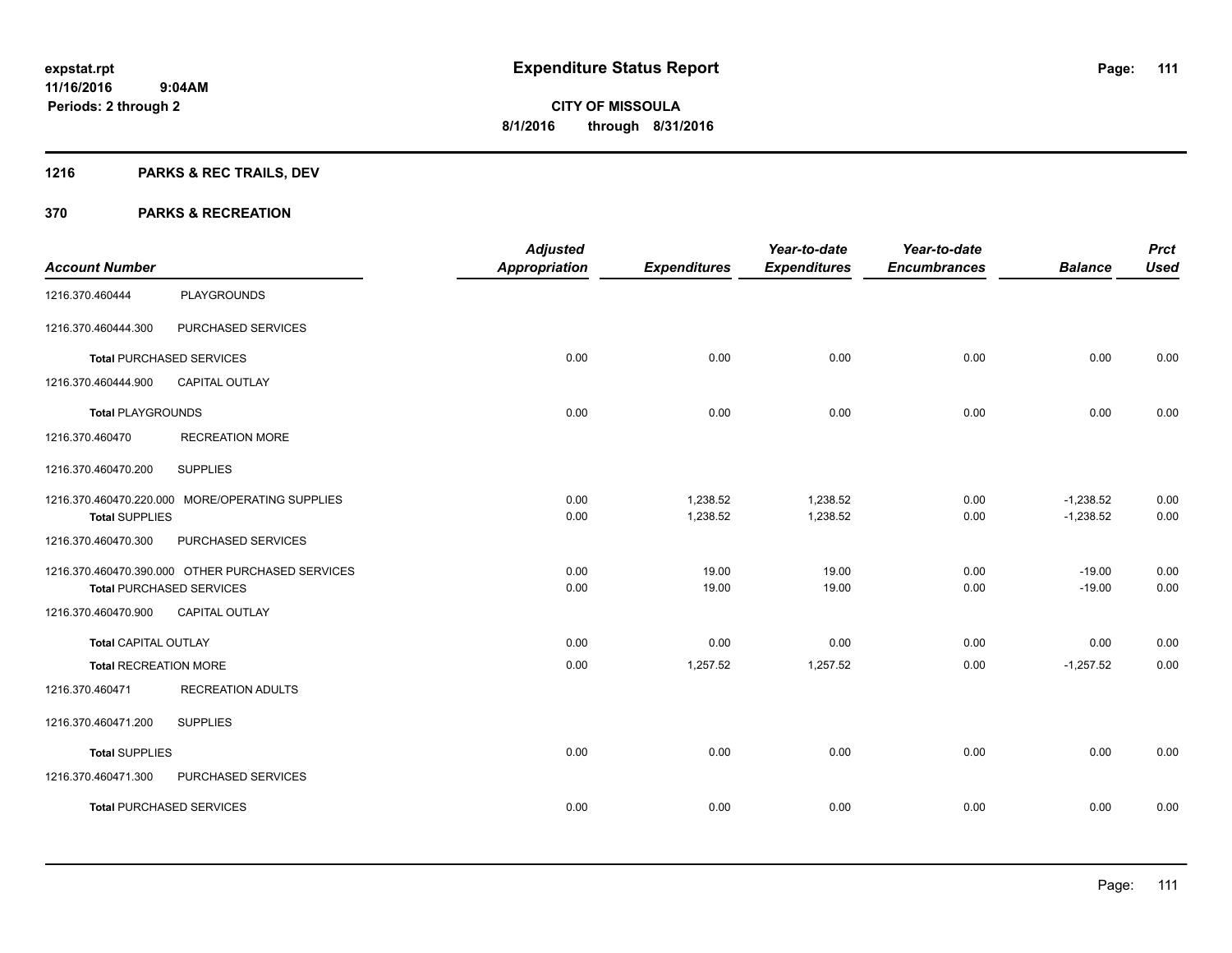# Expenditure Status Report

**CITY OF MISSOULA**
**8/1/2016 through 8/31/2016**

expstat.rpt
11/16/2016 9:04AM
Periods: 2 through 2

## 1216 PARKS & REC TRAILS, DEV

### 370 PARKS & RECREATION

| Account Number | | Adjusted Appropriation | Expenditures | Year-to-date Expenditures | Year-to-date Encumbrances | Balance | Prct Used |
|---|---|---|---|---|---|---|---|
| 1216.370.460444 | PLAYGROUNDS | | | | | | |
| 1216.370.460444.300 | PURCHASED SERVICES | | | | | | |
| **Total** PURCHASED SERVICES | | 0.00 | 0.00 | 0.00 | 0.00 | 0.00 | 0.00 |
| 1216.370.460444.900 | CAPITAL OUTLAY | | | | | | |
| **Total** PLAYGROUNDS | | 0.00 | 0.00 | 0.00 | 0.00 | 0.00 | 0.00 |
| 1216.370.460470 | RECREATION MORE | | | | | | |
| 1216.370.460470.200 | SUPPLIES | | | | | | |
| 1216.370.460470.220.000 | MORE/OPERATING SUPPLIES | 0.00 | 1,238.52 | 1,238.52 | 0.00 | -1,238.52 | 0.00 |
| **Total** SUPPLIES | | 0.00 | 1,238.52 | 1,238.52 | 0.00 | -1,238.52 | 0.00 |
| 1216.370.460470.300 | PURCHASED SERVICES | | | | | | |
| 1216.370.460470.390.000 | OTHER PURCHASED SERVICES | 0.00 | 19.00 | 19.00 | 0.00 | -19.00 | 0.00 |
| **Total** PURCHASED SERVICES | | 0.00 | 19.00 | 19.00 | 0.00 | -19.00 | 0.00 |
| 1216.370.460470.900 | CAPITAL OUTLAY | | | | | | |
| **Total** CAPITAL OUTLAY | | 0.00 | 0.00 | 0.00 | 0.00 | 0.00 | 0.00 |
| **Total** RECREATION MORE | | 0.00 | 1,257.52 | 1,257.52 | 0.00 | -1,257.52 | 0.00 |
| 1216.370.460471 | RECREATION ADULTS | | | | | | |
| 1216.370.460471.200 | SUPPLIES | | | | | | |
| **Total** SUPPLIES | | 0.00 | 0.00 | 0.00 | 0.00 | 0.00 | 0.00 |
| 1216.370.460471.300 | PURCHASED SERVICES | | | | | | |
| **Total** PURCHASED SERVICES | | 0.00 | 0.00 | 0.00 | 0.00 | 0.00 | 0.00 |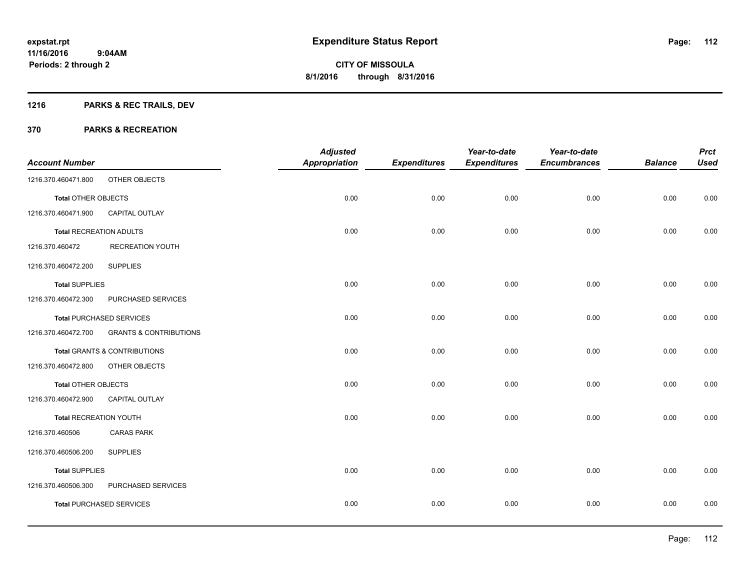**expstat.rpt**
**11/16/2016 9:04AM**
**Periods: 2 through 2**

# Expenditure Status Report

**CITY OF MISSOULA**
**8/1/2016 through 8/31/2016**

## 1216 PARKS & REC TRAILS, DEV

## 370 PARKS & RECREATION

| Account Number | | Adjusted Appropriation | Expenditures | Year-to-date Expenditures | Year-to-date Encumbrances | Balance | Prct Used |
|---|---|---|---|---|---|---|---|
| 1216.370.460471.800 | OTHER OBJECTS | | | | | | |
| **Total** OTHER OBJECTS | | 0.00 | 0.00 | 0.00 | 0.00 | 0.00 | 0.00 |
| 1216.370.460471.900 | CAPITAL OUTLAY | | | | | | |
| **Total** RECREATION ADULTS | | 0.00 | 0.00 | 0.00 | 0.00 | 0.00 | 0.00 |
| 1216.370.460472 | RECREATION YOUTH | | | | | | |
| 1216.370.460472.200 | SUPPLIES | | | | | | |
| **Total** SUPPLIES | | 0.00 | 0.00 | 0.00 | 0.00 | 0.00 | 0.00 |
| 1216.370.460472.300 | PURCHASED SERVICES | | | | | | |
| **Total** PURCHASED SERVICES | | 0.00 | 0.00 | 0.00 | 0.00 | 0.00 | 0.00 |
| 1216.370.460472.700 | GRANTS & CONTRIBUTIONS | | | | | | |
| **Total** GRANTS & CONTRIBUTIONS | | 0.00 | 0.00 | 0.00 | 0.00 | 0.00 | 0.00 |
| 1216.370.460472.800 | OTHER OBJECTS | | | | | | |
| **Total** OTHER OBJECTS | | 0.00 | 0.00 | 0.00 | 0.00 | 0.00 | 0.00 |
| 1216.370.460472.900 | CAPITAL OUTLAY | | | | | | |
| **Total** RECREATION YOUTH | | 0.00 | 0.00 | 0.00 | 0.00 | 0.00 | 0.00 |
| 1216.370.460506 | CARAS PARK | | | | | | |
| 1216.370.460506.200 | SUPPLIES | | | | | | |
| **Total** SUPPLIES | | 0.00 | 0.00 | 0.00 | 0.00 | 0.00 | 0.00 |
| 1216.370.460506.300 | PURCHASED SERVICES | | | | | | |
| **Total** PURCHASED SERVICES | | 0.00 | 0.00 | 0.00 | 0.00 | 0.00 | 0.00 |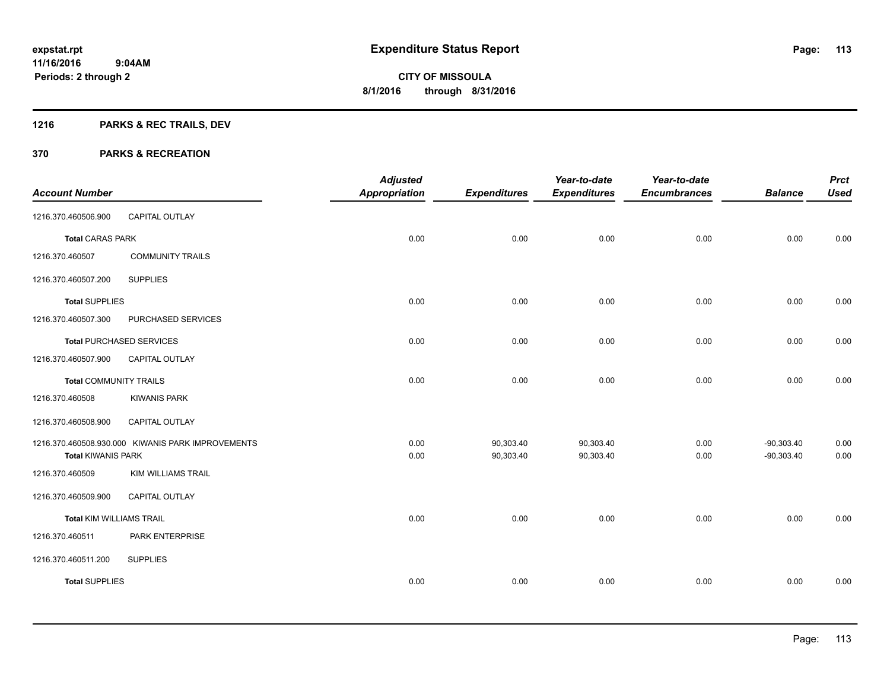**expstat.rpt**
**11/16/2016 9:04AM**
**Periods: 2 through 2**

# Expenditure Status Report

**CITY OF MISSOULA**
**8/1/2016 through 8/31/2016**

## 1216 PARKS & REC TRAILS, DEV

## 370 PARKS & RECREATION

| Account Number | | Adjusted Appropriation | Expenditures | Year-to-date Expenditures | Year-to-date Encumbrances | Balance | Prct Used |
|---|---|---|---|---|---|---|---|
| 1216.370.460506.900 | CAPITAL OUTLAY | | | | | | |
| **Total** CARAS PARK | | 0.00 | 0.00 | 0.00 | 0.00 | 0.00 | 0.00 |
| 1216.370.460507 | COMMUNITY TRAILS | | | | | | |
| 1216.370.460507.200 | SUPPLIES | | | | | | |
| **Total** SUPPLIES | | 0.00 | 0.00 | 0.00 | 0.00 | 0.00 | 0.00 |
| 1216.370.460507.300 | PURCHASED SERVICES | | | | | | |
| **Total** PURCHASED SERVICES | | 0.00 | 0.00 | 0.00 | 0.00 | 0.00 | 0.00 |
| 1216.370.460507.900 | CAPITAL OUTLAY | | | | | | |
| **Total** COMMUNITY TRAILS | | 0.00 | 0.00 | 0.00 | 0.00 | 0.00 | 0.00 |
| 1216.370.460508 | KIWANIS PARK | | | | | | |
| 1216.370.460508.900 | CAPITAL OUTLAY | | | | | | |
| 1216.370.460508.930.000 | KIWANIS PARK IMPROVEMENTS | 0.00 | 90,303.40 | 90,303.40 | 0.00 | -90,303.40 | 0.00 |
| **Total** KIWANIS PARK | | 0.00 | 90,303.40 | 90,303.40 | 0.00 | -90,303.40 | 0.00 |
| 1216.370.460509 | KIM WILLIAMS TRAIL | | | | | | |
| 1216.370.460509.900 | CAPITAL OUTLAY | | | | | | |
| **Total** KIM WILLIAMS TRAIL | | 0.00 | 0.00 | 0.00 | 0.00 | 0.00 | 0.00 |
| 1216.370.460511 | PARK ENTERPRISE | | | | | | |
| 1216.370.460511.200 | SUPPLIES | | | | | | |
| **Total** SUPPLIES | | 0.00 | 0.00 | 0.00 | 0.00 | 0.00 | 0.00 |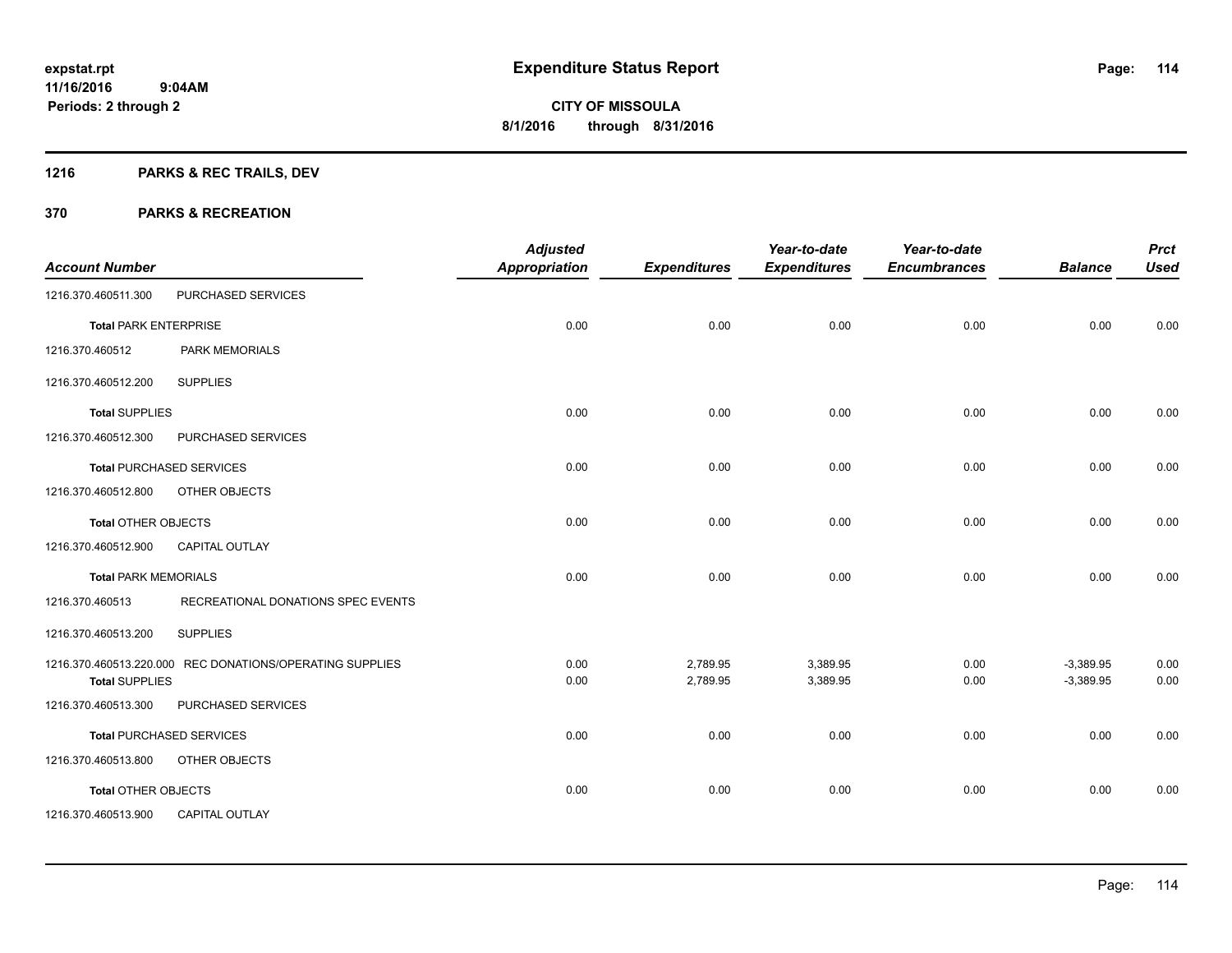# Expenditure Status Report

**CITY OF MISSOULA**

**8/1/2016 through 8/31/2016**

expstat.rpt
11/16/2016 9:04AM
Periods: 2 through 2

## 1216 PARKS & REC TRAILS, DEV

## 370 PARKS & RECREATION

| Account Number | | Adjusted Appropriation | Expenditures | Year-to-date Expenditures | Year-to-date Encumbrances | Balance | Prct Used |
|---|---|---|---|---|---|---|---|
| 1216.370.460511.300 | PURCHASED SERVICES | | | | | | |
| **Total** PARK ENTERPRISE | | 0.00 | 0.00 | 0.00 | 0.00 | 0.00 | 0.00 |
| 1216.370.460512 | PARK MEMORIALS | | | | | | |
| 1216.370.460512.200 | SUPPLIES | | | | | | |
| **Total** SUPPLIES | | 0.00 | 0.00 | 0.00 | 0.00 | 0.00 | 0.00 |
| 1216.370.460512.300 | PURCHASED SERVICES | | | | | | |
| **Total** PURCHASED SERVICES | | 0.00 | 0.00 | 0.00 | 0.00 | 0.00 | 0.00 |
| 1216.370.460512.800 | OTHER OBJECTS | | | | | | |
| **Total** OTHER OBJECTS | | 0.00 | 0.00 | 0.00 | 0.00 | 0.00 | 0.00 |
| 1216.370.460512.900 | CAPITAL OUTLAY | | | | | | |
| **Total** PARK MEMORIALS | | 0.00 | 0.00 | 0.00 | 0.00 | 0.00 | 0.00 |
| 1216.370.460513 | RECREATIONAL DONATIONS SPEC EVENTS | | | | | | |
| 1216.370.460513.200 | SUPPLIES | | | | | | |
| 1216.370.460513.220.000 | REC DONATIONS/OPERATING SUPPLIES | 0.00 | 2,789.95 | 3,389.95 | 0.00 | -3,389.95 | 0.00 |
| **Total** SUPPLIES | | 0.00 | 2,789.95 | 3,389.95 | 0.00 | -3,389.95 | 0.00 |
| 1216.370.460513.300 | PURCHASED SERVICES | | | | | | |
| **Total** PURCHASED SERVICES | | 0.00 | 0.00 | 0.00 | 0.00 | 0.00 | 0.00 |
| 1216.370.460513.800 | OTHER OBJECTS | | | | | | |
| **Total** OTHER OBJECTS | | 0.00 | 0.00 | 0.00 | 0.00 | 0.00 | 0.00 |
| 1216.370.460513.900 | CAPITAL OUTLAY | | | | | | |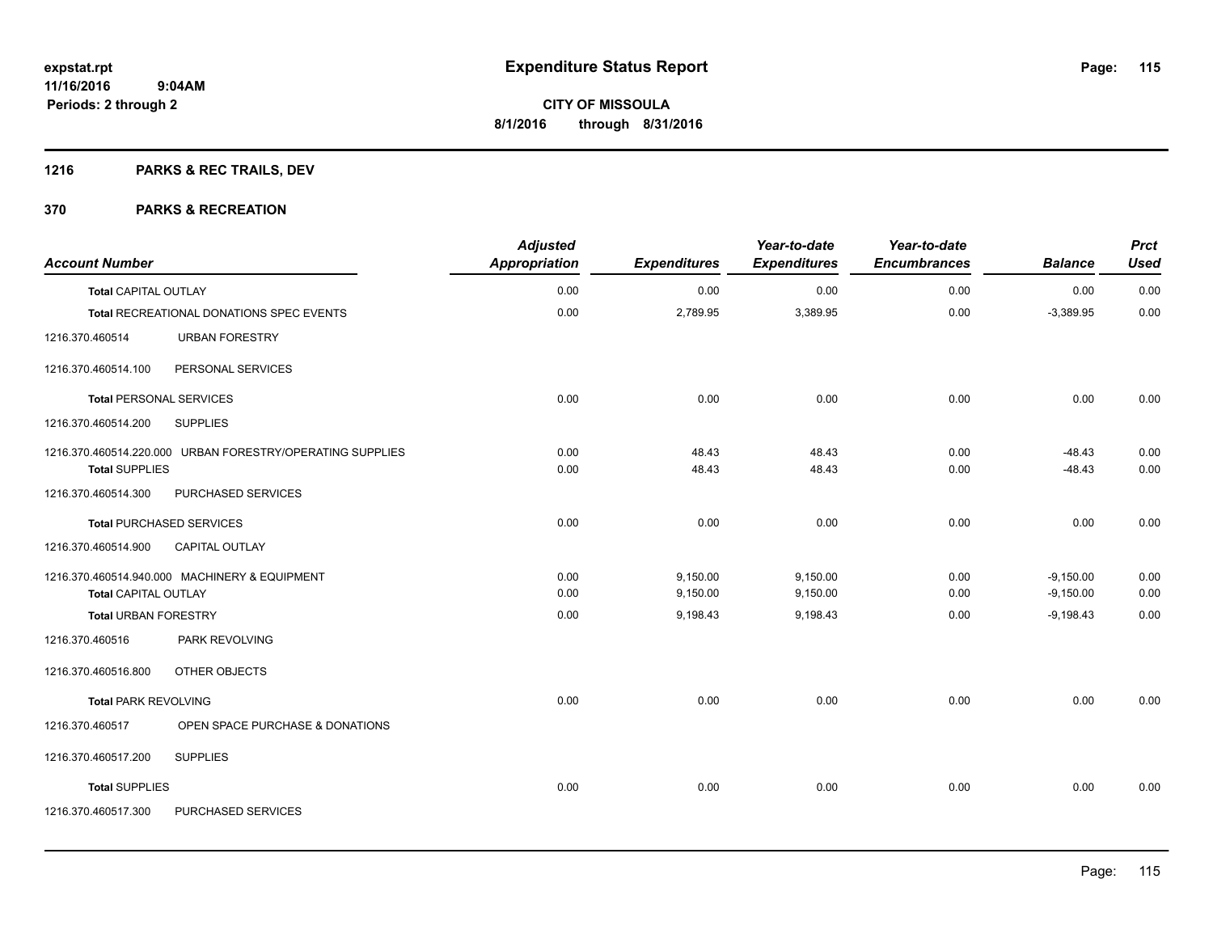**expstat.rpt**
**11/16/2016 9:04AM**
**Periods: 2 through 2**

# Expenditure Status Report

**CITY OF MISSOULA**
**8/1/2016 through 8/31/2016**

## 1216 PARKS & REC TRAILS, DEV

## 370 PARKS & RECREATION

| Account Number | | Adjusted Appropriation | Expenditures | Year-to-date Expenditures | Year-to-date Encumbrances | Balance | Prct Used |
|---|---|---|---|---|---|---|---|
| **Total** CAPITAL OUTLAY | | 0.00 | 0.00 | 0.00 | 0.00 | 0.00 | 0.00 |
| **Total** RECREATIONAL DONATIONS SPEC EVENTS | | 0.00 | 2,789.95 | 3,389.95 | 0.00 | -3,389.95 | 0.00 |
| 1216.370.460514 | URBAN FORESTRY | | | | | | |
| 1216.370.460514.100 | PERSONAL SERVICES | | | | | | |
| **Total** PERSONAL SERVICES | | 0.00 | 0.00 | 0.00 | 0.00 | 0.00 | 0.00 |
| 1216.370.460514.200 | SUPPLIES | | | | | | |
| 1216.370.460514.220.000 | URBAN FORESTRY/OPERATING SUPPLIES | 0.00 | 48.43 | 48.43 | 0.00 | -48.43 | 0.00 |
| **Total** SUPPLIES | | 0.00 | 48.43 | 48.43 | 0.00 | -48.43 | 0.00 |
| 1216.370.460514.300 | PURCHASED SERVICES | | | | | | |
| **Total** PURCHASED SERVICES | | 0.00 | 0.00 | 0.00 | 0.00 | 0.00 | 0.00 |
| 1216.370.460514.900 | CAPITAL OUTLAY | | | | | | |
| 1216.370.460514.940.000 | MACHINERY & EQUIPMENT | 0.00 | 9,150.00 | 9,150.00 | 0.00 | -9,150.00 | 0.00 |
| **Total** CAPITAL OUTLAY | | 0.00 | 9,150.00 | 9,150.00 | 0.00 | -9,150.00 | 0.00 |
| **Total** URBAN FORESTRY | | 0.00 | 9,198.43 | 9,198.43 | 0.00 | -9,198.43 | 0.00 |
| 1216.370.460516 | PARK REVOLVING | | | | | | |
| 1216.370.460516.800 | OTHER OBJECTS | | | | | | |
| **Total** PARK REVOLVING | | 0.00 | 0.00 | 0.00 | 0.00 | 0.00 | 0.00 |
| 1216.370.460517 | OPEN SPACE PURCHASE & DONATIONS | | | | | | |
| 1216.370.460517.200 | SUPPLIES | | | | | | |
| **Total** SUPPLIES | | 0.00 | 0.00 | 0.00 | 0.00 | 0.00 | 0.00 |
| 1216.370.460517.300 | PURCHASED SERVICES | | | | | | |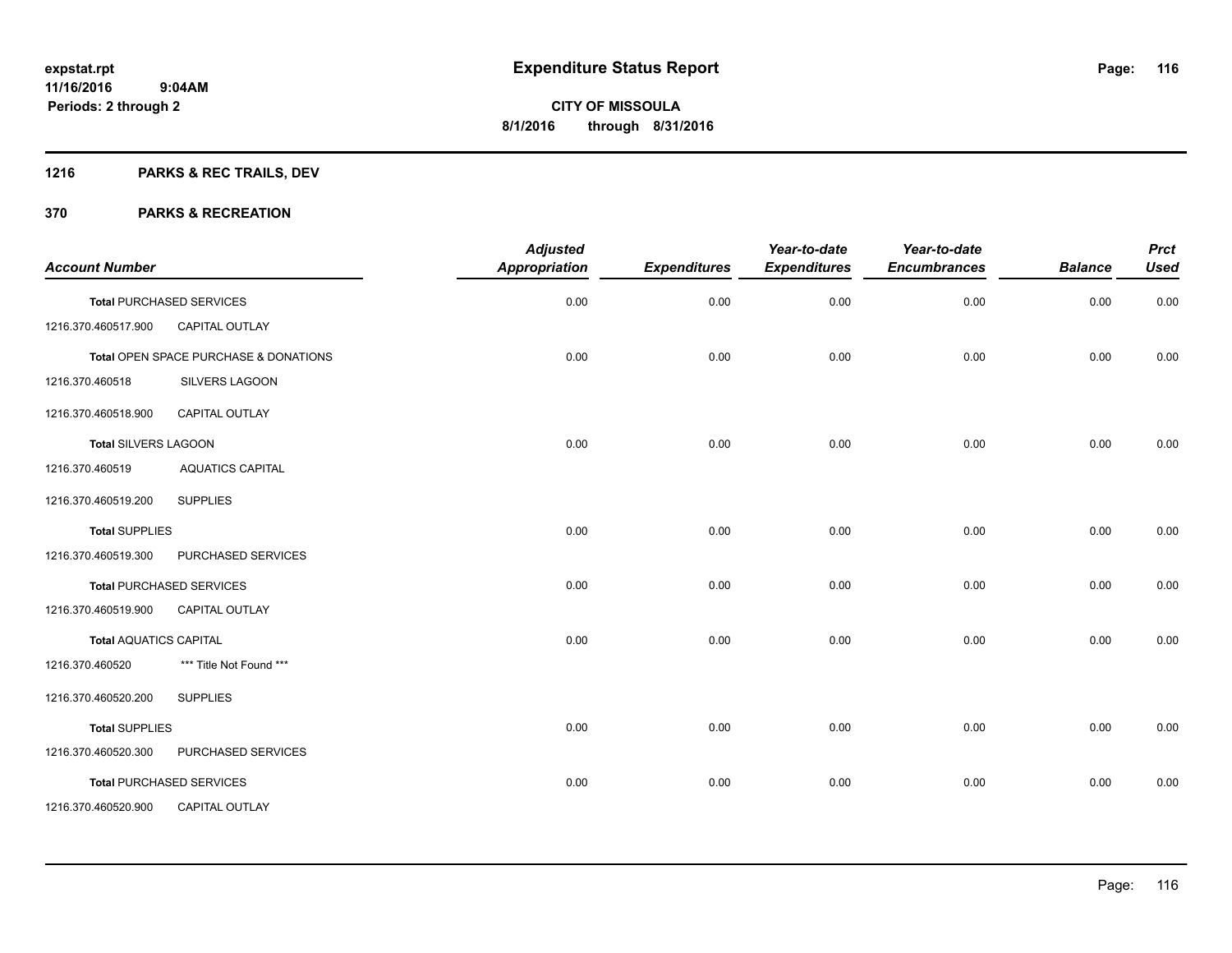**expstat.rpt**
**11/16/2016 9:04AM**
**Periods: 2 through 2**

# Expenditure Status Report

**CITY OF MISSOULA**
**8/1/2016 through 8/31/2016**

## 1216 PARKS & REC TRAILS, DEV

## 370 PARKS & RECREATION

| Account Number | | Adjusted Appropriation | Expenditures | Year-to-date Expenditures | Year-to-date Encumbrances | Balance | Prct Used |
|---|---|---|---|---|---|---|---|
| **Total** PURCHASED SERVICES | | 0.00 | 0.00 | 0.00 | 0.00 | 0.00 | 0.00 |
| 1216.370.460517.900 | CAPITAL OUTLAY | | | | | | |
| **Total** OPEN SPACE PURCHASE & DONATIONS | | 0.00 | 0.00 | 0.00 | 0.00 | 0.00 | 0.00 |
| 1216.370.460518 | SILVERS LAGOON | | | | | | |
| 1216.370.460518.900 | CAPITAL OUTLAY | | | | | | |
| **Total** SILVERS LAGOON | | 0.00 | 0.00 | 0.00 | 0.00 | 0.00 | 0.00 |
| 1216.370.460519 | AQUATICS CAPITAL | | | | | | |
| 1216.370.460519.200 | SUPPLIES | | | | | | |
| **Total** SUPPLIES | | 0.00 | 0.00 | 0.00 | 0.00 | 0.00 | 0.00 |
| 1216.370.460519.300 | PURCHASED SERVICES | | | | | | |
| **Total** PURCHASED SERVICES | | 0.00 | 0.00 | 0.00 | 0.00 | 0.00 | 0.00 |
| 1216.370.460519.900 | CAPITAL OUTLAY | | | | | | |
| **Total** AQUATICS CAPITAL | | 0.00 | 0.00 | 0.00 | 0.00 | 0.00 | 0.00 |
| 1216.370.460520 | *** Title Not Found *** | | | | | | |
| 1216.370.460520.200 | SUPPLIES | | | | | | |
| **Total** SUPPLIES | | 0.00 | 0.00 | 0.00 | 0.00 | 0.00 | 0.00 |
| 1216.370.460520.300 | PURCHASED SERVICES | | | | | | |
| **Total** PURCHASED SERVICES | | 0.00 | 0.00 | 0.00 | 0.00 | 0.00 | 0.00 |
| 1216.370.460520.900 | CAPITAL OUTLAY | | | | | | |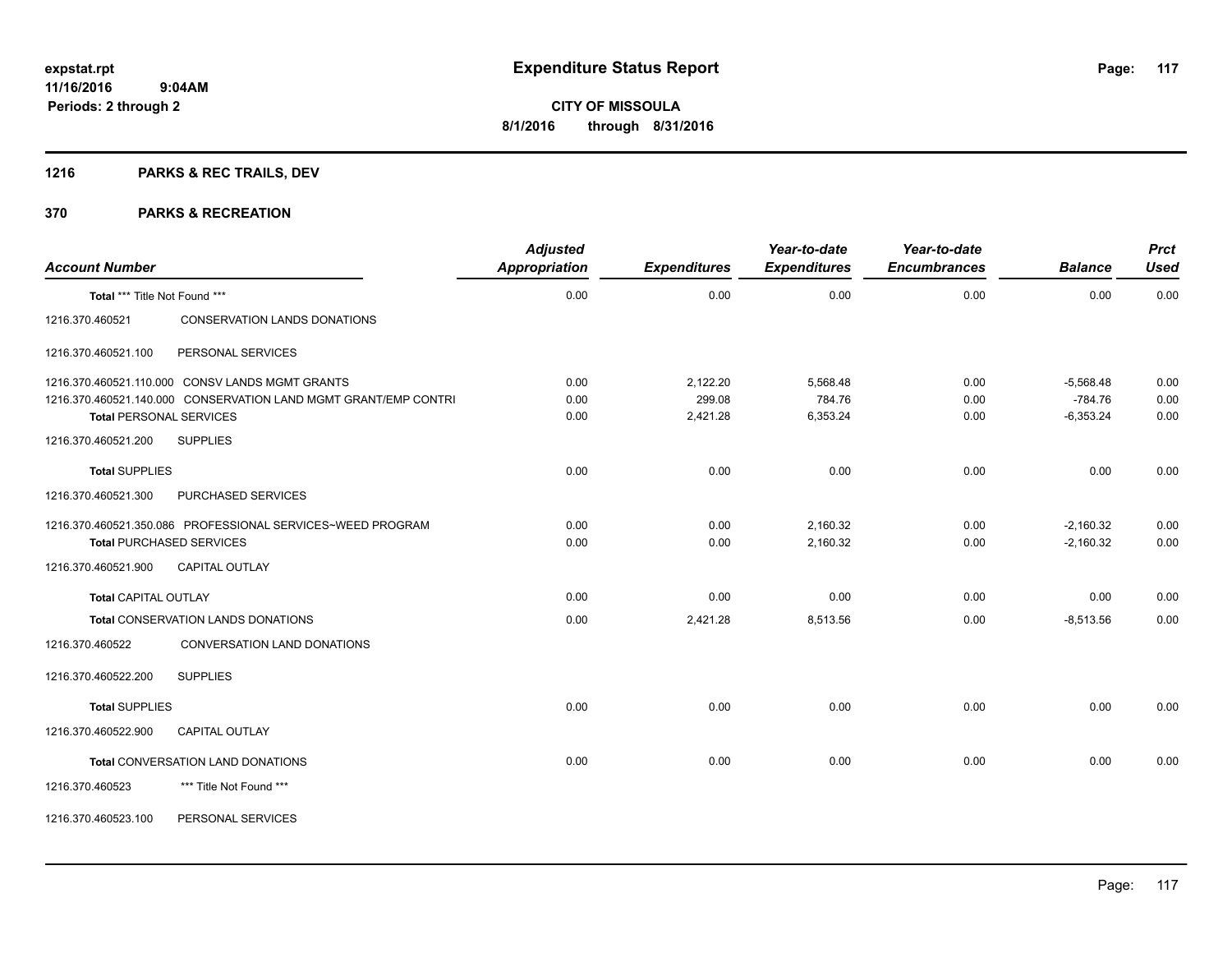# Expenditure Status Report

expstat.rpt
11/16/2016 9:04AM
Periods: 2 through 2

**CITY OF MISSOULA**
**8/1/2016 through 8/31/2016**

## 1216 PARKS & REC TRAILS, DEV

## 370 PARKS & RECREATION

| Account Number | | Adjusted Appropriation | Expenditures | Year-to-date Expenditures | Year-to-date Encumbrances | Balance | Prct Used |
|---|---|---|---|---|---|---|---|
| **Total** *** Title Not Found *** | | 0.00 | 0.00 | 0.00 | 0.00 | 0.00 | 0.00 |
| 1216.370.460521 | CONSERVATION LANDS DONATIONS | | | | | | |
| 1216.370.460521.100 | PERSONAL SERVICES | | | | | | |
| 1216.370.460521.110.000 | CONSV LANDS MGMT GRANTS | 0.00 | 2,122.20 | 5,568.48 | 0.00 | -5,568.48 | 0.00 |
| 1216.370.460521.140.000 | CONSERVATION LAND MGMT GRANT/EMP CONTRI | 0.00 | 299.08 | 784.76 | 0.00 | -784.76 | 0.00 |
| **Total** PERSONAL SERVICES | | 0.00 | 2,421.28 | 6,353.24 | 0.00 | -6,353.24 | 0.00 |
| 1216.370.460521.200 | SUPPLIES | | | | | | |
| **Total SUPPLIES** | | 0.00 | 0.00 | 0.00 | 0.00 | 0.00 | 0.00 |
| 1216.370.460521.300 | PURCHASED SERVICES | | | | | | |
| 1216.370.460521.350.086 | PROFESSIONAL SERVICES~WEED PROGRAM | 0.00 | 0.00 | 2,160.32 | 0.00 | -2,160.32 | 0.00 |
| **Total** PURCHASED SERVICES | | 0.00 | 0.00 | 2,160.32 | 0.00 | -2,160.32 | 0.00 |
| 1216.370.460521.900 | CAPITAL OUTLAY | | | | | | |
| **Total CAPITAL OUTLAY** | | 0.00 | 0.00 | 0.00 | 0.00 | 0.00 | 0.00 |
| **Total** CONSERVATION LANDS DONATIONS | | 0.00 | 2,421.28 | 8,513.56 | 0.00 | -8,513.56 | 0.00 |
| 1216.370.460522 | CONVERSATION LAND DONATIONS | | | | | | |
| 1216.370.460522.200 | SUPPLIES | | | | | | |
| **Total SUPPLIES** | | 0.00 | 0.00 | 0.00 | 0.00 | 0.00 | 0.00 |
| 1216.370.460522.900 | CAPITAL OUTLAY | | | | | | |
| **Total** CONVERSATION LAND DONATIONS | | 0.00 | 0.00 | 0.00 | 0.00 | 0.00 | 0.00 |
| 1216.370.460523 | *** Title Not Found *** | | | | | | |
| 1216.370.460523.100 | PERSONAL SERVICES | | | | | | |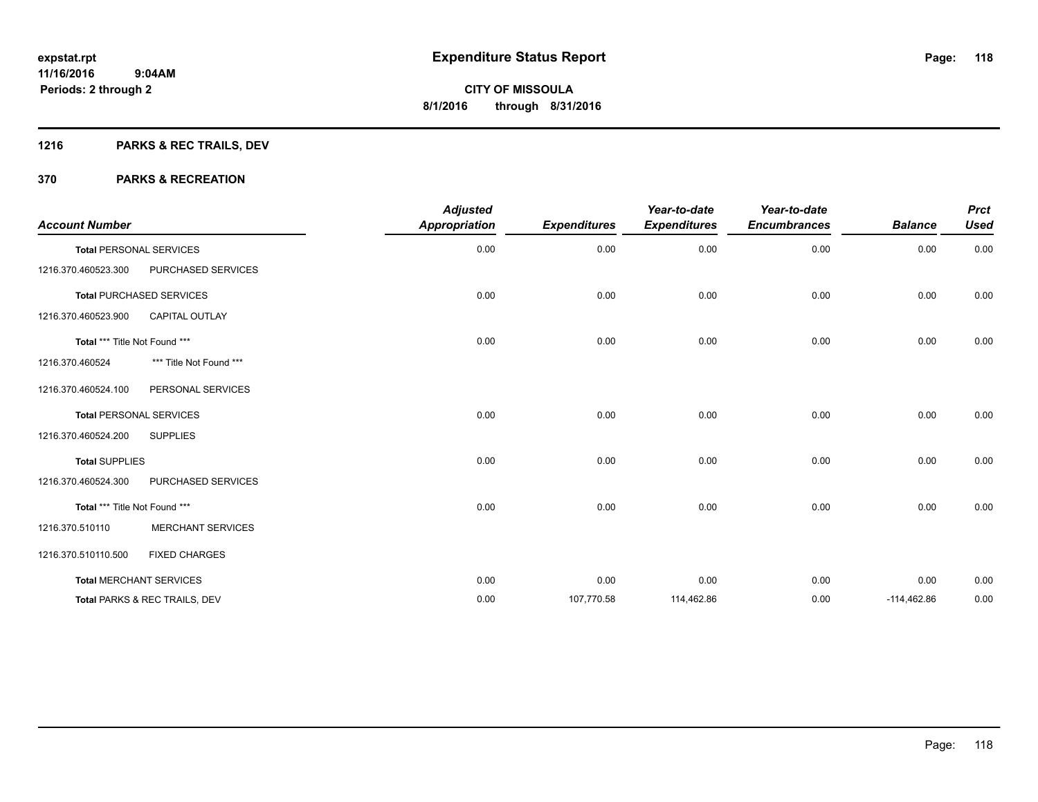**expstat.rpt**
**11/16/2016 9:04AM**
**Periods: 2 through 2**

# Expenditure Status Report

**CITY OF MISSOULA**
**8/1/2016 through 8/31/2016**

## 1216 PARKS & REC TRAILS, DEV

## 370 PARKS & RECREATION

| Account Number | | Adjusted Appropriation | Expenditures | Year-to-date Expenditures | Year-to-date Encumbrances | Balance | Prct Used |
|---|---|---|---|---|---|---|---|
| **Total** PERSONAL SERVICES | | 0.00 | 0.00 | 0.00 | 0.00 | 0.00 | 0.00 |
| 1216.370.460523.300 | PURCHASED SERVICES | | | | | | |
| **Total** PURCHASED SERVICES | | 0.00 | 0.00 | 0.00 | 0.00 | 0.00 | 0.00 |
| 1216.370.460523.900 | CAPITAL OUTLAY | | | | | | |
| **Total** *** Title Not Found *** | | 0.00 | 0.00 | 0.00 | 0.00 | 0.00 | 0.00 |
| 1216.370.460524 | *** Title Not Found *** | | | | | | |
| 1216.370.460524.100 | PERSONAL SERVICES | | | | | | |
| **Total** PERSONAL SERVICES | | 0.00 | 0.00 | 0.00 | 0.00 | 0.00 | 0.00 |
| 1216.370.460524.200 | SUPPLIES | | | | | | |
| **Total** SUPPLIES | | 0.00 | 0.00 | 0.00 | 0.00 | 0.00 | 0.00 |
| 1216.370.460524.300 | PURCHASED SERVICES | | | | | | |
| **Total** *** Title Not Found *** | | 0.00 | 0.00 | 0.00 | 0.00 | 0.00 | 0.00 |
| 1216.370.510110 | MERCHANT SERVICES | | | | | | |
| 1216.370.510110.500 | FIXED CHARGES | | | | | | |
| **Total** MERCHANT SERVICES | | 0.00 | 0.00 | 0.00 | 0.00 | 0.00 | 0.00 |
| **Total** PARKS & REC TRAILS, DEV | | 0.00 | 107,770.58 | 114,462.86 | 0.00 | -114,462.86 | 0.00 |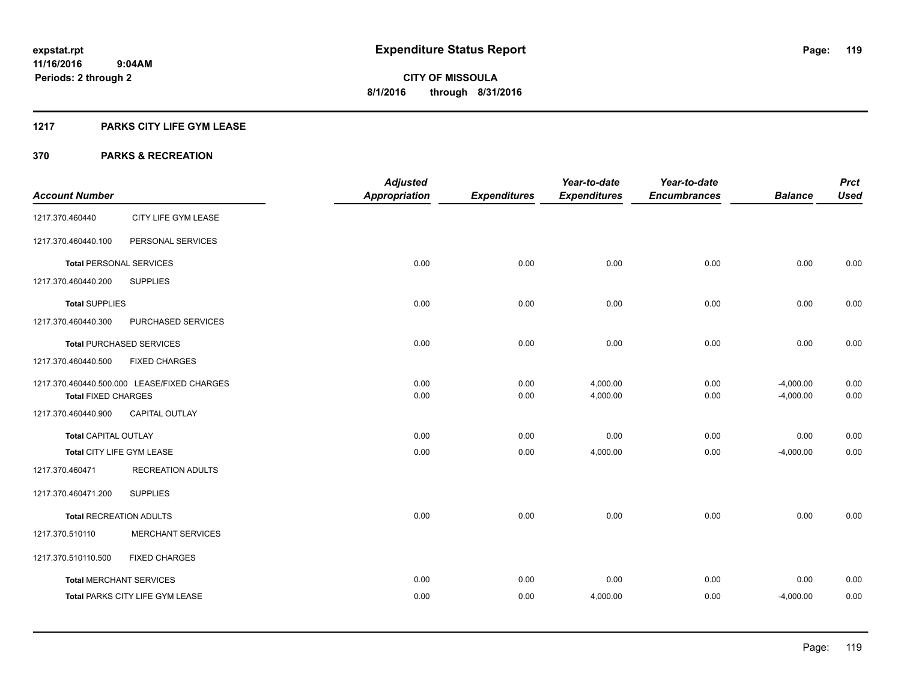# Expenditure Status Report

**CITY OF MISSOULA**
**8/1/2016 through 8/31/2016**

expstat.rpt
11/16/2016 9:04AM
Periods: 2 through 2

## 1217 PARKS CITY LIFE GYM LEASE

### 370 PARKS & RECREATION

| Account Number | | Adjusted Appropriation | Expenditures | Year-to-date Expenditures | Year-to-date Encumbrances | Balance | Prct Used |
|---|---|---|---|---|---|---|---|
| 1217.370.460440 | CITY LIFE GYM LEASE | | | | | | |
| 1217.370.460440.100 | PERSONAL SERVICES | | | | | | |
| **Total** PERSONAL SERVICES | | 0.00 | 0.00 | 0.00 | 0.00 | 0.00 | 0.00 |
| 1217.370.460440.200 | SUPPLIES | | | | | | |
| **Total** SUPPLIES | | 0.00 | 0.00 | 0.00 | 0.00 | 0.00 | 0.00 |
| 1217.370.460440.300 | PURCHASED SERVICES | | | | | | |
| **Total** PURCHASED SERVICES | | 0.00 | 0.00 | 0.00 | 0.00 | 0.00 | 0.00 |
| 1217.370.460440.500 | FIXED CHARGES | | | | | | |
| 1217.370.460440.500.000 | LEASE/FIXED CHARGES | 0.00 | 0.00 | 4,000.00 | 0.00 | -4,000.00 | 0.00 |
| **Total** FIXED CHARGES | | 0.00 | 0.00 | 4,000.00 | 0.00 | -4,000.00 | 0.00 |
| 1217.370.460440.900 | CAPITAL OUTLAY | | | | | | |
| **Total** CAPITAL OUTLAY | | 0.00 | 0.00 | 0.00 | 0.00 | 0.00 | 0.00 |
| **Total** CITY LIFE GYM LEASE | | 0.00 | 0.00 | 4,000.00 | 0.00 | -4,000.00 | 0.00 |
| 1217.370.460471 | RECREATION ADULTS | | | | | | |
| 1217.370.460471.200 | SUPPLIES | | | | | | |
| **Total** RECREATION ADULTS | | 0.00 | 0.00 | 0.00 | 0.00 | 0.00 | 0.00 |
| 1217.370.510110 | MERCHANT SERVICES | | | | | | |
| 1217.370.510110.500 | FIXED CHARGES | | | | | | |
| **Total** MERCHANT SERVICES | | 0.00 | 0.00 | 0.00 | 0.00 | 0.00 | 0.00 |
| **Total** PARKS CITY LIFE GYM LEASE | | 0.00 | 0.00 | 4,000.00 | 0.00 | -4,000.00 | 0.00 |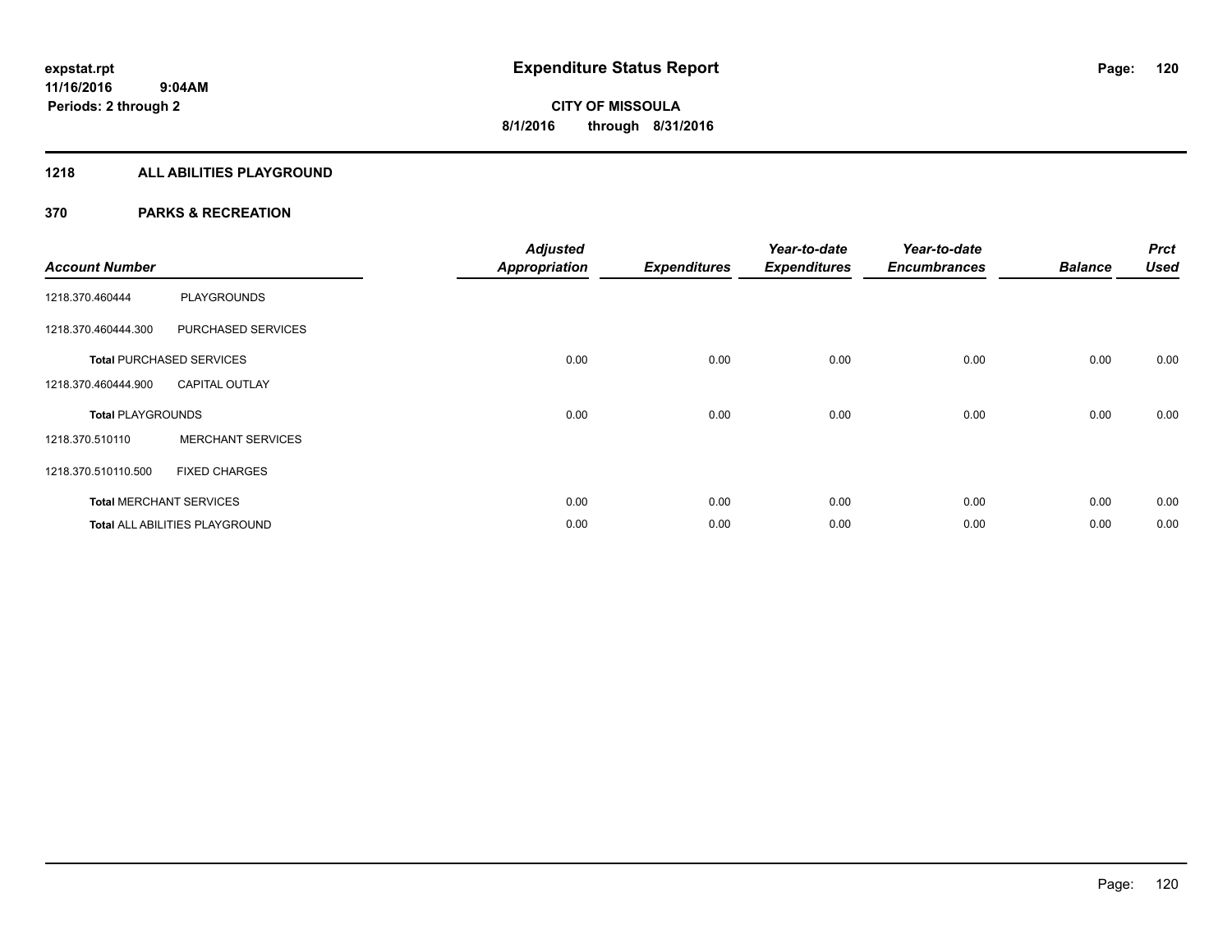**Expenditure Status Report**

**CITY OF MISSOULA**
**8/1/2016 through 8/31/2016**

expstat.rpt
11/16/2016 9:04AM
Periods: 2 through 2

## 1218 ALL ABILITIES PLAYGROUND

## 370 PARKS & RECREATION

| Account Number | | Adjusted Appropriation | Expenditures | Year-to-date Expenditures | Year-to-date Encumbrances | Balance | Prct Used |
|---|---|---|---|---|---|---|---|
| 1218.370.460444 | PLAYGROUNDS | | | | | | |
| 1218.370.460444.300 | PURCHASED SERVICES | | | | | | |
| **Total** PURCHASED SERVICES | | 0.00 | 0.00 | 0.00 | 0.00 | 0.00 | 0.00 |
| 1218.370.460444.900 | CAPITAL OUTLAY | | | | | | |
| **Total** PLAYGROUNDS | | 0.00 | 0.00 | 0.00 | 0.00 | 0.00 | 0.00 |
| 1218.370.510110 | MERCHANT SERVICES | | | | | | |
| 1218.370.510110.500 | FIXED CHARGES | | | | | | |
| **Total** MERCHANT SERVICES | | 0.00 | 0.00 | 0.00 | 0.00 | 0.00 | 0.00 |
| **Total** ALL ABILITIES PLAYGROUND | | 0.00 | 0.00 | 0.00 | 0.00 | 0.00 | 0.00 |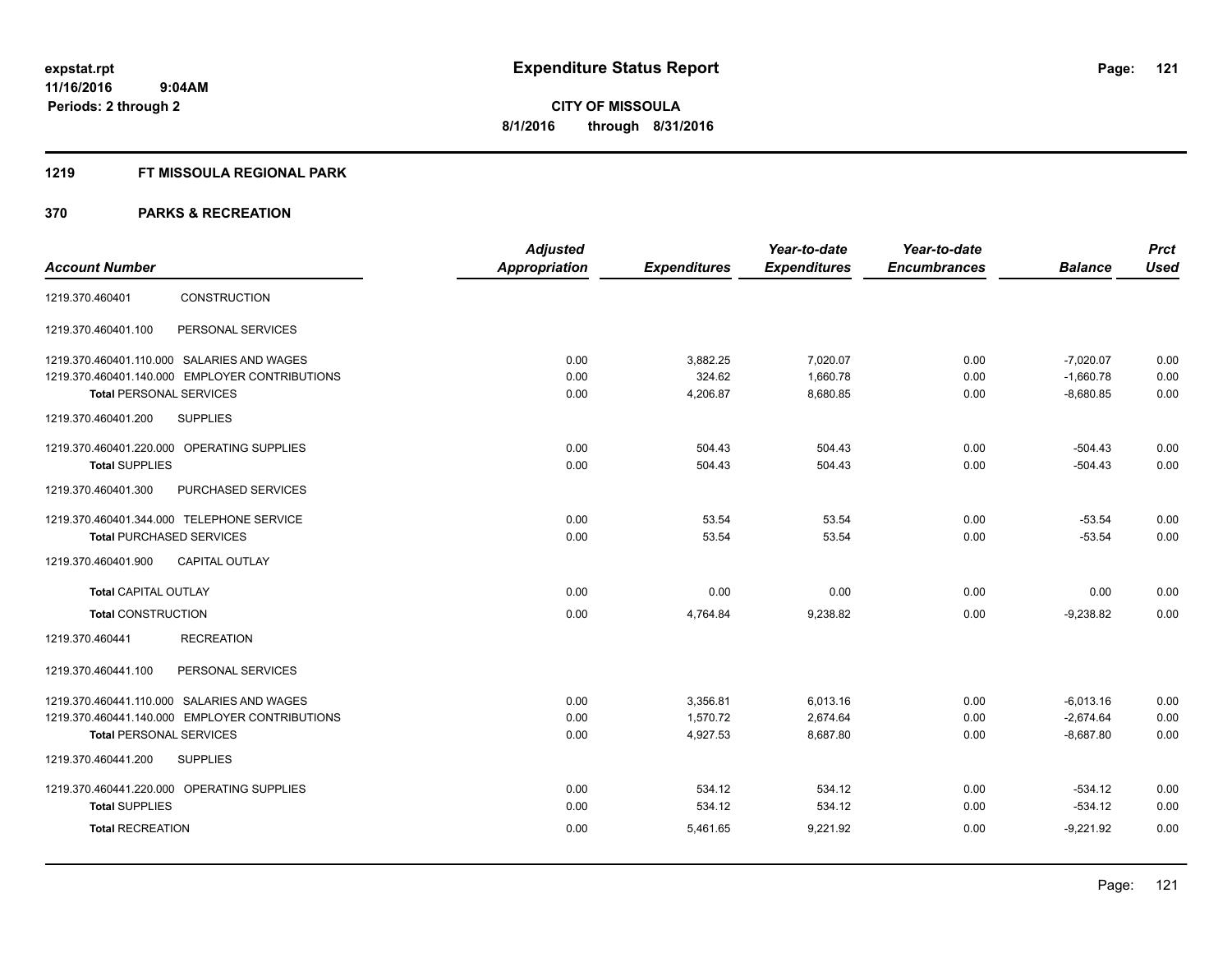**expstat.rpt**
**11/16/2016 9:04AM**
**Periods: 2 through 2**

# Expenditure Status Report

**CITY OF MISSOULA**
**8/1/2016 through 8/31/2016**

## 1219 FT MISSOULA REGIONAL PARK

### 370 PARKS & RECREATION

| Account Number | | Adjusted Appropriation | Expenditures | Year-to-date Expenditures | Year-to-date Encumbrances | Balance | Prct Used |
|---|---|---|---|---|---|---|---|
| 1219.370.460401 | CONSTRUCTION | | | | | | |
| 1219.370.460401.100 | PERSONAL SERVICES | | | | | | |
| 1219.370.460401.110.000 | SALARIES AND WAGES | 0.00 | 3,882.25 | 7,020.07 | 0.00 | -7,020.07 | 0.00 |
| 1219.370.460401.140.000 | EMPLOYER CONTRIBUTIONS | 0.00 | 324.62 | 1,660.78 | 0.00 | -1,660.78 | 0.00 |
| **Total** PERSONAL SERVICES | | 0.00 | 4,206.87 | 8,680.85 | 0.00 | -8,680.85 | 0.00 |
| 1219.370.460401.200 | SUPPLIES | | | | | | |
| 1219.370.460401.220.000 | OPERATING SUPPLIES | 0.00 | 504.43 | 504.43 | 0.00 | -504.43 | 0.00 |
| **Total** SUPPLIES | | 0.00 | 504.43 | 504.43 | 0.00 | -504.43 | 0.00 |
| 1219.370.460401.300 | PURCHASED SERVICES | | | | | | |
| 1219.370.460401.344.000 | TELEPHONE SERVICE | 0.00 | 53.54 | 53.54 | 0.00 | -53.54 | 0.00 |
| **Total** PURCHASED SERVICES | | 0.00 | 53.54 | 53.54 | 0.00 | -53.54 | 0.00 |
| 1219.370.460401.900 | CAPITAL OUTLAY | | | | | | |
| **Total** CAPITAL OUTLAY | | 0.00 | 0.00 | 0.00 | 0.00 | 0.00 | 0.00 |
| **Total** CONSTRUCTION | | 0.00 | 4,764.84 | 9,238.82 | 0.00 | -9,238.82 | 0.00 |
| 1219.370.460441 | RECREATION | | | | | | |
| 1219.370.460441.100 | PERSONAL SERVICES | | | | | | |
| 1219.370.460441.110.000 | SALARIES AND WAGES | 0.00 | 3,356.81 | 6,013.16 | 0.00 | -6,013.16 | 0.00 |
| 1219.370.460441.140.000 | EMPLOYER CONTRIBUTIONS | 0.00 | 1,570.72 | 2,674.64 | 0.00 | -2,674.64 | 0.00 |
| **Total** PERSONAL SERVICES | | 0.00 | 4,927.53 | 8,687.80 | 0.00 | -8,687.80 | 0.00 |
| 1219.370.460441.200 | SUPPLIES | | | | | | |
| 1219.370.460441.220.000 | OPERATING SUPPLIES | 0.00 | 534.12 | 534.12 | 0.00 | -534.12 | 0.00 |
| **Total** SUPPLIES | | 0.00 | 534.12 | 534.12 | 0.00 | -534.12 | 0.00 |
| **Total** RECREATION | | 0.00 | 5,461.65 | 9,221.92 | 0.00 | -9,221.92 | 0.00 |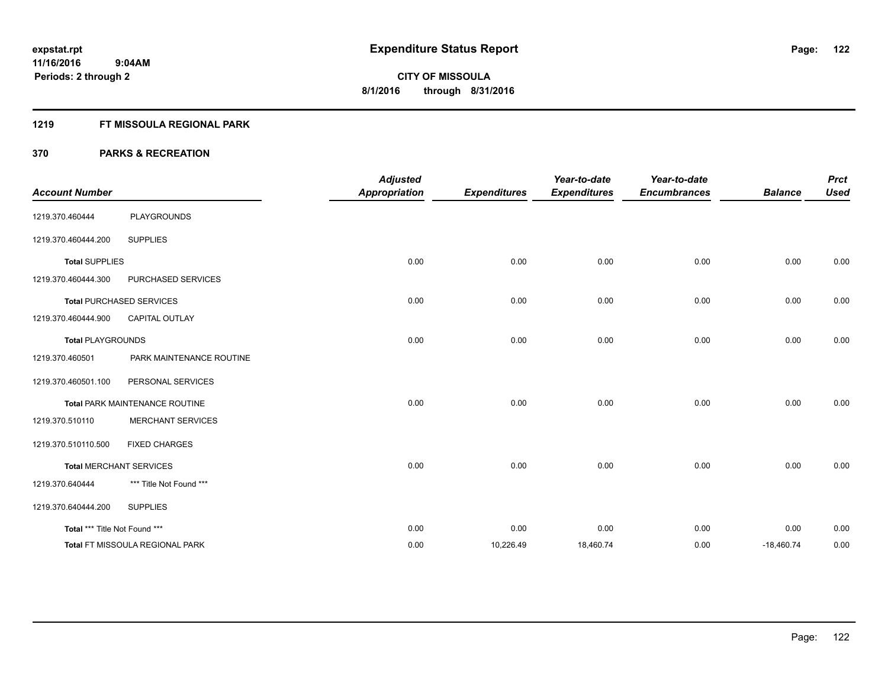expstat.rpt
11/16/2016 9:04AM
Periods: 2 through 2

# Expenditure Status Report

**CITY OF MISSOULA**
**8/1/2016 through 8/31/2016**

## 1219 FT MISSOULA REGIONAL PARK

## 370 PARKS & RECREATION

| Account Number | | Adjusted Appropriation | Expenditures | Year-to-date Expenditures | Year-to-date Encumbrances | Balance | Prct Used |
|---|---|---|---|---|---|---|---|
| 1219.370.460444 | PLAYGROUNDS | | | | | | |
| 1219.370.460444.200 | SUPPLIES | | | | | | |
| **Total** SUPPLIES | | 0.00 | 0.00 | 0.00 | 0.00 | 0.00 | 0.00 |
| 1219.370.460444.300 | PURCHASED SERVICES | | | | | | |
| **Total** PURCHASED SERVICES | | 0.00 | 0.00 | 0.00 | 0.00 | 0.00 | 0.00 |
| 1219.370.460444.900 | CAPITAL OUTLAY | | | | | | |
| **Total** PLAYGROUNDS | | 0.00 | 0.00 | 0.00 | 0.00 | 0.00 | 0.00 |
| 1219.370.460501 | PARK MAINTENANCE ROUTINE | | | | | | |
| 1219.370.460501.100 | PERSONAL SERVICES | | | | | | |
| **Total** PARK MAINTENANCE ROUTINE | | 0.00 | 0.00 | 0.00 | 0.00 | 0.00 | 0.00 |
| 1219.370.510110 | MERCHANT SERVICES | | | | | | |
| 1219.370.510110.500 | FIXED CHARGES | | | | | | |
| **Total** MERCHANT SERVICES | | 0.00 | 0.00 | 0.00 | 0.00 | 0.00 | 0.00 |
| 1219.370.640444 | *** Title Not Found *** | | | | | | |
| 1219.370.640444.200 | SUPPLIES | | | | | | |
| **Total** *** Title Not Found *** | | 0.00 | 0.00 | 0.00 | 0.00 | 0.00 | 0.00 |
| **Total** FT MISSOULA REGIONAL PARK | | 0.00 | 10,226.49 | 18,460.74 | 0.00 | -18,460.74 | 0.00 |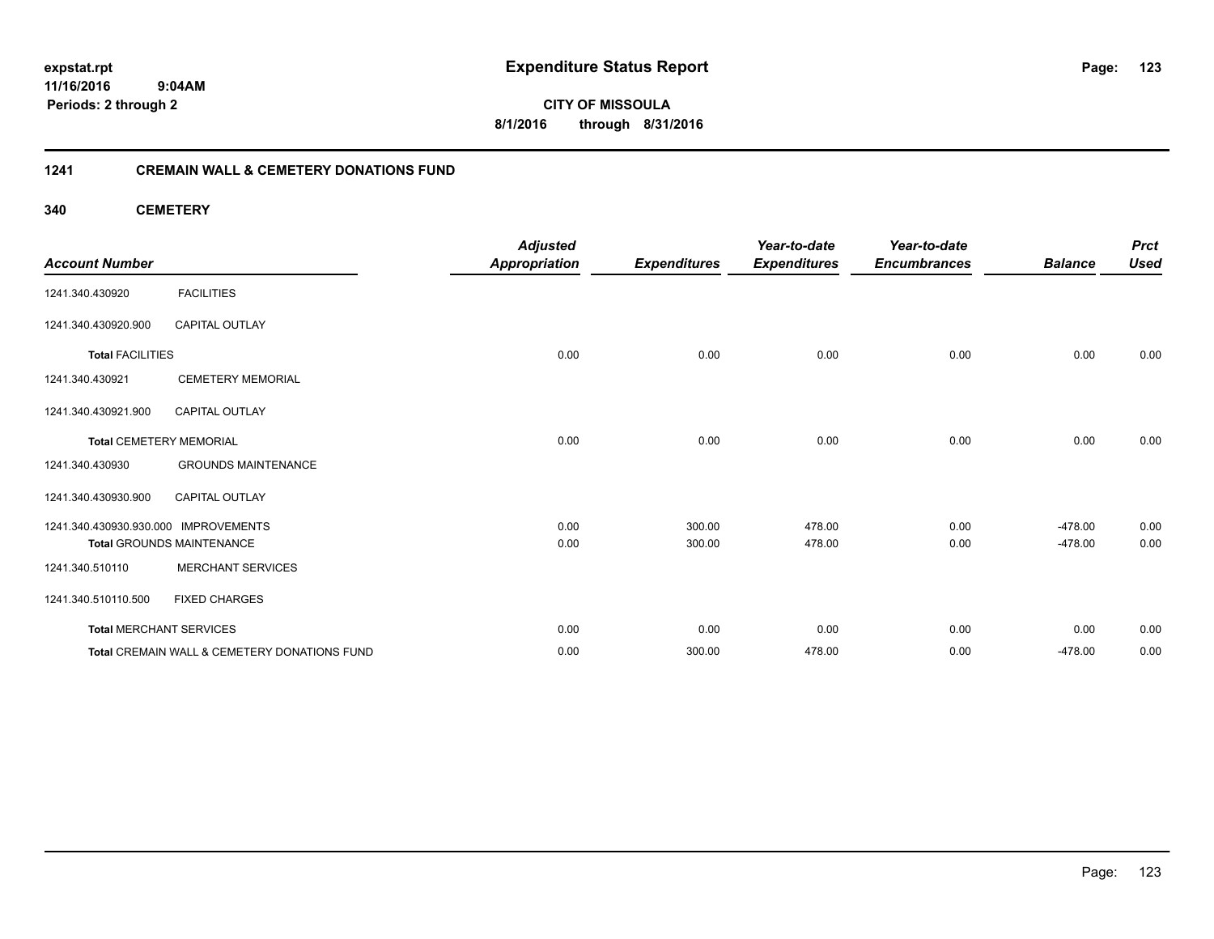**expstat.rpt**
**11/16/2016 9:04AM**
**Periods: 2 through 2**

# Expenditure Status Report

**CITY OF MISSOULA**
**8/1/2016 through 8/31/2016**

## 1241 CREMAIN WALL & CEMETERY DONATIONS FUND

### 340 CEMETERY

| Account Number | | Adjusted Appropriation | Expenditures | Year-to-date Expenditures | Year-to-date Encumbrances | Balance | Prct Used |
|---|---|---|---|---|---|---|---|
| 1241.340.430920 | FACILITIES | | | | | | |
| 1241.340.430920.900 | CAPITAL OUTLAY | | | | | | |
| **Total** FACILITIES | | 0.00 | 0.00 | 0.00 | 0.00 | 0.00 | 0.00 |
| 1241.340.430921 | CEMETERY MEMORIAL | | | | | | |
| 1241.340.430921.900 | CAPITAL OUTLAY | | | | | | |
| **Total** CEMETERY MEMORIAL | | 0.00 | 0.00 | 0.00 | 0.00 | 0.00 | 0.00 |
| 1241.340.430930 | GROUNDS MAINTENANCE | | | | | | |
| 1241.340.430930.900 | CAPITAL OUTLAY | | | | | | |
| 1241.340.430930.930.000 | IMPROVEMENTS | 0.00 | 300.00 | 478.00 | 0.00 | -478.00 | 0.00 |
| **Total** GROUNDS MAINTENANCE | | 0.00 | 300.00 | 478.00 | 0.00 | -478.00 | 0.00 |
| 1241.340.510110 | MERCHANT SERVICES | | | | | | |
| 1241.340.510110.500 | FIXED CHARGES | | | | | | |
| **Total** MERCHANT SERVICES | | 0.00 | 0.00 | 0.00 | 0.00 | 0.00 | 0.00 |
| **Total** CREMAIN WALL & CEMETERY DONATIONS FUND | | 0.00 | 300.00 | 478.00 | 0.00 | -478.00 | 0.00 |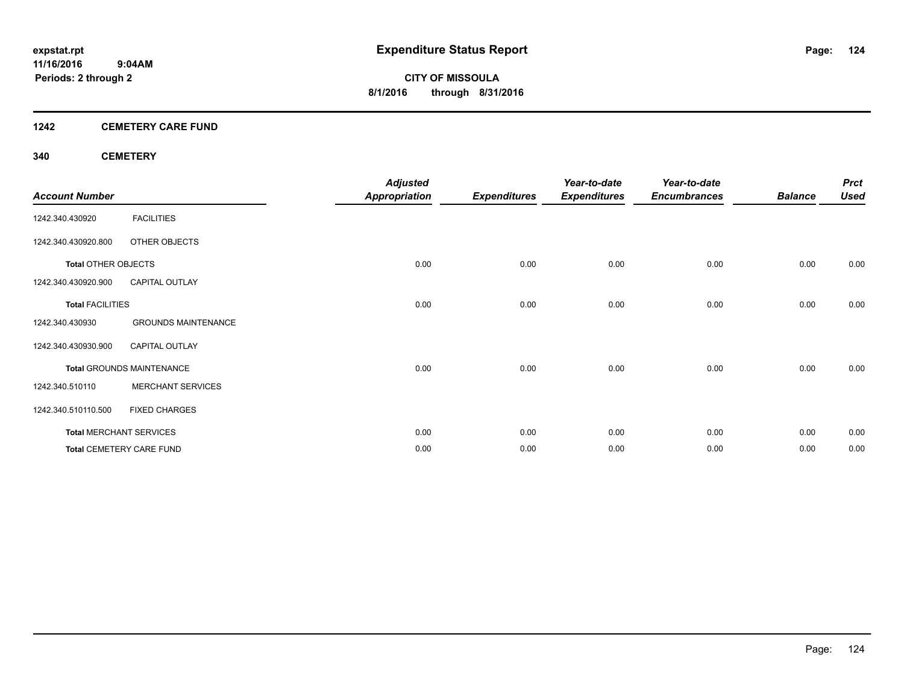# Expenditure Status Report

**CITY OF MISSOULA**
**8/1/2016 through 8/31/2016**

expstat.rpt
11/16/2016 9:04AM
Periods: 2 through 2

## 1242 CEMETERY CARE FUND

### 340 CEMETERY

| Account Number | | Adjusted Appropriation | Expenditures | Year-to-date Expenditures | Year-to-date Encumbrances | Balance | Prct Used |
|---|---|---|---|---|---|---|---|
| 1242.340.430920 | FACILITIES | | | | | | |
| 1242.340.430920.800 | OTHER OBJECTS | | | | | | |
| **Total** OTHER OBJECTS | | 0.00 | 0.00 | 0.00 | 0.00 | 0.00 | 0.00 |
| 1242.340.430920.900 | CAPITAL OUTLAY | | | | | | |
| **Total** FACILITIES | | 0.00 | 0.00 | 0.00 | 0.00 | 0.00 | 0.00 |
| 1242.340.430930 | GROUNDS MAINTENANCE | | | | | | |
| 1242.340.430930.900 | CAPITAL OUTLAY | | | | | | |
| **Total** GROUNDS MAINTENANCE | | 0.00 | 0.00 | 0.00 | 0.00 | 0.00 | 0.00 |
| 1242.340.510110 | MERCHANT SERVICES | | | | | | |
| 1242.340.510110.500 | FIXED CHARGES | | | | | | |
| **Total** MERCHANT SERVICES | | 0.00 | 0.00 | 0.00 | 0.00 | 0.00 | 0.00 |
| **Total** CEMETERY CARE FUND | | 0.00 | 0.00 | 0.00 | 0.00 | 0.00 | 0.00 |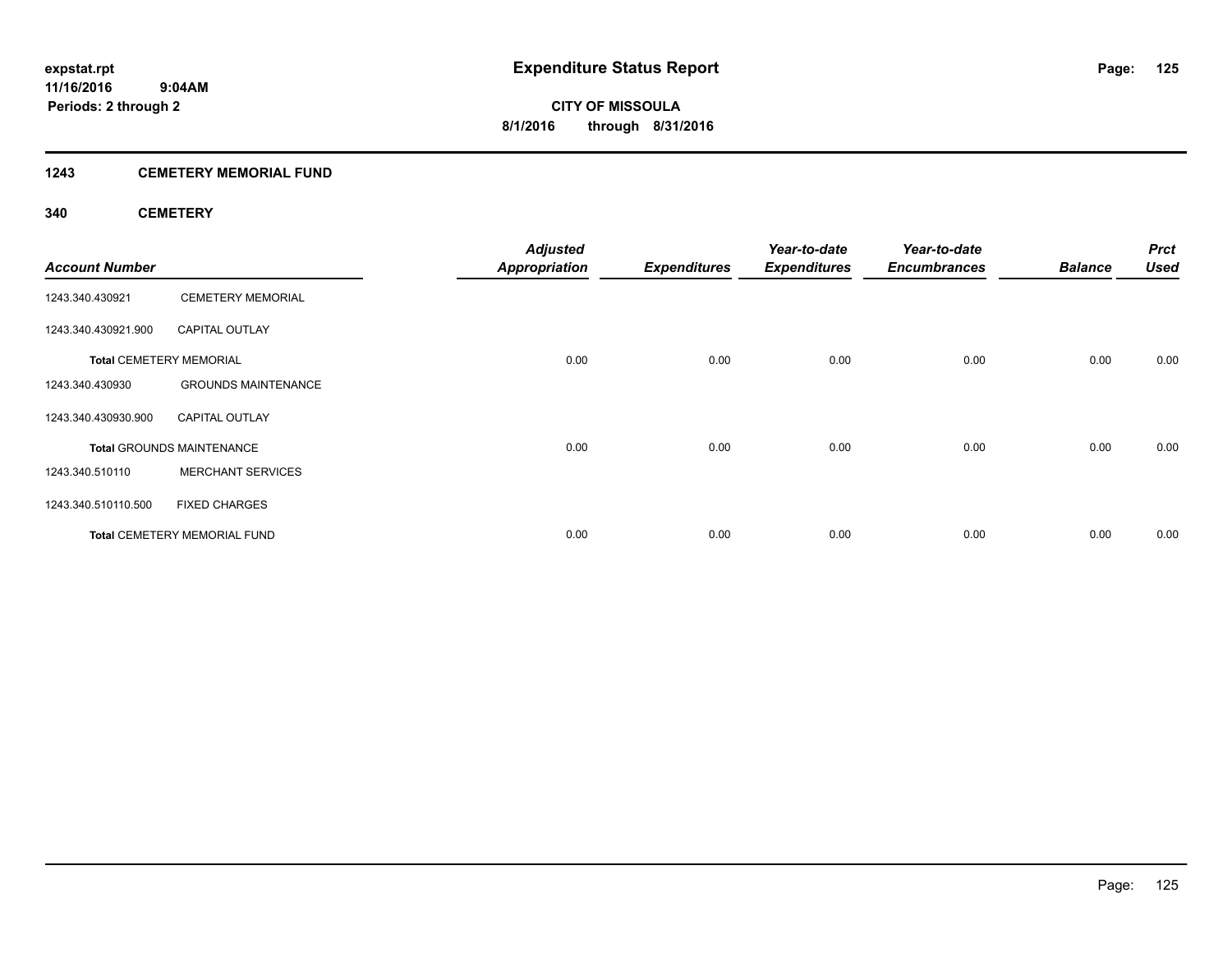# Expenditure Status Report

expstat.rpt
11/16/2016 9:04AM
Periods: 2 through 2

**CITY OF MISSOULA**
**8/1/2016 through 8/31/2016**

## 1243 CEMETERY MEMORIAL FUND

### 340 CEMETERY

| Account Number | | Adjusted Appropriation | Expenditures | Year-to-date Expenditures | Year-to-date Encumbrances | Balance | Prct Used |
|---|---|---|---|---|---|---|---|
| 1243.340.430921 | CEMETERY MEMORIAL | | | | | | |
| 1243.340.430921.900 | CAPITAL OUTLAY | | | | | | |
| **Total** CEMETERY MEMORIAL | | 0.00 | 0.00 | 0.00 | 0.00 | 0.00 | 0.00 |
| 1243.340.430930 | GROUNDS MAINTENANCE | | | | | | |
| 1243.340.430930.900 | CAPITAL OUTLAY | | | | | | |
| **Total** GROUNDS MAINTENANCE | | 0.00 | 0.00 | 0.00 | 0.00 | 0.00 | 0.00 |
| 1243.340.510110 | MERCHANT SERVICES | | | | | | |
| 1243.340.510110.500 | FIXED CHARGES | | | | | | |
| **Total** CEMETERY MEMORIAL FUND | | 0.00 | 0.00 | 0.00 | 0.00 | 0.00 | 0.00 |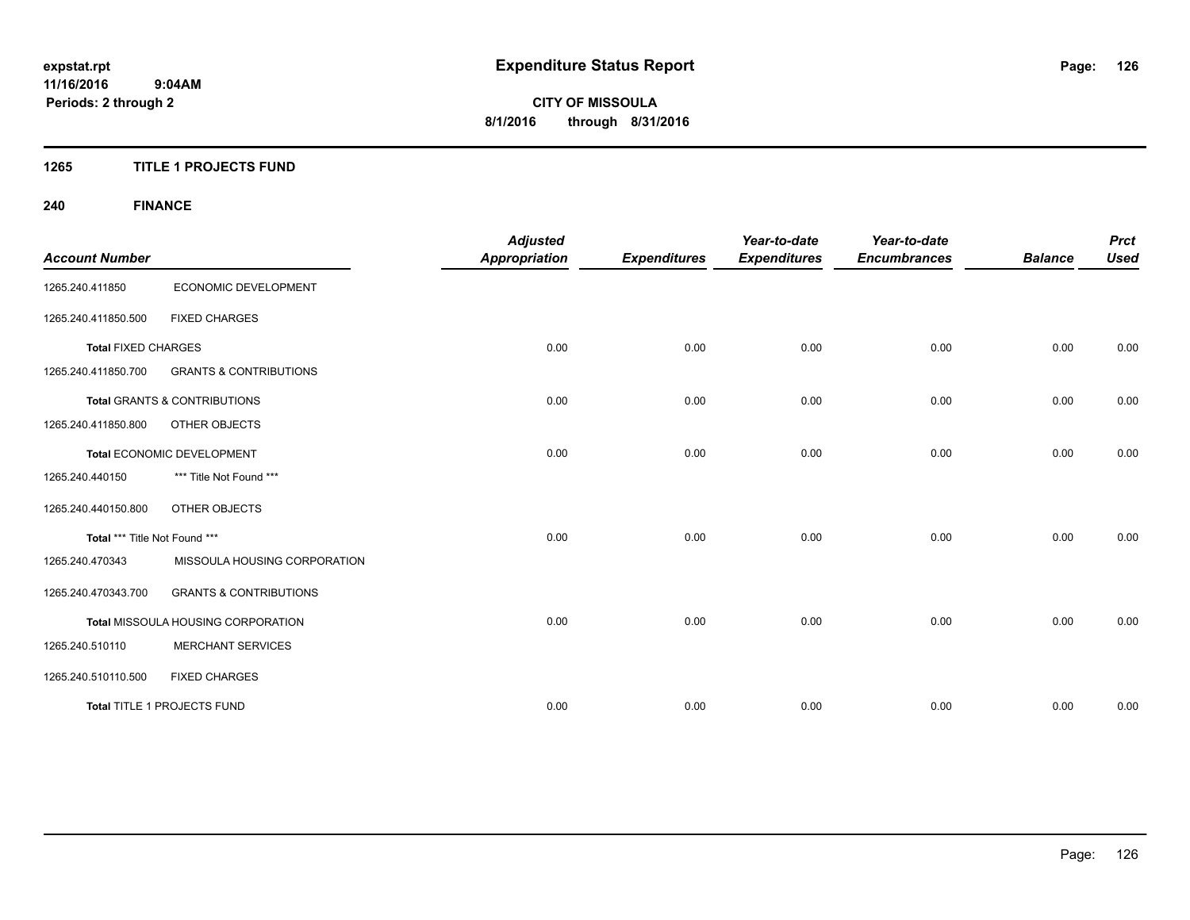# Expenditure Status Report

**CITY OF MISSOULA**
**8/1/2016 through 8/31/2016**

expstat.rpt
11/16/2016 9:04AM
Periods: 2 through 2

## 1265 TITLE 1 PROJECTS FUND

### 240 FINANCE

| Account Number | | Adjusted Appropriation | Expenditures | Year-to-date Expenditures | Year-to-date Encumbrances | Balance | Prct Used |
|---|---|---|---|---|---|---|---|
| 1265.240.411850 | ECONOMIC DEVELOPMENT | | | | | | |
| 1265.240.411850.500 | FIXED CHARGES | | | | | | |
| **Total FIXED CHARGES** | | 0.00 | 0.00 | 0.00 | 0.00 | 0.00 | 0.00 |
| 1265.240.411850.700 | GRANTS & CONTRIBUTIONS | | | | | | |
| **Total GRANTS & CONTRIBUTIONS** | | 0.00 | 0.00 | 0.00 | 0.00 | 0.00 | 0.00 |
| 1265.240.411850.800 | OTHER OBJECTS | | | | | | |
| **Total ECONOMIC DEVELOPMENT** | | 0.00 | 0.00 | 0.00 | 0.00 | 0.00 | 0.00 |
| 1265.240.440150 | *** Title Not Found *** | | | | | | |
| 1265.240.440150.800 | OTHER OBJECTS | | | | | | |
| **Total *** Title Not Found \*\*\*** | | 0.00 | 0.00 | 0.00 | 0.00 | 0.00 | 0.00 |
| 1265.240.470343 | MISSOULA HOUSING CORPORATION | | | | | | |
| 1265.240.470343.700 | GRANTS & CONTRIBUTIONS | | | | | | |
| **Total MISSOULA HOUSING CORPORATION** | | 0.00 | 0.00 | 0.00 | 0.00 | 0.00 | 0.00 |
| 1265.240.510110 | MERCHANT SERVICES | | | | | | |
| 1265.240.510110.500 | FIXED CHARGES | | | | | | |
| **Total TITLE 1 PROJECTS FUND** | | 0.00 | 0.00 | 0.00 | 0.00 | 0.00 | 0.00 |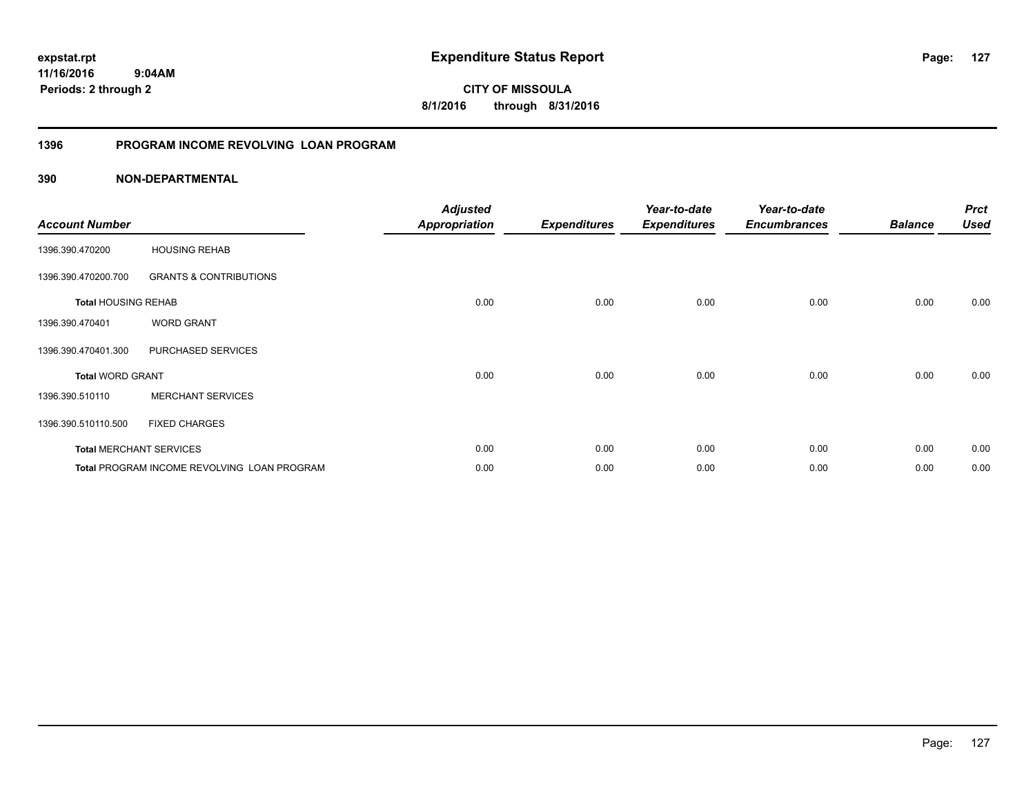**expstat.rpt**
**11/16/2016 9:04AM**
**Periods: 2 through 2**

# Expenditure Status Report

**CITY OF MISSOULA**
**8/1/2016 through 8/31/2016**

## 1396 PROGRAM INCOME REVOLVING LOAN PROGRAM

### 390 NON-DEPARTMENTAL

| Account Number | | Adjusted Appropriation | Expenditures | Year-to-date Expenditures | Year-to-date Encumbrances | Balance | Prct Used |
|---|---|---|---|---|---|---|---|
| 1396.390.470200 | HOUSING REHAB | | | | | | |
| 1396.390.470200.700 | GRANTS & CONTRIBUTIONS | | | | | | |
| **Total** HOUSING REHAB | | 0.00 | 0.00 | 0.00 | 0.00 | 0.00 | 0.00 |
| 1396.390.470401 | WORD GRANT | | | | | | |
| 1396.390.470401.300 | PURCHASED SERVICES | | | | | | |
| **Total** WORD GRANT | | 0.00 | 0.00 | 0.00 | 0.00 | 0.00 | 0.00 |
| 1396.390.510110 | MERCHANT SERVICES | | | | | | |
| 1396.390.510110.500 | FIXED CHARGES | | | | | | |
| **Total** MERCHANT SERVICES | | 0.00 | 0.00 | 0.00 | 0.00 | 0.00 | 0.00 |
| **Total** PROGRAM INCOME REVOLVING LOAN PROGRAM | | 0.00 | 0.00 | 0.00 | 0.00 | 0.00 | 0.00 |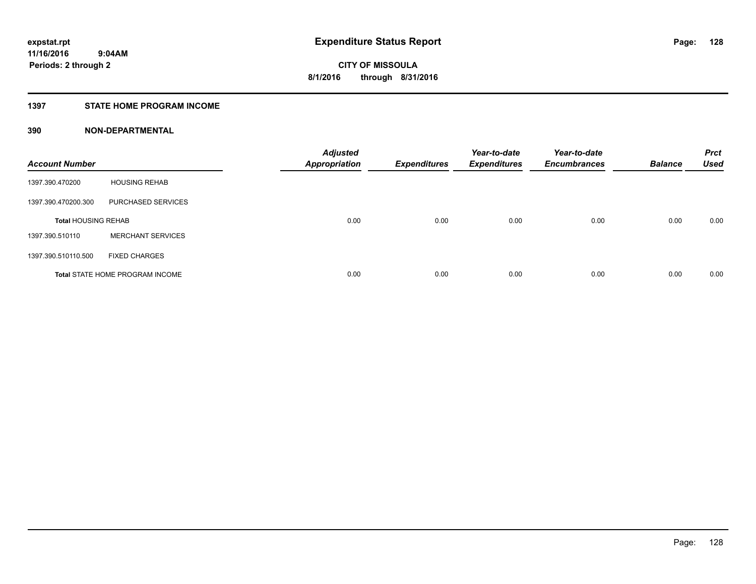expstat.rpt
11/16/2016 9:04AM
Periods: 2 through 2

# Expenditure Status Report

CITY OF MISSOULA
8/1/2016 through 8/31/2016

## 1397 STATE HOME PROGRAM INCOME

## 390 NON-DEPARTMENTAL

| Account Number | | Adjusted Appropriation | Expenditures | Year-to-date Expenditures | Year-to-date Encumbrances | Balance | Prct Used |
|---|---|---|---|---|---|---|---|
| 1397.390.470200 | HOUSING REHAB | | | | | | |
| 1397.390.470200.300 | PURCHASED SERVICES | | | | | | |
| **Total** HOUSING REHAB | | 0.00 | 0.00 | 0.00 | 0.00 | 0.00 | 0.00 |
| 1397.390.510110 | MERCHANT SERVICES | | | | | | |
| 1397.390.510110.500 | FIXED CHARGES | | | | | | |
| **Total** STATE HOME PROGRAM INCOME | | 0.00 | 0.00 | 0.00 | 0.00 | 0.00 | 0.00 |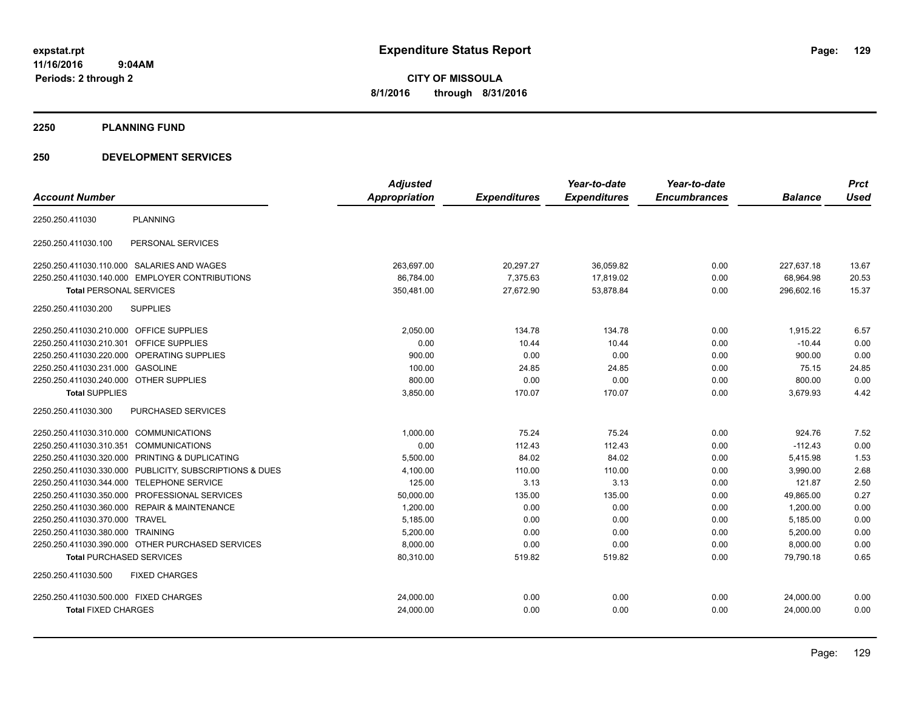**expstat.rpt**
**11/16/2016 9:04AM**
**Periods: 2 through 2**

# Expenditure Status Report

**CITY OF MISSOULA**
**8/1/2016 through 8/31/2016**

## 2250 PLANNING FUND

## 250 DEVELOPMENT SERVICES

| Account Number | | Adjusted Appropriation | Expenditures | Year-to-date Expenditures | Year-to-date Encumbrances | Balance | Prct Used |
|---|---|---|---|---|---|---|---|
| 2250.250.411030 | PLANNING | | | | | | |
| 2250.250.411030.100 | PERSONAL SERVICES | | | | | | |
| 2250.250.411030.110.000 | SALARIES AND WAGES | 263,697.00 | 20,297.27 | 36,059.82 | 0.00 | 227,637.18 | 13.67 |
| 2250.250.411030.140.000 | EMPLOYER CONTRIBUTIONS | 86,784.00 | 7,375.63 | 17,819.02 | 0.00 | 68,964.98 | 20.53 |
| **Total** PERSONAL SERVICES | | 350,481.00 | 27,672.90 | 53,878.84 | 0.00 | 296,602.16 | 15.37 |
| 2250.250.411030.200 | SUPPLIES | | | | | | |
| 2250.250.411030.210.000 | OFFICE SUPPLIES | 2,050.00 | 134.78 | 134.78 | 0.00 | 1,915.22 | 6.57 |
| 2250.250.411030.210.301 | OFFICE SUPPLIES | 0.00 | 10.44 | 10.44 | 0.00 | -10.44 | 0.00 |
| 2250.250.411030.220.000 | OPERATING SUPPLIES | 900.00 | 0.00 | 0.00 | 0.00 | 900.00 | 0.00 |
| 2250.250.411030.231.000 | GASOLINE | 100.00 | 24.85 | 24.85 | 0.00 | 75.15 | 24.85 |
| 2250.250.411030.240.000 | OTHER SUPPLIES | 800.00 | 0.00 | 0.00 | 0.00 | 800.00 | 0.00 |
| **Total** SUPPLIES | | 3,850.00 | 170.07 | 170.07 | 0.00 | 3,679.93 | 4.42 |
| 2250.250.411030.300 | PURCHASED SERVICES | | | | | | |
| 2250.250.411030.310.000 | COMMUNICATIONS | 1,000.00 | 75.24 | 75.24 | 0.00 | 924.76 | 7.52 |
| 2250.250.411030.310.351 | COMMUNICATIONS | 0.00 | 112.43 | 112.43 | 0.00 | -112.43 | 0.00 |
| 2250.250.411030.320.000 | PRINTING & DUPLICATING | 5,500.00 | 84.02 | 84.02 | 0.00 | 5,415.98 | 1.53 |
| 2250.250.411030.330.000 | PUBLICITY, SUBSCRIPTIONS & DUES | 4,100.00 | 110.00 | 110.00 | 0.00 | 3,990.00 | 2.68 |
| 2250.250.411030.344.000 | TELEPHONE SERVICE | 125.00 | 3.13 | 3.13 | 0.00 | 121.87 | 2.50 |
| 2250.250.411030.350.000 | PROFESSIONAL SERVICES | 50,000.00 | 135.00 | 135.00 | 0.00 | 49,865.00 | 0.27 |
| 2250.250.411030.360.000 | REPAIR & MAINTENANCE | 1,200.00 | 0.00 | 0.00 | 0.00 | 1,200.00 | 0.00 |
| 2250.250.411030.370.000 | TRAVEL | 5,185.00 | 0.00 | 0.00 | 0.00 | 5,185.00 | 0.00 |
| 2250.250.411030.380.000 | TRAINING | 5,200.00 | 0.00 | 0.00 | 0.00 | 5,200.00 | 0.00 |
| 2250.250.411030.390.000 | OTHER PURCHASED SERVICES | 8,000.00 | 0.00 | 0.00 | 0.00 | 8,000.00 | 0.00 |
| **Total** PURCHASED SERVICES | | 80,310.00 | 519.82 | 519.82 | 0.00 | 79,790.18 | 0.65 |
| 2250.250.411030.500 | FIXED CHARGES | | | | | | |
| 2250.250.411030.500.000 | FIXED CHARGES | 24,000.00 | 0.00 | 0.00 | 0.00 | 24,000.00 | 0.00 |
| **Total** FIXED CHARGES | | 24,000.00 | 0.00 | 0.00 | 0.00 | 24,000.00 | 0.00 |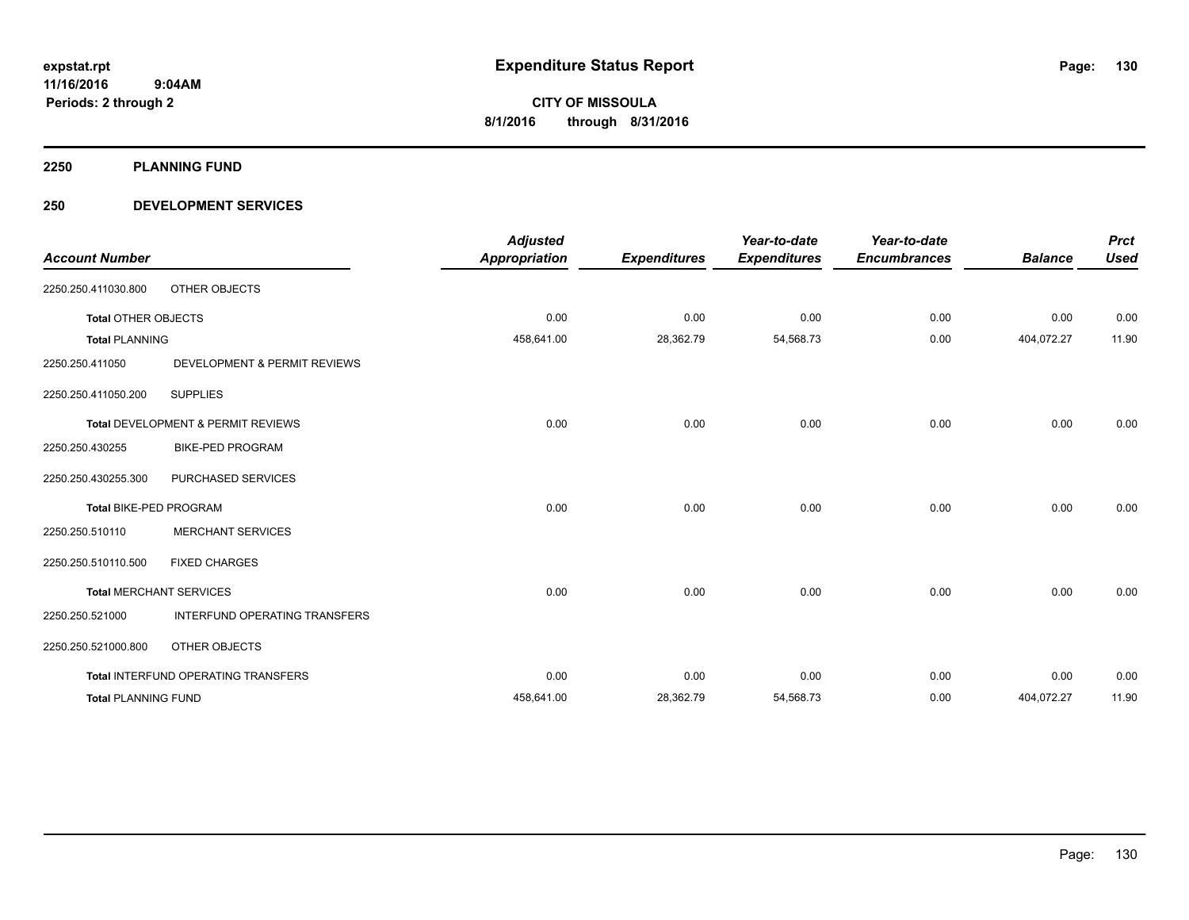**expstat.rpt**
**11/16/2016 9:04AM**
**Periods: 2 through 2**

# Expenditure Status Report

**CITY OF MISSOULA**
**8/1/2016 through 8/31/2016**

## 2250 PLANNING FUND

## 250 DEVELOPMENT SERVICES

| Account Number | | Adjusted Appropriation | Expenditures | Year-to-date Expenditures | Year-to-date Encumbrances | Balance | Prct Used |
|---|---|---|---|---|---|---|---|
| 2250.250.411030.800 | OTHER OBJECTS | | | | | | |
| **Total** OTHER OBJECTS | | 0.00 | 0.00 | 0.00 | 0.00 | 0.00 | 0.00 |
| **Total** PLANNING | | 458,641.00 | 28,362.79 | 54,568.73 | 0.00 | 404,072.27 | 11.90 |
| 2250.250.411050 | DEVELOPMENT & PERMIT REVIEWS | | | | | | |
| 2250.250.411050.200 | SUPPLIES | | | | | | |
| **Total** DEVELOPMENT & PERMIT REVIEWS | | 0.00 | 0.00 | 0.00 | 0.00 | 0.00 | 0.00 |
| 2250.250.430255 | BIKE-PED PROGRAM | | | | | | |
| 2250.250.430255.300 | PURCHASED SERVICES | | | | | | |
| **Total** BIKE-PED PROGRAM | | 0.00 | 0.00 | 0.00 | 0.00 | 0.00 | 0.00 |
| 2250.250.510110 | MERCHANT SERVICES | | | | | | |
| 2250.250.510110.500 | FIXED CHARGES | | | | | | |
| **Total** MERCHANT SERVICES | | 0.00 | 0.00 | 0.00 | 0.00 | 0.00 | 0.00 |
| 2250.250.521000 | INTERFUND OPERATING TRANSFERS | | | | | | |
| 2250.250.521000.800 | OTHER OBJECTS | | | | | | |
| **Total** INTERFUND OPERATING TRANSFERS | | 0.00 | 0.00 | 0.00 | 0.00 | 0.00 | 0.00 |
| **Total** PLANNING FUND | | 458,641.00 | 28,362.79 | 54,568.73 | 0.00 | 404,072.27 | 11.90 |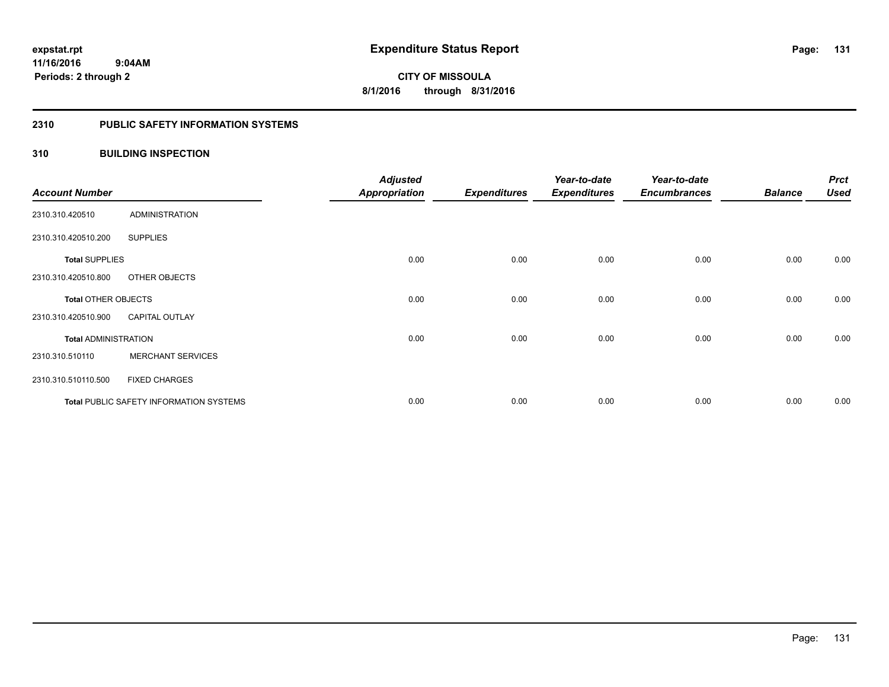# Expenditure Status Report

**CITY OF MISSOULA**
**8/1/2016 through 8/31/2016**

expstat.rpt
11/16/2016 9:04AM
Periods: 2 through 2

## 2310 PUBLIC SAFETY INFORMATION SYSTEMS

### 310 BUILDING INSPECTION

| Account Number | | Adjusted Appropriation | Expenditures | Year-to-date Expenditures | Year-to-date Encumbrances | Balance | Prct Used |
|---|---|---|---|---|---|---|---|
| 2310.310.420510 | ADMINISTRATION | | | | | | |
| 2310.310.420510.200 | SUPPLIES | | | | | | |
| **Total** SUPPLIES | | 0.00 | 0.00 | 0.00 | 0.00 | 0.00 | 0.00 |
| 2310.310.420510.800 | OTHER OBJECTS | | | | | | |
| **Total** OTHER OBJECTS | | 0.00 | 0.00 | 0.00 | 0.00 | 0.00 | 0.00 |
| 2310.310.420510.900 | CAPITAL OUTLAY | | | | | | |
| **Total** ADMINISTRATION | | 0.00 | 0.00 | 0.00 | 0.00 | 0.00 | 0.00 |
| 2310.310.510110 | MERCHANT SERVICES | | | | | | |
| 2310.310.510110.500 | FIXED CHARGES | | | | | | |
| **Total** PUBLIC SAFETY INFORMATION SYSTEMS | | 0.00 | 0.00 | 0.00 | 0.00 | 0.00 | 0.00 |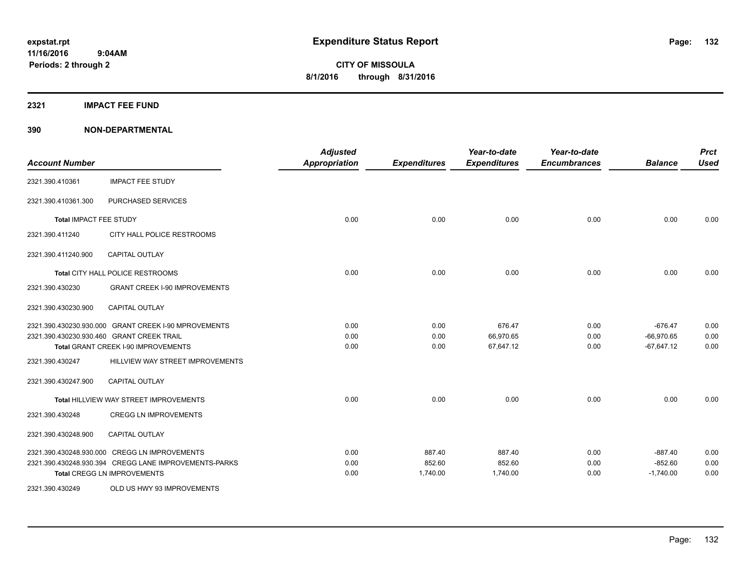expstat.rpt
11/16/2016 9:04AM
Periods: 2 through 2

# Expenditure Status Report

CITY OF MISSOULA
8/1/2016 through 8/31/2016

## 2321 IMPACT FEE FUND

## 390 NON-DEPARTMENTAL

| Account Number | | Adjusted Appropriation | Expenditures | Year-to-date Expenditures | Year-to-date Encumbrances | Balance | Prct Used |
|---|---|---|---|---|---|---|---|
| 2321.390.410361 | IMPACT FEE STUDY | | | | | | |
| 2321.390.410361.300 | PURCHASED SERVICES | | | | | | |
| Total IMPACT FEE STUDY | | 0.00 | 0.00 | 0.00 | 0.00 | 0.00 | 0.00 |
| 2321.390.411240 | CITY HALL POLICE RESTROOMS | | | | | | |
| 2321.390.411240.900 | CAPITAL OUTLAY | | | | | | |
| Total CITY HALL POLICE RESTROOMS | | 0.00 | 0.00 | 0.00 | 0.00 | 0.00 | 0.00 |
| 2321.390.430230 | GRANT CREEK I-90 IMPROVEMENTS | | | | | | |
| 2321.390.430230.900 | CAPITAL OUTLAY | | | | | | |
| 2321.390.430230.930.000 | GRANT CREEK I-90 MPROVEMENTS | 0.00 | 0.00 | 676.47 | 0.00 | -676.47 | 0.00 |
| 2321.390.430230.930.460 | GRANT CREEK TRAIL | 0.00 | 0.00 | 66,970.65 | 0.00 | -66,970.65 | 0.00 |
| Total GRANT CREEK I-90 IMPROVEMENTS | | 0.00 | 0.00 | 67,647.12 | 0.00 | -67,647.12 | 0.00 |
| 2321.390.430247 | HILLVIEW WAY STREET IMPROVEMENTS | | | | | | |
| 2321.390.430247.900 | CAPITAL OUTLAY | | | | | | |
| Total HILLVIEW WAY STREET IMPROVEMENTS | | 0.00 | 0.00 | 0.00 | 0.00 | 0.00 | 0.00 |
| 2321.390.430248 | CREGG LN IMPROVEMENTS | | | | | | |
| 2321.390.430248.900 | CAPITAL OUTLAY | | | | | | |
| 2321.390.430248.930.000 | CREGG LN IMPROVEMENTS | 0.00 | 887.40 | 887.40 | 0.00 | -887.40 | 0.00 |
| 2321.390.430248.930.394 | CREGG LANE IMPROVEMENTS-PARKS | 0.00 | 852.60 | 852.60 | 0.00 | -852.60 | 0.00 |
| Total CREGG LN IMPROVEMENTS | | 0.00 | 1,740.00 | 1,740.00 | 0.00 | -1,740.00 | 0.00 |
| 2321.390.430249 | OLD US HWY 93 IMPROVEMENTS | | | | | | |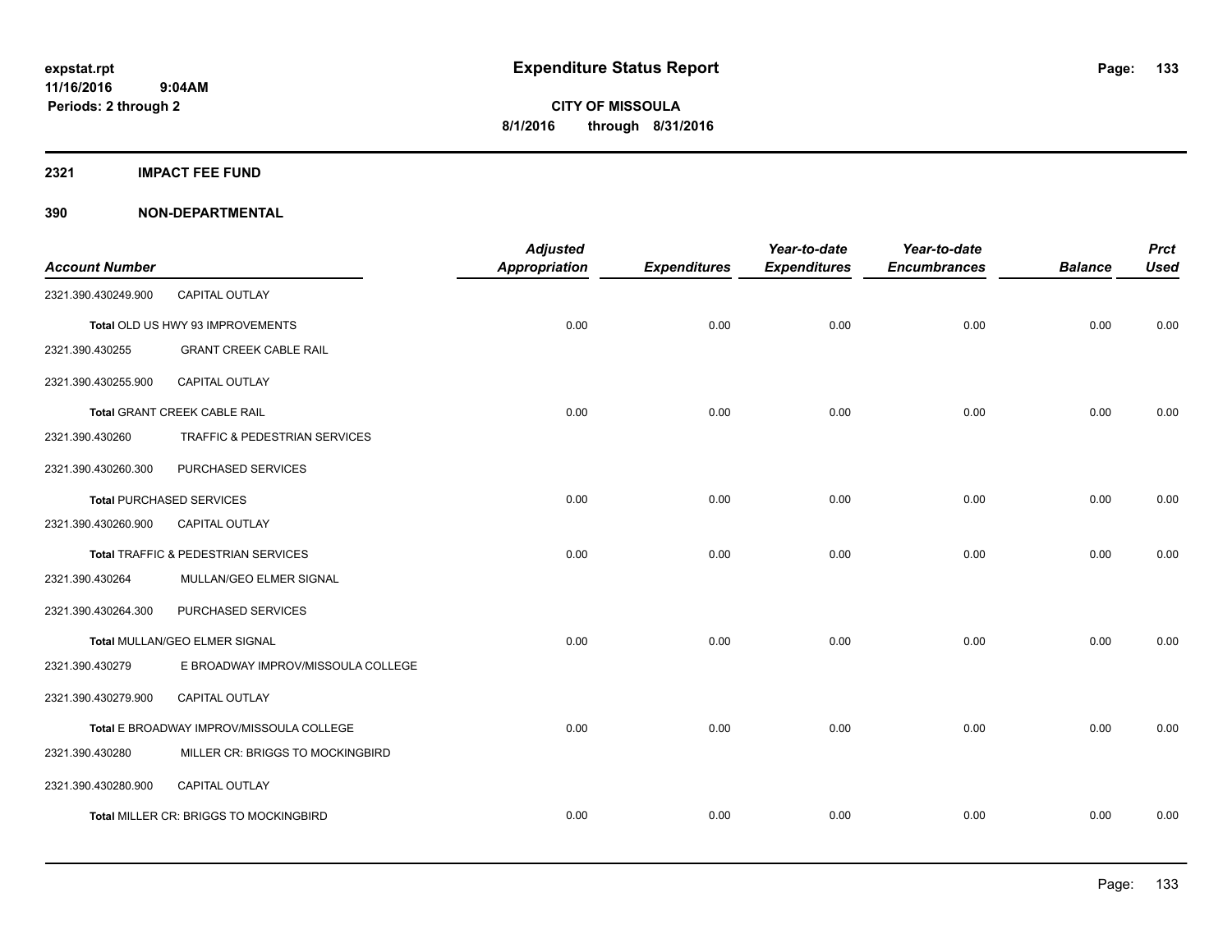**expstat.rpt**
**11/16/2016 9:04AM**
**Periods: 2 through 2**

# Expenditure Status Report

**CITY OF MISSOULA**
**8/1/2016 through 8/31/2016**

## 2321 IMPACT FEE FUND

## 390 NON-DEPARTMENTAL

| Account Number | | Adjusted Appropriation | Expenditures | Year-to-date Expenditures | Year-to-date Encumbrances | Balance | Prct Used |
|---|---|---|---|---|---|---|---|
| 2321.390.430249.900 | CAPITAL OUTLAY | | | | | | |
| **Total** OLD US HWY 93 IMPROVEMENTS | | 0.00 | 0.00 | 0.00 | 0.00 | 0.00 | 0.00 |
| 2321.390.430255 | GRANT CREEK CABLE RAIL | | | | | | |
| 2321.390.430255.900 | CAPITAL OUTLAY | | | | | | |
| **Total** GRANT CREEK CABLE RAIL | | 0.00 | 0.00 | 0.00 | 0.00 | 0.00 | 0.00 |
| 2321.390.430260 | TRAFFIC & PEDESTRIAN SERVICES | | | | | | |
| 2321.390.430260.300 | PURCHASED SERVICES | | | | | | |
| **Total** PURCHASED SERVICES | | 0.00 | 0.00 | 0.00 | 0.00 | 0.00 | 0.00 |
| 2321.390.430260.900 | CAPITAL OUTLAY | | | | | | |
| **Total** TRAFFIC & PEDESTRIAN SERVICES | | 0.00 | 0.00 | 0.00 | 0.00 | 0.00 | 0.00 |
| 2321.390.430264 | MULLAN/GEO ELMER SIGNAL | | | | | | |
| 2321.390.430264.300 | PURCHASED SERVICES | | | | | | |
| **Total** MULLAN/GEO ELMER SIGNAL | | 0.00 | 0.00 | 0.00 | 0.00 | 0.00 | 0.00 |
| 2321.390.430279 | E BROADWAY IMPROV/MISSOULA COLLEGE | | | | | | |
| 2321.390.430279.900 | CAPITAL OUTLAY | | | | | | |
| **Total** E BROADWAY IMPROV/MISSOULA COLLEGE | | 0.00 | 0.00 | 0.00 | 0.00 | 0.00 | 0.00 |
| 2321.390.430280 | MILLER CR: BRIGGS TO MOCKINGBIRD | | | | | | |
| 2321.390.430280.900 | CAPITAL OUTLAY | | | | | | |
| **Total** MILLER CR: BRIGGS TO MOCKINGBIRD | | 0.00 | 0.00 | 0.00 | 0.00 | 0.00 | 0.00 |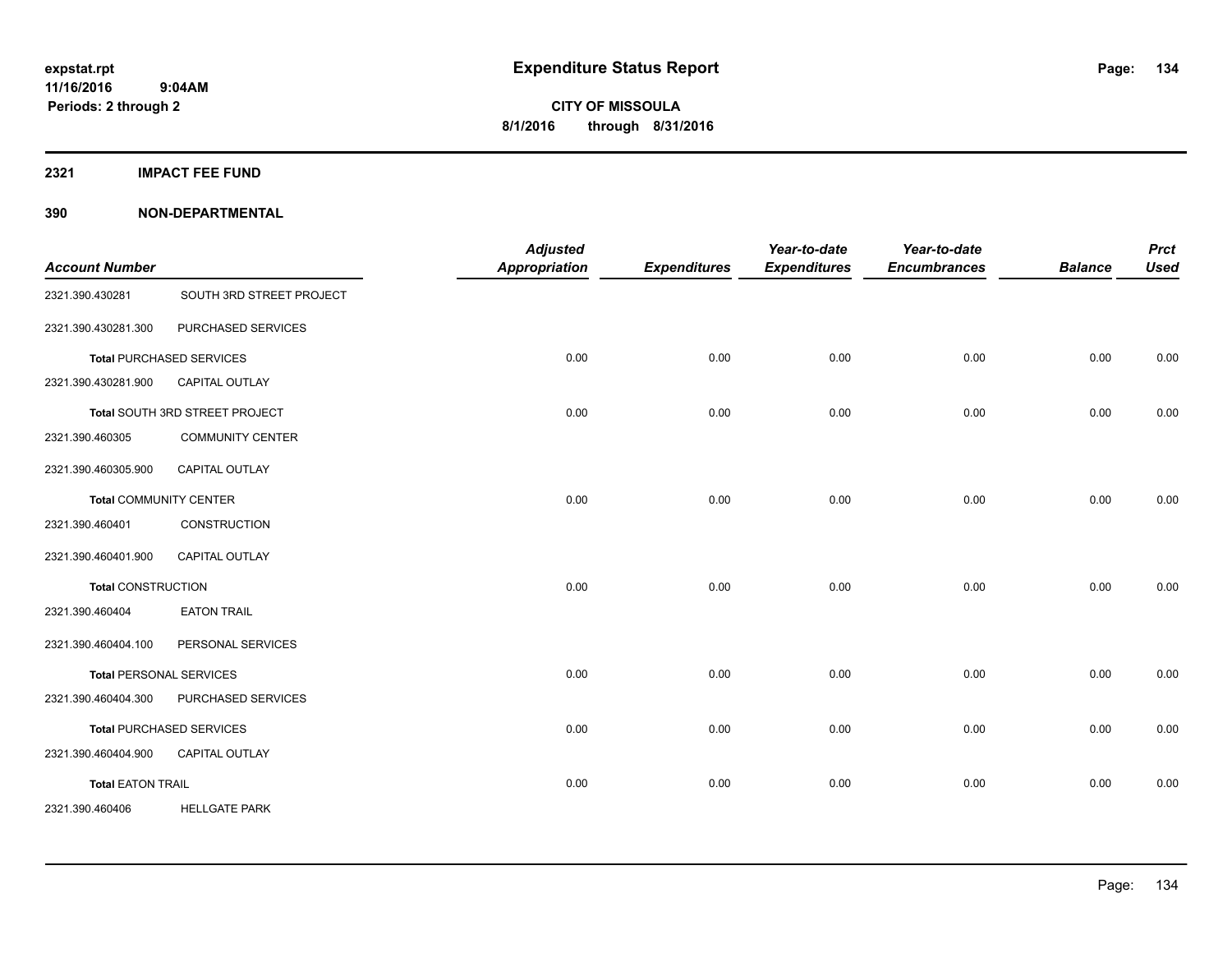# Expenditure Status Report

**expstat.rpt**
**11/16/2016 9:04AM**
**Periods: 2 through 2**

**CITY OF MISSOULA**
**8/1/2016 through 8/31/2016**

## 2321 IMPACT FEE FUND

### 390 NON-DEPARTMENTAL

| Account Number | | Adjusted Appropriation | Expenditures | Year-to-date Expenditures | Year-to-date Encumbrances | Balance | Prct Used |
|---|---|---|---|---|---|---|---|
| 2321.390.430281 | SOUTH 3RD STREET PROJECT | | | | | | |
| 2321.390.430281.300 | PURCHASED SERVICES | | | | | | |
| **Total** PURCHASED SERVICES | | 0.00 | 0.00 | 0.00 | 0.00 | 0.00 | 0.00 |
| 2321.390.430281.900 | CAPITAL OUTLAY | | | | | | |
| **Total** SOUTH 3RD STREET PROJECT | | 0.00 | 0.00 | 0.00 | 0.00 | 0.00 | 0.00 |
| 2321.390.460305 | COMMUNITY CENTER | | | | | | |
| 2321.390.460305.900 | CAPITAL OUTLAY | | | | | | |
| **Total** COMMUNITY CENTER | | 0.00 | 0.00 | 0.00 | 0.00 | 0.00 | 0.00 |
| 2321.390.460401 | CONSTRUCTION | | | | | | |
| 2321.390.460401.900 | CAPITAL OUTLAY | | | | | | |
| **Total** CONSTRUCTION | | 0.00 | 0.00 | 0.00 | 0.00 | 0.00 | 0.00 |
| 2321.390.460404 | EATON TRAIL | | | | | | |
| 2321.390.460404.100 | PERSONAL SERVICES | | | | | | |
| **Total** PERSONAL SERVICES | | 0.00 | 0.00 | 0.00 | 0.00 | 0.00 | 0.00 |
| 2321.390.460404.300 | PURCHASED SERVICES | | | | | | |
| **Total** PURCHASED SERVICES | | 0.00 | 0.00 | 0.00 | 0.00 | 0.00 | 0.00 |
| 2321.390.460404.900 | CAPITAL OUTLAY | | | | | | |
| **Total** EATON TRAIL | | 0.00 | 0.00 | 0.00 | 0.00 | 0.00 | 0.00 |
| 2321.390.460406 | HELLGATE PARK | | | | | | |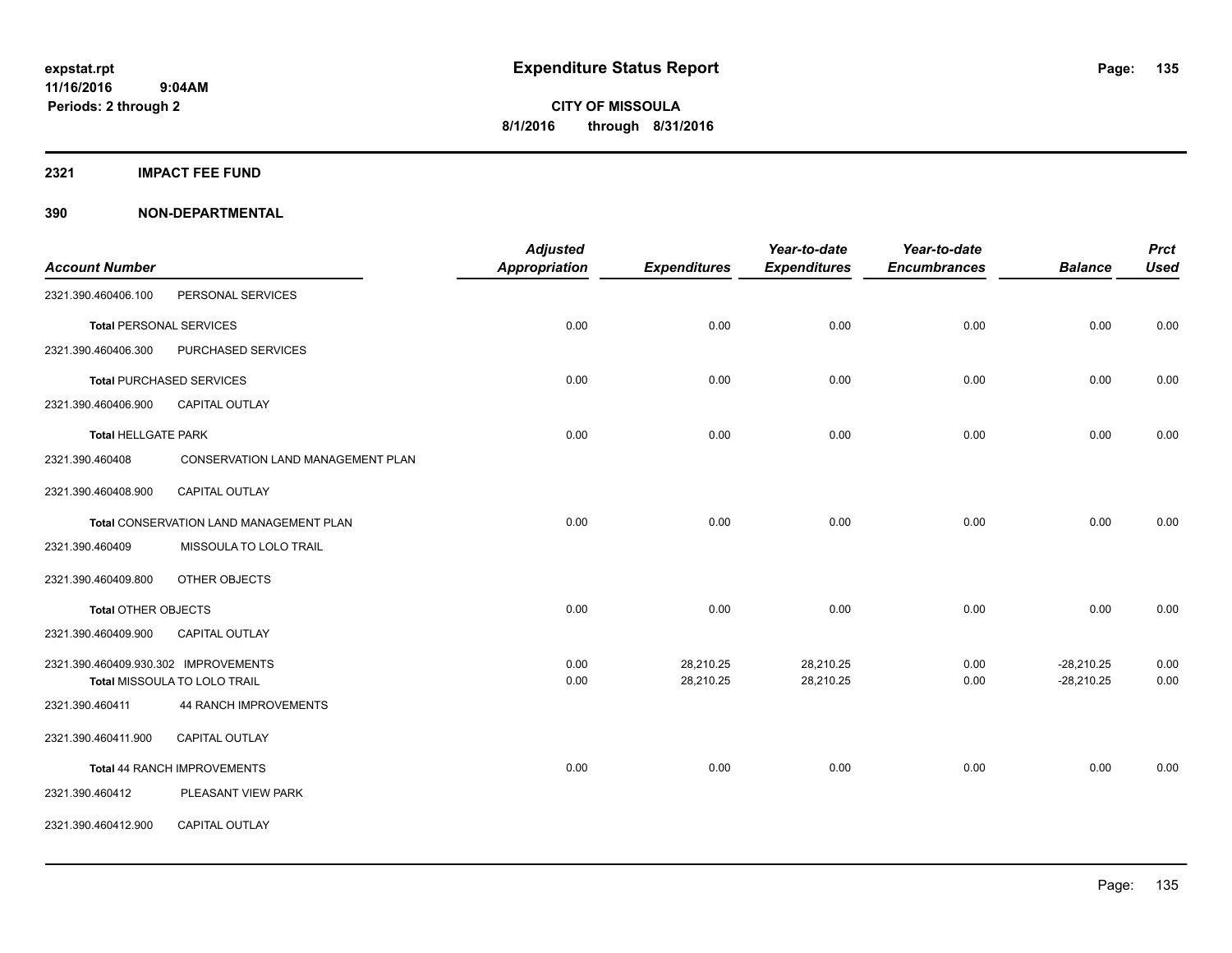# Expenditure Status Report

**CITY OF MISSOULA**
**8/1/2016 through 8/31/2016**

expstat.rpt
11/16/2016 9:04AM
Periods: 2 through 2

## 2321 IMPACT FEE FUND

## 390 NON-DEPARTMENTAL

| Account Number | | Adjusted Appropriation | Expenditures | Year-to-date Expenditures | Year-to-date Encumbrances | Balance | Prct Used |
|---|---|---|---|---|---|---|---|
| 2321.390.460406.100 | PERSONAL SERVICES | | | | | | |
| Total PERSONAL SERVICES | | 0.00 | 0.00 | 0.00 | 0.00 | 0.00 | 0.00 |
| 2321.390.460406.300 | PURCHASED SERVICES | | | | | | |
| Total PURCHASED SERVICES | | 0.00 | 0.00 | 0.00 | 0.00 | 0.00 | 0.00 |
| 2321.390.460406.900 | CAPITAL OUTLAY | | | | | | |
| Total HELLGATE PARK | | 0.00 | 0.00 | 0.00 | 0.00 | 0.00 | 0.00 |
| 2321.390.460408 | CONSERVATION LAND MANAGEMENT PLAN | | | | | | |
| 2321.390.460408.900 | CAPITAL OUTLAY | | | | | | |
| Total CONSERVATION LAND MANAGEMENT PLAN | | 0.00 | 0.00 | 0.00 | 0.00 | 0.00 | 0.00 |
| 2321.390.460409 | MISSOULA TO LOLO TRAIL | | | | | | |
| 2321.390.460409.800 | OTHER OBJECTS | | | | | | |
| Total OTHER OBJECTS | | 0.00 | 0.00 | 0.00 | 0.00 | 0.00 | 0.00 |
| 2321.390.460409.900 | CAPITAL OUTLAY | | | | | | |
| 2321.390.460409.930.302 | IMPROVEMENTS | 0.00 | 28,210.25 | 28,210.25 | 0.00 | -28,210.25 | 0.00 |
| Total MISSOULA TO LOLO TRAIL | | 0.00 | 28,210.25 | 28,210.25 | 0.00 | -28,210.25 | 0.00 |
| 2321.390.460411 | 44 RANCH IMPROVEMENTS | | | | | | |
| 2321.390.460411.900 | CAPITAL OUTLAY | | | | | | |
| Total 44 RANCH IMPROVEMENTS | | 0.00 | 0.00 | 0.00 | 0.00 | 0.00 | 0.00 |
| 2321.390.460412 | PLEASANT VIEW PARK | | | | | | |
| 2321.390.460412.900 | CAPITAL OUTLAY | | | | | | |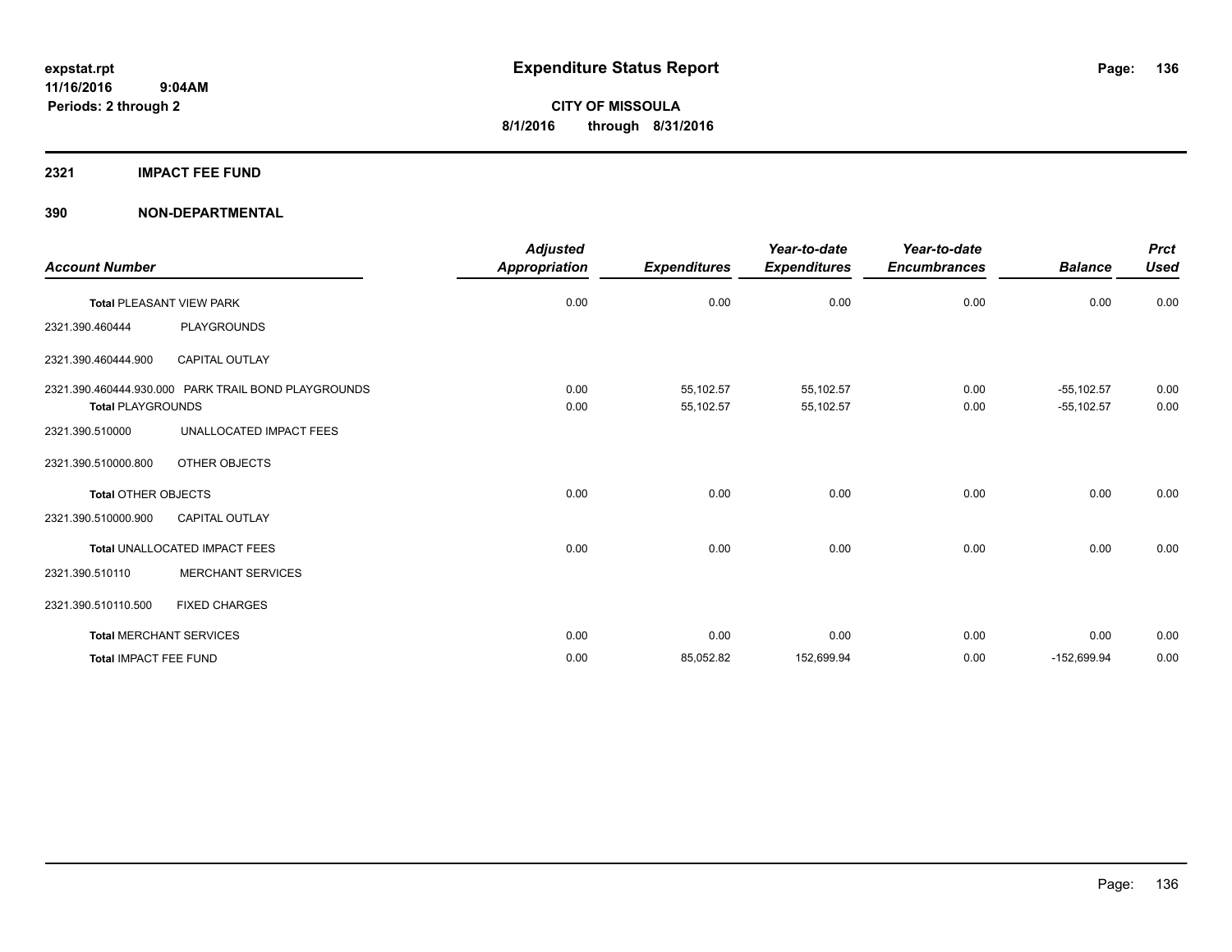# Expenditure Status Report

expstat.rpt
11/16/2016 9:04AM
Periods: 2 through 2

**CITY OF MISSOULA**
**8/1/2016 through 8/31/2016**

## 2321 IMPACT FEE FUND

## 390 NON-DEPARTMENTAL

| Account Number | | Adjusted Appropriation | Expenditures | Year-to-date Expenditures | Year-to-date Encumbrances | Balance | Prct Used |
|---|---|---|---|---|---|---|---|
| **Total** PLEASANT VIEW PARK | | 0.00 | 0.00 | 0.00 | 0.00 | 0.00 | 0.00 |
| 2321.390.460444 | PLAYGROUNDS | | | | | | |
| 2321.390.460444.900 | CAPITAL OUTLAY | | | | | | |
| 2321.390.460444.930.000 | PARK TRAIL BOND PLAYGROUNDS | 0.00 | 55,102.57 | 55,102.57 | 0.00 | -55,102.57 | 0.00 |
| **Total** PLAYGROUNDS | | 0.00 | 55,102.57 | 55,102.57 | 0.00 | -55,102.57 | 0.00 |
| 2321.390.510000 | UNALLOCATED IMPACT FEES | | | | | | |
| 2321.390.510000.800 | OTHER OBJECTS | | | | | | |
| **Total** OTHER OBJECTS | | 0.00 | 0.00 | 0.00 | 0.00 | 0.00 | 0.00 |
| 2321.390.510000.900 | CAPITAL OUTLAY | | | | | | |
| **Total** UNALLOCATED IMPACT FEES | | 0.00 | 0.00 | 0.00 | 0.00 | 0.00 | 0.00 |
| 2321.390.510110 | MERCHANT SERVICES | | | | | | |
| 2321.390.510110.500 | FIXED CHARGES | | | | | | |
| **Total** MERCHANT SERVICES | | 0.00 | 0.00 | 0.00 | 0.00 | 0.00 | 0.00 |
| **Total** IMPACT FEE FUND | | 0.00 | 85,052.82 | 152,699.94 | 0.00 | -152,699.94 | 0.00 |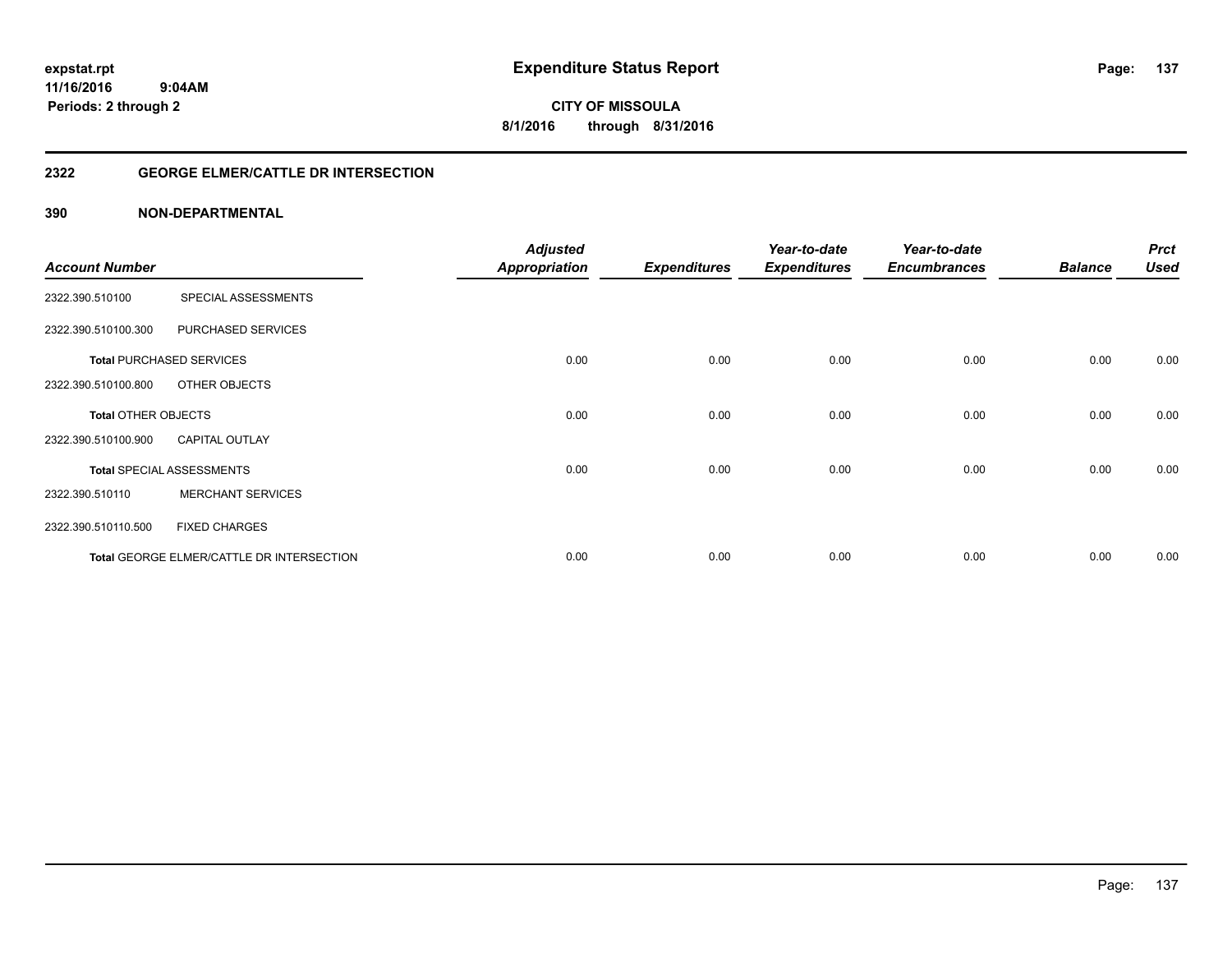**expstat.rpt**
**11/16/2016 9:04AM**
**Periods: 2 through 2**

# Expenditure Status Report

**CITY OF MISSOULA**
**8/1/2016 through 8/31/2016**

## 2322 GEORGE ELMER/CATTLE DR INTERSECTION

## 390 NON-DEPARTMENTAL

| Account Number | | Adjusted Appropriation | Expenditures | Year-to-date Expenditures | Year-to-date Encumbrances | Balance | Prct Used |
|---|---|---|---|---|---|---|---|
| 2322.390.510100 | SPECIAL ASSESSMENTS | | | | | | |
| 2322.390.510100.300 | PURCHASED SERVICES | | | | | | |
| **Total** PURCHASED SERVICES | | 0.00 | 0.00 | 0.00 | 0.00 | 0.00 | 0.00 |
| 2322.390.510100.800 | OTHER OBJECTS | | | | | | |
| **Total** OTHER OBJECTS | | 0.00 | 0.00 | 0.00 | 0.00 | 0.00 | 0.00 |
| 2322.390.510100.900 | CAPITAL OUTLAY | | | | | | |
| **Total** SPECIAL ASSESSMENTS | | 0.00 | 0.00 | 0.00 | 0.00 | 0.00 | 0.00 |
| 2322.390.510110 | MERCHANT SERVICES | | | | | | |
| 2322.390.510110.500 | FIXED CHARGES | | | | | | |
| **Total** GEORGE ELMER/CATTLE DR INTERSECTION | | 0.00 | 0.00 | 0.00 | 0.00 | 0.00 | 0.00 |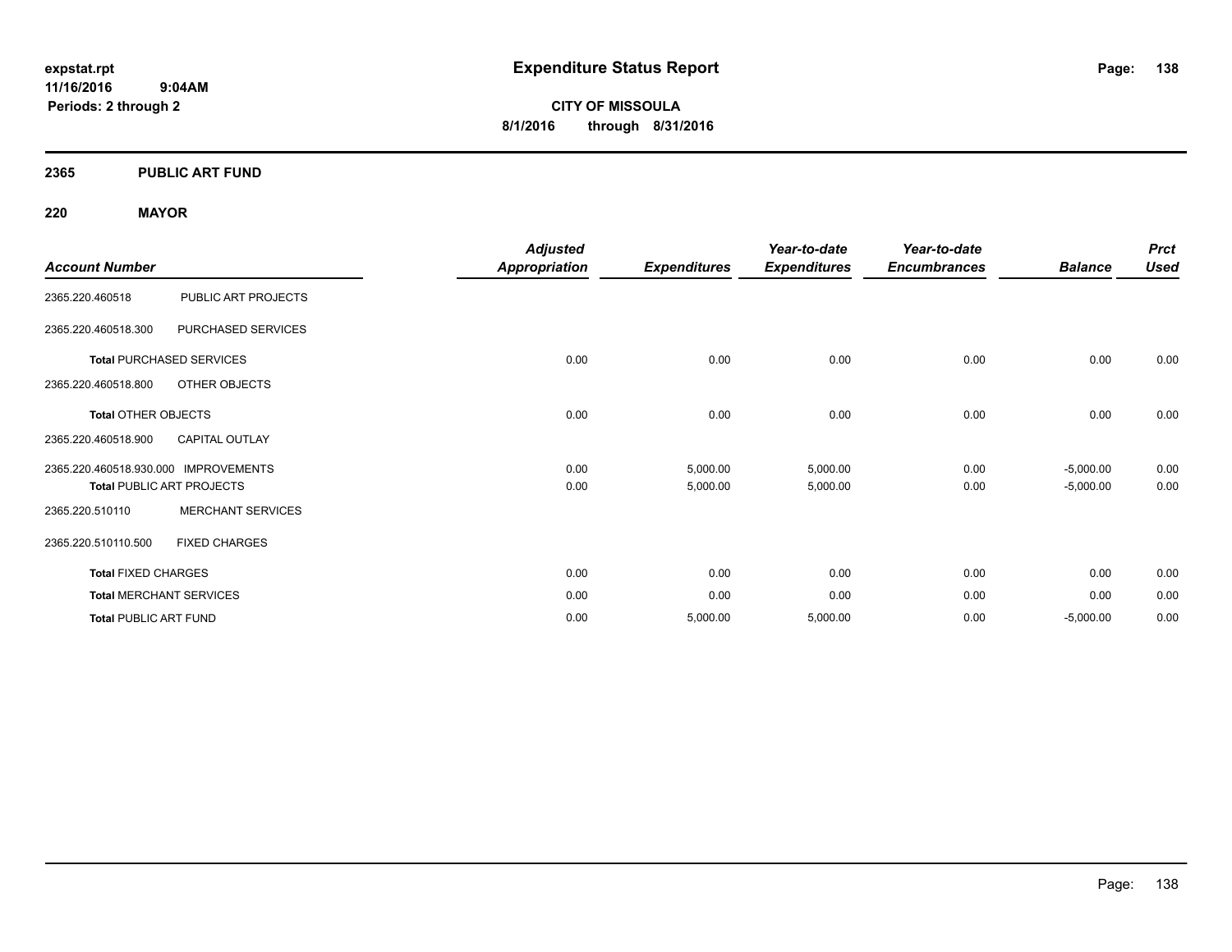# Expenditure Status Report

**CITY OF MISSOULA**
**8/1/2016 through 8/31/2016**

expstat.rpt
11/16/2016 9:04AM
Periods: 2 through 2

## 2365 PUBLIC ART FUND

### 220 MAYOR

| Account Number | | Adjusted Appropriation | Expenditures | Year-to-date Expenditures | Year-to-date Encumbrances | Balance | Prct Used |
|---|---|---|---|---|---|---|---|
| 2365.220.460518 | PUBLIC ART PROJECTS | | | | | | |
| 2365.220.460518.300 | PURCHASED SERVICES | | | | | | |
| **Total** PURCHASED SERVICES | | 0.00 | 0.00 | 0.00 | 0.00 | 0.00 | 0.00 |
| 2365.220.460518.800 | OTHER OBJECTS | | | | | | |
| **Total** OTHER OBJECTS | | 0.00 | 0.00 | 0.00 | 0.00 | 0.00 | 0.00 |
| 2365.220.460518.900 | CAPITAL OUTLAY | | | | | | |
| 2365.220.460518.930.000 | IMPROVEMENTS | 0.00 | 5,000.00 | 5,000.00 | 0.00 | -5,000.00 | 0.00 |
| **Total** PUBLIC ART PROJECTS | | 0.00 | 5,000.00 | 5,000.00 | 0.00 | -5,000.00 | 0.00 |
| 2365.220.510110 | MERCHANT SERVICES | | | | | | |
| 2365.220.510110.500 | FIXED CHARGES | | | | | | |
| **Total** FIXED CHARGES | | 0.00 | 0.00 | 0.00 | 0.00 | 0.00 | 0.00 |
| **Total** MERCHANT SERVICES | | 0.00 | 0.00 | 0.00 | 0.00 | 0.00 | 0.00 |
| **Total** PUBLIC ART FUND | | 0.00 | 5,000.00 | 5,000.00 | 0.00 | -5,000.00 | 0.00 |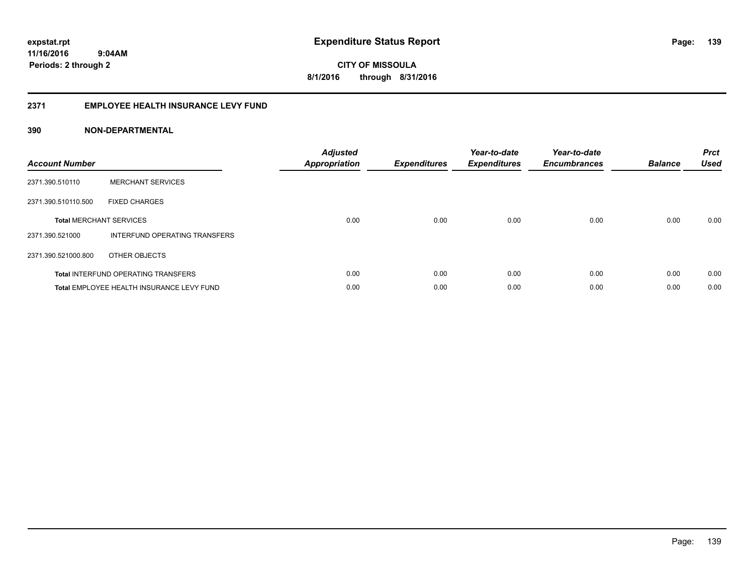**expstat.rpt**
**11/16/2016 9:04AM**
**Periods: 2 through 2**

# Expenditure Status Report

**CITY OF MISSOULA**
**8/1/2016 through 8/31/2016**

## 2371 EMPLOYEE HEALTH INSURANCE LEVY FUND

### 390 NON-DEPARTMENTAL

| Account Number | | Adjusted Appropriation | Expenditures | Year-to-date Expenditures | Year-to-date Encumbrances | Balance | Prct Used |
|---|---|---|---|---|---|---|---|
| 2371.390.510110 | MERCHANT SERVICES | | | | | | |
| 2371.390.510110.500 | FIXED CHARGES | | | | | | |
| **Total** MERCHANT SERVICES | | 0.00 | 0.00 | 0.00 | 0.00 | 0.00 | 0.00 |
| 2371.390.521000 | INTERFUND OPERATING TRANSFERS | | | | | | |
| 2371.390.521000.800 | OTHER OBJECTS | | | | | | |
| **Total** INTERFUND OPERATING TRANSFERS | | 0.00 | 0.00 | 0.00 | 0.00 | 0.00 | 0.00 |
| **Total** EMPLOYEE HEALTH INSURANCE LEVY FUND | | 0.00 | 0.00 | 0.00 | 0.00 | 0.00 | 0.00 |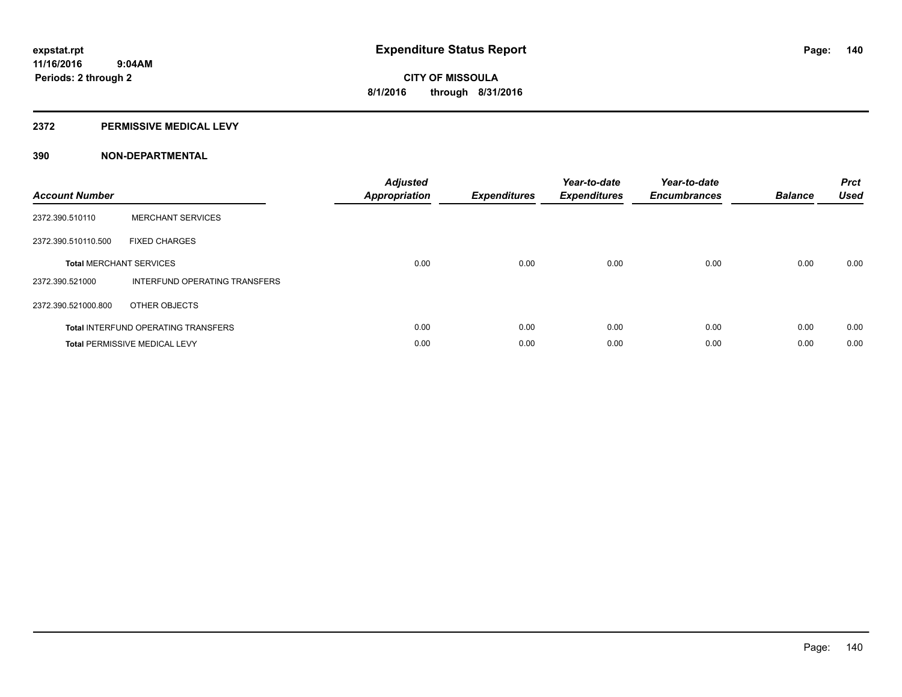**expstat.rpt**
**11/16/2016 9:04AM**
**Periods: 2 through 2**

# Expenditure Status Report

**CITY OF MISSOULA**
**8/1/2016 through 8/31/2016**

## 2372 PERMISSIVE MEDICAL LEVY

### 390 NON-DEPARTMENTAL

| Account Number | | Adjusted Appropriation | Expenditures | Year-to-date Expenditures | Year-to-date Encumbrances | Balance | Prct Used |
|---|---|---|---|---|---|---|---|
| 2372.390.510110 | MERCHANT SERVICES | | | | | | |
| 2372.390.510110.500 | FIXED CHARGES | | | | | | |
| **Total** MERCHANT SERVICES | | 0.00 | 0.00 | 0.00 | 0.00 | 0.00 | 0.00 |
| 2372.390.521000 | INTERFUND OPERATING TRANSFERS | | | | | | |
| 2372.390.521000.800 | OTHER OBJECTS | | | | | | |
| **Total** INTERFUND OPERATING TRANSFERS | | 0.00 | 0.00 | 0.00 | 0.00 | 0.00 | 0.00 |
| **Total** PERMISSIVE MEDICAL LEVY | | 0.00 | 0.00 | 0.00 | 0.00 | 0.00 | 0.00 |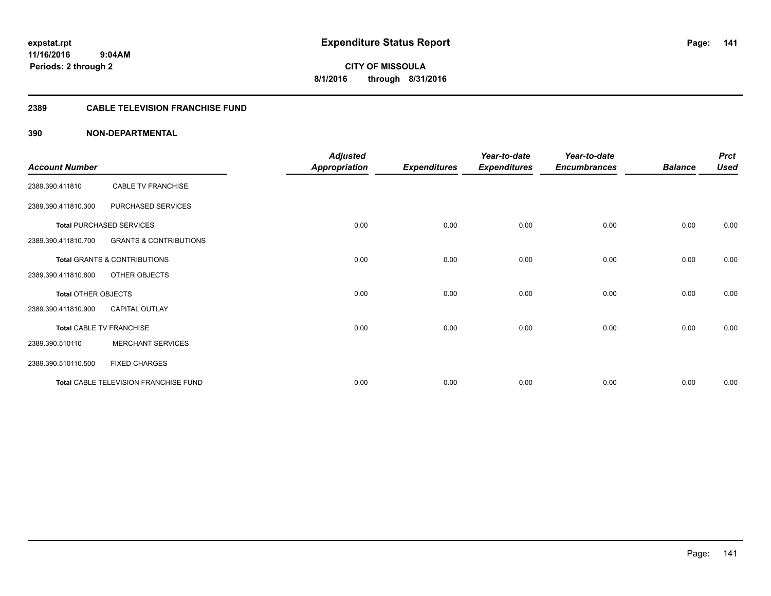# Expenditure Status Report

expstat.rpt
11/16/2016 9:04AM
Periods: 2 through 2

**CITY OF MISSOULA**
**8/1/2016 through 8/31/2016**

## 2389 CABLE TELEVISION FRANCHISE FUND

### 390 NON-DEPARTMENTAL

| Account Number | | Adjusted Appropriation | Expenditures | Year-to-date Expenditures | Year-to-date Encumbrances | Balance | Prct Used |
|---|---|---|---|---|---|---|---|
| 2389.390.411810 | CABLE TV FRANCHISE | | | | | | |
| 2389.390.411810.300 | PURCHASED SERVICES | | | | | | |
| **Total** PURCHASED SERVICES | | 0.00 | 0.00 | 0.00 | 0.00 | 0.00 | 0.00 |
| 2389.390.411810.700 | GRANTS & CONTRIBUTIONS | | | | | | |
| **Total** GRANTS & CONTRIBUTIONS | | 0.00 | 0.00 | 0.00 | 0.00 | 0.00 | 0.00 |
| 2389.390.411810.800 | OTHER OBJECTS | | | | | | |
| **Total** OTHER OBJECTS | | 0.00 | 0.00 | 0.00 | 0.00 | 0.00 | 0.00 |
| 2389.390.411810.900 | CAPITAL OUTLAY | | | | | | |
| **Total** CABLE TV FRANCHISE | | 0.00 | 0.00 | 0.00 | 0.00 | 0.00 | 0.00 |
| 2389.390.510110 | MERCHANT SERVICES | | | | | | |
| 2389.390.510110.500 | FIXED CHARGES | | | | | | |
| **Total** CABLE TELEVISION FRANCHISE FUND | | 0.00 | 0.00 | 0.00 | 0.00 | 0.00 | 0.00 |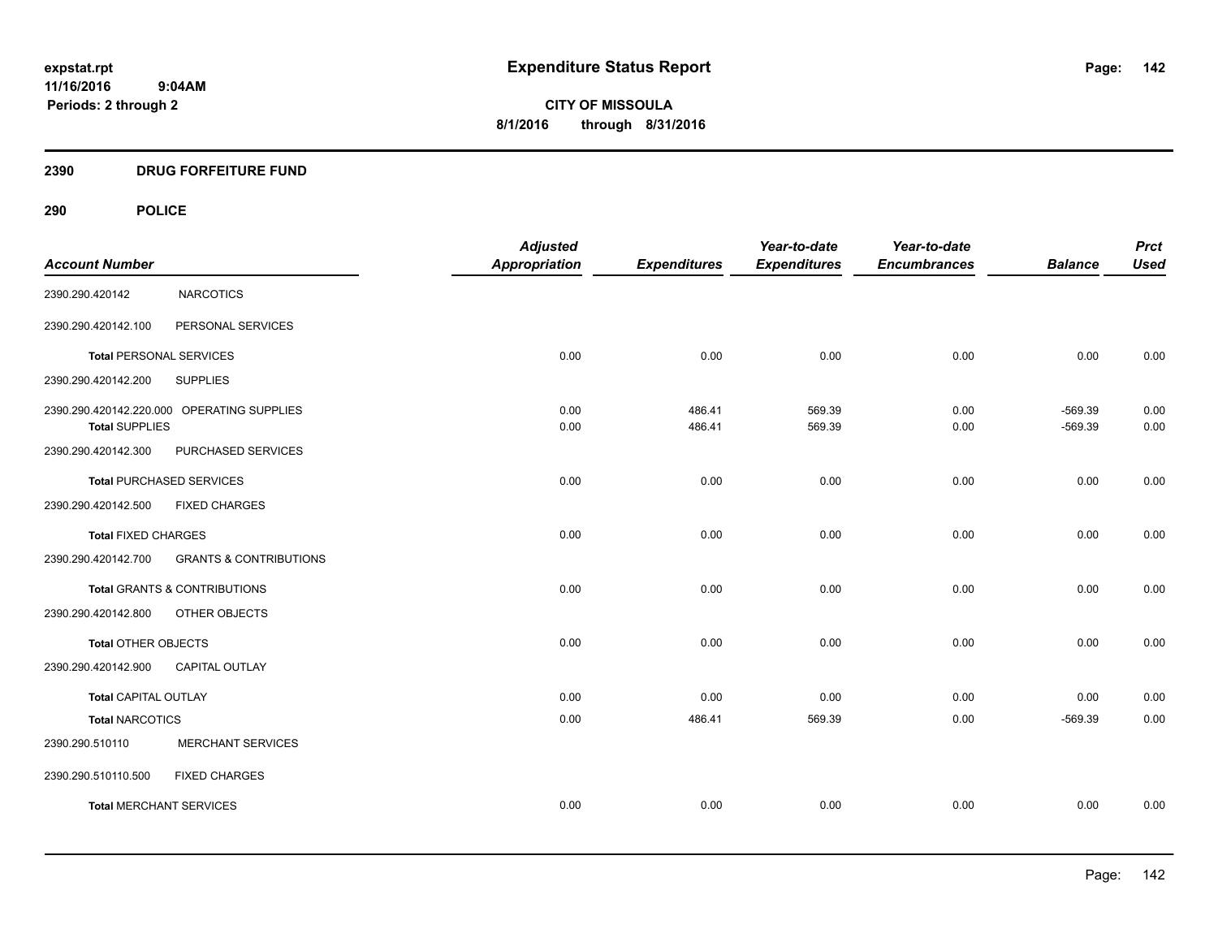# Expenditure Status Report

**CITY OF MISSOULA**
**8/1/2016 through 8/31/2016**

expstat.rpt
11/16/2016 9:04AM
Periods: 2 through 2

## 2390 DRUG FORFEITURE FUND

### 290 POLICE

| Account Number | | Adjusted Appropriation | Expenditures | Year-to-date Expenditures | Year-to-date Encumbrances | Balance | Prct Used |
|---|---|---|---|---|---|---|---|
| 2390.290.420142 | NARCOTICS | | | | | | |
| 2390.290.420142.100 | PERSONAL SERVICES | | | | | | |
| **Total** PERSONAL SERVICES | | 0.00 | 0.00 | 0.00 | 0.00 | 0.00 | 0.00 |
| 2390.290.420142.200 | SUPPLIES | | | | | | |
| 2390.290.420142.220.000 | OPERATING SUPPLIES | 0.00 | 486.41 | 569.39 | 0.00 | -569.39 | 0.00 |
| **Total** SUPPLIES | | 0.00 | 486.41 | 569.39 | 0.00 | -569.39 | 0.00 |
| 2390.290.420142.300 | PURCHASED SERVICES | | | | | | |
| **Total** PURCHASED SERVICES | | 0.00 | 0.00 | 0.00 | 0.00 | 0.00 | 0.00 |
| 2390.290.420142.500 | FIXED CHARGES | | | | | | |
| **Total** FIXED CHARGES | | 0.00 | 0.00 | 0.00 | 0.00 | 0.00 | 0.00 |
| 2390.290.420142.700 | GRANTS & CONTRIBUTIONS | | | | | | |
| **Total** GRANTS & CONTRIBUTIONS | | 0.00 | 0.00 | 0.00 | 0.00 | 0.00 | 0.00 |
| 2390.290.420142.800 | OTHER OBJECTS | | | | | | |
| **Total** OTHER OBJECTS | | 0.00 | 0.00 | 0.00 | 0.00 | 0.00 | 0.00 |
| 2390.290.420142.900 | CAPITAL OUTLAY | | | | | | |
| **Total** CAPITAL OUTLAY | | 0.00 | 0.00 | 0.00 | 0.00 | 0.00 | 0.00 |
| **Total** NARCOTICS | | 0.00 | 486.41 | 569.39 | 0.00 | -569.39 | 0.00 |
| 2390.290.510110 | MERCHANT SERVICES | | | | | | |
| 2390.290.510110.500 | FIXED CHARGES | | | | | | |
| **Total** MERCHANT SERVICES | | 0.00 | 0.00 | 0.00 | 0.00 | 0.00 | 0.00 |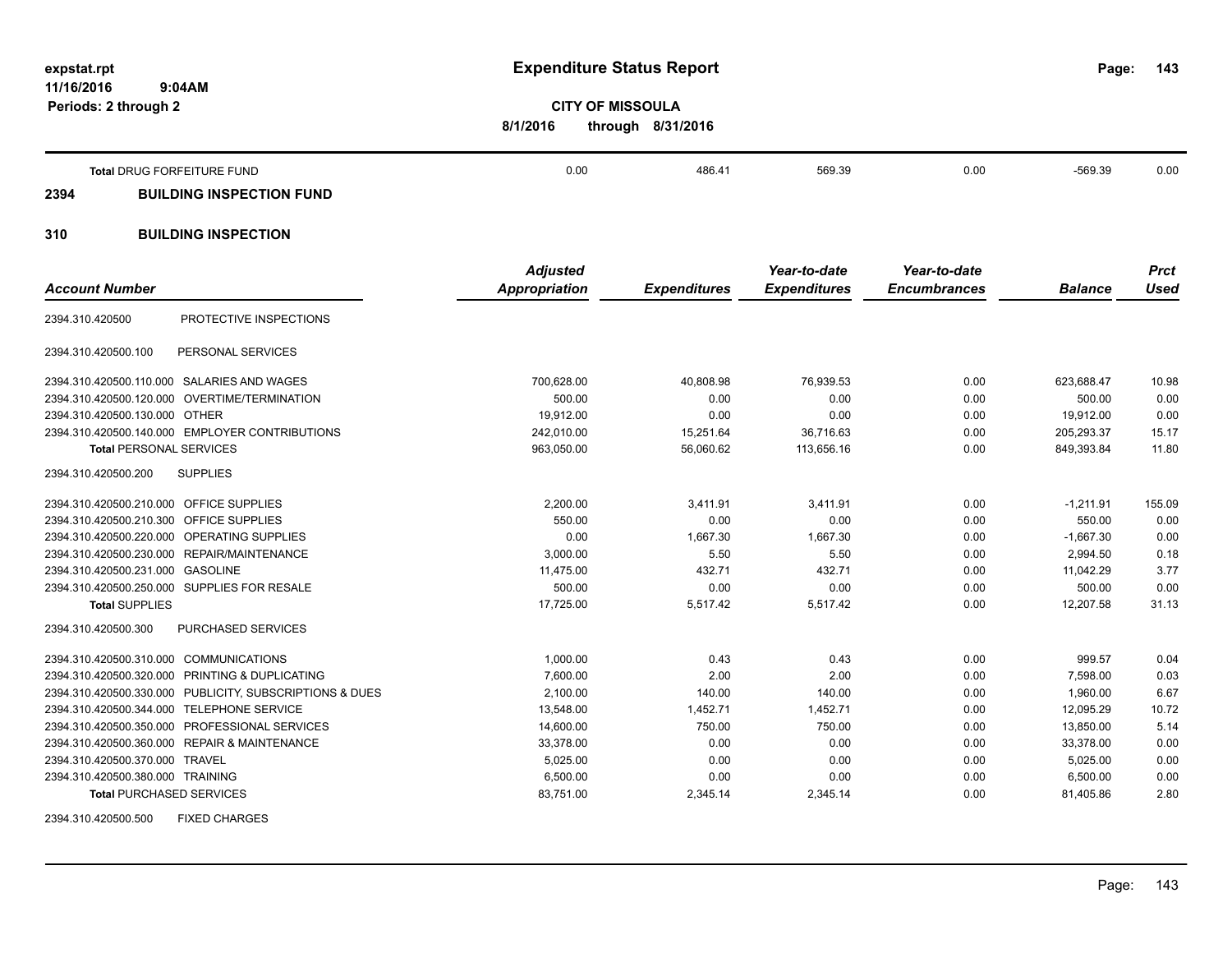| Account Number | | Adjusted Appropriation | Expenditures | Year-to-date Expenditures | Year-to-date Encumbrances | Balance | Prct Used |
|---|---|---|---|---|---|---|---|
| **Total** DRUG FORFEITURE FUND | | 0.00 | 486.41 | 569.39 | 0.00 | -569.39 | 0.00 |

## 2394 BUILDING INSPECTION FUND

## 310 BUILDING INSPECTION

| Account Number | | Adjusted Appropriation | Expenditures | Year-to-date Expenditures | Year-to-date Encumbrances | Balance | Prct Used |
|---|---|---|---|---|---|---|---|
| 2394.310.420500 | PROTECTIVE INSPECTIONS | | | | | | |
| 2394.310.420500.100 | PERSONAL SERVICES | | | | | | |
| 2394.310.420500.110.000 | SALARIES AND WAGES | 700,628.00 | 40,808.98 | 76,939.53 | 0.00 | 623,688.47 | 10.98 |
| 2394.310.420500.120.000 | OVERTIME/TERMINATION | 500.00 | 0.00 | 0.00 | 0.00 | 500.00 | 0.00 |
| 2394.310.420500.130.000 | OTHER | 19,912.00 | 0.00 | 0.00 | 0.00 | 19,912.00 | 0.00 |
| 2394.310.420500.140.000 | EMPLOYER CONTRIBUTIONS | 242,010.00 | 15,251.64 | 36,716.63 | 0.00 | 205,293.37 | 15.17 |
| **Total** PERSONAL SERVICES | | 963,050.00 | 56,060.62 | 113,656.16 | 0.00 | 849,393.84 | 11.80 |
| 2394.310.420500.200 | SUPPLIES | | | | | | |
| 2394.310.420500.210.000 | OFFICE SUPPLIES | 2,200.00 | 3,411.91 | 3,411.91 | 0.00 | -1,211.91 | 155.09 |
| 2394.310.420500.210.300 | OFFICE SUPPLIES | 550.00 | 0.00 | 0.00 | 0.00 | 550.00 | 0.00 |
| 2394.310.420500.220.000 | OPERATING SUPPLIES | 0.00 | 1,667.30 | 1,667.30 | 0.00 | -1,667.30 | 0.00 |
| 2394.310.420500.230.000 | REPAIR/MAINTENANCE | 3,000.00 | 5.50 | 5.50 | 0.00 | 2,994.50 | 0.18 |
| 2394.310.420500.231.000 | GASOLINE | 11,475.00 | 432.71 | 432.71 | 0.00 | 11,042.29 | 3.77 |
| 2394.310.420500.250.000 | SUPPLIES FOR RESALE | 500.00 | 0.00 | 0.00 | 0.00 | 500.00 | 0.00 |
| **Total** SUPPLIES | | 17,725.00 | 5,517.42 | 5,517.42 | 0.00 | 12,207.58 | 31.13 |
| 2394.310.420500.300 | PURCHASED SERVICES | | | | | | |
| 2394.310.420500.310.000 | COMMUNICATIONS | 1,000.00 | 0.43 | 0.43 | 0.00 | 999.57 | 0.04 |
| 2394.310.420500.320.000 | PRINTING & DUPLICATING | 7,600.00 | 2.00 | 2.00 | 0.00 | 7,598.00 | 0.03 |
| 2394.310.420500.330.000 | PUBLICITY, SUBSCRIPTIONS & DUES | 2,100.00 | 140.00 | 140.00 | 0.00 | 1,960.00 | 6.67 |
| 2394.310.420500.344.000 | TELEPHONE SERVICE | 13,548.00 | 1,452.71 | 1,452.71 | 0.00 | 12,095.29 | 10.72 |
| 2394.310.420500.350.000 | PROFESSIONAL SERVICES | 14,600.00 | 750.00 | 750.00 | 0.00 | 13,850.00 | 5.14 |
| 2394.310.420500.360.000 | REPAIR & MAINTENANCE | 33,378.00 | 0.00 | 0.00 | 0.00 | 33,378.00 | 0.00 |
| 2394.310.420500.370.000 | TRAVEL | 5,025.00 | 0.00 | 0.00 | 0.00 | 5,025.00 | 0.00 |
| 2394.310.420500.380.000 | TRAINING | 6,500.00 | 0.00 | 0.00 | 0.00 | 6,500.00 | 0.00 |
| **Total** PURCHASED SERVICES | | 83,751.00 | 2,345.14 | 2,345.14 | 0.00 | 81,405.86 | 2.80 |
| 2394.310.420500.500 | FIXED CHARGES | | | | | | |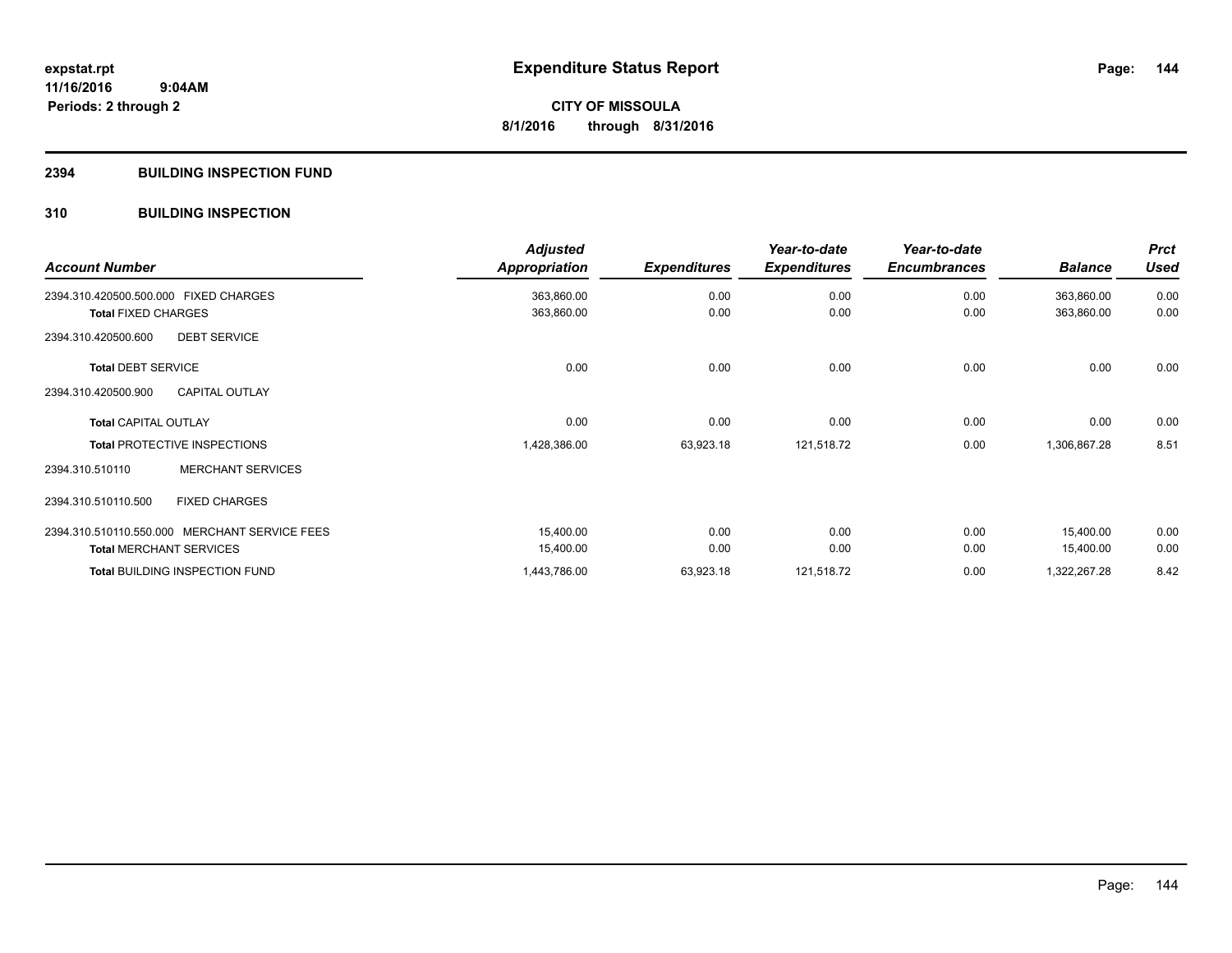# Expenditure Status Report

expstat.rpt
11/16/2016 9:04AM
Periods: 2 through 2

**CITY OF MISSOULA**
**8/1/2016 through 8/31/2016**

## 2394 BUILDING INSPECTION FUND

### 310 BUILDING INSPECTION

| Account Number | Adjusted Appropriation | Expenditures | Year-to-date Expenditures | Year-to-date Encumbrances | Balance | Prct Used |
|---|---|---|---|---|---|---|
| 2394.310.420500.500.000 FIXED CHARGES | 363,860.00 | 0.00 | 0.00 | 0.00 | 363,860.00 | 0.00 |
| **Total** FIXED CHARGES | 363,860.00 | 0.00 | 0.00 | 0.00 | 363,860.00 | 0.00 |
| 2394.310.420500.600 DEBT SERVICE | | | | | | |
| **Total** DEBT SERVICE | 0.00 | 0.00 | 0.00 | 0.00 | 0.00 | 0.00 |
| 2394.310.420500.900 CAPITAL OUTLAY | | | | | | |
| **Total** CAPITAL OUTLAY | 0.00 | 0.00 | 0.00 | 0.00 | 0.00 | 0.00 |
| **Total** PROTECTIVE INSPECTIONS | 1,428,386.00 | 63,923.18 | 121,518.72 | 0.00 | 1,306,867.28 | 8.51 |
| 2394.310.510110 MERCHANT SERVICES | | | | | | |
| 2394.310.510110.500 FIXED CHARGES | | | | | | |
| 2394.310.510110.550.000 MERCHANT SERVICE FEES | 15,400.00 | 0.00 | 0.00 | 0.00 | 15,400.00 | 0.00 |
| **Total** MERCHANT SERVICES | 15,400.00 | 0.00 | 0.00 | 0.00 | 15,400.00 | 0.00 |
| **Total** BUILDING INSPECTION FUND | 1,443,786.00 | 63,923.18 | 121,518.72 | 0.00 | 1,322,267.28 | 8.42 |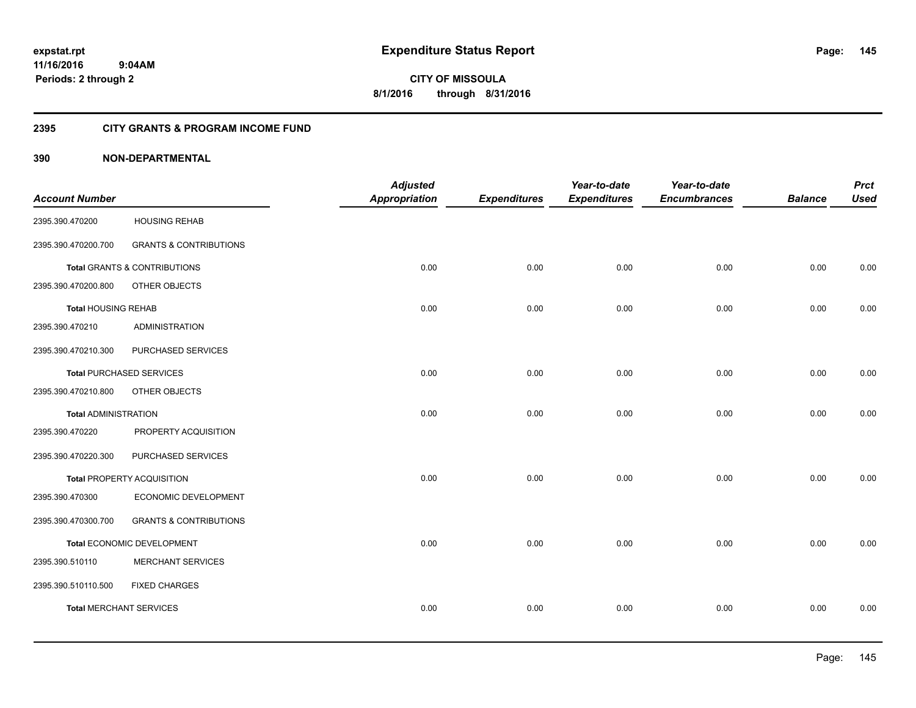# Expenditure Status Report

expstat.rpt
11/16/2016 9:04AM
Periods: 2 through 2

CITY OF MISSOULA
8/1/2016 through 8/31/2016

## 2395 CITY GRANTS & PROGRAM INCOME FUND

### 390 NON-DEPARTMENTAL

| Account Number | | Adjusted Appropriation | Expenditures | Year-to-date Expenditures | Year-to-date Encumbrances | Balance | Prct Used |
|---|---|---|---|---|---|---|---|
| 2395.390.470200 | HOUSING REHAB | | | | | | |
| 2395.390.470200.700 | GRANTS & CONTRIBUTIONS | | | | | | |
| **Total** GRANTS & CONTRIBUTIONS | | 0.00 | 0.00 | 0.00 | 0.00 | 0.00 | 0.00 |
| 2395.390.470200.800 | OTHER OBJECTS | | | | | | |
| **Total** HOUSING REHAB | | 0.00 | 0.00 | 0.00 | 0.00 | 0.00 | 0.00 |
| 2395.390.470210 | ADMINISTRATION | | | | | | |
| 2395.390.470210.300 | PURCHASED SERVICES | | | | | | |
| **Total** PURCHASED SERVICES | | 0.00 | 0.00 | 0.00 | 0.00 | 0.00 | 0.00 |
| 2395.390.470210.800 | OTHER OBJECTS | | | | | | |
| **Total** ADMINISTRATION | | 0.00 | 0.00 | 0.00 | 0.00 | 0.00 | 0.00 |
| 2395.390.470220 | PROPERTY ACQUISITION | | | | | | |
| 2395.390.470220.300 | PURCHASED SERVICES | | | | | | |
| **Total** PROPERTY ACQUISITION | | 0.00 | 0.00 | 0.00 | 0.00 | 0.00 | 0.00 |
| 2395.390.470300 | ECONOMIC DEVELOPMENT | | | | | | |
| 2395.390.470300.700 | GRANTS & CONTRIBUTIONS | | | | | | |
| **Total** ECONOMIC DEVELOPMENT | | 0.00 | 0.00 | 0.00 | 0.00 | 0.00 | 0.00 |
| 2395.390.510110 | MERCHANT SERVICES | | | | | | |
| 2395.390.510110.500 | FIXED CHARGES | | | | | | |
| **Total** MERCHANT SERVICES | | 0.00 | 0.00 | 0.00 | 0.00 | 0.00 | 0.00 |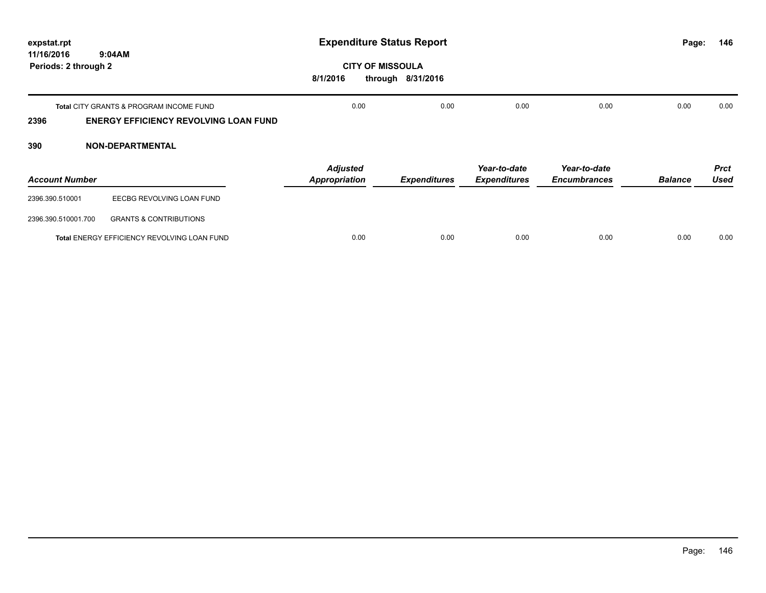**expstat.rpt**
**11/16/2016 9:04AM**
**Periods: 2 through 2**

# Expenditure Status Report

**CITY OF MISSOULA**
**8/1/2016 through 8/31/2016**

| | Adjusted Appropriation | Expenditures | Year-to-date Expenditures | Year-to-date Encumbrances | Balance | Prct Used |
|---|---|---|---|---|---|---|
| **Total** CITY GRANTS & PROGRAM INCOME FUND | 0.00 | 0.00 | 0.00 | 0.00 | 0.00 | 0.00 |

## 2396 ENERGY EFFICIENCY REVOLVING LOAN FUND

## 390 NON-DEPARTMENTAL

| Account Number | | Adjusted Appropriation | Expenditures | Year-to-date Expenditures | Year-to-date Encumbrances | Balance | Prct Used |
|---|---|---|---|---|---|---|---|
| 2396.390.510001 | EECBG REVOLVING LOAN FUND | | | | | | |
| 2396.390.510001.700 | GRANTS & CONTRIBUTIONS | | | | | | |
| **Total** ENERGY EFFICIENCY REVOLVING LOAN FUND | | 0.00 | 0.00 | 0.00 | 0.00 | 0.00 | 0.00 |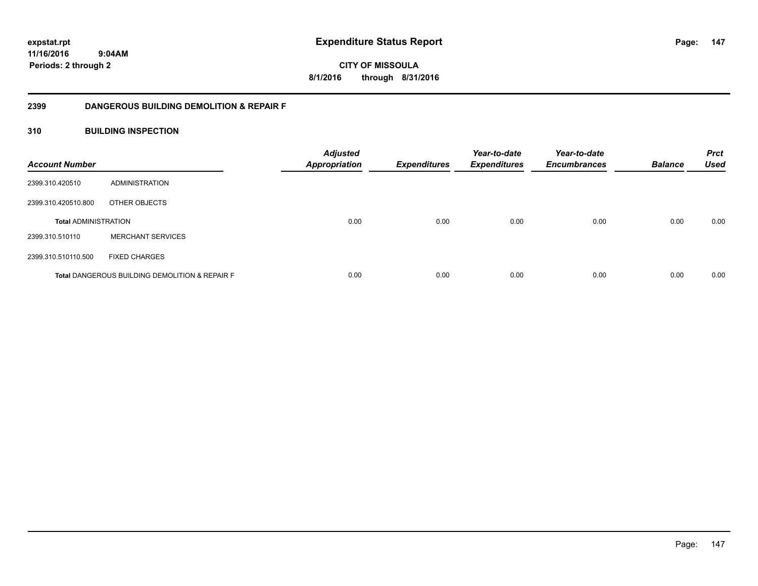**expstat.rpt**
**11/16/2016 9:04AM**
**Periods: 2 through 2**

# Expenditure Status Report

**CITY OF MISSOULA**
**8/1/2016 through 8/31/2016**

## 2399 DANGEROUS BUILDING DEMOLITION & REPAIR F

### 310 BUILDING INSPECTION

| Account Number | | Adjusted Appropriation | Expenditures | Year-to-date Expenditures | Year-to-date Encumbrances | Balance | Prct Used |
|---|---|---|---|---|---|---|---|
| 2399.310.420510 | ADMINISTRATION | | | | | | |
| 2399.310.420510.800 | OTHER OBJECTS | | | | | | |
| **Total** ADMINISTRATION | | 0.00 | 0.00 | 0.00 | 0.00 | 0.00 | 0.00 |
| 2399.310.510110 | MERCHANT SERVICES | | | | | | |
| 2399.310.510110.500 | FIXED CHARGES | | | | | | |
| **Total** DANGEROUS BUILDING DEMOLITION & REPAIR F | | 0.00 | 0.00 | 0.00 | 0.00 | 0.00 | 0.00 |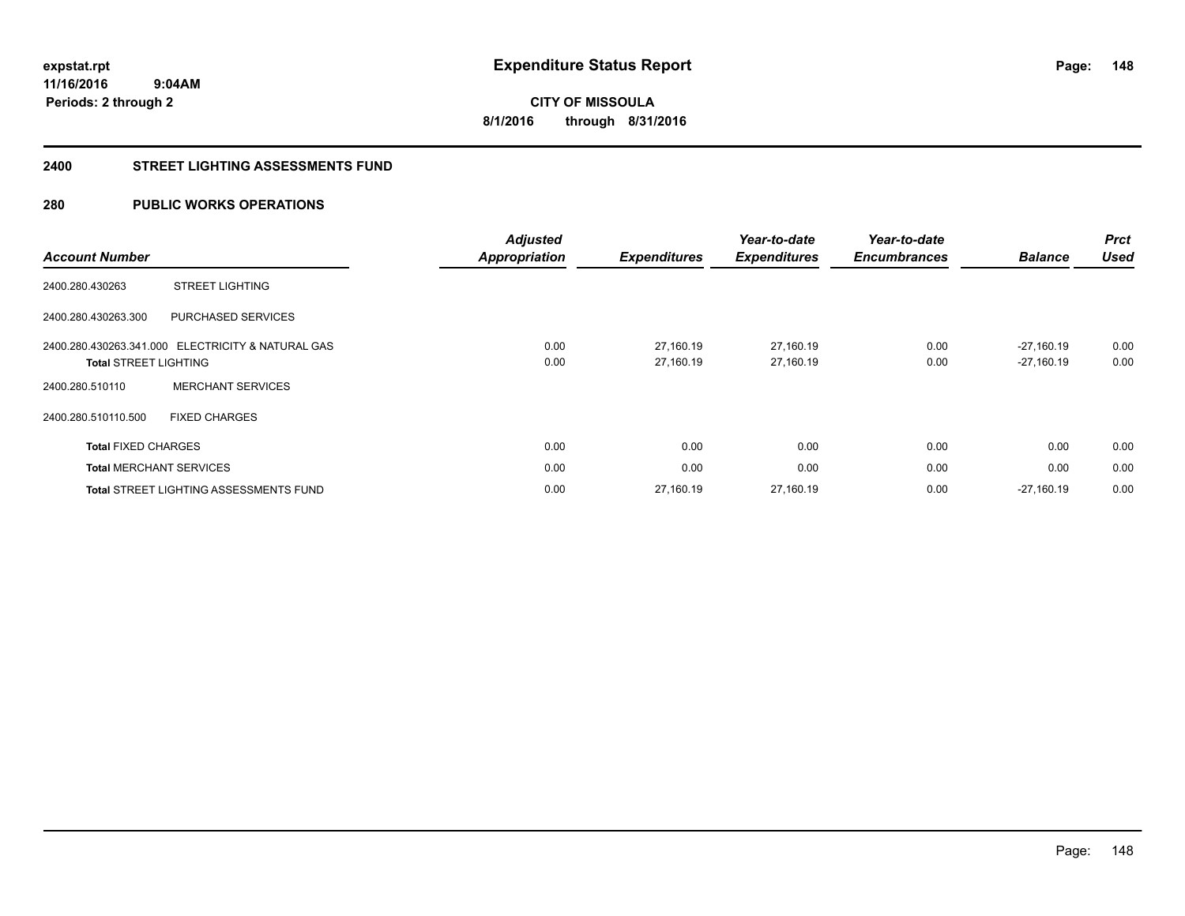**Expenditure Status Report**

**CITY OF MISSOULA**
**8/1/2016 through 8/31/2016**

expstat.rpt
11/16/2016 9:04AM
Periods: 2 through 2

## 2400 STREET LIGHTING ASSESSMENTS FUND

## 280 PUBLIC WORKS OPERATIONS

| Account Number | | Adjusted Appropriation | Expenditures | Year-to-date Expenditures | Year-to-date Encumbrances | Balance | Prct Used |
|---|---|---|---|---|---|---|---|
| 2400.280.430263 | STREET LIGHTING | | | | | | |
| 2400.280.430263.300 | PURCHASED SERVICES | | | | | | |
| 2400.280.430263.341.000 | ELECTRICITY & NATURAL GAS | 0.00 | 27,160.19 | 27,160.19 | 0.00 | -27,160.19 | 0.00 |
| **Total** STREET LIGHTING | | 0.00 | 27,160.19 | 27,160.19 | 0.00 | -27,160.19 | 0.00 |
| 2400.280.510110 | MERCHANT SERVICES | | | | | | |
| 2400.280.510110.500 | FIXED CHARGES | | | | | | |
| **Total** FIXED CHARGES | | 0.00 | 0.00 | 0.00 | 0.00 | 0.00 | 0.00 |
| **Total** MERCHANT SERVICES | | 0.00 | 0.00 | 0.00 | 0.00 | 0.00 | 0.00 |
| **Total** STREET LIGHTING ASSESSMENTS FUND | | 0.00 | 27,160.19 | 27,160.19 | 0.00 | -27,160.19 | 0.00 |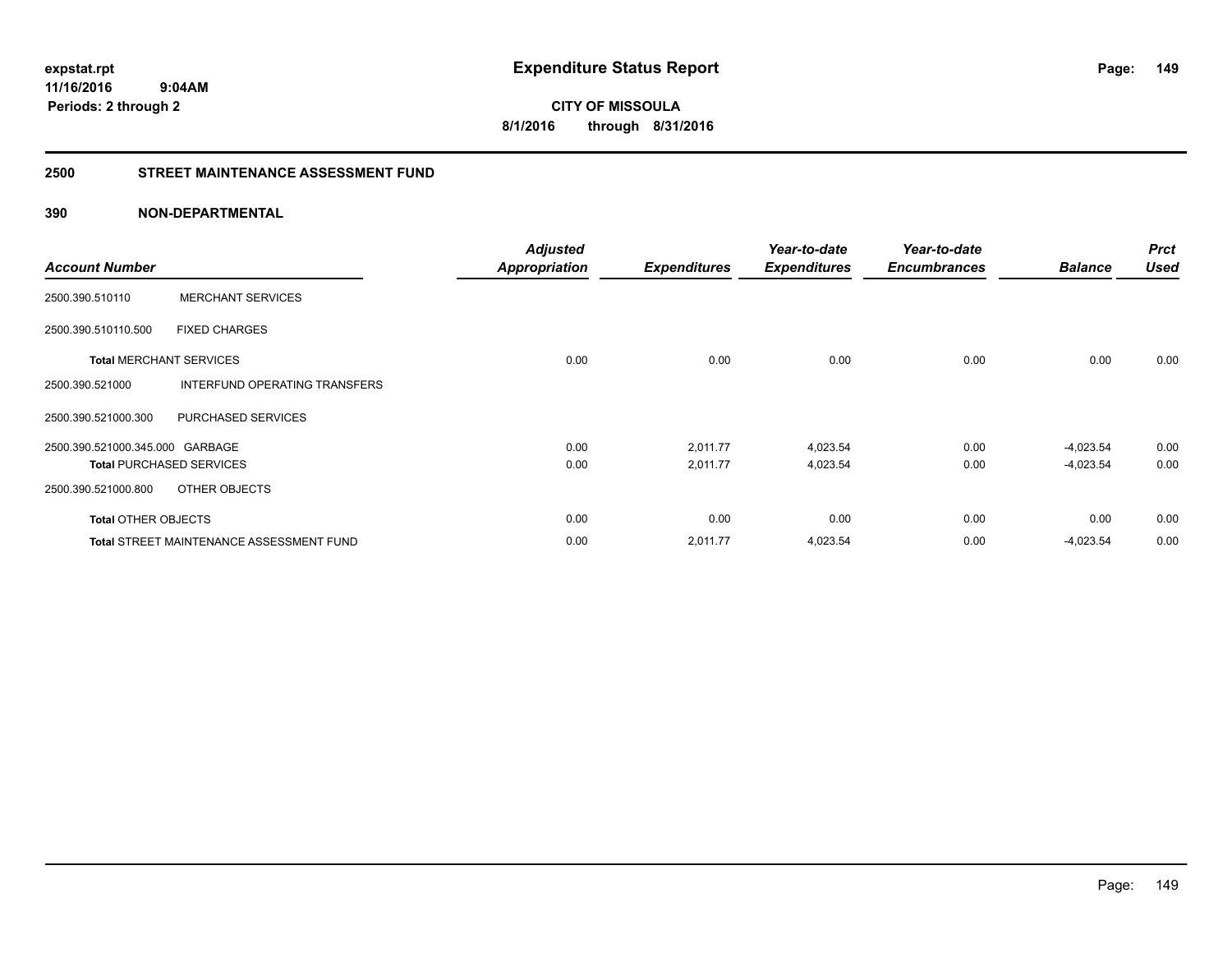expstat.rpt
11/16/2016 9:04AM
Periods: 2 through 2

# Expenditure Status Report

**CITY OF MISSOULA**
**8/1/2016 through 8/31/2016**

## 2500 STREET MAINTENANCE ASSESSMENT FUND

### 390 NON-DEPARTMENTAL

| Account Number | | Adjusted Appropriation | Expenditures | Year-to-date Expenditures | Year-to-date Encumbrances | Balance | Prct Used |
|---|---|---|---|---|---|---|---|
| 2500.390.510110 | MERCHANT SERVICES | | | | | | |
| 2500.390.510110.500 | FIXED CHARGES | | | | | | |
| **Total** MERCHANT SERVICES | | 0.00 | 0.00 | 0.00 | 0.00 | 0.00 | 0.00 |
| 2500.390.521000 | INTERFUND OPERATING TRANSFERS | | | | | | |
| 2500.390.521000.300 | PURCHASED SERVICES | | | | | | |
| 2500.390.521000.345.000 | GARBAGE | 0.00 | 2,011.77 | 4,023.54 | 0.00 | -4,023.54 | 0.00 |
| **Total** PURCHASED SERVICES | | 0.00 | 2,011.77 | 4,023.54 | 0.00 | -4,023.54 | 0.00 |
| 2500.390.521000.800 | OTHER OBJECTS | | | | | | |
| **Total** OTHER OBJECTS | | 0.00 | 0.00 | 0.00 | 0.00 | 0.00 | 0.00 |
| **Total** STREET MAINTENANCE ASSESSMENT FUND | | 0.00 | 2,011.77 | 4,023.54 | 0.00 | -4,023.54 | 0.00 |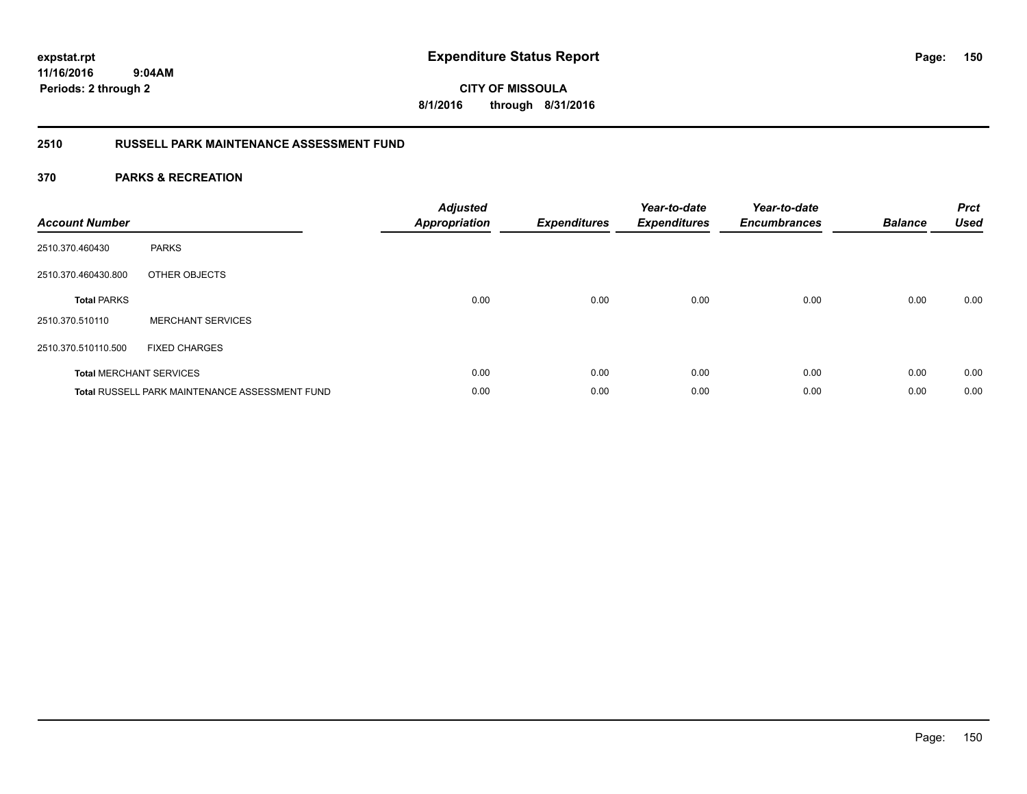**expstat.rpt**
**11/16/2016 9:04AM**
**Periods: 2 through 2**

# Expenditure Status Report

**CITY OF MISSOULA**
**8/1/2016 through 8/31/2016**

## 2510 RUSSELL PARK MAINTENANCE ASSESSMENT FUND

### 370 PARKS & RECREATION

| Account Number | | Adjusted Appropriation | Expenditures | Year-to-date Expenditures | Year-to-date Encumbrances | Balance | Prct Used |
|---|---|---|---|---|---|---|---|
| 2510.370.460430 | PARKS | | | | | | |
| 2510.370.460430.800 | OTHER OBJECTS | | | | | | |
| **Total** PARKS | | 0.00 | 0.00 | 0.00 | 0.00 | 0.00 | 0.00 |
| 2510.370.510110 | MERCHANT SERVICES | | | | | | |
| 2510.370.510110.500 | FIXED CHARGES | | | | | | |
| **Total** MERCHANT SERVICES | | 0.00 | 0.00 | 0.00 | 0.00 | 0.00 | 0.00 |
| **Total** RUSSELL PARK MAINTENANCE ASSESSMENT FUND | | 0.00 | 0.00 | 0.00 | 0.00 | 0.00 | 0.00 |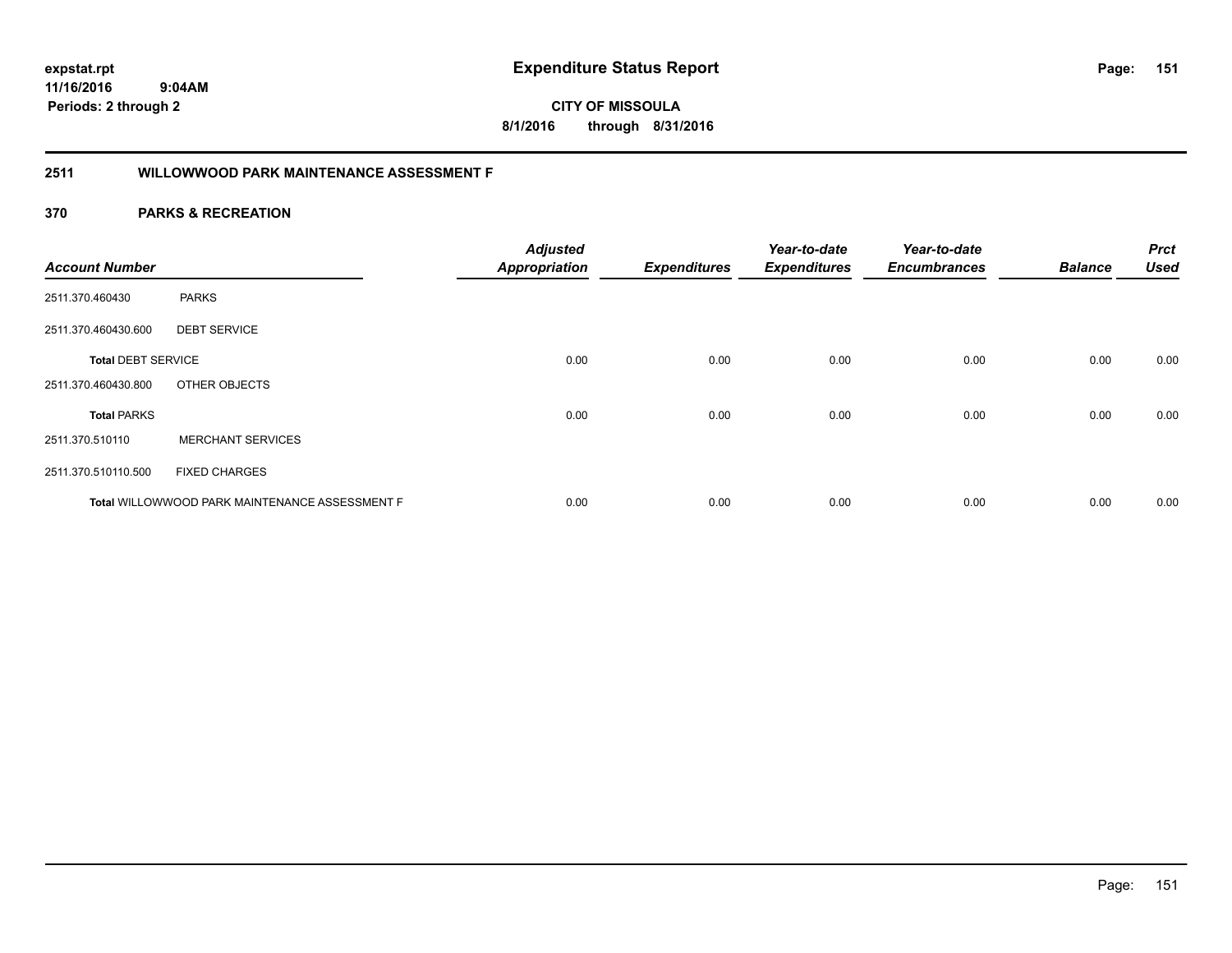**expstat.rpt**
**11/16/2016 9:04AM**
**Periods: 2 through 2**

# Expenditure Status Report

**CITY OF MISSOULA**
**8/1/2016 through 8/31/2016**

## 2511 WILLOWWOOD PARK MAINTENANCE ASSESSMENT F

### 370 PARKS & RECREATION

| Account Number | | Adjusted Appropriation | Expenditures | Year-to-date Expenditures | Year-to-date Encumbrances | Balance | Prct Used |
|---|---|---|---|---|---|---|---|
| 2511.370.460430 | PARKS | | | | | | |
| 2511.370.460430.600 | DEBT SERVICE | | | | | | |
| **Total** DEBT SERVICE | | 0.00 | 0.00 | 0.00 | 0.00 | 0.00 | 0.00 |
| 2511.370.460430.800 | OTHER OBJECTS | | | | | | |
| **Total** PARKS | | 0.00 | 0.00 | 0.00 | 0.00 | 0.00 | 0.00 |
| 2511.370.510110 | MERCHANT SERVICES | | | | | | |
| 2511.370.510110.500 | FIXED CHARGES | | | | | | |
| **Total** WILLOWWOOD PARK MAINTENANCE ASSESSMENT F | | 0.00 | 0.00 | 0.00 | 0.00 | 0.00 | 0.00 |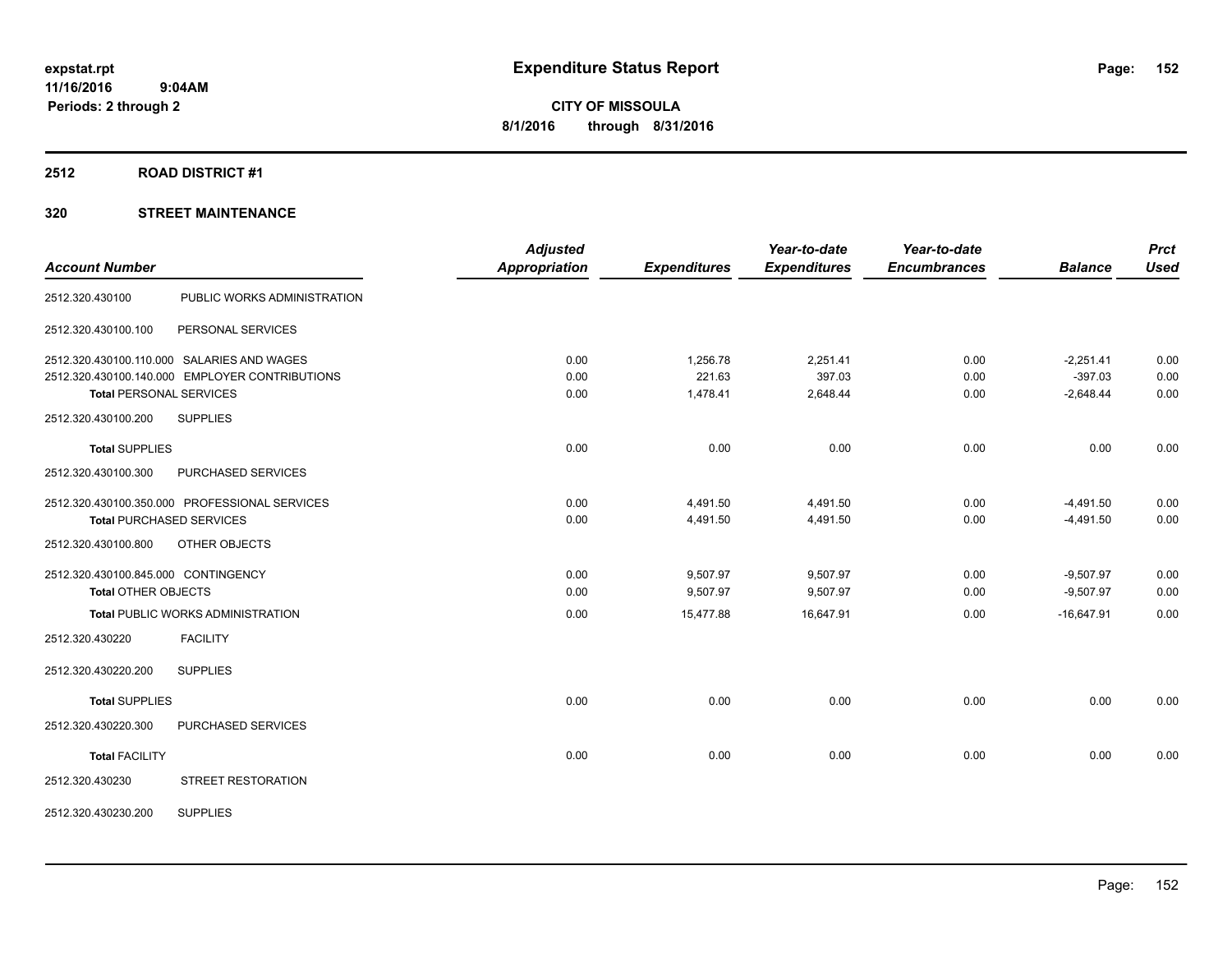# Expenditure Status Report

**CITY OF MISSOULA**

**8/1/2016 through 8/31/2016**

expstat.rpt
11/16/2016 9:04AM
Periods: 2 through 2

## 2512 ROAD DISTRICT #1

### 320 STREET MAINTENANCE

| Account Number | | Adjusted Appropriation | Expenditures | Year-to-date Expenditures | Year-to-date Encumbrances | Balance | Prct Used |
|---|---|---|---|---|---|---|---|
| 2512.320.430100 | PUBLIC WORKS ADMINISTRATION | | | | | | |
| 2512.320.430100.100 | PERSONAL SERVICES | | | | | | |
| 2512.320.430100.110.000 | SALARIES AND WAGES | 0.00 | 1,256.78 | 2,251.41 | 0.00 | -2,251.41 | 0.00 |
| 2512.320.430100.140.000 | EMPLOYER CONTRIBUTIONS | 0.00 | 221.63 | 397.03 | 0.00 | -397.03 | 0.00 |
| **Total** PERSONAL SERVICES | | 0.00 | 1,478.41 | 2,648.44 | 0.00 | -2,648.44 | 0.00 |
| 2512.320.430100.200 | SUPPLIES | | | | | | |
| **Total** SUPPLIES | | 0.00 | 0.00 | 0.00 | 0.00 | 0.00 | 0.00 |
| 2512.320.430100.300 | PURCHASED SERVICES | | | | | | |
| 2512.320.430100.350.000 | PROFESSIONAL SERVICES | 0.00 | 4,491.50 | 4,491.50 | 0.00 | -4,491.50 | 0.00 |
| **Total** PURCHASED SERVICES | | 0.00 | 4,491.50 | 4,491.50 | 0.00 | -4,491.50 | 0.00 |
| 2512.320.430100.800 | OTHER OBJECTS | | | | | | |
| 2512.320.430100.845.000 | CONTINGENCY | 0.00 | 9,507.97 | 9,507.97 | 0.00 | -9,507.97 | 0.00 |
| **Total** OTHER OBJECTS | | 0.00 | 9,507.97 | 9,507.97 | 0.00 | -9,507.97 | 0.00 |
| **Total** PUBLIC WORKS ADMINISTRATION | | 0.00 | 15,477.88 | 16,647.91 | 0.00 | -16,647.91 | 0.00 |
| 2512.320.430220 | FACILITY | | | | | | |
| 2512.320.430220.200 | SUPPLIES | | | | | | |
| **Total** SUPPLIES | | 0.00 | 0.00 | 0.00 | 0.00 | 0.00 | 0.00 |
| 2512.320.430220.300 | PURCHASED SERVICES | | | | | | |
| **Total** FACILITY | | 0.00 | 0.00 | 0.00 | 0.00 | 0.00 | 0.00 |
| 2512.320.430230 | STREET RESTORATION | | | | | | |
| 2512.320.430230.200 | SUPPLIES | | | | | | |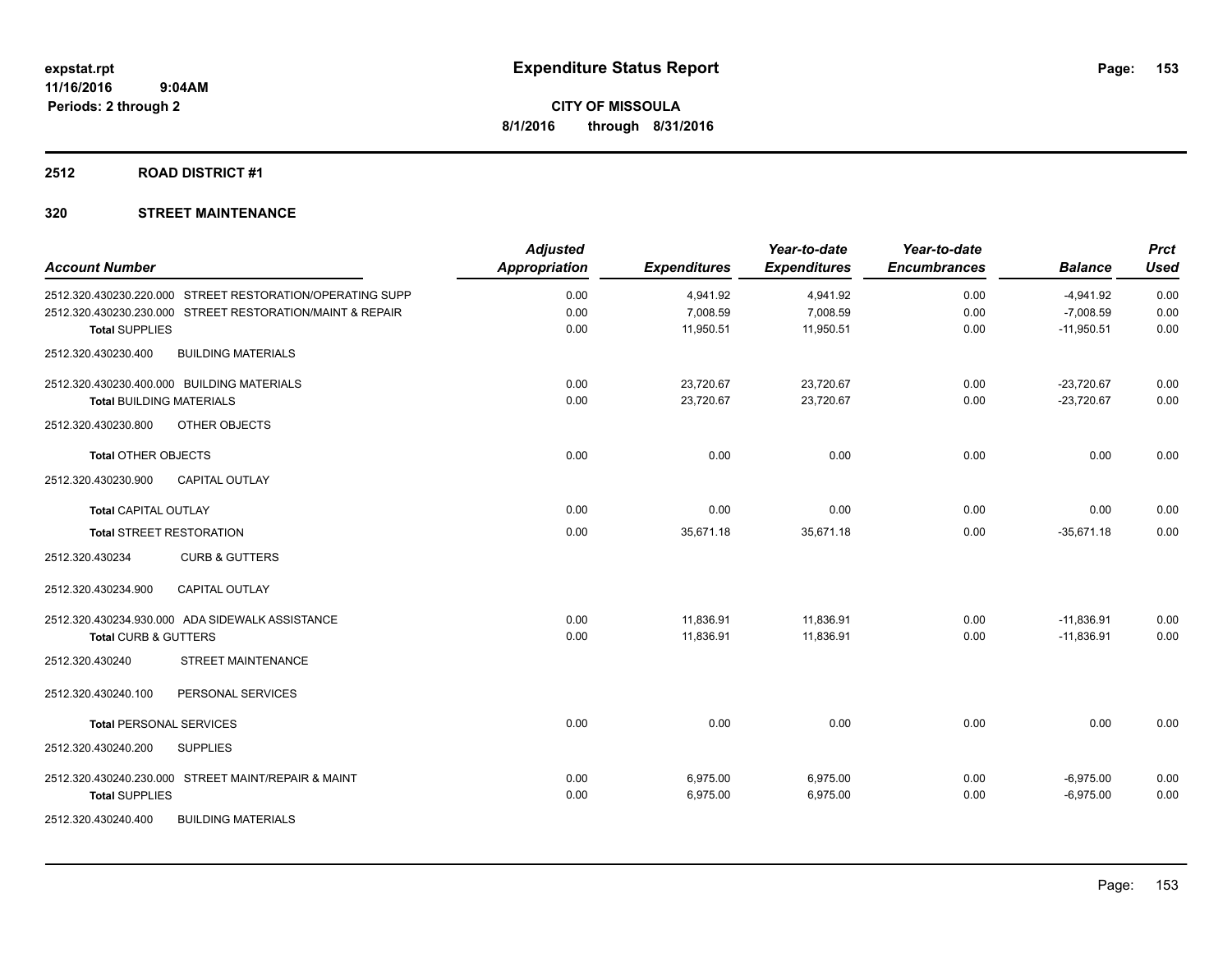# Expenditure Status Report

**CITY OF MISSOULA**

**8/1/2016 through 8/31/2016**

expstat.rpt
11/16/2016 9:04AM
Periods: 2 through 2

## 2512 ROAD DISTRICT #1

## 320 STREET MAINTENANCE

| Account Number | Adjusted Appropriation | Expenditures | Year-to-date Expenditures | Year-to-date Encumbrances | Balance | Prct Used |
|---|---|---|---|---|---|---|
| 2512.320.430230.220.000 STREET RESTORATION/OPERATING SUPP | 0.00 | 4,941.92 | 4,941.92 | 0.00 | -4,941.92 | 0.00 |
| 2512.320.430230.230.000 STREET RESTORATION/MAINT & REPAIR | 0.00 | 7,008.59 | 7,008.59 | 0.00 | -7,008.59 | 0.00 |
| **Total** SUPPLIES | 0.00 | 11,950.51 | 11,950.51 | 0.00 | -11,950.51 | 0.00 |
| 2512.320.430230.400 BUILDING MATERIALS | | | | | | |
| 2512.320.430230.400.000 BUILDING MATERIALS | 0.00 | 23,720.67 | 23,720.67 | 0.00 | -23,720.67 | 0.00 |
| **Total** BUILDING MATERIALS | 0.00 | 23,720.67 | 23,720.67 | 0.00 | -23,720.67 | 0.00 |
| 2512.320.430230.800 OTHER OBJECTS | | | | | | |
| **Total** OTHER OBJECTS | 0.00 | 0.00 | 0.00 | 0.00 | 0.00 | 0.00 |
| 2512.320.430230.900 CAPITAL OUTLAY | | | | | | |
| **Total** CAPITAL OUTLAY | 0.00 | 0.00 | 0.00 | 0.00 | 0.00 | 0.00 |
| **Total** STREET RESTORATION | 0.00 | 35,671.18 | 35,671.18 | 0.00 | -35,671.18 | 0.00 |
| 2512.320.430234 CURB & GUTTERS | | | | | | |
| 2512.320.430234.900 CAPITAL OUTLAY | | | | | | |
| 2512.320.430234.930.000 ADA SIDEWALK ASSISTANCE | 0.00 | 11,836.91 | 11,836.91 | 0.00 | -11,836.91 | 0.00 |
| **Total** CURB & GUTTERS | 0.00 | 11,836.91 | 11,836.91 | 0.00 | -11,836.91 | 0.00 |
| 2512.320.430240 STREET MAINTENANCE | | | | | | |
| 2512.320.430240.100 PERSONAL SERVICES | | | | | | |
| **Total** PERSONAL SERVICES | 0.00 | 0.00 | 0.00 | 0.00 | 0.00 | 0.00 |
| 2512.320.430240.200 SUPPLIES | | | | | | |
| 2512.320.430240.230.000 STREET MAINT/REPAIR & MAINT | 0.00 | 6,975.00 | 6,975.00 | 0.00 | -6,975.00 | 0.00 |
| **Total** SUPPLIES | 0.00 | 6,975.00 | 6,975.00 | 0.00 | -6,975.00 | 0.00 |
| 2512.320.430240.400 BUILDING MATERIALS | | | | | | |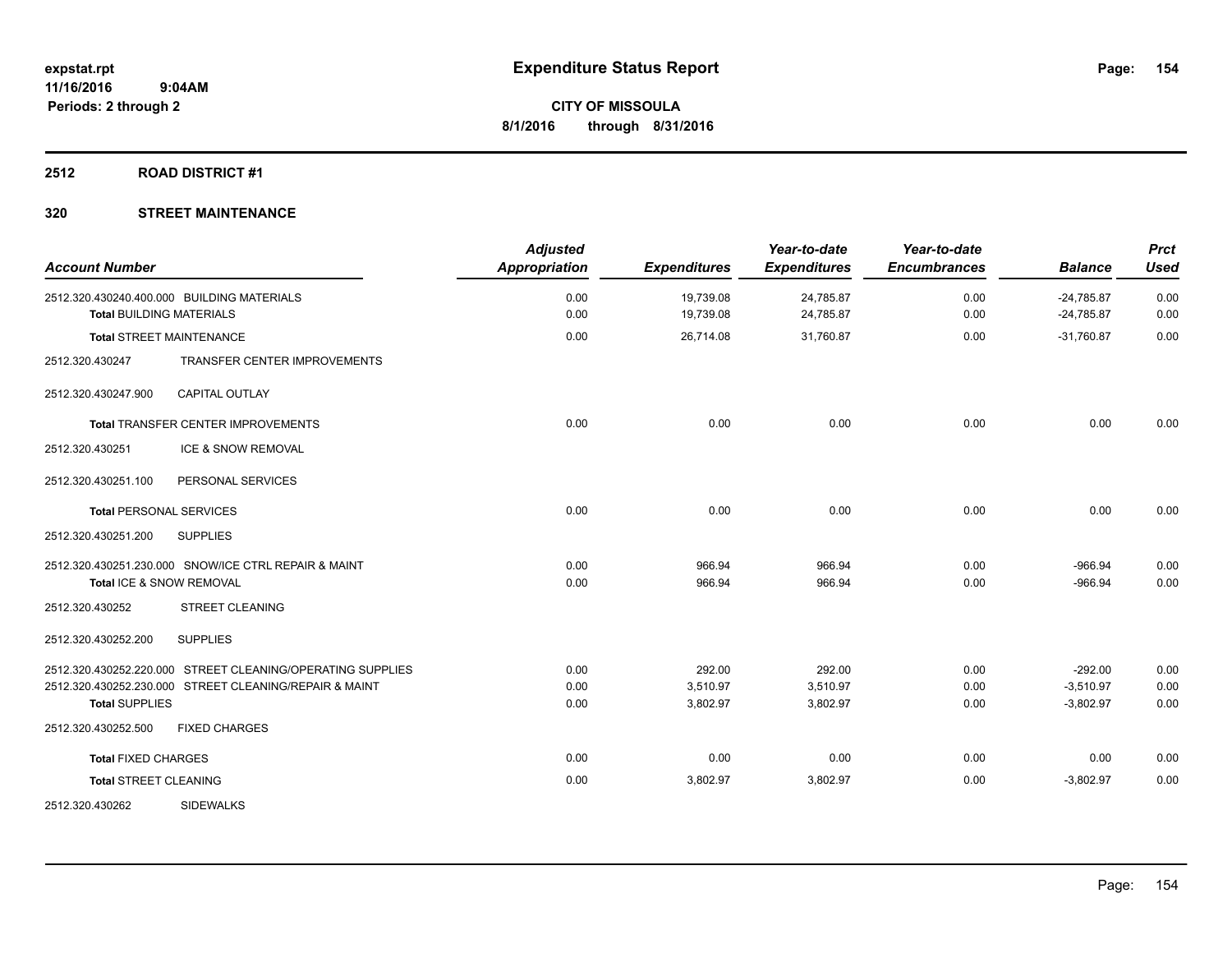**expstat.rpt**
**11/16/2016 9:04AM**
**Periods: 2 through 2**

# Expenditure Status Report

**CITY OF MISSOULA**
**8/1/2016 through 8/31/2016**

## 2512 ROAD DISTRICT #1

## 320 STREET MAINTENANCE

| Account Number | Adjusted Appropriation | Expenditures | Year-to-date Expenditures | Year-to-date Encumbrances | Balance | Prct Used |
|---|---|---|---|---|---|---|
| 2512.320.430240.400.000 BUILDING MATERIALS | 0.00 | 19,739.08 | 24,785.87 | 0.00 | -24,785.87 | 0.00 |
| **Total** BUILDING MATERIALS | 0.00 | 19,739.08 | 24,785.87 | 0.00 | -24,785.87 | 0.00 |
| **Total** STREET MAINTENANCE | 0.00 | 26,714.08 | 31,760.87 | 0.00 | -31,760.87 | 0.00 |
| 2512.320.430247 TRANSFER CENTER IMPROVEMENTS | | | | | | |
| 2512.320.430247.900 CAPITAL OUTLAY | | | | | | |
| **Total** TRANSFER CENTER IMPROVEMENTS | 0.00 | 0.00 | 0.00 | 0.00 | 0.00 | 0.00 |
| 2512.320.430251 ICE & SNOW REMOVAL | | | | | | |
| 2512.320.430251.100 PERSONAL SERVICES | | | | | | |
| **Total** PERSONAL SERVICES | 0.00 | 0.00 | 0.00 | 0.00 | 0.00 | 0.00 |
| 2512.320.430251.200 SUPPLIES | | | | | | |
| 2512.320.430251.230.000 SNOW/ICE CTRL REPAIR & MAINT | 0.00 | 966.94 | 966.94 | 0.00 | -966.94 | 0.00 |
| **Total** ICE & SNOW REMOVAL | 0.00 | 966.94 | 966.94 | 0.00 | -966.94 | 0.00 |
| 2512.320.430252 STREET CLEANING | | | | | | |
| 2512.320.430252.200 SUPPLIES | | | | | | |
| 2512.320.430252.220.000 STREET CLEANING/OPERATING SUPPLIES | 0.00 | 292.00 | 292.00 | 0.00 | -292.00 | 0.00 |
| 2512.320.430252.230.000 STREET CLEANING/REPAIR & MAINT | 0.00 | 3,510.97 | 3,510.97 | 0.00 | -3,510.97 | 0.00 |
| **Total** SUPPLIES | 0.00 | 3,802.97 | 3,802.97 | 0.00 | -3,802.97 | 0.00 |
| 2512.320.430252.500 FIXED CHARGES | | | | | | |
| **Total** FIXED CHARGES | 0.00 | 0.00 | 0.00 | 0.00 | 0.00 | 0.00 |
| **Total** STREET CLEANING | 0.00 | 3,802.97 | 3,802.97 | 0.00 | -3,802.97 | 0.00 |
| 2512.320.430262 SIDEWALKS | | | | | | |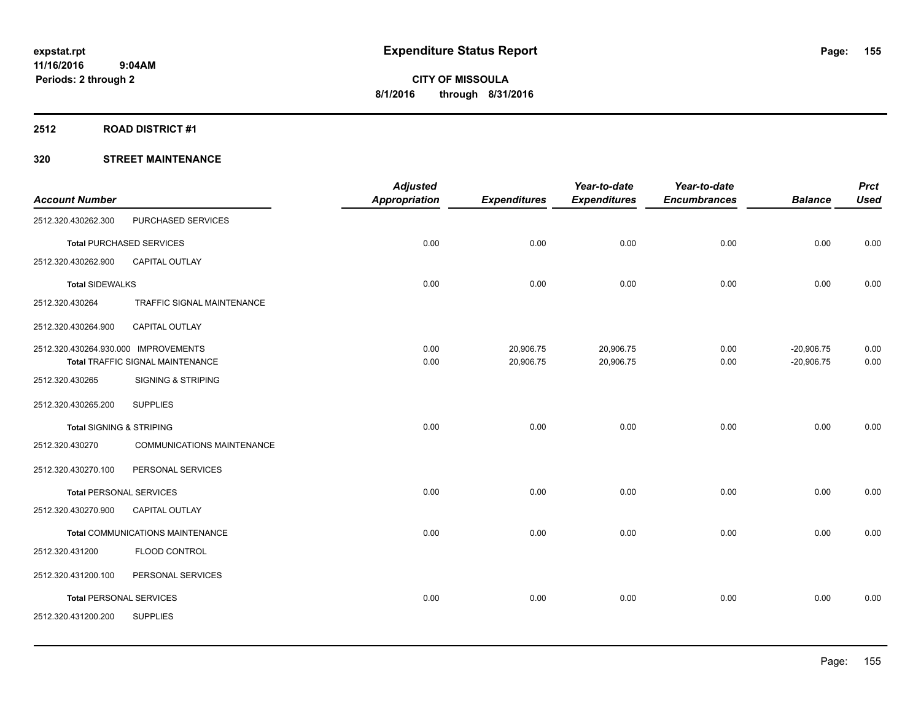# Expenditure Status Report

**CITY OF MISSOULA**
**8/1/2016 through 8/31/2016**

expstat.rpt
11/16/2016 9:04AM
Periods: 2 through 2

## 2512 ROAD DISTRICT #1

### 320 STREET MAINTENANCE

| Account Number | | Adjusted Appropriation | Expenditures | Year-to-date Expenditures | Year-to-date Encumbrances | Balance | Prct Used |
|---|---|---|---|---|---|---|---|
| 2512.320.430262.300 | PURCHASED SERVICES | | | | | | |
| **Total** PURCHASED SERVICES | | 0.00 | 0.00 | 0.00 | 0.00 | 0.00 | 0.00 |
| 2512.320.430262.900 | CAPITAL OUTLAY | | | | | | |
| **Total** SIDEWALKS | | 0.00 | 0.00 | 0.00 | 0.00 | 0.00 | 0.00 |
| 2512.320.430264 | TRAFFIC SIGNAL MAINTENANCE | | | | | | |
| 2512.320.430264.900 | CAPITAL OUTLAY | | | | | | |
| 2512.320.430264.930.000 | IMPROVEMENTS | 0.00 | 20,906.75 | 20,906.75 | 0.00 | -20,906.75 | 0.00 |
| **Total** TRAFFIC SIGNAL MAINTENANCE | | 0.00 | 20,906.75 | 20,906.75 | 0.00 | -20,906.75 | 0.00 |
| 2512.320.430265 | SIGNING & STRIPING | | | | | | |
| 2512.320.430265.200 | SUPPLIES | | | | | | |
| **Total** SIGNING & STRIPING | | 0.00 | 0.00 | 0.00 | 0.00 | 0.00 | 0.00 |
| 2512.320.430270 | COMMUNICATIONS MAINTENANCE | | | | | | |
| 2512.320.430270.100 | PERSONAL SERVICES | | | | | | |
| **Total** PERSONAL SERVICES | | 0.00 | 0.00 | 0.00 | 0.00 | 0.00 | 0.00 |
| 2512.320.430270.900 | CAPITAL OUTLAY | | | | | | |
| **Total** COMMUNICATIONS MAINTENANCE | | 0.00 | 0.00 | 0.00 | 0.00 | 0.00 | 0.00 |
| 2512.320.431200 | FLOOD CONTROL | | | | | | |
| 2512.320.431200.100 | PERSONAL SERVICES | | | | | | |
| **Total** PERSONAL SERVICES | | 0.00 | 0.00 | 0.00 | 0.00 | 0.00 | 0.00 |
| 2512.320.431200.200 | SUPPLIES | | | | | | |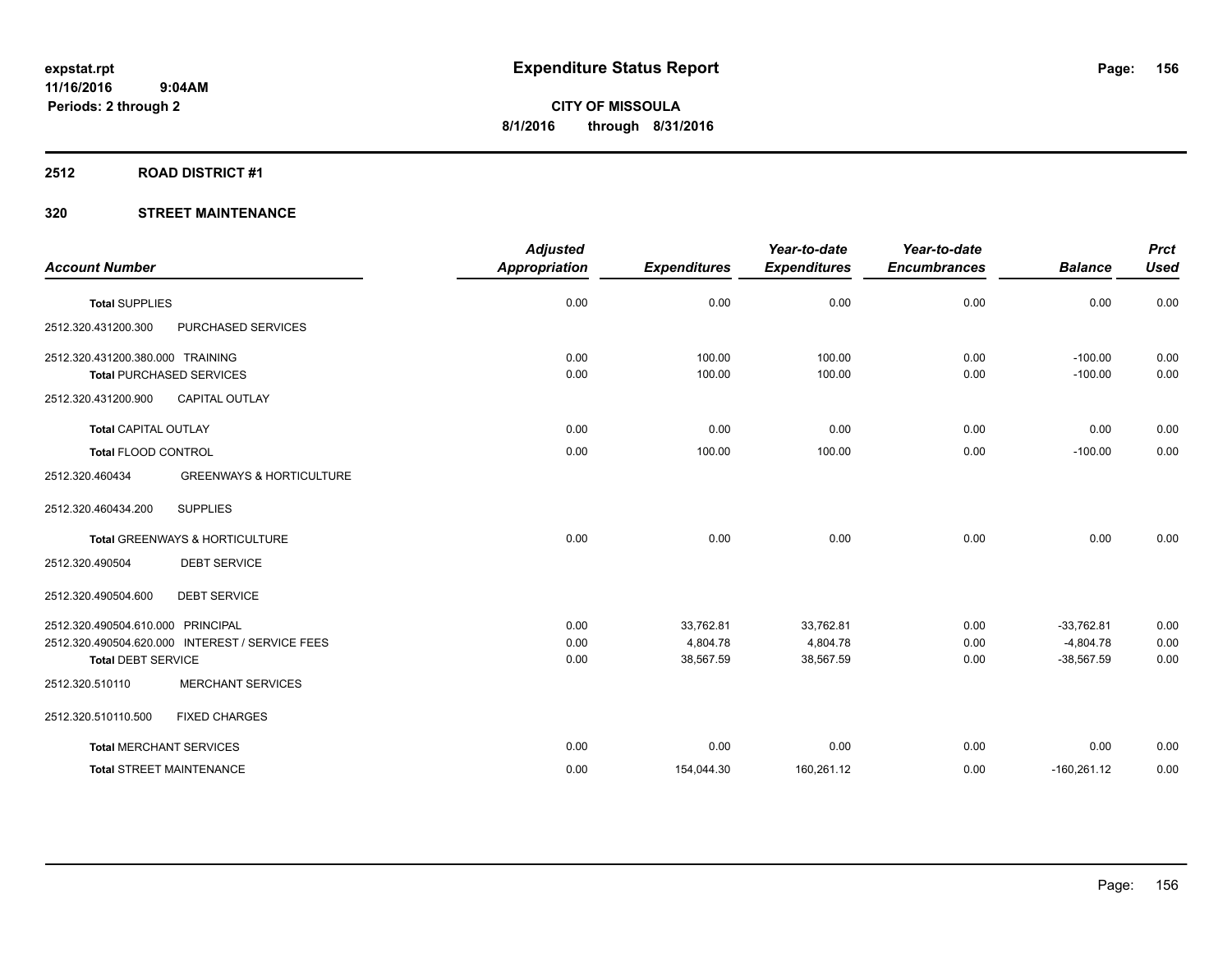**expstat.rpt**
**11/16/2016 9:04AM**
**Periods: 2 through 2**

# Expenditure Status Report

**CITY OF MISSOULA**
**8/1/2016 through 8/31/2016**

## 2512 ROAD DISTRICT #1

## 320 STREET MAINTENANCE

| Account Number | | Adjusted Appropriation | Expenditures | Year-to-date Expenditures | Year-to-date Encumbrances | Balance | Prct Used |
|---|---|---|---|---|---|---|---|
| **Total** SUPPLIES | | 0.00 | 0.00 | 0.00 | 0.00 | 0.00 | 0.00 |
| 2512.320.431200.300 | PURCHASED SERVICES | | | | | | |
| 2512.320.431200.380.000 | TRAINING | 0.00 | 100.00 | 100.00 | 0.00 | -100.00 | 0.00 |
| **Total** PURCHASED SERVICES | | 0.00 | 100.00 | 100.00 | 0.00 | -100.00 | 0.00 |
| 2512.320.431200.900 | CAPITAL OUTLAY | | | | | | |
| **Total** CAPITAL OUTLAY | | 0.00 | 0.00 | 0.00 | 0.00 | 0.00 | 0.00 |
| **Total** FLOOD CONTROL | | 0.00 | 100.00 | 100.00 | 0.00 | -100.00 | 0.00 |
| 2512.320.460434 | GREENWAYS & HORTICULTURE | | | | | | |
| 2512.320.460434.200 | SUPPLIES | | | | | | |
| **Total** GREENWAYS & HORTICULTURE | | 0.00 | 0.00 | 0.00 | 0.00 | 0.00 | 0.00 |
| 2512.320.490504 | DEBT SERVICE | | | | | | |
| 2512.320.490504.600 | DEBT SERVICE | | | | | | |
| 2512.320.490504.610.000 | PRINCIPAL | 0.00 | 33,762.81 | 33,762.81 | 0.00 | -33,762.81 | 0.00 |
| 2512.320.490504.620.000 | INTEREST / SERVICE FEES | 0.00 | 4,804.78 | 4,804.78 | 0.00 | -4,804.78 | 0.00 |
| **Total** DEBT SERVICE | | 0.00 | 38,567.59 | 38,567.59 | 0.00 | -38,567.59 | 0.00 |
| 2512.320.510110 | MERCHANT SERVICES | | | | | | |
| 2512.320.510110.500 | FIXED CHARGES | | | | | | |
| **Total** MERCHANT SERVICES | | 0.00 | 0.00 | 0.00 | 0.00 | 0.00 | 0.00 |
| **Total** STREET MAINTENANCE | | 0.00 | 154,044.30 | 160,261.12 | 0.00 | -160,261.12 | 0.00 |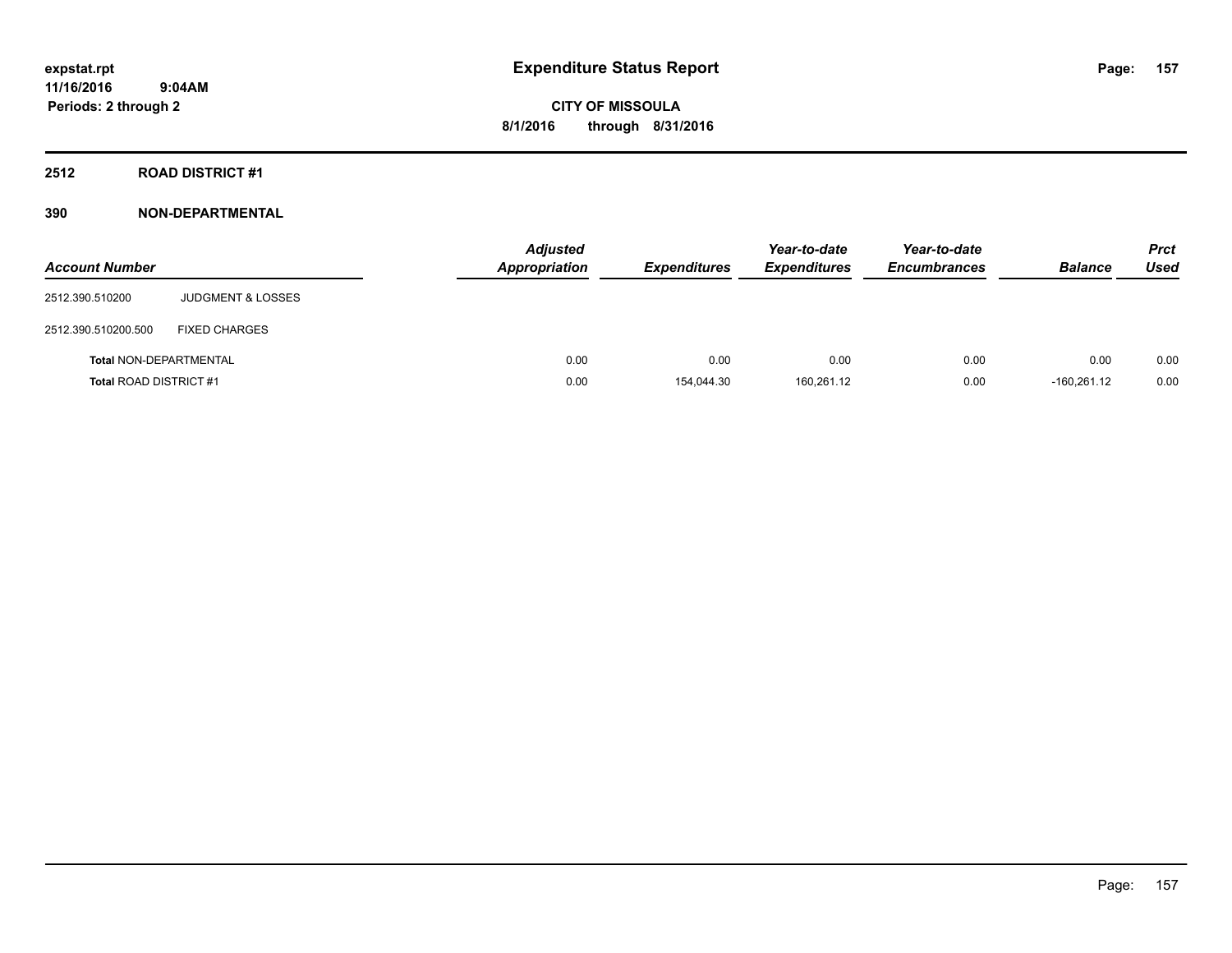# Expenditure Status Report

expstat.rpt
11/16/2016 9:04AM
Periods: 2 through 2

CITY OF MISSOULA
8/1/2016 through 8/31/2016

## 2512 ROAD DISTRICT #1

### 390 NON-DEPARTMENTAL

| Account Number | | Adjusted Appropriation | Expenditures | Year-to-date Expenditures | Year-to-date Encumbrances | Balance | Prct Used |
|---|---|---|---|---|---|---|---|
| 2512.390.510200 | JUDGMENT & LOSSES | | | | | | |
| 2512.390.510200.500 | FIXED CHARGES | | | | | | |
| Total NON-DEPARTMENTAL | | 0.00 | 0.00 | 0.00 | 0.00 | 0.00 | 0.00 |
| Total ROAD DISTRICT #1 | | 0.00 | 154,044.30 | 160,261.12 | 0.00 | -160,261.12 | 0.00 |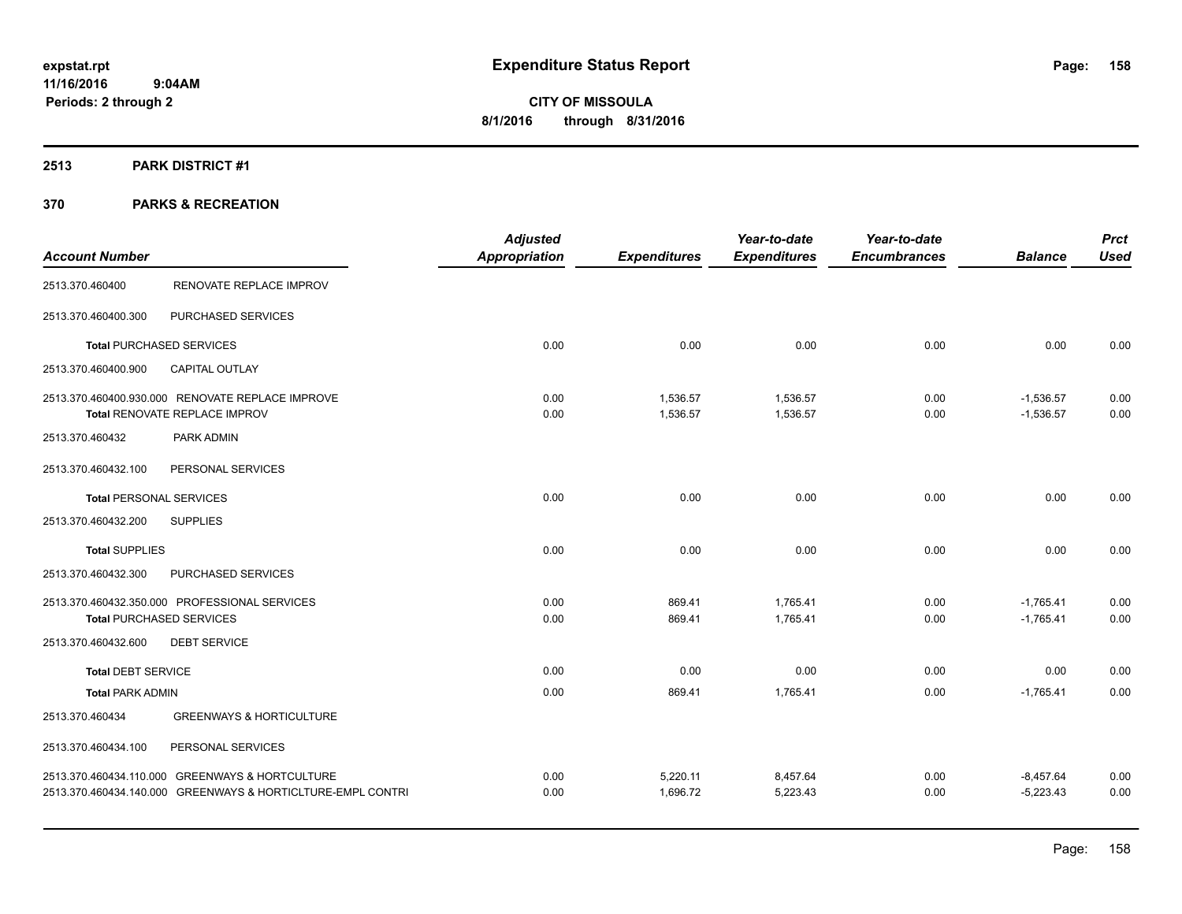**expstat.rpt**
**11/16/2016 9:04AM**
**Periods: 2 through 2**

# Expenditure Status Report

**CITY OF MISSOULA**
**8/1/2016 through 8/31/2016**

## 2513 PARK DISTRICT #1

## 370 PARKS & RECREATION

| Account Number | | Adjusted Appropriation | Expenditures | Year-to-date Expenditures | Year-to-date Encumbrances | Balance | Prct Used |
|---|---|---|---|---|---|---|---|
| 2513.370.460400 | RENOVATE REPLACE IMPROV | | | | | | |
| 2513.370.460400.300 | PURCHASED SERVICES | | | | | | |
| **Total** PURCHASED SERVICES | | 0.00 | 0.00 | 0.00 | 0.00 | 0.00 | 0.00 |
| 2513.370.460400.900 | CAPITAL OUTLAY | | | | | | |
| 2513.370.460400.930.000 | RENOVATE REPLACE IMPROVE | 0.00 | 1,536.57 | 1,536.57 | 0.00 | -1,536.57 | 0.00 |
| **Total** RENOVATE REPLACE IMPROV | | 0.00 | 1,536.57 | 1,536.57 | 0.00 | -1,536.57 | 0.00 |
| 2513.370.460432 | PARK ADMIN | | | | | | |
| 2513.370.460432.100 | PERSONAL SERVICES | | | | | | |
| **Total** PERSONAL SERVICES | | 0.00 | 0.00 | 0.00 | 0.00 | 0.00 | 0.00 |
| 2513.370.460432.200 | SUPPLIES | | | | | | |
| **Total** SUPPLIES | | 0.00 | 0.00 | 0.00 | 0.00 | 0.00 | 0.00 |
| 2513.370.460432.300 | PURCHASED SERVICES | | | | | | |
| 2513.370.460432.350.000 | PROFESSIONAL SERVICES | 0.00 | 869.41 | 1,765.41 | 0.00 | -1,765.41 | 0.00 |
| **Total** PURCHASED SERVICES | | 0.00 | 869.41 | 1,765.41 | 0.00 | -1,765.41 | 0.00 |
| 2513.370.460432.600 | DEBT SERVICE | | | | | | |
| **Total** DEBT SERVICE | | 0.00 | 0.00 | 0.00 | 0.00 | 0.00 | 0.00 |
| **Total** PARK ADMIN | | 0.00 | 869.41 | 1,765.41 | 0.00 | -1,765.41 | 0.00 |
| 2513.370.460434 | GREENWAYS & HORTICULTURE | | | | | | |
| 2513.370.460434.100 | PERSONAL SERVICES | | | | | | |
| 2513.370.460434.110.000 | GREENWAYS & HORTCULTURE | 0.00 | 5,220.11 | 8,457.64 | 0.00 | -8,457.64 | 0.00 |
| 2513.370.460434.140.000 | GREENWAYS & HORTICLTURE-EMPL CONTRI | 0.00 | 1,696.72 | 5,223.43 | 0.00 | -5,223.43 | 0.00 |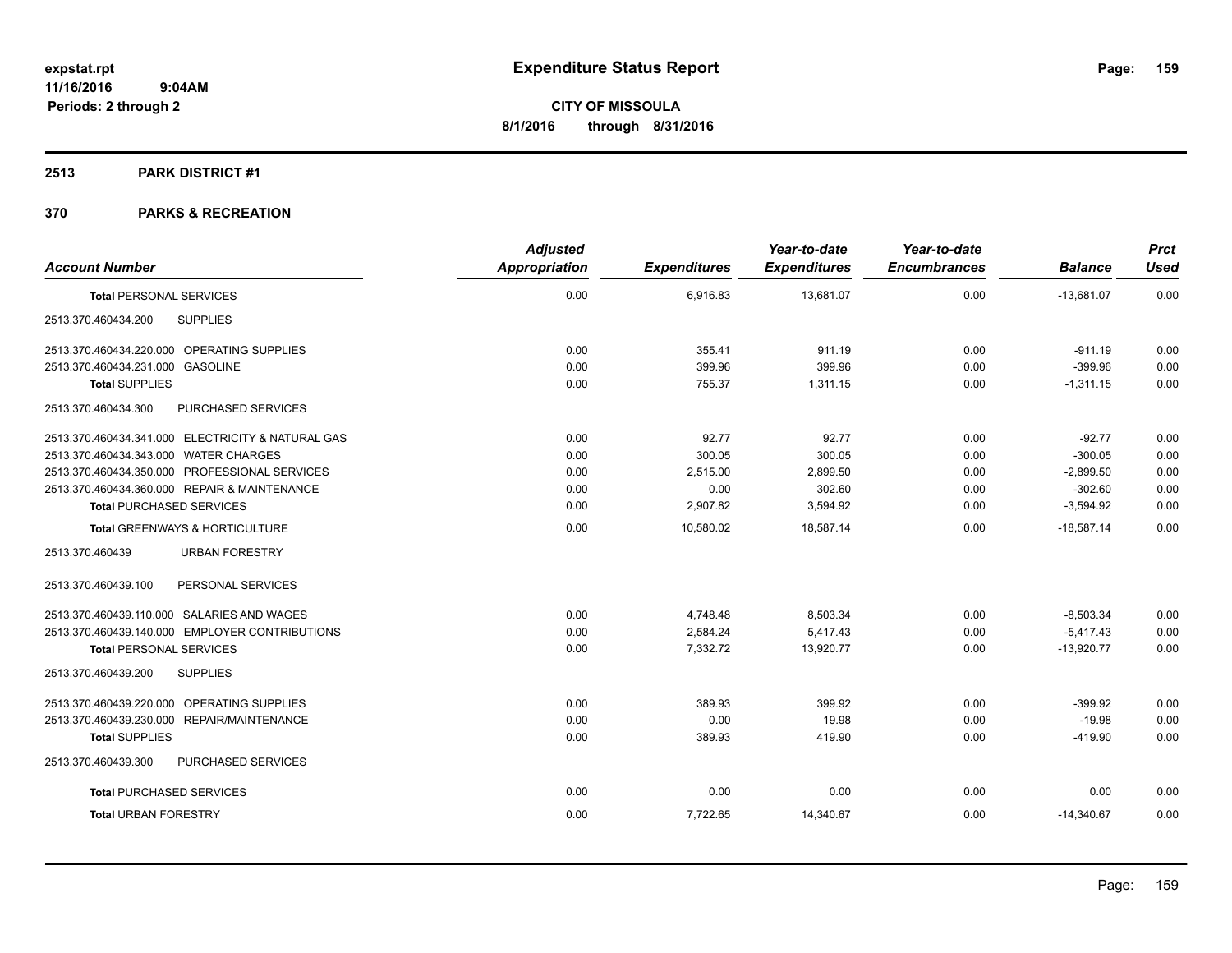# Expenditure Status Report

**CITY OF MISSOULA**
**8/1/2016 through 8/31/2016**

expstat.rpt
11/16/2016 9:04AM
Periods: 2 through 2

## 2513 PARK DISTRICT #1

## 370 PARKS & RECREATION

| Account Number | Adjusted Appropriation | Expenditures | Year-to-date Expenditures | Year-to-date Encumbrances | Balance | Prct Used |
|---|---|---|---|---|---|---|
| **Total** PERSONAL SERVICES | 0.00 | 6,916.83 | 13,681.07 | 0.00 | -13,681.07 | 0.00 |
| 2513.370.460434.200 SUPPLIES | | | | | | |
| 2513.370.460434.220.000 OPERATING SUPPLIES | 0.00 | 355.41 | 911.19 | 0.00 | -911.19 | 0.00 |
| 2513.370.460434.231.000 GASOLINE | 0.00 | 399.96 | 399.96 | 0.00 | -399.96 | 0.00 |
| **Total** SUPPLIES | 0.00 | 755.37 | 1,311.15 | 0.00 | -1,311.15 | 0.00 |
| 2513.370.460434.300 PURCHASED SERVICES | | | | | | |
| 2513.370.460434.341.000 ELECTRICITY & NATURAL GAS | 0.00 | 92.77 | 92.77 | 0.00 | -92.77 | 0.00 |
| 2513.370.460434.343.000 WATER CHARGES | 0.00 | 300.05 | 300.05 | 0.00 | -300.05 | 0.00 |
| 2513.370.460434.350.000 PROFESSIONAL SERVICES | 0.00 | 2,515.00 | 2,899.50 | 0.00 | -2,899.50 | 0.00 |
| 2513.370.460434.360.000 REPAIR & MAINTENANCE | 0.00 | 0.00 | 302.60 | 0.00 | -302.60 | 0.00 |
| **Total** PURCHASED SERVICES | 0.00 | 2,907.82 | 3,594.92 | 0.00 | -3,594.92 | 0.00 |
| **Total** GREENWAYS & HORTICULTURE | 0.00 | 10,580.02 | 18,587.14 | 0.00 | -18,587.14 | 0.00 |
| 2513.370.460439 URBAN FORESTRY | | | | | | |
| 2513.370.460439.100 PERSONAL SERVICES | | | | | | |
| 2513.370.460439.110.000 SALARIES AND WAGES | 0.00 | 4,748.48 | 8,503.34 | 0.00 | -8,503.34 | 0.00 |
| 2513.370.460439.140.000 EMPLOYER CONTRIBUTIONS | 0.00 | 2,584.24 | 5,417.43 | 0.00 | -5,417.43 | 0.00 |
| **Total** PERSONAL SERVICES | 0.00 | 7,332.72 | 13,920.77 | 0.00 | -13,920.77 | 0.00 |
| 2513.370.460439.200 SUPPLIES | | | | | | |
| 2513.370.460439.220.000 OPERATING SUPPLIES | 0.00 | 389.93 | 399.92 | 0.00 | -399.92 | 0.00 |
| 2513.370.460439.230.000 REPAIR/MAINTENANCE | 0.00 | 0.00 | 19.98 | 0.00 | -19.98 | 0.00 |
| **Total** SUPPLIES | 0.00 | 389.93 | 419.90 | 0.00 | -419.90 | 0.00 |
| 2513.370.460439.300 PURCHASED SERVICES | | | | | | |
| **Total** PURCHASED SERVICES | 0.00 | 0.00 | 0.00 | 0.00 | 0.00 | 0.00 |
| **Total** URBAN FORESTRY | 0.00 | 7,722.65 | 14,340.67 | 0.00 | -14,340.67 | 0.00 |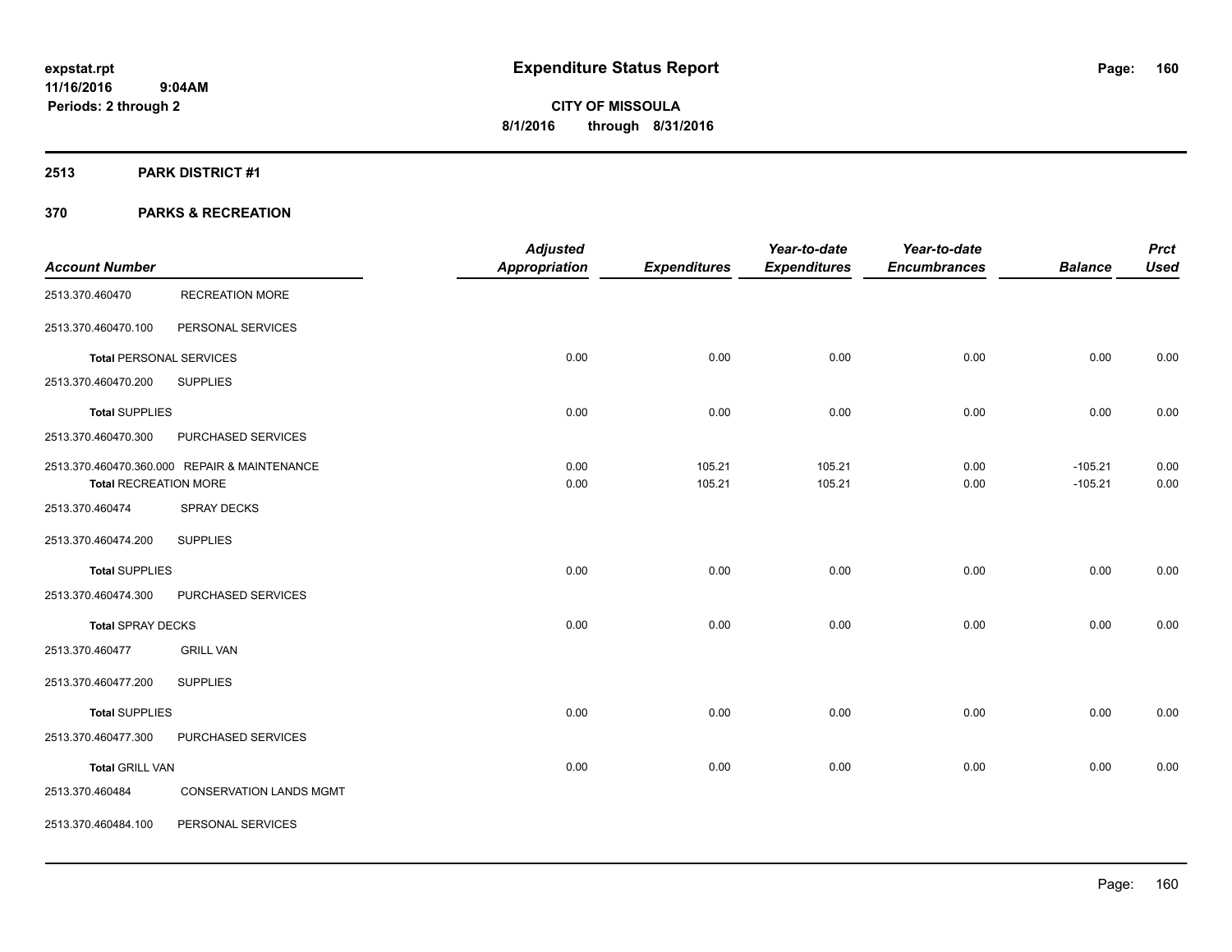# Expenditure Status Report

expstat.rpt
11/16/2016 9:04AM
Periods: 2 through 2

**CITY OF MISSOULA**
**8/1/2016 through 8/31/2016**

## 2513 PARK DISTRICT #1

## 370 PARKS & RECREATION

| Account Number | | Adjusted Appropriation | Expenditures | Year-to-date Expenditures | Year-to-date Encumbrances | Balance | Prct Used |
|---|---|---|---|---|---|---|---|
| 2513.370.460470 | RECREATION MORE | | | | | | |
| 2513.370.460470.100 | PERSONAL SERVICES | | | | | | |
| **Total** PERSONAL SERVICES | | 0.00 | 0.00 | 0.00 | 0.00 | 0.00 | 0.00 |
| 2513.370.460470.200 | SUPPLIES | | | | | | |
| **Total** SUPPLIES | | 0.00 | 0.00 | 0.00 | 0.00 | 0.00 | 0.00 |
| 2513.370.460470.300 | PURCHASED SERVICES | | | | | | |
| 2513.370.460470.360.000 REPAIR & MAINTENANCE | | 0.00 | 105.21 | 105.21 | 0.00 | -105.21 | 0.00 |
| **Total** RECREATION MORE | | 0.00 | 105.21 | 105.21 | 0.00 | -105.21 | 0.00 |
| 2513.370.460474 | SPRAY DECKS | | | | | | |
| 2513.370.460474.200 | SUPPLIES | | | | | | |
| **Total** SUPPLIES | | 0.00 | 0.00 | 0.00 | 0.00 | 0.00 | 0.00 |
| 2513.370.460474.300 | PURCHASED SERVICES | | | | | | |
| **Total** SPRAY DECKS | | 0.00 | 0.00 | 0.00 | 0.00 | 0.00 | 0.00 |
| 2513.370.460477 | GRILL VAN | | | | | | |
| 2513.370.460477.200 | SUPPLIES | | | | | | |
| **Total** SUPPLIES | | 0.00 | 0.00 | 0.00 | 0.00 | 0.00 | 0.00 |
| 2513.370.460477.300 | PURCHASED SERVICES | | | | | | |
| **Total** GRILL VAN | | 0.00 | 0.00 | 0.00 | 0.00 | 0.00 | 0.00 |
| 2513.370.460484 | CONSERVATION LANDS MGMT | | | | | | |
| 2513.370.460484.100 | PERSONAL SERVICES | | | | | | |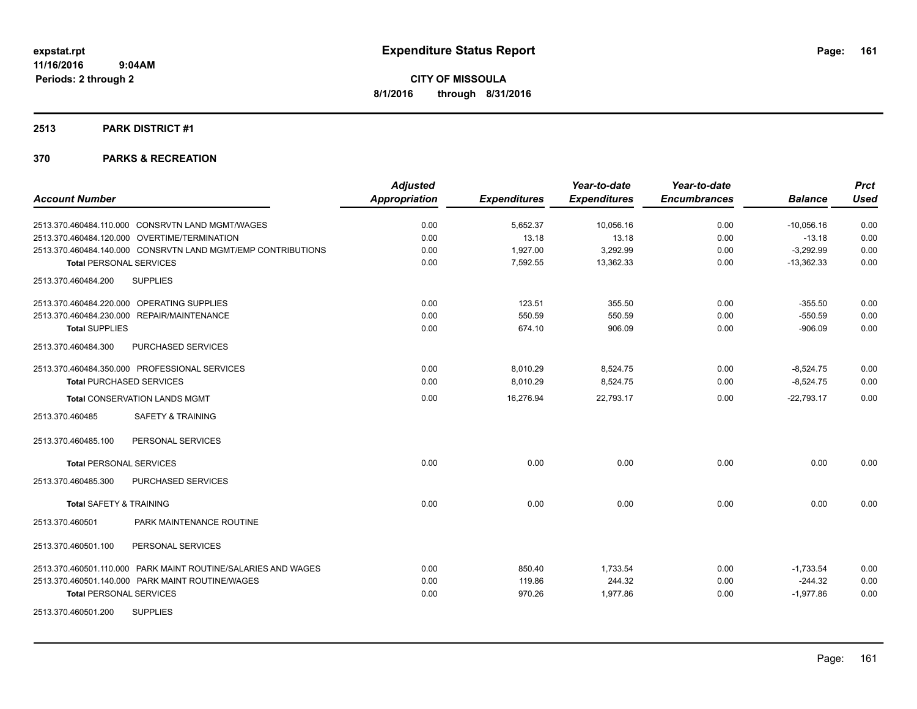**expstat.rpt**
**11/16/2016 9:04AM**
**Periods: 2 through 2**

# Expenditure Status Report

**CITY OF MISSOULA**
**8/1/2016 through 8/31/2016**

## 2513 PARK DISTRICT #1

## 370 PARKS & RECREATION

| Account Number | Adjusted Appropriation | Expenditures | Year-to-date Expenditures | Year-to-date Encumbrances | Balance | Prct Used |
|---|---|---|---|---|---|---|
| 2513.370.460484.110.000 CONSRVTN LAND MGMT/WAGES | 0.00 | 5,652.37 | 10,056.16 | 0.00 | -10,056.16 | 0.00 |
| 2513.370.460484.120.000 OVERTIME/TERMINATION | 0.00 | 13.18 | 13.18 | 0.00 | -13.18 | 0.00 |
| 2513.370.460484.140.000 CONSRVTN LAND MGMT/EMP CONTRIBUTIONS | 0.00 | 1,927.00 | 3,292.99 | 0.00 | -3,292.99 | 0.00 |
| **Total** PERSONAL SERVICES | 0.00 | 7,592.55 | 13,362.33 | 0.00 | -13,362.33 | 0.00 |
| 2513.370.460484.200 SUPPLIES | | | | | | |
| 2513.370.460484.220.000 OPERATING SUPPLIES | 0.00 | 123.51 | 355.50 | 0.00 | -355.50 | 0.00 |
| 2513.370.460484.230.000 REPAIR/MAINTENANCE | 0.00 | 550.59 | 550.59 | 0.00 | -550.59 | 0.00 |
| **Total** SUPPLIES | 0.00 | 674.10 | 906.09 | 0.00 | -906.09 | 0.00 |
| 2513.370.460484.300 PURCHASED SERVICES | | | | | | |
| 2513.370.460484.350.000 PROFESSIONAL SERVICES | 0.00 | 8,010.29 | 8,524.75 | 0.00 | -8,524.75 | 0.00 |
| **Total** PURCHASED SERVICES | 0.00 | 8,010.29 | 8,524.75 | 0.00 | -8,524.75 | 0.00 |
| **Total** CONSERVATION LANDS MGMT | 0.00 | 16,276.94 | 22,793.17 | 0.00 | -22,793.17 | 0.00 |
| 2513.370.460485 SAFETY & TRAINING | | | | | | |
| 2513.370.460485.100 PERSONAL SERVICES | | | | | | |
| **Total** PERSONAL SERVICES | 0.00 | 0.00 | 0.00 | 0.00 | 0.00 | 0.00 |
| 2513.370.460485.300 PURCHASED SERVICES | | | | | | |
| **Total** SAFETY & TRAINING | 0.00 | 0.00 | 0.00 | 0.00 | 0.00 | 0.00 |
| 2513.370.460501 PARK MAINTENANCE ROUTINE | | | | | | |
| 2513.370.460501.100 PERSONAL SERVICES | | | | | | |
| 2513.370.460501.110.000 PARK MAINT ROUTINE/SALARIES AND WAGES | 0.00 | 850.40 | 1,733.54 | 0.00 | -1,733.54 | 0.00 |
| 2513.370.460501.140.000 PARK MAINT ROUTINE/WAGES | 0.00 | 119.86 | 244.32 | 0.00 | -244.32 | 0.00 |
| **Total** PERSONAL SERVICES | 0.00 | 970.26 | 1,977.86 | 0.00 | -1,977.86 | 0.00 |
| 2513.370.460501.200 SUPPLIES | | | | | | |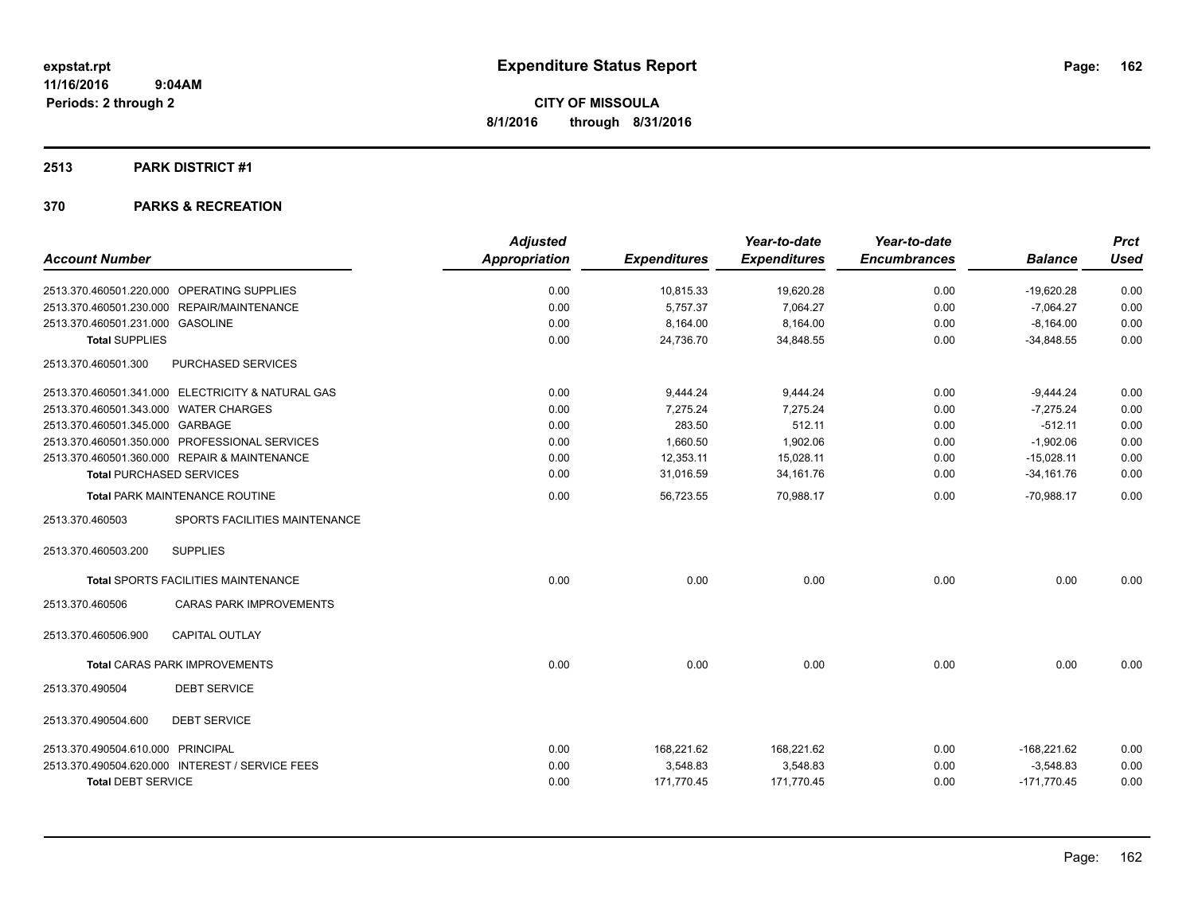**expstat.rpt**
**11/16/2016 9:04AM**
**Periods: 2 through 2**

# Expenditure Status Report

**CITY OF MISSOULA**
**8/1/2016 through 8/31/2016**

## 2513 PARK DISTRICT #1

## 370 PARKS & RECREATION

| Account Number | Adjusted Appropriation | Expenditures | Year-to-date Expenditures | Year-to-date Encumbrances | Balance | Prct Used |
|---|---|---|---|---|---|---|
| 2513.370.460501.220.000 OPERATING SUPPLIES | 0.00 | 10,815.33 | 19,620.28 | 0.00 | -19,620.28 | 0.00 |
| 2513.370.460501.230.000 REPAIR/MAINTENANCE | 0.00 | 5,757.37 | 7,064.27 | 0.00 | -7,064.27 | 0.00 |
| 2513.370.460501.231.000 GASOLINE | 0.00 | 8,164.00 | 8,164.00 | 0.00 | -8,164.00 | 0.00 |
| **Total** SUPPLIES | 0.00 | 24,736.70 | 34,848.55 | 0.00 | -34,848.55 | 0.00 |
| 2513.370.460501.300 PURCHASED SERVICES | | | | | | |
| 2513.370.460501.341.000 ELECTRICITY & NATURAL GAS | 0.00 | 9,444.24 | 9,444.24 | 0.00 | -9,444.24 | 0.00 |
| 2513.370.460501.343.000 WATER CHARGES | 0.00 | 7,275.24 | 7,275.24 | 0.00 | -7,275.24 | 0.00 |
| 2513.370.460501.345.000 GARBAGE | 0.00 | 283.50 | 512.11 | 0.00 | -512.11 | 0.00 |
| 2513.370.460501.350.000 PROFESSIONAL SERVICES | 0.00 | 1,660.50 | 1,902.06 | 0.00 | -1,902.06 | 0.00 |
| 2513.370.460501.360.000 REPAIR & MAINTENANCE | 0.00 | 12,353.11 | 15,028.11 | 0.00 | -15,028.11 | 0.00 |
| **Total** PURCHASED SERVICES | 0.00 | 31,016.59 | 34,161.76 | 0.00 | -34,161.76 | 0.00 |
| **Total** PARK MAINTENANCE ROUTINE | 0.00 | 56,723.55 | 70,988.17 | 0.00 | -70,988.17 | 0.00 |
| 2513.370.460503 SPORTS FACILITIES MAINTENANCE | | | | | | |
| 2513.370.460503.200 SUPPLIES | | | | | | |
| **Total** SPORTS FACILITIES MAINTENANCE | 0.00 | 0.00 | 0.00 | 0.00 | 0.00 | 0.00 |
| 2513.370.460506 CARAS PARK IMPROVEMENTS | | | | | | |
| 2513.370.460506.900 CAPITAL OUTLAY | | | | | | |
| **Total** CARAS PARK IMPROVEMENTS | 0.00 | 0.00 | 0.00 | 0.00 | 0.00 | 0.00 |
| 2513.370.490504 DEBT SERVICE | | | | | | |
| 2513.370.490504.600 DEBT SERVICE | | | | | | |
| 2513.370.490504.610.000 PRINCIPAL | 0.00 | 168,221.62 | 168,221.62 | 0.00 | -168,221.62 | 0.00 |
| 2513.370.490504.620.000 INTEREST / SERVICE FEES | 0.00 | 3,548.83 | 3,548.83 | 0.00 | -3,548.83 | 0.00 |
| **Total** DEBT SERVICE | 0.00 | 171,770.45 | 171,770.45 | 0.00 | -171,770.45 | 0.00 |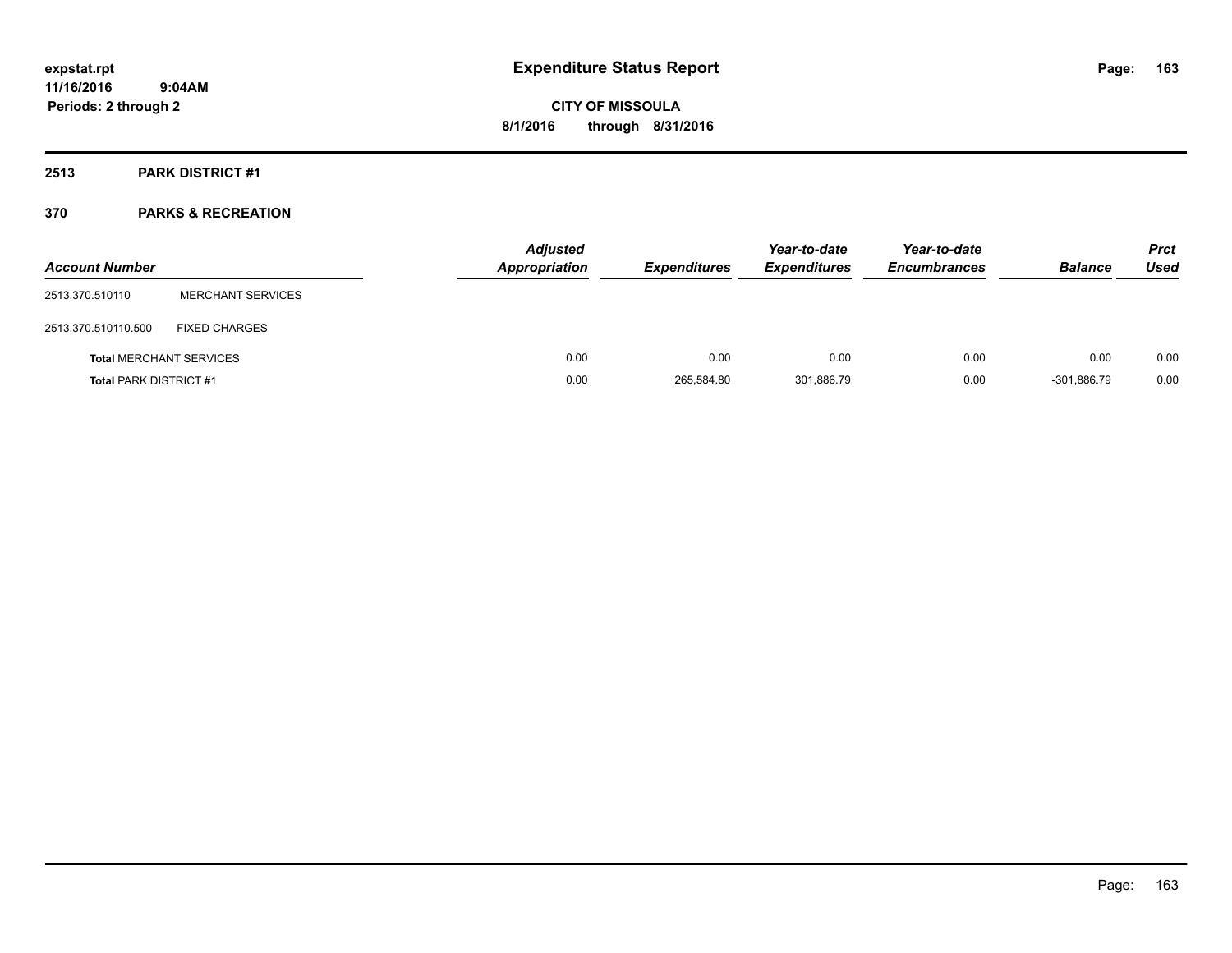# Expenditure Status Report

**CITY OF MISSOULA**

**8/1/2016 through 8/31/2016**

**expstat.rpt**
**11/16/2016 9:04AM**
**Periods: 2 through 2**

## 2513 PARK DISTRICT #1

## 370 PARKS & RECREATION

| Account Number | | Adjusted Appropriation | Expenditures | Year-to-date Expenditures | Year-to-date Encumbrances | Balance | Prct Used |
|---|---|---|---|---|---|---|---|
| 2513.370.510110 | MERCHANT SERVICES | | | | | | |
| 2513.370.510110.500 | FIXED CHARGES | | | | | | |
| **Total** MERCHANT SERVICES | | 0.00 | 0.00 | 0.00 | 0.00 | 0.00 | 0.00 |
| **Total** PARK DISTRICT #1 | | 0.00 | 265,584.80 | 301,886.79 | 0.00 | -301,886.79 | 0.00 |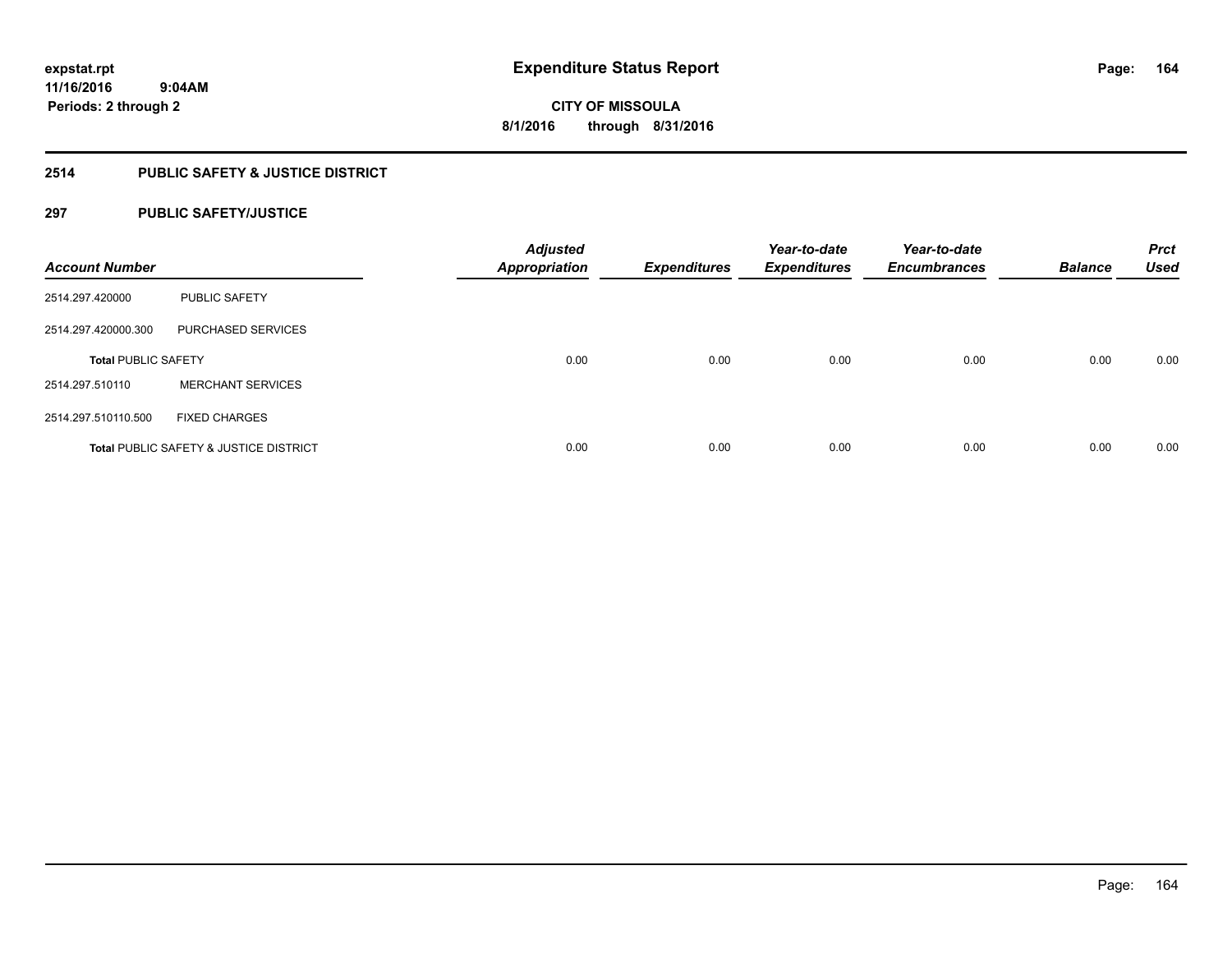expstat.rpt
11/16/2016 9:04AM
Periods: 2 through 2

# Expenditure Status Report

CITY OF MISSOULA
8/1/2016 through 8/31/2016

## 2514 PUBLIC SAFETY & JUSTICE DISTRICT

### 297 PUBLIC SAFETY/JUSTICE

| Account Number | | Adjusted Appropriation | Expenditures | Year-to-date Expenditures | Year-to-date Encumbrances | Balance | Prct Used |
|---|---|---|---|---|---|---|---|
| 2514.297.420000 | PUBLIC SAFETY | | | | | | |
| 2514.297.420000.300 | PURCHASED SERVICES | | | | | | |
| **Total** PUBLIC SAFETY | | 0.00 | 0.00 | 0.00 | 0.00 | 0.00 | 0.00 |
| 2514.297.510110 | MERCHANT SERVICES | | | | | | |
| 2514.297.510110.500 | FIXED CHARGES | | | | | | |
| **Total** PUBLIC SAFETY & JUSTICE DISTRICT | | 0.00 | 0.00 | 0.00 | 0.00 | 0.00 | 0.00 |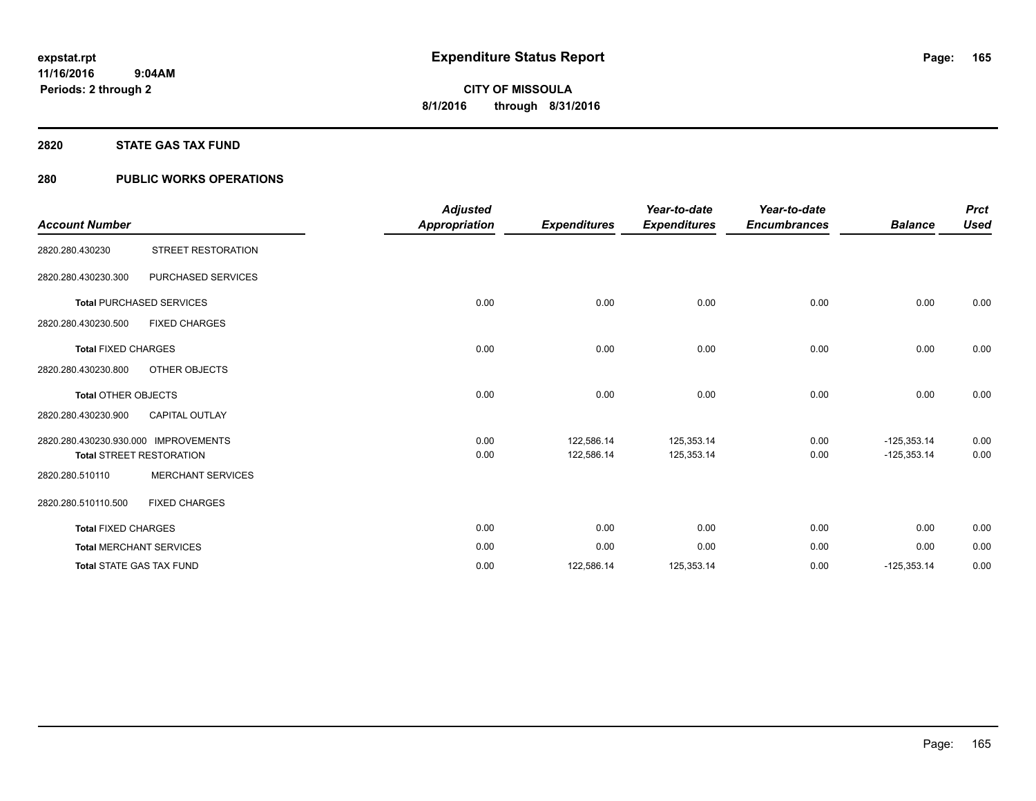# Expenditure Status Report

expstat.rpt
11/16/2016 9:04AM
Periods: 2 through 2

**CITY OF MISSOULA**
**8/1/2016 through 8/31/2016**

## 2820 STATE GAS TAX FUND

## 280 PUBLIC WORKS OPERATIONS

| Account Number | | Adjusted Appropriation | Expenditures | Year-to-date Expenditures | Year-to-date Encumbrances | Balance | Prct Used |
|---|---|---|---|---|---|---|---|
| 2820.280.430230 | STREET RESTORATION | | | | | | |
| 2820.280.430230.300 | PURCHASED SERVICES | | | | | | |
| **Total** PURCHASED SERVICES | | 0.00 | 0.00 | 0.00 | 0.00 | 0.00 | 0.00 |
| 2820.280.430230.500 | FIXED CHARGES | | | | | | |
| **Total** FIXED CHARGES | | 0.00 | 0.00 | 0.00 | 0.00 | 0.00 | 0.00 |
| 2820.280.430230.800 | OTHER OBJECTS | | | | | | |
| **Total** OTHER OBJECTS | | 0.00 | 0.00 | 0.00 | 0.00 | 0.00 | 0.00 |
| 2820.280.430230.900 | CAPITAL OUTLAY | | | | | | |
| 2820.280.430230.930.000 | IMPROVEMENTS | 0.00 | 122,586.14 | 125,353.14 | 0.00 | -125,353.14 | 0.00 |
| **Total** STREET RESTORATION | | 0.00 | 122,586.14 | 125,353.14 | 0.00 | -125,353.14 | 0.00 |
| 2820.280.510110 | MERCHANT SERVICES | | | | | | |
| 2820.280.510110.500 | FIXED CHARGES | | | | | | |
| **Total** FIXED CHARGES | | 0.00 | 0.00 | 0.00 | 0.00 | 0.00 | 0.00 |
| **Total** MERCHANT SERVICES | | 0.00 | 0.00 | 0.00 | 0.00 | 0.00 | 0.00 |
| **Total** STATE GAS TAX FUND | | 0.00 | 122,586.14 | 125,353.14 | 0.00 | -125,353.14 | 0.00 |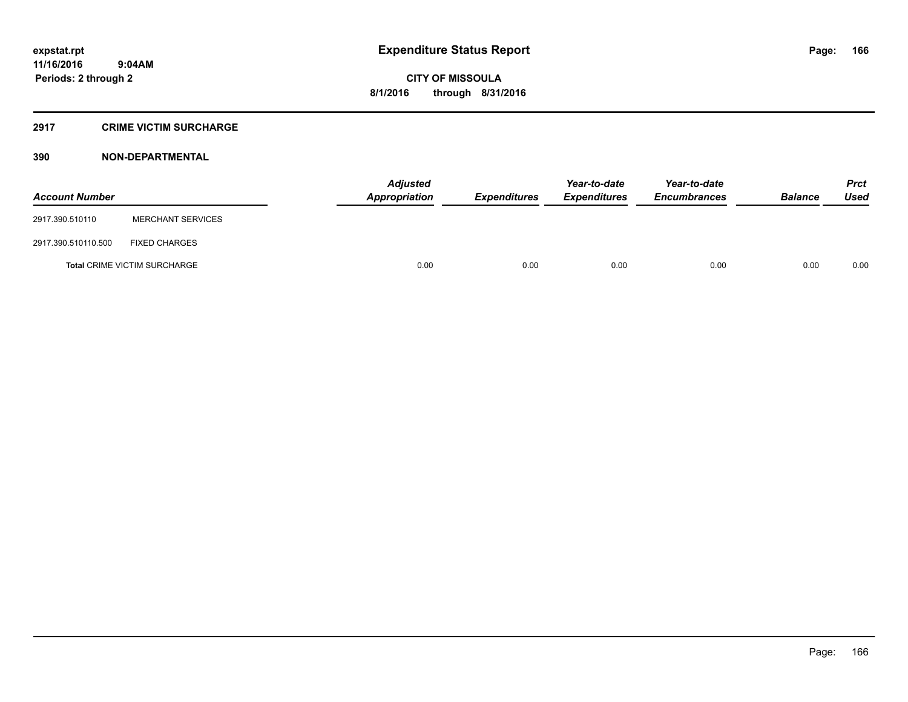# Expenditure Status Report

expstat.rpt
11/16/2016 9:04AM
Periods: 2 through 2

**CITY OF MISSOULA**
**8/1/2016 through 8/31/2016**

## 2917 CRIME VICTIM SURCHARGE

### 390 NON-DEPARTMENTAL

| Account Number | | Adjusted Appropriation | Expenditures | Year-to-date Expenditures | Year-to-date Encumbrances | Balance | Prct Used |
|---|---|---|---|---|---|---|---|
| 2917.390.510110 | MERCHANT SERVICES | | | | | | |
| 2917.390.510110.500 | FIXED CHARGES | | | | | | |
| **Total** CRIME VICTIM SURCHARGE | | 0.00 | 0.00 | 0.00 | 0.00 | 0.00 | 0.00 |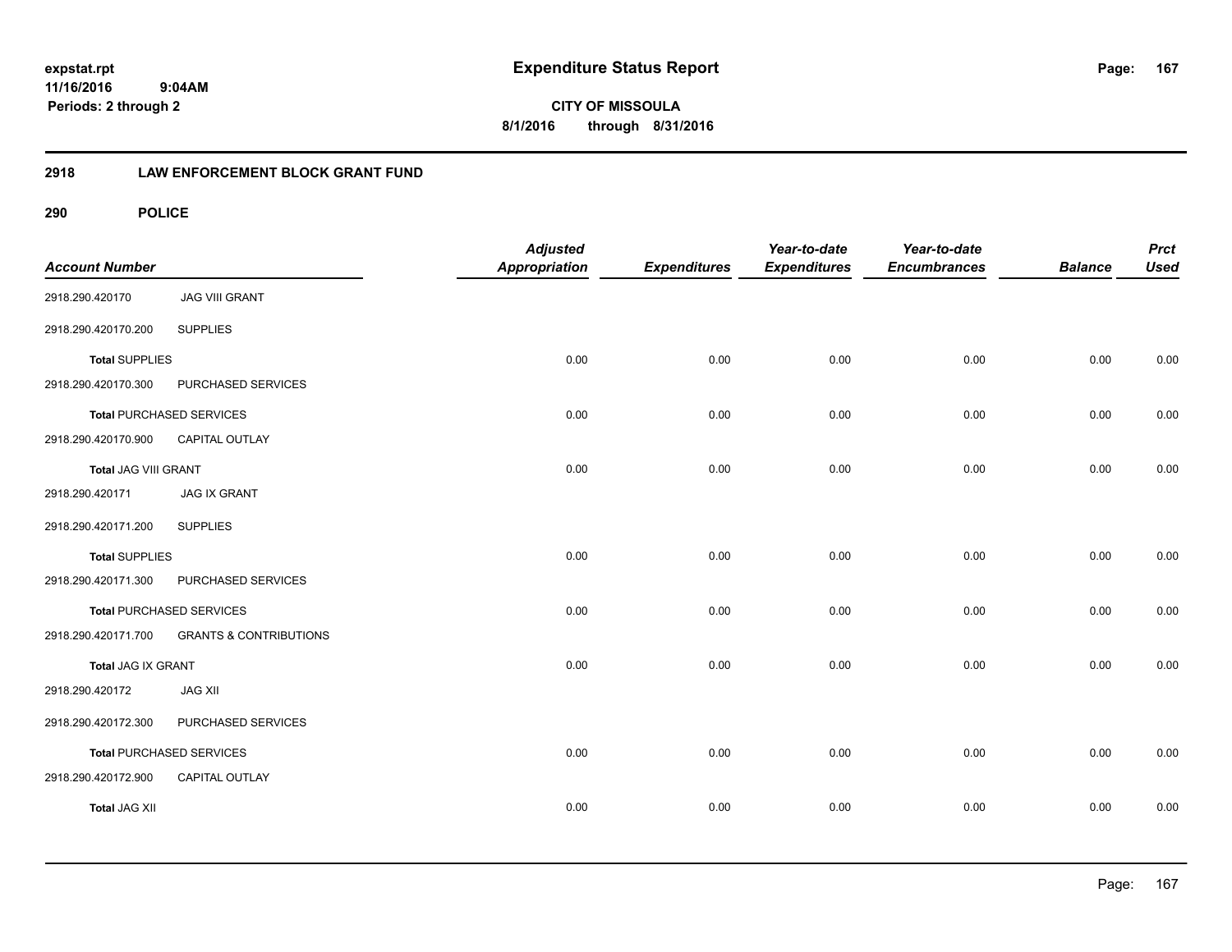**expstat.rpt**
**11/16/2016 9:04AM**
**Periods: 2 through 2**

# Expenditure Status Report

**CITY OF MISSOULA**
**8/1/2016 through 8/31/2016**

## 2918 LAW ENFORCEMENT BLOCK GRANT FUND

### 290 POLICE

| Account Number | | Adjusted Appropriation | Expenditures | Year-to-date Expenditures | Year-to-date Encumbrances | Balance | Prct Used |
|---|---|---|---|---|---|---|---|
| 2918.290.420170 | JAG VIII GRANT | | | | | | |
| 2918.290.420170.200 | SUPPLIES | | | | | | |
| **Total** SUPPLIES | | 0.00 | 0.00 | 0.00 | 0.00 | 0.00 | 0.00 |
| 2918.290.420170.300 | PURCHASED SERVICES | | | | | | |
| **Total** PURCHASED SERVICES | | 0.00 | 0.00 | 0.00 | 0.00 | 0.00 | 0.00 |
| 2918.290.420170.900 | CAPITAL OUTLAY | | | | | | |
| **Total** JAG VIII GRANT | | 0.00 | 0.00 | 0.00 | 0.00 | 0.00 | 0.00 |
| 2918.290.420171 | JAG IX GRANT | | | | | | |
| 2918.290.420171.200 | SUPPLIES | | | | | | |
| **Total** SUPPLIES | | 0.00 | 0.00 | 0.00 | 0.00 | 0.00 | 0.00 |
| 2918.290.420171.300 | PURCHASED SERVICES | | | | | | |
| **Total** PURCHASED SERVICES | | 0.00 | 0.00 | 0.00 | 0.00 | 0.00 | 0.00 |
| 2918.290.420171.700 | GRANTS & CONTRIBUTIONS | | | | | | |
| **Total** JAG IX GRANT | | 0.00 | 0.00 | 0.00 | 0.00 | 0.00 | 0.00 |
| 2918.290.420172 | JAG XII | | | | | | |
| 2918.290.420172.300 | PURCHASED SERVICES | | | | | | |
| **Total** PURCHASED SERVICES | | 0.00 | 0.00 | 0.00 | 0.00 | 0.00 | 0.00 |
| 2918.290.420172.900 | CAPITAL OUTLAY | | | | | | |
| **Total** JAG XII | | 0.00 | 0.00 | 0.00 | 0.00 | 0.00 | 0.00 |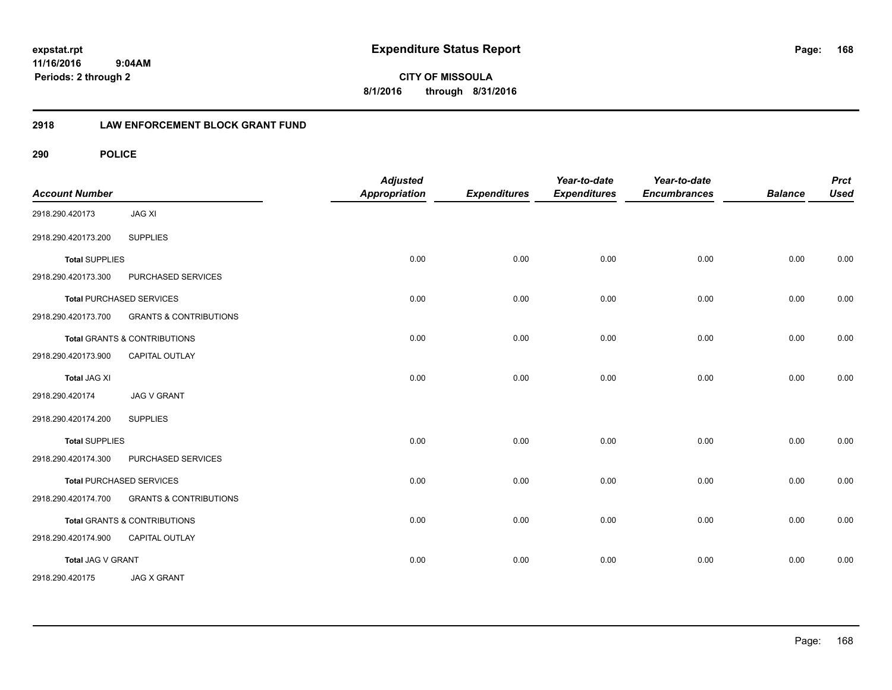# Expenditure Status Report

**CITY OF MISSOULA**

**8/1/2016 through 8/31/2016**

expstat.rpt
11/16/2016 9:04AM
Periods: 2 through 2

## 2918 LAW ENFORCEMENT BLOCK GRANT FUND

### 290 POLICE

| Account Number | | Adjusted Appropriation | Expenditures | Year-to-date Expenditures | Year-to-date Encumbrances | Balance | Prct Used |
|---|---|---|---|---|---|---|---|
| 2918.290.420173 | JAG XI | | | | | | |
| 2918.290.420173.200 | SUPPLIES | | | | | | |
| **Total** SUPPLIES | | 0.00 | 0.00 | 0.00 | 0.00 | 0.00 | 0.00 |
| 2918.290.420173.300 | PURCHASED SERVICES | | | | | | |
| **Total** PURCHASED SERVICES | | 0.00 | 0.00 | 0.00 | 0.00 | 0.00 | 0.00 |
| 2918.290.420173.700 | GRANTS & CONTRIBUTIONS | | | | | | |
| **Total** GRANTS & CONTRIBUTIONS | | 0.00 | 0.00 | 0.00 | 0.00 | 0.00 | 0.00 |
| 2918.290.420173.900 | CAPITAL OUTLAY | | | | | | |
| **Total** JAG XI | | 0.00 | 0.00 | 0.00 | 0.00 | 0.00 | 0.00 |
| 2918.290.420174 | JAG V GRANT | | | | | | |
| 2918.290.420174.200 | SUPPLIES | | | | | | |
| **Total** SUPPLIES | | 0.00 | 0.00 | 0.00 | 0.00 | 0.00 | 0.00 |
| 2918.290.420174.300 | PURCHASED SERVICES | | | | | | |
| **Total** PURCHASED SERVICES | | 0.00 | 0.00 | 0.00 | 0.00 | 0.00 | 0.00 |
| 2918.290.420174.700 | GRANTS & CONTRIBUTIONS | | | | | | |
| **Total** GRANTS & CONTRIBUTIONS | | 0.00 | 0.00 | 0.00 | 0.00 | 0.00 | 0.00 |
| 2918.290.420174.900 | CAPITAL OUTLAY | | | | | | |
| **Total** JAG V GRANT | | 0.00 | 0.00 | 0.00 | 0.00 | 0.00 | 0.00 |
| 2918.290.420175 | JAG X GRANT | | | | | | |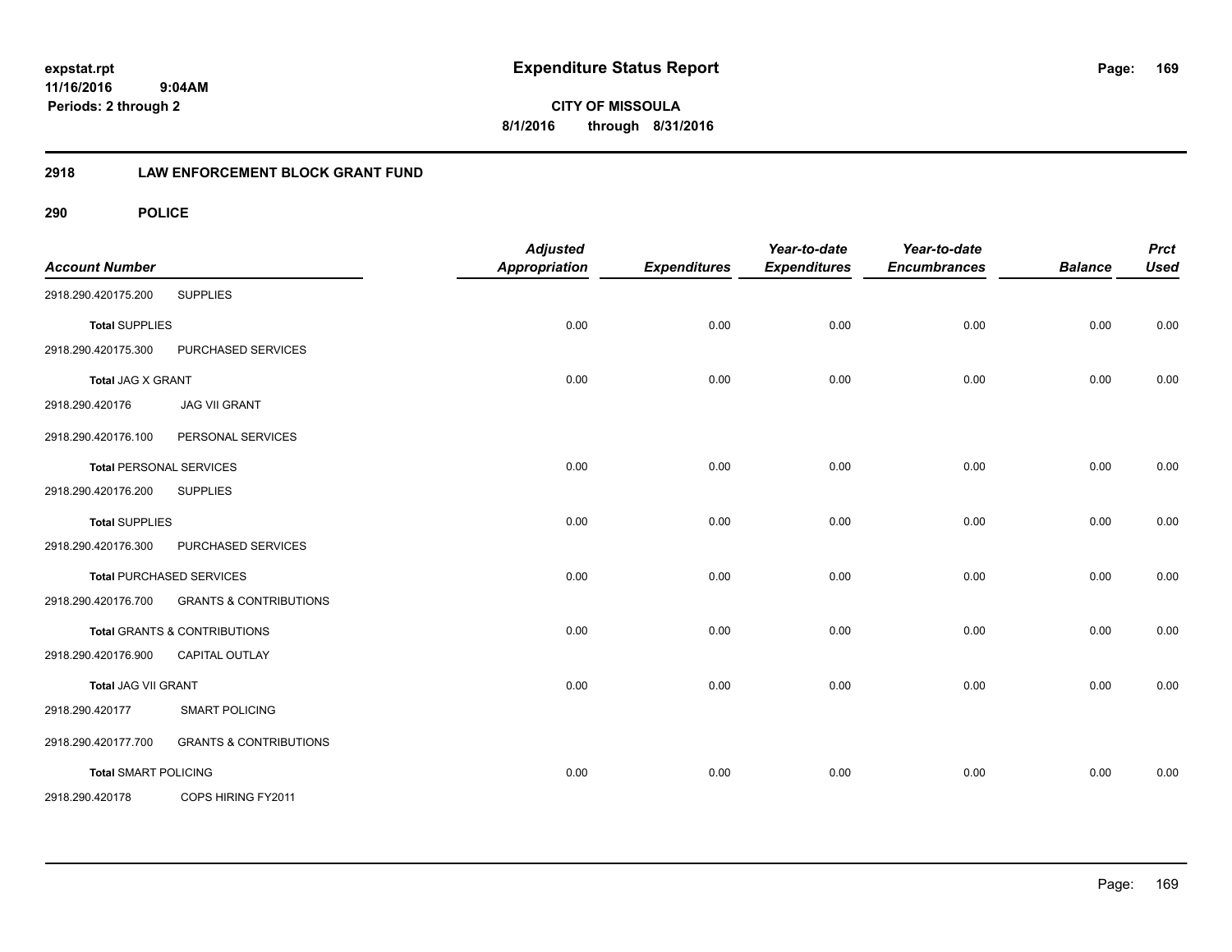# Expenditure Status Report

expstat.rpt
11/16/2016 9:04AM
Periods: 2 through 2

**CITY OF MISSOULA**
**8/1/2016 through 8/31/2016**

## 2918 LAW ENFORCEMENT BLOCK GRANT FUND

### 290 POLICE

| Account Number | | Adjusted Appropriation | Expenditures | Year-to-date Expenditures | Year-to-date Encumbrances | Balance | Prct Used |
|---|---|---|---|---|---|---|---|
| 2918.290.420175.200 | SUPPLIES | | | | | | |
| Total SUPPLIES | | 0.00 | 0.00 | 0.00 | 0.00 | 0.00 | 0.00 |
| 2918.290.420175.300 | PURCHASED SERVICES | | | | | | |
| Total JAG X GRANT | | 0.00 | 0.00 | 0.00 | 0.00 | 0.00 | 0.00 |
| 2918.290.420176 | JAG VII GRANT | | | | | | |
| 2918.290.420176.100 | PERSONAL SERVICES | | | | | | |
| Total PERSONAL SERVICES | | 0.00 | 0.00 | 0.00 | 0.00 | 0.00 | 0.00 |
| 2918.290.420176.200 | SUPPLIES | | | | | | |
| Total SUPPLIES | | 0.00 | 0.00 | 0.00 | 0.00 | 0.00 | 0.00 |
| 2918.290.420176.300 | PURCHASED SERVICES | | | | | | |
| Total PURCHASED SERVICES | | 0.00 | 0.00 | 0.00 | 0.00 | 0.00 | 0.00 |
| 2918.290.420176.700 | GRANTS & CONTRIBUTIONS | | | | | | |
| Total GRANTS & CONTRIBUTIONS | | 0.00 | 0.00 | 0.00 | 0.00 | 0.00 | 0.00 |
| 2918.290.420176.900 | CAPITAL OUTLAY | | | | | | |
| Total JAG VII GRANT | | 0.00 | 0.00 | 0.00 | 0.00 | 0.00 | 0.00 |
| 2918.290.420177 | SMART POLICING | | | | | | |
| 2918.290.420177.700 | GRANTS & CONTRIBUTIONS | | | | | | |
| Total SMART POLICING | | 0.00 | 0.00 | 0.00 | 0.00 | 0.00 | 0.00 |
| 2918.290.420178 | COPS HIRING FY2011 | | | | | | |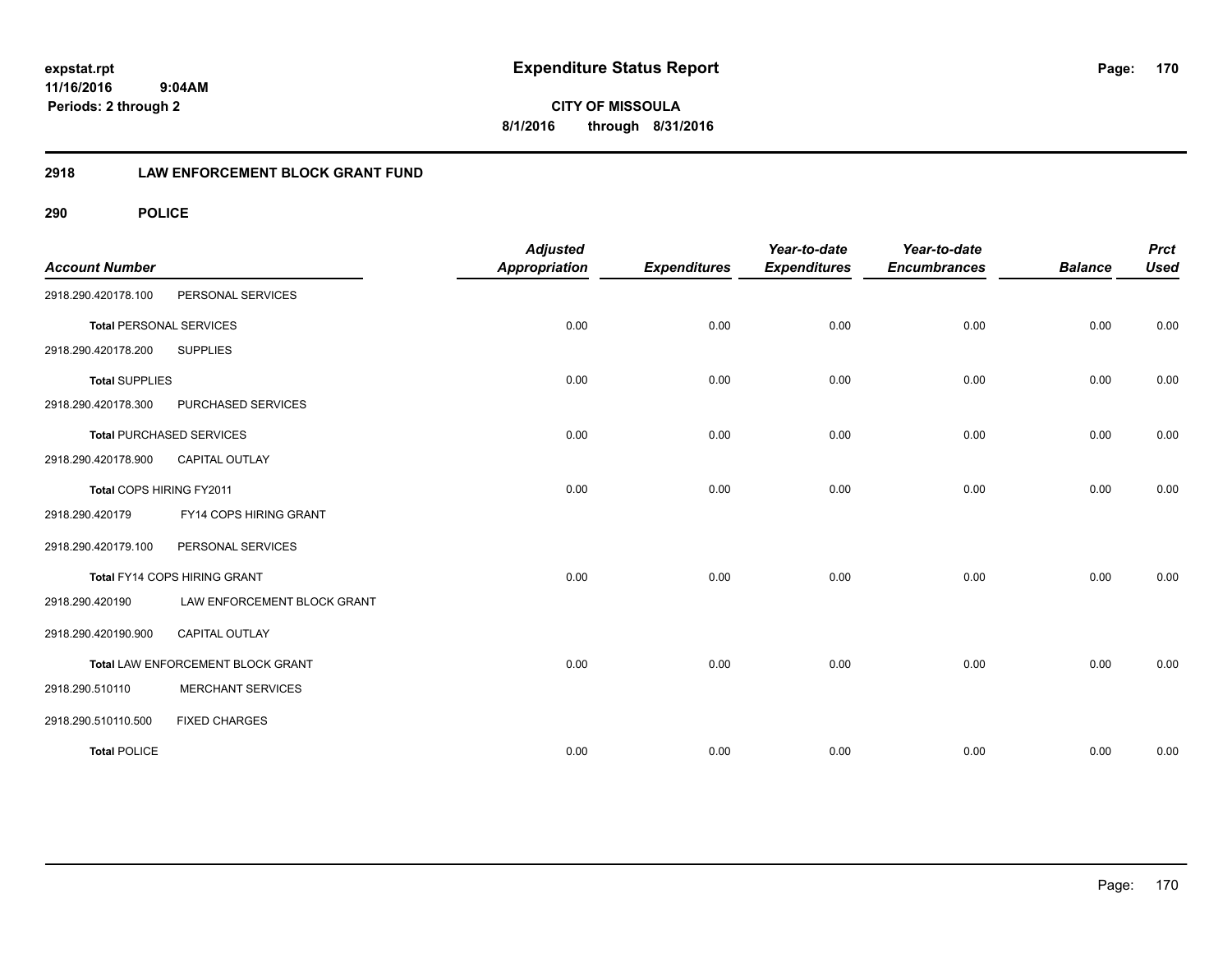**expstat.rpt**
**11/16/2016 9:04AM**
**Periods: 2 through 2**

# Expenditure Status Report

**CITY OF MISSOULA**
**8/1/2016 through 8/31/2016**

## 2918 LAW ENFORCEMENT BLOCK GRANT FUND

### 290 POLICE

| Account Number | | Adjusted Appropriation | Expenditures | Year-to-date Expenditures | Year-to-date Encumbrances | Balance | Prct Used |
|---|---|---|---|---|---|---|---|
| 2918.290.420178.100 | PERSONAL SERVICES | | | | | | |
| **Total** PERSONAL SERVICES | | 0.00 | 0.00 | 0.00 | 0.00 | 0.00 | 0.00 |
| 2918.290.420178.200 | SUPPLIES | | | | | | |
| **Total** SUPPLIES | | 0.00 | 0.00 | 0.00 | 0.00 | 0.00 | 0.00 |
| 2918.290.420178.300 | PURCHASED SERVICES | | | | | | |
| **Total** PURCHASED SERVICES | | 0.00 | 0.00 | 0.00 | 0.00 | 0.00 | 0.00 |
| 2918.290.420178.900 | CAPITAL OUTLAY | | | | | | |
| Total COPS HIRING FY2011 | | 0.00 | 0.00 | 0.00 | 0.00 | 0.00 | 0.00 |
| 2918.290.420179 | FY14 COPS HIRING GRANT | | | | | | |
| 2918.290.420179.100 | PERSONAL SERVICES | | | | | | |
| Total FY14 COPS HIRING GRANT | | 0.00 | 0.00 | 0.00 | 0.00 | 0.00 | 0.00 |
| 2918.290.420190 | LAW ENFORCEMENT BLOCK GRANT | | | | | | |
| 2918.290.420190.900 | CAPITAL OUTLAY | | | | | | |
| Total LAW ENFORCEMENT BLOCK GRANT | | 0.00 | 0.00 | 0.00 | 0.00 | 0.00 | 0.00 |
| 2918.290.510110 | MERCHANT SERVICES | | | | | | |
| 2918.290.510110.500 | FIXED CHARGES | | | | | | |
| **Total** POLICE | | 0.00 | 0.00 | 0.00 | 0.00 | 0.00 | 0.00 |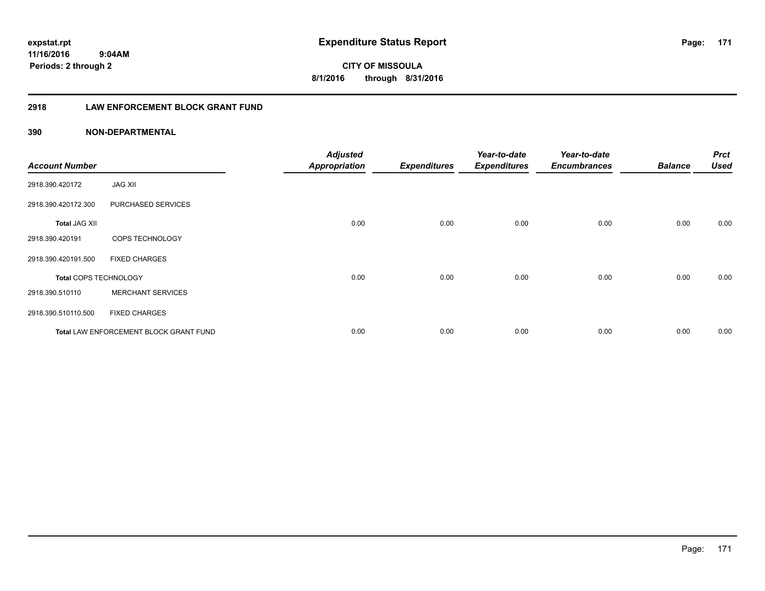# Expenditure Status Report

expstat.rpt
11/16/2016 9:04AM
Periods: 2 through 2

**CITY OF MISSOULA**
**8/1/2016 through 8/31/2016**

## 2918 LAW ENFORCEMENT BLOCK GRANT FUND

### 390 NON-DEPARTMENTAL

| Account Number | | Adjusted Appropriation | Expenditures | Year-to-date Expenditures | Year-to-date Encumbrances | Balance | Prct Used |
|---|---|---|---|---|---|---|---|
| 2918.390.420172 | JAG XII | | | | | | |
| 2918.390.420172.300 | PURCHASED SERVICES | | | | | | |
| **Total** JAG XII | | 0.00 | 0.00 | 0.00 | 0.00 | 0.00 | 0.00 |
| 2918.390.420191 | COPS TECHNOLOGY | | | | | | |
| 2918.390.420191.500 | FIXED CHARGES | | | | | | |
| **Total** COPS TECHNOLOGY | | 0.00 | 0.00 | 0.00 | 0.00 | 0.00 | 0.00 |
| 2918.390.510110 | MERCHANT SERVICES | | | | | | |
| 2918.390.510110.500 | FIXED CHARGES | | | | | | |
| **Total** LAW ENFORCEMENT BLOCK GRANT FUND | | 0.00 | 0.00 | 0.00 | 0.00 | 0.00 | 0.00 |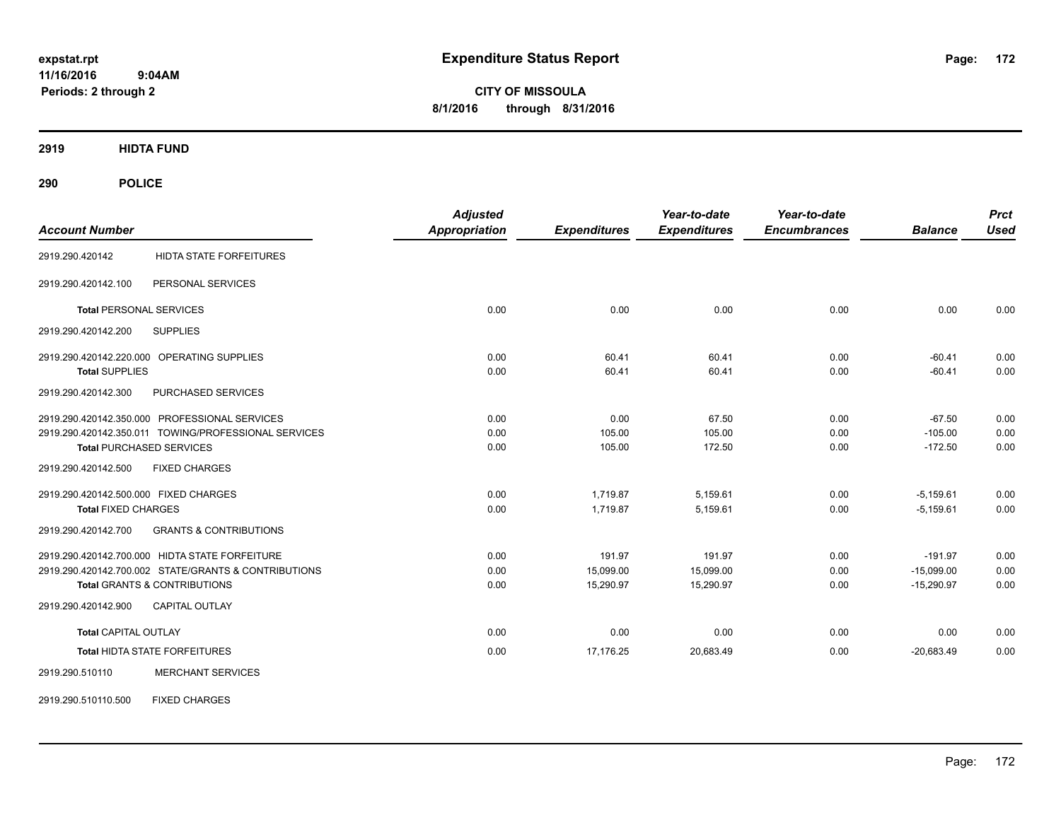expstat.rpt
11/16/2016 9:04AM
Periods: 2 through 2

# Expenditure Status Report

**CITY OF MISSOULA**
**8/1/2016 through 8/31/2016**

**2919 HIDTA FUND**

**290 POLICE**

| Account Number | | Adjusted Appropriation | Expenditures | Year-to-date Expenditures | Year-to-date Encumbrances | Balance | Prct Used |
|---|---|---|---|---|---|---|---|
| 2919.290.420142 | HIDTA STATE FORFEITURES | | | | | | |
| 2919.290.420142.100 | PERSONAL SERVICES | | | | | | |
| **Total** PERSONAL SERVICES | | 0.00 | 0.00 | 0.00 | 0.00 | 0.00 | 0.00 |
| 2919.290.420142.200 | SUPPLIES | | | | | | |
| 2919.290.420142.220.000 | OPERATING SUPPLIES | 0.00 | 60.41 | 60.41 | 0.00 | -60.41 | 0.00 |
| **Total** SUPPLIES | | 0.00 | 60.41 | 60.41 | 0.00 | -60.41 | 0.00 |
| 2919.290.420142.300 | PURCHASED SERVICES | | | | | | |
| 2919.290.420142.350.000 | PROFESSIONAL SERVICES | 0.00 | 0.00 | 67.50 | 0.00 | -67.50 | 0.00 |
| 2919.290.420142.350.011 | TOWING/PROFESSIONAL SERVICES | 0.00 | 105.00 | 105.00 | 0.00 | -105.00 | 0.00 |
| **Total** PURCHASED SERVICES | | 0.00 | 105.00 | 172.50 | 0.00 | -172.50 | 0.00 |
| 2919.290.420142.500 | FIXED CHARGES | | | | | | |
| 2919.290.420142.500.000 | FIXED CHARGES | 0.00 | 1,719.87 | 5,159.61 | 0.00 | -5,159.61 | 0.00 |
| **Total** FIXED CHARGES | | 0.00 | 1,719.87 | 5,159.61 | 0.00 | -5,159.61 | 0.00 |
| 2919.290.420142.700 | GRANTS & CONTRIBUTIONS | | | | | | |
| 2919.290.420142.700.000 | HIDTA STATE FORFEITURE | 0.00 | 191.97 | 191.97 | 0.00 | -191.97 | 0.00 |
| 2919.290.420142.700.002 | STATE/GRANTS & CONTRIBUTIONS | 0.00 | 15,099.00 | 15,099.00 | 0.00 | -15,099.00 | 0.00 |
| **Total** GRANTS & CONTRIBUTIONS | | 0.00 | 15,290.97 | 15,290.97 | 0.00 | -15,290.97 | 0.00 |
| 2919.290.420142.900 | CAPITAL OUTLAY | | | | | | |
| **Total** CAPITAL OUTLAY | | 0.00 | 0.00 | 0.00 | 0.00 | 0.00 | 0.00 |
| **Total** HIDTA STATE FORFEITURES | | 0.00 | 17,176.25 | 20,683.49 | 0.00 | -20,683.49 | 0.00 |
| 2919.290.510110 | MERCHANT SERVICES | | | | | | |
| 2919.290.510110.500 | FIXED CHARGES | | | | | | |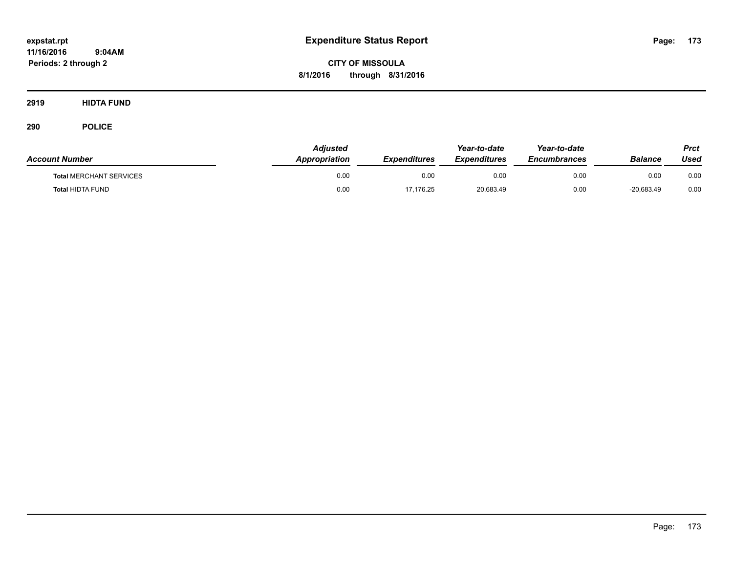# Expenditure Status Report

**CITY OF MISSOULA**

**8/1/2016 through 8/31/2016**

expstat.rpt
11/16/2016 9:04AM
Periods: 2 through 2

## 2919 HIDTA FUND

## 290 POLICE

| Account Number | Adjusted Appropriation | Expenditures | Year-to-date Expenditures | Year-to-date Encumbrances | Balance | Prct Used |
|---|---|---|---|---|---|---|
| **Total** MERCHANT SERVICES | 0.00 | 0.00 | 0.00 | 0.00 | 0.00 | 0.00 |
| **Total** HIDTA FUND | 0.00 | 17,176.25 | 20,683.49 | 0.00 | -20,683.49 | 0.00 |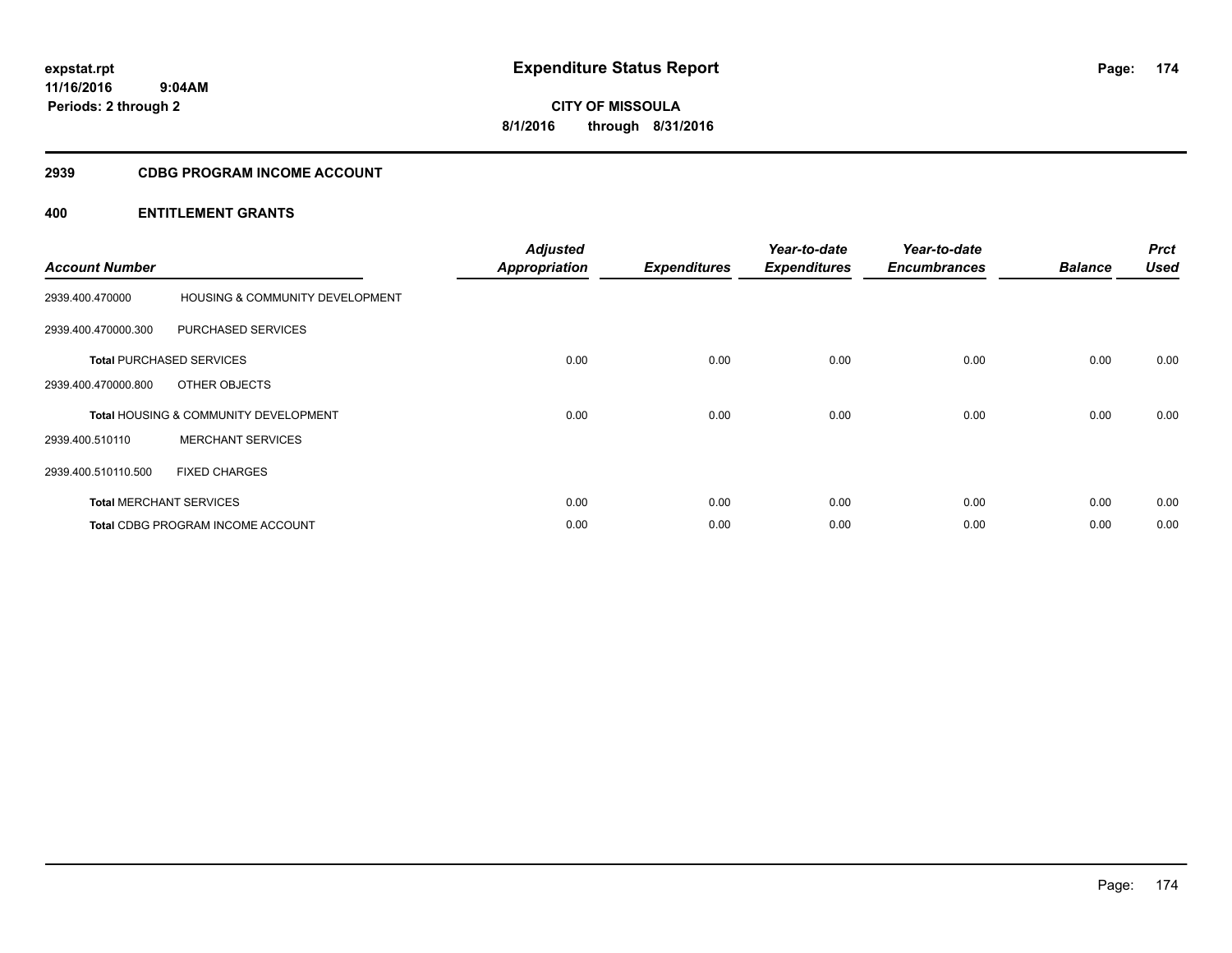# Expenditure Status Report

expstat.rpt
11/16/2016 9:04AM
Periods: 2 through 2

**CITY OF MISSOULA**
**8/1/2016 through 8/31/2016**

## 2939 CDBG PROGRAM INCOME ACCOUNT

### 400 ENTITLEMENT GRANTS

| Account Number | | Adjusted Appropriation | Expenditures | Year-to-date Expenditures | Year-to-date Encumbrances | Balance | Prct Used |
|---|---|---|---|---|---|---|---|
| 2939.400.470000 | HOUSING & COMMUNITY DEVELOPMENT | | | | | | |
| 2939.400.470000.300 | PURCHASED SERVICES | | | | | | |
| **Total** PURCHASED SERVICES | | 0.00 | 0.00 | 0.00 | 0.00 | 0.00 | 0.00 |
| 2939.400.470000.800 | OTHER OBJECTS | | | | | | |
| **Total** HOUSING & COMMUNITY DEVELOPMENT | | 0.00 | 0.00 | 0.00 | 0.00 | 0.00 | 0.00 |
| 2939.400.510110 | MERCHANT SERVICES | | | | | | |
| 2939.400.510110.500 | FIXED CHARGES | | | | | | |
| **Total** MERCHANT SERVICES | | 0.00 | 0.00 | 0.00 | 0.00 | 0.00 | 0.00 |
| **Total** CDBG PROGRAM INCOME ACCOUNT | | 0.00 | 0.00 | 0.00 | 0.00 | 0.00 | 0.00 |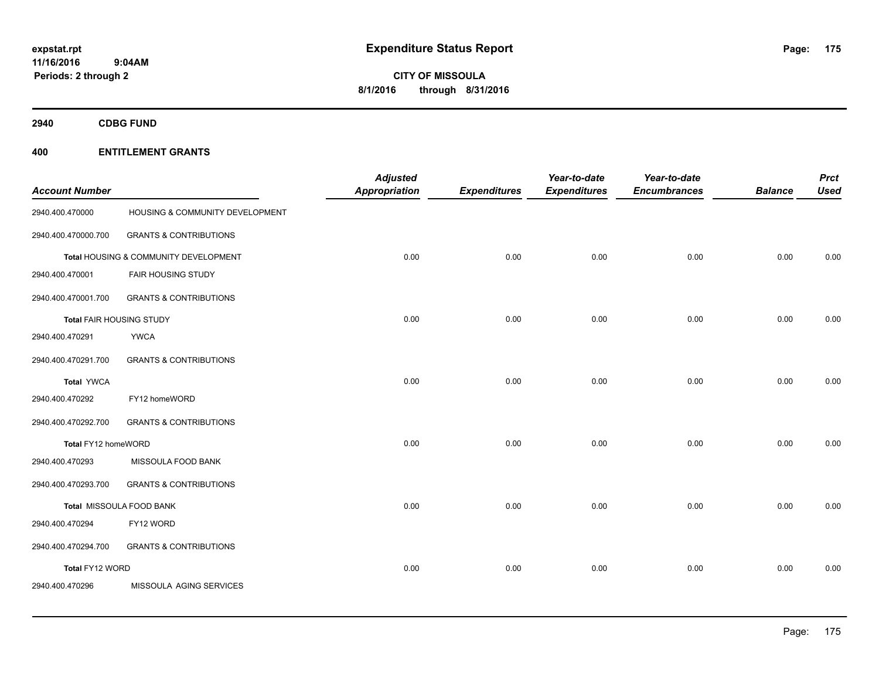**expstat.rpt**
**11/16/2016 9:04AM**
**Periods: 2 through 2**

# Expenditure Status Report

**CITY OF MISSOULA**
**8/1/2016 through 8/31/2016**

## 2940 CDBG FUND

## 400 ENTITLEMENT GRANTS

| Account Number | | Adjusted Appropriation | Expenditures | Year-to-date Expenditures | Year-to-date Encumbrances | Balance | Prct Used |
|---|---|---|---|---|---|---|---|
| 2940.400.470000 | HOUSING & COMMUNITY DEVELOPMENT | | | | | | |
| 2940.400.470000.700 | GRANTS & CONTRIBUTIONS | | | | | | |
| | Total HOUSING & COMMUNITY DEVELOPMENT | 0.00 | 0.00 | 0.00 | 0.00 | 0.00 | 0.00 |
| 2940.400.470001 | FAIR HOUSING STUDY | | | | | | |
| 2940.400.470001.700 | GRANTS & CONTRIBUTIONS | | | | | | |
| | Total FAIR HOUSING STUDY | 0.00 | 0.00 | 0.00 | 0.00 | 0.00 | 0.00 |
| 2940.400.470291 | YWCA | | | | | | |
| 2940.400.470291.700 | GRANTS & CONTRIBUTIONS | | | | | | |
| | Total YWCA | 0.00 | 0.00 | 0.00 | 0.00 | 0.00 | 0.00 |
| 2940.400.470292 | FY12 homeWORD | | | | | | |
| 2940.400.470292.700 | GRANTS & CONTRIBUTIONS | | | | | | |
| | Total FY12 homeWORD | 0.00 | 0.00 | 0.00 | 0.00 | 0.00 | 0.00 |
| 2940.400.470293 | MISSOULA FOOD BANK | | | | | | |
| 2940.400.470293.700 | GRANTS & CONTRIBUTIONS | | | | | | |
| | Total MISSOULA FOOD BANK | 0.00 | 0.00 | 0.00 | 0.00 | 0.00 | 0.00 |
| 2940.400.470294 | FY12 WORD | | | | | | |
| 2940.400.470294.700 | GRANTS & CONTRIBUTIONS | | | | | | |
| | Total FY12 WORD | 0.00 | 0.00 | 0.00 | 0.00 | 0.00 | 0.00 |
| 2940.400.470296 | MISSOULA AGING SERVICES | | | | | | |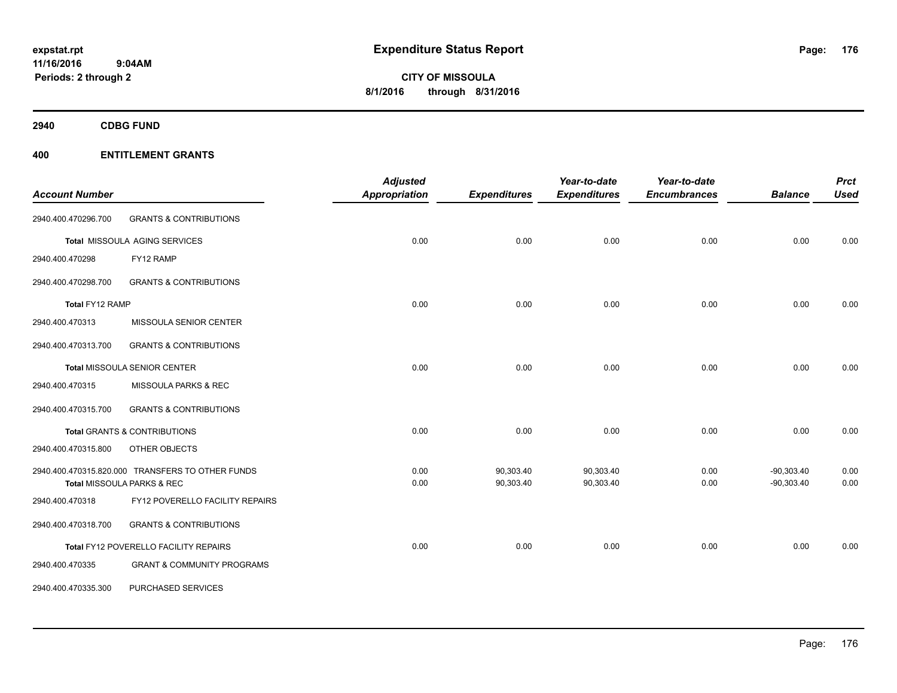**expstat.rpt**
**11/16/2016 9:04AM**
**Periods: 2 through 2**

# Expenditure Status Report

**CITY OF MISSOULA**
**8/1/2016 through 8/31/2016**

## 2940 CDBG FUND

## 400 ENTITLEMENT GRANTS

| Account Number | | Adjusted Appropriation | Expenditures | Year-to-date Expenditures | Year-to-date Encumbrances | Balance | Prct Used |
|---|---|---|---|---|---|---|---|
| 2940.400.470296.700 | GRANTS & CONTRIBUTIONS | | | | | | |
| Total MISSOULA AGING SERVICES | | 0.00 | 0.00 | 0.00 | 0.00 | 0.00 | 0.00 |
| 2940.400.470298 | FY12 RAMP | | | | | | |
| 2940.400.470298.700 | GRANTS & CONTRIBUTIONS | | | | | | |
| Total FY12 RAMP | | 0.00 | 0.00 | 0.00 | 0.00 | 0.00 | 0.00 |
| 2940.400.470313 | MISSOULA SENIOR CENTER | | | | | | |
| 2940.400.470313.700 | GRANTS & CONTRIBUTIONS | | | | | | |
| Total MISSOULA SENIOR CENTER | | 0.00 | 0.00 | 0.00 | 0.00 | 0.00 | 0.00 |
| 2940.400.470315 | MISSOULA PARKS & REC | | | | | | |
| 2940.400.470315.700 | GRANTS & CONTRIBUTIONS | | | | | | |
| Total GRANTS & CONTRIBUTIONS | | 0.00 | 0.00 | 0.00 | 0.00 | 0.00 | 0.00 |
| 2940.400.470315.800 | OTHER OBJECTS | | | | | | |
| 2940.400.470315.820.000 | TRANSFERS TO OTHER FUNDS | 0.00 | 90,303.40 | 90,303.40 | 0.00 | -90,303.40 | 0.00 |
| Total MISSOULA PARKS & REC | | 0.00 | 90,303.40 | 90,303.40 | 0.00 | -90,303.40 | 0.00 |
| 2940.400.470318 | FY12 POVERELLO FACILITY REPAIRS | | | | | | |
| 2940.400.470318.700 | GRANTS & CONTRIBUTIONS | | | | | | |
| Total FY12 POVERELLO FACILITY REPAIRS | | 0.00 | 0.00 | 0.00 | 0.00 | 0.00 | 0.00 |
| 2940.400.470335 | GRANT & COMMUNITY PROGRAMS | | | | | | |
| 2940.400.470335.300 | PURCHASED SERVICES | | | | | | |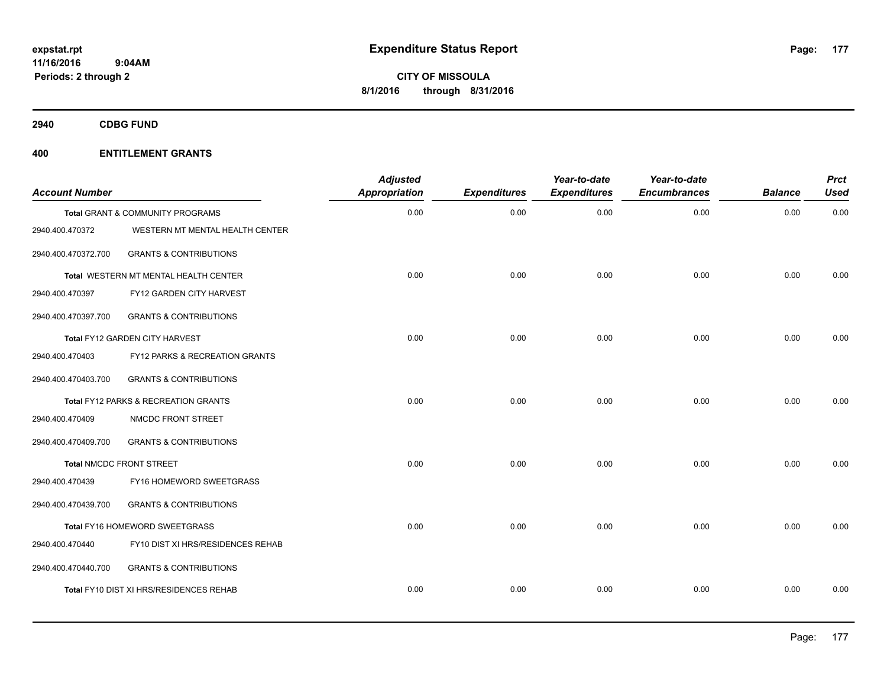**expstat.rpt**
**11/16/2016 9:04AM**
**Periods: 2 through 2**

# Expenditure Status Report

**CITY OF MISSOULA**
**8/1/2016 through 8/31/2016**

## 2940 CDBG FUND

## 400 ENTITLEMENT GRANTS

| Account Number | | Adjusted Appropriation | Expenditures | Year-to-date Expenditures | Year-to-date Encumbrances | Balance | Prct Used |
|---|---|---|---|---|---|---|---|
| Total GRANT & COMMUNITY PROGRAMS | | 0.00 | 0.00 | 0.00 | 0.00 | 0.00 | 0.00 |
| 2940.400.470372 | WESTERN MT MENTAL HEALTH CENTER | | | | | | |
| 2940.400.470372.700 | GRANTS & CONTRIBUTIONS | | | | | | |
| Total WESTERN MT MENTAL HEALTH CENTER | | 0.00 | 0.00 | 0.00 | 0.00 | 0.00 | 0.00 |
| 2940.400.470397 | FY12 GARDEN CITY HARVEST | | | | | | |
| 2940.400.470397.700 | GRANTS & CONTRIBUTIONS | | | | | | |
| Total FY12 GARDEN CITY HARVEST | | 0.00 | 0.00 | 0.00 | 0.00 | 0.00 | 0.00 |
| 2940.400.470403 | FY12 PARKS & RECREATION GRANTS | | | | | | |
| 2940.400.470403.700 | GRANTS & CONTRIBUTIONS | | | | | | |
| Total FY12 PARKS & RECREATION GRANTS | | 0.00 | 0.00 | 0.00 | 0.00 | 0.00 | 0.00 |
| 2940.400.470409 | NMCDC FRONT STREET | | | | | | |
| 2940.400.470409.700 | GRANTS & CONTRIBUTIONS | | | | | | |
| Total NMCDC FRONT STREET | | 0.00 | 0.00 | 0.00 | 0.00 | 0.00 | 0.00 |
| 2940.400.470439 | FY16 HOMEWORD SWEETGRASS | | | | | | |
| 2940.400.470439.700 | GRANTS & CONTRIBUTIONS | | | | | | |
| Total FY16 HOMEWORD SWEETGRASS | | 0.00 | 0.00 | 0.00 | 0.00 | 0.00 | 0.00 |
| 2940.400.470440 | FY10 DIST XI HRS/RESIDENCES REHAB | | | | | | |
| 2940.400.470440.700 | GRANTS & CONTRIBUTIONS | | | | | | |
| Total FY10 DIST XI HRS/RESIDENCES REHAB | | 0.00 | 0.00 | 0.00 | 0.00 | 0.00 | 0.00 |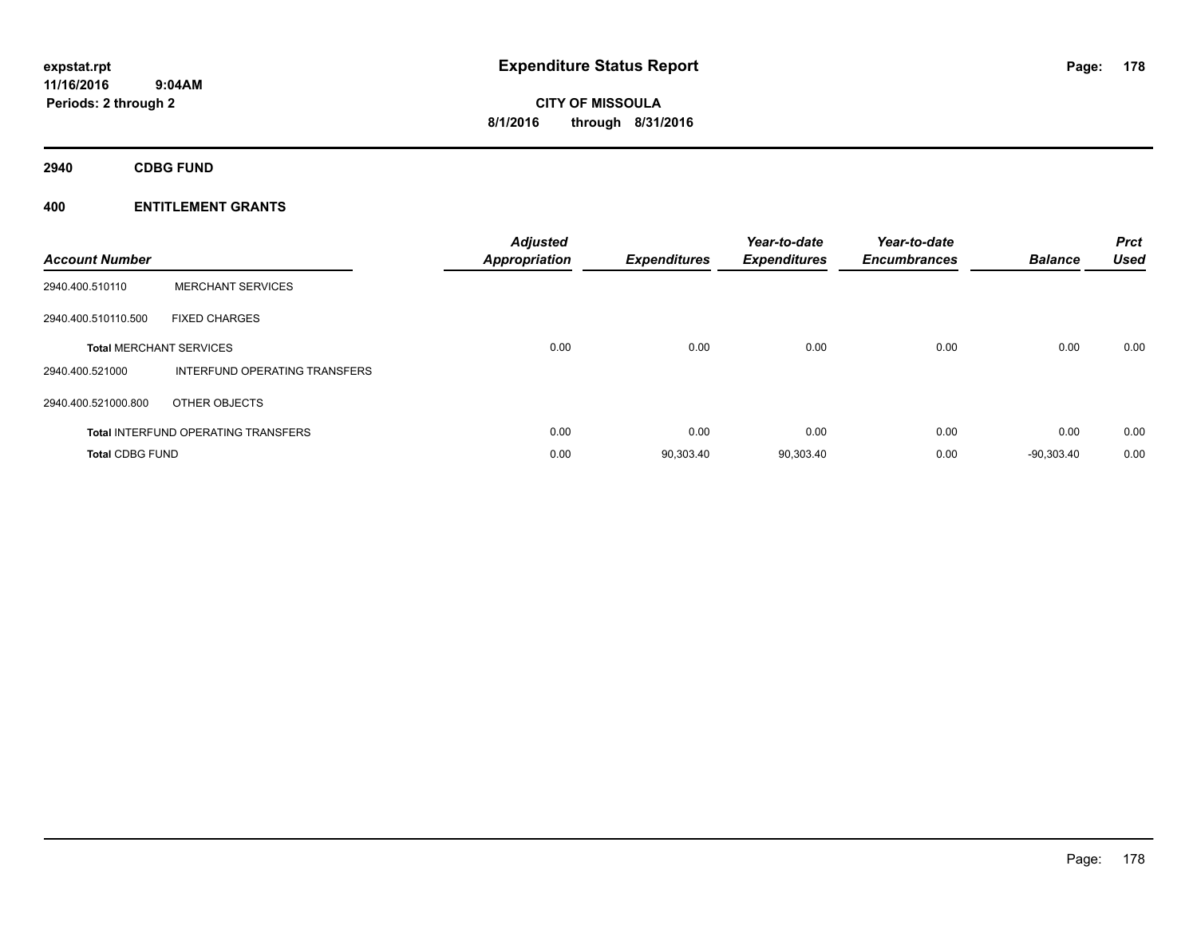**expstat.rpt**
**11/16/2016 9:04AM**
**Periods: 2 through 2**

# Expenditure Status Report

**CITY OF MISSOULA**
**8/1/2016 through 8/31/2016**

## 2940 CDBG FUND

## 400 ENTITLEMENT GRANTS

| Account Number | | Adjusted Appropriation | Expenditures | Year-to-date Expenditures | Year-to-date Encumbrances | Balance | Prct Used |
|---|---|---|---|---|---|---|---|
| 2940.400.510110 | MERCHANT SERVICES | | | | | | |
| 2940.400.510110.500 | FIXED CHARGES | | | | | | |
| **Total** MERCHANT SERVICES | | 0.00 | 0.00 | 0.00 | 0.00 | 0.00 | 0.00 |
| 2940.400.521000 | INTERFUND OPERATING TRANSFERS | | | | | | |
| 2940.400.521000.800 | OTHER OBJECTS | | | | | | |
| **Total** INTERFUND OPERATING TRANSFERS | | 0.00 | 0.00 | 0.00 | 0.00 | 0.00 | 0.00 |
| **Total** CDBG FUND | | 0.00 | 90,303.40 | 90,303.40 | 0.00 | -90,303.40 | 0.00 |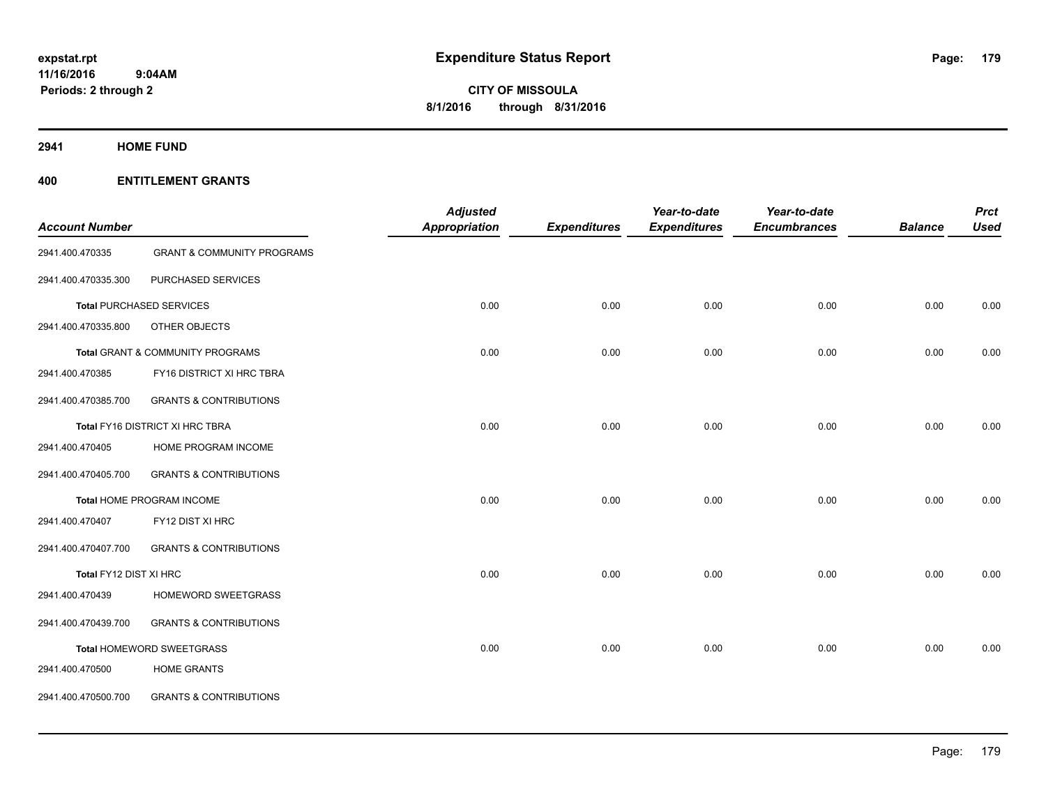expstat.rpt
11/16/2016 9:04AM
Periods: 2 through 2

# Expenditure Status Report

**CITY OF MISSOULA**
**8/1/2016 through 8/31/2016**

## 2941 HOME FUND

## 400 ENTITLEMENT GRANTS

| Account Number | | Adjusted Appropriation | Expenditures | Year-to-date Expenditures | Year-to-date Encumbrances | Balance | Prct Used |
|---|---|---|---|---|---|---|---|
| 2941.400.470335 | GRANT & COMMUNITY PROGRAMS | | | | | | |
| 2941.400.470335.300 | PURCHASED SERVICES | | | | | | |
| Total PURCHASED SERVICES | | 0.00 | 0.00 | 0.00 | 0.00 | 0.00 | 0.00 |
| 2941.400.470335.800 | OTHER OBJECTS | | | | | | |
| Total GRANT & COMMUNITY PROGRAMS | | 0.00 | 0.00 | 0.00 | 0.00 | 0.00 | 0.00 |
| 2941.400.470385 | FY16 DISTRICT XI HRC TBRA | | | | | | |
| 2941.400.470385.700 | GRANTS & CONTRIBUTIONS | | | | | | |
| Total FY16 DISTRICT XI HRC TBRA | | 0.00 | 0.00 | 0.00 | 0.00 | 0.00 | 0.00 |
| 2941.400.470405 | HOME PROGRAM INCOME | | | | | | |
| 2941.400.470405.700 | GRANTS & CONTRIBUTIONS | | | | | | |
| Total HOME PROGRAM INCOME | | 0.00 | 0.00 | 0.00 | 0.00 | 0.00 | 0.00 |
| 2941.400.470407 | FY12 DIST XI HRC | | | | | | |
| 2941.400.470407.700 | GRANTS & CONTRIBUTIONS | | | | | | |
| Total FY12 DIST XI HRC | | 0.00 | 0.00 | 0.00 | 0.00 | 0.00 | 0.00 |
| 2941.400.470439 | HOMEWORD SWEETGRASS | | | | | | |
| 2941.400.470439.700 | GRANTS & CONTRIBUTIONS | | | | | | |
| Total HOMEWORD SWEETGRASS | | 0.00 | 0.00 | 0.00 | 0.00 | 0.00 | 0.00 |
| 2941.400.470500 | HOME GRANTS | | | | | | |
| 2941.400.470500.700 | GRANTS & CONTRIBUTIONS | | | | | | |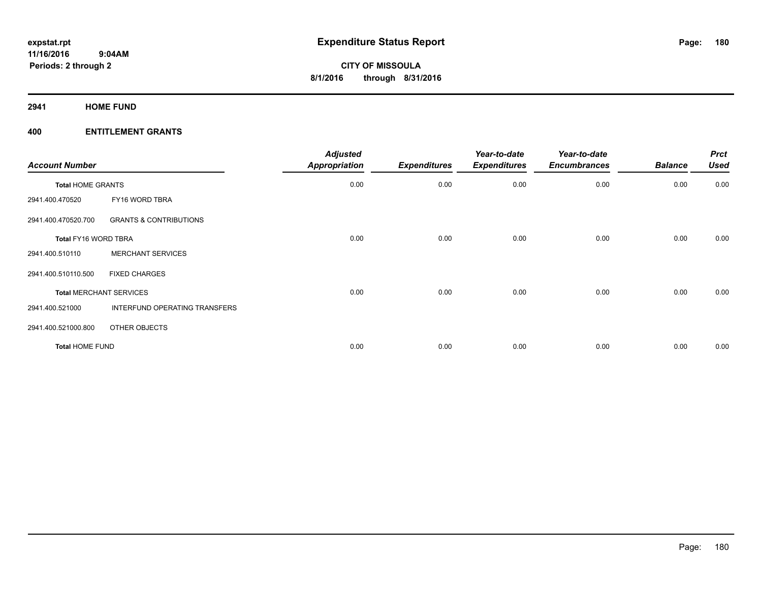# Expenditure Status Report

**CITY OF MISSOULA**
**8/1/2016 through 8/31/2016**

expstat.rpt
11/16/2016 9:04AM
Periods: 2 through 2

## 2941 HOME FUND

### 400 ENTITLEMENT GRANTS

| Account Number | | Adjusted Appropriation | Expenditures | Year-to-date Expenditures | Year-to-date Encumbrances | Balance | Prct Used |
|---|---|---|---|---|---|---|---|
| **Total HOME GRANTS** | | 0.00 | 0.00 | 0.00 | 0.00 | 0.00 | 0.00 |
| 2941.400.470520 | FY16 WORD TBRA | | | | | | |
| 2941.400.470520.700 | GRANTS & CONTRIBUTIONS | | | | | | |
| **Total FY16 WORD TBRA** | | 0.00 | 0.00 | 0.00 | 0.00 | 0.00 | 0.00 |
| 2941.400.510110 | MERCHANT SERVICES | | | | | | |
| 2941.400.510110.500 | FIXED CHARGES | | | | | | |
| **Total MERCHANT SERVICES** | | 0.00 | 0.00 | 0.00 | 0.00 | 0.00 | 0.00 |
| 2941.400.521000 | INTERFUND OPERATING TRANSFERS | | | | | | |
| 2941.400.521000.800 | OTHER OBJECTS | | | | | | |
| **Total HOME FUND** | | 0.00 | 0.00 | 0.00 | 0.00 | 0.00 | 0.00 |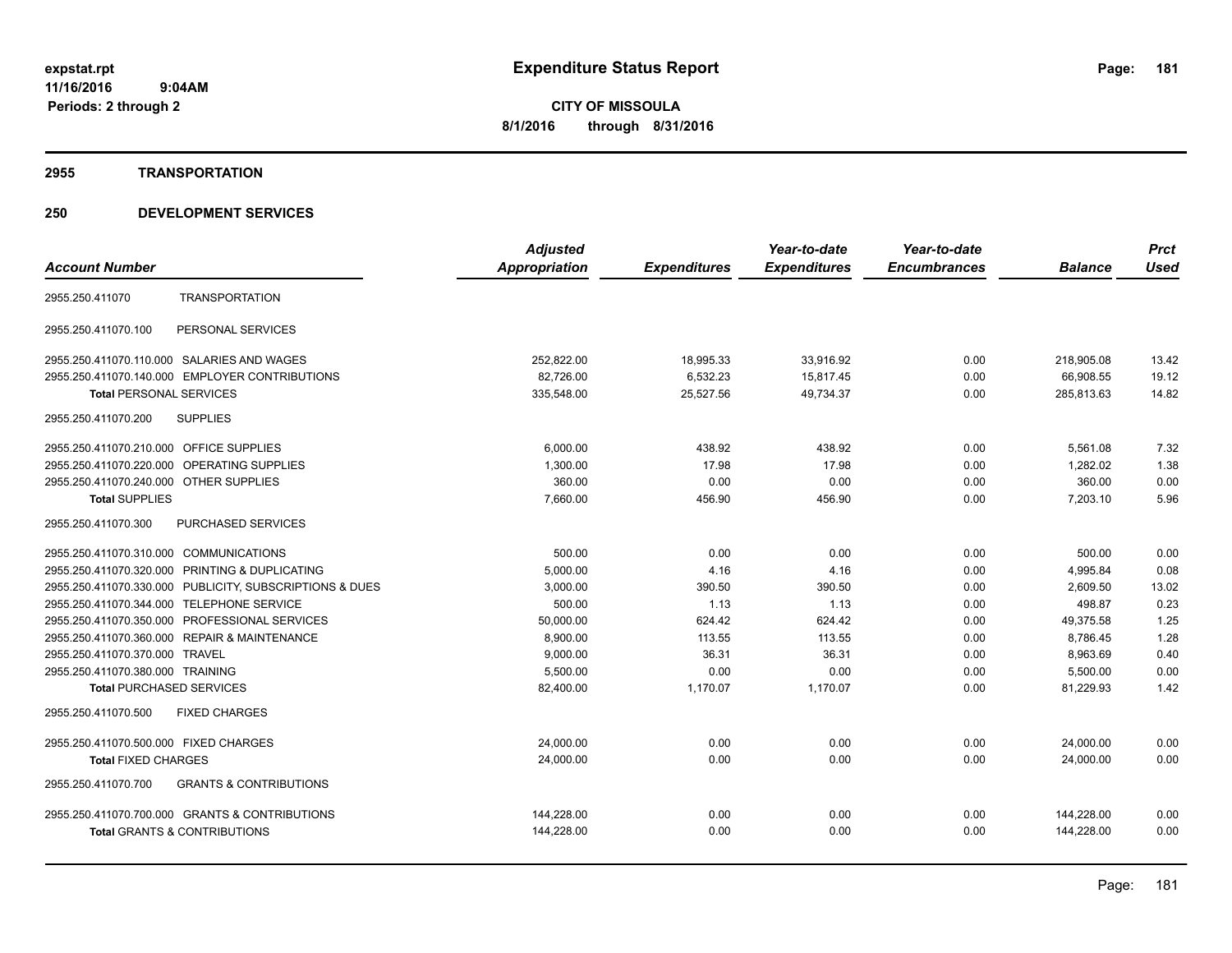# Expenditure Status Report

**CITY OF MISSOULA**

**8/1/2016 through 8/31/2016**

expstat.rpt
11/16/2016 9:04AM
Periods: 2 through 2

## 2955 TRANSPORTATION

## 250 DEVELOPMENT SERVICES

| Account Number | | Adjusted Appropriation | Expenditures | Year-to-date Expenditures | Year-to-date Encumbrances | Balance | Prct Used |
|---|---|---|---|---|---|---|---|
| 2955.250.411070 | TRANSPORTATION | | | | | | |
| 2955.250.411070.100 | PERSONAL SERVICES | | | | | | |
| 2955.250.411070.110.000 | SALARIES AND WAGES | 252,822.00 | 18,995.33 | 33,916.92 | 0.00 | 218,905.08 | 13.42 |
| 2955.250.411070.140.000 | EMPLOYER CONTRIBUTIONS | 82,726.00 | 6,532.23 | 15,817.45 | 0.00 | 66,908.55 | 19.12 |
| **Total** PERSONAL SERVICES | | 335,548.00 | 25,527.56 | 49,734.37 | 0.00 | 285,813.63 | 14.82 |
| 2955.250.411070.200 | SUPPLIES | | | | | | |
| 2955.250.411070.210.000 | OFFICE SUPPLIES | 6,000.00 | 438.92 | 438.92 | 0.00 | 5,561.08 | 7.32 |
| 2955.250.411070.220.000 | OPERATING SUPPLIES | 1,300.00 | 17.98 | 17.98 | 0.00 | 1,282.02 | 1.38 |
| 2955.250.411070.240.000 | OTHER SUPPLIES | 360.00 | 0.00 | 0.00 | 0.00 | 360.00 | 0.00 |
| **Total** SUPPLIES | | 7,660.00 | 456.90 | 456.90 | 0.00 | 7,203.10 | 5.96 |
| 2955.250.411070.300 | PURCHASED SERVICES | | | | | | |
| 2955.250.411070.310.000 | COMMUNICATIONS | 500.00 | 0.00 | 0.00 | 0.00 | 500.00 | 0.00 |
| 2955.250.411070.320.000 | PRINTING & DUPLICATING | 5,000.00 | 4.16 | 4.16 | 0.00 | 4,995.84 | 0.08 |
| 2955.250.411070.330.000 | PUBLICITY, SUBSCRIPTIONS & DUES | 3,000.00 | 390.50 | 390.50 | 0.00 | 2,609.50 | 13.02 |
| 2955.250.411070.344.000 | TELEPHONE SERVICE | 500.00 | 1.13 | 1.13 | 0.00 | 498.87 | 0.23 |
| 2955.250.411070.350.000 | PROFESSIONAL SERVICES | 50,000.00 | 624.42 | 624.42 | 0.00 | 49,375.58 | 1.25 |
| 2955.250.411070.360.000 | REPAIR & MAINTENANCE | 8,900.00 | 113.55 | 113.55 | 0.00 | 8,786.45 | 1.28 |
| 2955.250.411070.370.000 | TRAVEL | 9,000.00 | 36.31 | 36.31 | 0.00 | 8,963.69 | 0.40 |
| 2955.250.411070.380.000 | TRAINING | 5,500.00 | 0.00 | 0.00 | 0.00 | 5,500.00 | 0.00 |
| **Total** PURCHASED SERVICES | | 82,400.00 | 1,170.07 | 1,170.07 | 0.00 | 81,229.93 | 1.42 |
| 2955.250.411070.500 | FIXED CHARGES | | | | | | |
| 2955.250.411070.500.000 | FIXED CHARGES | 24,000.00 | 0.00 | 0.00 | 0.00 | 24,000.00 | 0.00 |
| **Total** FIXED CHARGES | | 24,000.00 | 0.00 | 0.00 | 0.00 | 24,000.00 | 0.00 |
| 2955.250.411070.700 | GRANTS & CONTRIBUTIONS | | | | | | |
| 2955.250.411070.700.000 | GRANTS & CONTRIBUTIONS | 144,228.00 | 0.00 | 0.00 | 0.00 | 144,228.00 | 0.00 |
| **Total** GRANTS & CONTRIBUTIONS | | 144,228.00 | 0.00 | 0.00 | 0.00 | 144,228.00 | 0.00 |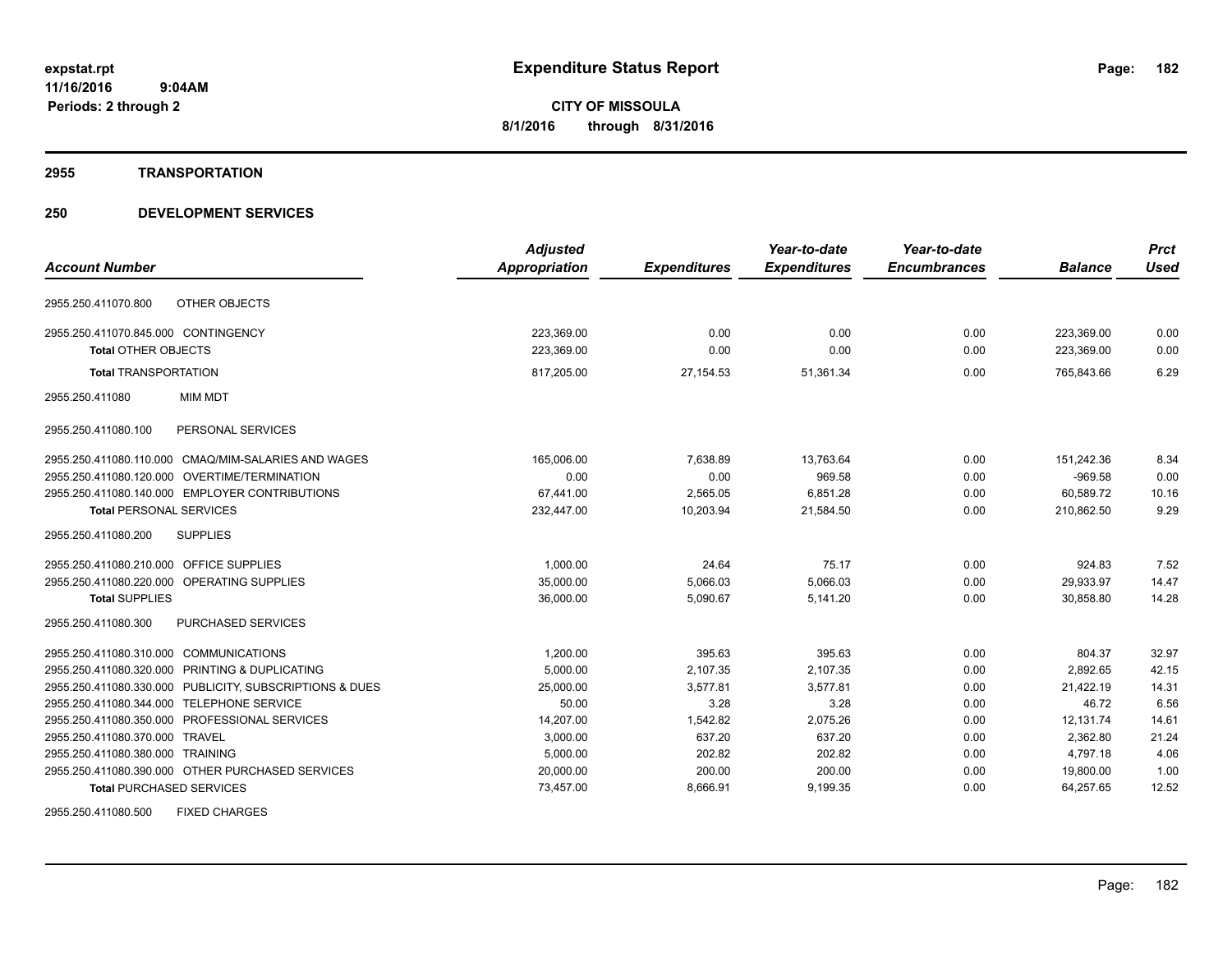**expstat.rpt**
**11/16/2016 9:04AM**
**Periods: 2 through 2**

# Expenditure Status Report

**CITY OF MISSOULA**
**8/1/2016 through 8/31/2016**

## 2955 TRANSPORTATION

## 250 DEVELOPMENT SERVICES

| Account Number | | Adjusted Appropriation | Expenditures | Year-to-date Expenditures | Year-to-date Encumbrances | Balance | Prct Used |
|---|---|---|---|---|---|---|---|
| 2955.250.411070.800 | OTHER OBJECTS | | | | | | |
| 2955.250.411070.845.000 | CONTINGENCY | 223,369.00 | 0.00 | 0.00 | 0.00 | 223,369.00 | 0.00 |
| **Total** OTHER OBJECTS | | 223,369.00 | 0.00 | 0.00 | 0.00 | 223,369.00 | 0.00 |
| **Total** TRANSPORTATION | | 817,205.00 | 27,154.53 | 51,361.34 | 0.00 | 765,843.66 | 6.29 |
| 2955.250.411080 | MIM MDT | | | | | | |
| 2955.250.411080.100 | PERSONAL SERVICES | | | | | | |
| 2955.250.411080.110.000 | CMAQ/MIM-SALARIES AND WAGES | 165,006.00 | 7,638.89 | 13,763.64 | 0.00 | 151,242.36 | 8.34 |
| 2955.250.411080.120.000 | OVERTIME/TERMINATION | 0.00 | 0.00 | 969.58 | 0.00 | -969.58 | 0.00 |
| 2955.250.411080.140.000 | EMPLOYER CONTRIBUTIONS | 67,441.00 | 2,565.05 | 6,851.28 | 0.00 | 60,589.72 | 10.16 |
| **Total** PERSONAL SERVICES | | 232,447.00 | 10,203.94 | 21,584.50 | 0.00 | 210,862.50 | 9.29 |
| 2955.250.411080.200 | SUPPLIES | | | | | | |
| 2955.250.411080.210.000 | OFFICE SUPPLIES | 1,000.00 | 24.64 | 75.17 | 0.00 | 924.83 | 7.52 |
| 2955.250.411080.220.000 | OPERATING SUPPLIES | 35,000.00 | 5,066.03 | 5,066.03 | 0.00 | 29,933.97 | 14.47 |
| **Total** SUPPLIES | | 36,000.00 | 5,090.67 | 5,141.20 | 0.00 | 30,858.80 | 14.28 |
| 2955.250.411080.300 | PURCHASED SERVICES | | | | | | |
| 2955.250.411080.310.000 | COMMUNICATIONS | 1,200.00 | 395.63 | 395.63 | 0.00 | 804.37 | 32.97 |
| 2955.250.411080.320.000 | PRINTING & DUPLICATING | 5,000.00 | 2,107.35 | 2,107.35 | 0.00 | 2,892.65 | 42.15 |
| 2955.250.411080.330.000 | PUBLICITY, SUBSCRIPTIONS & DUES | 25,000.00 | 3,577.81 | 3,577.81 | 0.00 | 21,422.19 | 14.31 |
| 2955.250.411080.344.000 | TELEPHONE SERVICE | 50.00 | 3.28 | 3.28 | 0.00 | 46.72 | 6.56 |
| 2955.250.411080.350.000 | PROFESSIONAL SERVICES | 14,207.00 | 1,542.82 | 2,075.26 | 0.00 | 12,131.74 | 14.61 |
| 2955.250.411080.370.000 | TRAVEL | 3,000.00 | 637.20 | 637.20 | 0.00 | 2,362.80 | 21.24 |
| 2955.250.411080.380.000 | TRAINING | 5,000.00 | 202.82 | 202.82 | 0.00 | 4,797.18 | 4.06 |
| 2955.250.411080.390.000 | OTHER PURCHASED SERVICES | 20,000.00 | 200.00 | 200.00 | 0.00 | 19,800.00 | 1.00 |
| **Total** PURCHASED SERVICES | | 73,457.00 | 8,666.91 | 9,199.35 | 0.00 | 64,257.65 | 12.52 |
| 2955.250.411080.500 | FIXED CHARGES | | | | | | |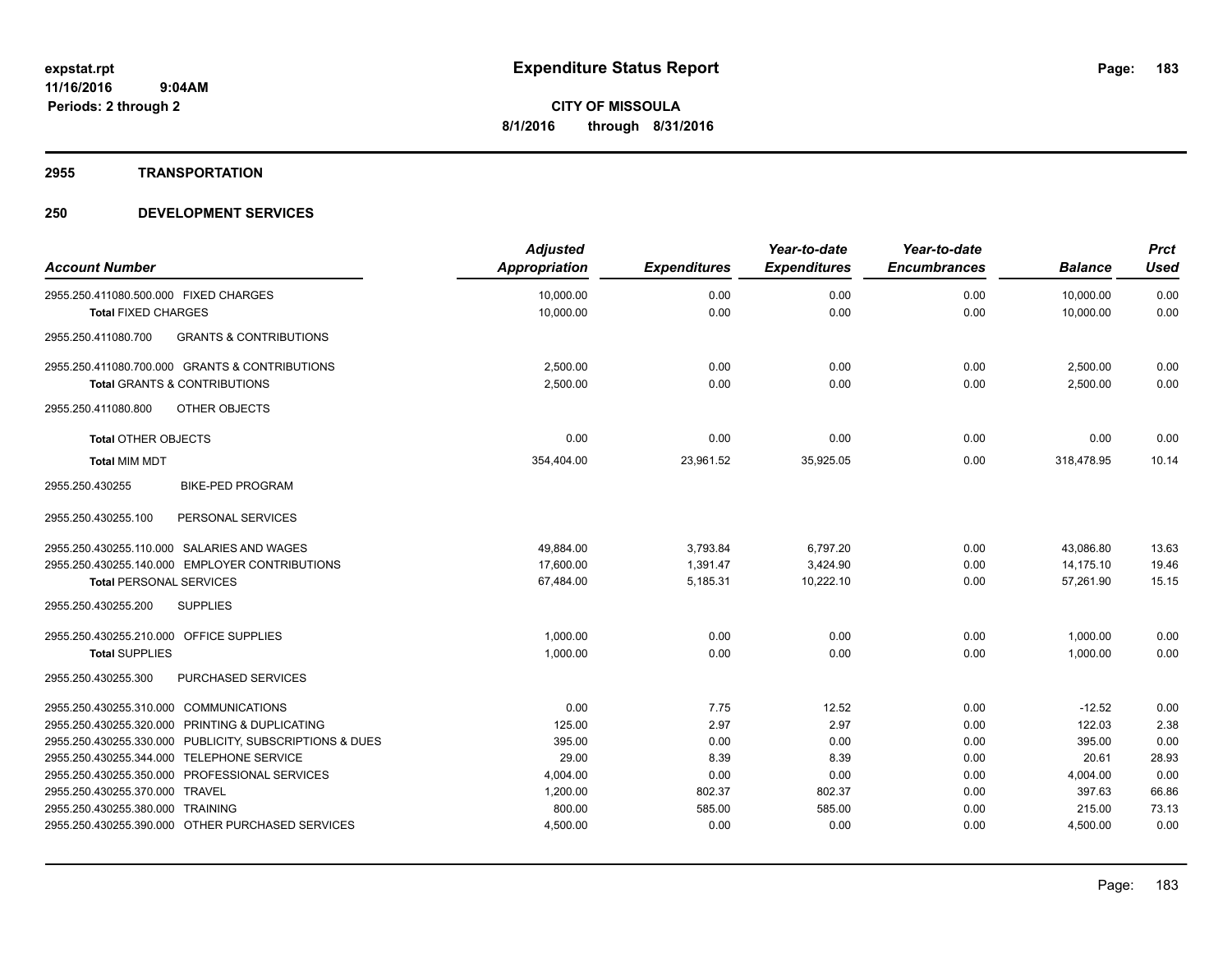**Expenditure Status Report**

**CITY OF MISSOULA**

**8/1/2016 through 8/31/2016**

expstat.rpt
11/16/2016 9:04AM
Periods: 2 through 2

## 2955 TRANSPORTATION

## 250 DEVELOPMENT SERVICES

| Account Number | | Adjusted Appropriation | Expenditures | Year-to-date Expenditures | Year-to-date Encumbrances | Balance | Prct Used |
|---|---|---|---|---|---|---|---|
| 2955.250.411080.500.000 | FIXED CHARGES | 10,000.00 | 0.00 | 0.00 | 0.00 | 10,000.00 | 0.00 |
| **Total** FIXED CHARGES | | 10,000.00 | 0.00 | 0.00 | 0.00 | 10,000.00 | 0.00 |
| 2955.250.411080.700 | GRANTS & CONTRIBUTIONS | | | | | | |
| 2955.250.411080.700.000 | GRANTS & CONTRIBUTIONS | 2,500.00 | 0.00 | 0.00 | 0.00 | 2,500.00 | 0.00 |
| **Total** GRANTS & CONTRIBUTIONS | | 2,500.00 | 0.00 | 0.00 | 0.00 | 2,500.00 | 0.00 |
| 2955.250.411080.800 | OTHER OBJECTS | | | | | | |
| **Total** OTHER OBJECTS | | 0.00 | 0.00 | 0.00 | 0.00 | 0.00 | 0.00 |
| **Total** MIM MDT | | 354,404.00 | 23,961.52 | 35,925.05 | 0.00 | 318,478.95 | 10.14 |
| 2955.250.430255 | BIKE-PED PROGRAM | | | | | | |
| 2955.250.430255.100 | PERSONAL SERVICES | | | | | | |
| 2955.250.430255.110.000 | SALARIES AND WAGES | 49,884.00 | 3,793.84 | 6,797.20 | 0.00 | 43,086.80 | 13.63 |
| 2955.250.430255.140.000 | EMPLOYER CONTRIBUTIONS | 17,600.00 | 1,391.47 | 3,424.90 | 0.00 | 14,175.10 | 19.46 |
| **Total** PERSONAL SERVICES | | 67,484.00 | 5,185.31 | 10,222.10 | 0.00 | 57,261.90 | 15.15 |
| 2955.250.430255.200 | SUPPLIES | | | | | | |
| 2955.250.430255.210.000 | OFFICE SUPPLIES | 1,000.00 | 0.00 | 0.00 | 0.00 | 1,000.00 | 0.00 |
| **Total** SUPPLIES | | 1,000.00 | 0.00 | 0.00 | 0.00 | 1,000.00 | 0.00 |
| 2955.250.430255.300 | PURCHASED SERVICES | | | | | | |
| 2955.250.430255.310.000 | COMMUNICATIONS | 0.00 | 7.75 | 12.52 | 0.00 | -12.52 | 0.00 |
| 2955.250.430255.320.000 | PRINTING & DUPLICATING | 125.00 | 2.97 | 2.97 | 0.00 | 122.03 | 2.38 |
| 2955.250.430255.330.000 | PUBLICITY, SUBSCRIPTIONS & DUES | 395.00 | 0.00 | 0.00 | 0.00 | 395.00 | 0.00 |
| 2955.250.430255.344.000 | TELEPHONE SERVICE | 29.00 | 8.39 | 8.39 | 0.00 | 20.61 | 28.93 |
| 2955.250.430255.350.000 | PROFESSIONAL SERVICES | 4,004.00 | 0.00 | 0.00 | 0.00 | 4,004.00 | 0.00 |
| 2955.250.430255.370.000 | TRAVEL | 1,200.00 | 802.37 | 802.37 | 0.00 | 397.63 | 66.86 |
| 2955.250.430255.380.000 | TRAINING | 800.00 | 585.00 | 585.00 | 0.00 | 215.00 | 73.13 |
| 2955.250.430255.390.000 | OTHER PURCHASED SERVICES | 4,500.00 | 0.00 | 0.00 | 0.00 | 4,500.00 | 0.00 |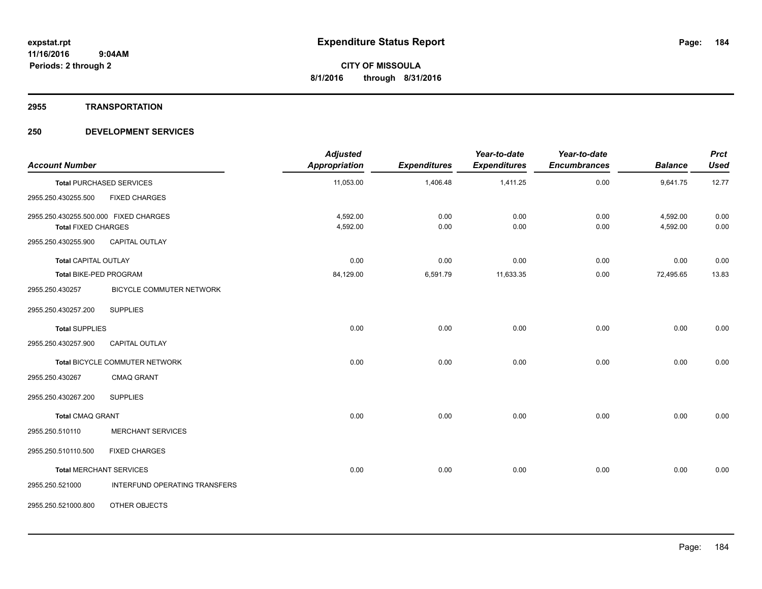**expstat.rpt**
**11/16/2016 9:04AM**
**Periods: 2 through 2**

# Expenditure Status Report

**CITY OF MISSOULA**
**8/1/2016 through 8/31/2016**

## 2955 TRANSPORTATION

## 250 DEVELOPMENT SERVICES

| Account Number | | Adjusted Appropriation | Expenditures | Year-to-date Expenditures | Year-to-date Encumbrances | Balance | Prct Used |
|---|---|---|---|---|---|---|---|
| **Total** PURCHASED SERVICES | | 11,053.00 | 1,406.48 | 1,411.25 | 0.00 | 9,641.75 | 12.77 |
| 2955.250.430255.500 | FIXED CHARGES | | | | | | |
| 2955.250.430255.500.000 FIXED CHARGES | | 4,592.00 | 0.00 | 0.00 | 0.00 | 4,592.00 | 0.00 |
| **Total** FIXED CHARGES | | 4,592.00 | 0.00 | 0.00 | 0.00 | 4,592.00 | 0.00 |
| 2955.250.430255.900 | CAPITAL OUTLAY | | | | | | |
| **Total** CAPITAL OUTLAY | | 0.00 | 0.00 | 0.00 | 0.00 | 0.00 | 0.00 |
| **Total** BIKE-PED PROGRAM | | 84,129.00 | 6,591.79 | 11,633.35 | 0.00 | 72,495.65 | 13.83 |
| 2955.250.430257 | BICYCLE COMMUTER NETWORK | | | | | | |
| 2955.250.430257.200 | SUPPLIES | | | | | | |
| **Total** SUPPLIES | | 0.00 | 0.00 | 0.00 | 0.00 | 0.00 | 0.00 |
| 2955.250.430257.900 | CAPITAL OUTLAY | | | | | | |
| **Total** BICYCLE COMMUTER NETWORK | | 0.00 | 0.00 | 0.00 | 0.00 | 0.00 | 0.00 |
| 2955.250.430267 | CMAQ GRANT | | | | | | |
| 2955.250.430267.200 | SUPPLIES | | | | | | |
| **Total** CMAQ GRANT | | 0.00 | 0.00 | 0.00 | 0.00 | 0.00 | 0.00 |
| 2955.250.510110 | MERCHANT SERVICES | | | | | | |
| 2955.250.510110.500 | FIXED CHARGES | | | | | | |
| **Total** MERCHANT SERVICES | | 0.00 | 0.00 | 0.00 | 0.00 | 0.00 | 0.00 |
| 2955.250.521000 | INTERFUND OPERATING TRANSFERS | | | | | | |
| 2955.250.521000.800 | OTHER OBJECTS | | | | | | |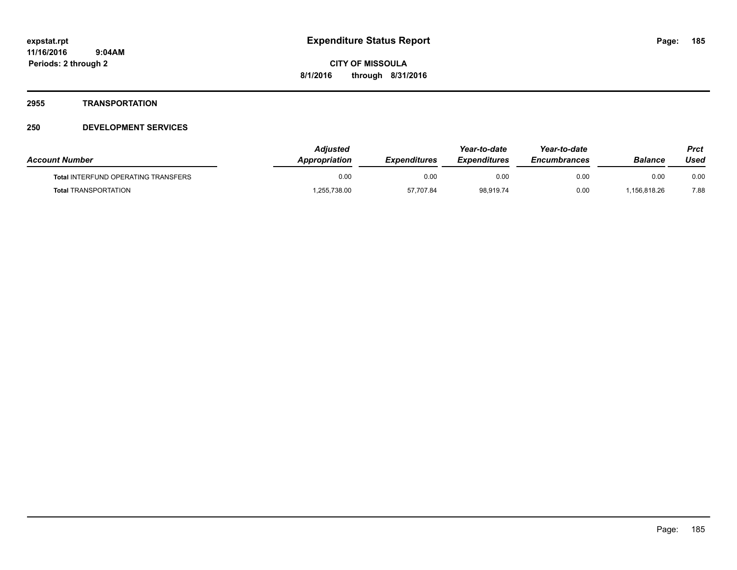**2955 TRANSPORTATION**

**250 DEVELOPMENT SERVICES**

| *Account Number* | *Adjusted Appropriation* | *Expenditures* | *Year-to-date Expenditures* | *Year-to-date Encumbrances* | *Balance* | *Prct Used* |
|---|---|---|---|---|---|---|
| **Total** INTERFUND OPERATING TRANSFERS | 0.00 | 0.00 | 0.00 | 0.00 | 0.00 | 0.00 |
| **Total** TRANSPORTATION | 1,255,738.00 | 57,707.84 | 98,919.74 | 0.00 | 1,156,818.26 | 7.88 |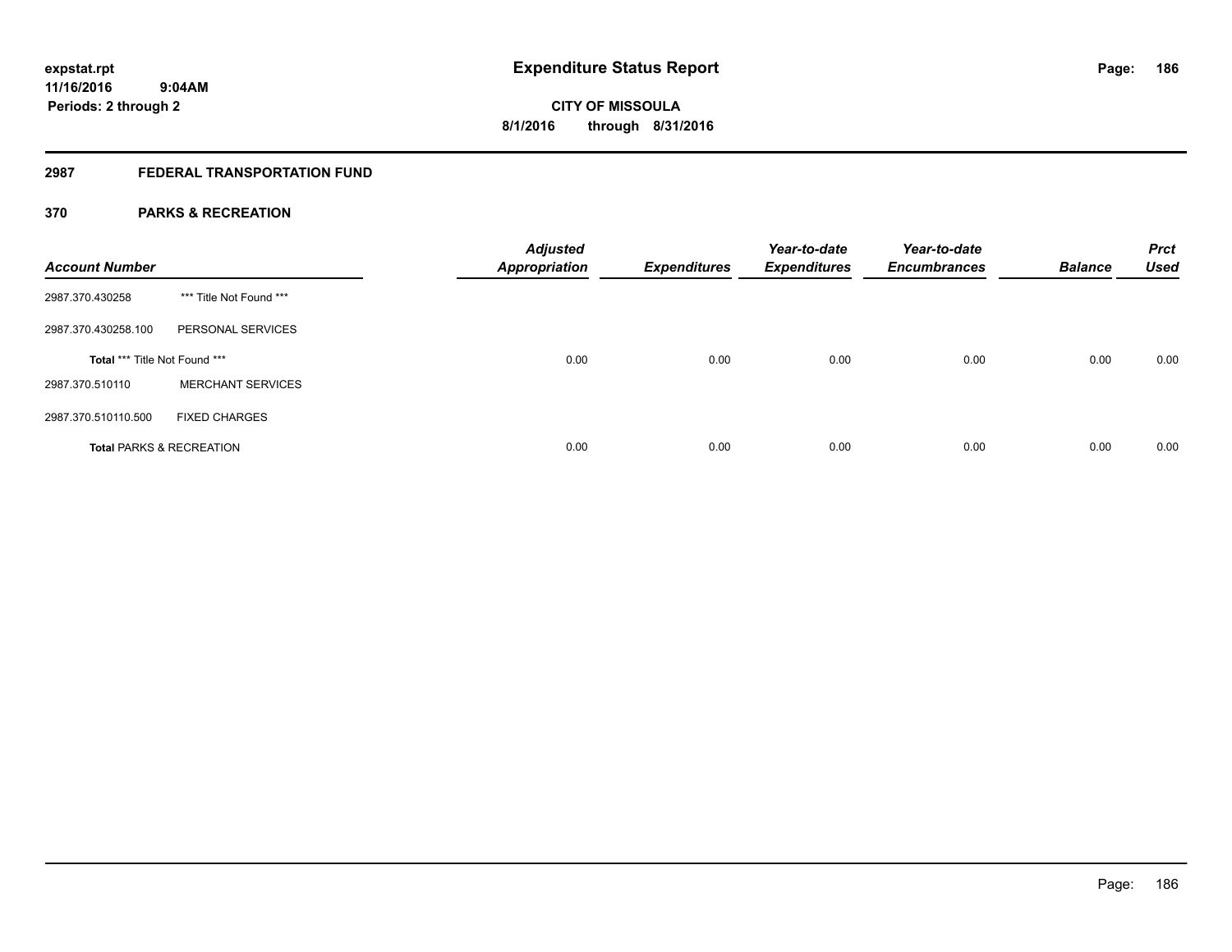# Expenditure Status Report

expstat.rpt
11/16/2016 9:04AM
Periods: 2 through 2

**CITY OF MISSOULA**
**8/1/2016 through 8/31/2016**

## 2987 FEDERAL TRANSPORTATION FUND

## 370 PARKS & RECREATION

| Account Number | | Adjusted Appropriation | Expenditures | Year-to-date Expenditures | Year-to-date Encumbrances | Balance | Prct Used |
|---|---|---|---|---|---|---|---|
| 2987.370.430258 | *** Title Not Found *** | | | | | | |
| 2987.370.430258.100 | PERSONAL SERVICES | | | | | | |
| **Total** *** Title Not Found *** | | 0.00 | 0.00 | 0.00 | 0.00 | 0.00 | 0.00 |
| 2987.370.510110 | MERCHANT SERVICES | | | | | | |
| 2987.370.510110.500 | FIXED CHARGES | | | | | | |
| **Total** PARKS & RECREATION | | 0.00 | 0.00 | 0.00 | 0.00 | 0.00 | 0.00 |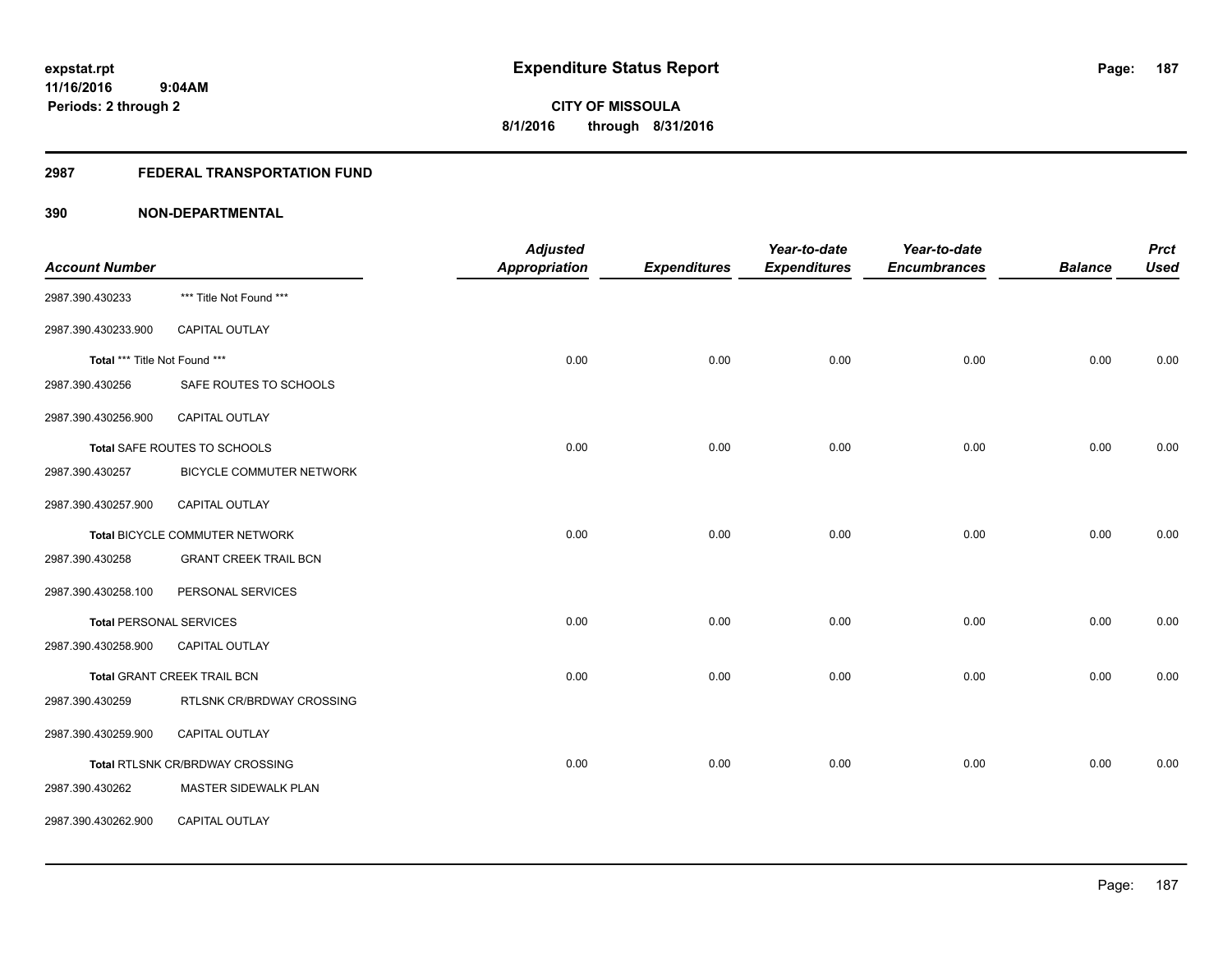**Expenditure Status Report**

**CITY OF MISSOULA**
**8/1/2016 through 8/31/2016**

expstat.rpt
11/16/2016 9:04AM
Periods: 2 through 2

## 2987 FEDERAL TRANSPORTATION FUND

### 390 NON-DEPARTMENTAL

| Account Number | | Adjusted Appropriation | Expenditures | Year-to-date Expenditures | Year-to-date Encumbrances | Balance | Prct Used |
|---|---|---|---|---|---|---|---|
| 2987.390.430233 | *** Title Not Found *** | | | | | | |
| 2987.390.430233.900 | CAPITAL OUTLAY | | | | | | |
| Total *** Title Not Found *** | | 0.00 | 0.00 | 0.00 | 0.00 | 0.00 | 0.00 |
| 2987.390.430256 | SAFE ROUTES TO SCHOOLS | | | | | | |
| 2987.390.430256.900 | CAPITAL OUTLAY | | | | | | |
| Total SAFE ROUTES TO SCHOOLS | | 0.00 | 0.00 | 0.00 | 0.00 | 0.00 | 0.00 |
| 2987.390.430257 | BICYCLE COMMUTER NETWORK | | | | | | |
| 2987.390.430257.900 | CAPITAL OUTLAY | | | | | | |
| Total BICYCLE COMMUTER NETWORK | | 0.00 | 0.00 | 0.00 | 0.00 | 0.00 | 0.00 |
| 2987.390.430258 | GRANT CREEK TRAIL BCN | | | | | | |
| 2987.390.430258.100 | PERSONAL SERVICES | | | | | | |
| Total PERSONAL SERVICES | | 0.00 | 0.00 | 0.00 | 0.00 | 0.00 | 0.00 |
| 2987.390.430258.900 | CAPITAL OUTLAY | | | | | | |
| Total GRANT CREEK TRAIL BCN | | 0.00 | 0.00 | 0.00 | 0.00 | 0.00 | 0.00 |
| 2987.390.430259 | RTLSNK CR/BRDWAY CROSSING | | | | | | |
| 2987.390.430259.900 | CAPITAL OUTLAY | | | | | | |
| Total RTLSNK CR/BRDWAY CROSSING | | 0.00 | 0.00 | 0.00 | 0.00 | 0.00 | 0.00 |
| 2987.390.430262 | MASTER SIDEWALK PLAN | | | | | | |
| 2987.390.430262.900 | CAPITAL OUTLAY | | | | | | |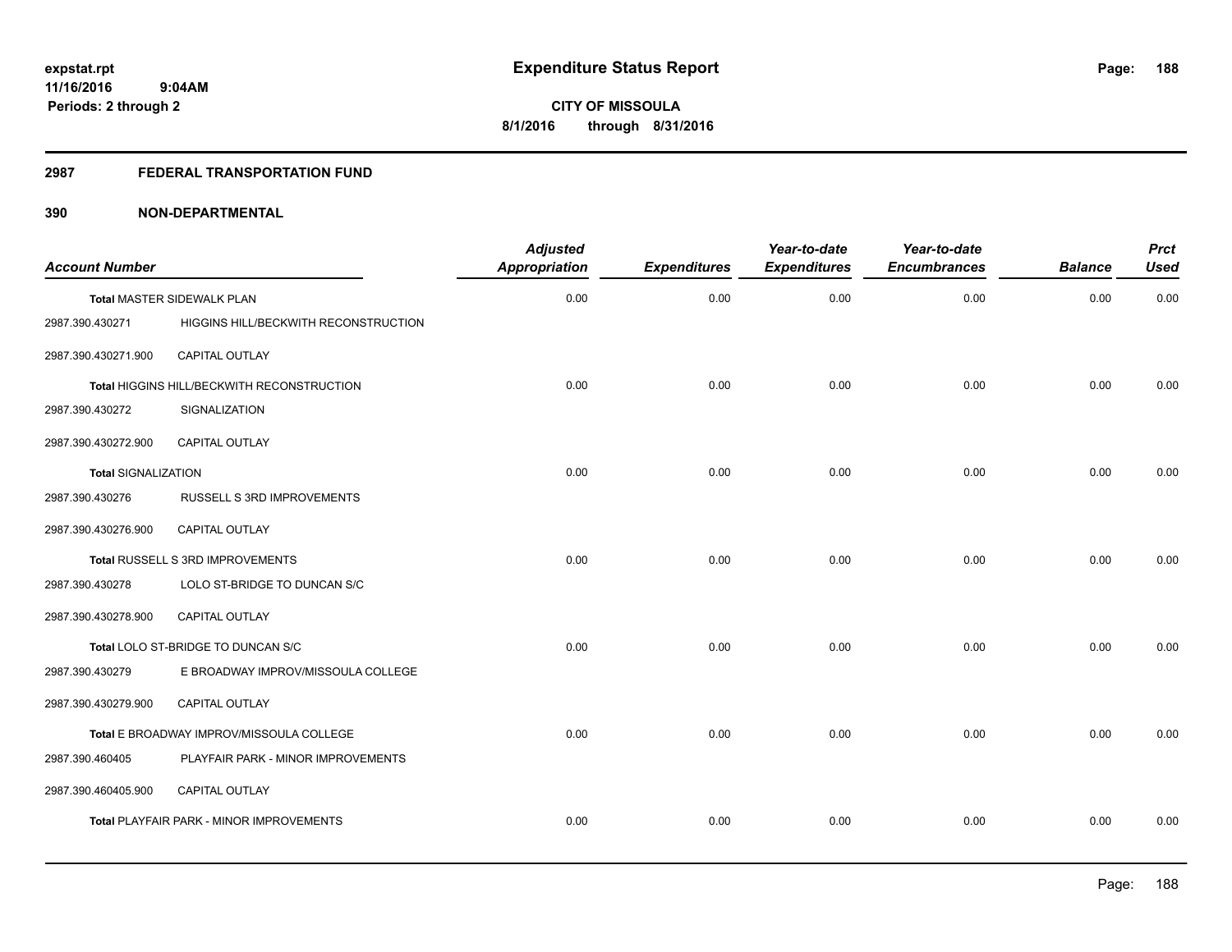**expstat.rpt**
**11/16/2016 9:04AM**
**Periods: 2 through 2**

# Expenditure Status Report

**CITY OF MISSOULA**
**8/1/2016 through 8/31/2016**

## 2987 FEDERAL TRANSPORTATION FUND

### 390 NON-DEPARTMENTAL

| Account Number | | Adjusted Appropriation | Expenditures | Year-to-date Expenditures | Year-to-date Encumbrances | Balance | Prct Used |
|---|---|---|---|---|---|---|---|
| Total MASTER SIDEWALK PLAN | | 0.00 | 0.00 | 0.00 | 0.00 | 0.00 | 0.00 |
| 2987.390.430271 | HIGGINS HILL/BECKWITH RECONSTRUCTION | | | | | | |
| 2987.390.430271.900 | CAPITAL OUTLAY | | | | | | |
| Total HIGGINS HILL/BECKWITH RECONSTRUCTION | | 0.00 | 0.00 | 0.00 | 0.00 | 0.00 | 0.00 |
| 2987.390.430272 | SIGNALIZATION | | | | | | |
| 2987.390.430272.900 | CAPITAL OUTLAY | | | | | | |
| Total SIGNALIZATION | | 0.00 | 0.00 | 0.00 | 0.00 | 0.00 | 0.00 |
| 2987.390.430276 | RUSSELL S 3RD IMPROVEMENTS | | | | | | |
| 2987.390.430276.900 | CAPITAL OUTLAY | | | | | | |
| Total RUSSELL S 3RD IMPROVEMENTS | | 0.00 | 0.00 | 0.00 | 0.00 | 0.00 | 0.00 |
| 2987.390.430278 | LOLO ST-BRIDGE TO DUNCAN S/C | | | | | | |
| 2987.390.430278.900 | CAPITAL OUTLAY | | | | | | |
| Total LOLO ST-BRIDGE TO DUNCAN S/C | | 0.00 | 0.00 | 0.00 | 0.00 | 0.00 | 0.00 |
| 2987.390.430279 | E BROADWAY IMPROV/MISSOULA COLLEGE | | | | | | |
| 2987.390.430279.900 | CAPITAL OUTLAY | | | | | | |
| Total E BROADWAY IMPROV/MISSOULA COLLEGE | | 0.00 | 0.00 | 0.00 | 0.00 | 0.00 | 0.00 |
| 2987.390.460405 | PLAYFAIR PARK - MINOR IMPROVEMENTS | | | | | | |
| 2987.390.460405.900 | CAPITAL OUTLAY | | | | | | |
| Total PLAYFAIR PARK - MINOR IMPROVEMENTS | | 0.00 | 0.00 | 0.00 | 0.00 | 0.00 | 0.00 |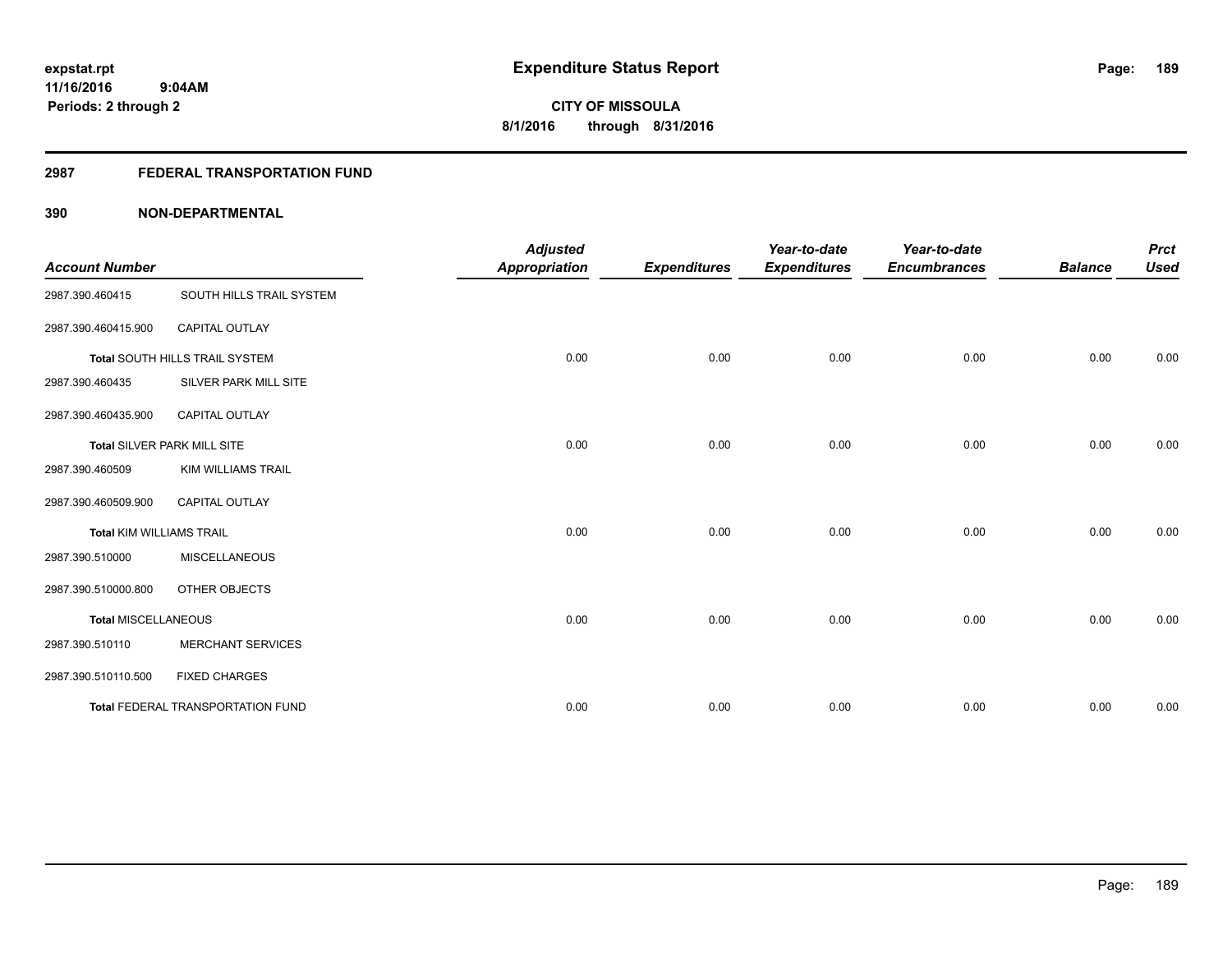# Expenditure Status Report

expstat.rpt
11/16/2016 9:04AM
Periods: 2 through 2

**CITY OF MISSOULA**
**8/1/2016 through 8/31/2016**

## 2987 FEDERAL TRANSPORTATION FUND

### 390 NON-DEPARTMENTAL

| Account Number | | Adjusted Appropriation | Expenditures | Year-to-date Expenditures | Year-to-date Encumbrances | Balance | Prct Used |
|---|---|---|---|---|---|---|---|
| 2987.390.460415 | SOUTH HILLS TRAIL SYSTEM | | | | | | |
| 2987.390.460415.900 | CAPITAL OUTLAY | | | | | | |
| **Total** SOUTH HILLS TRAIL SYSTEM | | 0.00 | 0.00 | 0.00 | 0.00 | 0.00 | 0.00 |
| 2987.390.460435 | SILVER PARK MILL SITE | | | | | | |
| 2987.390.460435.900 | CAPITAL OUTLAY | | | | | | |
| **Total** SILVER PARK MILL SITE | | 0.00 | 0.00 | 0.00 | 0.00 | 0.00 | 0.00 |
| 2987.390.460509 | KIM WILLIAMS TRAIL | | | | | | |
| 2987.390.460509.900 | CAPITAL OUTLAY | | | | | | |
| **Total** KIM WILLIAMS TRAIL | | 0.00 | 0.00 | 0.00 | 0.00 | 0.00 | 0.00 |
| 2987.390.510000 | MISCELLANEOUS | | | | | | |
| 2987.390.510000.800 | OTHER OBJECTS | | | | | | |
| **Total** MISCELLANEOUS | | 0.00 | 0.00 | 0.00 | 0.00 | 0.00 | 0.00 |
| 2987.390.510110 | MERCHANT SERVICES | | | | | | |
| 2987.390.510110.500 | FIXED CHARGES | | | | | | |
| **Total** FEDERAL TRANSPORTATION FUND | | 0.00 | 0.00 | 0.00 | 0.00 | 0.00 | 0.00 |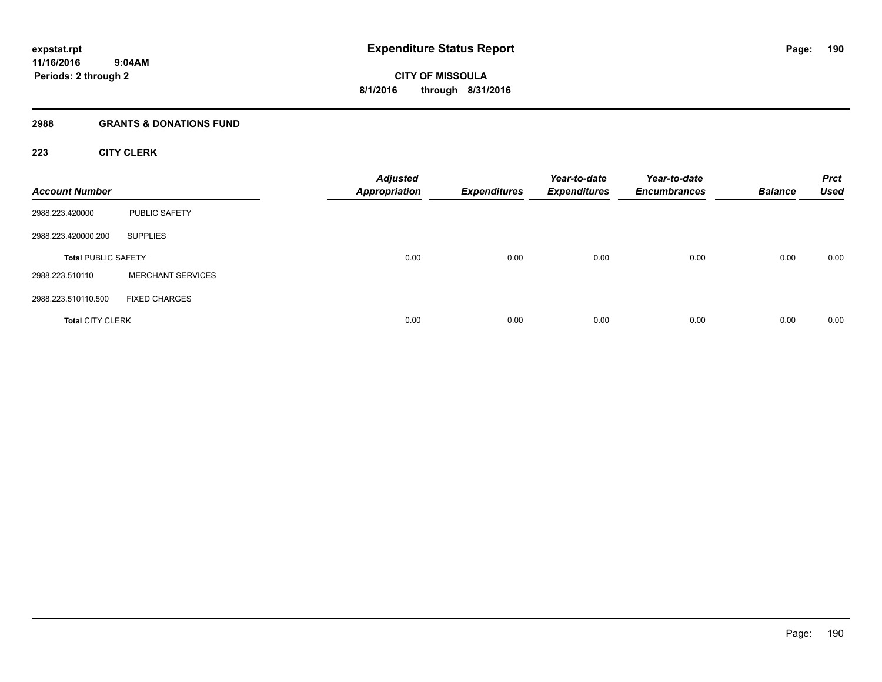# Expenditure Status Report

expstat.rpt
11/16/2016 9:04AM
Periods: 2 through 2

CITY OF MISSOULA
8/1/2016 through 8/31/2016

## 2988 GRANTS & DONATIONS FUND

### 223 CITY CLERK

| Account Number | | Adjusted Appropriation | Expenditures | Year-to-date Expenditures | Year-to-date Encumbrances | Balance | Prct Used |
|---|---|---|---|---|---|---|---|
| 2988.223.420000 | PUBLIC SAFETY | | | | | | |
| 2988.223.420000.200 | SUPPLIES | | | | | | |
| **Total** PUBLIC SAFETY | | 0.00 | 0.00 | 0.00 | 0.00 | 0.00 | 0.00 |
| 2988.223.510110 | MERCHANT SERVICES | | | | | | |
| 2988.223.510110.500 | FIXED CHARGES | | | | | | |
| **Total** CITY CLERK | | 0.00 | 0.00 | 0.00 | 0.00 | 0.00 | 0.00 |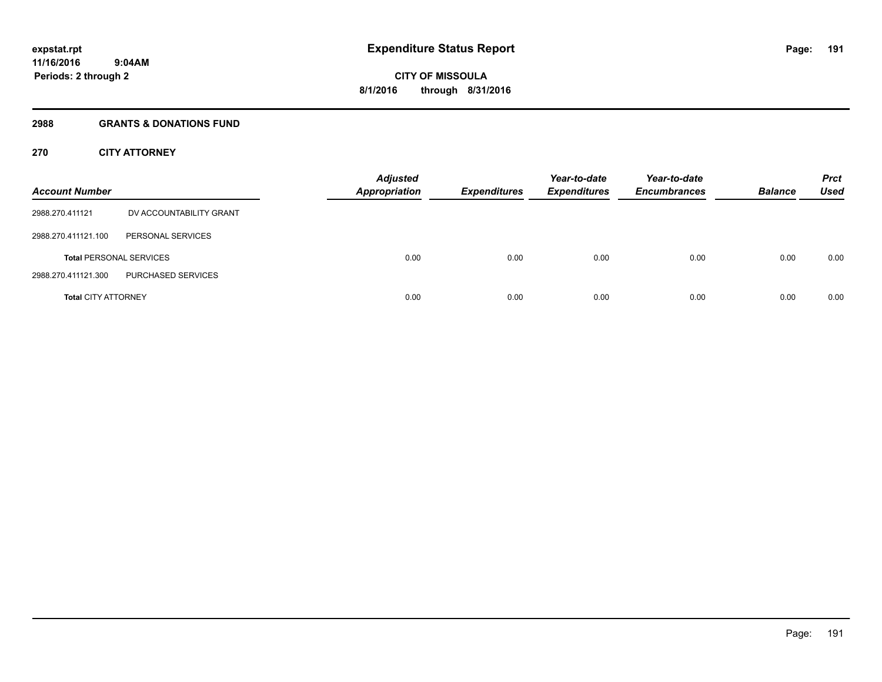expstat.rpt
11/16/2016 9:04AM
Periods: 2 through 2

# Expenditure Status Report

CITY OF MISSOULA
8/1/2016 through 8/31/2016

## 2988 GRANTS & DONATIONS FUND

## 270 CITY ATTORNEY

| Account Number | | Adjusted Appropriation | Expenditures | Year-to-date Expenditures | Year-to-date Encumbrances | Balance | Prct Used |
|---|---|---|---|---|---|---|---|
| 2988.270.411121 | DV ACCOUNTABILITY GRANT | | | | | | |
| 2988.270.411121.100 | PERSONAL SERVICES | | | | | | |
| **Total** PERSONAL SERVICES | | 0.00 | 0.00 | 0.00 | 0.00 | 0.00 | 0.00 |
| 2988.270.411121.300 | PURCHASED SERVICES | | | | | | |
| **Total** CITY ATTORNEY | | 0.00 | 0.00 | 0.00 | 0.00 | 0.00 | 0.00 |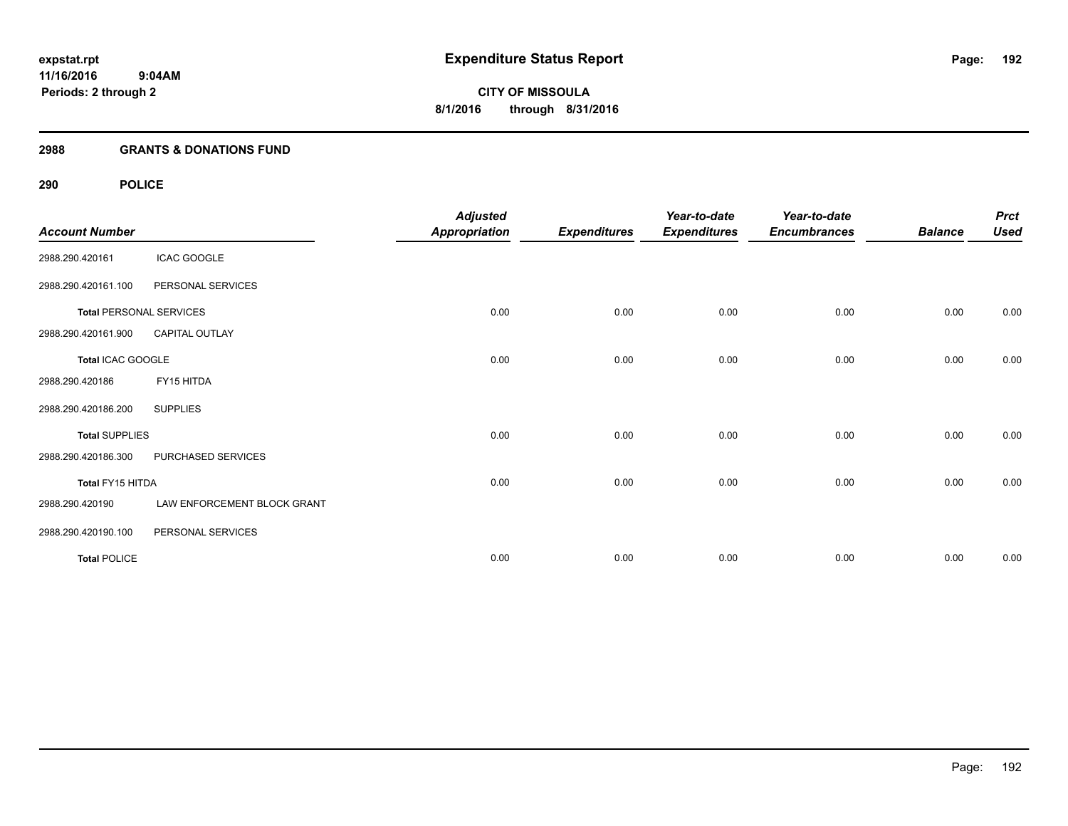**expstat.rpt**
**11/16/2016 9:04AM**
**Periods: 2 through 2**

# Expenditure Status Report

**CITY OF MISSOULA**
**8/1/2016 through 8/31/2016**

## 2988 GRANTS & DONATIONS FUND

## 290 POLICE

| Account Number | | Adjusted Appropriation | Expenditures | Year-to-date Expenditures | Year-to-date Encumbrances | Balance | Prct Used |
|---|---|---|---|---|---|---|---|
| 2988.290.420161 | ICAC GOOGLE | | | | | | |
| 2988.290.420161.100 | PERSONAL SERVICES | | | | | | |
| **Total** PERSONAL SERVICES | | 0.00 | 0.00 | 0.00 | 0.00 | 0.00 | 0.00 |
| 2988.290.420161.900 | CAPITAL OUTLAY | | | | | | |
| **Total** ICAC GOOGLE | | 0.00 | 0.00 | 0.00 | 0.00 | 0.00 | 0.00 |
| 2988.290.420186 | FY15 HITDA | | | | | | |
| 2988.290.420186.200 | SUPPLIES | | | | | | |
| **Total** SUPPLIES | | 0.00 | 0.00 | 0.00 | 0.00 | 0.00 | 0.00 |
| 2988.290.420186.300 | PURCHASED SERVICES | | | | | | |
| **Total** FY15 HITDA | | 0.00 | 0.00 | 0.00 | 0.00 | 0.00 | 0.00 |
| 2988.290.420190 | LAW ENFORCEMENT BLOCK GRANT | | | | | | |
| 2988.290.420190.100 | PERSONAL SERVICES | | | | | | |
| **Total** POLICE | | 0.00 | 0.00 | 0.00 | 0.00 | 0.00 | 0.00 |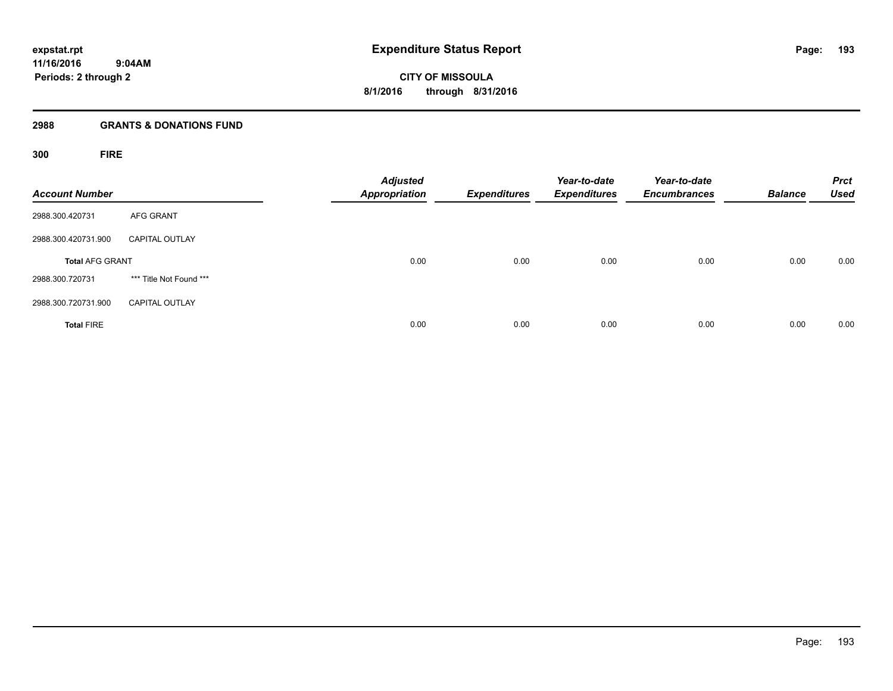# Expenditure Status Report

expstat.rpt
11/16/2016 9:04AM
Periods: 2 through 2

CITY OF MISSOULA
8/1/2016 through 8/31/2016

## 2988 GRANTS & DONATIONS FUND

### 300 FIRE

| Account Number | | Adjusted Appropriation | Expenditures | Year-to-date Expenditures | Year-to-date Encumbrances | Balance | Prct Used |
|---|---|---|---|---|---|---|---|
| 2988.300.420731 | AFG GRANT | | | | | | |
| 2988.300.420731.900 | CAPITAL OUTLAY | | | | | | |
| **Total** AFG GRANT | | 0.00 | 0.00 | 0.00 | 0.00 | 0.00 | 0.00 |
| 2988.300.720731 | *** Title Not Found *** | | | | | | |
| 2988.300.720731.900 | CAPITAL OUTLAY | | | | | | |
| **Total** FIRE | | 0.00 | 0.00 | 0.00 | 0.00 | 0.00 | 0.00 |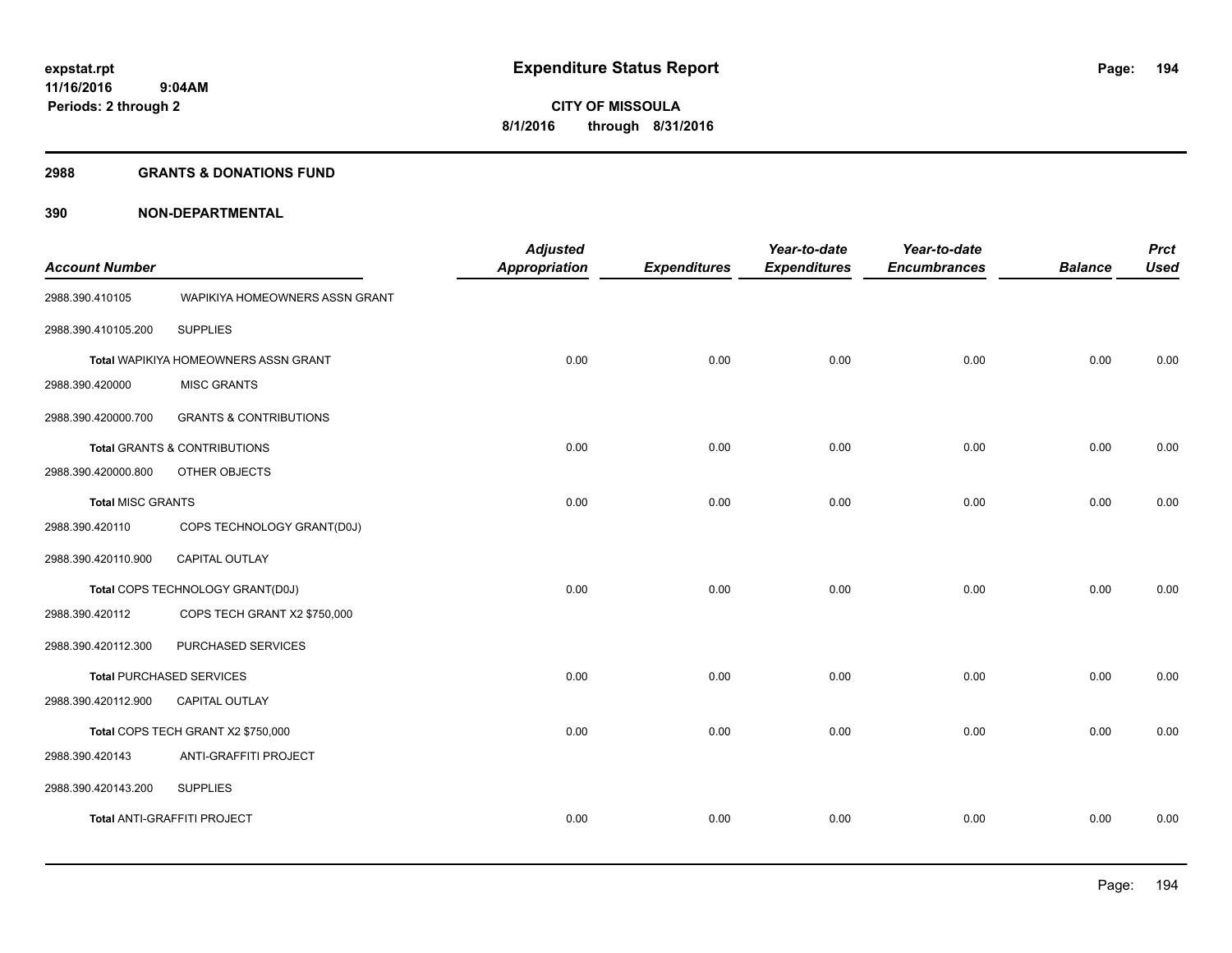# Expenditure Status Report

expstat.rpt
11/16/2016 9:04AM
Periods: 2 through 2

**CITY OF MISSOULA**
**8/1/2016 through 8/31/2016**

## 2988 GRANTS & DONATIONS FUND

## 390 NON-DEPARTMENTAL

| Account Number | | Adjusted Appropriation | Expenditures | Year-to-date Expenditures | Year-to-date Encumbrances | Balance | Prct Used |
|---|---|---|---|---|---|---|---|
| 2988.390.410105 | WAPIKIYA HOMEOWNERS ASSN GRANT | | | | | | |
| 2988.390.410105.200 | SUPPLIES | | | | | | |
| **Total** WAPIKIYA HOMEOWNERS ASSN GRANT | | 0.00 | 0.00 | 0.00 | 0.00 | 0.00 | 0.00 |
| 2988.390.420000 | MISC GRANTS | | | | | | |
| 2988.390.420000.700 | GRANTS & CONTRIBUTIONS | | | | | | |
| **Total** GRANTS & CONTRIBUTIONS | | 0.00 | 0.00 | 0.00 | 0.00 | 0.00 | 0.00 |
| 2988.390.420000.800 | OTHER OBJECTS | | | | | | |
| **Total** MISC GRANTS | | 0.00 | 0.00 | 0.00 | 0.00 | 0.00 | 0.00 |
| 2988.390.420110 | COPS TECHNOLOGY GRANT(D0J) | | | | | | |
| 2988.390.420110.900 | CAPITAL OUTLAY | | | | | | |
| **Total** COPS TECHNOLOGY GRANT(D0J) | | 0.00 | 0.00 | 0.00 | 0.00 | 0.00 | 0.00 |
| 2988.390.420112 | COPS TECH GRANT X2 $750,000 | | | | | | |
| 2988.390.420112.300 | PURCHASED SERVICES | | | | | | |
| **Total** PURCHASED SERVICES | | 0.00 | 0.00 | 0.00 | 0.00 | 0.00 | 0.00 |
| 2988.390.420112.900 | CAPITAL OUTLAY | | | | | | |
| **Total** COPS TECH GRANT X2 $750,000 | | 0.00 | 0.00 | 0.00 | 0.00 | 0.00 | 0.00 |
| 2988.390.420143 | ANTI-GRAFFITI PROJECT | | | | | | |
| 2988.390.420143.200 | SUPPLIES | | | | | | |
| **Total** ANTI-GRAFFITI PROJECT | | 0.00 | 0.00 | 0.00 | 0.00 | 0.00 | 0.00 |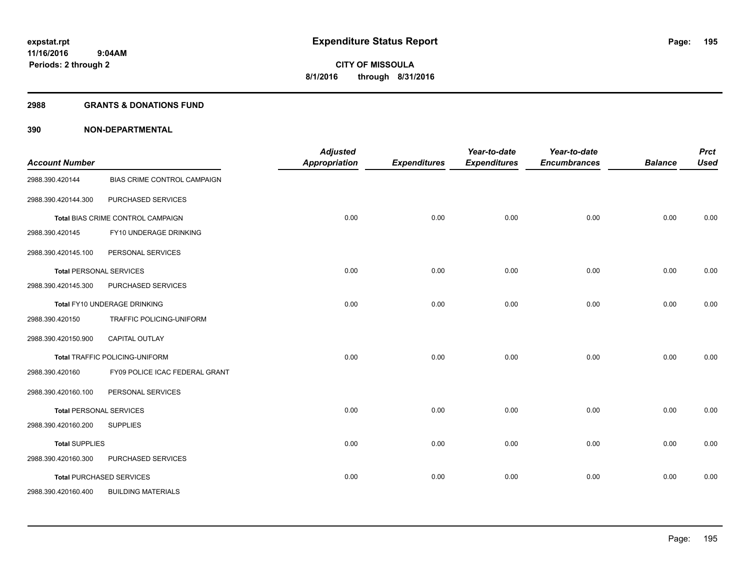**Expenditure Status Report**

**CITY OF MISSOULA**
**8/1/2016 through 8/31/2016**

expstat.rpt
11/16/2016 9:04AM
Periods: 2 through 2

## 2988 GRANTS & DONATIONS FUND

## 390 NON-DEPARTMENTAL

| Account Number | | Adjusted Appropriation | Expenditures | Year-to-date Expenditures | Year-to-date Encumbrances | Balance | Prct Used |
|---|---|---|---|---|---|---|---|
| 2988.390.420144 | BIAS CRIME CONTROL CAMPAIGN | | | | | | |
| 2988.390.420144.300 | PURCHASED SERVICES | | | | | | |
| **Total** BIAS CRIME CONTROL CAMPAIGN | | 0.00 | 0.00 | 0.00 | 0.00 | 0.00 | 0.00 |
| 2988.390.420145 | FY10 UNDERAGE DRINKING | | | | | | |
| 2988.390.420145.100 | PERSONAL SERVICES | | | | | | |
| **Total** PERSONAL SERVICES | | 0.00 | 0.00 | 0.00 | 0.00 | 0.00 | 0.00 |
| 2988.390.420145.300 | PURCHASED SERVICES | | | | | | |
| **Total** FY10 UNDERAGE DRINKING | | 0.00 | 0.00 | 0.00 | 0.00 | 0.00 | 0.00 |
| 2988.390.420150 | TRAFFIC POLICING-UNIFORM | | | | | | |
| 2988.390.420150.900 | CAPITAL OUTLAY | | | | | | |
| **Total** TRAFFIC POLICING-UNIFORM | | 0.00 | 0.00 | 0.00 | 0.00 | 0.00 | 0.00 |
| 2988.390.420160 | FY09 POLICE ICAC FEDERAL GRANT | | | | | | |
| 2988.390.420160.100 | PERSONAL SERVICES | | | | | | |
| **Total** PERSONAL SERVICES | | 0.00 | 0.00 | 0.00 | 0.00 | 0.00 | 0.00 |
| 2988.390.420160.200 | SUPPLIES | | | | | | |
| **Total** SUPPLIES | | 0.00 | 0.00 | 0.00 | 0.00 | 0.00 | 0.00 |
| 2988.390.420160.300 | PURCHASED SERVICES | | | | | | |
| **Total** PURCHASED SERVICES | | 0.00 | 0.00 | 0.00 | 0.00 | 0.00 | 0.00 |
| 2988.390.420160.400 | BUILDING MATERIALS | | | | | | |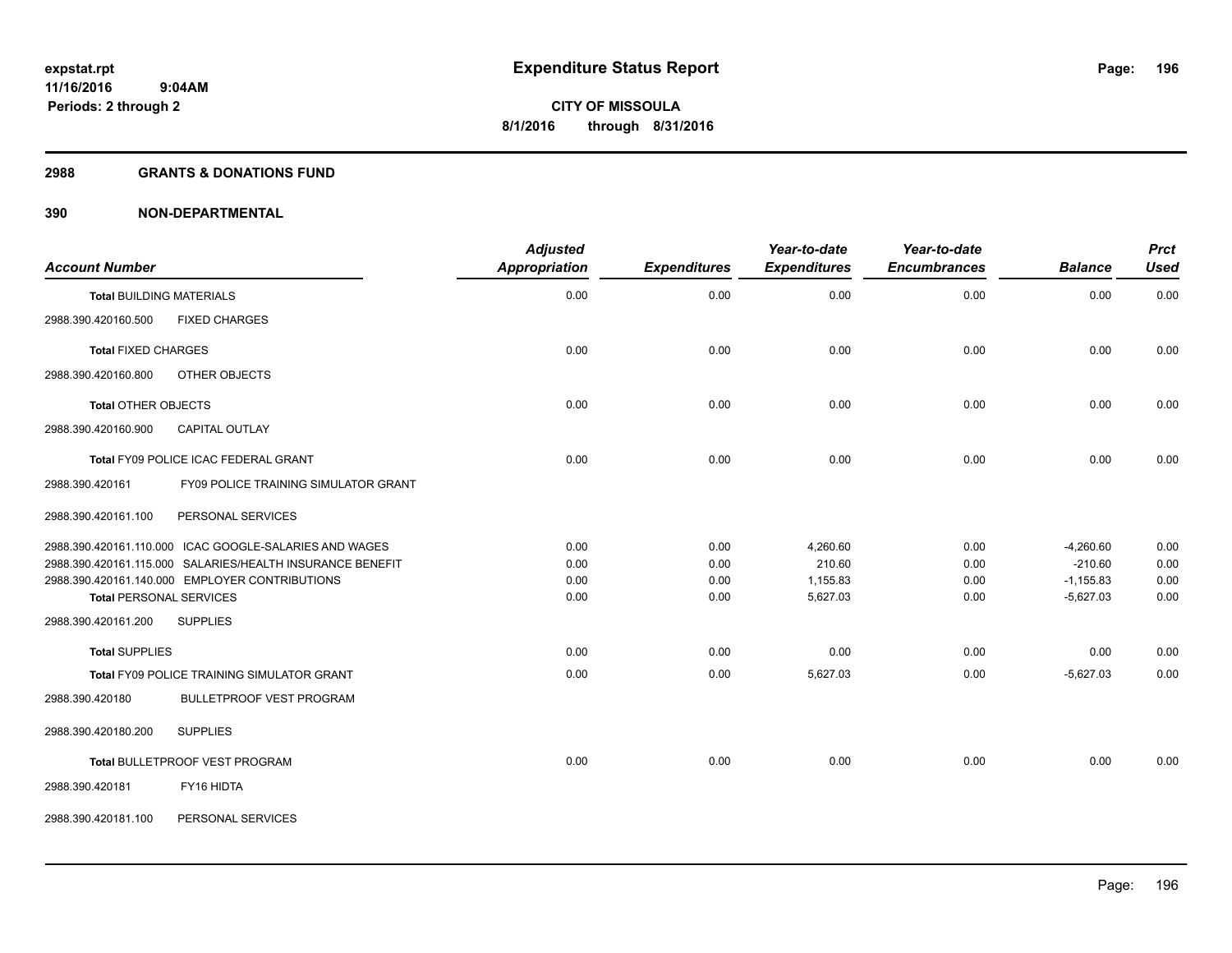**expstat.rpt**
**11/16/2016 9:04AM**
**Periods: 2 through 2**

# Expenditure Status Report

**CITY OF MISSOULA**
**8/1/2016 through 8/31/2016**

## 2988 GRANTS & DONATIONS FUND

## 390 NON-DEPARTMENTAL

| Account Number | Adjusted Appropriation | Expenditures | Year-to-date Expenditures | Year-to-date Encumbrances | Balance | Prct Used |
|---|---|---|---|---|---|---|
| **Total** BUILDING MATERIALS | 0.00 | 0.00 | 0.00 | 0.00 | 0.00 | 0.00 |
| 2988.390.420160.500 FIXED CHARGES | | | | | | |
| **Total** FIXED CHARGES | 0.00 | 0.00 | 0.00 | 0.00 | 0.00 | 0.00 |
| 2988.390.420160.800 OTHER OBJECTS | | | | | | |
| **Total** OTHER OBJECTS | 0.00 | 0.00 | 0.00 | 0.00 | 0.00 | 0.00 |
| 2988.390.420160.900 CAPITAL OUTLAY | | | | | | |
| **Total** FY09 POLICE ICAC FEDERAL GRANT | 0.00 | 0.00 | 0.00 | 0.00 | 0.00 | 0.00 |
| 2988.390.420161 FY09 POLICE TRAINING SIMULATOR GRANT | | | | | | |
| 2988.390.420161.100 PERSONAL SERVICES | | | | | | |
| 2988.390.420161.110.000 ICAC GOOGLE-SALARIES AND WAGES | 0.00 | 0.00 | 4,260.60 | 0.00 | -4,260.60 | 0.00 |
| 2988.390.420161.115.000 SALARIES/HEALTH INSURANCE BENEFIT | 0.00 | 0.00 | 210.60 | 0.00 | -210.60 | 0.00 |
| 2988.390.420161.140.000 EMPLOYER CONTRIBUTIONS | 0.00 | 0.00 | 1,155.83 | 0.00 | -1,155.83 | 0.00 |
| **Total** PERSONAL SERVICES | 0.00 | 0.00 | 5,627.03 | 0.00 | -5,627.03 | 0.00 |
| 2988.390.420161.200 SUPPLIES | | | | | | |
| **Total** SUPPLIES | 0.00 | 0.00 | 0.00 | 0.00 | 0.00 | 0.00 |
| **Total** FY09 POLICE TRAINING SIMULATOR GRANT | 0.00 | 0.00 | 5,627.03 | 0.00 | -5,627.03 | 0.00 |
| 2988.390.420180 BULLETPROOF VEST PROGRAM | | | | | | |
| 2988.390.420180.200 SUPPLIES | | | | | | |
| **Total** BULLETPROOF VEST PROGRAM | 0.00 | 0.00 | 0.00 | 0.00 | 0.00 | 0.00 |
| 2988.390.420181 FY16 HIDTA | | | | | | |
| 2988.390.420181.100 PERSONAL SERVICES | | | | | | |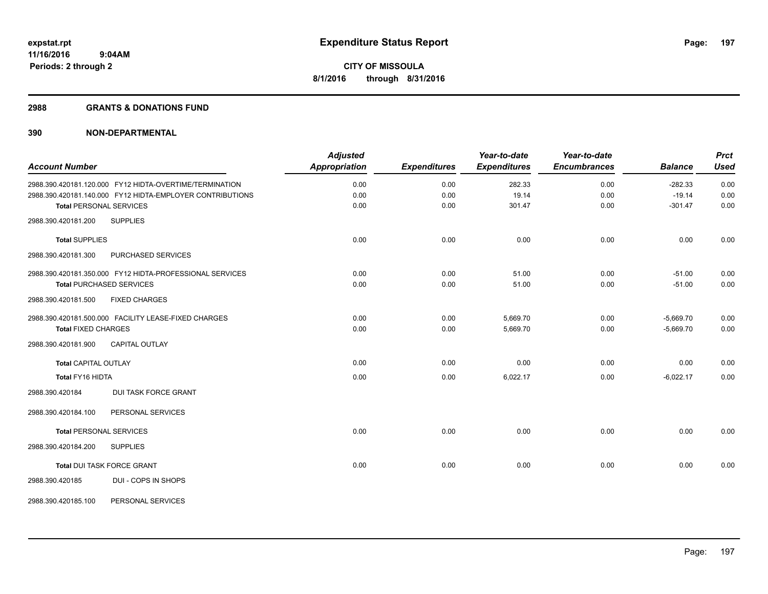**expstat.rpt**
**11/16/2016 9:04AM**
**Periods: 2 through 2**

# Expenditure Status Report

**CITY OF MISSOULA**
**8/1/2016 through 8/31/2016**

## 2988 GRANTS & DONATIONS FUND

## 390 NON-DEPARTMENTAL

| Account Number | Adjusted Appropriation | Expenditures | Year-to-date Expenditures | Year-to-date Encumbrances | Balance | Prct Used |
|---|---|---|---|---|---|---|
| 2988.390.420181.120.000 FY12 HIDTA-OVERTIME/TERMINATION | 0.00 | 0.00 | 282.33 | 0.00 | -282.33 | 0.00 |
| 2988.390.420181.140.000 FY12 HIDTA-EMPLOYER CONTRIBUTIONS | 0.00 | 0.00 | 19.14 | 0.00 | -19.14 | 0.00 |
| **Total** PERSONAL SERVICES | 0.00 | 0.00 | 301.47 | 0.00 | -301.47 | 0.00 |
| 2988.390.420181.200 SUPPLIES | | | | | | |
| **Total** SUPPLIES | 0.00 | 0.00 | 0.00 | 0.00 | 0.00 | 0.00 |
| 2988.390.420181.300 PURCHASED SERVICES | | | | | | |
| 2988.390.420181.350.000 FY12 HIDTA-PROFESSIONAL SERVICES | 0.00 | 0.00 | 51.00 | 0.00 | -51.00 | 0.00 |
| **Total** PURCHASED SERVICES | 0.00 | 0.00 | 51.00 | 0.00 | -51.00 | 0.00 |
| 2988.390.420181.500 FIXED CHARGES | | | | | | |
| 2988.390.420181.500.000 FACILITY LEASE-FIXED CHARGES | 0.00 | 0.00 | 5,669.70 | 0.00 | -5,669.70 | 0.00 |
| **Total** FIXED CHARGES | 0.00 | 0.00 | 5,669.70 | 0.00 | -5,669.70 | 0.00 |
| 2988.390.420181.900 CAPITAL OUTLAY | | | | | | |
| **Total** CAPITAL OUTLAY | 0.00 | 0.00 | 0.00 | 0.00 | 0.00 | 0.00 |
| **Total** FY16 HIDTA | 0.00 | 0.00 | 6,022.17 | 0.00 | -6,022.17 | 0.00 |
| 2988.390.420184 DUI TASK FORCE GRANT | | | | | | |
| 2988.390.420184.100 PERSONAL SERVICES | | | | | | |
| **Total** PERSONAL SERVICES | 0.00 | 0.00 | 0.00 | 0.00 | 0.00 | 0.00 |
| 2988.390.420184.200 SUPPLIES | | | | | | |
| **Total** DUI TASK FORCE GRANT | 0.00 | 0.00 | 0.00 | 0.00 | 0.00 | 0.00 |
| 2988.390.420185 DUI - COPS IN SHOPS | | | | | | |
| 2988.390.420185.100 PERSONAL SERVICES | | | | | | |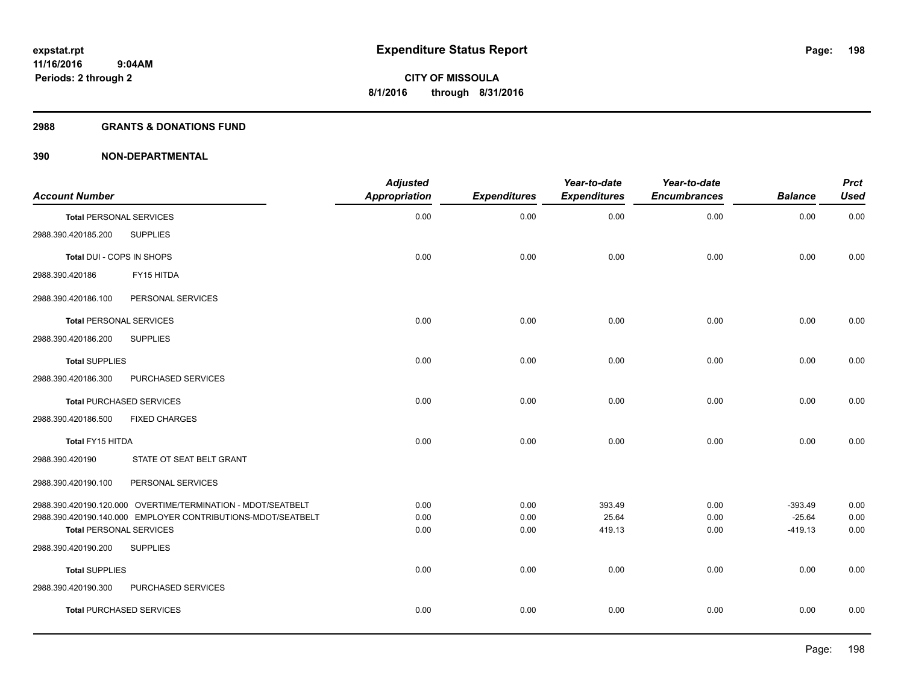**expstat.rpt**
**11/16/2016 9:04AM**
**Periods: 2 through 2**

# Expenditure Status Report

**CITY OF MISSOULA**
**8/1/2016 through 8/31/2016**

## 2988 GRANTS & DONATIONS FUND

## 390 NON-DEPARTMENTAL

| Account Number | | Adjusted Appropriation | Expenditures | Year-to-date Expenditures | Year-to-date Encumbrances | Balance | Prct Used |
|---|---|---|---|---|---|---|---|
| **Total** PERSONAL SERVICES | | 0.00 | 0.00 | 0.00 | 0.00 | 0.00 | 0.00 |
| 2988.390.420185.200 | SUPPLIES | | | | | | |
| **Total** DUI - COPS IN SHOPS | | 0.00 | 0.00 | 0.00 | 0.00 | 0.00 | 0.00 |
| 2988.390.420186 | FY15 HITDA | | | | | | |
| 2988.390.420186.100 | PERSONAL SERVICES | | | | | | |
| **Total** PERSONAL SERVICES | | 0.00 | 0.00 | 0.00 | 0.00 | 0.00 | 0.00 |
| 2988.390.420186.200 | SUPPLIES | | | | | | |
| **Total** SUPPLIES | | 0.00 | 0.00 | 0.00 | 0.00 | 0.00 | 0.00 |
| 2988.390.420186.300 | PURCHASED SERVICES | | | | | | |
| **Total** PURCHASED SERVICES | | 0.00 | 0.00 | 0.00 | 0.00 | 0.00 | 0.00 |
| 2988.390.420186.500 | FIXED CHARGES | | | | | | |
| **Total** FY15 HITDA | | 0.00 | 0.00 | 0.00 | 0.00 | 0.00 | 0.00 |
| 2988.390.420190 | STATE OT SEAT BELT GRANT | | | | | | |
| 2988.390.420190.100 | PERSONAL SERVICES | | | | | | |
| 2988.390.420190.120.000 | OVERTIME/TERMINATION - MDOT/SEATBELT | 0.00 | 0.00 | 393.49 | 0.00 | -393.49 | 0.00 |
| 2988.390.420190.140.000 | EMPLOYER CONTRIBUTIONS-MDOT/SEATBELT | 0.00 | 0.00 | 25.64 | 0.00 | -25.64 | 0.00 |
| **Total** PERSONAL SERVICES | | 0.00 | 0.00 | 419.13 | 0.00 | -419.13 | 0.00 |
| 2988.390.420190.200 | SUPPLIES | | | | | | |
| **Total** SUPPLIES | | 0.00 | 0.00 | 0.00 | 0.00 | 0.00 | 0.00 |
| 2988.390.420190.300 | PURCHASED SERVICES | | | | | | |
| **Total** PURCHASED SERVICES | | 0.00 | 0.00 | 0.00 | 0.00 | 0.00 | 0.00 |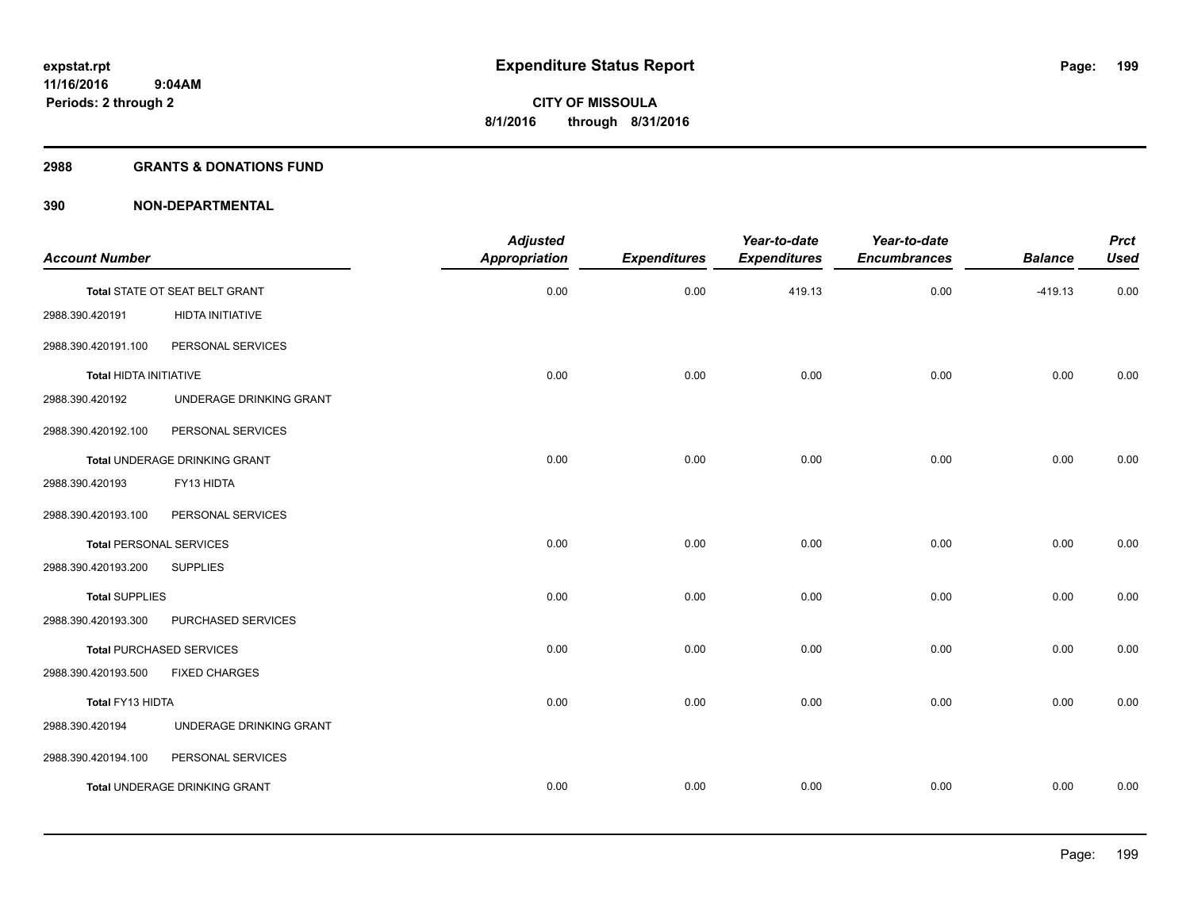# Expenditure Status Report

expstat.rpt
11/16/2016 9:04AM
Periods: 2 through 2

CITY OF MISSOULA
8/1/2016 through 8/31/2016

## 2988 GRANTS & DONATIONS FUND

## 390 NON-DEPARTMENTAL

| Account Number | | Adjusted Appropriation | Expenditures | Year-to-date Expenditures | Year-to-date Encumbrances | Balance | Prct Used |
|---|---|---|---|---|---|---|---|
| Total STATE OT SEAT BELT GRANT | | 0.00 | 0.00 | 419.13 | 0.00 | -419.13 | 0.00 |
| 2988.390.420191 | HIDTA INITIATIVE | | | | | | |
| 2988.390.420191.100 | PERSONAL SERVICES | | | | | | |
| Total HIDTA INITIATIVE | | 0.00 | 0.00 | 0.00 | 0.00 | 0.00 | 0.00 |
| 2988.390.420192 | UNDERAGE DRINKING GRANT | | | | | | |
| 2988.390.420192.100 | PERSONAL SERVICES | | | | | | |
| Total UNDERAGE DRINKING GRANT | | 0.00 | 0.00 | 0.00 | 0.00 | 0.00 | 0.00 |
| 2988.390.420193 | FY13 HIDTA | | | | | | |
| 2988.390.420193.100 | PERSONAL SERVICES | | | | | | |
| Total PERSONAL SERVICES | | 0.00 | 0.00 | 0.00 | 0.00 | 0.00 | 0.00 |
| 2988.390.420193.200 | SUPPLIES | | | | | | |
| Total SUPPLIES | | 0.00 | 0.00 | 0.00 | 0.00 | 0.00 | 0.00 |
| 2988.390.420193.300 | PURCHASED SERVICES | | | | | | |
| Total PURCHASED SERVICES | | 0.00 | 0.00 | 0.00 | 0.00 | 0.00 | 0.00 |
| 2988.390.420193.500 | FIXED CHARGES | | | | | | |
| Total FY13 HIDTA | | 0.00 | 0.00 | 0.00 | 0.00 | 0.00 | 0.00 |
| 2988.390.420194 | UNDERAGE DRINKING GRANT | | | | | | |
| 2988.390.420194.100 | PERSONAL SERVICES | | | | | | |
| Total UNDERAGE DRINKING GRANT | | 0.00 | 0.00 | 0.00 | 0.00 | 0.00 | 0.00 |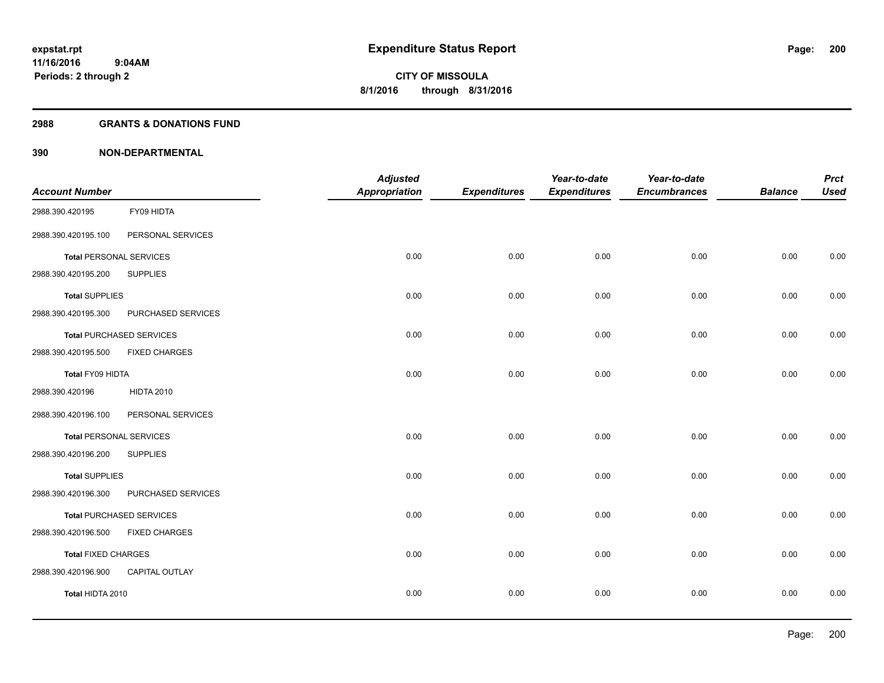# Expenditure Status Report

**CITY OF MISSOULA**

**8/1/2016 through 8/31/2016**

expstat.rpt
11/16/2016 9:04AM
Periods: 2 through 2

## 2988 GRANTS & DONATIONS FUND

## 390 NON-DEPARTMENTAL

| Account Number | | Adjusted Appropriation | Expenditures | Year-to-date Expenditures | Year-to-date Encumbrances | Balance | Prct Used |
|---|---|---|---|---|---|---|---|
| 2988.390.420195 | FY09 HIDTA | | | | | | |
| 2988.390.420195.100 | PERSONAL SERVICES | | | | | | |
| **Total** PERSONAL SERVICES | | 0.00 | 0.00 | 0.00 | 0.00 | 0.00 | 0.00 |
| 2988.390.420195.200 | SUPPLIES | | | | | | |
| **Total** SUPPLIES | | 0.00 | 0.00 | 0.00 | 0.00 | 0.00 | 0.00 |
| 2988.390.420195.300 | PURCHASED SERVICES | | | | | | |
| **Total** PURCHASED SERVICES | | 0.00 | 0.00 | 0.00 | 0.00 | 0.00 | 0.00 |
| 2988.390.420195.500 | FIXED CHARGES | | | | | | |
| **Total FY09 HIDTA** | | 0.00 | 0.00 | 0.00 | 0.00 | 0.00 | 0.00 |
| 2988.390.420196 | HIDTA 2010 | | | | | | |
| 2988.390.420196.100 | PERSONAL SERVICES | | | | | | |
| **Total** PERSONAL SERVICES | | 0.00 | 0.00 | 0.00 | 0.00 | 0.00 | 0.00 |
| 2988.390.420196.200 | SUPPLIES | | | | | | |
| **Total** SUPPLIES | | 0.00 | 0.00 | 0.00 | 0.00 | 0.00 | 0.00 |
| 2988.390.420196.300 | PURCHASED SERVICES | | | | | | |
| **Total** PURCHASED SERVICES | | 0.00 | 0.00 | 0.00 | 0.00 | 0.00 | 0.00 |
| 2988.390.420196.500 | FIXED CHARGES | | | | | | |
| **Total** FIXED CHARGES | | 0.00 | 0.00 | 0.00 | 0.00 | 0.00 | 0.00 |
| 2988.390.420196.900 | CAPITAL OUTLAY | | | | | | |
| **Total HIDTA 2010** | | 0.00 | 0.00 | 0.00 | 0.00 | 0.00 | 0.00 |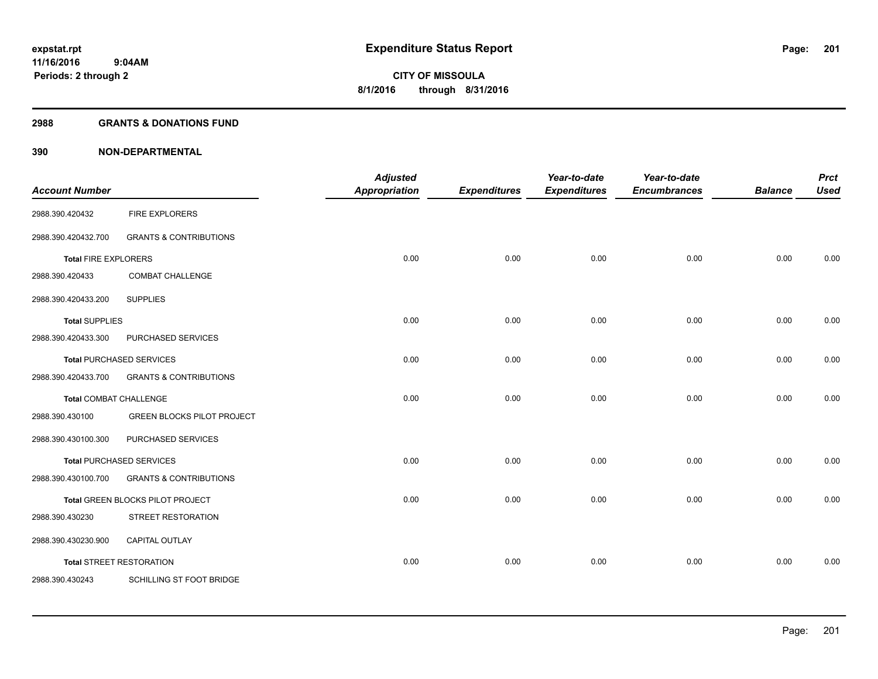**expstat.rpt**
**11/16/2016 9:04AM**
**Periods: 2 through 2**

# Expenditure Status Report

**CITY OF MISSOULA**
**8/1/2016 through 8/31/2016**

## 2988 GRANTS & DONATIONS FUND

## 390 NON-DEPARTMENTAL

| Account Number | | Adjusted Appropriation | Expenditures | Year-to-date Expenditures | Year-to-date Encumbrances | Balance | Prct Used |
|---|---|---|---|---|---|---|---|
| 2988.390.420432 | FIRE EXPLORERS | | | | | | |
| 2988.390.420432.700 | GRANTS & CONTRIBUTIONS | | | | | | |
| **Total** FIRE EXPLORERS | | 0.00 | 0.00 | 0.00 | 0.00 | 0.00 | 0.00 |
| 2988.390.420433 | COMBAT CHALLENGE | | | | | | |
| 2988.390.420433.200 | SUPPLIES | | | | | | |
| **Total** SUPPLIES | | 0.00 | 0.00 | 0.00 | 0.00 | 0.00 | 0.00 |
| 2988.390.420433.300 | PURCHASED SERVICES | | | | | | |
| **Total** PURCHASED SERVICES | | 0.00 | 0.00 | 0.00 | 0.00 | 0.00 | 0.00 |
| 2988.390.420433.700 | GRANTS & CONTRIBUTIONS | | | | | | |
| **Total** COMBAT CHALLENGE | | 0.00 | 0.00 | 0.00 | 0.00 | 0.00 | 0.00 |
| 2988.390.430100 | GREEN BLOCKS PILOT PROJECT | | | | | | |
| 2988.390.430100.300 | PURCHASED SERVICES | | | | | | |
| **Total** PURCHASED SERVICES | | 0.00 | 0.00 | 0.00 | 0.00 | 0.00 | 0.00 |
| 2988.390.430100.700 | GRANTS & CONTRIBUTIONS | | | | | | |
| **Total** GREEN BLOCKS PILOT PROJECT | | 0.00 | 0.00 | 0.00 | 0.00 | 0.00 | 0.00 |
| 2988.390.430230 | STREET RESTORATION | | | | | | |
| 2988.390.430230.900 | CAPITAL OUTLAY | | | | | | |
| **Total** STREET RESTORATION | | 0.00 | 0.00 | 0.00 | 0.00 | 0.00 | 0.00 |
| 2988.390.430243 | SCHILLING ST FOOT BRIDGE | | | | | | |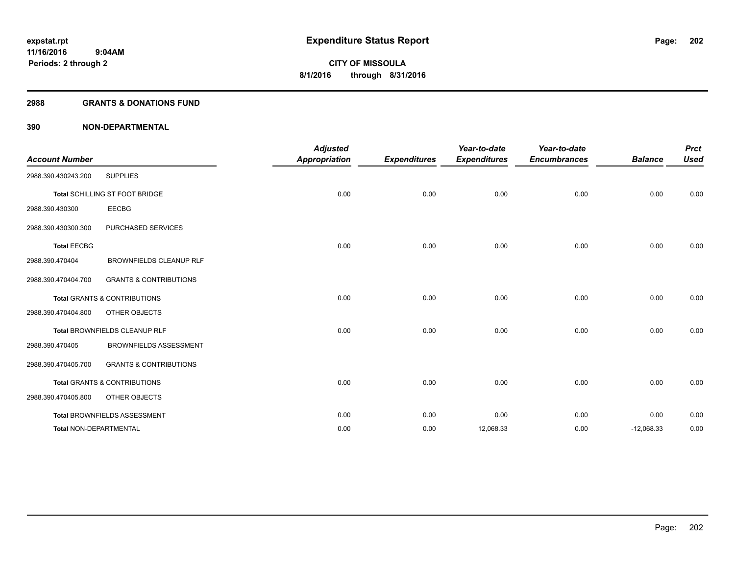**Expenditure Status Report**

**CITY OF MISSOULA**

**8/1/2016 through 8/31/2016**

expstat.rpt
11/16/2016 9:04AM
Periods: 2 through 2

## 2988 GRANTS & DONATIONS FUND

### 390 NON-DEPARTMENTAL

| Account Number | | Adjusted Appropriation | Expenditures | Year-to-date Expenditures | Year-to-date Encumbrances | Balance | Prct Used |
|---|---|---|---|---|---|---|---|
| 2988.390.430243.200 | SUPPLIES | | | | | | |
| **Total** SCHILLING ST FOOT BRIDGE | | 0.00 | 0.00 | 0.00 | 0.00 | 0.00 | 0.00 |
| 2988.390.430300 | EECBG | | | | | | |
| 2988.390.430300.300 | PURCHASED SERVICES | | | | | | |
| **Total** EECBG | | 0.00 | 0.00 | 0.00 | 0.00 | 0.00 | 0.00 |
| 2988.390.470404 | BROWNFIELDS CLEANUP RLF | | | | | | |
| 2988.390.470404.700 | GRANTS & CONTRIBUTIONS | | | | | | |
| **Total** GRANTS & CONTRIBUTIONS | | 0.00 | 0.00 | 0.00 | 0.00 | 0.00 | 0.00 |
| 2988.390.470404.800 | OTHER OBJECTS | | | | | | |
| **Total** BROWNFIELDS CLEANUP RLF | | 0.00 | 0.00 | 0.00 | 0.00 | 0.00 | 0.00 |
| 2988.390.470405 | BROWNFIELDS ASSESSMENT | | | | | | |
| 2988.390.470405.700 | GRANTS & CONTRIBUTIONS | | | | | | |
| **Total** GRANTS & CONTRIBUTIONS | | 0.00 | 0.00 | 0.00 | 0.00 | 0.00 | 0.00 |
| 2988.390.470405.800 | OTHER OBJECTS | | | | | | |
| **Total** BROWNFIELDS ASSESSMENT | | 0.00 | 0.00 | 0.00 | 0.00 | 0.00 | 0.00 |
| **Total** NON-DEPARTMENTAL | | 0.00 | 0.00 | 12,068.33 | 0.00 | -12,068.33 | 0.00 |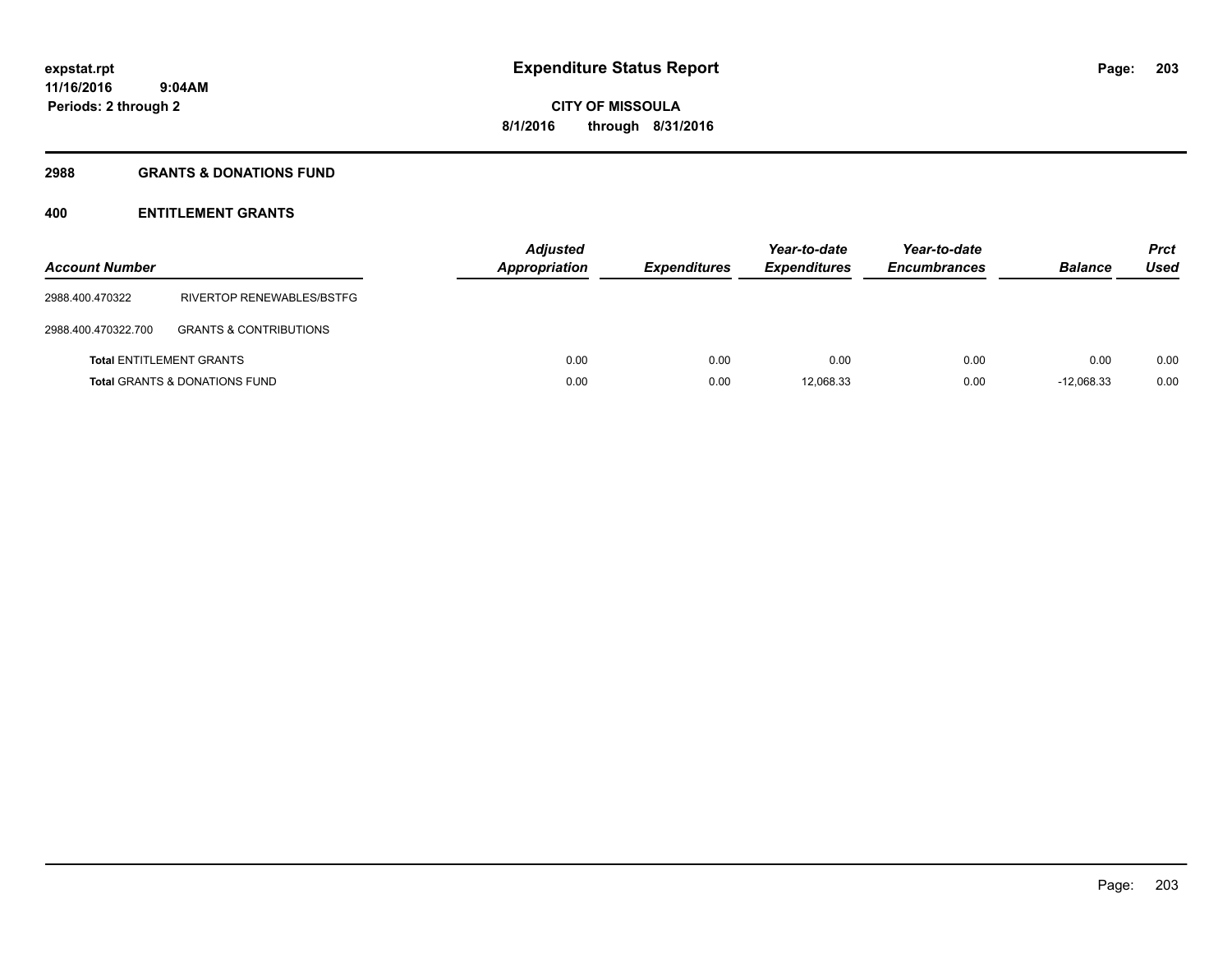# Expenditure Status Report

expstat.rpt
11/16/2016 9:04AM
Periods: 2 through 2

CITY OF MISSOULA
8/1/2016 through 8/31/2016

## 2988 GRANTS & DONATIONS FUND

### 400 ENTITLEMENT GRANTS

| Account Number | | Adjusted Appropriation | Expenditures | Year-to-date Expenditures | Year-to-date Encumbrances | Balance | Prct Used |
|---|---|---|---|---|---|---|---|
| 2988.400.470322 | RIVERTOP RENEWABLES/BSTFG | | | | | | |
| 2988.400.470322.700 | GRANTS & CONTRIBUTIONS | | | | | | |
| **Total** ENTITLEMENT GRANTS | | 0.00 | 0.00 | 0.00 | 0.00 | 0.00 | 0.00 |
| **Total** GRANTS & DONATIONS FUND | | 0.00 | 0.00 | 12,068.33 | 0.00 | -12,068.33 | 0.00 |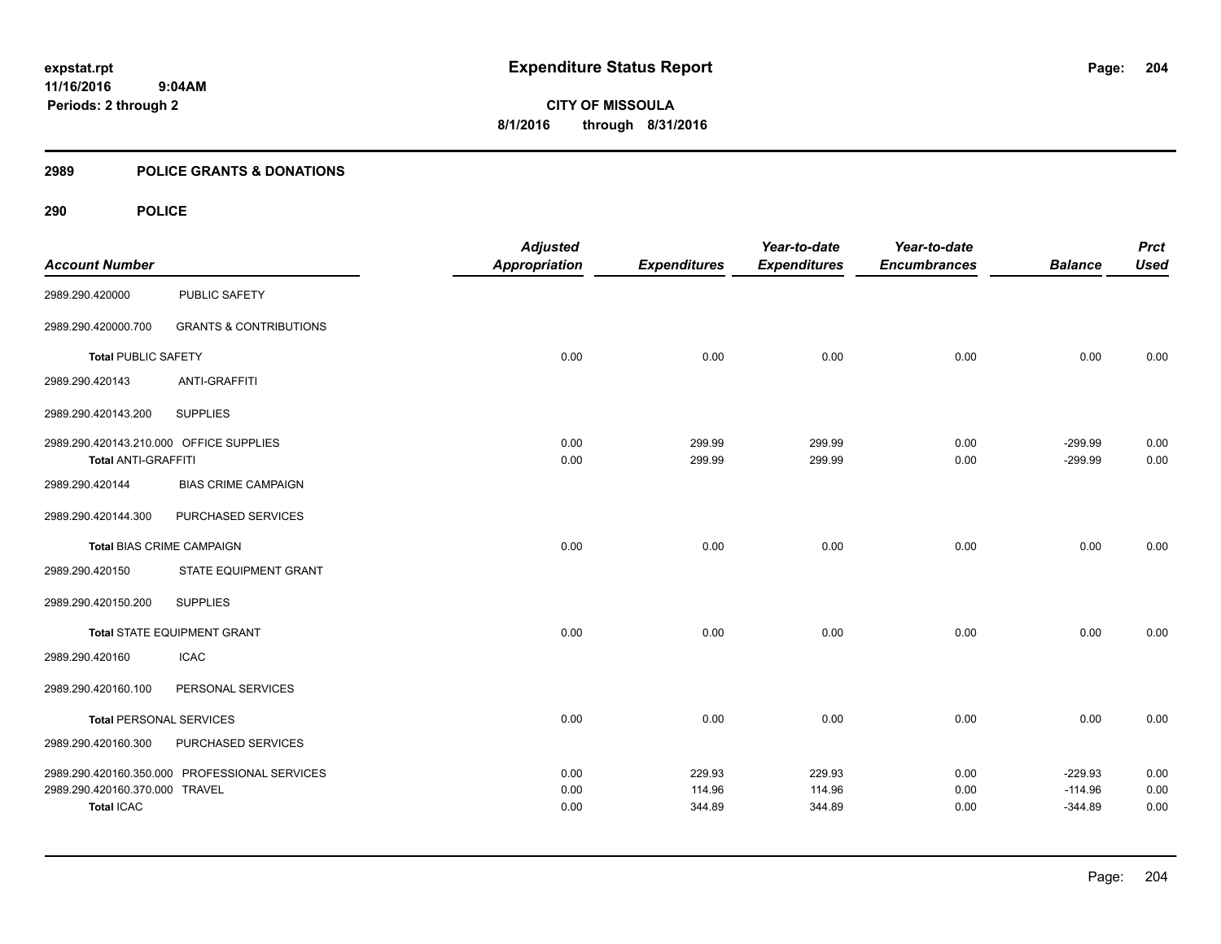**expstat.rpt**
**11/16/2016 9:04AM**
**Periods: 2 through 2**

# Expenditure Status Report

**CITY OF MISSOULA**
**8/1/2016 through 8/31/2016**

## 2989 POLICE GRANTS & DONATIONS

## 290 POLICE

| Account Number | | Adjusted Appropriation | Expenditures | Year-to-date Expenditures | Year-to-date Encumbrances | Balance | Prct Used |
|---|---|---|---|---|---|---|---|
| 2989.290.420000 | PUBLIC SAFETY | | | | | | |
| 2989.290.420000.700 | GRANTS & CONTRIBUTIONS | | | | | | |
| **Total** PUBLIC SAFETY | | 0.00 | 0.00 | 0.00 | 0.00 | 0.00 | 0.00 |
| 2989.290.420143 | ANTI-GRAFFITI | | | | | | |
| 2989.290.420143.200 | SUPPLIES | | | | | | |
| 2989.290.420143.210.000 | OFFICE SUPPLIES | 0.00 | 299.99 | 299.99 | 0.00 | -299.99 | 0.00 |
| **Total** ANTI-GRAFFITI | | 0.00 | 299.99 | 299.99 | 0.00 | -299.99 | 0.00 |
| 2989.290.420144 | BIAS CRIME CAMPAIGN | | | | | | |
| 2989.290.420144.300 | PURCHASED SERVICES | | | | | | |
| **Total** BIAS CRIME CAMPAIGN | | 0.00 | 0.00 | 0.00 | 0.00 | 0.00 | 0.00 |
| 2989.290.420150 | STATE EQUIPMENT GRANT | | | | | | |
| 2989.290.420150.200 | SUPPLIES | | | | | | |
| **Total** STATE EQUIPMENT GRANT | | 0.00 | 0.00 | 0.00 | 0.00 | 0.00 | 0.00 |
| 2989.290.420160 | ICAC | | | | | | |
| 2989.290.420160.100 | PERSONAL SERVICES | | | | | | |
| **Total** PERSONAL SERVICES | | 0.00 | 0.00 | 0.00 | 0.00 | 0.00 | 0.00 |
| 2989.290.420160.300 | PURCHASED SERVICES | | | | | | |
| 2989.290.420160.350.000 | PROFESSIONAL SERVICES | 0.00 | 229.93 | 229.93 | 0.00 | -229.93 | 0.00 |
| 2989.290.420160.370.000 | TRAVEL | 0.00 | 114.96 | 114.96 | 0.00 | -114.96 | 0.00 |
| **Total** ICAC | | 0.00 | 344.89 | 344.89 | 0.00 | -344.89 | 0.00 |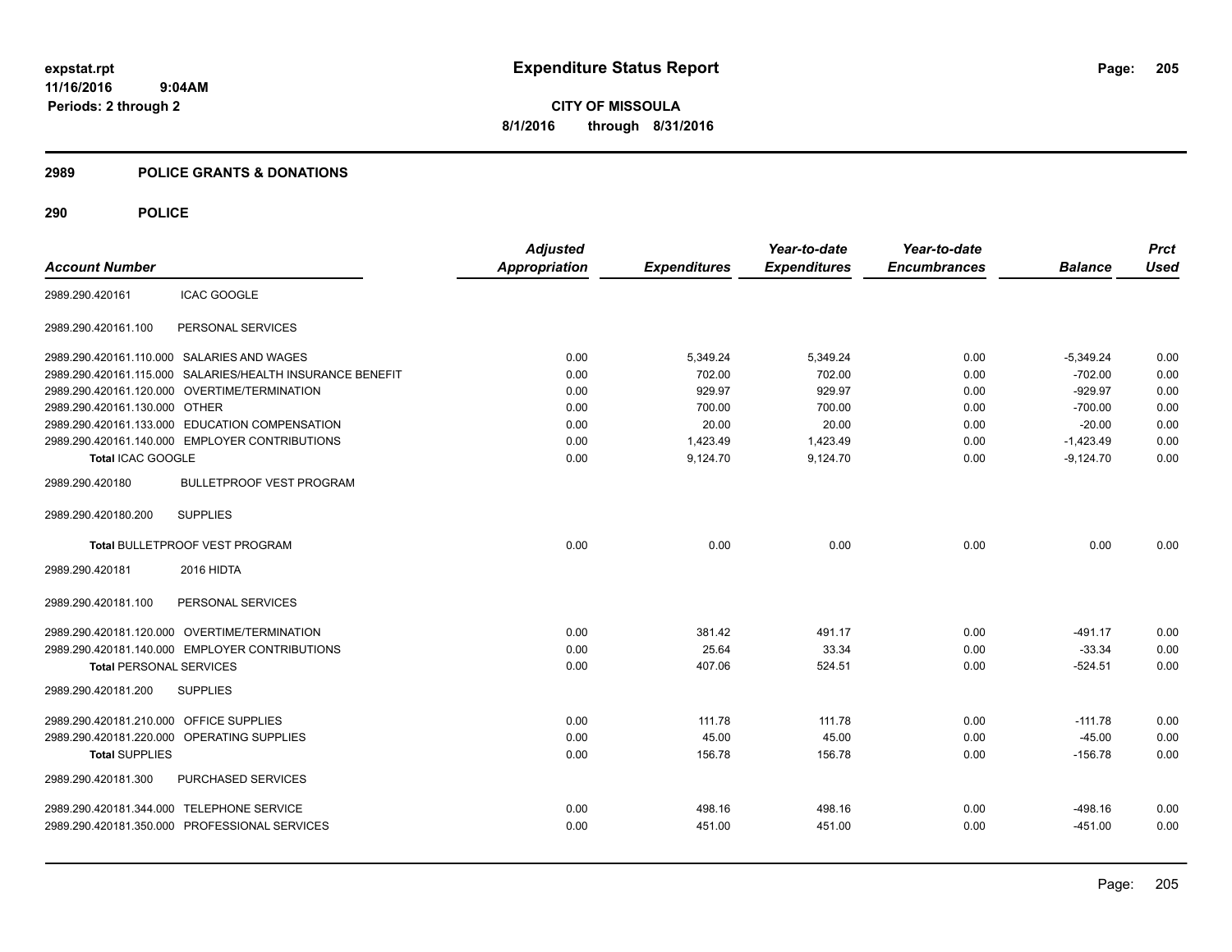# Expenditure Status Report

expstat.rpt
11/16/2016 9:04AM
Periods: 2 through 2

**CITY OF MISSOULA**
**8/1/2016 through 8/31/2016**

## 2989 POLICE GRANTS & DONATIONS

### 290 POLICE

| Account Number | | Adjusted Appropriation | Expenditures | Year-to-date Expenditures | Year-to-date Encumbrances | Balance | Prct Used |
|---|---|---|---|---|---|---|---|
| 2989.290.420161 | ICAC GOOGLE | | | | | | |
| 2989.290.420161.100 | PERSONAL SERVICES | | | | | | |
| 2989.290.420161.110.000 | SALARIES AND WAGES | 0.00 | 5,349.24 | 5,349.24 | 0.00 | -5,349.24 | 0.00 |
| 2989.290.420161.115.000 | SALARIES/HEALTH INSURANCE BENEFIT | 0.00 | 702.00 | 702.00 | 0.00 | -702.00 | 0.00 |
| 2989.290.420161.120.000 | OVERTIME/TERMINATION | 0.00 | 929.97 | 929.97 | 0.00 | -929.97 | 0.00 |
| 2989.290.420161.130.000 | OTHER | 0.00 | 700.00 | 700.00 | 0.00 | -700.00 | 0.00 |
| 2989.290.420161.133.000 | EDUCATION COMPENSATION | 0.00 | 20.00 | 20.00 | 0.00 | -20.00 | 0.00 |
| 2989.290.420161.140.000 | EMPLOYER CONTRIBUTIONS | 0.00 | 1,423.49 | 1,423.49 | 0.00 | -1,423.49 | 0.00 |
| **Total ICAC GOOGLE** | | 0.00 | 9,124.70 | 9,124.70 | 0.00 | -9,124.70 | 0.00 |
| 2989.290.420180 | BULLETPROOF VEST PROGRAM | | | | | | |
| 2989.290.420180.200 | SUPPLIES | | | | | | |
| **Total BULLETPROOF VEST PROGRAM** | | 0.00 | 0.00 | 0.00 | 0.00 | 0.00 | 0.00 |
| 2989.290.420181 | 2016 HIDTA | | | | | | |
| 2989.290.420181.100 | PERSONAL SERVICES | | | | | | |
| 2989.290.420181.120.000 | OVERTIME/TERMINATION | 0.00 | 381.42 | 491.17 | 0.00 | -491.17 | 0.00 |
| 2989.290.420181.140.000 | EMPLOYER CONTRIBUTIONS | 0.00 | 25.64 | 33.34 | 0.00 | -33.34 | 0.00 |
| **Total PERSONAL SERVICES** | | 0.00 | 407.06 | 524.51 | 0.00 | -524.51 | 0.00 |
| 2989.290.420181.200 | SUPPLIES | | | | | | |
| 2989.290.420181.210.000 | OFFICE SUPPLIES | 0.00 | 111.78 | 111.78 | 0.00 | -111.78 | 0.00 |
| 2989.290.420181.220.000 | OPERATING SUPPLIES | 0.00 | 45.00 | 45.00 | 0.00 | -45.00 | 0.00 |
| **Total SUPPLIES** | | 0.00 | 156.78 | 156.78 | 0.00 | -156.78 | 0.00 |
| 2989.290.420181.300 | PURCHASED SERVICES | | | | | | |
| 2989.290.420181.344.000 | TELEPHONE SERVICE | 0.00 | 498.16 | 498.16 | 0.00 | -498.16 | 0.00 |
| 2989.290.420181.350.000 | PROFESSIONAL SERVICES | 0.00 | 451.00 | 451.00 | 0.00 | -451.00 | 0.00 |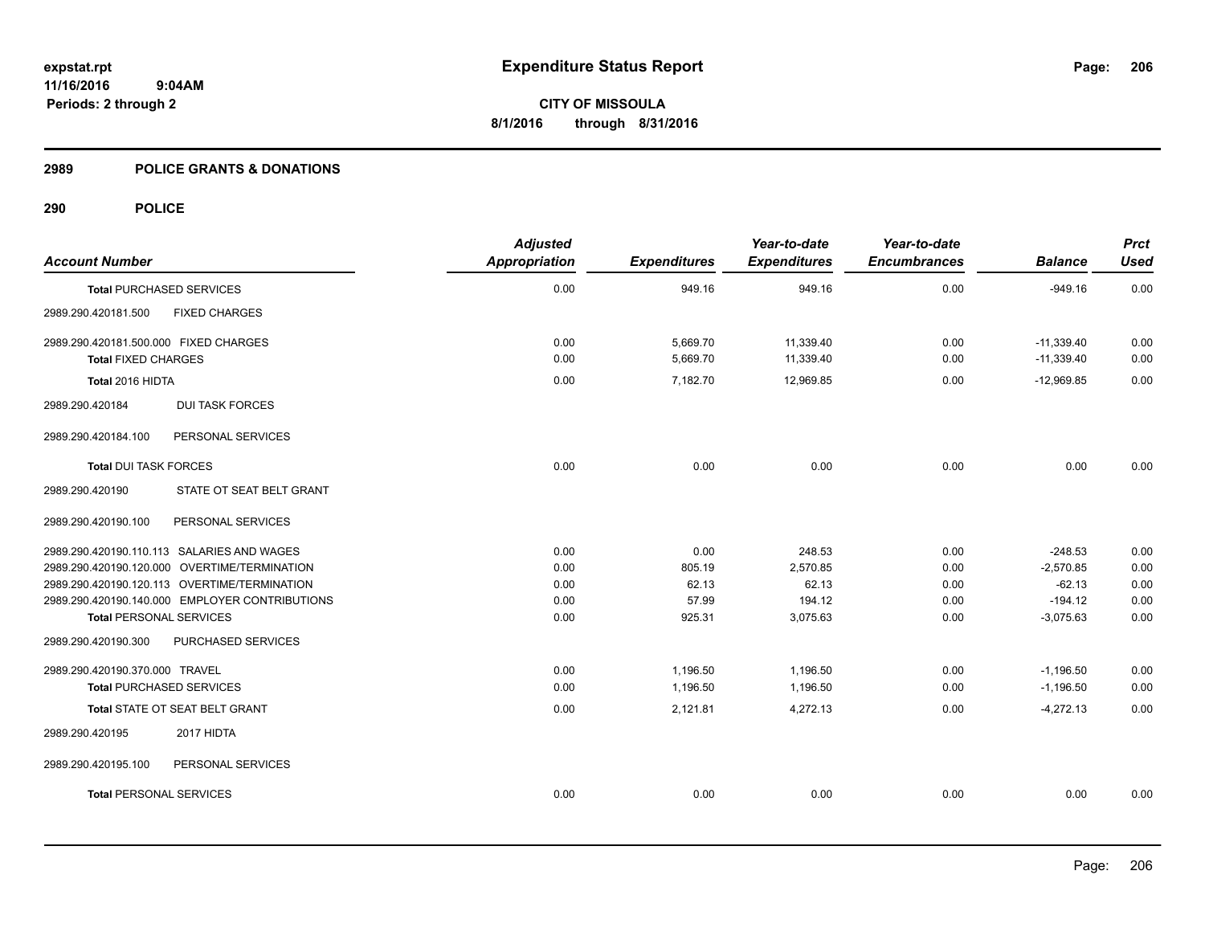# Expenditure Status Report

expstat.rpt
11/16/2016 9:04AM
Periods: 2 through 2

**CITY OF MISSOULA**
**8/1/2016 through 8/31/2016**

## 2989 POLICE GRANTS & DONATIONS

### 290 POLICE

| Account Number | Adjusted Appropriation | Expenditures | Year-to-date Expenditures | Year-to-date Encumbrances | Balance | Prct Used |
|---|---|---|---|---|---|---|
| **Total** PURCHASED SERVICES | 0.00 | 949.16 | 949.16 | 0.00 | -949.16 | 0.00 |
| 2989.290.420181.500 FIXED CHARGES | | | | | | |
| 2989.290.420181.500.000 FIXED CHARGES | 0.00 | 5,669.70 | 11,339.40 | 0.00 | -11,339.40 | 0.00 |
| **Total** FIXED CHARGES | 0.00 | 5,669.70 | 11,339.40 | 0.00 | -11,339.40 | 0.00 |
| **Total** 2016 HIDTA | 0.00 | 7,182.70 | 12,969.85 | 0.00 | -12,969.85 | 0.00 |
| 2989.290.420184 DUI TASK FORCES | | | | | | |
| 2989.290.420184.100 PERSONAL SERVICES | | | | | | |
| **Total** DUI TASK FORCES | 0.00 | 0.00 | 0.00 | 0.00 | 0.00 | 0.00 |
| 2989.290.420190 STATE OT SEAT BELT GRANT | | | | | | |
| 2989.290.420190.100 PERSONAL SERVICES | | | | | | |
| 2989.290.420190.110.113 SALARIES AND WAGES | 0.00 | 0.00 | 248.53 | 0.00 | -248.53 | 0.00 |
| 2989.290.420190.120.000 OVERTIME/TERMINATION | 0.00 | 805.19 | 2,570.85 | 0.00 | -2,570.85 | 0.00 |
| 2989.290.420190.120.113 OVERTIME/TERMINATION | 0.00 | 62.13 | 62.13 | 0.00 | -62.13 | 0.00 |
| 2989.290.420190.140.000 EMPLOYER CONTRIBUTIONS | 0.00 | 57.99 | 194.12 | 0.00 | -194.12 | 0.00 |
| **Total** PERSONAL SERVICES | 0.00 | 925.31 | 3,075.63 | 0.00 | -3,075.63 | 0.00 |
| 2989.290.420190.300 PURCHASED SERVICES | | | | | | |
| 2989.290.420190.370.000 TRAVEL | 0.00 | 1,196.50 | 1,196.50 | 0.00 | -1,196.50 | 0.00 |
| **Total** PURCHASED SERVICES | 0.00 | 1,196.50 | 1,196.50 | 0.00 | -1,196.50 | 0.00 |
| **Total** STATE OT SEAT BELT GRANT | 0.00 | 2,121.81 | 4,272.13 | 0.00 | -4,272.13 | 0.00 |
| 2989.290.420195 2017 HIDTA | | | | | | |
| 2989.290.420195.100 PERSONAL SERVICES | | | | | | |
| **Total** PERSONAL SERVICES | 0.00 | 0.00 | 0.00 | 0.00 | 0.00 | 0.00 |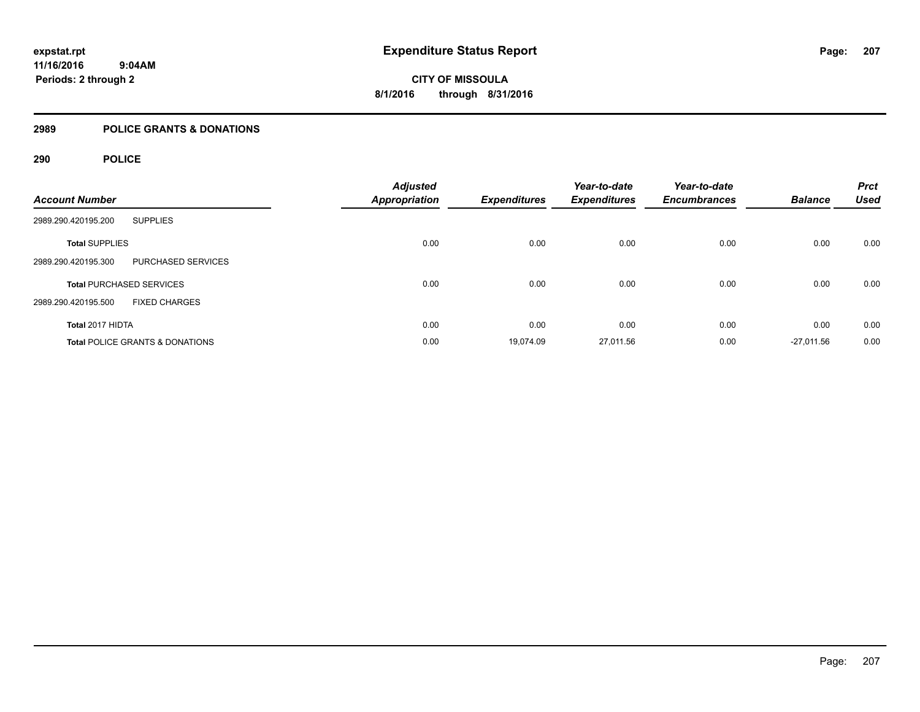# Expenditure Status Report

expstat.rpt
11/16/2016 9:04AM
Periods: 2 through 2

**CITY OF MISSOULA**
**8/1/2016 through 8/31/2016**

## 2989 POLICE GRANTS & DONATIONS

### 290 POLICE

| Account Number | | Adjusted Appropriation | Expenditures | Year-to-date Expenditures | Year-to-date Encumbrances | Balance | Prct Used |
|---|---|---|---|---|---|---|---|
| 2989.290.420195.200 | SUPPLIES | | | | | | |
| **Total** SUPPLIES | | 0.00 | 0.00 | 0.00 | 0.00 | 0.00 | 0.00 |
| 2989.290.420195.300 | PURCHASED SERVICES | | | | | | |
| **Total** PURCHASED SERVICES | | 0.00 | 0.00 | 0.00 | 0.00 | 0.00 | 0.00 |
| 2989.290.420195.500 | FIXED CHARGES | | | | | | |
| **Total 2017 HIDTA** | | 0.00 | 0.00 | 0.00 | 0.00 | 0.00 | 0.00 |
| **Total** POLICE GRANTS & DONATIONS | | 0.00 | 19,074.09 | 27,011.56 | 0.00 | -27,011.56 | 0.00 |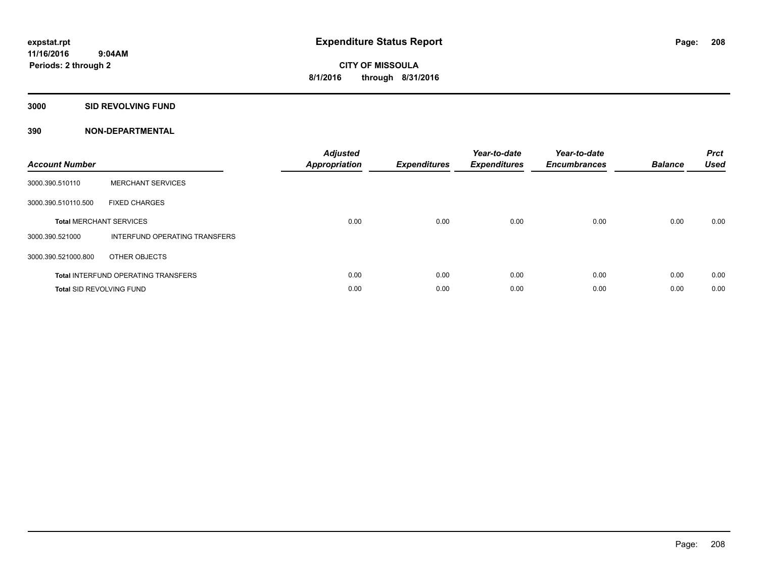# Expenditure Status Report

expstat.rpt
11/16/2016 9:04AM
Periods: 2 through 2

**CITY OF MISSOULA**
**8/1/2016 through 8/31/2016**

## 3000 SID REVOLVING FUND

### 390 NON-DEPARTMENTAL

| Account Number | | Adjusted Appropriation | Expenditures | Year-to-date Expenditures | Year-to-date Encumbrances | Balance | Prct Used |
|---|---|---|---|---|---|---|---|
| 3000.390.510110 | MERCHANT SERVICES | | | | | | |
| 3000.390.510110.500 | FIXED CHARGES | | | | | | |
| **Total** MERCHANT SERVICES | | 0.00 | 0.00 | 0.00 | 0.00 | 0.00 | 0.00 |
| 3000.390.521000 | INTERFUND OPERATING TRANSFERS | | | | | | |
| 3000.390.521000.800 | OTHER OBJECTS | | | | | | |
| **Total** INTERFUND OPERATING TRANSFERS | | 0.00 | 0.00 | 0.00 | 0.00 | 0.00 | 0.00 |
| **Total** SID REVOLVING FUND | | 0.00 | 0.00 | 0.00 | 0.00 | 0.00 | 0.00 |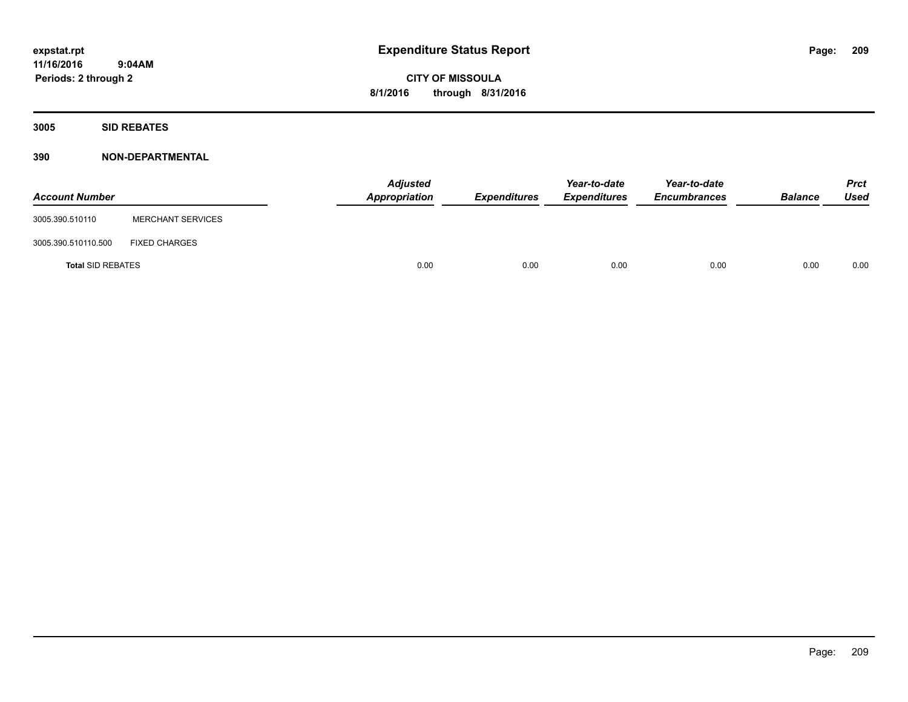# Expenditure Status Report

expstat.rpt
11/16/2016 9:04AM
Periods: 2 through 2

**CITY OF MISSOULA**
**8/1/2016 through 8/31/2016**

## 3005 SID REBATES

### 390 NON-DEPARTMENTAL

| Account Number | | Adjusted Appropriation | Expenditures | Year-to-date Expenditures | Year-to-date Encumbrances | Balance | Prct Used |
|---|---|---|---|---|---|---|---|
| 3005.390.510110 | MERCHANT SERVICES | | | | | | |
| 3005.390.510110.500 | FIXED CHARGES | | | | | | |
| **Total** SID REBATES | | 0.00 | 0.00 | 0.00 | 0.00 | 0.00 | 0.00 |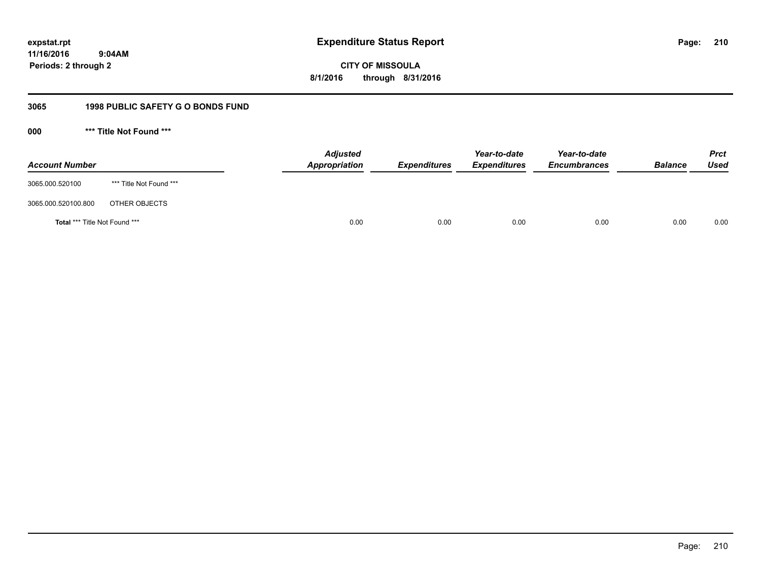expstat.rpt
11/16/2016 9:04AM
Periods: 2 through 2

# Expenditure Status Report

**CITY OF MISSOULA**
**8/1/2016 through 8/31/2016**

## 3065 1998 PUBLIC SAFETY G O BONDS FUND

### 000 *** Title Not Found ***

| Account Number | | Adjusted Appropriation | Expenditures | Year-to-date Expenditures | Year-to-date Encumbrances | Balance | Prct Used |
|---|---|---|---|---|---|---|---|
| 3065.000.520100 | *** Title Not Found *** | | | | | | |
| 3065.000.520100.800 | OTHER OBJECTS | | | | | | |
| **Total** *** Title Not Found *** | | 0.00 | 0.00 | 0.00 | 0.00 | 0.00 | 0.00 |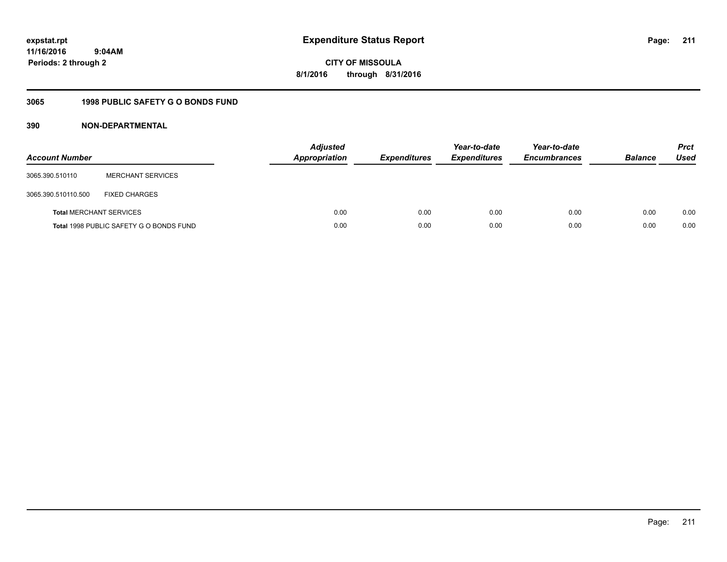**expstat.rpt**
**11/16/2016 9:04AM**
**Periods: 2 through 2**

# Expenditure Status Report

**CITY OF MISSOULA**
**8/1/2016 through 8/31/2016**

## 3065 1998 PUBLIC SAFETY G O BONDS FUND

### 390 NON-DEPARTMENTAL

| Account Number | | Adjusted Appropriation | Expenditures | Year-to-date Expenditures | Year-to-date Encumbrances | Balance | Prct Used |
|---|---|---|---|---|---|---|---|
| 3065.390.510110 | MERCHANT SERVICES | | | | | | |
| 3065.390.510110.500 | FIXED CHARGES | | | | | | |
| **Total** MERCHANT SERVICES | | 0.00 | 0.00 | 0.00 | 0.00 | 0.00 | 0.00 |
| **Total** 1998 PUBLIC SAFETY G O BONDS FUND | | 0.00 | 0.00 | 0.00 | 0.00 | 0.00 | 0.00 |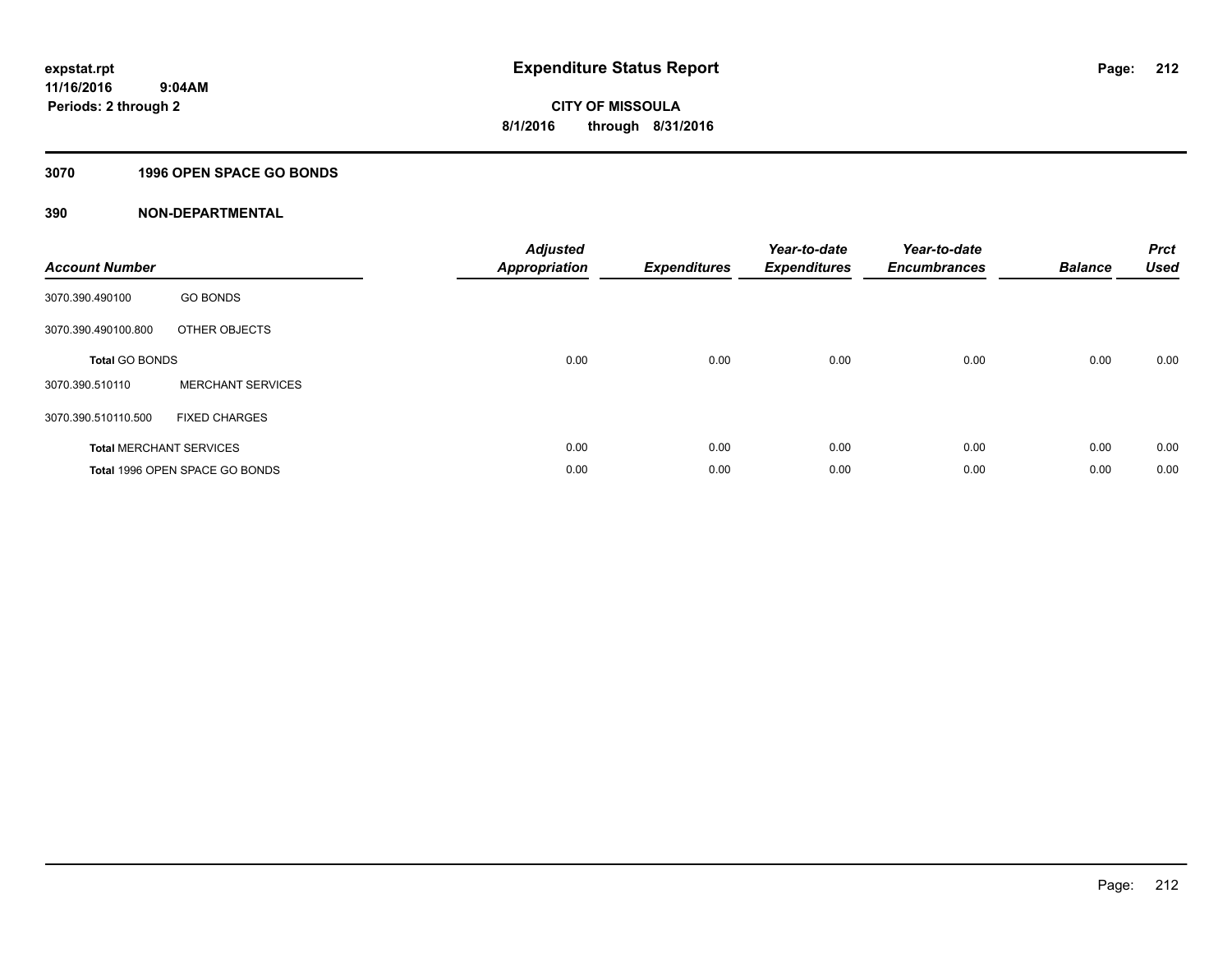# Expenditure Status Report

expstat.rpt
11/16/2016 9:04AM
Periods: 2 through 2

**CITY OF MISSOULA**
**8/1/2016 through 8/31/2016**

## 3070 1996 OPEN SPACE GO BONDS

## 390 NON-DEPARTMENTAL

| Account Number | | Adjusted Appropriation | Expenditures | Year-to-date Expenditures | Year-to-date Encumbrances | Balance | Prct Used |
|---|---|---|---|---|---|---|---|
| 3070.390.490100 | GO BONDS | | | | | | |
| 3070.390.490100.800 | OTHER OBJECTS | | | | | | |
| **Total** GO BONDS | | 0.00 | 0.00 | 0.00 | 0.00 | 0.00 | 0.00 |
| 3070.390.510110 | MERCHANT SERVICES | | | | | | |
| 3070.390.510110.500 | FIXED CHARGES | | | | | | |
| **Total** MERCHANT SERVICES | | 0.00 | 0.00 | 0.00 | 0.00 | 0.00 | 0.00 |
| **Total** 1996 OPEN SPACE GO BONDS | | 0.00 | 0.00 | 0.00 | 0.00 | 0.00 | 0.00 |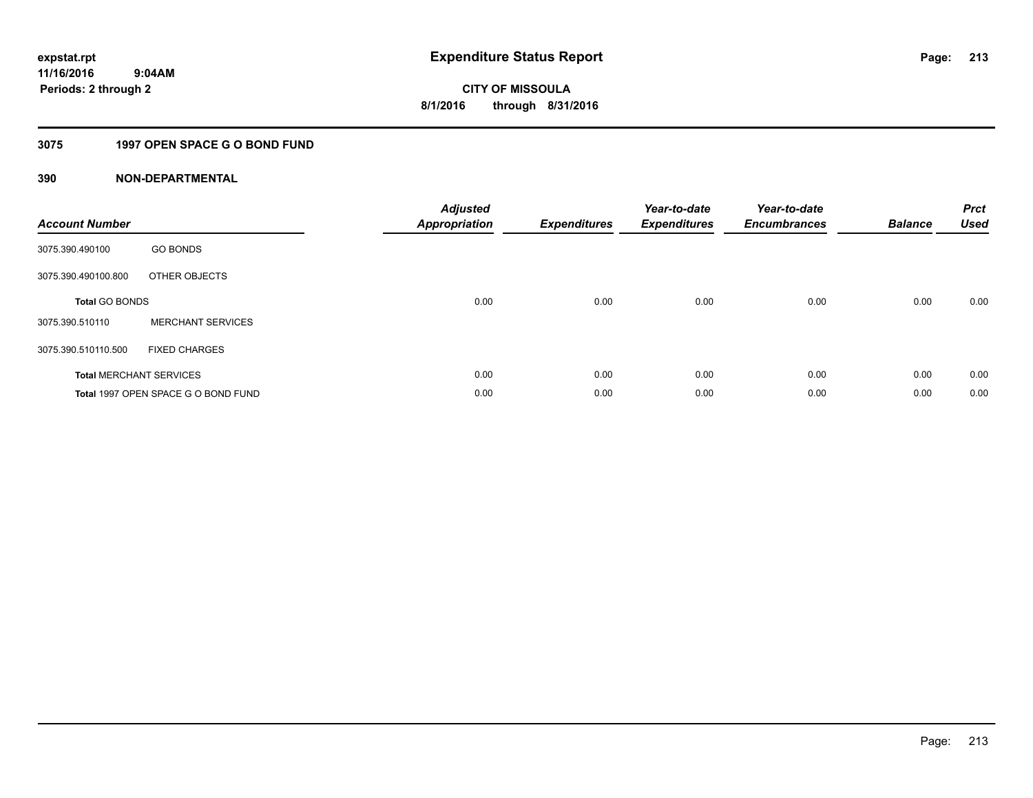# Expenditure Status Report

expstat.rpt
11/16/2016 9:04AM
Periods: 2 through 2

**CITY OF MISSOULA**
**8/1/2016 through 8/31/2016**

## 3075 1997 OPEN SPACE G O BOND FUND

### 390 NON-DEPARTMENTAL

| Account Number | | Adjusted Appropriation | Expenditures | Year-to-date Expenditures | Year-to-date Encumbrances | Balance | Prct Used |
|---|---|---|---|---|---|---|---|
| 3075.390.490100 | GO BONDS | | | | | | |
| 3075.390.490100.800 | OTHER OBJECTS | | | | | | |
| **Total** GO BONDS | | 0.00 | 0.00 | 0.00 | 0.00 | 0.00 | 0.00 |
| 3075.390.510110 | MERCHANT SERVICES | | | | | | |
| 3075.390.510110.500 | FIXED CHARGES | | | | | | |
| **Total** MERCHANT SERVICES | | 0.00 | 0.00 | 0.00 | 0.00 | 0.00 | 0.00 |
| **Total** 1997 OPEN SPACE G O BOND FUND | | 0.00 | 0.00 | 0.00 | 0.00 | 0.00 | 0.00 |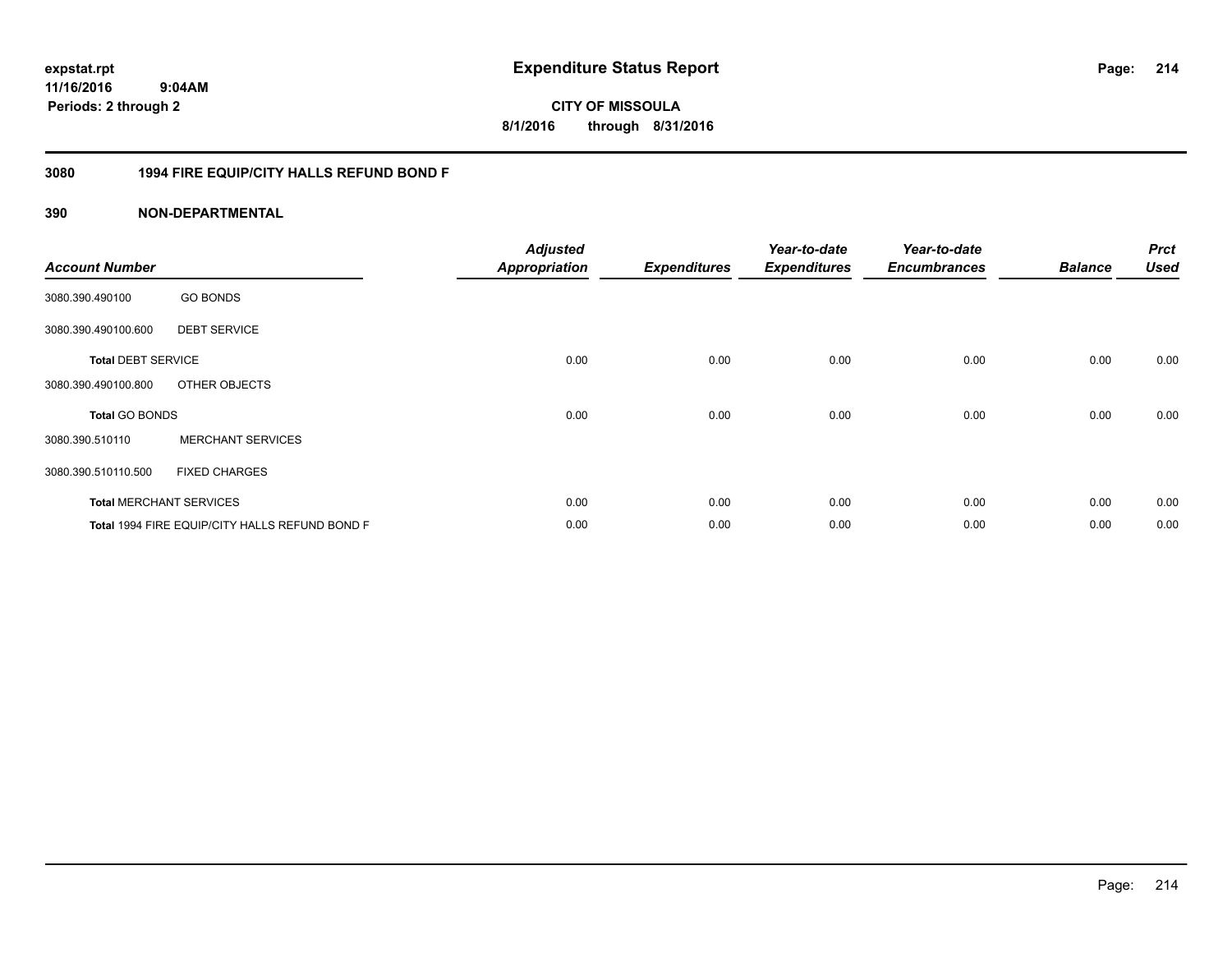**expstat.rpt**
**11/16/2016 9:04AM**
**Periods: 2 through 2**

# Expenditure Status Report

**CITY OF MISSOULA**
**8/1/2016 through 8/31/2016**

## 3080 1994 FIRE EQUIP/CITY HALLS REFUND BOND F

### 390 NON-DEPARTMENTAL

| Account Number | | Adjusted Appropriation | Expenditures | Year-to-date Expenditures | Year-to-date Encumbrances | Balance | Prct Used |
|---|---|---|---|---|---|---|---|
| 3080.390.490100 | GO BONDS | | | | | | |
| 3080.390.490100.600 | DEBT SERVICE | | | | | | |
| **Total** DEBT SERVICE | | 0.00 | 0.00 | 0.00 | 0.00 | 0.00 | 0.00 |
| 3080.390.490100.800 | OTHER OBJECTS | | | | | | |
| **Total** GO BONDS | | 0.00 | 0.00 | 0.00 | 0.00 | 0.00 | 0.00 |
| 3080.390.510110 | MERCHANT SERVICES | | | | | | |
| 3080.390.510110.500 | FIXED CHARGES | | | | | | |
| **Total** MERCHANT SERVICES | | 0.00 | 0.00 | 0.00 | 0.00 | 0.00 | 0.00 |
| **Total** 1994 FIRE EQUIP/CITY HALLS REFUND BOND F | | 0.00 | 0.00 | 0.00 | 0.00 | 0.00 | 0.00 |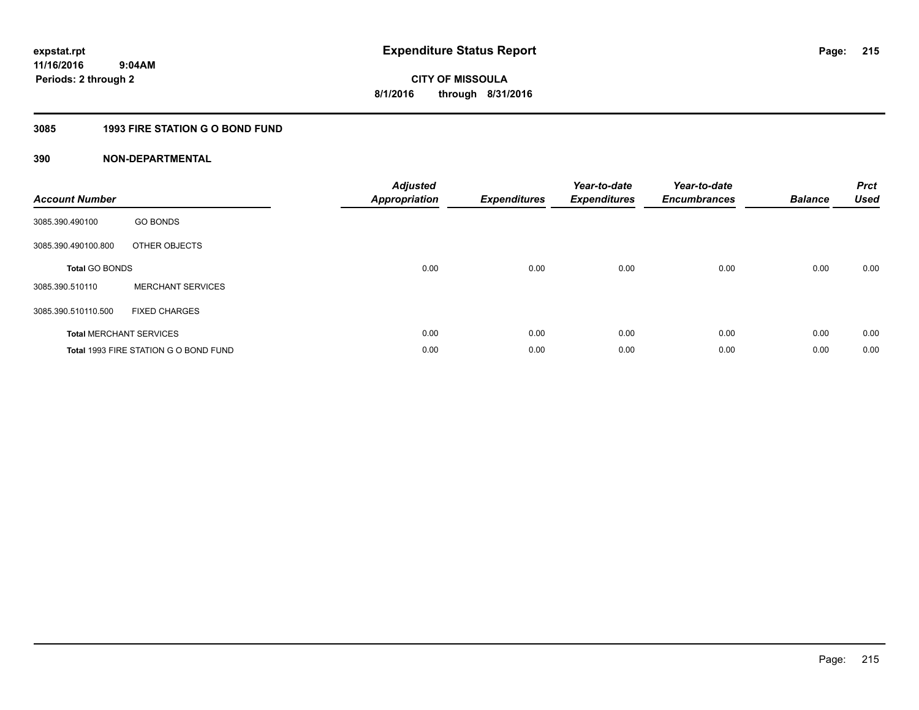# Expenditure Status Report

expstat.rpt
11/16/2016 9:04AM
Periods: 2 through 2

CITY OF MISSOULA
8/1/2016 through 8/31/2016

## 3085 1993 FIRE STATION G O BOND FUND

### 390 NON-DEPARTMENTAL

| Account Number | | Adjusted Appropriation | Expenditures | Year-to-date Expenditures | Year-to-date Encumbrances | Balance | Prct Used |
|---|---|---|---|---|---|---|---|
| 3085.390.490100 | GO BONDS | | | | | | |
| 3085.390.490100.800 | OTHER OBJECTS | | | | | | |
| **Total** GO BONDS | | 0.00 | 0.00 | 0.00 | 0.00 | 0.00 | 0.00 |
| 3085.390.510110 | MERCHANT SERVICES | | | | | | |
| 3085.390.510110.500 | FIXED CHARGES | | | | | | |
| **Total** MERCHANT SERVICES | | 0.00 | 0.00 | 0.00 | 0.00 | 0.00 | 0.00 |
| **Total** 1993 FIRE STATION G O BOND FUND | | 0.00 | 0.00 | 0.00 | 0.00 | 0.00 | 0.00 |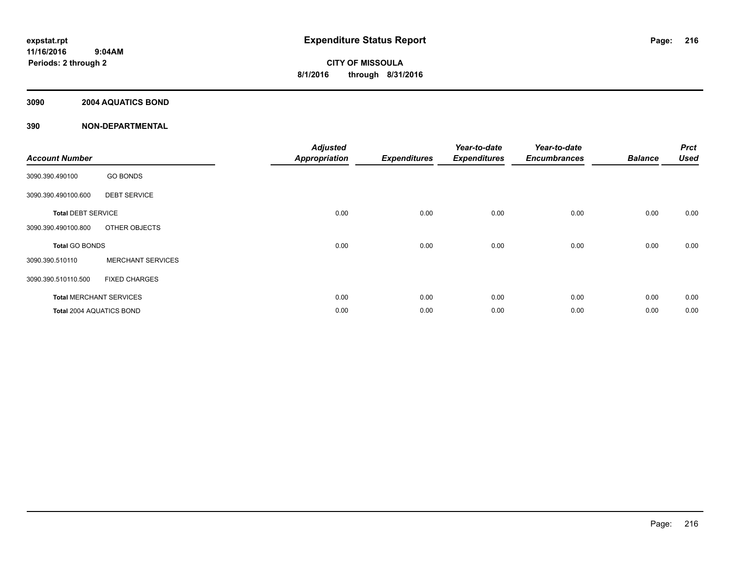# Expenditure Status Report

expstat.rpt
11/16/2016 9:04AM
Periods: 2 through 2

**CITY OF MISSOULA**
**8/1/2016 through 8/31/2016**

## 3090 2004 AQUATICS BOND

## 390 NON-DEPARTMENTAL

| Account Number | | Adjusted Appropriation | Expenditures | Year-to-date Expenditures | Year-to-date Encumbrances | Balance | Prct Used |
|---|---|---|---|---|---|---|---|
| 3090.390.490100 | GO BONDS | | | | | | |
| 3090.390.490100.600 | DEBT SERVICE | | | | | | |
| **Total** DEBT SERVICE | | 0.00 | 0.00 | 0.00 | 0.00 | 0.00 | 0.00 |
| 3090.390.490100.800 | OTHER OBJECTS | | | | | | |
| **Total** GO BONDS | | 0.00 | 0.00 | 0.00 | 0.00 | 0.00 | 0.00 |
| 3090.390.510110 | MERCHANT SERVICES | | | | | | |
| 3090.390.510110.500 | FIXED CHARGES | | | | | | |
| **Total** MERCHANT SERVICES | | 0.00 | 0.00 | 0.00 | 0.00 | 0.00 | 0.00 |
| **Total** 2004 AQUATICS BOND | | 0.00 | 0.00 | 0.00 | 0.00 | 0.00 | 0.00 |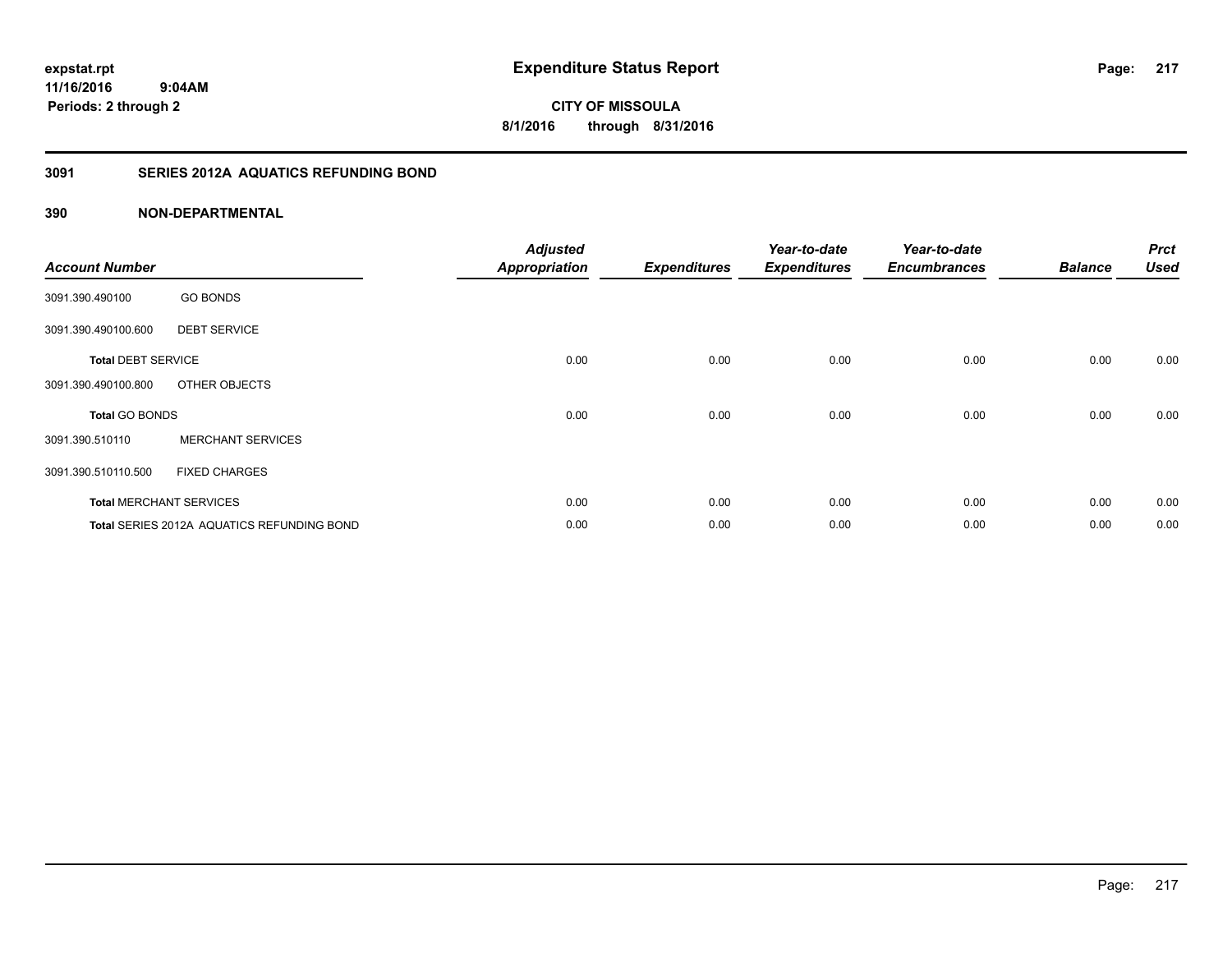**expstat.rpt**
**11/16/2016 9:04AM**
**Periods: 2 through 2**

# Expenditure Status Report

**CITY OF MISSOULA**
**8/1/2016 through 8/31/2016**

## 3091 SERIES 2012A AQUATICS REFUNDING BOND

## 390 NON-DEPARTMENTAL

| Account Number | | Adjusted Appropriation | Expenditures | Year-to-date Expenditures | Year-to-date Encumbrances | Balance | Prct Used |
|---|---|---|---|---|---|---|---|
| 3091.390.490100 | GO BONDS | | | | | | |
| 3091.390.490100.600 | DEBT SERVICE | | | | | | |
| **Total** DEBT SERVICE | | 0.00 | 0.00 | 0.00 | 0.00 | 0.00 | 0.00 |
| 3091.390.490100.800 | OTHER OBJECTS | | | | | | |
| **Total** GO BONDS | | 0.00 | 0.00 | 0.00 | 0.00 | 0.00 | 0.00 |
| 3091.390.510110 | MERCHANT SERVICES | | | | | | |
| 3091.390.510110.500 | FIXED CHARGES | | | | | | |
| **Total** MERCHANT SERVICES | | 0.00 | 0.00 | 0.00 | 0.00 | 0.00 | 0.00 |
| **Total** SERIES 2012A AQUATICS REFUNDING BOND | | 0.00 | 0.00 | 0.00 | 0.00 | 0.00 | 0.00 |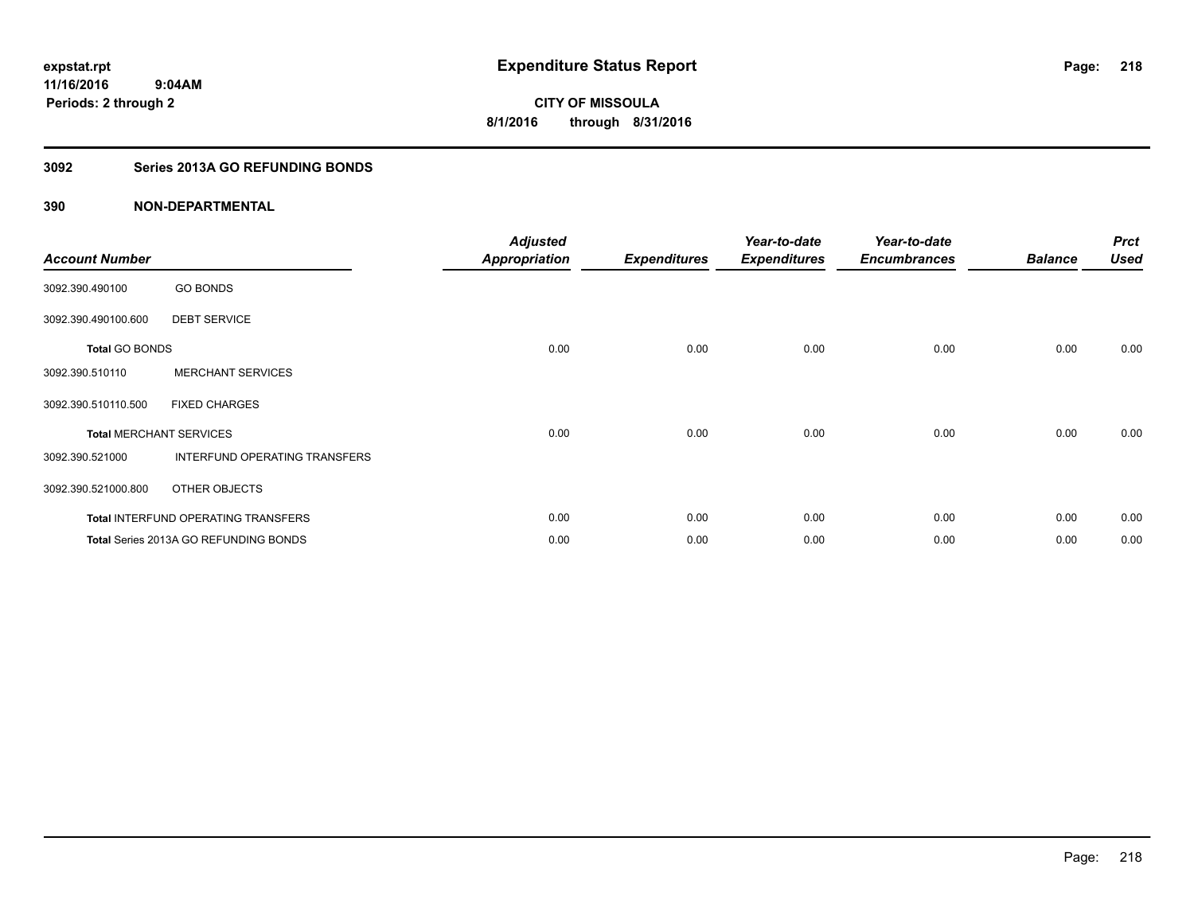expstat.rpt
11/16/2016 9:04AM
Periods: 2 through 2

# Expenditure Status Report

**CITY OF MISSOULA**
**8/1/2016 through 8/31/2016**

## 3092 Series 2013A GO REFUNDING BONDS

## 390 NON-DEPARTMENTAL

| Account Number | | Adjusted Appropriation | Expenditures | Year-to-date Expenditures | Year-to-date Encumbrances | Balance | Prct Used |
|---|---|---|---|---|---|---|---|
| 3092.390.490100 | GO BONDS | | | | | | |
| 3092.390.490100.600 | DEBT SERVICE | | | | | | |
| **Total** GO BONDS | | 0.00 | 0.00 | 0.00 | 0.00 | 0.00 | 0.00 |
| 3092.390.510110 | MERCHANT SERVICES | | | | | | |
| 3092.390.510110.500 | FIXED CHARGES | | | | | | |
| **Total** MERCHANT SERVICES | | 0.00 | 0.00 | 0.00 | 0.00 | 0.00 | 0.00 |
| 3092.390.521000 | INTERFUND OPERATING TRANSFERS | | | | | | |
| 3092.390.521000.800 | OTHER OBJECTS | | | | | | |
| **Total** INTERFUND OPERATING TRANSFERS | | 0.00 | 0.00 | 0.00 | 0.00 | 0.00 | 0.00 |
| **Total** Series 2013A GO REFUNDING BONDS | | 0.00 | 0.00 | 0.00 | 0.00 | 0.00 | 0.00 |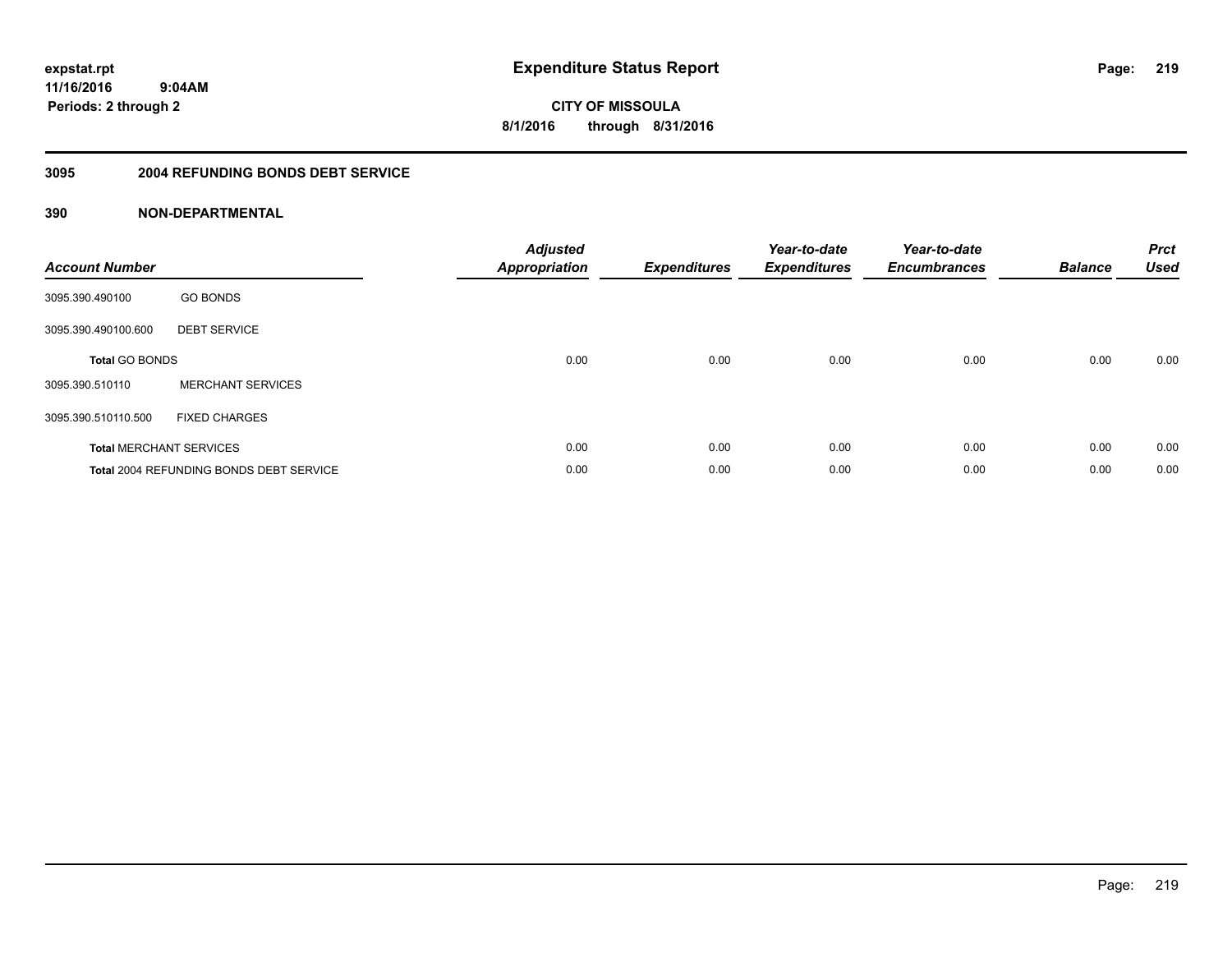expstat.rpt
11/16/2016 9:04AM
Periods: 2 through 2

# Expenditure Status Report

CITY OF MISSOULA
8/1/2016 through 8/31/2016

## 3095 2004 REFUNDING BONDS DEBT SERVICE

### 390 NON-DEPARTMENTAL

| Account Number | | Adjusted Appropriation | Expenditures | Year-to-date Expenditures | Year-to-date Encumbrances | Balance | Prct Used |
|---|---|---|---|---|---|---|---|
| 3095.390.490100 | GO BONDS | | | | | | |
| 3095.390.490100.600 | DEBT SERVICE | | | | | | |
| **Total** GO BONDS | | 0.00 | 0.00 | 0.00 | 0.00 | 0.00 | 0.00 |
| 3095.390.510110 | MERCHANT SERVICES | | | | | | |
| 3095.390.510110.500 | FIXED CHARGES | | | | | | |
| **Total** MERCHANT SERVICES | | 0.00 | 0.00 | 0.00 | 0.00 | 0.00 | 0.00 |
| **Total** 2004 REFUNDING BONDS DEBT SERVICE | | 0.00 | 0.00 | 0.00 | 0.00 | 0.00 | 0.00 |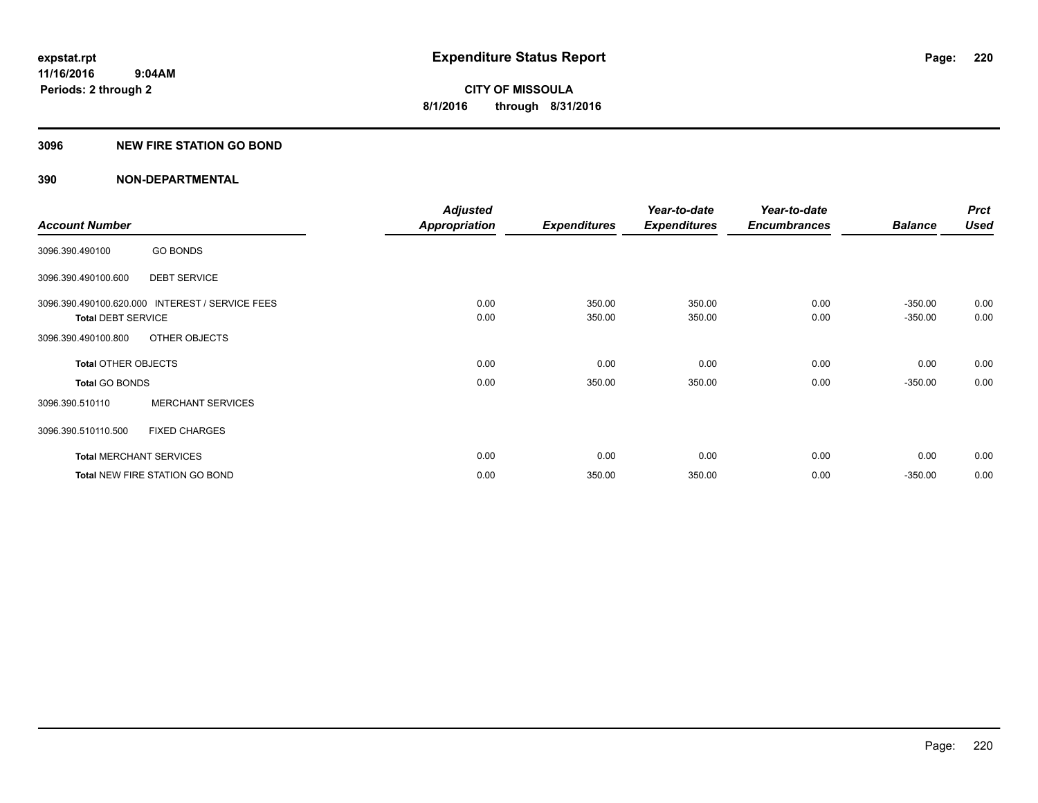# Expenditure Status Report

expstat.rpt
11/16/2016 9:04AM
Periods: 2 through 2

**CITY OF MISSOULA**
**8/1/2016 through 8/31/2016**

## 3096 NEW FIRE STATION GO BOND

## 390 NON-DEPARTMENTAL

| Account Number | | Adjusted Appropriation | Expenditures | Year-to-date Expenditures | Year-to-date Encumbrances | Balance | Prct Used |
|---|---|---|---|---|---|---|---|
| 3096.390.490100 | GO BONDS | | | | | | |
| 3096.390.490100.600 | DEBT SERVICE | | | | | | |
| 3096.390.490100.620.000 | INTEREST / SERVICE FEES | 0.00 | 350.00 | 350.00 | 0.00 | -350.00 | 0.00 |
| **Total** DEBT SERVICE | | 0.00 | 350.00 | 350.00 | 0.00 | -350.00 | 0.00 |
| 3096.390.490100.800 | OTHER OBJECTS | | | | | | |
| **Total** OTHER OBJECTS | | 0.00 | 0.00 | 0.00 | 0.00 | 0.00 | 0.00 |
| **Total** GO BONDS | | 0.00 | 350.00 | 350.00 | 0.00 | -350.00 | 0.00 |
| 3096.390.510110 | MERCHANT SERVICES | | | | | | |
| 3096.390.510110.500 | FIXED CHARGES | | | | | | |
| **Total** MERCHANT SERVICES | | 0.00 | 0.00 | 0.00 | 0.00 | 0.00 | 0.00 |
| **Total** NEW FIRE STATION GO BOND | | 0.00 | 350.00 | 350.00 | 0.00 | -350.00 | 0.00 |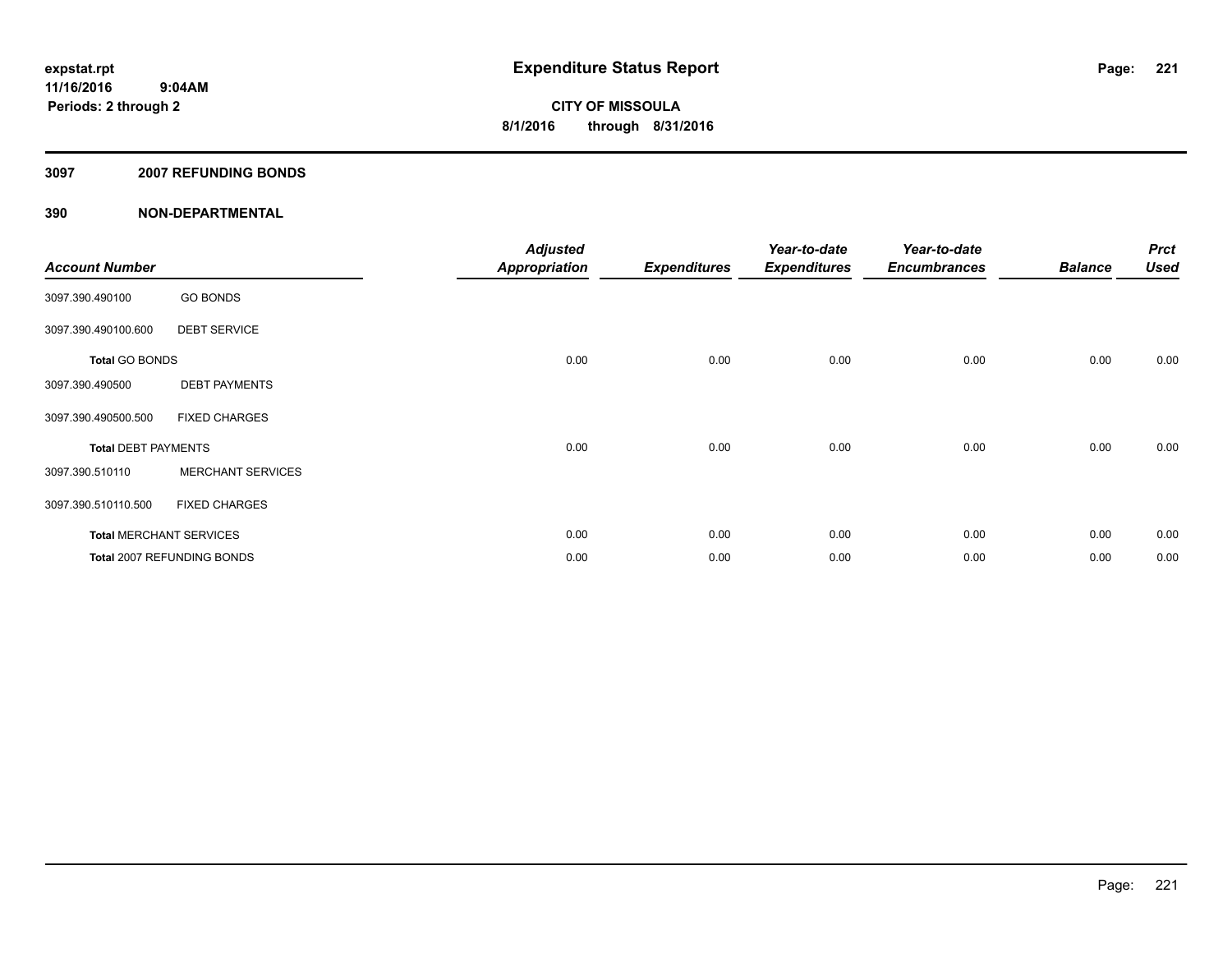**expstat.rpt**
**11/16/2016 9:04AM**
**Periods: 2 through 2**

# Expenditure Status Report

**CITY OF MISSOULA**
**8/1/2016 through 8/31/2016**

## 3097 2007 REFUNDING BONDS

## 390 NON-DEPARTMENTAL

| Account Number | | Adjusted Appropriation | Expenditures | Year-to-date Expenditures | Year-to-date Encumbrances | Balance | Prct Used |
|---|---|---|---|---|---|---|---|
| 3097.390.490100 | GO BONDS | | | | | | |
| 3097.390.490100.600 | DEBT SERVICE | | | | | | |
| **Total** GO BONDS | | 0.00 | 0.00 | 0.00 | 0.00 | 0.00 | 0.00 |
| 3097.390.490500 | DEBT PAYMENTS | | | | | | |
| 3097.390.490500.500 | FIXED CHARGES | | | | | | |
| **Total** DEBT PAYMENTS | | 0.00 | 0.00 | 0.00 | 0.00 | 0.00 | 0.00 |
| 3097.390.510110 | MERCHANT SERVICES | | | | | | |
| 3097.390.510110.500 | FIXED CHARGES | | | | | | |
| **Total** MERCHANT SERVICES | | 0.00 | 0.00 | 0.00 | 0.00 | 0.00 | 0.00 |
| **Total** 2007 REFUNDING BONDS | | 0.00 | 0.00 | 0.00 | 0.00 | 0.00 | 0.00 |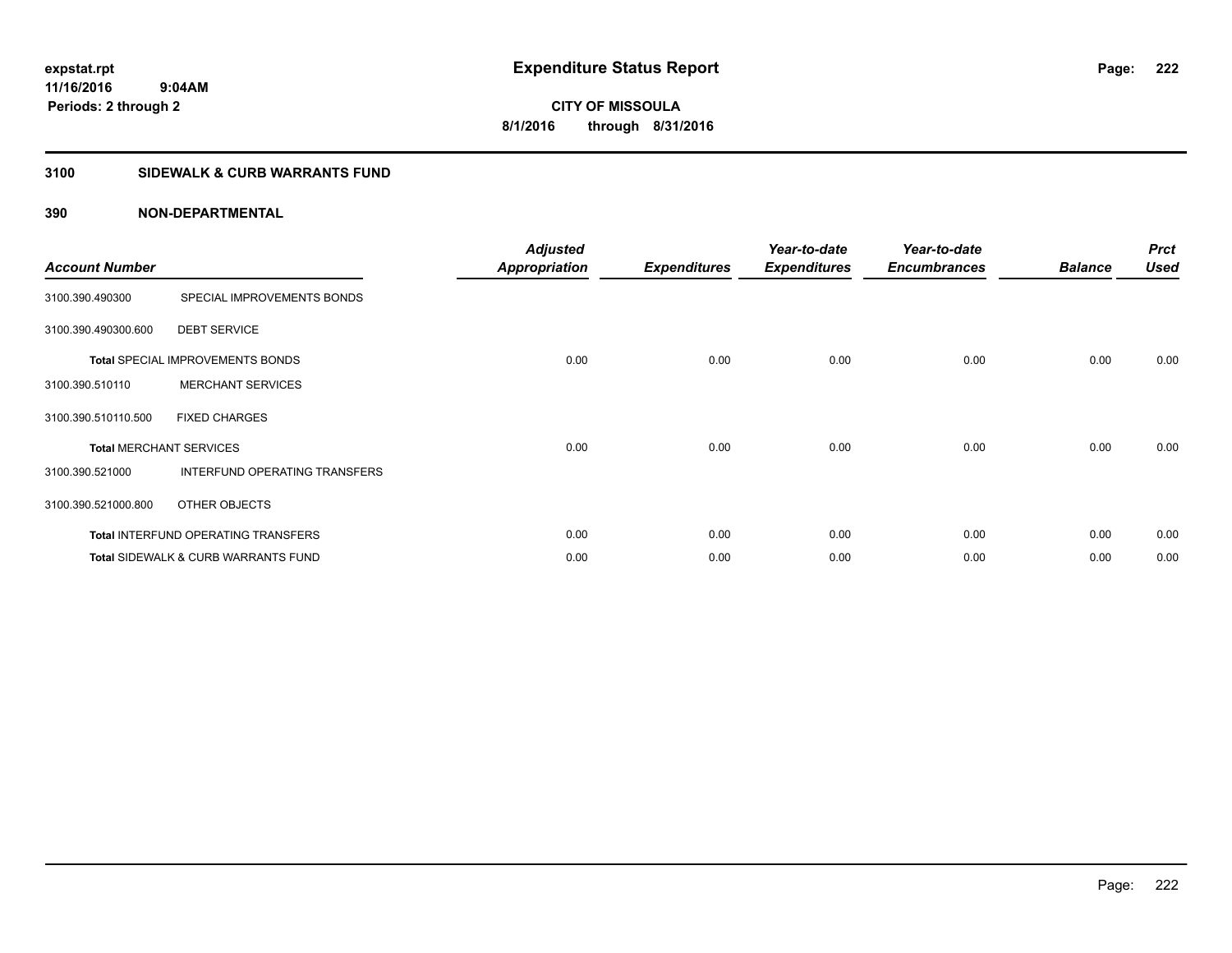# Expenditure Status Report

expstat.rpt
11/16/2016 9:04AM
Periods: 2 through 2

**CITY OF MISSOULA**
**8/1/2016 through 8/31/2016**

## 3100 SIDEWALK & CURB WARRANTS FUND

### 390 NON-DEPARTMENTAL

| Account Number | | Adjusted Appropriation | Expenditures | Year-to-date Expenditures | Year-to-date Encumbrances | Balance | Prct Used |
|---|---|---|---|---|---|---|---|
| 3100.390.490300 | SPECIAL IMPROVEMENTS BONDS | | | | | | |
| 3100.390.490300.600 | DEBT SERVICE | | | | | | |
| **Total** SPECIAL IMPROVEMENTS BONDS | | 0.00 | 0.00 | 0.00 | 0.00 | 0.00 | 0.00 |
| 3100.390.510110 | MERCHANT SERVICES | | | | | | |
| 3100.390.510110.500 | FIXED CHARGES | | | | | | |
| **Total** MERCHANT SERVICES | | 0.00 | 0.00 | 0.00 | 0.00 | 0.00 | 0.00 |
| 3100.390.521000 | INTERFUND OPERATING TRANSFERS | | | | | | |
| 3100.390.521000.800 | OTHER OBJECTS | | | | | | |
| **Total** INTERFUND OPERATING TRANSFERS | | 0.00 | 0.00 | 0.00 | 0.00 | 0.00 | 0.00 |
| **Total** SIDEWALK & CURB WARRANTS FUND | | 0.00 | 0.00 | 0.00 | 0.00 | 0.00 | 0.00 |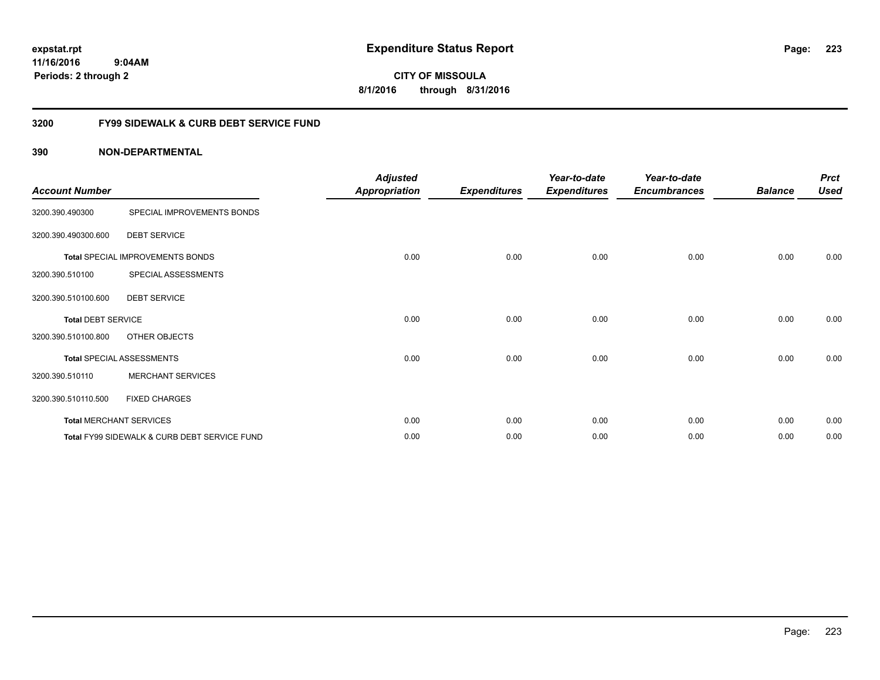# Expenditure Status Report

expstat.rpt
11/16/2016 9:04AM
Periods: 2 through 2

**CITY OF MISSOULA**
**8/1/2016 through 8/31/2016**

## 3200 FY99 SIDEWALK & CURB DEBT SERVICE FUND

### 390 NON-DEPARTMENTAL

| Account Number | | Adjusted Appropriation | Expenditures | Year-to-date Expenditures | Year-to-date Encumbrances | Balance | Prct Used |
|---|---|---|---|---|---|---|---|
| 3200.390.490300 | SPECIAL IMPROVEMENTS BONDS | | | | | | |
| 3200.390.490300.600 | DEBT SERVICE | | | | | | |
| **Total** SPECIAL IMPROVEMENTS BONDS | | 0.00 | 0.00 | 0.00 | 0.00 | 0.00 | 0.00 |
| 3200.390.510100 | SPECIAL ASSESSMENTS | | | | | | |
| 3200.390.510100.600 | DEBT SERVICE | | | | | | |
| **Total** DEBT SERVICE | | 0.00 | 0.00 | 0.00 | 0.00 | 0.00 | 0.00 |
| 3200.390.510100.800 | OTHER OBJECTS | | | | | | |
| **Total** SPECIAL ASSESSMENTS | | 0.00 | 0.00 | 0.00 | 0.00 | 0.00 | 0.00 |
| 3200.390.510110 | MERCHANT SERVICES | | | | | | |
| 3200.390.510110.500 | FIXED CHARGES | | | | | | |
| **Total** MERCHANT SERVICES | | 0.00 | 0.00 | 0.00 | 0.00 | 0.00 | 0.00 |
| **Total** FY99 SIDEWALK & CURB DEBT SERVICE FUND | | 0.00 | 0.00 | 0.00 | 0.00 | 0.00 | 0.00 |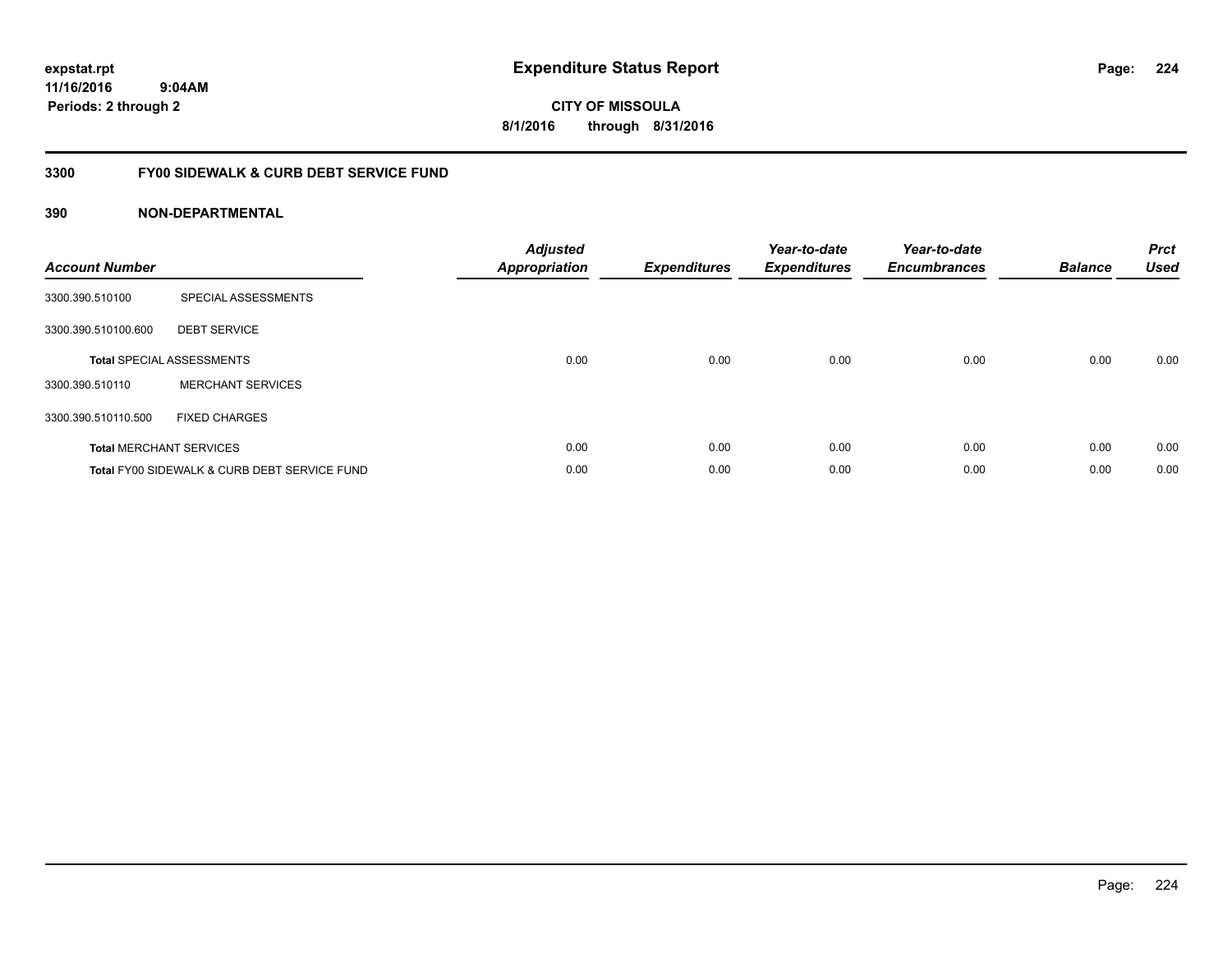# Expenditure Status Report

expstat.rpt
11/16/2016 9:04AM
Periods: 2 through 2

**CITY OF MISSOULA**
**8/1/2016 through 8/31/2016**

## 3300 FY00 SIDEWALK & CURB DEBT SERVICE FUND

### 390 NON-DEPARTMENTAL

| Account Number | | Adjusted Appropriation | Expenditures | Year-to-date Expenditures | Year-to-date Encumbrances | Balance | Prct Used |
|---|---|---|---|---|---|---|---|
| 3300.390.510100 | SPECIAL ASSESSMENTS | | | | | | |
| 3300.390.510100.600 | DEBT SERVICE | | | | | | |
| **Total** SPECIAL ASSESSMENTS | | 0.00 | 0.00 | 0.00 | 0.00 | 0.00 | 0.00 |
| 3300.390.510110 | MERCHANT SERVICES | | | | | | |
| 3300.390.510110.500 | FIXED CHARGES | | | | | | |
| **Total** MERCHANT SERVICES | | 0.00 | 0.00 | 0.00 | 0.00 | 0.00 | 0.00 |
| **Total** FY00 SIDEWALK & CURB DEBT SERVICE FUND | | 0.00 | 0.00 | 0.00 | 0.00 | 0.00 | 0.00 |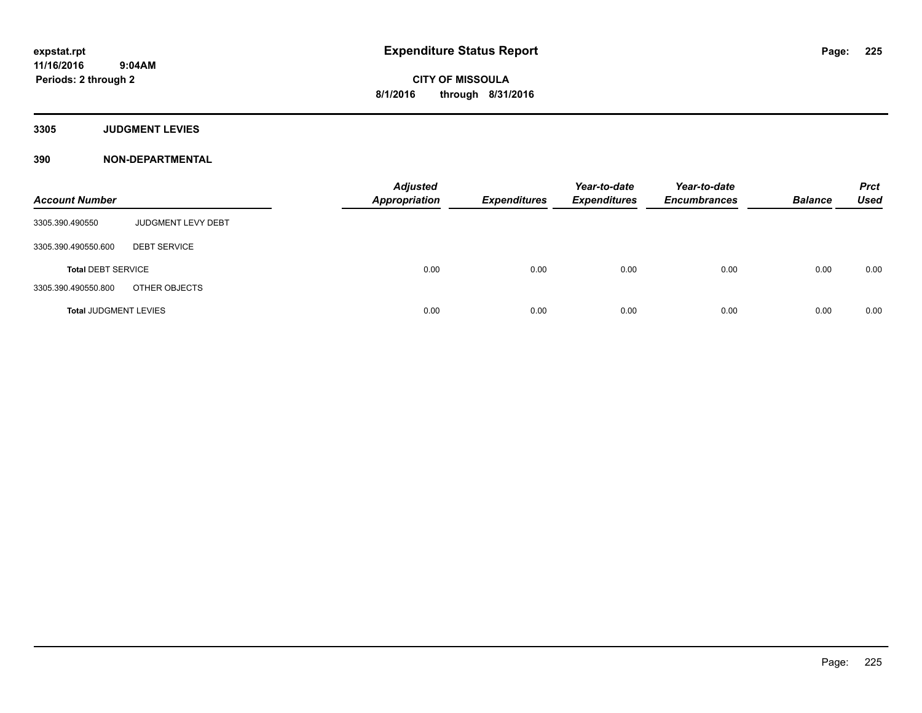**expstat.rpt**
**11/16/2016 9:04AM**
**Periods: 2 through 2**

# Expenditure Status Report

**CITY OF MISSOULA**
**8/1/2016 through 8/31/2016**

## 3305 JUDGMENT LEVIES

## 390 NON-DEPARTMENTAL

| Account Number | | Adjusted Appropriation | Expenditures | Year-to-date Expenditures | Year-to-date Encumbrances | Balance | Prct Used |
|---|---|---|---|---|---|---|---|
| 3305.390.490550 | JUDGMENT LEVY DEBT | | | | | | |
| 3305.390.490550.600 | DEBT SERVICE | | | | | | |
| **Total** DEBT SERVICE | | 0.00 | 0.00 | 0.00 | 0.00 | 0.00 | 0.00 |
| 3305.390.490550.800 | OTHER OBJECTS | | | | | | |
| **Total** JUDGMENT LEVIES | | 0.00 | 0.00 | 0.00 | 0.00 | 0.00 | 0.00 |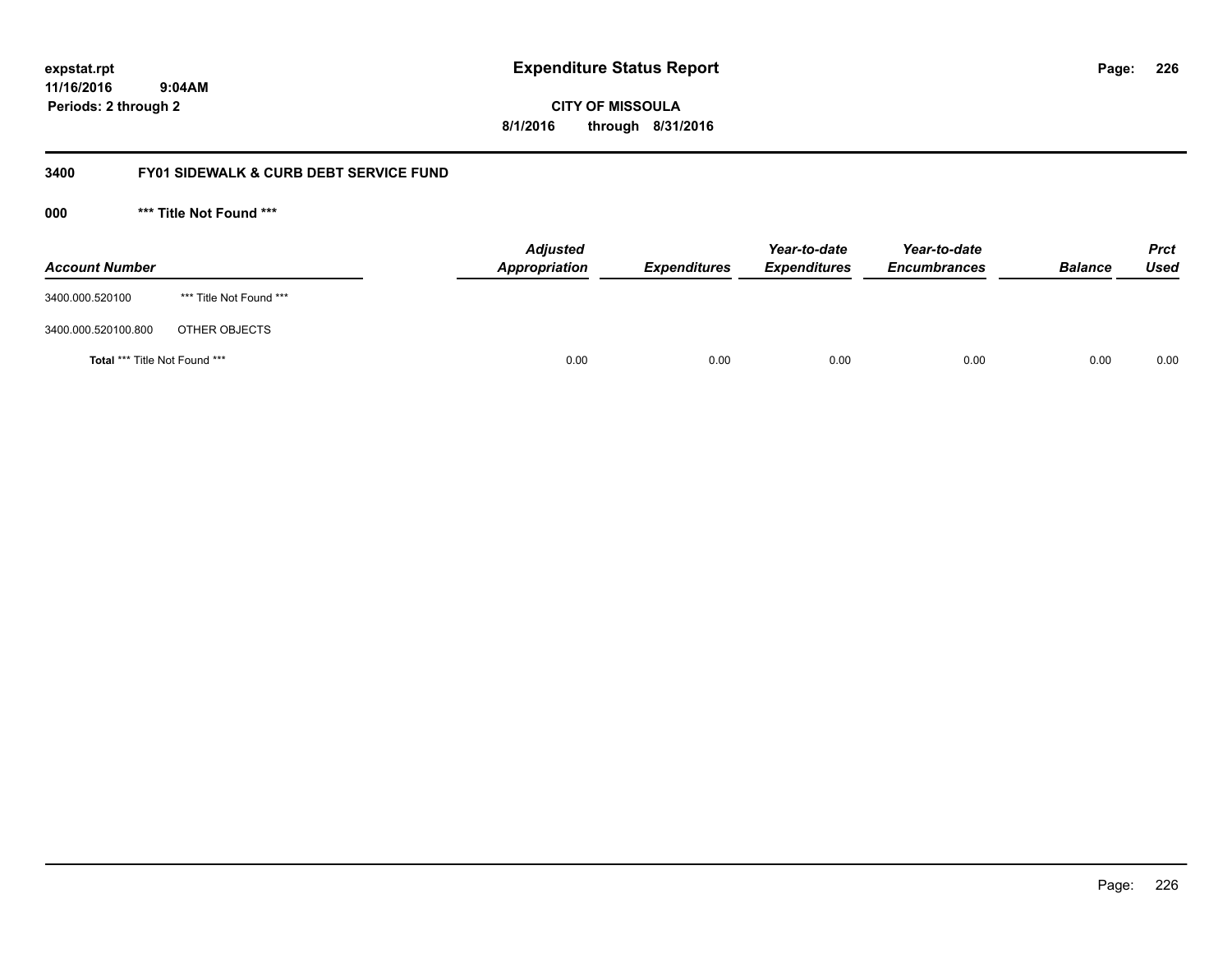**Expenditure Status Report**

**CITY OF MISSOULA**

**8/1/2016 through 8/31/2016**

expstat.rpt
11/16/2016 9:04AM
Periods: 2 through 2

## 3400 FY01 SIDEWALK & CURB DEBT SERVICE FUND

### 000 *** Title Not Found ***

| Account Number | | Adjusted Appropriation | Expenditures | Year-to-date Expenditures | Year-to-date Encumbrances | Balance | Prct Used |
|---|---|---|---|---|---|---|---|
| 3400.000.520100 | *** Title Not Found *** | | | | | | |
| 3400.000.520100.800 | OTHER OBJECTS | | | | | | |
| **Total** *** Title Not Found *** | | 0.00 | 0.00 | 0.00 | 0.00 | 0.00 | 0.00 |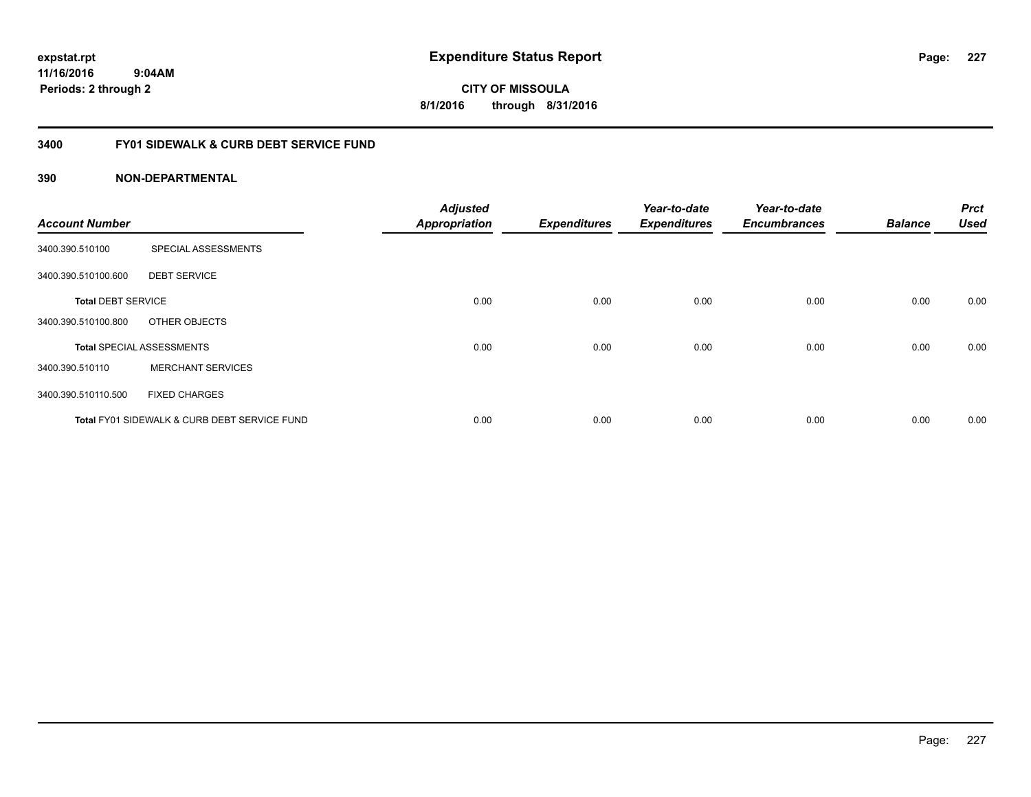# Expenditure Status Report

expstat.rpt
11/16/2016 9:04AM
Periods: 2 through 2

**CITY OF MISSOULA**
**8/1/2016 through 8/31/2016**

## 3400 FY01 SIDEWALK & CURB DEBT SERVICE FUND

### 390 NON-DEPARTMENTAL

| Account Number | | Adjusted Appropriation | Expenditures | Year-to-date Expenditures | Year-to-date Encumbrances | Balance | Prct Used |
|---|---|---|---|---|---|---|---|
| 3400.390.510100 | SPECIAL ASSESSMENTS | | | | | | |
| 3400.390.510100.600 | DEBT SERVICE | | | | | | |
| **Total** DEBT SERVICE | | 0.00 | 0.00 | 0.00 | 0.00 | 0.00 | 0.00 |
| 3400.390.510100.800 | OTHER OBJECTS | | | | | | |
| **Total** SPECIAL ASSESSMENTS | | 0.00 | 0.00 | 0.00 | 0.00 | 0.00 | 0.00 |
| 3400.390.510110 | MERCHANT SERVICES | | | | | | |
| 3400.390.510110.500 | FIXED CHARGES | | | | | | |
| **Total** FY01 SIDEWALK & CURB DEBT SERVICE FUND | | 0.00 | 0.00 | 0.00 | 0.00 | 0.00 | 0.00 |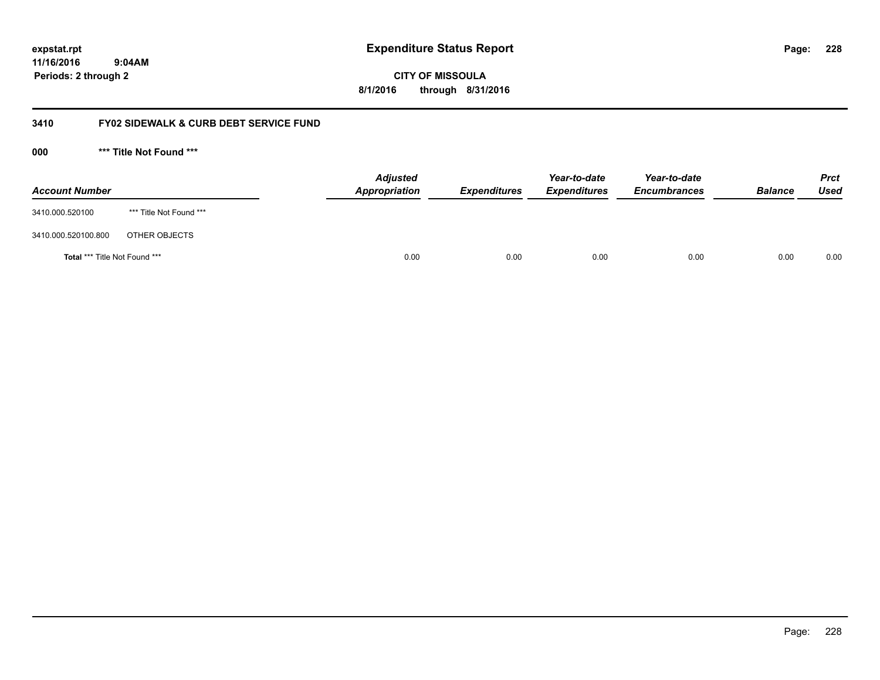**expstat.rpt**
**11/16/2016 9:04AM**
**Periods: 2 through 2**

# Expenditure Status Report

**CITY OF MISSOULA**
**8/1/2016 through 8/31/2016**

## 3410 FY02 SIDEWALK & CURB DEBT SERVICE FUND

### 000 *** Title Not Found ***

| Account Number | | Adjusted Appropriation | Expenditures | Year-to-date Expenditures | Year-to-date Encumbrances | Balance | Prct Used |
|---|---|---|---|---|---|---|---|
| 3410.000.520100 | *** Title Not Found *** | | | | | | |
| 3410.000.520100.800 | OTHER OBJECTS | | | | | | |
| **Total** *** Title Not Found *** | | 0.00 | 0.00 | 0.00 | 0.00 | 0.00 | 0.00 |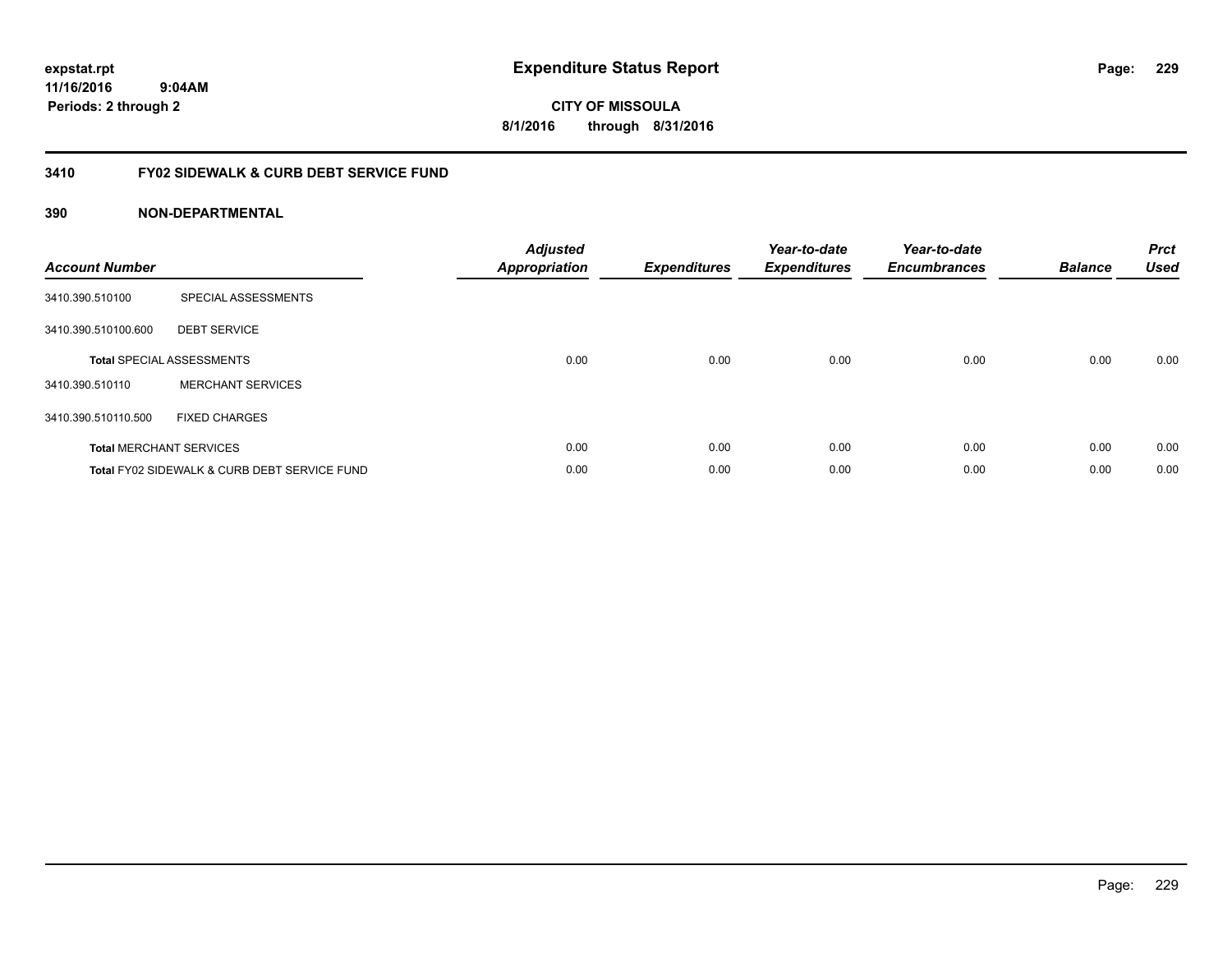# Expenditure Status Report

expstat.rpt
11/16/2016 9:04AM
Periods: 2 through 2

**CITY OF MISSOULA**
**8/1/2016 through 8/31/2016**

## 3410 FY02 SIDEWALK & CURB DEBT SERVICE FUND

### 390 NON-DEPARTMENTAL

| Account Number | | Adjusted Appropriation | Expenditures | Year-to-date Expenditures | Year-to-date Encumbrances | Balance | Prct Used |
|---|---|---|---|---|---|---|---|
| 3410.390.510100 | SPECIAL ASSESSMENTS | | | | | | |
| 3410.390.510100.600 | DEBT SERVICE | | | | | | |
| **Total** SPECIAL ASSESSMENTS | | 0.00 | 0.00 | 0.00 | 0.00 | 0.00 | 0.00 |
| 3410.390.510110 | MERCHANT SERVICES | | | | | | |
| 3410.390.510110.500 | FIXED CHARGES | | | | | | |
| **Total** MERCHANT SERVICES | | 0.00 | 0.00 | 0.00 | 0.00 | 0.00 | 0.00 |
| **Total** FY02 SIDEWALK & CURB DEBT SERVICE FUND | | 0.00 | 0.00 | 0.00 | 0.00 | 0.00 | 0.00 |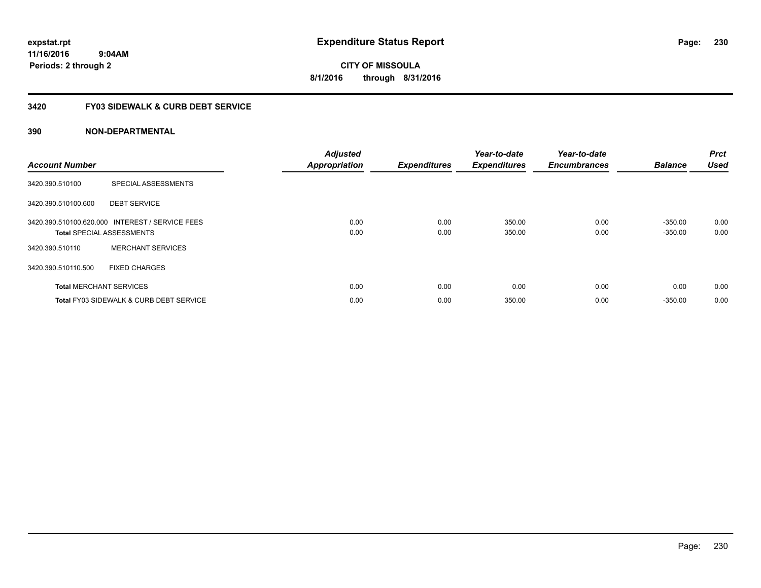**expstat.rpt**
**11/16/2016 9:04AM**
**Periods: 2 through 2**

# Expenditure Status Report

**CITY OF MISSOULA**
**8/1/2016 through 8/31/2016**

## 3420 FY03 SIDEWALK & CURB DEBT SERVICE

### 390 NON-DEPARTMENTAL

| Account Number | | Adjusted Appropriation | Expenditures | Year-to-date Expenditures | Year-to-date Encumbrances | Balance | Prct Used |
|---|---|---|---|---|---|---|---|
| 3420.390.510100 | SPECIAL ASSESSMENTS | | | | | | |
| 3420.390.510100.600 | DEBT SERVICE | | | | | | |
| 3420.390.510100.620.000 | INTEREST / SERVICE FEES | 0.00 | 0.00 | 350.00 | 0.00 | -350.00 | 0.00 |
| **Total** SPECIAL ASSESSMENTS | | 0.00 | 0.00 | 350.00 | 0.00 | -350.00 | 0.00 |
| 3420.390.510110 | MERCHANT SERVICES | | | | | | |
| 3420.390.510110.500 | FIXED CHARGES | | | | | | |
| **Total** MERCHANT SERVICES | | 0.00 | 0.00 | 0.00 | 0.00 | 0.00 | 0.00 |
| **Total** FY03 SIDEWALK & CURB DEBT SERVICE | | 0.00 | 0.00 | 350.00 | 0.00 | -350.00 | 0.00 |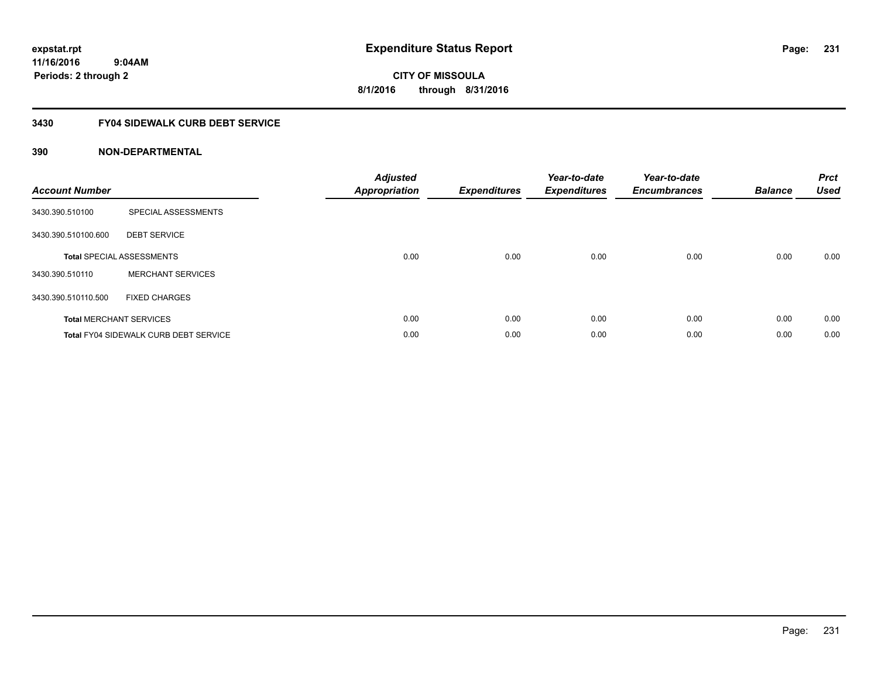expstat.rpt
11/16/2016 9:04AM
Periods: 2 through 2

# Expenditure Status Report

**CITY OF MISSOULA**
**8/1/2016 through 8/31/2016**

## 3430 FY04 SIDEWALK CURB DEBT SERVICE

## 390 NON-DEPARTMENTAL

| Account Number | | Adjusted Appropriation | Expenditures | Year-to-date Expenditures | Year-to-date Encumbrances | Balance | Prct Used |
|---|---|---|---|---|---|---|---|
| 3430.390.510100 | SPECIAL ASSESSMENTS | | | | | | |
| 3430.390.510100.600 | DEBT SERVICE | | | | | | |
| **Total** SPECIAL ASSESSMENTS | | 0.00 | 0.00 | 0.00 | 0.00 | 0.00 | 0.00 |
| 3430.390.510110 | MERCHANT SERVICES | | | | | | |
| 3430.390.510110.500 | FIXED CHARGES | | | | | | |
| **Total** MERCHANT SERVICES | | 0.00 | 0.00 | 0.00 | 0.00 | 0.00 | 0.00 |
| **Total** FY04 SIDEWALK CURB DEBT SERVICE | | 0.00 | 0.00 | 0.00 | 0.00 | 0.00 | 0.00 |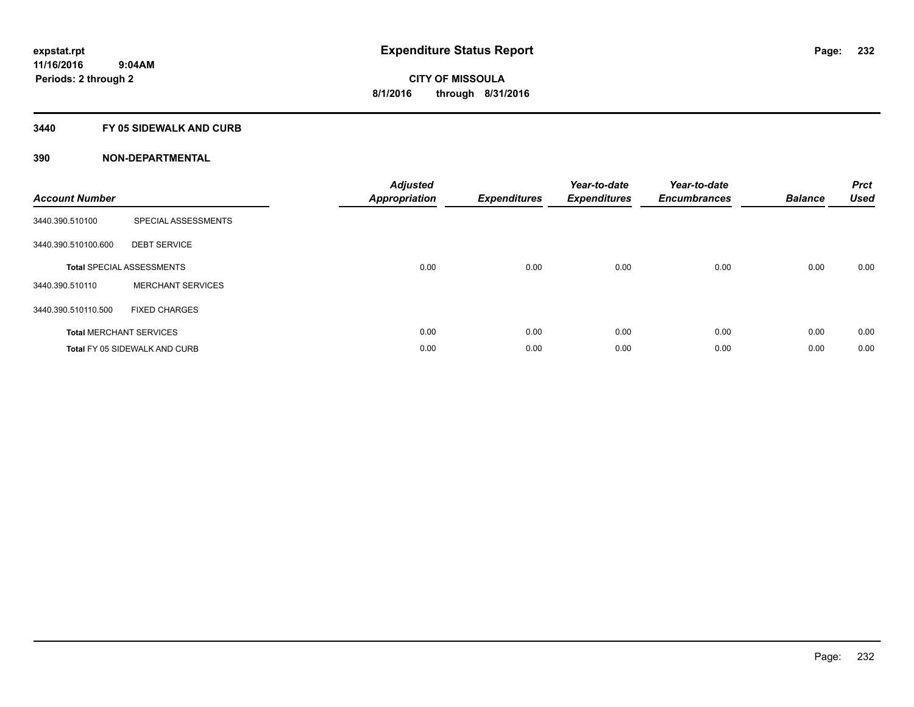# Expenditure Status Report

expstat.rpt
11/16/2016 9:04AM
Periods: 2 through 2

**CITY OF MISSOULA**
**8/1/2016 through 8/31/2016**

## 3440 FY 05 SIDEWALK AND CURB

## 390 NON-DEPARTMENTAL

| Account Number | | Adjusted Appropriation | Expenditures | Year-to-date Expenditures | Year-to-date Encumbrances | Balance | Prct Used |
|---|---|---|---|---|---|---|---|
| 3440.390.510100 | SPECIAL ASSESSMENTS | | | | | | |
| 3440.390.510100.600 | DEBT SERVICE | | | | | | |
| **Total** SPECIAL ASSESSMENTS | | 0.00 | 0.00 | 0.00 | 0.00 | 0.00 | 0.00 |
| 3440.390.510110 | MERCHANT SERVICES | | | | | | |
| 3440.390.510110.500 | FIXED CHARGES | | | | | | |
| **Total** MERCHANT SERVICES | | 0.00 | 0.00 | 0.00 | 0.00 | 0.00 | 0.00 |
| **Total** FY 05 SIDEWALK AND CURB | | 0.00 | 0.00 | 0.00 | 0.00 | 0.00 | 0.00 |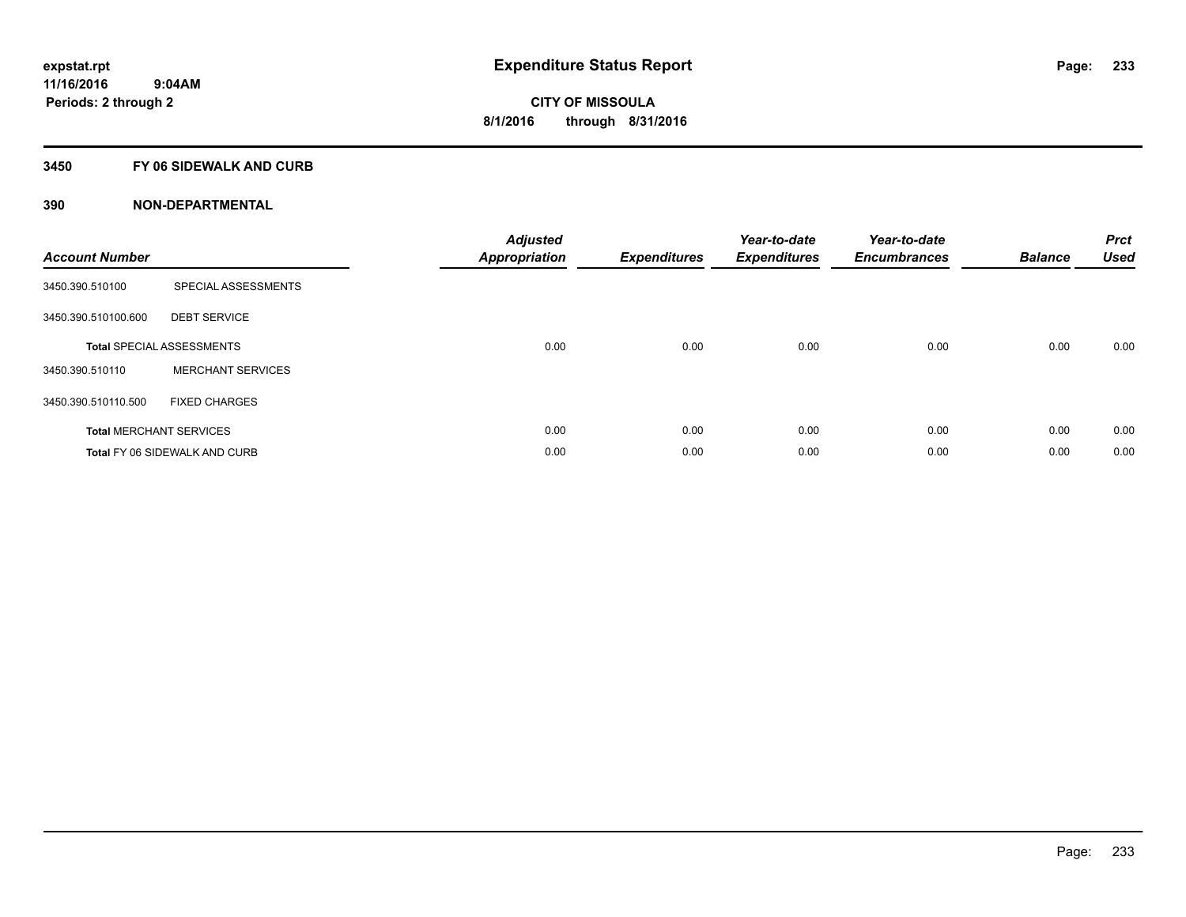expstat.rpt
11/16/2016 9:04AM
Periods: 2 through 2

# Expenditure Status Report

**CITY OF MISSOULA**
**8/1/2016 through 8/31/2016**

### 3450 FY 06 SIDEWALK AND CURB

### 390 NON-DEPARTMENTAL

| Account Number | | Adjusted Appropriation | Expenditures | Year-to-date Expenditures | Year-to-date Encumbrances | Balance | Prct Used |
|---|---|---|---|---|---|---|---|
| 3450.390.510100 | SPECIAL ASSESSMENTS | | | | | | |
| 3450.390.510100.600 | DEBT SERVICE | | | | | | |
| **Total** SPECIAL ASSESSMENTS | | 0.00 | 0.00 | 0.00 | 0.00 | 0.00 | 0.00 |
| 3450.390.510110 | MERCHANT SERVICES | | | | | | |
| 3450.390.510110.500 | FIXED CHARGES | | | | | | |
| **Total** MERCHANT SERVICES | | 0.00 | 0.00 | 0.00 | 0.00 | 0.00 | 0.00 |
| **Total** FY 06 SIDEWALK AND CURB | | 0.00 | 0.00 | 0.00 | 0.00 | 0.00 | 0.00 |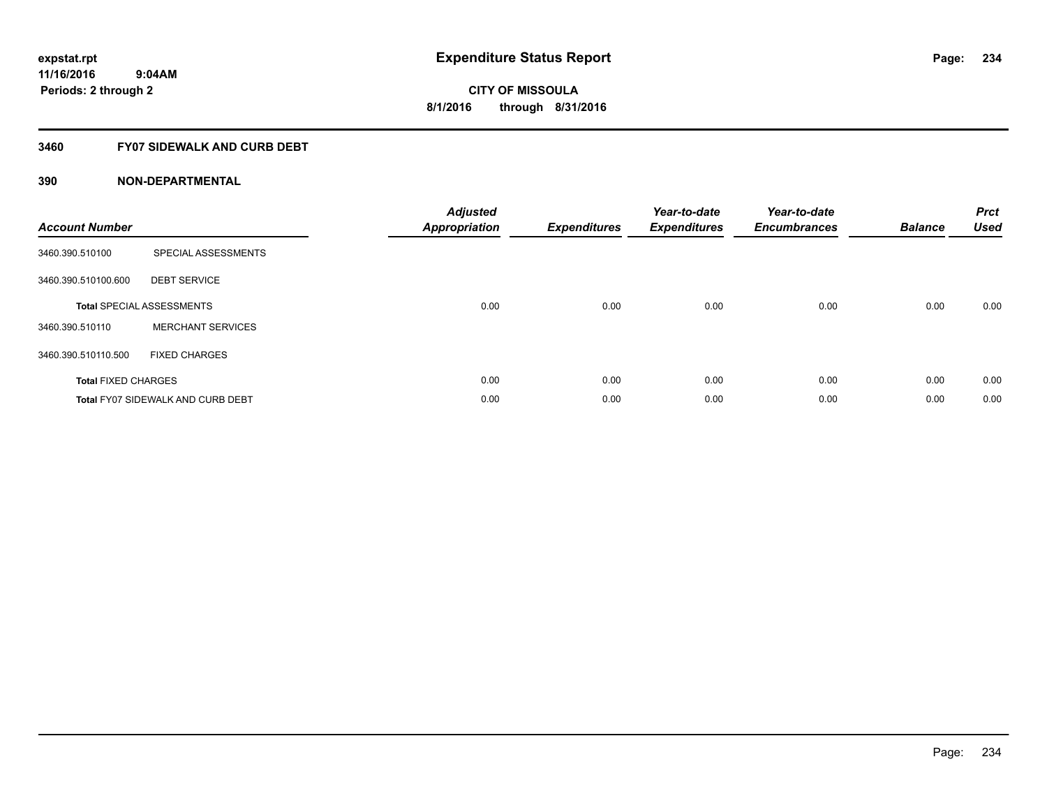**expstat.rpt**
**11/16/2016 9:04AM**
**Periods: 2 through 2**

# Expenditure Status Report

**CITY OF MISSOULA**
**8/1/2016 through 8/31/2016**

## 3460 FY07 SIDEWALK AND CURB DEBT

## 390 NON-DEPARTMENTAL

| Account Number | | Adjusted Appropriation | Expenditures | Year-to-date Expenditures | Year-to-date Encumbrances | Balance | Prct Used |
|---|---|---|---|---|---|---|---|
| 3460.390.510100 | SPECIAL ASSESSMENTS | | | | | | |
| 3460.390.510100.600 | DEBT SERVICE | | | | | | |
| **Total** SPECIAL ASSESSMENTS | | 0.00 | 0.00 | 0.00 | 0.00 | 0.00 | 0.00 |
| 3460.390.510110 | MERCHANT SERVICES | | | | | | |
| 3460.390.510110.500 | FIXED CHARGES | | | | | | |
| **Total** FIXED CHARGES | | 0.00 | 0.00 | 0.00 | 0.00 | 0.00 | 0.00 |
| **Total** FY07 SIDEWALK AND CURB DEBT | | 0.00 | 0.00 | 0.00 | 0.00 | 0.00 | 0.00 |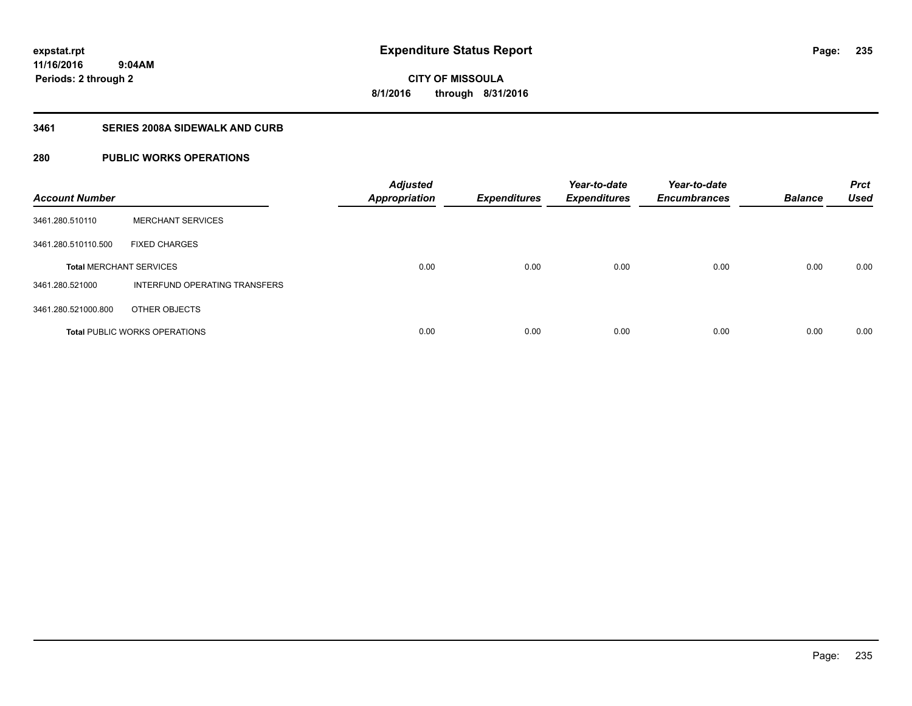**expstat.rpt**
**11/16/2016 9:04AM**
**Periods: 2 through 2**

# Expenditure Status Report

**CITY OF MISSOULA**
**8/1/2016 through 8/31/2016**

## 3461 SERIES 2008A SIDEWALK AND CURB

## 280 PUBLIC WORKS OPERATIONS

| Account Number | | Adjusted Appropriation | Expenditures | Year-to-date Expenditures | Year-to-date Encumbrances | Balance | Prct Used |
|---|---|---|---|---|---|---|---|
| 3461.280.510110 | MERCHANT SERVICES | | | | | | |
| 3461.280.510110.500 | FIXED CHARGES | | | | | | |
| **Total** MERCHANT SERVICES | | 0.00 | 0.00 | 0.00 | 0.00 | 0.00 | 0.00 |
| 3461.280.521000 | INTERFUND OPERATING TRANSFERS | | | | | | |
| 3461.280.521000.800 | OTHER OBJECTS | | | | | | |
| **Total** PUBLIC WORKS OPERATIONS | | 0.00 | 0.00 | 0.00 | 0.00 | 0.00 | 0.00 |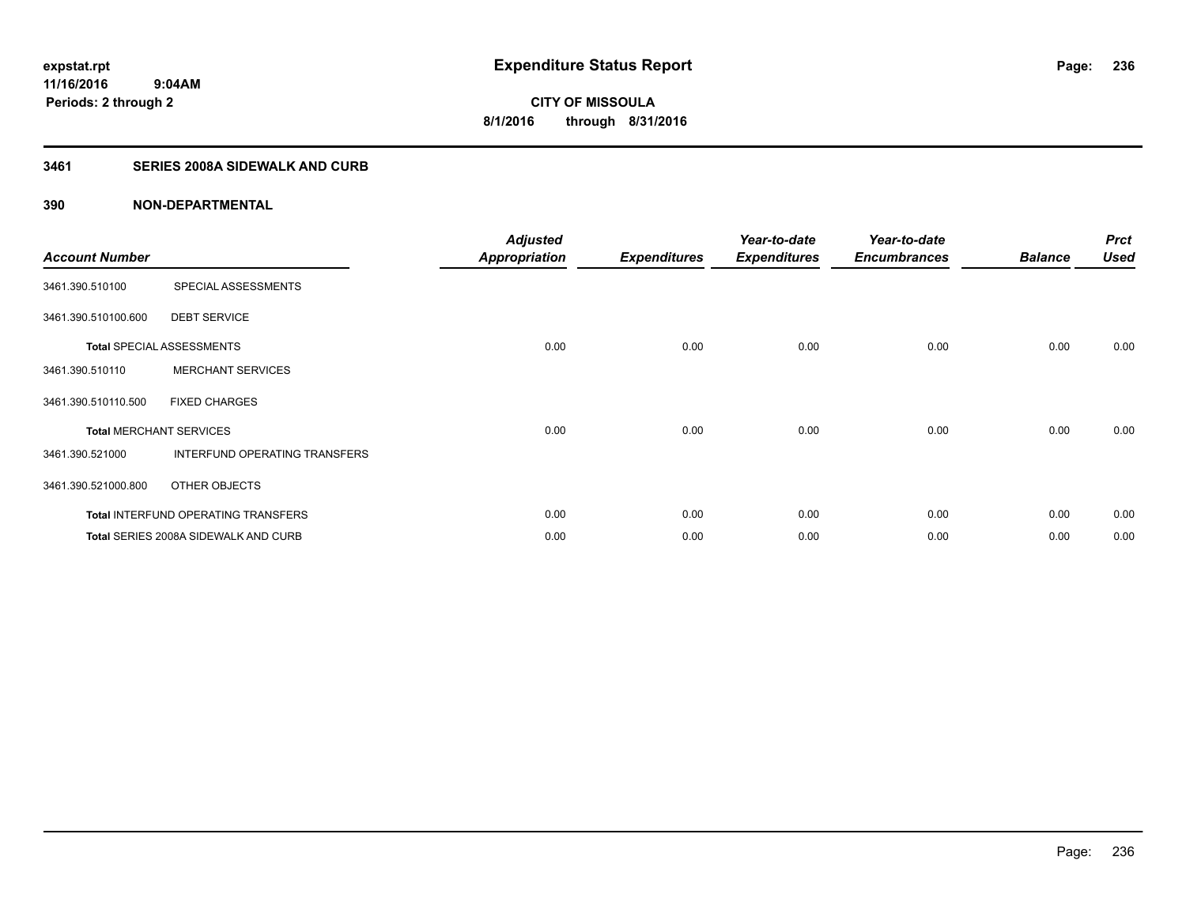# Expenditure Status Report

expstat.rpt
11/16/2016 9:04AM
Periods: 2 through 2

**CITY OF MISSOULA**
**8/1/2016 through 8/31/2016**

## 3461 SERIES 2008A SIDEWALK AND CURB

### 390 NON-DEPARTMENTAL

| Account Number | | Adjusted Appropriation | Expenditures | Year-to-date Expenditures | Year-to-date Encumbrances | Balance | Prct Used |
|---|---|---|---|---|---|---|---|
| 3461.390.510100 | SPECIAL ASSESSMENTS | | | | | | |
| 3461.390.510100.600 | DEBT SERVICE | | | | | | |
| **Total** SPECIAL ASSESSMENTS | | 0.00 | 0.00 | 0.00 | 0.00 | 0.00 | 0.00 |
| 3461.390.510110 | MERCHANT SERVICES | | | | | | |
| 3461.390.510110.500 | FIXED CHARGES | | | | | | |
| **Total** MERCHANT SERVICES | | 0.00 | 0.00 | 0.00 | 0.00 | 0.00 | 0.00 |
| 3461.390.521000 | INTERFUND OPERATING TRANSFERS | | | | | | |
| 3461.390.521000.800 | OTHER OBJECTS | | | | | | |
| **Total** INTERFUND OPERATING TRANSFERS | | 0.00 | 0.00 | 0.00 | 0.00 | 0.00 | 0.00 |
| **Total** SERIES 2008A SIDEWALK AND CURB | | 0.00 | 0.00 | 0.00 | 0.00 | 0.00 | 0.00 |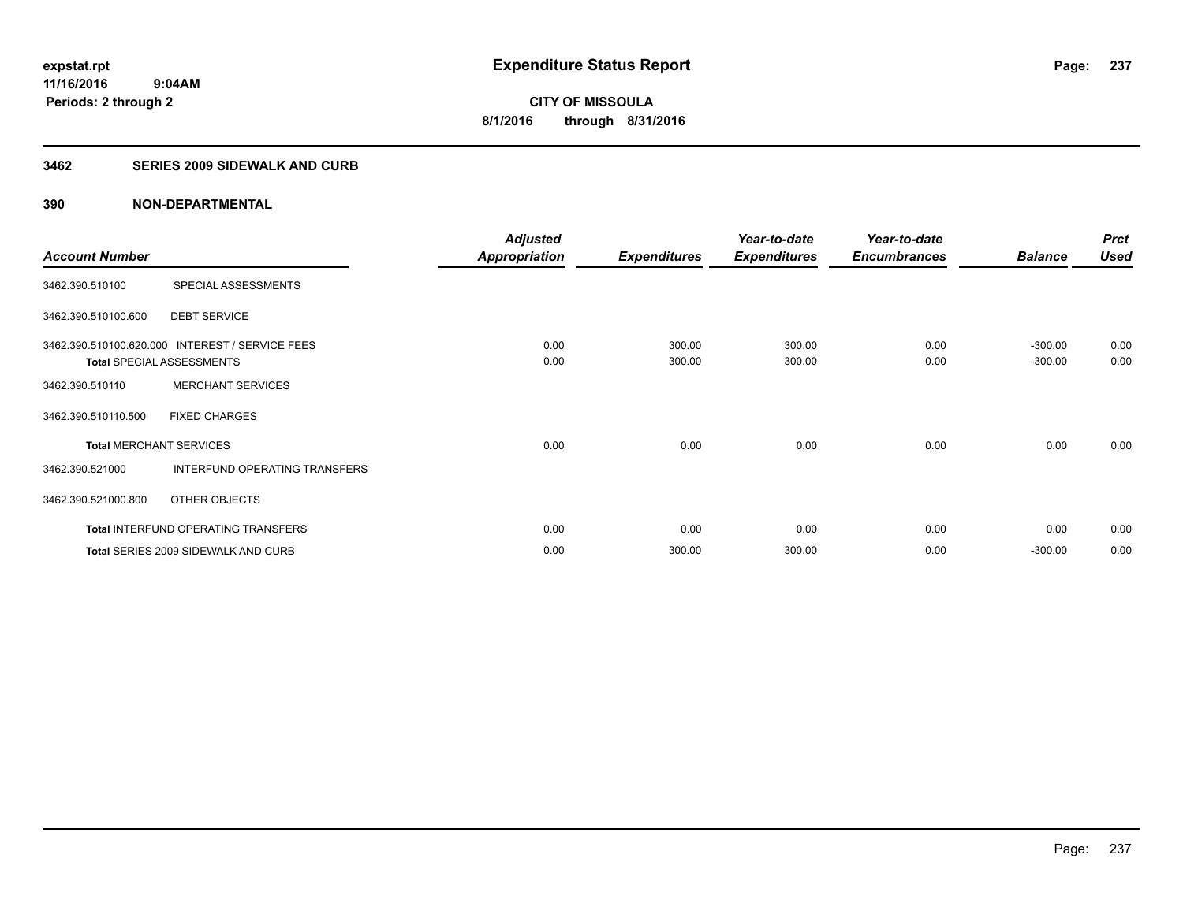**expstat.rpt**
**11/16/2016 9:04AM**
**Periods: 2 through 2**

# Expenditure Status Report

**CITY OF MISSOULA**
**8/1/2016 through 8/31/2016**

## 3462 SERIES 2009 SIDEWALK AND CURB

### 390 NON-DEPARTMENTAL

| Account Number | | Adjusted Appropriation | Expenditures | Year-to-date Expenditures | Year-to-date Encumbrances | Balance | Prct Used |
|---|---|---|---|---|---|---|---|
| 3462.390.510100 | SPECIAL ASSESSMENTS | | | | | | |
| 3462.390.510100.600 | DEBT SERVICE | | | | | | |
| 3462.390.510100.620.000 | INTEREST / SERVICE FEES | 0.00 | 300.00 | 300.00 | 0.00 | -300.00 | 0.00 |
| **Total** SPECIAL ASSESSMENTS | | 0.00 | 300.00 | 300.00 | 0.00 | -300.00 | 0.00 |
| 3462.390.510110 | MERCHANT SERVICES | | | | | | |
| 3462.390.510110.500 | FIXED CHARGES | | | | | | |
| **Total** MERCHANT SERVICES | | 0.00 | 0.00 | 0.00 | 0.00 | 0.00 | 0.00 |
| 3462.390.521000 | INTERFUND OPERATING TRANSFERS | | | | | | |
| 3462.390.521000.800 | OTHER OBJECTS | | | | | | |
| **Total** INTERFUND OPERATING TRANSFERS | | 0.00 | 0.00 | 0.00 | 0.00 | 0.00 | 0.00 |
| **Total** SERIES 2009 SIDEWALK AND CURB | | 0.00 | 300.00 | 300.00 | 0.00 | -300.00 | 0.00 |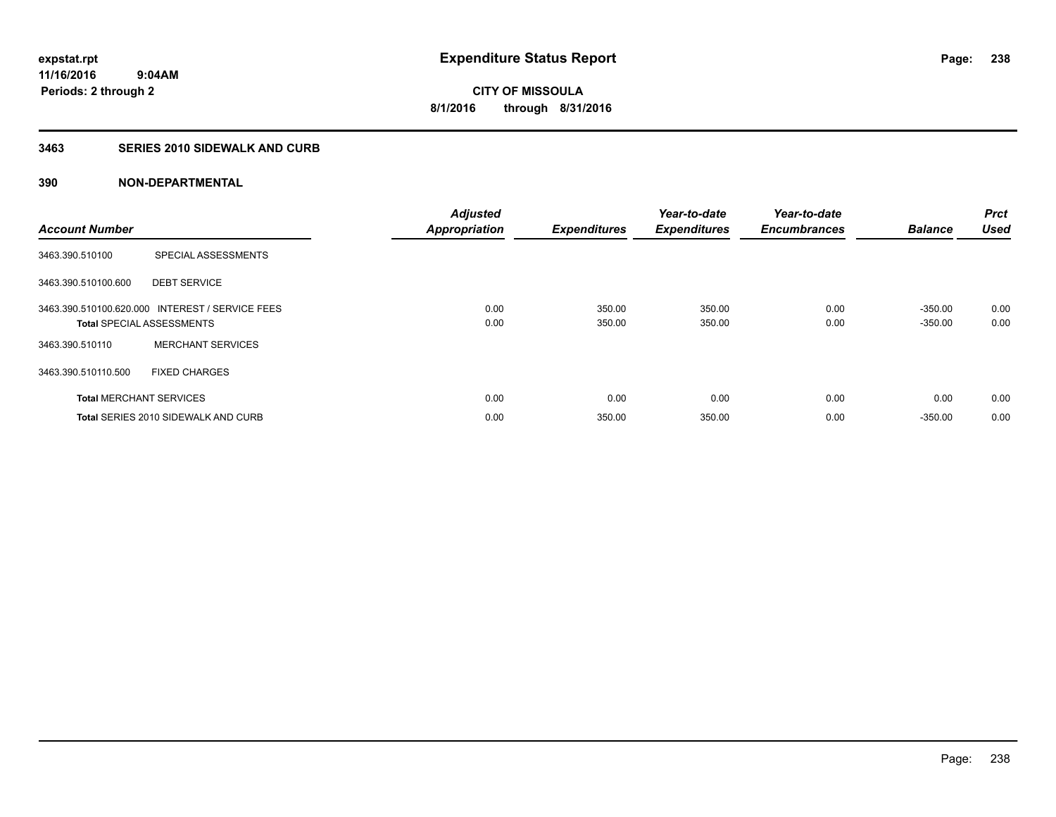**expstat.rpt**
**11/16/2016 9:04AM**
**Periods: 2 through 2**

# Expenditure Status Report

**CITY OF MISSOULA**
**8/1/2016 through 8/31/2016**

## 3463 SERIES 2010 SIDEWALK AND CURB

### 390 NON-DEPARTMENTAL

| Account Number | | Adjusted Appropriation | Expenditures | Year-to-date Expenditures | Year-to-date Encumbrances | Balance | Prct Used |
|---|---|---|---|---|---|---|---|
| 3463.390.510100 | SPECIAL ASSESSMENTS | | | | | | |
| 3463.390.510100.600 | DEBT SERVICE | | | | | | |
| 3463.390.510100.620.000 | INTEREST / SERVICE FEES | 0.00 | 350.00 | 350.00 | 0.00 | -350.00 | 0.00 |
| **Total** SPECIAL ASSESSMENTS | | 0.00 | 350.00 | 350.00 | 0.00 | -350.00 | 0.00 |
| 3463.390.510110 | MERCHANT SERVICES | | | | | | |
| 3463.390.510110.500 | FIXED CHARGES | | | | | | |
| **Total** MERCHANT SERVICES | | 0.00 | 0.00 | 0.00 | 0.00 | 0.00 | 0.00 |
| **Total** SERIES 2010 SIDEWALK AND CURB | | 0.00 | 350.00 | 350.00 | 0.00 | -350.00 | 0.00 |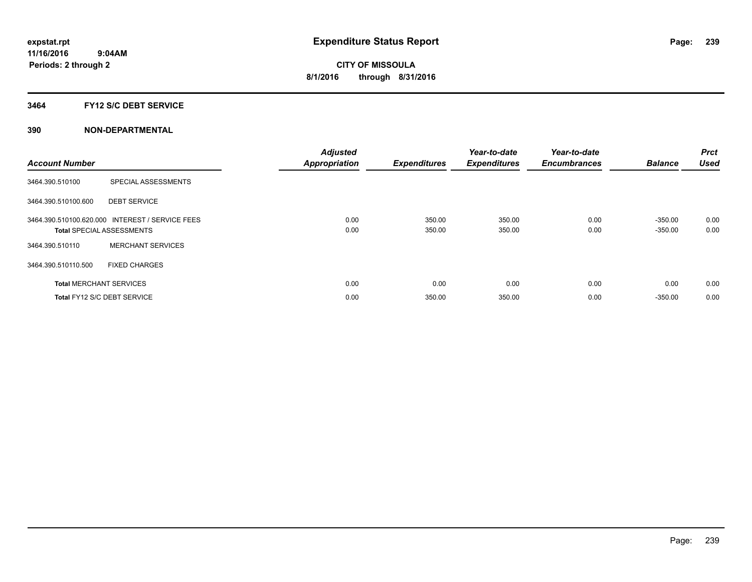# Expenditure Status Report

expstat.rpt
11/16/2016 9:04AM
Periods: 2 through 2

**CITY OF MISSOULA**
**8/1/2016 through 8/31/2016**

## 3464 FY12 S/C DEBT SERVICE

### 390 NON-DEPARTMENTAL

| Account Number | | Adjusted Appropriation | Expenditures | Year-to-date Expenditures | Year-to-date Encumbrances | Balance | Prct Used |
|---|---|---|---|---|---|---|---|
| 3464.390.510100 | SPECIAL ASSESSMENTS | | | | | | |
| 3464.390.510100.600 | DEBT SERVICE | | | | | | |
| 3464.390.510100.620.000 | INTEREST / SERVICE FEES | 0.00 | 350.00 | 350.00 | 0.00 | -350.00 | 0.00 |
| **Total** SPECIAL ASSESSMENTS | | 0.00 | 350.00 | 350.00 | 0.00 | -350.00 | 0.00 |
| 3464.390.510110 | MERCHANT SERVICES | | | | | | |
| 3464.390.510110.500 | FIXED CHARGES | | | | | | |
| **Total** MERCHANT SERVICES | | 0.00 | 0.00 | 0.00 | 0.00 | 0.00 | 0.00 |
| **Total** FY12 S/C DEBT SERVICE | | 0.00 | 350.00 | 350.00 | 0.00 | -350.00 | 0.00 |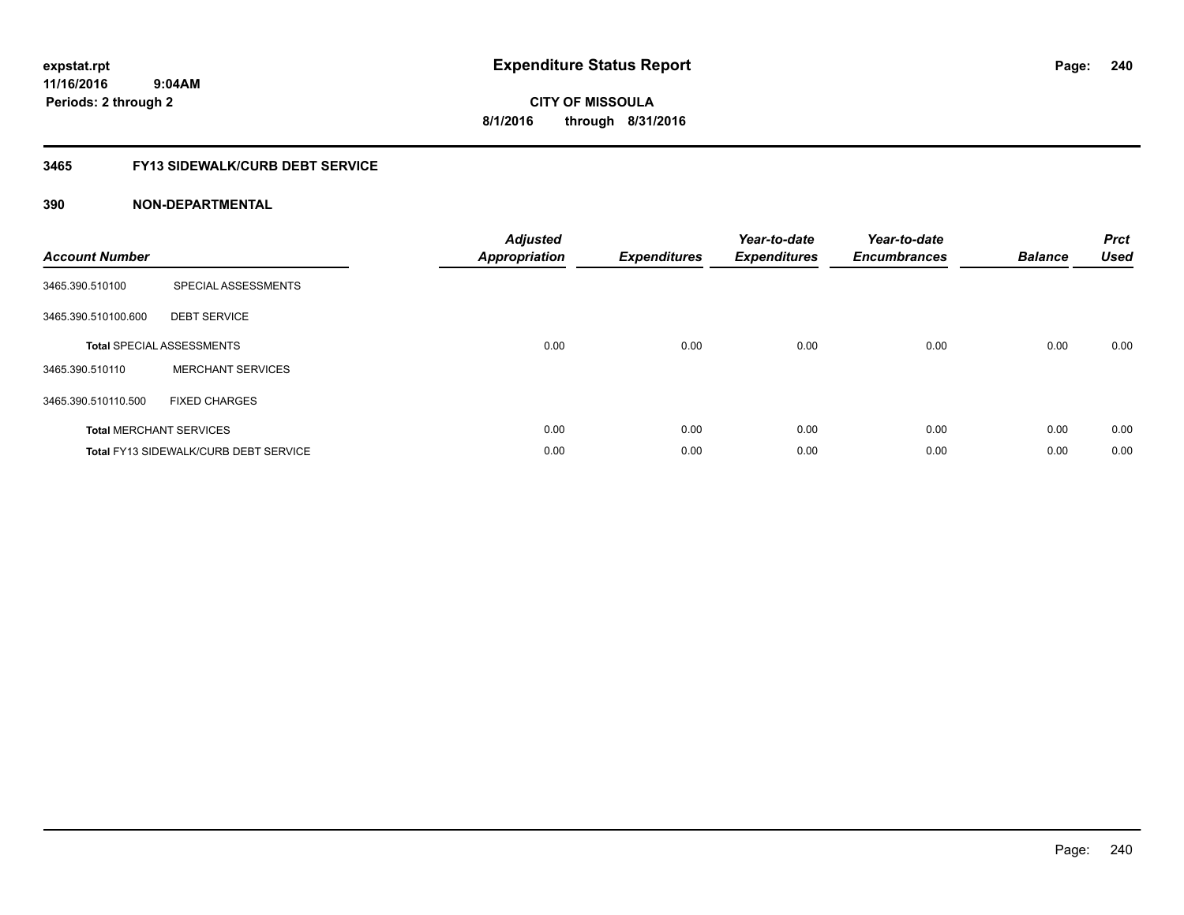**expstat.rpt**
**11/16/2016 9:04AM**
**Periods: 2 through 2**

# Expenditure Status Report

**CITY OF MISSOULA**
**8/1/2016 through 8/31/2016**

## 3465 FY13 SIDEWALK/CURB DEBT SERVICE

## 390 NON-DEPARTMENTAL

| Account Number | | Adjusted Appropriation | Expenditures | Year-to-date Expenditures | Year-to-date Encumbrances | Balance | Prct Used |
|---|---|---|---|---|---|---|---|
| 3465.390.510100 | SPECIAL ASSESSMENTS | | | | | | |
| 3465.390.510100.600 | DEBT SERVICE | | | | | | |
| **Total** SPECIAL ASSESSMENTS | | 0.00 | 0.00 | 0.00 | 0.00 | 0.00 | 0.00 |
| 3465.390.510110 | MERCHANT SERVICES | | | | | | |
| 3465.390.510110.500 | FIXED CHARGES | | | | | | |
| **Total** MERCHANT SERVICES | | 0.00 | 0.00 | 0.00 | 0.00 | 0.00 | 0.00 |
| **Total** FY13 SIDEWALK/CURB DEBT SERVICE | | 0.00 | 0.00 | 0.00 | 0.00 | 0.00 | 0.00 |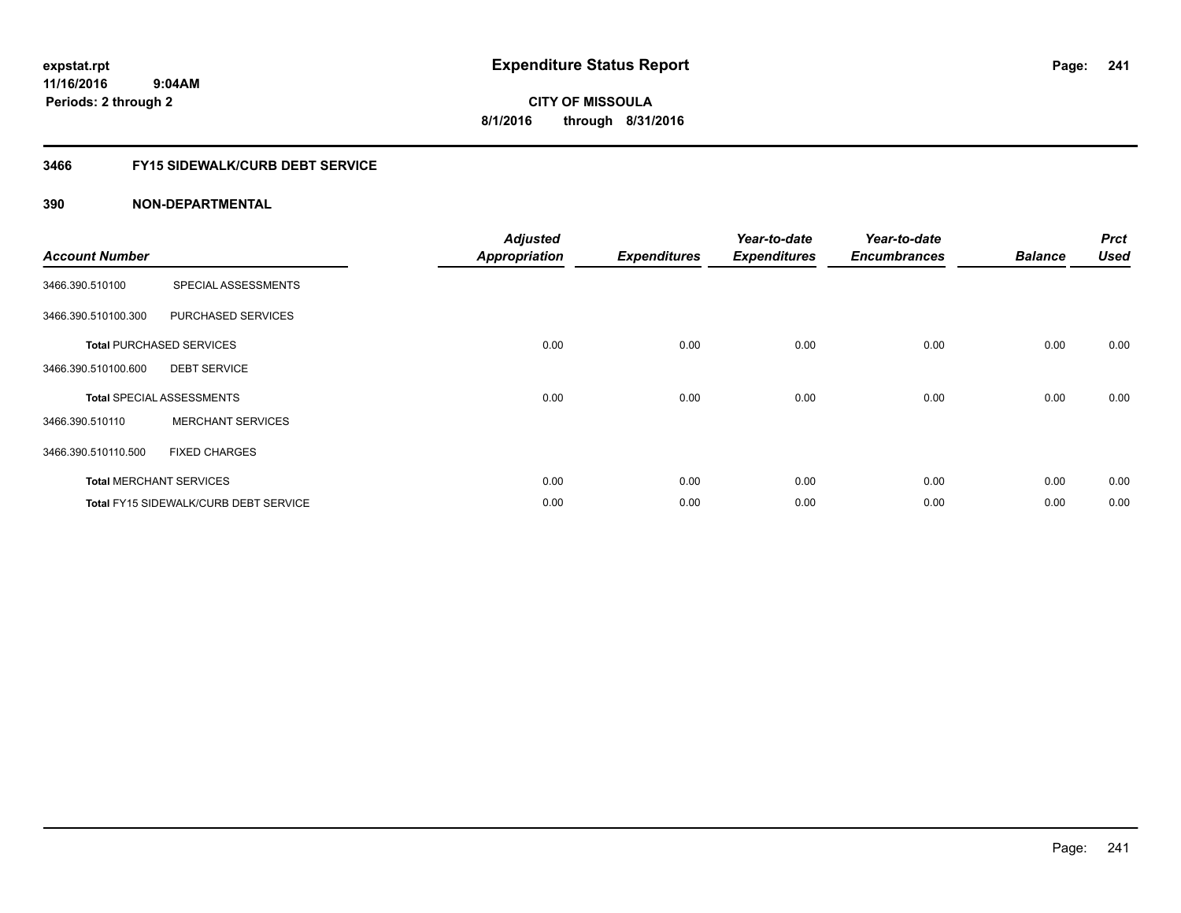# Expenditure Status Report

expstat.rpt
11/16/2016 9:04AM
Periods: 2 through 2

**CITY OF MISSOULA**
**8/1/2016 through 8/31/2016**

## 3466 FY15 SIDEWALK/CURB DEBT SERVICE

### 390 NON-DEPARTMENTAL

| Account Number | | Adjusted Appropriation | Expenditures | Year-to-date Expenditures | Year-to-date Encumbrances | Balance | Prct Used |
|---|---|---|---|---|---|---|---|
| 3466.390.510100 | SPECIAL ASSESSMENTS | | | | | | |
| 3466.390.510100.300 | PURCHASED SERVICES | | | | | | |
| **Total** PURCHASED SERVICES | | 0.00 | 0.00 | 0.00 | 0.00 | 0.00 | 0.00 |
| 3466.390.510100.600 | DEBT SERVICE | | | | | | |
| **Total** SPECIAL ASSESSMENTS | | 0.00 | 0.00 | 0.00 | 0.00 | 0.00 | 0.00 |
| 3466.390.510110 | MERCHANT SERVICES | | | | | | |
| 3466.390.510110.500 | FIXED CHARGES | | | | | | |
| **Total** MERCHANT SERVICES | | 0.00 | 0.00 | 0.00 | 0.00 | 0.00 | 0.00 |
| **Total** FY15 SIDEWALK/CURB DEBT SERVICE | | 0.00 | 0.00 | 0.00 | 0.00 | 0.00 | 0.00 |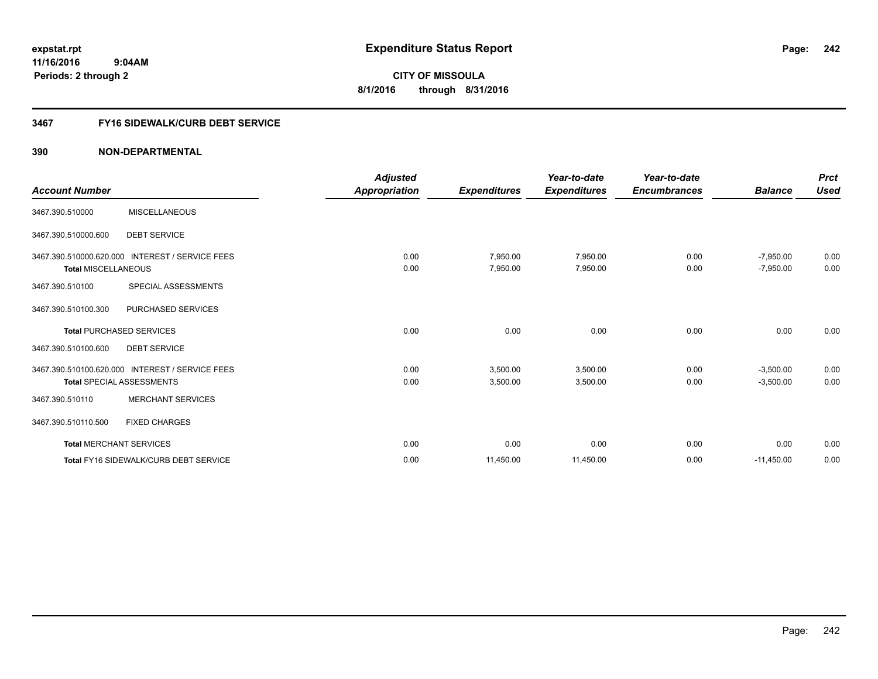# Expenditure Status Report

expstat.rpt
11/16/2016 9:04AM
Periods: 2 through 2

**CITY OF MISSOULA**
**8/1/2016 through 8/31/2016**

## 3467 FY16 SIDEWALK/CURB DEBT SERVICE

### 390 NON-DEPARTMENTAL

| Account Number | | Adjusted Appropriation | Expenditures | Year-to-date Expenditures | Year-to-date Encumbrances | Balance | Prct Used |
|---|---|---|---|---|---|---|---|
| 3467.390.510000 | MISCELLANEOUS | | | | | | |
| 3467.390.510000.600 | DEBT SERVICE | | | | | | |
| 3467.390.510000.620.000 | INTEREST / SERVICE FEES | 0.00 | 7,950.00 | 7,950.00 | 0.00 | -7,950.00 | 0.00 |
| **Total** MISCELLANEOUS | | 0.00 | 7,950.00 | 7,950.00 | 0.00 | -7,950.00 | 0.00 |
| 3467.390.510100 | SPECIAL ASSESSMENTS | | | | | | |
| 3467.390.510100.300 | PURCHASED SERVICES | | | | | | |
| **Total** PURCHASED SERVICES | | 0.00 | 0.00 | 0.00 | 0.00 | 0.00 | 0.00 |
| 3467.390.510100.600 | DEBT SERVICE | | | | | | |
| 3467.390.510100.620.000 | INTEREST / SERVICE FEES | 0.00 | 3,500.00 | 3,500.00 | 0.00 | -3,500.00 | 0.00 |
| **Total** SPECIAL ASSESSMENTS | | 0.00 | 3,500.00 | 3,500.00 | 0.00 | -3,500.00 | 0.00 |
| 3467.390.510110 | MERCHANT SERVICES | | | | | | |
| 3467.390.510110.500 | FIXED CHARGES | | | | | | |
| **Total** MERCHANT SERVICES | | 0.00 | 0.00 | 0.00 | 0.00 | 0.00 | 0.00 |
| **Total** FY16 SIDEWALK/CURB DEBT SERVICE | | 0.00 | 11,450.00 | 11,450.00 | 0.00 | -11,450.00 | 0.00 |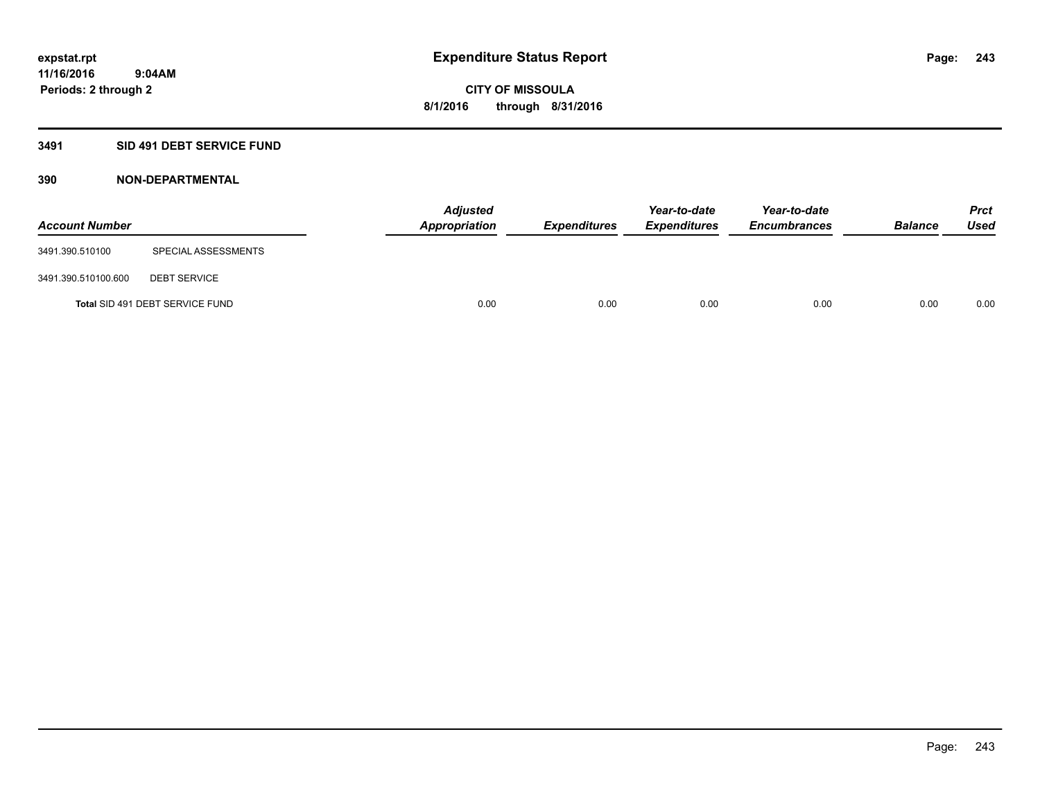# Expenditure Status Report

expstat.rpt
11/16/2016 9:04AM
Periods: 2 through 2

CITY OF MISSOULA
8/1/2016 through 8/31/2016

## 3491 SID 491 DEBT SERVICE FUND

### 390 NON-DEPARTMENTAL

| Account Number | | Adjusted Appropriation | Expenditures | Year-to-date Expenditures | Year-to-date Encumbrances | Balance | Prct Used |
|---|---|---|---|---|---|---|---|
| 3491.390.510100 | SPECIAL ASSESSMENTS | | | | | | |
| 3491.390.510100.600 | DEBT SERVICE | | | | | | |
| **Total** SID 491 DEBT SERVICE FUND | | 0.00 | 0.00 | 0.00 | 0.00 | 0.00 | 0.00 |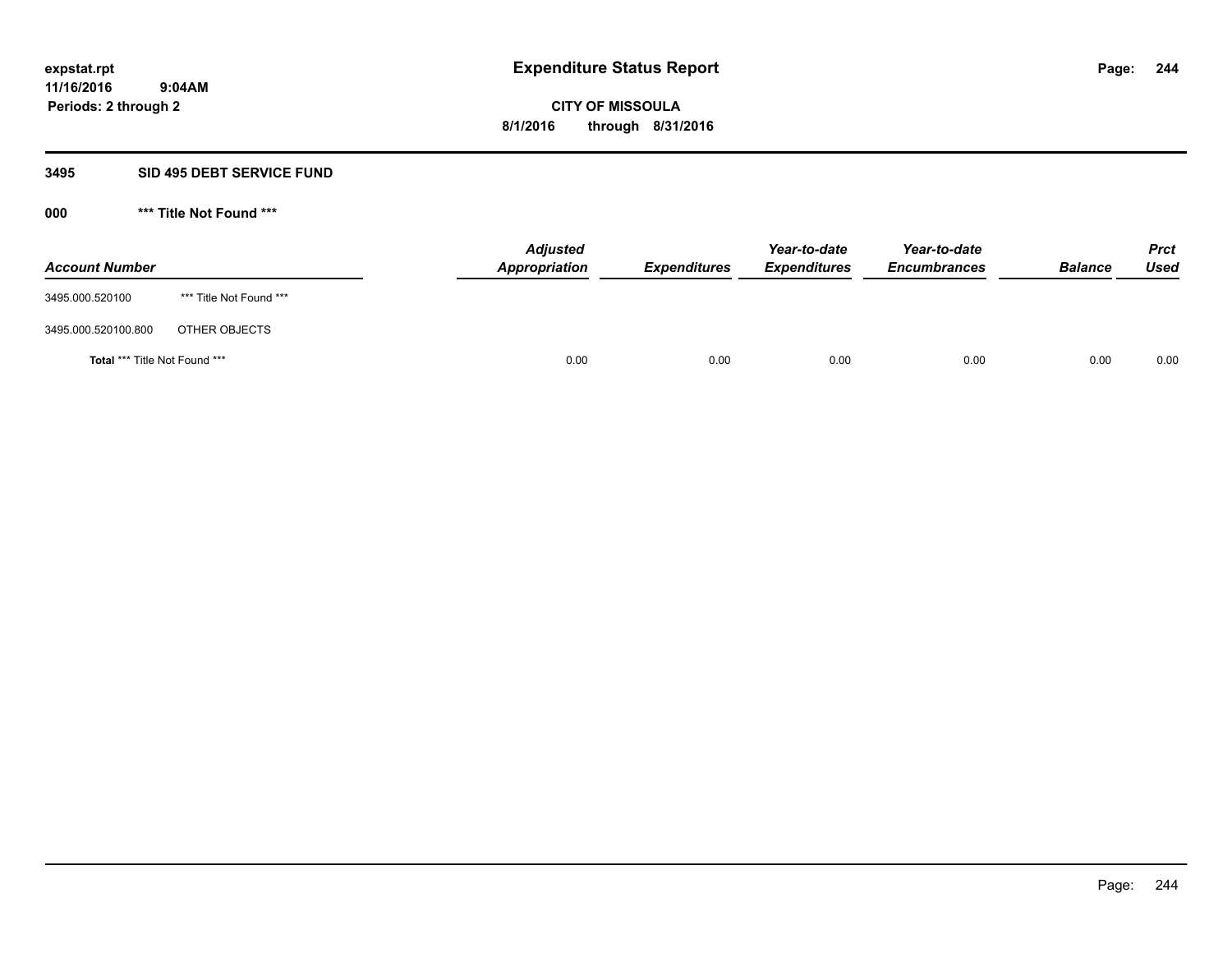## 3495 SID 495 DEBT SERVICE FUND

### 000 *** Title Not Found ***

| Account Number | | Adjusted Appropriation | Expenditures | Year-to-date Expenditures | Year-to-date Encumbrances | Balance | Prct Used |
|---|---|---|---|---|---|---|---|
| 3495.000.520100 | *** Title Not Found *** | | | | | | |
| 3495.000.520100.800 | OTHER OBJECTS | | | | | | |
| **Total** *** Title Not Found *** | | 0.00 | 0.00 | 0.00 | 0.00 | 0.00 | 0.00 |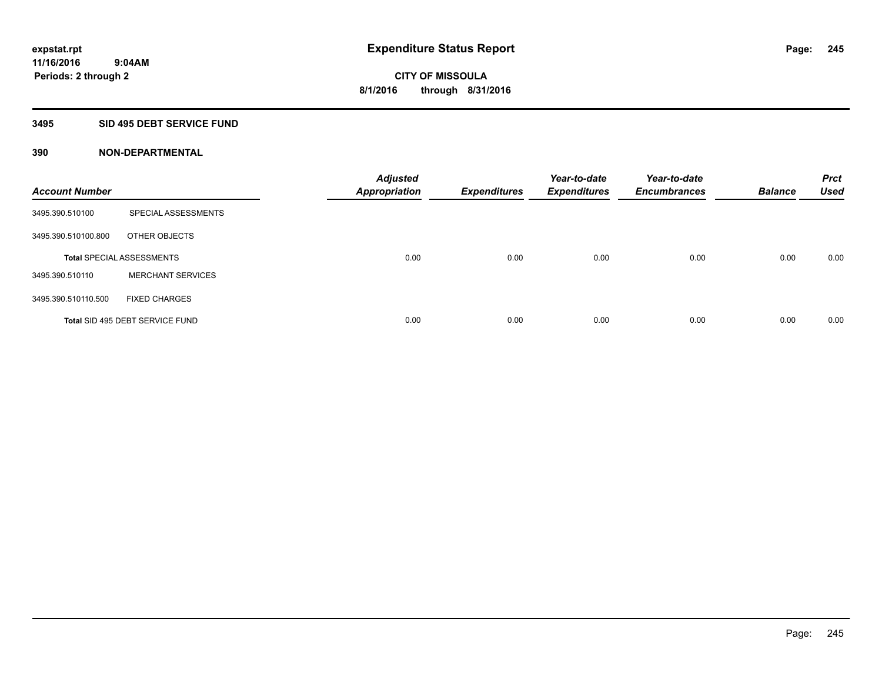# Expenditure Status Report

expstat.rpt
11/16/2016 9:04AM
Periods: 2 through 2

**CITY OF MISSOULA**
**8/1/2016 through 8/31/2016**

## 3495 SID 495 DEBT SERVICE FUND

## 390 NON-DEPARTMENTAL

| Account Number | | Adjusted Appropriation | Expenditures | Year-to-date Expenditures | Year-to-date Encumbrances | Balance | Prct Used |
|---|---|---|---|---|---|---|---|
| 3495.390.510100 | SPECIAL ASSESSMENTS | | | | | | |
| 3495.390.510100.800 | OTHER OBJECTS | | | | | | |
| **Total** SPECIAL ASSESSMENTS | | 0.00 | 0.00 | 0.00 | 0.00 | 0.00 | 0.00 |
| 3495.390.510110 | MERCHANT SERVICES | | | | | | |
| 3495.390.510110.500 | FIXED CHARGES | | | | | | |
| **Total** SID 495 DEBT SERVICE FUND | | 0.00 | 0.00 | 0.00 | 0.00 | 0.00 | 0.00 |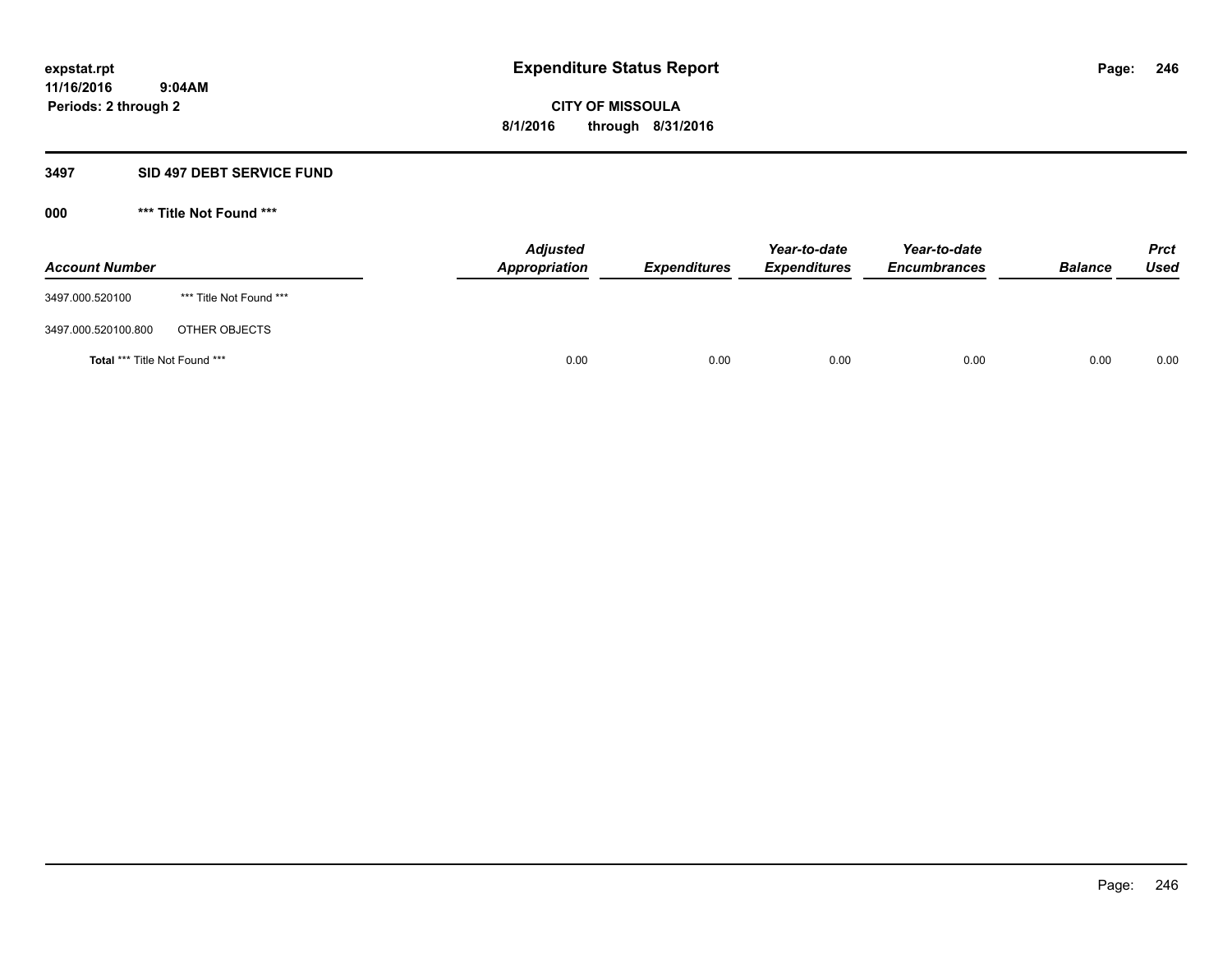expstat.rpt
11/16/2016 9:04AM
Periods: 2 through 2

# Expenditure Status Report

**CITY OF MISSOULA**
**8/1/2016 through 8/31/2016**

### 3497 SID 497 DEBT SERVICE FUND

### 000 *** Title Not Found ***

| Account Number | | Adjusted Appropriation | Expenditures | Year-to-date Expenditures | Year-to-date Encumbrances | Balance | Prct Used |
|---|---|---|---|---|---|---|---|
| 3497.000.520100 | *** Title Not Found *** | | | | | | |
| 3497.000.520100.800 | OTHER OBJECTS | | | | | | |
| **Total** *** Title Not Found *** | | 0.00 | 0.00 | 0.00 | 0.00 | 0.00 | 0.00 |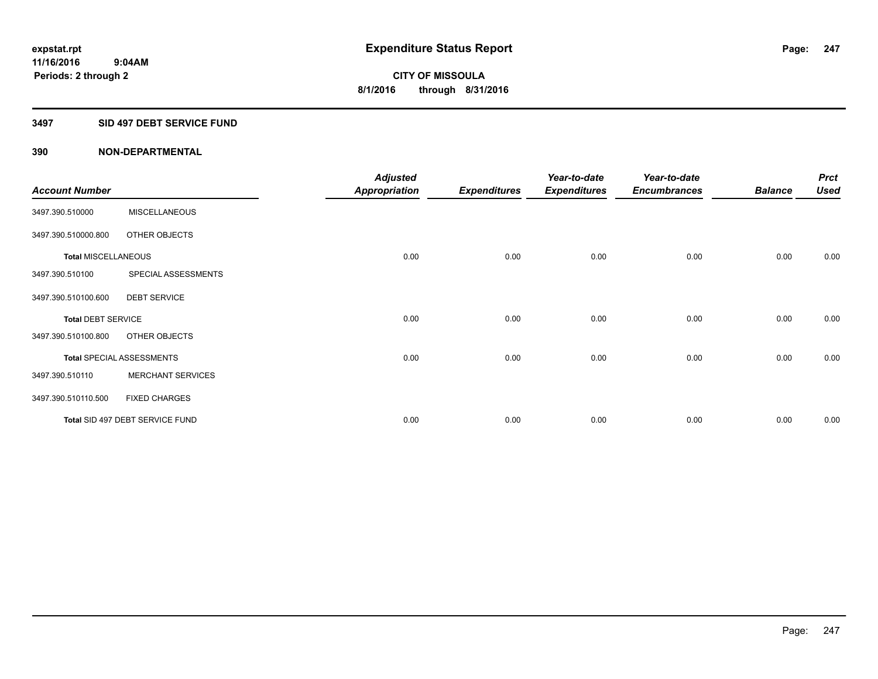# Expenditure Status Report

**expstat.rpt**
**11/16/2016 9:04AM**
**Periods: 2 through 2**

**CITY OF MISSOULA**
**8/1/2016 through 8/31/2016**

## 3497 SID 497 DEBT SERVICE FUND

### 390 NON-DEPARTMENTAL

| Account Number | | *Adjusted Appropriation* | *Expenditures* | *Year-to-date Expenditures* | *Year-to-date Encumbrances* | *Balance* | *Prct Used* |
|---|---|---|---|---|---|---|---|
| 3497.390.510000 | MISCELLANEOUS | | | | | | |
| 3497.390.510000.800 | OTHER OBJECTS | | | | | | |
| **Total** MISCELLANEOUS | | 0.00 | 0.00 | 0.00 | 0.00 | 0.00 | 0.00 |
| 3497.390.510100 | SPECIAL ASSESSMENTS | | | | | | |
| 3497.390.510100.600 | DEBT SERVICE | | | | | | |
| **Total** DEBT SERVICE | | 0.00 | 0.00 | 0.00 | 0.00 | 0.00 | 0.00 |
| 3497.390.510100.800 | OTHER OBJECTS | | | | | | |
| **Total** SPECIAL ASSESSMENTS | | 0.00 | 0.00 | 0.00 | 0.00 | 0.00 | 0.00 |
| 3497.390.510110 | MERCHANT SERVICES | | | | | | |
| 3497.390.510110.500 | FIXED CHARGES | | | | | | |
| **Total** SID 497 DEBT SERVICE FUND | | 0.00 | 0.00 | 0.00 | 0.00 | 0.00 | 0.00 |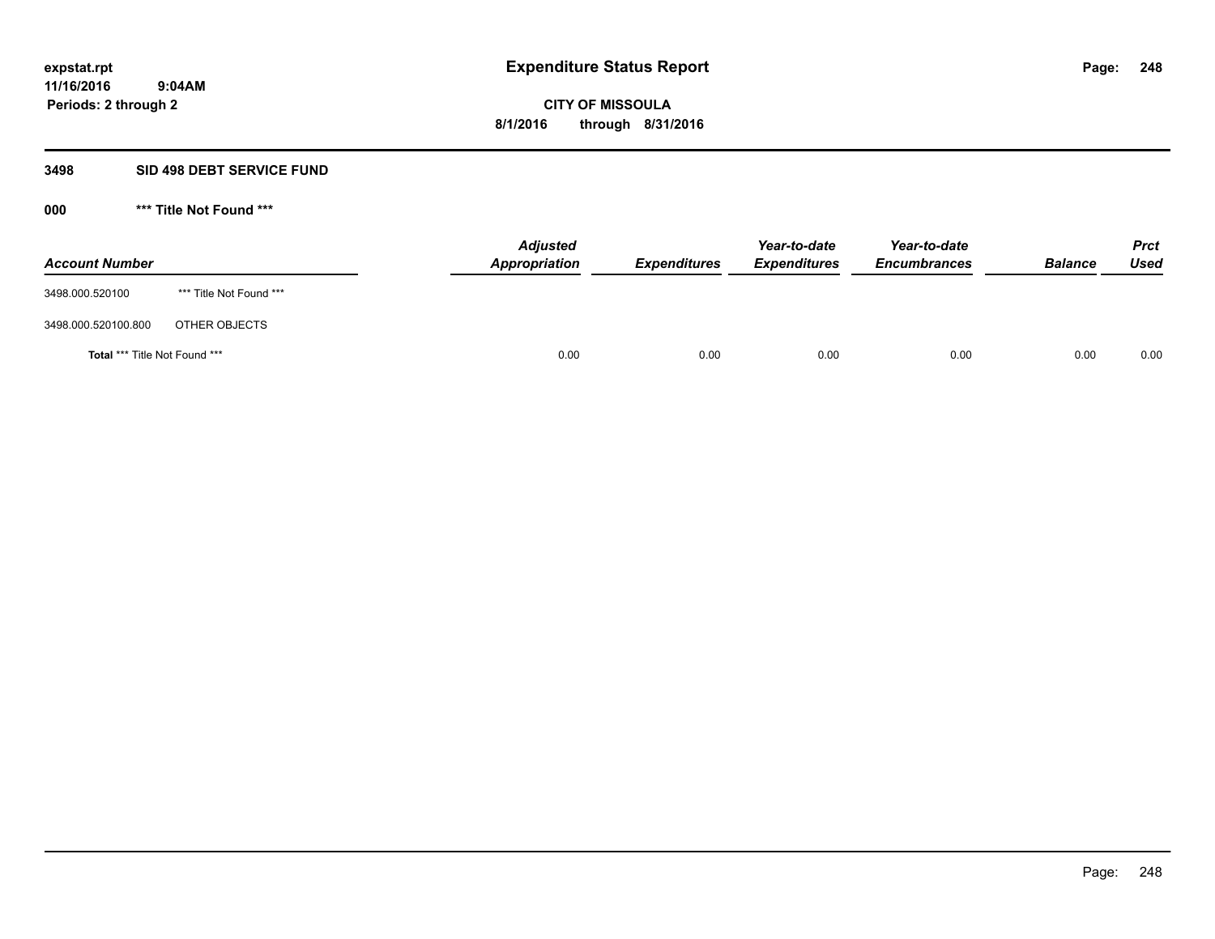**expstat.rpt**
**11/16/2016 9:04AM**
**Periods: 2 through 2**

# Expenditure Status Report

**CITY OF MISSOULA**
**8/1/2016 through 8/31/2016**

## 3498 SID 498 DEBT SERVICE FUND

### 000 *** Title Not Found ***

| Account Number | | Adjusted Appropriation | Expenditures | Year-to-date Expenditures | Year-to-date Encumbrances | Balance | Prct Used |
|---|---|---|---|---|---|---|---|
| 3498.000.520100 | *** Title Not Found *** | | | | | | |
| 3498.000.520100.800 | OTHER OBJECTS | | | | | | |
| **Total** *** Title Not Found *** | | 0.00 | 0.00 | 0.00 | 0.00 | 0.00 | 0.00 |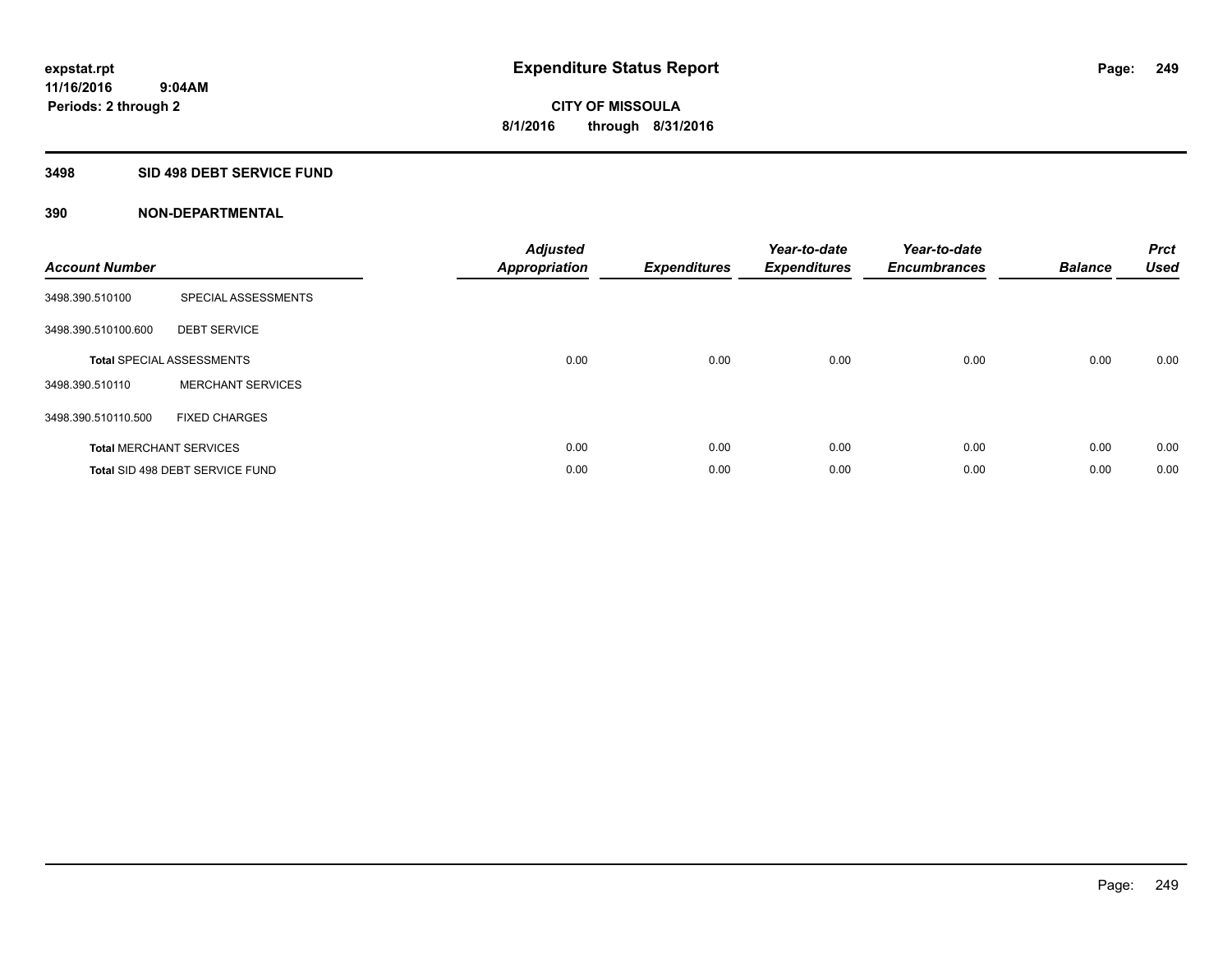# Expenditure Status Report

expstat.rpt
11/16/2016 9:04AM
Periods: 2 through 2

**CITY OF MISSOULA**
**8/1/2016 through 8/31/2016**

## 3498 SID 498 DEBT SERVICE FUND

### 390 NON-DEPARTMENTAL

| Account Number | | Adjusted Appropriation | Expenditures | Year-to-date Expenditures | Year-to-date Encumbrances | Balance | Prct Used |
|---|---|---|---|---|---|---|---|
| 3498.390.510100 | SPECIAL ASSESSMENTS | | | | | | |
| 3498.390.510100.600 | DEBT SERVICE | | | | | | |
| **Total** SPECIAL ASSESSMENTS | | 0.00 | 0.00 | 0.00 | 0.00 | 0.00 | 0.00 |
| 3498.390.510110 | MERCHANT SERVICES | | | | | | |
| 3498.390.510110.500 | FIXED CHARGES | | | | | | |
| **Total** MERCHANT SERVICES | | 0.00 | 0.00 | 0.00 | 0.00 | 0.00 | 0.00 |
| **Total** SID 498 DEBT SERVICE FUND | | 0.00 | 0.00 | 0.00 | 0.00 | 0.00 | 0.00 |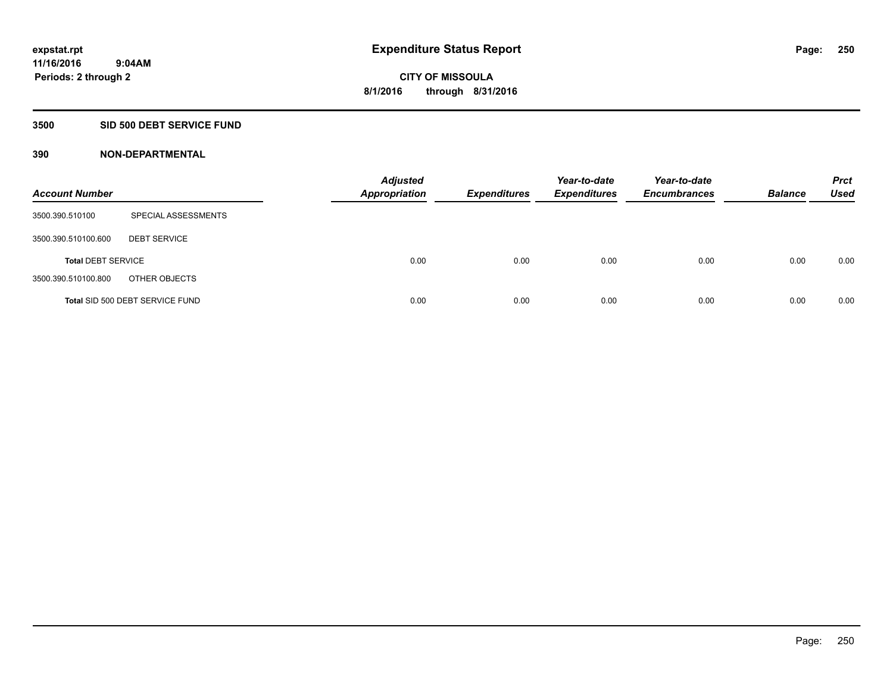# Expenditure Status Report

expstat.rpt
11/16/2016 9:04AM
Periods: 2 through 2

CITY OF MISSOULA
8/1/2016 through 8/31/2016

## 3500 SID 500 DEBT SERVICE FUND

### 390 NON-DEPARTMENTAL

| Account Number | | Adjusted Appropriation | Expenditures | Year-to-date Expenditures | Year-to-date Encumbrances | Balance | Prct Used |
|---|---|---|---|---|---|---|---|
| 3500.390.510100 | SPECIAL ASSESSMENTS | | | | | | |
| 3500.390.510100.600 | DEBT SERVICE | | | | | | |
| **Total** DEBT SERVICE | | 0.00 | 0.00 | 0.00 | 0.00 | 0.00 | 0.00 |
| 3500.390.510100.800 | OTHER OBJECTS | | | | | | |
| **Total** SID 500 DEBT SERVICE FUND | | 0.00 | 0.00 | 0.00 | 0.00 | 0.00 | 0.00 |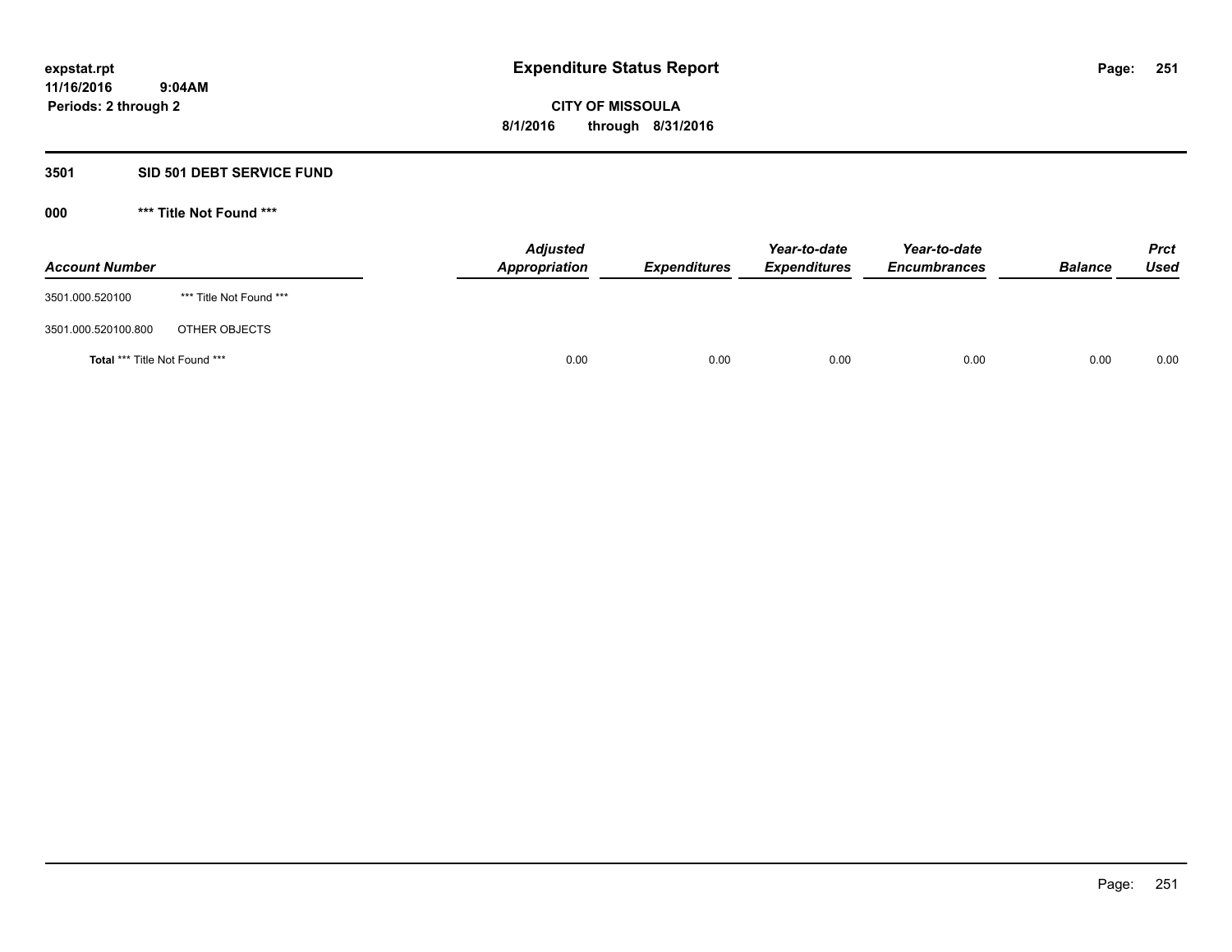expstat.rpt
11/16/2016 9:04AM
Periods: 2 through 2

# Expenditure Status Report

**CITY OF MISSOULA**
**8/1/2016 through 8/31/2016**

## 3501 SID 501 DEBT SERVICE FUND

### 000 *** Title Not Found ***

| Account Number | | Adjusted Appropriation | Expenditures | Year-to-date Expenditures | Year-to-date Encumbrances | Balance | Prct Used |
|---|---|---|---|---|---|---|---|
| 3501.000.520100 | *** Title Not Found *** | | | | | | |
| 3501.000.520100.800 | OTHER OBJECTS | | | | | | |
| **Total** *** Title Not Found *** | | 0.00 | 0.00 | 0.00 | 0.00 | 0.00 | 0.00 |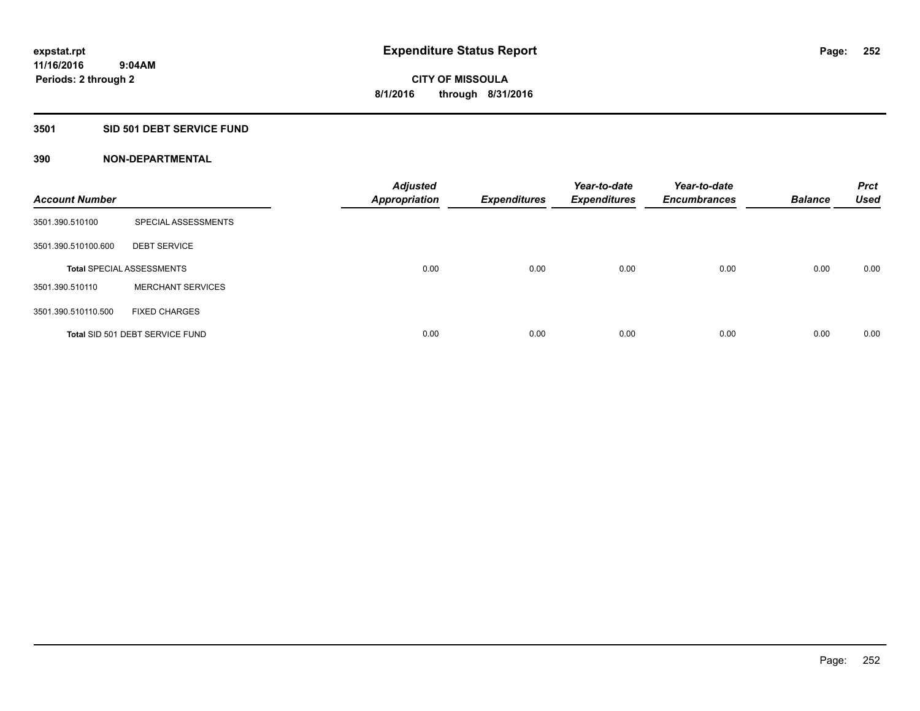# Expenditure Status Report

expstat.rpt
11/16/2016 9:04AM
Periods: 2 through 2

CITY OF MISSOULA
8/1/2016 through 8/31/2016

## 3501 SID 501 DEBT SERVICE FUND

### 390 NON-DEPARTMENTAL

| Account Number | | Adjusted Appropriation | Expenditures | Year-to-date Expenditures | Year-to-date Encumbrances | Balance | Prct Used |
|---|---|---|---|---|---|---|---|
| 3501.390.510100 | SPECIAL ASSESSMENTS | | | | | | |
| 3501.390.510100.600 | DEBT SERVICE | | | | | | |
| Total SPECIAL ASSESSMENTS | | 0.00 | 0.00 | 0.00 | 0.00 | 0.00 | 0.00 |
| 3501.390.510110 | MERCHANT SERVICES | | | | | | |
| 3501.390.510110.500 | FIXED CHARGES | | | | | | |
| Total SID 501 DEBT SERVICE FUND | | 0.00 | 0.00 | 0.00 | 0.00 | 0.00 | 0.00 |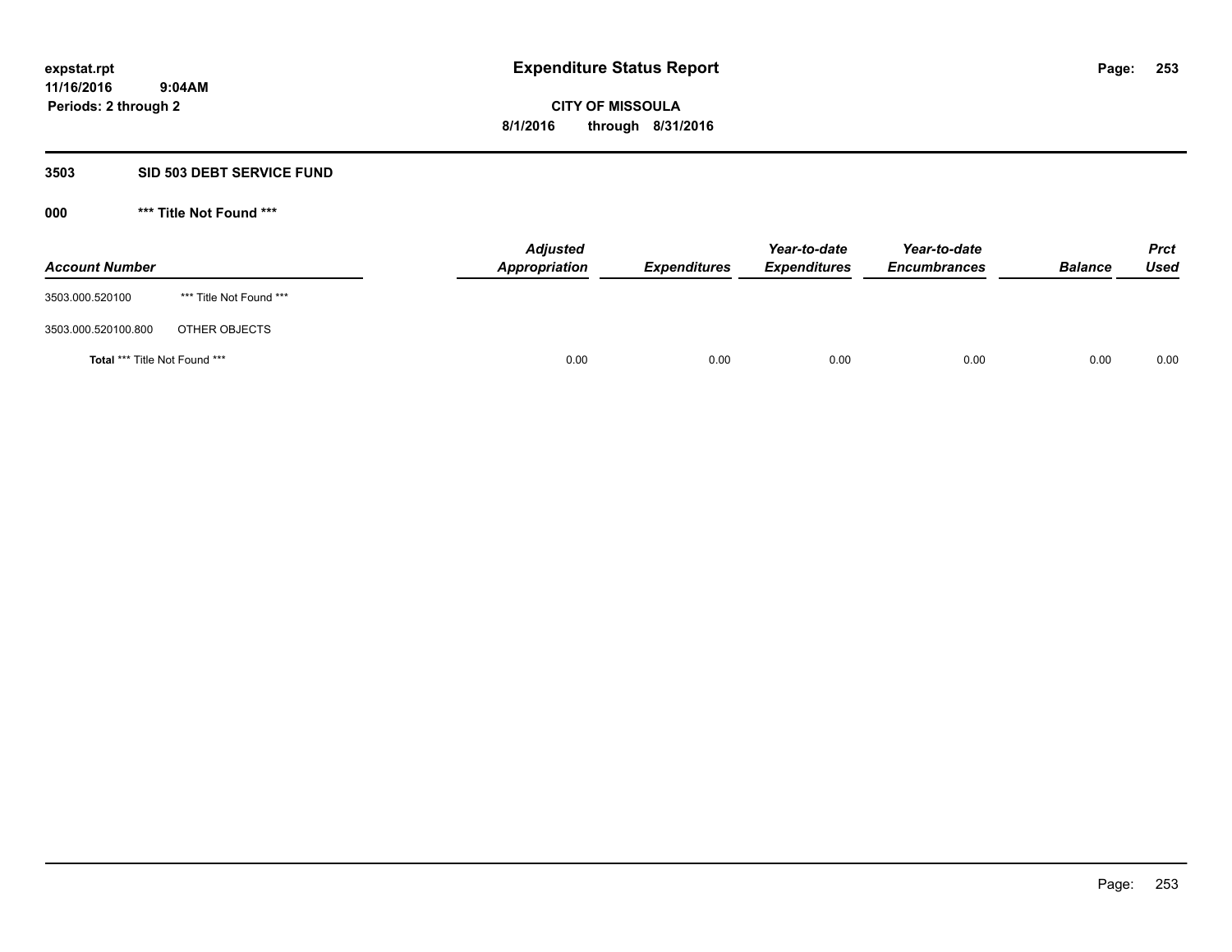**expstat.rpt**
**11/16/2016 9:04AM**
**Periods: 2 through 2**

# Expenditure Status Report

**CITY OF MISSOULA**
**8/1/2016 through 8/31/2016**

## 3503 SID 503 DEBT SERVICE FUND

### 000 *** Title Not Found ***

| Account Number | | Adjusted Appropriation | Expenditures | Year-to-date Expenditures | Year-to-date Encumbrances | Balance | Prct Used |
|---|---|---|---|---|---|---|---|
| 3503.000.520100 | *** Title Not Found *** | | | | | | |
| 3503.000.520100.800 | OTHER OBJECTS | | | | | | |
| **Total** *** Title Not Found *** | | 0.00 | 0.00 | 0.00 | 0.00 | 0.00 | 0.00 |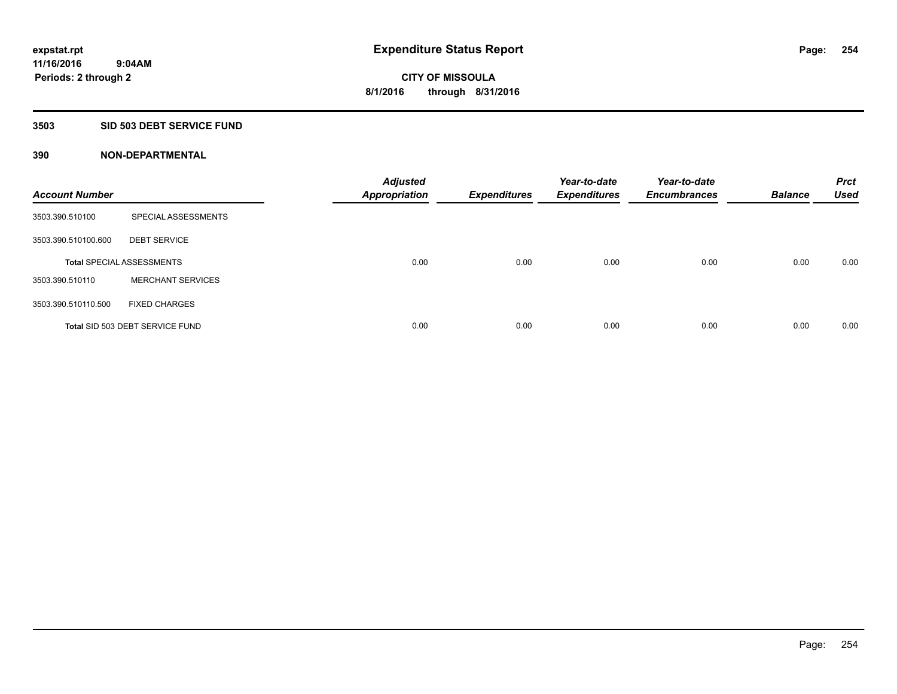expstat.rpt
11/16/2016 9:04AM
Periods: 2 through 2

# Expenditure Status Report

**CITY OF MISSOULA**
**8/1/2016 through 8/31/2016**

## 3503 SID 503 DEBT SERVICE FUND

### 390 NON-DEPARTMENTAL

| Account Number | | Adjusted Appropriation | Expenditures | Year-to-date Expenditures | Year-to-date Encumbrances | Balance | Prct Used |
|---|---|---|---|---|---|---|---|
| 3503.390.510100 | SPECIAL ASSESSMENTS | | | | | | |
| 3503.390.510100.600 | DEBT SERVICE | | | | | | |
| **Total** SPECIAL ASSESSMENTS | | 0.00 | 0.00 | 0.00 | 0.00 | 0.00 | 0.00 |
| 3503.390.510110 | MERCHANT SERVICES | | | | | | |
| 3503.390.510110.500 | FIXED CHARGES | | | | | | |
| **Total** SID 503 DEBT SERVICE FUND | | 0.00 | 0.00 | 0.00 | 0.00 | 0.00 | 0.00 |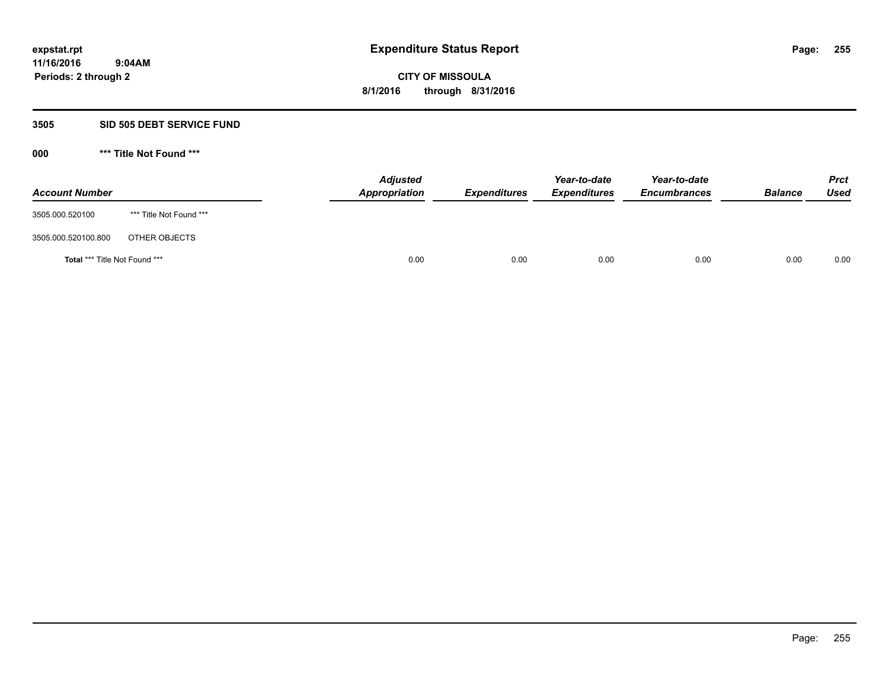# Expenditure Status Report

expstat.rpt
11/16/2016 9:04AM
Periods: 2 through 2

**CITY OF MISSOULA**
**8/1/2016 through 8/31/2016**

## 3505 SID 505 DEBT SERVICE FUND

### 000 *** Title Not Found ***

| Account Number | | Adjusted Appropriation | Expenditures | Year-to-date Expenditures | Year-to-date Encumbrances | Balance | Prct Used |
|---|---|---|---|---|---|---|---|
| 3505.000.520100 | *** Title Not Found *** | | | | | | |
| 3505.000.520100.800 | OTHER OBJECTS | | | | | | |
| **Total** *** Title Not Found *** | | 0.00 | 0.00 | 0.00 | 0.00 | 0.00 | 0.00 |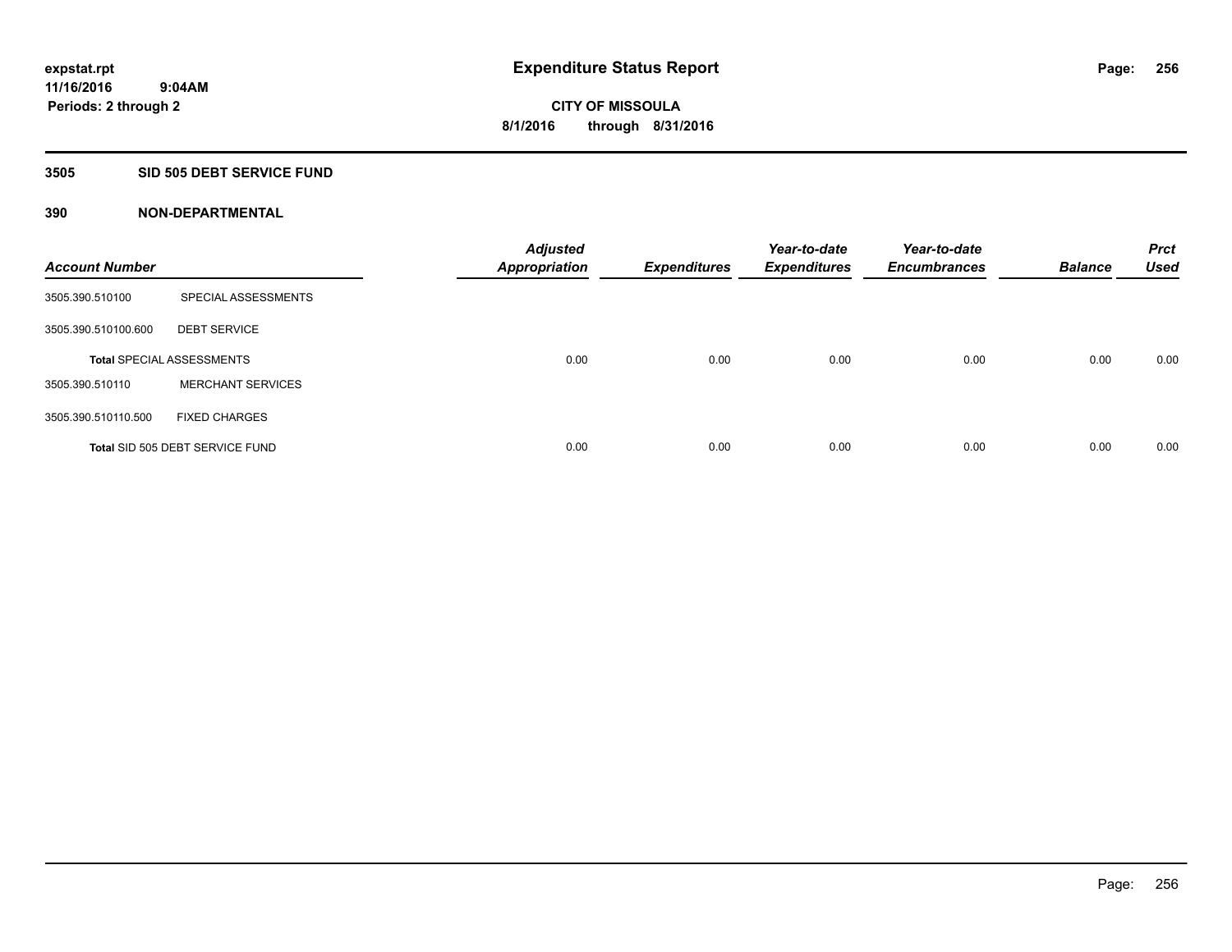# Expenditure Status Report

expstat.rpt
11/16/2016 9:04AM
Periods: 2 through 2

**CITY OF MISSOULA**
**8/1/2016 through 8/31/2016**

## 3505 SID 505 DEBT SERVICE FUND

### 390 NON-DEPARTMENTAL

| Account Number | | Adjusted Appropriation | Expenditures | Year-to-date Expenditures | Year-to-date Encumbrances | Balance | Prct Used |
|---|---|---|---|---|---|---|---|
| 3505.390.510100 | SPECIAL ASSESSMENTS | | | | | | |
| 3505.390.510100.600 | DEBT SERVICE | | | | | | |
| **Total** SPECIAL ASSESSMENTS | | 0.00 | 0.00 | 0.00 | 0.00 | 0.00 | 0.00 |
| 3505.390.510110 | MERCHANT SERVICES | | | | | | |
| 3505.390.510110.500 | FIXED CHARGES | | | | | | |
| **Total** SID 505 DEBT SERVICE FUND | | 0.00 | 0.00 | 0.00 | 0.00 | 0.00 | 0.00 |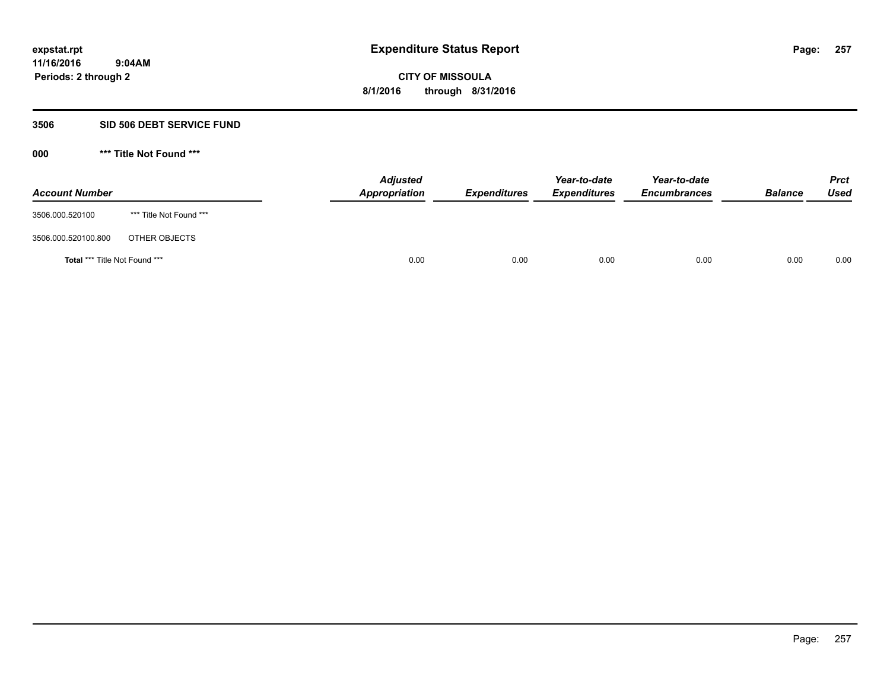# Expenditure Status Report

expstat.rpt
11/16/2016 9:04AM
Periods: 2 through 2

**CITY OF MISSOULA**
**8/1/2016 through 8/31/2016**

## 3506 SID 506 DEBT SERVICE FUND

### 000 *** Title Not Found ***

| Account Number | | Adjusted Appropriation | Expenditures | Year-to-date Expenditures | Year-to-date Encumbrances | Balance | Prct Used |
|---|---|---|---|---|---|---|---|
| 3506.000.520100 | *** Title Not Found *** | | | | | | |
| 3506.000.520100.800 | OTHER OBJECTS | | | | | | |
| **Total** *** Title Not Found *** | | 0.00 | 0.00 | 0.00 | 0.00 | 0.00 | 0.00 |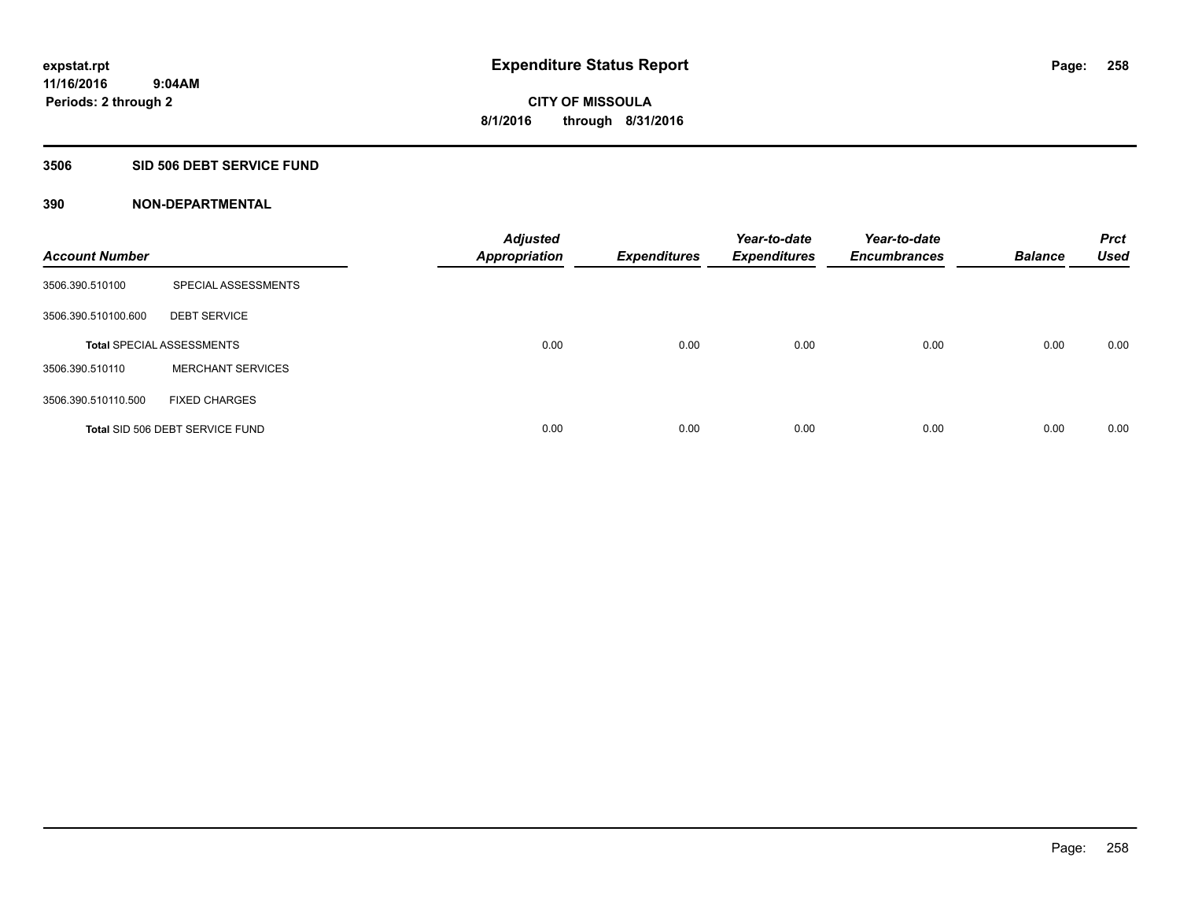**expstat.rpt**
**11/16/2016 9:04AM**
**Periods: 2 through 2**

# Expenditure Status Report

**CITY OF MISSOULA**
**8/1/2016 through 8/31/2016**

## 3506 SID 506 DEBT SERVICE FUND

### 390 NON-DEPARTMENTAL

| Account Number | | Adjusted Appropriation | Expenditures | Year-to-date Expenditures | Year-to-date Encumbrances | Balance | Prct Used |
|---|---|---|---|---|---|---|---|
| 3506.390.510100 | SPECIAL ASSESSMENTS | | | | | | |
| 3506.390.510100.600 | DEBT SERVICE | | | | | | |
| Total SPECIAL ASSESSMENTS | | 0.00 | 0.00 | 0.00 | 0.00 | 0.00 | 0.00 |
| 3506.390.510110 | MERCHANT SERVICES | | | | | | |
| 3506.390.510110.500 | FIXED CHARGES | | | | | | |
| Total SID 506 DEBT SERVICE FUND | | 0.00 | 0.00 | 0.00 | 0.00 | 0.00 | 0.00 |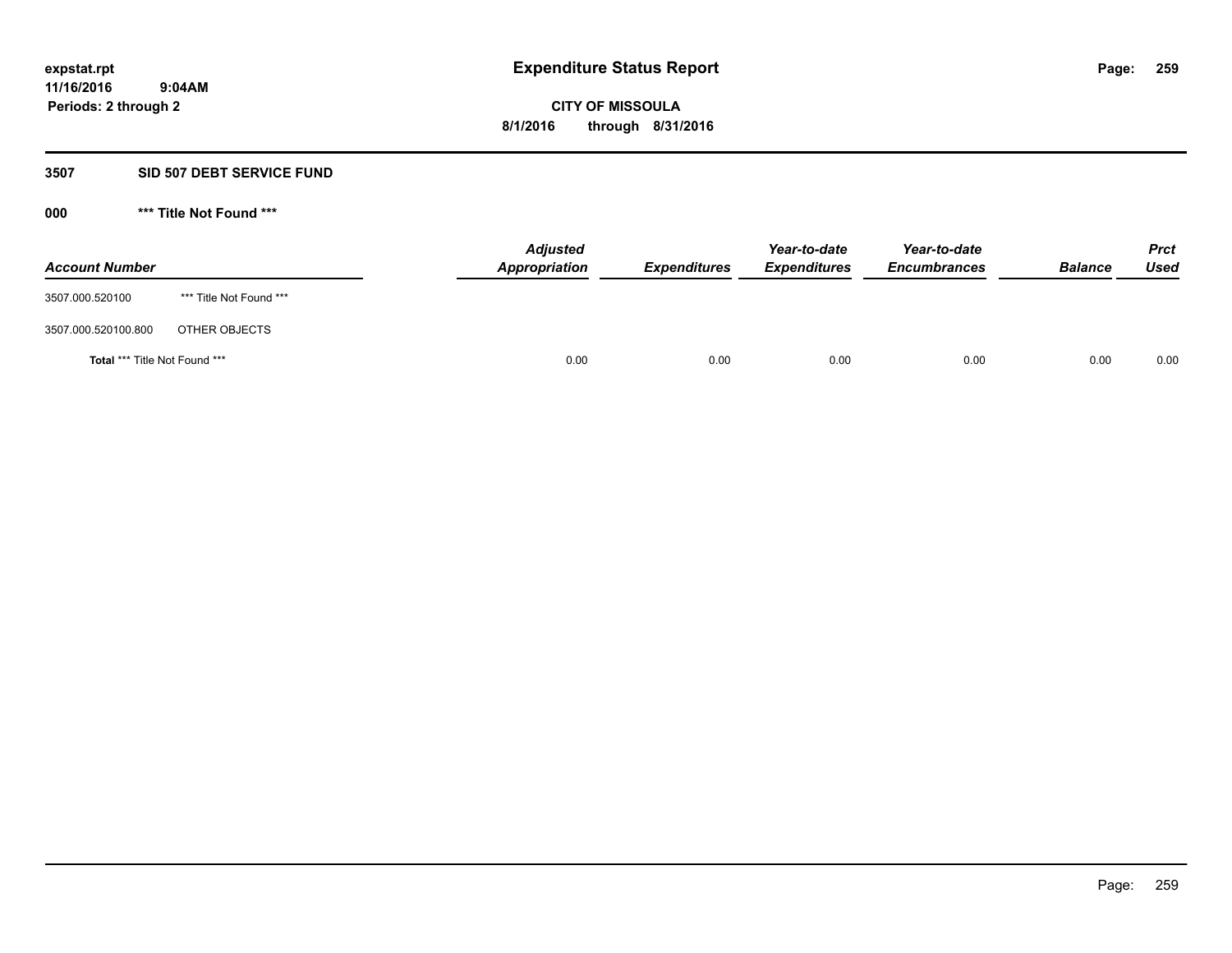# Expenditure Status Report

**expstat.rpt**
**11/16/2016 9:04AM**
**Periods: 2 through 2**

**CITY OF MISSOULA**
**8/1/2016 through 8/31/2016**

## 3507 SID 507 DEBT SERVICE FUND

### 000 *** Title Not Found ***

| Account Number | | Adjusted Appropriation | Expenditures | Year-to-date Expenditures | Year-to-date Encumbrances | Balance | Prct Used |
|---|---|---|---|---|---|---|---|
| 3507.000.520100 | *** Title Not Found *** | | | | | | |
| 3507.000.520100.800 | OTHER OBJECTS | | | | | | |
| **Total** *** Title Not Found *** | | 0.00 | 0.00 | 0.00 | 0.00 | 0.00 | 0.00 |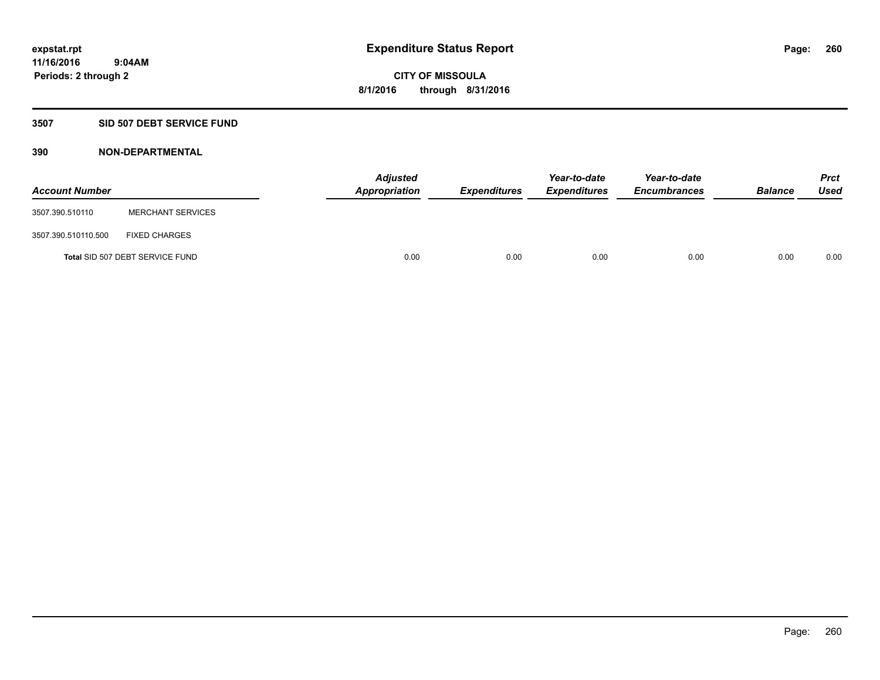# Expenditure Status Report

**CITY OF MISSOULA**

**8/1/2016 through 8/31/2016**

expstat.rpt
11/16/2016 9:04AM
Periods: 2 through 2

## 3507 SID 507 DEBT SERVICE FUND

## 390 NON-DEPARTMENTAL

| Account Number | | Adjusted Appropriation | Expenditures | Year-to-date Expenditures | Year-to-date Encumbrances | Balance | Prct Used |
|---|---|---|---|---|---|---|---|
| 3507.390.510110 | MERCHANT SERVICES | | | | | | |
| 3507.390.510110.500 | FIXED CHARGES | | | | | | |
| Total SID 507 DEBT SERVICE FUND | | 0.00 | 0.00 | 0.00 | 0.00 | 0.00 | 0.00 |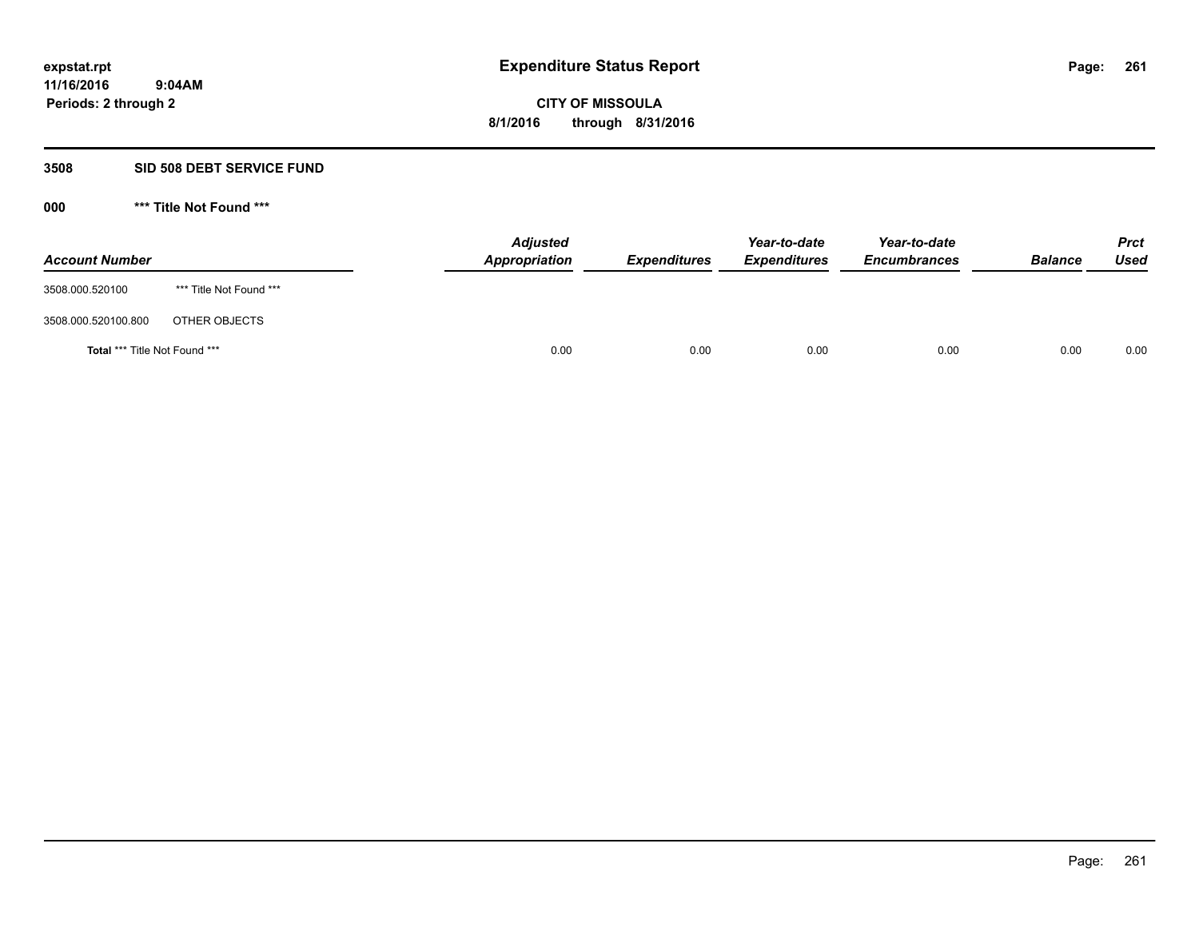expstat.rpt
11/16/2016 9:04AM
Periods: 2 through 2

# Expenditure Status Report

**CITY OF MISSOULA**

**8/1/2016 through 8/31/2016**

## 3508 SID 508 DEBT SERVICE FUND

### 000 *** Title Not Found ***

| Account Number | | Adjusted Appropriation | Expenditures | Year-to-date Expenditures | Year-to-date Encumbrances | Balance | Prct Used |
|---|---|---|---|---|---|---|---|
| 3508.000.520100 | *** Title Not Found *** | | | | | | |
| 3508.000.520100.800 | OTHER OBJECTS | | | | | | |
| **Total** *** Title Not Found *** | | 0.00 | 0.00 | 0.00 | 0.00 | 0.00 | 0.00 |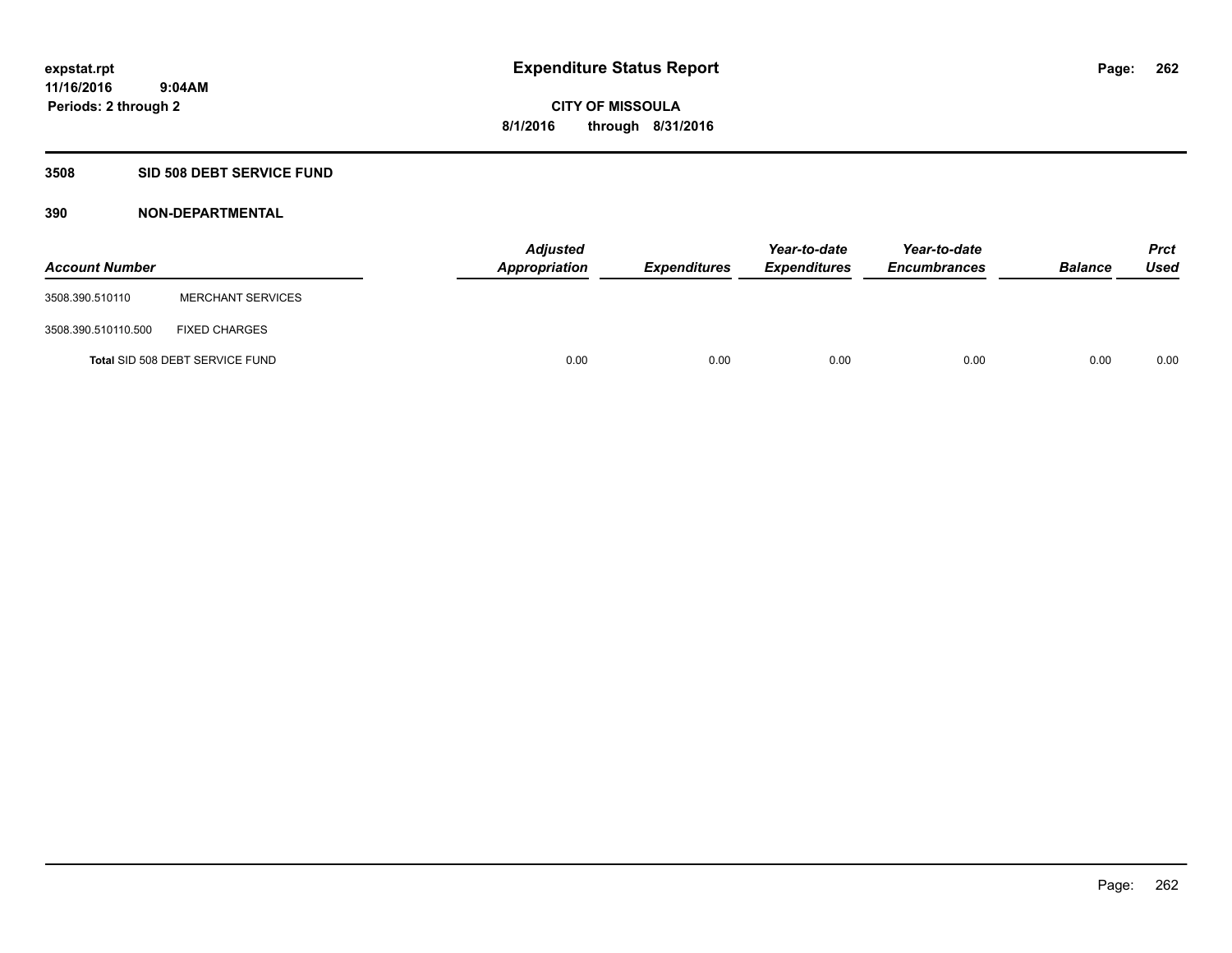# Expenditure Status Report

**CITY OF MISSOULA**

**8/1/2016 through 8/31/2016**

expstat.rpt
11/16/2016 9:04AM
Periods: 2 through 2

## 3508 SID 508 DEBT SERVICE FUND

### 390 NON-DEPARTMENTAL

| Account Number | | Adjusted Appropriation | Expenditures | Year-to-date Expenditures | Year-to-date Encumbrances | Balance | Prct Used |
|---|---|---|---|---|---|---|---|
| 3508.390.510110 | MERCHANT SERVICES | | | | | | |
| 3508.390.510110.500 | FIXED CHARGES | | | | | | |
| Total SID 508 DEBT SERVICE FUND | | 0.00 | 0.00 | 0.00 | 0.00 | 0.00 | 0.00 |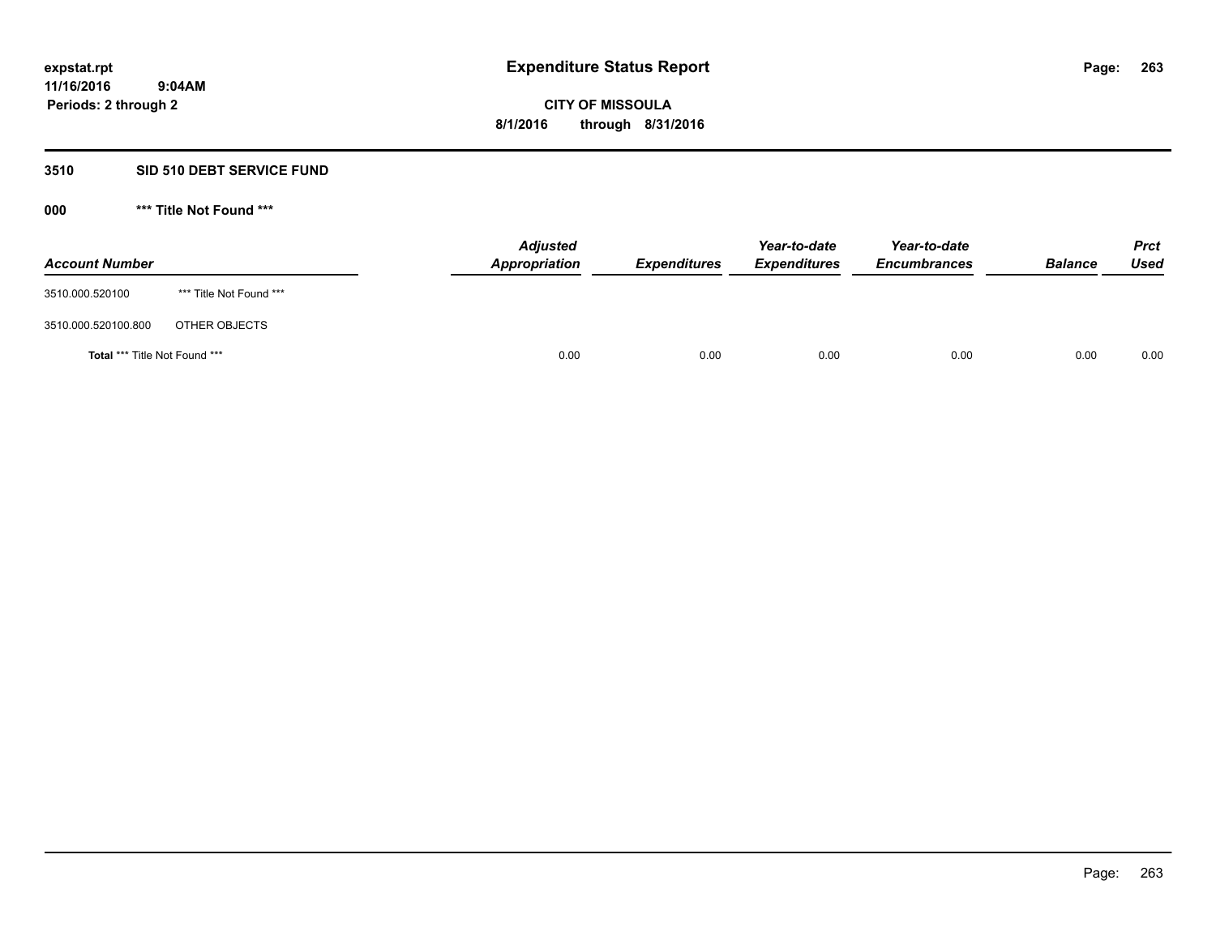# Expenditure Status Report

expstat.rpt
11/16/2016 9:04AM
Periods: 2 through 2

**CITY OF MISSOULA**
**8/1/2016 through 8/31/2016**

## 3510 SID 510 DEBT SERVICE FUND

### 000 *** Title Not Found ***

| Account Number | | Adjusted Appropriation | Expenditures | Year-to-date Expenditures | Year-to-date Encumbrances | Balance | Prct Used |
|---|---|---|---|---|---|---|---|
| 3510.000.520100 | *** Title Not Found *** | | | | | | |
| 3510.000.520100.800 | OTHER OBJECTS | | | | | | |
| **Total** *** Title Not Found *** | | 0.00 | 0.00 | 0.00 | 0.00 | 0.00 | 0.00 |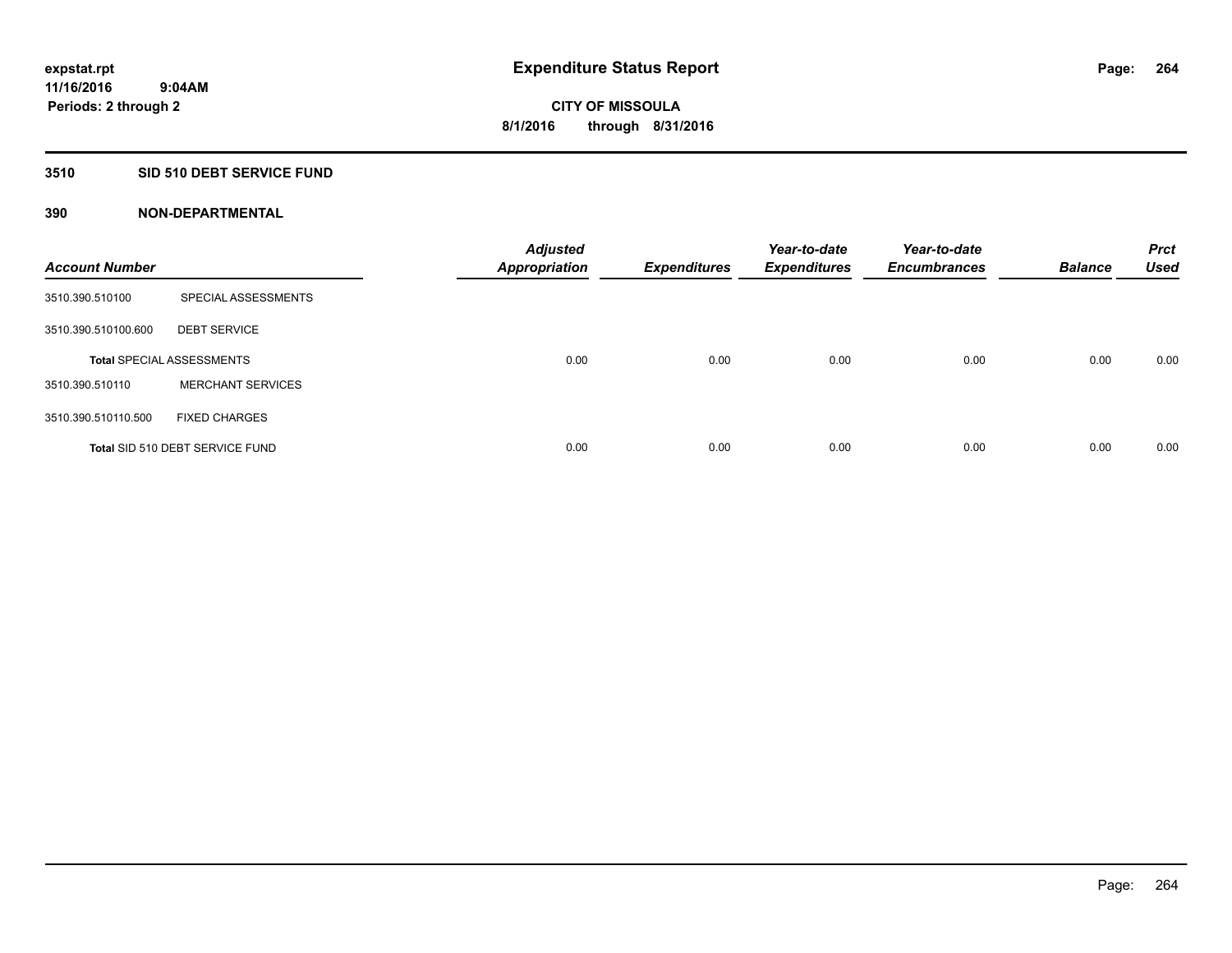# Expenditure Status Report

expstat.rpt
11/16/2016 9:04AM
Periods: 2 through 2

**CITY OF MISSOULA**
**8/1/2016 through 8/31/2016**

## 3510 SID 510 DEBT SERVICE FUND

### 390 NON-DEPARTMENTAL

| Account Number | | Adjusted Appropriation | Expenditures | Year-to-date Expenditures | Year-to-date Encumbrances | Balance | Prct Used |
|---|---|---|---|---|---|---|---|
| 3510.390.510100 | SPECIAL ASSESSMENTS | | | | | | |
| 3510.390.510100.600 | DEBT SERVICE | | | | | | |
| Total SPECIAL ASSESSMENTS | | 0.00 | 0.00 | 0.00 | 0.00 | 0.00 | 0.00 |
| 3510.390.510110 | MERCHANT SERVICES | | | | | | |
| 3510.390.510110.500 | FIXED CHARGES | | | | | | |
| Total SID 510 DEBT SERVICE FUND | | 0.00 | 0.00 | 0.00 | 0.00 | 0.00 | 0.00 |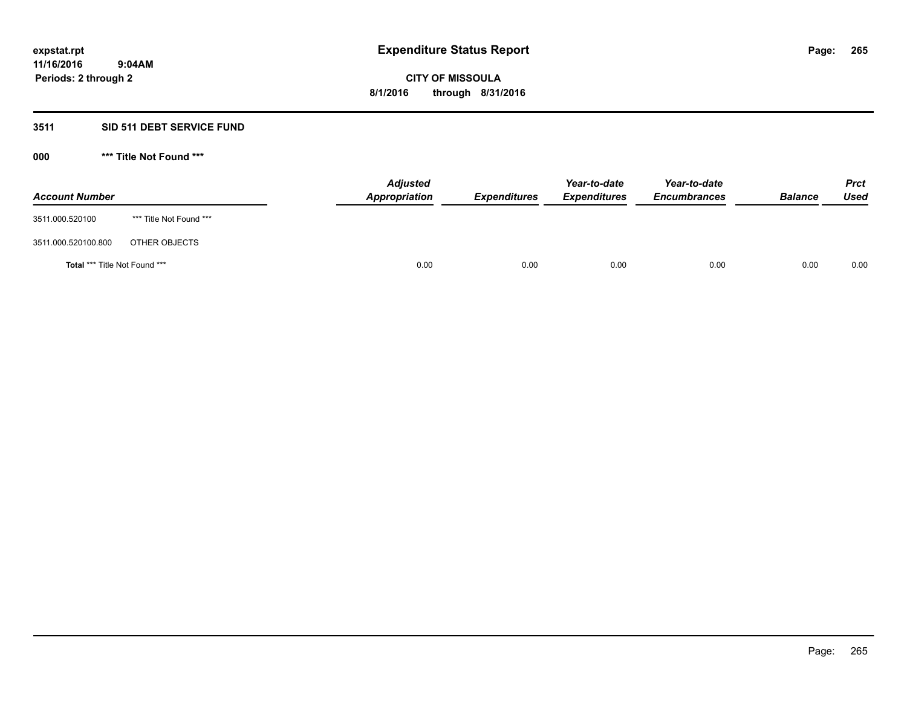**expstat.rpt**
**11/16/2016 9:04AM**
**Periods: 2 through 2**

# Expenditure Status Report

**CITY OF MISSOULA**
**8/1/2016 through 8/31/2016**

## 3511 SID 511 DEBT SERVICE FUND

### 000 *** Title Not Found ***

| Account Number | | Adjusted Appropriation | Expenditures | Year-to-date Expenditures | Year-to-date Encumbrances | Balance | Prct Used |
|---|---|---|---|---|---|---|---|
| 3511.000.520100 | *** Title Not Found *** | | | | | | |
| 3511.000.520100.800 | OTHER OBJECTS | | | | | | |
| **Total** *** Title Not Found *** | | 0.00 | 0.00 | 0.00 | 0.00 | 0.00 | 0.00 |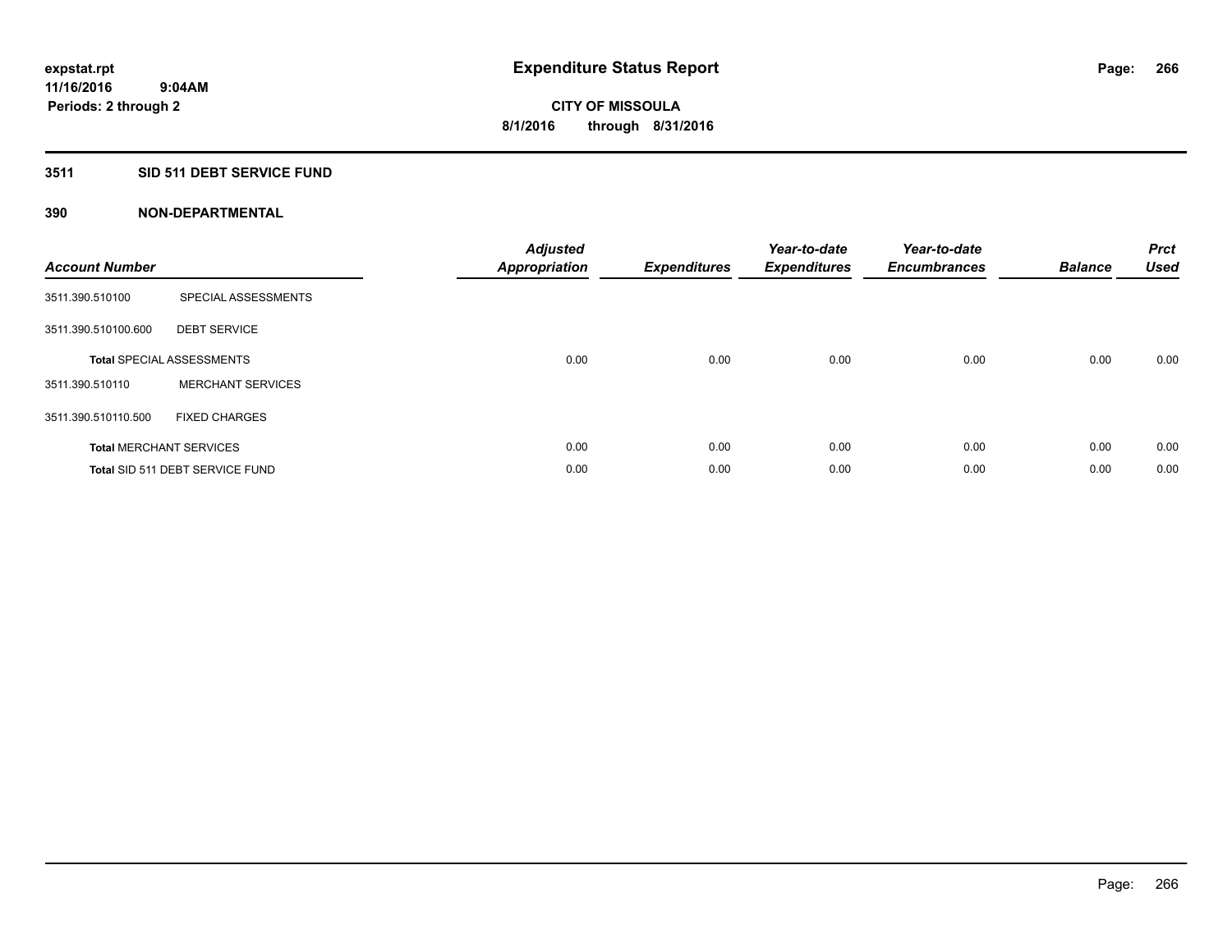# Expenditure Status Report

expstat.rpt
11/16/2016 9:04AM
Periods: 2 through 2

**CITY OF MISSOULA**
**8/1/2016 through 8/31/2016**

## 3511 SID 511 DEBT SERVICE FUND

### 390 NON-DEPARTMENTAL

| Account Number | | Adjusted Appropriation | Expenditures | Year-to-date Expenditures | Year-to-date Encumbrances | Balance | Prct Used |
|---|---|---|---|---|---|---|---|
| 3511.390.510100 | SPECIAL ASSESSMENTS | | | | | | |
| 3511.390.510100.600 | DEBT SERVICE | | | | | | |
| **Total** SPECIAL ASSESSMENTS | | 0.00 | 0.00 | 0.00 | 0.00 | 0.00 | 0.00 |
| 3511.390.510110 | MERCHANT SERVICES | | | | | | |
| 3511.390.510110.500 | FIXED CHARGES | | | | | | |
| **Total** MERCHANT SERVICES | | 0.00 | 0.00 | 0.00 | 0.00 | 0.00 | 0.00 |
| **Total** SID 511 DEBT SERVICE FUND | | 0.00 | 0.00 | 0.00 | 0.00 | 0.00 | 0.00 |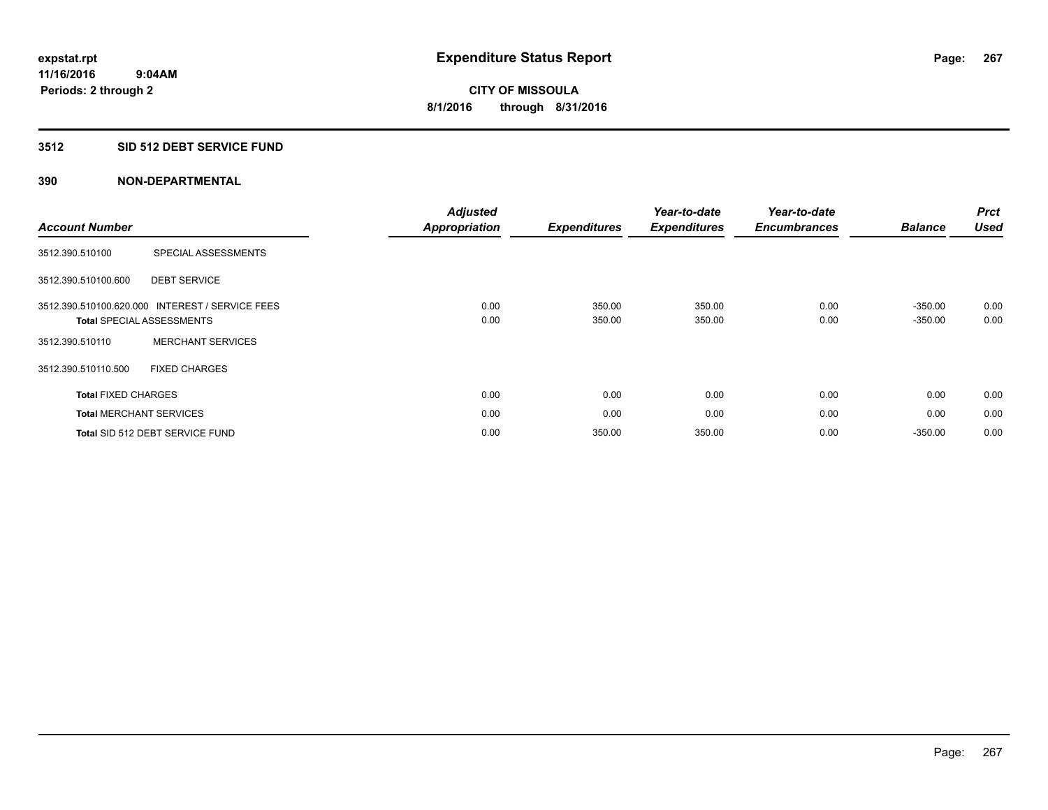**expstat.rpt**
**11/16/2016 9:04AM**
**Periods: 2 through 2**

# Expenditure Status Report

**CITY OF MISSOULA**
**8/1/2016 through 8/31/2016**

## 3512 SID 512 DEBT SERVICE FUND

### 390 NON-DEPARTMENTAL

| Account Number | | Adjusted Appropriation | Expenditures | Year-to-date Expenditures | Year-to-date Encumbrances | Balance | Prct Used |
|---|---|---|---|---|---|---|---|
| 3512.390.510100 | SPECIAL ASSESSMENTS | | | | | | |
| 3512.390.510100.600 | DEBT SERVICE | | | | | | |
| 3512.390.510100.620.000 | INTEREST / SERVICE FEES | 0.00 | 350.00 | 350.00 | 0.00 | -350.00 | 0.00 |
| **Total** SPECIAL ASSESSMENTS | | 0.00 | 350.00 | 350.00 | 0.00 | -350.00 | 0.00 |
| 3512.390.510110 | MERCHANT SERVICES | | | | | | |
| 3512.390.510110.500 | FIXED CHARGES | | | | | | |
| **Total** FIXED CHARGES | | 0.00 | 0.00 | 0.00 | 0.00 | 0.00 | 0.00 |
| **Total** MERCHANT SERVICES | | 0.00 | 0.00 | 0.00 | 0.00 | 0.00 | 0.00 |
| **Total** SID 512 DEBT SERVICE FUND | | 0.00 | 350.00 | 350.00 | 0.00 | -350.00 | 0.00 |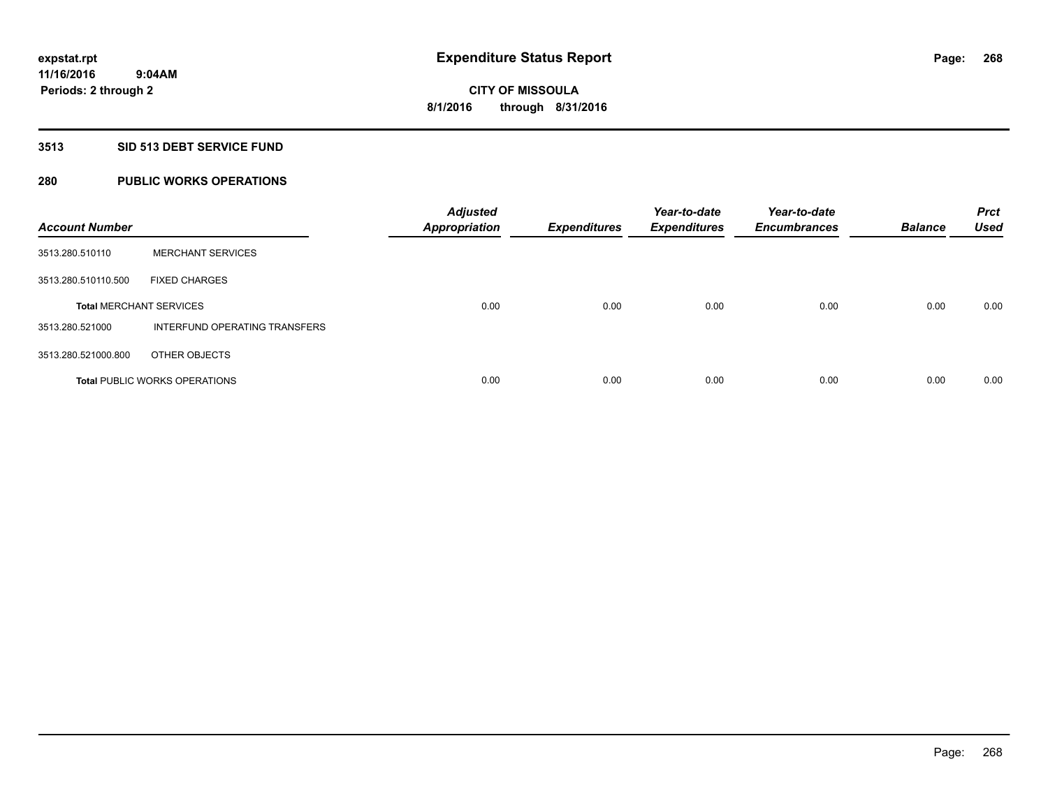# Expenditure Status Report

expstat.rpt
11/16/2016 9:04AM
Periods: 2 through 2

**CITY OF MISSOULA**
**8/1/2016 through 8/31/2016**

## 3513 SID 513 DEBT SERVICE FUND

## 280 PUBLIC WORKS OPERATIONS

| Account Number | | Adjusted Appropriation | Expenditures | Year-to-date Expenditures | Year-to-date Encumbrances | Balance | Prct Used |
|---|---|---|---|---|---|---|---|
| 3513.280.510110 | MERCHANT SERVICES | | | | | | |
| 3513.280.510110.500 | FIXED CHARGES | | | | | | |
| **Total** MERCHANT SERVICES | | 0.00 | 0.00 | 0.00 | 0.00 | 0.00 | 0.00 |
| 3513.280.521000 | INTERFUND OPERATING TRANSFERS | | | | | | |
| 3513.280.521000.800 | OTHER OBJECTS | | | | | | |
| **Total** PUBLIC WORKS OPERATIONS | | 0.00 | 0.00 | 0.00 | 0.00 | 0.00 | 0.00 |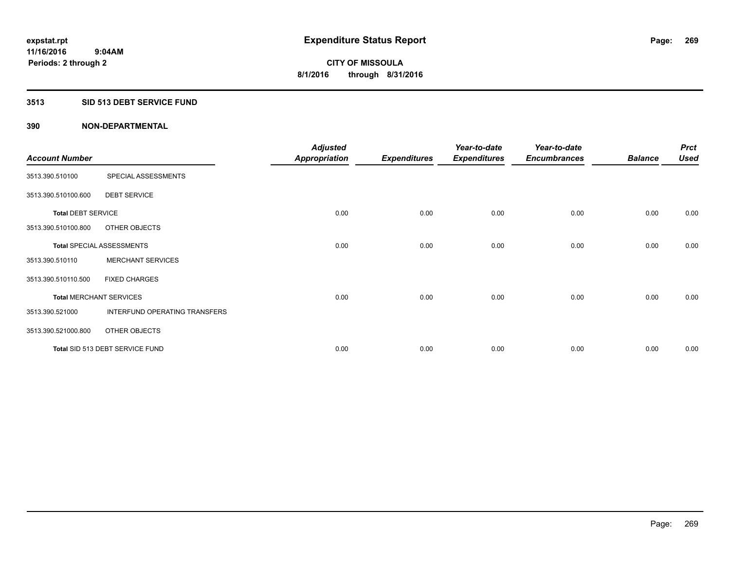# Expenditure Status Report

expstat.rpt
11/16/2016 9:04AM
Periods: 2 through 2

CITY OF MISSOULA
8/1/2016 through 8/31/2016

## 3513 SID 513 DEBT SERVICE FUND

### 390 NON-DEPARTMENTAL

| Account Number | | Adjusted Appropriation | Expenditures | Year-to-date Expenditures | Year-to-date Encumbrances | Balance | Prct Used |
|---|---|---|---|---|---|---|---|
| 3513.390.510100 | SPECIAL ASSESSMENTS | | | | | | |
| 3513.390.510100.600 | DEBT SERVICE | | | | | | |
| **Total** DEBT SERVICE | | 0.00 | 0.00 | 0.00 | 0.00 | 0.00 | 0.00 |
| 3513.390.510100.800 | OTHER OBJECTS | | | | | | |
| **Total** SPECIAL ASSESSMENTS | | 0.00 | 0.00 | 0.00 | 0.00 | 0.00 | 0.00 |
| 3513.390.510110 | MERCHANT SERVICES | | | | | | |
| 3513.390.510110.500 | FIXED CHARGES | | | | | | |
| **Total** MERCHANT SERVICES | | 0.00 | 0.00 | 0.00 | 0.00 | 0.00 | 0.00 |
| 3513.390.521000 | INTERFUND OPERATING TRANSFERS | | | | | | |
| 3513.390.521000.800 | OTHER OBJECTS | | | | | | |
| **Total** SID 513 DEBT SERVICE FUND | | 0.00 | 0.00 | 0.00 | 0.00 | 0.00 | 0.00 |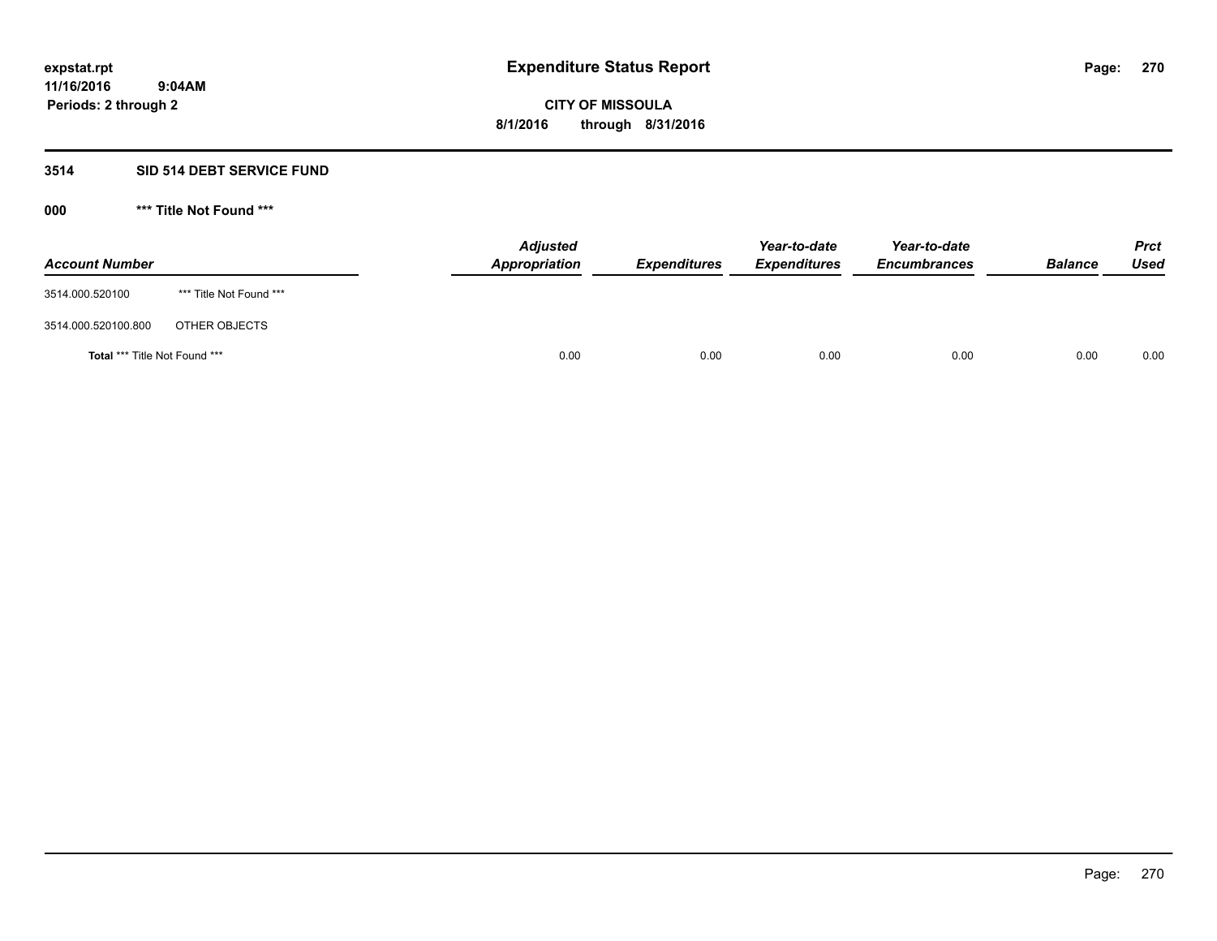**expstat.rpt**
**11/16/2016 9:04AM**
**Periods: 2 through 2**

# Expenditure Status Report

**CITY OF MISSOULA**
**8/1/2016 through 8/31/2016**

## 3514 SID 514 DEBT SERVICE FUND

### 000 *** Title Not Found ***

| Account Number | | Adjusted Appropriation | Expenditures | Year-to-date Expenditures | Year-to-date Encumbrances | Balance | Prct Used |
|---|---|---|---|---|---|---|---|
| 3514.000.520100 | *** Title Not Found *** | | | | | | |
| 3514.000.520100.800 | OTHER OBJECTS | | | | | | |
| **Total** *** Title Not Found *** | | 0.00 | 0.00 | 0.00 | 0.00 | 0.00 | 0.00 |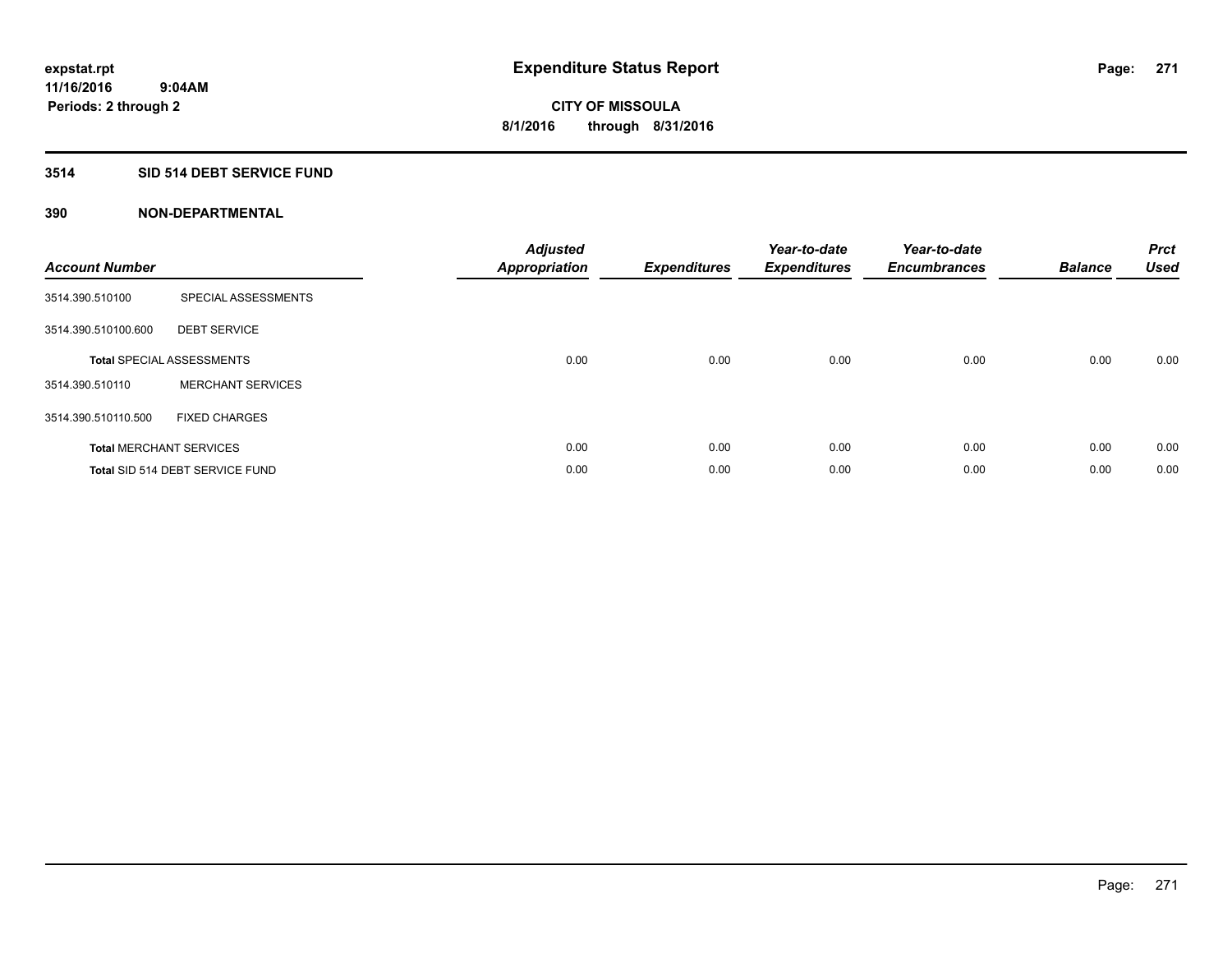**expstat.rpt**
**11/16/2016 9:04AM**
**Periods: 2 through 2**

# Expenditure Status Report

**CITY OF MISSOULA**
**8/1/2016 through 8/31/2016**

## 3514 SID 514 DEBT SERVICE FUND

### 390 NON-DEPARTMENTAL

| Account Number | | Adjusted Appropriation | Expenditures | Year-to-date Expenditures | Year-to-date Encumbrances | Balance | Prct Used |
|---|---|---|---|---|---|---|---|
| 3514.390.510100 | SPECIAL ASSESSMENTS | | | | | | |
| 3514.390.510100.600 | DEBT SERVICE | | | | | | |
| **Total** SPECIAL ASSESSMENTS | | 0.00 | 0.00 | 0.00 | 0.00 | 0.00 | 0.00 |
| 3514.390.510110 | MERCHANT SERVICES | | | | | | |
| 3514.390.510110.500 | FIXED CHARGES | | | | | | |
| **Total** MERCHANT SERVICES | | 0.00 | 0.00 | 0.00 | 0.00 | 0.00 | 0.00 |
| **Total** SID 514 DEBT SERVICE FUND | | 0.00 | 0.00 | 0.00 | 0.00 | 0.00 | 0.00 |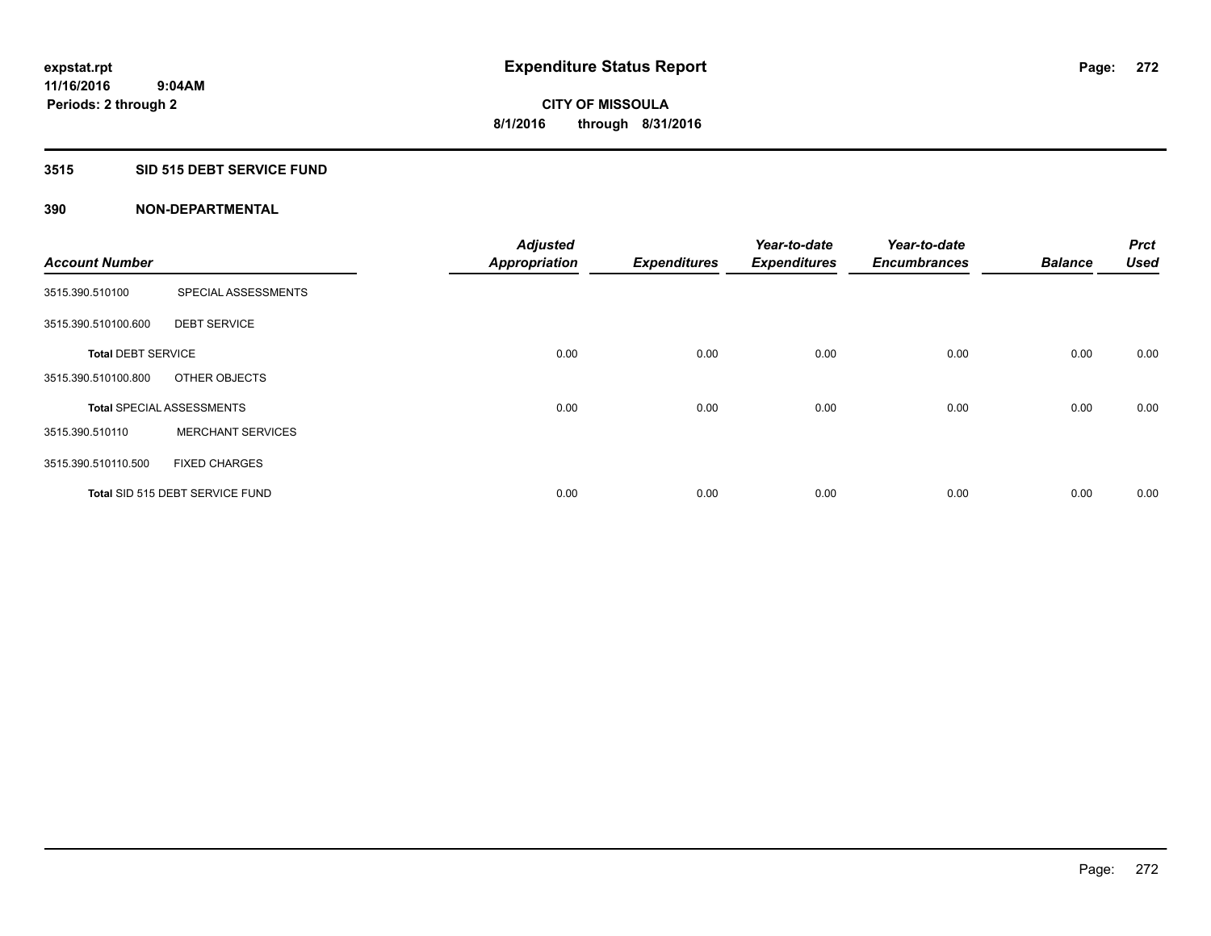# Expenditure Status Report

**CITY OF MISSOULA**
**8/1/2016 through 8/31/2016**

expstat.rpt
11/16/2016 9:04AM
Periods: 2 through 2

## 3515 SID 515 DEBT SERVICE FUND

### 390 NON-DEPARTMENTAL

| Account Number | | Adjusted Appropriation | Expenditures | Year-to-date Expenditures | Year-to-date Encumbrances | Balance | Prct Used |
|---|---|---|---|---|---|---|---|
| 3515.390.510100 | SPECIAL ASSESSMENTS | | | | | | |
| 3515.390.510100.600 | DEBT SERVICE | | | | | | |
| **Total** DEBT SERVICE | | 0.00 | 0.00 | 0.00 | 0.00 | 0.00 | 0.00 |
| 3515.390.510100.800 | OTHER OBJECTS | | | | | | |
| **Total** SPECIAL ASSESSMENTS | | 0.00 | 0.00 | 0.00 | 0.00 | 0.00 | 0.00 |
| 3515.390.510110 | MERCHANT SERVICES | | | | | | |
| 3515.390.510110.500 | FIXED CHARGES | | | | | | |
| **Total** SID 515 DEBT SERVICE FUND | | 0.00 | 0.00 | 0.00 | 0.00 | 0.00 | 0.00 |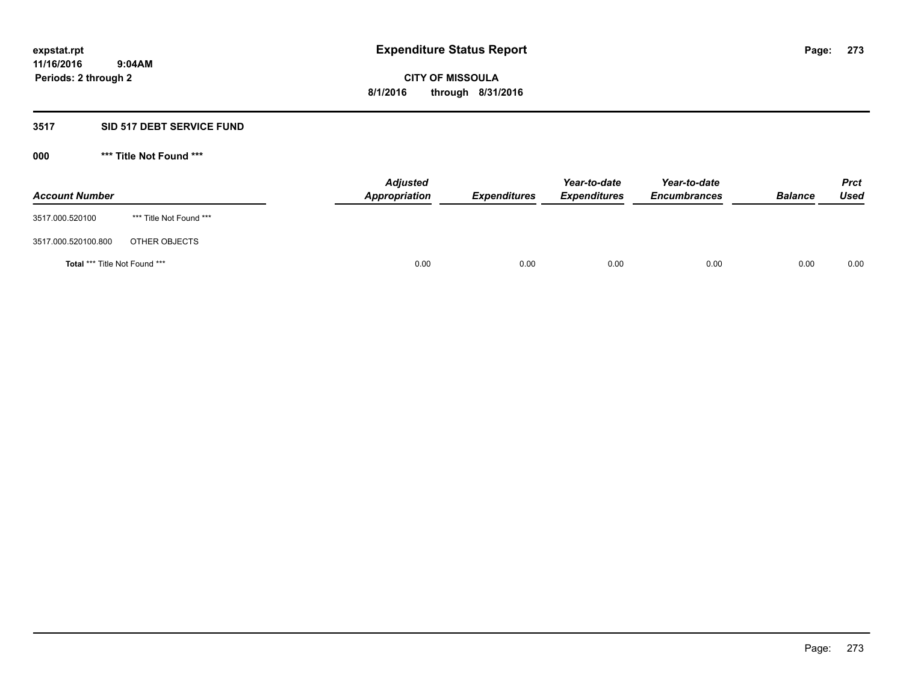# Expenditure Status Report

expstat.rpt
11/16/2016 9:04AM
Periods: 2 through 2

CITY OF MISSOULA
8/1/2016 through 8/31/2016

## 3517 SID 517 DEBT SERVICE FUND

### 000 *** Title Not Found ***

| Account Number | | Adjusted Appropriation | Expenditures | Year-to-date Expenditures | Year-to-date Encumbrances | Balance | Prct Used |
|---|---|---|---|---|---|---|---|
| 3517.000.520100 | *** Title Not Found *** | | | | | | |
| 3517.000.520100.800 | OTHER OBJECTS | | | | | | |
| **Total** *** Title Not Found *** | | 0.00 | 0.00 | 0.00 | 0.00 | 0.00 | 0.00 |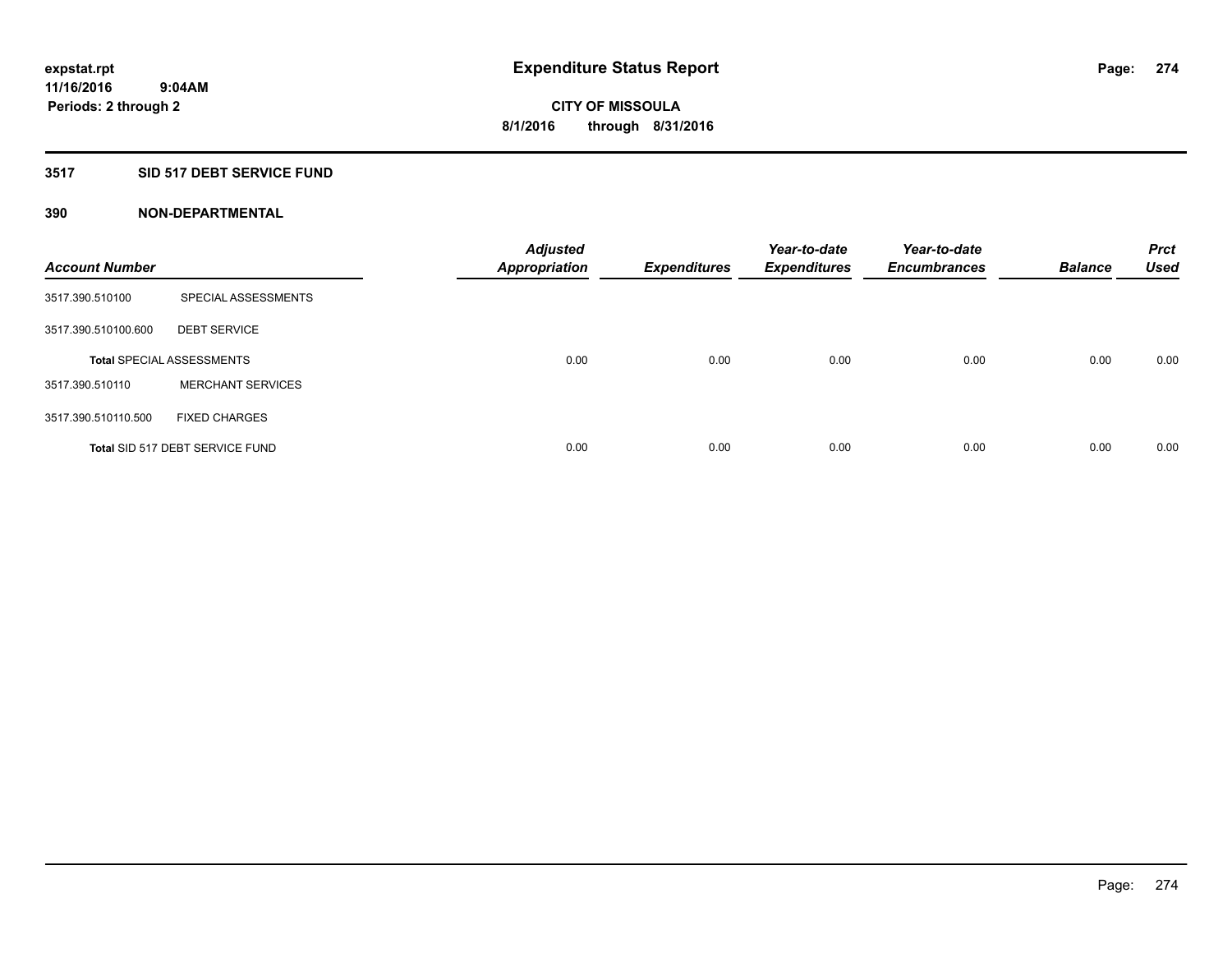# Expenditure Status Report

**expstat.rpt**
**11/16/2016 9:04AM**
**Periods: 2 through 2**

**CITY OF MISSOULA**
**8/1/2016 through 8/31/2016**

## 3517 SID 517 DEBT SERVICE FUND

### 390 NON-DEPARTMENTAL

| Account Number | | Adjusted Appropriation | Expenditures | Year-to-date Expenditures | Year-to-date Encumbrances | Balance | Prct Used |
|---|---|---|---|---|---|---|---|
| 3517.390.510100 | SPECIAL ASSESSMENTS | | | | | | |
| 3517.390.510100.600 | DEBT SERVICE | | | | | | |
| **Total** SPECIAL ASSESSMENTS | | 0.00 | 0.00 | 0.00 | 0.00 | 0.00 | 0.00 |
| 3517.390.510110 | MERCHANT SERVICES | | | | | | |
| 3517.390.510110.500 | FIXED CHARGES | | | | | | |
| **Total** SID 517 DEBT SERVICE FUND | | 0.00 | 0.00 | 0.00 | 0.00 | 0.00 | 0.00 |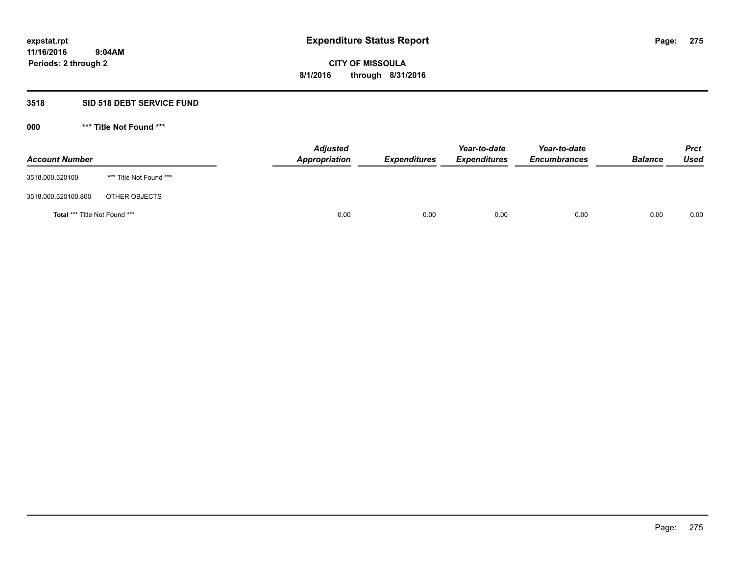# Expenditure Status Report

**expstat.rpt**
**11/16/2016 9:04AM**
**Periods: 2 through 2**

**CITY OF MISSOULA**
**8/1/2016 through 8/31/2016**

## 3518 SID 518 DEBT SERVICE FUND

### 000 *** Title Not Found ***

| Account Number | | Adjusted Appropriation | Expenditures | Year-to-date Expenditures | Year-to-date Encumbrances | Balance | Prct Used |
|---|---|---|---|---|---|---|---|
| 3518.000.520100 | *** Title Not Found *** | | | | | | |
| 3518.000.520100.800 | OTHER OBJECTS | | | | | | |
| **Total** *** Title Not Found *** | | 0.00 | 0.00 | 0.00 | 0.00 | 0.00 | 0.00 |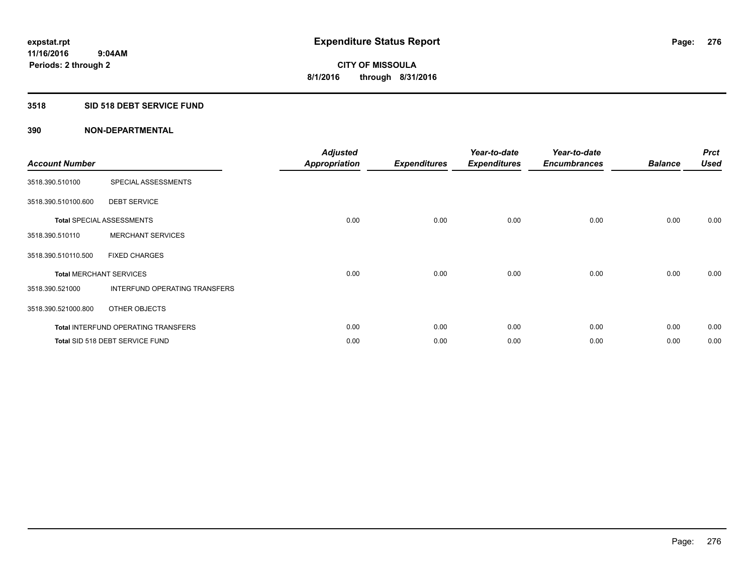# Expenditure Status Report

**CITY OF MISSOULA**
**8/1/2016 through 8/31/2016**

expstat.rpt
11/16/2016 9:04AM
Periods: 2 through 2

## 3518 SID 518 DEBT SERVICE FUND

### 390 NON-DEPARTMENTAL

| Account Number | | Adjusted Appropriation | Expenditures | Year-to-date Expenditures | Year-to-date Encumbrances | Balance | Prct Used |
|---|---|---|---|---|---|---|---|
| 3518.390.510100 | SPECIAL ASSESSMENTS | | | | | | |
| 3518.390.510100.600 | DEBT SERVICE | | | | | | |
| **Total** SPECIAL ASSESSMENTS | | 0.00 | 0.00 | 0.00 | 0.00 | 0.00 | 0.00 |
| 3518.390.510110 | MERCHANT SERVICES | | | | | | |
| 3518.390.510110.500 | FIXED CHARGES | | | | | | |
| **Total** MERCHANT SERVICES | | 0.00 | 0.00 | 0.00 | 0.00 | 0.00 | 0.00 |
| 3518.390.521000 | INTERFUND OPERATING TRANSFERS | | | | | | |
| 3518.390.521000.800 | OTHER OBJECTS | | | | | | |
| **Total** INTERFUND OPERATING TRANSFERS | | 0.00 | 0.00 | 0.00 | 0.00 | 0.00 | 0.00 |
| **Total** SID 518 DEBT SERVICE FUND | | 0.00 | 0.00 | 0.00 | 0.00 | 0.00 | 0.00 |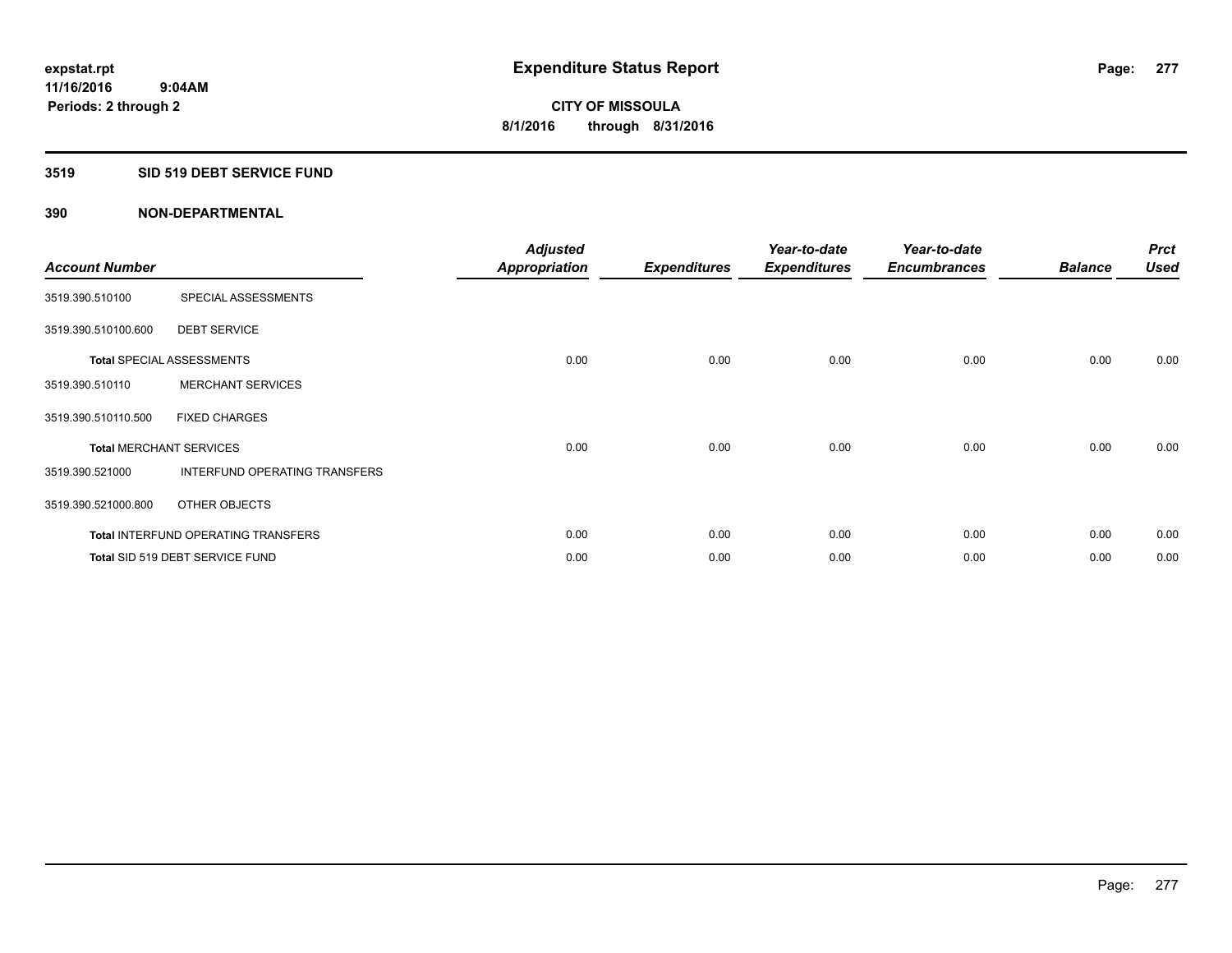# Expenditure Status Report

expstat.rpt
11/16/2016 9:04AM
Periods: 2 through 2

**CITY OF MISSOULA**
**8/1/2016 through 8/31/2016**

## 3519 SID 519 DEBT SERVICE FUND

### 390 NON-DEPARTMENTAL

| Account Number | | Adjusted Appropriation | Expenditures | Year-to-date Expenditures | Year-to-date Encumbrances | Balance | Prct Used |
|---|---|---|---|---|---|---|---|
| 3519.390.510100 | SPECIAL ASSESSMENTS | | | | | | |
| 3519.390.510100.600 | DEBT SERVICE | | | | | | |
| **Total** SPECIAL ASSESSMENTS | | 0.00 | 0.00 | 0.00 | 0.00 | 0.00 | 0.00 |
| 3519.390.510110 | MERCHANT SERVICES | | | | | | |
| 3519.390.510110.500 | FIXED CHARGES | | | | | | |
| **Total** MERCHANT SERVICES | | 0.00 | 0.00 | 0.00 | 0.00 | 0.00 | 0.00 |
| 3519.390.521000 | INTERFUND OPERATING TRANSFERS | | | | | | |
| 3519.390.521000.800 | OTHER OBJECTS | | | | | | |
| **Total** INTERFUND OPERATING TRANSFERS | | 0.00 | 0.00 | 0.00 | 0.00 | 0.00 | 0.00 |
| **Total** SID 519 DEBT SERVICE FUND | | 0.00 | 0.00 | 0.00 | 0.00 | 0.00 | 0.00 |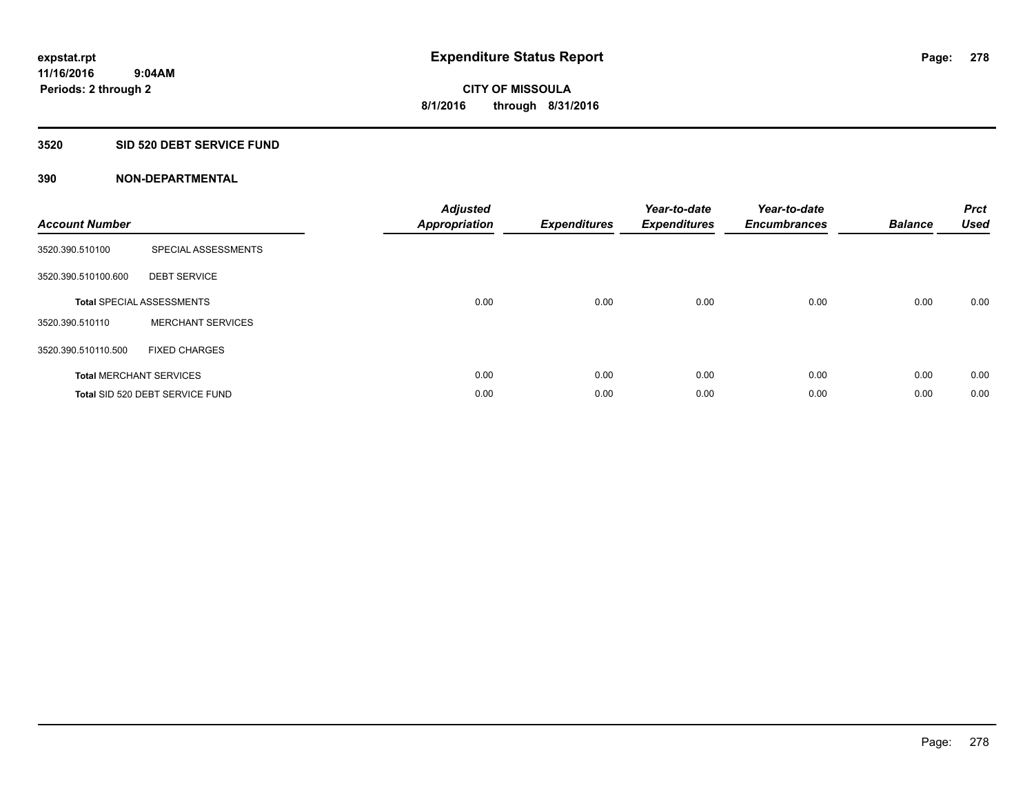expstat.rpt
11/16/2016 9:04AM
Periods: 2 through 2

# Expenditure Status Report

CITY OF MISSOULA
8/1/2016 through 8/31/2016

## 3520 SID 520 DEBT SERVICE FUND

## 390 NON-DEPARTMENTAL

| Account Number | | Adjusted Appropriation | Expenditures | Year-to-date Expenditures | Year-to-date Encumbrances | Balance | Prct Used |
|---|---|---|---|---|---|---|---|
| 3520.390.510100 | SPECIAL ASSESSMENTS | | | | | | |
| 3520.390.510100.600 | DEBT SERVICE | | | | | | |
| **Total** SPECIAL ASSESSMENTS | | 0.00 | 0.00 | 0.00 | 0.00 | 0.00 | 0.00 |
| 3520.390.510110 | MERCHANT SERVICES | | | | | | |
| 3520.390.510110.500 | FIXED CHARGES | | | | | | |
| **Total** MERCHANT SERVICES | | 0.00 | 0.00 | 0.00 | 0.00 | 0.00 | 0.00 |
| **Total** SID 520 DEBT SERVICE FUND | | 0.00 | 0.00 | 0.00 | 0.00 | 0.00 | 0.00 |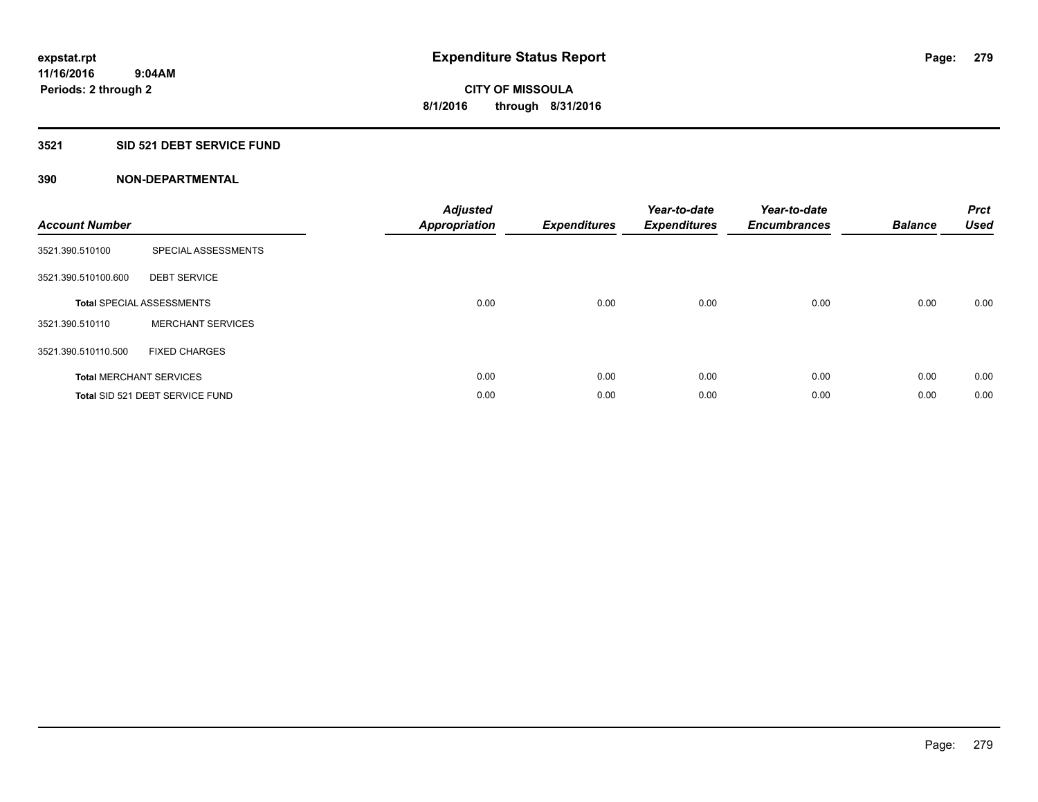**expstat.rpt**
**11/16/2016 9:04AM**
**Periods: 2 through 2**

# Expenditure Status Report

**CITY OF MISSOULA**
**8/1/2016 through 8/31/2016**

## 3521 SID 521 DEBT SERVICE FUND

## 390 NON-DEPARTMENTAL

| Account Number | | Adjusted Appropriation | Expenditures | Year-to-date Expenditures | Year-to-date Encumbrances | Balance | Prct Used |
|---|---|---|---|---|---|---|---|
| 3521.390.510100 | SPECIAL ASSESSMENTS | | | | | | |
| 3521.390.510100.600 | DEBT SERVICE | | | | | | |
| **Total** SPECIAL ASSESSMENTS | | 0.00 | 0.00 | 0.00 | 0.00 | 0.00 | 0.00 |
| 3521.390.510110 | MERCHANT SERVICES | | | | | | |
| 3521.390.510110.500 | FIXED CHARGES | | | | | | |
| **Total** MERCHANT SERVICES | | 0.00 | 0.00 | 0.00 | 0.00 | 0.00 | 0.00 |
| **Total** SID 521 DEBT SERVICE FUND | | 0.00 | 0.00 | 0.00 | 0.00 | 0.00 | 0.00 |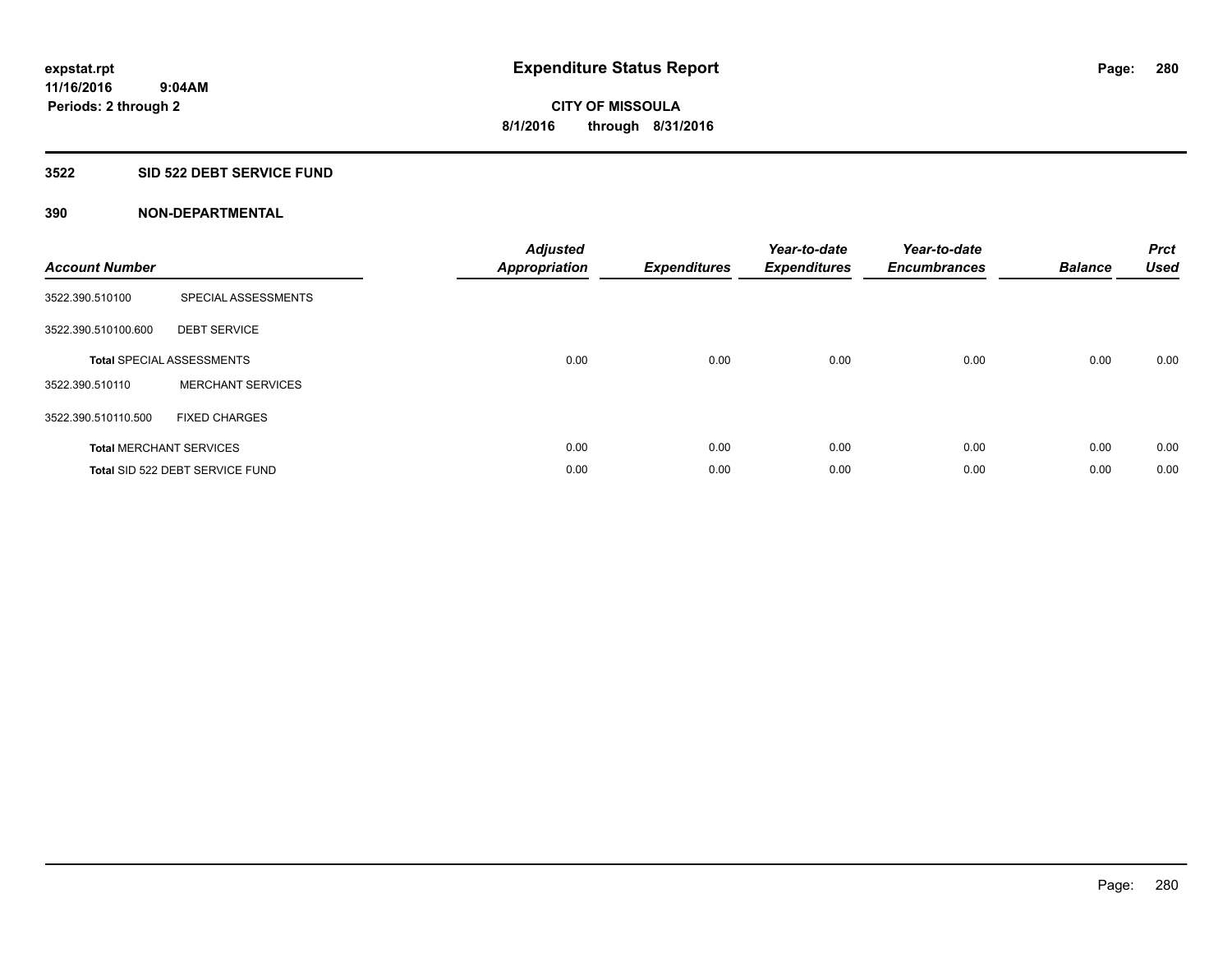# Expenditure Status Report

expstat.rpt
11/16/2016 9:04AM
Periods: 2 through 2

**CITY OF MISSOULA**
**8/1/2016 through 8/31/2016**

## 3522 SID 522 DEBT SERVICE FUND

### 390 NON-DEPARTMENTAL

| Account Number | | Adjusted Appropriation | Expenditures | Year-to-date Expenditures | Year-to-date Encumbrances | Balance | Prct Used |
|---|---|---|---|---|---|---|---|
| 3522.390.510100 | SPECIAL ASSESSMENTS | | | | | | |
| 3522.390.510100.600 | DEBT SERVICE | | | | | | |
| **Total** SPECIAL ASSESSMENTS | | 0.00 | 0.00 | 0.00 | 0.00 | 0.00 | 0.00 |
| 3522.390.510110 | MERCHANT SERVICES | | | | | | |
| 3522.390.510110.500 | FIXED CHARGES | | | | | | |
| **Total** MERCHANT SERVICES | | 0.00 | 0.00 | 0.00 | 0.00 | 0.00 | 0.00 |
| **Total** SID 522 DEBT SERVICE FUND | | 0.00 | 0.00 | 0.00 | 0.00 | 0.00 | 0.00 |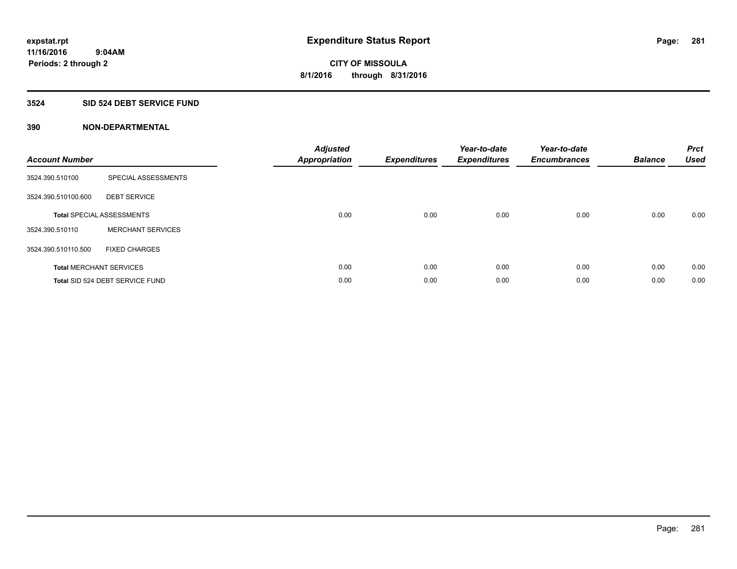# Expenditure Status Report

expstat.rpt
11/16/2016 9:04AM
Periods: 2 through 2

**CITY OF MISSOULA**
**8/1/2016 through 8/31/2016**

## 3524 SID 524 DEBT SERVICE FUND

### 390 NON-DEPARTMENTAL

| Account Number | | Adjusted Appropriation | Expenditures | Year-to-date Expenditures | Year-to-date Encumbrances | Balance | Prct Used |
|---|---|---|---|---|---|---|---|
| 3524.390.510100 | SPECIAL ASSESSMENTS | | | | | | |
| 3524.390.510100.600 | DEBT SERVICE | | | | | | |
| **Total** SPECIAL ASSESSMENTS | | 0.00 | 0.00 | 0.00 | 0.00 | 0.00 | 0.00 |
| 3524.390.510110 | MERCHANT SERVICES | | | | | | |
| 3524.390.510110.500 | FIXED CHARGES | | | | | | |
| **Total** MERCHANT SERVICES | | 0.00 | 0.00 | 0.00 | 0.00 | 0.00 | 0.00 |
| **Total** SID 524 DEBT SERVICE FUND | | 0.00 | 0.00 | 0.00 | 0.00 | 0.00 | 0.00 |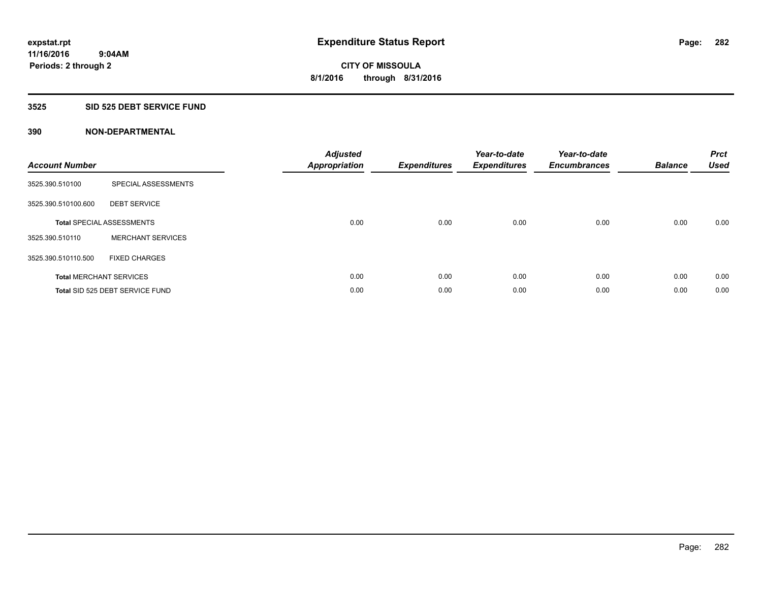# Expenditure Status Report

**CITY OF MISSOULA**
**8/1/2016 through 8/31/2016**

expstat.rpt
11/16/2016 9:04AM
Periods: 2 through 2

## 3525 SID 525 DEBT SERVICE FUND

### 390 NON-DEPARTMENTAL

| Account Number | | Adjusted Appropriation | Expenditures | Year-to-date Expenditures | Year-to-date Encumbrances | Balance | Prct Used |
|---|---|---|---|---|---|---|---|
| 3525.390.510100 | SPECIAL ASSESSMENTS | | | | | | |
| 3525.390.510100.600 | DEBT SERVICE | | | | | | |
| **Total** SPECIAL ASSESSMENTS | | 0.00 | 0.00 | 0.00 | 0.00 | 0.00 | 0.00 |
| 3525.390.510110 | MERCHANT SERVICES | | | | | | |
| 3525.390.510110.500 | FIXED CHARGES | | | | | | |
| **Total** MERCHANT SERVICES | | 0.00 | 0.00 | 0.00 | 0.00 | 0.00 | 0.00 |
| **Total** SID 525 DEBT SERVICE FUND | | 0.00 | 0.00 | 0.00 | 0.00 | 0.00 | 0.00 |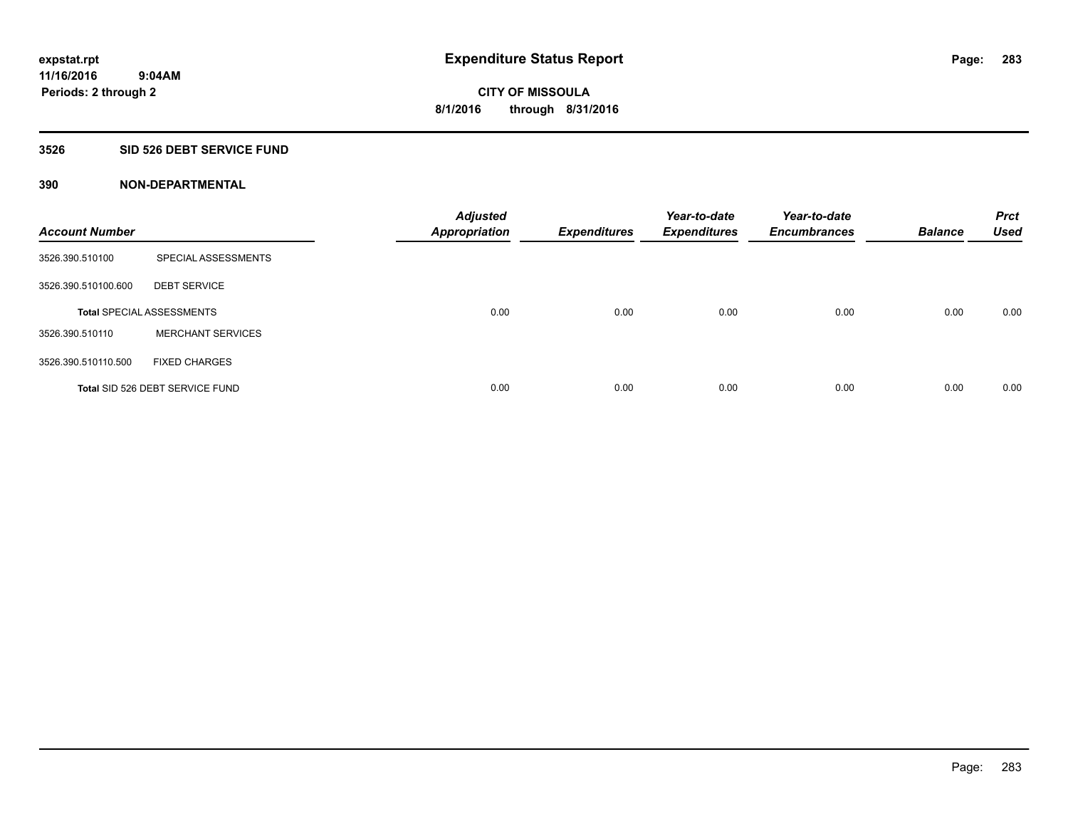# Expenditure Status Report

**CITY OF MISSOULA**

**8/1/2016 through 8/31/2016**

expstat.rpt
11/16/2016 9:04AM
Periods: 2 through 2

## 3526 SID 526 DEBT SERVICE FUND

### 390 NON-DEPARTMENTAL

| Account Number | | Adjusted Appropriation | Expenditures | Year-to-date Expenditures | Year-to-date Encumbrances | Balance | Prct Used |
|---|---|---|---|---|---|---|---|
| 3526.390.510100 | SPECIAL ASSESSMENTS | | | | | | |
| 3526.390.510100.600 | DEBT SERVICE | | | | | | |
| Total SPECIAL ASSESSMENTS | | 0.00 | 0.00 | 0.00 | 0.00 | 0.00 | 0.00 |
| 3526.390.510110 | MERCHANT SERVICES | | | | | | |
| 3526.390.510110.500 | FIXED CHARGES | | | | | | |
| Total SID 526 DEBT SERVICE FUND | | 0.00 | 0.00 | 0.00 | 0.00 | 0.00 | 0.00 |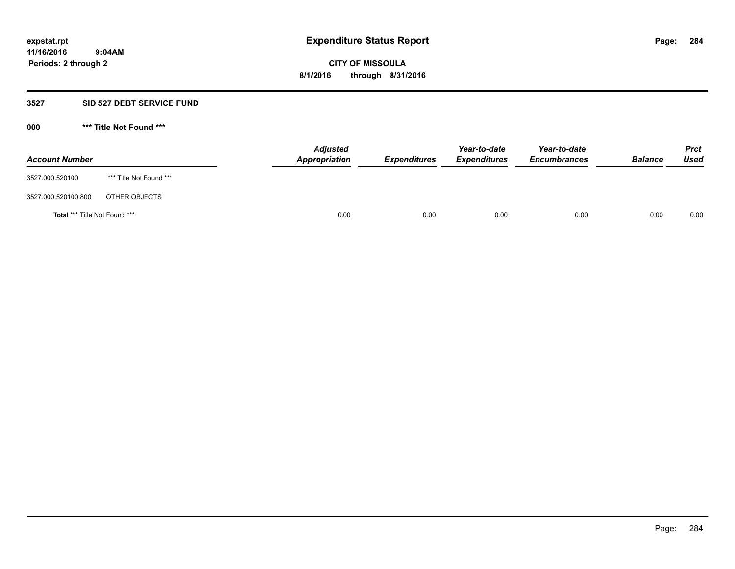expstat.rpt
11/16/2016 9:04AM
Periods: 2 through 2

# Expenditure Status Report

**CITY OF MISSOULA**
**8/1/2016 through 8/31/2016**

## 3527 SID 527 DEBT SERVICE FUND

### 000 *** Title Not Found ***

| Account Number | | Adjusted Appropriation | Expenditures | Year-to-date Expenditures | Year-to-date Encumbrances | Balance | Prct Used |
|---|---|---|---|---|---|---|---|
| 3527.000.520100 | *** Title Not Found *** | | | | | | |
| 3527.000.520100.800 | OTHER OBJECTS | | | | | | |
| **Total** *** Title Not Found *** | | 0.00 | 0.00 | 0.00 | 0.00 | 0.00 | 0.00 |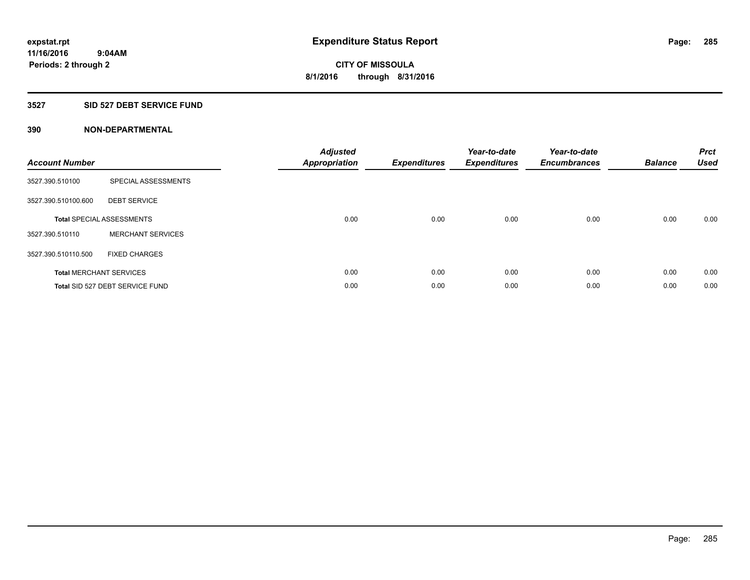# Expenditure Status Report

expstat.rpt
11/16/2016 9:04AM
Periods: 2 through 2

**CITY OF MISSOULA**
**8/1/2016 through 8/31/2016**

## 3527 SID 527 DEBT SERVICE FUND

### 390 NON-DEPARTMENTAL

| Account Number | | Adjusted Appropriation | Expenditures | Year-to-date Expenditures | Year-to-date Encumbrances | Balance | Prct Used |
|---|---|---|---|---|---|---|---|
| 3527.390.510100 | SPECIAL ASSESSMENTS | | | | | | |
| 3527.390.510100.600 | DEBT SERVICE | | | | | | |
| **Total** SPECIAL ASSESSMENTS | | 0.00 | 0.00 | 0.00 | 0.00 | 0.00 | 0.00 |
| 3527.390.510110 | MERCHANT SERVICES | | | | | | |
| 3527.390.510110.500 | FIXED CHARGES | | | | | | |
| **Total** MERCHANT SERVICES | | 0.00 | 0.00 | 0.00 | 0.00 | 0.00 | 0.00 |
| **Total** SID 527 DEBT SERVICE FUND | | 0.00 | 0.00 | 0.00 | 0.00 | 0.00 | 0.00 |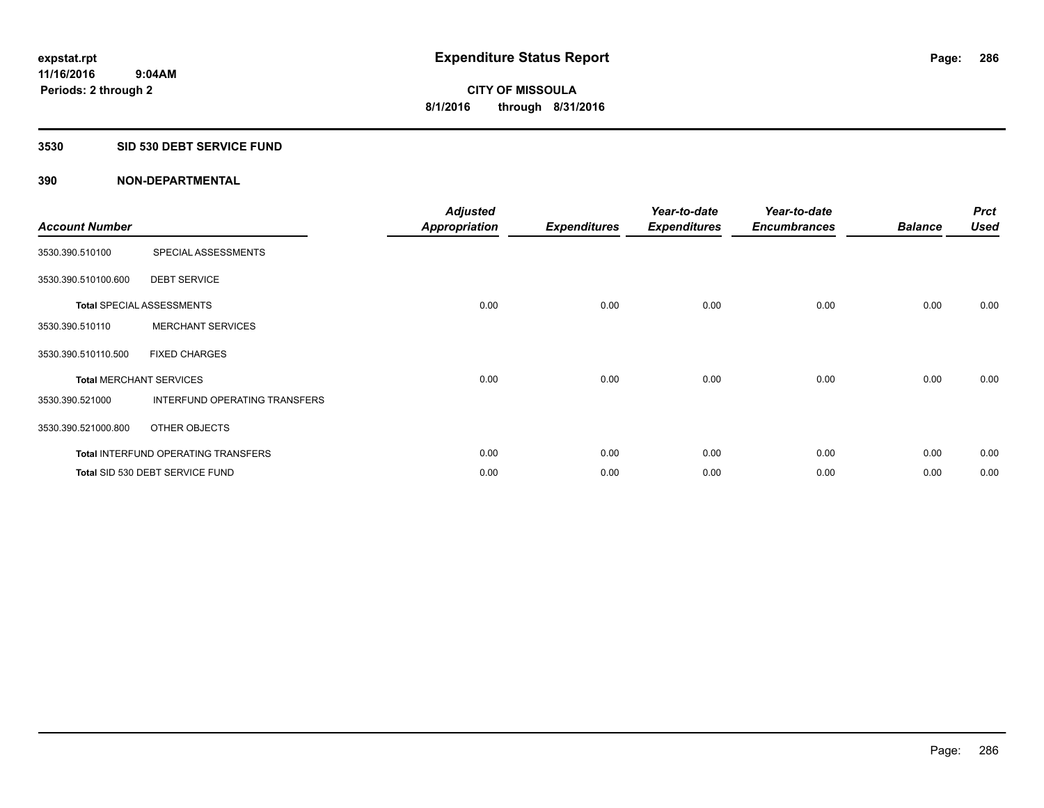expstat.rpt
11/16/2016 9:04AM
Periods: 2 through 2

# Expenditure Status Report

**CITY OF MISSOULA**
**8/1/2016 through 8/31/2016**

## 3530 SID 530 DEBT SERVICE FUND

## 390 NON-DEPARTMENTAL

| Account Number | | Adjusted Appropriation | Expenditures | Year-to-date Expenditures | Year-to-date Encumbrances | Balance | Prct Used |
|---|---|---|---|---|---|---|---|
| 3530.390.510100 | SPECIAL ASSESSMENTS | | | | | | |
| 3530.390.510100.600 | DEBT SERVICE | | | | | | |
| **Total** SPECIAL ASSESSMENTS | | 0.00 | 0.00 | 0.00 | 0.00 | 0.00 | 0.00 |
| 3530.390.510110 | MERCHANT SERVICES | | | | | | |
| 3530.390.510110.500 | FIXED CHARGES | | | | | | |
| **Total** MERCHANT SERVICES | | 0.00 | 0.00 | 0.00 | 0.00 | 0.00 | 0.00 |
| 3530.390.521000 | INTERFUND OPERATING TRANSFERS | | | | | | |
| 3530.390.521000.800 | OTHER OBJECTS | | | | | | |
| **Total** INTERFUND OPERATING TRANSFERS | | 0.00 | 0.00 | 0.00 | 0.00 | 0.00 | 0.00 |
| **Total** SID 530 DEBT SERVICE FUND | | 0.00 | 0.00 | 0.00 | 0.00 | 0.00 | 0.00 |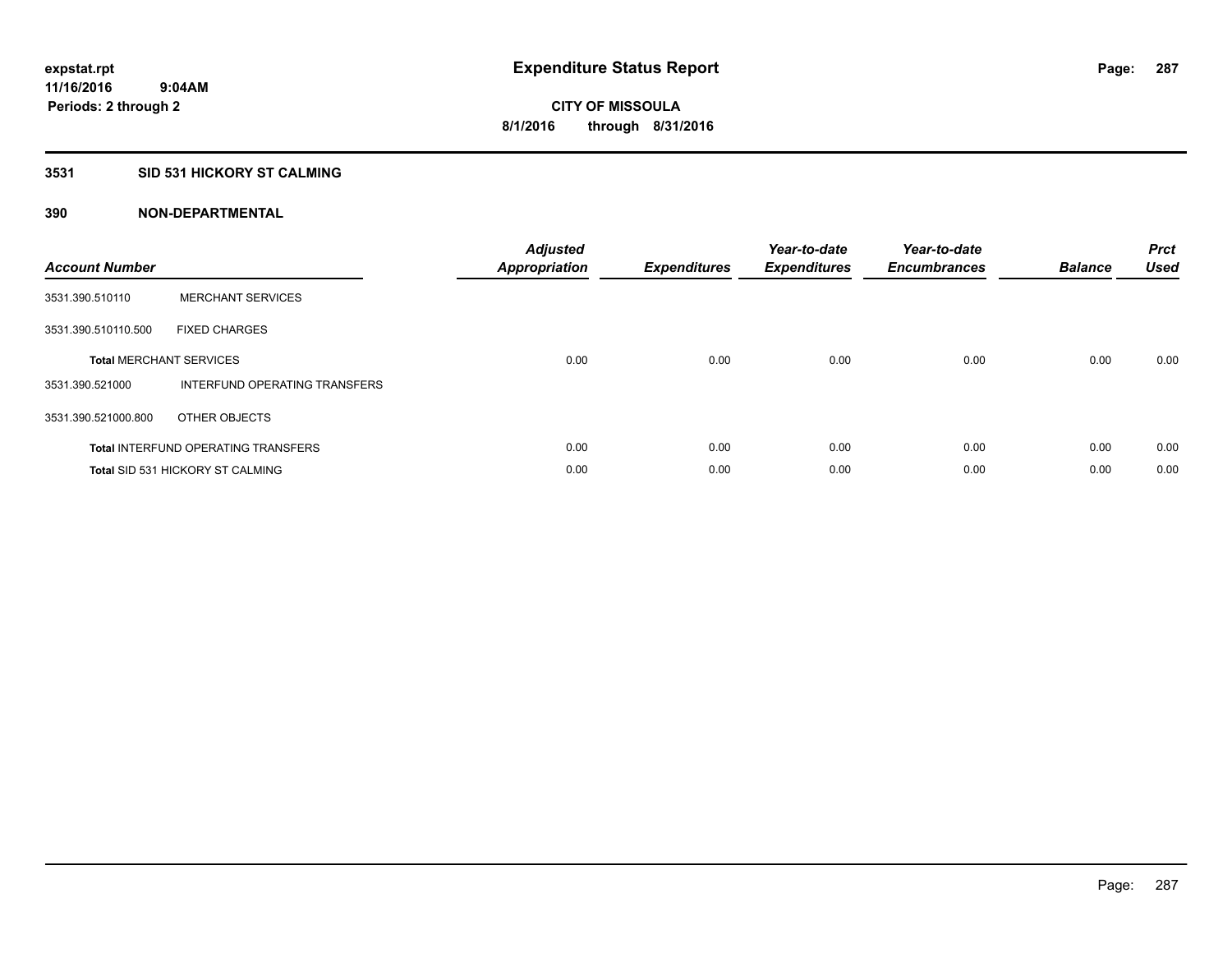**expstat.rpt**
**11/16/2016 9:04AM**
**Periods: 2 through 2**

# Expenditure Status Report

**CITY OF MISSOULA**
**8/1/2016 through 8/31/2016**

## 3531 SID 531 HICKORY ST CALMING

## 390 NON-DEPARTMENTAL

| Account Number | | Adjusted Appropriation | Expenditures | Year-to-date Expenditures | Year-to-date Encumbrances | Balance | Prct Used |
|---|---|---|---|---|---|---|---|
| 3531.390.510110 | MERCHANT SERVICES | | | | | | |
| 3531.390.510110.500 | FIXED CHARGES | | | | | | |
| **Total** MERCHANT SERVICES | | 0.00 | 0.00 | 0.00 | 0.00 | 0.00 | 0.00 |
| 3531.390.521000 | INTERFUND OPERATING TRANSFERS | | | | | | |
| 3531.390.521000.800 | OTHER OBJECTS | | | | | | |
| **Total** INTERFUND OPERATING TRANSFERS | | 0.00 | 0.00 | 0.00 | 0.00 | 0.00 | 0.00 |
| **Total** SID 531 HICKORY ST CALMING | | 0.00 | 0.00 | 0.00 | 0.00 | 0.00 | 0.00 |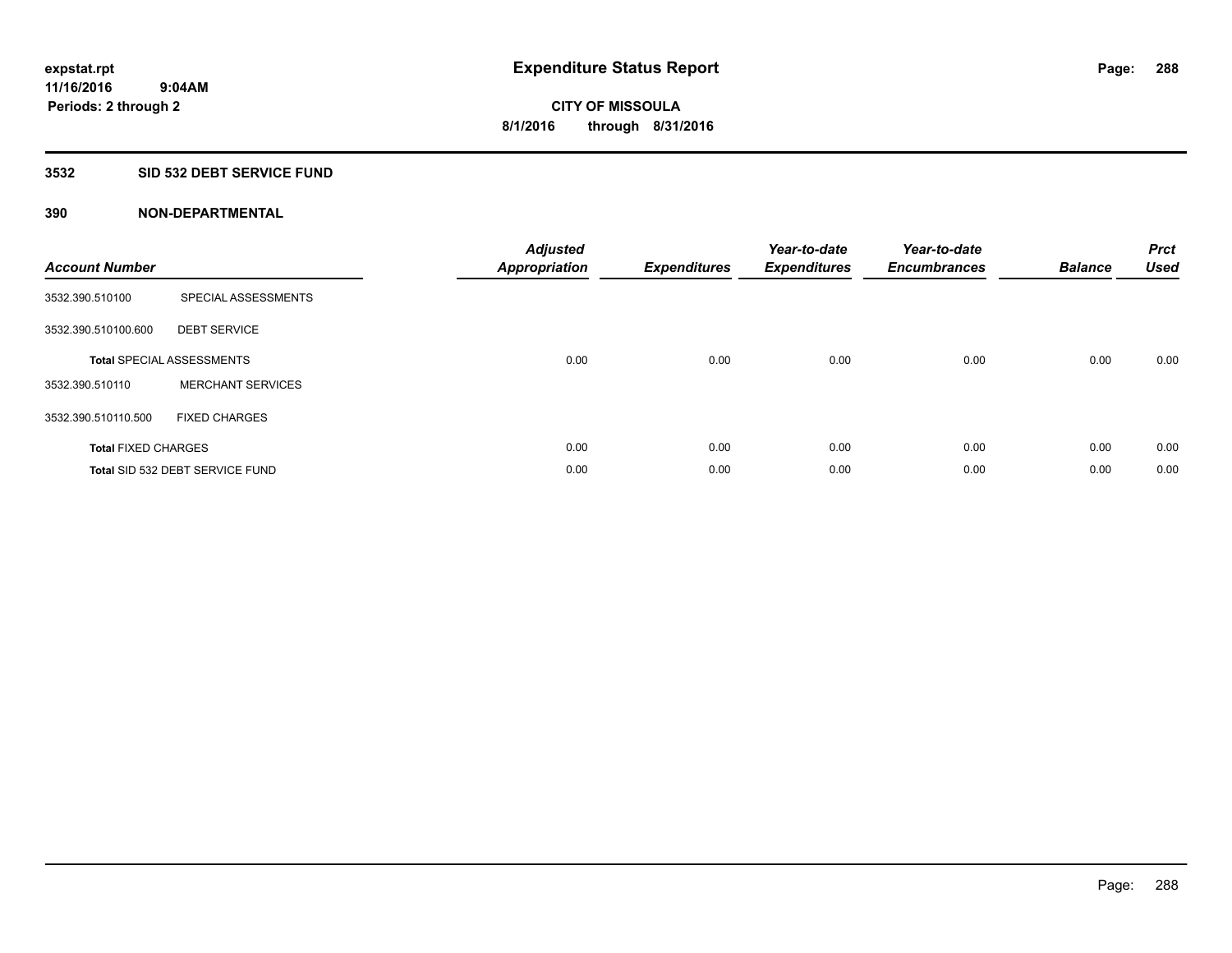expstat.rpt
11/16/2016 9:04AM
Periods: 2 through 2

# Expenditure Status Report

CITY OF MISSOULA
8/1/2016 through 8/31/2016

## 3532 SID 532 DEBT SERVICE FUND

### 390 NON-DEPARTMENTAL

| Account Number | | Adjusted Appropriation | Expenditures | Year-to-date Expenditures | Year-to-date Encumbrances | Balance | Prct Used |
|---|---|---|---|---|---|---|---|
| 3532.390.510100 | SPECIAL ASSESSMENTS | | | | | | |
| 3532.390.510100.600 | DEBT SERVICE | | | | | | |
| **Total** SPECIAL ASSESSMENTS | | 0.00 | 0.00 | 0.00 | 0.00 | 0.00 | 0.00 |
| 3532.390.510110 | MERCHANT SERVICES | | | | | | |
| 3532.390.510110.500 | FIXED CHARGES | | | | | | |
| **Total** FIXED CHARGES | | 0.00 | 0.00 | 0.00 | 0.00 | 0.00 | 0.00 |
| **Total** SID 532 DEBT SERVICE FUND | | 0.00 | 0.00 | 0.00 | 0.00 | 0.00 | 0.00 |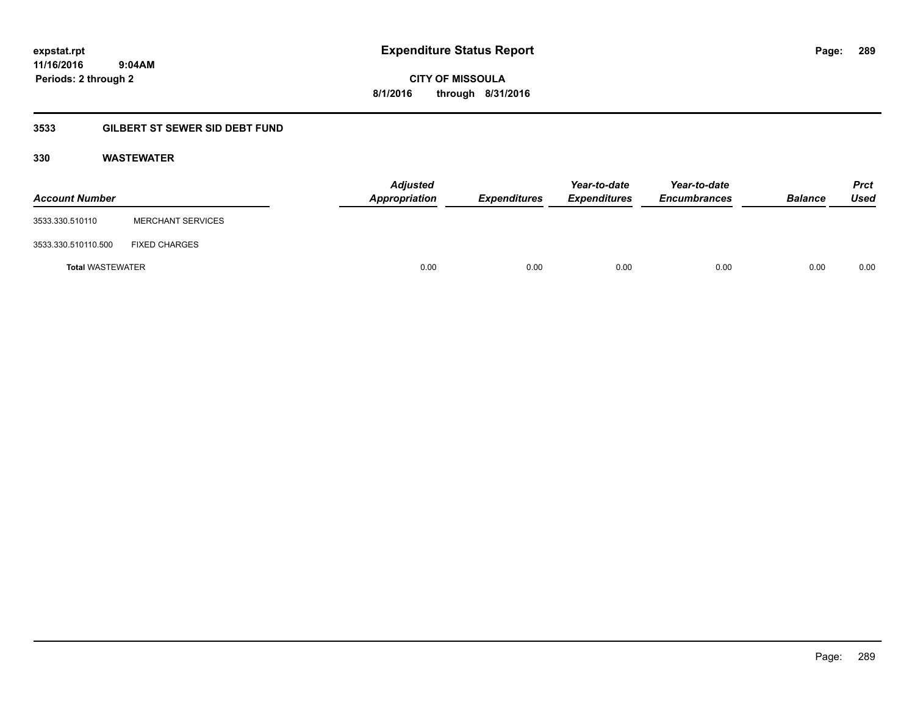# Expenditure Status Report

**CITY OF MISSOULA**

**8/1/2016 through 8/31/2016**

expstat.rpt
11/16/2016 9:04AM
Periods: 2 through 2

## 3533 GILBERT ST SEWER SID DEBT FUND

### 330 WASTEWATER

| Account Number | | Adjusted Appropriation | Expenditures | Year-to-date Expenditures | Year-to-date Encumbrances | Balance | Prct Used |
|---|---|---|---|---|---|---|---|
| 3533.330.510110 | MERCHANT SERVICES | | | | | | |
| 3533.330.510110.500 | FIXED CHARGES | | | | | | |
| **Total** WASTEWATER | | 0.00 | 0.00 | 0.00 | 0.00 | 0.00 | 0.00 |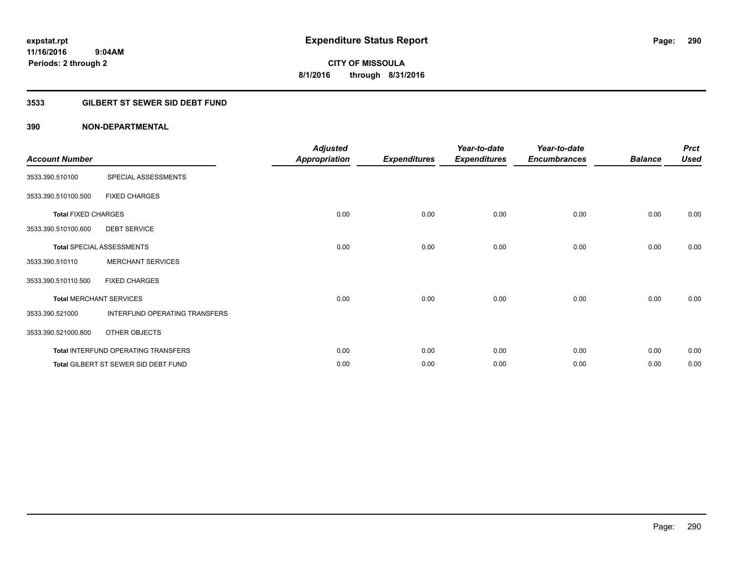# Expenditure Status Report

**CITY OF MISSOULA**
**8/1/2016 through 8/31/2016**

expstat.rpt
11/16/2016 9:04AM
Periods: 2 through 2

## 3533 GILBERT ST SEWER SID DEBT FUND

### 390 NON-DEPARTMENTAL

| Account Number | | Adjusted Appropriation | Expenditures | Year-to-date Expenditures | Year-to-date Encumbrances | Balance | Prct Used |
|---|---|---|---|---|---|---|---|
| 3533.390.510100 | SPECIAL ASSESSMENTS | | | | | | |
| 3533.390.510100.500 | FIXED CHARGES | | | | | | |
| **Total** FIXED CHARGES | | 0.00 | 0.00 | 0.00 | 0.00 | 0.00 | 0.00 |
| 3533.390.510100.600 | DEBT SERVICE | | | | | | |
| **Total** SPECIAL ASSESSMENTS | | 0.00 | 0.00 | 0.00 | 0.00 | 0.00 | 0.00 |
| 3533.390.510110 | MERCHANT SERVICES | | | | | | |
| 3533.390.510110.500 | FIXED CHARGES | | | | | | |
| **Total** MERCHANT SERVICES | | 0.00 | 0.00 | 0.00 | 0.00 | 0.00 | 0.00 |
| 3533.390.521000 | INTERFUND OPERATING TRANSFERS | | | | | | |
| 3533.390.521000.800 | OTHER OBJECTS | | | | | | |
| **Total** INTERFUND OPERATING TRANSFERS | | 0.00 | 0.00 | 0.00 | 0.00 | 0.00 | 0.00 |
| **Total** GILBERT ST SEWER SID DEBT FUND | | 0.00 | 0.00 | 0.00 | 0.00 | 0.00 | 0.00 |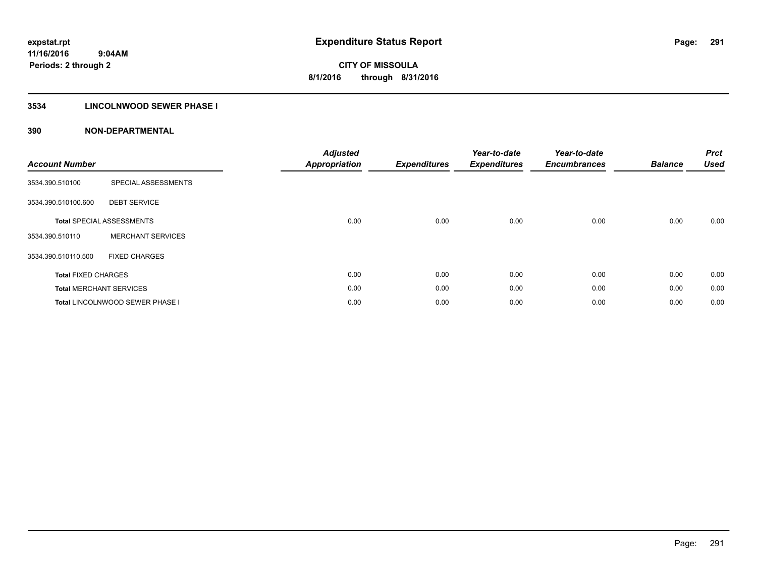expstat.rpt
11/16/2016 9:04AM
Periods: 2 through 2

# Expenditure Status Report

CITY OF MISSOULA
8/1/2016 through 8/31/2016

## 3534 LINCOLNWOOD SEWER PHASE I

## 390 NON-DEPARTMENTAL

| Account Number | | Adjusted Appropriation | Expenditures | Year-to-date Expenditures | Year-to-date Encumbrances | Balance | Prct Used |
|---|---|---|---|---|---|---|---|
| 3534.390.510100 | SPECIAL ASSESSMENTS | | | | | | |
| 3534.390.510100.600 | DEBT SERVICE | | | | | | |
| **Total** SPECIAL ASSESSMENTS | | 0.00 | 0.00 | 0.00 | 0.00 | 0.00 | 0.00 |
| 3534.390.510110 | MERCHANT SERVICES | | | | | | |
| 3534.390.510110.500 | FIXED CHARGES | | | | | | |
| **Total** FIXED CHARGES | | 0.00 | 0.00 | 0.00 | 0.00 | 0.00 | 0.00 |
| **Total** MERCHANT SERVICES | | 0.00 | 0.00 | 0.00 | 0.00 | 0.00 | 0.00 |
| **Total** LINCOLNWOOD SEWER PHASE I | | 0.00 | 0.00 | 0.00 | 0.00 | 0.00 | 0.00 |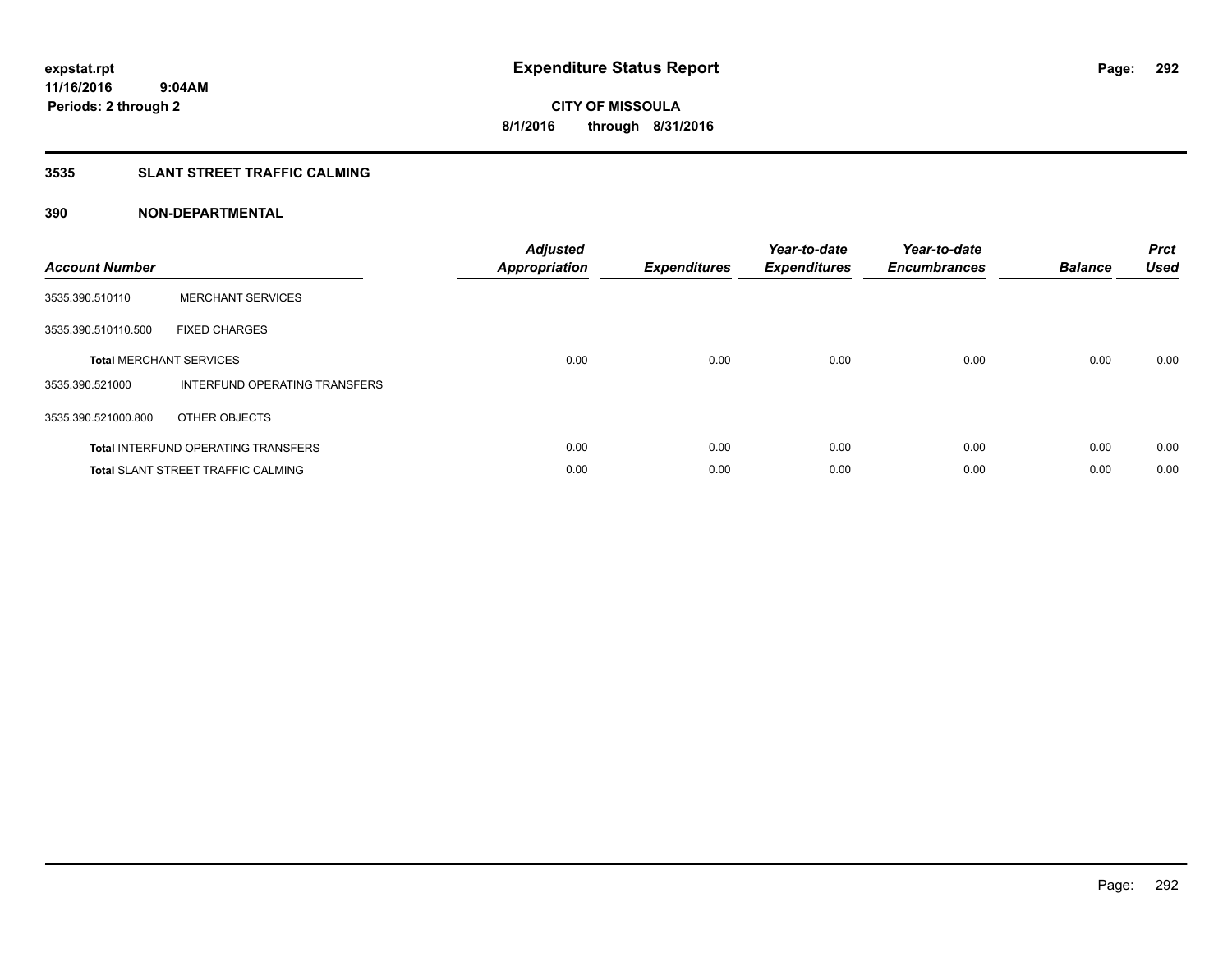expstat.rpt
11/16/2016 9:04AM
Periods: 2 through 2

# Expenditure Status Report

CITY OF MISSOULA
8/1/2016 through 8/31/2016

## 3535 SLANT STREET TRAFFIC CALMING

### 390 NON-DEPARTMENTAL

| Account Number | | Adjusted Appropriation | Expenditures | Year-to-date Expenditures | Year-to-date Encumbrances | Balance | Prct Used |
|---|---|---|---|---|---|---|---|
| 3535.390.510110 | MERCHANT SERVICES | | | | | | |
| 3535.390.510110.500 | FIXED CHARGES | | | | | | |
| **Total** MERCHANT SERVICES | | 0.00 | 0.00 | 0.00 | 0.00 | 0.00 | 0.00 |
| 3535.390.521000 | INTERFUND OPERATING TRANSFERS | | | | | | |
| 3535.390.521000.800 | OTHER OBJECTS | | | | | | |
| **Total** INTERFUND OPERATING TRANSFERS | | 0.00 | 0.00 | 0.00 | 0.00 | 0.00 | 0.00 |
| **Total** SLANT STREET TRAFFIC CALMING | | 0.00 | 0.00 | 0.00 | 0.00 | 0.00 | 0.00 |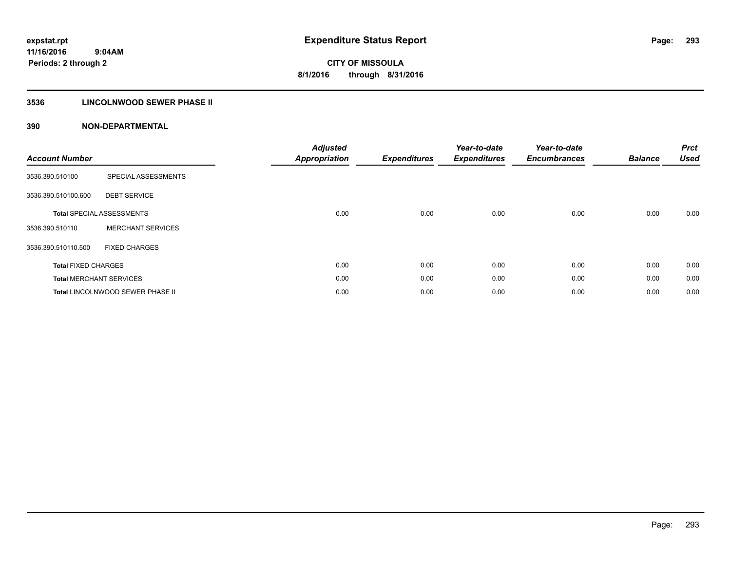**expstat.rpt**
**11/16/2016 9:04AM**
**Periods: 2 through 2**

# Expenditure Status Report

**CITY OF MISSOULA**
**8/1/2016 through 8/31/2016**

## 3536 LINCOLNWOOD SEWER PHASE II

## 390 NON-DEPARTMENTAL

| Account Number | | Adjusted Appropriation | Expenditures | Year-to-date Expenditures | Year-to-date Encumbrances | Balance | Prct Used |
|---|---|---|---|---|---|---|---|
| 3536.390.510100 | SPECIAL ASSESSMENTS | | | | | | |
| 3536.390.510100.600 | DEBT SERVICE | | | | | | |
| **Total** SPECIAL ASSESSMENTS | | 0.00 | 0.00 | 0.00 | 0.00 | 0.00 | 0.00 |
| 3536.390.510110 | MERCHANT SERVICES | | | | | | |
| 3536.390.510110.500 | FIXED CHARGES | | | | | | |
| **Total** FIXED CHARGES | | 0.00 | 0.00 | 0.00 | 0.00 | 0.00 | 0.00 |
| **Total** MERCHANT SERVICES | | 0.00 | 0.00 | 0.00 | 0.00 | 0.00 | 0.00 |
| **Total** LINCOLNWOOD SEWER PHASE II | | 0.00 | 0.00 | 0.00 | 0.00 | 0.00 | 0.00 |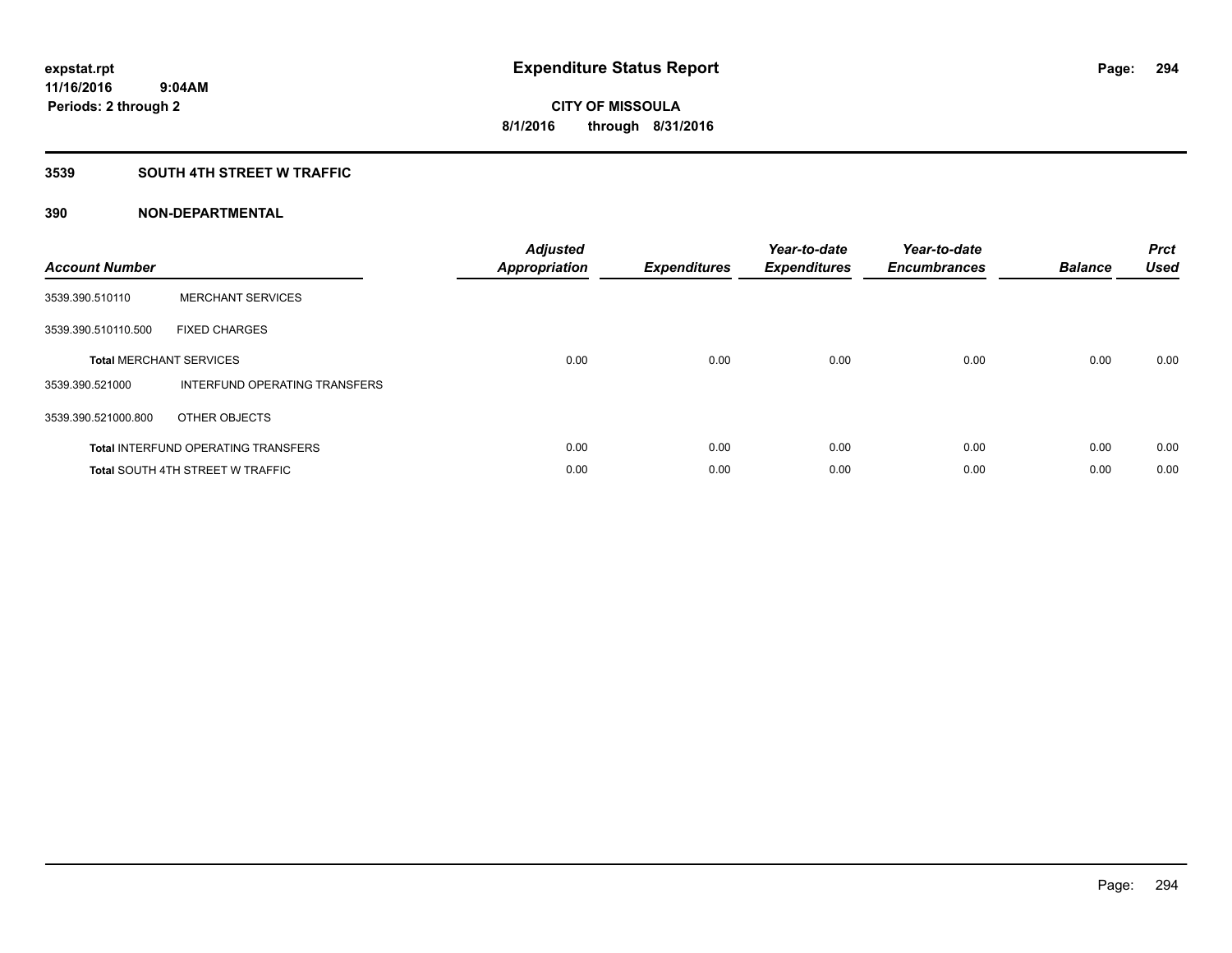expstat.rpt
11/16/2016 9:04AM
Periods: 2 through 2

# Expenditure Status Report

**CITY OF MISSOULA**
**8/1/2016 through 8/31/2016**

## 3539 SOUTH 4TH STREET W TRAFFIC

### 390 NON-DEPARTMENTAL

| Account Number | | Adjusted Appropriation | Expenditures | Year-to-date Expenditures | Year-to-date Encumbrances | Balance | Prct Used |
|---|---|---|---|---|---|---|---|
| 3539.390.510110 | MERCHANT SERVICES | | | | | | |
| 3539.390.510110.500 | FIXED CHARGES | | | | | | |
| **Total** MERCHANT SERVICES | | 0.00 | 0.00 | 0.00 | 0.00 | 0.00 | 0.00 |
| 3539.390.521000 | INTERFUND OPERATING TRANSFERS | | | | | | |
| 3539.390.521000.800 | OTHER OBJECTS | | | | | | |
| **Total** INTERFUND OPERATING TRANSFERS | | 0.00 | 0.00 | 0.00 | 0.00 | 0.00 | 0.00 |
| **Total** SOUTH 4TH STREET W TRAFFIC | | 0.00 | 0.00 | 0.00 | 0.00 | 0.00 | 0.00 |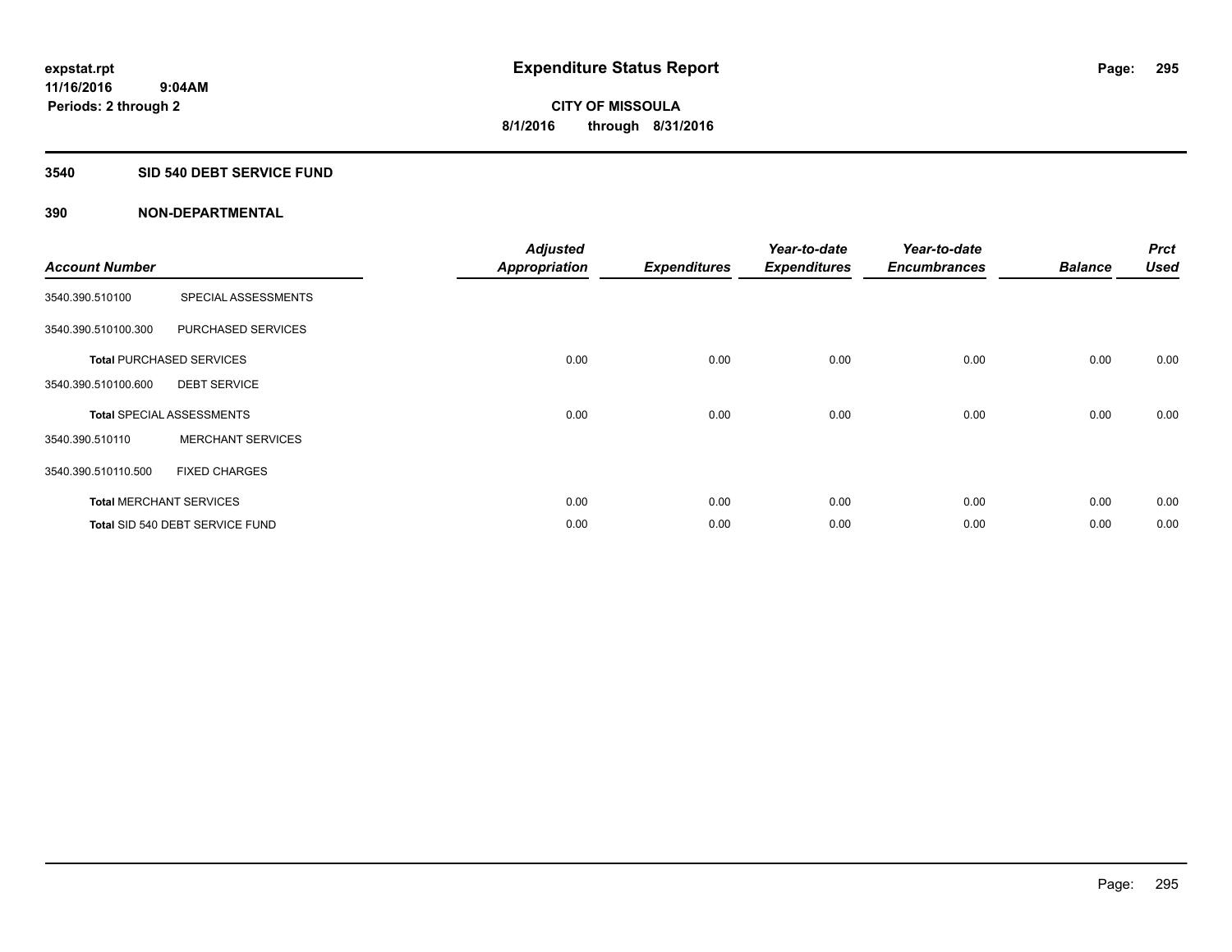**expstat.rpt**
**11/16/2016 9:04AM**
**Periods: 2 through 2**

# Expenditure Status Report

**CITY OF MISSOULA**
**8/1/2016 through 8/31/2016**

## 3540 SID 540 DEBT SERVICE FUND

### 390 NON-DEPARTMENTAL

| Account Number | | Adjusted Appropriation | Expenditures | Year-to-date Expenditures | Year-to-date Encumbrances | Balance | Prct Used |
|---|---|---|---|---|---|---|---|
| 3540.390.510100 | SPECIAL ASSESSMENTS | | | | | | |
| 3540.390.510100.300 | PURCHASED SERVICES | | | | | | |
| **Total** PURCHASED SERVICES | | 0.00 | 0.00 | 0.00 | 0.00 | 0.00 | 0.00 |
| 3540.390.510100.600 | DEBT SERVICE | | | | | | |
| **Total** SPECIAL ASSESSMENTS | | 0.00 | 0.00 | 0.00 | 0.00 | 0.00 | 0.00 |
| 3540.390.510110 | MERCHANT SERVICES | | | | | | |
| 3540.390.510110.500 | FIXED CHARGES | | | | | | |
| **Total** MERCHANT SERVICES | | 0.00 | 0.00 | 0.00 | 0.00 | 0.00 | 0.00 |
| **Total** SID 540 DEBT SERVICE FUND | | 0.00 | 0.00 | 0.00 | 0.00 | 0.00 | 0.00 |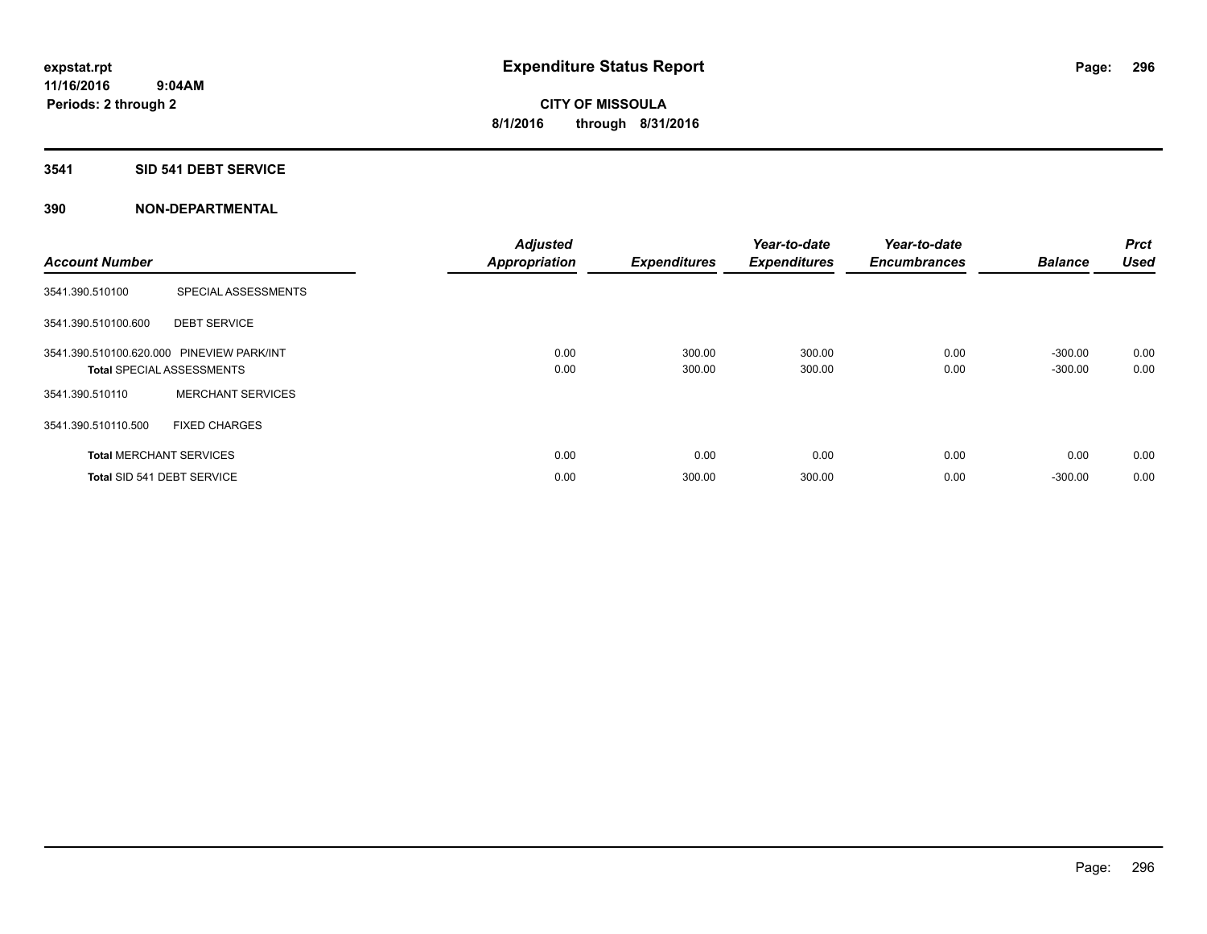expstat.rpt
11/16/2016 9:04AM
Periods: 2 through 2

# Expenditure Status Report

**CITY OF MISSOULA**
**8/1/2016 through 8/31/2016**

## 3541 SID 541 DEBT SERVICE

### 390 NON-DEPARTMENTAL

| Account Number | | Adjusted Appropriation | Expenditures | Year-to-date Expenditures | Year-to-date Encumbrances | Balance | Prct Used |
|---|---|---|---|---|---|---|---|
| 3541.390.510100 | SPECIAL ASSESSMENTS | | | | | | |
| 3541.390.510100.600 | DEBT SERVICE | | | | | | |
| 3541.390.510100.620.000 | PINEVIEW PARK/INT | 0.00 | 300.00 | 300.00 | 0.00 | -300.00 | 0.00 |
| **Total** SPECIAL ASSESSMENTS | | 0.00 | 300.00 | 300.00 | 0.00 | -300.00 | 0.00 |
| 3541.390.510110 | MERCHANT SERVICES | | | | | | |
| 3541.390.510110.500 | FIXED CHARGES | | | | | | |
| **Total** MERCHANT SERVICES | | 0.00 | 0.00 | 0.00 | 0.00 | 0.00 | 0.00 |
| **Total** SID 541 DEBT SERVICE | | 0.00 | 300.00 | 300.00 | 0.00 | -300.00 | 0.00 |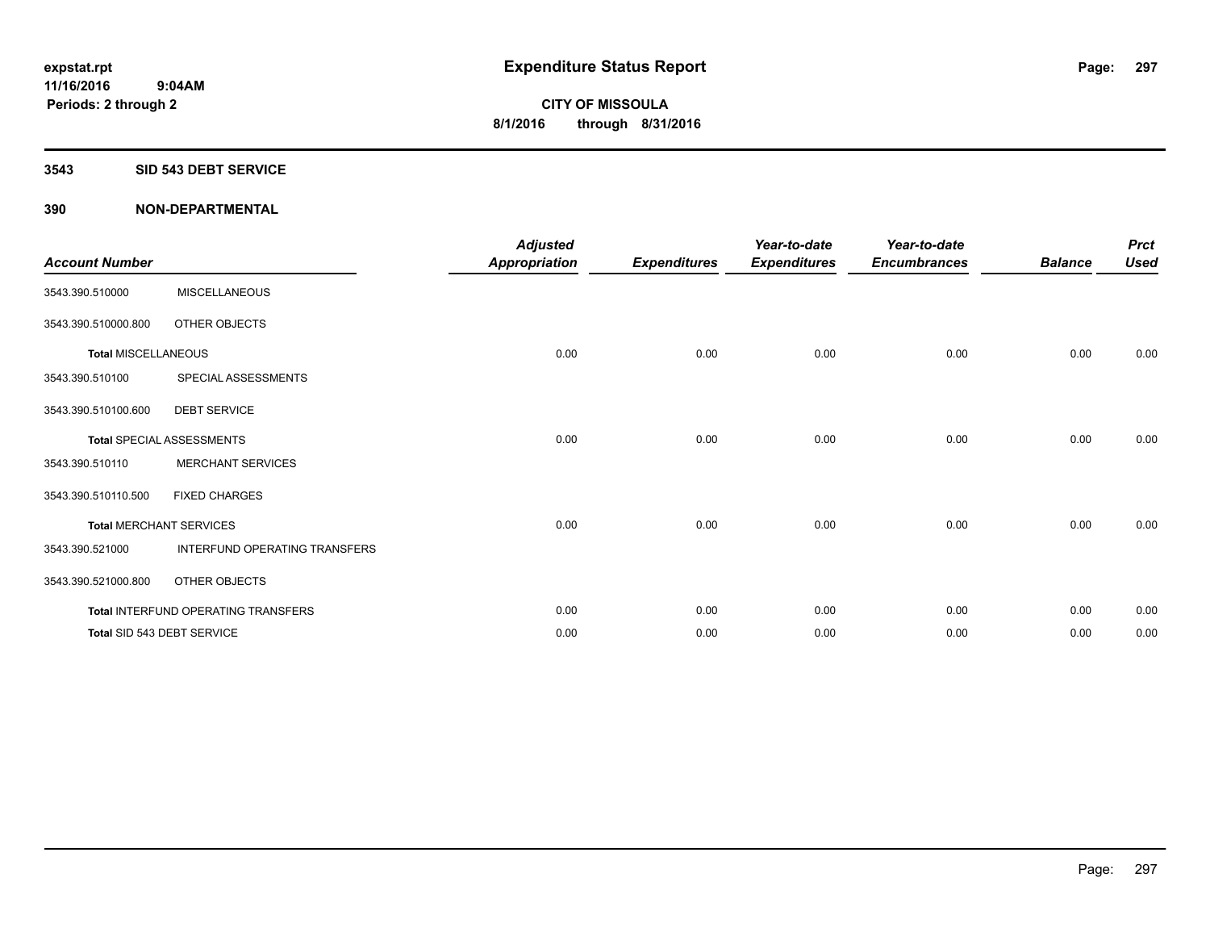**expstat.rpt**
**11/16/2016 9:04AM**
**Periods: 2 through 2**

# Expenditure Status Report

**CITY OF MISSOULA**
**8/1/2016 through 8/31/2016**

## 3543 SID 543 DEBT SERVICE

## 390 NON-DEPARTMENTAL

| Account Number | | Adjusted Appropriation | Expenditures | Year-to-date Expenditures | Year-to-date Encumbrances | Balance | Prct Used |
|---|---|---|---|---|---|---|---|
| 3543.390.510000 | MISCELLANEOUS | | | | | | |
| 3543.390.510000.800 | OTHER OBJECTS | | | | | | |
| **Total** MISCELLANEOUS | | 0.00 | 0.00 | 0.00 | 0.00 | 0.00 | 0.00 |
| 3543.390.510100 | SPECIAL ASSESSMENTS | | | | | | |
| 3543.390.510100.600 | DEBT SERVICE | | | | | | |
| **Total** SPECIAL ASSESSMENTS | | 0.00 | 0.00 | 0.00 | 0.00 | 0.00 | 0.00 |
| 3543.390.510110 | MERCHANT SERVICES | | | | | | |
| 3543.390.510110.500 | FIXED CHARGES | | | | | | |
| **Total** MERCHANT SERVICES | | 0.00 | 0.00 | 0.00 | 0.00 | 0.00 | 0.00 |
| 3543.390.521000 | INTERFUND OPERATING TRANSFERS | | | | | | |
| 3543.390.521000.800 | OTHER OBJECTS | | | | | | |
| **Total** INTERFUND OPERATING TRANSFERS | | 0.00 | 0.00 | 0.00 | 0.00 | 0.00 | 0.00 |
| **Total** SID 543 DEBT SERVICE | | 0.00 | 0.00 | 0.00 | 0.00 | 0.00 | 0.00 |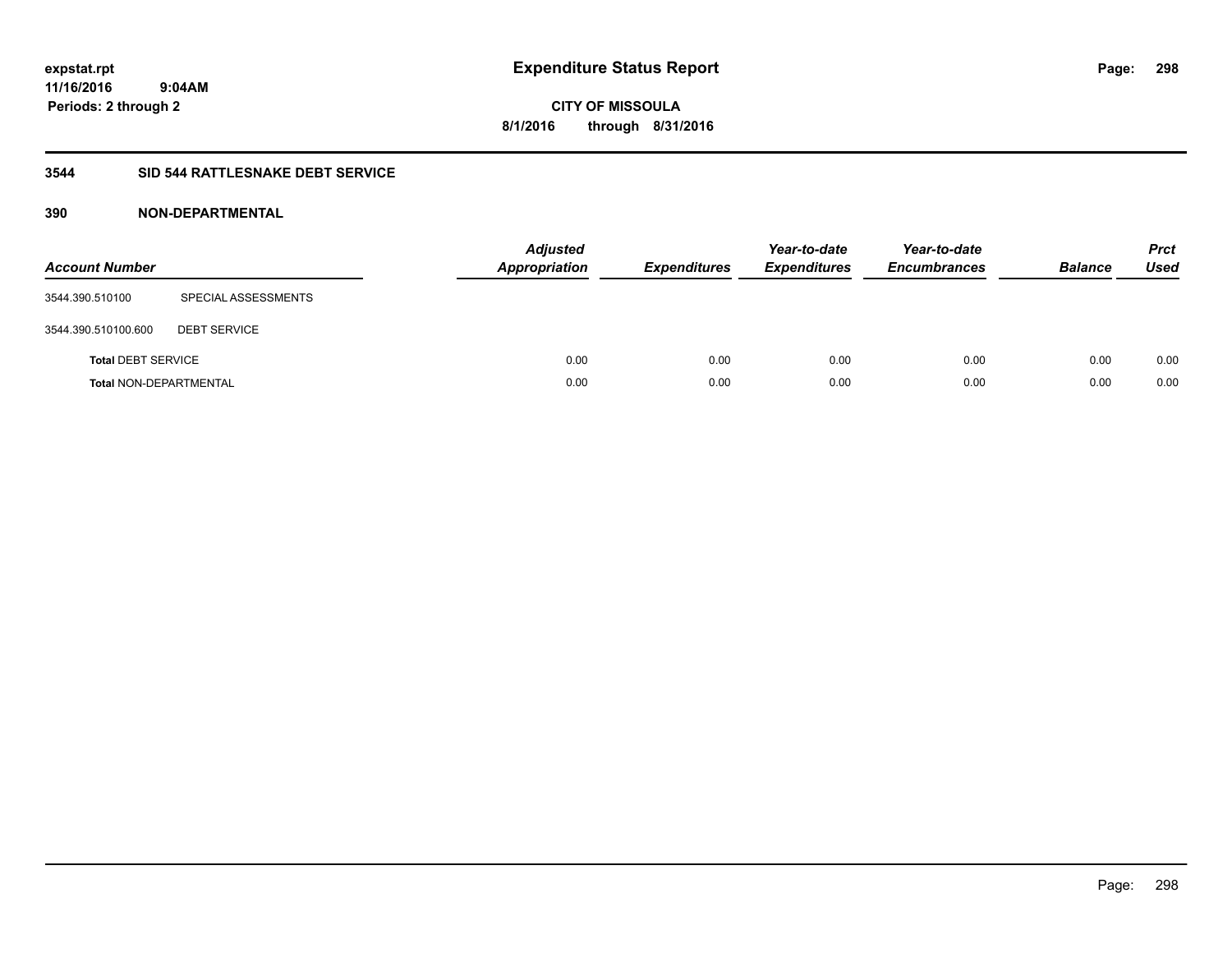expstat.rpt
11/16/2016 9:04AM
Periods: 2 through 2

# Expenditure Status Report

CITY OF MISSOULA
8/1/2016 through 8/31/2016

## 3544 SID 544 RATTLESNAKE DEBT SERVICE

### 390 NON-DEPARTMENTAL

| Account Number | | Adjusted Appropriation | Expenditures | Year-to-date Expenditures | Year-to-date Encumbrances | Balance | Prct Used |
|---|---|---|---|---|---|---|---|
| 3544.390.510100 | SPECIAL ASSESSMENTS | | | | | | |
| 3544.390.510100.600 | DEBT SERVICE | | | | | | |
| Total DEBT SERVICE | | 0.00 | 0.00 | 0.00 | 0.00 | 0.00 | 0.00 |
| Total NON-DEPARTMENTAL | | 0.00 | 0.00 | 0.00 | 0.00 | 0.00 | 0.00 |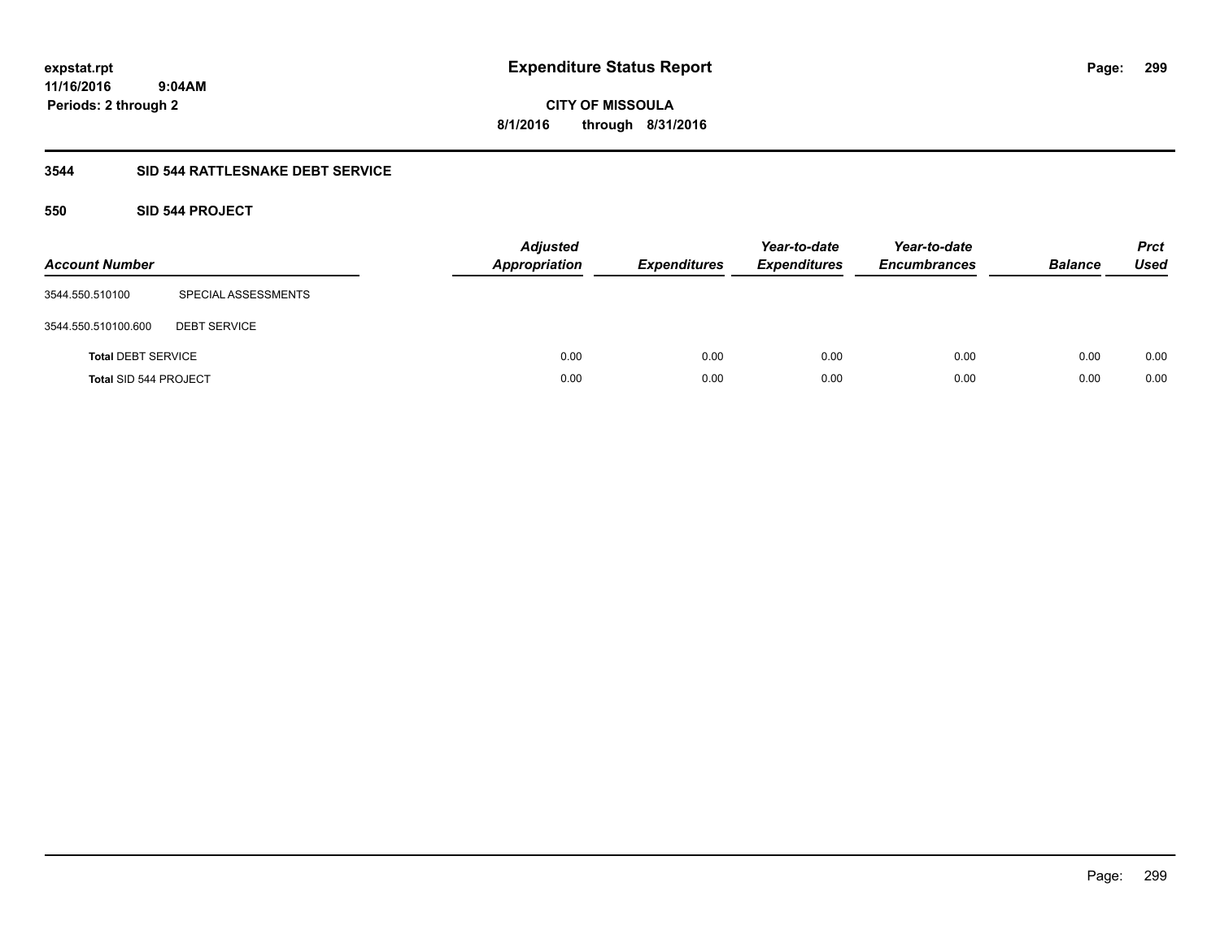**expstat.rpt**
**11/16/2016 9:04AM**
**Periods: 2 through 2**

# Expenditure Status Report

**CITY OF MISSOULA**
**8/1/2016 through 8/31/2016**

## 3544 SID 544 RATTLESNAKE DEBT SERVICE

### 550 SID 544 PROJECT

| Account Number | | Adjusted Appropriation | Expenditures | Year-to-date Expenditures | Year-to-date Encumbrances | Balance | Prct Used |
|---|---|---|---|---|---|---|---|
| 3544.550.510100 | SPECIAL ASSESSMENTS | | | | | | |
| 3544.550.510100.600 | DEBT SERVICE | | | | | | |
| **Total** DEBT SERVICE | | 0.00 | 0.00 | 0.00 | 0.00 | 0.00 | 0.00 |
| **Total** SID 544 PROJECT | | 0.00 | 0.00 | 0.00 | 0.00 | 0.00 | 0.00 |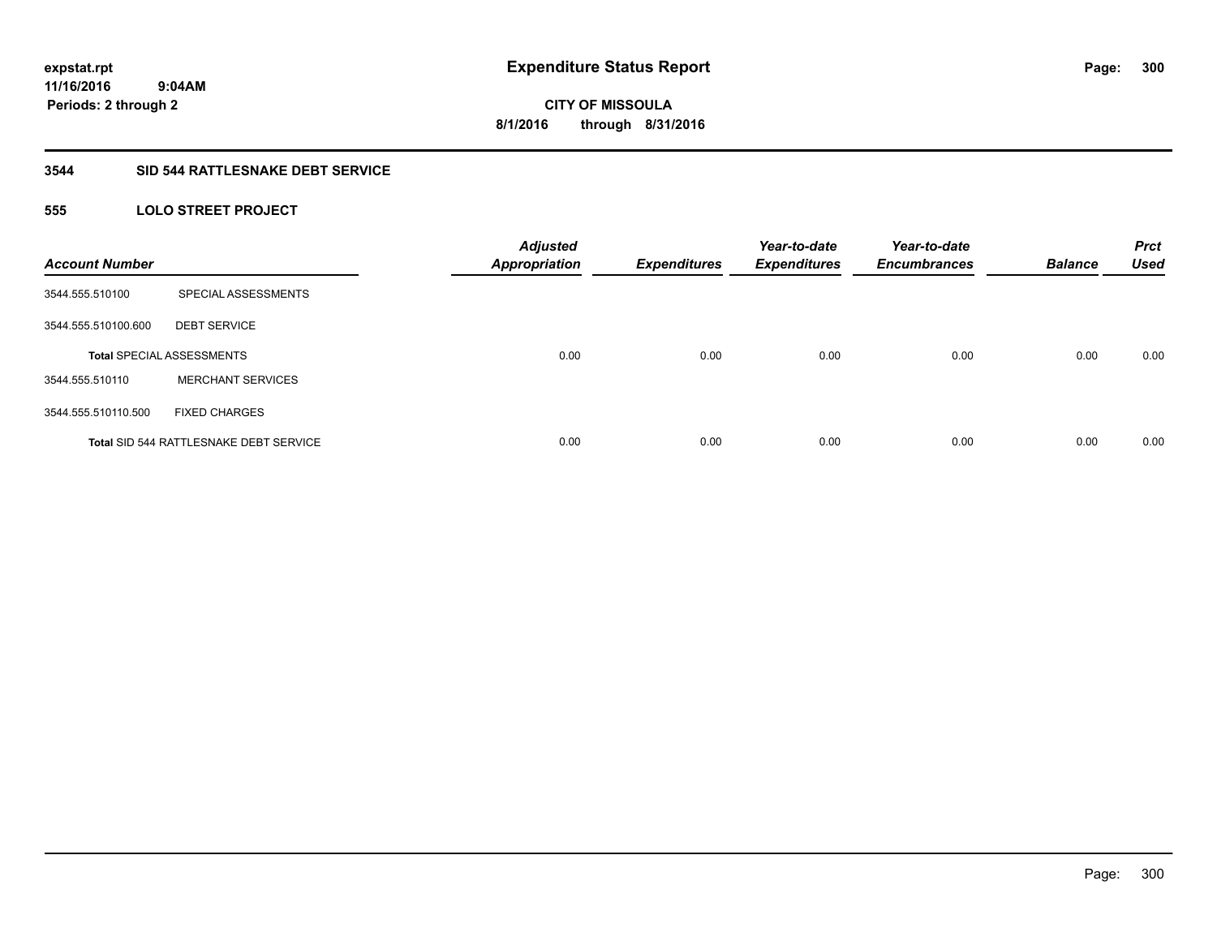# Expenditure Status Report

expstat.rpt
11/16/2016 9:04AM
Periods: 2 through 2

**CITY OF MISSOULA**
**8/1/2016 through 8/31/2016**

## 3544 SID 544 RATTLESNAKE DEBT SERVICE

### 555 LOLO STREET PROJECT

| Account Number | | Adjusted Appropriation | Expenditures | Year-to-date Expenditures | Year-to-date Encumbrances | Balance | Prct Used |
|---|---|---|---|---|---|---|---|
| 3544.555.510100 | SPECIAL ASSESSMENTS | | | | | | |
| 3544.555.510100.600 | DEBT SERVICE | | | | | | |
| **Total** SPECIAL ASSESSMENTS | | 0.00 | 0.00 | 0.00 | 0.00 | 0.00 | 0.00 |
| 3544.555.510110 | MERCHANT SERVICES | | | | | | |
| 3544.555.510110.500 | FIXED CHARGES | | | | | | |
| **Total** SID 544 RATTLESNAKE DEBT SERVICE | | 0.00 | 0.00 | 0.00 | 0.00 | 0.00 | 0.00 |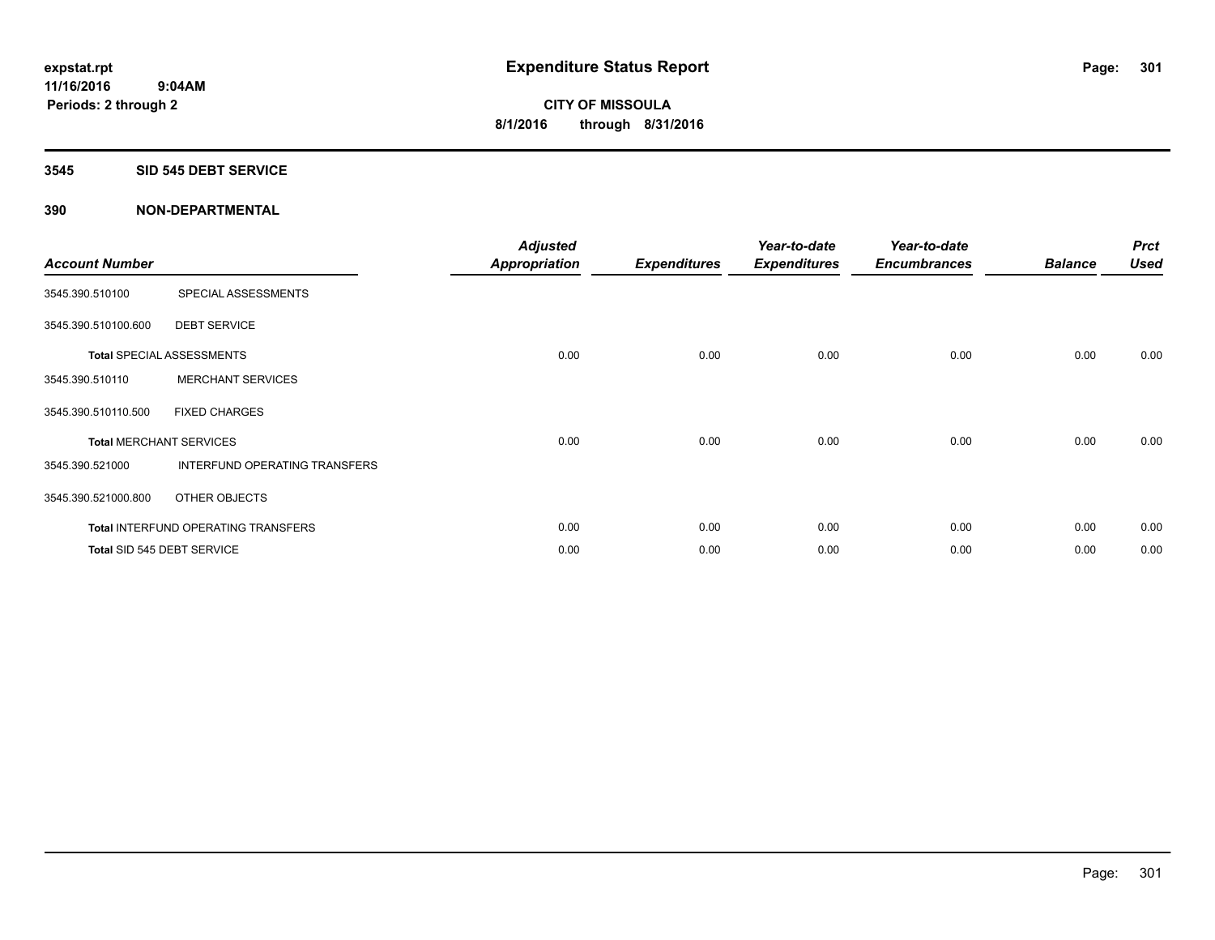**expstat.rpt**
**11/16/2016 9:04AM**
**Periods: 2 through 2**

# Expenditure Status Report

**CITY OF MISSOULA**
**8/1/2016 through 8/31/2016**

## 3545 SID 545 DEBT SERVICE

### 390 NON-DEPARTMENTAL

| Account Number | | Adjusted Appropriation | Expenditures | Year-to-date Expenditures | Year-to-date Encumbrances | Balance | Prct Used |
|---|---|---|---|---|---|---|---|
| 3545.390.510100 | SPECIAL ASSESSMENTS | | | | | | |
| 3545.390.510100.600 | DEBT SERVICE | | | | | | |
| Total SPECIAL ASSESSMENTS | | 0.00 | 0.00 | 0.00 | 0.00 | 0.00 | 0.00 |
| 3545.390.510110 | MERCHANT SERVICES | | | | | | |
| 3545.390.510110.500 | FIXED CHARGES | | | | | | |
| Total MERCHANT SERVICES | | 0.00 | 0.00 | 0.00 | 0.00 | 0.00 | 0.00 |
| 3545.390.521000 | INTERFUND OPERATING TRANSFERS | | | | | | |
| 3545.390.521000.800 | OTHER OBJECTS | | | | | | |
| Total INTERFUND OPERATING TRANSFERS | | 0.00 | 0.00 | 0.00 | 0.00 | 0.00 | 0.00 |
| Total SID 545 DEBT SERVICE | | 0.00 | 0.00 | 0.00 | 0.00 | 0.00 | 0.00 |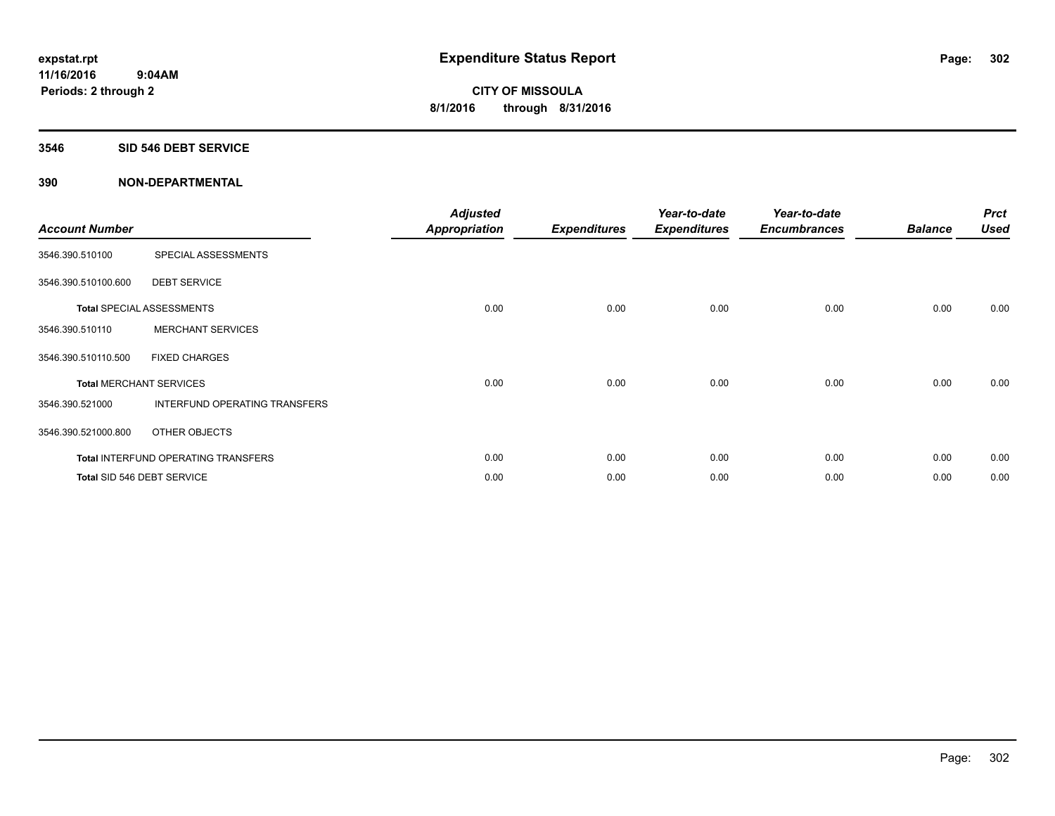# Expenditure Status Report

expstat.rpt
11/16/2016 9:04AM
Periods: 2 through 2

**CITY OF MISSOULA**
**8/1/2016 through 8/31/2016**

## 3546 SID 546 DEBT SERVICE

### 390 NON-DEPARTMENTAL

| Account Number | | Adjusted Appropriation | Expenditures | Year-to-date Expenditures | Year-to-date Encumbrances | Balance | Prct Used |
|---|---|---|---|---|---|---|---|
| 3546.390.510100 | SPECIAL ASSESSMENTS | | | | | | |
| 3546.390.510100.600 | DEBT SERVICE | | | | | | |
| **Total** SPECIAL ASSESSMENTS | | 0.00 | 0.00 | 0.00 | 0.00 | 0.00 | 0.00 |
| 3546.390.510110 | MERCHANT SERVICES | | | | | | |
| 3546.390.510110.500 | FIXED CHARGES | | | | | | |
| **Total** MERCHANT SERVICES | | 0.00 | 0.00 | 0.00 | 0.00 | 0.00 | 0.00 |
| 3546.390.521000 | INTERFUND OPERATING TRANSFERS | | | | | | |
| 3546.390.521000.800 | OTHER OBJECTS | | | | | | |
| **Total** INTERFUND OPERATING TRANSFERS | | 0.00 | 0.00 | 0.00 | 0.00 | 0.00 | 0.00 |
| **Total** SID 546 DEBT SERVICE | | 0.00 | 0.00 | 0.00 | 0.00 | 0.00 | 0.00 |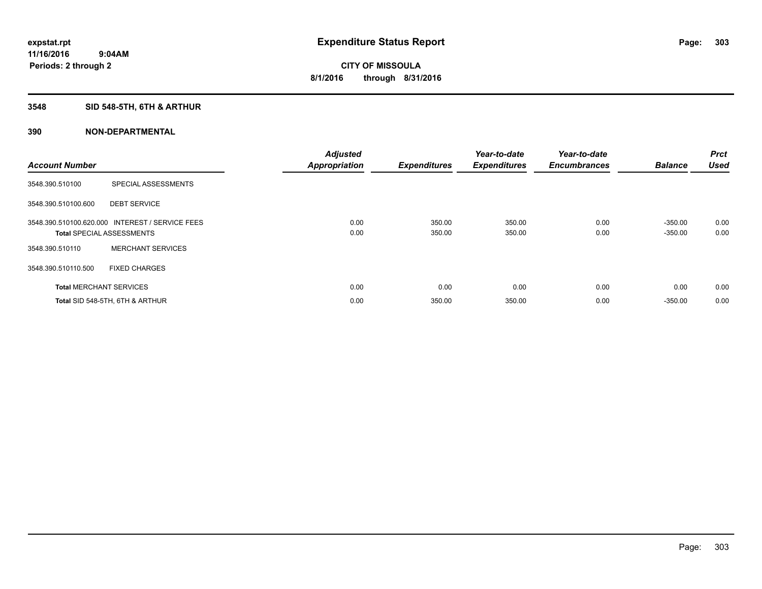# Expenditure Status Report

**CITY OF MISSOULA**

**8/1/2016 through 8/31/2016**

expstat.rpt
11/16/2016 9:04AM
Periods: 2 through 2

## 3548 SID 548-5TH, 6TH & ARTHUR

### 390 NON-DEPARTMENTAL

| Account Number | | Adjusted Appropriation | Expenditures | Year-to-date Expenditures | Year-to-date Encumbrances | Balance | Prct Used |
|---|---|---|---|---|---|---|---|
| 3548.390.510100 | SPECIAL ASSESSMENTS | | | | | | |
| 3548.390.510100.600 | DEBT SERVICE | | | | | | |
| 3548.390.510100.620.000 | INTEREST / SERVICE FEES | 0.00 | 350.00 | 350.00 | 0.00 | -350.00 | 0.00 |
| **Total** SPECIAL ASSESSMENTS | | 0.00 | 350.00 | 350.00 | 0.00 | -350.00 | 0.00 |
| 3548.390.510110 | MERCHANT SERVICES | | | | | | |
| 3548.390.510110.500 | FIXED CHARGES | | | | | | |
| **Total** MERCHANT SERVICES | | 0.00 | 0.00 | 0.00 | 0.00 | 0.00 | 0.00 |
| **Total** SID 548-5TH, 6TH & ARTHUR | | 0.00 | 350.00 | 350.00 | 0.00 | -350.00 | 0.00 |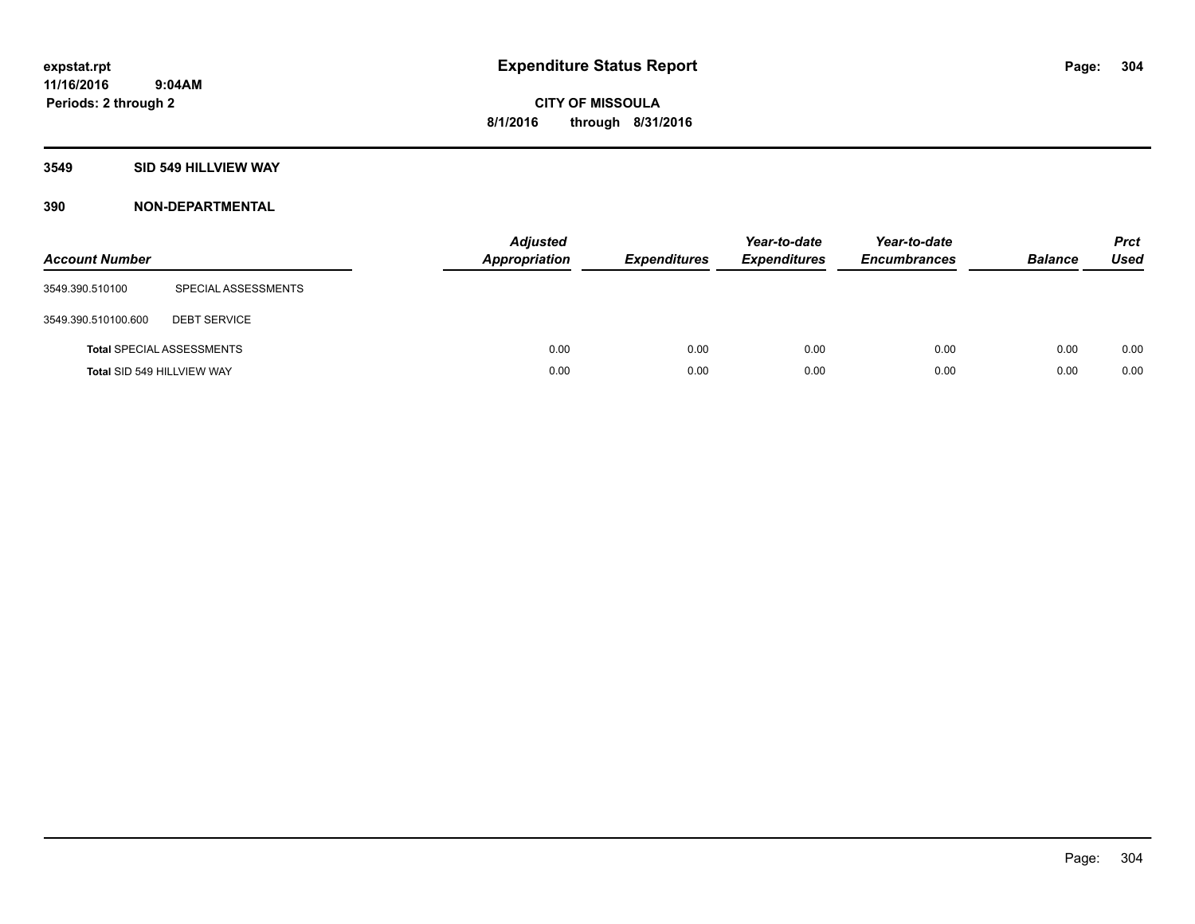# Expenditure Status Report

expstat.rpt
11/16/2016 9:04AM
Periods: 2 through 2

CITY OF MISSOULA
8/1/2016 through 8/31/2016

## 3549 SID 549 HILLVIEW WAY

### 390 NON-DEPARTMENTAL

| Account Number | | Adjusted Appropriation | Expenditures | Year-to-date Expenditures | Year-to-date Encumbrances | Balance | Prct Used |
|---|---|---|---|---|---|---|---|
| 3549.390.510100 | SPECIAL ASSESSMENTS | | | | | | |
| 3549.390.510100.600 | DEBT SERVICE | | | | | | |
| **Total** SPECIAL ASSESSMENTS | | 0.00 | 0.00 | 0.00 | 0.00 | 0.00 | 0.00 |
| **Total** SID 549 HILLVIEW WAY | | 0.00 | 0.00 | 0.00 | 0.00 | 0.00 | 0.00 |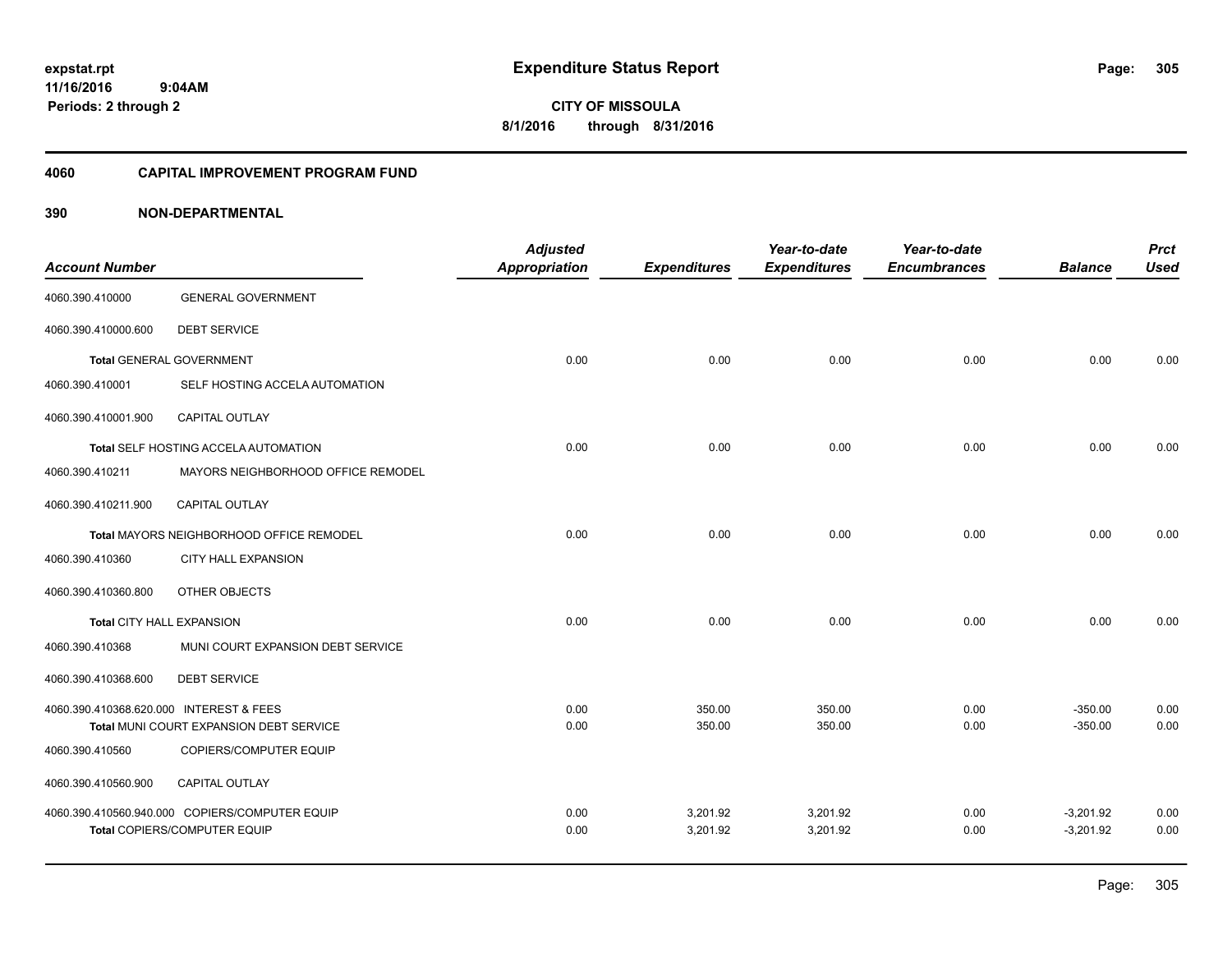expstat.rpt
11/16/2016 9:04AM
Periods: 2 through 2

# Expenditure Status Report

**CITY OF MISSOULA**
**8/1/2016 through 8/31/2016**

## 4060 CAPITAL IMPROVEMENT PROGRAM FUND

### 390 NON-DEPARTMENTAL

| Account Number | | Adjusted Appropriation | Expenditures | Year-to-date Expenditures | Year-to-date Encumbrances | Balance | Prct Used |
|---|---|---|---|---|---|---|---|
| 4060.390.410000 | GENERAL GOVERNMENT | | | | | | |
| 4060.390.410000.600 | DEBT SERVICE | | | | | | |
| **Total** GENERAL GOVERNMENT | | 0.00 | 0.00 | 0.00 | 0.00 | 0.00 | 0.00 |
| 4060.390.410001 | SELF HOSTING ACCELA AUTOMATION | | | | | | |
| 4060.390.410001.900 | CAPITAL OUTLAY | | | | | | |
| **Total** SELF HOSTING ACCELA AUTOMATION | | 0.00 | 0.00 | 0.00 | 0.00 | 0.00 | 0.00 |
| 4060.390.410211 | MAYORS NEIGHBORHOOD OFFICE REMODEL | | | | | | |
| 4060.390.410211.900 | CAPITAL OUTLAY | | | | | | |
| **Total** MAYORS NEIGHBORHOOD OFFICE REMODEL | | 0.00 | 0.00 | 0.00 | 0.00 | 0.00 | 0.00 |
| 4060.390.410360 | CITY HALL EXPANSION | | | | | | |
| 4060.390.410360.800 | OTHER OBJECTS | | | | | | |
| **Total** CITY HALL EXPANSION | | 0.00 | 0.00 | 0.00 | 0.00 | 0.00 | 0.00 |
| 4060.390.410368 | MUNI COURT EXPANSION DEBT SERVICE | | | | | | |
| 4060.390.410368.600 | DEBT SERVICE | | | | | | |
| 4060.390.410368.620.000 | INTEREST & FEES | 0.00 | 350.00 | 350.00 | 0.00 | -350.00 | 0.00 |
| **Total** MUNI COURT EXPANSION DEBT SERVICE | | 0.00 | 350.00 | 350.00 | 0.00 | -350.00 | 0.00 |
| 4060.390.410560 | COPIERS/COMPUTER EQUIP | | | | | | |
| 4060.390.410560.900 | CAPITAL OUTLAY | | | | | | |
| 4060.390.410560.940.000 | COPIERS/COMPUTER EQUIP | 0.00 | 3,201.92 | 3,201.92 | 0.00 | -3,201.92 | 0.00 |
| **Total** COPIERS/COMPUTER EQUIP | | 0.00 | 3,201.92 | 3,201.92 | 0.00 | -3,201.92 | 0.00 |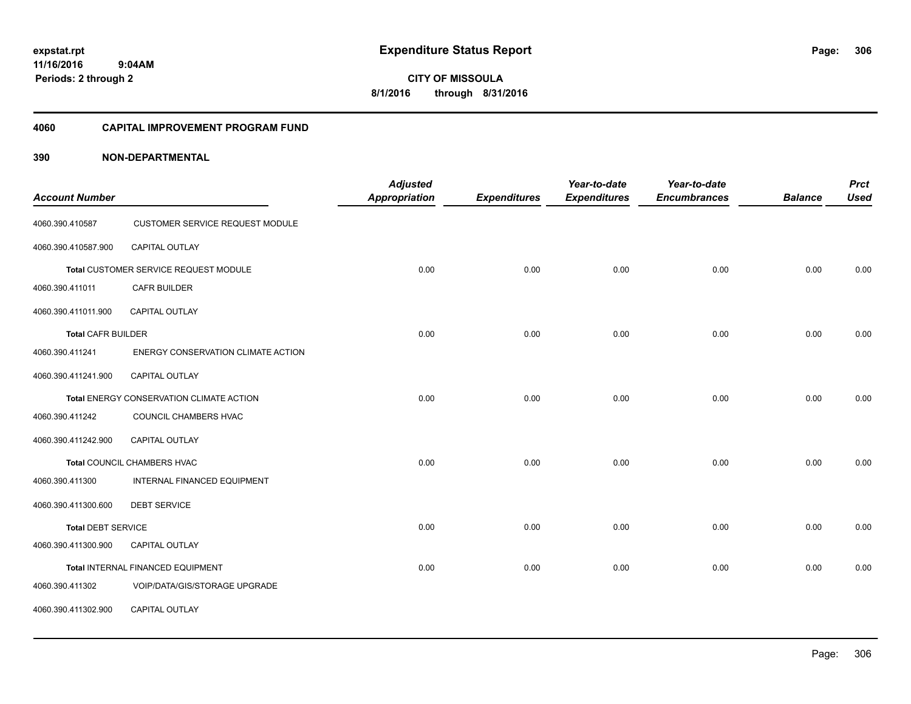# Expenditure Status Report

**CITY OF MISSOULA**

**8/1/2016 through 8/31/2016**

expstat.rpt
11/16/2016 9:04AM
Periods: 2 through 2

## 4060 CAPITAL IMPROVEMENT PROGRAM FUND

### 390 NON-DEPARTMENTAL

| Account Number | | *Adjusted Appropriation* | *Expenditures* | *Year-to-date Expenditures* | *Year-to-date Encumbrances* | *Balance* | *Prct Used* |
|---|---|---|---|---|---|---|---|
| 4060.390.410587 | CUSTOMER SERVICE REQUEST MODULE | | | | | | |
| 4060.390.410587.900 | CAPITAL OUTLAY | | | | | | |
| **Total** CUSTOMER SERVICE REQUEST MODULE | | 0.00 | 0.00 | 0.00 | 0.00 | 0.00 | 0.00 |
| 4060.390.411011 | CAFR BUILDER | | | | | | |
| 4060.390.411011.900 | CAPITAL OUTLAY | | | | | | |
| **Total** CAFR BUILDER | | 0.00 | 0.00 | 0.00 | 0.00 | 0.00 | 0.00 |
| 4060.390.411241 | ENERGY CONSERVATION CLIMATE ACTION | | | | | | |
| 4060.390.411241.900 | CAPITAL OUTLAY | | | | | | |
| **Total** ENERGY CONSERVATION CLIMATE ACTION | | 0.00 | 0.00 | 0.00 | 0.00 | 0.00 | 0.00 |
| 4060.390.411242 | COUNCIL CHAMBERS HVAC | | | | | | |
| 4060.390.411242.900 | CAPITAL OUTLAY | | | | | | |
| **Total** COUNCIL CHAMBERS HVAC | | 0.00 | 0.00 | 0.00 | 0.00 | 0.00 | 0.00 |
| 4060.390.411300 | INTERNAL FINANCED EQUIPMENT | | | | | | |
| 4060.390.411300.600 | DEBT SERVICE | | | | | | |
| **Total** DEBT SERVICE | | 0.00 | 0.00 | 0.00 | 0.00 | 0.00 | 0.00 |
| 4060.390.411300.900 | CAPITAL OUTLAY | | | | | | |
| **Total** INTERNAL FINANCED EQUIPMENT | | 0.00 | 0.00 | 0.00 | 0.00 | 0.00 | 0.00 |
| 4060.390.411302 | VOIP/DATA/GIS/STORAGE UPGRADE | | | | | | |
| 4060.390.411302.900 | CAPITAL OUTLAY | | | | | | |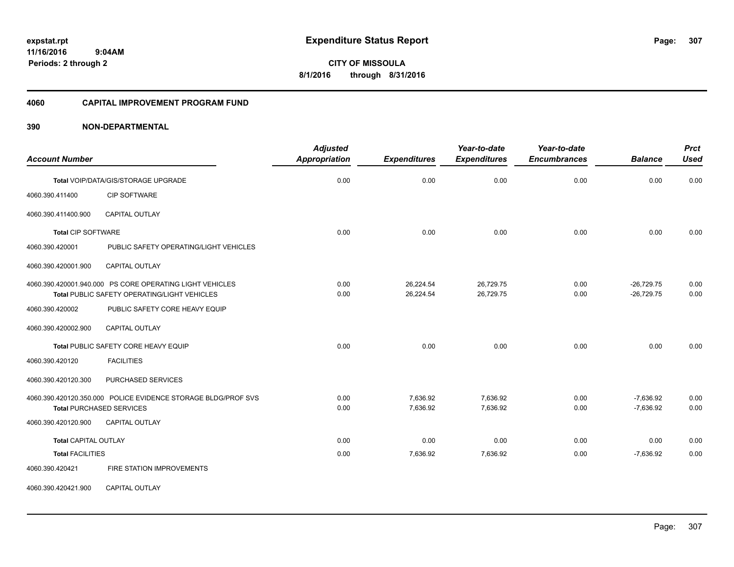# Expenditure Status Report

expstat.rpt
11/16/2016 9:04AM
Periods: 2 through 2

**CITY OF MISSOULA**
8/1/2016 through 8/31/2016

## 4060 CAPITAL IMPROVEMENT PROGRAM FUND

## 390 NON-DEPARTMENTAL

| Account Number | | Adjusted Appropriation | Expenditures | Year-to-date Expenditures | Year-to-date Encumbrances | Balance | Prct Used |
|---|---|---|---|---|---|---|---|
| Total VOIP/DATA/GIS/STORAGE UPGRADE | | 0.00 | 0.00 | 0.00 | 0.00 | 0.00 | 0.00 |
| 4060.390.411400 | CIP SOFTWARE | | | | | | |
| 4060.390.411400.900 | CAPITAL OUTLAY | | | | | | |
| Total CIP SOFTWARE | | 0.00 | 0.00 | 0.00 | 0.00 | 0.00 | 0.00 |
| 4060.390.420001 | PUBLIC SAFETY OPERATING/LIGHT VEHICLES | | | | | | |
| 4060.390.420001.900 | CAPITAL OUTLAY | | | | | | |
| 4060.390.420001.940.000 | PS CORE OPERATING LIGHT VEHICLES | 0.00 | 26,224.54 | 26,729.75 | 0.00 | -26,729.75 | 0.00 |
| Total PUBLIC SAFETY OPERATING/LIGHT VEHICLES | | 0.00 | 26,224.54 | 26,729.75 | 0.00 | -26,729.75 | 0.00 |
| 4060.390.420002 | PUBLIC SAFETY CORE HEAVY EQUIP | | | | | | |
| 4060.390.420002.900 | CAPITAL OUTLAY | | | | | | |
| Total PUBLIC SAFETY CORE HEAVY EQUIP | | 0.00 | 0.00 | 0.00 | 0.00 | 0.00 | 0.00 |
| 4060.390.420120 | FACILITIES | | | | | | |
| 4060.390.420120.300 | PURCHASED SERVICES | | | | | | |
| 4060.390.420120.350.000 | POLICE EVIDENCE STORAGE BLDG/PROF SVS | 0.00 | 7,636.92 | 7,636.92 | 0.00 | -7,636.92 | 0.00 |
| Total PURCHASED SERVICES | | 0.00 | 7,636.92 | 7,636.92 | 0.00 | -7,636.92 | 0.00 |
| 4060.390.420120.900 | CAPITAL OUTLAY | | | | | | |
| Total CAPITAL OUTLAY | | 0.00 | 0.00 | 0.00 | 0.00 | 0.00 | 0.00 |
| Total FACILITIES | | 0.00 | 7,636.92 | 7,636.92 | 0.00 | -7,636.92 | 0.00 |
| 4060.390.420421 | FIRE STATION IMPROVEMENTS | | | | | | |
| 4060.390.420421.900 | CAPITAL OUTLAY | | | | | | |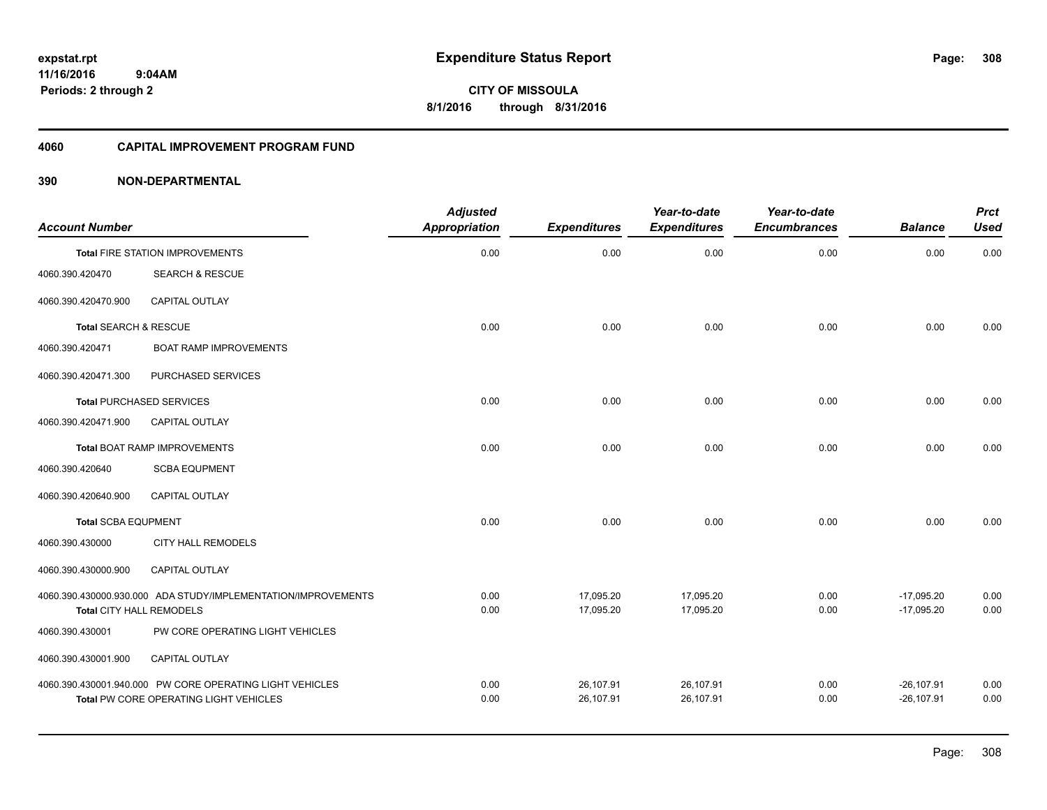expstat.rpt
11/16/2016 9:04AM
Periods: 2 through 2

# Expenditure Status Report

**CITY OF MISSOULA**
**8/1/2016 through 8/31/2016**

## 4060 CAPITAL IMPROVEMENT PROGRAM FUND

### 390 NON-DEPARTMENTAL

| Account Number | | Adjusted Appropriation | Expenditures | Year-to-date Expenditures | Year-to-date Encumbrances | Balance | Prct Used |
|---|---|---|---|---|---|---|---|
| **Total** FIRE STATION IMPROVEMENTS | | 0.00 | 0.00 | 0.00 | 0.00 | 0.00 | 0.00 |
| 4060.390.420470 | SEARCH & RESCUE | | | | | | |
| 4060.390.420470.900 | CAPITAL OUTLAY | | | | | | |
| **Total** SEARCH & RESCUE | | 0.00 | 0.00 | 0.00 | 0.00 | 0.00 | 0.00 |
| 4060.390.420471 | BOAT RAMP IMPROVEMENTS | | | | | | |
| 4060.390.420471.300 | PURCHASED SERVICES | | | | | | |
| **Total** PURCHASED SERVICES | | 0.00 | 0.00 | 0.00 | 0.00 | 0.00 | 0.00 |
| 4060.390.420471.900 | CAPITAL OUTLAY | | | | | | |
| **Total** BOAT RAMP IMPROVEMENTS | | 0.00 | 0.00 | 0.00 | 0.00 | 0.00 | 0.00 |
| 4060.390.420640 | SCBA EQUPMENT | | | | | | |
| 4060.390.420640.900 | CAPITAL OUTLAY | | | | | | |
| **Total** SCBA EQUPMENT | | 0.00 | 0.00 | 0.00 | 0.00 | 0.00 | 0.00 |
| 4060.390.430000 | CITY HALL REMODELS | | | | | | |
| 4060.390.430000.900 | CAPITAL OUTLAY | | | | | | |
| 4060.390.430000.930.000 | ADA STUDY/IMPLEMENTATION/IMPROVEMENTS | 0.00 | 17,095.20 | 17,095.20 | 0.00 | -17,095.20 | 0.00 |
| **Total** CITY HALL REMODELS | | 0.00 | 17,095.20 | 17,095.20 | 0.00 | -17,095.20 | 0.00 |
| 4060.390.430001 | PW CORE OPERATING LIGHT VEHICLES | | | | | | |
| 4060.390.430001.900 | CAPITAL OUTLAY | | | | | | |
| 4060.390.430001.940.000 | PW CORE OPERATING LIGHT VEHICLES | 0.00 | 26,107.91 | 26,107.91 | 0.00 | -26,107.91 | 0.00 |
| **Total** PW CORE OPERATING LIGHT VEHICLES | | 0.00 | 26,107.91 | 26,107.91 | 0.00 | -26,107.91 | 0.00 |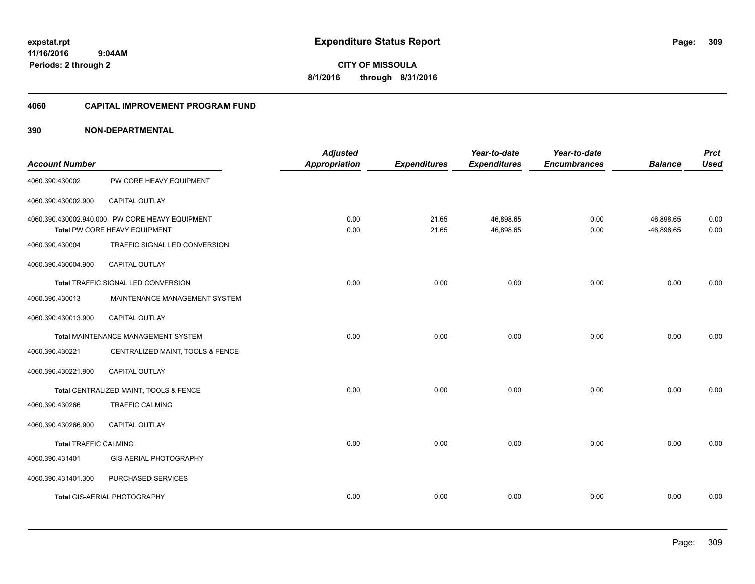**Expenditure Status Report**

**CITY OF MISSOULA**
**8/1/2016 through 8/31/2016**

expstat.rpt
11/16/2016 9:04AM
Periods: 2 through 2

## 4060 CAPITAL IMPROVEMENT PROGRAM FUND

## 390 NON-DEPARTMENTAL

| Account Number | | Adjusted Appropriation | Expenditures | Year-to-date Expenditures | Year-to-date Encumbrances | Balance | Prct Used |
|---|---|---|---|---|---|---|---|
| 4060.390.430002 | PW CORE HEAVY EQUIPMENT | | | | | | |
| 4060.390.430002.900 | CAPITAL OUTLAY | | | | | | |
| 4060.390.430002.940.000 | PW CORE HEAVY EQUIPMENT | 0.00 | 21.65 | 46,898.65 | 0.00 | -46,898.65 | 0.00 |
| **Total** PW CORE HEAVY EQUIPMENT | | 0.00 | 21.65 | 46,898.65 | 0.00 | -46,898.65 | 0.00 |
| 4060.390.430004 | TRAFFIC SIGNAL LED CONVERSION | | | | | | |
| 4060.390.430004.900 | CAPITAL OUTLAY | | | | | | |
| **Total** TRAFFIC SIGNAL LED CONVERSION | | 0.00 | 0.00 | 0.00 | 0.00 | 0.00 | 0.00 |
| 4060.390.430013 | MAINTENANCE MANAGEMENT SYSTEM | | | | | | |
| 4060.390.430013.900 | CAPITAL OUTLAY | | | | | | |
| **Total** MAINTENANCE MANAGEMENT SYSTEM | | 0.00 | 0.00 | 0.00 | 0.00 | 0.00 | 0.00 |
| 4060.390.430221 | CENTRALIZED MAINT, TOOLS & FENCE | | | | | | |
| 4060.390.430221.900 | CAPITAL OUTLAY | | | | | | |
| **Total** CENTRALIZED MAINT, TOOLS & FENCE | | 0.00 | 0.00 | 0.00 | 0.00 | 0.00 | 0.00 |
| 4060.390.430266 | TRAFFIC CALMING | | | | | | |
| 4060.390.430266.900 | CAPITAL OUTLAY | | | | | | |
| **Total** TRAFFIC CALMING | | 0.00 | 0.00 | 0.00 | 0.00 | 0.00 | 0.00 |
| 4060.390.431401 | GIS-AERIAL PHOTOGRAPHY | | | | | | |
| 4060.390.431401.300 | PURCHASED SERVICES | | | | | | |
| **Total** GIS-AERIAL PHOTOGRAPHY | | 0.00 | 0.00 | 0.00 | 0.00 | 0.00 | 0.00 |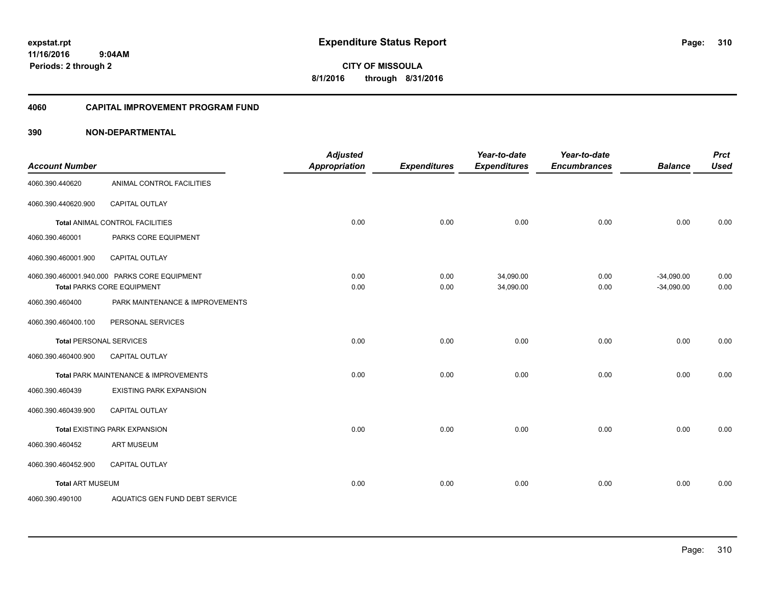# Expenditure Status Report

**CITY OF MISSOULA**

**8/1/2016 through 8/31/2016**

expstat.rpt
11/16/2016 9:04AM
Periods: 2 through 2

## 4060 CAPITAL IMPROVEMENT PROGRAM FUND

### 390 NON-DEPARTMENTAL

| Account Number | | Adjusted Appropriation | Expenditures | Year-to-date Expenditures | Year-to-date Encumbrances | Balance | Prct Used |
|---|---|---|---|---|---|---|---|
| 4060.390.440620 | ANIMAL CONTROL FACILITIES | | | | | | |
| 4060.390.440620.900 | CAPITAL OUTLAY | | | | | | |
| **Total** ANIMAL CONTROL FACILITIES | | 0.00 | 0.00 | 0.00 | 0.00 | 0.00 | 0.00 |
| 4060.390.460001 | PARKS CORE EQUIPMENT | | | | | | |
| 4060.390.460001.900 | CAPITAL OUTLAY | | | | | | |
| 4060.390.460001.940.000 | PARKS CORE EQUIPMENT | 0.00 | 0.00 | 34,090.00 | 0.00 | -34,090.00 | 0.00 |
| **Total** PARKS CORE EQUIPMENT | | 0.00 | 0.00 | 34,090.00 | 0.00 | -34,090.00 | 0.00 |
| 4060.390.460400 | PARK MAINTENANCE & IMPROVEMENTS | | | | | | |
| 4060.390.460400.100 | PERSONAL SERVICES | | | | | | |
| **Total** PERSONAL SERVICES | | 0.00 | 0.00 | 0.00 | 0.00 | 0.00 | 0.00 |
| 4060.390.460400.900 | CAPITAL OUTLAY | | | | | | |
| **Total** PARK MAINTENANCE & IMPROVEMENTS | | 0.00 | 0.00 | 0.00 | 0.00 | 0.00 | 0.00 |
| 4060.390.460439 | EXISTING PARK EXPANSION | | | | | | |
| 4060.390.460439.900 | CAPITAL OUTLAY | | | | | | |
| **Total** EXISTING PARK EXPANSION | | 0.00 | 0.00 | 0.00 | 0.00 | 0.00 | 0.00 |
| 4060.390.460452 | ART MUSEUM | | | | | | |
| 4060.390.460452.900 | CAPITAL OUTLAY | | | | | | |
| **Total** ART MUSEUM | | 0.00 | 0.00 | 0.00 | 0.00 | 0.00 | 0.00 |
| 4060.390.490100 | AQUATICS GEN FUND DEBT SERVICE | | | | | | |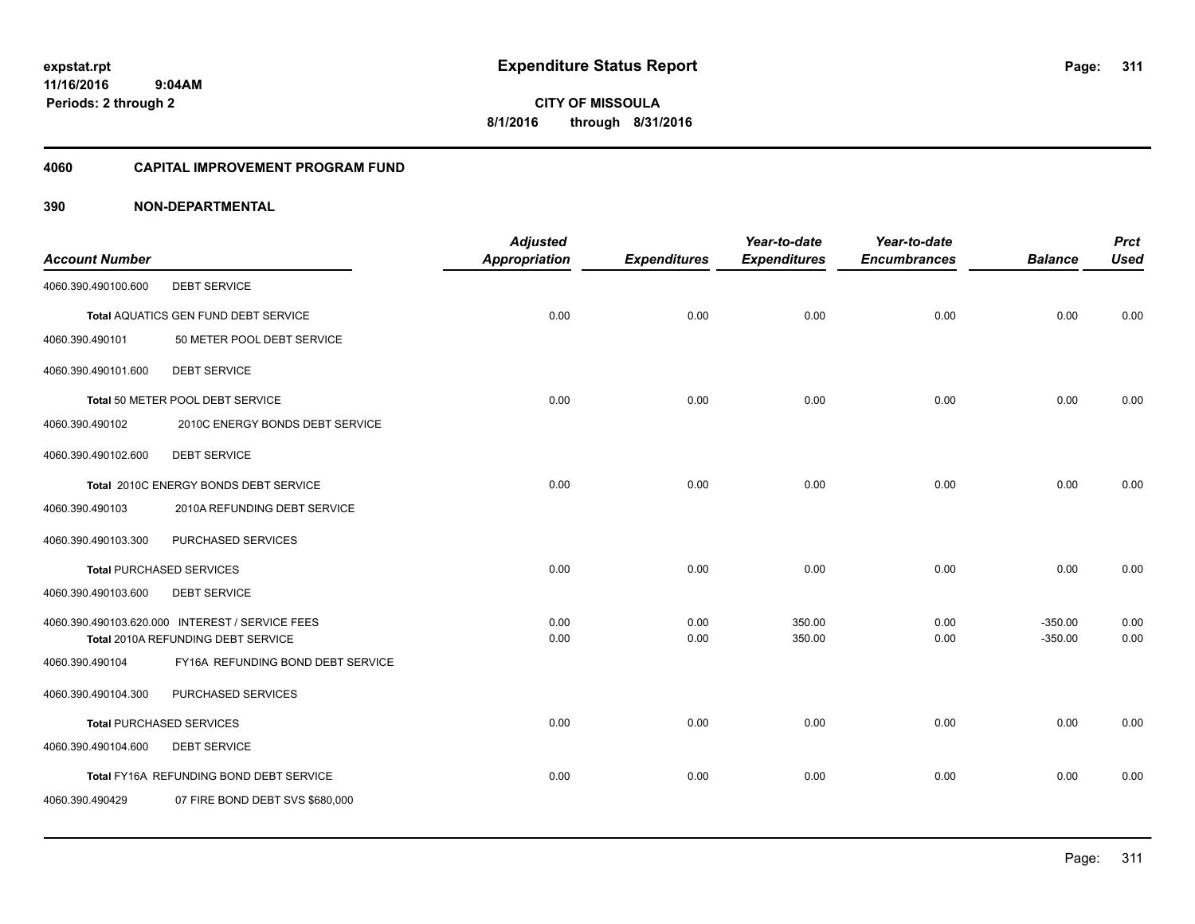**expstat.rpt**
**11/16/2016 9:04AM**
**Periods: 2 through 2**

# Expenditure Status Report

**CITY OF MISSOULA**
**8/1/2016 through 8/31/2016**

## 4060 CAPITAL IMPROVEMENT PROGRAM FUND

### 390 NON-DEPARTMENTAL

| Account Number | | Adjusted Appropriation | Expenditures | Year-to-date Expenditures | Year-to-date Encumbrances | Balance | Prct Used |
|---|---|---|---|---|---|---|---|
| 4060.390.490100.600 | DEBT SERVICE | | | | | | |
| | **Total** AQUATICS GEN FUND DEBT SERVICE | 0.00 | 0.00 | 0.00 | 0.00 | 0.00 | 0.00 |
| 4060.390.490101 | 50 METER POOL DEBT SERVICE | | | | | | |
| 4060.390.490101.600 | DEBT SERVICE | | | | | | |
| | **Total** 50 METER POOL DEBT SERVICE | 0.00 | 0.00 | 0.00 | 0.00 | 0.00 | 0.00 |
| 4060.390.490102 | 2010C ENERGY BONDS DEBT SERVICE | | | | | | |
| 4060.390.490102.600 | DEBT SERVICE | | | | | | |
| | **Total** 2010C ENERGY BONDS DEBT SERVICE | 0.00 | 0.00 | 0.00 | 0.00 | 0.00 | 0.00 |
| 4060.390.490103 | 2010A REFUNDING DEBT SERVICE | | | | | | |
| 4060.390.490103.300 | PURCHASED SERVICES | | | | | | |
| | **Total** PURCHASED SERVICES | 0.00 | 0.00 | 0.00 | 0.00 | 0.00 | 0.00 |
| 4060.390.490103.600 | DEBT SERVICE | | | | | | |
| 4060.390.490103.620.000 | INTEREST / SERVICE FEES | 0.00 | 0.00 | 350.00 | 0.00 | -350.00 | 0.00 |
| | **Total** 2010A REFUNDING DEBT SERVICE | 0.00 | 0.00 | 350.00 | 0.00 | -350.00 | 0.00 |
| 4060.390.490104 | FY16A REFUNDING BOND DEBT SERVICE | | | | | | |
| 4060.390.490104.300 | PURCHASED SERVICES | | | | | | |
| | **Total** PURCHASED SERVICES | 0.00 | 0.00 | 0.00 | 0.00 | 0.00 | 0.00 |
| 4060.390.490104.600 | DEBT SERVICE | | | | | | |
| | **Total** FY16A REFUNDING BOND DEBT SERVICE | 0.00 | 0.00 | 0.00 | 0.00 | 0.00 | 0.00 |
| 4060.390.490429 | 07 FIRE BOND DEBT SVS $680,000 | | | | | | |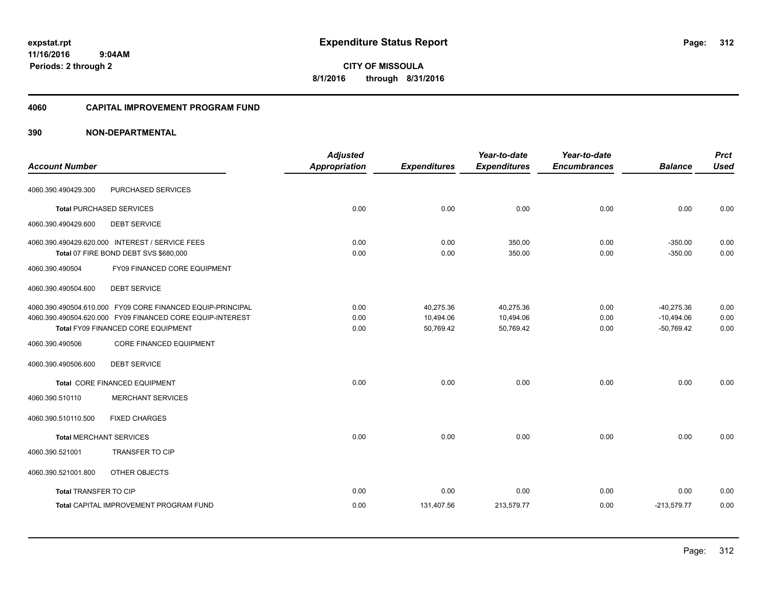**expstat.rpt**
**11/16/2016 9:04AM**
**Periods: 2 through 2**

# Expenditure Status Report

**CITY OF MISSOULA**
**8/1/2016 through 8/31/2016**

## 4060 CAPITAL IMPROVEMENT PROGRAM FUND

## 390 NON-DEPARTMENTAL

| Account Number | Adjusted Appropriation | Expenditures | Year-to-date Expenditures | Year-to-date Encumbrances | Balance | Prct Used |
|---|---|---|---|---|---|---|
| 4060.390.490429.300 PURCHASED SERVICES | | | | | | |
| **Total** PURCHASED SERVICES | 0.00 | 0.00 | 0.00 | 0.00 | 0.00 | 0.00 |
| 4060.390.490429.600 DEBT SERVICE | | | | | | |
| 4060.390.490429.620.000 INTEREST / SERVICE FEES | 0.00 | 0.00 | 350.00 | 0.00 | -350.00 | 0.00 |
| **Total** 07 FIRE BOND DEBT SVS $680,000 | 0.00 | 0.00 | 350.00 | 0.00 | -350.00 | 0.00 |
| 4060.390.490504 FY09 FINANCED CORE EQUIPMENT | | | | | | |
| 4060.390.490504.600 DEBT SERVICE | | | | | | |
| 4060.390.490504.610.000 FY09 CORE FINANCED EQUIP-PRINCIPAL | 0.00 | 40,275.36 | 40,275.36 | 0.00 | -40,275.36 | 0.00 |
| 4060.390.490504.620.000 FY09 FINANCED CORE EQUIP-INTEREST | 0.00 | 10,494.06 | 10,494.06 | 0.00 | -10,494.06 | 0.00 |
| **Total** FY09 FINANCED CORE EQUIPMENT | 0.00 | 50,769.42 | 50,769.42 | 0.00 | -50,769.42 | 0.00 |
| 4060.390.490506 CORE FINANCED EQUIPMENT | | | | | | |
| 4060.390.490506.600 DEBT SERVICE | | | | | | |
| **Total** CORE FINANCED EQUIPMENT | 0.00 | 0.00 | 0.00 | 0.00 | 0.00 | 0.00 |
| 4060.390.510110 MERCHANT SERVICES | | | | | | |
| 4060.390.510110.500 FIXED CHARGES | | | | | | |
| **Total** MERCHANT SERVICES | 0.00 | 0.00 | 0.00 | 0.00 | 0.00 | 0.00 |
| 4060.390.521001 TRANSFER TO CIP | | | | | | |
| 4060.390.521001.800 OTHER OBJECTS | | | | | | |
| **Total** TRANSFER TO CIP | 0.00 | 0.00 | 0.00 | 0.00 | 0.00 | 0.00 |
| **Total** CAPITAL IMPROVEMENT PROGRAM FUND | 0.00 | 131,407.56 | 213,579.77 | 0.00 | -213,579.77 | 0.00 |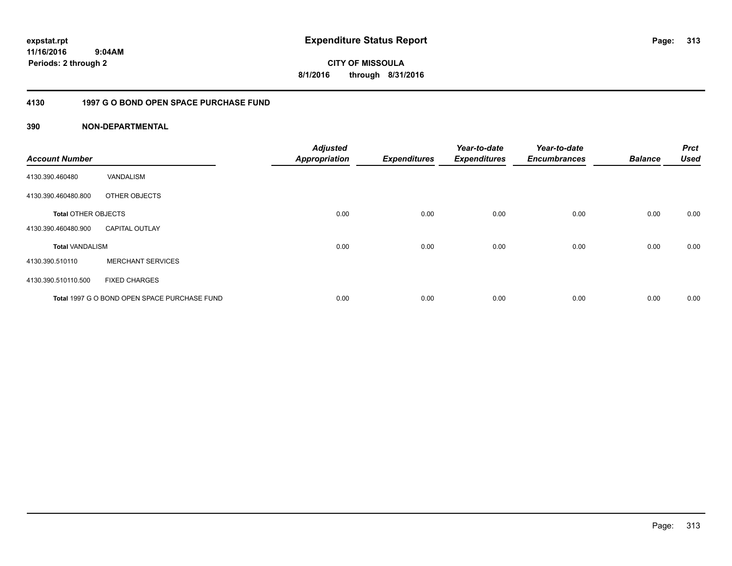# Expenditure Status Report

expstat.rpt
11/16/2016 9:04AM
Periods: 2 through 2

**CITY OF MISSOULA**
**8/1/2016 through 8/31/2016**

## 4130 1997 G O BOND OPEN SPACE PURCHASE FUND

### 390 NON-DEPARTMENTAL

| Account Number | | Adjusted Appropriation | Expenditures | Year-to-date Expenditures | Year-to-date Encumbrances | Balance | Prct Used |
|---|---|---|---|---|---|---|---|
| 4130.390.460480 | VANDALISM | | | | | | |
| 4130.390.460480.800 | OTHER OBJECTS | | | | | | |
| **Total** OTHER OBJECTS | | 0.00 | 0.00 | 0.00 | 0.00 | 0.00 | 0.00 |
| 4130.390.460480.900 | CAPITAL OUTLAY | | | | | | |
| **Total** VANDALISM | | 0.00 | 0.00 | 0.00 | 0.00 | 0.00 | 0.00 |
| 4130.390.510110 | MERCHANT SERVICES | | | | | | |
| 4130.390.510110.500 | FIXED CHARGES | | | | | | |
| **Total** 1997 G O BOND OPEN SPACE PURCHASE FUND | | 0.00 | 0.00 | 0.00 | 0.00 | 0.00 | 0.00 |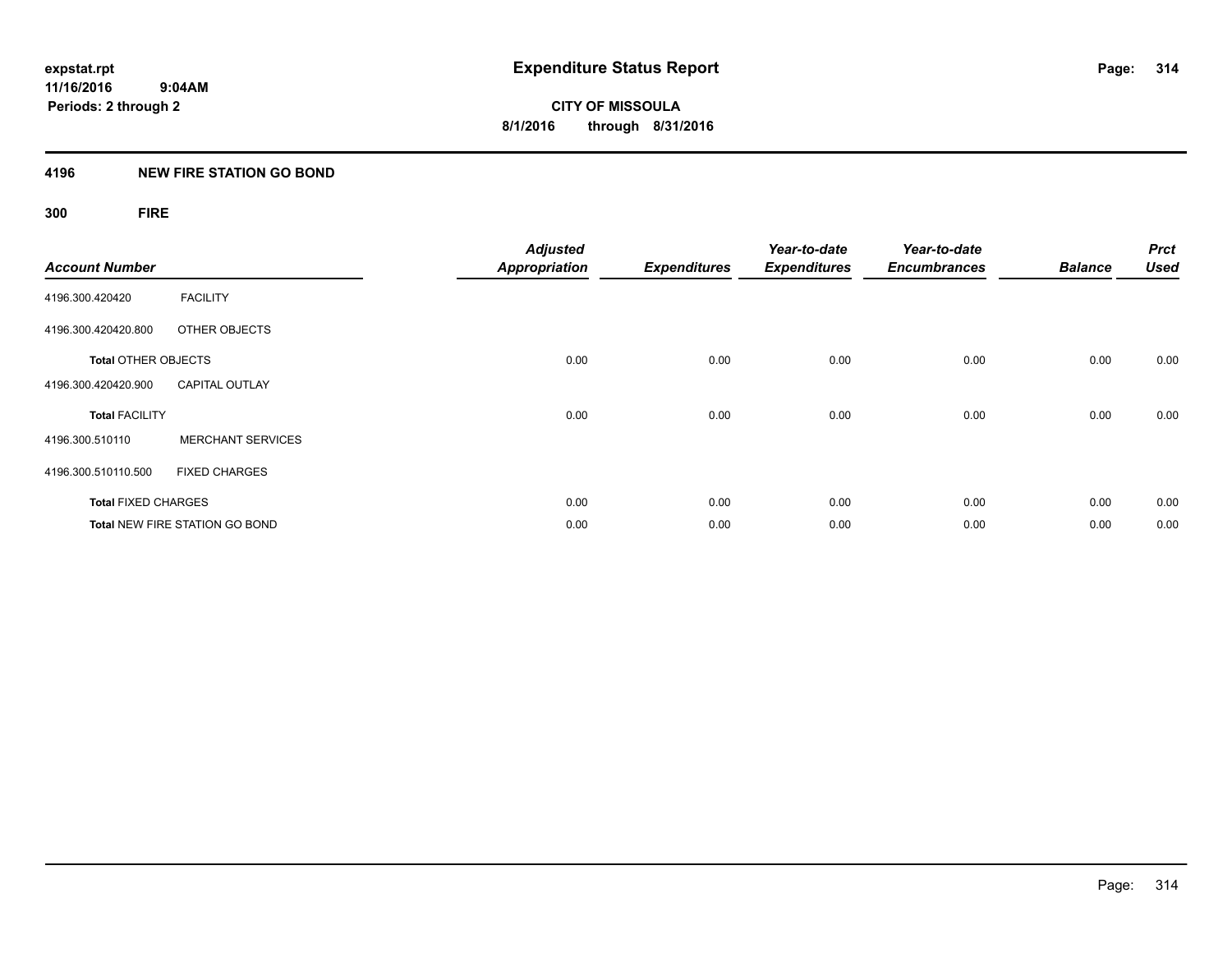**expstat.rpt**
**11/16/2016 9:04AM**
**Periods: 2 through 2**

# Expenditure Status Report

**CITY OF MISSOULA**
**8/1/2016 through 8/31/2016**

## 4196 NEW FIRE STATION GO BOND

### 300 FIRE

| Account Number | | Adjusted Appropriation | Expenditures | Year-to-date Expenditures | Year-to-date Encumbrances | Balance | Prct Used |
|---|---|---|---|---|---|---|---|
| 4196.300.420420 | FACILITY | | | | | | |
| 4196.300.420420.800 | OTHER OBJECTS | | | | | | |
| **Total** OTHER OBJECTS | | 0.00 | 0.00 | 0.00 | 0.00 | 0.00 | 0.00 |
| 4196.300.420420.900 | CAPITAL OUTLAY | | | | | | |
| **Total** FACILITY | | 0.00 | 0.00 | 0.00 | 0.00 | 0.00 | 0.00 |
| 4196.300.510110 | MERCHANT SERVICES | | | | | | |
| 4196.300.510110.500 | FIXED CHARGES | | | | | | |
| **Total** FIXED CHARGES | | 0.00 | 0.00 | 0.00 | 0.00 | 0.00 | 0.00 |
| **Total** NEW FIRE STATION GO BOND | | 0.00 | 0.00 | 0.00 | 0.00 | 0.00 | 0.00 |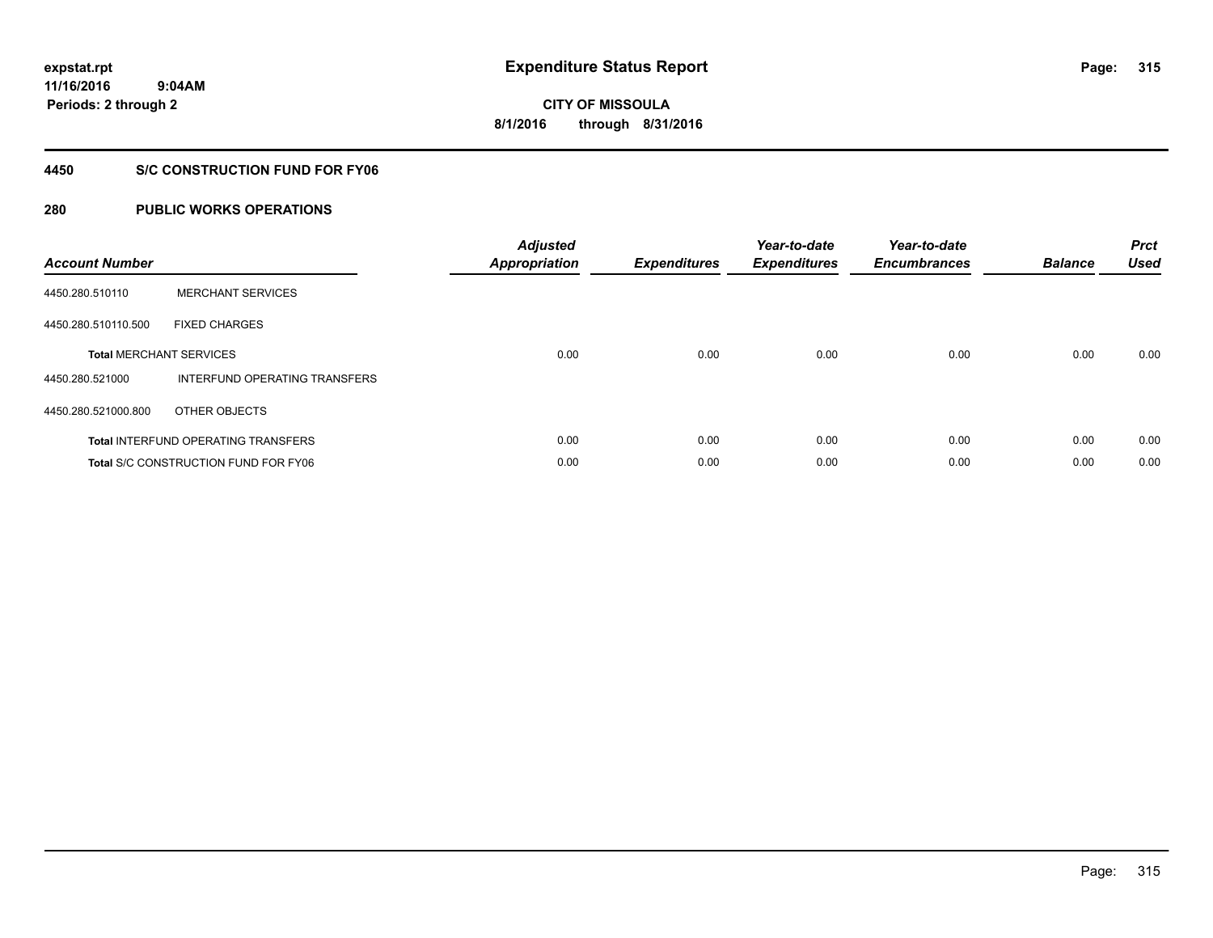expstat.rpt
11/16/2016 9:04AM
Periods: 2 through 2

# Expenditure Status Report

CITY OF MISSOULA
8/1/2016 through 8/31/2016

## 4450 S/C CONSTRUCTION FUND FOR FY06

## 280 PUBLIC WORKS OPERATIONS

| Account Number | | Adjusted Appropriation | Expenditures | Year-to-date Expenditures | Year-to-date Encumbrances | Balance | Prct Used |
|---|---|---|---|---|---|---|---|
| 4450.280.510110 | MERCHANT SERVICES | | | | | | |
| 4450.280.510110.500 | FIXED CHARGES | | | | | | |
| **Total** MERCHANT SERVICES | | 0.00 | 0.00 | 0.00 | 0.00 | 0.00 | 0.00 |
| 4450.280.521000 | INTERFUND OPERATING TRANSFERS | | | | | | |
| 4450.280.521000.800 | OTHER OBJECTS | | | | | | |
| **Total** INTERFUND OPERATING TRANSFERS | | 0.00 | 0.00 | 0.00 | 0.00 | 0.00 | 0.00 |
| **Total** S/C CONSTRUCTION FUND FOR FY06 | | 0.00 | 0.00 | 0.00 | 0.00 | 0.00 | 0.00 |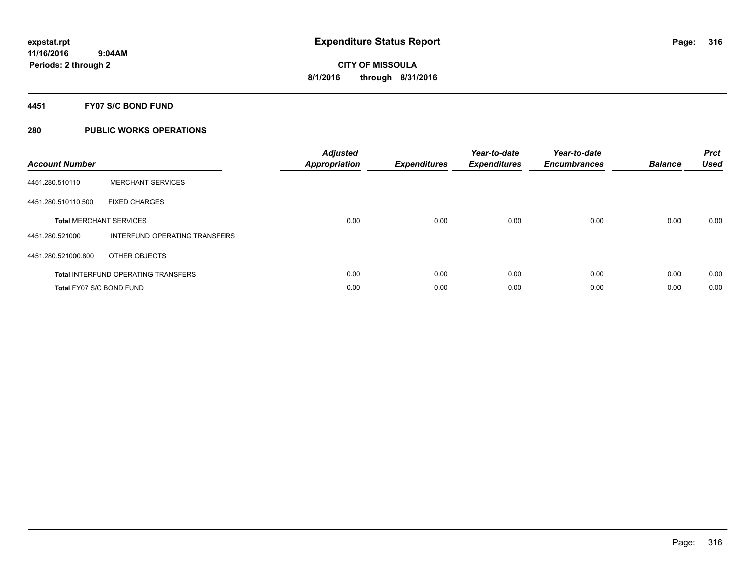expstat.rpt
11/16/2016 9:04AM
Periods: 2 through 2

# Expenditure Status Report

CITY OF MISSOULA
8/1/2016 through 8/31/2016

## 4451 FY07 S/C BOND FUND

## 280 PUBLIC WORKS OPERATIONS

| Account Number | | Adjusted Appropriation | Expenditures | Year-to-date Expenditures | Year-to-date Encumbrances | Balance | Prct Used |
|---|---|---|---|---|---|---|---|
| 4451.280.510110 | MERCHANT SERVICES | | | | | | |
| 4451.280.510110.500 | FIXED CHARGES | | | | | | |
| **Total** MERCHANT SERVICES | | 0.00 | 0.00 | 0.00 | 0.00 | 0.00 | 0.00 |
| 4451.280.521000 | INTERFUND OPERATING TRANSFERS | | | | | | |
| 4451.280.521000.800 | OTHER OBJECTS | | | | | | |
| **Total** INTERFUND OPERATING TRANSFERS | | 0.00 | 0.00 | 0.00 | 0.00 | 0.00 | 0.00 |
| **Total** FY07 S/C BOND FUND | | 0.00 | 0.00 | 0.00 | 0.00 | 0.00 | 0.00 |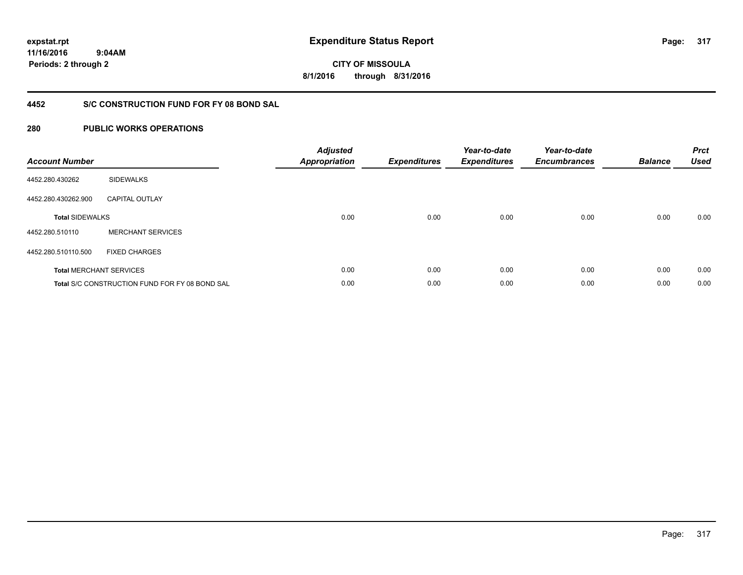# Expenditure Status Report

expstat.rpt
11/16/2016 9:04AM
Periods: 2 through 2

**CITY OF MISSOULA**
**8/1/2016 through 8/31/2016**

## 4452 S/C CONSTRUCTION FUND FOR FY 08 BOND SAL

## 280 PUBLIC WORKS OPERATIONS

| Account Number | | Adjusted Appropriation | Expenditures | Year-to-date Expenditures | Year-to-date Encumbrances | Balance | Prct Used |
|---|---|---|---|---|---|---|---|
| 4452.280.430262 | SIDEWALKS | | | | | | |
| 4452.280.430262.900 | CAPITAL OUTLAY | | | | | | |
| **Total** SIDEWALKS | | 0.00 | 0.00 | 0.00 | 0.00 | 0.00 | 0.00 |
| 4452.280.510110 | MERCHANT SERVICES | | | | | | |
| 4452.280.510110.500 | FIXED CHARGES | | | | | | |
| **Total** MERCHANT SERVICES | | 0.00 | 0.00 | 0.00 | 0.00 | 0.00 | 0.00 |
| **Total** S/C CONSTRUCTION FUND FOR FY 08 BOND SAL | | 0.00 | 0.00 | 0.00 | 0.00 | 0.00 | 0.00 |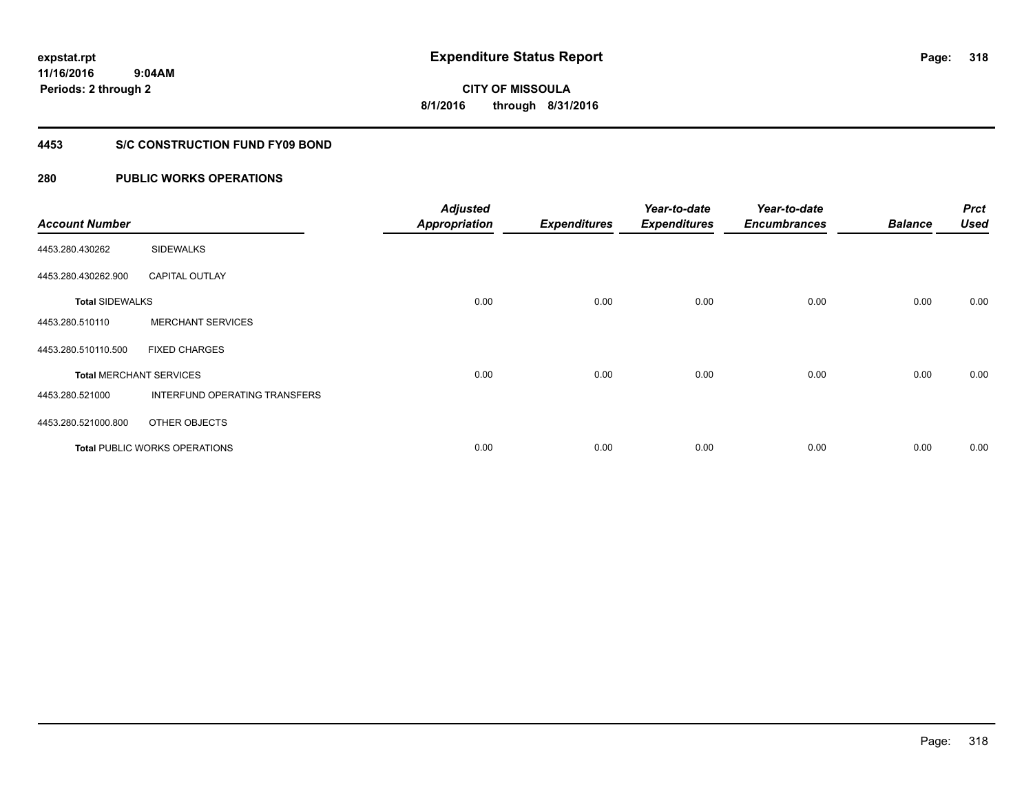**expstat.rpt**
**11/16/2016 9:04AM**
**Periods: 2 through 2**

# Expenditure Status Report

**CITY OF MISSOULA**
**8/1/2016 through 8/31/2016**

## 4453 S/C CONSTRUCTION FUND FY09 BOND

## 280 PUBLIC WORKS OPERATIONS

| Account Number | | Adjusted Appropriation | Expenditures | Year-to-date Expenditures | Year-to-date Encumbrances | Balance | Prct Used |
|---|---|---|---|---|---|---|---|
| 4453.280.430262 | SIDEWALKS | | | | | | |
| 4453.280.430262.900 | CAPITAL OUTLAY | | | | | | |
| **Total** SIDEWALKS | | 0.00 | 0.00 | 0.00 | 0.00 | 0.00 | 0.00 |
| 4453.280.510110 | MERCHANT SERVICES | | | | | | |
| 4453.280.510110.500 | FIXED CHARGES | | | | | | |
| **Total** MERCHANT SERVICES | | 0.00 | 0.00 | 0.00 | 0.00 | 0.00 | 0.00 |
| 4453.280.521000 | INTERFUND OPERATING TRANSFERS | | | | | | |
| 4453.280.521000.800 | OTHER OBJECTS | | | | | | |
| **Total** PUBLIC WORKS OPERATIONS | | 0.00 | 0.00 | 0.00 | 0.00 | 0.00 | 0.00 |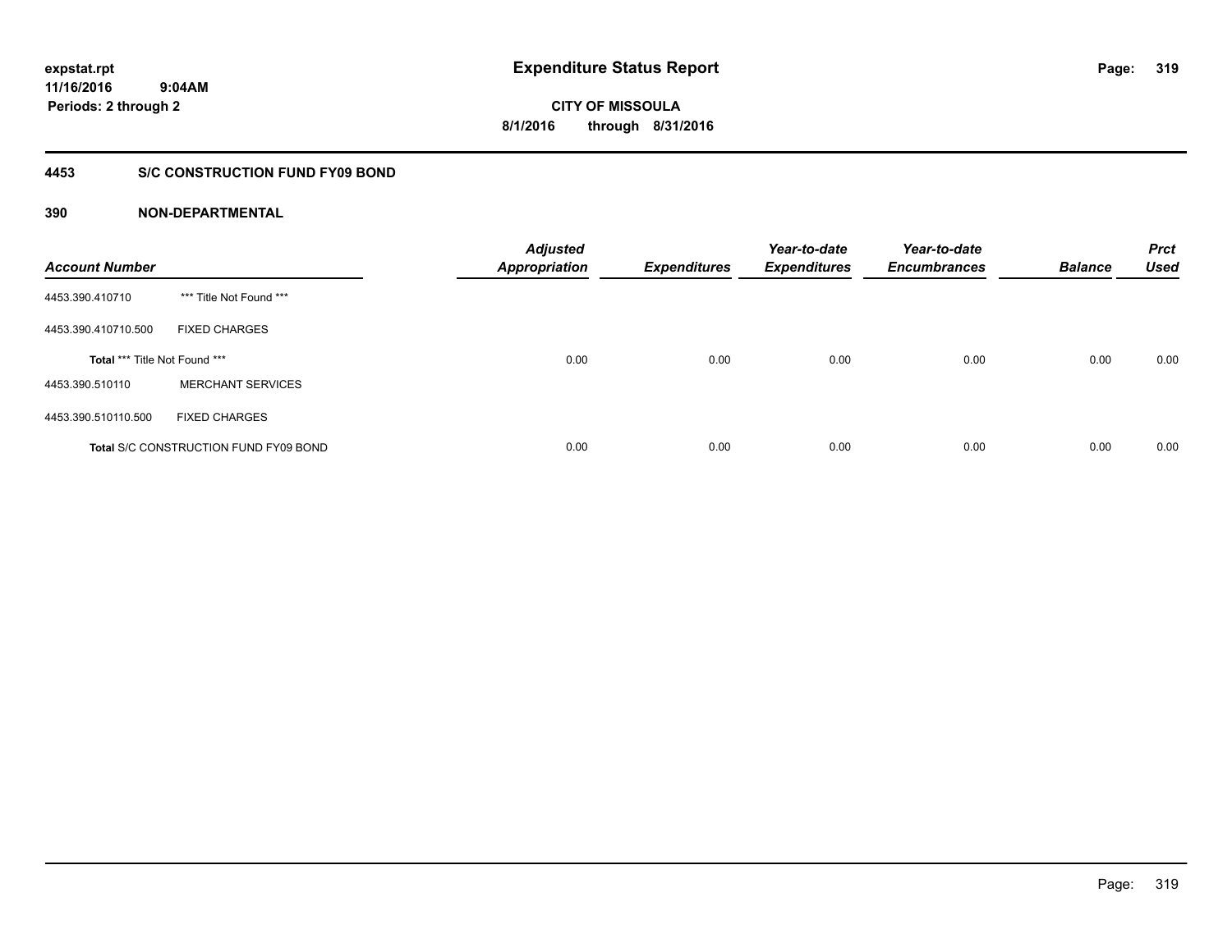expstat.rpt
11/16/2016 9:04AM
Periods: 2 through 2

# Expenditure Status Report

CITY OF MISSOULA
8/1/2016 through 8/31/2016

## 4453 S/C CONSTRUCTION FUND FY09 BOND

## 390 NON-DEPARTMENTAL

| Account Number | | Adjusted Appropriation | Expenditures | Year-to-date Expenditures | Year-to-date Encumbrances | Balance | Prct Used |
|---|---|---|---|---|---|---|---|
| 4453.390.410710 | *** Title Not Found *** | | | | | | |
| 4453.390.410710.500 | FIXED CHARGES | | | | | | |
| **Total** *** Title Not Found *** | | 0.00 | 0.00 | 0.00 | 0.00 | 0.00 | 0.00 |
| 4453.390.510110 | MERCHANT SERVICES | | | | | | |
| 4453.390.510110.500 | FIXED CHARGES | | | | | | |
| **Total** S/C CONSTRUCTION FUND FY09 BOND | | 0.00 | 0.00 | 0.00 | 0.00 | 0.00 | 0.00 |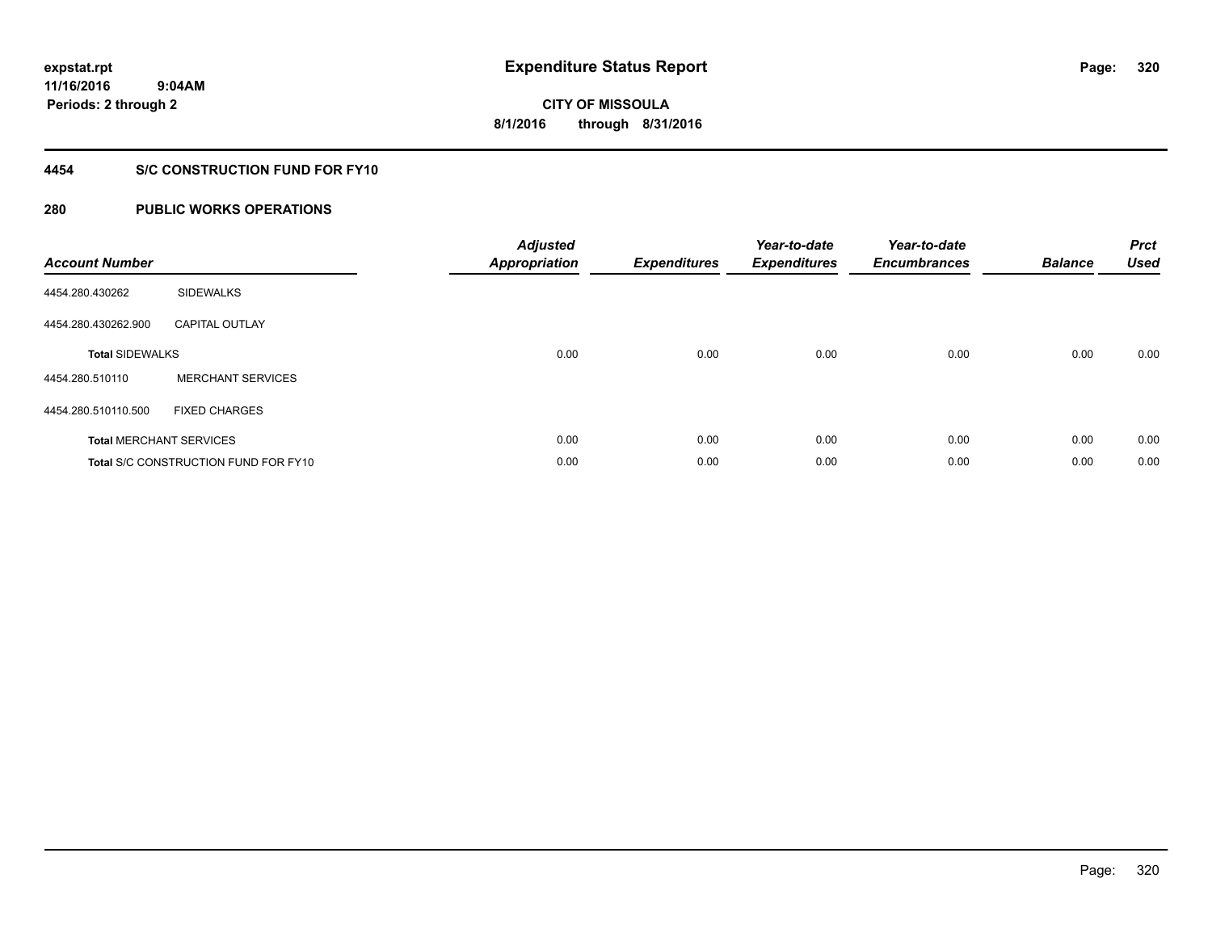# Expenditure Status Report

expstat.rpt
11/16/2016 9:04AM
Periods: 2 through 2

CITY OF MISSOULA
8/1/2016 through 8/31/2016

## 4454 S/C CONSTRUCTION FUND FOR FY10

## 280 PUBLIC WORKS OPERATIONS

| Account Number | | Adjusted Appropriation | Expenditures | Year-to-date Expenditures | Year-to-date Encumbrances | Balance | Prct Used |
|---|---|---|---|---|---|---|---|
| 4454.280.430262 | SIDEWALKS | | | | | | |
| 4454.280.430262.900 | CAPITAL OUTLAY | | | | | | |
| **Total** SIDEWALKS | | 0.00 | 0.00 | 0.00 | 0.00 | 0.00 | 0.00 |
| 4454.280.510110 | MERCHANT SERVICES | | | | | | |
| 4454.280.510110.500 | FIXED CHARGES | | | | | | |
| **Total** MERCHANT SERVICES | | 0.00 | 0.00 | 0.00 | 0.00 | 0.00 | 0.00 |
| **Total** S/C CONSTRUCTION FUND FOR FY10 | | 0.00 | 0.00 | 0.00 | 0.00 | 0.00 | 0.00 |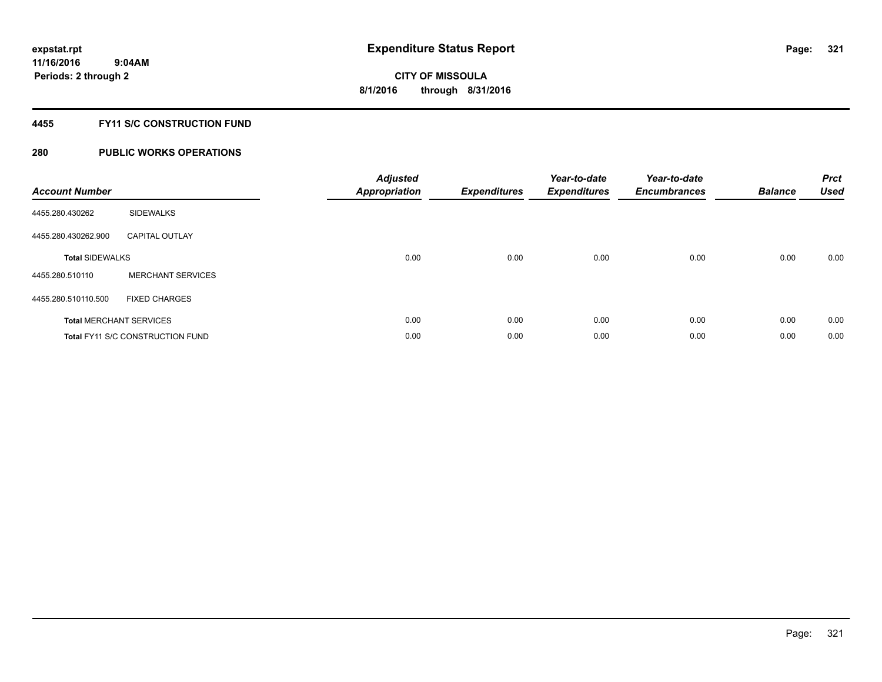**expstat.rpt**
**11/16/2016 9:04AM**
**Periods: 2 through 2**

# Expenditure Status Report

**CITY OF MISSOULA**
**8/1/2016 through 8/31/2016**

## 4455 FY11 S/C CONSTRUCTION FUND

## 280 PUBLIC WORKS OPERATIONS

| Account Number | | Adjusted Appropriation | Expenditures | Year-to-date Expenditures | Year-to-date Encumbrances | Balance | Prct Used |
|---|---|---|---|---|---|---|---|
| 4455.280.430262 | SIDEWALKS | | | | | | |
| 4455.280.430262.900 | CAPITAL OUTLAY | | | | | | |
| **Total** SIDEWALKS | | 0.00 | 0.00 | 0.00 | 0.00 | 0.00 | 0.00 |
| 4455.280.510110 | MERCHANT SERVICES | | | | | | |
| 4455.280.510110.500 | FIXED CHARGES | | | | | | |
| **Total** MERCHANT SERVICES | | 0.00 | 0.00 | 0.00 | 0.00 | 0.00 | 0.00 |
| **Total** FY11 S/C CONSTRUCTION FUND | | 0.00 | 0.00 | 0.00 | 0.00 | 0.00 | 0.00 |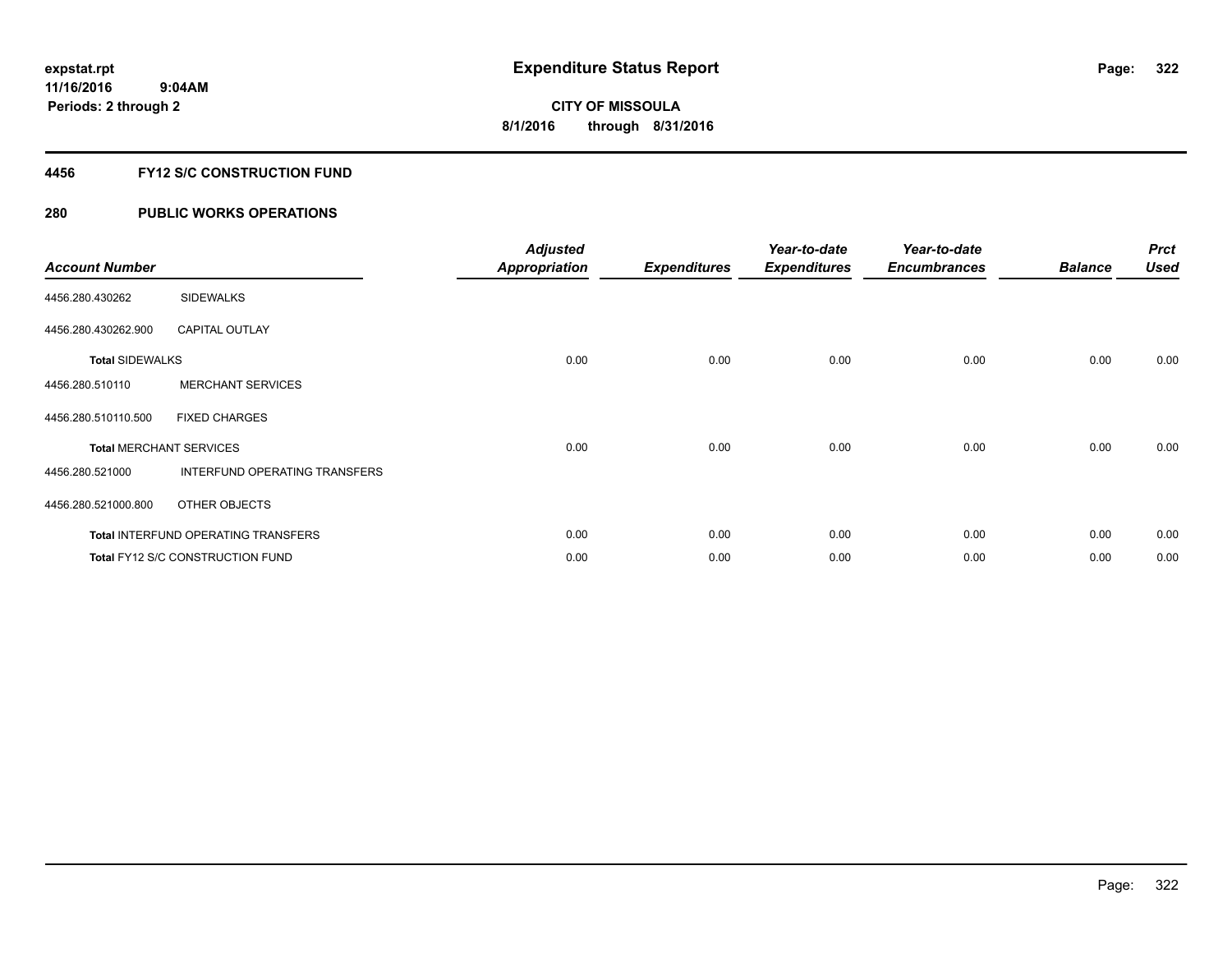# Expenditure Status Report

expstat.rpt
11/16/2016 9:04AM
Periods: 2 through 2

**CITY OF MISSOULA**
**8/1/2016 through 8/31/2016**

## 4456 FY12 S/C CONSTRUCTION FUND

### 280 PUBLIC WORKS OPERATIONS

| Account Number | | Adjusted Appropriation | Expenditures | Year-to-date Expenditures | Year-to-date Encumbrances | Balance | Prct Used |
|---|---|---|---|---|---|---|---|
| 4456.280.430262 | SIDEWALKS | | | | | | |
| 4456.280.430262.900 | CAPITAL OUTLAY | | | | | | |
| **Total SIDEWALKS** | | 0.00 | 0.00 | 0.00 | 0.00 | 0.00 | 0.00 |
| 4456.280.510110 | MERCHANT SERVICES | | | | | | |
| 4456.280.510110.500 | FIXED CHARGES | | | | | | |
| **Total MERCHANT SERVICES** | | 0.00 | 0.00 | 0.00 | 0.00 | 0.00 | 0.00 |
| 4456.280.521000 | INTERFUND OPERATING TRANSFERS | | | | | | |
| 4456.280.521000.800 | OTHER OBJECTS | | | | | | |
| **Total INTERFUND OPERATING TRANSFERS** | | 0.00 | 0.00 | 0.00 | 0.00 | 0.00 | 0.00 |
| **Total FY12 S/C CONSTRUCTION FUND** | | 0.00 | 0.00 | 0.00 | 0.00 | 0.00 | 0.00 |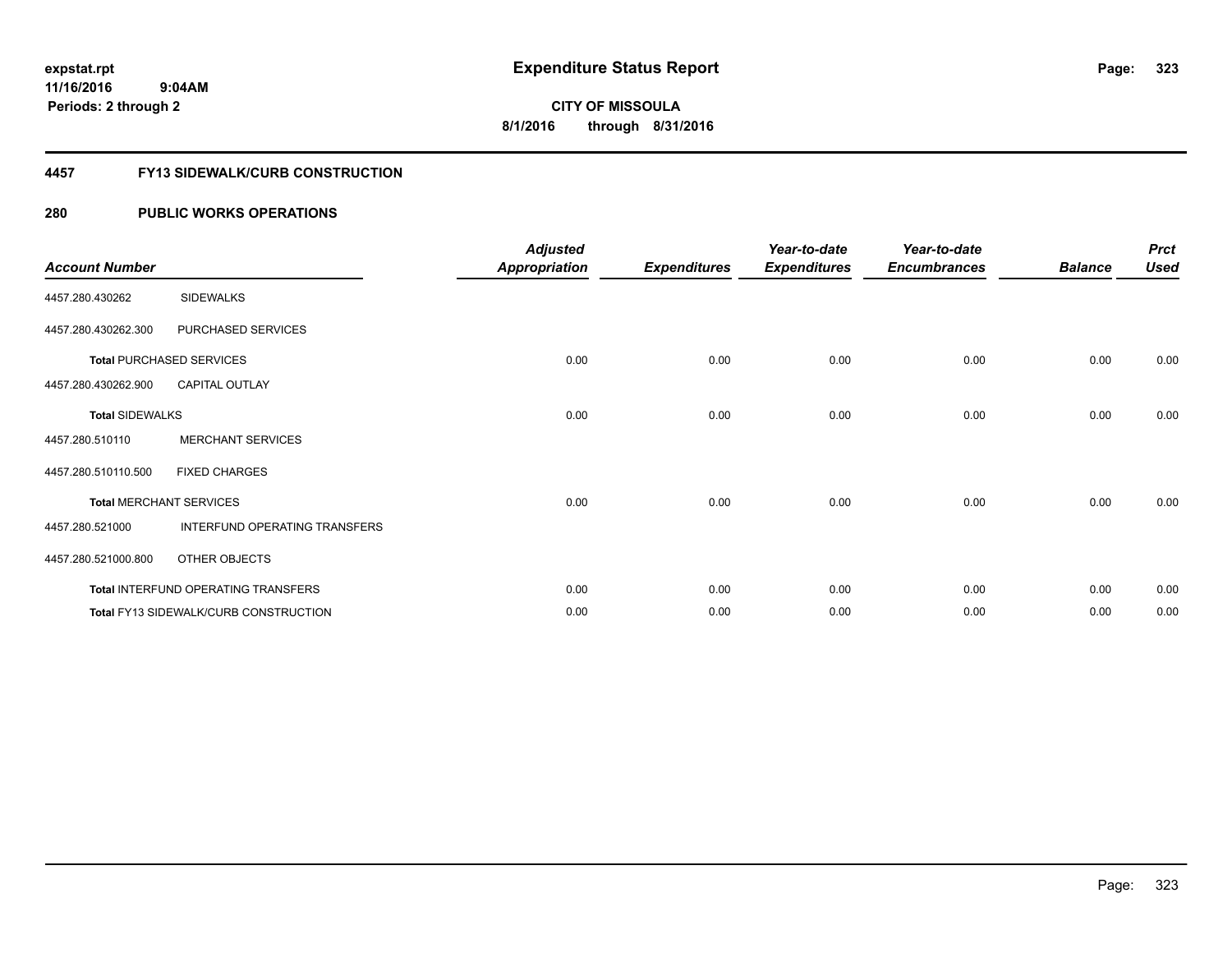# Expenditure Status Report

expstat.rpt
11/16/2016 9:04AM
Periods: 2 through 2

**CITY OF MISSOULA**
**8/1/2016 through 8/31/2016**

## 4457 FY13 SIDEWALK/CURB CONSTRUCTION

## 280 PUBLIC WORKS OPERATIONS

| Account Number | | Adjusted Appropriation | Expenditures | Year-to-date Expenditures | Year-to-date Encumbrances | Balance | Prct Used |
|---|---|---|---|---|---|---|---|
| 4457.280.430262 | SIDEWALKS | | | | | | |
| 4457.280.430262.300 | PURCHASED SERVICES | | | | | | |
| **Total** PURCHASED SERVICES | | 0.00 | 0.00 | 0.00 | 0.00 | 0.00 | 0.00 |
| 4457.280.430262.900 | CAPITAL OUTLAY | | | | | | |
| **Total** SIDEWALKS | | 0.00 | 0.00 | 0.00 | 0.00 | 0.00 | 0.00 |
| 4457.280.510110 | MERCHANT SERVICES | | | | | | |
| 4457.280.510110.500 | FIXED CHARGES | | | | | | |
| **Total** MERCHANT SERVICES | | 0.00 | 0.00 | 0.00 | 0.00 | 0.00 | 0.00 |
| 4457.280.521000 | INTERFUND OPERATING TRANSFERS | | | | | | |
| 4457.280.521000.800 | OTHER OBJECTS | | | | | | |
| **Total** INTERFUND OPERATING TRANSFERS | | 0.00 | 0.00 | 0.00 | 0.00 | 0.00 | 0.00 |
| **Total** FY13 SIDEWALK/CURB CONSTRUCTION | | 0.00 | 0.00 | 0.00 | 0.00 | 0.00 | 0.00 |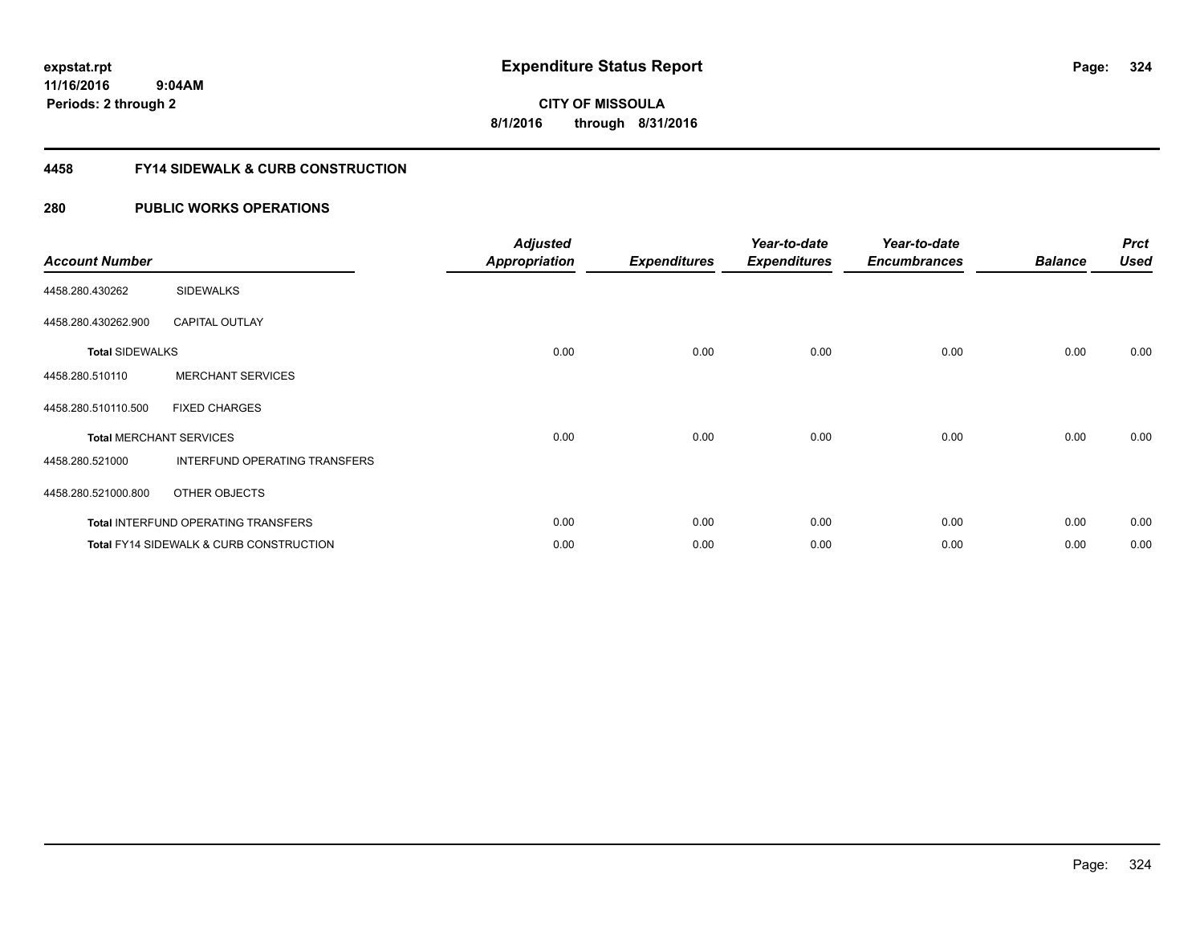**expstat.rpt**
**11/16/2016 9:04AM**
**Periods: 2 through 2**

# Expenditure Status Report

**CITY OF MISSOULA**
**8/1/2016 through 8/31/2016**

## 4458 FY14 SIDEWALK & CURB CONSTRUCTION

### 280 PUBLIC WORKS OPERATIONS

| Account Number | | Adjusted Appropriation | Expenditures | Year-to-date Expenditures | Year-to-date Encumbrances | Balance | Prct Used |
|---|---|---|---|---|---|---|---|
| 4458.280.430262 | SIDEWALKS | | | | | | |
| 4458.280.430262.900 | CAPITAL OUTLAY | | | | | | |
| **Total** SIDEWALKS | | 0.00 | 0.00 | 0.00 | 0.00 | 0.00 | 0.00 |
| 4458.280.510110 | MERCHANT SERVICES | | | | | | |
| 4458.280.510110.500 | FIXED CHARGES | | | | | | |
| **Total** MERCHANT SERVICES | | 0.00 | 0.00 | 0.00 | 0.00 | 0.00 | 0.00 |
| 4458.280.521000 | INTERFUND OPERATING TRANSFERS | | | | | | |
| 4458.280.521000.800 | OTHER OBJECTS | | | | | | |
| **Total** INTERFUND OPERATING TRANSFERS | | 0.00 | 0.00 | 0.00 | 0.00 | 0.00 | 0.00 |
| **Total** FY14 SIDEWALK & CURB CONSTRUCTION | | 0.00 | 0.00 | 0.00 | 0.00 | 0.00 | 0.00 |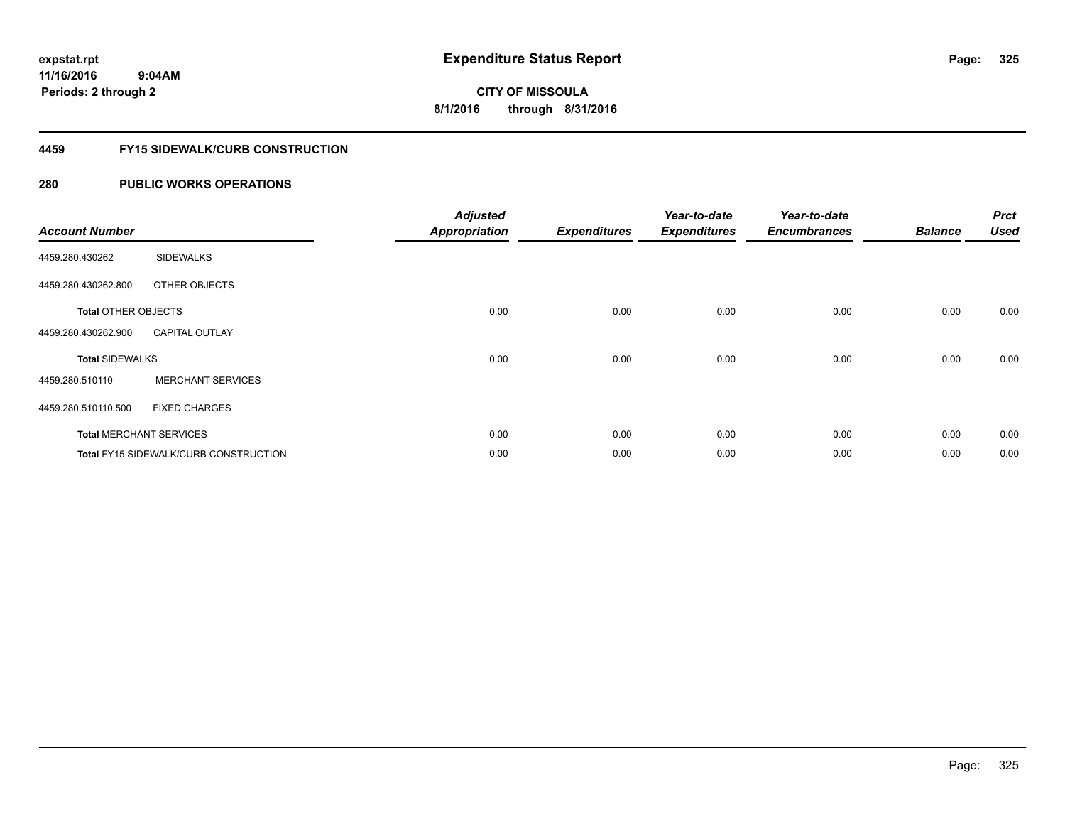# Expenditure Status Report

expstat.rpt
11/16/2016 9:04AM
Periods: 2 through 2

**CITY OF MISSOULA**
**8/1/2016 through 8/31/2016**

## 4459 FY15 SIDEWALK/CURB CONSTRUCTION

## 280 PUBLIC WORKS OPERATIONS

| Account Number | | Adjusted Appropriation | Expenditures | Year-to-date Expenditures | Year-to-date Encumbrances | Balance | Prct Used |
|---|---|---|---|---|---|---|---|
| 4459.280.430262 | SIDEWALKS | | | | | | |
| 4459.280.430262.800 | OTHER OBJECTS | | | | | | |
| **Total** OTHER OBJECTS | | 0.00 | 0.00 | 0.00 | 0.00 | 0.00 | 0.00 |
| 4459.280.430262.900 | CAPITAL OUTLAY | | | | | | |
| **Total** SIDEWALKS | | 0.00 | 0.00 | 0.00 | 0.00 | 0.00 | 0.00 |
| 4459.280.510110 | MERCHANT SERVICES | | | | | | |
| 4459.280.510110.500 | FIXED CHARGES | | | | | | |
| **Total** MERCHANT SERVICES | | 0.00 | 0.00 | 0.00 | 0.00 | 0.00 | 0.00 |
| **Total** FY15 SIDEWALK/CURB CONSTRUCTION | | 0.00 | 0.00 | 0.00 | 0.00 | 0.00 | 0.00 |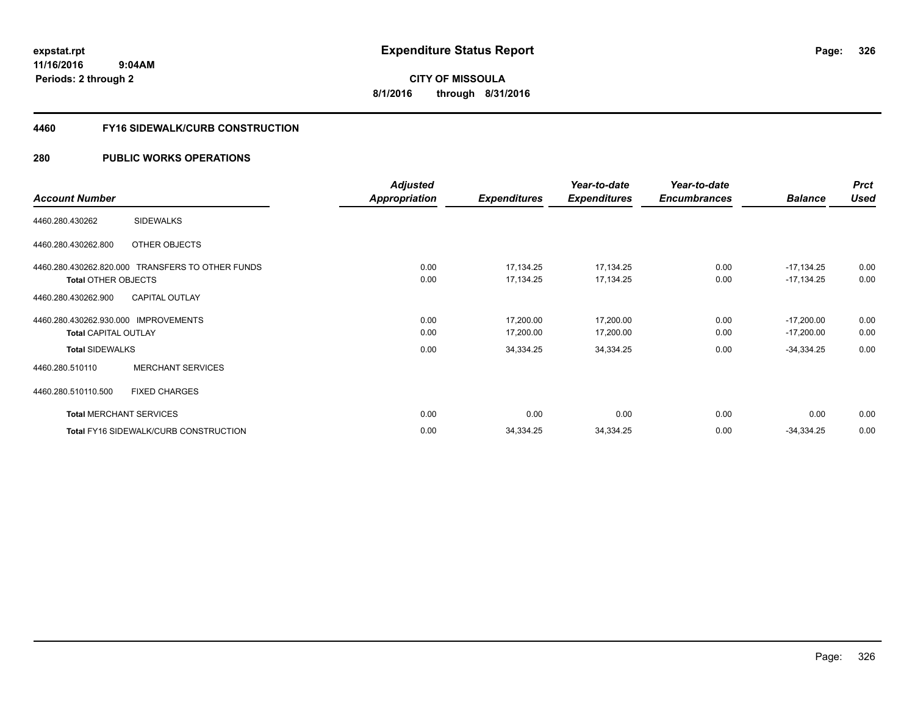expstat.rpt
11/16/2016 9:04AM
Periods: 2 through 2

# Expenditure Status Report

**CITY OF MISSOULA**
**8/1/2016 through 8/31/2016**

## 4460 FY16 SIDEWALK/CURB CONSTRUCTION

## 280 PUBLIC WORKS OPERATIONS

| Account Number | Adjusted Appropriation | Expenditures | Year-to-date Expenditures | Year-to-date Encumbrances | Balance | Prct Used |
|---|---|---|---|---|---|---|
| 4460.280.430262 SIDEWALKS | | | | | | |
| 4460.280.430262.800 OTHER OBJECTS | | | | | | |
| 4460.280.430262.820.000 TRANSFERS TO OTHER FUNDS | 0.00 | 17,134.25 | 17,134.25 | 0.00 | -17,134.25 | 0.00 |
| Total OTHER OBJECTS | 0.00 | 17,134.25 | 17,134.25 | 0.00 | -17,134.25 | 0.00 |
| 4460.280.430262.900 CAPITAL OUTLAY | | | | | | |
| 4460.280.430262.930.000 IMPROVEMENTS | 0.00 | 17,200.00 | 17,200.00 | 0.00 | -17,200.00 | 0.00 |
| Total CAPITAL OUTLAY | 0.00 | 17,200.00 | 17,200.00 | 0.00 | -17,200.00 | 0.00 |
| Total SIDEWALKS | 0.00 | 34,334.25 | 34,334.25 | 0.00 | -34,334.25 | 0.00 |
| 4460.280.510110 MERCHANT SERVICES | | | | | | |
| 4460.280.510110.500 FIXED CHARGES | | | | | | |
| Total MERCHANT SERVICES | 0.00 | 0.00 | 0.00 | 0.00 | 0.00 | 0.00 |
| Total FY16 SIDEWALK/CURB CONSTRUCTION | 0.00 | 34,334.25 | 34,334.25 | 0.00 | -34,334.25 | 0.00 |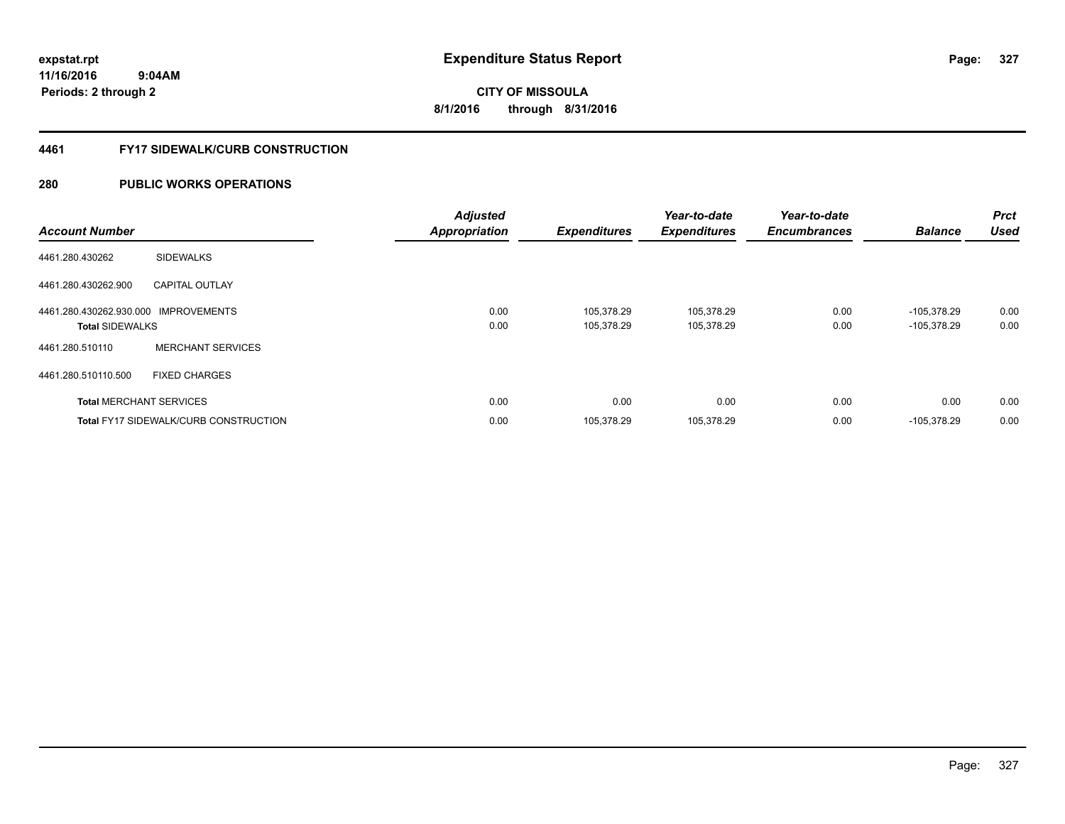**expstat.rpt**
**11/16/2016 9:04AM**
**Periods: 2 through 2**

# Expenditure Status Report

**CITY OF MISSOULA**
**8/1/2016 through 8/31/2016**

## 4461 FY17 SIDEWALK/CURB CONSTRUCTION

## 280 PUBLIC WORKS OPERATIONS

| Account Number | | Adjusted Appropriation | Expenditures | Year-to-date Expenditures | Year-to-date Encumbrances | Balance | Prct Used |
|---|---|---|---|---|---|---|---|
| 4461.280.430262 | SIDEWALKS | | | | | | |
| 4461.280.430262.900 | CAPITAL OUTLAY | | | | | | |
| 4461.280.430262.930.000 | IMPROVEMENTS | 0.00 | 105,378.29 | 105,378.29 | 0.00 | -105,378.29 | 0.00 |
| **Total** SIDEWALKS | | 0.00 | 105,378.29 | 105,378.29 | 0.00 | -105,378.29 | 0.00 |
| 4461.280.510110 | MERCHANT SERVICES | | | | | | |
| 4461.280.510110.500 | FIXED CHARGES | | | | | | |
| **Total** MERCHANT SERVICES | | 0.00 | 0.00 | 0.00 | 0.00 | 0.00 | 0.00 |
| **Total** FY17 SIDEWALK/CURB CONSTRUCTION | | 0.00 | 105,378.29 | 105,378.29 | 0.00 | -105,378.29 | 0.00 |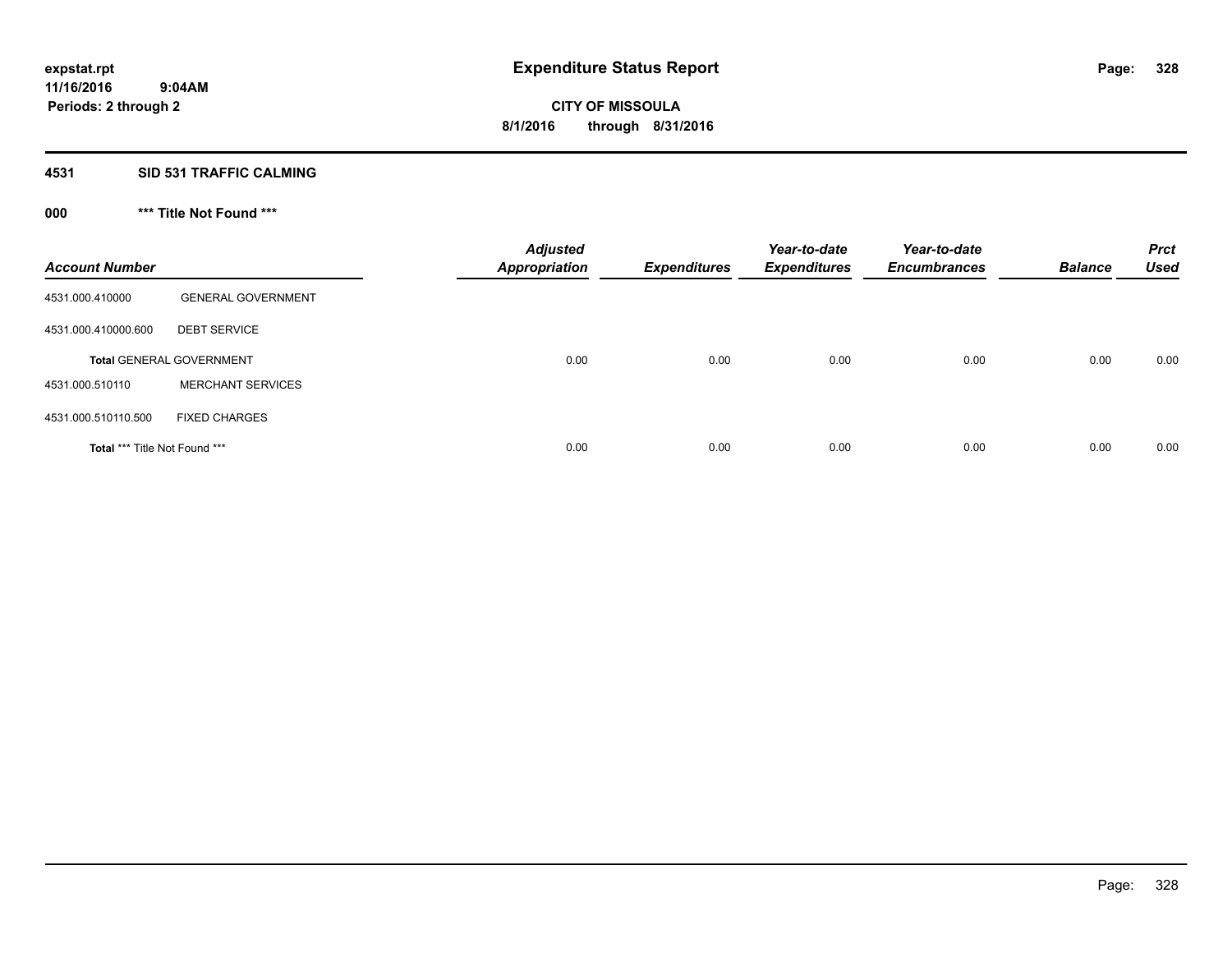# Expenditure Status Report

expstat.rpt
11/16/2016 9:04AM
Periods: 2 through 2

**CITY OF MISSOULA**
**8/1/2016 through 8/31/2016**

## 4531 SID 531 TRAFFIC CALMING

### 000 *** Title Not Found ***

| Account Number | | Adjusted Appropriation | Expenditures | Year-to-date Expenditures | Year-to-date Encumbrances | Balance | Prct Used |
|---|---|---|---|---|---|---|---|
| 4531.000.410000 | GENERAL GOVERNMENT | | | | | | |
| 4531.000.410000.600 | DEBT SERVICE | | | | | | |
| **Total** GENERAL GOVERNMENT | | 0.00 | 0.00 | 0.00 | 0.00 | 0.00 | 0.00 |
| 4531.000.510110 | MERCHANT SERVICES | | | | | | |
| 4531.000.510110.500 | FIXED CHARGES | | | | | | |
| **Total** *** Title Not Found *** | | 0.00 | 0.00 | 0.00 | 0.00 | 0.00 | 0.00 |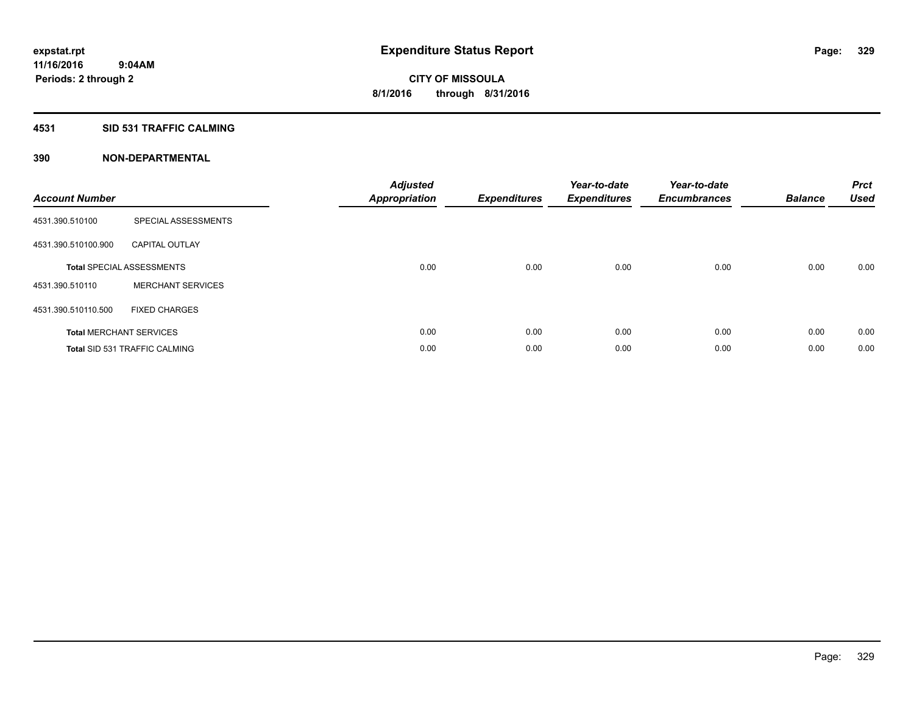# Expenditure Status Report

**CITY OF MISSOULA**
**8/1/2016 through 8/31/2016**

expstat.rpt
11/16/2016 9:04AM
Periods: 2 through 2

## 4531 SID 531 TRAFFIC CALMING

## 390 NON-DEPARTMENTAL

| Account Number | | Adjusted Appropriation | Expenditures | Year-to-date Expenditures | Year-to-date Encumbrances | Balance | Prct Used |
|---|---|---|---|---|---|---|---|
| 4531.390.510100 | SPECIAL ASSESSMENTS | | | | | | |
| 4531.390.510100.900 | CAPITAL OUTLAY | | | | | | |
| **Total** SPECIAL ASSESSMENTS | | 0.00 | 0.00 | 0.00 | 0.00 | 0.00 | 0.00 |
| 4531.390.510110 | MERCHANT SERVICES | | | | | | |
| 4531.390.510110.500 | FIXED CHARGES | | | | | | |
| **Total** MERCHANT SERVICES | | 0.00 | 0.00 | 0.00 | 0.00 | 0.00 | 0.00 |
| **Total** SID 531 TRAFFIC CALMING | | 0.00 | 0.00 | 0.00 | 0.00 | 0.00 | 0.00 |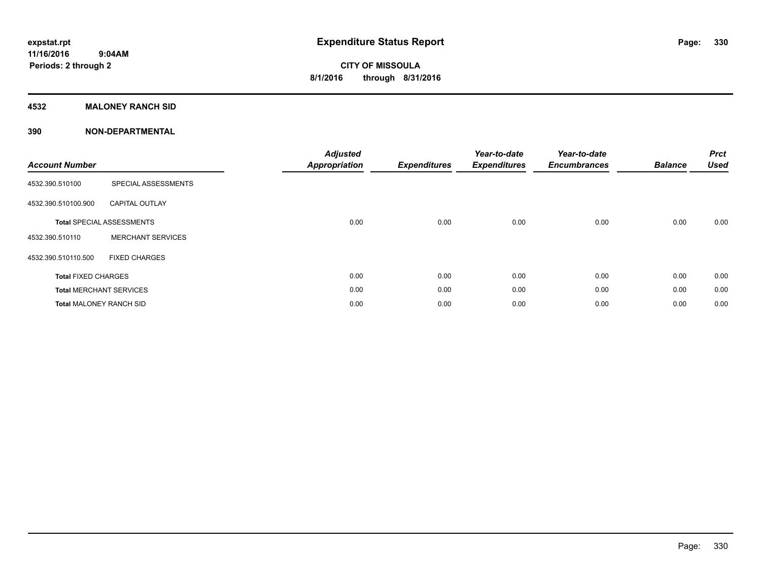# Expenditure Status Report

expstat.rpt
11/16/2016 9:04AM
Periods: 2 through 2

**CITY OF MISSOULA**
**8/1/2016 through 8/31/2016**

## 4532 MALONEY RANCH SID

## 390 NON-DEPARTMENTAL

| Account Number | | Adjusted Appropriation | Expenditures | Year-to-date Expenditures | Year-to-date Encumbrances | Balance | Prct Used |
|---|---|---|---|---|---|---|---|
| 4532.390.510100 | SPECIAL ASSESSMENTS | | | | | | |
| 4532.390.510100.900 | CAPITAL OUTLAY | | | | | | |
| **Total** SPECIAL ASSESSMENTS | | 0.00 | 0.00 | 0.00 | 0.00 | 0.00 | 0.00 |
| 4532.390.510110 | MERCHANT SERVICES | | | | | | |
| 4532.390.510110.500 | FIXED CHARGES | | | | | | |
| **Total** FIXED CHARGES | | 0.00 | 0.00 | 0.00 | 0.00 | 0.00 | 0.00 |
| **Total** MERCHANT SERVICES | | 0.00 | 0.00 | 0.00 | 0.00 | 0.00 | 0.00 |
| **Total** MALONEY RANCH SID | | 0.00 | 0.00 | 0.00 | 0.00 | 0.00 | 0.00 |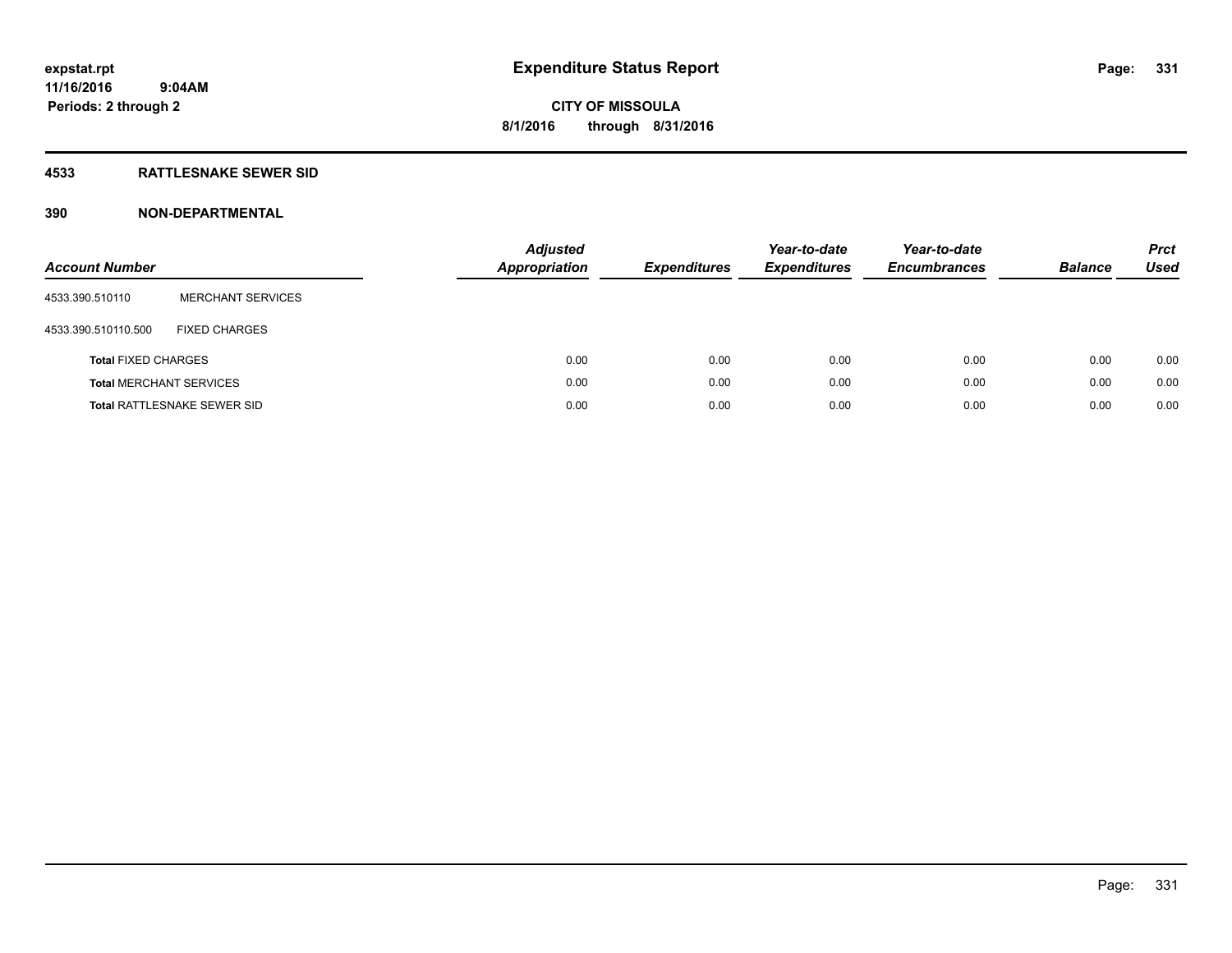**expstat.rpt**
**11/16/2016 9:04AM**
**Periods: 2 through 2**

# Expenditure Status Report

**CITY OF MISSOULA**
**8/1/2016 through 8/31/2016**

## 4533 RATTLESNAKE SEWER SID

### 390 NON-DEPARTMENTAL

| Account Number | | Adjusted Appropriation | Expenditures | Year-to-date Expenditures | Year-to-date Encumbrances | Balance | Prct Used |
|---|---|---|---|---|---|---|---|
| 4533.390.510110 | MERCHANT SERVICES | | | | | | |
| 4533.390.510110.500 | FIXED CHARGES | | | | | | |
| **Total** FIXED CHARGES | | 0.00 | 0.00 | 0.00 | 0.00 | 0.00 | 0.00 |
| **Total** MERCHANT SERVICES | | 0.00 | 0.00 | 0.00 | 0.00 | 0.00 | 0.00 |
| **Total** RATTLESNAKE SEWER SID | | 0.00 | 0.00 | 0.00 | 0.00 | 0.00 | 0.00 |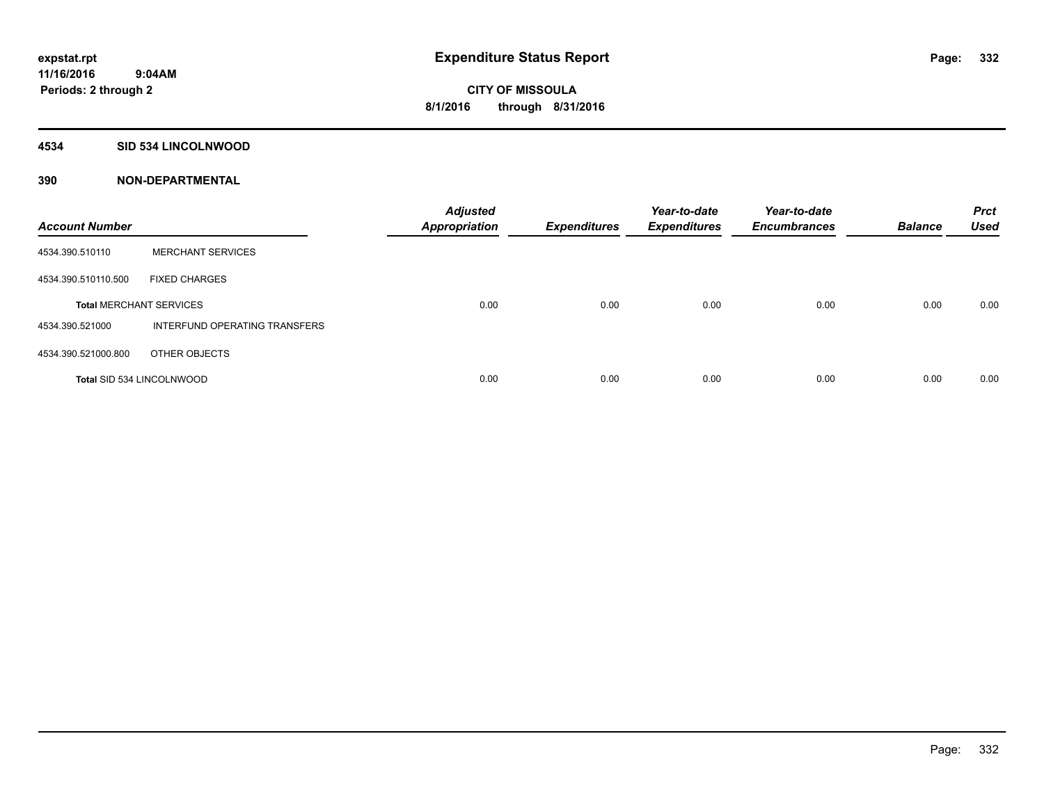**expstat.rpt**
**11/16/2016 9:04AM**
**Periods: 2 through 2**

# Expenditure Status Report

**CITY OF MISSOULA**
**8/1/2016 through 8/31/2016**

## 4534 SID 534 LINCOLNWOOD

## 390 NON-DEPARTMENTAL

| Account Number | | Adjusted Appropriation | Expenditures | Year-to-date Expenditures | Year-to-date Encumbrances | Balance | Prct Used |
|---|---|---|---|---|---|---|---|
| 4534.390.510110 | MERCHANT SERVICES | | | | | | |
| 4534.390.510110.500 | FIXED CHARGES | | | | | | |
| **Total** MERCHANT SERVICES | | 0.00 | 0.00 | 0.00 | 0.00 | 0.00 | 0.00 |
| 4534.390.521000 | INTERFUND OPERATING TRANSFERS | | | | | | |
| 4534.390.521000.800 | OTHER OBJECTS | | | | | | |
| **Total** SID 534 LINCOLNWOOD | | 0.00 | 0.00 | 0.00 | 0.00 | 0.00 | 0.00 |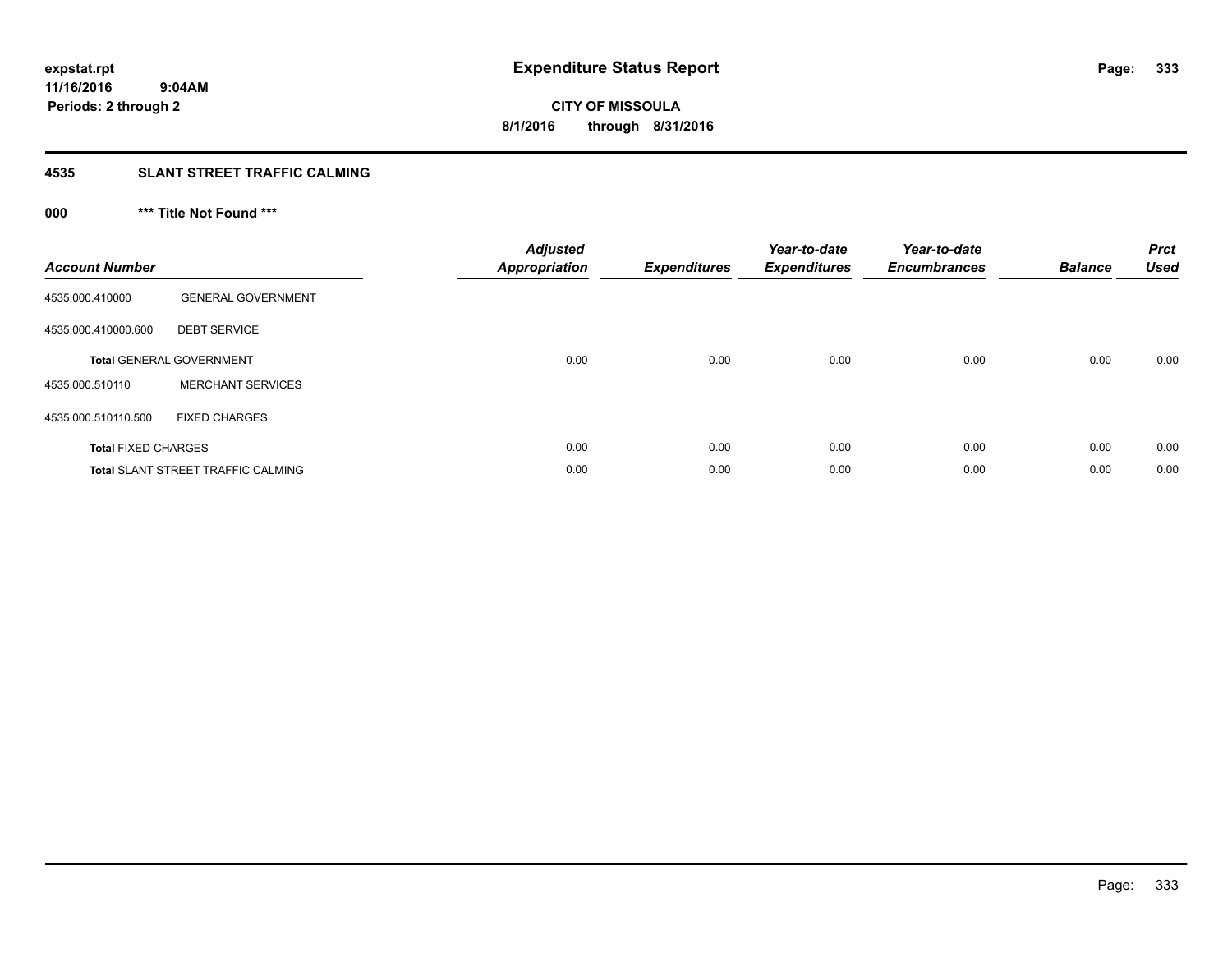# Expenditure Status Report

**CITY OF MISSOULA**
**8/1/2016 through 8/31/2016**

expstat.rpt
11/16/2016 9:04AM
Periods: 2 through 2

## 4535 SLANT STREET TRAFFIC CALMING

### 000 *** Title Not Found ***

| Account Number | | Adjusted Appropriation | Expenditures | Year-to-date Expenditures | Year-to-date Encumbrances | Balance | Prct Used |
|---|---|---|---|---|---|---|---|
| 4535.000.410000 | GENERAL GOVERNMENT | | | | | | |
| 4535.000.410000.600 | DEBT SERVICE | | | | | | |
| **Total** GENERAL GOVERNMENT | | 0.00 | 0.00 | 0.00 | 0.00 | 0.00 | 0.00 |
| 4535.000.510110 | MERCHANT SERVICES | | | | | | |
| 4535.000.510110.500 | FIXED CHARGES | | | | | | |
| **Total** FIXED CHARGES | | 0.00 | 0.00 | 0.00 | 0.00 | 0.00 | 0.00 |
| **Total** SLANT STREET TRAFFIC CALMING | | 0.00 | 0.00 | 0.00 | 0.00 | 0.00 | 0.00 |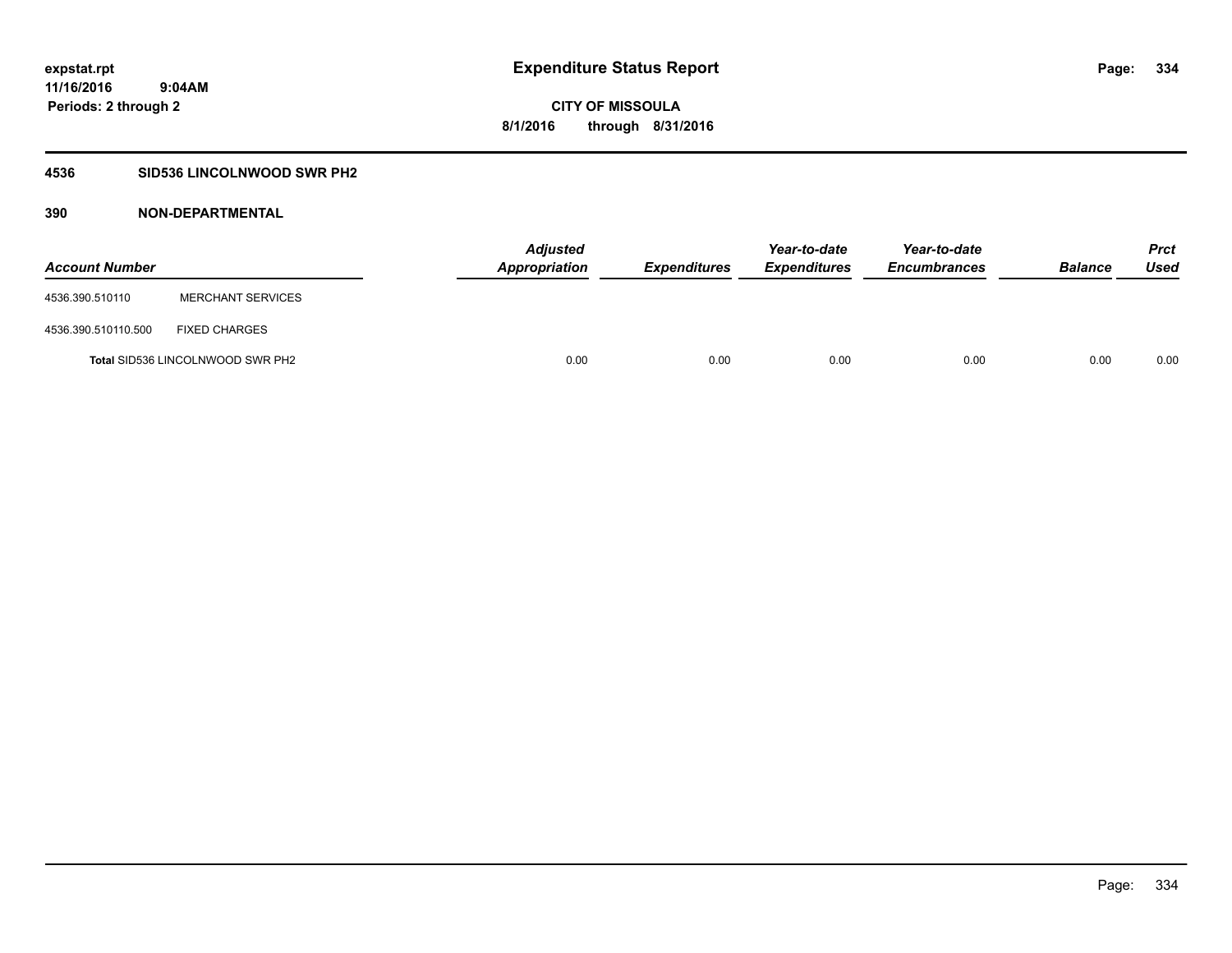**expstat.rpt**
**11/16/2016 9:04AM**
**Periods: 2 through 2**

# Expenditure Status Report

**CITY OF MISSOULA**
**8/1/2016 through 8/31/2016**

## 4536 SID536 LINCOLNWOOD SWR PH2

### 390 NON-DEPARTMENTAL

| Account Number | | Adjusted Appropriation | Expenditures | Year-to-date Expenditures | Year-to-date Encumbrances | Balance | Prct Used |
|---|---|---|---|---|---|---|---|
| 4536.390.510110 | MERCHANT SERVICES | | | | | | |
| 4536.390.510110.500 | FIXED CHARGES | | | | | | |
| **Total** SID536 LINCOLNWOOD SWR PH2 | | 0.00 | 0.00 | 0.00 | 0.00 | 0.00 | 0.00 |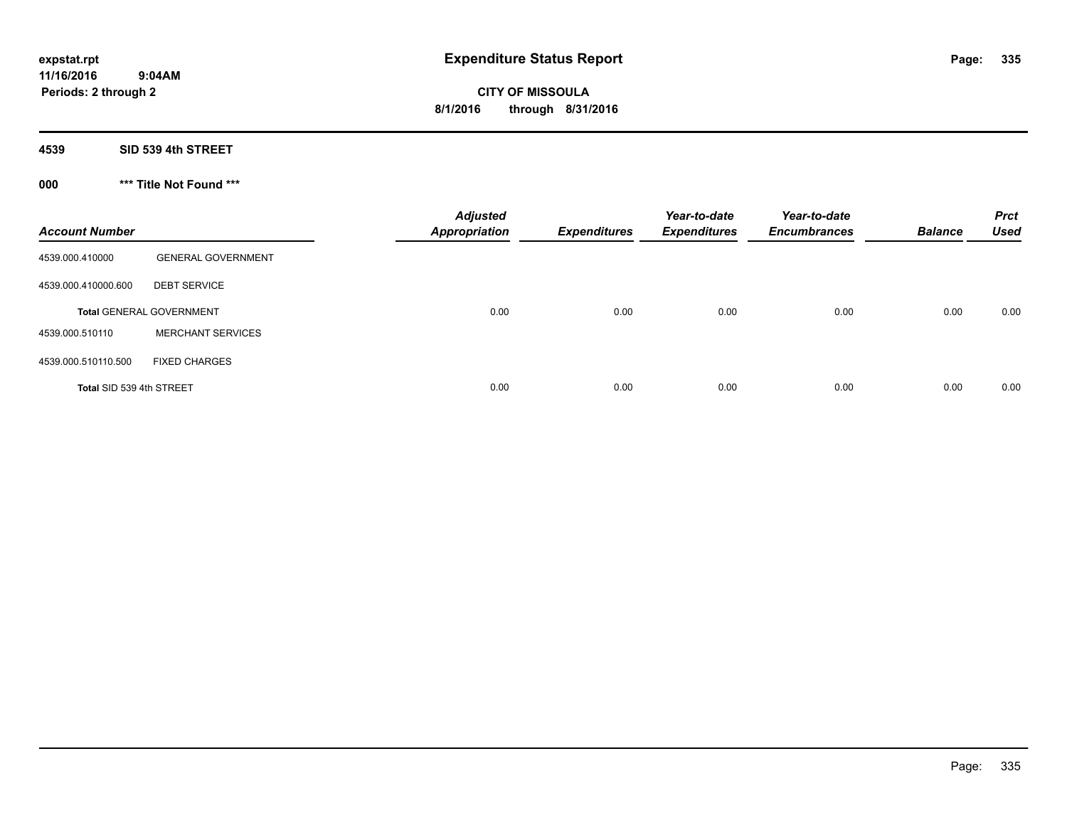**expstat.rpt**
**11/16/2016 9:04AM**
**Periods: 2 through 2**

# Expenditure Status Report

**CITY OF MISSOULA**
**8/1/2016 through 8/31/2016**

## 4539 SID 539 4th STREET

### 000 *** Title Not Found ***

| Account Number | | Adjusted Appropriation | Expenditures | Year-to-date Expenditures | Year-to-date Encumbrances | Balance | Prct Used |
|---|---|---|---|---|---|---|---|
| 4539.000.410000 | GENERAL GOVERNMENT | | | | | | |
| 4539.000.410000.600 | DEBT SERVICE | | | | | | |
| **Total** GENERAL GOVERNMENT | | 0.00 | 0.00 | 0.00 | 0.00 | 0.00 | 0.00 |
| 4539.000.510110 | MERCHANT SERVICES | | | | | | |
| 4539.000.510110.500 | FIXED CHARGES | | | | | | |
| **Total SID 539 4th STREET** | | 0.00 | 0.00 | 0.00 | 0.00 | 0.00 | 0.00 |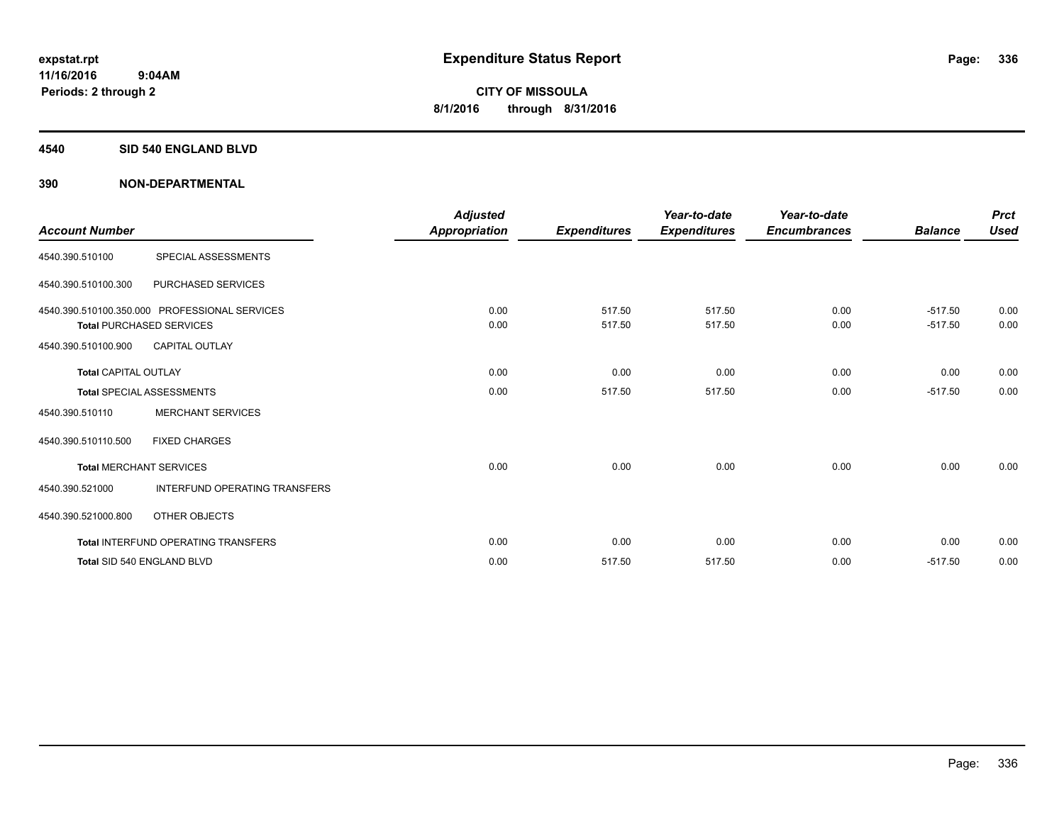# Expenditure Status Report

expstat.rpt
11/16/2016 9:04AM
Periods: 2 through 2

**CITY OF MISSOULA**
**8/1/2016 through 8/31/2016**

## 4540 SID 540 ENGLAND BLVD

## 390 NON-DEPARTMENTAL

| Account Number | | Adjusted Appropriation | Expenditures | Year-to-date Expenditures | Year-to-date Encumbrances | Balance | Prct Used |
|---|---|---|---|---|---|---|---|
| 4540.390.510100 | SPECIAL ASSESSMENTS | | | | | | |
| 4540.390.510100.300 | PURCHASED SERVICES | | | | | | |
| 4540.390.510100.350.000 | PROFESSIONAL SERVICES | 0.00 | 517.50 | 517.50 | 0.00 | -517.50 | 0.00 |
| Total PURCHASED SERVICES | | 0.00 | 517.50 | 517.50 | 0.00 | -517.50 | 0.00 |
| 4540.390.510100.900 | CAPITAL OUTLAY | | | | | | |
| Total CAPITAL OUTLAY | | 0.00 | 0.00 | 0.00 | 0.00 | 0.00 | 0.00 |
| Total SPECIAL ASSESSMENTS | | 0.00 | 517.50 | 517.50 | 0.00 | -517.50 | 0.00 |
| 4540.390.510110 | MERCHANT SERVICES | | | | | | |
| 4540.390.510110.500 | FIXED CHARGES | | | | | | |
| Total MERCHANT SERVICES | | 0.00 | 0.00 | 0.00 | 0.00 | 0.00 | 0.00 |
| 4540.390.521000 | INTERFUND OPERATING TRANSFERS | | | | | | |
| 4540.390.521000.800 | OTHER OBJECTS | | | | | | |
| Total INTERFUND OPERATING TRANSFERS | | 0.00 | 0.00 | 0.00 | 0.00 | 0.00 | 0.00 |
| Total SID 540 ENGLAND BLVD | | 0.00 | 517.50 | 517.50 | 0.00 | -517.50 | 0.00 |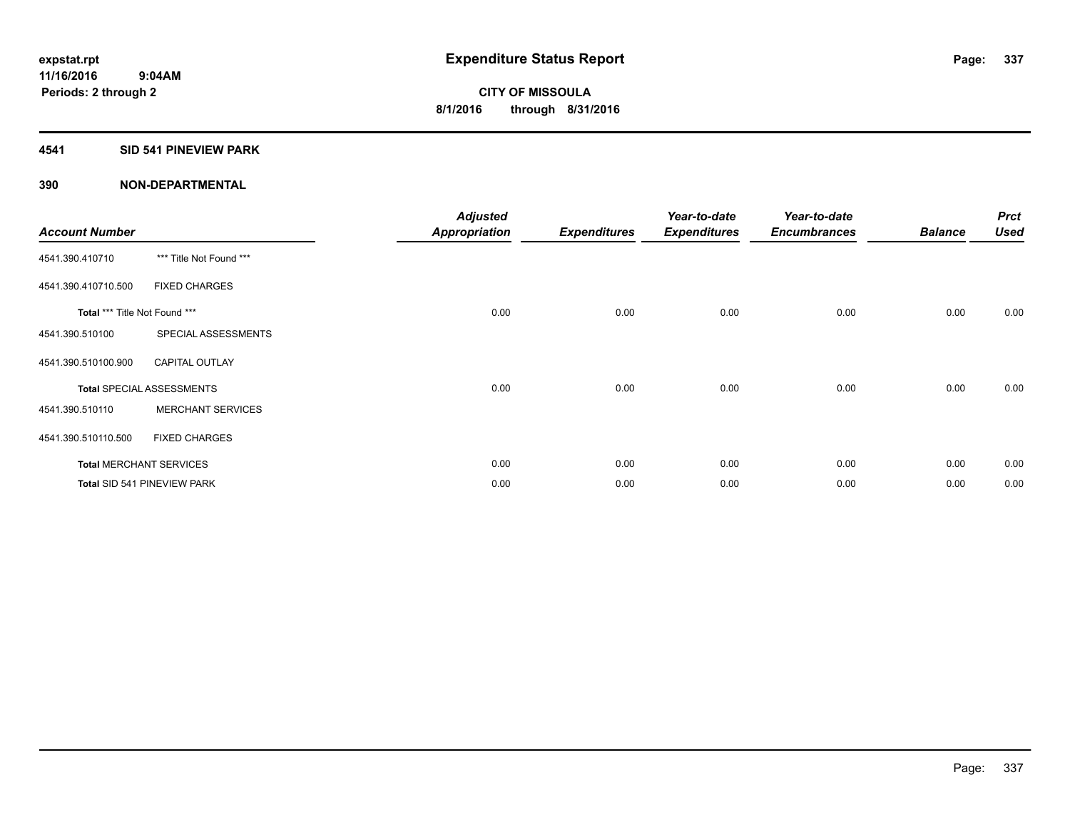expstat.rpt
11/16/2016 9:04AM
Periods: 2 through 2

# Expenditure Status Report

CITY OF MISSOULA
8/1/2016 through 8/31/2016

## 4541 SID 541 PINEVIEW PARK

### 390 NON-DEPARTMENTAL

| Account Number | | Adjusted Appropriation | Expenditures | Year-to-date Expenditures | Year-to-date Encumbrances | Balance | Prct Used |
|---|---|---|---|---|---|---|---|
| 4541.390.410710 | *** Title Not Found *** | | | | | | |
| 4541.390.410710.500 | FIXED CHARGES | | | | | | |
| Total *** Title Not Found *** | | 0.00 | 0.00 | 0.00 | 0.00 | 0.00 | 0.00 |
| 4541.390.510100 | SPECIAL ASSESSMENTS | | | | | | |
| 4541.390.510100.900 | CAPITAL OUTLAY | | | | | | |
| Total SPECIAL ASSESSMENTS | | 0.00 | 0.00 | 0.00 | 0.00 | 0.00 | 0.00 |
| 4541.390.510110 | MERCHANT SERVICES | | | | | | |
| 4541.390.510110.500 | FIXED CHARGES | | | | | | |
| Total MERCHANT SERVICES | | 0.00 | 0.00 | 0.00 | 0.00 | 0.00 | 0.00 |
| Total SID 541 PINEVIEW PARK | | 0.00 | 0.00 | 0.00 | 0.00 | 0.00 | 0.00 |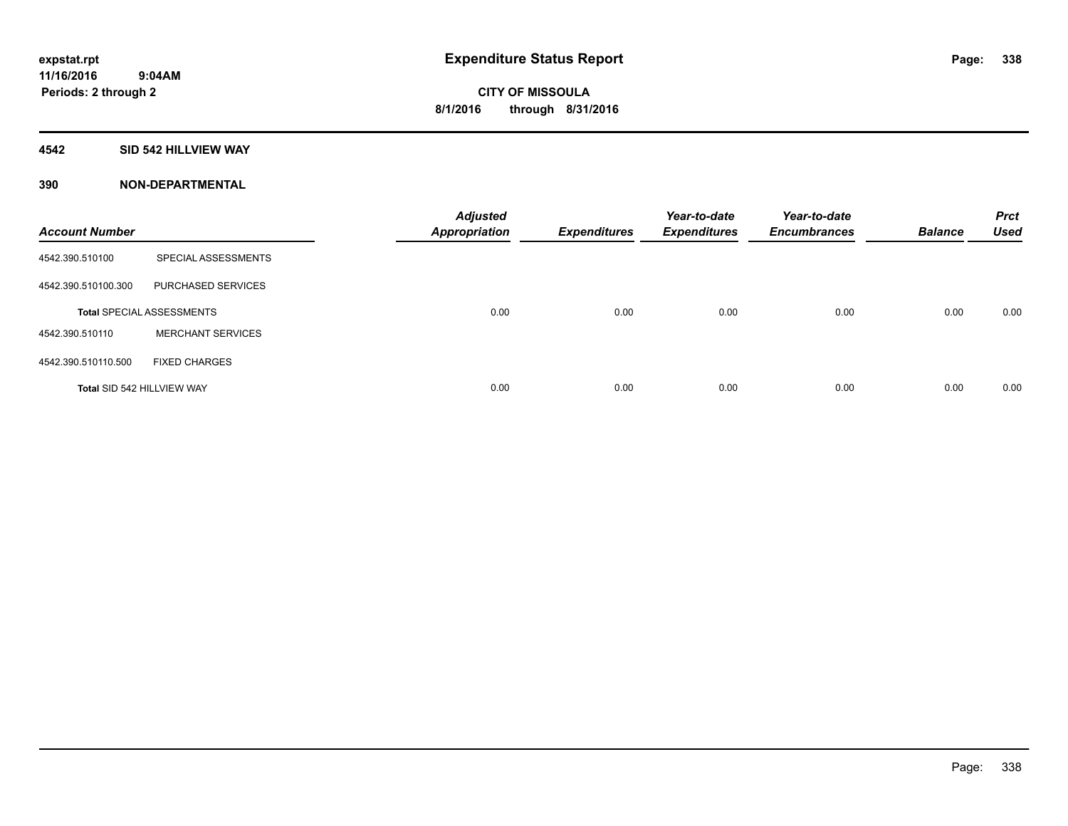# Expenditure Status Report

expstat.rpt
11/16/2016 9:04AM
Periods: 2 through 2

**CITY OF MISSOULA**
**8/1/2016 through 8/31/2016**

## 4542 SID 542 HILLVIEW WAY

## 390 NON-DEPARTMENTAL

| Account Number | | Adjusted Appropriation | Expenditures | Year-to-date Expenditures | Year-to-date Encumbrances | Balance | Prct Used |
|---|---|---|---|---|---|---|---|
| 4542.390.510100 | SPECIAL ASSESSMENTS | | | | | | |
| 4542.390.510100.300 | PURCHASED SERVICES | | | | | | |
| **Total** SPECIAL ASSESSMENTS | | 0.00 | 0.00 | 0.00 | 0.00 | 0.00 | 0.00 |
| 4542.390.510110 | MERCHANT SERVICES | | | | | | |
| 4542.390.510110.500 | FIXED CHARGES | | | | | | |
| **Total** SID 542 HILLVIEW WAY | | 0.00 | 0.00 | 0.00 | 0.00 | 0.00 | 0.00 |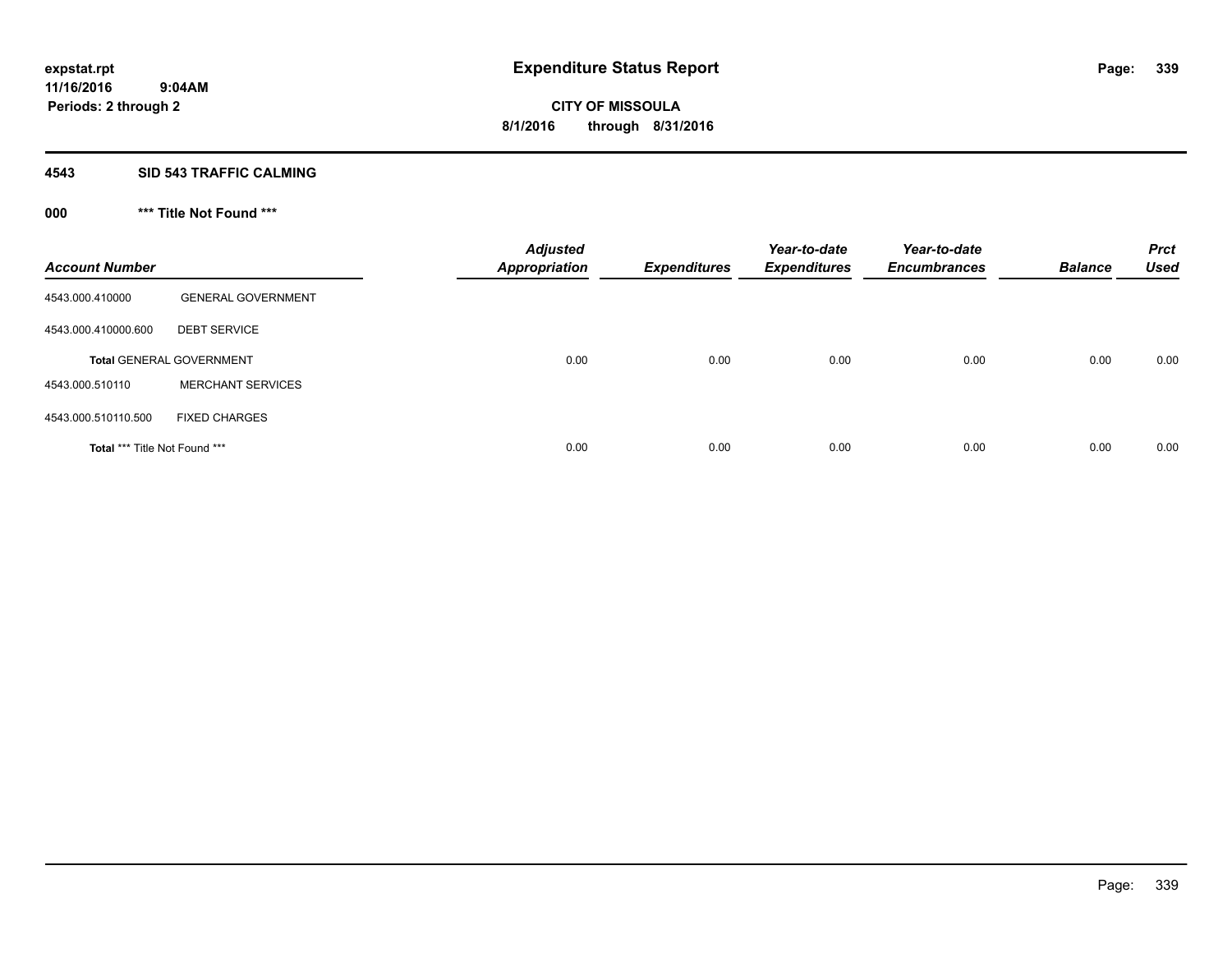# Expenditure Status Report

expstat.rpt
11/16/2016 9:04AM
Periods: 2 through 2

**CITY OF MISSOULA**
**8/1/2016 through 8/31/2016**

## 4543 SID 543 TRAFFIC CALMING

### 000 *** Title Not Found ***

| Account Number | | Adjusted Appropriation | Expenditures | Year-to-date Expenditures | Year-to-date Encumbrances | Balance | Prct Used |
|---|---|---|---|---|---|---|---|
| 4543.000.410000 | GENERAL GOVERNMENT | | | | | | |
| 4543.000.410000.600 | DEBT SERVICE | | | | | | |
| **Total** GENERAL GOVERNMENT | | 0.00 | 0.00 | 0.00 | 0.00 | 0.00 | 0.00 |
| 4543.000.510110 | MERCHANT SERVICES | | | | | | |
| 4543.000.510110.500 | FIXED CHARGES | | | | | | |
| **Total** *** Title Not Found *** | | 0.00 | 0.00 | 0.00 | 0.00 | 0.00 | 0.00 |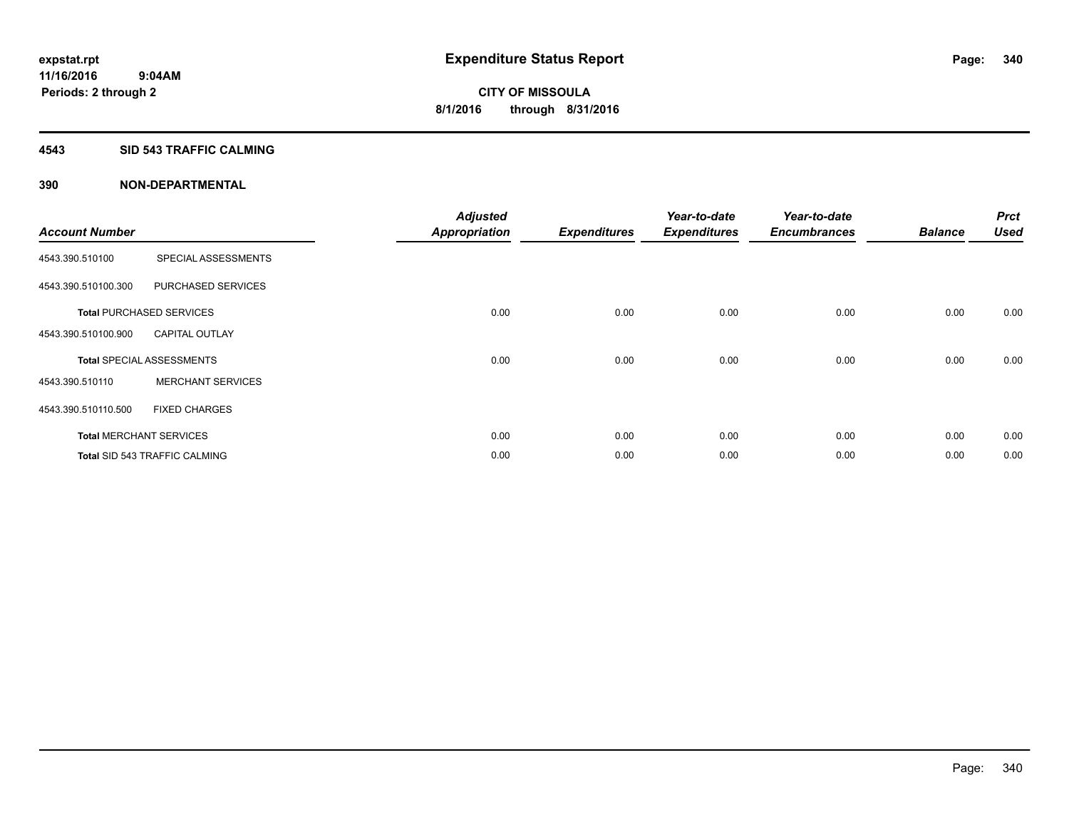# Expenditure Status Report

expstat.rpt
11/16/2016 9:04AM
Periods: 2 through 2

**CITY OF MISSOULA**
**8/1/2016 through 8/31/2016**

## 4543 SID 543 TRAFFIC CALMING

## 390 NON-DEPARTMENTAL

| Account Number | | Adjusted Appropriation | Expenditures | Year-to-date Expenditures | Year-to-date Encumbrances | Balance | Prct Used |
|---|---|---|---|---|---|---|---|
| 4543.390.510100 | SPECIAL ASSESSMENTS | | | | | | |
| 4543.390.510100.300 | PURCHASED SERVICES | | | | | | |
| **Total** PURCHASED SERVICES | | 0.00 | 0.00 | 0.00 | 0.00 | 0.00 | 0.00 |
| 4543.390.510100.900 | CAPITAL OUTLAY | | | | | | |
| **Total** SPECIAL ASSESSMENTS | | 0.00 | 0.00 | 0.00 | 0.00 | 0.00 | 0.00 |
| 4543.390.510110 | MERCHANT SERVICES | | | | | | |
| 4543.390.510110.500 | FIXED CHARGES | | | | | | |
| **Total** MERCHANT SERVICES | | 0.00 | 0.00 | 0.00 | 0.00 | 0.00 | 0.00 |
| **Total** SID 543 TRAFFIC CALMING | | 0.00 | 0.00 | 0.00 | 0.00 | 0.00 | 0.00 |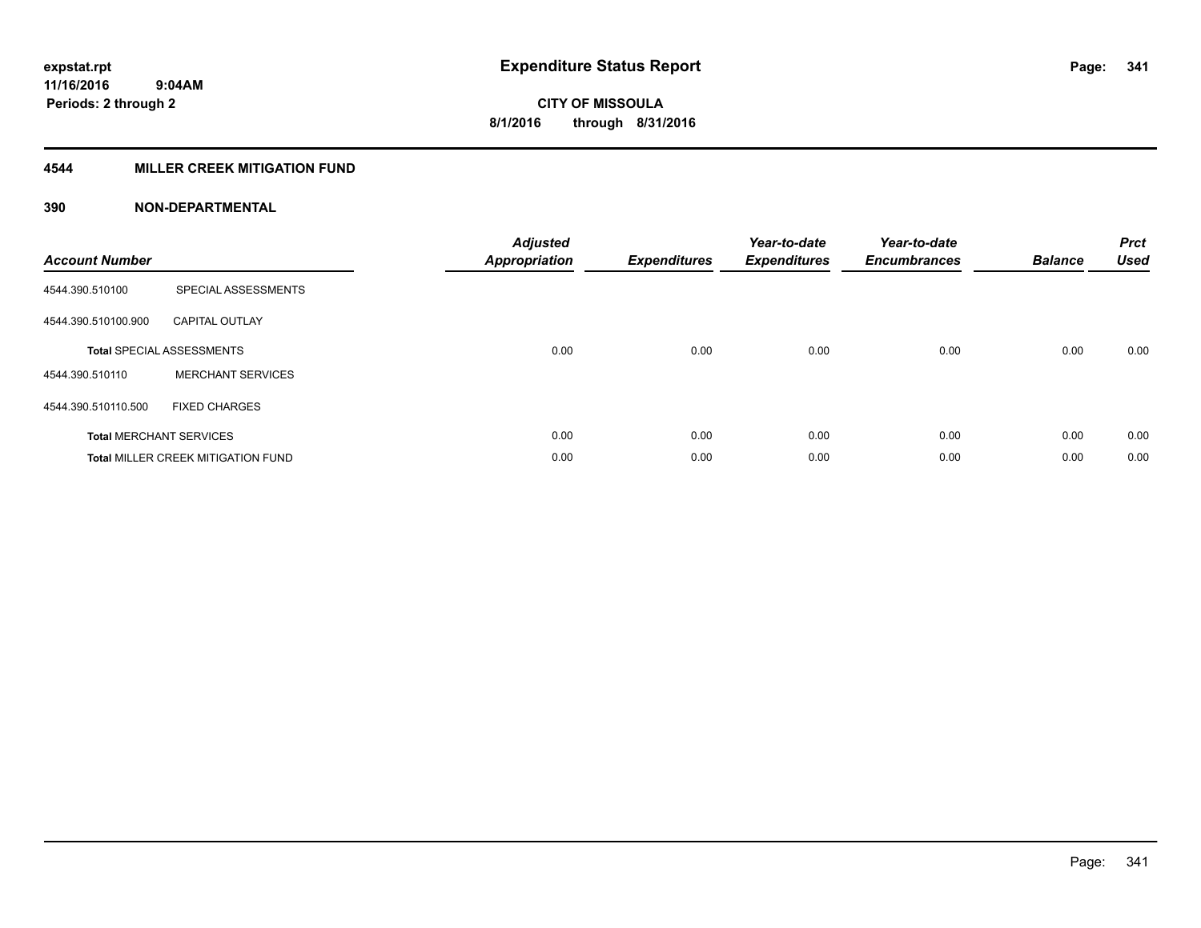**expstat.rpt**
**11/16/2016 9:04AM**
**Periods: 2 through 2**

# Expenditure Status Report

**CITY OF MISSOULA**
**8/1/2016 through 8/31/2016**

## 4544 MILLER CREEK MITIGATION FUND

### 390 NON-DEPARTMENTAL

| Account Number | | Adjusted Appropriation | Expenditures | Year-to-date Expenditures | Year-to-date Encumbrances | Balance | Prct Used |
|---|---|---|---|---|---|---|---|
| 4544.390.510100 | SPECIAL ASSESSMENTS | | | | | | |
| 4544.390.510100.900 | CAPITAL OUTLAY | | | | | | |
| **Total** SPECIAL ASSESSMENTS | | 0.00 | 0.00 | 0.00 | 0.00 | 0.00 | 0.00 |
| 4544.390.510110 | MERCHANT SERVICES | | | | | | |
| 4544.390.510110.500 | FIXED CHARGES | | | | | | |
| **Total** MERCHANT SERVICES | | 0.00 | 0.00 | 0.00 | 0.00 | 0.00 | 0.00 |
| **Total** MILLER CREEK MITIGATION FUND | | 0.00 | 0.00 | 0.00 | 0.00 | 0.00 | 0.00 |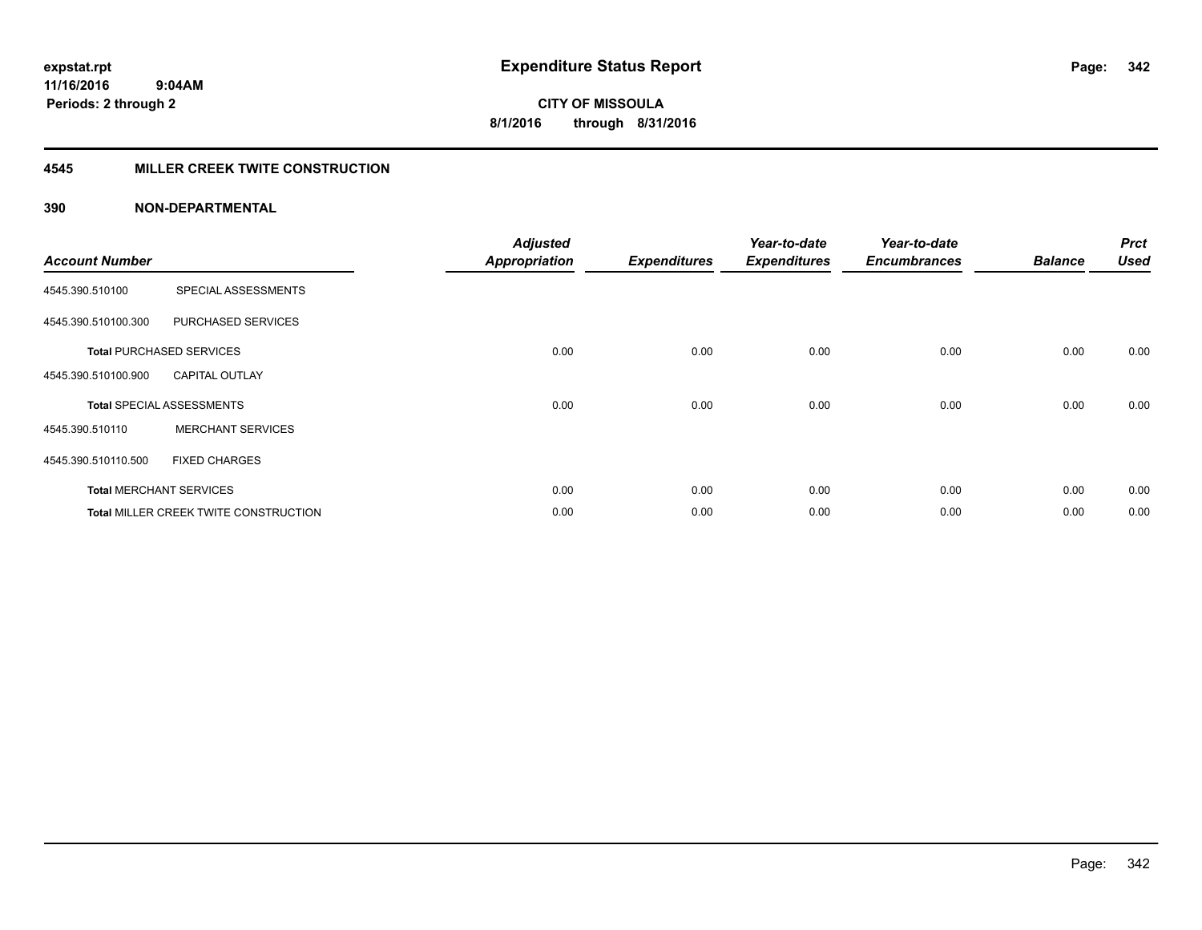# Expenditure Status Report

expstat.rpt
11/16/2016 9:04AM
Periods: 2 through 2

**CITY OF MISSOULA**
**8/1/2016 through 8/31/2016**

## 4545 MILLER CREEK TWITE CONSTRUCTION

### 390 NON-DEPARTMENTAL

| Account Number | | Adjusted Appropriation | Expenditures | Year-to-date Expenditures | Year-to-date Encumbrances | Balance | Prct Used |
|---|---|---|---|---|---|---|---|
| 4545.390.510100 | SPECIAL ASSESSMENTS | | | | | | |
| 4545.390.510100.300 | PURCHASED SERVICES | | | | | | |
| **Total** PURCHASED SERVICES | | 0.00 | 0.00 | 0.00 | 0.00 | 0.00 | 0.00 |
| 4545.390.510100.900 | CAPITAL OUTLAY | | | | | | |
| **Total** SPECIAL ASSESSMENTS | | 0.00 | 0.00 | 0.00 | 0.00 | 0.00 | 0.00 |
| 4545.390.510110 | MERCHANT SERVICES | | | | | | |
| 4545.390.510110.500 | FIXED CHARGES | | | | | | |
| **Total** MERCHANT SERVICES | | 0.00 | 0.00 | 0.00 | 0.00 | 0.00 | 0.00 |
| **Total** MILLER CREEK TWITE CONSTRUCTION | | 0.00 | 0.00 | 0.00 | 0.00 | 0.00 | 0.00 |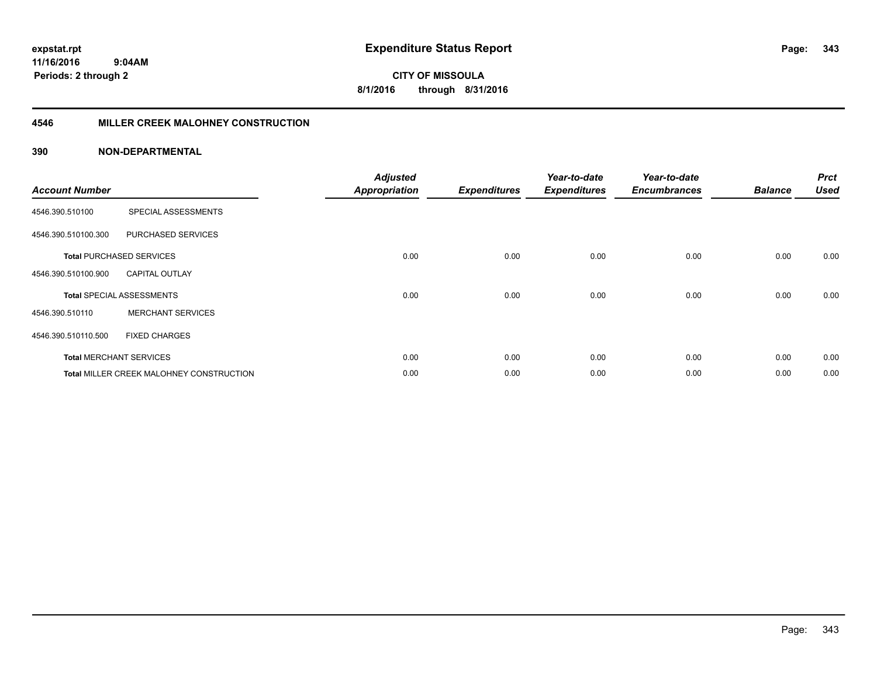# Expenditure Status Report

**expstat.rpt**
**11/16/2016 9:04AM**
**Periods: 2 through 2**

**CITY OF MISSOULA**
**8/1/2016 through 8/31/2016**

## 4546 MILLER CREEK MALOHNEY CONSTRUCTION

### 390 NON-DEPARTMENTAL

| Account Number | | Adjusted Appropriation | Expenditures | Year-to-date Expenditures | Year-to-date Encumbrances | Balance | Prct Used |
|---|---|---|---|---|---|---|---|
| 4546.390.510100 | SPECIAL ASSESSMENTS | | | | | | |
| 4546.390.510100.300 | PURCHASED SERVICES | | | | | | |
| **Total** PURCHASED SERVICES | | 0.00 | 0.00 | 0.00 | 0.00 | 0.00 | 0.00 |
| 4546.390.510100.900 | CAPITAL OUTLAY | | | | | | |
| **Total** SPECIAL ASSESSMENTS | | 0.00 | 0.00 | 0.00 | 0.00 | 0.00 | 0.00 |
| 4546.390.510110 | MERCHANT SERVICES | | | | | | |
| 4546.390.510110.500 | FIXED CHARGES | | | | | | |
| **Total** MERCHANT SERVICES | | 0.00 | 0.00 | 0.00 | 0.00 | 0.00 | 0.00 |
| **Total** MILLER CREEK MALOHNEY CONSTRUCTION | | 0.00 | 0.00 | 0.00 | 0.00 | 0.00 | 0.00 |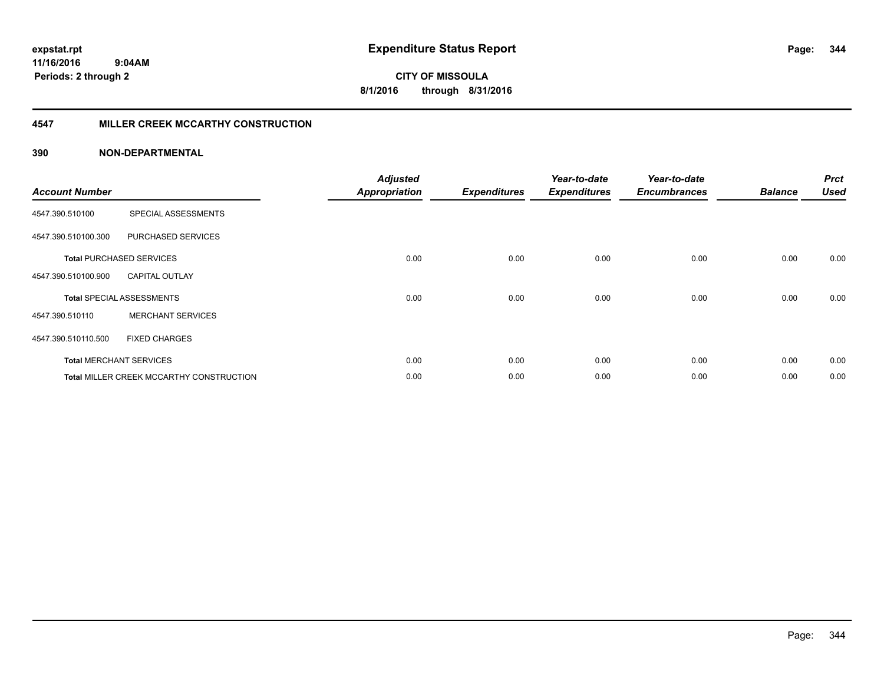expstat.rpt
11/16/2016 9:04AM
Periods: 2 through 2

# Expenditure Status Report

CITY OF MISSOULA
8/1/2016 through 8/31/2016

## 4547 MILLER CREEK MCCARTHY CONSTRUCTION

### 390 NON-DEPARTMENTAL

| Account Number | | Adjusted Appropriation | Expenditures | Year-to-date Expenditures | Year-to-date Encumbrances | Balance | Prct Used |
|---|---|---|---|---|---|---|---|
| 4547.390.510100 | SPECIAL ASSESSMENTS | | | | | | |
| 4547.390.510100.300 | PURCHASED SERVICES | | | | | | |
| **Total** PURCHASED SERVICES | | 0.00 | 0.00 | 0.00 | 0.00 | 0.00 | 0.00 |
| 4547.390.510100.900 | CAPITAL OUTLAY | | | | | | |
| **Total** SPECIAL ASSESSMENTS | | 0.00 | 0.00 | 0.00 | 0.00 | 0.00 | 0.00 |
| 4547.390.510110 | MERCHANT SERVICES | | | | | | |
| 4547.390.510110.500 | FIXED CHARGES | | | | | | |
| **Total** MERCHANT SERVICES | | 0.00 | 0.00 | 0.00 | 0.00 | 0.00 | 0.00 |
| **Total** MILLER CREEK MCCARTHY CONSTRUCTION | | 0.00 | 0.00 | 0.00 | 0.00 | 0.00 | 0.00 |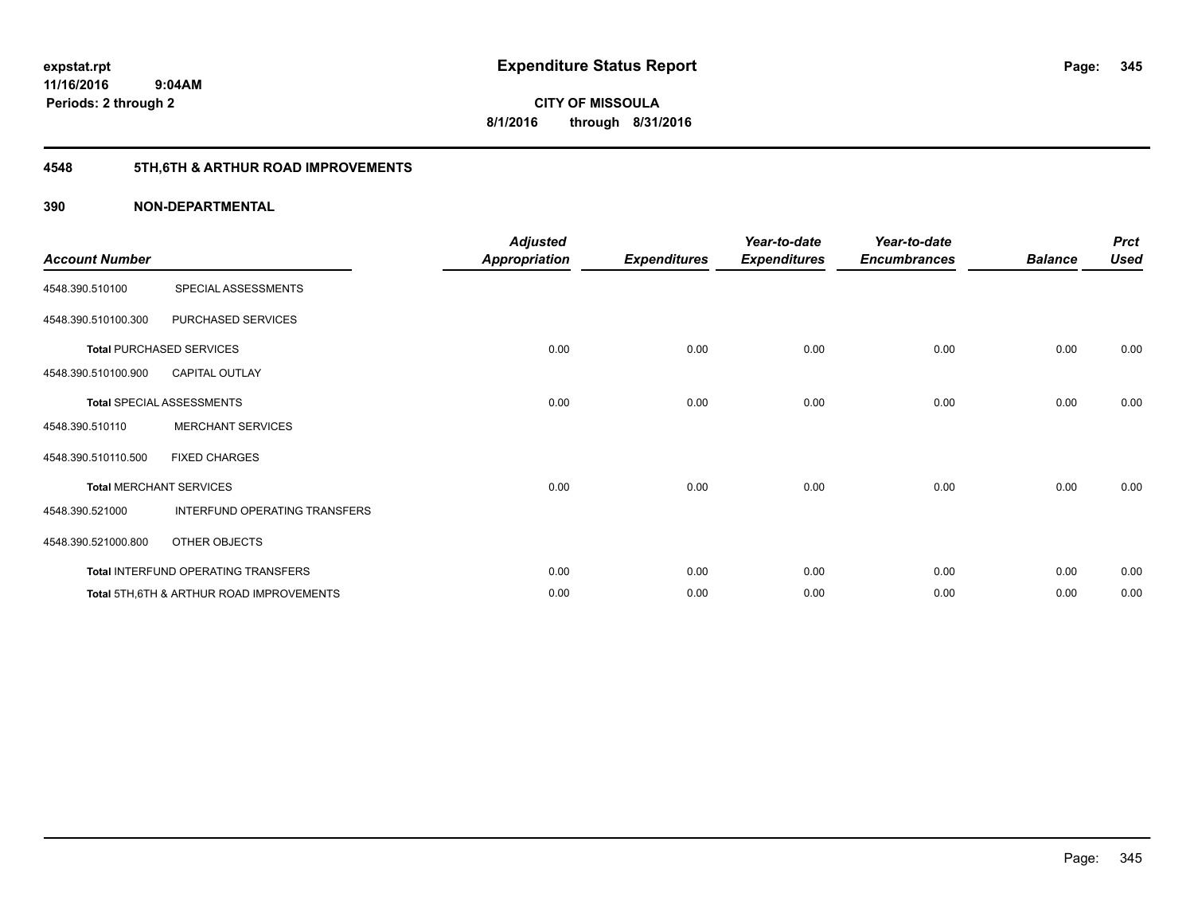**expstat.rpt**
**11/16/2016 9:04AM**
**Periods: 2 through 2**

# Expenditure Status Report

**CITY OF MISSOULA**
**8/1/2016 through 8/31/2016**

## 4548 5TH,6TH & ARTHUR ROAD IMPROVEMENTS

## 390 NON-DEPARTMENTAL

| Account Number | | Adjusted Appropriation | Expenditures | Year-to-date Expenditures | Year-to-date Encumbrances | Balance | Prct Used |
|---|---|---|---|---|---|---|---|
| 4548.390.510100 | SPECIAL ASSESSMENTS | | | | | | |
| 4548.390.510100.300 | PURCHASED SERVICES | | | | | | |
| **Total** PURCHASED SERVICES | | 0.00 | 0.00 | 0.00 | 0.00 | 0.00 | 0.00 |
| 4548.390.510100.900 | CAPITAL OUTLAY | | | | | | |
| **Total** SPECIAL ASSESSMENTS | | 0.00 | 0.00 | 0.00 | 0.00 | 0.00 | 0.00 |
| 4548.390.510110 | MERCHANT SERVICES | | | | | | |
| 4548.390.510110.500 | FIXED CHARGES | | | | | | |
| **Total** MERCHANT SERVICES | | 0.00 | 0.00 | 0.00 | 0.00 | 0.00 | 0.00 |
| 4548.390.521000 | INTERFUND OPERATING TRANSFERS | | | | | | |
| 4548.390.521000.800 | OTHER OBJECTS | | | | | | |
| **Total** INTERFUND OPERATING TRANSFERS | | 0.00 | 0.00 | 0.00 | 0.00 | 0.00 | 0.00 |
| **Total** 5TH,6TH & ARTHUR ROAD IMPROVEMENTS | | 0.00 | 0.00 | 0.00 | 0.00 | 0.00 | 0.00 |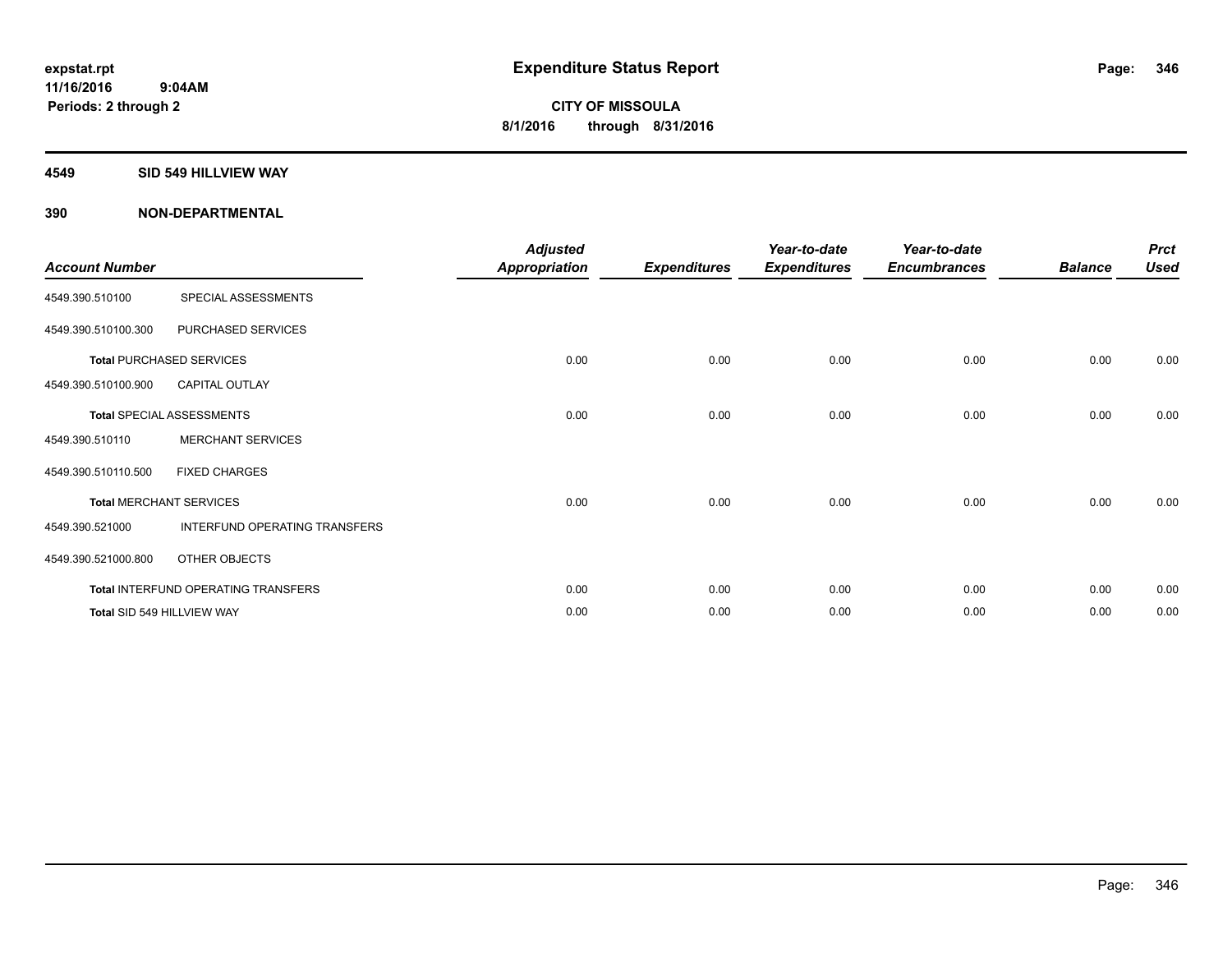# Expenditure Status Report

expstat.rpt
11/16/2016 9:04AM
Periods: 2 through 2

**CITY OF MISSOULA**
**8/1/2016 through 8/31/2016**

## 4549 SID 549 HILLVIEW WAY

## 390 NON-DEPARTMENTAL

| Account Number | | Adjusted Appropriation | Expenditures | Year-to-date Expenditures | Year-to-date Encumbrances | Balance | Prct Used |
|---|---|---|---|---|---|---|---|
| 4549.390.510100 | SPECIAL ASSESSMENTS | | | | | | |
| 4549.390.510100.300 | PURCHASED SERVICES | | | | | | |
| **Total** PURCHASED SERVICES | | 0.00 | 0.00 | 0.00 | 0.00 | 0.00 | 0.00 |
| 4549.390.510100.900 | CAPITAL OUTLAY | | | | | | |
| **Total** SPECIAL ASSESSMENTS | | 0.00 | 0.00 | 0.00 | 0.00 | 0.00 | 0.00 |
| 4549.390.510110 | MERCHANT SERVICES | | | | | | |
| 4549.390.510110.500 | FIXED CHARGES | | | | | | |
| **Total** MERCHANT SERVICES | | 0.00 | 0.00 | 0.00 | 0.00 | 0.00 | 0.00 |
| 4549.390.521000 | INTERFUND OPERATING TRANSFERS | | | | | | |
| 4549.390.521000.800 | OTHER OBJECTS | | | | | | |
| **Total** INTERFUND OPERATING TRANSFERS | | 0.00 | 0.00 | 0.00 | 0.00 | 0.00 | 0.00 |
| **Total** SID 549 HILLVIEW WAY | | 0.00 | 0.00 | 0.00 | 0.00 | 0.00 | 0.00 |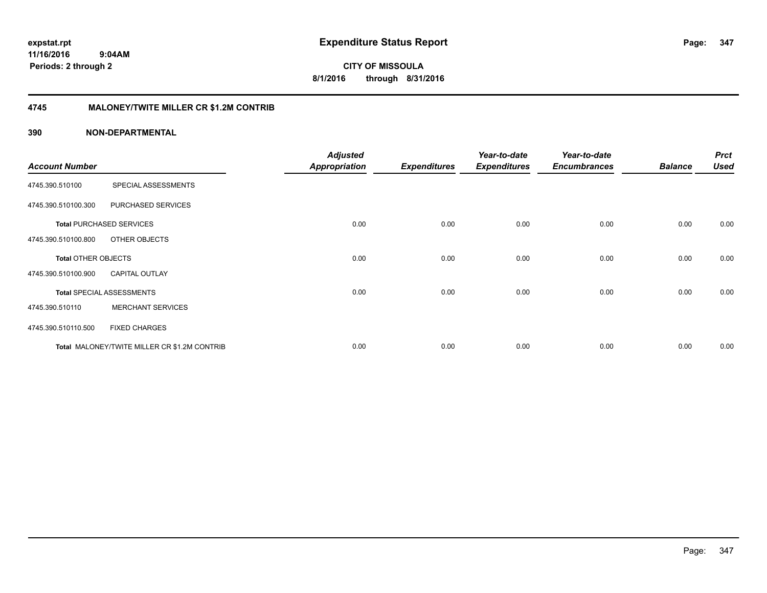expstat.rpt
11/16/2016 9:04AM
Periods: 2 through 2

# Expenditure Status Report

CITY OF MISSOULA
8/1/2016 through 8/31/2016

## 4745 MALONEY/TWITE MILLER CR $1.2M CONTRIB

### 390 NON-DEPARTMENTAL

| Account Number | | Adjusted Appropriation | Expenditures | Year-to-date Expenditures | Year-to-date Encumbrances | Balance | Prct Used |
|---|---|---|---|---|---|---|---|
| 4745.390.510100 | SPECIAL ASSESSMENTS | | | | | | |
| 4745.390.510100.300 | PURCHASED SERVICES | | | | | | |
| **Total** PURCHASED SERVICES | | 0.00 | 0.00 | 0.00 | 0.00 | 0.00 | 0.00 |
| 4745.390.510100.800 | OTHER OBJECTS | | | | | | |
| **Total** OTHER OBJECTS | | 0.00 | 0.00 | 0.00 | 0.00 | 0.00 | 0.00 |
| 4745.390.510100.900 | CAPITAL OUTLAY | | | | | | |
| **Total** SPECIAL ASSESSMENTS | | 0.00 | 0.00 | 0.00 | 0.00 | 0.00 | 0.00 |
| 4745.390.510110 | MERCHANT SERVICES | | | | | | |
| 4745.390.510110.500 | FIXED CHARGES | | | | | | |
| **Total** MALONEY/TWITE MILLER CR $1.2M CONTRIB | | 0.00 | 0.00 | 0.00 | 0.00 | 0.00 | 0.00 |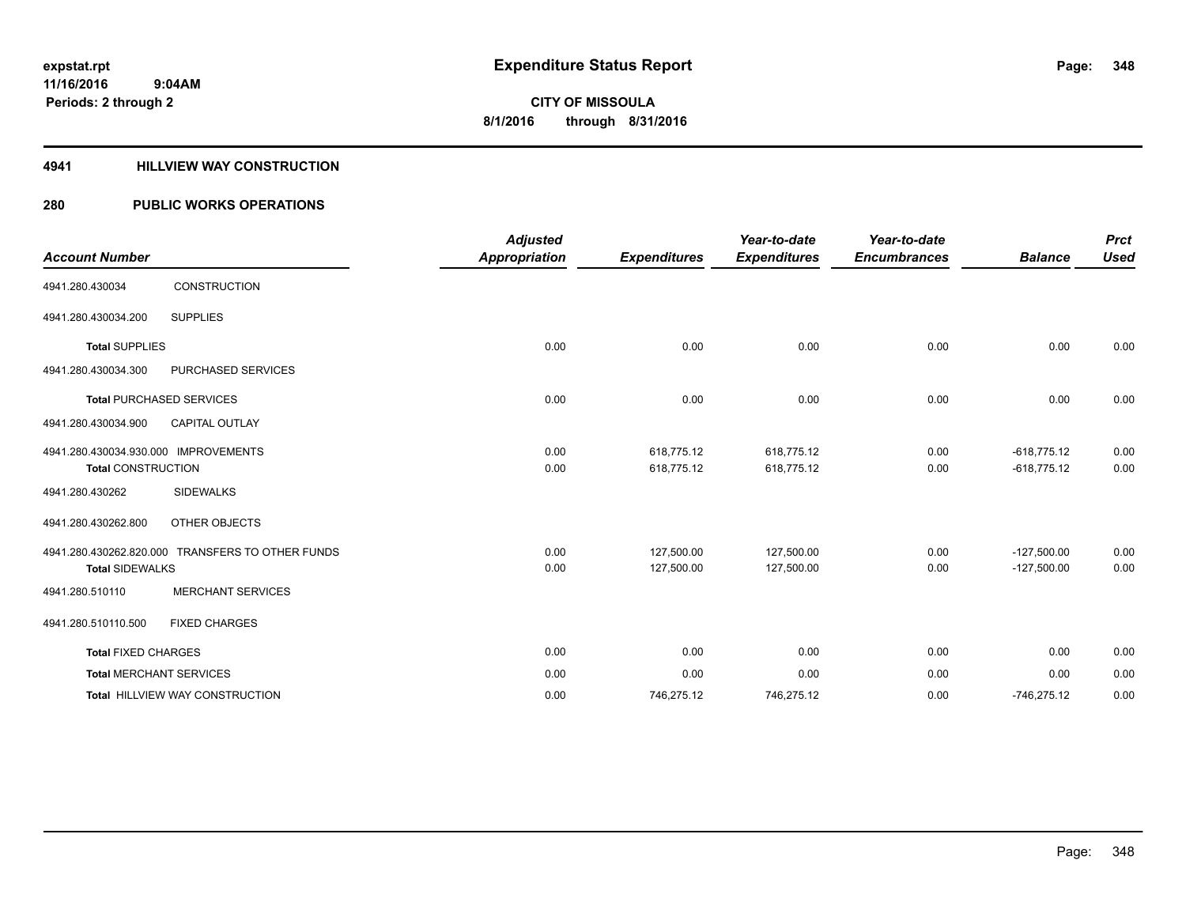# Expenditure Status Report

expstat.rpt
11/16/2016 9:04AM
Periods: 2 through 2

**CITY OF MISSOULA**
**8/1/2016 through 8/31/2016**

## 4941 HILLVIEW WAY CONSTRUCTION

### 280 PUBLIC WORKS OPERATIONS

| Account Number | | Adjusted Appropriation | Expenditures | Year-to-date Expenditures | Year-to-date Encumbrances | Balance | Prct Used |
|---|---|---|---|---|---|---|---|
| 4941.280.430034 | CONSTRUCTION | | | | | | |
| 4941.280.430034.200 | SUPPLIES | | | | | | |
| **Total** SUPPLIES | | 0.00 | 0.00 | 0.00 | 0.00 | 0.00 | 0.00 |
| 4941.280.430034.300 | PURCHASED SERVICES | | | | | | |
| **Total** PURCHASED SERVICES | | 0.00 | 0.00 | 0.00 | 0.00 | 0.00 | 0.00 |
| 4941.280.430034.900 | CAPITAL OUTLAY | | | | | | |
| 4941.280.430034.930.000 | IMPROVEMENTS | 0.00 | 618,775.12 | 618,775.12 | 0.00 | -618,775.12 | 0.00 |
| **Total** CONSTRUCTION | | 0.00 | 618,775.12 | 618,775.12 | 0.00 | -618,775.12 | 0.00 |
| 4941.280.430262 | SIDEWALKS | | | | | | |
| 4941.280.430262.800 | OTHER OBJECTS | | | | | | |
| 4941.280.430262.820.000 | TRANSFERS TO OTHER FUNDS | 0.00 | 127,500.00 | 127,500.00 | 0.00 | -127,500.00 | 0.00 |
| **Total** SIDEWALKS | | 0.00 | 127,500.00 | 127,500.00 | 0.00 | -127,500.00 | 0.00 |
| 4941.280.510110 | MERCHANT SERVICES | | | | | | |
| 4941.280.510110.500 | FIXED CHARGES | | | | | | |
| **Total** FIXED CHARGES | | 0.00 | 0.00 | 0.00 | 0.00 | 0.00 | 0.00 |
| **Total** MERCHANT SERVICES | | 0.00 | 0.00 | 0.00 | 0.00 | 0.00 | 0.00 |
| **Total** HILLVIEW WAY CONSTRUCTION | | 0.00 | 746,275.12 | 746,275.12 | 0.00 | -746,275.12 | 0.00 |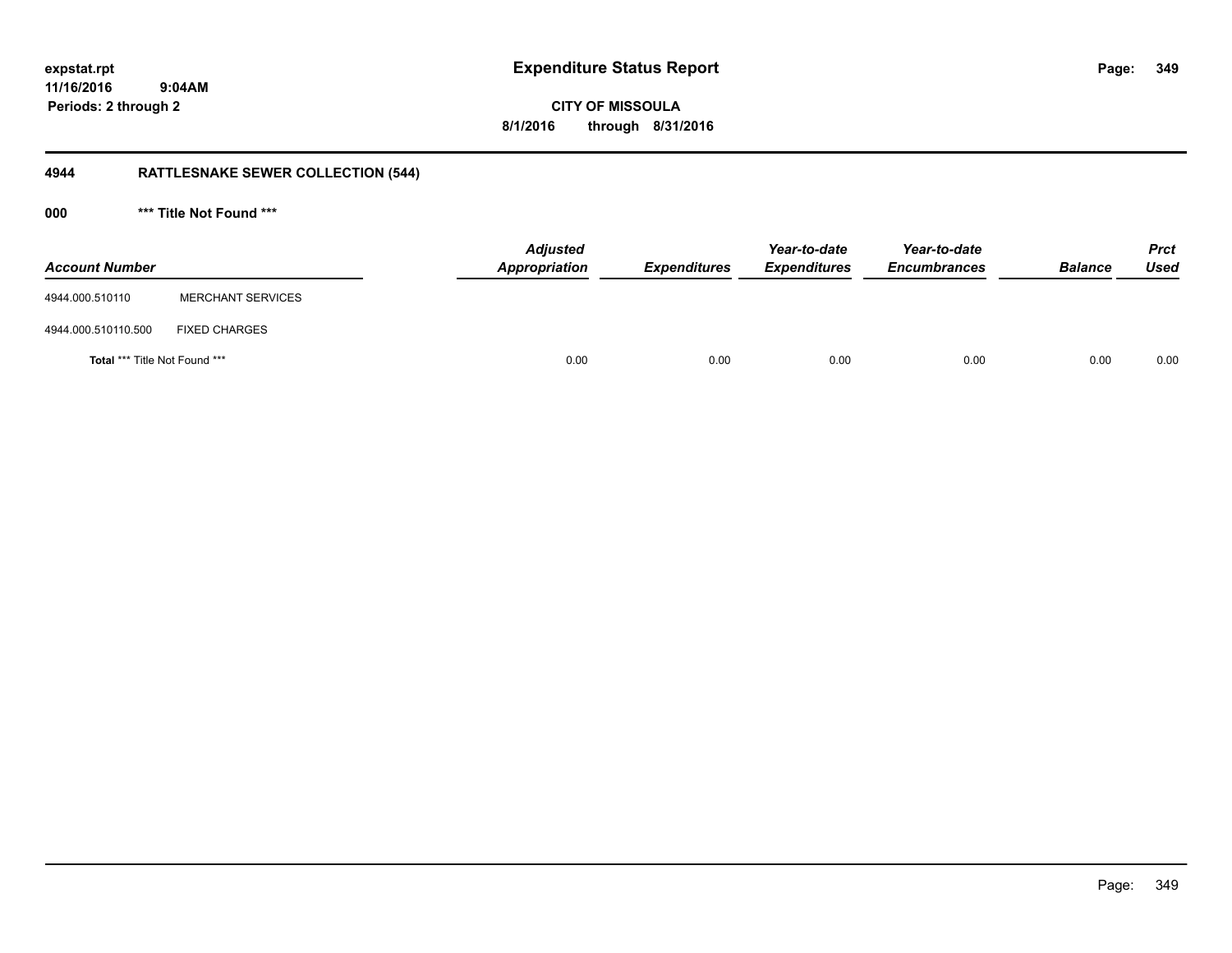**expstat.rpt**
**11/16/2016 9:04AM**
**Periods: 2 through 2**

# Expenditure Status Report

**CITY OF MISSOULA**
**8/1/2016 through 8/31/2016**

## 4944 RATTLESNAKE SEWER COLLECTION (544)

### 000 *** Title Not Found ***

| Account Number | | Adjusted Appropriation | Expenditures | Year-to-date Expenditures | Year-to-date Encumbrances | Balance | Prct Used |
|---|---|---|---|---|---|---|---|
| 4944.000.510110 | MERCHANT SERVICES | | | | | | |
| 4944.000.510110.500 | FIXED CHARGES | | | | | | |
| **Total** *** Title Not Found *** | | 0.00 | 0.00 | 0.00 | 0.00 | 0.00 | 0.00 |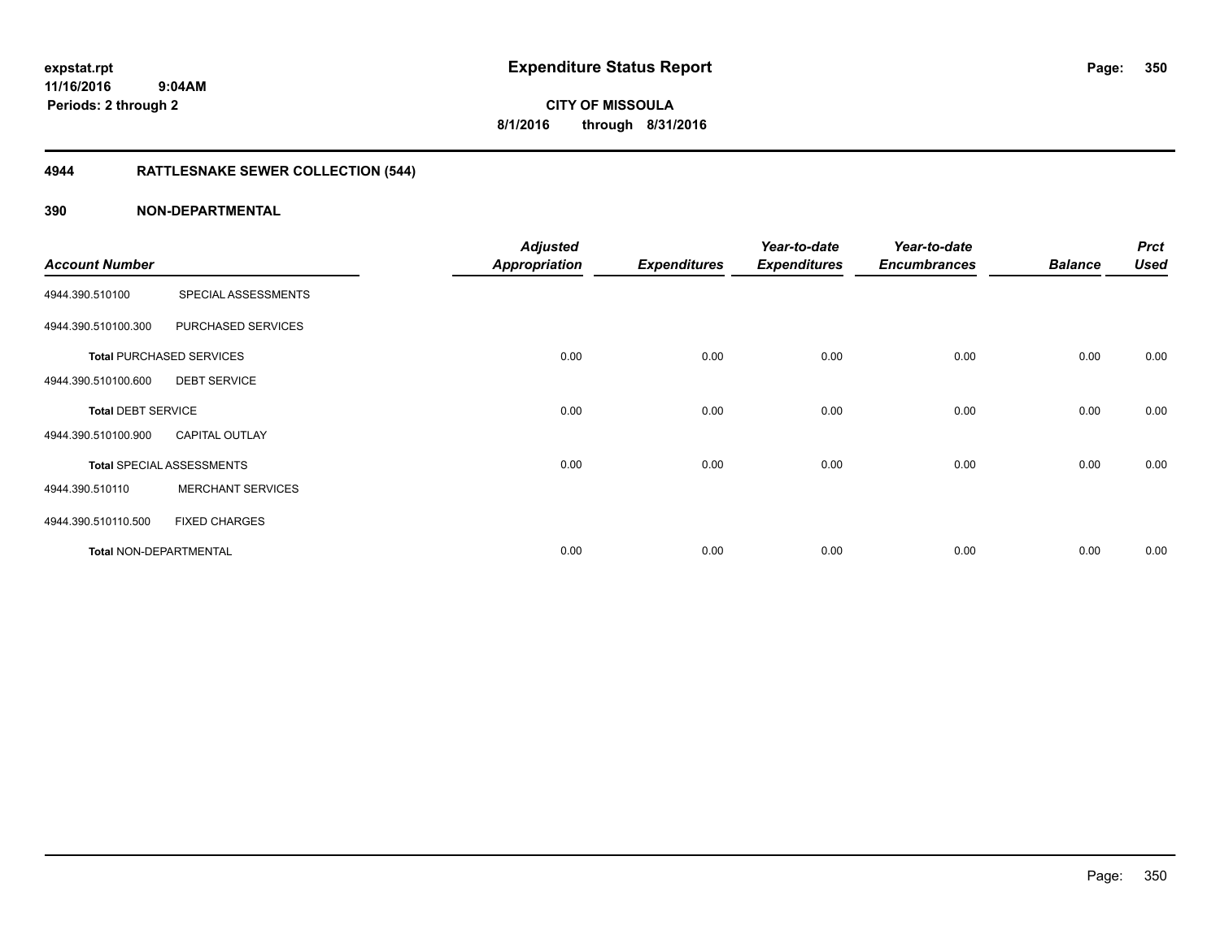# Expenditure Status Report

**expstat.rpt**
**11/16/2016 9:04AM**
**Periods: 2 through 2**

**CITY OF MISSOULA**
**8/1/2016 through 8/31/2016**

## 4944 RATTLESNAKE SEWER COLLECTION (544)

### 390 NON-DEPARTMENTAL

| Account Number | | Adjusted Appropriation | Expenditures | Year-to-date Expenditures | Year-to-date Encumbrances | Balance | Prct Used |
|---|---|---|---|---|---|---|---|
| 4944.390.510100 | SPECIAL ASSESSMENTS | | | | | | |
| 4944.390.510100.300 | PURCHASED SERVICES | | | | | | |
| **Total** PURCHASED SERVICES | | 0.00 | 0.00 | 0.00 | 0.00 | 0.00 | 0.00 |
| 4944.390.510100.600 | DEBT SERVICE | | | | | | |
| **Total** DEBT SERVICE | | 0.00 | 0.00 | 0.00 | 0.00 | 0.00 | 0.00 |
| 4944.390.510100.900 | CAPITAL OUTLAY | | | | | | |
| **Total** SPECIAL ASSESSMENTS | | 0.00 | 0.00 | 0.00 | 0.00 | 0.00 | 0.00 |
| 4944.390.510110 | MERCHANT SERVICES | | | | | | |
| 4944.390.510110.500 | FIXED CHARGES | | | | | | |
| **Total** NON-DEPARTMENTAL | | 0.00 | 0.00 | 0.00 | 0.00 | 0.00 | 0.00 |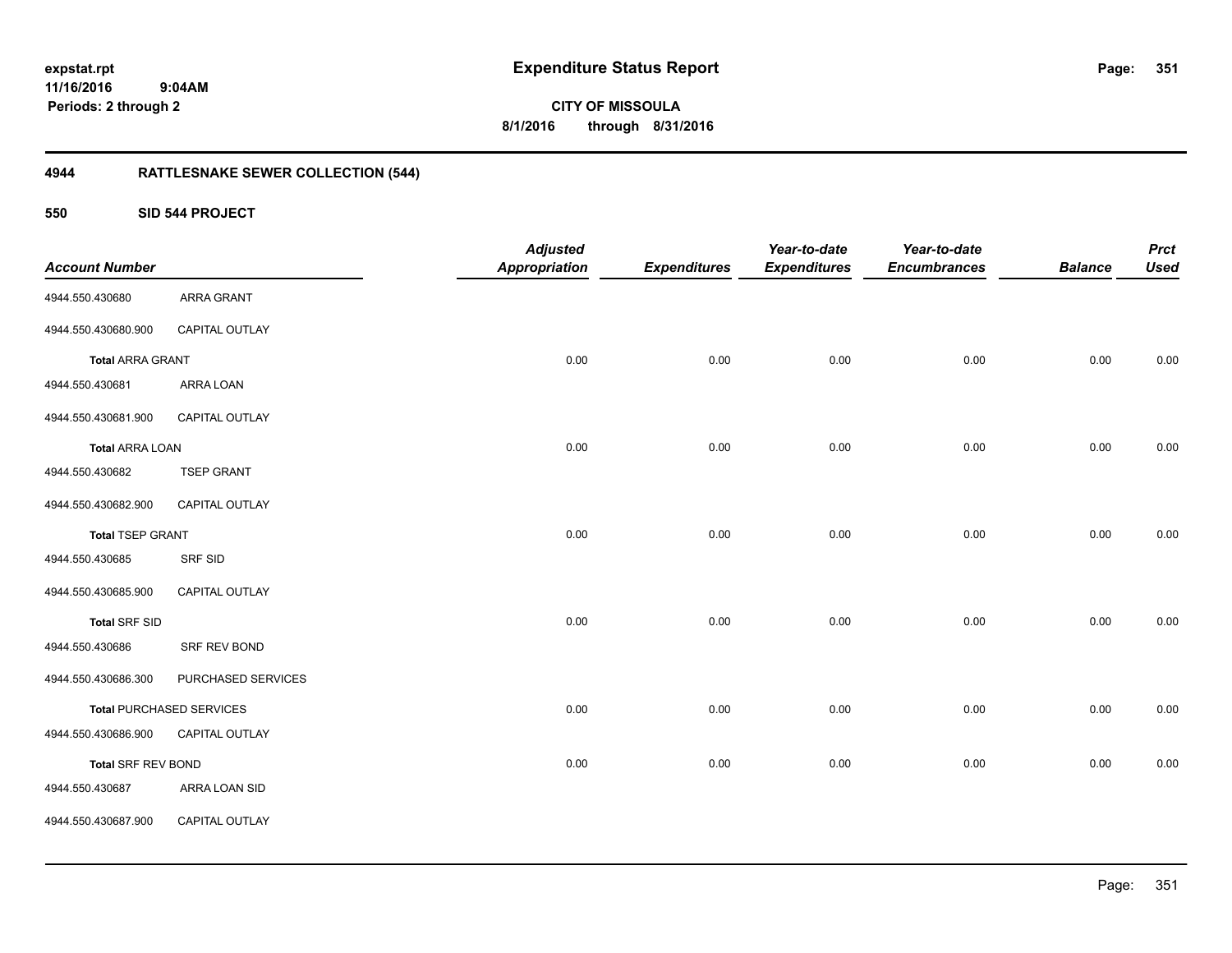**expstat.rpt**
**11/16/2016 9:04AM**
**Periods: 2 through 2**

# Expenditure Status Report

**CITY OF MISSOULA**
**8/1/2016 through 8/31/2016**

## 4944 RATTLESNAKE SEWER COLLECTION (544)

### 550 SID 544 PROJECT

| Account Number | | Adjusted Appropriation | Expenditures | Year-to-date Expenditures | Year-to-date Encumbrances | Balance | Prct Used |
|---|---|---|---|---|---|---|---|
| 4944.550.430680 | ARRA GRANT | | | | | | |
| 4944.550.430680.900 | CAPITAL OUTLAY | | | | | | |
| **Total** ARRA GRANT | | 0.00 | 0.00 | 0.00 | 0.00 | 0.00 | 0.00 |
| 4944.550.430681 | ARRA LOAN | | | | | | |
| 4944.550.430681.900 | CAPITAL OUTLAY | | | | | | |
| **Total** ARRA LOAN | | 0.00 | 0.00 | 0.00 | 0.00 | 0.00 | 0.00 |
| 4944.550.430682 | TSEP GRANT | | | | | | |
| 4944.550.430682.900 | CAPITAL OUTLAY | | | | | | |
| **Total** TSEP GRANT | | 0.00 | 0.00 | 0.00 | 0.00 | 0.00 | 0.00 |
| 4944.550.430685 | SRF SID | | | | | | |
| 4944.550.430685.900 | CAPITAL OUTLAY | | | | | | |
| **Total** SRF SID | | 0.00 | 0.00 | 0.00 | 0.00 | 0.00 | 0.00 |
| 4944.550.430686 | SRF REV BOND | | | | | | |
| 4944.550.430686.300 | PURCHASED SERVICES | | | | | | |
| **Total** PURCHASED SERVICES | | 0.00 | 0.00 | 0.00 | 0.00 | 0.00 | 0.00 |
| 4944.550.430686.900 | CAPITAL OUTLAY | | | | | | |
| **Total** SRF REV BOND | | 0.00 | 0.00 | 0.00 | 0.00 | 0.00 | 0.00 |
| 4944.550.430687 | ARRA LOAN SID | | | | | | |
| 4944.550.430687.900 | CAPITAL OUTLAY | | | | | | |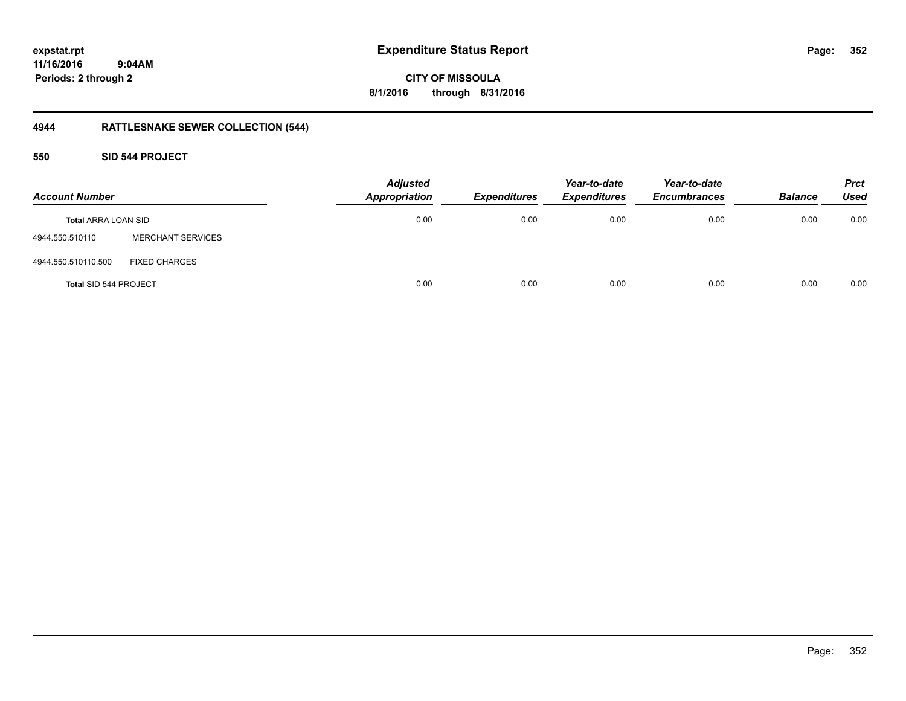**expstat.rpt**
**11/16/2016 9:04AM**
**Periods: 2 through 2**

# Expenditure Status Report

**CITY OF MISSOULA**
**8/1/2016 through 8/31/2016**

## 4944 RATTLESNAKE SEWER COLLECTION (544)

### 550 SID 544 PROJECT

| Account Number | | Adjusted Appropriation | Expenditures | Year-to-date Expenditures | Year-to-date Encumbrances | Balance | Prct Used |
|---|---|---|---|---|---|---|---|
| **Total** ARRA LOAN SID | | 0.00 | 0.00 | 0.00 | 0.00 | 0.00 | 0.00 |
| 4944.550.510110 | MERCHANT SERVICES | | | | | | |
| 4944.550.510110.500 | FIXED CHARGES | | | | | | |
| **Total** SID 544 PROJECT | | 0.00 | 0.00 | 0.00 | 0.00 | 0.00 | 0.00 |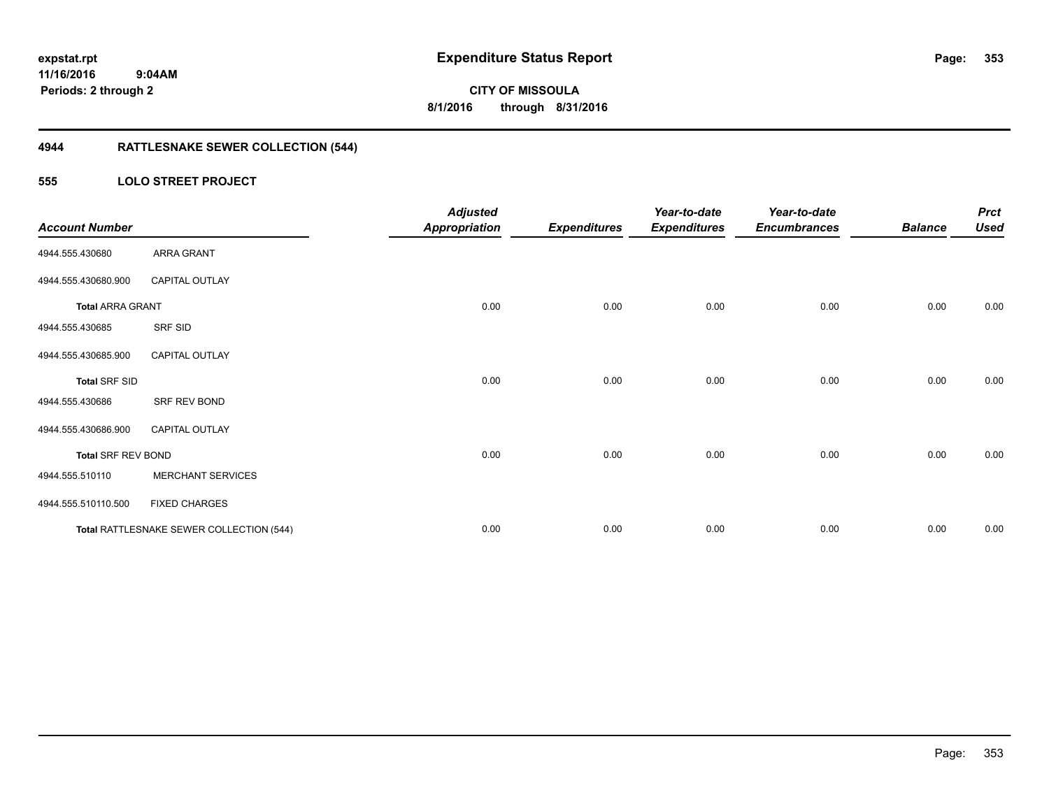**Expenditure Status Report**

**CITY OF MISSOULA**

**8/1/2016 through 8/31/2016**

expstat.rpt
11/16/2016 9:04AM
Periods: 2 through 2

## 4944 RATTLESNAKE SEWER COLLECTION (544)

### 555 LOLO STREET PROJECT

| Account Number | | Adjusted Appropriation | Expenditures | Year-to-date Expenditures | Year-to-date Encumbrances | Balance | Prct Used |
|---|---|---|---|---|---|---|---|
| 4944.555.430680 | ARRA GRANT | | | | | | |
| 4944.555.430680.900 | CAPITAL OUTLAY | | | | | | |
| **Total** ARRA GRANT | | 0.00 | 0.00 | 0.00 | 0.00 | 0.00 | 0.00 |
| 4944.555.430685 | SRF SID | | | | | | |
| 4944.555.430685.900 | CAPITAL OUTLAY | | | | | | |
| **Total** SRF SID | | 0.00 | 0.00 | 0.00 | 0.00 | 0.00 | 0.00 |
| 4944.555.430686 | SRF REV BOND | | | | | | |
| 4944.555.430686.900 | CAPITAL OUTLAY | | | | | | |
| **Total** SRF REV BOND | | 0.00 | 0.00 | 0.00 | 0.00 | 0.00 | 0.00 |
| 4944.555.510110 | MERCHANT SERVICES | | | | | | |
| 4944.555.510110.500 | FIXED CHARGES | | | | | | |
| **Total** RATTLESNAKE SEWER COLLECTION (544) | | 0.00 | 0.00 | 0.00 | 0.00 | 0.00 | 0.00 |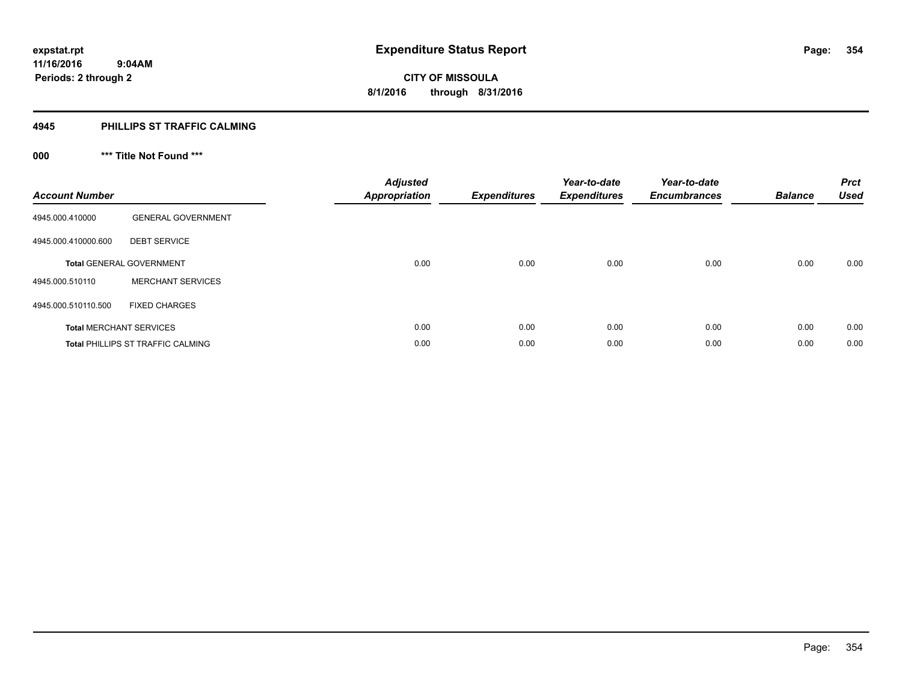# Expenditure Status Report

expstat.rpt
11/16/2016 9:04AM
Periods: 2 through 2

**CITY OF MISSOULA**
**8/1/2016 through 8/31/2016**

## 4945 PHILLIPS ST TRAFFIC CALMING

### 000 *** Title Not Found ***

| Account Number | | Adjusted Appropriation | Expenditures | Year-to-date Expenditures | Year-to-date Encumbrances | Balance | Prct Used |
|---|---|---|---|---|---|---|---|
| 4945.000.410000 | GENERAL GOVERNMENT | | | | | | |
| 4945.000.410000.600 | DEBT SERVICE | | | | | | |
| **Total** GENERAL GOVERNMENT | | 0.00 | 0.00 | 0.00 | 0.00 | 0.00 | 0.00 |
| 4945.000.510110 | MERCHANT SERVICES | | | | | | |
| 4945.000.510110.500 | FIXED CHARGES | | | | | | |
| **Total** MERCHANT SERVICES | | 0.00 | 0.00 | 0.00 | 0.00 | 0.00 | 0.00 |
| **Total** PHILLIPS ST TRAFFIC CALMING | | 0.00 | 0.00 | 0.00 | 0.00 | 0.00 | 0.00 |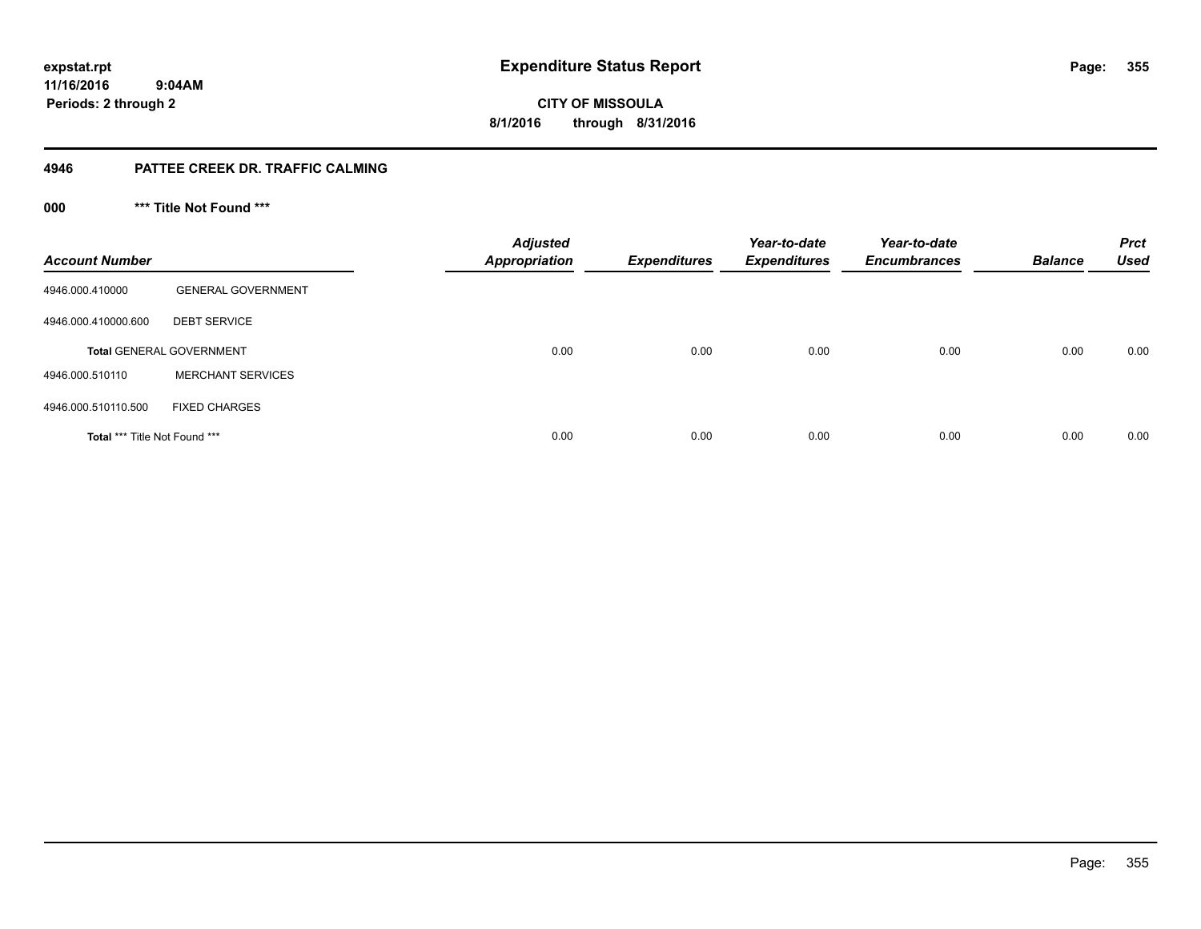expstat.rpt
11/16/2016 9:04AM
Periods: 2 through 2

# Expenditure Status Report

CITY OF MISSOULA
8/1/2016 through 8/31/2016

## 4946 PATTEE CREEK DR. TRAFFIC CALMING

### 000 *** Title Not Found ***

| Account Number | | Adjusted Appropriation | Expenditures | Year-to-date Expenditures | Year-to-date Encumbrances | Balance | Prct Used |
|---|---|---|---|---|---|---|---|
| 4946.000.410000 | GENERAL GOVERNMENT | | | | | | |
| 4946.000.410000.600 | DEBT SERVICE | | | | | | |
| **Total** GENERAL GOVERNMENT | | 0.00 | 0.00 | 0.00 | 0.00 | 0.00 | 0.00 |
| 4946.000.510110 | MERCHANT SERVICES | | | | | | |
| 4946.000.510110.500 | FIXED CHARGES | | | | | | |
| **Total** *** Title Not Found *** | | 0.00 | 0.00 | 0.00 | 0.00 | 0.00 | 0.00 |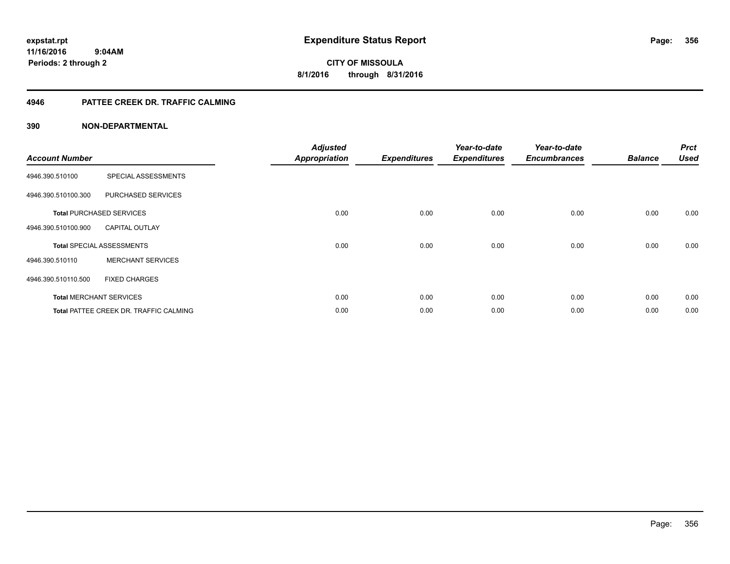# Expenditure Status Report

expstat.rpt
11/16/2016 9:04AM
Periods: 2 through 2

**CITY OF MISSOULA**
**8/1/2016 through 8/31/2016**

## 4946 PATTEE CREEK DR. TRAFFIC CALMING

### 390 NON-DEPARTMENTAL

| Account Number | | Adjusted Appropriation | Expenditures | Year-to-date Expenditures | Year-to-date Encumbrances | Balance | Prct Used |
|---|---|---|---|---|---|---|---|
| 4946.390.510100 | SPECIAL ASSESSMENTS | | | | | | |
| 4946.390.510100.300 | PURCHASED SERVICES | | | | | | |
| **Total** PURCHASED SERVICES | | 0.00 | 0.00 | 0.00 | 0.00 | 0.00 | 0.00 |
| 4946.390.510100.900 | CAPITAL OUTLAY | | | | | | |
| **Total** SPECIAL ASSESSMENTS | | 0.00 | 0.00 | 0.00 | 0.00 | 0.00 | 0.00 |
| 4946.390.510110 | MERCHANT SERVICES | | | | | | |
| 4946.390.510110.500 | FIXED CHARGES | | | | | | |
| **Total** MERCHANT SERVICES | | 0.00 | 0.00 | 0.00 | 0.00 | 0.00 | 0.00 |
| **Total** PATTEE CREEK DR. TRAFFIC CALMING | | 0.00 | 0.00 | 0.00 | 0.00 | 0.00 | 0.00 |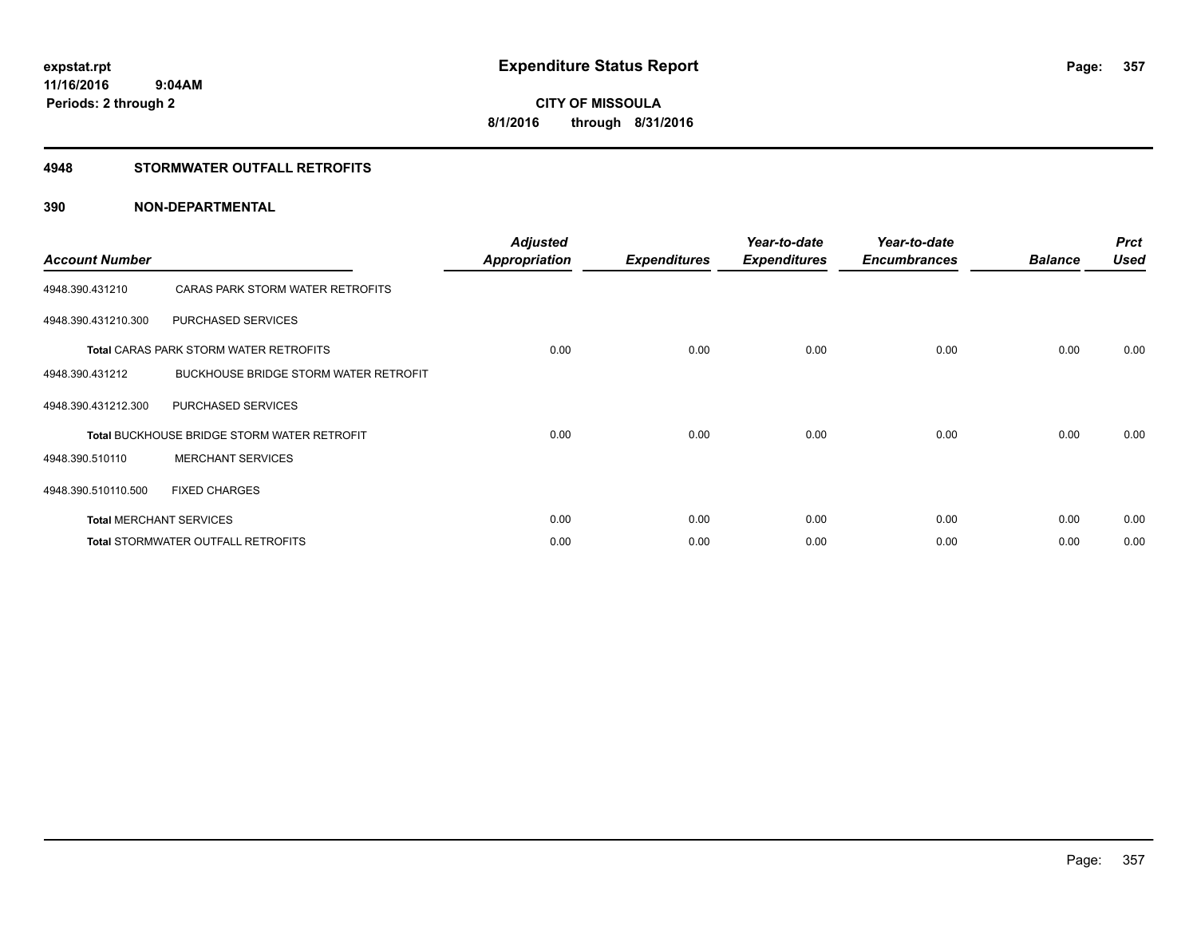**expstat.rpt**
**11/16/2016 9:04AM**
**Periods: 2 through 2**

# Expenditure Status Report

**CITY OF MISSOULA**
**8/1/2016 through 8/31/2016**

## 4948 STORMWATER OUTFALL RETROFITS

### 390 NON-DEPARTMENTAL

| Account Number | | Adjusted Appropriation | Expenditures | Year-to-date Expenditures | Year-to-date Encumbrances | Balance | Prct Used |
|---|---|---|---|---|---|---|---|
| 4948.390.431210 | CARAS PARK STORM WATER RETROFITS | | | | | | |
| 4948.390.431210.300 | PURCHASED SERVICES | | | | | | |
| **Total** CARAS PARK STORM WATER RETROFITS | | 0.00 | 0.00 | 0.00 | 0.00 | 0.00 | 0.00 |
| 4948.390.431212 | BUCKHOUSE BRIDGE STORM WATER RETROFIT | | | | | | |
| 4948.390.431212.300 | PURCHASED SERVICES | | | | | | |
| **Total** BUCKHOUSE BRIDGE STORM WATER RETROFIT | | 0.00 | 0.00 | 0.00 | 0.00 | 0.00 | 0.00 |
| 4948.390.510110 | MERCHANT SERVICES | | | | | | |
| 4948.390.510110.500 | FIXED CHARGES | | | | | | |
| **Total** MERCHANT SERVICES | | 0.00 | 0.00 | 0.00 | 0.00 | 0.00 | 0.00 |
| **Total** STORMWATER OUTFALL RETROFITS | | 0.00 | 0.00 | 0.00 | 0.00 | 0.00 | 0.00 |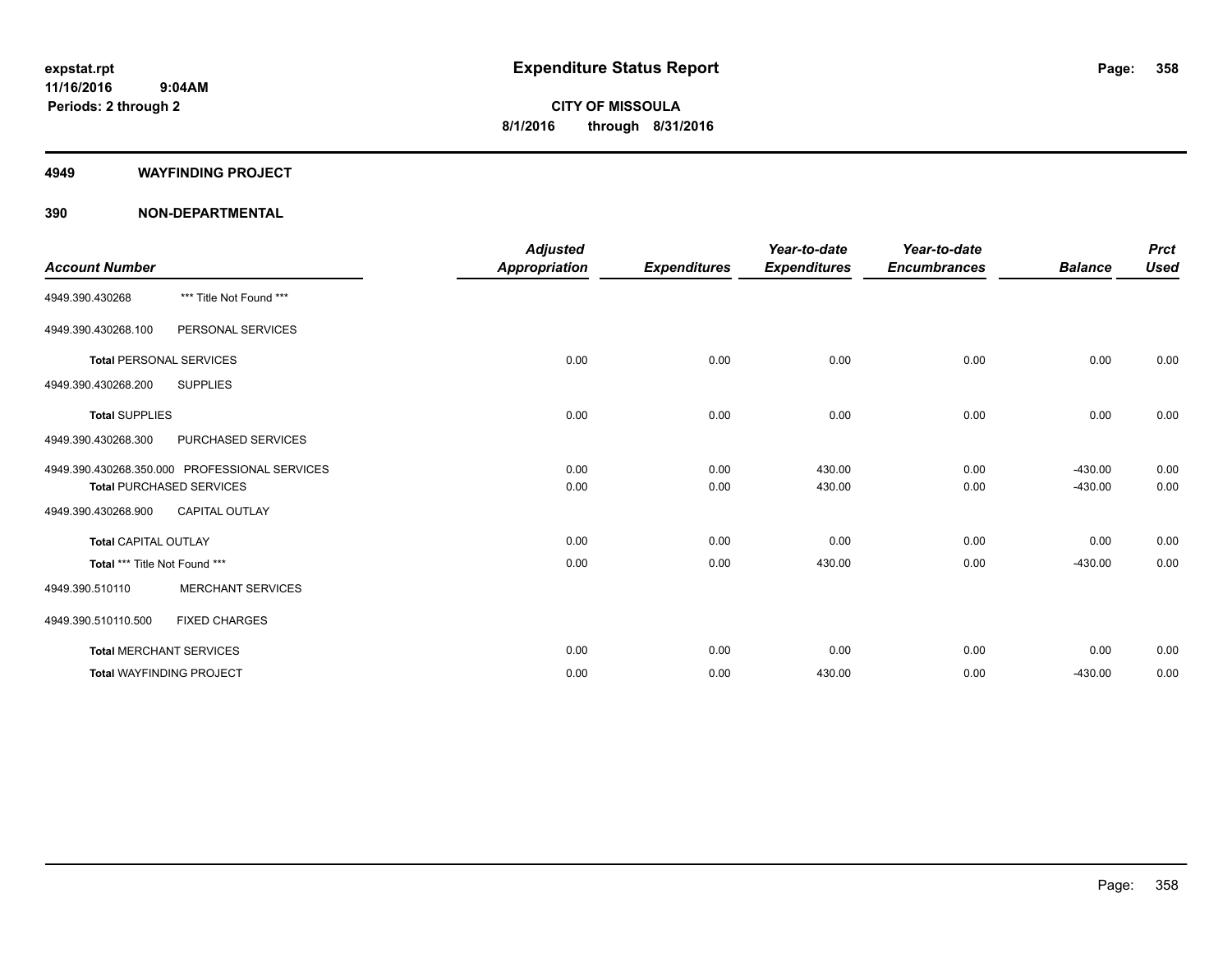expstat.rpt
11/16/2016 9:04AM
Periods: 2 through 2

# Expenditure Status Report

**CITY OF MISSOULA**
**8/1/2016 through 8/31/2016**

## 4949 WAYFINDING PROJECT

## 390 NON-DEPARTMENTAL

| Account Number | | Adjusted Appropriation | Expenditures | Year-to-date Expenditures | Year-to-date Encumbrances | Balance | Prct Used |
|---|---|---|---|---|---|---|---|
| 4949.390.430268 | *** Title Not Found *** | | | | | | |
| 4949.390.430268.100 | PERSONAL SERVICES | | | | | | |
| **Total** PERSONAL SERVICES | | 0.00 | 0.00 | 0.00 | 0.00 | 0.00 | 0.00 |
| 4949.390.430268.200 | SUPPLIES | | | | | | |
| **Total** SUPPLIES | | 0.00 | 0.00 | 0.00 | 0.00 | 0.00 | 0.00 |
| 4949.390.430268.300 | PURCHASED SERVICES | | | | | | |
| 4949.390.430268.350.000 | PROFESSIONAL SERVICES | 0.00 | 0.00 | 430.00 | 0.00 | -430.00 | 0.00 |
| **Total** PURCHASED SERVICES | | 0.00 | 0.00 | 430.00 | 0.00 | -430.00 | 0.00 |
| 4949.390.430268.900 | CAPITAL OUTLAY | | | | | | |
| **Total** CAPITAL OUTLAY | | 0.00 | 0.00 | 0.00 | 0.00 | 0.00 | 0.00 |
| **Total** *** Title Not Found *** | | 0.00 | 0.00 | 430.00 | 0.00 | -430.00 | 0.00 |
| 4949.390.510110 | MERCHANT SERVICES | | | | | | |
| 4949.390.510110.500 | FIXED CHARGES | | | | | | |
| **Total** MERCHANT SERVICES | | 0.00 | 0.00 | 0.00 | 0.00 | 0.00 | 0.00 |
| **Total** WAYFINDING PROJECT | | 0.00 | 0.00 | 430.00 | 0.00 | -430.00 | 0.00 |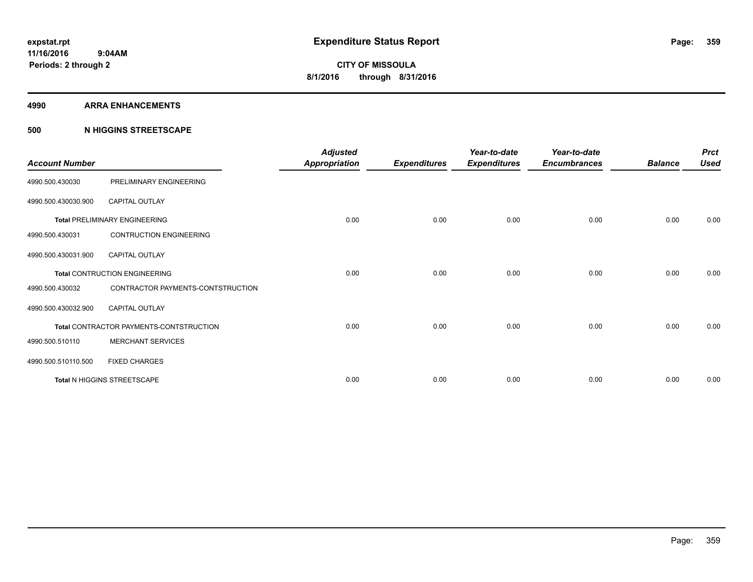**expstat.rpt**
**11/16/2016 9:04AM**
**Periods: 2 through 2**

# Expenditure Status Report

**CITY OF MISSOULA**
**8/1/2016 through 8/31/2016**

## 4990 ARRA ENHANCEMENTS

### 500 N HIGGINS STREETSCAPE

| Account Number | | Adjusted Appropriation | Expenditures | Year-to-date Expenditures | Year-to-date Encumbrances | Balance | Prct Used |
|---|---|---|---|---|---|---|---|
| 4990.500.430030 | PRELIMINARY ENGINEERING | | | | | | |
| 4990.500.430030.900 | CAPITAL OUTLAY | | | | | | |
| **Total** PRELIMINARY ENGINEERING | | 0.00 | 0.00 | 0.00 | 0.00 | 0.00 | 0.00 |
| 4990.500.430031 | CONTRUCTION ENGINEERING | | | | | | |
| 4990.500.430031.900 | CAPITAL OUTLAY | | | | | | |
| **Total** CONTRUCTION ENGINEERING | | 0.00 | 0.00 | 0.00 | 0.00 | 0.00 | 0.00 |
| 4990.500.430032 | CONTRACTOR PAYMENTS-CONTSTRUCTION | | | | | | |
| 4990.500.430032.900 | CAPITAL OUTLAY | | | | | | |
| **Total** CONTRACTOR PAYMENTS-CONTSTRUCTION | | 0.00 | 0.00 | 0.00 | 0.00 | 0.00 | 0.00 |
| 4990.500.510110 | MERCHANT SERVICES | | | | | | |
| 4990.500.510110.500 | FIXED CHARGES | | | | | | |
| **Total** N HIGGINS STREETSCAPE | | 0.00 | 0.00 | 0.00 | 0.00 | 0.00 | 0.00 |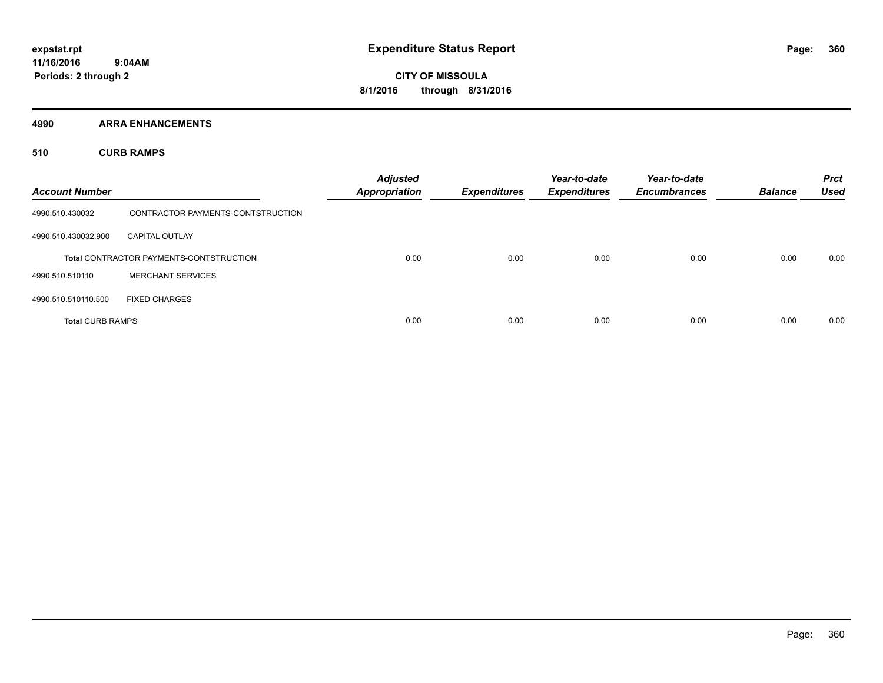# Expenditure Status Report

expstat.rpt
11/16/2016 9:04AM
Periods: 2 through 2

CITY OF MISSOULA
8/1/2016 through 8/31/2016

## 4990 ARRA ENHANCEMENTS

### 510 CURB RAMPS

| Account Number | | Adjusted Appropriation | Expenditures | Year-to-date Expenditures | Year-to-date Encumbrances | Balance | Prct Used |
|---|---|---|---|---|---|---|---|
| 4990.510.430032 | CONTRACTOR PAYMENTS-CONTSTRUCTION | | | | | | |
| 4990.510.430032.900 | CAPITAL OUTLAY | | | | | | |
| | **Total** CONTRACTOR PAYMENTS-CONTSTRUCTION | 0.00 | 0.00 | 0.00 | 0.00 | 0.00 | 0.00 |
| 4990.510.510110 | MERCHANT SERVICES | | | | | | |
| 4990.510.510110.500 | FIXED CHARGES | | | | | | |
| **Total** CURB RAMPS | | 0.00 | 0.00 | 0.00 | 0.00 | 0.00 | 0.00 |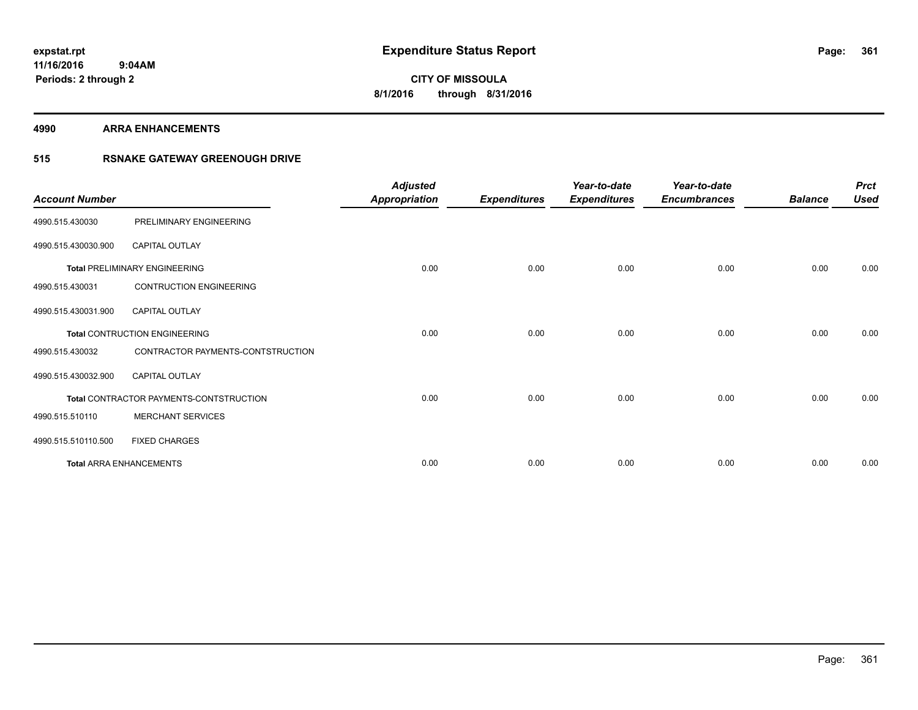expstat.rpt
11/16/2016 9:04AM
Periods: 2 through 2

# Expenditure Status Report

CITY OF MISSOULA
8/1/2016 through 8/31/2016

## 4990 ARRA ENHANCEMENTS

## 515 RSNAKE GATEWAY GREENOUGH DRIVE

| Account Number | | Adjusted Appropriation | Expenditures | Year-to-date Expenditures | Year-to-date Encumbrances | Balance | Prct Used |
|---|---|---|---|---|---|---|---|
| 4990.515.430030 | PRELIMINARY ENGINEERING | | | | | | |
| 4990.515.430030.900 | CAPITAL OUTLAY | | | | | | |
| **Total** PRELIMINARY ENGINEERING | | 0.00 | 0.00 | 0.00 | 0.00 | 0.00 | 0.00 |
| 4990.515.430031 | CONTRUCTION ENGINEERING | | | | | | |
| 4990.515.430031.900 | CAPITAL OUTLAY | | | | | | |
| **Total** CONTRUCTION ENGINEERING | | 0.00 | 0.00 | 0.00 | 0.00 | 0.00 | 0.00 |
| 4990.515.430032 | CONTRACTOR PAYMENTS-CONTSTRUCTION | | | | | | |
| 4990.515.430032.900 | CAPITAL OUTLAY | | | | | | |
| **Total** CONTRACTOR PAYMENTS-CONTSTRUCTION | | 0.00 | 0.00 | 0.00 | 0.00 | 0.00 | 0.00 |
| 4990.515.510110 | MERCHANT SERVICES | | | | | | |
| 4990.515.510110.500 | FIXED CHARGES | | | | | | |
| **Total** ARRA ENHANCEMENTS | | 0.00 | 0.00 | 0.00 | 0.00 | 0.00 | 0.00 |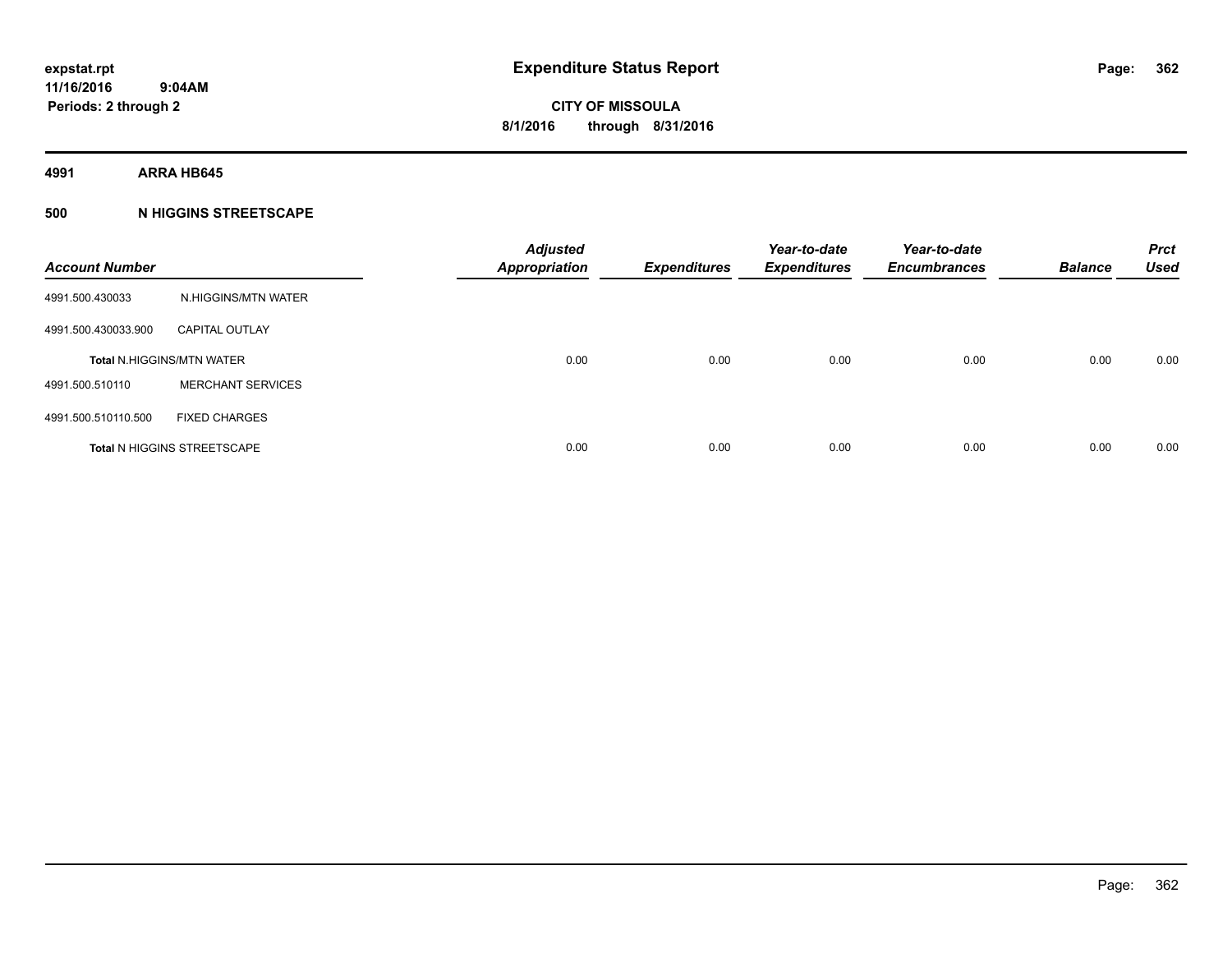**expstat.rpt**
**11/16/2016 9:04AM**
**Periods: 2 through 2**

# Expenditure Status Report

**CITY OF MISSOULA**
**8/1/2016 through 8/31/2016**

## 4991 ARRA HB645

### 500 N HIGGINS STREETSCAPE

| Account Number | | Adjusted Appropriation | Expenditures | Year-to-date Expenditures | Year-to-date Encumbrances | Balance | Prct Used |
|---|---|---|---|---|---|---|---|
| 4991.500.430033 | N.HIGGINS/MTN WATER | | | | | | |
| 4991.500.430033.900 | CAPITAL OUTLAY | | | | | | |
| **Total** N.HIGGINS/MTN WATER | | 0.00 | 0.00 | 0.00 | 0.00 | 0.00 | 0.00 |
| 4991.500.510110 | MERCHANT SERVICES | | | | | | |
| 4991.500.510110.500 | FIXED CHARGES | | | | | | |
| **Total** N HIGGINS STREETSCAPE | | 0.00 | 0.00 | 0.00 | 0.00 | 0.00 | 0.00 |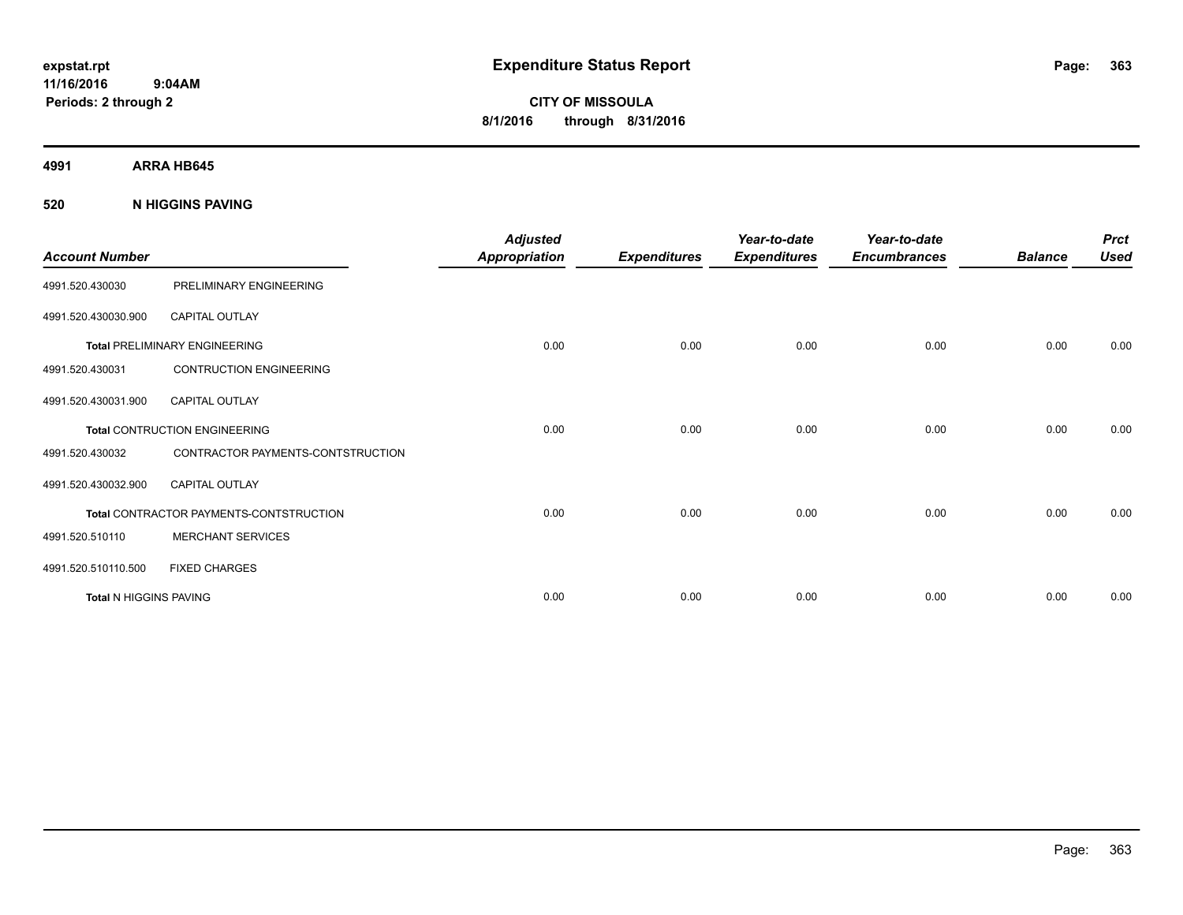# Expenditure Status Report

expstat.rpt
11/16/2016 9:04AM
Periods: 2 through 2

**CITY OF MISSOULA**
**8/1/2016 through 8/31/2016**

**4991 ARRA HB645**

**520 N HIGGINS PAVING**

| Account Number | | Adjusted Appropriation | Expenditures | Year-to-date Expenditures | Year-to-date Encumbrances | Balance | Prct Used |
|---|---|---|---|---|---|---|---|
| 4991.520.430030 | PRELIMINARY ENGINEERING | | | | | | |
| 4991.520.430030.900 | CAPITAL OUTLAY | | | | | | |
| **Total** PRELIMINARY ENGINEERING | | 0.00 | 0.00 | 0.00 | 0.00 | 0.00 | 0.00 |
| 4991.520.430031 | CONTRUCTION ENGINEERING | | | | | | |
| 4991.520.430031.900 | CAPITAL OUTLAY | | | | | | |
| **Total** CONTRUCTION ENGINEERING | | 0.00 | 0.00 | 0.00 | 0.00 | 0.00 | 0.00 |
| 4991.520.430032 | CONTRACTOR PAYMENTS-CONTSTRUCTION | | | | | | |
| 4991.520.430032.900 | CAPITAL OUTLAY | | | | | | |
| **Total** CONTRACTOR PAYMENTS-CONTSTRUCTION | | 0.00 | 0.00 | 0.00 | 0.00 | 0.00 | 0.00 |
| 4991.520.510110 | MERCHANT SERVICES | | | | | | |
| 4991.520.510110.500 | FIXED CHARGES | | | | | | |
| **Total** N HIGGINS PAVING | | 0.00 | 0.00 | 0.00 | 0.00 | 0.00 | 0.00 |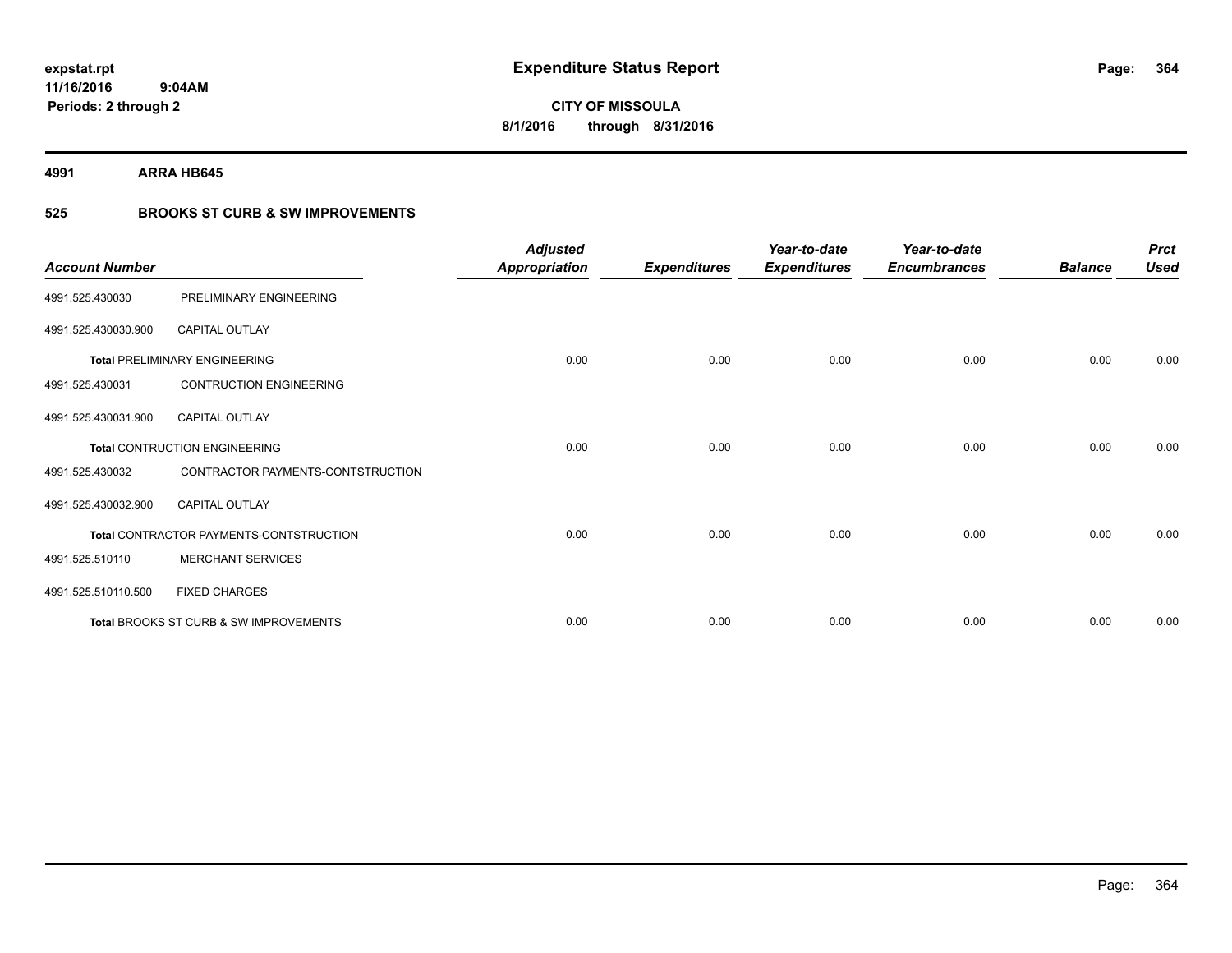# Expenditure Status Report

expstat.rpt
11/16/2016 9:04AM
Periods: 2 through 2

**CITY OF MISSOULA**
**8/1/2016 through 8/31/2016**

## 4991 ARRA HB645

### 525 BROOKS ST CURB & SW IMPROVEMENTS

| Account Number | | Adjusted Appropriation | Expenditures | Year-to-date Expenditures | Year-to-date Encumbrances | Balance | Prct Used |
|---|---|---|---|---|---|---|---|
| 4991.525.430030 | PRELIMINARY ENGINEERING | | | | | | |
| 4991.525.430030.900 | CAPITAL OUTLAY | | | | | | |
| **Total** PRELIMINARY ENGINEERING | | 0.00 | 0.00 | 0.00 | 0.00 | 0.00 | 0.00 |
| 4991.525.430031 | CONTRUCTION ENGINEERING | | | | | | |
| 4991.525.430031.900 | CAPITAL OUTLAY | | | | | | |
| **Total** CONTRUCTION ENGINEERING | | 0.00 | 0.00 | 0.00 | 0.00 | 0.00 | 0.00 |
| 4991.525.430032 | CONTRACTOR PAYMENTS-CONTSTRUCTION | | | | | | |
| 4991.525.430032.900 | CAPITAL OUTLAY | | | | | | |
| **Total** CONTRACTOR PAYMENTS-CONTSTRUCTION | | 0.00 | 0.00 | 0.00 | 0.00 | 0.00 | 0.00 |
| 4991.525.510110 | MERCHANT SERVICES | | | | | | |
| 4991.525.510110.500 | FIXED CHARGES | | | | | | |
| **Total** BROOKS ST CURB & SW IMPROVEMENTS | | 0.00 | 0.00 | 0.00 | 0.00 | 0.00 | 0.00 |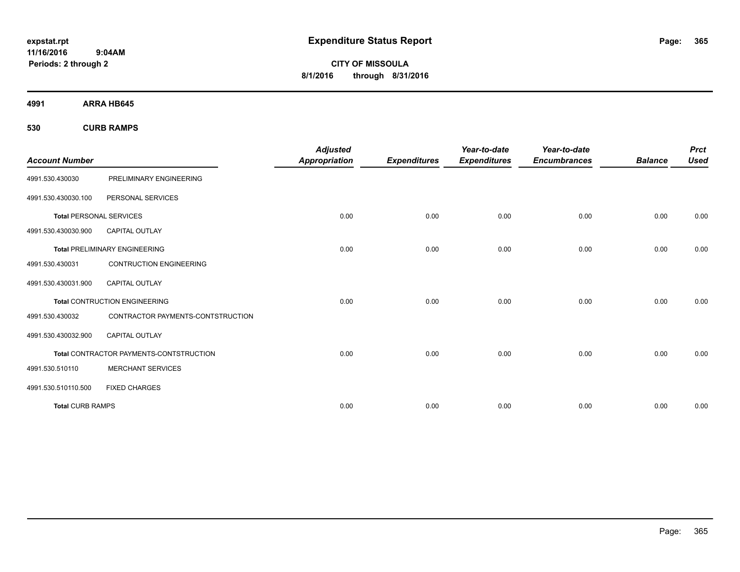**expstat.rpt**
**11/16/2016 9:04AM**
**Periods: 2 through 2**

# Expenditure Status Report

**CITY OF MISSOULA**
**8/1/2016 through 8/31/2016**

## 4991 ARRA HB645

### 530 CURB RAMPS

| Account Number | | Adjusted Appropriation | Expenditures | Year-to-date Expenditures | Year-to-date Encumbrances | Balance | Prct Used |
|---|---|---|---|---|---|---|---|
| 4991.530.430030 | PRELIMINARY ENGINEERING | | | | | | |
| 4991.530.430030.100 | PERSONAL SERVICES | | | | | | |
| **Total** PERSONAL SERVICES | | 0.00 | 0.00 | 0.00 | 0.00 | 0.00 | 0.00 |
| 4991.530.430030.900 | CAPITAL OUTLAY | | | | | | |
| **Total** PRELIMINARY ENGINEERING | | 0.00 | 0.00 | 0.00 | 0.00 | 0.00 | 0.00 |
| 4991.530.430031 | CONTRUCTION ENGINEERING | | | | | | |
| 4991.530.430031.900 | CAPITAL OUTLAY | | | | | | |
| **Total** CONTRUCTION ENGINEERING | | 0.00 | 0.00 | 0.00 | 0.00 | 0.00 | 0.00 |
| 4991.530.430032 | CONTRACTOR PAYMENTS-CONTSTRUCTION | | | | | | |
| 4991.530.430032.900 | CAPITAL OUTLAY | | | | | | |
| **Total** CONTRACTOR PAYMENTS-CONTSTRUCTION | | 0.00 | 0.00 | 0.00 | 0.00 | 0.00 | 0.00 |
| 4991.530.510110 | MERCHANT SERVICES | | | | | | |
| 4991.530.510110.500 | FIXED CHARGES | | | | | | |
| **Total** CURB RAMPS | | 0.00 | 0.00 | 0.00 | 0.00 | 0.00 | 0.00 |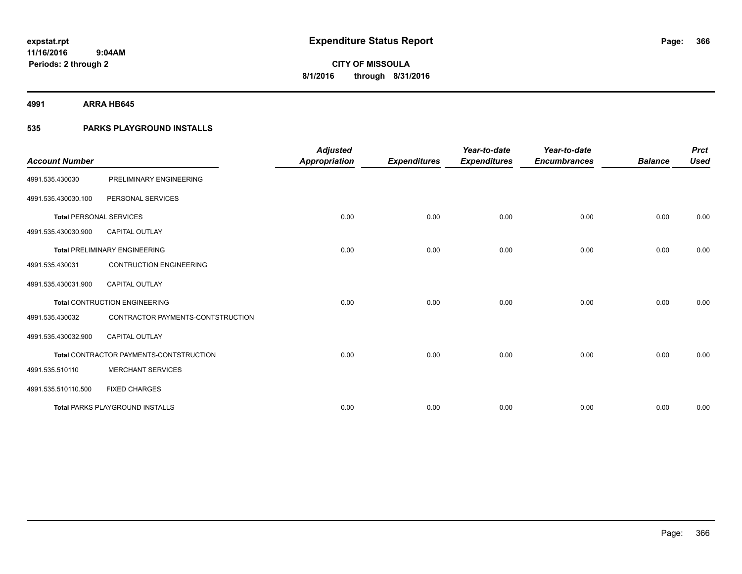**expstat.rpt**
**11/16/2016 9:04AM**
**Periods: 2 through 2**

# Expenditure Status Report

**CITY OF MISSOULA**
**8/1/2016 through 8/31/2016**

## 4991 ARRA HB645

## 535 PARKS PLAYGROUND INSTALLS

| Account Number | | Adjusted Appropriation | Expenditures | Year-to-date Expenditures | Year-to-date Encumbrances | Balance | Prct Used |
|---|---|---|---|---|---|---|---|
| 4991.535.430030 | PRELIMINARY ENGINEERING | | | | | | |
| 4991.535.430030.100 | PERSONAL SERVICES | | | | | | |
| **Total** PERSONAL SERVICES | | 0.00 | 0.00 | 0.00 | 0.00 | 0.00 | 0.00 |
| 4991.535.430030.900 | CAPITAL OUTLAY | | | | | | |
| **Total** PRELIMINARY ENGINEERING | | 0.00 | 0.00 | 0.00 | 0.00 | 0.00 | 0.00 |
| 4991.535.430031 | CONTRUCTION ENGINEERING | | | | | | |
| 4991.535.430031.900 | CAPITAL OUTLAY | | | | | | |
| **Total** CONTRUCTION ENGINEERING | | 0.00 | 0.00 | 0.00 | 0.00 | 0.00 | 0.00 |
| 4991.535.430032 | CONTRACTOR PAYMENTS-CONTSTRUCTION | | | | | | |
| 4991.535.430032.900 | CAPITAL OUTLAY | | | | | | |
| **Total** CONTRACTOR PAYMENTS-CONTSTRUCTION | | 0.00 | 0.00 | 0.00 | 0.00 | 0.00 | 0.00 |
| 4991.535.510110 | MERCHANT SERVICES | | | | | | |
| 4991.535.510110.500 | FIXED CHARGES | | | | | | |
| **Total** PARKS PLAYGROUND INSTALLS | | 0.00 | 0.00 | 0.00 | 0.00 | 0.00 | 0.00 |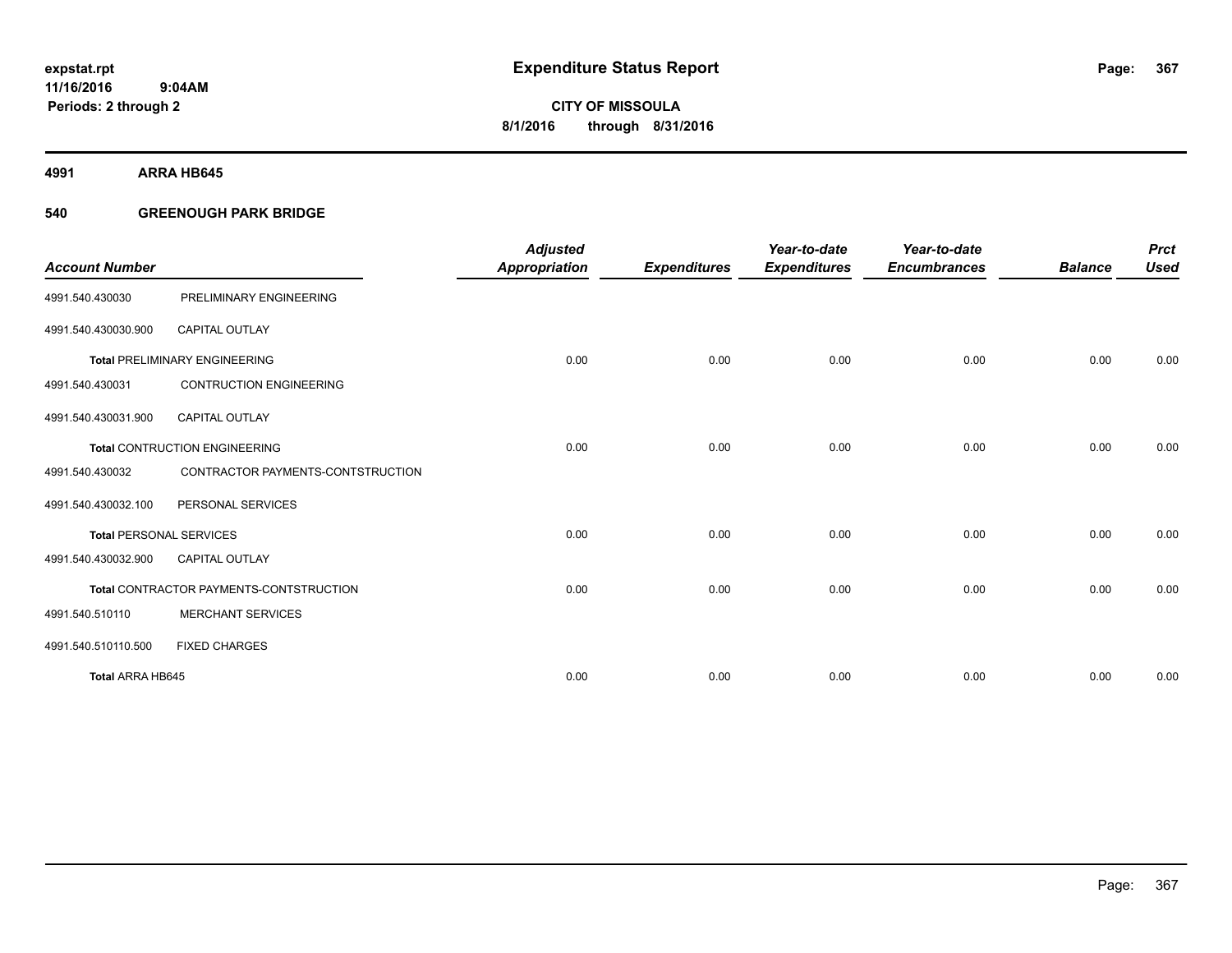expstat.rpt
11/16/2016 9:04AM
Periods: 2 through 2

# Expenditure Status Report

CITY OF MISSOULA
8/1/2016 through 8/31/2016

**4991 ARRA HB645**

**540 GREENOUGH PARK BRIDGE**

| Account Number | | Adjusted Appropriation | Expenditures | Year-to-date Expenditures | Year-to-date Encumbrances | Balance | Prct Used |
|---|---|---|---|---|---|---|---|
| 4991.540.430030 | PRELIMINARY ENGINEERING | | | | | | |
| 4991.540.430030.900 | CAPITAL OUTLAY | | | | | | |
| **Total** PRELIMINARY ENGINEERING | | 0.00 | 0.00 | 0.00 | 0.00 | 0.00 | 0.00 |
| 4991.540.430031 | CONTRUCTION ENGINEERING | | | | | | |
| 4991.540.430031.900 | CAPITAL OUTLAY | | | | | | |
| **Total** CONTRUCTION ENGINEERING | | 0.00 | 0.00 | 0.00 | 0.00 | 0.00 | 0.00 |
| 4991.540.430032 | CONTRACTOR PAYMENTS-CONTSTRUCTION | | | | | | |
| 4991.540.430032.100 | PERSONAL SERVICES | | | | | | |
| **Total** PERSONAL SERVICES | | 0.00 | 0.00 | 0.00 | 0.00 | 0.00 | 0.00 |
| 4991.540.430032.900 | CAPITAL OUTLAY | | | | | | |
| **Total** CONTRACTOR PAYMENTS-CONTSTRUCTION | | 0.00 | 0.00 | 0.00 | 0.00 | 0.00 | 0.00 |
| 4991.540.510110 | MERCHANT SERVICES | | | | | | |
| 4991.540.510110.500 | FIXED CHARGES | | | | | | |
| **Total** ARRA HB645 | | 0.00 | 0.00 | 0.00 | 0.00 | 0.00 | 0.00 |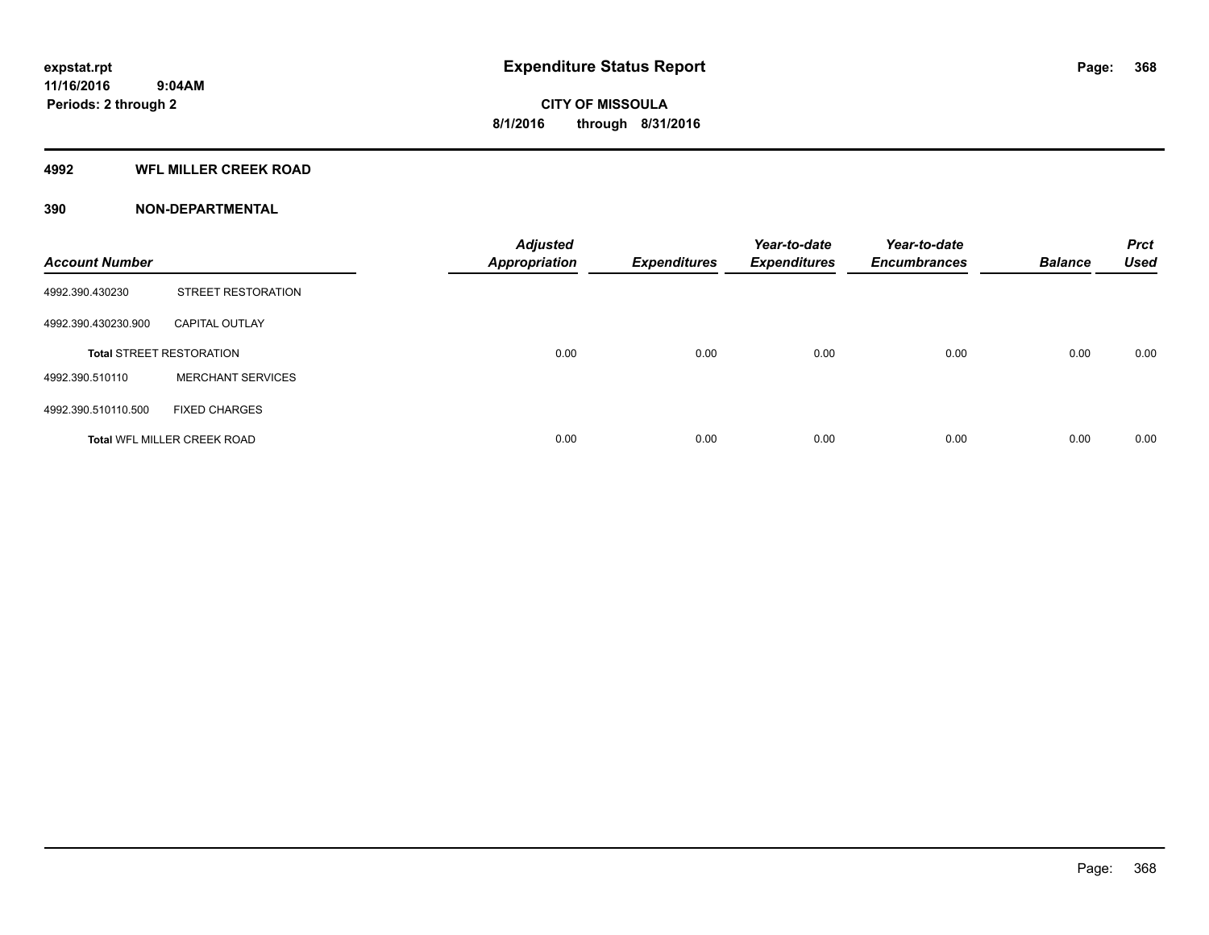**expstat.rpt**
**11/16/2016 9:04AM**
**Periods: 2 through 2**

# Expenditure Status Report

**CITY OF MISSOULA**
**8/1/2016 through 8/31/2016**

## 4992 WFL MILLER CREEK ROAD

## 390 NON-DEPARTMENTAL

| Account Number | | Adjusted Appropriation | Expenditures | Year-to-date Expenditures | Year-to-date Encumbrances | Balance | Prct Used |
|---|---|---|---|---|---|---|---|
| 4992.390.430230 | STREET RESTORATION | | | | | | |
| 4992.390.430230.900 | CAPITAL OUTLAY | | | | | | |
| **Total** STREET RESTORATION | | 0.00 | 0.00 | 0.00 | 0.00 | 0.00 | 0.00 |
| 4992.390.510110 | MERCHANT SERVICES | | | | | | |
| 4992.390.510110.500 | FIXED CHARGES | | | | | | |
| **Total** WFL MILLER CREEK ROAD | | 0.00 | 0.00 | 0.00 | 0.00 | 0.00 | 0.00 |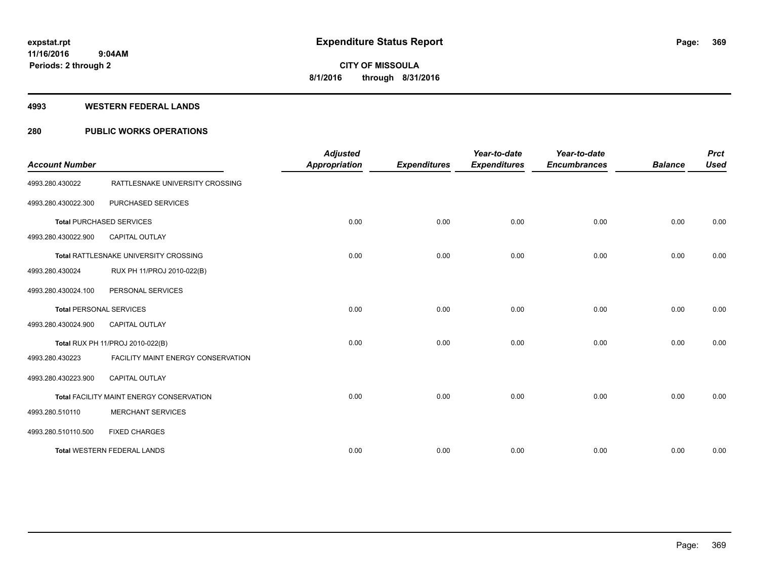# Expenditure Status Report

expstat.rpt
11/16/2016 9:04AM
Periods: 2 through 2

CITY OF MISSOULA
8/1/2016 through 8/31/2016

## 4993 WESTERN FEDERAL LANDS

## 280 PUBLIC WORKS OPERATIONS

| Account Number | | Adjusted Appropriation | Expenditures | Year-to-date Expenditures | Year-to-date Encumbrances | Balance | Prct Used |
|---|---|---|---|---|---|---|---|
| 4993.280.430022 | RATTLESNAKE UNIVERSITY CROSSING | | | | | | |
| 4993.280.430022.300 | PURCHASED SERVICES | | | | | | |
| **Total** PURCHASED SERVICES | | 0.00 | 0.00 | 0.00 | 0.00 | 0.00 | 0.00 |
| 4993.280.430022.900 | CAPITAL OUTLAY | | | | | | |
| **Total** RATTLESNAKE UNIVERSITY CROSSING | | 0.00 | 0.00 | 0.00 | 0.00 | 0.00 | 0.00 |
| 4993.280.430024 | RUX PH 11/PROJ 2010-022(B) | | | | | | |
| 4993.280.430024.100 | PERSONAL SERVICES | | | | | | |
| **Total** PERSONAL SERVICES | | 0.00 | 0.00 | 0.00 | 0.00 | 0.00 | 0.00 |
| 4993.280.430024.900 | CAPITAL OUTLAY | | | | | | |
| **Total** RUX PH 11/PROJ 2010-022(B) | | 0.00 | 0.00 | 0.00 | 0.00 | 0.00 | 0.00 |
| 4993.280.430223 | FACILITY MAINT ENERGY CONSERVATION | | | | | | |
| 4993.280.430223.900 | CAPITAL OUTLAY | | | | | | |
| **Total** FACILITY MAINT ENERGY CONSERVATION | | 0.00 | 0.00 | 0.00 | 0.00 | 0.00 | 0.00 |
| 4993.280.510110 | MERCHANT SERVICES | | | | | | |
| 4993.280.510110.500 | FIXED CHARGES | | | | | | |
| **Total** WESTERN FEDERAL LANDS | | 0.00 | 0.00 | 0.00 | 0.00 | 0.00 | 0.00 |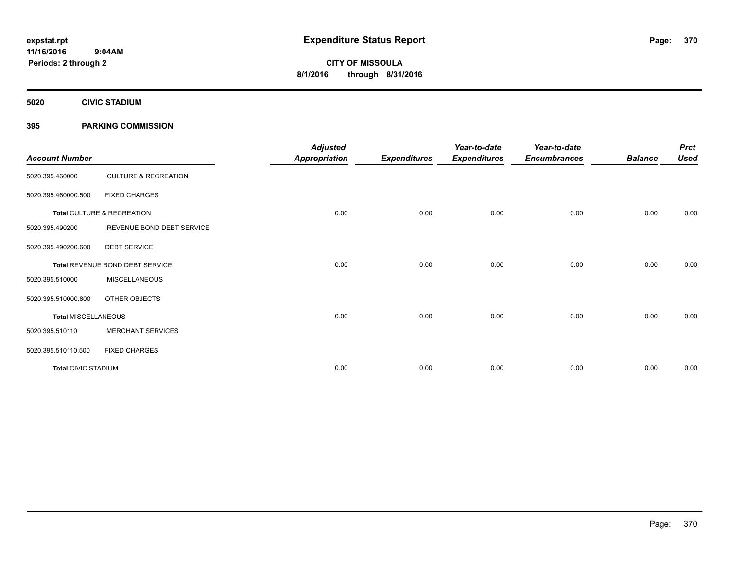# Expenditure Status Report

expstat.rpt
11/16/2016 9:04AM
Periods: 2 through 2

**CITY OF MISSOULA**
**8/1/2016 through 8/31/2016**

**5020 CIVIC STADIUM**

**395 PARKING COMMISSION**

| Account Number | | Adjusted Appropriation | Expenditures | Year-to-date Expenditures | Year-to-date Encumbrances | Balance | Prct Used |
|---|---|---|---|---|---|---|---|
| 5020.395.460000 | CULTURE & RECREATION | | | | | | |
| 5020.395.460000.500 | FIXED CHARGES | | | | | | |
| **Total** CULTURE & RECREATION | | 0.00 | 0.00 | 0.00 | 0.00 | 0.00 | 0.00 |
| 5020.395.490200 | REVENUE BOND DEBT SERVICE | | | | | | |
| 5020.395.490200.600 | DEBT SERVICE | | | | | | |
| **Total** REVENUE BOND DEBT SERVICE | | 0.00 | 0.00 | 0.00 | 0.00 | 0.00 | 0.00 |
| 5020.395.510000 | MISCELLANEOUS | | | | | | |
| 5020.395.510000.800 | OTHER OBJECTS | | | | | | |
| **Total MISCELLANEOUS** | | 0.00 | 0.00 | 0.00 | 0.00 | 0.00 | 0.00 |
| 5020.395.510110 | MERCHANT SERVICES | | | | | | |
| 5020.395.510110.500 | FIXED CHARGES | | | | | | |
| **Total** CIVIC STADIUM | | 0.00 | 0.00 | 0.00 | 0.00 | 0.00 | 0.00 |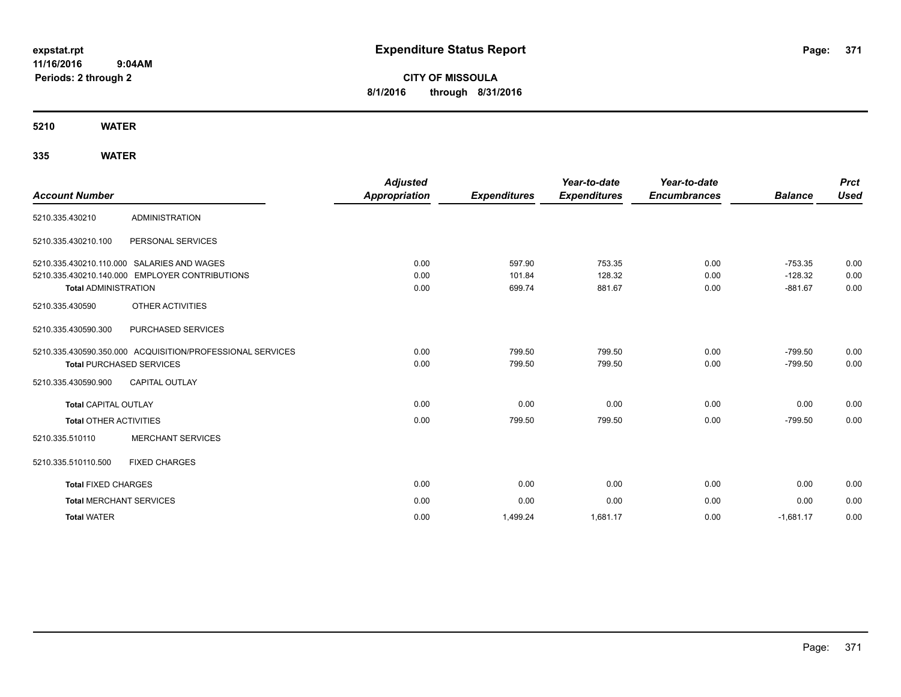# Expenditure Status Report

expstat.rpt
11/16/2016 9:04AM
Periods: 2 through 2

**CITY OF MISSOULA**
**8/1/2016 through 8/31/2016**

## 5210 WATER

### 335 WATER

| Account Number | | Adjusted Appropriation | Expenditures | Year-to-date Expenditures | Year-to-date Encumbrances | Balance | Prct Used |
|---|---|---|---|---|---|---|---|
| 5210.335.430210 | ADMINISTRATION | | | | | | |
| 5210.335.430210.100 | PERSONAL SERVICES | | | | | | |
| 5210.335.430210.110.000 | SALARIES AND WAGES | 0.00 | 597.90 | 753.35 | 0.00 | -753.35 | 0.00 |
| 5210.335.430210.140.000 | EMPLOYER CONTRIBUTIONS | 0.00 | 101.84 | 128.32 | 0.00 | -128.32 | 0.00 |
| **Total** ADMINISTRATION | | 0.00 | 699.74 | 881.67 | 0.00 | -881.67 | 0.00 |
| 5210.335.430590 | OTHER ACTIVITIES | | | | | | |
| 5210.335.430590.300 | PURCHASED SERVICES | | | | | | |
| 5210.335.430590.350.000 | ACQUISITION/PROFESSIONAL SERVICES | 0.00 | 799.50 | 799.50 | 0.00 | -799.50 | 0.00 |
| **Total** PURCHASED SERVICES | | 0.00 | 799.50 | 799.50 | 0.00 | -799.50 | 0.00 |
| 5210.335.430590.900 | CAPITAL OUTLAY | | | | | | |
| **Total** CAPITAL OUTLAY | | 0.00 | 0.00 | 0.00 | 0.00 | 0.00 | 0.00 |
| **Total** OTHER ACTIVITIES | | 0.00 | 799.50 | 799.50 | 0.00 | -799.50 | 0.00 |
| 5210.335.510110 | MERCHANT SERVICES | | | | | | |
| 5210.335.510110.500 | FIXED CHARGES | | | | | | |
| **Total** FIXED CHARGES | | 0.00 | 0.00 | 0.00 | 0.00 | 0.00 | 0.00 |
| **Total** MERCHANT SERVICES | | 0.00 | 0.00 | 0.00 | 0.00 | 0.00 | 0.00 |
| **Total** WATER | | 0.00 | 1,499.24 | 1,681.17 | 0.00 | -1,681.17 | 0.00 |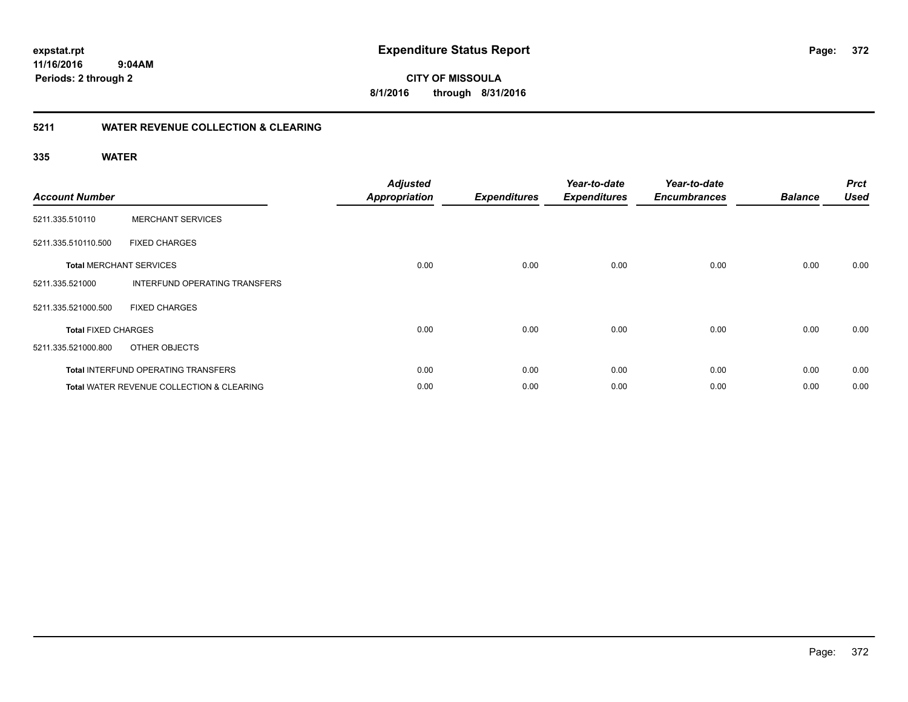expstat.rpt
11/16/2016 9:04AM
Periods: 2 through 2

# Expenditure Status Report

**CITY OF MISSOULA**
**8/1/2016 through 8/31/2016**

## 5211 WATER REVENUE COLLECTION & CLEARING

### 335 WATER

| Account Number | | Adjusted Appropriation | Expenditures | Year-to-date Expenditures | Year-to-date Encumbrances | Balance | Prct Used |
|---|---|---|---|---|---|---|---|
| 5211.335.510110 | MERCHANT SERVICES | | | | | | |
| 5211.335.510110.500 | FIXED CHARGES | | | | | | |
| **Total** MERCHANT SERVICES | | 0.00 | 0.00 | 0.00 | 0.00 | 0.00 | 0.00 |
| 5211.335.521000 | INTERFUND OPERATING TRANSFERS | | | | | | |
| 5211.335.521000.500 | FIXED CHARGES | | | | | | |
| **Total** FIXED CHARGES | | 0.00 | 0.00 | 0.00 | 0.00 | 0.00 | 0.00 |
| 5211.335.521000.800 | OTHER OBJECTS | | | | | | |
| **Total** INTERFUND OPERATING TRANSFERS | | 0.00 | 0.00 | 0.00 | 0.00 | 0.00 | 0.00 |
| **Total** WATER REVENUE COLLECTION & CLEARING | | 0.00 | 0.00 | 0.00 | 0.00 | 0.00 | 0.00 |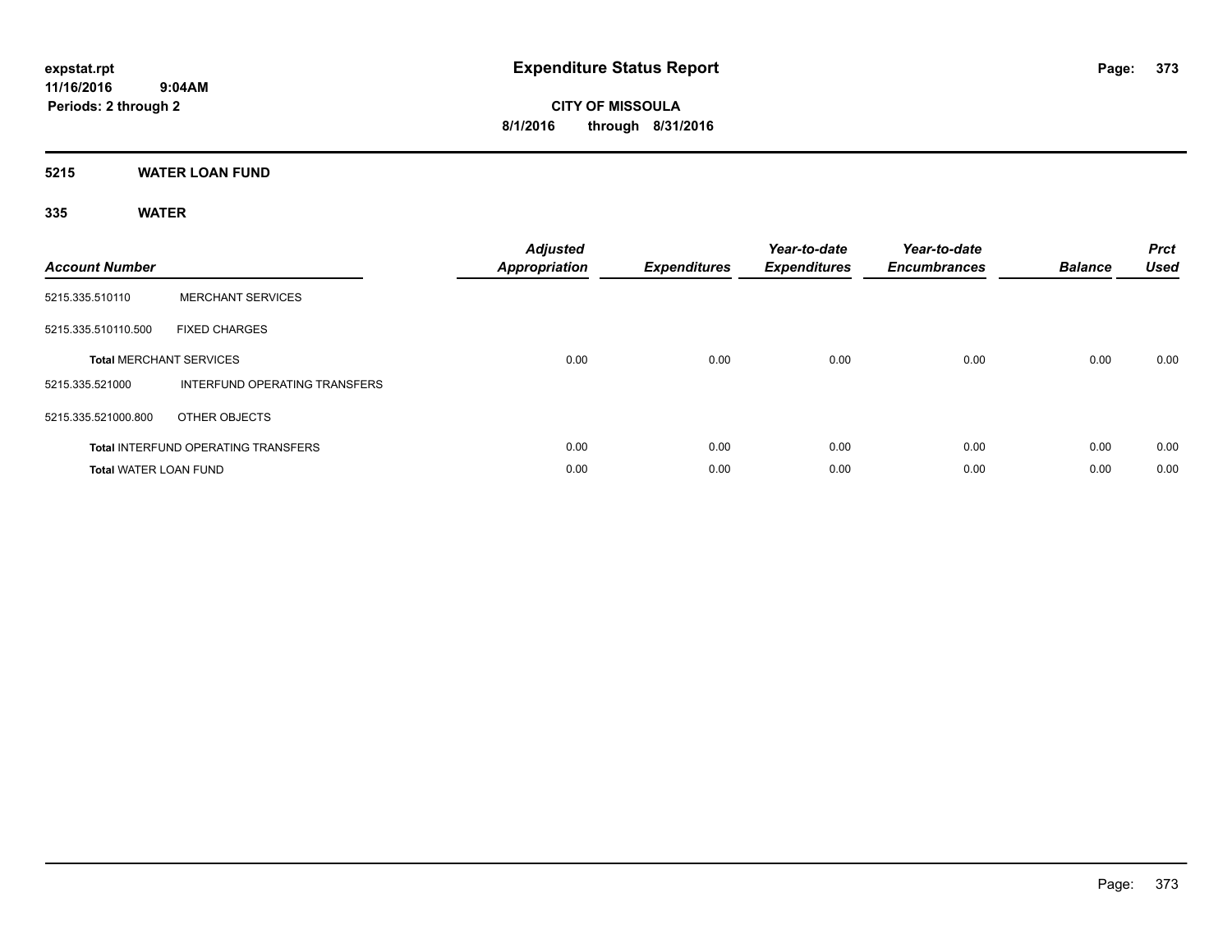# Expenditure Status Report

expstat.rpt
11/16/2016 9:04AM
Periods: 2 through 2

**CITY OF MISSOULA**
**8/1/2016 through 8/31/2016**

## 5215 WATER LOAN FUND

### 335 WATER

| Account Number | | Adjusted Appropriation | Expenditures | Year-to-date Expenditures | Year-to-date Encumbrances | Balance | Prct Used |
|---|---|---|---|---|---|---|---|
| 5215.335.510110 | MERCHANT SERVICES | | | | | | |
| 5215.335.510110.500 | FIXED CHARGES | | | | | | |
| **Total** MERCHANT SERVICES | | 0.00 | 0.00 | 0.00 | 0.00 | 0.00 | 0.00 |
| 5215.335.521000 | INTERFUND OPERATING TRANSFERS | | | | | | |
| 5215.335.521000.800 | OTHER OBJECTS | | | | | | |
| **Total** INTERFUND OPERATING TRANSFERS | | 0.00 | 0.00 | 0.00 | 0.00 | 0.00 | 0.00 |
| **Total** WATER LOAN FUND | | 0.00 | 0.00 | 0.00 | 0.00 | 0.00 | 0.00 |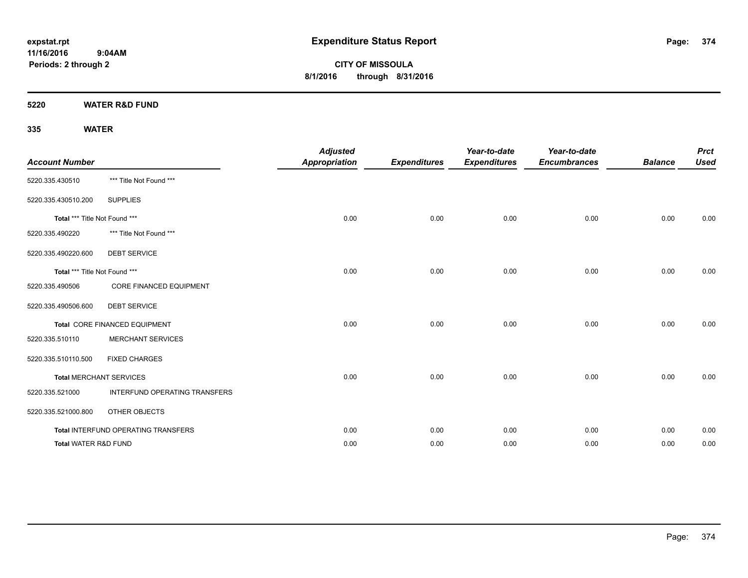# Expenditure Status Report

expstat.rpt
11/16/2016 9:04AM
Periods: 2 through 2

**CITY OF MISSOULA**
**8/1/2016 through 8/31/2016**

## 5220 WATER R&D FUND

### 335 WATER

| Account Number | | Adjusted Appropriation | Expenditures | Year-to-date Expenditures | Year-to-date Encumbrances | Balance | Prct Used |
|---|---|---|---|---|---|---|---|
| 5220.335.430510 | *** Title Not Found *** | | | | | | |
| 5220.335.430510.200 | SUPPLIES | | | | | | |
| Total *** Title Not Found *** | | 0.00 | 0.00 | 0.00 | 0.00 | 0.00 | 0.00 |
| 5220.335.490220 | *** Title Not Found *** | | | | | | |
| 5220.335.490220.600 | DEBT SERVICE | | | | | | |
| Total *** Title Not Found *** | | 0.00 | 0.00 | 0.00 | 0.00 | 0.00 | 0.00 |
| 5220.335.490506 | CORE FINANCED EQUIPMENT | | | | | | |
| 5220.335.490506.600 | DEBT SERVICE | | | | | | |
| Total CORE FINANCED EQUIPMENT | | 0.00 | 0.00 | 0.00 | 0.00 | 0.00 | 0.00 |
| 5220.335.510110 | MERCHANT SERVICES | | | | | | |
| 5220.335.510110.500 | FIXED CHARGES | | | | | | |
| Total MERCHANT SERVICES | | 0.00 | 0.00 | 0.00 | 0.00 | 0.00 | 0.00 |
| 5220.335.521000 | INTERFUND OPERATING TRANSFERS | | | | | | |
| 5220.335.521000.800 | OTHER OBJECTS | | | | | | |
| Total INTERFUND OPERATING TRANSFERS | | 0.00 | 0.00 | 0.00 | 0.00 | 0.00 | 0.00 |
| Total WATER R&D FUND | | 0.00 | 0.00 | 0.00 | 0.00 | 0.00 | 0.00 |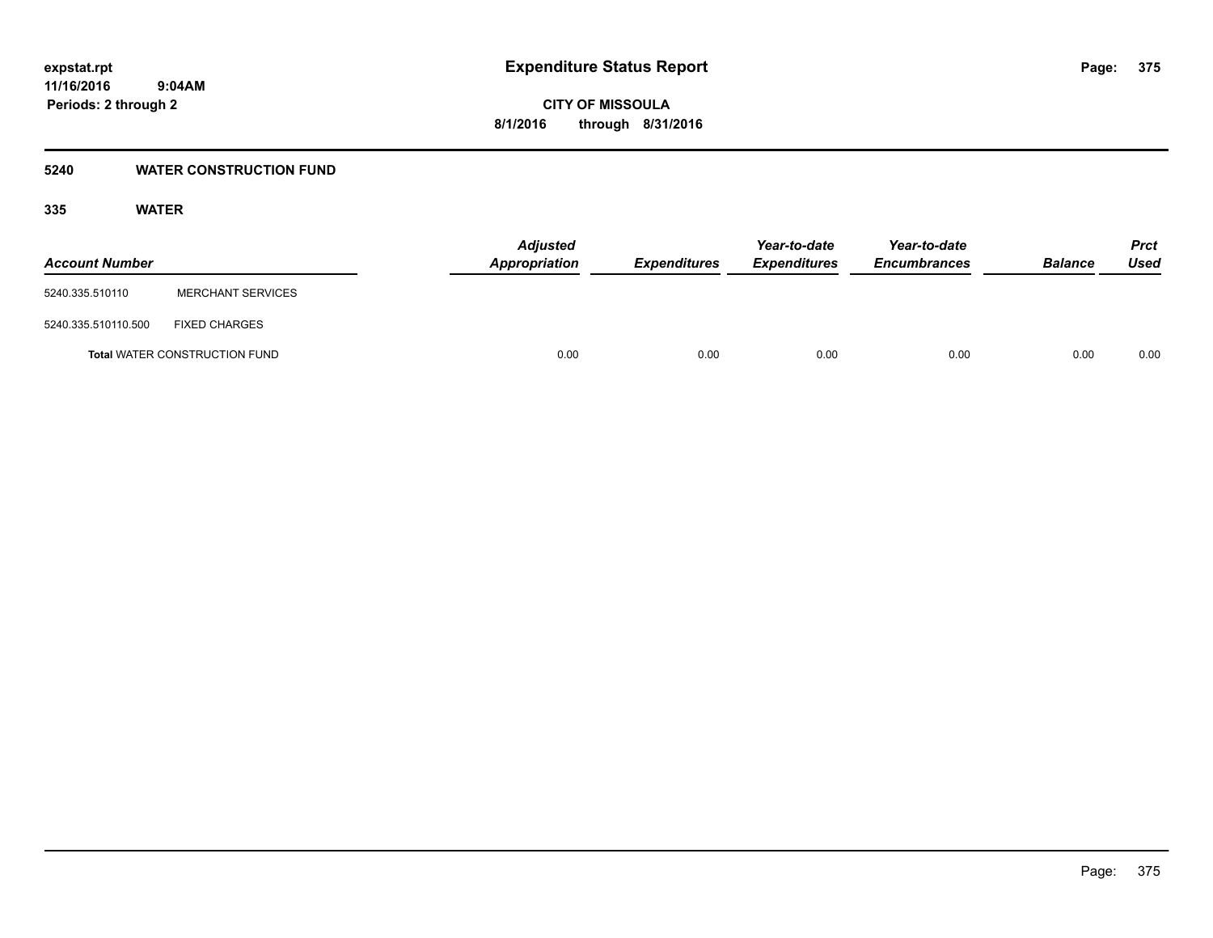# Expenditure Status Report

expstat.rpt
11/16/2016 9:04AM
Periods: 2 through 2

**CITY OF MISSOULA**
**8/1/2016 through 8/31/2016**

## 5240 WATER CONSTRUCTION FUND

### 335 WATER

| Account Number | | Adjusted Appropriation | Expenditures | Year-to-date Expenditures | Year-to-date Encumbrances | Balance | Prct Used |
|---|---|---|---|---|---|---|---|
| 5240.335.510110 | MERCHANT SERVICES | | | | | | |
| 5240.335.510110.500 | FIXED CHARGES | | | | | | |
| **Total** WATER CONSTRUCTION FUND | | 0.00 | 0.00 | 0.00 | 0.00 | 0.00 | 0.00 |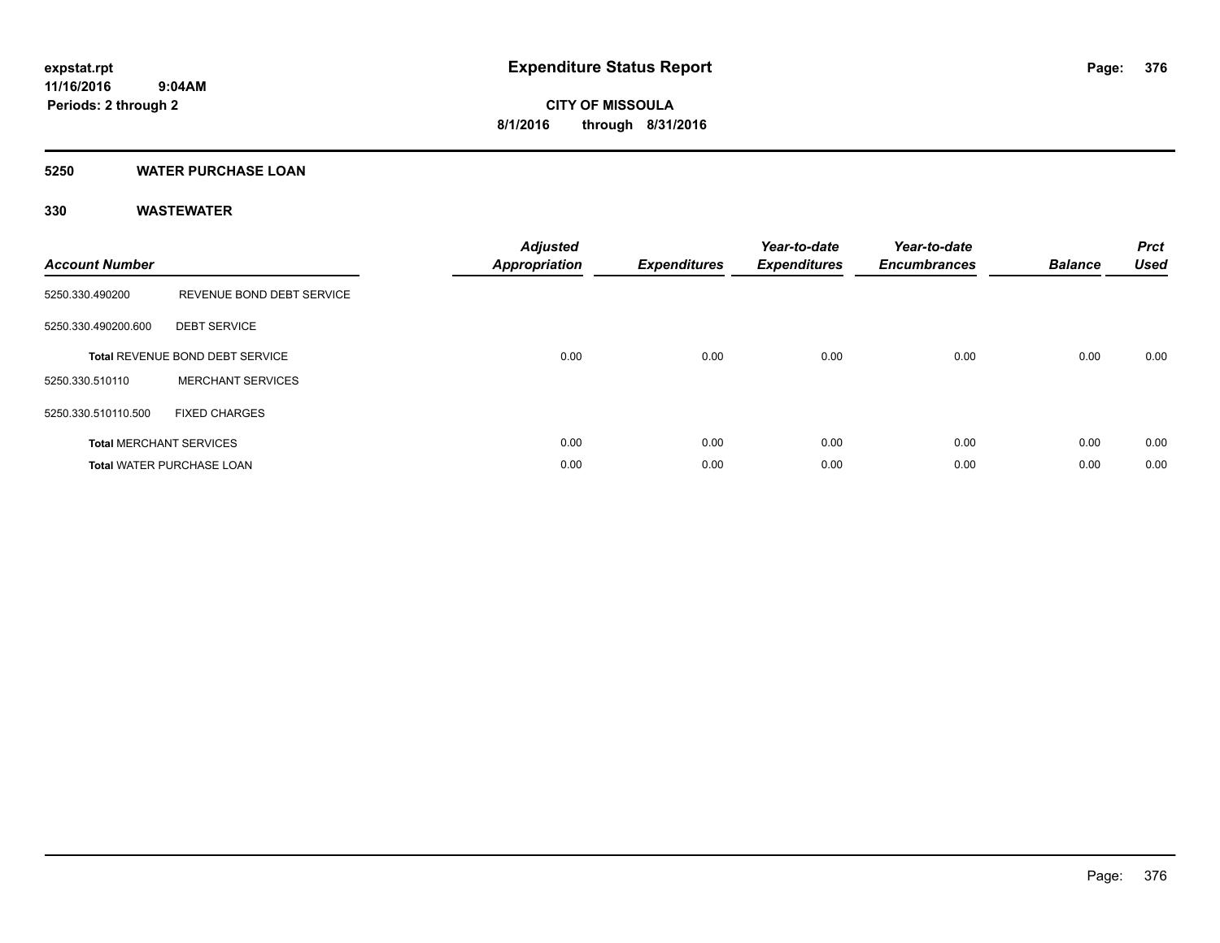**expstat.rpt**
**11/16/2016 9:04AM**
**Periods: 2 through 2**

# Expenditure Status Report

**CITY OF MISSOULA**
**8/1/2016 through 8/31/2016**

## 5250 WATER PURCHASE LOAN

### 330 WASTEWATER

| Account Number | | Adjusted Appropriation | Expenditures | Year-to-date Expenditures | Year-to-date Encumbrances | Balance | Prct Used |
|---|---|---|---|---|---|---|---|
| 5250.330.490200 | REVENUE BOND DEBT SERVICE | | | | | | |
| 5250.330.490200.600 | DEBT SERVICE | | | | | | |
| **Total** REVENUE BOND DEBT SERVICE | | 0.00 | 0.00 | 0.00 | 0.00 | 0.00 | 0.00 |
| 5250.330.510110 | MERCHANT SERVICES | | | | | | |
| 5250.330.510110.500 | FIXED CHARGES | | | | | | |
| **Total** MERCHANT SERVICES | | 0.00 | 0.00 | 0.00 | 0.00 | 0.00 | 0.00 |
| **Total** WATER PURCHASE LOAN | | 0.00 | 0.00 | 0.00 | 0.00 | 0.00 | 0.00 |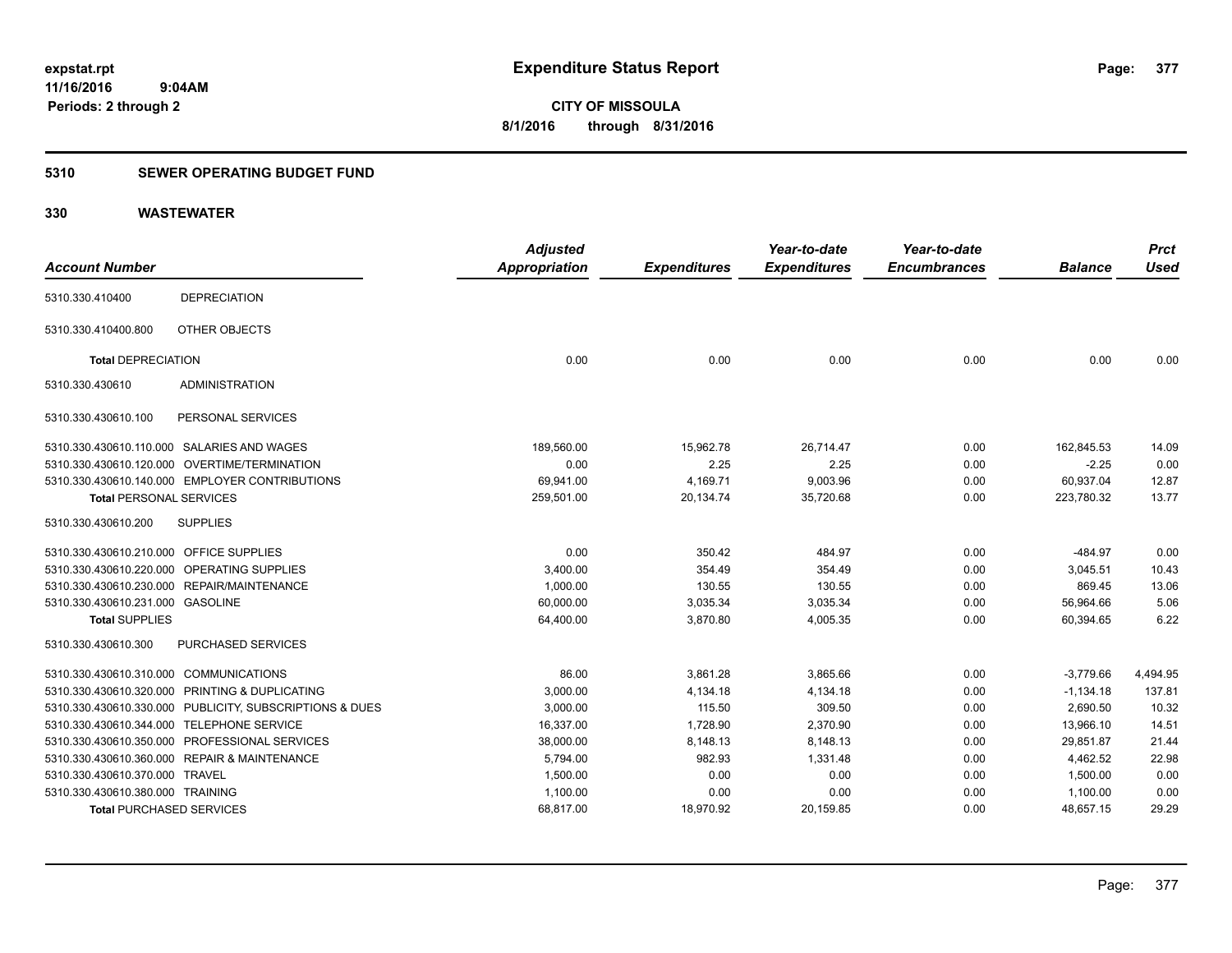# Expenditure Status Report

**CITY OF MISSOULA**

**8/1/2016 through 8/31/2016**

expstat.rpt
11/16/2016 9:04AM
Periods: 2 through 2

## 5310 SEWER OPERATING BUDGET FUND

## 330 WASTEWATER

| Account Number | | Adjusted Appropriation | Expenditures | Year-to-date Expenditures | Year-to-date Encumbrances | Balance | Prct Used |
|---|---|---|---|---|---|---|---|
| 5310.330.410400 | DEPRECIATION | | | | | | |
| 5310.330.410400.800 | OTHER OBJECTS | | | | | | |
| **Total** DEPRECIATION | | 0.00 | 0.00 | 0.00 | 0.00 | 0.00 | 0.00 |
| 5310.330.430610 | ADMINISTRATION | | | | | | |
| 5310.330.430610.100 | PERSONAL SERVICES | | | | | | |
| 5310.330.430610.110.000 | SALARIES AND WAGES | 189,560.00 | 15,962.78 | 26,714.47 | 0.00 | 162,845.53 | 14.09 |
| 5310.330.430610.120.000 | OVERTIME/TERMINATION | 0.00 | 2.25 | 2.25 | 0.00 | -2.25 | 0.00 |
| 5310.330.430610.140.000 | EMPLOYER CONTRIBUTIONS | 69,941.00 | 4,169.71 | 9,003.96 | 0.00 | 60,937.04 | 12.87 |
| **Total** PERSONAL SERVICES | | 259,501.00 | 20,134.74 | 35,720.68 | 0.00 | 223,780.32 | 13.77 |
| 5310.330.430610.200 | SUPPLIES | | | | | | |
| 5310.330.430610.210.000 | OFFICE SUPPLIES | 0.00 | 350.42 | 484.97 | 0.00 | -484.97 | 0.00 |
| 5310.330.430610.220.000 | OPERATING SUPPLIES | 3,400.00 | 354.49 | 354.49 | 0.00 | 3,045.51 | 10.43 |
| 5310.330.430610.230.000 | REPAIR/MAINTENANCE | 1,000.00 | 130.55 | 130.55 | 0.00 | 869.45 | 13.06 |
| 5310.330.430610.231.000 | GASOLINE | 60,000.00 | 3,035.34 | 3,035.34 | 0.00 | 56,964.66 | 5.06 |
| **Total** SUPPLIES | | 64,400.00 | 3,870.80 | 4,005.35 | 0.00 | 60,394.65 | 6.22 |
| 5310.330.430610.300 | PURCHASED SERVICES | | | | | | |
| 5310.330.430610.310.000 | COMMUNICATIONS | 86.00 | 3,861.28 | 3,865.66 | 0.00 | -3,779.66 | 4,494.95 |
| 5310.330.430610.320.000 | PRINTING & DUPLICATING | 3,000.00 | 4,134.18 | 4,134.18 | 0.00 | -1,134.18 | 137.81 |
| 5310.330.430610.330.000 | PUBLICITY, SUBSCRIPTIONS & DUES | 3,000.00 | 115.50 | 309.50 | 0.00 | 2,690.50 | 10.32 |
| 5310.330.430610.344.000 | TELEPHONE SERVICE | 16,337.00 | 1,728.90 | 2,370.90 | 0.00 | 13,966.10 | 14.51 |
| 5310.330.430610.350.000 | PROFESSIONAL SERVICES | 38,000.00 | 8,148.13 | 8,148.13 | 0.00 | 29,851.87 | 21.44 |
| 5310.330.430610.360.000 | REPAIR & MAINTENANCE | 5,794.00 | 982.93 | 1,331.48 | 0.00 | 4,462.52 | 22.98 |
| 5310.330.430610.370.000 | TRAVEL | 1,500.00 | 0.00 | 0.00 | 0.00 | 1,500.00 | 0.00 |
| 5310.330.430610.380.000 | TRAINING | 1,100.00 | 0.00 | 0.00 | 0.00 | 1,100.00 | 0.00 |
| **Total** PURCHASED SERVICES | | 68,817.00 | 18,970.92 | 20,159.85 | 0.00 | 48,657.15 | 29.29 |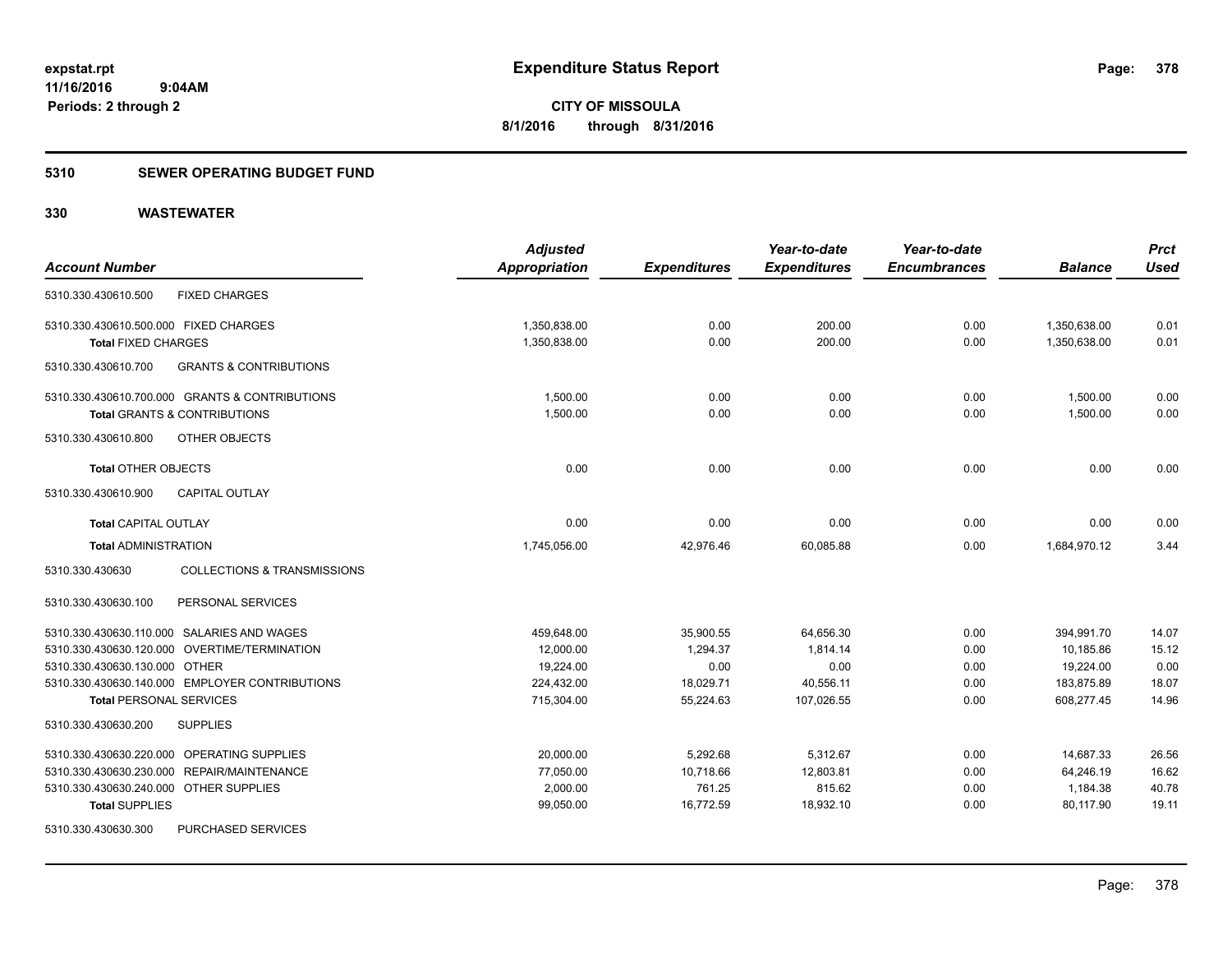**Expenditure Status Report**

**CITY OF MISSOULA**
**8/1/2016 through 8/31/2016**

expstat.rpt
11/16/2016 9:04AM
Periods: 2 through 2

## 5310 SEWER OPERATING BUDGET FUND

## 330 WASTEWATER

| Account Number | | Adjusted Appropriation | Expenditures | Year-to-date Expenditures | Year-to-date Encumbrances | Balance | Prct Used |
|---|---|---|---|---|---|---|---|
| 5310.330.430610.500 | FIXED CHARGES | | | | | | |
| 5310.330.430610.500.000 FIXED CHARGES | | 1,350,838.00 | 0.00 | 200.00 | 0.00 | 1,350,638.00 | 0.01 |
| **Total** FIXED CHARGES | | 1,350,838.00 | 0.00 | 200.00 | 0.00 | 1,350,638.00 | 0.01 |
| 5310.330.430610.700 | GRANTS & CONTRIBUTIONS | | | | | | |
| 5310.330.430610.700.000 GRANTS & CONTRIBUTIONS | | 1,500.00 | 0.00 | 0.00 | 0.00 | 1,500.00 | 0.00 |
| **Total** GRANTS & CONTRIBUTIONS | | 1,500.00 | 0.00 | 0.00 | 0.00 | 1,500.00 | 0.00 |
| 5310.330.430610.800 | OTHER OBJECTS | | | | | | |
| **Total** OTHER OBJECTS | | 0.00 | 0.00 | 0.00 | 0.00 | 0.00 | 0.00 |
| 5310.330.430610.900 | CAPITAL OUTLAY | | | | | | |
| **Total** CAPITAL OUTLAY | | 0.00 | 0.00 | 0.00 | 0.00 | 0.00 | 0.00 |
| **Total** ADMINISTRATION | | 1,745,056.00 | 42,976.46 | 60,085.88 | 0.00 | 1,684,970.12 | 3.44 |
| 5310.330.430630 | COLLECTIONS & TRANSMISSIONS | | | | | | |
| 5310.330.430630.100 | PERSONAL SERVICES | | | | | | |
| 5310.330.430630.110.000 SALARIES AND WAGES | | 459,648.00 | 35,900.55 | 64,656.30 | 0.00 | 394,991.70 | 14.07 |
| 5310.330.430630.120.000 OVERTIME/TERMINATION | | 12,000.00 | 1,294.37 | 1,814.14 | 0.00 | 10,185.86 | 15.12 |
| 5310.330.430630.130.000 OTHER | | 19,224.00 | 0.00 | 0.00 | 0.00 | 19,224.00 | 0.00 |
| 5310.330.430630.140.000 EMPLOYER CONTRIBUTIONS | | 224,432.00 | 18,029.71 | 40,556.11 | 0.00 | 183,875.89 | 18.07 |
| **Total** PERSONAL SERVICES | | 715,304.00 | 55,224.63 | 107,026.55 | 0.00 | 608,277.45 | 14.96 |
| 5310.330.430630.200 | SUPPLIES | | | | | | |
| 5310.330.430630.220.000 OPERATING SUPPLIES | | 20,000.00 | 5,292.68 | 5,312.67 | 0.00 | 14,687.33 | 26.56 |
| 5310.330.430630.230.000 REPAIR/MAINTENANCE | | 77,050.00 | 10,718.66 | 12,803.81 | 0.00 | 64,246.19 | 16.62 |
| 5310.330.430630.240.000 OTHER SUPPLIES | | 2,000.00 | 761.25 | 815.62 | 0.00 | 1,184.38 | 40.78 |
| **Total** SUPPLIES | | 99,050.00 | 16,772.59 | 18,932.10 | 0.00 | 80,117.90 | 19.11 |
| 5310.330.430630.300 | PURCHASED SERVICES | | | | | | |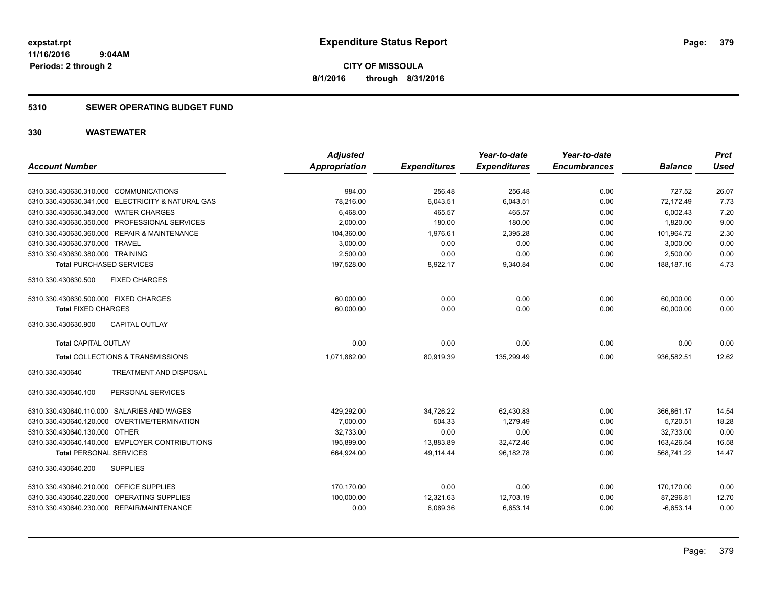# Expenditure Status Report

**CITY OF MISSOULA**
**8/1/2016 through 8/31/2016**

expstat.rpt
11/16/2016 9:04AM
Periods: 2 through 2

## 5310 SEWER OPERATING BUDGET FUND

## 330 WASTEWATER

| Account Number | Adjusted Appropriation | Expenditures | Year-to-date Expenditures | Year-to-date Encumbrances | Balance | Prct Used |
|---|---|---|---|---|---|---|
| 5310.330.430630.310.000 COMMUNICATIONS | 984.00 | 256.48 | 256.48 | 0.00 | 727.52 | 26.07 |
| 5310.330.430630.341.000 ELECTRICITY & NATURAL GAS | 78,216.00 | 6,043.51 | 6,043.51 | 0.00 | 72,172.49 | 7.73 |
| 5310.330.430630.343.000 WATER CHARGES | 6,468.00 | 465.57 | 465.57 | 0.00 | 6,002.43 | 7.20 |
| 5310.330.430630.350.000 PROFESSIONAL SERVICES | 2,000.00 | 180.00 | 180.00 | 0.00 | 1,820.00 | 9.00 |
| 5310.330.430630.360.000 REPAIR & MAINTENANCE | 104,360.00 | 1,976.61 | 2,395.28 | 0.00 | 101,964.72 | 2.30 |
| 5310.330.430630.370.000 TRAVEL | 3,000.00 | 0.00 | 0.00 | 0.00 | 3,000.00 | 0.00 |
| 5310.330.430630.380.000 TRAINING | 2,500.00 | 0.00 | 0.00 | 0.00 | 2,500.00 | 0.00 |
| **Total** PURCHASED SERVICES | 197,528.00 | 8,922.17 | 9,340.84 | 0.00 | 188,187.16 | 4.73 |
| 5310.330.430630.500 FIXED CHARGES | | | | | | |
| 5310.330.430630.500.000 FIXED CHARGES | 60,000.00 | 0.00 | 0.00 | 0.00 | 60,000.00 | 0.00 |
| **Total** FIXED CHARGES | 60,000.00 | 0.00 | 0.00 | 0.00 | 60,000.00 | 0.00 |
| 5310.330.430630.900 CAPITAL OUTLAY | | | | | | |
| **Total** CAPITAL OUTLAY | 0.00 | 0.00 | 0.00 | 0.00 | 0.00 | 0.00 |
| **Total** COLLECTIONS & TRANSMISSIONS | 1,071,882.00 | 80,919.39 | 135,299.49 | 0.00 | 936,582.51 | 12.62 |
| 5310.330.430640 TREATMENT AND DISPOSAL | | | | | | |
| 5310.330.430640.100 PERSONAL SERVICES | | | | | | |
| 5310.330.430640.110.000 SALARIES AND WAGES | 429,292.00 | 34,726.22 | 62,430.83 | 0.00 | 366,861.17 | 14.54 |
| 5310.330.430640.120.000 OVERTIME/TERMINATION | 7,000.00 | 504.33 | 1,279.49 | 0.00 | 5,720.51 | 18.28 |
| 5310.330.430640.130.000 OTHER | 32,733.00 | 0.00 | 0.00 | 0.00 | 32,733.00 | 0.00 |
| 5310.330.430640.140.000 EMPLOYER CONTRIBUTIONS | 195,899.00 | 13,883.89 | 32,472.46 | 0.00 | 163,426.54 | 16.58 |
| **Total** PERSONAL SERVICES | 664,924.00 | 49,114.44 | 96,182.78 | 0.00 | 568,741.22 | 14.47 |
| 5310.330.430640.200 SUPPLIES | | | | | | |
| 5310.330.430640.210.000 OFFICE SUPPLIES | 170,170.00 | 0.00 | 0.00 | 0.00 | 170,170.00 | 0.00 |
| 5310.330.430640.220.000 OPERATING SUPPLIES | 100,000.00 | 12,321.63 | 12,703.19 | 0.00 | 87,296.81 | 12.70 |
| 5310.330.430640.230.000 REPAIR/MAINTENANCE | 0.00 | 6,089.36 | 6,653.14 | 0.00 | -6,653.14 | 0.00 |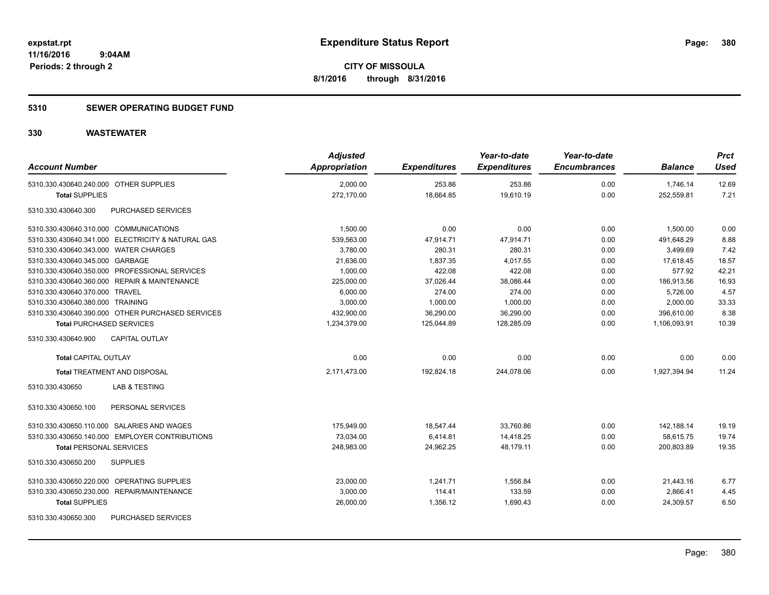**CITY OF MISSOULA**
**8/1/2016 through 8/31/2016**

expstat.rpt
11/16/2016 9:04AM
Periods: 2 through 2

# Expenditure Status Report

## 5310 SEWER OPERATING BUDGET FUND

## 330 WASTEWATER

| Account Number | Adjusted Appropriation | Expenditures | Year-to-date Expenditures | Year-to-date Encumbrances | Balance | Prct Used |
|---|---|---|---|---|---|---|
| 5310.330.430640.240.000 OTHER SUPPLIES | 2,000.00 | 253.86 | 253.86 | 0.00 | 1,746.14 | 12.69 |
| **Total** SUPPLIES | 272,170.00 | 18,664.85 | 19,610.19 | 0.00 | 252,559.81 | 7.21 |
| 5310.330.430640.300 PURCHASED SERVICES | | | | | | |
| 5310.330.430640.310.000 COMMUNICATIONS | 1,500.00 | 0.00 | 0.00 | 0.00 | 1,500.00 | 0.00 |
| 5310.330.430640.341.000 ELECTRICITY & NATURAL GAS | 539,563.00 | 47,914.71 | 47,914.71 | 0.00 | 491,648.29 | 8.88 |
| 5310.330.430640.343.000 WATER CHARGES | 3,780.00 | 280.31 | 280.31 | 0.00 | 3,499.69 | 7.42 |
| 5310.330.430640.345.000 GARBAGE | 21,636.00 | 1,837.35 | 4,017.55 | 0.00 | 17,618.45 | 18.57 |
| 5310.330.430640.350.000 PROFESSIONAL SERVICES | 1,000.00 | 422.08 | 422.08 | 0.00 | 577.92 | 42.21 |
| 5310.330.430640.360.000 REPAIR & MAINTENANCE | 225,000.00 | 37,026.44 | 38,086.44 | 0.00 | 186,913.56 | 16.93 |
| 5310.330.430640.370.000 TRAVEL | 6,000.00 | 274.00 | 274.00 | 0.00 | 5,726.00 | 4.57 |
| 5310.330.430640.380.000 TRAINING | 3,000.00 | 1,000.00 | 1,000.00 | 0.00 | 2,000.00 | 33.33 |
| 5310.330.430640.390.000 OTHER PURCHASED SERVICES | 432,900.00 | 36,290.00 | 36,290.00 | 0.00 | 396,610.00 | 8.38 |
| **Total** PURCHASED SERVICES | 1,234,379.00 | 125,044.89 | 128,285.09 | 0.00 | 1,106,093.91 | 10.39 |
| 5310.330.430640.900 CAPITAL OUTLAY | | | | | | |
| **Total** CAPITAL OUTLAY | 0.00 | 0.00 | 0.00 | 0.00 | 0.00 | 0.00 |
| **Total** TREATMENT AND DISPOSAL | 2,171,473.00 | 192,824.18 | 244,078.06 | 0.00 | 1,927,394.94 | 11.24 |
| 5310.330.430650 LAB & TESTING | | | | | | |
| 5310.330.430650.100 PERSONAL SERVICES | | | | | | |
| 5310.330.430650.110.000 SALARIES AND WAGES | 175,949.00 | 18,547.44 | 33,760.86 | 0.00 | 142,188.14 | 19.19 |
| 5310.330.430650.140.000 EMPLOYER CONTRIBUTIONS | 73,034.00 | 6,414.81 | 14,418.25 | 0.00 | 58,615.75 | 19.74 |
| **Total** PERSONAL SERVICES | 248,983.00 | 24,962.25 | 48,179.11 | 0.00 | 200,803.89 | 19.35 |
| 5310.330.430650.200 SUPPLIES | | | | | | |
| 5310.330.430650.220.000 OPERATING SUPPLIES | 23,000.00 | 1,241.71 | 1,556.84 | 0.00 | 21,443.16 | 6.77 |
| 5310.330.430650.230.000 REPAIR/MAINTENANCE | 3,000.00 | 114.41 | 133.59 | 0.00 | 2,866.41 | 4.45 |
| **Total** SUPPLIES | 26,000.00 | 1,356.12 | 1,690.43 | 0.00 | 24,309.57 | 6.50 |
| 5310.330.430650.300 PURCHASED SERVICES | | | | | | |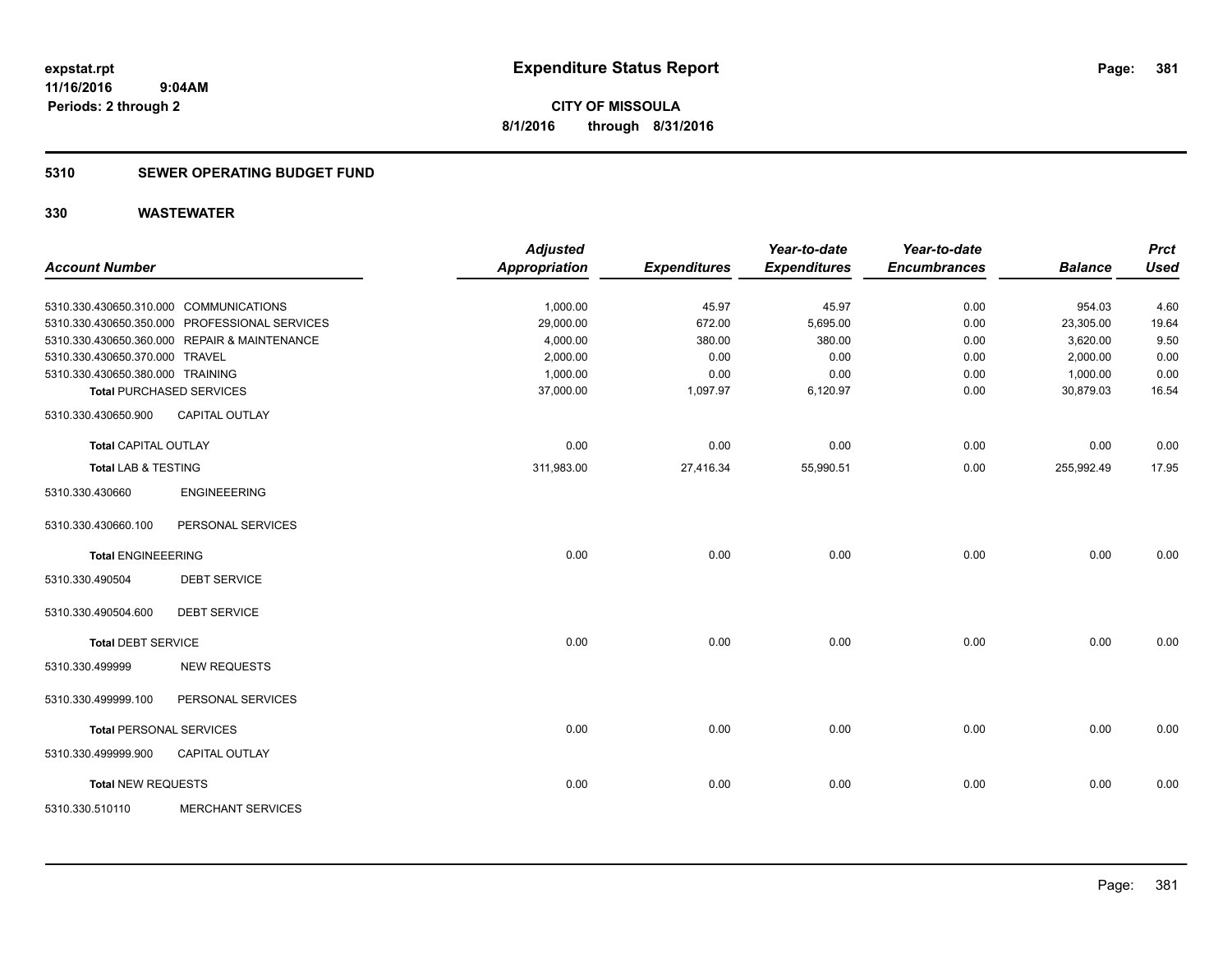**expstat.rpt**
**11/16/2016 9:04AM**
**Periods: 2 through 2**

# Expenditure Status Report

**CITY OF MISSOULA**
**8/1/2016 through 8/31/2016**

## 5310 SEWER OPERATING BUDGET FUND

### 330 WASTEWATER

| Account Number | | Adjusted Appropriation | Expenditures | Year-to-date Expenditures | Year-to-date Encumbrances | Balance | Prct Used |
|---|---|---|---|---|---|---|---|
| 5310.330.430650.310.000 | COMMUNICATIONS | 1,000.00 | 45.97 | 45.97 | 0.00 | 954.03 | 4.60 |
| 5310.330.430650.350.000 | PROFESSIONAL SERVICES | 29,000.00 | 672.00 | 5,695.00 | 0.00 | 23,305.00 | 19.64 |
| 5310.330.430650.360.000 | REPAIR & MAINTENANCE | 4,000.00 | 380.00 | 380.00 | 0.00 | 3,620.00 | 9.50 |
| 5310.330.430650.370.000 | TRAVEL | 2,000.00 | 0.00 | 0.00 | 0.00 | 2,000.00 | 0.00 |
| 5310.330.430650.380.000 | TRAINING | 1,000.00 | 0.00 | 0.00 | 0.00 | 1,000.00 | 0.00 |
| **Total** PURCHASED SERVICES | | 37,000.00 | 1,097.97 | 6,120.97 | 0.00 | 30,879.03 | 16.54 |
| 5310.330.430650.900 | CAPITAL OUTLAY | | | | | | |
| **Total** CAPITAL OUTLAY | | 0.00 | 0.00 | 0.00 | 0.00 | 0.00 | 0.00 |
| **Total** LAB & TESTING | | 311,983.00 | 27,416.34 | 55,990.51 | 0.00 | 255,992.49 | 17.95 |
| 5310.330.430660 | ENGINEEERING | | | | | | |
| 5310.330.430660.100 | PERSONAL SERVICES | | | | | | |
| **Total** ENGINEEERING | | 0.00 | 0.00 | 0.00 | 0.00 | 0.00 | 0.00 |
| 5310.330.490504 | DEBT SERVICE | | | | | | |
| 5310.330.490504.600 | DEBT SERVICE | | | | | | |
| **Total** DEBT SERVICE | | 0.00 | 0.00 | 0.00 | 0.00 | 0.00 | 0.00 |
| 5310.330.499999 | NEW REQUESTS | | | | | | |
| 5310.330.499999.100 | PERSONAL SERVICES | | | | | | |
| **Total** PERSONAL SERVICES | | 0.00 | 0.00 | 0.00 | 0.00 | 0.00 | 0.00 |
| 5310.330.499999.900 | CAPITAL OUTLAY | | | | | | |
| **Total** NEW REQUESTS | | 0.00 | 0.00 | 0.00 | 0.00 | 0.00 | 0.00 |
| 5310.330.510110 | MERCHANT SERVICES | | | | | | |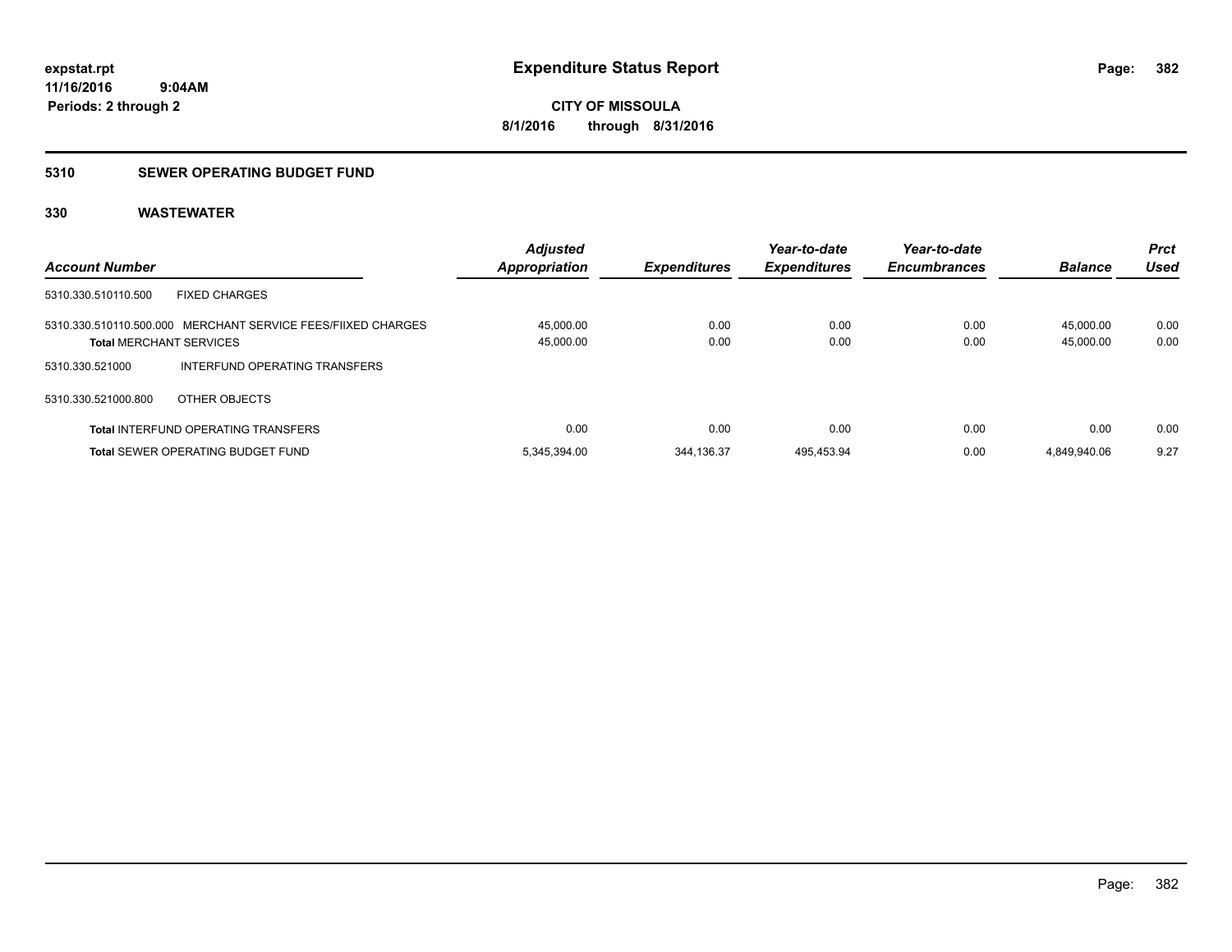**expstat.rpt**
**11/16/2016 9:04AM**
**Periods: 2 through 2**

# Expenditure Status Report

**CITY OF MISSOULA**
**8/1/2016 through 8/31/2016**

## 5310 SEWER OPERATING BUDGET FUND

## 330 WASTEWATER

| Account Number | | Adjusted Appropriation | Expenditures | Year-to-date Expenditures | Year-to-date Encumbrances | Balance | Prct Used |
|---|---|---|---|---|---|---|---|
| 5310.330.510110.500 | FIXED CHARGES | | | | | | |
| 5310.330.510110.500.000 | MERCHANT SERVICE FEES/FIIXED CHARGES | 45,000.00 | 0.00 | 0.00 | 0.00 | 45,000.00 | 0.00 |
| **Total** MERCHANT SERVICES | | 45,000.00 | 0.00 | 0.00 | 0.00 | 45,000.00 | 0.00 |
| 5310.330.521000 | INTERFUND OPERATING TRANSFERS | | | | | | |
| 5310.330.521000.800 | OTHER OBJECTS | | | | | | |
| **Total** INTERFUND OPERATING TRANSFERS | | 0.00 | 0.00 | 0.00 | 0.00 | 0.00 | 0.00 |
| **Total** SEWER OPERATING BUDGET FUND | | 5,345,394.00 | 344,136.37 | 495,453.94 | 0.00 | 4,849,940.06 | 9.27 |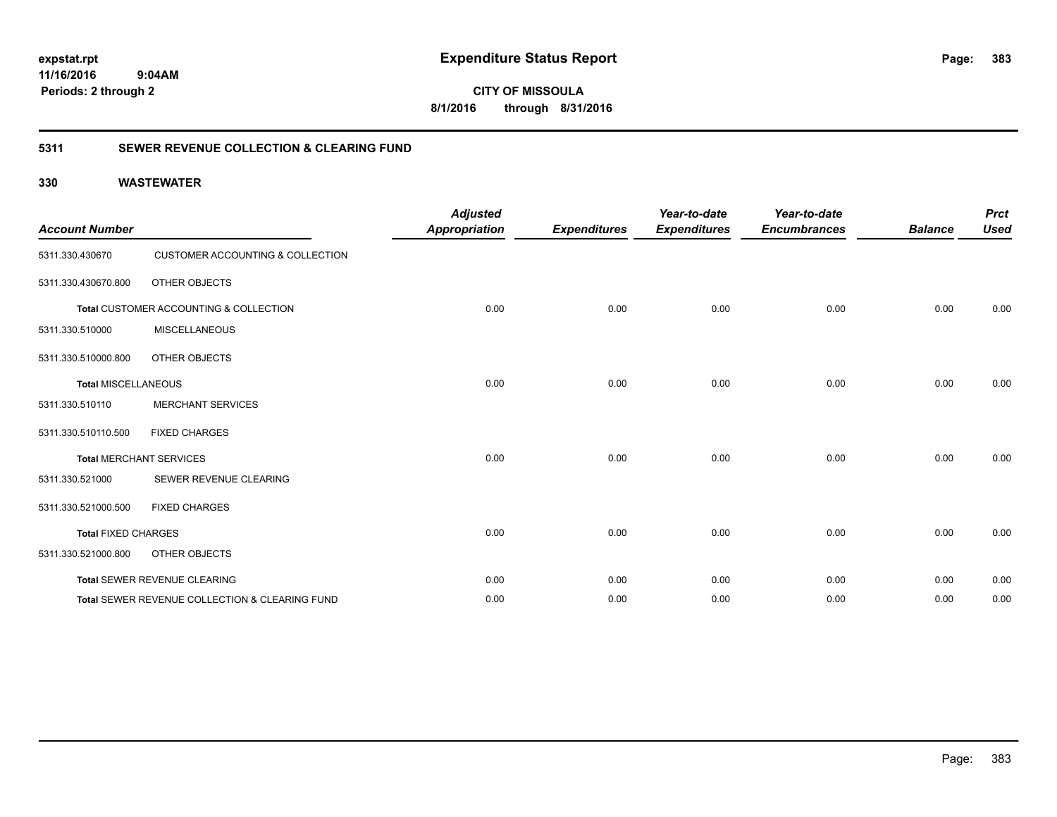**expstat.rpt**
**11/16/2016 9:04AM**
**Periods: 2 through 2**

# Expenditure Status Report

**CITY OF MISSOULA**
**8/1/2016 through 8/31/2016**

## 5311 SEWER REVENUE COLLECTION & CLEARING FUND

### 330 WASTEWATER

| Account Number | | Adjusted Appropriation | Expenditures | Year-to-date Expenditures | Year-to-date Encumbrances | Balance | Prct Used |
|---|---|---|---|---|---|---|---|
| 5311.330.430670 | CUSTOMER ACCOUNTING & COLLECTION | | | | | | |
| 5311.330.430670.800 | OTHER OBJECTS | | | | | | |
| **Total** CUSTOMER ACCOUNTING & COLLECTION | | 0.00 | 0.00 | 0.00 | 0.00 | 0.00 | 0.00 |
| 5311.330.510000 | MISCELLANEOUS | | | | | | |
| 5311.330.510000.800 | OTHER OBJECTS | | | | | | |
| **Total** MISCELLANEOUS | | 0.00 | 0.00 | 0.00 | 0.00 | 0.00 | 0.00 |
| 5311.330.510110 | MERCHANT SERVICES | | | | | | |
| 5311.330.510110.500 | FIXED CHARGES | | | | | | |
| **Total** MERCHANT SERVICES | | 0.00 | 0.00 | 0.00 | 0.00 | 0.00 | 0.00 |
| 5311.330.521000 | SEWER REVENUE CLEARING | | | | | | |
| 5311.330.521000.500 | FIXED CHARGES | | | | | | |
| **Total** FIXED CHARGES | | 0.00 | 0.00 | 0.00 | 0.00 | 0.00 | 0.00 |
| 5311.330.521000.800 | OTHER OBJECTS | | | | | | |
| **Total** SEWER REVENUE CLEARING | | 0.00 | 0.00 | 0.00 | 0.00 | 0.00 | 0.00 |
| **Total** SEWER REVENUE COLLECTION & CLEARING FUND | | 0.00 | 0.00 | 0.00 | 0.00 | 0.00 | 0.00 |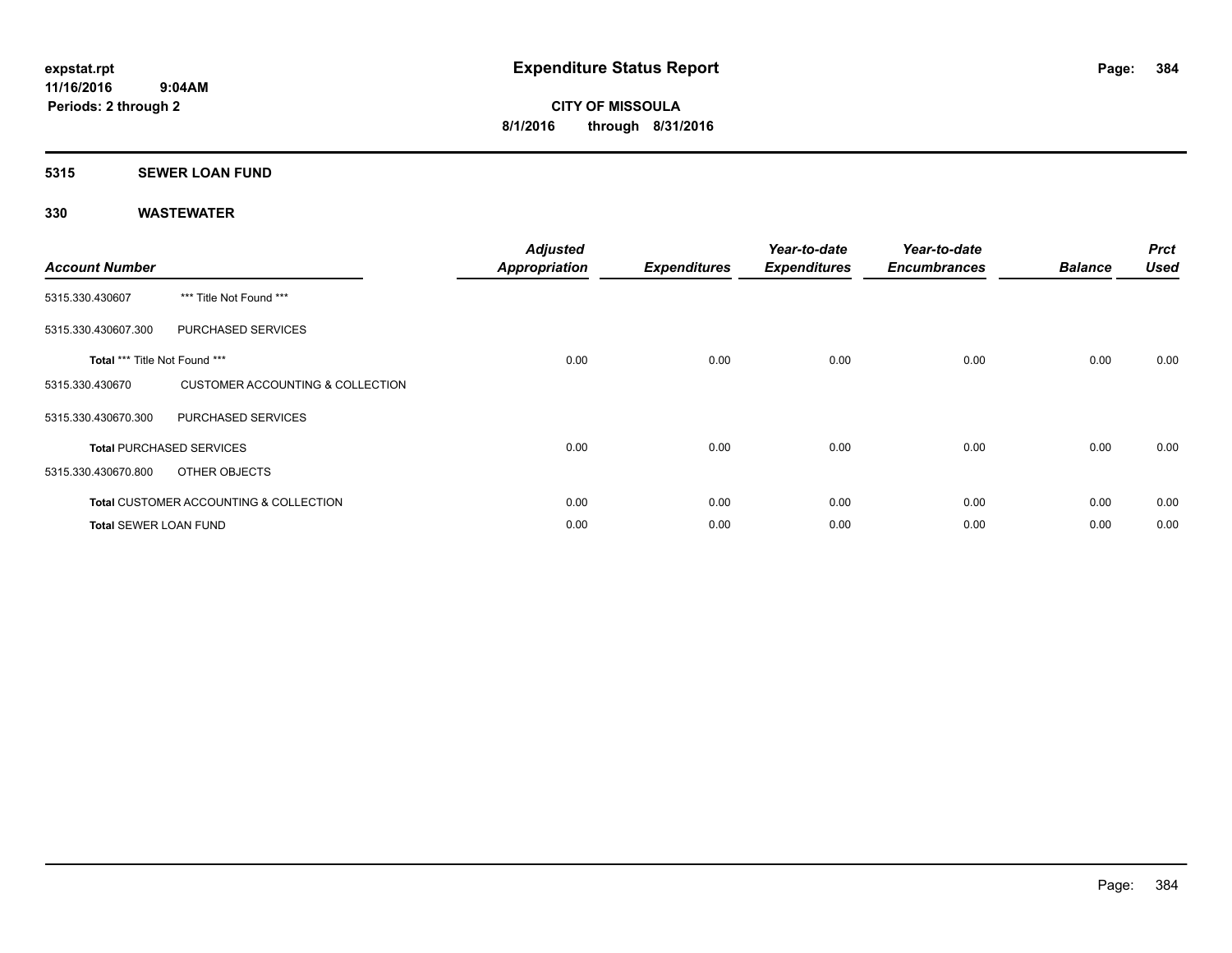# Expenditure Status Report

expstat.rpt
11/16/2016 9:04AM
Periods: 2 through 2

**CITY OF MISSOULA**
**8/1/2016 through 8/31/2016**

## 5315 SEWER LOAN FUND

### 330 WASTEWATER

| Account Number | | Adjusted Appropriation | Expenditures | Year-to-date Expenditures | Year-to-date Encumbrances | Balance | Prct Used |
|---|---|---|---|---|---|---|---|
| 5315.330.430607 | *** Title Not Found *** | | | | | | |
| 5315.330.430607.300 | PURCHASED SERVICES | | | | | | |
| **Total** *** Title Not Found *** | | 0.00 | 0.00 | 0.00 | 0.00 | 0.00 | 0.00 |
| 5315.330.430670 | CUSTOMER ACCOUNTING & COLLECTION | | | | | | |
| 5315.330.430670.300 | PURCHASED SERVICES | | | | | | |
| **Total** PURCHASED SERVICES | | 0.00 | 0.00 | 0.00 | 0.00 | 0.00 | 0.00 |
| 5315.330.430670.800 | OTHER OBJECTS | | | | | | |
| **Total** CUSTOMER ACCOUNTING & COLLECTION | | 0.00 | 0.00 | 0.00 | 0.00 | 0.00 | 0.00 |
| **Total** SEWER LOAN FUND | | 0.00 | 0.00 | 0.00 | 0.00 | 0.00 | 0.00 |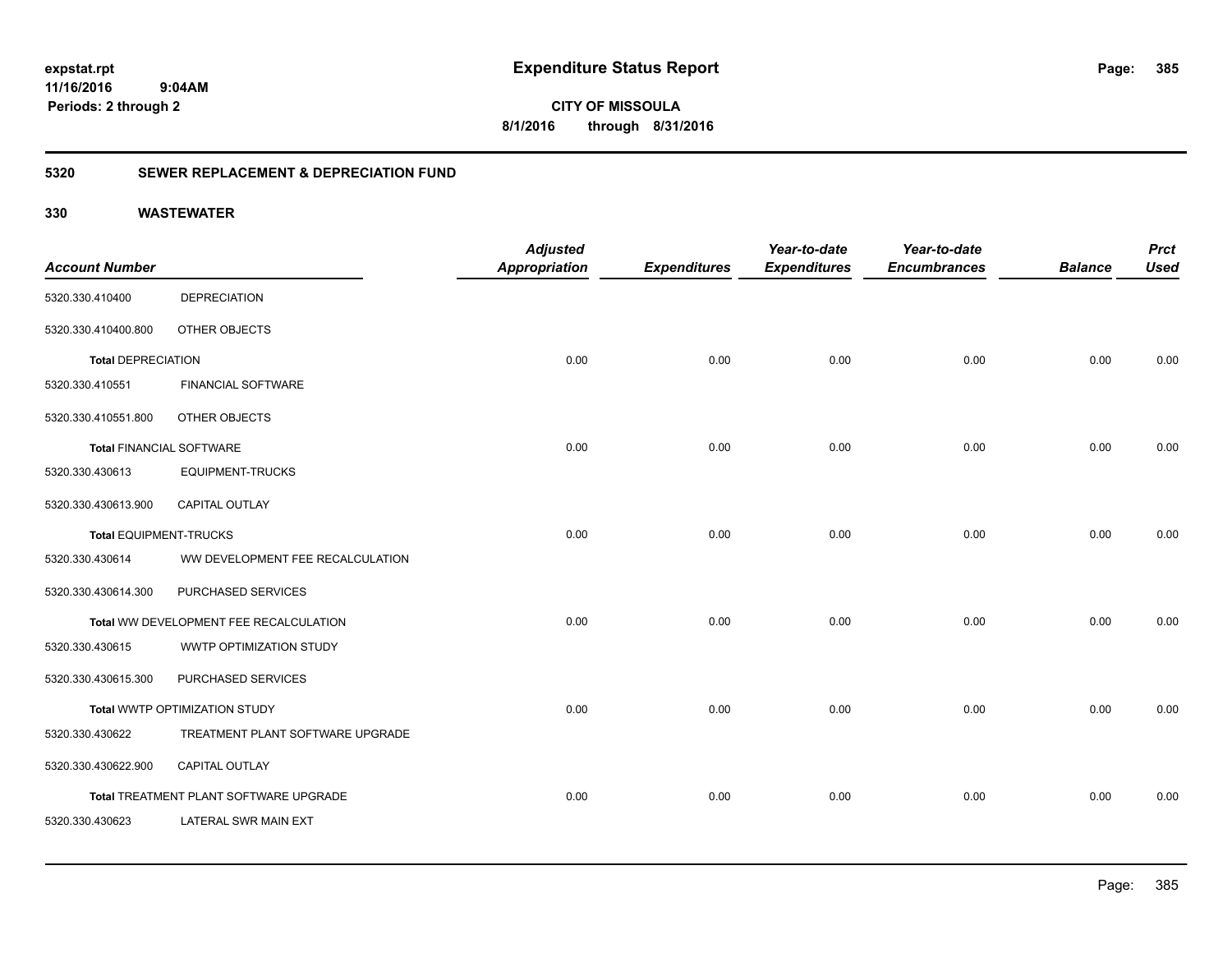# Expenditure Status Report

expstat.rpt
11/16/2016 9:04AM
Periods: 2 through 2

CITY OF MISSOULA
8/1/2016 through 8/31/2016

## 5320 SEWER REPLACEMENT & DEPRECIATION FUND

### 330 WASTEWATER

| Account Number | | Adjusted Appropriation | Expenditures | Year-to-date Expenditures | Year-to-date Encumbrances | Balance | Prct Used |
|---|---|---|---|---|---|---|---|
| 5320.330.410400 | DEPRECIATION | | | | | | |
| 5320.330.410400.800 | OTHER OBJECTS | | | | | | |
| **Total** DEPRECIATION | | 0.00 | 0.00 | 0.00 | 0.00 | 0.00 | 0.00 |
| 5320.330.410551 | FINANCIAL SOFTWARE | | | | | | |
| 5320.330.410551.800 | OTHER OBJECTS | | | | | | |
| **Total** FINANCIAL SOFTWARE | | 0.00 | 0.00 | 0.00 | 0.00 | 0.00 | 0.00 |
| 5320.330.430613 | EQUIPMENT-TRUCKS | | | | | | |
| 5320.330.430613.900 | CAPITAL OUTLAY | | | | | | |
| **Total** EQUIPMENT-TRUCKS | | 0.00 | 0.00 | 0.00 | 0.00 | 0.00 | 0.00 |
| 5320.330.430614 | WW DEVELOPMENT FEE RECALCULATION | | | | | | |
| 5320.330.430614.300 | PURCHASED SERVICES | | | | | | |
| **Total** WW DEVELOPMENT FEE RECALCULATION | | 0.00 | 0.00 | 0.00 | 0.00 | 0.00 | 0.00 |
| 5320.330.430615 | WWTP OPTIMIZATION STUDY | | | | | | |
| 5320.330.430615.300 | PURCHASED SERVICES | | | | | | |
| **Total** WWTP OPTIMIZATION STUDY | | 0.00 | 0.00 | 0.00 | 0.00 | 0.00 | 0.00 |
| 5320.330.430622 | TREATMENT PLANT SOFTWARE UPGRADE | | | | | | |
| 5320.330.430622.900 | CAPITAL OUTLAY | | | | | | |
| **Total** TREATMENT PLANT SOFTWARE UPGRADE | | 0.00 | 0.00 | 0.00 | 0.00 | 0.00 | 0.00 |
| 5320.330.430623 | LATERAL SWR MAIN EXT | | | | | | |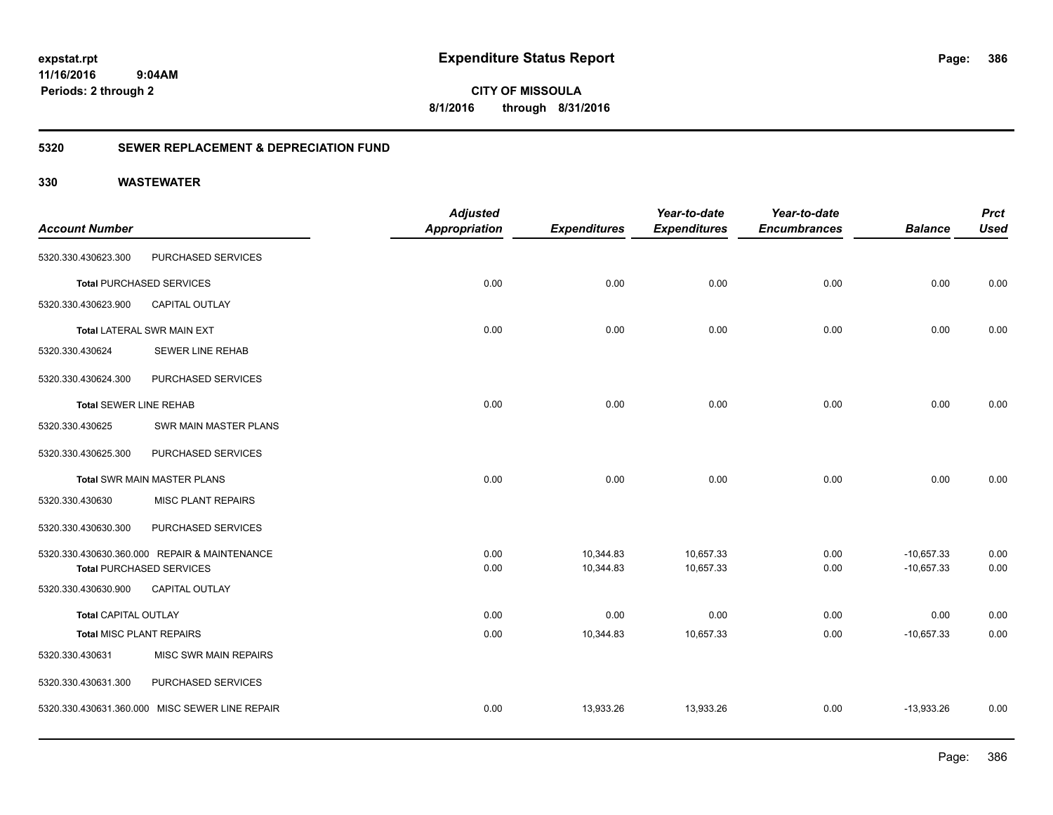**expstat.rpt**
**11/16/2016 9:04AM**
**Periods: 2 through 2**

# Expenditure Status Report

**CITY OF MISSOULA**
**8/1/2016 through 8/31/2016**

## 5320 SEWER REPLACEMENT & DEPRECIATION FUND

### 330 WASTEWATER

| Account Number | | Adjusted Appropriation | Expenditures | Year-to-date Expenditures | Year-to-date Encumbrances | Balance | Prct Used |
|---|---|---|---|---|---|---|---|
| 5320.330.430623.300 | PURCHASED SERVICES | | | | | | |
| **Total** PURCHASED SERVICES | | 0.00 | 0.00 | 0.00 | 0.00 | 0.00 | 0.00 |
| 5320.330.430623.900 | CAPITAL OUTLAY | | | | | | |
| **Total** LATERAL SWR MAIN EXT | | 0.00 | 0.00 | 0.00 | 0.00 | 0.00 | 0.00 |
| 5320.330.430624 | SEWER LINE REHAB | | | | | | |
| 5320.330.430624.300 | PURCHASED SERVICES | | | | | | |
| **Total** SEWER LINE REHAB | | 0.00 | 0.00 | 0.00 | 0.00 | 0.00 | 0.00 |
| 5320.330.430625 | SWR MAIN MASTER PLANS | | | | | | |
| 5320.330.430625.300 | PURCHASED SERVICES | | | | | | |
| **Total** SWR MAIN MASTER PLANS | | 0.00 | 0.00 | 0.00 | 0.00 | 0.00 | 0.00 |
| 5320.330.430630 | MISC PLANT REPAIRS | | | | | | |
| 5320.330.430630.300 | PURCHASED SERVICES | | | | | | |
| 5320.330.430630.360.000 | REPAIR & MAINTENANCE | 0.00 | 10,344.83 | 10,657.33 | 0.00 | -10,657.33 | 0.00 |
| **Total** PURCHASED SERVICES | | 0.00 | 10,344.83 | 10,657.33 | 0.00 | -10,657.33 | 0.00 |
| 5320.330.430630.900 | CAPITAL OUTLAY | | | | | | |
| **Total** CAPITAL OUTLAY | | 0.00 | 0.00 | 0.00 | 0.00 | 0.00 | 0.00 |
| **Total** MISC PLANT REPAIRS | | 0.00 | 10,344.83 | 10,657.33 | 0.00 | -10,657.33 | 0.00 |
| 5320.330.430631 | MISC SWR MAIN REPAIRS | | | | | | |
| 5320.330.430631.300 | PURCHASED SERVICES | | | | | | |
| 5320.330.430631.360.000 | MISC SEWER LINE REPAIR | 0.00 | 13,933.26 | 13,933.26 | 0.00 | -13,933.26 | 0.00 |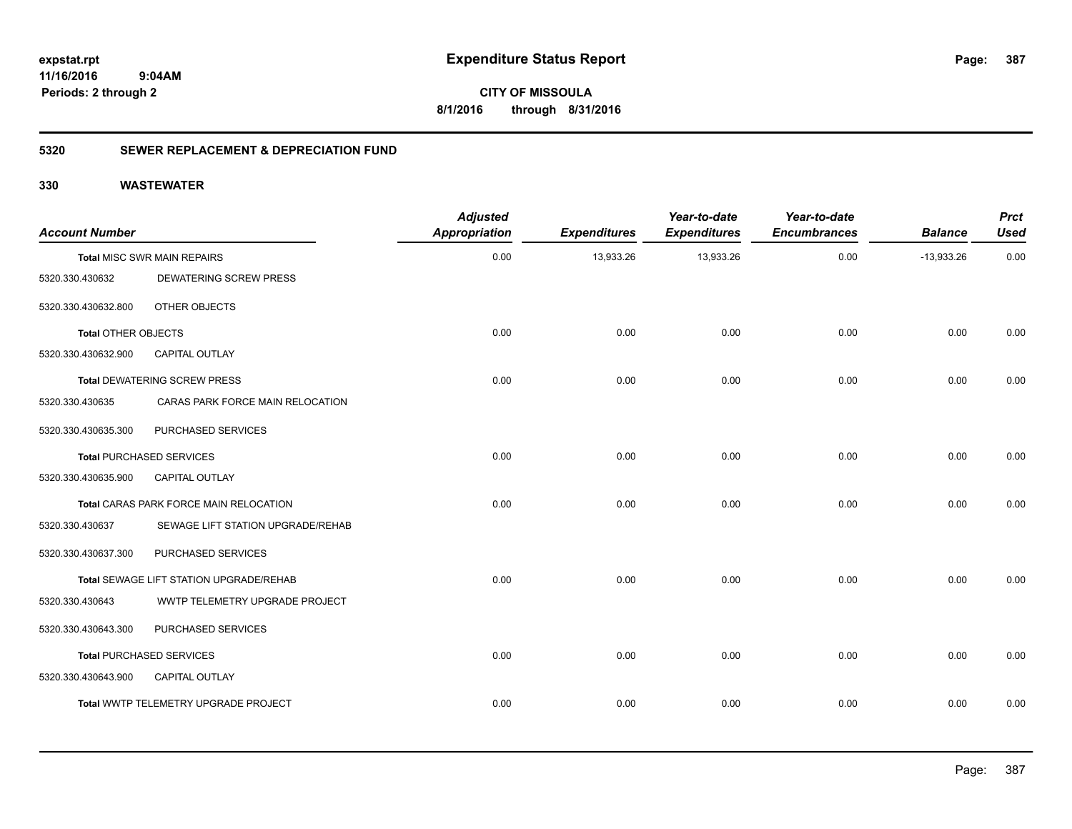**expstat.rpt**
**11/16/2016 9:04AM**
**Periods: 2 through 2**

# Expenditure Status Report

**CITY OF MISSOULA**
**8/1/2016 through 8/31/2016**

## 5320 SEWER REPLACEMENT & DEPRECIATION FUND

## 330 WASTEWATER

| Account Number | | Adjusted Appropriation | Expenditures | Year-to-date Expenditures | Year-to-date Encumbrances | Balance | Prct Used |
|---|---|---|---|---|---|---|---|
| **Total** MISC SWR MAIN REPAIRS | | 0.00 | 13,933.26 | 13,933.26 | 0.00 | -13,933.26 | 0.00 |
| 5320.330.430632 | DEWATERING SCREW PRESS | | | | | | |
| 5320.330.430632.800 | OTHER OBJECTS | | | | | | |
| **Total** OTHER OBJECTS | | 0.00 | 0.00 | 0.00 | 0.00 | 0.00 | 0.00 |
| 5320.330.430632.900 | CAPITAL OUTLAY | | | | | | |
| **Total** DEWATERING SCREW PRESS | | 0.00 | 0.00 | 0.00 | 0.00 | 0.00 | 0.00 |
| 5320.330.430635 | CARAS PARK FORCE MAIN RELOCATION | | | | | | |
| 5320.330.430635.300 | PURCHASED SERVICES | | | | | | |
| **Total** PURCHASED SERVICES | | 0.00 | 0.00 | 0.00 | 0.00 | 0.00 | 0.00 |
| 5320.330.430635.900 | CAPITAL OUTLAY | | | | | | |
| **Total** CARAS PARK FORCE MAIN RELOCATION | | 0.00 | 0.00 | 0.00 | 0.00 | 0.00 | 0.00 |
| 5320.330.430637 | SEWAGE LIFT STATION UPGRADE/REHAB | | | | | | |
| 5320.330.430637.300 | PURCHASED SERVICES | | | | | | |
| **Total** SEWAGE LIFT STATION UPGRADE/REHAB | | 0.00 | 0.00 | 0.00 | 0.00 | 0.00 | 0.00 |
| 5320.330.430643 | WWTP TELEMETRY UPGRADE PROJECT | | | | | | |
| 5320.330.430643.300 | PURCHASED SERVICES | | | | | | |
| **Total** PURCHASED SERVICES | | 0.00 | 0.00 | 0.00 | 0.00 | 0.00 | 0.00 |
| 5320.330.430643.900 | CAPITAL OUTLAY | | | | | | |
| **Total** WWTP TELEMETRY UPGRADE PROJECT | | 0.00 | 0.00 | 0.00 | 0.00 | 0.00 | 0.00 |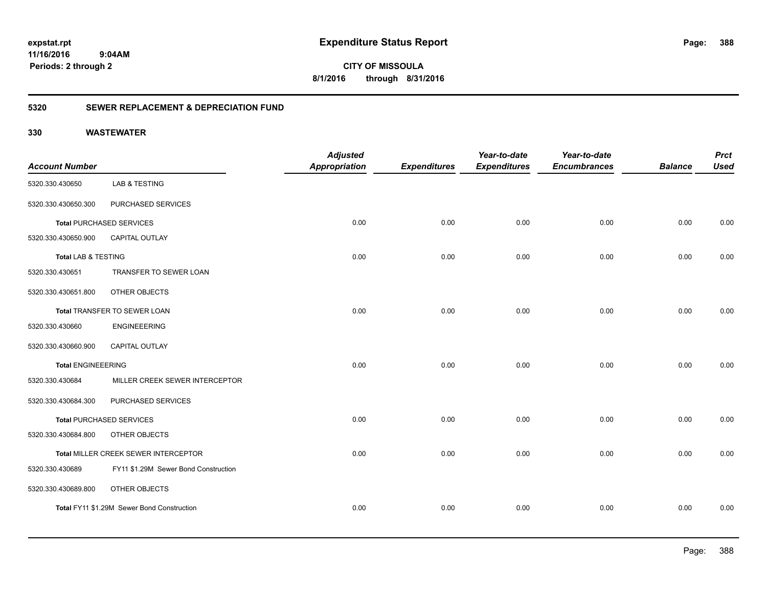**expstat.rpt**
**11/16/2016 9:04AM**
**Periods: 2 through 2**

# Expenditure Status Report

**CITY OF MISSOULA**
**8/1/2016 through 8/31/2016**

## 5320 SEWER REPLACEMENT & DEPRECIATION FUND

### 330 WASTEWATER

| Account Number | | Adjusted Appropriation | Expenditures | Year-to-date Expenditures | Year-to-date Encumbrances | Balance | Prct Used |
|---|---|---|---|---|---|---|---|
| 5320.330.430650 | LAB & TESTING | | | | | | |
| 5320.330.430650.300 | PURCHASED SERVICES | | | | | | |
| **Total** PURCHASED SERVICES | | 0.00 | 0.00 | 0.00 | 0.00 | 0.00 | 0.00 |
| 5320.330.430650.900 | CAPITAL OUTLAY | | | | | | |
| **Total** LAB & TESTING | | 0.00 | 0.00 | 0.00 | 0.00 | 0.00 | 0.00 |
| 5320.330.430651 | TRANSFER TO SEWER LOAN | | | | | | |
| 5320.330.430651.800 | OTHER OBJECTS | | | | | | |
| **Total** TRANSFER TO SEWER LOAN | | 0.00 | 0.00 | 0.00 | 0.00 | 0.00 | 0.00 |
| 5320.330.430660 | ENGINEEERING | | | | | | |
| 5320.330.430660.900 | CAPITAL OUTLAY | | | | | | |
| **Total** ENGINEEERING | | 0.00 | 0.00 | 0.00 | 0.00 | 0.00 | 0.00 |
| 5320.330.430684 | MILLER CREEK SEWER INTERCEPTOR | | | | | | |
| 5320.330.430684.300 | PURCHASED SERVICES | | | | | | |
| **Total** PURCHASED SERVICES | | 0.00 | 0.00 | 0.00 | 0.00 | 0.00 | 0.00 |
| 5320.330.430684.800 | OTHER OBJECTS | | | | | | |
| **Total** MILLER CREEK SEWER INTERCEPTOR | | 0.00 | 0.00 | 0.00 | 0.00 | 0.00 | 0.00 |
| 5320.330.430689 | FY11 $1.29M Sewer Bond Construction | | | | | | |
| 5320.330.430689.800 | OTHER OBJECTS | | | | | | |
| **Total** FY11 $1.29M Sewer Bond Construction | | 0.00 | 0.00 | 0.00 | 0.00 | 0.00 | 0.00 |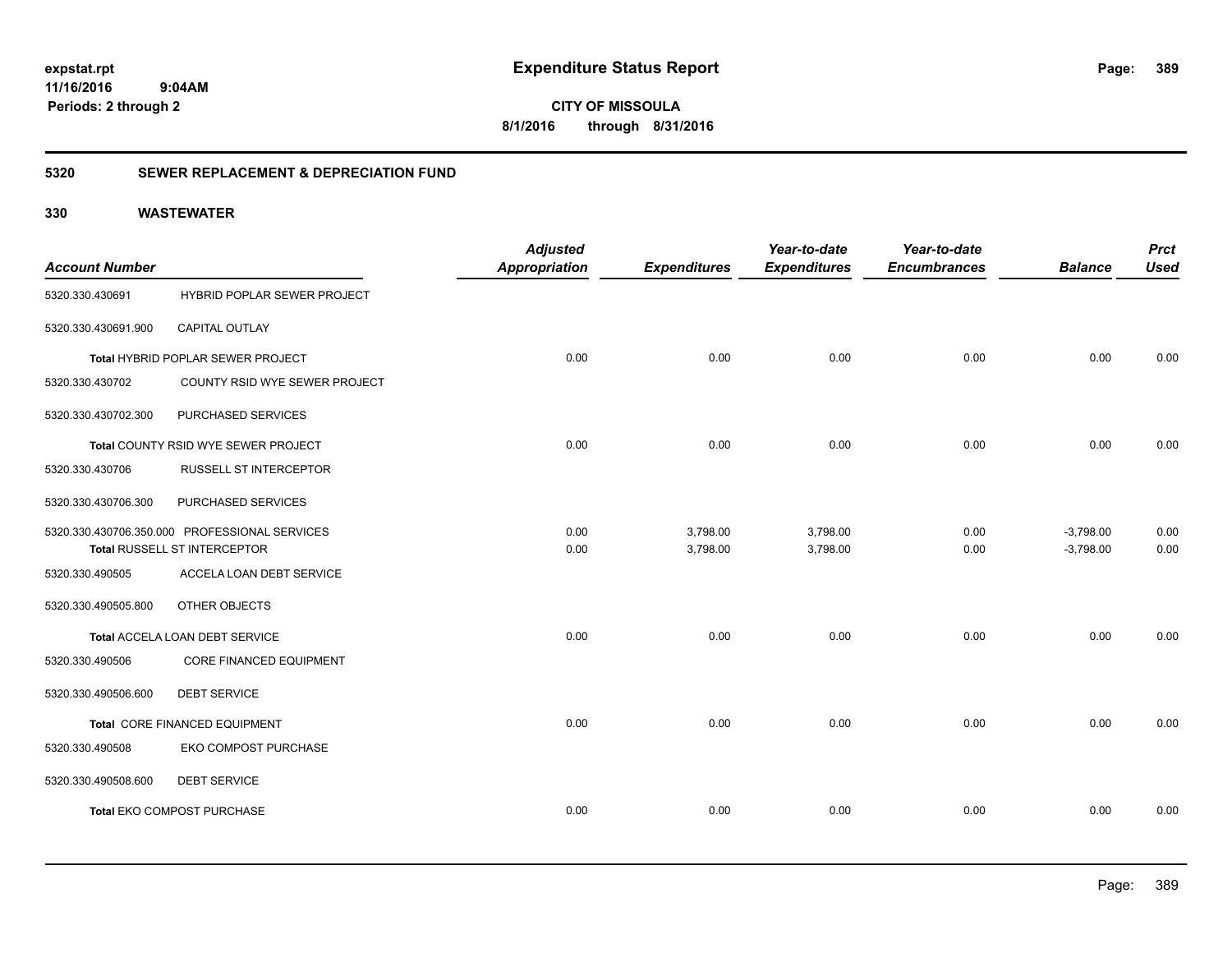# Expenditure Status Report

expstat.rpt
11/16/2016 9:04AM
Periods: 2 through 2

**CITY OF MISSOULA**
**8/1/2016 through 8/31/2016**

## 5320 SEWER REPLACEMENT & DEPRECIATION FUND

### 330 WASTEWATER

| Account Number | | Adjusted Appropriation | Expenditures | Year-to-date Expenditures | Year-to-date Encumbrances | Balance | Prct Used |
|---|---|---|---|---|---|---|---|
| 5320.330.430691 | HYBRID POPLAR SEWER PROJECT | | | | | | |
| 5320.330.430691.900 | CAPITAL OUTLAY | | | | | | |
| Total HYBRID POPLAR SEWER PROJECT | | 0.00 | 0.00 | 0.00 | 0.00 | 0.00 | 0.00 |
| 5320.330.430702 | COUNTY RSID WYE SEWER PROJECT | | | | | | |
| 5320.330.430702.300 | PURCHASED SERVICES | | | | | | |
| Total COUNTY RSID WYE SEWER PROJECT | | 0.00 | 0.00 | 0.00 | 0.00 | 0.00 | 0.00 |
| 5320.330.430706 | RUSSELL ST INTERCEPTOR | | | | | | |
| 5320.330.430706.300 | PURCHASED SERVICES | | | | | | |
| 5320.330.430706.350.000 | PROFESSIONAL SERVICES | 0.00 | 3,798.00 | 3,798.00 | 0.00 | -3,798.00 | 0.00 |
| Total RUSSELL ST INTERCEPTOR | | 0.00 | 3,798.00 | 3,798.00 | 0.00 | -3,798.00 | 0.00 |
| 5320.330.490505 | ACCELA LOAN DEBT SERVICE | | | | | | |
| 5320.330.490505.800 | OTHER OBJECTS | | | | | | |
| Total ACCELA LOAN DEBT SERVICE | | 0.00 | 0.00 | 0.00 | 0.00 | 0.00 | 0.00 |
| 5320.330.490506 | CORE FINANCED EQUIPMENT | | | | | | |
| 5320.330.490506.600 | DEBT SERVICE | | | | | | |
| Total CORE FINANCED EQUIPMENT | | 0.00 | 0.00 | 0.00 | 0.00 | 0.00 | 0.00 |
| 5320.330.490508 | EKO COMPOST PURCHASE | | | | | | |
| 5320.330.490508.600 | DEBT SERVICE | | | | | | |
| Total EKO COMPOST PURCHASE | | 0.00 | 0.00 | 0.00 | 0.00 | 0.00 | 0.00 |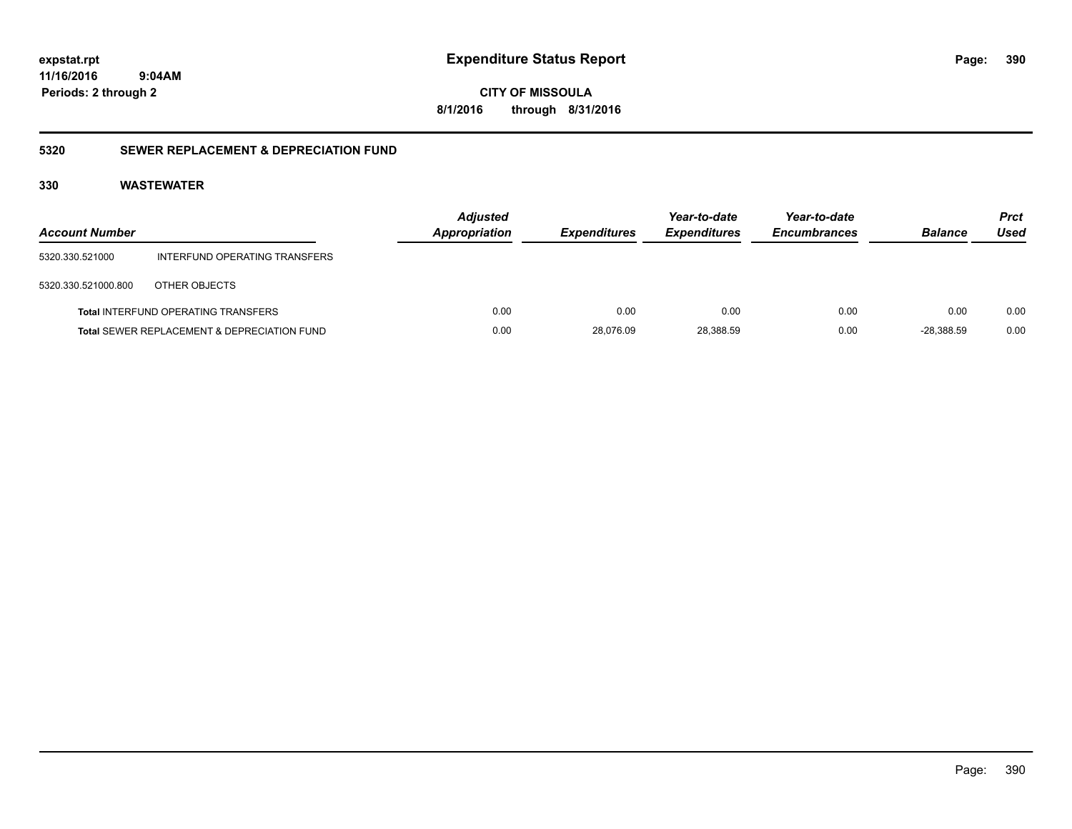**expstat.rpt**
**11/16/2016 9:04AM**
**Periods: 2 through 2**

# Expenditure Status Report

**CITY OF MISSOULA**
**8/1/2016 through 8/31/2016**

## 5320 SEWER REPLACEMENT & DEPRECIATION FUND

### 330 WASTEWATER

| Account Number | | Adjusted Appropriation | Expenditures | Year-to-date Expenditures | Year-to-date Encumbrances | Balance | Prct Used |
|---|---|---|---|---|---|---|---|
| 5320.330.521000 | INTERFUND OPERATING TRANSFERS | | | | | | |
| 5320.330.521000.800 | OTHER OBJECTS | | | | | | |
| **Total** INTERFUND OPERATING TRANSFERS | | 0.00 | 0.00 | 0.00 | 0.00 | 0.00 | 0.00 |
| **Total** SEWER REPLACEMENT & DEPRECIATION FUND | | 0.00 | 28,076.09 | 28,388.59 | 0.00 | -28,388.59 | 0.00 |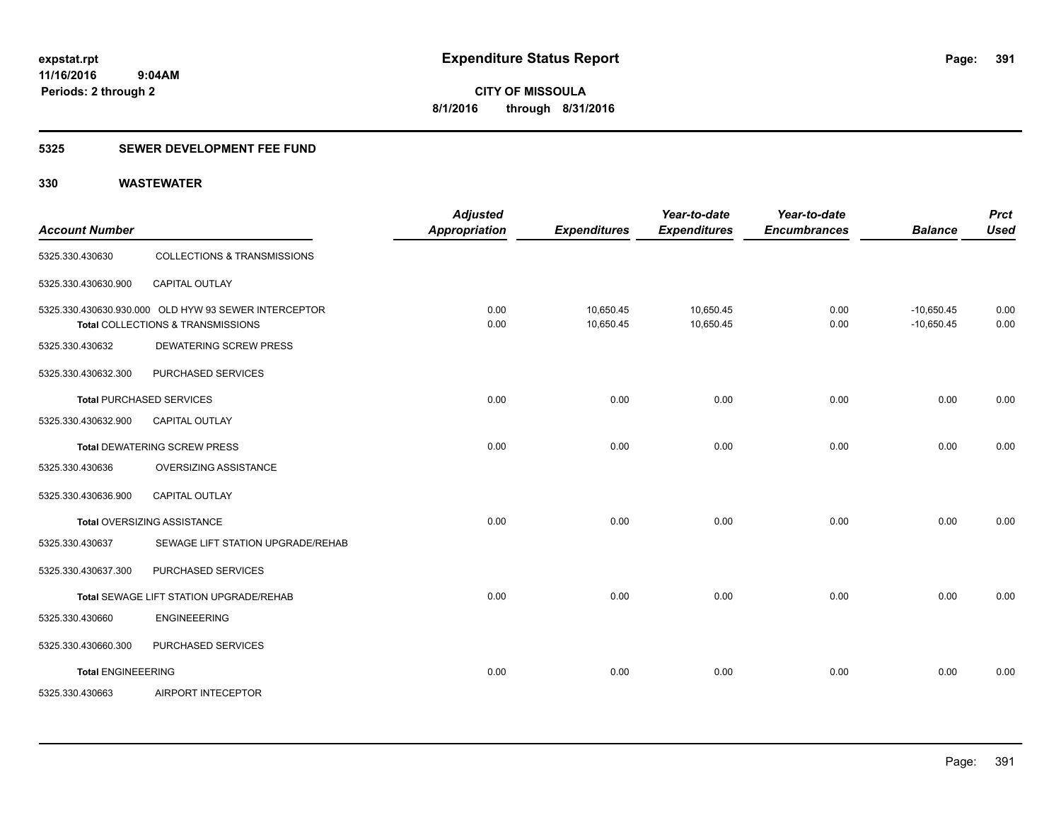# Expenditure Status Report

expstat.rpt
11/16/2016 9:04AM
Periods: 2 through 2

**CITY OF MISSOULA**
**8/1/2016 through 8/31/2016**

## 5325 SEWER DEVELOPMENT FEE FUND

### 330 WASTEWATER

| Account Number | | Adjusted Appropriation | Expenditures | Year-to-date Expenditures | Year-to-date Encumbrances | Balance | Prct Used |
|---|---|---|---|---|---|---|---|
| 5325.330.430630 | COLLECTIONS & TRANSMISSIONS | | | | | | |
| 5325.330.430630.900 | CAPITAL OUTLAY | | | | | | |
| 5325.330.430630.930.000 | OLD HYW 93 SEWER INTERCEPTOR | 0.00 | 10,650.45 | 10,650.45 | 0.00 | -10,650.45 | 0.00 |
| **Total** COLLECTIONS & TRANSMISSIONS | | 0.00 | 10,650.45 | 10,650.45 | 0.00 | -10,650.45 | 0.00 |
| 5325.330.430632 | DEWATERING SCREW PRESS | | | | | | |
| 5325.330.430632.300 | PURCHASED SERVICES | | | | | | |
| **Total** PURCHASED SERVICES | | 0.00 | 0.00 | 0.00 | 0.00 | 0.00 | 0.00 |
| 5325.330.430632.900 | CAPITAL OUTLAY | | | | | | |
| **Total** DEWATERING SCREW PRESS | | 0.00 | 0.00 | 0.00 | 0.00 | 0.00 | 0.00 |
| 5325.330.430636 | OVERSIZING ASSISTANCE | | | | | | |
| 5325.330.430636.900 | CAPITAL OUTLAY | | | | | | |
| **Total** OVERSIZING ASSISTANCE | | 0.00 | 0.00 | 0.00 | 0.00 | 0.00 | 0.00 |
| 5325.330.430637 | SEWAGE LIFT STATION UPGRADE/REHAB | | | | | | |
| 5325.330.430637.300 | PURCHASED SERVICES | | | | | | |
| **Total** SEWAGE LIFT STATION UPGRADE/REHAB | | 0.00 | 0.00 | 0.00 | 0.00 | 0.00 | 0.00 |
| 5325.330.430660 | ENGINEEERING | | | | | | |
| 5325.330.430660.300 | PURCHASED SERVICES | | | | | | |
| **Total** ENGINEEERING | | 0.00 | 0.00 | 0.00 | 0.00 | 0.00 | 0.00 |
| 5325.330.430663 | AIRPORT INTECEPTOR | | | | | | |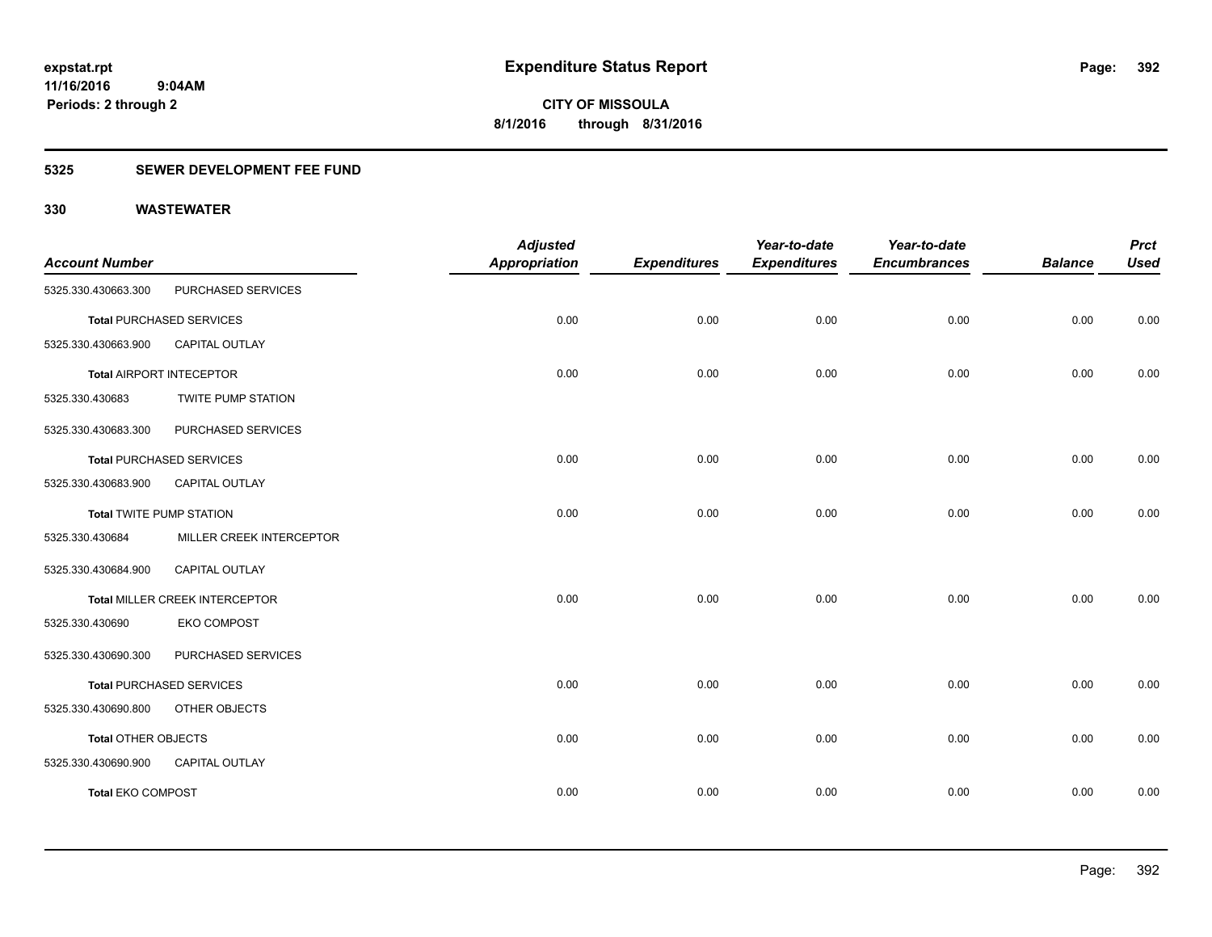# Expenditure Status Report

**CITY OF MISSOULA**
**8/1/2016 through 8/31/2016**

expstat.rpt
11/16/2016 9:04AM
Periods: 2 through 2

## 5325 SEWER DEVELOPMENT FEE FUND

### 330 WASTEWATER

| Account Number | | Adjusted Appropriation | Expenditures | Year-to-date Expenditures | Year-to-date Encumbrances | Balance | Prct Used |
|---|---|---|---|---|---|---|---|
| 5325.330.430663.300 | PURCHASED SERVICES | | | | | | |
| **Total** PURCHASED SERVICES | | 0.00 | 0.00 | 0.00 | 0.00 | 0.00 | 0.00 |
| 5325.330.430663.900 | CAPITAL OUTLAY | | | | | | |
| **Total** AIRPORT INTECEPTOR | | 0.00 | 0.00 | 0.00 | 0.00 | 0.00 | 0.00 |
| 5325.330.430683 | TWITE PUMP STATION | | | | | | |
| 5325.330.430683.300 | PURCHASED SERVICES | | | | | | |
| **Total** PURCHASED SERVICES | | 0.00 | 0.00 | 0.00 | 0.00 | 0.00 | 0.00 |
| 5325.330.430683.900 | CAPITAL OUTLAY | | | | | | |
| **Total** TWITE PUMP STATION | | 0.00 | 0.00 | 0.00 | 0.00 | 0.00 | 0.00 |
| 5325.330.430684 | MILLER CREEK INTERCEPTOR | | | | | | |
| 5325.330.430684.900 | CAPITAL OUTLAY | | | | | | |
| **Total** MILLER CREEK INTERCEPTOR | | 0.00 | 0.00 | 0.00 | 0.00 | 0.00 | 0.00 |
| 5325.330.430690 | EKO COMPOST | | | | | | |
| 5325.330.430690.300 | PURCHASED SERVICES | | | | | | |
| **Total** PURCHASED SERVICES | | 0.00 | 0.00 | 0.00 | 0.00 | 0.00 | 0.00 |
| 5325.330.430690.800 | OTHER OBJECTS | | | | | | |
| **Total** OTHER OBJECTS | | 0.00 | 0.00 | 0.00 | 0.00 | 0.00 | 0.00 |
| 5325.330.430690.900 | CAPITAL OUTLAY | | | | | | |
| **Total** EKO COMPOST | | 0.00 | 0.00 | 0.00 | 0.00 | 0.00 | 0.00 |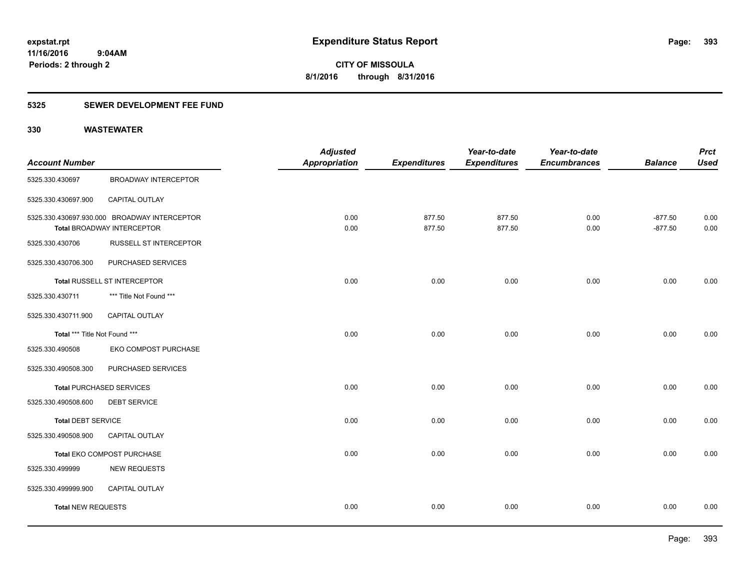# Expenditure Status Report

**CITY OF MISSOULA**
**8/1/2016 through 8/31/2016**

expstat.rpt
11/16/2016 9:04AM
Periods: 2 through 2

## 5325 SEWER DEVELOPMENT FEE FUND

### 330 WASTEWATER

| Account Number | | Adjusted Appropriation | Expenditures | Year-to-date Expenditures | Year-to-date Encumbrances | Balance | Prct Used |
|---|---|---|---|---|---|---|---|
| 5325.330.430697 | BROADWAY INTERCEPTOR | | | | | | |
| 5325.330.430697.900 | CAPITAL OUTLAY | | | | | | |
| 5325.330.430697.930.000 | BROADWAY INTERCEPTOR | 0.00 | 877.50 | 877.50 | 0.00 | -877.50 | 0.00 |
| **Total** BROADWAY INTERCEPTOR | | 0.00 | 877.50 | 877.50 | 0.00 | -877.50 | 0.00 |
| 5325.330.430706 | RUSSELL ST INTERCEPTOR | | | | | | |
| 5325.330.430706.300 | PURCHASED SERVICES | | | | | | |
| **Total** RUSSELL ST INTERCEPTOR | | 0.00 | 0.00 | 0.00 | 0.00 | 0.00 | 0.00 |
| 5325.330.430711 | *** Title Not Found *** | | | | | | |
| 5325.330.430711.900 | CAPITAL OUTLAY | | | | | | |
| **Total** *** Title Not Found *** | | 0.00 | 0.00 | 0.00 | 0.00 | 0.00 | 0.00 |
| 5325.330.490508 | EKO COMPOST PURCHASE | | | | | | |
| 5325.330.490508.300 | PURCHASED SERVICES | | | | | | |
| **Total** PURCHASED SERVICES | | 0.00 | 0.00 | 0.00 | 0.00 | 0.00 | 0.00 |
| 5325.330.490508.600 | DEBT SERVICE | | | | | | |
| **Total** DEBT SERVICE | | 0.00 | 0.00 | 0.00 | 0.00 | 0.00 | 0.00 |
| 5325.330.490508.900 | CAPITAL OUTLAY | | | | | | |
| **Total** EKO COMPOST PURCHASE | | 0.00 | 0.00 | 0.00 | 0.00 | 0.00 | 0.00 |
| 5325.330.499999 | NEW REQUESTS | | | | | | |
| 5325.330.499999.900 | CAPITAL OUTLAY | | | | | | |
| **Total** NEW REQUESTS | | 0.00 | 0.00 | 0.00 | 0.00 | 0.00 | 0.00 |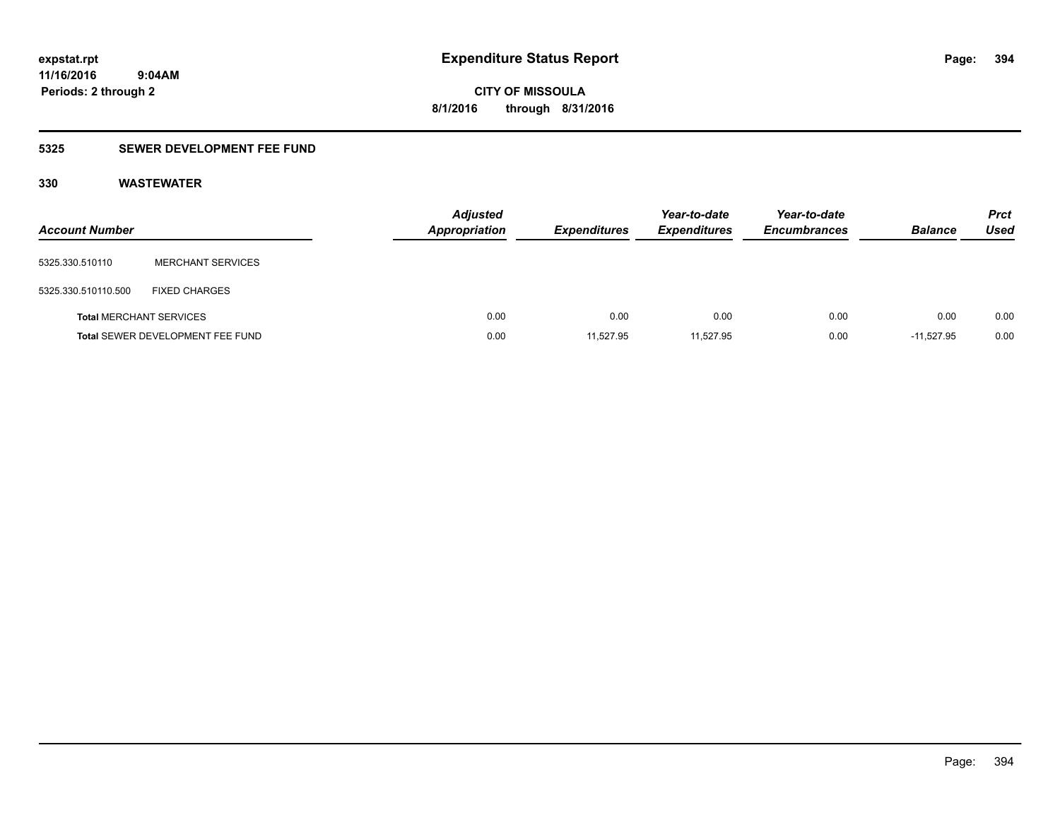# Expenditure Status Report

expstat.rpt
11/16/2016 9:04AM
Periods: 2 through 2

**CITY OF MISSOULA**
**8/1/2016 through 8/31/2016**

## 5325 SEWER DEVELOPMENT FEE FUND

### 330 WASTEWATER

| Account Number | | Adjusted Appropriation | Expenditures | Year-to-date Expenditures | Year-to-date Encumbrances | Balance | Prct Used |
|---|---|---|---|---|---|---|---|
| 5325.330.510110 | MERCHANT SERVICES | | | | | | |
| 5325.330.510110.500 | FIXED CHARGES | | | | | | |
| **Total** MERCHANT SERVICES | | 0.00 | 0.00 | 0.00 | 0.00 | 0.00 | 0.00 |
| **Total** SEWER DEVELOPMENT FEE FUND | | 0.00 | 11,527.95 | 11,527.95 | 0.00 | -11,527.95 | 0.00 |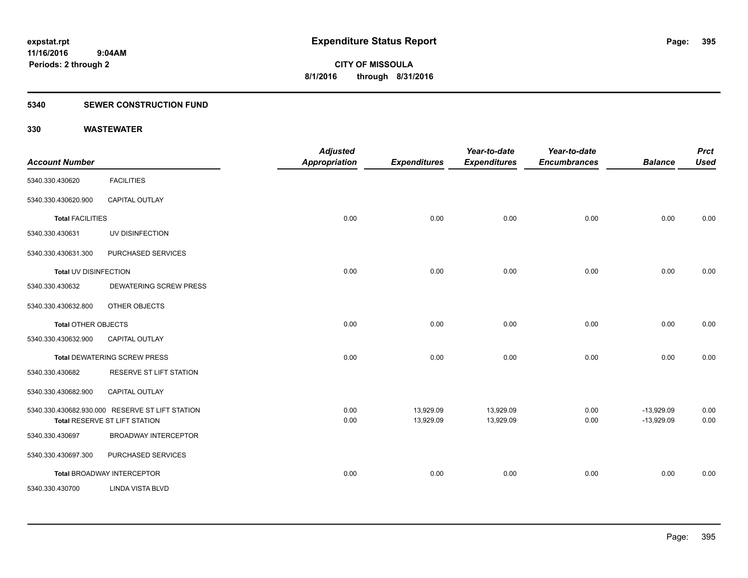# Expenditure Status Report

**CITY OF MISSOULA**
**8/1/2016 through 8/31/2016**

expstat.rpt
11/16/2016 9:04AM
Periods: 2 through 2

## 5340 SEWER CONSTRUCTION FUND

### 330 WASTEWATER

| Account Number | | Adjusted Appropriation | Expenditures | Year-to-date Expenditures | Year-to-date Encumbrances | Balance | Prct Used |
|---|---|---|---|---|---|---|---|
| 5340.330.430620 | FACILITIES | | | | | | |
| 5340.330.430620.900 | CAPITAL OUTLAY | | | | | | |
| **Total** FACILITIES | | 0.00 | 0.00 | 0.00 | 0.00 | 0.00 | 0.00 |
| 5340.330.430631 | UV DISINFECTION | | | | | | |
| 5340.330.430631.300 | PURCHASED SERVICES | | | | | | |
| **Total** UV DISINFECTION | | 0.00 | 0.00 | 0.00 | 0.00 | 0.00 | 0.00 |
| 5340.330.430632 | DEWATERING SCREW PRESS | | | | | | |
| 5340.330.430632.800 | OTHER OBJECTS | | | | | | |
| **Total** OTHER OBJECTS | | 0.00 | 0.00 | 0.00 | 0.00 | 0.00 | 0.00 |
| 5340.330.430632.900 | CAPITAL OUTLAY | | | | | | |
| **Total** DEWATERING SCREW PRESS | | 0.00 | 0.00 | 0.00 | 0.00 | 0.00 | 0.00 |
| 5340.330.430682 | RESERVE ST LIFT STATION | | | | | | |
| 5340.330.430682.900 | CAPITAL OUTLAY | | | | | | |
| 5340.330.430682.930.000 | RESERVE ST LIFT STATION | 0.00 | 13,929.09 | 13,929.09 | 0.00 | -13,929.09 | 0.00 |
| **Total** RESERVE ST LIFT STATION | | 0.00 | 13,929.09 | 13,929.09 | 0.00 | -13,929.09 | 0.00 |
| 5340.330.430697 | BROADWAY INTERCEPTOR | | | | | | |
| 5340.330.430697.300 | PURCHASED SERVICES | | | | | | |
| **Total** BROADWAY INTERCEPTOR | | 0.00 | 0.00 | 0.00 | 0.00 | 0.00 | 0.00 |
| 5340.330.430700 | LINDA VISTA BLVD | | | | | | |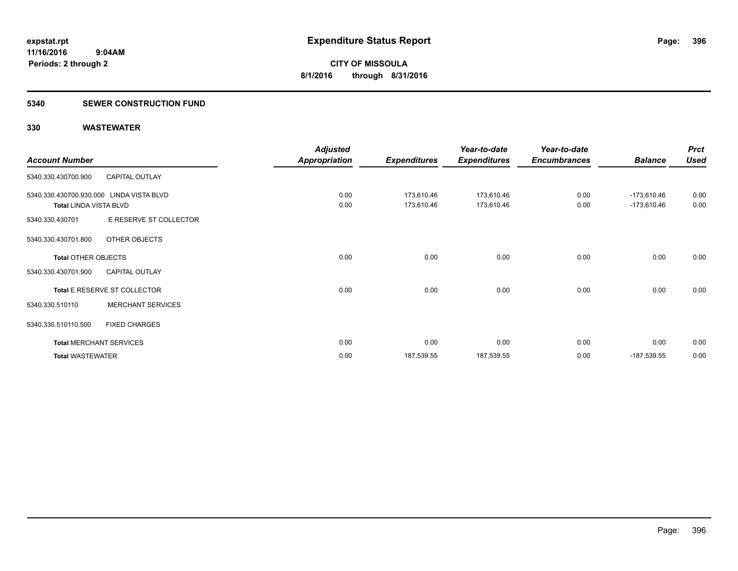**expstat.rpt**
**11/16/2016 9:04AM**
**Periods: 2 through 2**

# Expenditure Status Report

**CITY OF MISSOULA**
**8/1/2016 through 8/31/2016**

## 5340 SEWER CONSTRUCTION FUND

### 330 WASTEWATER

| Account Number | | Adjusted Appropriation | Expenditures | Year-to-date Expenditures | Year-to-date Encumbrances | Balance | Prct Used |
|---|---|---|---|---|---|---|---|
| 5340.330.430700.900 | CAPITAL OUTLAY | | | | | | |
| 5340.330.430700.930.000 | LINDA VISTA BLVD | 0.00 | 173,610.46 | 173,610.46 | 0.00 | -173,610.46 | 0.00 |
| **Total** LINDA VISTA BLVD | | 0.00 | 173,610.46 | 173,610.46 | 0.00 | -173,610.46 | 0.00 |
| 5340.330.430701 | E RESERVE ST COLLECTOR | | | | | | |
| 5340.330.430701.800 | OTHER OBJECTS | | | | | | |
| **Total** OTHER OBJECTS | | 0.00 | 0.00 | 0.00 | 0.00 | 0.00 | 0.00 |
| 5340.330.430701.900 | CAPITAL OUTLAY | | | | | | |
| **Total** E RESERVE ST COLLECTOR | | 0.00 | 0.00 | 0.00 | 0.00 | 0.00 | 0.00 |
| 5340.330.510110 | MERCHANT SERVICES | | | | | | |
| 5340.330.510110.500 | FIXED CHARGES | | | | | | |
| **Total** MERCHANT SERVICES | | 0.00 | 0.00 | 0.00 | 0.00 | 0.00 | 0.00 |
| **Total** WASTEWATER | | 0.00 | 187,539.55 | 187,539.55 | 0.00 | -187,539.55 | 0.00 |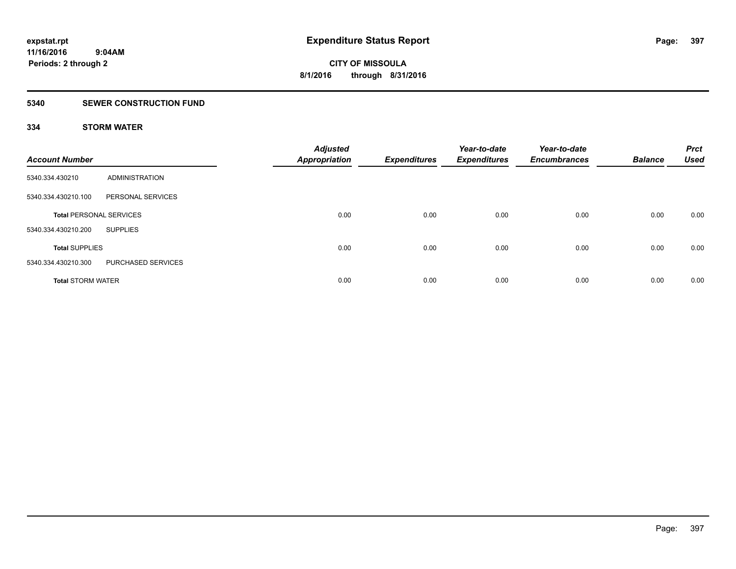# Expenditure Status Report

**CITY OF MISSOULA**
**8/1/2016 through 8/31/2016**

expstat.rpt
11/16/2016 9:04AM
Periods: 2 through 2

## 5340 SEWER CONSTRUCTION FUND

### 334 STORM WATER

| Account Number | | Adjusted Appropriation | Expenditures | Year-to-date Expenditures | Year-to-date Encumbrances | Balance | Prct Used |
|---|---|---|---|---|---|---|---|
| 5340.334.430210 | ADMINISTRATION | | | | | | |
| 5340.334.430210.100 | PERSONAL SERVICES | | | | | | |
| **Total** PERSONAL SERVICES | | 0.00 | 0.00 | 0.00 | 0.00 | 0.00 | 0.00 |
| 5340.334.430210.200 | SUPPLIES | | | | | | |
| **Total** SUPPLIES | | 0.00 | 0.00 | 0.00 | 0.00 | 0.00 | 0.00 |
| 5340.334.430210.300 | PURCHASED SERVICES | | | | | | |
| **Total** STORM WATER | | 0.00 | 0.00 | 0.00 | 0.00 | 0.00 | 0.00 |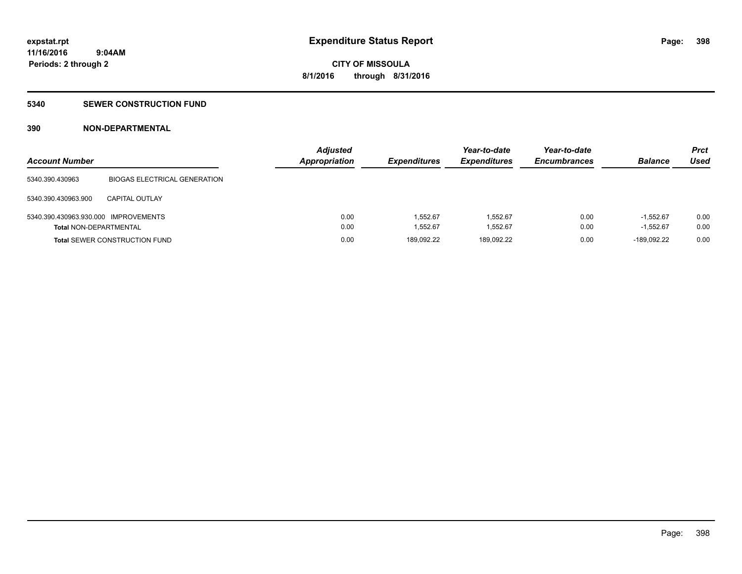# Expenditure Status Report

expstat.rpt
11/16/2016 9:04AM
Periods: 2 through 2

CITY OF MISSOULA
8/1/2016 through 8/31/2016

## 5340 SEWER CONSTRUCTION FUND

### 390 NON-DEPARTMENTAL

| Account Number | | Adjusted Appropriation | Expenditures | Year-to-date Expenditures | Year-to-date Encumbrances | Balance | Prct Used |
|---|---|---|---|---|---|---|---|
| 5340.390.430963 | BIOGAS ELECTRICAL GENERATION | | | | | | |
| 5340.390.430963.900 | CAPITAL OUTLAY | | | | | | |
| 5340.390.430963.930.000 | IMPROVEMENTS | 0.00 | 1,552.67 | 1,552.67 | 0.00 | -1,552.67 | 0.00 |
| **Total** NON-DEPARTMENTAL | | 0.00 | 1,552.67 | 1,552.67 | 0.00 | -1,552.67 | 0.00 |
| **Total** SEWER CONSTRUCTION FUND | | 0.00 | 189,092.22 | 189,092.22 | 0.00 | -189,092.22 | 0.00 |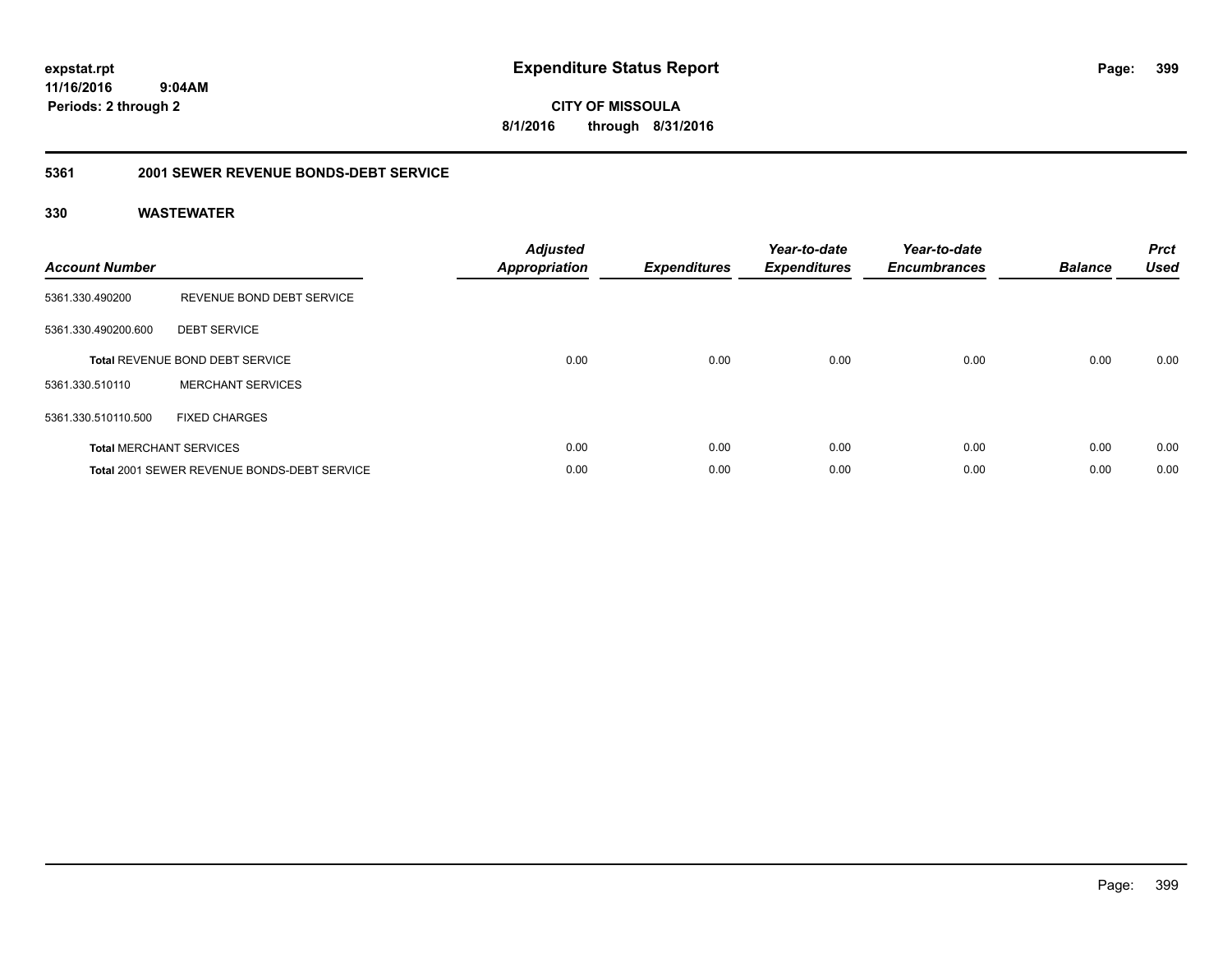# Expenditure Status Report

expstat.rpt
11/16/2016 9:04AM
Periods: 2 through 2

**CITY OF MISSOULA**
**8/1/2016 through 8/31/2016**

## 5361 2001 SEWER REVENUE BONDS-DEBT SERVICE

### 330 WASTEWATER

| Account Number | | Adjusted Appropriation | Expenditures | Year-to-date Expenditures | Year-to-date Encumbrances | Balance | Prct Used |
|---|---|---|---|---|---|---|---|
| 5361.330.490200 | REVENUE BOND DEBT SERVICE | | | | | | |
| 5361.330.490200.600 | DEBT SERVICE | | | | | | |
| **Total** REVENUE BOND DEBT SERVICE | | 0.00 | 0.00 | 0.00 | 0.00 | 0.00 | 0.00 |
| 5361.330.510110 | MERCHANT SERVICES | | | | | | |
| 5361.330.510110.500 | FIXED CHARGES | | | | | | |
| **Total** MERCHANT SERVICES | | 0.00 | 0.00 | 0.00 | 0.00 | 0.00 | 0.00 |
| **Total** 2001 SEWER REVENUE BONDS-DEBT SERVICE | | 0.00 | 0.00 | 0.00 | 0.00 | 0.00 | 0.00 |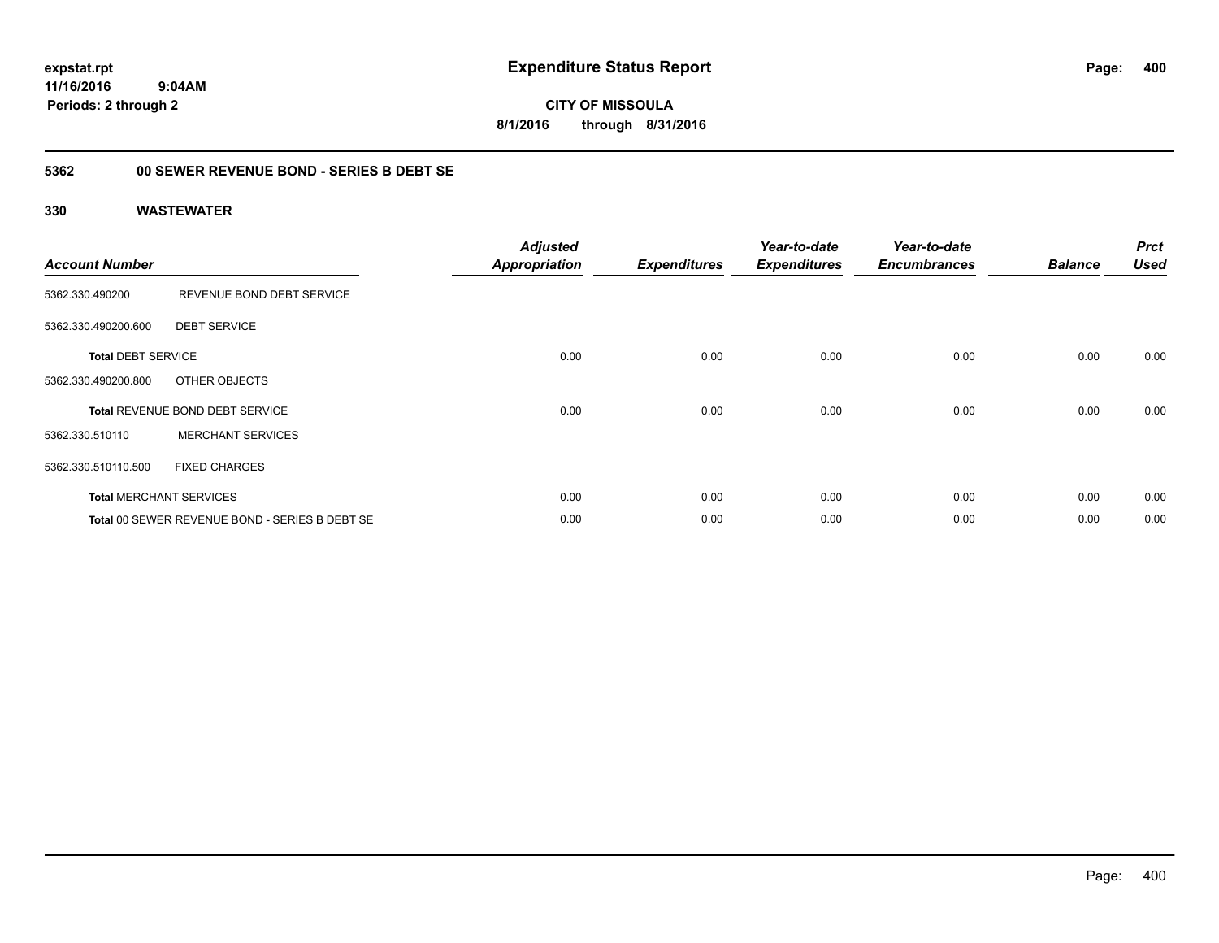# Expenditure Status Report

expstat.rpt
11/16/2016 9:04AM
Periods: 2 through 2

**CITY OF MISSOULA**
**8/1/2016 through 8/31/2016**

## 5362 00 SEWER REVENUE BOND - SERIES B DEBT SE

### 330 WASTEWATER

| Account Number | | Adjusted Appropriation | Expenditures | Year-to-date Expenditures | Year-to-date Encumbrances | Balance | Prct Used |
|---|---|---|---|---|---|---|---|
| 5362.330.490200 | REVENUE BOND DEBT SERVICE | | | | | | |
| 5362.330.490200.600 | DEBT SERVICE | | | | | | |
| **Total** DEBT SERVICE | | 0.00 | 0.00 | 0.00 | 0.00 | 0.00 | 0.00 |
| 5362.330.490200.800 | OTHER OBJECTS | | | | | | |
| **Total** REVENUE BOND DEBT SERVICE | | 0.00 | 0.00 | 0.00 | 0.00 | 0.00 | 0.00 |
| 5362.330.510110 | MERCHANT SERVICES | | | | | | |
| 5362.330.510110.500 | FIXED CHARGES | | | | | | |
| **Total** MERCHANT SERVICES | | 0.00 | 0.00 | 0.00 | 0.00 | 0.00 | 0.00 |
| **Total** 00 SEWER REVENUE BOND - SERIES B DEBT SE | | 0.00 | 0.00 | 0.00 | 0.00 | 0.00 | 0.00 |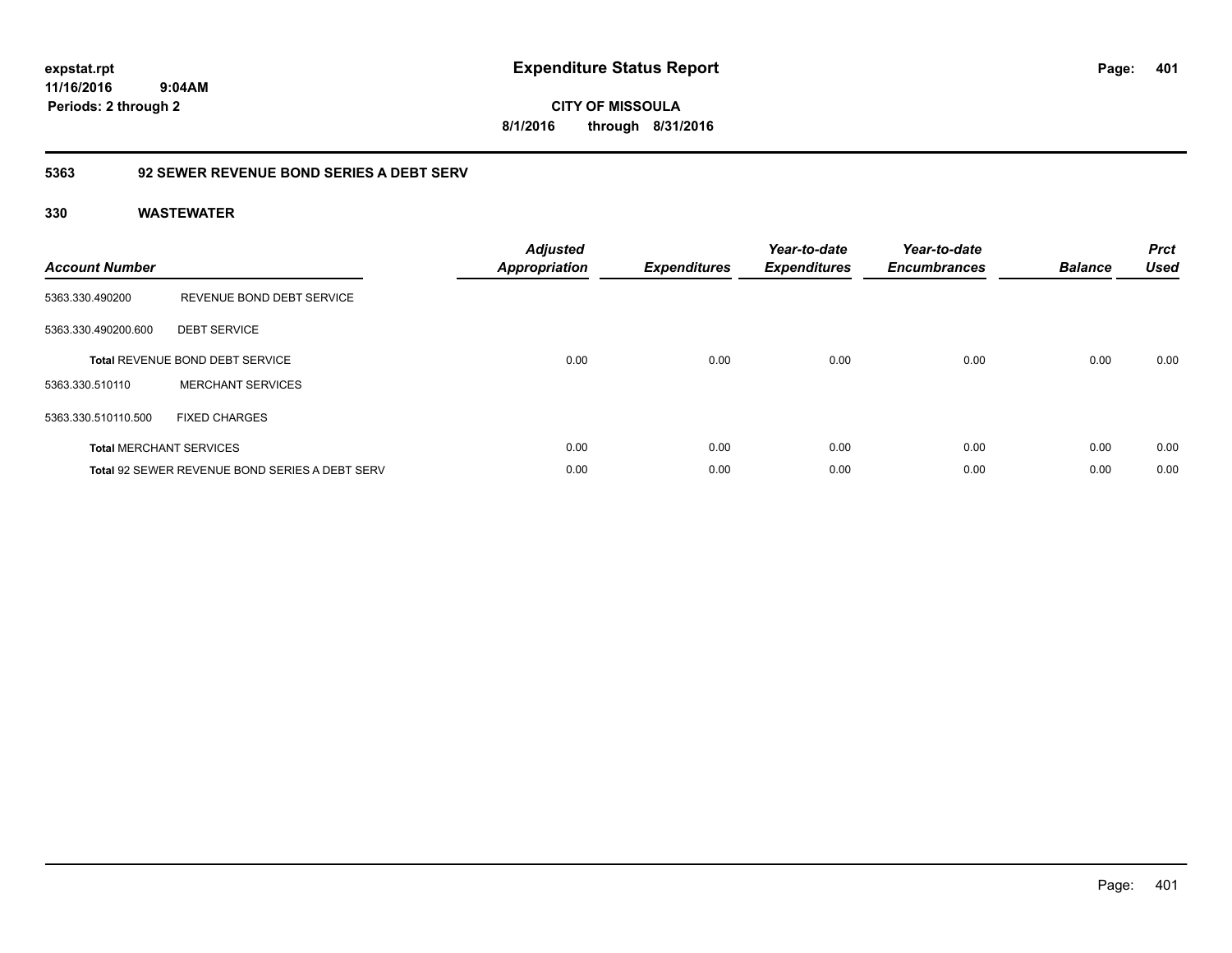expstat.rpt
11/16/2016 9:04AM
Periods: 2 through 2

# Expenditure Status Report

CITY OF MISSOULA
8/1/2016 through 8/31/2016

## 5363 92 SEWER REVENUE BOND SERIES A DEBT SERV

### 330 WASTEWATER

| Account Number | | Adjusted Appropriation | Expenditures | Year-to-date Expenditures | Year-to-date Encumbrances | Balance | Prct Used |
|---|---|---|---|---|---|---|---|
| 5363.330.490200 | REVENUE BOND DEBT SERVICE | | | | | | |
| 5363.330.490200.600 | DEBT SERVICE | | | | | | |
| **Total** REVENUE BOND DEBT SERVICE | | 0.00 | 0.00 | 0.00 | 0.00 | 0.00 | 0.00 |
| 5363.330.510110 | MERCHANT SERVICES | | | | | | |
| 5363.330.510110.500 | FIXED CHARGES | | | | | | |
| **Total** MERCHANT SERVICES | | 0.00 | 0.00 | 0.00 | 0.00 | 0.00 | 0.00 |
| **Total** 92 SEWER REVENUE BOND SERIES A DEBT SERV | | 0.00 | 0.00 | 0.00 | 0.00 | 0.00 | 0.00 |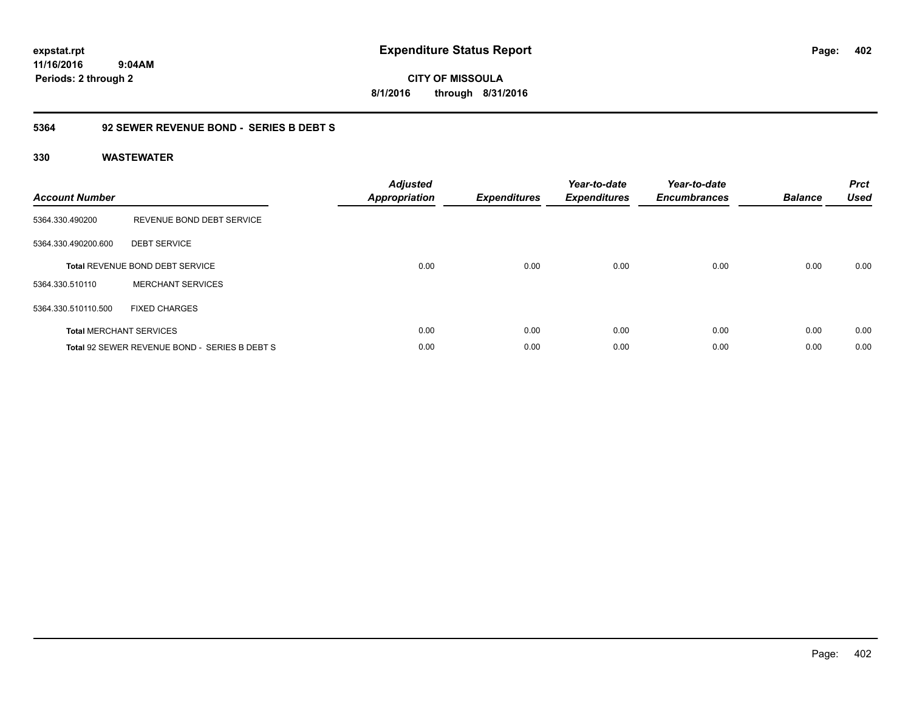**expstat.rpt**
**11/16/2016 9:04AM**
**Periods: 2 through 2**

# Expenditure Status Report

**CITY OF MISSOULA**
**8/1/2016 through 8/31/2016**

## 5364 92 SEWER REVENUE BOND - SERIES B DEBT S

### 330 WASTEWATER

| Account Number | | Adjusted Appropriation | Expenditures | Year-to-date Expenditures | Year-to-date Encumbrances | Balance | Prct Used |
|---|---|---|---|---|---|---|---|
| 5364.330.490200 | REVENUE BOND DEBT SERVICE | | | | | | |
| 5364.330.490200.600 | DEBT SERVICE | | | | | | |
| **Total** REVENUE BOND DEBT SERVICE | | 0.00 | 0.00 | 0.00 | 0.00 | 0.00 | 0.00 |
| 5364.330.510110 | MERCHANT SERVICES | | | | | | |
| 5364.330.510110.500 | FIXED CHARGES | | | | | | |
| **Total** MERCHANT SERVICES | | 0.00 | 0.00 | 0.00 | 0.00 | 0.00 | 0.00 |
| **Total** 92 SEWER REVENUE BOND - SERIES B DEBT S | | 0.00 | 0.00 | 0.00 | 0.00 | 0.00 | 0.00 |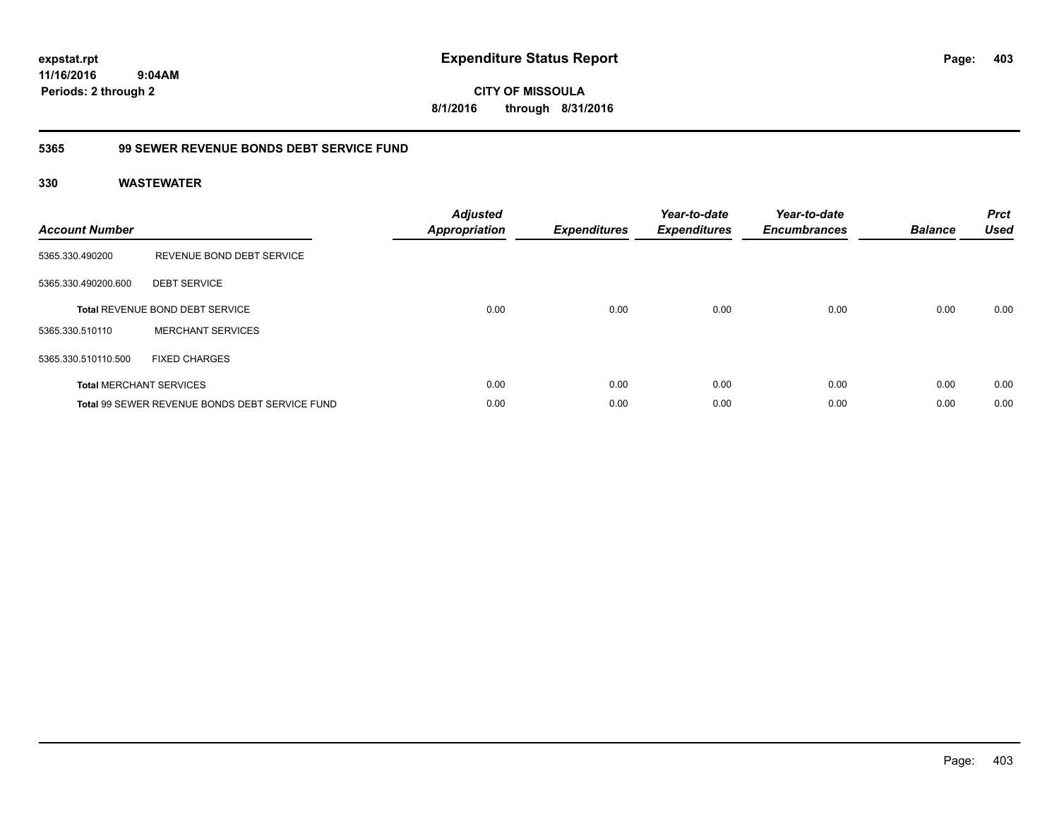# Expenditure Status Report

expstat.rpt
11/16/2016 9:04AM
Periods: 2 through 2

CITY OF MISSOULA
8/1/2016 through 8/31/2016

## 5365 99 SEWER REVENUE BONDS DEBT SERVICE FUND

### 330 WASTEWATER

| Account Number | | Adjusted Appropriation | Expenditures | Year-to-date Expenditures | Year-to-date Encumbrances | Balance | Prct Used |
|---|---|---|---|---|---|---|---|
| 5365.330.490200 | REVENUE BOND DEBT SERVICE | | | | | | |
| 5365.330.490200.600 | DEBT SERVICE | | | | | | |
| **Total** REVENUE BOND DEBT SERVICE | | 0.00 | 0.00 | 0.00 | 0.00 | 0.00 | 0.00 |
| 5365.330.510110 | MERCHANT SERVICES | | | | | | |
| 5365.330.510110.500 | FIXED CHARGES | | | | | | |
| **Total** MERCHANT SERVICES | | 0.00 | 0.00 | 0.00 | 0.00 | 0.00 | 0.00 |
| **Total** 99 SEWER REVENUE BONDS DEBT SERVICE FUND | | 0.00 | 0.00 | 0.00 | 0.00 | 0.00 | 0.00 |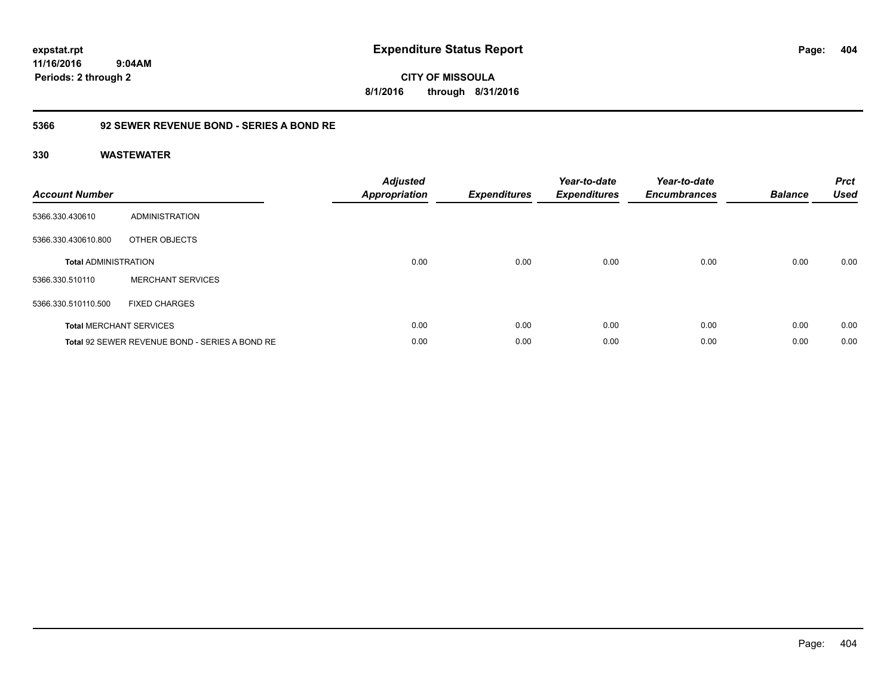**expstat.rpt**
**11/16/2016 9:04AM**
**Periods: 2 through 2**

# Expenditure Status Report

**CITY OF MISSOULA**
**8/1/2016 through 8/31/2016**

## 5366 92 SEWER REVENUE BOND - SERIES A BOND RE

### 330 WASTEWATER

| Account Number | | Adjusted Appropriation | Expenditures | Year-to-date Expenditures | Year-to-date Encumbrances | Balance | Prct Used |
|---|---|---|---|---|---|---|---|
| 5366.330.430610 | ADMINISTRATION | | | | | | |
| 5366.330.430610.800 | OTHER OBJECTS | | | | | | |
| **Total** ADMINISTRATION | | 0.00 | 0.00 | 0.00 | 0.00 | 0.00 | 0.00 |
| 5366.330.510110 | MERCHANT SERVICES | | | | | | |
| 5366.330.510110.500 | FIXED CHARGES | | | | | | |
| **Total** MERCHANT SERVICES | | 0.00 | 0.00 | 0.00 | 0.00 | 0.00 | 0.00 |
| **Total** 92 SEWER REVENUE BOND - SERIES A BOND RE | | 0.00 | 0.00 | 0.00 | 0.00 | 0.00 | 0.00 |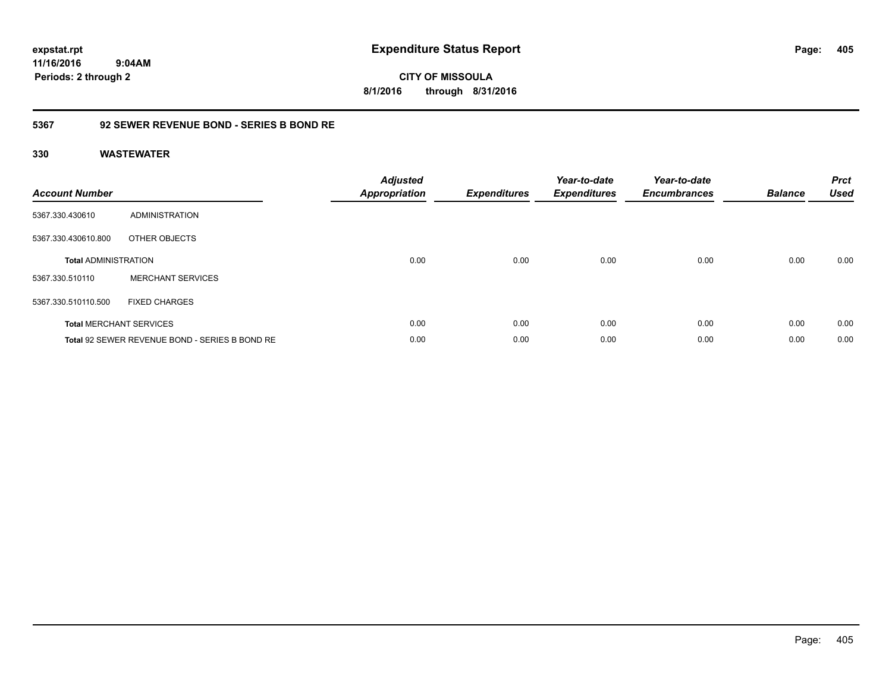# Expenditure Status Report

expstat.rpt
11/16/2016 9:04AM
Periods: 2 through 2

CITY OF MISSOULA
8/1/2016 through 8/31/2016

## 5367 92 SEWER REVENUE BOND - SERIES B BOND RE

### 330 WASTEWATER

| Account Number | | Adjusted Appropriation | Expenditures | Year-to-date Expenditures | Year-to-date Encumbrances | Balance | Prct Used |
|---|---|---|---|---|---|---|---|
| 5367.330.430610 | ADMINISTRATION | | | | | | |
| 5367.330.430610.800 | OTHER OBJECTS | | | | | | |
| **Total** ADMINISTRATION | | 0.00 | 0.00 | 0.00 | 0.00 | 0.00 | 0.00 |
| 5367.330.510110 | MERCHANT SERVICES | | | | | | |
| 5367.330.510110.500 | FIXED CHARGES | | | | | | |
| **Total** MERCHANT SERVICES | | 0.00 | 0.00 | 0.00 | 0.00 | 0.00 | 0.00 |
| **Total** 92 SEWER REVENUE BOND - SERIES B BOND RE | | 0.00 | 0.00 | 0.00 | 0.00 | 0.00 | 0.00 |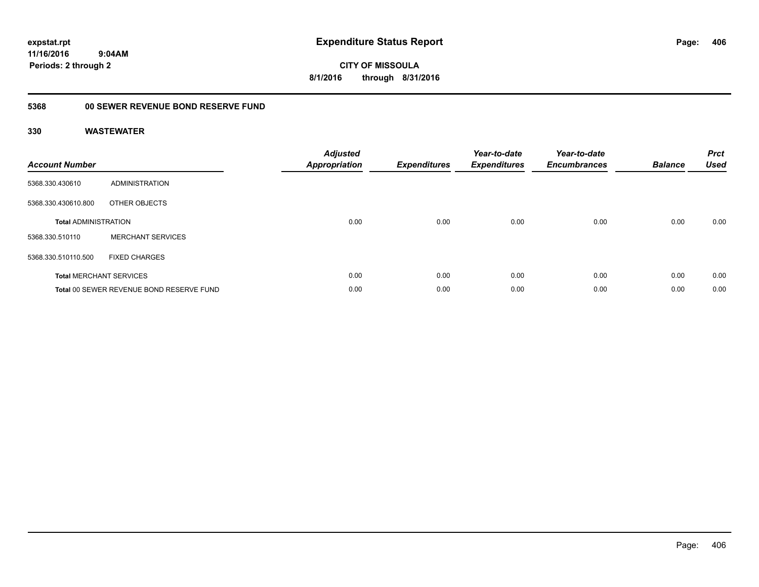expstat.rpt
11/16/2016 9:04AM
Periods: 2 through 2

# Expenditure Status Report

CITY OF MISSOULA
8/1/2016 through 8/31/2016

## 5368 00 SEWER REVENUE BOND RESERVE FUND

### 330 WASTEWATER

| Account Number | | Adjusted Appropriation | Expenditures | Year-to-date Expenditures | Year-to-date Encumbrances | Balance | Prct Used |
|---|---|---|---|---|---|---|---|
| 5368.330.430610 | ADMINISTRATION | | | | | | |
| 5368.330.430610.800 | OTHER OBJECTS | | | | | | |
| **Total** ADMINISTRATION | | 0.00 | 0.00 | 0.00 | 0.00 | 0.00 | 0.00 |
| 5368.330.510110 | MERCHANT SERVICES | | | | | | |
| 5368.330.510110.500 | FIXED CHARGES | | | | | | |
| **Total** MERCHANT SERVICES | | 0.00 | 0.00 | 0.00 | 0.00 | 0.00 | 0.00 |
| **Total** 00 SEWER REVENUE BOND RESERVE FUND | | 0.00 | 0.00 | 0.00 | 0.00 | 0.00 | 0.00 |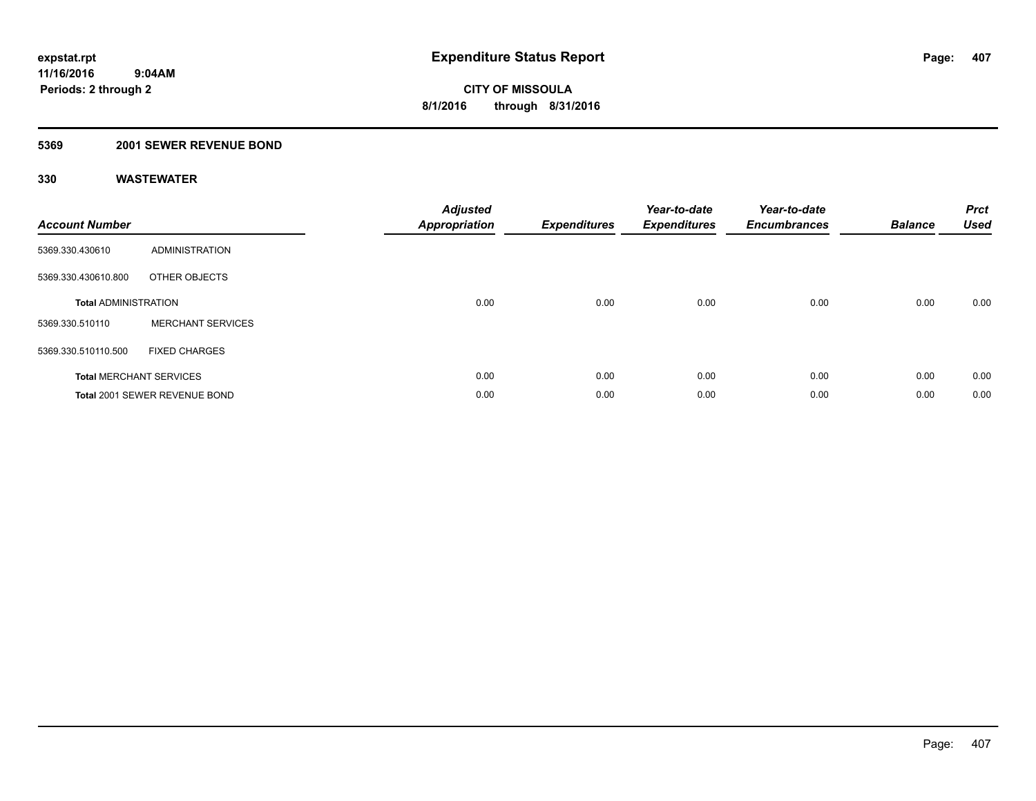**expstat.rpt**
**11/16/2016 9:04AM**
**Periods: 2 through 2**

# Expenditure Status Report

**CITY OF MISSOULA**
**8/1/2016 through 8/31/2016**

## 5369 2001 SEWER REVENUE BOND

## 330 WASTEWATER

| Account Number | | Adjusted Appropriation | Expenditures | Year-to-date Expenditures | Year-to-date Encumbrances | Balance | Prct Used |
|---|---|---|---|---|---|---|---|
| 5369.330.430610 | ADMINISTRATION | | | | | | |
| 5369.330.430610.800 | OTHER OBJECTS | | | | | | |
| **Total ADMINISTRATION** | | 0.00 | 0.00 | 0.00 | 0.00 | 0.00 | 0.00 |
| 5369.330.510110 | MERCHANT SERVICES | | | | | | |
| 5369.330.510110.500 | FIXED CHARGES | | | | | | |
| **Total MERCHANT SERVICES** | | 0.00 | 0.00 | 0.00 | 0.00 | 0.00 | 0.00 |
| **Total 2001 SEWER REVENUE BOND** | | 0.00 | 0.00 | 0.00 | 0.00 | 0.00 | 0.00 |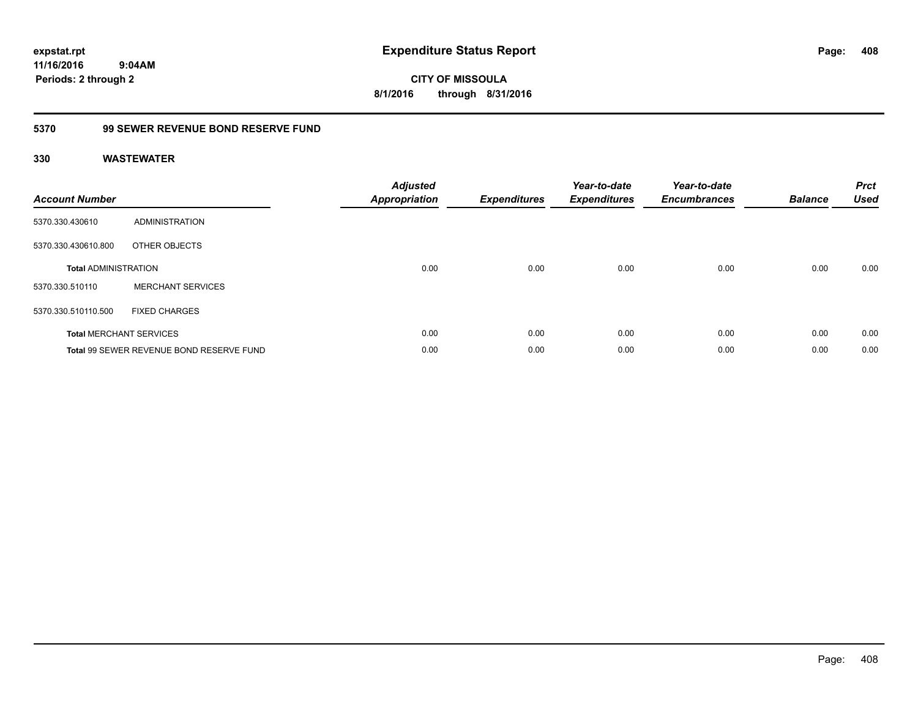**expstat.rpt**
**11/16/2016 9:04AM**
**Periods: 2 through 2**

# Expenditure Status Report

**CITY OF MISSOULA**
**8/1/2016 through 8/31/2016**

## 5370 99 SEWER REVENUE BOND RESERVE FUND

### 330 WASTEWATER

| Account Number | | Adjusted Appropriation | Expenditures | Year-to-date Expenditures | Year-to-date Encumbrances | Balance | Prct Used |
|---|---|---|---|---|---|---|---|
| 5370.330.430610 | ADMINISTRATION | | | | | | |
| 5370.330.430610.800 | OTHER OBJECTS | | | | | | |
| **Total** ADMINISTRATION | | 0.00 | 0.00 | 0.00 | 0.00 | 0.00 | 0.00 |
| 5370.330.510110 | MERCHANT SERVICES | | | | | | |
| 5370.330.510110.500 | FIXED CHARGES | | | | | | |
| **Total** MERCHANT SERVICES | | 0.00 | 0.00 | 0.00 | 0.00 | 0.00 | 0.00 |
| **Total** 99 SEWER REVENUE BOND RESERVE FUND | | 0.00 | 0.00 | 0.00 | 0.00 | 0.00 | 0.00 |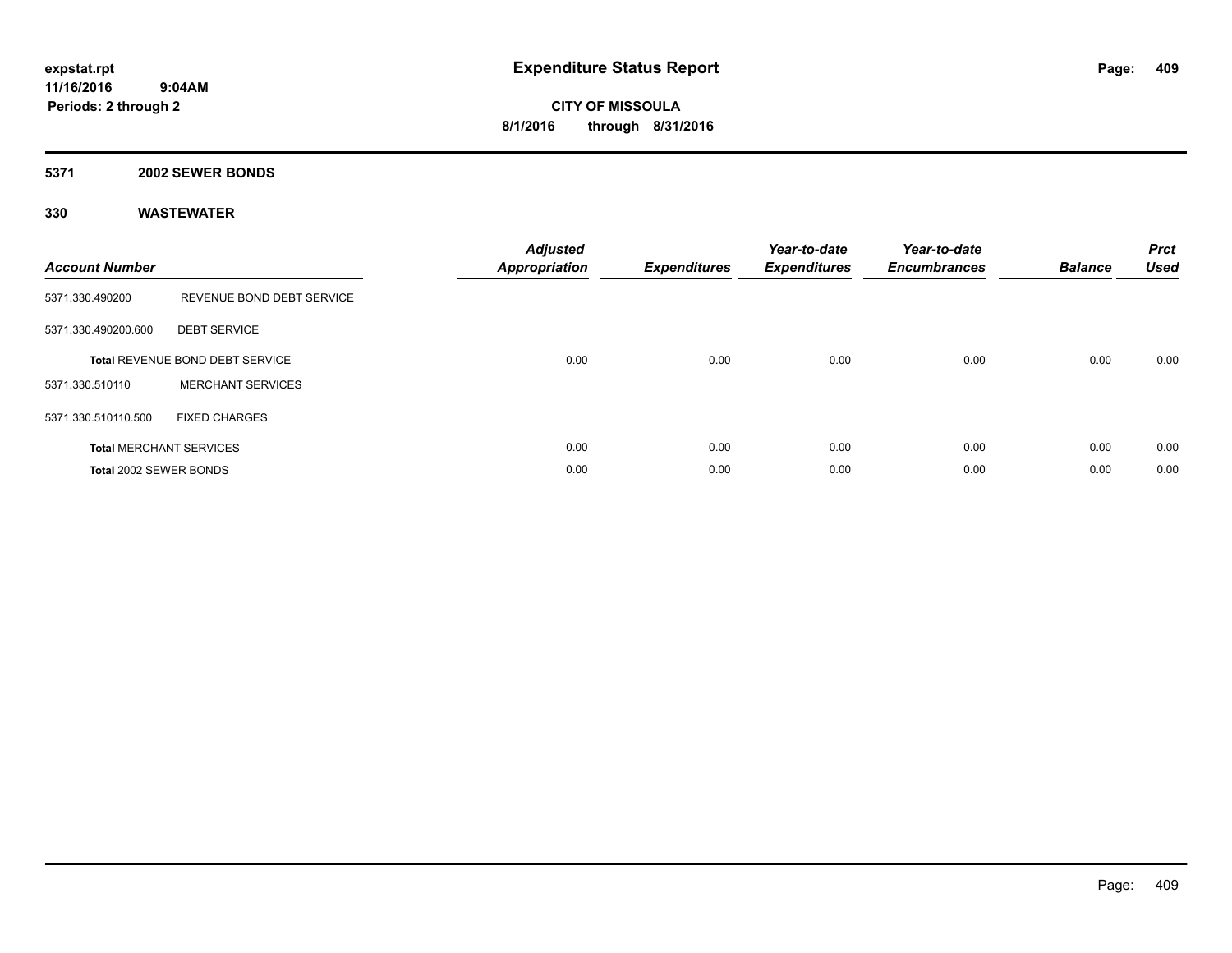**expstat.rpt**
**11/16/2016 9:04AM**
**Periods: 2 through 2**

# Expenditure Status Report

**CITY OF MISSOULA**
**8/1/2016 through 8/31/2016**

## 5371 2002 SEWER BONDS

### 330 WASTEWATER

| Account Number | | Adjusted Appropriation | Expenditures | Year-to-date Expenditures | Year-to-date Encumbrances | Balance | Prct Used |
|---|---|---|---|---|---|---|---|
| 5371.330.490200 | REVENUE BOND DEBT SERVICE | | | | | | |
| 5371.330.490200.600 | DEBT SERVICE | | | | | | |
| **Total** REVENUE BOND DEBT SERVICE | | 0.00 | 0.00 | 0.00 | 0.00 | 0.00 | 0.00 |
| 5371.330.510110 | MERCHANT SERVICES | | | | | | |
| 5371.330.510110.500 | FIXED CHARGES | | | | | | |
| **Total** MERCHANT SERVICES | | 0.00 | 0.00 | 0.00 | 0.00 | 0.00 | 0.00 |
| **Total** 2002 SEWER BONDS | | 0.00 | 0.00 | 0.00 | 0.00 | 0.00 | 0.00 |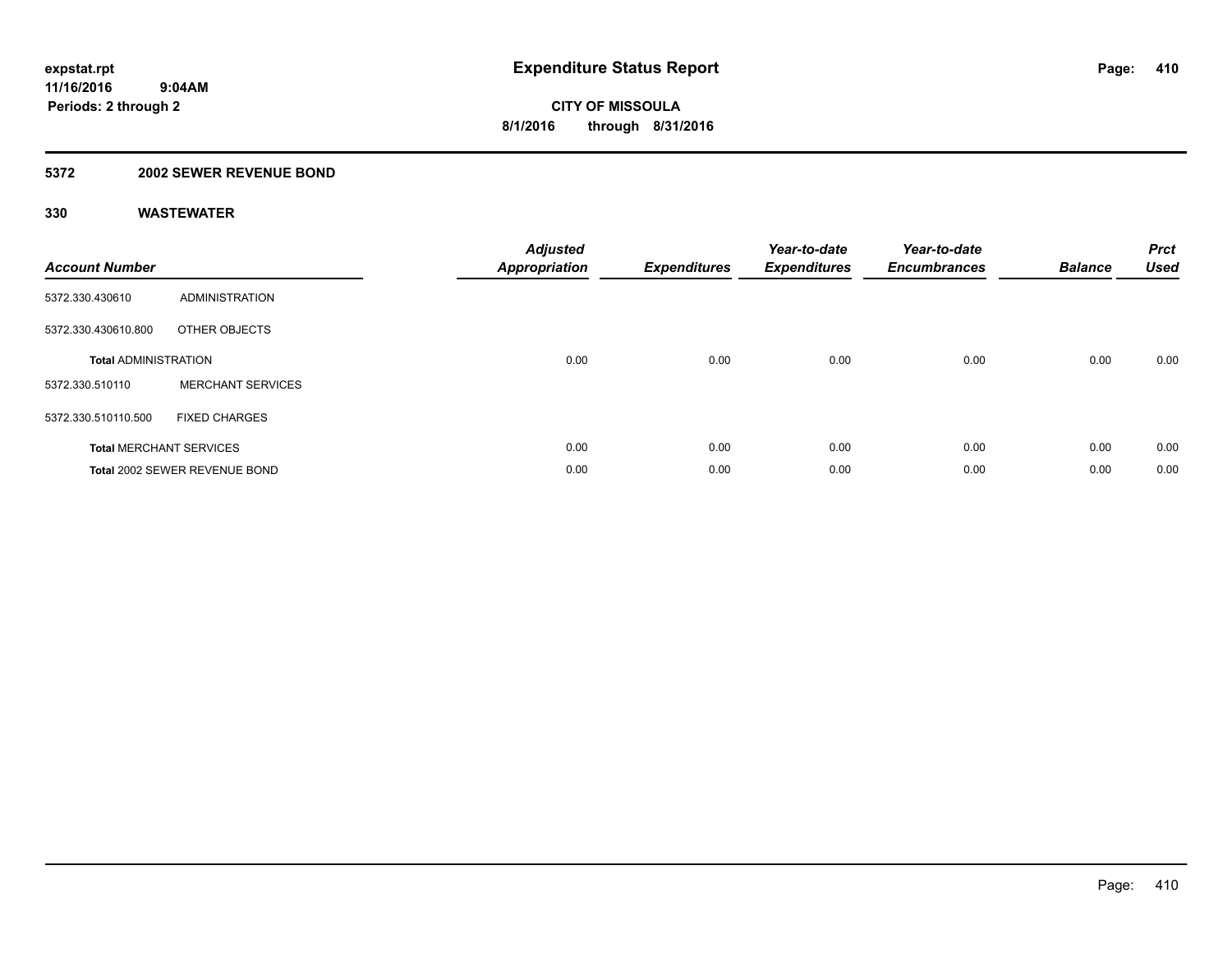expstat.rpt
11/16/2016 9:04AM
Periods: 2 through 2

# Expenditure Status Report

CITY OF MISSOULA
8/1/2016 through 8/31/2016

## 5372 2002 SEWER REVENUE BOND

### 330 WASTEWATER

| Account Number | | Adjusted Appropriation | Expenditures | Year-to-date Expenditures | Year-to-date Encumbrances | Balance | Prct Used |
|---|---|---|---|---|---|---|---|
| 5372.330.430610 | ADMINISTRATION | | | | | | |
| 5372.330.430610.800 | OTHER OBJECTS | | | | | | |
| **Total** ADMINISTRATION | | 0.00 | 0.00 | 0.00 | 0.00 | 0.00 | 0.00 |
| 5372.330.510110 | MERCHANT SERVICES | | | | | | |
| 5372.330.510110.500 | FIXED CHARGES | | | | | | |
| **Total** MERCHANT SERVICES | | 0.00 | 0.00 | 0.00 | 0.00 | 0.00 | 0.00 |
| **Total** 2002 SEWER REVENUE BOND | | 0.00 | 0.00 | 0.00 | 0.00 | 0.00 | 0.00 |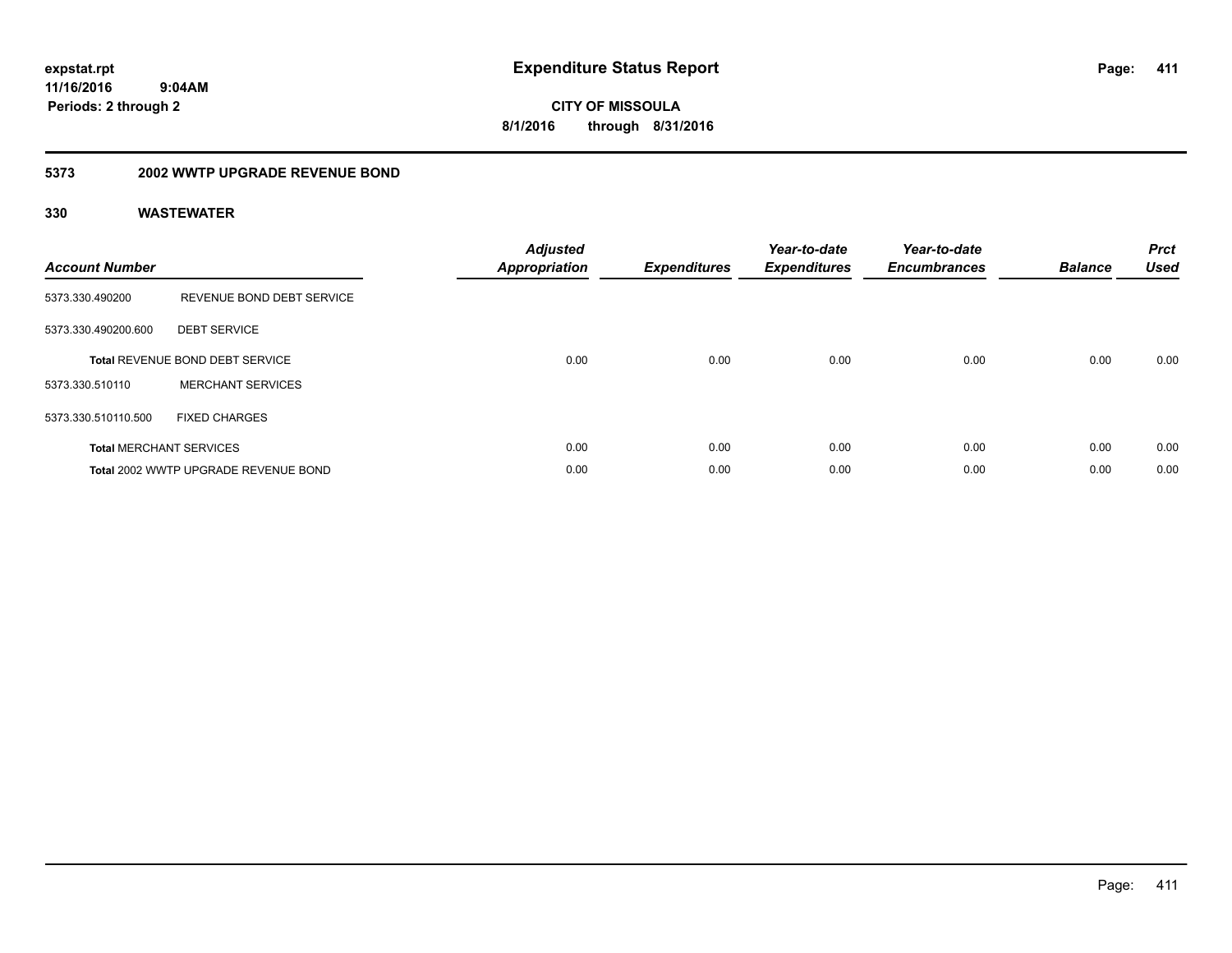**expstat.rpt**
**11/16/2016 9:04AM**
**Periods: 2 through 2**

# Expenditure Status Report

**CITY OF MISSOULA**
**8/1/2016 through 8/31/2016**

## 5373 2002 WWTP UPGRADE REVENUE BOND

### 330 WASTEWATER

| Account Number | | Adjusted Appropriation | Expenditures | Year-to-date Expenditures | Year-to-date Encumbrances | Balance | Prct Used |
|---|---|---|---|---|---|---|---|
| 5373.330.490200 | REVENUE BOND DEBT SERVICE | | | | | | |
| 5373.330.490200.600 | DEBT SERVICE | | | | | | |
| **Total** REVENUE BOND DEBT SERVICE | | 0.00 | 0.00 | 0.00 | 0.00 | 0.00 | 0.00 |
| 5373.330.510110 | MERCHANT SERVICES | | | | | | |
| 5373.330.510110.500 | FIXED CHARGES | | | | | | |
| **Total** MERCHANT SERVICES | | 0.00 | 0.00 | 0.00 | 0.00 | 0.00 | 0.00 |
| **Total** 2002 WWTP UPGRADE REVENUE BOND | | 0.00 | 0.00 | 0.00 | 0.00 | 0.00 | 0.00 |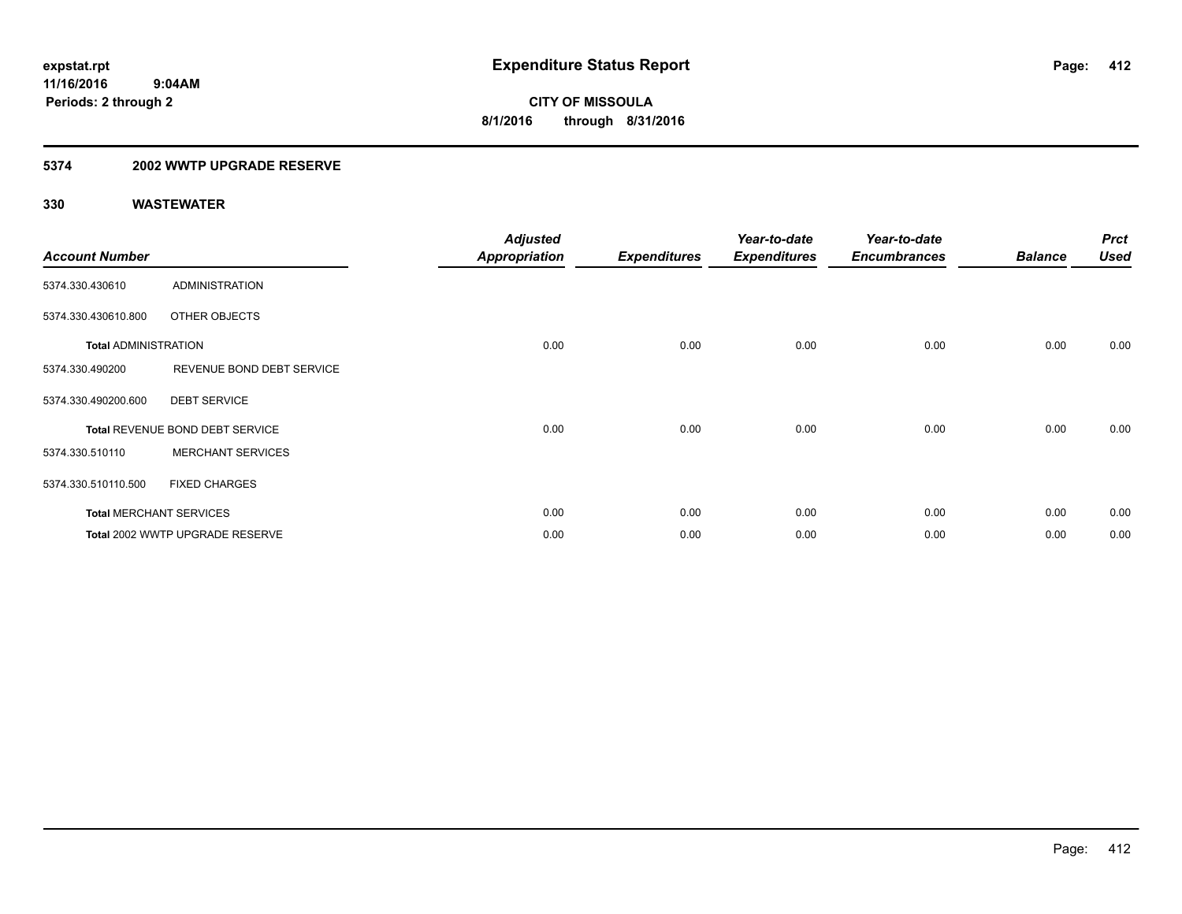**expstat.rpt**
**11/16/2016 9:04AM**
**Periods: 2 through 2**

# Expenditure Status Report

**CITY OF MISSOULA**
**8/1/2016 through 8/31/2016**

## 5374 2002 WWTP UPGRADE RESERVE

### 330 WASTEWATER

| Account Number | | Adjusted Appropriation | Expenditures | Year-to-date Expenditures | Year-to-date Encumbrances | Balance | Prct Used |
|---|---|---|---|---|---|---|---|
| 5374.330.430610 | ADMINISTRATION | | | | | | |
| 5374.330.430610.800 | OTHER OBJECTS | | | | | | |
| **Total** ADMINISTRATION | | 0.00 | 0.00 | 0.00 | 0.00 | 0.00 | 0.00 |
| 5374.330.490200 | REVENUE BOND DEBT SERVICE | | | | | | |
| 5374.330.490200.600 | DEBT SERVICE | | | | | | |
| **Total** REVENUE BOND DEBT SERVICE | | 0.00 | 0.00 | 0.00 | 0.00 | 0.00 | 0.00 |
| 5374.330.510110 | MERCHANT SERVICES | | | | | | |
| 5374.330.510110.500 | FIXED CHARGES | | | | | | |
| **Total** MERCHANT SERVICES | | 0.00 | 0.00 | 0.00 | 0.00 | 0.00 | 0.00 |
| **Total** 2002 WWTP UPGRADE RESERVE | | 0.00 | 0.00 | 0.00 | 0.00 | 0.00 | 0.00 |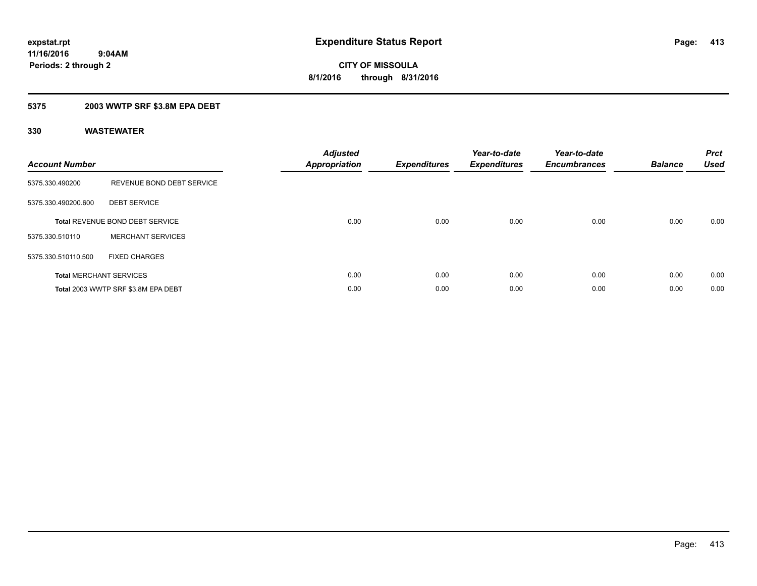**expstat.rpt**
**11/16/2016 9:04AM**
**Periods: 2 through 2**

# Expenditure Status Report

**CITY OF MISSOULA**
**8/1/2016 through 8/31/2016**

## 5375 2003 WWTP SRF $3.8M EPA DEBT

### 330 WASTEWATER

| Account Number | | Adjusted Appropriation | Expenditures | Year-to-date Expenditures | Year-to-date Encumbrances | Balance | Prct Used |
|---|---|---|---|---|---|---|---|
| 5375.330.490200 | REVENUE BOND DEBT SERVICE | | | | | | |
| 5375.330.490200.600 | DEBT SERVICE | | | | | | |
| **Total** REVENUE BOND DEBT SERVICE | | 0.00 | 0.00 | 0.00 | 0.00 | 0.00 | 0.00 |
| 5375.330.510110 | MERCHANT SERVICES | | | | | | |
| 5375.330.510110.500 | FIXED CHARGES | | | | | | |
| **Total** MERCHANT SERVICES | | 0.00 | 0.00 | 0.00 | 0.00 | 0.00 | 0.00 |
| **Total** 2003 WWTP SRF $3.8M EPA DEBT | | 0.00 | 0.00 | 0.00 | 0.00 | 0.00 | 0.00 |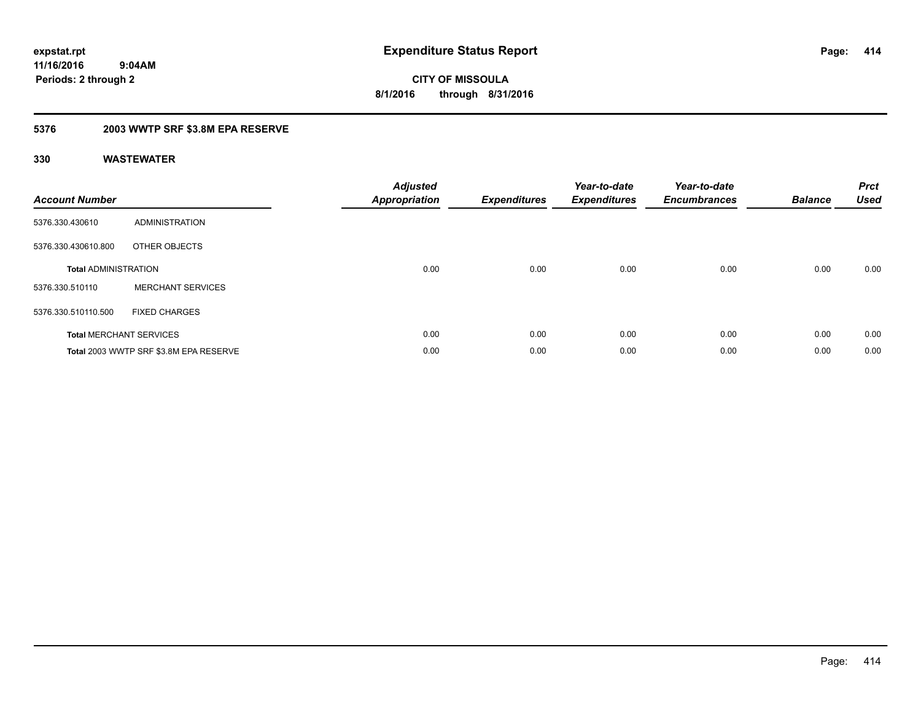expstat.rpt
11/16/2016 9:04AM
Periods: 2 through 2

# Expenditure Status Report

CITY OF MISSOULA
8/1/2016 through 8/31/2016

## 5376 2003 WWTP SRF $3.8M EPA RESERVE

### 330 WASTEWATER

| Account Number | | Adjusted Appropriation | Expenditures | Year-to-date Expenditures | Year-to-date Encumbrances | Balance | Prct Used |
|---|---|---|---|---|---|---|---|
| 5376.330.430610 | ADMINISTRATION | | | | | | |
| 5376.330.430610.800 | OTHER OBJECTS | | | | | | |
| Total ADMINISTRATION | | 0.00 | 0.00 | 0.00 | 0.00 | 0.00 | 0.00 |
| 5376.330.510110 | MERCHANT SERVICES | | | | | | |
| 5376.330.510110.500 | FIXED CHARGES | | | | | | |
| Total MERCHANT SERVICES | | 0.00 | 0.00 | 0.00 | 0.00 | 0.00 | 0.00 |
| Total 2003 WWTP SRF $3.8M EPA RESERVE | | 0.00 | 0.00 | 0.00 | 0.00 | 0.00 | 0.00 |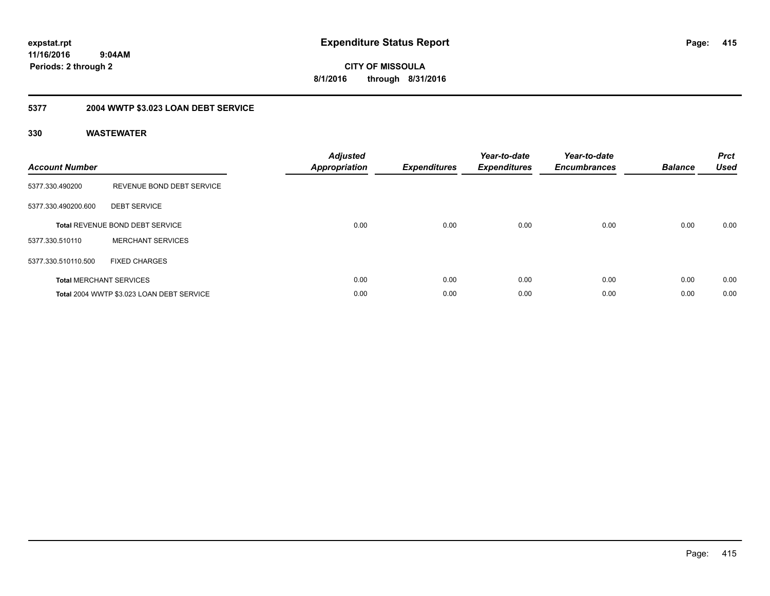# Expenditure Status Report

expstat.rpt
11/16/2016 9:04AM
Periods: 2 through 2

**CITY OF MISSOULA**
**8/1/2016 through 8/31/2016**

## 5377 2004 WWTP $3.023 LOAN DEBT SERVICE

### 330 WASTEWATER

| Account Number | | Adjusted Appropriation | Expenditures | Year-to-date Expenditures | Year-to-date Encumbrances | Balance | Prct Used |
|---|---|---|---|---|---|---|---|
| 5377.330.490200 | REVENUE BOND DEBT SERVICE | | | | | | |
| 5377.330.490200.600 | DEBT SERVICE | | | | | | |
| **Total** REVENUE BOND DEBT SERVICE | | 0.00 | 0.00 | 0.00 | 0.00 | 0.00 | 0.00 |
| 5377.330.510110 | MERCHANT SERVICES | | | | | | |
| 5377.330.510110.500 | FIXED CHARGES | | | | | | |
| **Total** MERCHANT SERVICES | | 0.00 | 0.00 | 0.00 | 0.00 | 0.00 | 0.00 |
| **Total** 2004 WWTP $3.023 LOAN DEBT SERVICE | | 0.00 | 0.00 | 0.00 | 0.00 | 0.00 | 0.00 |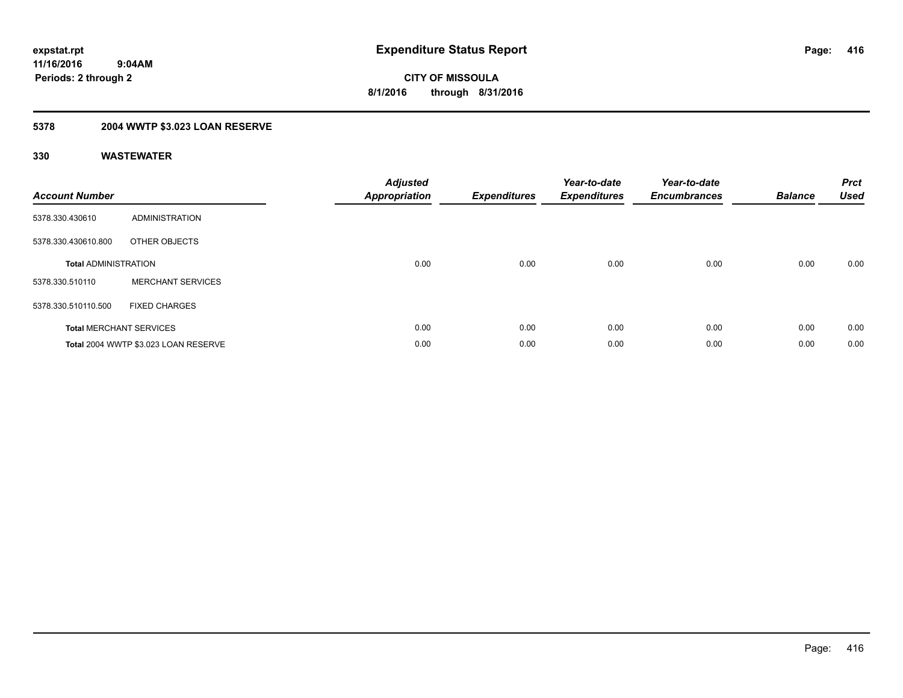# Expenditure Status Report

expstat.rpt
11/16/2016 9:04AM
Periods: 2 through 2

**CITY OF MISSOULA**
**8/1/2016 through 8/31/2016**

## 5378 2004 WWTP $3.023 LOAN RESERVE

### 330 WASTEWATER

| Account Number | | Adjusted Appropriation | Expenditures | Year-to-date Expenditures | Year-to-date Encumbrances | Balance | Prct Used |
|---|---|---|---|---|---|---|---|
| 5378.330.430610 | ADMINISTRATION | | | | | | |
| 5378.330.430610.800 | OTHER OBJECTS | | | | | | |
| **Total** ADMINISTRATION | | 0.00 | 0.00 | 0.00 | 0.00 | 0.00 | 0.00 |
| 5378.330.510110 | MERCHANT SERVICES | | | | | | |
| 5378.330.510110.500 | FIXED CHARGES | | | | | | |
| **Total** MERCHANT SERVICES | | 0.00 | 0.00 | 0.00 | 0.00 | 0.00 | 0.00 |
| **Total** 2004 WWTP $3.023 LOAN RESERVE | | 0.00 | 0.00 | 0.00 | 0.00 | 0.00 | 0.00 |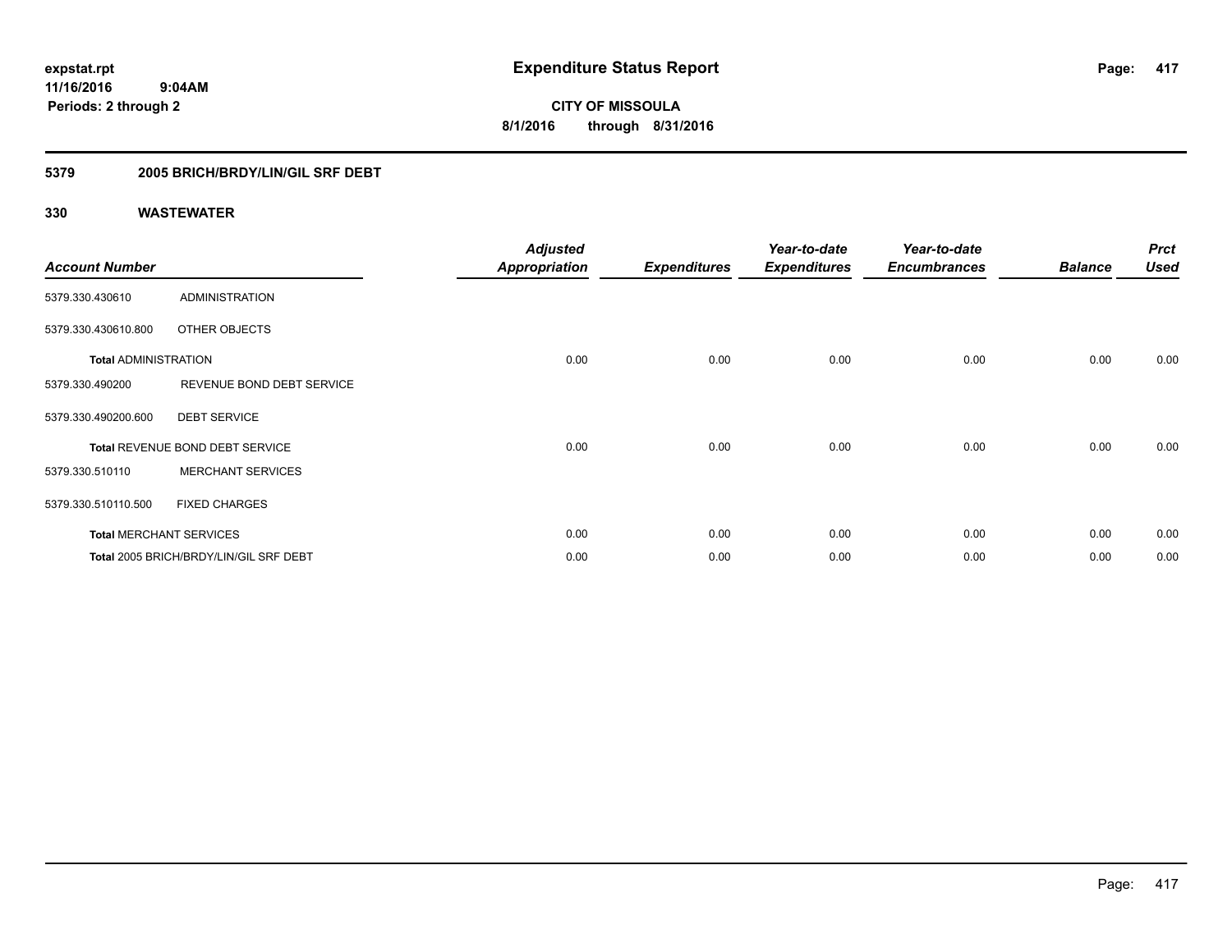**expstat.rpt**
**11/16/2016 9:04AM**
**Periods: 2 through 2**

# Expenditure Status Report

**CITY OF MISSOULA**
**8/1/2016 through 8/31/2016**

## 5379 2005 BRICH/BRDY/LIN/GIL SRF DEBT

### 330 WASTEWATER

| Account Number | | Adjusted Appropriation | Expenditures | Year-to-date Expenditures | Year-to-date Encumbrances | Balance | Prct Used |
|---|---|---|---|---|---|---|---|
| 5379.330.430610 | ADMINISTRATION | | | | | | |
| 5379.330.430610.800 | OTHER OBJECTS | | | | | | |
| **Total** ADMINISTRATION | | 0.00 | 0.00 | 0.00 | 0.00 | 0.00 | 0.00 |
| 5379.330.490200 | REVENUE BOND DEBT SERVICE | | | | | | |
| 5379.330.490200.600 | DEBT SERVICE | | | | | | |
| **Total** REVENUE BOND DEBT SERVICE | | 0.00 | 0.00 | 0.00 | 0.00 | 0.00 | 0.00 |
| 5379.330.510110 | MERCHANT SERVICES | | | | | | |
| 5379.330.510110.500 | FIXED CHARGES | | | | | | |
| **Total** MERCHANT SERVICES | | 0.00 | 0.00 | 0.00 | 0.00 | 0.00 | 0.00 |
| **Total** 2005 BRICH/BRDY/LIN/GIL SRF DEBT | | 0.00 | 0.00 | 0.00 | 0.00 | 0.00 | 0.00 |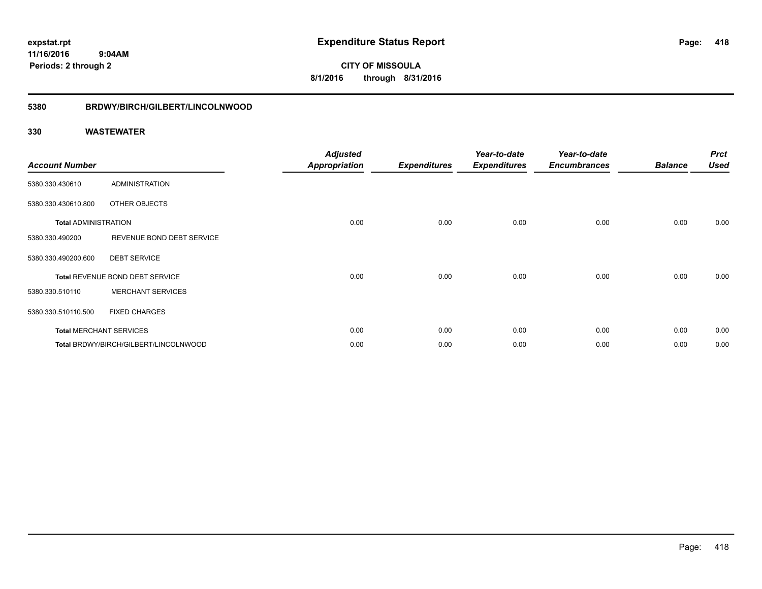# Expenditure Status Report

expstat.rpt
11/16/2016 9:04AM
Periods: 2 through 2

**CITY OF MISSOULA**
**8/1/2016 through 8/31/2016**

## 5380 BRDWY/BIRCH/GILBERT/LINCOLNWOOD

### 330 WASTEWATER

| Account Number | | Adjusted Appropriation | Expenditures | Year-to-date Expenditures | Year-to-date Encumbrances | Balance | Prct Used |
|---|---|---|---|---|---|---|---|
| 5380.330.430610 | ADMINISTRATION | | | | | | |
| 5380.330.430610.800 | OTHER OBJECTS | | | | | | |
| **Total ADMINISTRATION** | | 0.00 | 0.00 | 0.00 | 0.00 | 0.00 | 0.00 |
| 5380.330.490200 | REVENUE BOND DEBT SERVICE | | | | | | |
| 5380.330.490200.600 | DEBT SERVICE | | | | | | |
| **Total REVENUE BOND DEBT SERVICE** | | 0.00 | 0.00 | 0.00 | 0.00 | 0.00 | 0.00 |
| 5380.330.510110 | MERCHANT SERVICES | | | | | | |
| 5380.330.510110.500 | FIXED CHARGES | | | | | | |
| **Total MERCHANT SERVICES** | | 0.00 | 0.00 | 0.00 | 0.00 | 0.00 | 0.00 |
| **Total BRDWY/BIRCH/GILBERT/LINCOLNWOOD** | | 0.00 | 0.00 | 0.00 | 0.00 | 0.00 | 0.00 |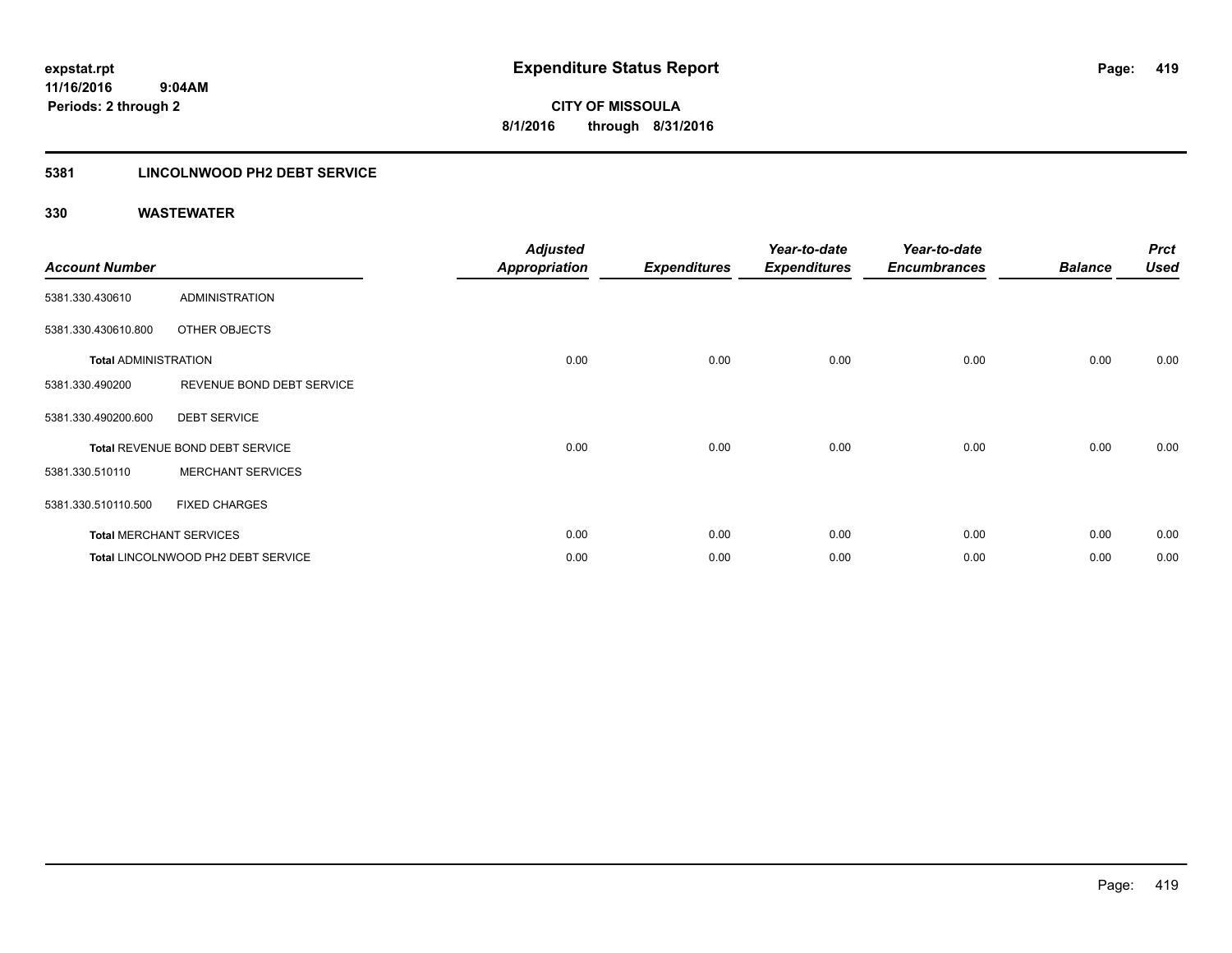# Expenditure Status Report

expstat.rpt
11/16/2016 9:04AM
Periods: 2 through 2

**CITY OF MISSOULA**
**8/1/2016 through 8/31/2016**

## 5381 LINCOLNWOOD PH2 DEBT SERVICE

### 330 WASTEWATER

| Account Number | | Adjusted Appropriation | Expenditures | Year-to-date Expenditures | Year-to-date Encumbrances | Balance | Prct Used |
|---|---|---|---|---|---|---|---|
| 5381.330.430610 | ADMINISTRATION | | | | | | |
| 5381.330.430610.800 | OTHER OBJECTS | | | | | | |
| **Total ADMINISTRATION** | | 0.00 | 0.00 | 0.00 | 0.00 | 0.00 | 0.00 |
| 5381.330.490200 | REVENUE BOND DEBT SERVICE | | | | | | |
| 5381.330.490200.600 | DEBT SERVICE | | | | | | |
| **Total** REVENUE BOND DEBT SERVICE | | 0.00 | 0.00 | 0.00 | 0.00 | 0.00 | 0.00 |
| 5381.330.510110 | MERCHANT SERVICES | | | | | | |
| 5381.330.510110.500 | FIXED CHARGES | | | | | | |
| **Total** MERCHANT SERVICES | | 0.00 | 0.00 | 0.00 | 0.00 | 0.00 | 0.00 |
| **Total** LINCOLNWOOD PH2 DEBT SERVICE | | 0.00 | 0.00 | 0.00 | 0.00 | 0.00 | 0.00 |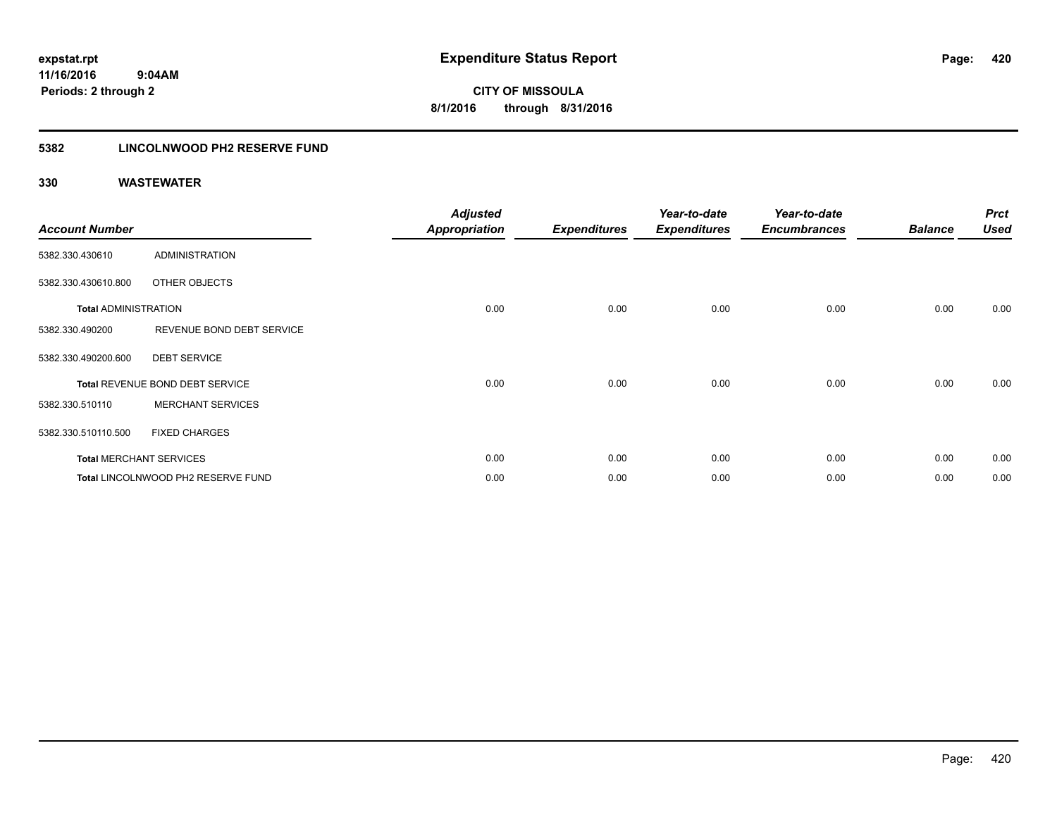# Expenditure Status Report

expstat.rpt
11/16/2016 9:04AM
Periods: 2 through 2

**CITY OF MISSOULA**
**8/1/2016 through 8/31/2016**

## 5382 LINCOLNWOOD PH2 RESERVE FUND

### 330 WASTEWATER

| Account Number | | Adjusted Appropriation | Expenditures | Year-to-date Expenditures | Year-to-date Encumbrances | Balance | Prct Used |
|---|---|---|---|---|---|---|---|
| 5382.330.430610 | ADMINISTRATION | | | | | | |
| 5382.330.430610.800 | OTHER OBJECTS | | | | | | |
| **Total** ADMINISTRATION | | 0.00 | 0.00 | 0.00 | 0.00 | 0.00 | 0.00 |
| 5382.330.490200 | REVENUE BOND DEBT SERVICE | | | | | | |
| 5382.330.490200.600 | DEBT SERVICE | | | | | | |
| **Total** REVENUE BOND DEBT SERVICE | | 0.00 | 0.00 | 0.00 | 0.00 | 0.00 | 0.00 |
| 5382.330.510110 | MERCHANT SERVICES | | | | | | |
| 5382.330.510110.500 | FIXED CHARGES | | | | | | |
| **Total** MERCHANT SERVICES | | 0.00 | 0.00 | 0.00 | 0.00 | 0.00 | 0.00 |
| **Total** LINCOLNWOOD PH2 RESERVE FUND | | 0.00 | 0.00 | 0.00 | 0.00 | 0.00 | 0.00 |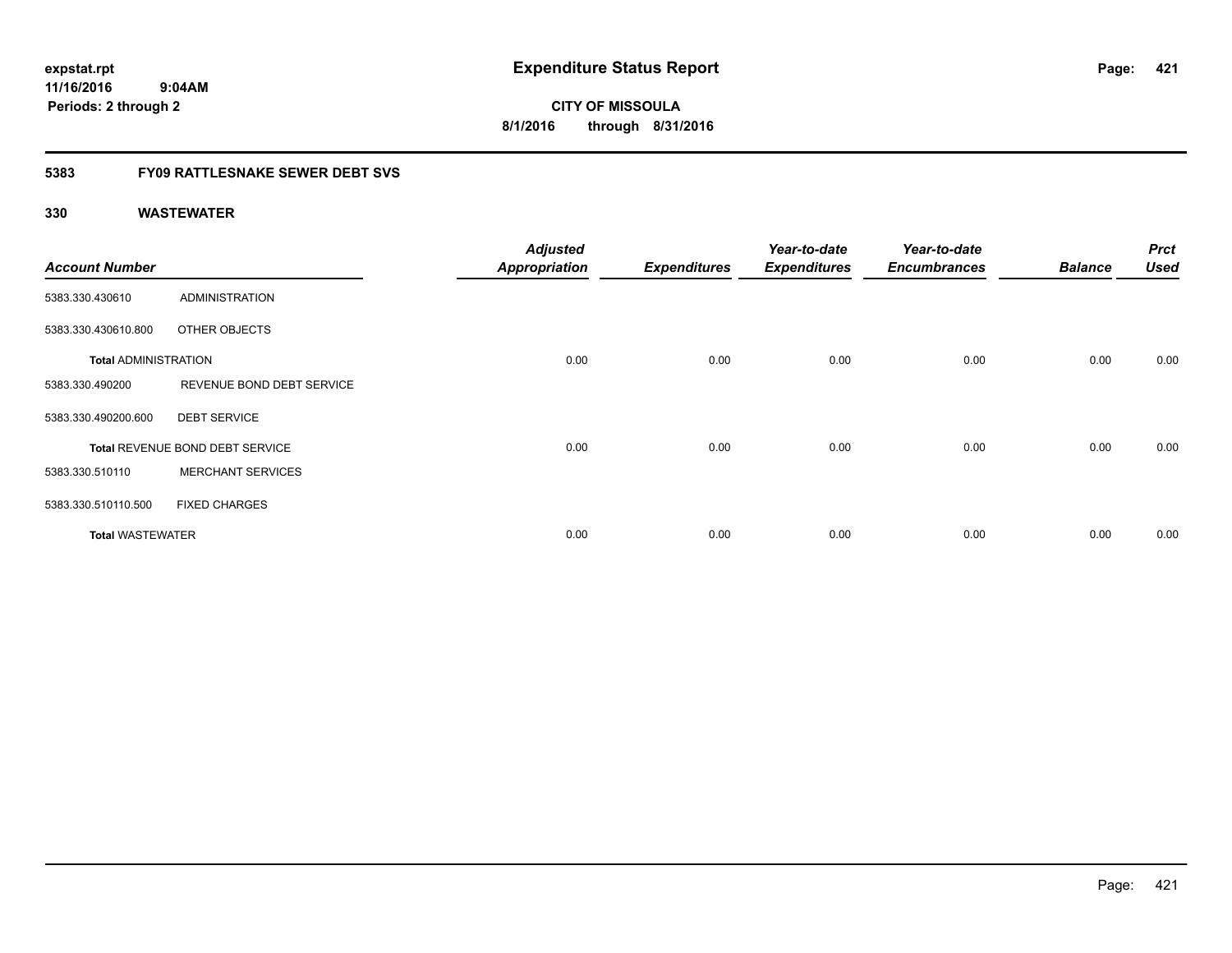**expstat.rpt**
**11/16/2016 9:04AM**
**Periods: 2 through 2**

# Expenditure Status Report

**CITY OF MISSOULA**
**8/1/2016 through 8/31/2016**

## 5383 FY09 RATTLESNAKE SEWER DEBT SVS

### 330 WASTEWATER

| Account Number | | Adjusted Appropriation | Expenditures | Year-to-date Expenditures | Year-to-date Encumbrances | Balance | Prct Used |
|---|---|---|---|---|---|---|---|
| 5383.330.430610 | ADMINISTRATION | | | | | | |
| 5383.330.430610.800 | OTHER OBJECTS | | | | | | |
| **Total** ADMINISTRATION | | 0.00 | 0.00 | 0.00 | 0.00 | 0.00 | 0.00 |
| 5383.330.490200 | REVENUE BOND DEBT SERVICE | | | | | | |
| 5383.330.490200.600 | DEBT SERVICE | | | | | | |
| **Total** REVENUE BOND DEBT SERVICE | | 0.00 | 0.00 | 0.00 | 0.00 | 0.00 | 0.00 |
| 5383.330.510110 | MERCHANT SERVICES | | | | | | |
| 5383.330.510110.500 | FIXED CHARGES | | | | | | |
| **Total** WASTEWATER | | 0.00 | 0.00 | 0.00 | 0.00 | 0.00 | 0.00 |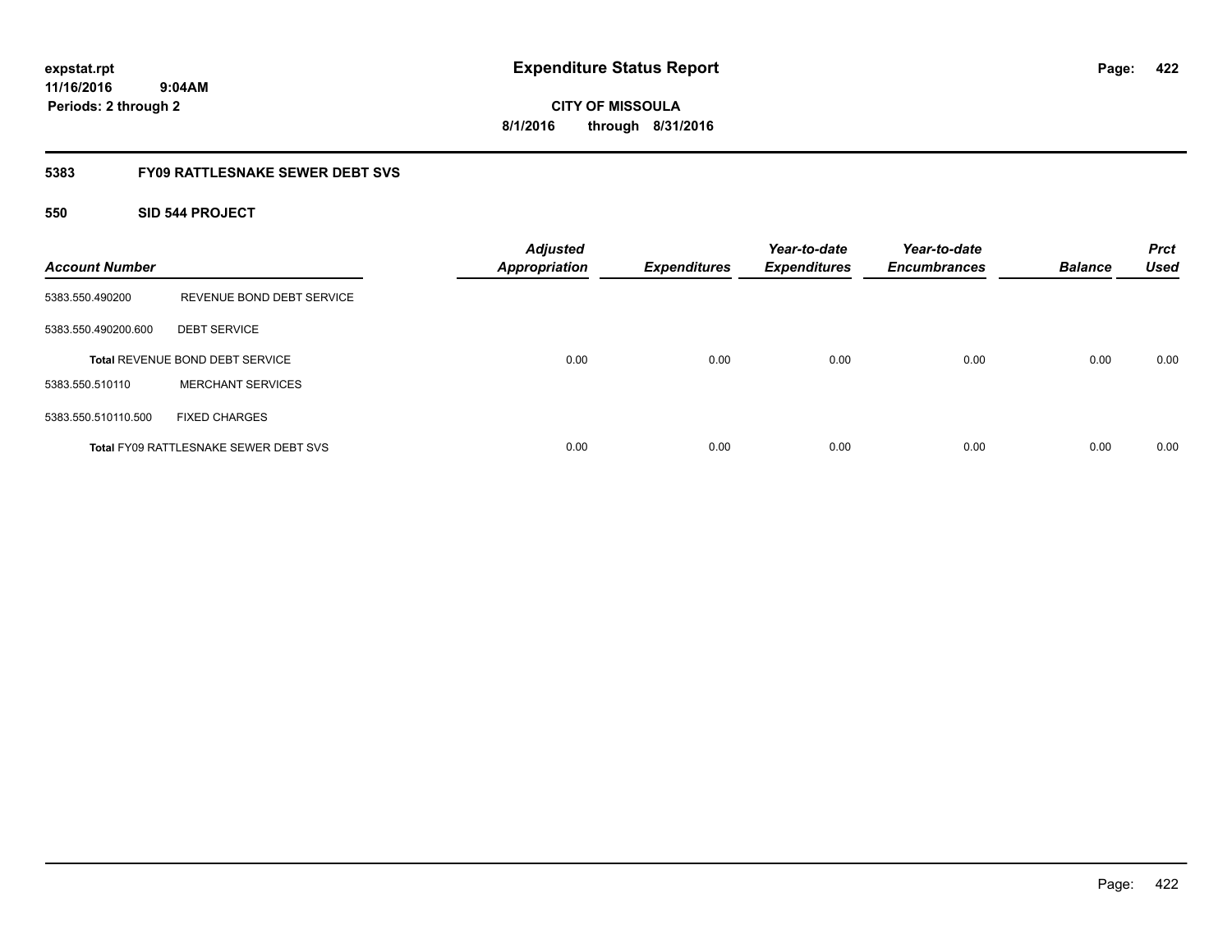**expstat.rpt**
**11/16/2016 9:04AM**
**Periods: 2 through 2**

# Expenditure Status Report

**CITY OF MISSOULA**
**8/1/2016 through 8/31/2016**

## 5383 FY09 RATTLESNAKE SEWER DEBT SVS

### 550 SID 544 PROJECT

| Account Number | | Adjusted Appropriation | Expenditures | Year-to-date Expenditures | Year-to-date Encumbrances | Balance | Prct Used |
|---|---|---|---|---|---|---|---|
| 5383.550.490200 | REVENUE BOND DEBT SERVICE | | | | | | |
| 5383.550.490200.600 | DEBT SERVICE | | | | | | |
| **Total** REVENUE BOND DEBT SERVICE | | 0.00 | 0.00 | 0.00 | 0.00 | 0.00 | 0.00 |
| 5383.550.510110 | MERCHANT SERVICES | | | | | | |
| 5383.550.510110.500 | FIXED CHARGES | | | | | | |
| **Total** FY09 RATTLESNAKE SEWER DEBT SVS | | 0.00 | 0.00 | 0.00 | 0.00 | 0.00 | 0.00 |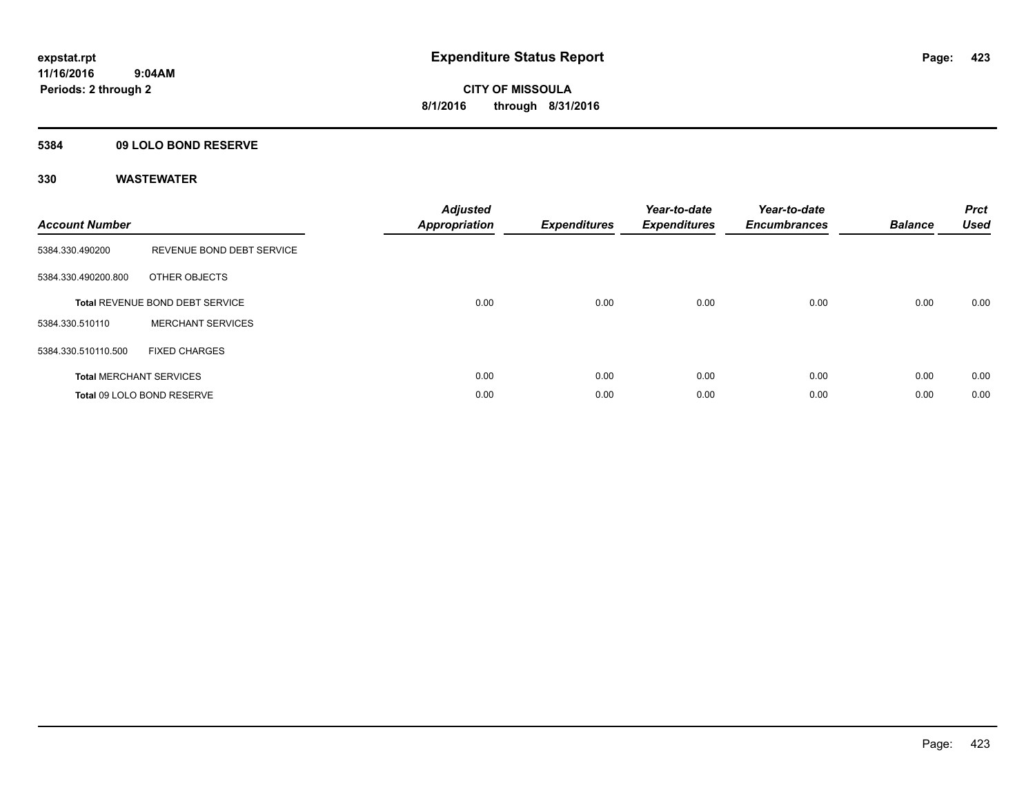# Expenditure Status Report

expstat.rpt
11/16/2016 9:04AM
Periods: 2 through 2

**CITY OF MISSOULA**
**8/1/2016 through 8/31/2016**

## 5384 09 LOLO BOND RESERVE

### 330 WASTEWATER

| Account Number | | Adjusted Appropriation | Expenditures | Year-to-date Expenditures | Year-to-date Encumbrances | Balance | Prct Used |
|---|---|---|---|---|---|---|---|
| 5384.330.490200 | REVENUE BOND DEBT SERVICE | | | | | | |
| 5384.330.490200.800 | OTHER OBJECTS | | | | | | |
| **Total** REVENUE BOND DEBT SERVICE | | 0.00 | 0.00 | 0.00 | 0.00 | 0.00 | 0.00 |
| 5384.330.510110 | MERCHANT SERVICES | | | | | | |
| 5384.330.510110.500 | FIXED CHARGES | | | | | | |
| **Total** MERCHANT SERVICES | | 0.00 | 0.00 | 0.00 | 0.00 | 0.00 | 0.00 |
| **Total** 09 LOLO BOND RESERVE | | 0.00 | 0.00 | 0.00 | 0.00 | 0.00 | 0.00 |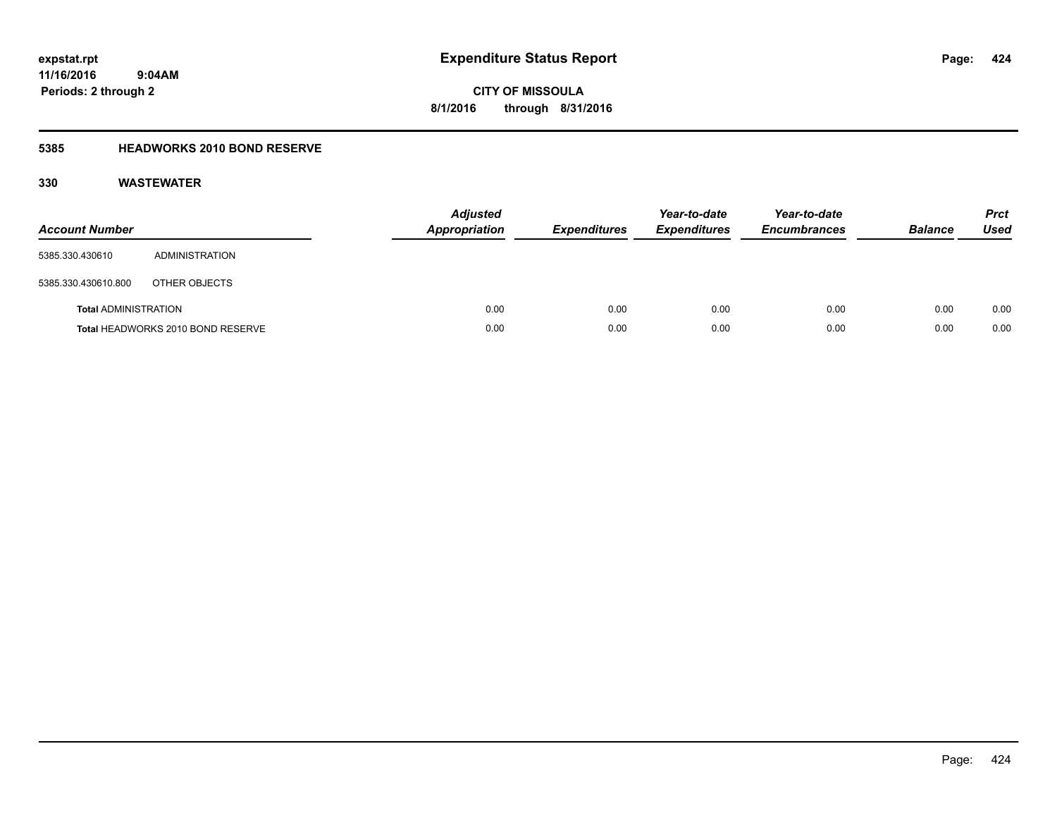# Expenditure Status Report

expstat.rpt
11/16/2016 9:04AM
Periods: 2 through 2

CITY OF MISSOULA
8/1/2016 through 8/31/2016

## 5385 HEADWORKS 2010 BOND RESERVE

### 330 WASTEWATER

| Account Number | | Adjusted Appropriation | Expenditures | Year-to-date Expenditures | Year-to-date Encumbrances | Balance | Prct Used |
|---|---|---|---|---|---|---|---|
| 5385.330.430610 | ADMINISTRATION | | | | | | |
| 5385.330.430610.800 | OTHER OBJECTS | | | | | | |
| **Total** ADMINISTRATION | | 0.00 | 0.00 | 0.00 | 0.00 | 0.00 | 0.00 |
| **Total** HEADWORKS 2010 BOND RESERVE | | 0.00 | 0.00 | 0.00 | 0.00 | 0.00 | 0.00 |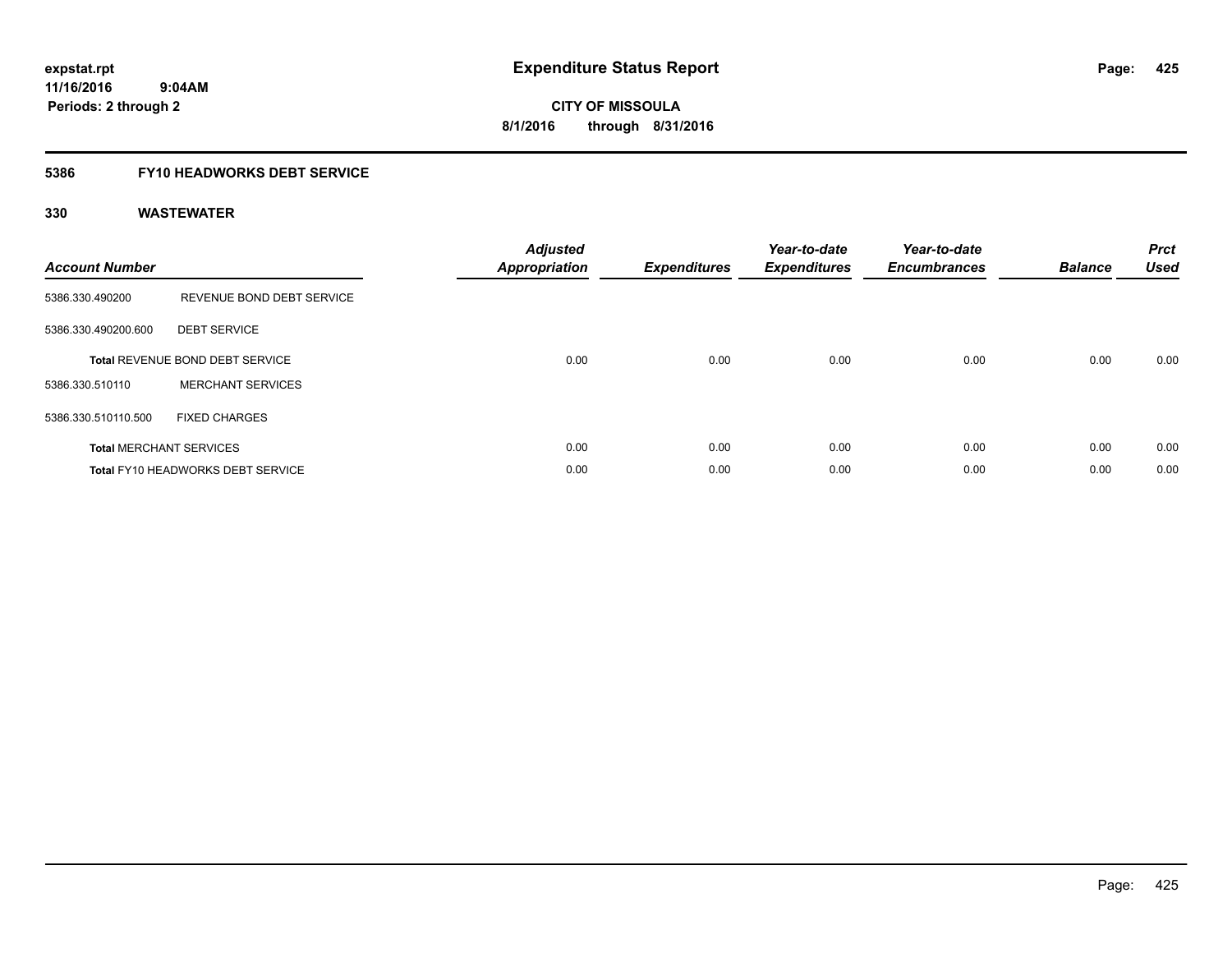# Expenditure Status Report

expstat.rpt
11/16/2016 9:04AM
Periods: 2 through 2

**CITY OF MISSOULA**
**8/1/2016 through 8/31/2016**

## 5386 FY10 HEADWORKS DEBT SERVICE

### 330 WASTEWATER

| Account Number | | Adjusted Appropriation | Expenditures | Year-to-date Expenditures | Year-to-date Encumbrances | Balance | Prct Used |
|---|---|---|---|---|---|---|---|
| 5386.330.490200 | REVENUE BOND DEBT SERVICE | | | | | | |
| 5386.330.490200.600 | DEBT SERVICE | | | | | | |
| **Total** REVENUE BOND DEBT SERVICE | | 0.00 | 0.00 | 0.00 | 0.00 | 0.00 | 0.00 |
| 5386.330.510110 | MERCHANT SERVICES | | | | | | |
| 5386.330.510110.500 | FIXED CHARGES | | | | | | |
| **Total** MERCHANT SERVICES | | 0.00 | 0.00 | 0.00 | 0.00 | 0.00 | 0.00 |
| **Total** FY10 HEADWORKS DEBT SERVICE | | 0.00 | 0.00 | 0.00 | 0.00 | 0.00 | 0.00 |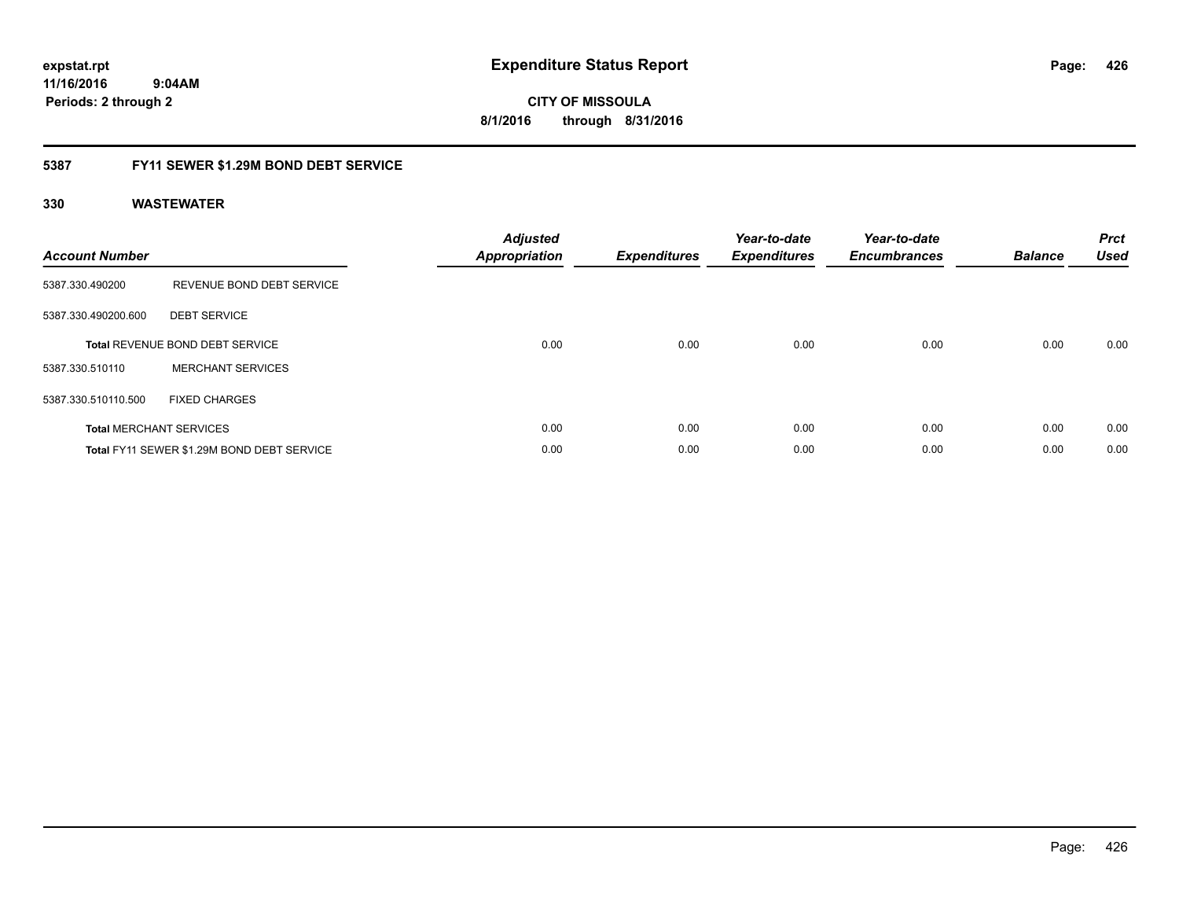expstat.rpt
11/16/2016 9:04AM
Periods: 2 through 2

# Expenditure Status Report

CITY OF MISSOULA
8/1/2016 through 8/31/2016

## 5387 FY11 SEWER $1.29M BOND DEBT SERVICE

### 330 WASTEWATER

| Account Number | | Adjusted Appropriation | Expenditures | Year-to-date Expenditures | Year-to-date Encumbrances | Balance | Prct Used |
|---|---|---|---|---|---|---|---|
| 5387.330.490200 | REVENUE BOND DEBT SERVICE | | | | | | |
| 5387.330.490200.600 | DEBT SERVICE | | | | | | |
| **Total** REVENUE BOND DEBT SERVICE | | 0.00 | 0.00 | 0.00 | 0.00 | 0.00 | 0.00 |
| 5387.330.510110 | MERCHANT SERVICES | | | | | | |
| 5387.330.510110.500 | FIXED CHARGES | | | | | | |
| **Total** MERCHANT SERVICES | | 0.00 | 0.00 | 0.00 | 0.00 | 0.00 | 0.00 |
| **Total** FY11 SEWER $1.29M BOND DEBT SERVICE | | 0.00 | 0.00 | 0.00 | 0.00 | 0.00 | 0.00 |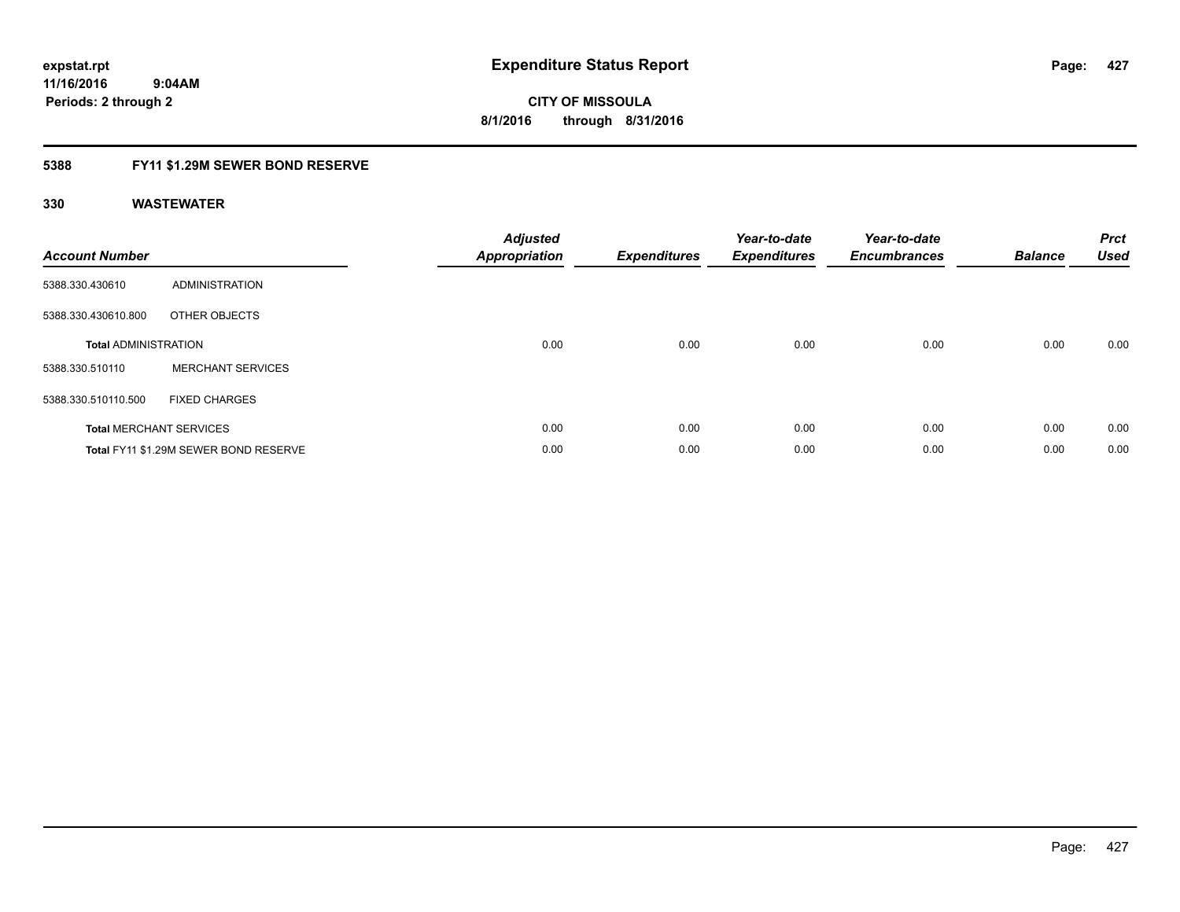**expstat.rpt**
**11/16/2016 9:04AM**
**Periods: 2 through 2**

# Expenditure Status Report

**CITY OF MISSOULA**
**8/1/2016 through 8/31/2016**

## 5388 FY11 $1.29M SEWER BOND RESERVE

### 330 WASTEWATER

| Account Number | | Adjusted Appropriation | Expenditures | Year-to-date Expenditures | Year-to-date Encumbrances | Balance | Prct Used |
|---|---|---|---|---|---|---|---|
| 5388.330.430610 | ADMINISTRATION | | | | | | |
| 5388.330.430610.800 | OTHER OBJECTS | | | | | | |
| **Total** ADMINISTRATION | | 0.00 | 0.00 | 0.00 | 0.00 | 0.00 | 0.00 |
| 5388.330.510110 | MERCHANT SERVICES | | | | | | |
| 5388.330.510110.500 | FIXED CHARGES | | | | | | |
| **Total** MERCHANT SERVICES | | 0.00 | 0.00 | 0.00 | 0.00 | 0.00 | 0.00 |
| **Total** FY11 $1.29M SEWER BOND RESERVE | | 0.00 | 0.00 | 0.00 | 0.00 | 0.00 | 0.00 |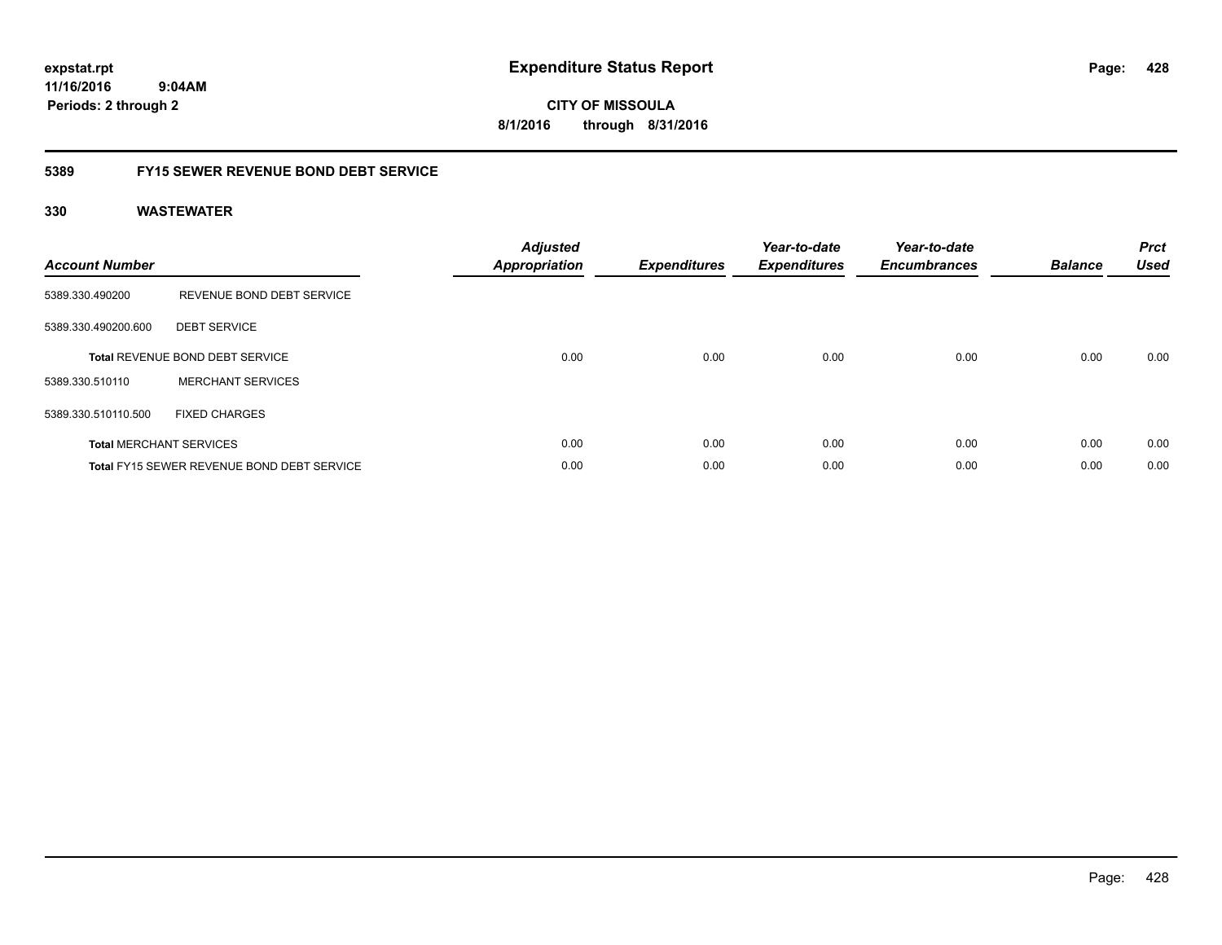# Expenditure Status Report

expstat.rpt
11/16/2016 9:04AM
Periods: 2 through 2

CITY OF MISSOULA
8/1/2016 through 8/31/2016

## 5389 FY15 SEWER REVENUE BOND DEBT SERVICE

### 330 WASTEWATER

| Account Number | | Adjusted Appropriation | Expenditures | Year-to-date Expenditures | Year-to-date Encumbrances | Balance | Prct Used |
|---|---|---|---|---|---|---|---|
| 5389.330.490200 | REVENUE BOND DEBT SERVICE | | | | | | |
| 5389.330.490200.600 | DEBT SERVICE | | | | | | |
| **Total** REVENUE BOND DEBT SERVICE | | 0.00 | 0.00 | 0.00 | 0.00 | 0.00 | 0.00 |
| 5389.330.510110 | MERCHANT SERVICES | | | | | | |
| 5389.330.510110.500 | FIXED CHARGES | | | | | | |
| **Total** MERCHANT SERVICES | | 0.00 | 0.00 | 0.00 | 0.00 | 0.00 | 0.00 |
| **Total** FY15 SEWER REVENUE BOND DEBT SERVICE | | 0.00 | 0.00 | 0.00 | 0.00 | 0.00 | 0.00 |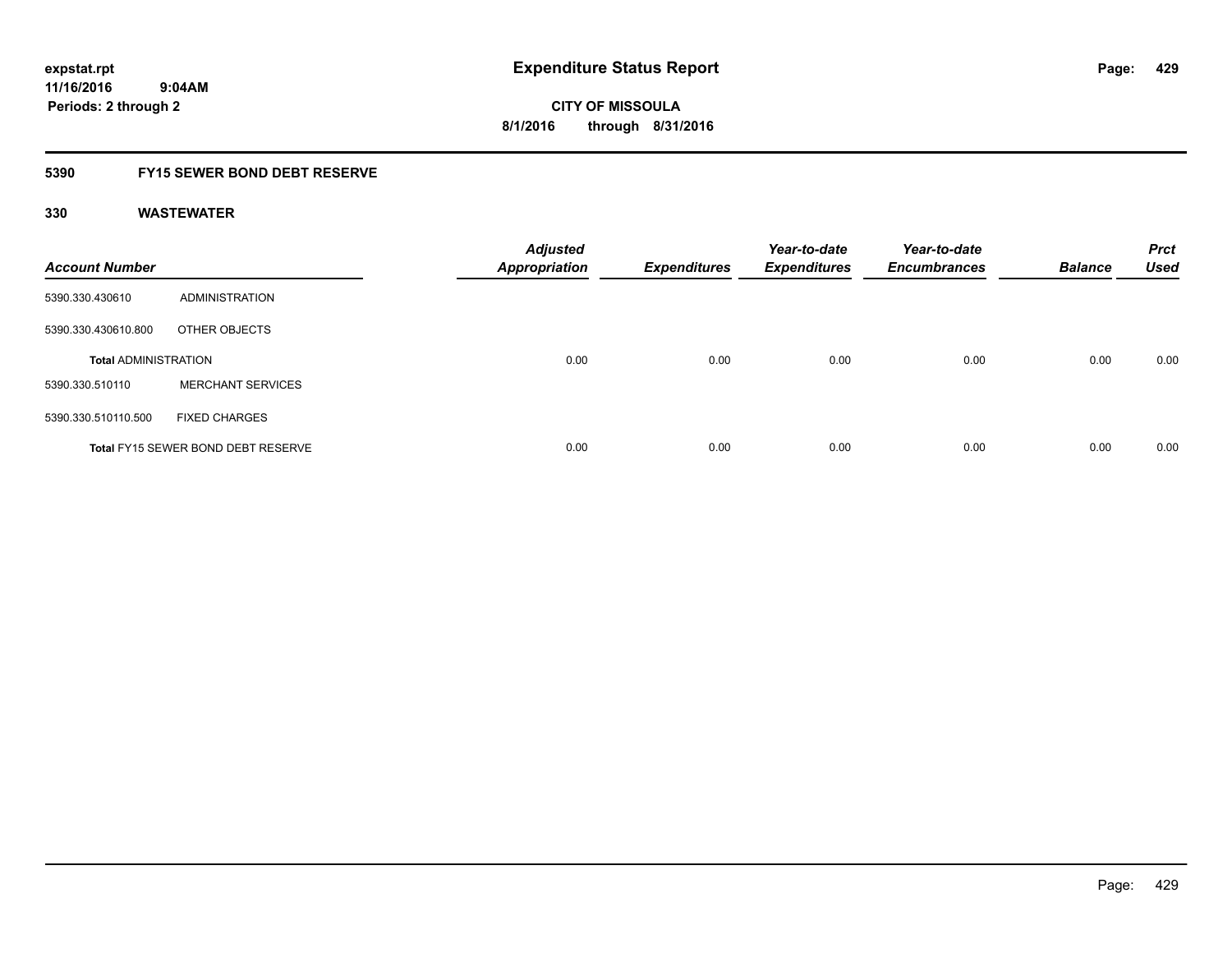# Expenditure Status Report

expstat.rpt
11/16/2016 9:04AM
Periods: 2 through 2

**CITY OF MISSOULA**
**8/1/2016 through 8/31/2016**

## 5390 FY15 SEWER BOND DEBT RESERVE

### 330 WASTEWATER

| Account Number | | Adjusted Appropriation | Expenditures | Year-to-date Expenditures | Year-to-date Encumbrances | Balance | Prct Used |
|---|---|---|---|---|---|---|---|
| 5390.330.430610 | ADMINISTRATION | | | | | | |
| 5390.330.430610.800 | OTHER OBJECTS | | | | | | |
| **Total ADMINISTRATION** | | 0.00 | 0.00 | 0.00 | 0.00 | 0.00 | 0.00 |
| 5390.330.510110 | MERCHANT SERVICES | | | | | | |
| 5390.330.510110.500 | FIXED CHARGES | | | | | | |
| **Total FY15 SEWER BOND DEBT RESERVE** | | 0.00 | 0.00 | 0.00 | 0.00 | 0.00 | 0.00 |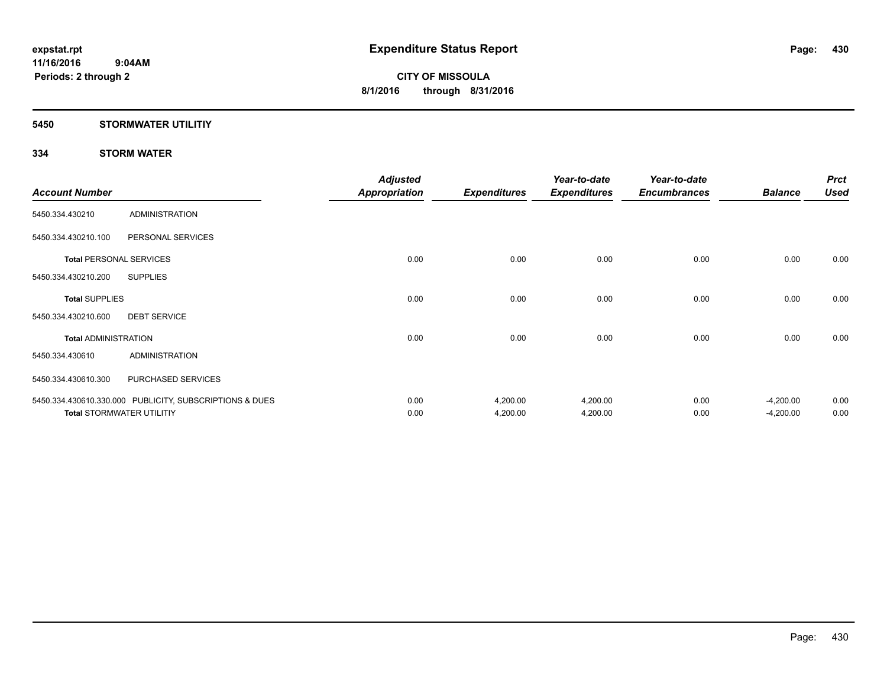**expstat.rpt**
**11/16/2016 9:04AM**
**Periods: 2 through 2**

# Expenditure Status Report

**CITY OF MISSOULA**
**8/1/2016 through 8/31/2016**

## 5450 STORMWATER UTILITIY

### 334 STORM WATER

| Account Number | | Adjusted Appropriation | Expenditures | Year-to-date Expenditures | Year-to-date Encumbrances | Balance | Prct Used |
|---|---|---|---|---|---|---|---|
| 5450.334.430210 | ADMINISTRATION | | | | | | |
| 5450.334.430210.100 | PERSONAL SERVICES | | | | | | |
| **Total** PERSONAL SERVICES | | 0.00 | 0.00 | 0.00 | 0.00 | 0.00 | 0.00 |
| 5450.334.430210.200 | SUPPLIES | | | | | | |
| **Total** SUPPLIES | | 0.00 | 0.00 | 0.00 | 0.00 | 0.00 | 0.00 |
| 5450.334.430210.600 | DEBT SERVICE | | | | | | |
| **Total** ADMINISTRATION | | 0.00 | 0.00 | 0.00 | 0.00 | 0.00 | 0.00 |
| 5450.334.430610 | ADMINISTRATION | | | | | | |
| 5450.334.430610.300 | PURCHASED SERVICES | | | | | | |
| 5450.334.430610.330.000 | PUBLICITY, SUBSCRIPTIONS & DUES | 0.00 | 4,200.00 | 4,200.00 | 0.00 | -4,200.00 | 0.00 |
| **Total** STORMWATER UTILITIY | | 0.00 | 4,200.00 | 4,200.00 | 0.00 | -4,200.00 | 0.00 |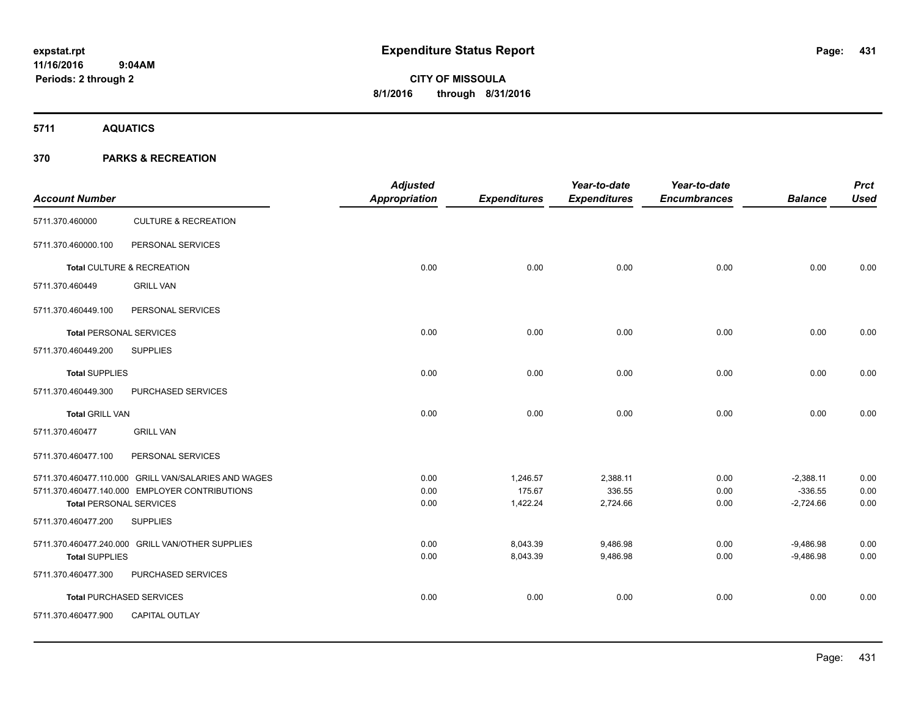# Expenditure Status Report

**CITY OF MISSOULA**

**8/1/2016 through 8/31/2016**

expstat.rpt
11/16/2016 9:04AM
Periods: 2 through 2

## 5711 AQUATICS

## 370 PARKS & RECREATION

| Account Number | | Adjusted Appropriation | Expenditures | Year-to-date Expenditures | Year-to-date Encumbrances | Balance | Prct Used |
|---|---|---|---|---|---|---|---|
| 5711.370.460000 | CULTURE & RECREATION | | | | | | |
| 5711.370.460000.100 | PERSONAL SERVICES | | | | | | |
| **Total** CULTURE & RECREATION | | 0.00 | 0.00 | 0.00 | 0.00 | 0.00 | 0.00 |
| 5711.370.460449 | GRILL VAN | | | | | | |
| 5711.370.460449.100 | PERSONAL SERVICES | | | | | | |
| **Total** PERSONAL SERVICES | | 0.00 | 0.00 | 0.00 | 0.00 | 0.00 | 0.00 |
| 5711.370.460449.200 | SUPPLIES | | | | | | |
| **Total** SUPPLIES | | 0.00 | 0.00 | 0.00 | 0.00 | 0.00 | 0.00 |
| 5711.370.460449.300 | PURCHASED SERVICES | | | | | | |
| **Total** GRILL VAN | | 0.00 | 0.00 | 0.00 | 0.00 | 0.00 | 0.00 |
| 5711.370.460477 | GRILL VAN | | | | | | |
| 5711.370.460477.100 | PERSONAL SERVICES | | | | | | |
| 5711.370.460477.110.000 | GRILL VAN/SALARIES AND WAGES | 0.00 | 1,246.57 | 2,388.11 | 0.00 | -2,388.11 | 0.00 |
| 5711.370.460477.140.000 | EMPLOYER CONTRIBUTIONS | 0.00 | 175.67 | 336.55 | 0.00 | -336.55 | 0.00 |
| **Total** PERSONAL SERVICES | | 0.00 | 1,422.24 | 2,724.66 | 0.00 | -2,724.66 | 0.00 |
| 5711.370.460477.200 | SUPPLIES | | | | | | |
| 5711.370.460477.240.000 | GRILL VAN/OTHER SUPPLIES | 0.00 | 8,043.39 | 9,486.98 | 0.00 | -9,486.98 | 0.00 |
| **Total** SUPPLIES | | 0.00 | 8,043.39 | 9,486.98 | 0.00 | -9,486.98 | 0.00 |
| 5711.370.460477.300 | PURCHASED SERVICES | | | | | | |
| **Total** PURCHASED SERVICES | | 0.00 | 0.00 | 0.00 | 0.00 | 0.00 | 0.00 |
| 5711.370.460477.900 | CAPITAL OUTLAY | | | | | | |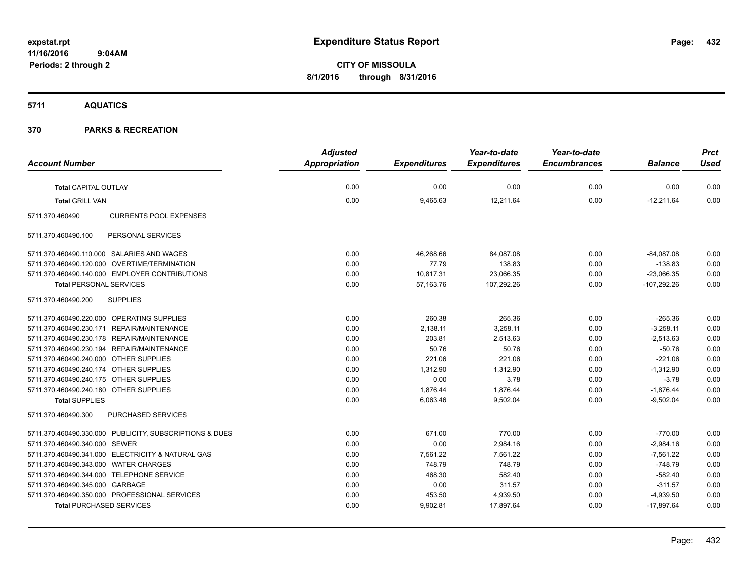**Expenditure Status Report**

**CITY OF MISSOULA**
**8/1/2016 through 8/31/2016**

expstat.rpt
11/16/2016 9:04AM
Periods: 2 through 2

**5711 AQUATICS**

**370 PARKS & RECREATION**

| Account Number | | Adjusted Appropriation | Expenditures | Year-to-date Expenditures | Year-to-date Encumbrances | Balance | Prct Used |
|---|---|---|---|---|---|---|---|
| **Total** CAPITAL OUTLAY | | 0.00 | 0.00 | 0.00 | 0.00 | 0.00 | 0.00 |
| **Total** GRILL VAN | | 0.00 | 9,465.63 | 12,211.64 | 0.00 | -12,211.64 | 0.00 |
| 5711.370.460490 | CURRENTS POOL EXPENSES | | | | | | |
| 5711.370.460490.100 | PERSONAL SERVICES | | | | | | |
| 5711.370.460490.110.000 | SALARIES AND WAGES | 0.00 | 46,268.66 | 84,087.08 | 0.00 | -84,087.08 | 0.00 |
| 5711.370.460490.120.000 | OVERTIME/TERMINATION | 0.00 | 77.79 | 138.83 | 0.00 | -138.83 | 0.00 |
| 5711.370.460490.140.000 | EMPLOYER CONTRIBUTIONS | 0.00 | 10,817.31 | 23,066.35 | 0.00 | -23,066.35 | 0.00 |
| **Total** PERSONAL SERVICES | | 0.00 | 57,163.76 | 107,292.26 | 0.00 | -107,292.26 | 0.00 |
| 5711.370.460490.200 | SUPPLIES | | | | | | |
| 5711.370.460490.220.000 | OPERATING SUPPLIES | 0.00 | 260.38 | 265.36 | 0.00 | -265.36 | 0.00 |
| 5711.370.460490.230.171 | REPAIR/MAINTENANCE | 0.00 | 2,138.11 | 3,258.11 | 0.00 | -3,258.11 | 0.00 |
| 5711.370.460490.230.178 | REPAIR/MAINTENANCE | 0.00 | 203.81 | 2,513.63 | 0.00 | -2,513.63 | 0.00 |
| 5711.370.460490.230.194 | REPAIR/MAINTENANCE | 0.00 | 50.76 | 50.76 | 0.00 | -50.76 | 0.00 |
| 5711.370.460490.240.000 | OTHER SUPPLIES | 0.00 | 221.06 | 221.06 | 0.00 | -221.06 | 0.00 |
| 5711.370.460490.240.174 | OTHER SUPPLIES | 0.00 | 1,312.90 | 1,312.90 | 0.00 | -1,312.90 | 0.00 |
| 5711.370.460490.240.175 | OTHER SUPPLIES | 0.00 | 0.00 | 3.78 | 0.00 | -3.78 | 0.00 |
| 5711.370.460490.240.180 | OTHER SUPPLIES | 0.00 | 1,876.44 | 1,876.44 | 0.00 | -1,876.44 | 0.00 |
| **Total** SUPPLIES | | 0.00 | 6,063.46 | 9,502.04 | 0.00 | -9,502.04 | 0.00 |
| 5711.370.460490.300 | PURCHASED SERVICES | | | | | | |
| 5711.370.460490.330.000 | PUBLICITY, SUBSCRIPTIONS & DUES | 0.00 | 671.00 | 770.00 | 0.00 | -770.00 | 0.00 |
| 5711.370.460490.340.000 | SEWER | 0.00 | 0.00 | 2,984.16 | 0.00 | -2,984.16 | 0.00 |
| 5711.370.460490.341.000 | ELECTRICITY & NATURAL GAS | 0.00 | 7,561.22 | 7,561.22 | 0.00 | -7,561.22 | 0.00 |
| 5711.370.460490.343.000 | WATER CHARGES | 0.00 | 748.79 | 748.79 | 0.00 | -748.79 | 0.00 |
| 5711.370.460490.344.000 | TELEPHONE SERVICE | 0.00 | 468.30 | 582.40 | 0.00 | -582.40 | 0.00 |
| 5711.370.460490.345.000 | GARBAGE | 0.00 | 0.00 | 311.57 | 0.00 | -311.57 | 0.00 |
| 5711.370.460490.350.000 | PROFESSIONAL SERVICES | 0.00 | 453.50 | 4,939.50 | 0.00 | -4,939.50 | 0.00 |
| **Total** PURCHASED SERVICES | | 0.00 | 9,902.81 | 17,897.64 | 0.00 | -17,897.64 | 0.00 |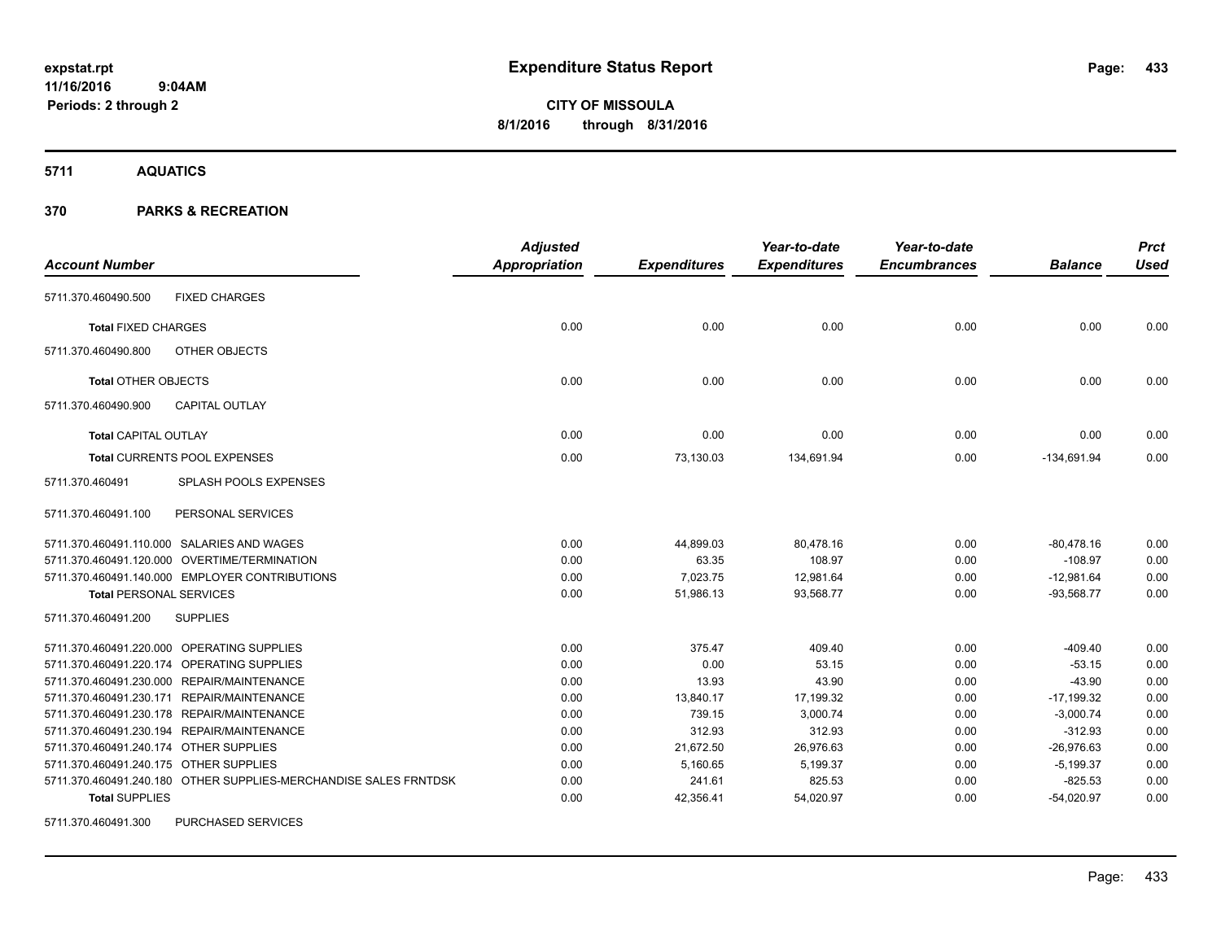**expstat.rpt**
**11/16/2016 9:04AM**
**Periods: 2 through 2**

# Expenditure Status Report

**CITY OF MISSOULA**
**8/1/2016 through 8/31/2016**

## 5711 AQUATICS

## 370 PARKS & RECREATION

| Account Number | | Adjusted Appropriation | Expenditures | Year-to-date Expenditures | Year-to-date Encumbrances | Balance | Prct Used |
|---|---|---|---|---|---|---|---|
| 5711.370.460490.500 | FIXED CHARGES | | | | | | |
| **Total** FIXED CHARGES | | 0.00 | 0.00 | 0.00 | 0.00 | 0.00 | 0.00 |
| 5711.370.460490.800 | OTHER OBJECTS | | | | | | |
| **Total** OTHER OBJECTS | | 0.00 | 0.00 | 0.00 | 0.00 | 0.00 | 0.00 |
| 5711.370.460490.900 | CAPITAL OUTLAY | | | | | | |
| **Total** CAPITAL OUTLAY | | 0.00 | 0.00 | 0.00 | 0.00 | 0.00 | 0.00 |
| **Total** CURRENTS POOL EXPENSES | | 0.00 | 73,130.03 | 134,691.94 | 0.00 | -134,691.94 | 0.00 |
| 5711.370.460491 | SPLASH POOLS EXPENSES | | | | | | |
| 5711.370.460491.100 | PERSONAL SERVICES | | | | | | |
| 5711.370.460491.110.000 | SALARIES AND WAGES | 0.00 | 44,899.03 | 80,478.16 | 0.00 | -80,478.16 | 0.00 |
| 5711.370.460491.120.000 | OVERTIME/TERMINATION | 0.00 | 63.35 | 108.97 | 0.00 | -108.97 | 0.00 |
| 5711.370.460491.140.000 | EMPLOYER CONTRIBUTIONS | 0.00 | 7,023.75 | 12,981.64 | 0.00 | -12,981.64 | 0.00 |
| **Total** PERSONAL SERVICES | | 0.00 | 51,986.13 | 93,568.77 | 0.00 | -93,568.77 | 0.00 |
| 5711.370.460491.200 | SUPPLIES | | | | | | |
| 5711.370.460491.220.000 | OPERATING SUPPLIES | 0.00 | 375.47 | 409.40 | 0.00 | -409.40 | 0.00 |
| 5711.370.460491.220.174 | OPERATING SUPPLIES | 0.00 | 0.00 | 53.15 | 0.00 | -53.15 | 0.00 |
| 5711.370.460491.230.000 | REPAIR/MAINTENANCE | 0.00 | 13.93 | 43.90 | 0.00 | -43.90 | 0.00 |
| 5711.370.460491.230.171 | REPAIR/MAINTENANCE | 0.00 | 13,840.17 | 17,199.32 | 0.00 | -17,199.32 | 0.00 |
| 5711.370.460491.230.178 | REPAIR/MAINTENANCE | 0.00 | 739.15 | 3,000.74 | 0.00 | -3,000.74 | 0.00 |
| 5711.370.460491.230.194 | REPAIR/MAINTENANCE | 0.00 | 312.93 | 312.93 | 0.00 | -312.93 | 0.00 |
| 5711.370.460491.240.174 | OTHER SUPPLIES | 0.00 | 21,672.50 | 26,976.63 | 0.00 | -26,976.63 | 0.00 |
| 5711.370.460491.240.175 | OTHER SUPPLIES | 0.00 | 5,160.65 | 5,199.37 | 0.00 | -5,199.37 | 0.00 |
| 5711.370.460491.240.180 | OTHER SUPPLIES-MERCHANDISE SALES FRNTDSK | 0.00 | 241.61 | 825.53 | 0.00 | -825.53 | 0.00 |
| **Total** SUPPLIES | | 0.00 | 42,356.41 | 54,020.97 | 0.00 | -54,020.97 | 0.00 |
| 5711.370.460491.300 | PURCHASED SERVICES | | | | | | |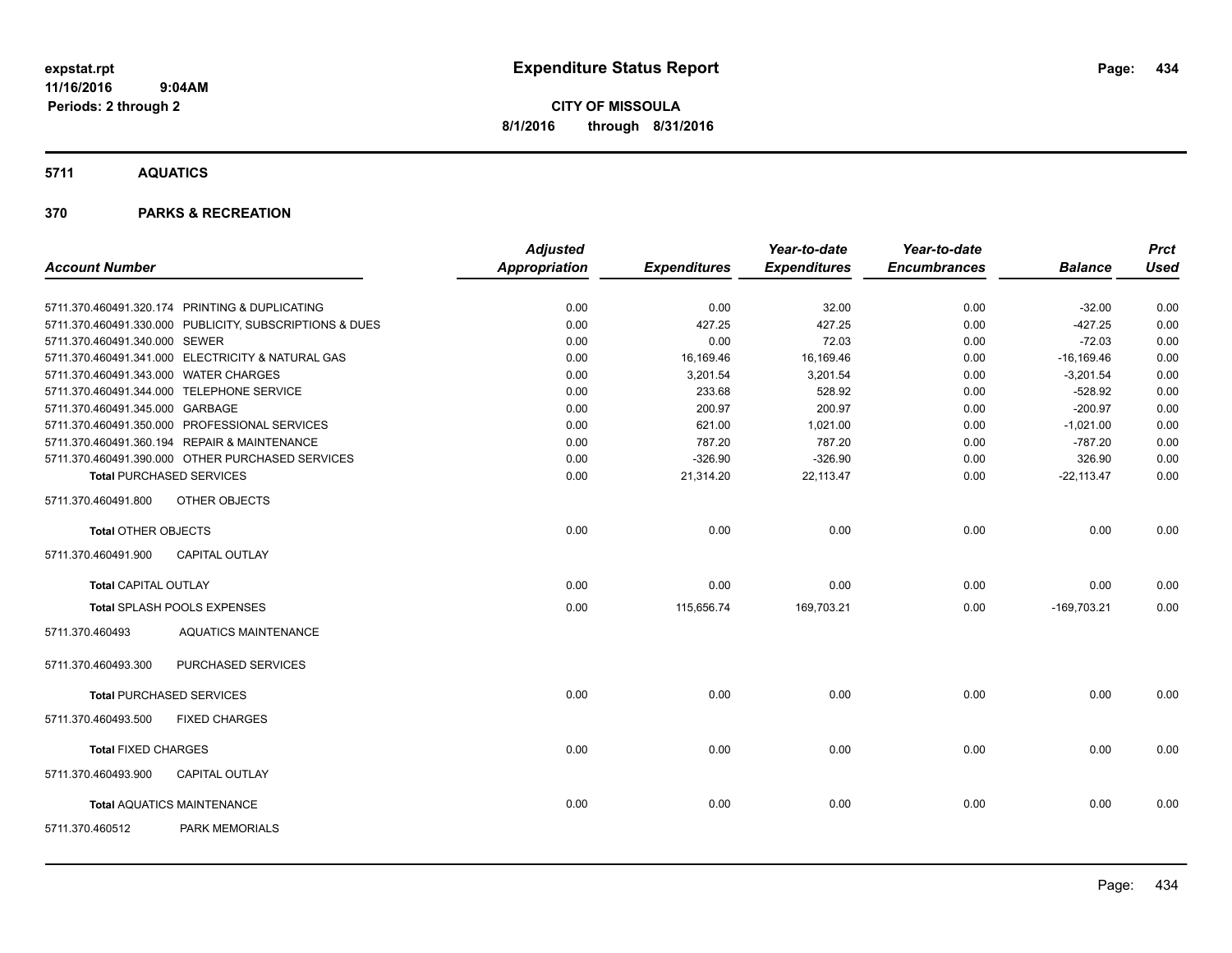**expstat.rpt**
**11/16/2016 9:04AM**
**Periods: 2 through 2**

# Expenditure Status Report

**CITY OF MISSOULA**
**8/1/2016 through 8/31/2016**

## 5711 AQUATICS

## 370 PARKS & RECREATION

| Account Number | Adjusted Appropriation | Expenditures | Year-to-date Expenditures | Year-to-date Encumbrances | Balance | Prct Used |
|---|---|---|---|---|---|---|
| 5711.370.460491.320.174 PRINTING & DUPLICATING | 0.00 | 0.00 | 32.00 | 0.00 | -32.00 | 0.00 |
| 5711.370.460491.330.000 PUBLICITY, SUBSCRIPTIONS & DUES | 0.00 | 427.25 | 427.25 | 0.00 | -427.25 | 0.00 |
| 5711.370.460491.340.000 SEWER | 0.00 | 0.00 | 72.03 | 0.00 | -72.03 | 0.00 |
| 5711.370.460491.341.000 ELECTRICITY & NATURAL GAS | 0.00 | 16,169.46 | 16,169.46 | 0.00 | -16,169.46 | 0.00 |
| 5711.370.460491.343.000 WATER CHARGES | 0.00 | 3,201.54 | 3,201.54 | 0.00 | -3,201.54 | 0.00 |
| 5711.370.460491.344.000 TELEPHONE SERVICE | 0.00 | 233.68 | 528.92 | 0.00 | -528.92 | 0.00 |
| 5711.370.460491.345.000 GARBAGE | 0.00 | 200.97 | 200.97 | 0.00 | -200.97 | 0.00 |
| 5711.370.460491.350.000 PROFESSIONAL SERVICES | 0.00 | 621.00 | 1,021.00 | 0.00 | -1,021.00 | 0.00 |
| 5711.370.460491.360.194 REPAIR & MAINTENANCE | 0.00 | 787.20 | 787.20 | 0.00 | -787.20 | 0.00 |
| 5711.370.460491.390.000 OTHER PURCHASED SERVICES | 0.00 | -326.90 | -326.90 | 0.00 | 326.90 | 0.00 |
| **Total PURCHASED SERVICES** | 0.00 | 21,314.20 | 22,113.47 | 0.00 | -22,113.47 | 0.00 |
| 5711.370.460491.800 OTHER OBJECTS | | | | | | |
| **Total OTHER OBJECTS** | 0.00 | 0.00 | 0.00 | 0.00 | 0.00 | 0.00 |
| 5711.370.460491.900 CAPITAL OUTLAY | | | | | | |
| **Total CAPITAL OUTLAY** | 0.00 | 0.00 | 0.00 | 0.00 | 0.00 | 0.00 |
| **Total SPLASH POOLS EXPENSES** | 0.00 | 115,656.74 | 169,703.21 | 0.00 | -169,703.21 | 0.00 |
| 5711.370.460493 AQUATICS MAINTENANCE | | | | | | |
| 5711.370.460493.300 PURCHASED SERVICES | | | | | | |
| **Total PURCHASED SERVICES** | 0.00 | 0.00 | 0.00 | 0.00 | 0.00 | 0.00 |
| 5711.370.460493.500 FIXED CHARGES | | | | | | |
| **Total FIXED CHARGES** | 0.00 | 0.00 | 0.00 | 0.00 | 0.00 | 0.00 |
| 5711.370.460493.900 CAPITAL OUTLAY | | | | | | |
| **Total AQUATICS MAINTENANCE** | 0.00 | 0.00 | 0.00 | 0.00 | 0.00 | 0.00 |
| 5711.370.460512 PARK MEMORIALS | | | | | | |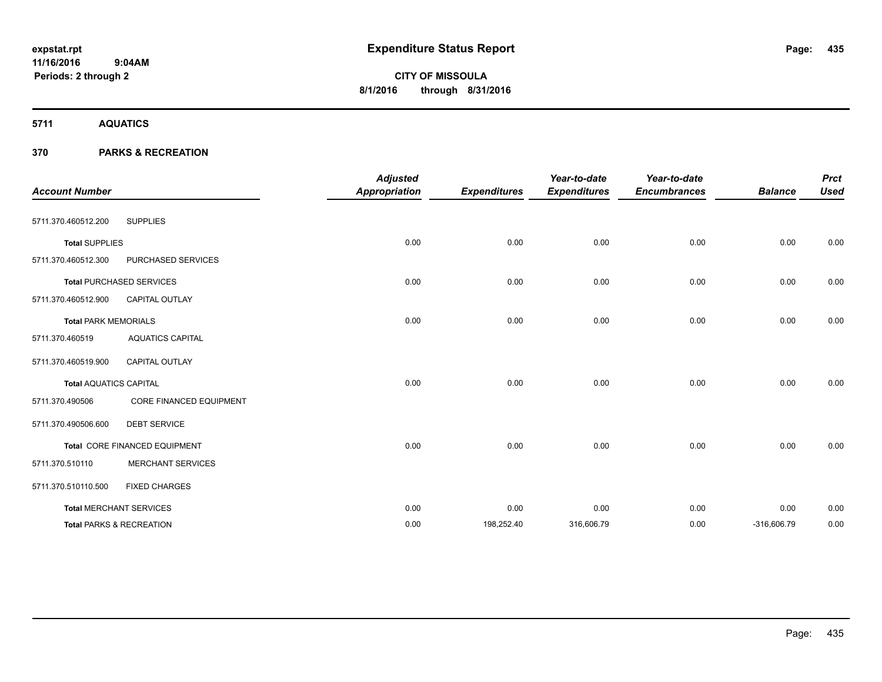# Expenditure Status Report

expstat.rpt
11/16/2016 9:04AM
Periods: 2 through 2

**CITY OF MISSOULA**
**8/1/2016 through 8/31/2016**

## 5711 AQUATICS

## 370 PARKS & RECREATION

| Account Number | | Adjusted Appropriation | Expenditures | Year-to-date Expenditures | Year-to-date Encumbrances | Balance | Prct Used |
|---|---|---|---|---|---|---|---|
| 5711.370.460512.200 | SUPPLIES | | | | | | |
| **Total** SUPPLIES | | 0.00 | 0.00 | 0.00 | 0.00 | 0.00 | 0.00 |
| 5711.370.460512.300 | PURCHASED SERVICES | | | | | | |
| **Total** PURCHASED SERVICES | | 0.00 | 0.00 | 0.00 | 0.00 | 0.00 | 0.00 |
| 5711.370.460512.900 | CAPITAL OUTLAY | | | | | | |
| **Total** PARK MEMORIALS | | 0.00 | 0.00 | 0.00 | 0.00 | 0.00 | 0.00 |
| 5711.370.460519 | AQUATICS CAPITAL | | | | | | |
| 5711.370.460519.900 | CAPITAL OUTLAY | | | | | | |
| **Total** AQUATICS CAPITAL | | 0.00 | 0.00 | 0.00 | 0.00 | 0.00 | 0.00 |
| 5711.370.490506 | CORE FINANCED EQUIPMENT | | | | | | |
| 5711.370.490506.600 | DEBT SERVICE | | | | | | |
| **Total** CORE FINANCED EQUIPMENT | | 0.00 | 0.00 | 0.00 | 0.00 | 0.00 | 0.00 |
| 5711.370.510110 | MERCHANT SERVICES | | | | | | |
| 5711.370.510110.500 | FIXED CHARGES | | | | | | |
| **Total** MERCHANT SERVICES | | 0.00 | 0.00 | 0.00 | 0.00 | 0.00 | 0.00 |
| **Total** PARKS & RECREATION | | 0.00 | 198,252.40 | 316,606.79 | 0.00 | -316,606.79 | 0.00 |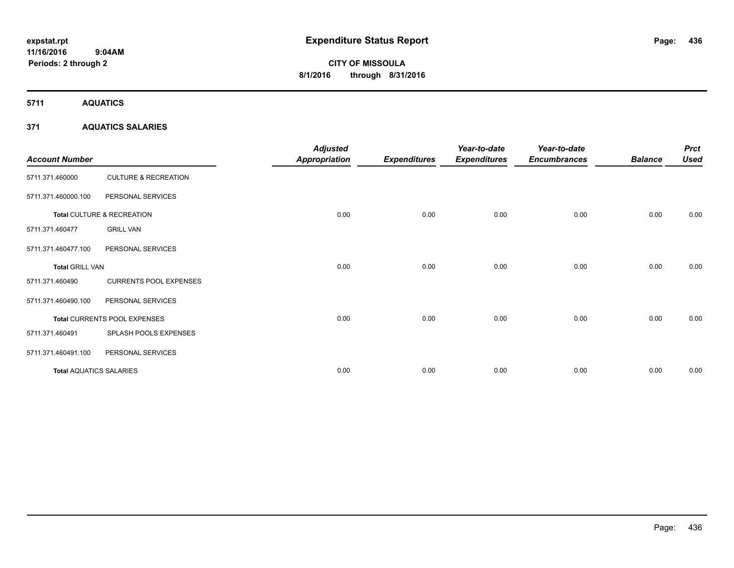**expstat.rpt**
**11/16/2016 9:04AM**
**Periods: 2 through 2**

# Expenditure Status Report

**CITY OF MISSOULA**
**8/1/2016 through 8/31/2016**

## 5711 AQUATICS

### 371 AQUATICS SALARIES

| Account Number | | Adjusted Appropriation | Expenditures | Year-to-date Expenditures | Year-to-date Encumbrances | Balance | Prct Used |
|---|---|---|---|---|---|---|---|
| 5711.371.460000 | CULTURE & RECREATION | | | | | | |
| 5711.371.460000.100 | PERSONAL SERVICES | | | | | | |
| **Total** CULTURE & RECREATION | | 0.00 | 0.00 | 0.00 | 0.00 | 0.00 | 0.00 |
| 5711.371.460477 | GRILL VAN | | | | | | |
| 5711.371.460477.100 | PERSONAL SERVICES | | | | | | |
| **Total** GRILL VAN | | 0.00 | 0.00 | 0.00 | 0.00 | 0.00 | 0.00 |
| 5711.371.460490 | CURRENTS POOL EXPENSES | | | | | | |
| 5711.371.460490.100 | PERSONAL SERVICES | | | | | | |
| **Total** CURRENTS POOL EXPENSES | | 0.00 | 0.00 | 0.00 | 0.00 | 0.00 | 0.00 |
| 5711.371.460491 | SPLASH POOLS EXPENSES | | | | | | |
| 5711.371.460491.100 | PERSONAL SERVICES | | | | | | |
| **Total** AQUATICS SALARIES | | 0.00 | 0.00 | 0.00 | 0.00 | 0.00 | 0.00 |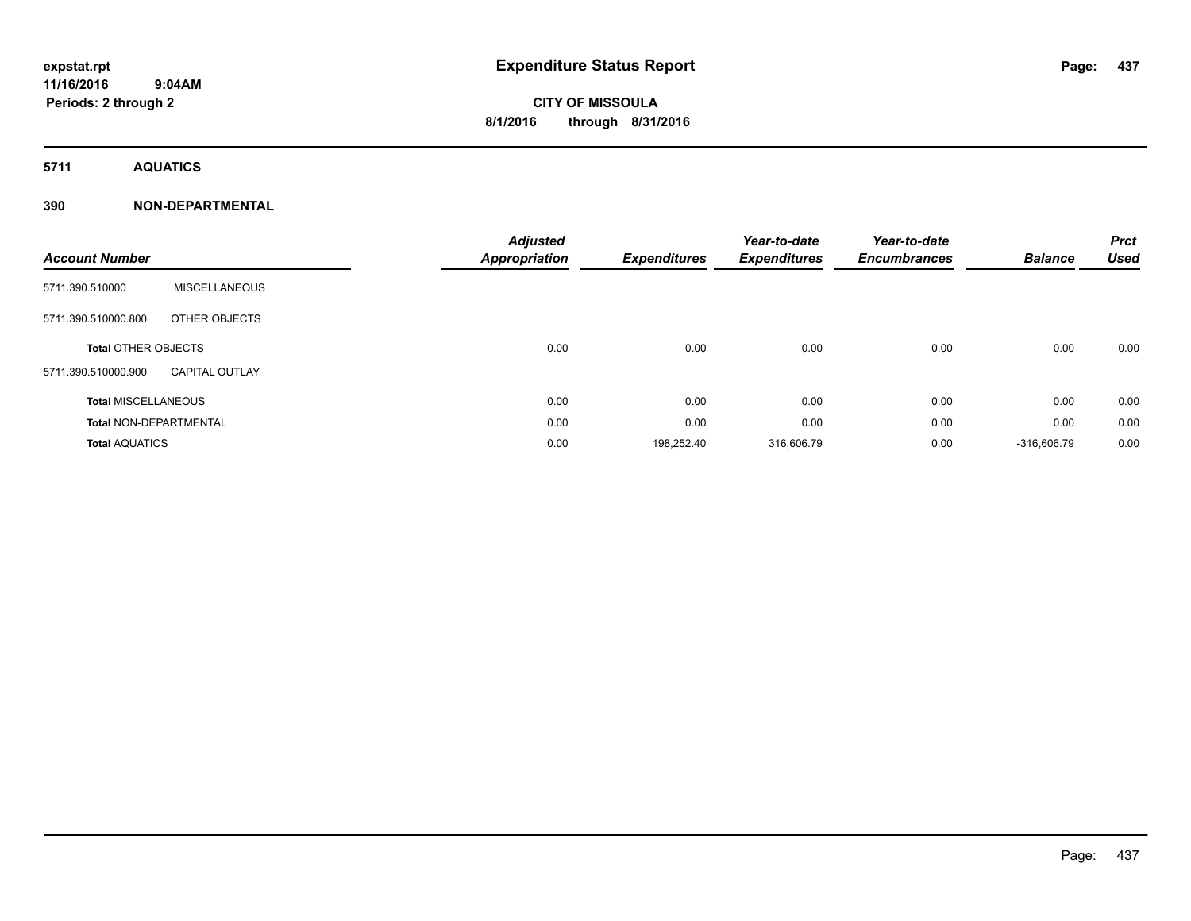expstat.rpt
11/16/2016 9:04AM
Periods: 2 through 2

# Expenditure Status Report

CITY OF MISSOULA
8/1/2016 through 8/31/2016

## 5711 AQUATICS

### 390 NON-DEPARTMENTAL

| Account Number | | Adjusted Appropriation | Expenditures | Year-to-date Expenditures | Year-to-date Encumbrances | Balance | Prct Used |
|---|---|---|---|---|---|---|---|
| 5711.390.510000 | MISCELLANEOUS | | | | | | |
| 5711.390.510000.800 | OTHER OBJECTS | | | | | | |
| **Total** OTHER OBJECTS | | 0.00 | 0.00 | 0.00 | 0.00 | 0.00 | 0.00 |
| 5711.390.510000.900 | CAPITAL OUTLAY | | | | | | |
| **Total** MISCELLANEOUS | | 0.00 | 0.00 | 0.00 | 0.00 | 0.00 | 0.00 |
| **Total** NON-DEPARTMENTAL | | 0.00 | 0.00 | 0.00 | 0.00 | 0.00 | 0.00 |
| **Total** AQUATICS | | 0.00 | 198,252.40 | 316,606.79 | 0.00 | -316,606.79 | 0.00 |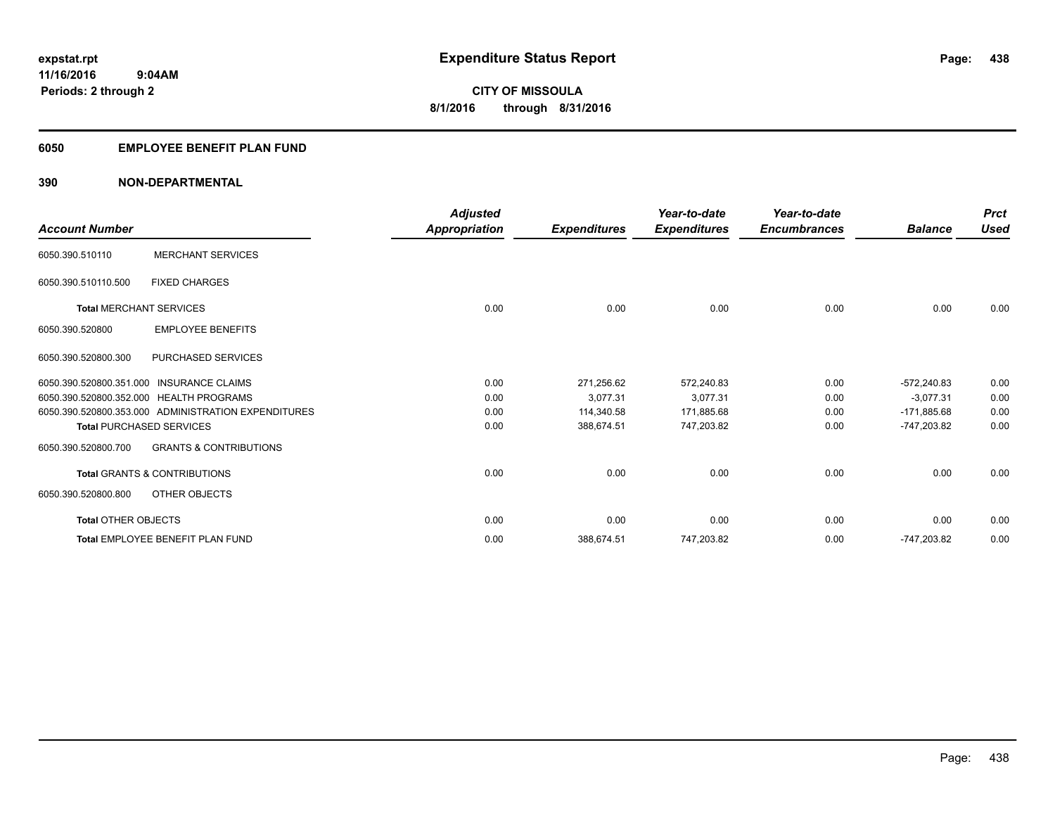expstat.rpt
11/16/2016 9:04AM
Periods: 2 through 2

# Expenditure Status Report

CITY OF MISSOULA
8/1/2016 through 8/31/2016

## 6050 EMPLOYEE BENEFIT PLAN FUND

## 390 NON-DEPARTMENTAL

| Account Number | | Adjusted Appropriation | Expenditures | Year-to-date Expenditures | Year-to-date Encumbrances | Balance | Prct Used |
|---|---|---|---|---|---|---|---|
| 6050.390.510110 | MERCHANT SERVICES | | | | | | |
| 6050.390.510110.500 | FIXED CHARGES | | | | | | |
| **Total** MERCHANT SERVICES | | 0.00 | 0.00 | 0.00 | 0.00 | 0.00 | 0.00 |
| 6050.390.520800 | EMPLOYEE BENEFITS | | | | | | |
| 6050.390.520800.300 | PURCHASED SERVICES | | | | | | |
| 6050.390.520800.351.000 | INSURANCE CLAIMS | 0.00 | 271,256.62 | 572,240.83 | 0.00 | -572,240.83 | 0.00 |
| 6050.390.520800.352.000 | HEALTH PROGRAMS | 0.00 | 3,077.31 | 3,077.31 | 0.00 | -3,077.31 | 0.00 |
| 6050.390.520800.353.000 | ADMINISTRATION EXPENDITURES | 0.00 | 114,340.58 | 171,885.68 | 0.00 | -171,885.68 | 0.00 |
| **Total** PURCHASED SERVICES | | 0.00 | 388,674.51 | 747,203.82 | 0.00 | -747,203.82 | 0.00 |
| 6050.390.520800.700 | GRANTS & CONTRIBUTIONS | | | | | | |
| **Total** GRANTS & CONTRIBUTIONS | | 0.00 | 0.00 | 0.00 | 0.00 | 0.00 | 0.00 |
| 6050.390.520800.800 | OTHER OBJECTS | | | | | | |
| **Total** OTHER OBJECTS | | 0.00 | 0.00 | 0.00 | 0.00 | 0.00 | 0.00 |
| **Total** EMPLOYEE BENEFIT PLAN FUND | | 0.00 | 388,674.51 | 747,203.82 | 0.00 | -747,203.82 | 0.00 |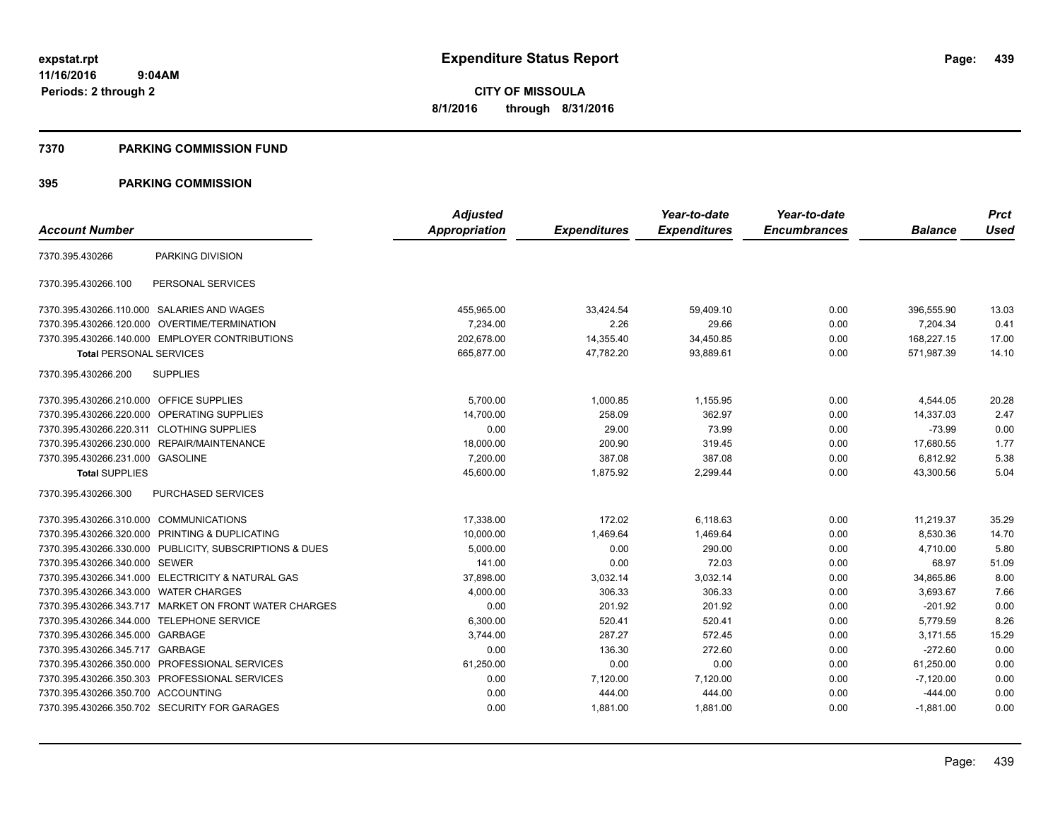**expstat.rpt**
**11/16/2016 9:04AM**
**Periods: 2 through 2**

# Expenditure Status Report

**CITY OF MISSOULA**
**8/1/2016 through 8/31/2016**

## 7370 PARKING COMMISSION FUND

## 395 PARKING COMMISSION

| Account Number | | Adjusted Appropriation | Expenditures | Year-to-date Expenditures | Year-to-date Encumbrances | Balance | Prct Used |
|---|---|---|---|---|---|---|---|
| 7370.395.430266 | PARKING DIVISION | | | | | | |
| 7370.395.430266.100 | PERSONAL SERVICES | | | | | | |
| 7370.395.430266.110.000 | SALARIES AND WAGES | 455,965.00 | 33,424.54 | 59,409.10 | 0.00 | 396,555.90 | 13.03 |
| 7370.395.430266.120.000 | OVERTIME/TERMINATION | 7,234.00 | 2.26 | 29.66 | 0.00 | 7,204.34 | 0.41 |
| 7370.395.430266.140.000 | EMPLOYER CONTRIBUTIONS | 202,678.00 | 14,355.40 | 34,450.85 | 0.00 | 168,227.15 | 17.00 |
| **Total** PERSONAL SERVICES | | 665,877.00 | 47,782.20 | 93,889.61 | 0.00 | 571,987.39 | 14.10 |
| 7370.395.430266.200 | SUPPLIES | | | | | | |
| 7370.395.430266.210.000 | OFFICE SUPPLIES | 5,700.00 | 1,000.85 | 1,155.95 | 0.00 | 4,544.05 | 20.28 |
| 7370.395.430266.220.000 | OPERATING SUPPLIES | 14,700.00 | 258.09 | 362.97 | 0.00 | 14,337.03 | 2.47 |
| 7370.395.430266.220.311 | CLOTHING SUPPLIES | 0.00 | 29.00 | 73.99 | 0.00 | -73.99 | 0.00 |
| 7370.395.430266.230.000 | REPAIR/MAINTENANCE | 18,000.00 | 200.90 | 319.45 | 0.00 | 17,680.55 | 1.77 |
| 7370.395.430266.231.000 | GASOLINE | 7,200.00 | 387.08 | 387.08 | 0.00 | 6,812.92 | 5.38 |
| **Total** SUPPLIES | | 45,600.00 | 1,875.92 | 2,299.44 | 0.00 | 43,300.56 | 5.04 |
| 7370.395.430266.300 | PURCHASED SERVICES | | | | | | |
| 7370.395.430266.310.000 | COMMUNICATIONS | 17,338.00 | 172.02 | 6,118.63 | 0.00 | 11,219.37 | 35.29 |
| 7370.395.430266.320.000 | PRINTING & DUPLICATING | 10,000.00 | 1,469.64 | 1,469.64 | 0.00 | 8,530.36 | 14.70 |
| 7370.395.430266.330.000 | PUBLICITY, SUBSCRIPTIONS & DUES | 5,000.00 | 0.00 | 290.00 | 0.00 | 4,710.00 | 5.80 |
| 7370.395.430266.340.000 | SEWER | 141.00 | 0.00 | 72.03 | 0.00 | 68.97 | 51.09 |
| 7370.395.430266.341.000 | ELECTRICITY & NATURAL GAS | 37,898.00 | 3,032.14 | 3,032.14 | 0.00 | 34,865.86 | 8.00 |
| 7370.395.430266.343.000 | WATER CHARGES | 4,000.00 | 306.33 | 306.33 | 0.00 | 3,693.67 | 7.66 |
| 7370.395.430266.343.717 | MARKET ON FRONT WATER CHARGES | 0.00 | 201.92 | 201.92 | 0.00 | -201.92 | 0.00 |
| 7370.395.430266.344.000 | TELEPHONE SERVICE | 6,300.00 | 520.41 | 520.41 | 0.00 | 5,779.59 | 8.26 |
| 7370.395.430266.345.000 | GARBAGE | 3,744.00 | 287.27 | 572.45 | 0.00 | 3,171.55 | 15.29 |
| 7370.395.430266.345.717 | GARBAGE | 0.00 | 136.30 | 272.60 | 0.00 | -272.60 | 0.00 |
| 7370.395.430266.350.000 | PROFESSIONAL SERVICES | 61,250.00 | 0.00 | 0.00 | 0.00 | 61,250.00 | 0.00 |
| 7370.395.430266.350.303 | PROFESSIONAL SERVICES | 0.00 | 7,120.00 | 7,120.00 | 0.00 | -7,120.00 | 0.00 |
| 7370.395.430266.350.700 | ACCOUNTING | 0.00 | 444.00 | 444.00 | 0.00 | -444.00 | 0.00 |
| 7370.395.430266.350.702 | SECURITY FOR GARAGES | 0.00 | 1,881.00 | 1,881.00 | 0.00 | -1,881.00 | 0.00 |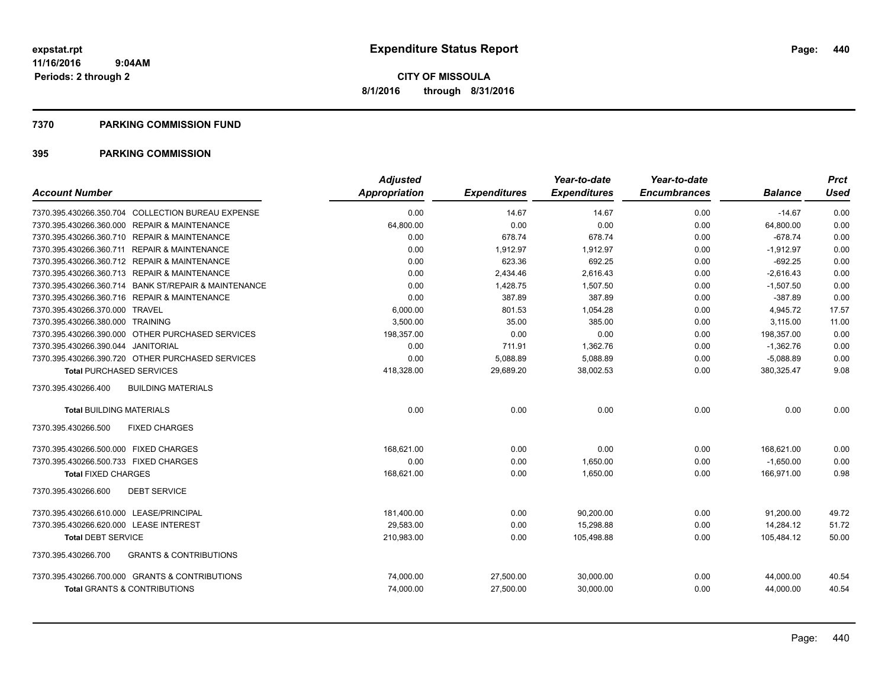# Expenditure Status Report

**CITY OF MISSOULA**
**8/1/2016 through 8/31/2016**

expstat.rpt
11/16/2016 9:04AM
Periods: 2 through 2

## 7370 PARKING COMMISSION FUND

### 395 PARKING COMMISSION

| Account Number | Adjusted Appropriation | Expenditures | Year-to-date Expenditures | Year-to-date Encumbrances | Balance | Prct Used |
|---|---|---|---|---|---|---|
| 7370.395.430266.350.704 COLLECTION BUREAU EXPENSE | 0.00 | 14.67 | 14.67 | 0.00 | -14.67 | 0.00 |
| 7370.395.430266.360.000 REPAIR & MAINTENANCE | 64,800.00 | 0.00 | 0.00 | 0.00 | 64,800.00 | 0.00 |
| 7370.395.430266.360.710 REPAIR & MAINTENANCE | 0.00 | 678.74 | 678.74 | 0.00 | -678.74 | 0.00 |
| 7370.395.430266.360.711 REPAIR & MAINTENANCE | 0.00 | 1,912.97 | 1,912.97 | 0.00 | -1,912.97 | 0.00 |
| 7370.395.430266.360.712 REPAIR & MAINTENANCE | 0.00 | 623.36 | 692.25 | 0.00 | -692.25 | 0.00 |
| 7370.395.430266.360.713 REPAIR & MAINTENANCE | 0.00 | 2,434.46 | 2,616.43 | 0.00 | -2,616.43 | 0.00 |
| 7370.395.430266.360.714 BANK ST/REPAIR & MAINTENANCE | 0.00 | 1,428.75 | 1,507.50 | 0.00 | -1,507.50 | 0.00 |
| 7370.395.430266.360.716 REPAIR & MAINTENANCE | 0.00 | 387.89 | 387.89 | 0.00 | -387.89 | 0.00 |
| 7370.395.430266.370.000 TRAVEL | 6,000.00 | 801.53 | 1,054.28 | 0.00 | 4,945.72 | 17.57 |
| 7370.395.430266.380.000 TRAINING | 3,500.00 | 35.00 | 385.00 | 0.00 | 3,115.00 | 11.00 |
| 7370.395.430266.390.000 OTHER PURCHASED SERVICES | 198,357.00 | 0.00 | 0.00 | 0.00 | 198,357.00 | 0.00 |
| 7370.395.430266.390.044 JANITORIAL | 0.00 | 711.91 | 1,362.76 | 0.00 | -1,362.76 | 0.00 |
| 7370.395.430266.390.720 OTHER PURCHASED SERVICES | 0.00 | 5,088.89 | 5,088.89 | 0.00 | -5,088.89 | 0.00 |
| **Total** PURCHASED SERVICES | 418,328.00 | 29,689.20 | 38,002.53 | 0.00 | 380,325.47 | 9.08 |
| 7370.395.430266.400 BUILDING MATERIALS | | | | | | |
| **Total** BUILDING MATERIALS | 0.00 | 0.00 | 0.00 | 0.00 | 0.00 | 0.00 |
| 7370.395.430266.500 FIXED CHARGES | | | | | | |
| 7370.395.430266.500.000 FIXED CHARGES | 168,621.00 | 0.00 | 0.00 | 0.00 | 168,621.00 | 0.00 |
| 7370.395.430266.500.733 FIXED CHARGES | 0.00 | 0.00 | 1,650.00 | 0.00 | -1,650.00 | 0.00 |
| **Total** FIXED CHARGES | 168,621.00 | 0.00 | 1,650.00 | 0.00 | 166,971.00 | 0.98 |
| 7370.395.430266.600 DEBT SERVICE | | | | | | |
| 7370.395.430266.610.000 LEASE/PRINCIPAL | 181,400.00 | 0.00 | 90,200.00 | 0.00 | 91,200.00 | 49.72 |
| 7370.395.430266.620.000 LEASE INTEREST | 29,583.00 | 0.00 | 15,298.88 | 0.00 | 14,284.12 | 51.72 |
| **Total** DEBT SERVICE | 210,983.00 | 0.00 | 105,498.88 | 0.00 | 105,484.12 | 50.00 |
| 7370.395.430266.700 GRANTS & CONTRIBUTIONS | | | | | | |
| 7370.395.430266.700.000 GRANTS & CONTRIBUTIONS | 74,000.00 | 27,500.00 | 30,000.00 | 0.00 | 44,000.00 | 40.54 |
| **Total** GRANTS & CONTRIBUTIONS | 74,000.00 | 27,500.00 | 30,000.00 | 0.00 | 44,000.00 | 40.54 |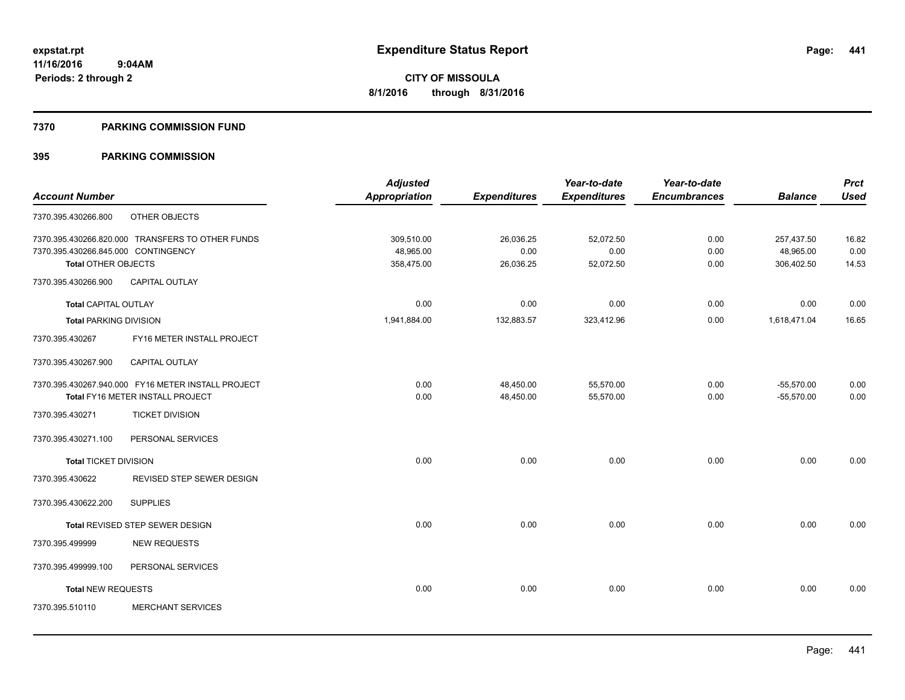**expstat.rpt**
**11/16/2016 9:04AM**
**Periods: 2 through 2**

# Expenditure Status Report

**CITY OF MISSOULA**
**8/1/2016 through 8/31/2016**

## 7370 PARKING COMMISSION FUND

## 395 PARKING COMMISSION

| Account Number | | Adjusted Appropriation | Expenditures | Year-to-date Expenditures | Year-to-date Encumbrances | Balance | Prct Used |
|---|---|---|---|---|---|---|---|
| 7370.395.430266.800 | OTHER OBJECTS | | | | | | |
| 7370.395.430266.820.000 | TRANSFERS TO OTHER FUNDS | 309,510.00 | 26,036.25 | 52,072.50 | 0.00 | 257,437.50 | 16.82 |
| 7370.395.430266.845.000 | CONTINGENCY | 48,965.00 | 0.00 | 0.00 | 0.00 | 48,965.00 | 0.00 |
| **Total** OTHER OBJECTS | | 358,475.00 | 26,036.25 | 52,072.50 | 0.00 | 306,402.50 | 14.53 |
| 7370.395.430266.900 | CAPITAL OUTLAY | | | | | | |
| **Total** CAPITAL OUTLAY | | 0.00 | 0.00 | 0.00 | 0.00 | 0.00 | 0.00 |
| **Total** PARKING DIVISION | | 1,941,884.00 | 132,883.57 | 323,412.96 | 0.00 | 1,618,471.04 | 16.65 |
| 7370.395.430267 | FY16 METER INSTALL PROJECT | | | | | | |
| 7370.395.430267.900 | CAPITAL OUTLAY | | | | | | |
| 7370.395.430267.940.000 | FY16 METER INSTALL PROJECT | 0.00 | 48,450.00 | 55,570.00 | 0.00 | -55,570.00 | 0.00 |
| **Total** FY16 METER INSTALL PROJECT | | 0.00 | 48,450.00 | 55,570.00 | 0.00 | -55,570.00 | 0.00 |
| 7370.395.430271 | TICKET DIVISION | | | | | | |
| 7370.395.430271.100 | PERSONAL SERVICES | | | | | | |
| **Total** TICKET DIVISION | | 0.00 | 0.00 | 0.00 | 0.00 | 0.00 | 0.00 |
| 7370.395.430622 | REVISED STEP SEWER DESIGN | | | | | | |
| 7370.395.430622.200 | SUPPLIES | | | | | | |
| **Total** REVISED STEP SEWER DESIGN | | 0.00 | 0.00 | 0.00 | 0.00 | 0.00 | 0.00 |
| 7370.395.499999 | NEW REQUESTS | | | | | | |
| 7370.395.499999.100 | PERSONAL SERVICES | | | | | | |
| **Total** NEW REQUESTS | | 0.00 | 0.00 | 0.00 | 0.00 | 0.00 | 0.00 |
| 7370.395.510110 | MERCHANT SERVICES | | | | | | |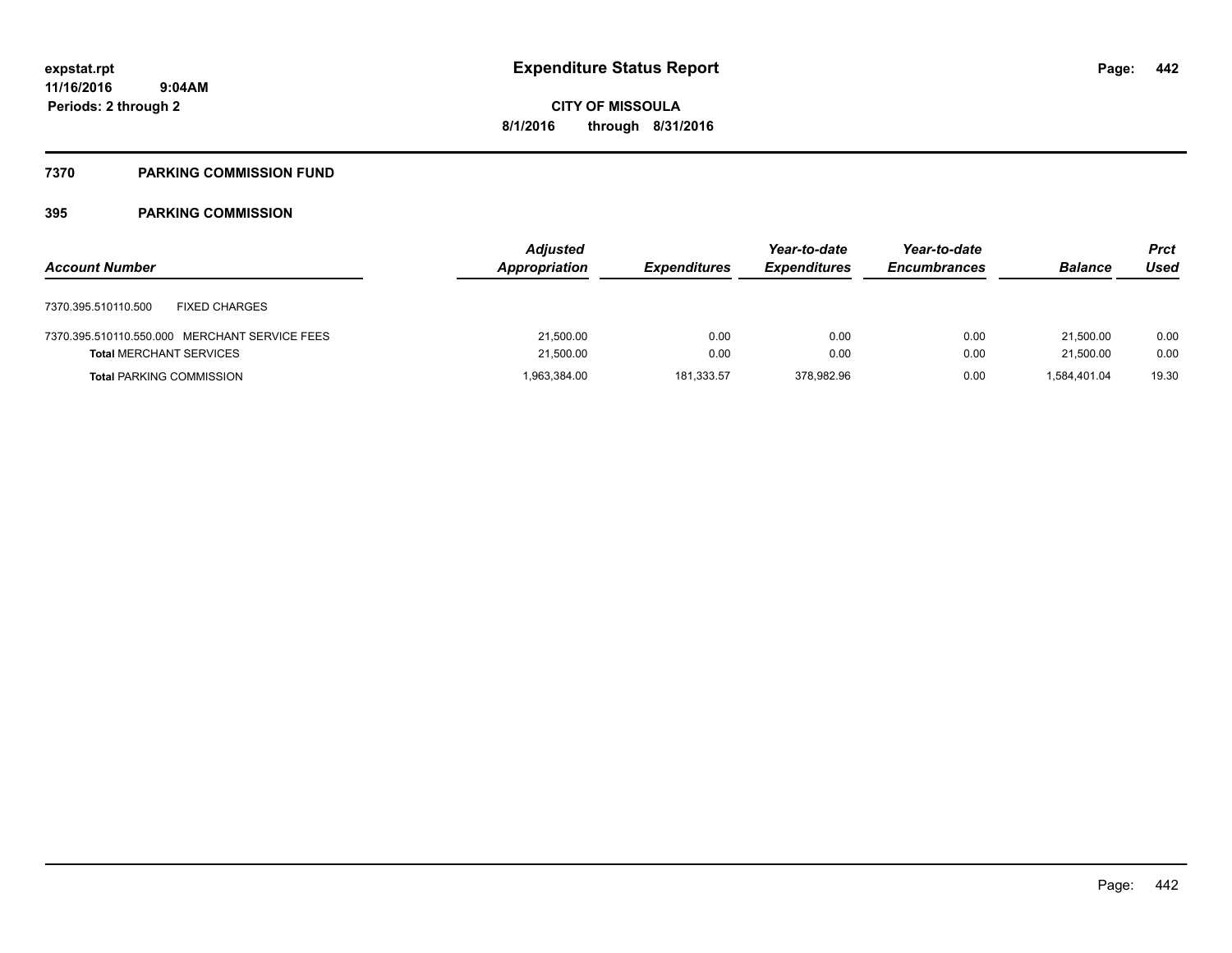**Expenditure Status Report**

**CITY OF MISSOULA**

**8/1/2016 through 8/31/2016**

expstat.rpt
11/16/2016 9:04AM
Periods: 2 through 2

## 7370 PARKING COMMISSION FUND

### 395 PARKING COMMISSION

| Account Number | Adjusted Appropriation | Expenditures | Year-to-date Expenditures | Year-to-date Encumbrances | Balance | Prct Used |
|---|---|---|---|---|---|---|
| 7370.395.510110.500 FIXED CHARGES | | | | | | |
| 7370.395.510110.550.000 MERCHANT SERVICE FEES | 21,500.00 | 0.00 | 0.00 | 0.00 | 21,500.00 | 0.00 |
| **Total** MERCHANT SERVICES | 21,500.00 | 0.00 | 0.00 | 0.00 | 21,500.00 | 0.00 |
| **Total** PARKING COMMISSION | 1,963,384.00 | 181,333.57 | 378,982.96 | 0.00 | 1,584,401.04 | 19.30 |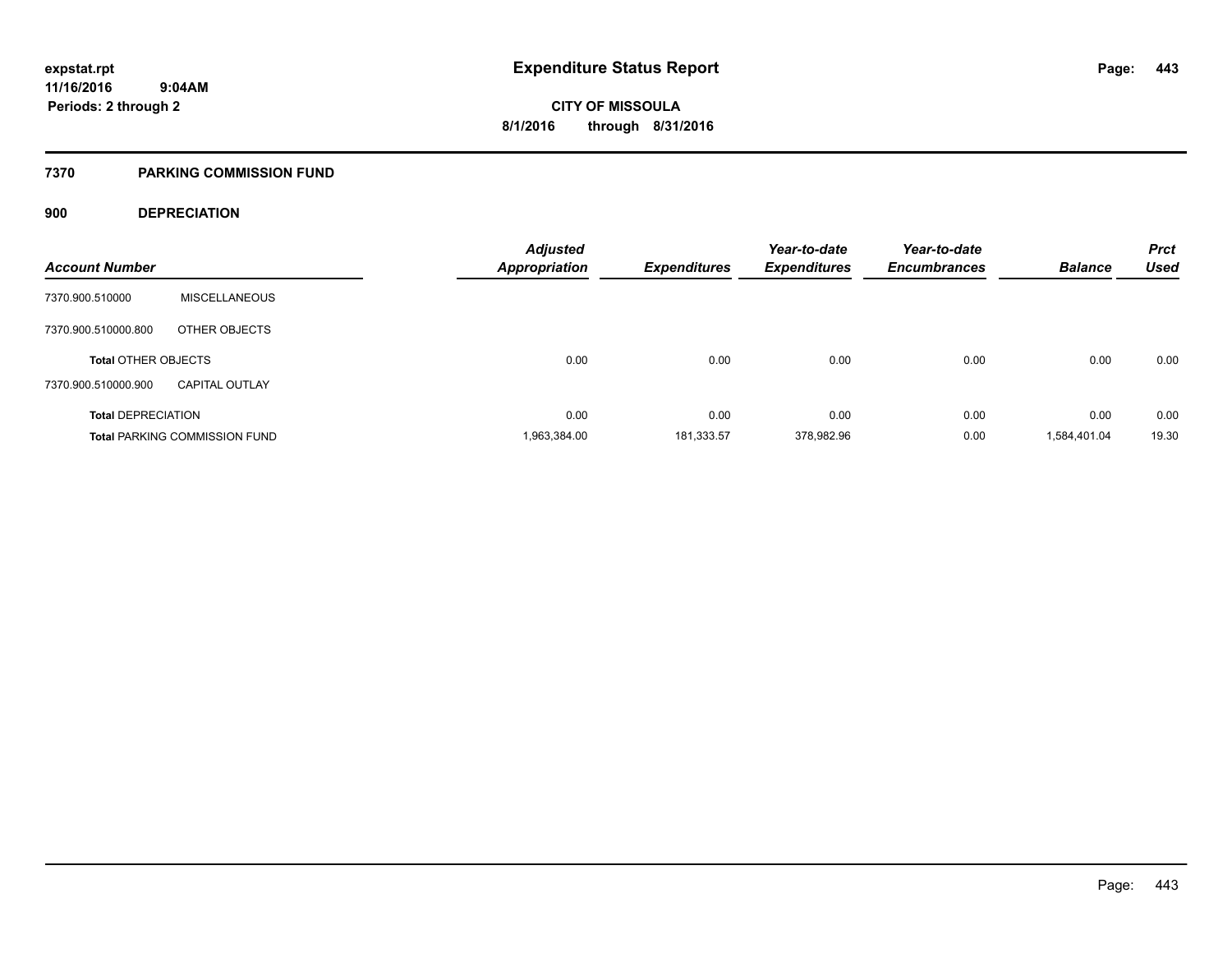# Expenditure Status Report

expstat.rpt
11/16/2016 9:04AM
Periods: 2 through 2

CITY OF MISSOULA
8/1/2016 through 8/31/2016

## 7370 PARKING COMMISSION FUND

### 900 DEPRECIATION

| Account Number | | Adjusted Appropriation | Expenditures | Year-to-date Expenditures | Year-to-date Encumbrances | Balance | Prct Used |
|---|---|---|---|---|---|---|---|
| 7370.900.510000 | MISCELLANEOUS | | | | | | |
| 7370.900.510000.800 | OTHER OBJECTS | | | | | | |
| **Total** OTHER OBJECTS | | 0.00 | 0.00 | 0.00 | 0.00 | 0.00 | 0.00 |
| 7370.900.510000.900 | CAPITAL OUTLAY | | | | | | |
| **Total** DEPRECIATION | | 0.00 | 0.00 | 0.00 | 0.00 | 0.00 | 0.00 |
| **Total** PARKING COMMISSION FUND | | 1,963,384.00 | 181,333.57 | 378,982.96 | 0.00 | 1,584,401.04 | 19.30 |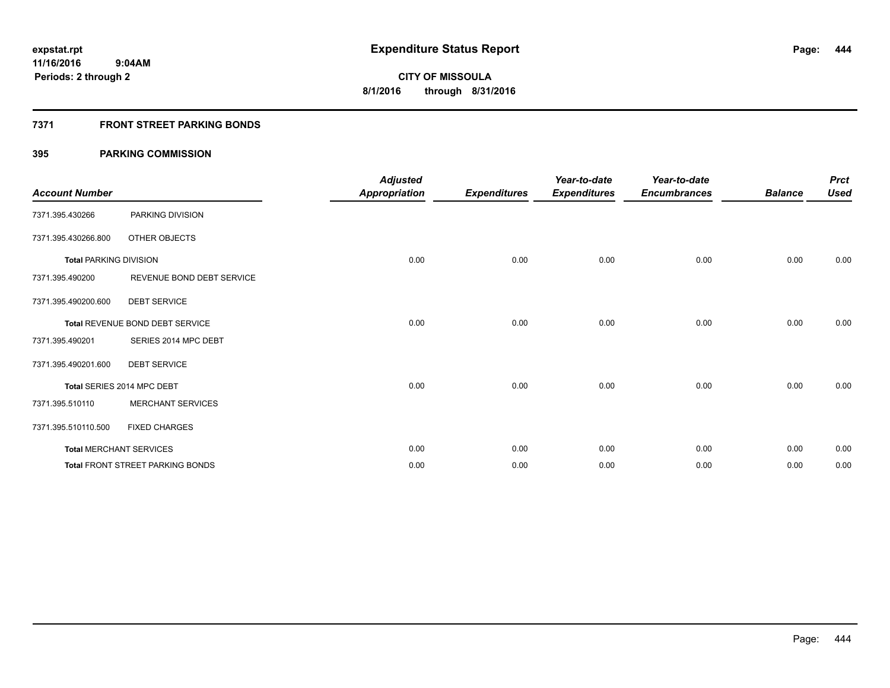# Expenditure Status Report

expstat.rpt
11/16/2016 9:04AM
Periods: 2 through 2

CITY OF MISSOULA
8/1/2016 through 8/31/2016

## 7371 FRONT STREET PARKING BONDS

### 395 PARKING COMMISSION

| Account Number | | Adjusted Appropriation | Expenditures | Year-to-date Expenditures | Year-to-date Encumbrances | Balance | Prct Used |
|---|---|---|---|---|---|---|---|
| 7371.395.430266 | PARKING DIVISION | | | | | | |
| 7371.395.430266.800 | OTHER OBJECTS | | | | | | |
| **Total** PARKING DIVISION | | 0.00 | 0.00 | 0.00 | 0.00 | 0.00 | 0.00 |
| 7371.395.490200 | REVENUE BOND DEBT SERVICE | | | | | | |
| 7371.395.490200.600 | DEBT SERVICE | | | | | | |
| **Total** REVENUE BOND DEBT SERVICE | | 0.00 | 0.00 | 0.00 | 0.00 | 0.00 | 0.00 |
| 7371.395.490201 | SERIES 2014 MPC DEBT | | | | | | |
| 7371.395.490201.600 | DEBT SERVICE | | | | | | |
| **Total** SERIES 2014 MPC DEBT | | 0.00 | 0.00 | 0.00 | 0.00 | 0.00 | 0.00 |
| 7371.395.510110 | MERCHANT SERVICES | | | | | | |
| 7371.395.510110.500 | FIXED CHARGES | | | | | | |
| **Total** MERCHANT SERVICES | | 0.00 | 0.00 | 0.00 | 0.00 | 0.00 | 0.00 |
| **Total** FRONT STREET PARKING BONDS | | 0.00 | 0.00 | 0.00 | 0.00 | 0.00 | 0.00 |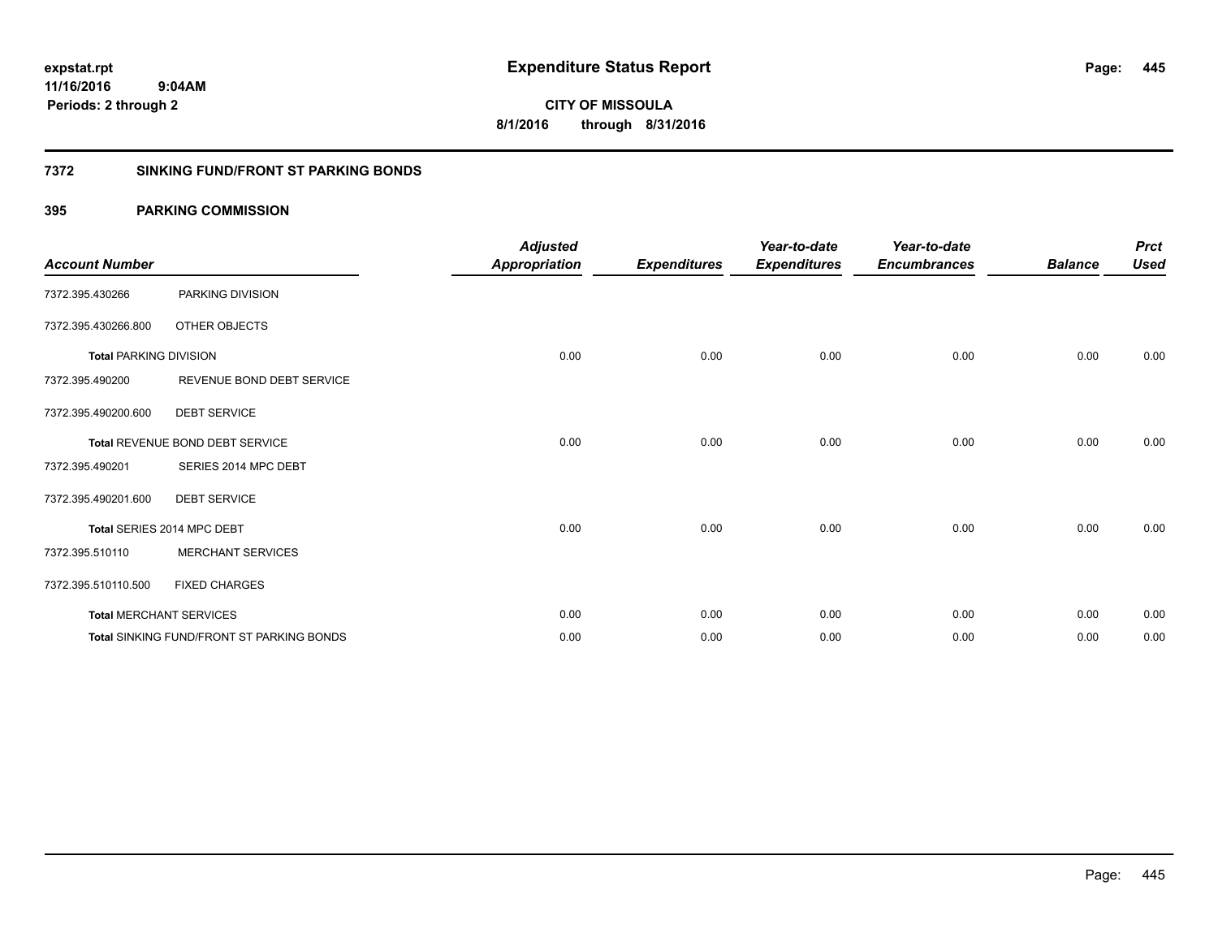**expstat.rpt**
**11/16/2016 9:04AM**
**Periods: 2 through 2**

# Expenditure Status Report

**CITY OF MISSOULA**
**8/1/2016 through 8/31/2016**

## 7372 SINKING FUND/FRONT ST PARKING BONDS

### 395 PARKING COMMISSION

| Account Number | | Adjusted Appropriation | Expenditures | Year-to-date Expenditures | Year-to-date Encumbrances | Balance | Prct Used |
|---|---|---|---|---|---|---|---|
| 7372.395.430266 | PARKING DIVISION | | | | | | |
| 7372.395.430266.800 | OTHER OBJECTS | | | | | | |
| **Total** PARKING DIVISION | | 0.00 | 0.00 | 0.00 | 0.00 | 0.00 | 0.00 |
| 7372.395.490200 | REVENUE BOND DEBT SERVICE | | | | | | |
| 7372.395.490200.600 | DEBT SERVICE | | | | | | |
| **Total** REVENUE BOND DEBT SERVICE | | 0.00 | 0.00 | 0.00 | 0.00 | 0.00 | 0.00 |
| 7372.395.490201 | SERIES 2014 MPC DEBT | | | | | | |
| 7372.395.490201.600 | DEBT SERVICE | | | | | | |
| **Total** SERIES 2014 MPC DEBT | | 0.00 | 0.00 | 0.00 | 0.00 | 0.00 | 0.00 |
| 7372.395.510110 | MERCHANT SERVICES | | | | | | |
| 7372.395.510110.500 | FIXED CHARGES | | | | | | |
| **Total** MERCHANT SERVICES | | 0.00 | 0.00 | 0.00 | 0.00 | 0.00 | 0.00 |
| **Total** SINKING FUND/FRONT ST PARKING BONDS | | 0.00 | 0.00 | 0.00 | 0.00 | 0.00 | 0.00 |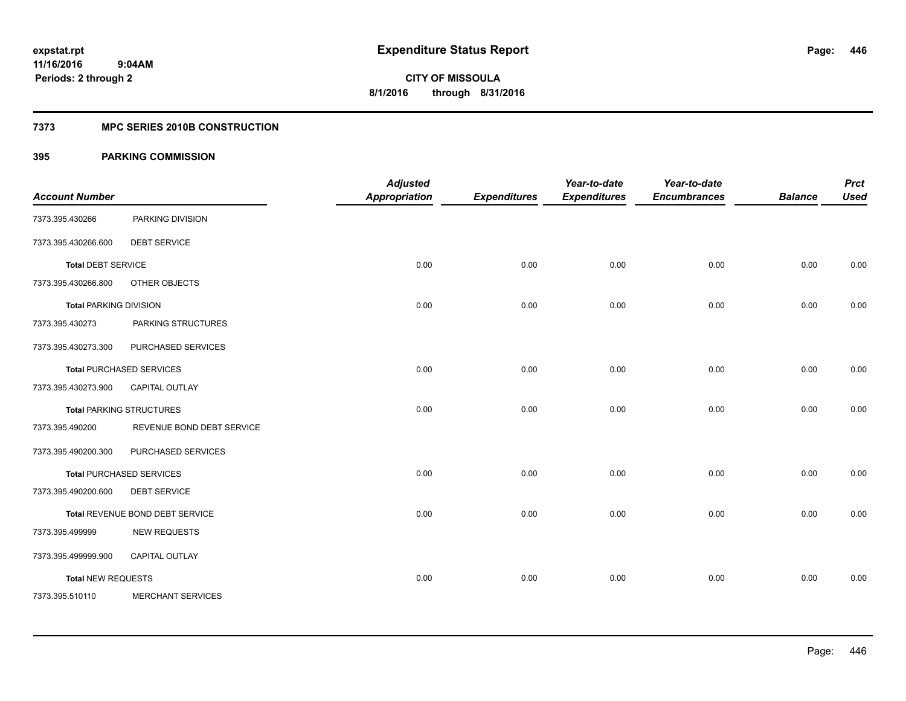# Expenditure Status Report

expstat.rpt
11/16/2016 9:04AM
Periods: 2 through 2

CITY OF MISSOULA
8/1/2016 through 8/31/2016

## 7373 MPC SERIES 2010B CONSTRUCTION

### 395 PARKING COMMISSION

| Account Number | | Adjusted Appropriation | Expenditures | Year-to-date Expenditures | Year-to-date Encumbrances | Balance | Prct Used |
|---|---|---|---|---|---|---|---|
| 7373.395.430266 | PARKING DIVISION | | | | | | |
| 7373.395.430266.600 | DEBT SERVICE | | | | | | |
| **Total** DEBT SERVICE | | 0.00 | 0.00 | 0.00 | 0.00 | 0.00 | 0.00 |
| 7373.395.430266.800 | OTHER OBJECTS | | | | | | |
| **Total** PARKING DIVISION | | 0.00 | 0.00 | 0.00 | 0.00 | 0.00 | 0.00 |
| 7373.395.430273 | PARKING STRUCTURES | | | | | | |
| 7373.395.430273.300 | PURCHASED SERVICES | | | | | | |
| **Total** PURCHASED SERVICES | | 0.00 | 0.00 | 0.00 | 0.00 | 0.00 | 0.00 |
| 7373.395.430273.900 | CAPITAL OUTLAY | | | | | | |
| **Total** PARKING STRUCTURES | | 0.00 | 0.00 | 0.00 | 0.00 | 0.00 | 0.00 |
| 7373.395.490200 | REVENUE BOND DEBT SERVICE | | | | | | |
| 7373.395.490200.300 | PURCHASED SERVICES | | | | | | |
| **Total** PURCHASED SERVICES | | 0.00 | 0.00 | 0.00 | 0.00 | 0.00 | 0.00 |
| 7373.395.490200.600 | DEBT SERVICE | | | | | | |
| **Total** REVENUE BOND DEBT SERVICE | | 0.00 | 0.00 | 0.00 | 0.00 | 0.00 | 0.00 |
| 7373.395.499999 | NEW REQUESTS | | | | | | |
| 7373.395.499999.900 | CAPITAL OUTLAY | | | | | | |
| **Total** NEW REQUESTS | | 0.00 | 0.00 | 0.00 | 0.00 | 0.00 | 0.00 |
| 7373.395.510110 | MERCHANT SERVICES | | | | | | |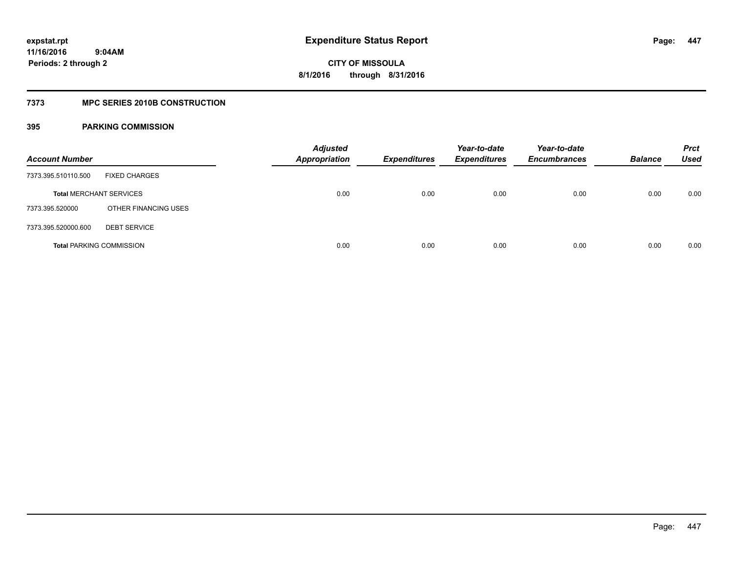**expstat.rpt**
**11/16/2016 9:04AM**
**Periods: 2 through 2**

# Expenditure Status Report

**CITY OF MISSOULA**
**8/1/2016 through 8/31/2016**

## 7373 MPC SERIES 2010B CONSTRUCTION

### 395 PARKING COMMISSION

| Account Number | | Adjusted Appropriation | Expenditures | Year-to-date Expenditures | Year-to-date Encumbrances | Balance | Prct Used |
|---|---|---|---|---|---|---|---|
| 7373.395.510110.500 | FIXED CHARGES | | | | | | |
| **Total** MERCHANT SERVICES | | 0.00 | 0.00 | 0.00 | 0.00 | 0.00 | 0.00 |
| 7373.395.520000 | OTHER FINANCING USES | | | | | | |
| 7373.395.520000.600 | DEBT SERVICE | | | | | | |
| **Total** PARKING COMMISSION | | 0.00 | 0.00 | 0.00 | 0.00 | 0.00 | 0.00 |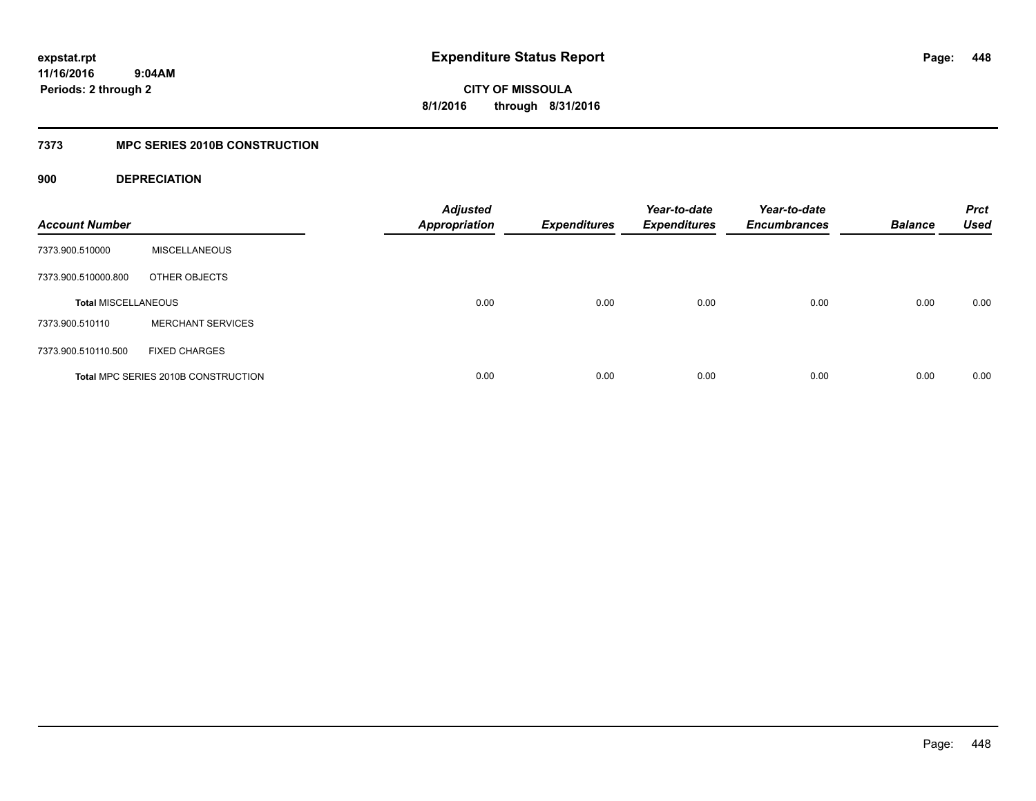**expstat.rpt**
**11/16/2016 9:04AM**
**Periods: 2 through 2**

# Expenditure Status Report

**CITY OF MISSOULA**
**8/1/2016 through 8/31/2016**

## 7373 MPC SERIES 2010B CONSTRUCTION

### 900 DEPRECIATION

| Account Number | | Adjusted Appropriation | Expenditures | Year-to-date Expenditures | Year-to-date Encumbrances | Balance | Prct Used |
|---|---|---|---|---|---|---|---|
| 7373.900.510000 | MISCELLANEOUS | | | | | | |
| 7373.900.510000.800 | OTHER OBJECTS | | | | | | |
| **Total MISCELLANEOUS** | | 0.00 | 0.00 | 0.00 | 0.00 | 0.00 | 0.00 |
| 7373.900.510110 | MERCHANT SERVICES | | | | | | |
| 7373.900.510110.500 | FIXED CHARGES | | | | | | |
| **Total** MPC SERIES 2010B CONSTRUCTION | | 0.00 | 0.00 | 0.00 | 0.00 | 0.00 | 0.00 |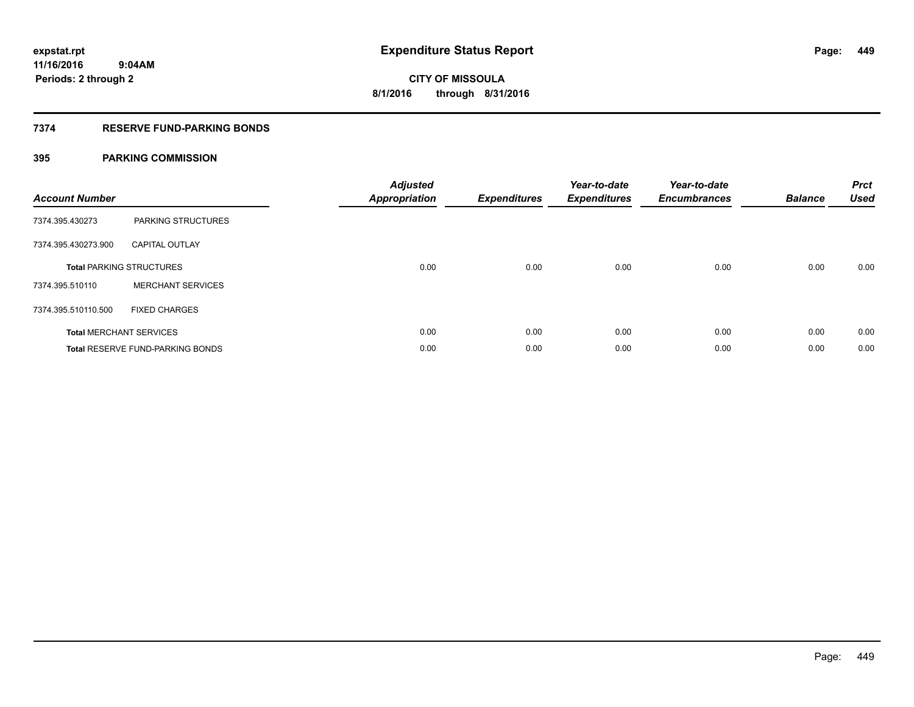# Expenditure Status Report

**CITY OF MISSOULA**
**8/1/2016 through 8/31/2016**

expstat.rpt
11/16/2016 9:04AM
Periods: 2 through 2

## 7374 RESERVE FUND-PARKING BONDS

### 395 PARKING COMMISSION

| Account Number | | Adjusted Appropriation | Expenditures | Year-to-date Expenditures | Year-to-date Encumbrances | Balance | Prct Used |
|---|---|---|---|---|---|---|---|
| 7374.395.430273 | PARKING STRUCTURES | | | | | | |
| 7374.395.430273.900 | CAPITAL OUTLAY | | | | | | |
| **Total** PARKING STRUCTURES | | 0.00 | 0.00 | 0.00 | 0.00 | 0.00 | 0.00 |
| 7374.395.510110 | MERCHANT SERVICES | | | | | | |
| 7374.395.510110.500 | FIXED CHARGES | | | | | | |
| **Total** MERCHANT SERVICES | | 0.00 | 0.00 | 0.00 | 0.00 | 0.00 | 0.00 |
| **Total** RESERVE FUND-PARKING BONDS | | 0.00 | 0.00 | 0.00 | 0.00 | 0.00 | 0.00 |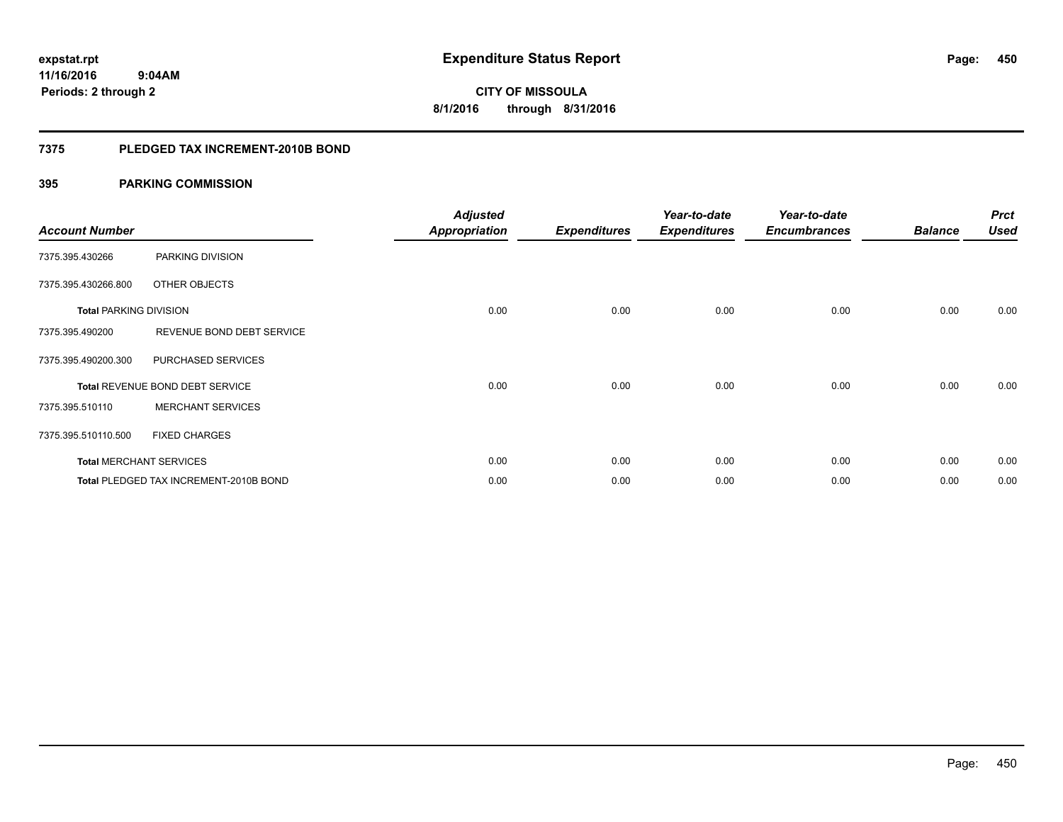# Expenditure Status Report

expstat.rpt
11/16/2016 9:04AM
Periods: 2 through 2

**CITY OF MISSOULA**
**8/1/2016 through 8/31/2016**

## 7375 PLEDGED TAX INCREMENT-2010B BOND

### 395 PARKING COMMISSION

| Account Number | | Adjusted Appropriation | Expenditures | Year-to-date Expenditures | Year-to-date Encumbrances | Balance | Prct Used |
|---|---|---|---|---|---|---|---|
| 7375.395.430266 | PARKING DIVISION | | | | | | |
| 7375.395.430266.800 | OTHER OBJECTS | | | | | | |
| **Total** PARKING DIVISION | | 0.00 | 0.00 | 0.00 | 0.00 | 0.00 | 0.00 |
| 7375.395.490200 | REVENUE BOND DEBT SERVICE | | | | | | |
| 7375.395.490200.300 | PURCHASED SERVICES | | | | | | |
| **Total** REVENUE BOND DEBT SERVICE | | 0.00 | 0.00 | 0.00 | 0.00 | 0.00 | 0.00 |
| 7375.395.510110 | MERCHANT SERVICES | | | | | | |
| 7375.395.510110.500 | FIXED CHARGES | | | | | | |
| **Total** MERCHANT SERVICES | | 0.00 | 0.00 | 0.00 | 0.00 | 0.00 | 0.00 |
| **Total** PLEDGED TAX INCREMENT-2010B BOND | | 0.00 | 0.00 | 0.00 | 0.00 | 0.00 | 0.00 |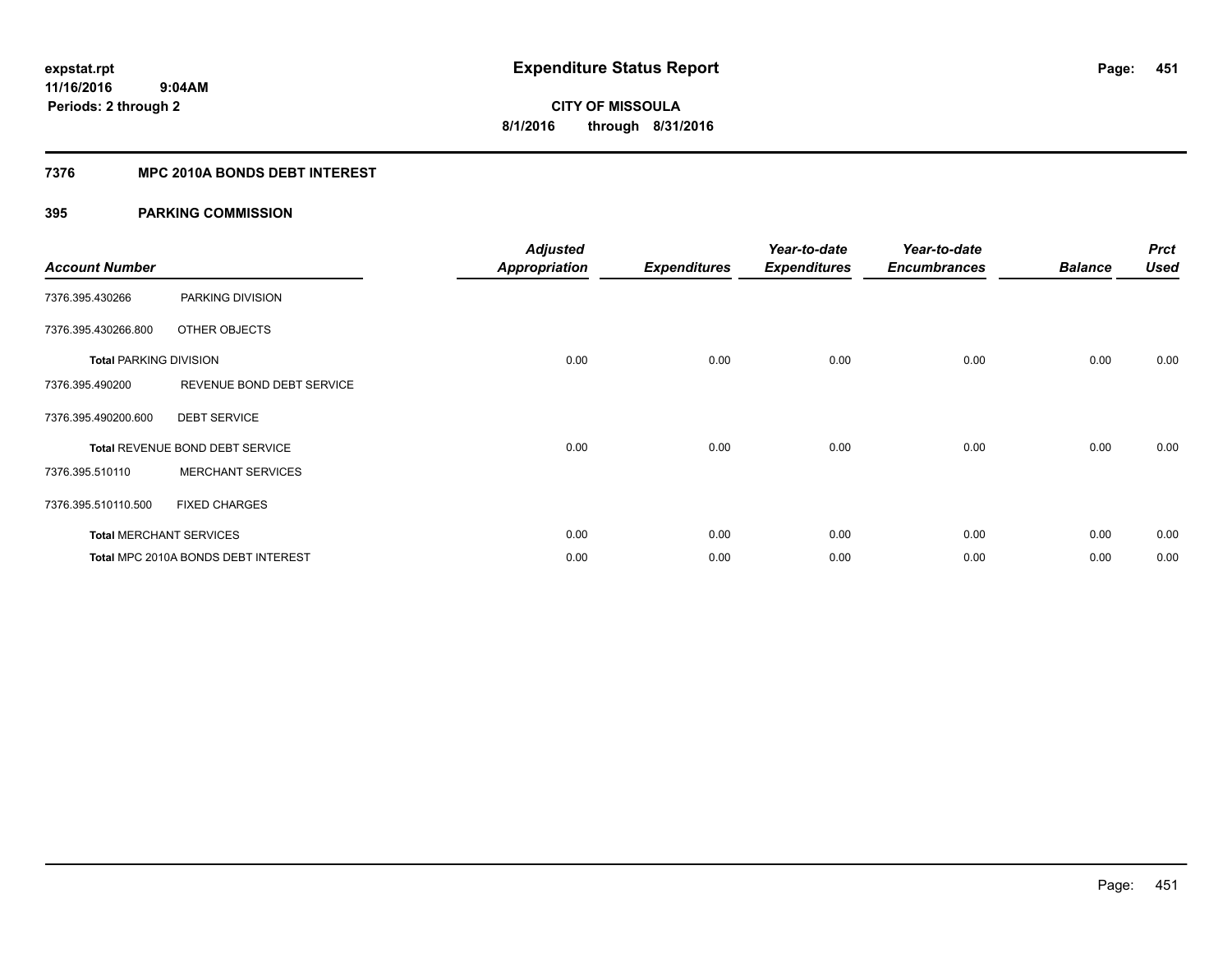**expstat.rpt**
**11/16/2016 9:04AM**
**Periods: 2 through 2**

# Expenditure Status Report

**CITY OF MISSOULA**
**8/1/2016 through 8/31/2016**

## 7376 MPC 2010A BONDS DEBT INTEREST

### 395 PARKING COMMISSION

| Account Number | | Adjusted Appropriation | Expenditures | Year-to-date Expenditures | Year-to-date Encumbrances | Balance | Prct Used |
|---|---|---|---|---|---|---|---|
| 7376.395.430266 | PARKING DIVISION | | | | | | |
| 7376.395.430266.800 | OTHER OBJECTS | | | | | | |
| **Total** PARKING DIVISION | | 0.00 | 0.00 | 0.00 | 0.00 | 0.00 | 0.00 |
| 7376.395.490200 | REVENUE BOND DEBT SERVICE | | | | | | |
| 7376.395.490200.600 | DEBT SERVICE | | | | | | |
| **Total** REVENUE BOND DEBT SERVICE | | 0.00 | 0.00 | 0.00 | 0.00 | 0.00 | 0.00 |
| 7376.395.510110 | MERCHANT SERVICES | | | | | | |
| 7376.395.510110.500 | FIXED CHARGES | | | | | | |
| **Total** MERCHANT SERVICES | | 0.00 | 0.00 | 0.00 | 0.00 | 0.00 | 0.00 |
| **Total** MPC 2010A BONDS DEBT INTEREST | | 0.00 | 0.00 | 0.00 | 0.00 | 0.00 | 0.00 |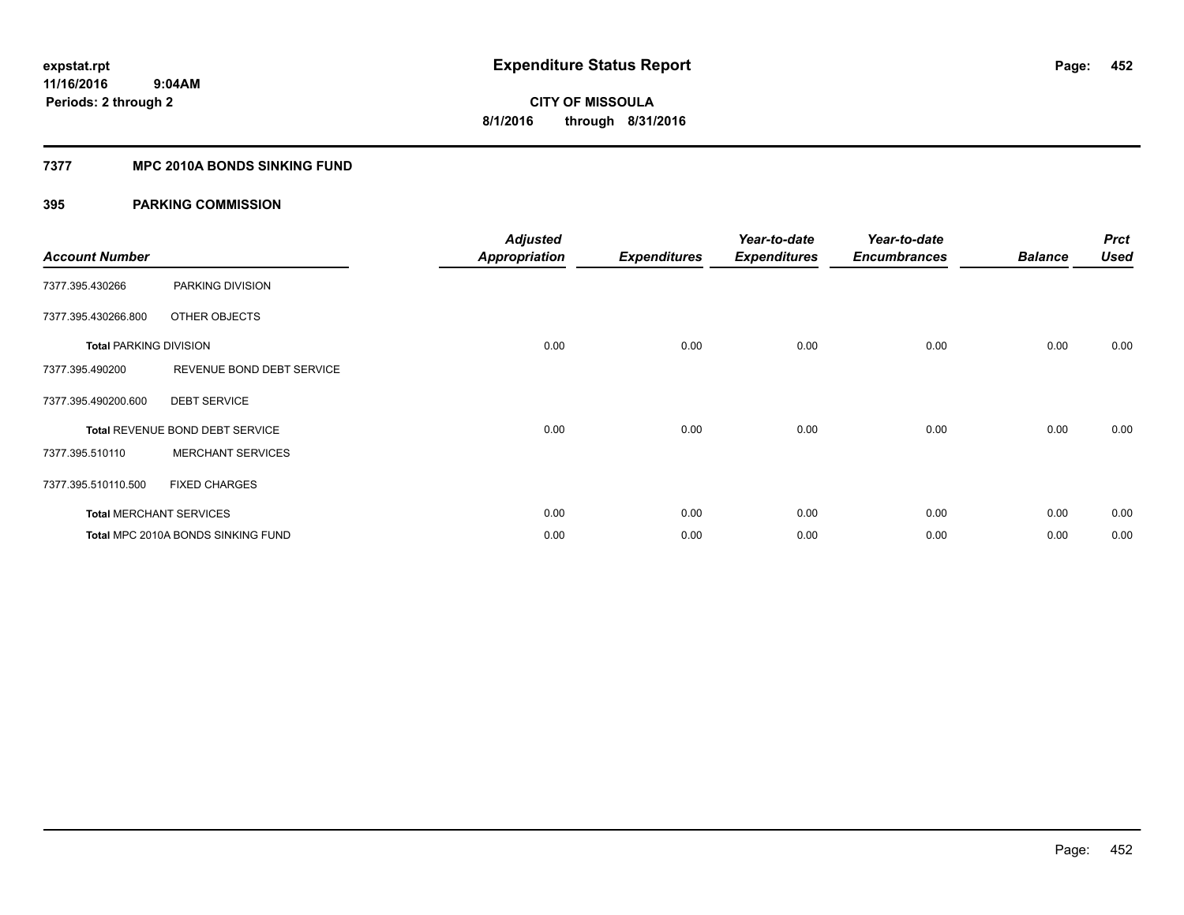# Expenditure Status Report

expstat.rpt
11/16/2016 9:04AM
Periods: 2 through 2

**CITY OF MISSOULA**
**8/1/2016 through 8/31/2016**

## 7377 MPC 2010A BONDS SINKING FUND

### 395 PARKING COMMISSION

| Account Number | | Adjusted Appropriation | Expenditures | Year-to-date Expenditures | Year-to-date Encumbrances | Balance | Prct Used |
|---|---|---|---|---|---|---|---|
| 7377.395.430266 | PARKING DIVISION | | | | | | |
| 7377.395.430266.800 | OTHER OBJECTS | | | | | | |
| **Total** PARKING DIVISION | | 0.00 | 0.00 | 0.00 | 0.00 | 0.00 | 0.00 |
| 7377.395.490200 | REVENUE BOND DEBT SERVICE | | | | | | |
| 7377.395.490200.600 | DEBT SERVICE | | | | | | |
| **Total** REVENUE BOND DEBT SERVICE | | 0.00 | 0.00 | 0.00 | 0.00 | 0.00 | 0.00 |
| 7377.395.510110 | MERCHANT SERVICES | | | | | | |
| 7377.395.510110.500 | FIXED CHARGES | | | | | | |
| **Total** MERCHANT SERVICES | | 0.00 | 0.00 | 0.00 | 0.00 | 0.00 | 0.00 |
| **Total** MPC 2010A BONDS SINKING FUND | | 0.00 | 0.00 | 0.00 | 0.00 | 0.00 | 0.00 |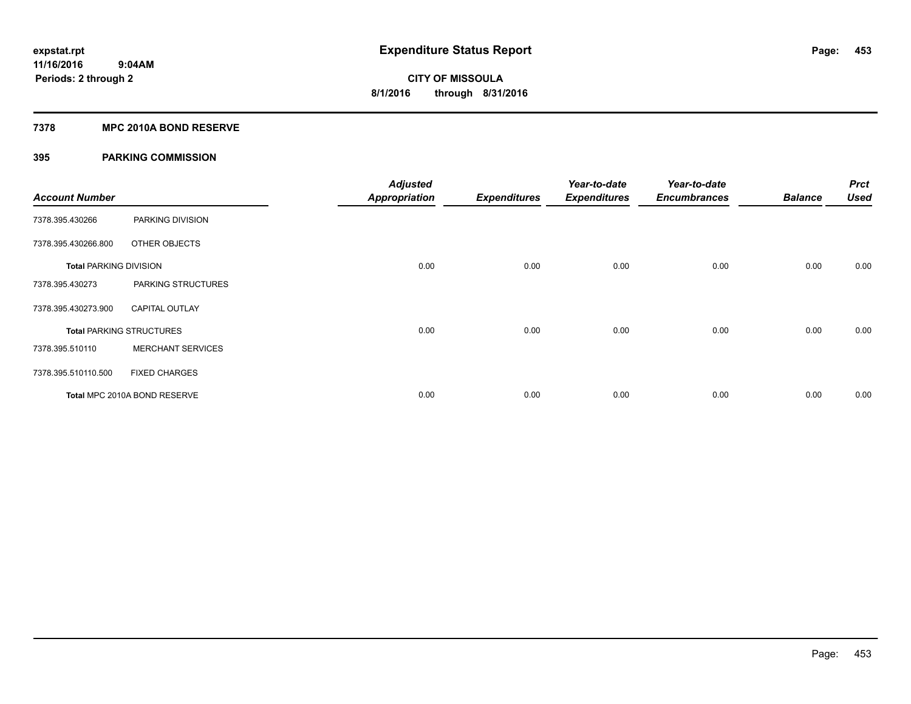expstat.rpt
11/16/2016 9:04AM
Periods: 2 through 2

# Expenditure Status Report

CITY OF MISSOULA
8/1/2016 through 8/31/2016

## 7378 MPC 2010A BOND RESERVE

## 395 PARKING COMMISSION

| Account Number | | Adjusted Appropriation | Expenditures | Year-to-date Expenditures | Year-to-date Encumbrances | Balance | Prct Used |
|---|---|---|---|---|---|---|---|
| 7378.395.430266 | PARKING DIVISION | | | | | | |
| 7378.395.430266.800 | OTHER OBJECTS | | | | | | |
| **Total PARKING DIVISION** | | 0.00 | 0.00 | 0.00 | 0.00 | 0.00 | 0.00 |
| 7378.395.430273 | PARKING STRUCTURES | | | | | | |
| 7378.395.430273.900 | CAPITAL OUTLAY | | | | | | |
| **Total PARKING STRUCTURES** | | 0.00 | 0.00 | 0.00 | 0.00 | 0.00 | 0.00 |
| 7378.395.510110 | MERCHANT SERVICES | | | | | | |
| 7378.395.510110.500 | FIXED CHARGES | | | | | | |
| **Total** MPC 2010A BOND RESERVE | | 0.00 | 0.00 | 0.00 | 0.00 | 0.00 | 0.00 |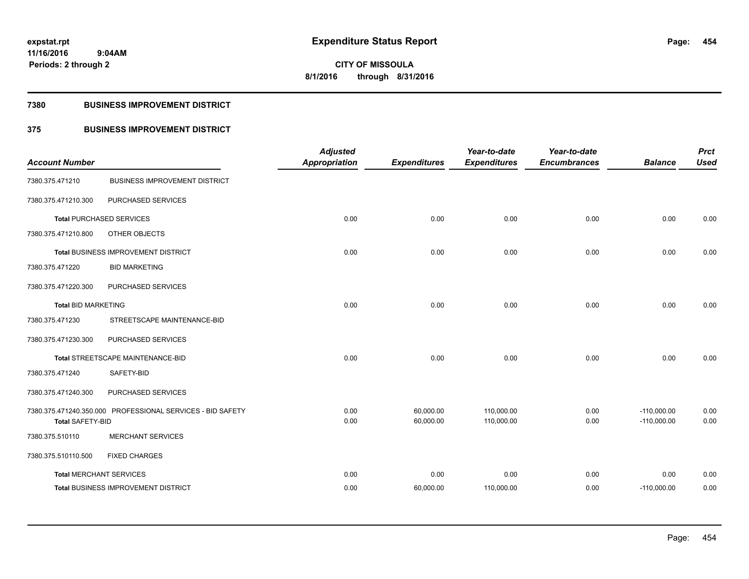**expstat.rpt**
**11/16/2016 9:04AM**
**Periods: 2 through 2**

# Expenditure Status Report

**CITY OF MISSOULA**
**8/1/2016 through 8/31/2016**

## 7380 BUSINESS IMPROVEMENT DISTRICT

## 375 BUSINESS IMPROVEMENT DISTRICT

| Account Number | | Adjusted Appropriation | Expenditures | Year-to-date Expenditures | Year-to-date Encumbrances | Balance | Prct Used |
|---|---|---|---|---|---|---|---|
| 7380.375.471210 | BUSINESS IMPROVEMENT DISTRICT | | | | | | |
| 7380.375.471210.300 | PURCHASED SERVICES | | | | | | |
| **Total** PURCHASED SERVICES | | 0.00 | 0.00 | 0.00 | 0.00 | 0.00 | 0.00 |
| 7380.375.471210.800 | OTHER OBJECTS | | | | | | |
| **Total** BUSINESS IMPROVEMENT DISTRICT | | 0.00 | 0.00 | 0.00 | 0.00 | 0.00 | 0.00 |
| 7380.375.471220 | BID MARKETING | | | | | | |
| 7380.375.471220.300 | PURCHASED SERVICES | | | | | | |
| **Total** BID MARKETING | | 0.00 | 0.00 | 0.00 | 0.00 | 0.00 | 0.00 |
| 7380.375.471230 | STREETSCAPE MAINTENANCE-BID | | | | | | |
| 7380.375.471230.300 | PURCHASED SERVICES | | | | | | |
| **Total** STREETSCAPE MAINTENANCE-BID | | 0.00 | 0.00 | 0.00 | 0.00 | 0.00 | 0.00 |
| 7380.375.471240 | SAFETY-BID | | | | | | |
| 7380.375.471240.300 | PURCHASED SERVICES | | | | | | |
| 7380.375.471240.350.000 | PROFESSIONAL SERVICES - BID SAFETY | 0.00 | 60,000.00 | 110,000.00 | 0.00 | -110,000.00 | 0.00 |
| **Total** SAFETY-BID | | 0.00 | 60,000.00 | 110,000.00 | 0.00 | -110,000.00 | 0.00 |
| 7380.375.510110 | MERCHANT SERVICES | | | | | | |
| 7380.375.510110.500 | FIXED CHARGES | | | | | | |
| **Total** MERCHANT SERVICES | | 0.00 | 0.00 | 0.00 | 0.00 | 0.00 | 0.00 |
| **Total** BUSINESS IMPROVEMENT DISTRICT | | 0.00 | 60,000.00 | 110,000.00 | 0.00 | -110,000.00 | 0.00 |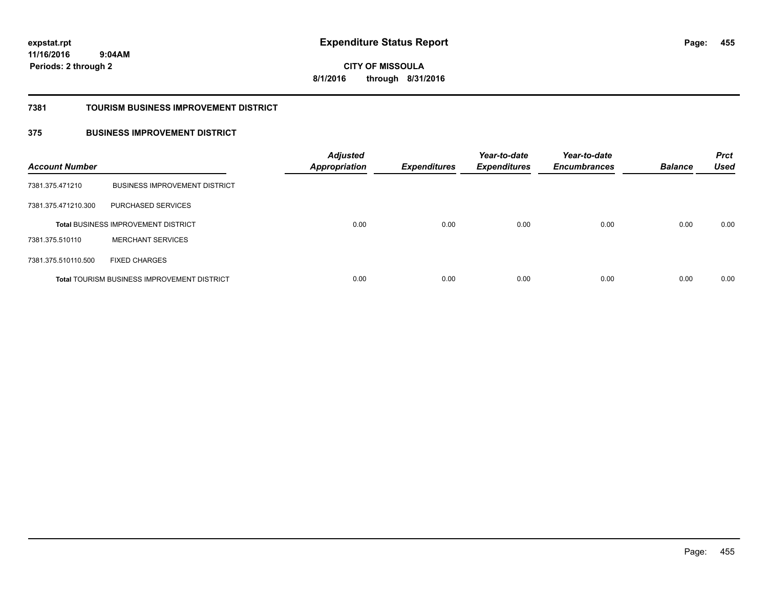**expstat.rpt**
**11/16/2016 9:04AM**
**Periods: 2 through 2**

# Expenditure Status Report

**CITY OF MISSOULA**
**8/1/2016 through 8/31/2016**

## 7381 TOURISM BUSINESS IMPROVEMENT DISTRICT

## 375 BUSINESS IMPROVEMENT DISTRICT

| Account Number | | Adjusted Appropriation | Expenditures | Year-to-date Expenditures | Year-to-date Encumbrances | Balance | Prct Used |
|---|---|---|---|---|---|---|---|
| 7381.375.471210 | BUSINESS IMPROVEMENT DISTRICT | | | | | | |
| 7381.375.471210.300 | PURCHASED SERVICES | | | | | | |
| **Total** BUSINESS IMPROVEMENT DISTRICT | | 0.00 | 0.00 | 0.00 | 0.00 | 0.00 | 0.00 |
| 7381.375.510110 | MERCHANT SERVICES | | | | | | |
| 7381.375.510110.500 | FIXED CHARGES | | | | | | |
| **Total** TOURISM BUSINESS IMPROVEMENT DISTRICT | | 0.00 | 0.00 | 0.00 | 0.00 | 0.00 | 0.00 |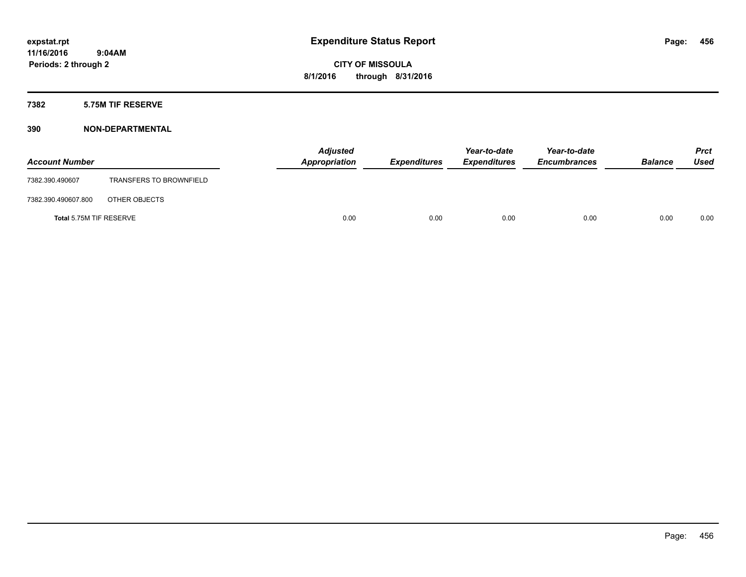expstat.rpt
11/16/2016 9:04AM
Periods: 2 through 2

# Expenditure Status Report

**CITY OF MISSOULA**
**8/1/2016 through 8/31/2016**

## 7382 5.75M TIF RESERVE

## 390 NON-DEPARTMENTAL

| Account Number | | Adjusted Appropriation | Expenditures | Year-to-date Expenditures | Year-to-date Encumbrances | Balance | Prct Used |
|---|---|---|---|---|---|---|---|
| 7382.390.490607 | TRANSFERS TO BROWNFIELD | | | | | | |
| 7382.390.490607.800 | OTHER OBJECTS | | | | | | |
| **Total** 5.75M TIF RESERVE | | 0.00 | 0.00 | 0.00 | 0.00 | 0.00 | 0.00 |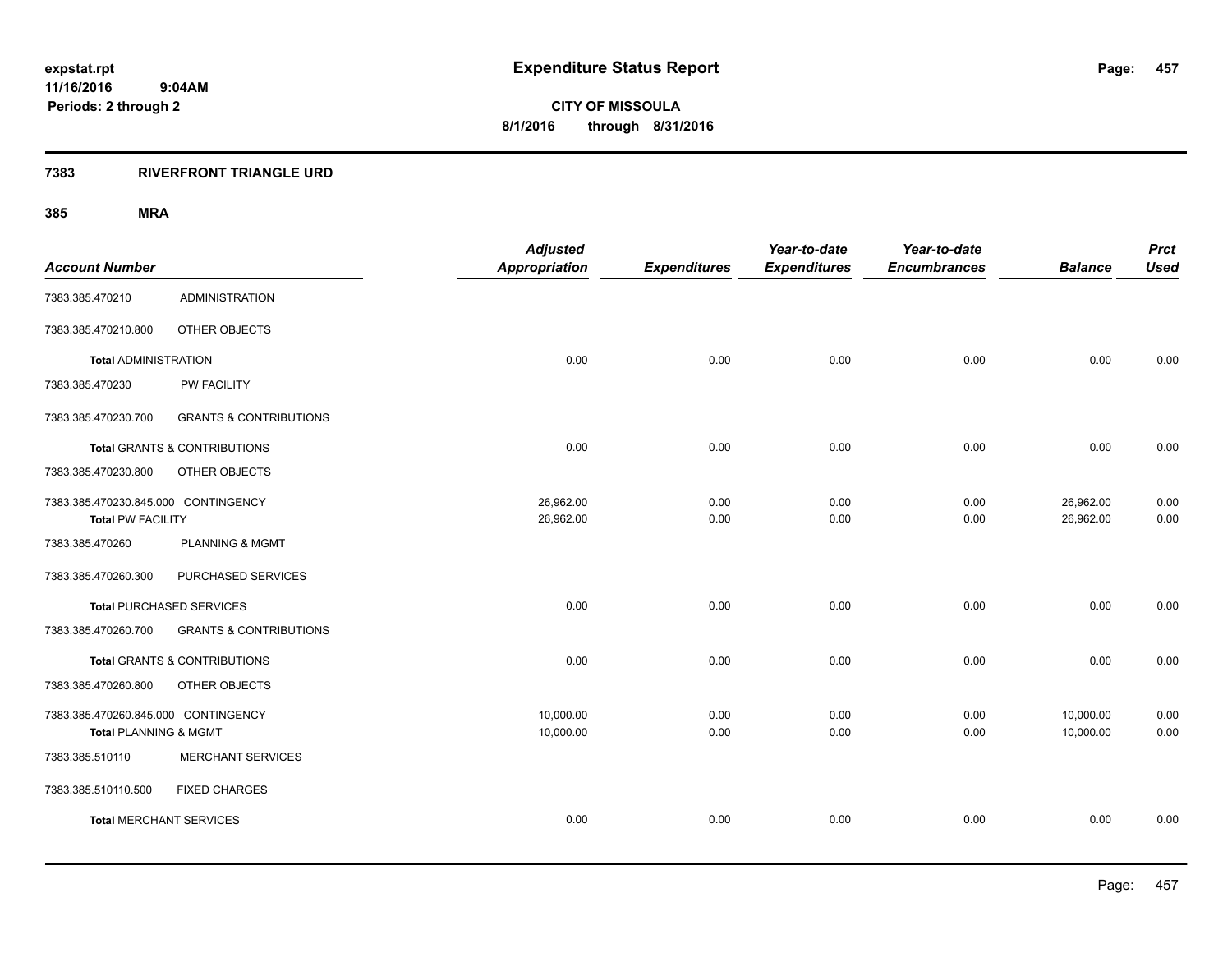# Expenditure Status Report

expstat.rpt
11/16/2016 9:04AM
Periods: 2 through 2

**CITY OF MISSOULA**
**8/1/2016 through 8/31/2016**

## 7383 RIVERFRONT TRIANGLE URD

### 385 MRA

| Account Number | | Adjusted Appropriation | Expenditures | Year-to-date Expenditures | Year-to-date Encumbrances | Balance | Prct Used |
|---|---|---|---|---|---|---|---|
| 7383.385.470210 | ADMINISTRATION | | | | | | |
| 7383.385.470210.800 | OTHER OBJECTS | | | | | | |
| **Total** ADMINISTRATION | | 0.00 | 0.00 | 0.00 | 0.00 | 0.00 | 0.00 |
| 7383.385.470230 | PW FACILITY | | | | | | |
| 7383.385.470230.700 | GRANTS & CONTRIBUTIONS | | | | | | |
| **Total** GRANTS & CONTRIBUTIONS | | 0.00 | 0.00 | 0.00 | 0.00 | 0.00 | 0.00 |
| 7383.385.470230.800 | OTHER OBJECTS | | | | | | |
| 7383.385.470230.845.000 | CONTINGENCY | 26,962.00 | 0.00 | 0.00 | 0.00 | 26,962.00 | 0.00 |
| **Total** PW FACILITY | | 26,962.00 | 0.00 | 0.00 | 0.00 | 26,962.00 | 0.00 |
| 7383.385.470260 | PLANNING & MGMT | | | | | | |
| 7383.385.470260.300 | PURCHASED SERVICES | | | | | | |
| **Total** PURCHASED SERVICES | | 0.00 | 0.00 | 0.00 | 0.00 | 0.00 | 0.00 |
| 7383.385.470260.700 | GRANTS & CONTRIBUTIONS | | | | | | |
| **Total** GRANTS & CONTRIBUTIONS | | 0.00 | 0.00 | 0.00 | 0.00 | 0.00 | 0.00 |
| 7383.385.470260.800 | OTHER OBJECTS | | | | | | |
| 7383.385.470260.845.000 | CONTINGENCY | 10,000.00 | 0.00 | 0.00 | 0.00 | 10,000.00 | 0.00 |
| **Total** PLANNING & MGMT | | 10,000.00 | 0.00 | 0.00 | 0.00 | 10,000.00 | 0.00 |
| 7383.385.510110 | MERCHANT SERVICES | | | | | | |
| 7383.385.510110.500 | FIXED CHARGES | | | | | | |
| **Total** MERCHANT SERVICES | | 0.00 | 0.00 | 0.00 | 0.00 | 0.00 | 0.00 |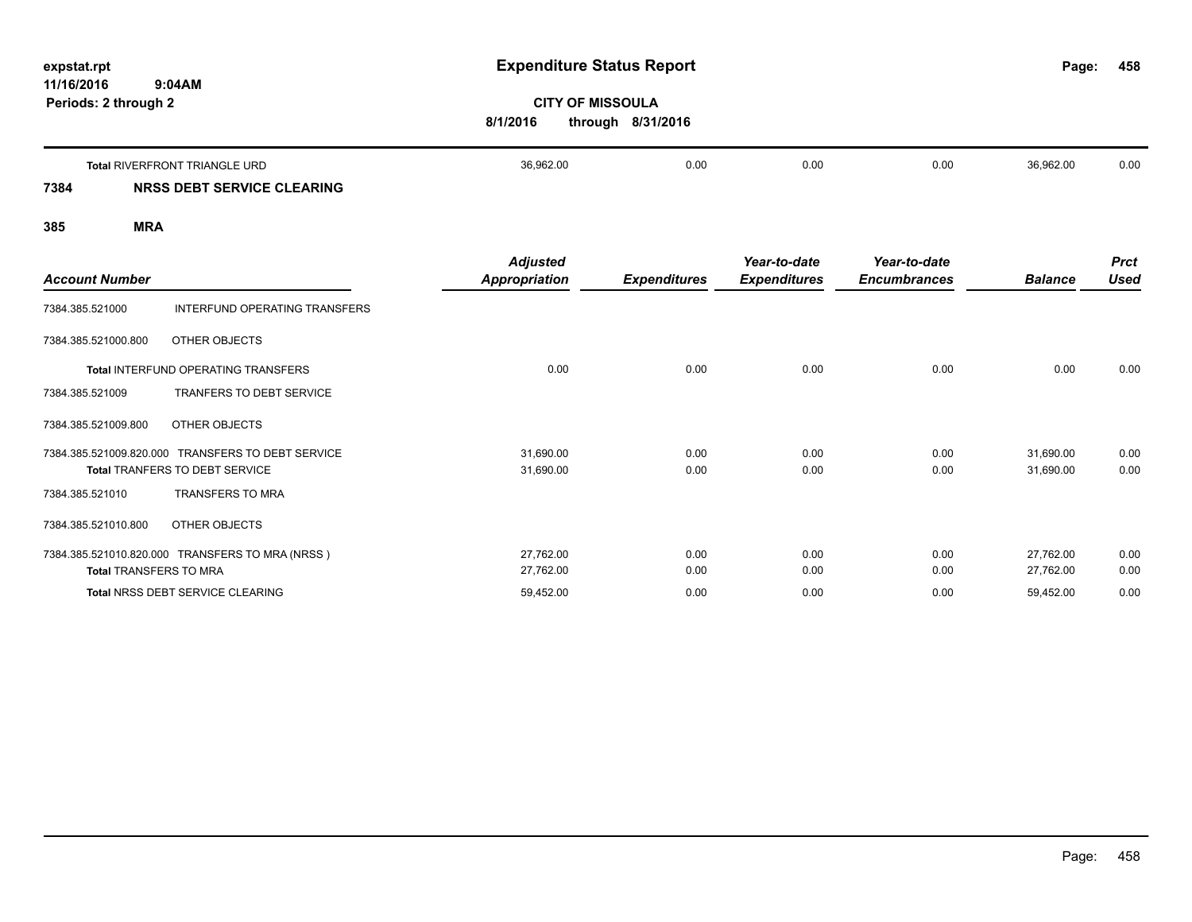**expstat.rpt**
**11/16/2016 9:04AM**
**Periods: 2 through 2**

# Expenditure Status Report

**CITY OF MISSOULA**
**8/1/2016 through 8/31/2016**

| | Adjusted Appropriation | Expenditures | Year-to-date Expenditures | Year-to-date Encumbrances | Balance | Prct Used |
|---|---|---|---|---|---|---|
| **Total** RIVERFRONT TRIANGLE URD | 36,962.00 | 0.00 | 0.00 | 0.00 | 36,962.00 | 0.00 |

## 7384 NRSS DEBT SERVICE CLEARING

### 385 MRA

| Account Number | | Adjusted Appropriation | Expenditures | Year-to-date Expenditures | Year-to-date Encumbrances | Balance | Prct Used |
|---|---|---|---|---|---|---|---|
| 7384.385.521000 | INTERFUND OPERATING TRANSFERS | | | | | | |
| 7384.385.521000.800 | OTHER OBJECTS | | | | | | |
| **Total** INTERFUND OPERATING TRANSFERS | | 0.00 | 0.00 | 0.00 | 0.00 | 0.00 | 0.00 |
| 7384.385.521009 | TRANFERS TO DEBT SERVICE | | | | | | |
| 7384.385.521009.800 | OTHER OBJECTS | | | | | | |
| 7384.385.521009.820.000 | TRANSFERS TO DEBT SERVICE | 31,690.00 | 0.00 | 0.00 | 0.00 | 31,690.00 | 0.00 |
| **Total** TRANFERS TO DEBT SERVICE | | 31,690.00 | 0.00 | 0.00 | 0.00 | 31,690.00 | 0.00 |
| 7384.385.521010 | TRANSFERS TO MRA | | | | | | |
| 7384.385.521010.800 | OTHER OBJECTS | | | | | | |
| 7384.385.521010.820.000 | TRANSFERS TO MRA (NRSS ) | 27,762.00 | 0.00 | 0.00 | 0.00 | 27,762.00 | 0.00 |
| **Total** TRANSFERS TO MRA | | 27,762.00 | 0.00 | 0.00 | 0.00 | 27,762.00 | 0.00 |
| **Total** NRSS DEBT SERVICE CLEARING | | 59,452.00 | 0.00 | 0.00 | 0.00 | 59,452.00 | 0.00 |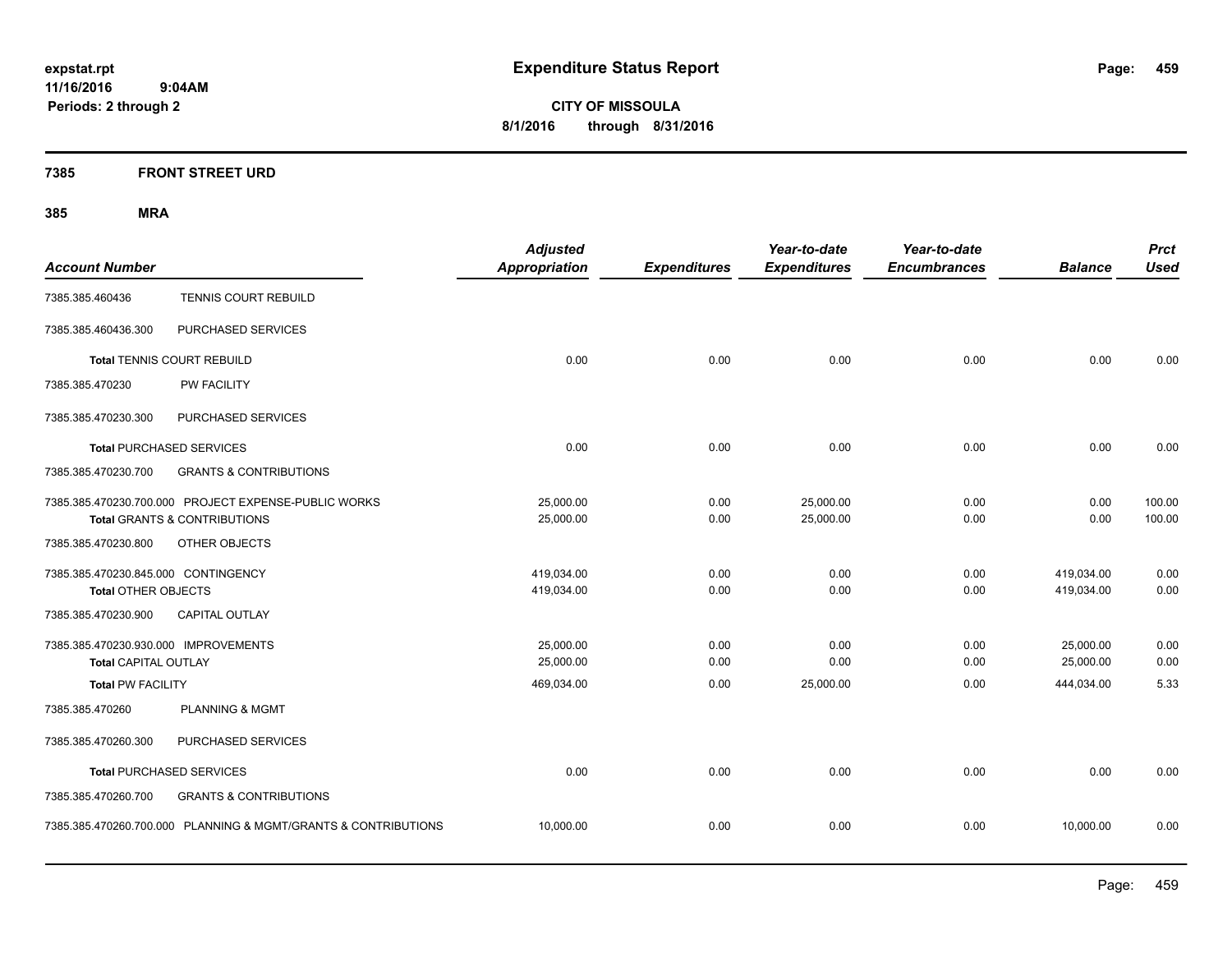**expstat.rpt**
**11/16/2016 9:04AM**
**Periods: 2 through 2**

# Expenditure Status Report

**CITY OF MISSOULA**
**8/1/2016 through 8/31/2016**

## 7385 FRONT STREET URD

### 385 MRA

| Account Number | | Adjusted Appropriation | Expenditures | Year-to-date Expenditures | Year-to-date Encumbrances | Balance | Prct Used |
|---|---|---|---|---|---|---|---|
| 7385.385.460436 | TENNIS COURT REBUILD | | | | | | |
| 7385.385.460436.300 | PURCHASED SERVICES | | | | | | |
| **Total** TENNIS COURT REBUILD | | 0.00 | 0.00 | 0.00 | 0.00 | 0.00 | 0.00 |
| 7385.385.470230 | PW FACILITY | | | | | | |
| 7385.385.470230.300 | PURCHASED SERVICES | | | | | | |
| **Total** PURCHASED SERVICES | | 0.00 | 0.00 | 0.00 | 0.00 | 0.00 | 0.00 |
| 7385.385.470230.700 | GRANTS & CONTRIBUTIONS | | | | | | |
| 7385.385.470230.700.000 | PROJECT EXPENSE-PUBLIC WORKS | 25,000.00 | 0.00 | 25,000.00 | 0.00 | 0.00 | 100.00 |
| **Total** GRANTS & CONTRIBUTIONS | | 25,000.00 | 0.00 | 25,000.00 | 0.00 | 0.00 | 100.00 |
| 7385.385.470230.800 | OTHER OBJECTS | | | | | | |
| 7385.385.470230.845.000 | CONTINGENCY | 419,034.00 | 0.00 | 0.00 | 0.00 | 419,034.00 | 0.00 |
| **Total** OTHER OBJECTS | | 419,034.00 | 0.00 | 0.00 | 0.00 | 419,034.00 | 0.00 |
| 7385.385.470230.900 | CAPITAL OUTLAY | | | | | | |
| 7385.385.470230.930.000 | IMPROVEMENTS | 25,000.00 | 0.00 | 0.00 | 0.00 | 25,000.00 | 0.00 |
| **Total** CAPITAL OUTLAY | | 25,000.00 | 0.00 | 0.00 | 0.00 | 25,000.00 | 0.00 |
| **Total** PW FACILITY | | 469,034.00 | 0.00 | 25,000.00 | 0.00 | 444,034.00 | 5.33 |
| 7385.385.470260 | PLANNING & MGMT | | | | | | |
| 7385.385.470260.300 | PURCHASED SERVICES | | | | | | |
| **Total** PURCHASED SERVICES | | 0.00 | 0.00 | 0.00 | 0.00 | 0.00 | 0.00 |
| 7385.385.470260.700 | GRANTS & CONTRIBUTIONS | | | | | | |
| 7385.385.470260.700.000 | PLANNING & MGMT/GRANTS & CONTRIBUTIONS | 10,000.00 | 0.00 | 0.00 | 0.00 | 10,000.00 | 0.00 |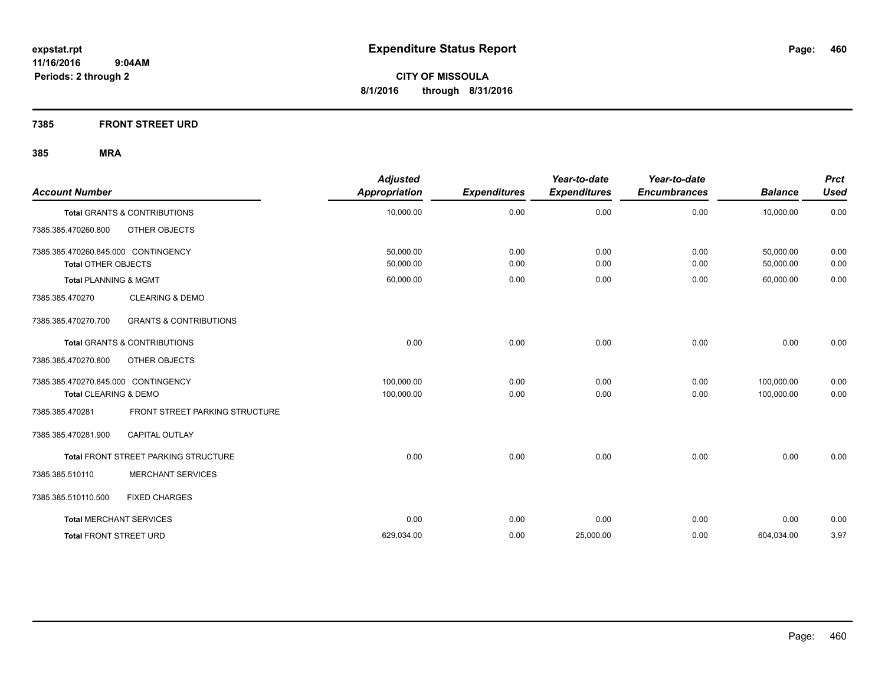**expstat.rpt**
**11/16/2016 9:04AM**
**Periods: 2 through 2**

# Expenditure Status Report

**CITY OF MISSOULA**
**8/1/2016 through 8/31/2016**

## 7385 FRONT STREET URD

### 385 MRA

| Account Number | | Adjusted Appropriation | Expenditures | Year-to-date Expenditures | Year-to-date Encumbrances | Balance | Prct Used |
|---|---|---|---|---|---|---|---|
| **Total** GRANTS & CONTRIBUTIONS | | 10,000.00 | 0.00 | 0.00 | 0.00 | 10,000.00 | 0.00 |
| 7385.385.470260.800 | OTHER OBJECTS | | | | | | |
| 7385.385.470260.845.000 CONTINGENCY | | 50,000.00 | 0.00 | 0.00 | 0.00 | 50,000.00 | 0.00 |
| **Total** OTHER OBJECTS | | 50,000.00 | 0.00 | 0.00 | 0.00 | 50,000.00 | 0.00 |
| **Total** PLANNING & MGMT | | 60,000.00 | 0.00 | 0.00 | 0.00 | 60,000.00 | 0.00 |
| 7385.385.470270 | CLEARING & DEMO | | | | | | |
| 7385.385.470270.700 | GRANTS & CONTRIBUTIONS | | | | | | |
| **Total** GRANTS & CONTRIBUTIONS | | 0.00 | 0.00 | 0.00 | 0.00 | 0.00 | 0.00 |
| 7385.385.470270.800 | OTHER OBJECTS | | | | | | |
| 7385.385.470270.845.000 CONTINGENCY | | 100,000.00 | 0.00 | 0.00 | 0.00 | 100,000.00 | 0.00 |
| **Total** CLEARING & DEMO | | 100,000.00 | 0.00 | 0.00 | 0.00 | 100,000.00 | 0.00 |
| 7385.385.470281 | FRONT STREET PARKING STRUCTURE | | | | | | |
| 7385.385.470281.900 | CAPITAL OUTLAY | | | | | | |
| **Total** FRONT STREET PARKING STRUCTURE | | 0.00 | 0.00 | 0.00 | 0.00 | 0.00 | 0.00 |
| 7385.385.510110 | MERCHANT SERVICES | | | | | | |
| 7385.385.510110.500 | FIXED CHARGES | | | | | | |
| **Total** MERCHANT SERVICES | | 0.00 | 0.00 | 0.00 | 0.00 | 0.00 | 0.00 |
| **Total** FRONT STREET URD | | 629,034.00 | 0.00 | 25,000.00 | 0.00 | 604,034.00 | 3.97 |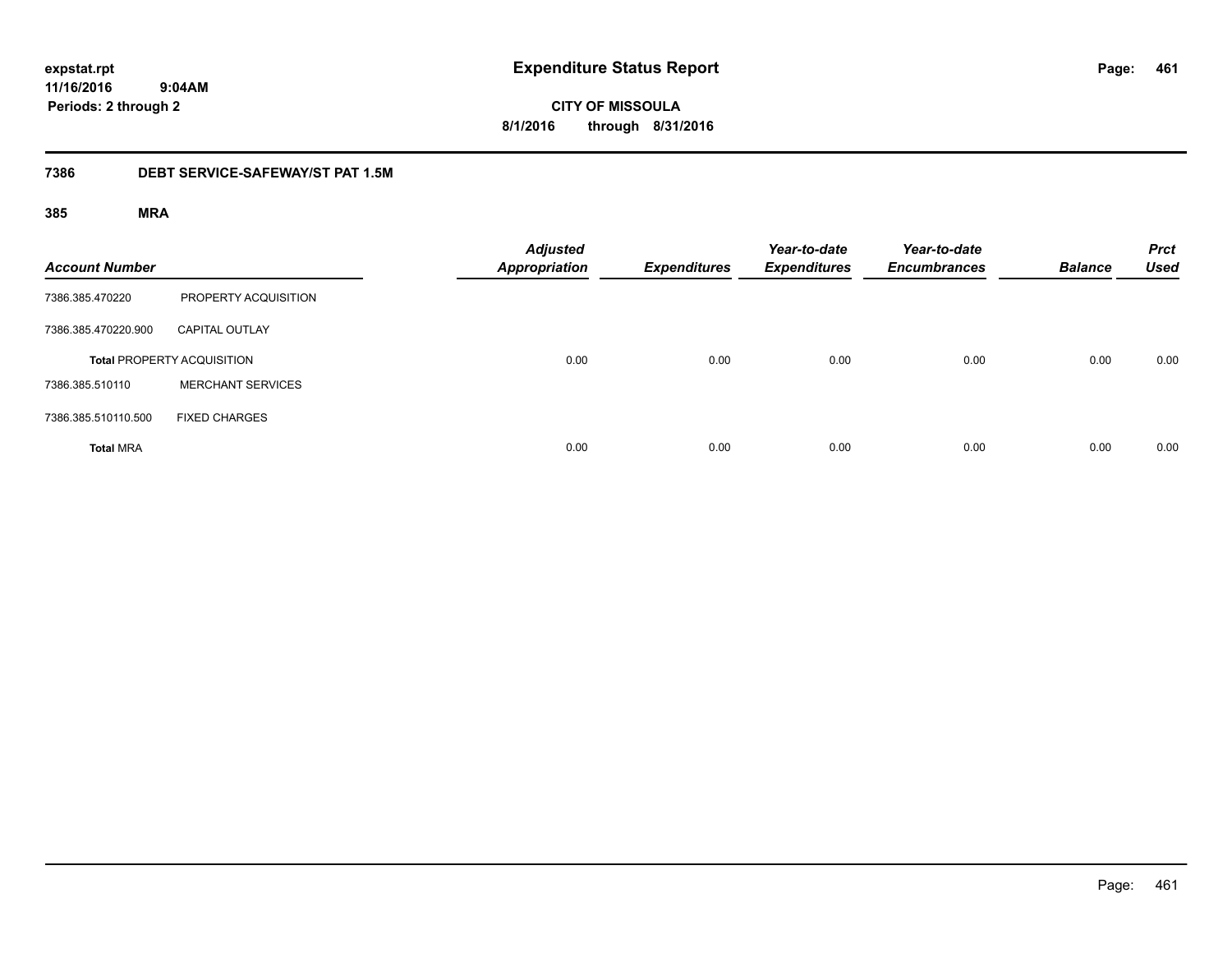**expstat.rpt**
**11/16/2016 9:04AM**
**Periods: 2 through 2**

# Expenditure Status Report

**CITY OF MISSOULA**
**8/1/2016 through 8/31/2016**

## 7386 DEBT SERVICE-SAFEWAY/ST PAT 1.5M

### 385 MRA

| Account Number | | Adjusted Appropriation | Expenditures | Year-to-date Expenditures | Year-to-date Encumbrances | Balance | Prct Used |
|---|---|---|---|---|---|---|---|
| 7386.385.470220 | PROPERTY ACQUISITION | | | | | | |
| 7386.385.470220.900 | CAPITAL OUTLAY | | | | | | |
| **Total** PROPERTY ACQUISITION | | 0.00 | 0.00 | 0.00 | 0.00 | 0.00 | 0.00 |
| 7386.385.510110 | MERCHANT SERVICES | | | | | | |
| 7386.385.510110.500 | FIXED CHARGES | | | | | | |
| **Total** MRA | | 0.00 | 0.00 | 0.00 | 0.00 | 0.00 | 0.00 |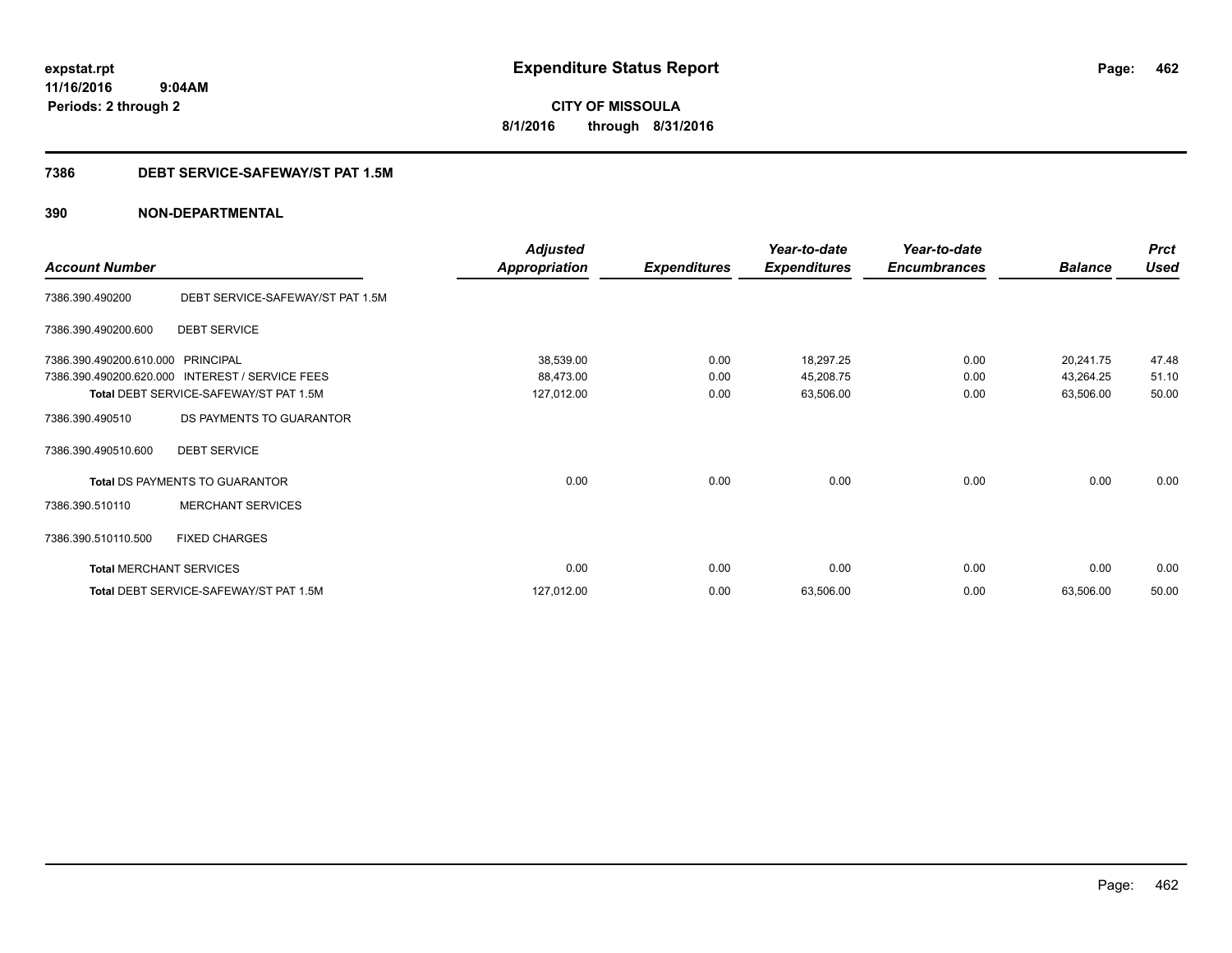**expstat.rpt**
**11/16/2016 9:04AM**
**Periods: 2 through 2**

# Expenditure Status Report

**CITY OF MISSOULA**
**8/1/2016 through 8/31/2016**

## 7386 DEBT SERVICE-SAFEWAY/ST PAT 1.5M

## 390 NON-DEPARTMENTAL

| Account Number | | Adjusted Appropriation | Expenditures | Year-to-date Expenditures | Year-to-date Encumbrances | Balance | Prct Used |
|---|---|---|---|---|---|---|---|
| 7386.390.490200 | DEBT SERVICE-SAFEWAY/ST PAT 1.5M | | | | | | |
| 7386.390.490200.600 | DEBT SERVICE | | | | | | |
| 7386.390.490200.610.000 | PRINCIPAL | 38,539.00 | 0.00 | 18,297.25 | 0.00 | 20,241.75 | 47.48 |
| 7386.390.490200.620.000 | INTEREST / SERVICE FEES | 88,473.00 | 0.00 | 45,208.75 | 0.00 | 43,264.25 | 51.10 |
| **Total** DEBT SERVICE-SAFEWAY/ST PAT 1.5M | | 127,012.00 | 0.00 | 63,506.00 | 0.00 | 63,506.00 | 50.00 |
| 7386.390.490510 | DS PAYMENTS TO GUARANTOR | | | | | | |
| 7386.390.490510.600 | DEBT SERVICE | | | | | | |
| **Total** DS PAYMENTS TO GUARANTOR | | 0.00 | 0.00 | 0.00 | 0.00 | 0.00 | 0.00 |
| 7386.390.510110 | MERCHANT SERVICES | | | | | | |
| 7386.390.510110.500 | FIXED CHARGES | | | | | | |
| **Total** MERCHANT SERVICES | | 0.00 | 0.00 | 0.00 | 0.00 | 0.00 | 0.00 |
| **Total** DEBT SERVICE-SAFEWAY/ST PAT 1.5M | | 127,012.00 | 0.00 | 63,506.00 | 0.00 | 63,506.00 | 50.00 |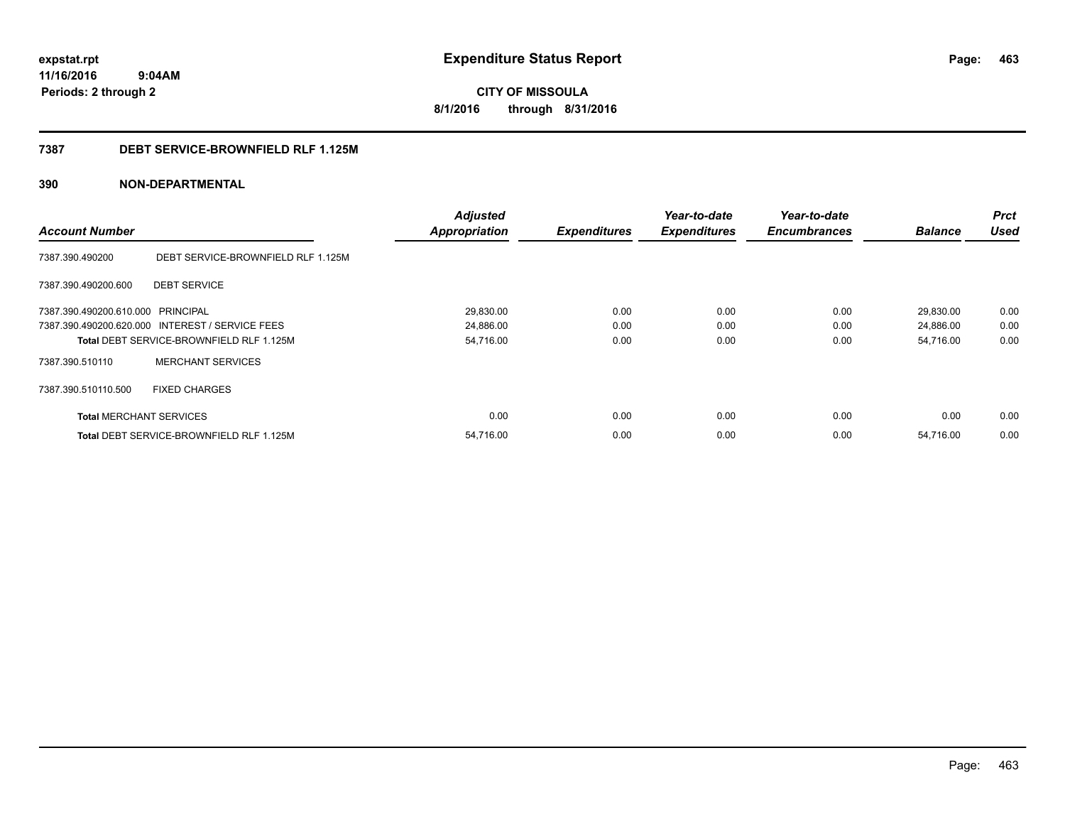# Expenditure Status Report

expstat.rpt
11/16/2016 9:04AM
Periods: 2 through 2

**CITY OF MISSOULA**
**8/1/2016 through 8/31/2016**

## 7387 DEBT SERVICE-BROWNFIELD RLF 1.125M

## 390 NON-DEPARTMENTAL

| Account Number | | Adjusted Appropriation | Expenditures | Year-to-date Expenditures | Year-to-date Encumbrances | Balance | Prct Used |
|---|---|---|---|---|---|---|---|
| 7387.390.490200 | DEBT SERVICE-BROWNFIELD RLF 1.125M | | | | | | |
| 7387.390.490200.600 | DEBT SERVICE | | | | | | |
| 7387.390.490200.610.000 | PRINCIPAL | 29,830.00 | 0.00 | 0.00 | 0.00 | 29,830.00 | 0.00 |
| 7387.390.490200.620.000 | INTEREST / SERVICE FEES | 24,886.00 | 0.00 | 0.00 | 0.00 | 24,886.00 | 0.00 |
| **Total** DEBT SERVICE-BROWNFIELD RLF 1.125M | | 54,716.00 | 0.00 | 0.00 | 0.00 | 54,716.00 | 0.00 |
| 7387.390.510110 | MERCHANT SERVICES | | | | | | |
| 7387.390.510110.500 | FIXED CHARGES | | | | | | |
| **Total** MERCHANT SERVICES | | 0.00 | 0.00 | 0.00 | 0.00 | 0.00 | 0.00 |
| **Total** DEBT SERVICE-BROWNFIELD RLF 1.125M | | 54,716.00 | 0.00 | 0.00 | 0.00 | 54,716.00 | 0.00 |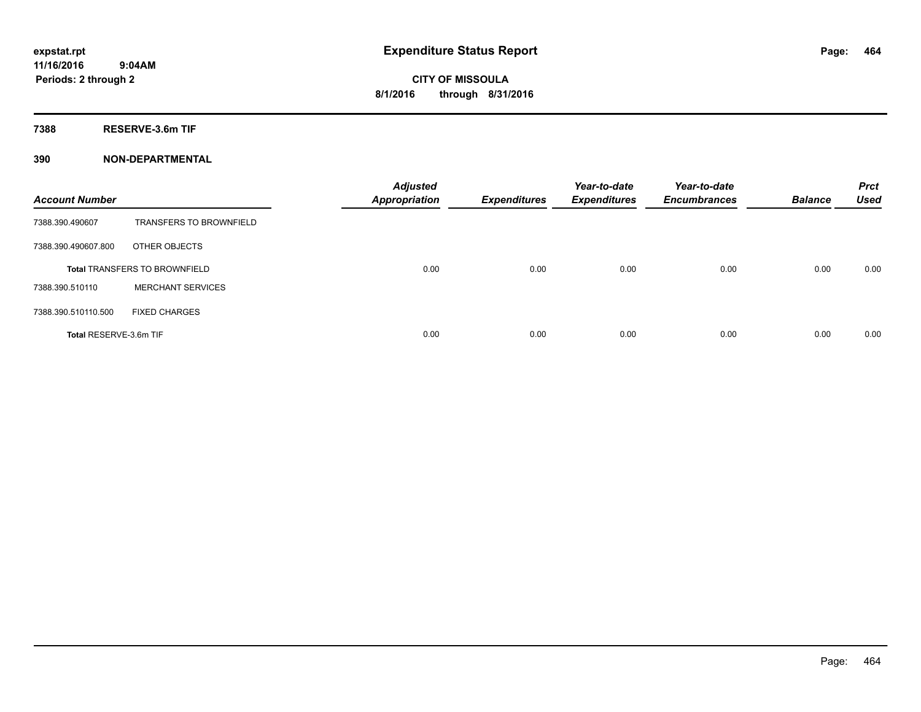**expstat.rpt**
**11/16/2016 9:04AM**
**Periods: 2 through 2**

# Expenditure Status Report

**CITY OF MISSOULA**
**8/1/2016 through 8/31/2016**

## 7388 RESERVE-3.6m TIF

### 390 NON-DEPARTMENTAL

| Account Number | | Adjusted Appropriation | Expenditures | Year-to-date Expenditures | Year-to-date Encumbrances | Balance | Prct Used |
|---|---|---|---|---|---|---|---|
| 7388.390.490607 | TRANSFERS TO BROWNFIELD | | | | | | |
| 7388.390.490607.800 | OTHER OBJECTS | | | | | | |
| **Total** TRANSFERS TO BROWNFIELD | | 0.00 | 0.00 | 0.00 | 0.00 | 0.00 | 0.00 |
| 7388.390.510110 | MERCHANT SERVICES | | | | | | |
| 7388.390.510110.500 | FIXED CHARGES | | | | | | |
| **Total** RESERVE-3.6m TIF | | 0.00 | 0.00 | 0.00 | 0.00 | 0.00 | 0.00 |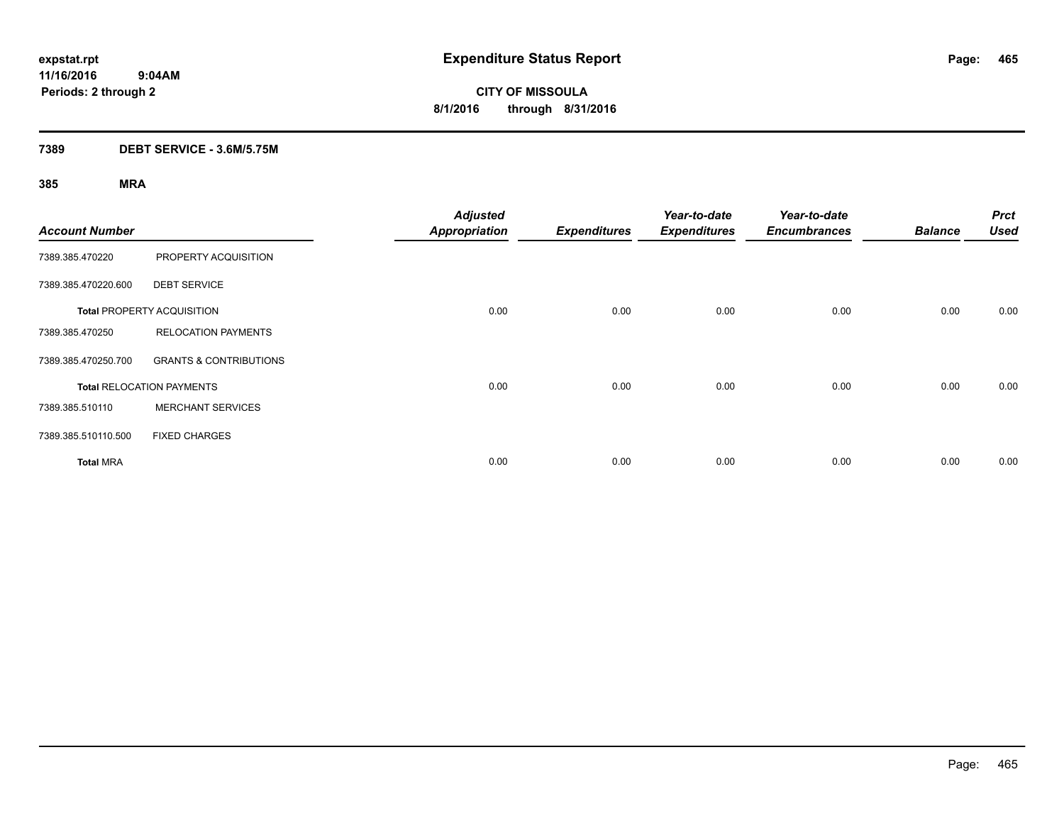# Expenditure Status Report

expstat.rpt
11/16/2016 9:04AM
Periods: 2 through 2

**CITY OF MISSOULA**
**8/1/2016 through 8/31/2016**

## 7389 DEBT SERVICE - 3.6M/5.75M

### 385 MRA

| Account Number | | Adjusted Appropriation | Expenditures | Year-to-date Expenditures | Year-to-date Encumbrances | Balance | Prct Used |
|---|---|---|---|---|---|---|---|
| 7389.385.470220 | PROPERTY ACQUISITION | | | | | | |
| 7389.385.470220.600 | DEBT SERVICE | | | | | | |
| **Total** PROPERTY ACQUISITION | | 0.00 | 0.00 | 0.00 | 0.00 | 0.00 | 0.00 |
| 7389.385.470250 | RELOCATION PAYMENTS | | | | | | |
| 7389.385.470250.700 | GRANTS & CONTRIBUTIONS | | | | | | |
| **Total** RELOCATION PAYMENTS | | 0.00 | 0.00 | 0.00 | 0.00 | 0.00 | 0.00 |
| 7389.385.510110 | MERCHANT SERVICES | | | | | | |
| 7389.385.510110.500 | FIXED CHARGES | | | | | | |
| **Total** MRA | | 0.00 | 0.00 | 0.00 | 0.00 | 0.00 | 0.00 |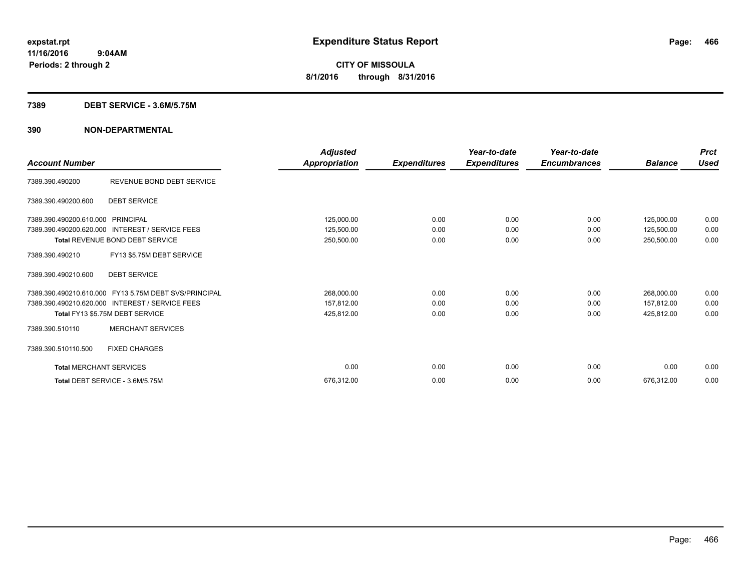**expstat.rpt**
**11/16/2016 9:04AM**
**Periods: 2 through 2**

# Expenditure Status Report

**CITY OF MISSOULA**
**8/1/2016 through 8/31/2016**

## 7389 DEBT SERVICE - 3.6M/5.75M

## 390 NON-DEPARTMENTAL

| Account Number | | Adjusted Appropriation | Expenditures | Year-to-date Expenditures | Year-to-date Encumbrances | Balance | Prct Used |
|---|---|---|---|---|---|---|---|
| 7389.390.490200 | REVENUE BOND DEBT SERVICE | | | | | | |
| 7389.390.490200.600 | DEBT SERVICE | | | | | | |
| 7389.390.490200.610.000 | PRINCIPAL | 125,000.00 | 0.00 | 0.00 | 0.00 | 125,000.00 | 0.00 |
| 7389.390.490200.620.000 | INTEREST / SERVICE FEES | 125,500.00 | 0.00 | 0.00 | 0.00 | 125,500.00 | 0.00 |
| | **Total** REVENUE BOND DEBT SERVICE | 250,500.00 | 0.00 | 0.00 | 0.00 | 250,500.00 | 0.00 |
| 7389.390.490210 | FY13 $5.75M DEBT SERVICE | | | | | | |
| 7389.390.490210.600 | DEBT SERVICE | | | | | | |
| 7389.390.490210.610.000 | FY13 5.75M DEBT SVS/PRINCIPAL | 268,000.00 | 0.00 | 0.00 | 0.00 | 268,000.00 | 0.00 |
| 7389.390.490210.620.000 | INTEREST / SERVICE FEES | 157,812.00 | 0.00 | 0.00 | 0.00 | 157,812.00 | 0.00 |
| | **Total** FY13 $5.75M DEBT SERVICE | 425,812.00 | 0.00 | 0.00 | 0.00 | 425,812.00 | 0.00 |
| 7389.390.510110 | MERCHANT SERVICES | | | | | | |
| 7389.390.510110.500 | FIXED CHARGES | | | | | | |
| | **Total** MERCHANT SERVICES | 0.00 | 0.00 | 0.00 | 0.00 | 0.00 | 0.00 |
| | **Total** DEBT SERVICE - 3.6M/5.75M | 676,312.00 | 0.00 | 0.00 | 0.00 | 676,312.00 | 0.00 |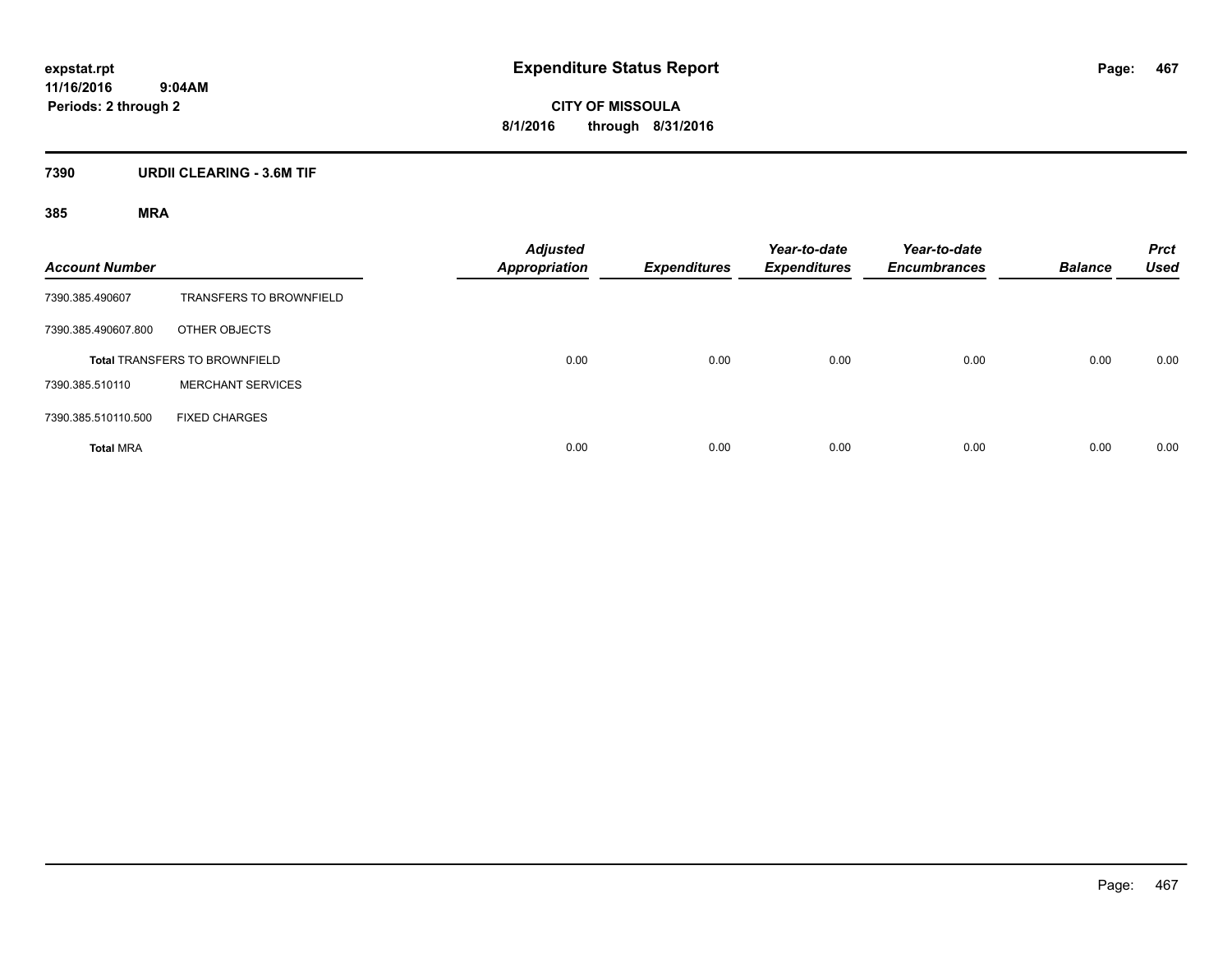**expstat.rpt**
**11/16/2016 9:04AM**
**Periods: 2 through 2**

# Expenditure Status Report

**CITY OF MISSOULA**
**8/1/2016 through 8/31/2016**

## 7390 URDII CLEARING - 3.6M TIF

### 385 MRA

| Account Number | | Adjusted Appropriation | Expenditures | Year-to-date Expenditures | Year-to-date Encumbrances | Balance | Prct Used |
|---|---|---|---|---|---|---|---|
| 7390.385.490607 | TRANSFERS TO BROWNFIELD | | | | | | |
| 7390.385.490607.800 | OTHER OBJECTS | | | | | | |
| **Total** TRANSFERS TO BROWNFIELD | | 0.00 | 0.00 | 0.00 | 0.00 | 0.00 | 0.00 |
| 7390.385.510110 | MERCHANT SERVICES | | | | | | |
| 7390.385.510110.500 | FIXED CHARGES | | | | | | |
| **Total** MRA | | 0.00 | 0.00 | 0.00 | 0.00 | 0.00 | 0.00 |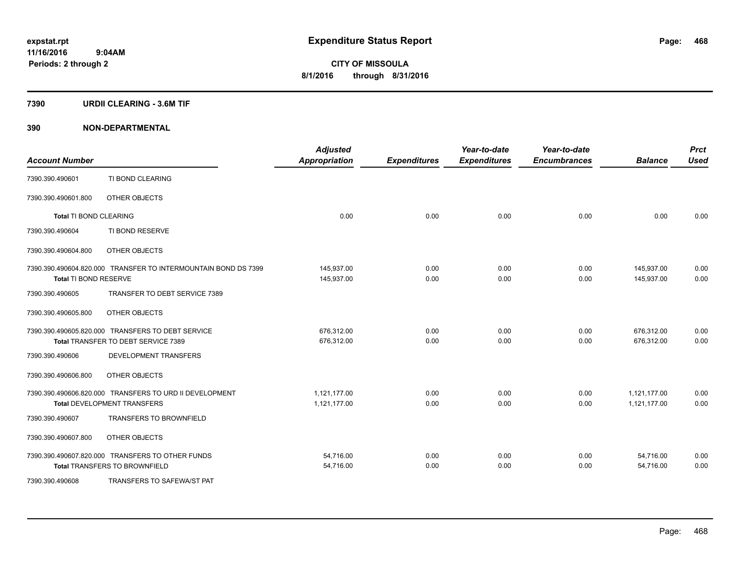expstat.rpt
11/16/2016 9:04AM
Periods: 2 through 2

# Expenditure Status Report

**CITY OF MISSOULA**
**8/1/2016 through 8/31/2016**

## 7390 URDII CLEARING - 3.6M TIF

## 390 NON-DEPARTMENTAL

| Account Number | | Adjusted Appropriation | Expenditures | Year-to-date Expenditures | Year-to-date Encumbrances | Balance | Prct Used |
|---|---|---|---|---|---|---|---|
| 7390.390.490601 | TI BOND CLEARING | | | | | | |
| 7390.390.490601.800 | OTHER OBJECTS | | | | | | |
| **Total** TI BOND CLEARING | | 0.00 | 0.00 | 0.00 | 0.00 | 0.00 | 0.00 |
| 7390.390.490604 | TI BOND RESERVE | | | | | | |
| 7390.390.490604.800 | OTHER OBJECTS | | | | | | |
| 7390.390.490604.820.000 | TRANSFER TO INTERMOUNTAIN BOND DS 7399 | 145,937.00 | 0.00 | 0.00 | 0.00 | 145,937.00 | 0.00 |
| **Total** TI BOND RESERVE | | 145,937.00 | 0.00 | 0.00 | 0.00 | 145,937.00 | 0.00 |
| 7390.390.490605 | TRANSFER TO DEBT SERVICE 7389 | | | | | | |
| 7390.390.490605.800 | OTHER OBJECTS | | | | | | |
| 7390.390.490605.820.000 | TRANSFERS TO DEBT SERVICE | 676,312.00 | 0.00 | 0.00 | 0.00 | 676,312.00 | 0.00 |
| **Total** TRANSFER TO DEBT SERVICE 7389 | | 676,312.00 | 0.00 | 0.00 | 0.00 | 676,312.00 | 0.00 |
| 7390.390.490606 | DEVELOPMENT TRANSFERS | | | | | | |
| 7390.390.490606.800 | OTHER OBJECTS | | | | | | |
| 7390.390.490606.820.000 | TRANSFERS TO URD II DEVELOPMENT | 1,121,177.00 | 0.00 | 0.00 | 0.00 | 1,121,177.00 | 0.00 |
| **Total** DEVELOPMENT TRANSFERS | | 1,121,177.00 | 0.00 | 0.00 | 0.00 | 1,121,177.00 | 0.00 |
| 7390.390.490607 | TRANSFERS TO BROWNFIELD | | | | | | |
| 7390.390.490607.800 | OTHER OBJECTS | | | | | | |
| 7390.390.490607.820.000 | TRANSFERS TO OTHER FUNDS | 54,716.00 | 0.00 | 0.00 | 0.00 | 54,716.00 | 0.00 |
| **Total** TRANSFERS TO BROWNFIELD | | 54,716.00 | 0.00 | 0.00 | 0.00 | 54,716.00 | 0.00 |
| 7390.390.490608 | TRANSFERS TO SAFEWA/ST PAT | | | | | | |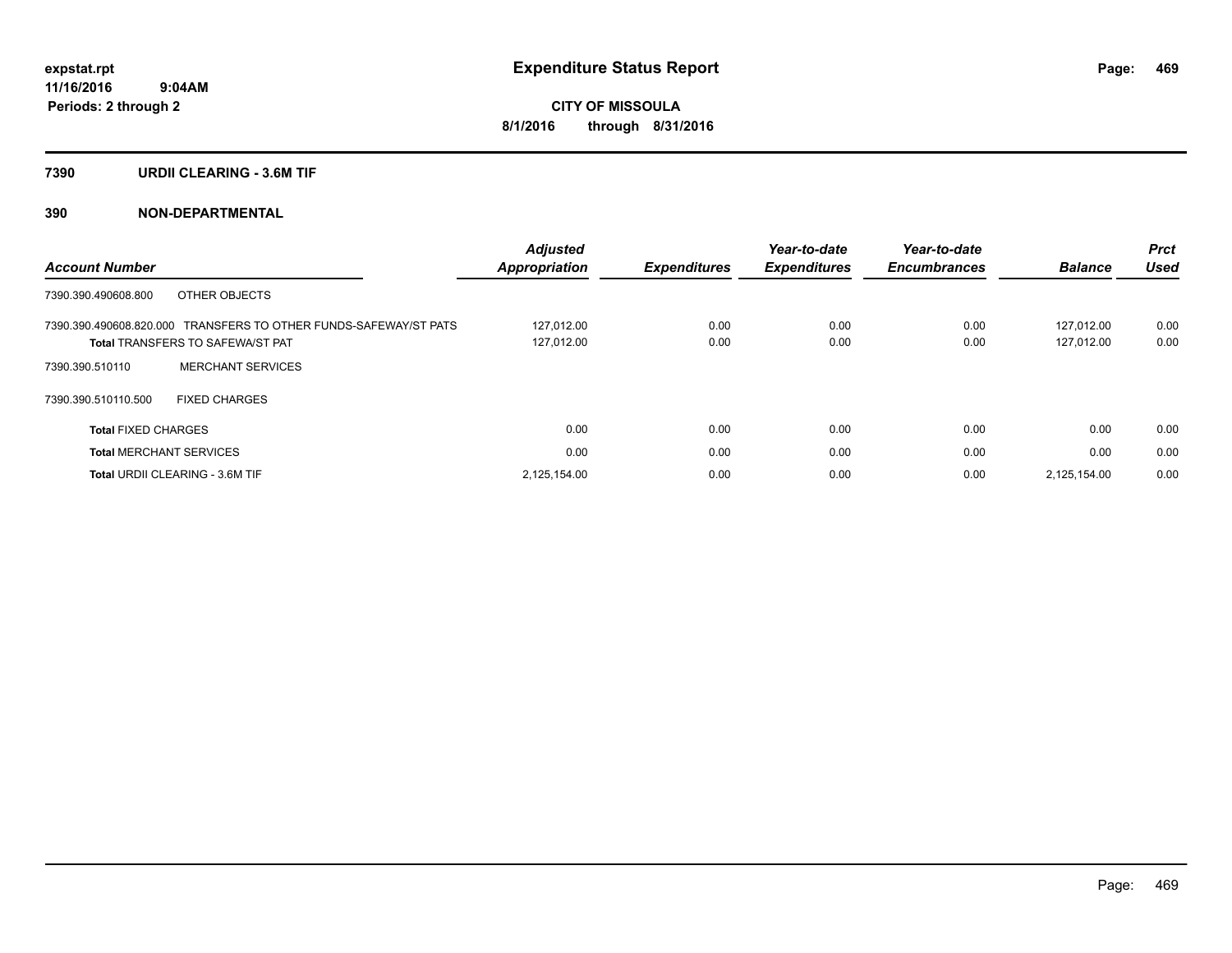**expstat.rpt**
**11/16/2016 9:04AM**
**Periods: 2 through 2**

# Expenditure Status Report

**CITY OF MISSOULA**
**8/1/2016 through 8/31/2016**

## 7390 URDII CLEARING - 3.6M TIF

## 390 NON-DEPARTMENTAL

| Account Number | | Adjusted Appropriation | Expenditures | Year-to-date Expenditures | Year-to-date Encumbrances | Balance | Prct Used |
|---|---|---|---|---|---|---|---|
| 7390.390.490608.800 | OTHER OBJECTS | | | | | | |
| 7390.390.490608.820.000 | TRANSFERS TO OTHER FUNDS-SAFEWAY/ST PATS | 127,012.00 | 0.00 | 0.00 | 0.00 | 127,012.00 | 0.00 |
| **Total** TRANSFERS TO SAFEWA/ST PAT | | 127,012.00 | 0.00 | 0.00 | 0.00 | 127,012.00 | 0.00 |
| 7390.390.510110 | MERCHANT SERVICES | | | | | | |
| 7390.390.510110.500 | FIXED CHARGES | | | | | | |
| **Total** FIXED CHARGES | | 0.00 | 0.00 | 0.00 | 0.00 | 0.00 | 0.00 |
| **Total** MERCHANT SERVICES | | 0.00 | 0.00 | 0.00 | 0.00 | 0.00 | 0.00 |
| **Total** URDII CLEARING - 3.6M TIF | | 2,125,154.00 | 0.00 | 0.00 | 0.00 | 2,125,154.00 | 0.00 |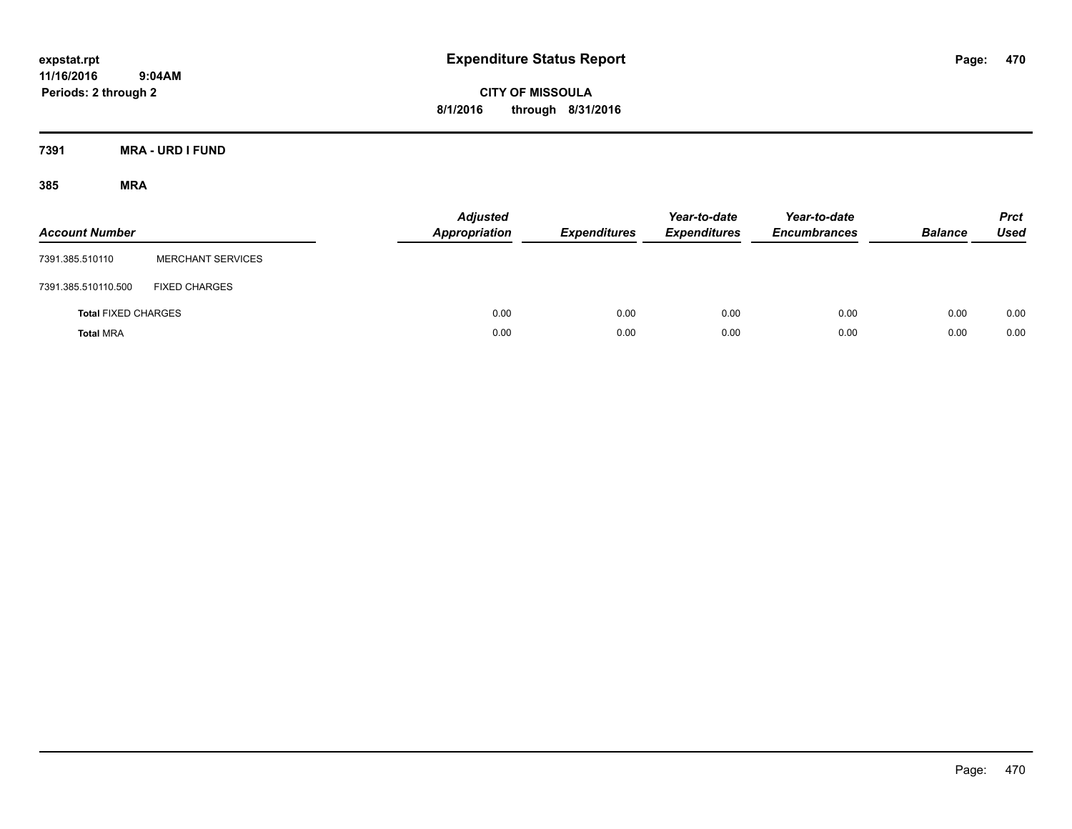**expstat.rpt**
**11/16/2016 9:04AM**
**Periods: 2 through 2**

# Expenditure Status Report

**CITY OF MISSOULA**
**8/1/2016 through 8/31/2016**

## 7391 MRA - URD I FUND

### 385 MRA

| Account Number | | Adjusted Appropriation | Expenditures | Year-to-date Expenditures | Year-to-date Encumbrances | Balance | Prct Used |
|---|---|---|---|---|---|---|---|
| 7391.385.510110 | MERCHANT SERVICES | | | | | | |
| 7391.385.510110.500 | FIXED CHARGES | | | | | | |
| **Total** FIXED CHARGES | | 0.00 | 0.00 | 0.00 | 0.00 | 0.00 | 0.00 |
| **Total** MRA | | 0.00 | 0.00 | 0.00 | 0.00 | 0.00 | 0.00 |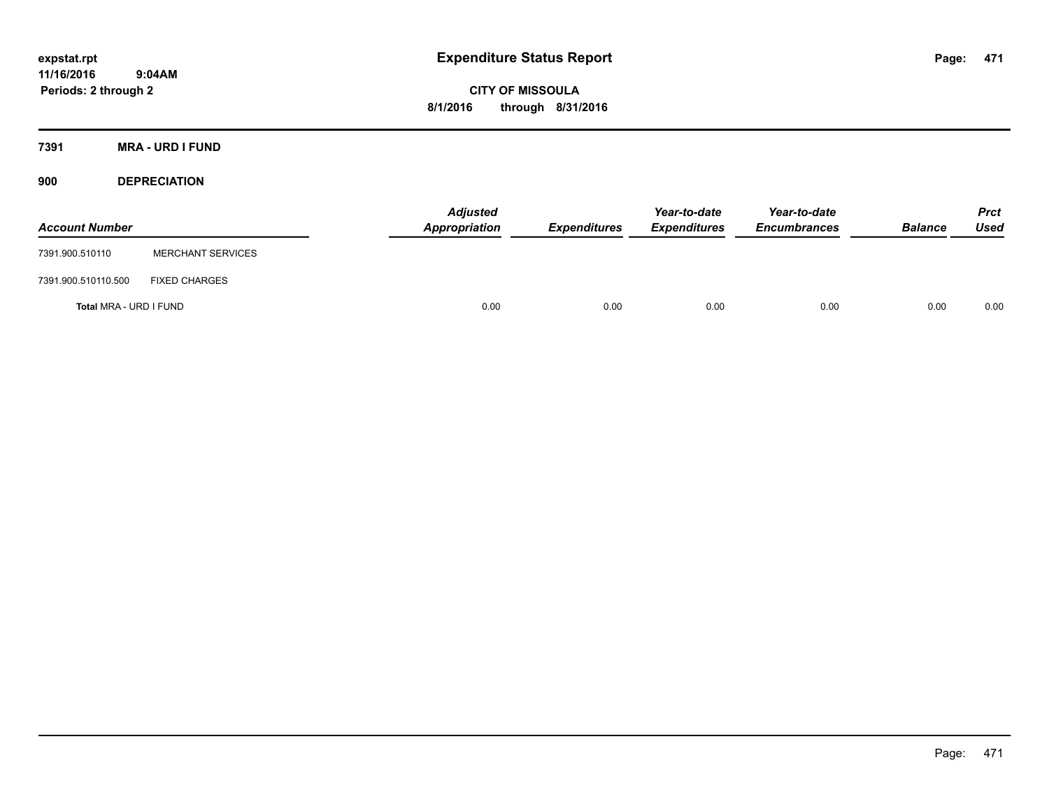**expstat.rpt**
**11/16/2016 9:04AM**
**Periods: 2 through 2**

# Expenditure Status Report

**CITY OF MISSOULA**
**8/1/2016 through 8/31/2016**

## 7391 MRA - URD I FUND

### 900 DEPRECIATION

| Account Number | | Adjusted Appropriation | Expenditures | Year-to-date Expenditures | Year-to-date Encumbrances | Balance | Prct Used |
|---|---|---|---|---|---|---|---|
| 7391.900.510110 | MERCHANT SERVICES | | | | | | |
| 7391.900.510110.500 | FIXED CHARGES | | | | | | |
| **Total** MRA - URD I FUND | | 0.00 | 0.00 | 0.00 | 0.00 | 0.00 | 0.00 |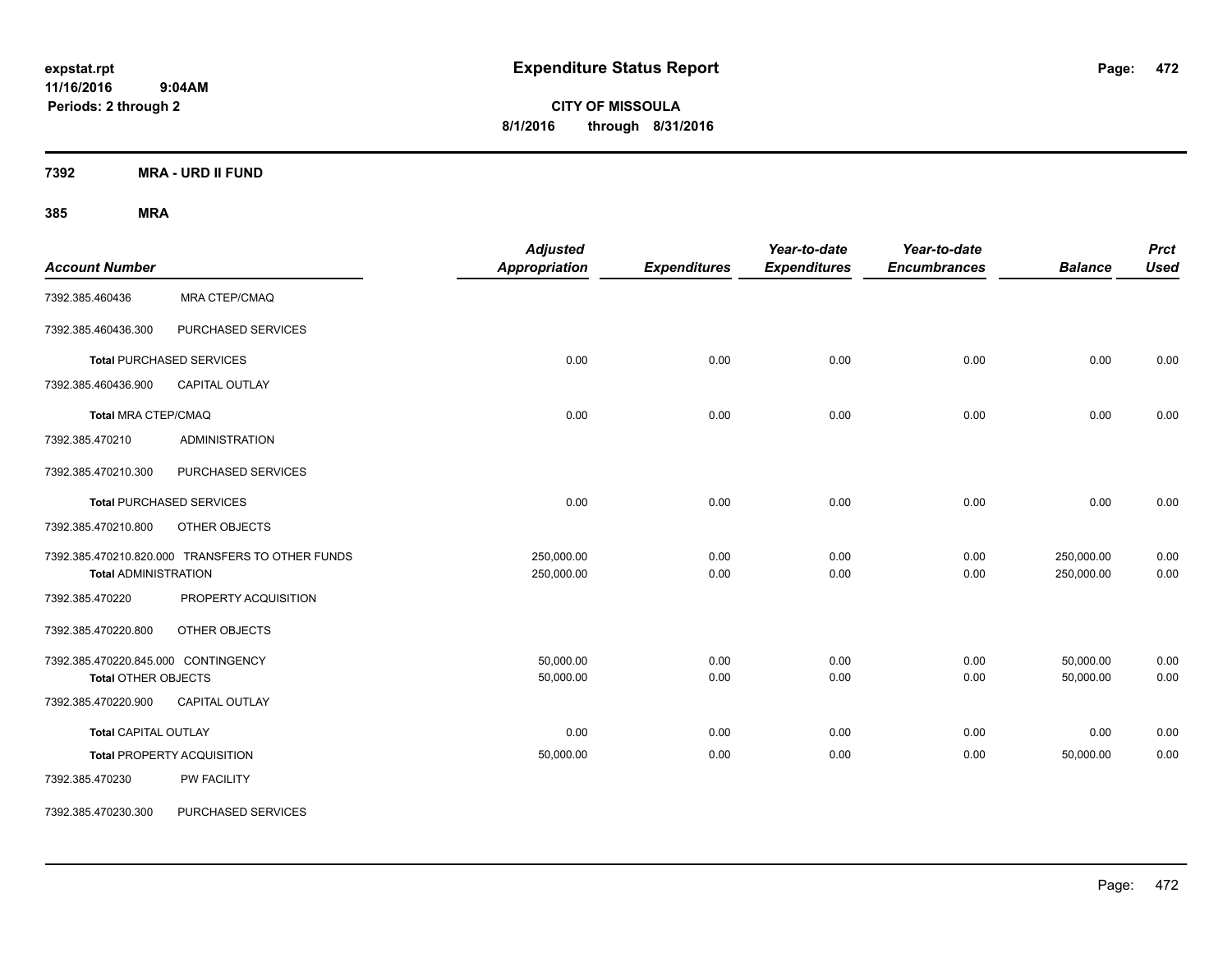# Expenditure Status Report

expstat.rpt
11/16/2016 9:04AM
Periods: 2 through 2

**CITY OF MISSOULA**
**8/1/2016 through 8/31/2016**

**7392 MRA - URD II FUND**

**385 MRA**

| Account Number | | Adjusted Appropriation | Expenditures | Year-to-date Expenditures | Year-to-date Encumbrances | Balance | Prct Used |
|---|---|---|---|---|---|---|---|
| 7392.385.460436 | MRA CTEP/CMAQ | | | | | | |
| 7392.385.460436.300 | PURCHASED SERVICES | | | | | | |
| **Total** PURCHASED SERVICES | | 0.00 | 0.00 | 0.00 | 0.00 | 0.00 | 0.00 |
| 7392.385.460436.900 | CAPITAL OUTLAY | | | | | | |
| **Total** MRA CTEP/CMAQ | | 0.00 | 0.00 | 0.00 | 0.00 | 0.00 | 0.00 |
| 7392.385.470210 | ADMINISTRATION | | | | | | |
| 7392.385.470210.300 | PURCHASED SERVICES | | | | | | |
| **Total** PURCHASED SERVICES | | 0.00 | 0.00 | 0.00 | 0.00 | 0.00 | 0.00 |
| 7392.385.470210.800 | OTHER OBJECTS | | | | | | |
| 7392.385.470210.820.000 | TRANSFERS TO OTHER FUNDS | 250,000.00 | 0.00 | 0.00 | 0.00 | 250,000.00 | 0.00 |
| **Total** ADMINISTRATION | | 250,000.00 | 0.00 | 0.00 | 0.00 | 250,000.00 | 0.00 |
| 7392.385.470220 | PROPERTY ACQUISITION | | | | | | |
| 7392.385.470220.800 | OTHER OBJECTS | | | | | | |
| 7392.385.470220.845.000 | CONTINGENCY | 50,000.00 | 0.00 | 0.00 | 0.00 | 50,000.00 | 0.00 |
| **Total** OTHER OBJECTS | | 50,000.00 | 0.00 | 0.00 | 0.00 | 50,000.00 | 0.00 |
| 7392.385.470220.900 | CAPITAL OUTLAY | | | | | | |
| **Total** CAPITAL OUTLAY | | 0.00 | 0.00 | 0.00 | 0.00 | 0.00 | 0.00 |
| **Total** PROPERTY ACQUISITION | | 50,000.00 | 0.00 | 0.00 | 0.00 | 50,000.00 | 0.00 |
| 7392.385.470230 | PW FACILITY | | | | | | |
| 7392.385.470230.300 | PURCHASED SERVICES | | | | | | |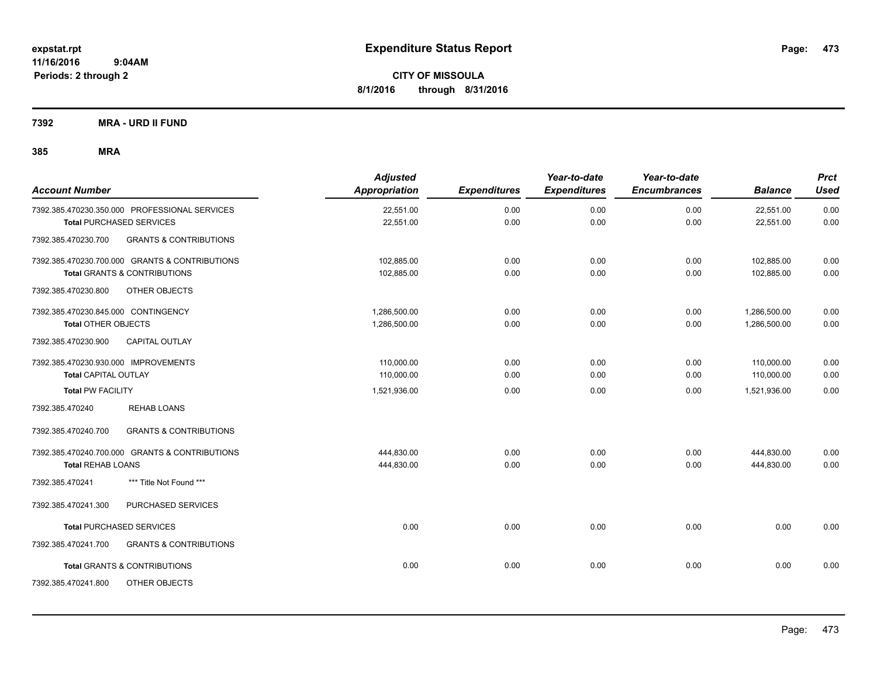# Expenditure Status Report

**CITY OF MISSOULA**

**8/1/2016 through 8/31/2016**

expstat.rpt
11/16/2016 9:04AM
Periods: 2 through 2

## 7392 MRA - URD II FUND

### 385 MRA

| Account Number | Adjusted Appropriation | Expenditures | Year-to-date Expenditures | Year-to-date Encumbrances | Balance | Prct Used |
|---|---|---|---|---|---|---|
| 7392.385.470230.350.000 PROFESSIONAL SERVICES | 22,551.00 | 0.00 | 0.00 | 0.00 | 22,551.00 | 0.00 |
| **Total** PURCHASED SERVICES | 22,551.00 | 0.00 | 0.00 | 0.00 | 22,551.00 | 0.00 |
| 7392.385.470230.700 GRANTS & CONTRIBUTIONS | | | | | | |
| 7392.385.470230.700.000 GRANTS & CONTRIBUTIONS | 102,885.00 | 0.00 | 0.00 | 0.00 | 102,885.00 | 0.00 |
| **Total** GRANTS & CONTRIBUTIONS | 102,885.00 | 0.00 | 0.00 | 0.00 | 102,885.00 | 0.00 |
| 7392.385.470230.800 OTHER OBJECTS | | | | | | |
| 7392.385.470230.845.000 CONTINGENCY | 1,286,500.00 | 0.00 | 0.00 | 0.00 | 1,286,500.00 | 0.00 |
| **Total** OTHER OBJECTS | 1,286,500.00 | 0.00 | 0.00 | 0.00 | 1,286,500.00 | 0.00 |
| 7392.385.470230.900 CAPITAL OUTLAY | | | | | | |
| 7392.385.470230.930.000 IMPROVEMENTS | 110,000.00 | 0.00 | 0.00 | 0.00 | 110,000.00 | 0.00 |
| **Total** CAPITAL OUTLAY | 110,000.00 | 0.00 | 0.00 | 0.00 | 110,000.00 | 0.00 |
| **Total PW FACILITY** | 1,521,936.00 | 0.00 | 0.00 | 0.00 | 1,521,936.00 | 0.00 |
| 7392.385.470240 REHAB LOANS | | | | | | |
| 7392.385.470240.700 GRANTS & CONTRIBUTIONS | | | | | | |
| 7392.385.470240.700.000 GRANTS & CONTRIBUTIONS | 444,830.00 | 0.00 | 0.00 | 0.00 | 444,830.00 | 0.00 |
| **Total REHAB LOANS** | 444,830.00 | 0.00 | 0.00 | 0.00 | 444,830.00 | 0.00 |
| 7392.385.470241 *** Title Not Found *** | | | | | | |
| 7392.385.470241.300 PURCHASED SERVICES | | | | | | |
| **Total** PURCHASED SERVICES | 0.00 | 0.00 | 0.00 | 0.00 | 0.00 | 0.00 |
| 7392.385.470241.700 GRANTS & CONTRIBUTIONS | | | | | | |
| **Total** GRANTS & CONTRIBUTIONS | 0.00 | 0.00 | 0.00 | 0.00 | 0.00 | 0.00 |
| 7392.385.470241.800 OTHER OBJECTS | | | | | | |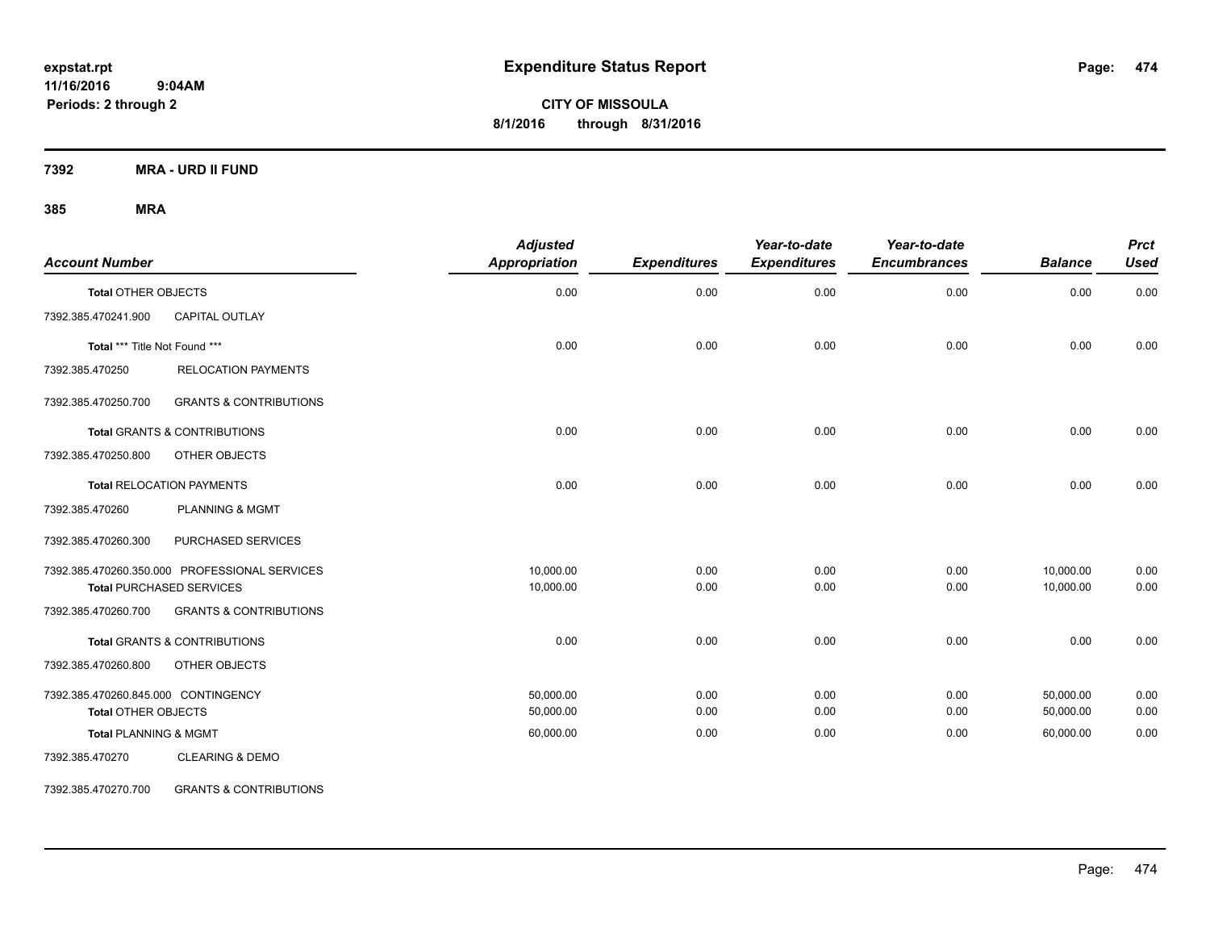**expstat.rpt**
**11/16/2016 9:04AM**
**Periods: 2 through 2**

# Expenditure Status Report

**CITY OF MISSOULA**
**8/1/2016 through 8/31/2016**

**7392 MRA - URD II FUND**

**385 MRA**

| Account Number | | Adjusted Appropriation | Expenditures | Year-to-date Expenditures | Year-to-date Encumbrances | Balance | Prct Used |
|---|---|---|---|---|---|---|---|
| **Total** OTHER OBJECTS | | 0.00 | 0.00 | 0.00 | 0.00 | 0.00 | 0.00 |
| 7392.385.470241.900 | CAPITAL OUTLAY | | | | | | |
| **Total** *** Title Not Found *** | | 0.00 | 0.00 | 0.00 | 0.00 | 0.00 | 0.00 |
| 7392.385.470250 | RELOCATION PAYMENTS | | | | | | |
| 7392.385.470250.700 | GRANTS & CONTRIBUTIONS | | | | | | |
| **Total** GRANTS & CONTRIBUTIONS | | 0.00 | 0.00 | 0.00 | 0.00 | 0.00 | 0.00 |
| 7392.385.470250.800 | OTHER OBJECTS | | | | | | |
| **Total** RELOCATION PAYMENTS | | 0.00 | 0.00 | 0.00 | 0.00 | 0.00 | 0.00 |
| 7392.385.470260 | PLANNING & MGMT | | | | | | |
| 7392.385.470260.300 | PURCHASED SERVICES | | | | | | |
| 7392.385.470260.350.000 | PROFESSIONAL SERVICES | 10,000.00 | 0.00 | 0.00 | 0.00 | 10,000.00 | 0.00 |
| **Total** PURCHASED SERVICES | | 10,000.00 | 0.00 | 0.00 | 0.00 | 10,000.00 | 0.00 |
| 7392.385.470260.700 | GRANTS & CONTRIBUTIONS | | | | | | |
| **Total** GRANTS & CONTRIBUTIONS | | 0.00 | 0.00 | 0.00 | 0.00 | 0.00 | 0.00 |
| 7392.385.470260.800 | OTHER OBJECTS | | | | | | |
| 7392.385.470260.845.000 | CONTINGENCY | 50,000.00 | 0.00 | 0.00 | 0.00 | 50,000.00 | 0.00 |
| **Total** OTHER OBJECTS | | 50,000.00 | 0.00 | 0.00 | 0.00 | 50,000.00 | 0.00 |
| **Total** PLANNING & MGMT | | 60,000.00 | 0.00 | 0.00 | 0.00 | 60,000.00 | 0.00 |
| 7392.385.470270 | CLEARING & DEMO | | | | | | |
| 7392.385.470270.700 | GRANTS & CONTRIBUTIONS | | | | | | |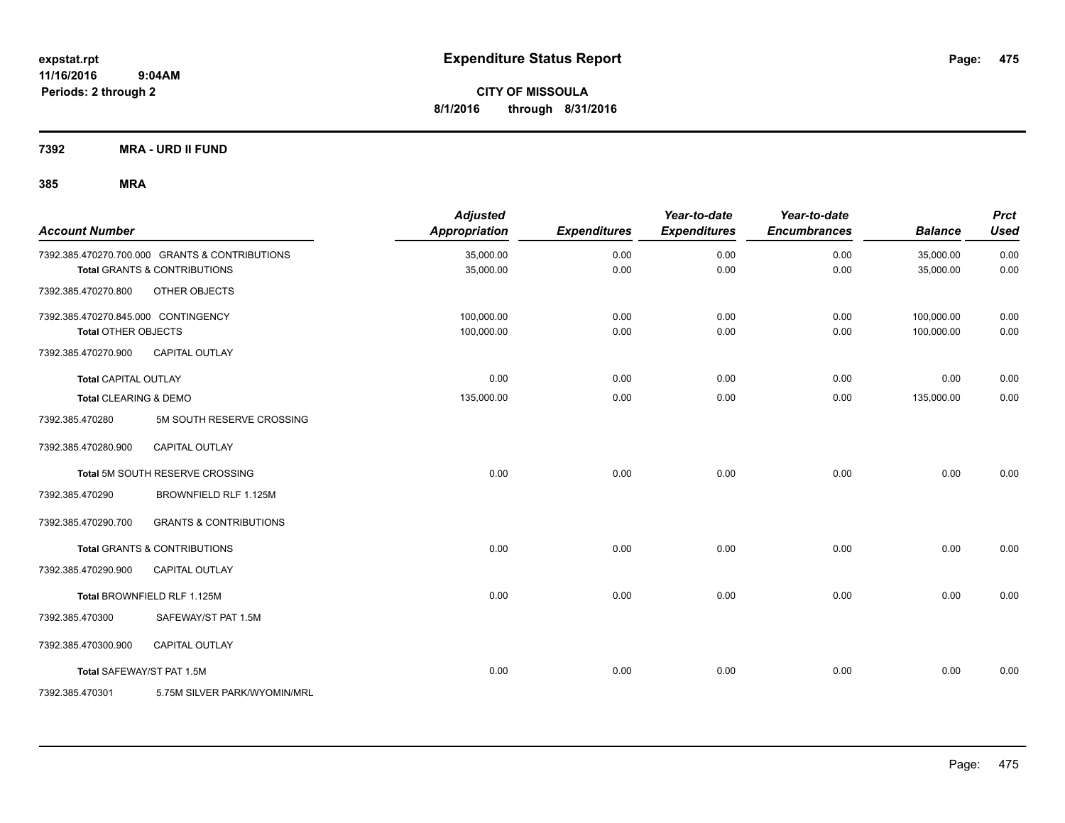**expstat.rpt**
**11/16/2016 9:04AM**
**Periods: 2 through 2**

# Expenditure Status Report

**CITY OF MISSOULA**
**8/1/2016 through 8/31/2016**

**7392 MRA - URD II FUND**

**385 MRA**

| Account Number | | Adjusted Appropriation | Expenditures | Year-to-date Expenditures | Year-to-date Encumbrances | Balance | Prct Used |
|---|---|---|---|---|---|---|---|
| 7392.385.470270.700.000 | GRANTS & CONTRIBUTIONS | 35,000.00 | 0.00 | 0.00 | 0.00 | 35,000.00 | 0.00 |
| **Total** GRANTS & CONTRIBUTIONS | | 35,000.00 | 0.00 | 0.00 | 0.00 | 35,000.00 | 0.00 |
| 7392.385.470270.800 | OTHER OBJECTS | | | | | | |
| 7392.385.470270.845.000 | CONTINGENCY | 100,000.00 | 0.00 | 0.00 | 0.00 | 100,000.00 | 0.00 |
| **Total** OTHER OBJECTS | | 100,000.00 | 0.00 | 0.00 | 0.00 | 100,000.00 | 0.00 |
| 7392.385.470270.900 | CAPITAL OUTLAY | | | | | | |
| **Total** CAPITAL OUTLAY | | 0.00 | 0.00 | 0.00 | 0.00 | 0.00 | 0.00 |
| **Total** CLEARING & DEMO | | 135,000.00 | 0.00 | 0.00 | 0.00 | 135,000.00 | 0.00 |
| 7392.385.470280 | 5M SOUTH RESERVE CROSSING | | | | | | |
| 7392.385.470280.900 | CAPITAL OUTLAY | | | | | | |
| **Total** 5M SOUTH RESERVE CROSSING | | 0.00 | 0.00 | 0.00 | 0.00 | 0.00 | 0.00 |
| 7392.385.470290 | BROWNFIELD RLF 1.125M | | | | | | |
| 7392.385.470290.700 | GRANTS & CONTRIBUTIONS | | | | | | |
| **Total** GRANTS & CONTRIBUTIONS | | 0.00 | 0.00 | 0.00 | 0.00 | 0.00 | 0.00 |
| 7392.385.470290.900 | CAPITAL OUTLAY | | | | | | |
| **Total** BROWNFIELD RLF 1.125M | | 0.00 | 0.00 | 0.00 | 0.00 | 0.00 | 0.00 |
| 7392.385.470300 | SAFEWAY/ST PAT 1.5M | | | | | | |
| 7392.385.470300.900 | CAPITAL OUTLAY | | | | | | |
| **Total** SAFEWAY/ST PAT 1.5M | | 0.00 | 0.00 | 0.00 | 0.00 | 0.00 | 0.00 |
| 7392.385.470301 | 5.75M SILVER PARK/WYOMIN/MRL | | | | | | |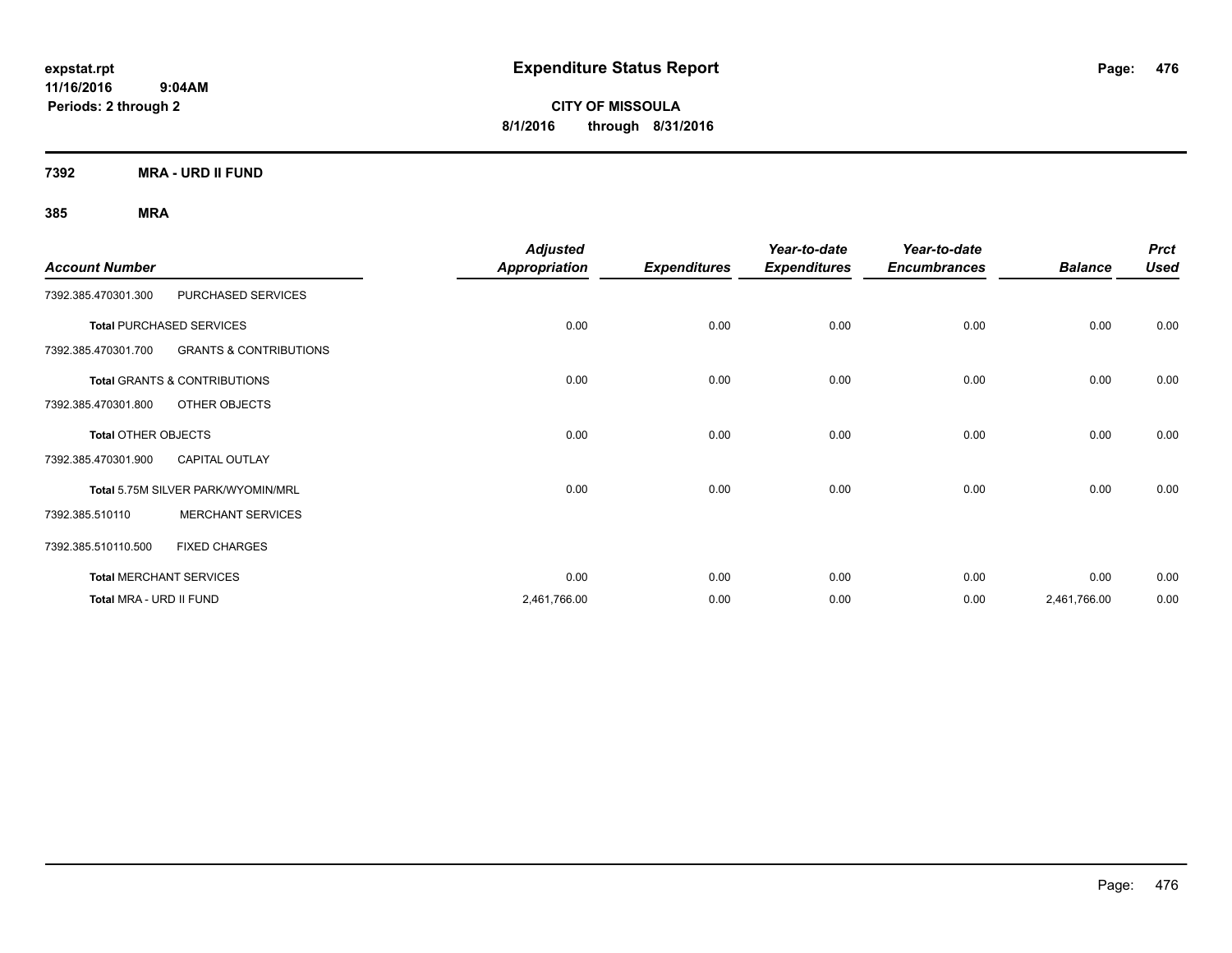**expstat.rpt**
**11/16/2016 9:04AM**
**Periods: 2 through 2**

# Expenditure Status Report

**CITY OF MISSOULA**
**8/1/2016 through 8/31/2016**

## 7392 MRA - URD II FUND

### 385 MRA

| Account Number | | Adjusted Appropriation | Expenditures | Year-to-date Expenditures | Year-to-date Encumbrances | Balance | Prct Used |
|---|---|---|---|---|---|---|---|
| 7392.385.470301.300 | PURCHASED SERVICES | | | | | | |
| **Total** PURCHASED SERVICES | | 0.00 | 0.00 | 0.00 | 0.00 | 0.00 | 0.00 |
| 7392.385.470301.700 | GRANTS & CONTRIBUTIONS | | | | | | |
| **Total** GRANTS & CONTRIBUTIONS | | 0.00 | 0.00 | 0.00 | 0.00 | 0.00 | 0.00 |
| 7392.385.470301.800 | OTHER OBJECTS | | | | | | |
| **Total** OTHER OBJECTS | | 0.00 | 0.00 | 0.00 | 0.00 | 0.00 | 0.00 |
| 7392.385.470301.900 | CAPITAL OUTLAY | | | | | | |
| **Total** 5.75M SILVER PARK/WYOMIN/MRL | | 0.00 | 0.00 | 0.00 | 0.00 | 0.00 | 0.00 |
| 7392.385.510110 | MERCHANT SERVICES | | | | | | |
| 7392.385.510110.500 | FIXED CHARGES | | | | | | |
| **Total** MERCHANT SERVICES | | 0.00 | 0.00 | 0.00 | 0.00 | 0.00 | 0.00 |
| **Total** MRA - URD II FUND | | 2,461,766.00 | 0.00 | 0.00 | 0.00 | 2,461,766.00 | 0.00 |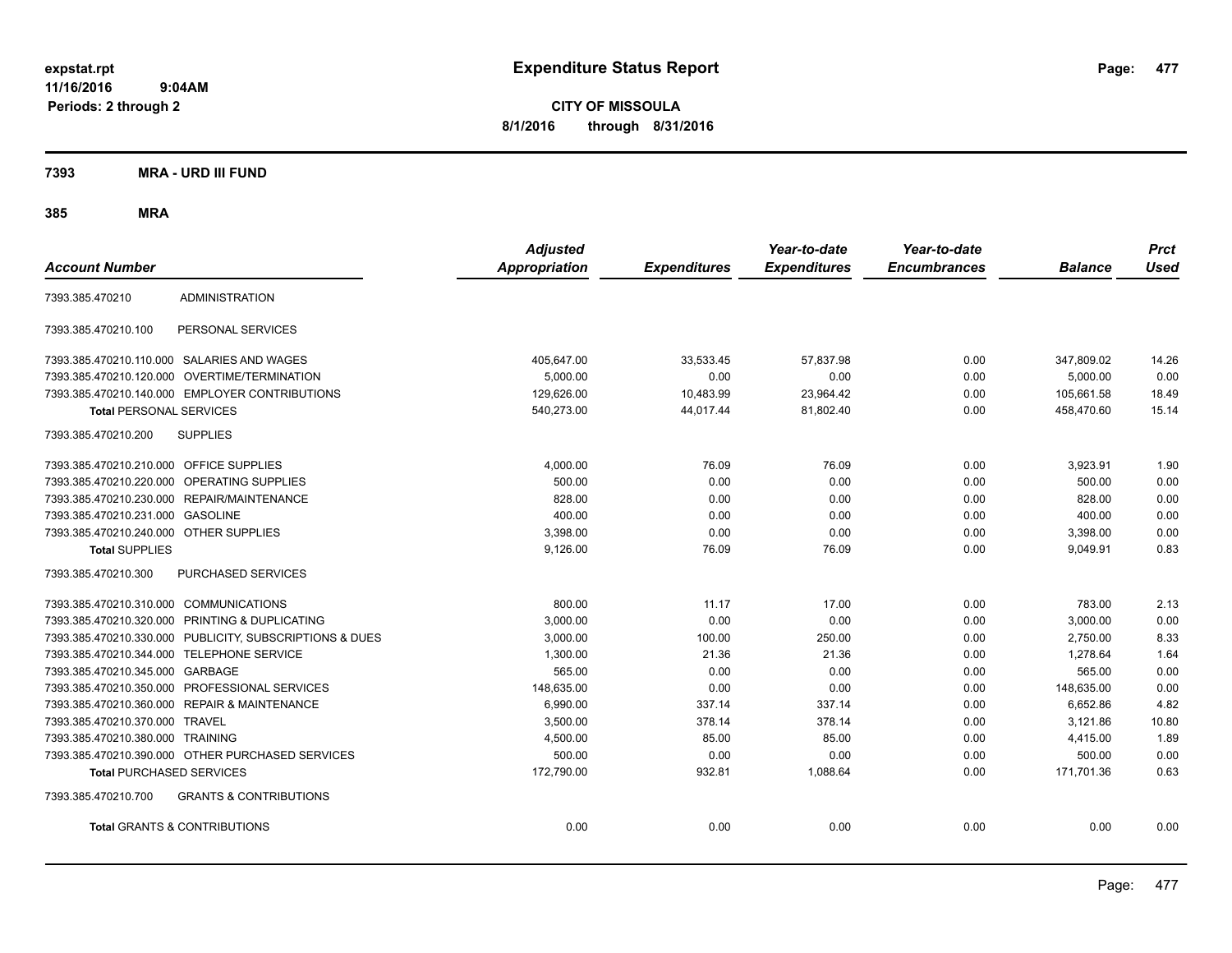**expstat.rpt**
**11/16/2016 9:04AM**
**Periods: 2 through 2**

# Expenditure Status Report

**CITY OF MISSOULA**
**8/1/2016 through 8/31/2016**

## 7393 MRA - URD III FUND

### 385 MRA

| Account Number | | Adjusted Appropriation | Expenditures | Year-to-date Expenditures | Year-to-date Encumbrances | Balance | Prct Used |
|---|---|---|---|---|---|---|---|
| 7393.385.470210 | ADMINISTRATION | | | | | | |
| 7393.385.470210.100 | PERSONAL SERVICES | | | | | | |
| 7393.385.470210.110.000 | SALARIES AND WAGES | 405,647.00 | 33,533.45 | 57,837.98 | 0.00 | 347,809.02 | 14.26 |
| 7393.385.470210.120.000 | OVERTIME/TERMINATION | 5,000.00 | 0.00 | 0.00 | 0.00 | 5,000.00 | 0.00 |
| 7393.385.470210.140.000 | EMPLOYER CONTRIBUTIONS | 129,626.00 | 10,483.99 | 23,964.42 | 0.00 | 105,661.58 | 18.49 |
| **Total** PERSONAL SERVICES | | 540,273.00 | 44,017.44 | 81,802.40 | 0.00 | 458,470.60 | 15.14 |
| 7393.385.470210.200 | SUPPLIES | | | | | | |
| 7393.385.470210.210.000 | OFFICE SUPPLIES | 4,000.00 | 76.09 | 76.09 | 0.00 | 3,923.91 | 1.90 |
| 7393.385.470210.220.000 | OPERATING SUPPLIES | 500.00 | 0.00 | 0.00 | 0.00 | 500.00 | 0.00 |
| 7393.385.470210.230.000 | REPAIR/MAINTENANCE | 828.00 | 0.00 | 0.00 | 0.00 | 828.00 | 0.00 |
| 7393.385.470210.231.000 | GASOLINE | 400.00 | 0.00 | 0.00 | 0.00 | 400.00 | 0.00 |
| 7393.385.470210.240.000 | OTHER SUPPLIES | 3,398.00 | 0.00 | 0.00 | 0.00 | 3,398.00 | 0.00 |
| **Total** SUPPLIES | | 9,126.00 | 76.09 | 76.09 | 0.00 | 9,049.91 | 0.83 |
| 7393.385.470210.300 | PURCHASED SERVICES | | | | | | |
| 7393.385.470210.310.000 | COMMUNICATIONS | 800.00 | 11.17 | 17.00 | 0.00 | 783.00 | 2.13 |
| 7393.385.470210.320.000 | PRINTING & DUPLICATING | 3,000.00 | 0.00 | 0.00 | 0.00 | 3,000.00 | 0.00 |
| 7393.385.470210.330.000 | PUBLICITY, SUBSCRIPTIONS & DUES | 3,000.00 | 100.00 | 250.00 | 0.00 | 2,750.00 | 8.33 |
| 7393.385.470210.344.000 | TELEPHONE SERVICE | 1,300.00 | 21.36 | 21.36 | 0.00 | 1,278.64 | 1.64 |
| 7393.385.470210.345.000 | GARBAGE | 565.00 | 0.00 | 0.00 | 0.00 | 565.00 | 0.00 |
| 7393.385.470210.350.000 | PROFESSIONAL SERVICES | 148,635.00 | 0.00 | 0.00 | 0.00 | 148,635.00 | 0.00 |
| 7393.385.470210.360.000 | REPAIR & MAINTENANCE | 6,990.00 | 337.14 | 337.14 | 0.00 | 6,652.86 | 4.82 |
| 7393.385.470210.370.000 | TRAVEL | 3,500.00 | 378.14 | 378.14 | 0.00 | 3,121.86 | 10.80 |
| 7393.385.470210.380.000 | TRAINING | 4,500.00 | 85.00 | 85.00 | 0.00 | 4,415.00 | 1.89 |
| 7393.385.470210.390.000 | OTHER PURCHASED SERVICES | 500.00 | 0.00 | 0.00 | 0.00 | 500.00 | 0.00 |
| **Total** PURCHASED SERVICES | | 172,790.00 | 932.81 | 1,088.64 | 0.00 | 171,701.36 | 0.63 |
| 7393.385.470210.700 | GRANTS & CONTRIBUTIONS | | | | | | |
| **Total** GRANTS & CONTRIBUTIONS | | 0.00 | 0.00 | 0.00 | 0.00 | 0.00 | 0.00 |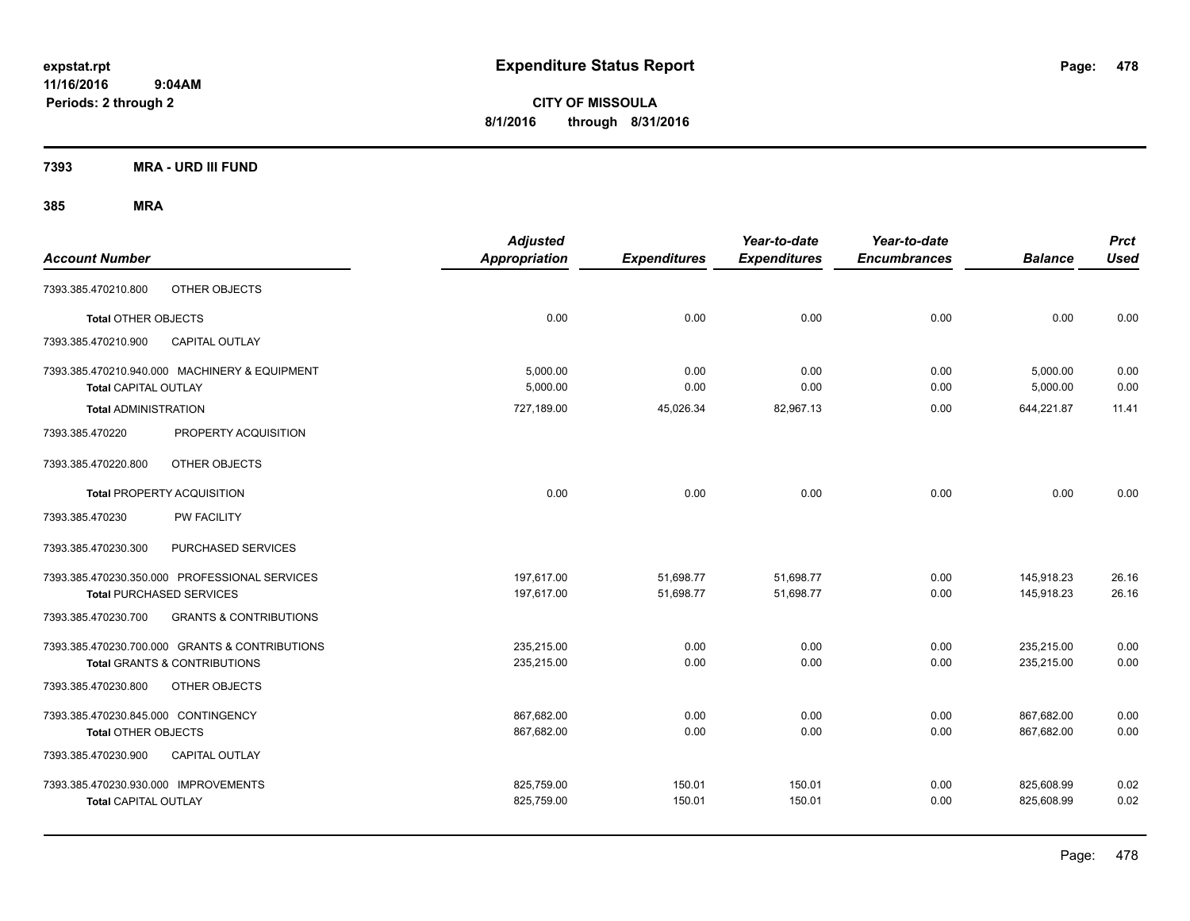# Expenditure Status Report

expstat.rpt
11/16/2016 9:04AM
Periods: 2 through 2

**CITY OF MISSOULA**
**8/1/2016 through 8/31/2016**

## 7393 MRA - URD III FUND

## 385 MRA

| Account Number | | Adjusted Appropriation | Expenditures | Year-to-date Expenditures | Year-to-date Encumbrances | Balance | Prct Used |
|---|---|---|---|---|---|---|---|
| 7393.385.470210.800 | OTHER OBJECTS | | | | | | |
| **Total** OTHER OBJECTS | | 0.00 | 0.00 | 0.00 | 0.00 | 0.00 | 0.00 |
| 7393.385.470210.900 | CAPITAL OUTLAY | | | | | | |
| 7393.385.470210.940.000 | MACHINERY & EQUIPMENT | 5,000.00 | 0.00 | 0.00 | 0.00 | 5,000.00 | 0.00 |
| **Total** CAPITAL OUTLAY | | 5,000.00 | 0.00 | 0.00 | 0.00 | 5,000.00 | 0.00 |
| **Total** ADMINISTRATION | | 727,189.00 | 45,026.34 | 82,967.13 | 0.00 | 644,221.87 | 11.41 |
| 7393.385.470220 | PROPERTY ACQUISITION | | | | | | |
| 7393.385.470220.800 | OTHER OBJECTS | | | | | | |
| **Total** PROPERTY ACQUISITION | | 0.00 | 0.00 | 0.00 | 0.00 | 0.00 | 0.00 |
| 7393.385.470230 | PW FACILITY | | | | | | |
| 7393.385.470230.300 | PURCHASED SERVICES | | | | | | |
| 7393.385.470230.350.000 | PROFESSIONAL SERVICES | 197,617.00 | 51,698.77 | 51,698.77 | 0.00 | 145,918.23 | 26.16 |
| **Total** PURCHASED SERVICES | | 197,617.00 | 51,698.77 | 51,698.77 | 0.00 | 145,918.23 | 26.16 |
| 7393.385.470230.700 | GRANTS & CONTRIBUTIONS | | | | | | |
| 7393.385.470230.700.000 | GRANTS & CONTRIBUTIONS | 235,215.00 | 0.00 | 0.00 | 0.00 | 235,215.00 | 0.00 |
| **Total** GRANTS & CONTRIBUTIONS | | 235,215.00 | 0.00 | 0.00 | 0.00 | 235,215.00 | 0.00 |
| 7393.385.470230.800 | OTHER OBJECTS | | | | | | |
| 7393.385.470230.845.000 | CONTINGENCY | 867,682.00 | 0.00 | 0.00 | 0.00 | 867,682.00 | 0.00 |
| **Total** OTHER OBJECTS | | 867,682.00 | 0.00 | 0.00 | 0.00 | 867,682.00 | 0.00 |
| 7393.385.470230.900 | CAPITAL OUTLAY | | | | | | |
| 7393.385.470230.930.000 | IMPROVEMENTS | 825,759.00 | 150.01 | 150.01 | 0.00 | 825,608.99 | 0.02 |
| **Total** CAPITAL OUTLAY | | 825,759.00 | 150.01 | 150.01 | 0.00 | 825,608.99 | 0.02 |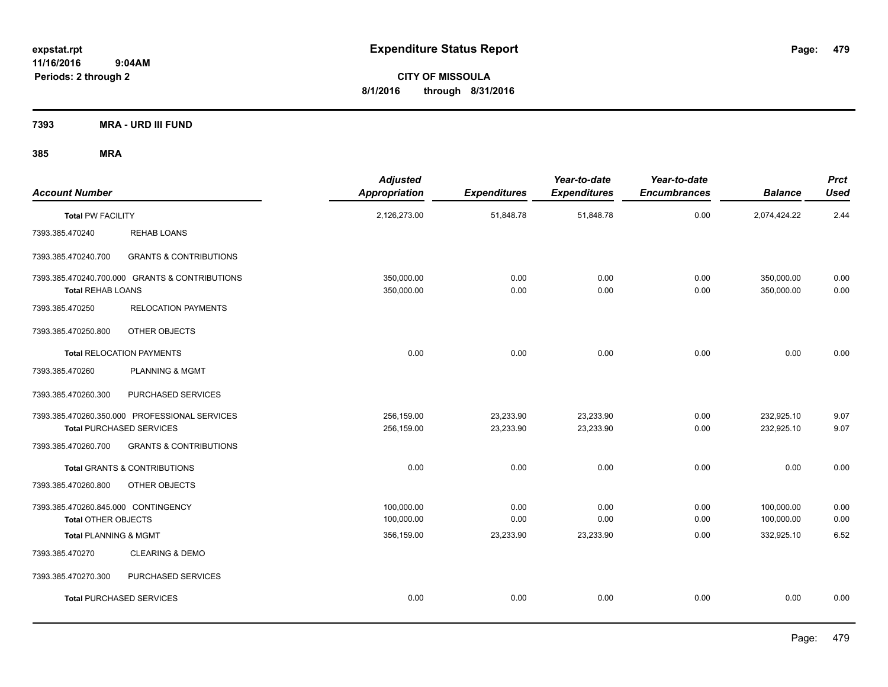**expstat.rpt**
**11/16/2016 9:04AM**
**Periods: 2 through 2**

# Expenditure Status Report

**CITY OF MISSOULA**
**8/1/2016 through 8/31/2016**

## 7393 MRA - URD III FUND

## 385 MRA

| Account Number | | Adjusted Appropriation | Expenditures | Year-to-date Expenditures | Year-to-date Encumbrances | Balance | Prct Used |
|---|---|---|---|---|---|---|---|
| **Total PW FACILITY** | | 2,126,273.00 | 51,848.78 | 51,848.78 | 0.00 | 2,074,424.22 | 2.44 |
| 7393.385.470240 | REHAB LOANS | | | | | | |
| 7393.385.470240.700 | GRANTS & CONTRIBUTIONS | | | | | | |
| 7393.385.470240.700.000 GRANTS & CONTRIBUTIONS | | 350,000.00 | 0.00 | 0.00 | 0.00 | 350,000.00 | 0.00 |
| **Total REHAB LOANS** | | 350,000.00 | 0.00 | 0.00 | 0.00 | 350,000.00 | 0.00 |
| 7393.385.470250 | RELOCATION PAYMENTS | | | | | | |
| 7393.385.470250.800 | OTHER OBJECTS | | | | | | |
| **Total RELOCATION PAYMENTS** | | 0.00 | 0.00 | 0.00 | 0.00 | 0.00 | 0.00 |
| 7393.385.470260 | PLANNING & MGMT | | | | | | |
| 7393.385.470260.300 | PURCHASED SERVICES | | | | | | |
| 7393.385.470260.350.000 PROFESSIONAL SERVICES | | 256,159.00 | 23,233.90 | 23,233.90 | 0.00 | 232,925.10 | 9.07 |
| **Total PURCHASED SERVICES** | | 256,159.00 | 23,233.90 | 23,233.90 | 0.00 | 232,925.10 | 9.07 |
| 7393.385.470260.700 | GRANTS & CONTRIBUTIONS | | | | | | |
| **Total GRANTS & CONTRIBUTIONS** | | 0.00 | 0.00 | 0.00 | 0.00 | 0.00 | 0.00 |
| 7393.385.470260.800 | OTHER OBJECTS | | | | | | |
| 7393.385.470260.845.000 CONTINGENCY | | 100,000.00 | 0.00 | 0.00 | 0.00 | 100,000.00 | 0.00 |
| **Total OTHER OBJECTS** | | 100,000.00 | 0.00 | 0.00 | 0.00 | 100,000.00 | 0.00 |
| **Total PLANNING & MGMT** | | 356,159.00 | 23,233.90 | 23,233.90 | 0.00 | 332,925.10 | 6.52 |
| 7393.385.470270 | CLEARING & DEMO | | | | | | |
| 7393.385.470270.300 | PURCHASED SERVICES | | | | | | |
| **Total PURCHASED SERVICES** | | 0.00 | 0.00 | 0.00 | 0.00 | 0.00 | 0.00 |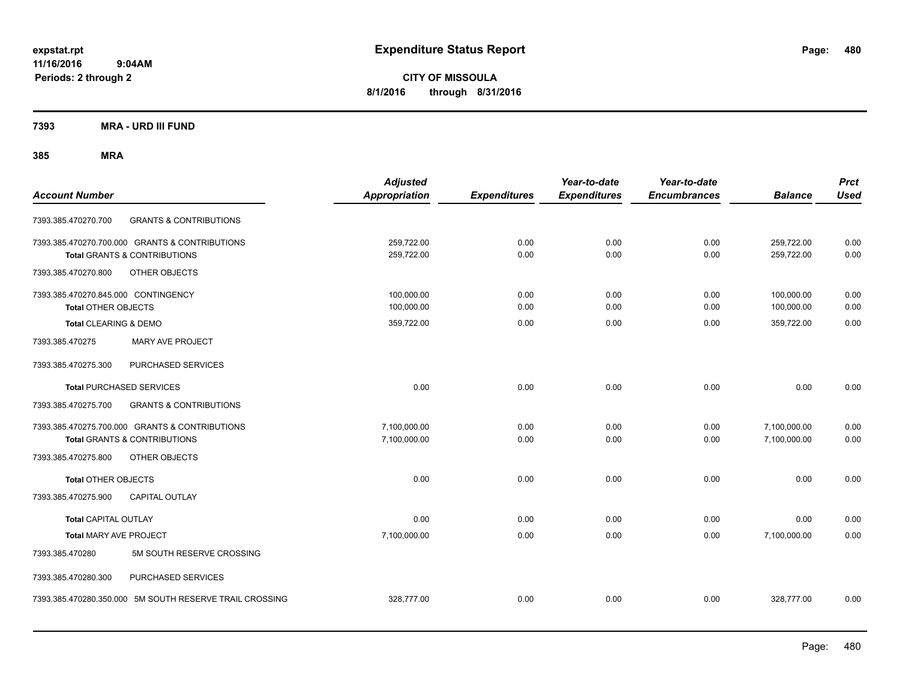**expstat.rpt**
**11/16/2016 9:04AM**
**Periods: 2 through 2**

# Expenditure Status Report

**CITY OF MISSOULA**
**8/1/2016 through 8/31/2016**

## 7393 MRA - URD III FUND

### 385 MRA

| Account Number | | Adjusted Appropriation | Expenditures | Year-to-date Expenditures | Year-to-date Encumbrances | Balance | Prct Used |
|---|---|---|---|---|---|---|---|
| 7393.385.470270.700 | GRANTS & CONTRIBUTIONS | | | | | | |
| 7393.385.470270.700.000 | GRANTS & CONTRIBUTIONS | 259,722.00 | 0.00 | 0.00 | 0.00 | 259,722.00 | 0.00 |
| **Total** GRANTS & CONTRIBUTIONS | | 259,722.00 | 0.00 | 0.00 | 0.00 | 259,722.00 | 0.00 |
| 7393.385.470270.800 | OTHER OBJECTS | | | | | | |
| 7393.385.470270.845.000 | CONTINGENCY | 100,000.00 | 0.00 | 0.00 | 0.00 | 100,000.00 | 0.00 |
| **Total** OTHER OBJECTS | | 100,000.00 | 0.00 | 0.00 | 0.00 | 100,000.00 | 0.00 |
| **Total** CLEARING & DEMO | | 359,722.00 | 0.00 | 0.00 | 0.00 | 359,722.00 | 0.00 |
| 7393.385.470275 | MARY AVE PROJECT | | | | | | |
| 7393.385.470275.300 | PURCHASED SERVICES | | | | | | |
| **Total** PURCHASED SERVICES | | 0.00 | 0.00 | 0.00 | 0.00 | 0.00 | 0.00 |
| 7393.385.470275.700 | GRANTS & CONTRIBUTIONS | | | | | | |
| 7393.385.470275.700.000 | GRANTS & CONTRIBUTIONS | 7,100,000.00 | 0.00 | 0.00 | 0.00 | 7,100,000.00 | 0.00 |
| **Total** GRANTS & CONTRIBUTIONS | | 7,100,000.00 | 0.00 | 0.00 | 0.00 | 7,100,000.00 | 0.00 |
| 7393.385.470275.800 | OTHER OBJECTS | | | | | | |
| **Total** OTHER OBJECTS | | 0.00 | 0.00 | 0.00 | 0.00 | 0.00 | 0.00 |
| 7393.385.470275.900 | CAPITAL OUTLAY | | | | | | |
| **Total** CAPITAL OUTLAY | | 0.00 | 0.00 | 0.00 | 0.00 | 0.00 | 0.00 |
| **Total** MARY AVE PROJECT | | 7,100,000.00 | 0.00 | 0.00 | 0.00 | 7,100,000.00 | 0.00 |
| 7393.385.470280 | 5M SOUTH RESERVE CROSSING | | | | | | |
| 7393.385.470280.300 | PURCHASED SERVICES | | | | | | |
| 7393.385.470280.350.000 | 5M SOUTH RESERVE TRAIL CROSSING | 328,777.00 | 0.00 | 0.00 | 0.00 | 328,777.00 | 0.00 |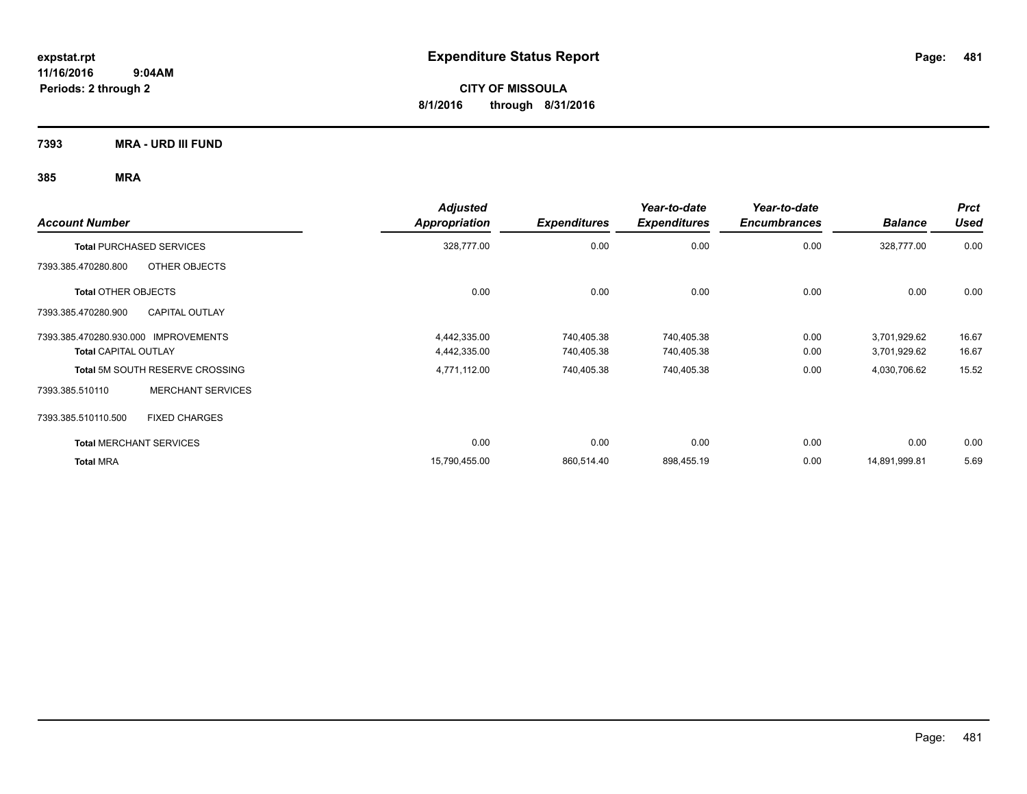# Expenditure Status Report

expstat.rpt
11/16/2016 9:04AM
Periods: 2 through 2

**CITY OF MISSOULA**
**8/1/2016 through 8/31/2016**

**7393 MRA - URD III FUND**

**385 MRA**

| Account Number | | Adjusted Appropriation | Expenditures | Year-to-date Expenditures | Year-to-date Encumbrances | Balance | Prct Used |
|---|---|---|---|---|---|---|---|
| **Total** PURCHASED SERVICES | | 328,777.00 | 0.00 | 0.00 | 0.00 | 328,777.00 | 0.00 |
| 7393.385.470280.800 | OTHER OBJECTS | | | | | | |
| **Total** OTHER OBJECTS | | 0.00 | 0.00 | 0.00 | 0.00 | 0.00 | 0.00 |
| 7393.385.470280.900 | CAPITAL OUTLAY | | | | | | |
| 7393.385.470280.930.000 | IMPROVEMENTS | 4,442,335.00 | 740,405.38 | 740,405.38 | 0.00 | 3,701,929.62 | 16.67 |
| **Total** CAPITAL OUTLAY | | 4,442,335.00 | 740,405.38 | 740,405.38 | 0.00 | 3,701,929.62 | 16.67 |
| **Total** 5M SOUTH RESERVE CROSSING | | 4,771,112.00 | 740,405.38 | 740,405.38 | 0.00 | 4,030,706.62 | 15.52 |
| 7393.385.510110 | MERCHANT SERVICES | | | | | | |
| 7393.385.510110.500 | FIXED CHARGES | | | | | | |
| **Total** MERCHANT SERVICES | | 0.00 | 0.00 | 0.00 | 0.00 | 0.00 | 0.00 |
| **Total** MRA | | 15,790,455.00 | 860,514.40 | 898,455.19 | 0.00 | 14,891,999.81 | 5.69 |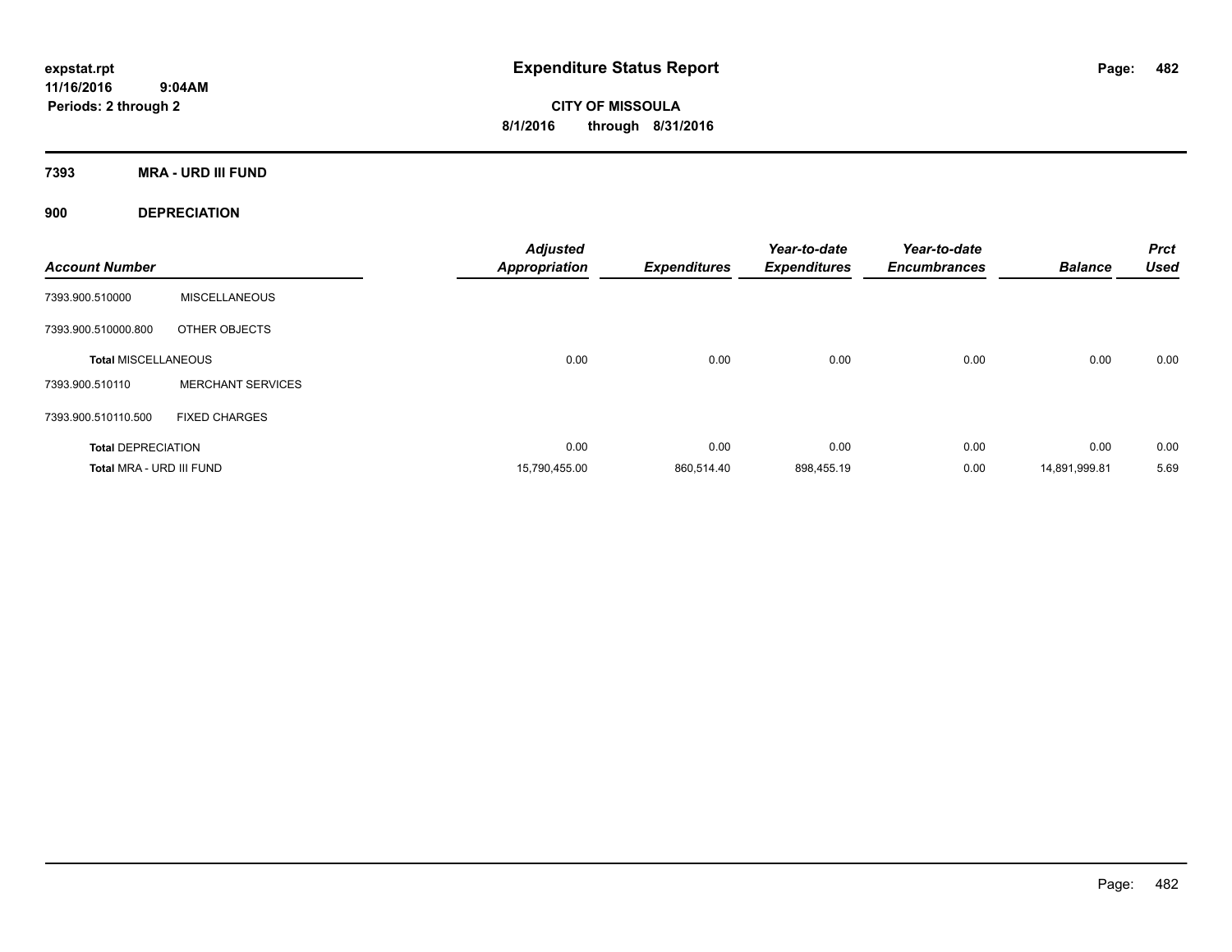# Expenditure Status Report

expstat.rpt
11/16/2016 9:04AM
Periods: 2 through 2

CITY OF MISSOULA
8/1/2016 through 8/31/2016

## 7393 MRA - URD III FUND

### 900 DEPRECIATION

| Account Number | | Adjusted Appropriation | Expenditures | Year-to-date Expenditures | Year-to-date Encumbrances | Balance | Prct Used |
|---|---|---|---|---|---|---|---|
| 7393.900.510000 | MISCELLANEOUS | | | | | | |
| 7393.900.510000.800 | OTHER OBJECTS | | | | | | |
| **Total MISCELLANEOUS** | | 0.00 | 0.00 | 0.00 | 0.00 | 0.00 | 0.00 |
| 7393.900.510110 | MERCHANT SERVICES | | | | | | |
| 7393.900.510110.500 | FIXED CHARGES | | | | | | |
| **Total DEPRECIATION** | | 0.00 | 0.00 | 0.00 | 0.00 | 0.00 | 0.00 |
| **Total MRA - URD III FUND** | | 15,790,455.00 | 860,514.40 | 898,455.19 | 0.00 | 14,891,999.81 | 5.69 |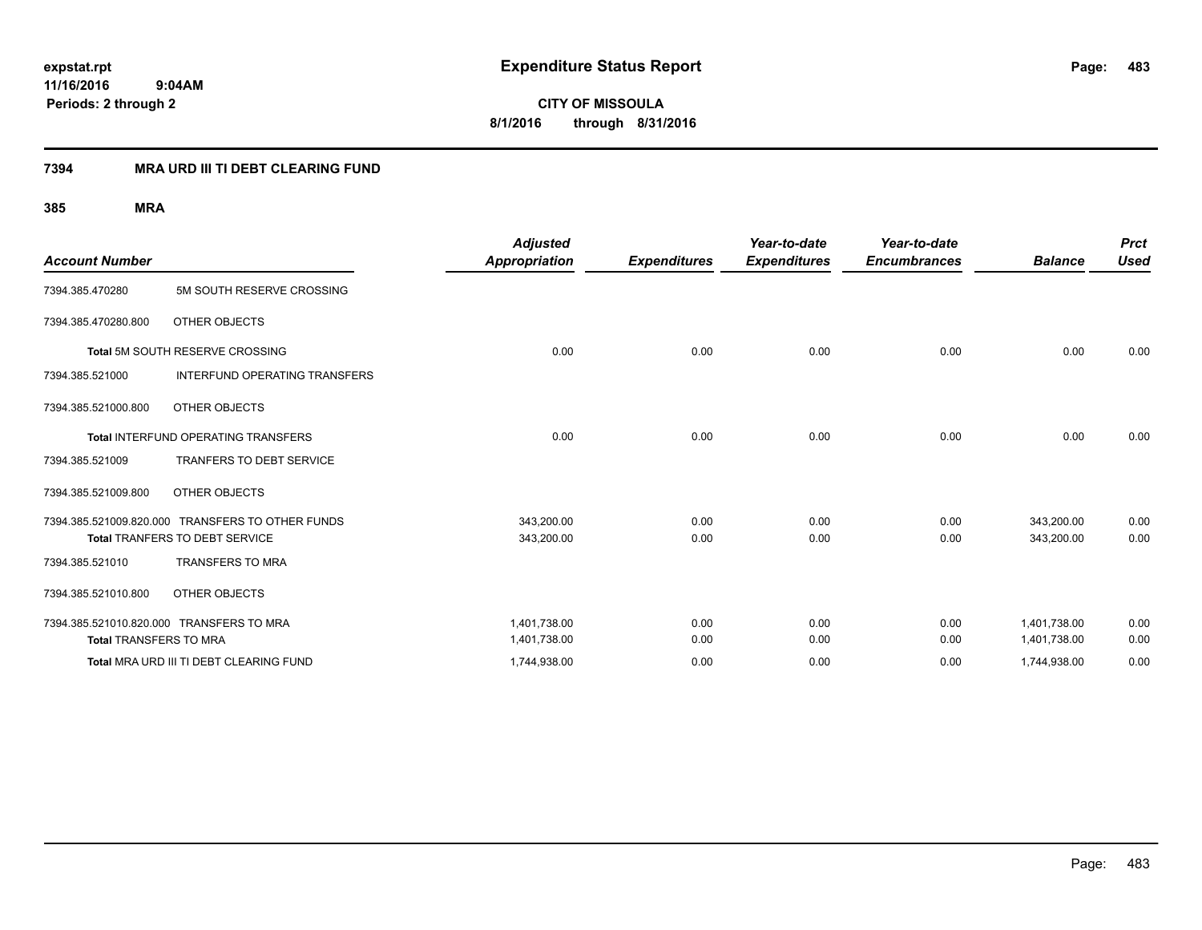# Expenditure Status Report

**CITY OF MISSOULA**
**8/1/2016 through 8/31/2016**

expstat.rpt
11/16/2016 9:04AM
Periods: 2 through 2

## 7394 MRA URD III TI DEBT CLEARING FUND

### 385 MRA

| Account Number | | Adjusted Appropriation | Expenditures | Year-to-date Expenditures | Year-to-date Encumbrances | Balance | Prct Used |
|---|---|---|---|---|---|---|---|
| 7394.385.470280 | 5M SOUTH RESERVE CROSSING | | | | | | |
| 7394.385.470280.800 | OTHER OBJECTS | | | | | | |
| Total 5M SOUTH RESERVE CROSSING | | 0.00 | 0.00 | 0.00 | 0.00 | 0.00 | 0.00 |
| 7394.385.521000 | INTERFUND OPERATING TRANSFERS | | | | | | |
| 7394.385.521000.800 | OTHER OBJECTS | | | | | | |
| Total INTERFUND OPERATING TRANSFERS | | 0.00 | 0.00 | 0.00 | 0.00 | 0.00 | 0.00 |
| 7394.385.521009 | TRANFERS TO DEBT SERVICE | | | | | | |
| 7394.385.521009.800 | OTHER OBJECTS | | | | | | |
| 7394.385.521009.820.000 | TRANSFERS TO OTHER FUNDS | 343,200.00 | 0.00 | 0.00 | 0.00 | 343,200.00 | 0.00 |
| Total TRANFERS TO DEBT SERVICE | | 343,200.00 | 0.00 | 0.00 | 0.00 | 343,200.00 | 0.00 |
| 7394.385.521010 | TRANSFERS TO MRA | | | | | | |
| 7394.385.521010.800 | OTHER OBJECTS | | | | | | |
| 7394.385.521010.820.000 | TRANSFERS TO MRA | 1,401,738.00 | 0.00 | 0.00 | 0.00 | 1,401,738.00 | 0.00 |
| Total TRANSFERS TO MRA | | 1,401,738.00 | 0.00 | 0.00 | 0.00 | 1,401,738.00 | 0.00 |
| Total MRA URD III TI DEBT CLEARING FUND | | 1,744,938.00 | 0.00 | 0.00 | 0.00 | 1,744,938.00 | 0.00 |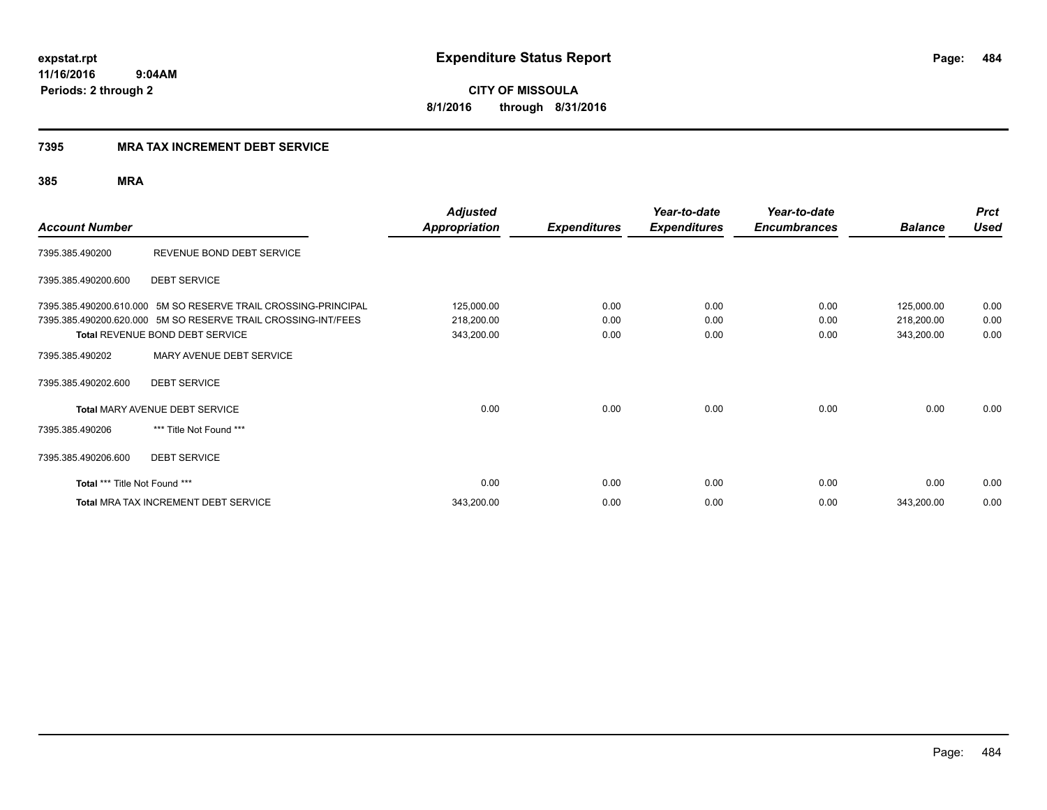# Expenditure Status Report

expstat.rpt
11/16/2016 9:04AM
Periods: 2 through 2

**CITY OF MISSOULA**
**8/1/2016 through 8/31/2016**

## 7395 MRA TAX INCREMENT DEBT SERVICE

### 385 MRA

| Account Number | | Adjusted Appropriation | Expenditures | Year-to-date Expenditures | Year-to-date Encumbrances | Balance | Prct Used |
|---|---|---|---|---|---|---|---|
| 7395.385.490200 | REVENUE BOND DEBT SERVICE | | | | | | |
| 7395.385.490200.600 | DEBT SERVICE | | | | | | |
| 7395.385.490200.610.000 | 5M SO RESERVE TRAIL CROSSING-PRINCIPAL | 125,000.00 | 0.00 | 0.00 | 0.00 | 125,000.00 | 0.00 |
| 7395.385.490200.620.000 | 5M SO RESERVE TRAIL CROSSING-INT/FEES | 218,200.00 | 0.00 | 0.00 | 0.00 | 218,200.00 | 0.00 |
| **Total** REVENUE BOND DEBT SERVICE | | 343,200.00 | 0.00 | 0.00 | 0.00 | 343,200.00 | 0.00 |
| 7395.385.490202 | MARY AVENUE DEBT SERVICE | | | | | | |
| 7395.385.490202.600 | DEBT SERVICE | | | | | | |
| **Total** MARY AVENUE DEBT SERVICE | | 0.00 | 0.00 | 0.00 | 0.00 | 0.00 | 0.00 |
| 7395.385.490206 | *** Title Not Found *** | | | | | | |
| 7395.385.490206.600 | DEBT SERVICE | | | | | | |
| **Total** *** Title Not Found *** | | 0.00 | 0.00 | 0.00 | 0.00 | 0.00 | 0.00 |
| **Total** MRA TAX INCREMENT DEBT SERVICE | | 343,200.00 | 0.00 | 0.00 | 0.00 | 343,200.00 | 0.00 |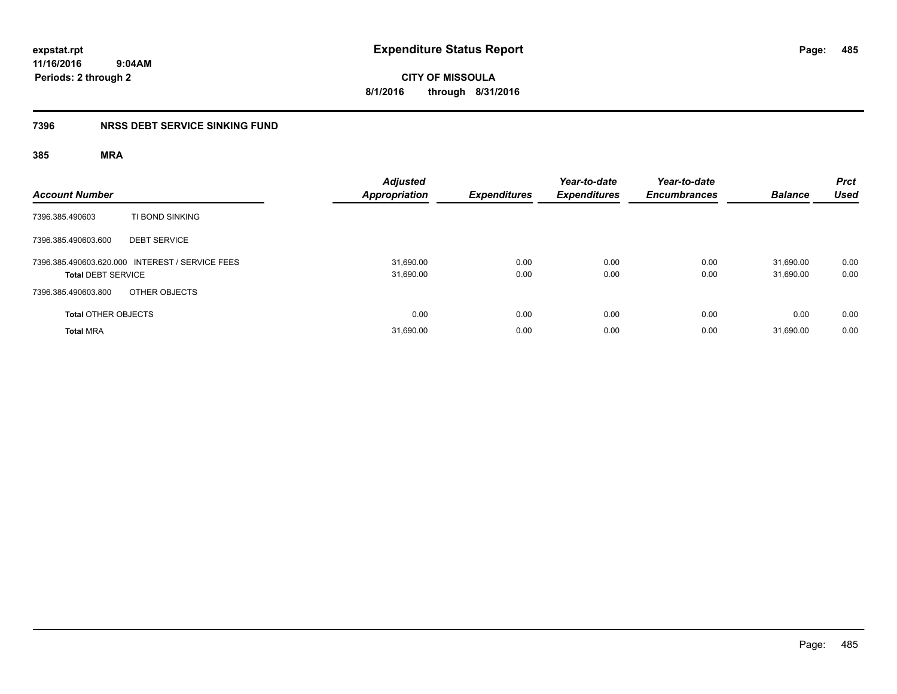**expstat.rpt**
**11/16/2016 9:04AM**
**Periods: 2 through 2**

# Expenditure Status Report

**CITY OF MISSOULA**
**8/1/2016 through 8/31/2016**

## 7396 NRSS DEBT SERVICE SINKING FUND

### 385 MRA

| Account Number | | Adjusted Appropriation | Expenditures | Year-to-date Expenditures | Year-to-date Encumbrances | Balance | Prct Used |
|---|---|---|---|---|---|---|---|
| 7396.385.490603 | TI BOND SINKING | | | | | | |
| 7396.385.490603.600 | DEBT SERVICE | | | | | | |
| 7396.385.490603.620.000 | INTEREST / SERVICE FEES | 31,690.00 | 0.00 | 0.00 | 0.00 | 31,690.00 | 0.00 |
| **Total** DEBT SERVICE | | 31,690.00 | 0.00 | 0.00 | 0.00 | 31,690.00 | 0.00 |
| 7396.385.490603.800 | OTHER OBJECTS | | | | | | |
| **Total** OTHER OBJECTS | | 0.00 | 0.00 | 0.00 | 0.00 | 0.00 | 0.00 |
| **Total** MRA | | 31,690.00 | 0.00 | 0.00 | 0.00 | 31,690.00 | 0.00 |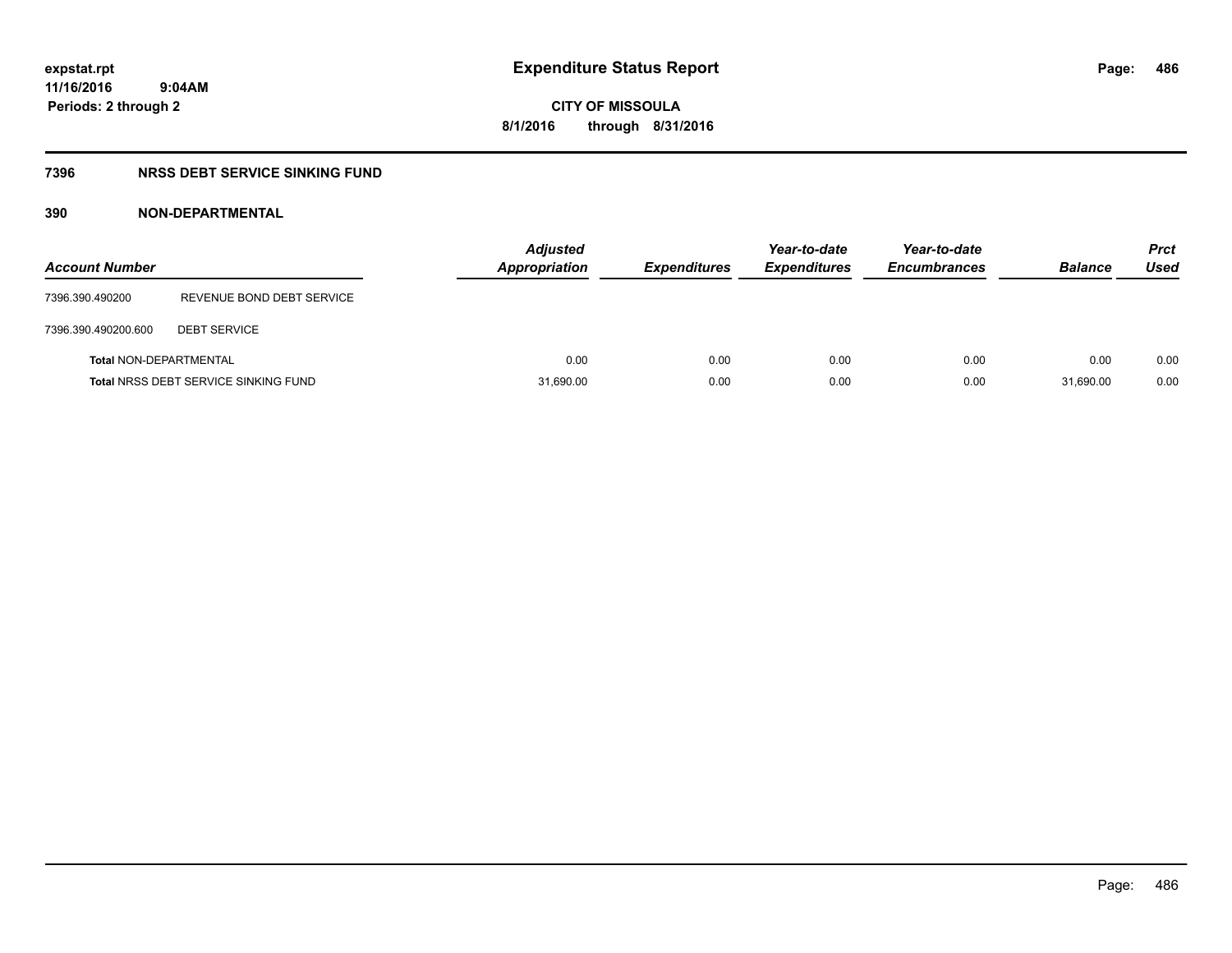# Expenditure Status Report

expstat.rpt
11/16/2016 9:04AM
Periods: 2 through 2

CITY OF MISSOULA
8/1/2016 through 8/31/2016

## 7396 NRSS DEBT SERVICE SINKING FUND

### 390 NON-DEPARTMENTAL

| Account Number | | Adjusted Appropriation | Expenditures | Year-to-date Expenditures | Year-to-date Encumbrances | Balance | Prct Used |
|---|---|---|---|---|---|---|---|
| 7396.390.490200 | REVENUE BOND DEBT SERVICE | | | | | | |
| 7396.390.490200.600 | DEBT SERVICE | | | | | | |
| **Total** NON-DEPARTMENTAL | | 0.00 | 0.00 | 0.00 | 0.00 | 0.00 | 0.00 |
| **Total** NRSS DEBT SERVICE SINKING FUND | | 31,690.00 | 0.00 | 0.00 | 0.00 | 31,690.00 | 0.00 |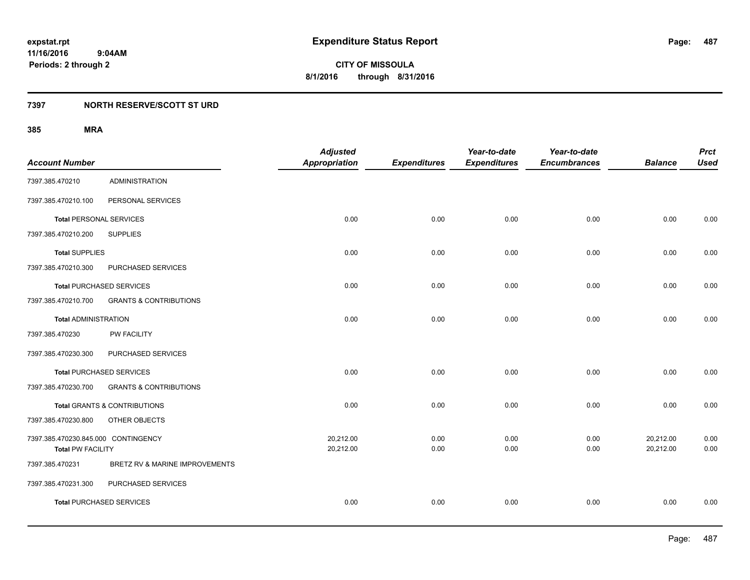# Expenditure Status Report

**CITY OF MISSOULA**

**8/1/2016 through 8/31/2016**

expstat.rpt
11/16/2016 9:04AM
Periods: 2 through 2

## 7397 NORTH RESERVE/SCOTT ST URD

### 385 MRA

| Account Number | | Adjusted Appropriation | Expenditures | Year-to-date Expenditures | Year-to-date Encumbrances | Balance | Prct Used |
|---|---|---|---|---|---|---|---|
| 7397.385.470210 | ADMINISTRATION | | | | | | |
| 7397.385.470210.100 | PERSONAL SERVICES | | | | | | |
| **Total** PERSONAL SERVICES | | 0.00 | 0.00 | 0.00 | 0.00 | 0.00 | 0.00 |
| 7397.385.470210.200 | SUPPLIES | | | | | | |
| **Total** SUPPLIES | | 0.00 | 0.00 | 0.00 | 0.00 | 0.00 | 0.00 |
| 7397.385.470210.300 | PURCHASED SERVICES | | | | | | |
| **Total** PURCHASED SERVICES | | 0.00 | 0.00 | 0.00 | 0.00 | 0.00 | 0.00 |
| 7397.385.470210.700 | GRANTS & CONTRIBUTIONS | | | | | | |
| **Total** ADMINISTRATION | | 0.00 | 0.00 | 0.00 | 0.00 | 0.00 | 0.00 |
| 7397.385.470230 | PW FACILITY | | | | | | |
| 7397.385.470230.300 | PURCHASED SERVICES | | | | | | |
| **Total** PURCHASED SERVICES | | 0.00 | 0.00 | 0.00 | 0.00 | 0.00 | 0.00 |
| 7397.385.470230.700 | GRANTS & CONTRIBUTIONS | | | | | | |
| **Total** GRANTS & CONTRIBUTIONS | | 0.00 | 0.00 | 0.00 | 0.00 | 0.00 | 0.00 |
| 7397.385.470230.800 | OTHER OBJECTS | | | | | | |
| 7397.385.470230.845.000 | CONTINGENCY | 20,212.00 | 0.00 | 0.00 | 0.00 | 20,212.00 | 0.00 |
| **Total** PW FACILITY | | 20,212.00 | 0.00 | 0.00 | 0.00 | 20,212.00 | 0.00 |
| 7397.385.470231 | BRETZ RV & MARINE IMPROVEMENTS | | | | | | |
| 7397.385.470231.300 | PURCHASED SERVICES | | | | | | |
| **Total** PURCHASED SERVICES | | 0.00 | 0.00 | 0.00 | 0.00 | 0.00 | 0.00 |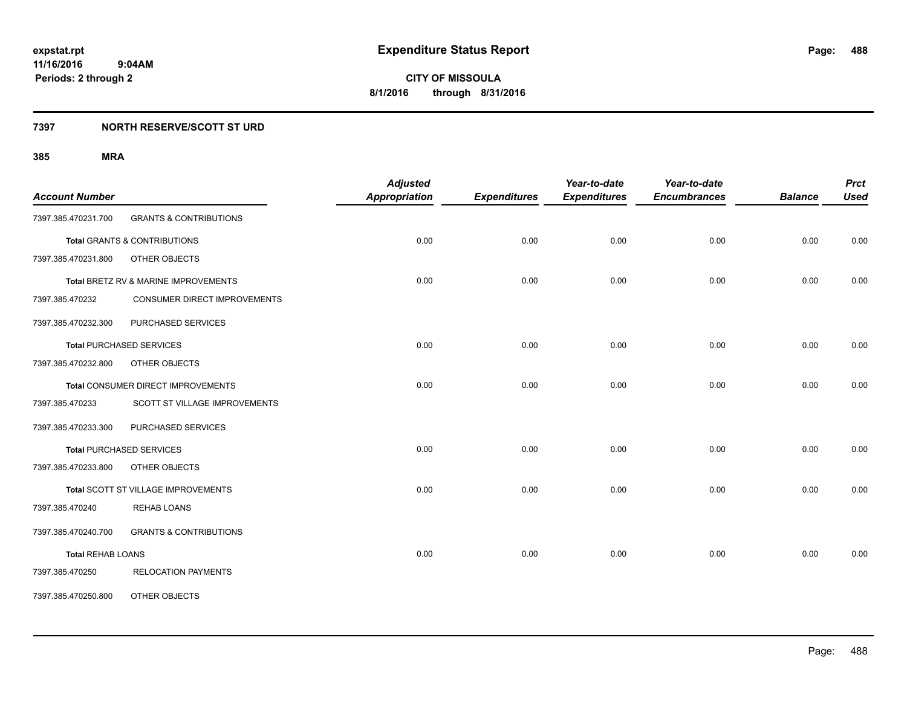# Expenditure Status Report

**CITY OF MISSOULA**

**8/1/2016 through 8/31/2016**

expstat.rpt
11/16/2016 9:04AM
Periods: 2 through 2

## 7397 NORTH RESERVE/SCOTT ST URD

### 385 MRA

| Account Number | | Adjusted Appropriation | Expenditures | Year-to-date Expenditures | Year-to-date Encumbrances | Balance | Prct Used |
|---|---|---|---|---|---|---|---|
| 7397.385.470231.700 | GRANTS & CONTRIBUTIONS | | | | | | |
| **Total** GRANTS & CONTRIBUTIONS | | 0.00 | 0.00 | 0.00 | 0.00 | 0.00 | 0.00 |
| 7397.385.470231.800 | OTHER OBJECTS | | | | | | |
| **Total** BRETZ RV & MARINE IMPROVEMENTS | | 0.00 | 0.00 | 0.00 | 0.00 | 0.00 | 0.00 |
| 7397.385.470232 | CONSUMER DIRECT IMPROVEMENTS | | | | | | |
| 7397.385.470232.300 | PURCHASED SERVICES | | | | | | |
| **Total** PURCHASED SERVICES | | 0.00 | 0.00 | 0.00 | 0.00 | 0.00 | 0.00 |
| 7397.385.470232.800 | OTHER OBJECTS | | | | | | |
| **Total** CONSUMER DIRECT IMPROVEMENTS | | 0.00 | 0.00 | 0.00 | 0.00 | 0.00 | 0.00 |
| 7397.385.470233 | SCOTT ST VILLAGE IMPROVEMENTS | | | | | | |
| 7397.385.470233.300 | PURCHASED SERVICES | | | | | | |
| **Total** PURCHASED SERVICES | | 0.00 | 0.00 | 0.00 | 0.00 | 0.00 | 0.00 |
| 7397.385.470233.800 | OTHER OBJECTS | | | | | | |
| **Total** SCOTT ST VILLAGE IMPROVEMENTS | | 0.00 | 0.00 | 0.00 | 0.00 | 0.00 | 0.00 |
| 7397.385.470240 | REHAB LOANS | | | | | | |
| 7397.385.470240.700 | GRANTS & CONTRIBUTIONS | | | | | | |
| **Total** REHAB LOANS | | 0.00 | 0.00 | 0.00 | 0.00 | 0.00 | 0.00 |
| 7397.385.470250 | RELOCATION PAYMENTS | | | | | | |
| 7397.385.470250.800 | OTHER OBJECTS | | | | | | |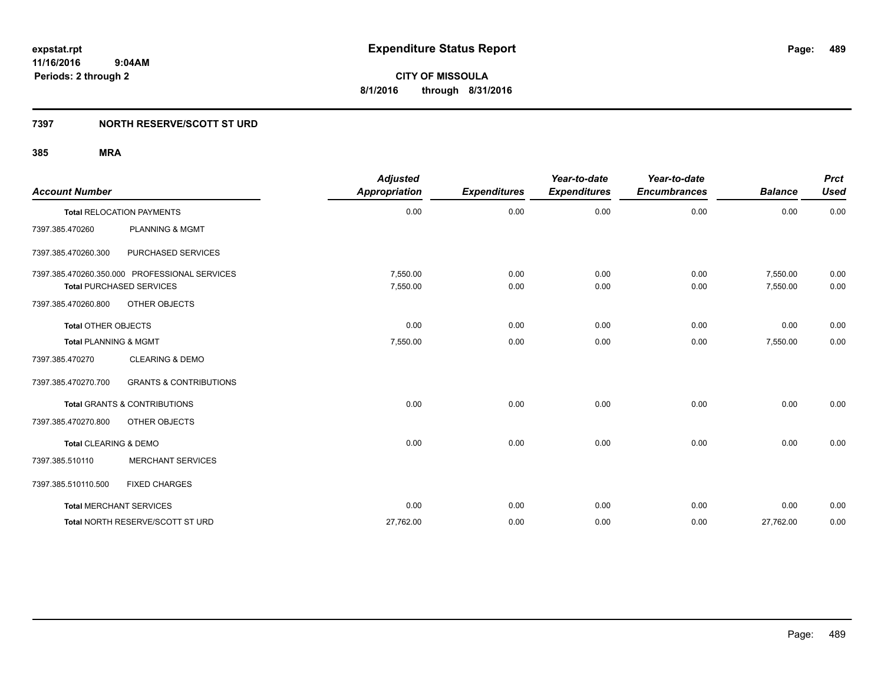**Expenditure Status Report**

**CITY OF MISSOULA**
**8/1/2016 through 8/31/2016**

expstat.rpt
11/16/2016 9:04AM
Periods: 2 through 2

## 7397 NORTH RESERVE/SCOTT ST URD

### 385 MRA

| Account Number | | Adjusted Appropriation | Expenditures | Year-to-date Expenditures | Year-to-date Encumbrances | Balance | Prct Used |
|---|---|---|---|---|---|---|---|
| **Total** RELOCATION PAYMENTS | | 0.00 | 0.00 | 0.00 | 0.00 | 0.00 | 0.00 |
| 7397.385.470260 | PLANNING & MGMT | | | | | | |
| 7397.385.470260.300 | PURCHASED SERVICES | | | | | | |
| 7397.385.470260.350.000 | PROFESSIONAL SERVICES | 7,550.00 | 0.00 | 0.00 | 0.00 | 7,550.00 | 0.00 |
| **Total** PURCHASED SERVICES | | 7,550.00 | 0.00 | 0.00 | 0.00 | 7,550.00 | 0.00 |
| 7397.385.470260.800 | OTHER OBJECTS | | | | | | |
| **Total** OTHER OBJECTS | | 0.00 | 0.00 | 0.00 | 0.00 | 0.00 | 0.00 |
| **Total** PLANNING & MGMT | | 7,550.00 | 0.00 | 0.00 | 0.00 | 7,550.00 | 0.00 |
| 7397.385.470270 | CLEARING & DEMO | | | | | | |
| 7397.385.470270.700 | GRANTS & CONTRIBUTIONS | | | | | | |
| **Total** GRANTS & CONTRIBUTIONS | | 0.00 | 0.00 | 0.00 | 0.00 | 0.00 | 0.00 |
| 7397.385.470270.800 | OTHER OBJECTS | | | | | | |
| **Total** CLEARING & DEMO | | 0.00 | 0.00 | 0.00 | 0.00 | 0.00 | 0.00 |
| 7397.385.510110 | MERCHANT SERVICES | | | | | | |
| 7397.385.510110.500 | FIXED CHARGES | | | | | | |
| **Total** MERCHANT SERVICES | | 0.00 | 0.00 | 0.00 | 0.00 | 0.00 | 0.00 |
| **Total** NORTH RESERVE/SCOTT ST URD | | 27,762.00 | 0.00 | 0.00 | 0.00 | 27,762.00 | 0.00 |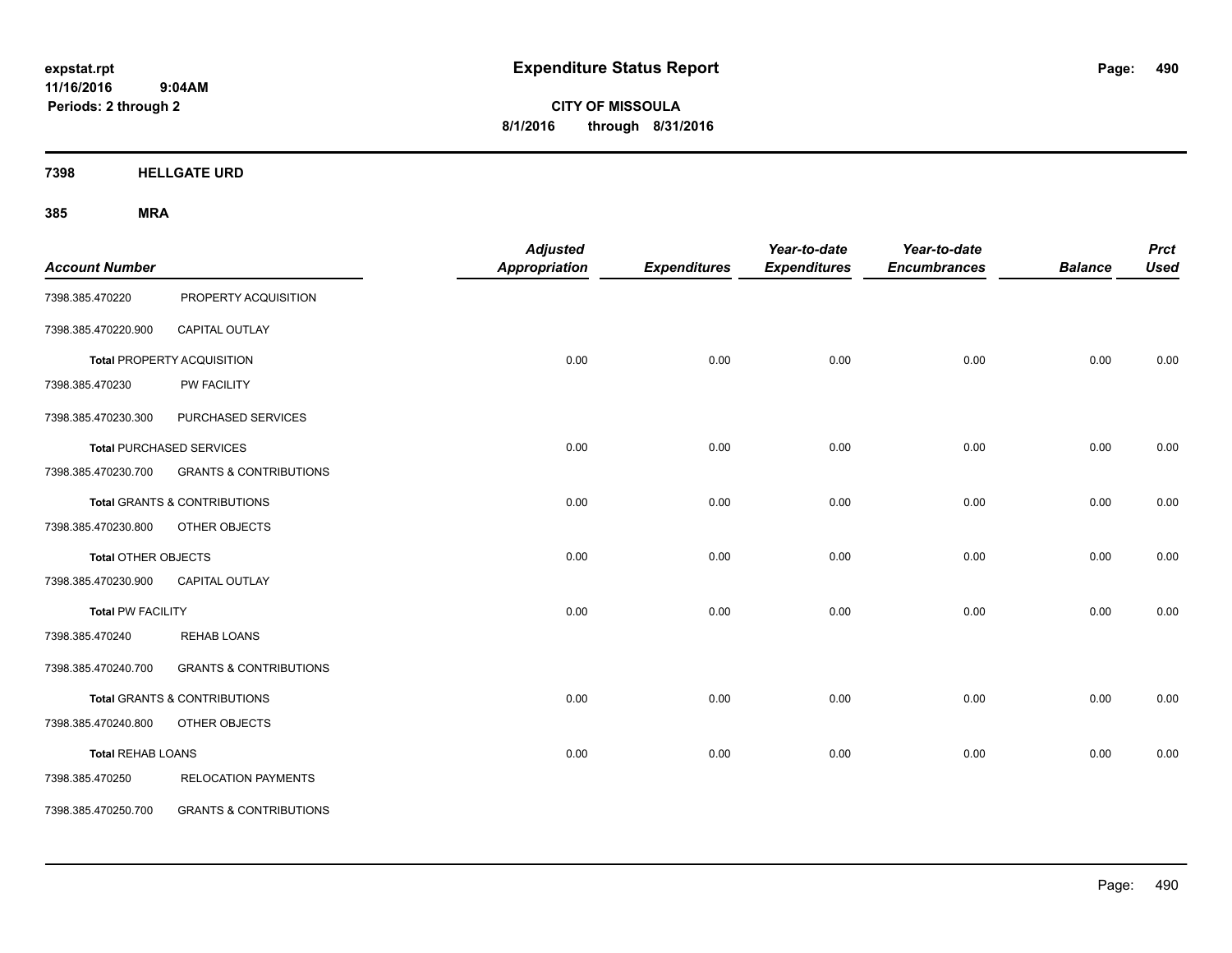# Expenditure Status Report

expstat.rpt
11/16/2016 9:04AM
Periods: 2 through 2

**CITY OF MISSOULA**
**8/1/2016 through 8/31/2016**

## 7398 HELLGATE URD

## 385 MRA

| Account Number | | Adjusted Appropriation | Expenditures | Year-to-date Expenditures | Year-to-date Encumbrances | Balance | Prct Used |
|---|---|---|---|---|---|---|---|
| 7398.385.470220 | PROPERTY ACQUISITION | | | | | | |
| 7398.385.470220.900 | CAPITAL OUTLAY | | | | | | |
| **Total** PROPERTY ACQUISITION | | 0.00 | 0.00 | 0.00 | 0.00 | 0.00 | 0.00 |
| 7398.385.470230 | PW FACILITY | | | | | | |
| 7398.385.470230.300 | PURCHASED SERVICES | | | | | | |
| **Total** PURCHASED SERVICES | | 0.00 | 0.00 | 0.00 | 0.00 | 0.00 | 0.00 |
| 7398.385.470230.700 | GRANTS & CONTRIBUTIONS | | | | | | |
| **Total** GRANTS & CONTRIBUTIONS | | 0.00 | 0.00 | 0.00 | 0.00 | 0.00 | 0.00 |
| 7398.385.470230.800 | OTHER OBJECTS | | | | | | |
| **Total** OTHER OBJECTS | | 0.00 | 0.00 | 0.00 | 0.00 | 0.00 | 0.00 |
| 7398.385.470230.900 | CAPITAL OUTLAY | | | | | | |
| **Total** PW FACILITY | | 0.00 | 0.00 | 0.00 | 0.00 | 0.00 | 0.00 |
| 7398.385.470240 | REHAB LOANS | | | | | | |
| 7398.385.470240.700 | GRANTS & CONTRIBUTIONS | | | | | | |
| **Total** GRANTS & CONTRIBUTIONS | | 0.00 | 0.00 | 0.00 | 0.00 | 0.00 | 0.00 |
| 7398.385.470240.800 | OTHER OBJECTS | | | | | | |
| **Total** REHAB LOANS | | 0.00 | 0.00 | 0.00 | 0.00 | 0.00 | 0.00 |
| 7398.385.470250 | RELOCATION PAYMENTS | | | | | | |
| 7398.385.470250.700 | GRANTS & CONTRIBUTIONS | | | | | | |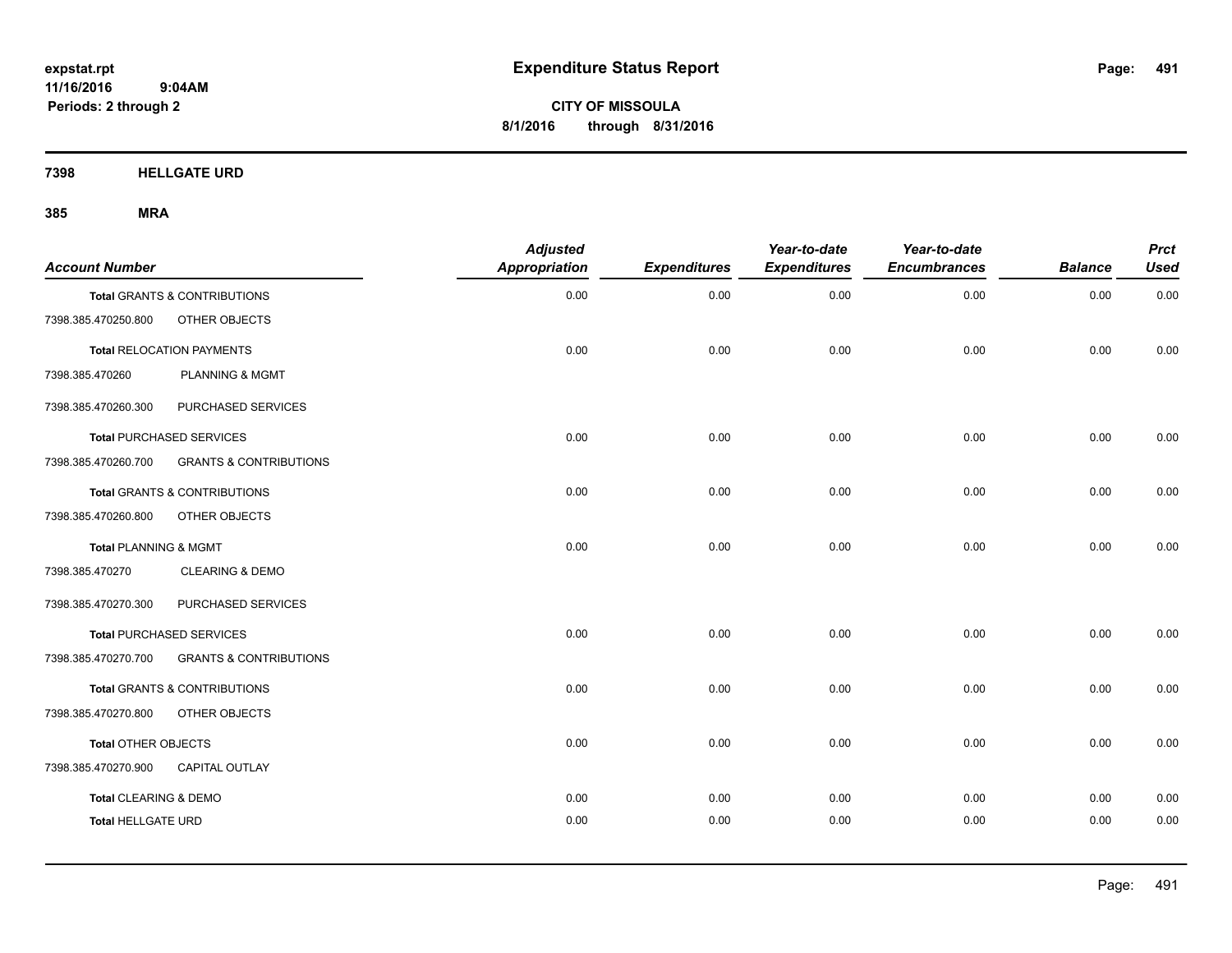**expstat.rpt**
**11/16/2016 9:04AM**
**Periods: 2 through 2**

# Expenditure Status Report

**CITY OF MISSOULA**
**8/1/2016 through 8/31/2016**

## 7398 HELLGATE URD

### 385 MRA

| Account Number | | Adjusted Appropriation | Expenditures | Year-to-date Expenditures | Year-to-date Encumbrances | Balance | Prct Used |
|---|---|---|---|---|---|---|---|
| **Total** GRANTS & CONTRIBUTIONS | | 0.00 | 0.00 | 0.00 | 0.00 | 0.00 | 0.00 |
| 7398.385.470250.800 | OTHER OBJECTS | | | | | | |
| **Total** RELOCATION PAYMENTS | | 0.00 | 0.00 | 0.00 | 0.00 | 0.00 | 0.00 |
| 7398.385.470260 | PLANNING & MGMT | | | | | | |
| 7398.385.470260.300 | PURCHASED SERVICES | | | | | | |
| **Total** PURCHASED SERVICES | | 0.00 | 0.00 | 0.00 | 0.00 | 0.00 | 0.00 |
| 7398.385.470260.700 | GRANTS & CONTRIBUTIONS | | | | | | |
| **Total** GRANTS & CONTRIBUTIONS | | 0.00 | 0.00 | 0.00 | 0.00 | 0.00 | 0.00 |
| 7398.385.470260.800 | OTHER OBJECTS | | | | | | |
| **Total** PLANNING & MGMT | | 0.00 | 0.00 | 0.00 | 0.00 | 0.00 | 0.00 |
| 7398.385.470270 | CLEARING & DEMO | | | | | | |
| 7398.385.470270.300 | PURCHASED SERVICES | | | | | | |
| **Total** PURCHASED SERVICES | | 0.00 | 0.00 | 0.00 | 0.00 | 0.00 | 0.00 |
| 7398.385.470270.700 | GRANTS & CONTRIBUTIONS | | | | | | |
| **Total** GRANTS & CONTRIBUTIONS | | 0.00 | 0.00 | 0.00 | 0.00 | 0.00 | 0.00 |
| 7398.385.470270.800 | OTHER OBJECTS | | | | | | |
| **Total** OTHER OBJECTS | | 0.00 | 0.00 | 0.00 | 0.00 | 0.00 | 0.00 |
| 7398.385.470270.900 | CAPITAL OUTLAY | | | | | | |
| **Total** CLEARING & DEMO | | 0.00 | 0.00 | 0.00 | 0.00 | 0.00 | 0.00 |
| **Total** HELLGATE URD | | 0.00 | 0.00 | 0.00 | 0.00 | 0.00 | 0.00 |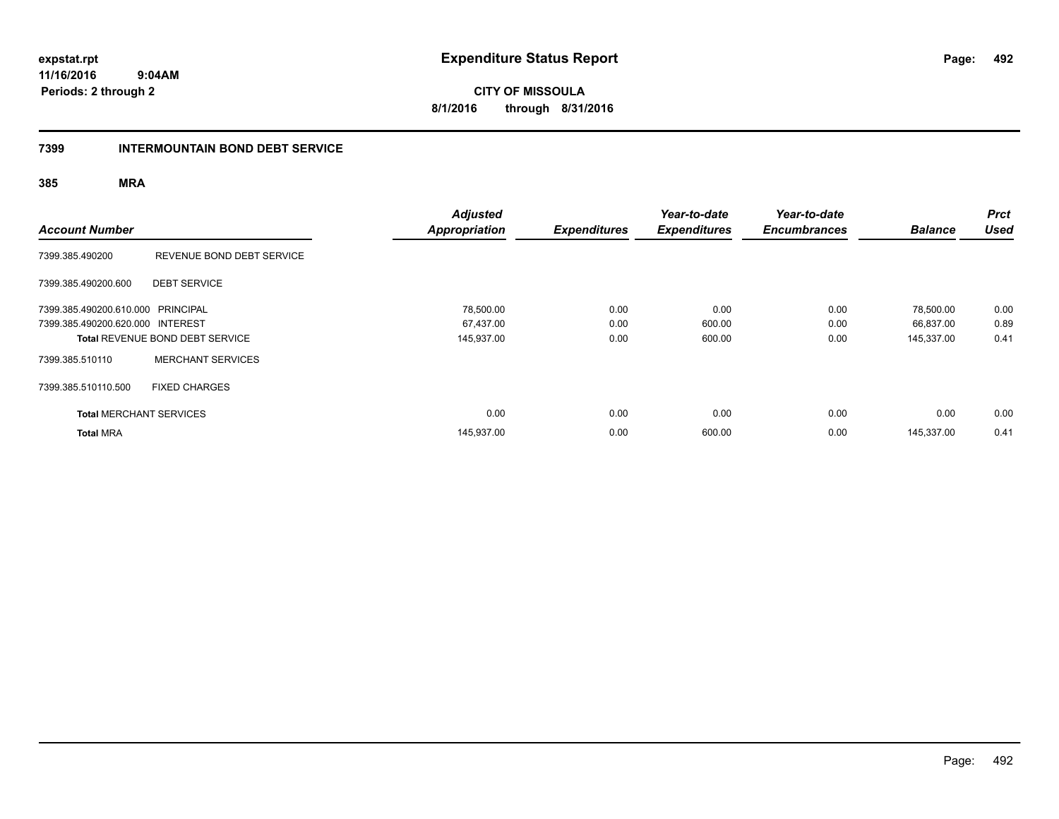# Expenditure Status Report

expstat.rpt
11/16/2016 9:04AM
Periods: 2 through 2

**CITY OF MISSOULA**
**8/1/2016 through 8/31/2016**

## 7399 INTERMOUNTAIN BOND DEBT SERVICE

### 385 MRA

| Account Number | | Adjusted Appropriation | Expenditures | Year-to-date Expenditures | Year-to-date Encumbrances | Balance | Prct Used |
|---|---|---|---|---|---|---|---|
| 7399.385.490200 | REVENUE BOND DEBT SERVICE | | | | | | |
| 7399.385.490200.600 | DEBT SERVICE | | | | | | |
| 7399.385.490200.610.000 | PRINCIPAL | 78,500.00 | 0.00 | 0.00 | 0.00 | 78,500.00 | 0.00 |
| 7399.385.490200.620.000 | INTEREST | 67,437.00 | 0.00 | 600.00 | 0.00 | 66,837.00 | 0.89 |
| **Total** REVENUE BOND DEBT SERVICE | | 145,937.00 | 0.00 | 600.00 | 0.00 | 145,337.00 | 0.41 |
| 7399.385.510110 | MERCHANT SERVICES | | | | | | |
| 7399.385.510110.500 | FIXED CHARGES | | | | | | |
| **Total** MERCHANT SERVICES | | 0.00 | 0.00 | 0.00 | 0.00 | 0.00 | 0.00 |
| **Total** MRA | | 145,937.00 | 0.00 | 600.00 | 0.00 | 145,337.00 | 0.41 |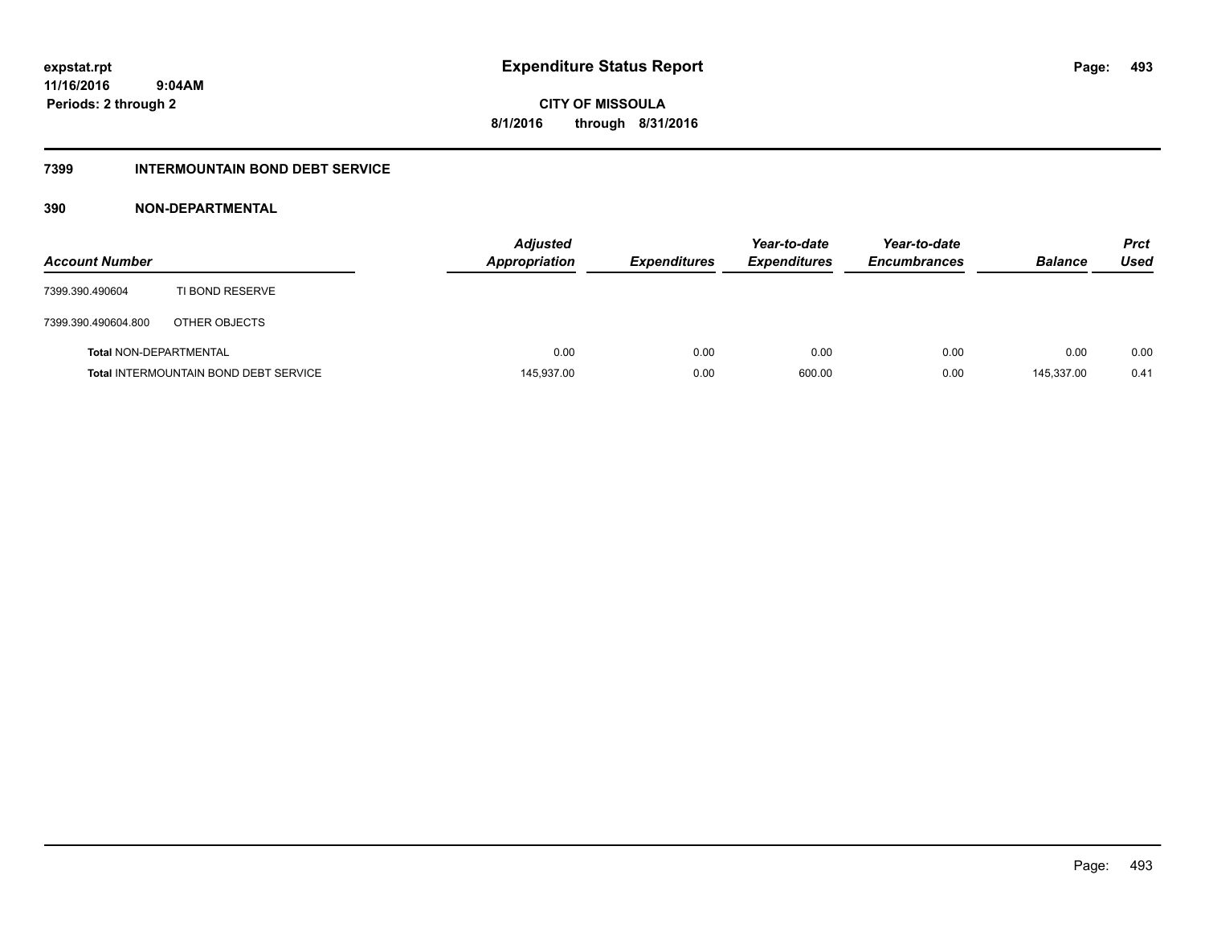# Expenditure Status Report

expstat.rpt
11/16/2016 9:04AM
Periods: 2 through 2

**CITY OF MISSOULA**
**8/1/2016 through 8/31/2016**

## 7399 INTERMOUNTAIN BOND DEBT SERVICE

### 390 NON-DEPARTMENTAL

| Account Number | | Adjusted Appropriation | Expenditures | Year-to-date Expenditures | Year-to-date Encumbrances | Balance | Prct Used |
|---|---|---|---|---|---|---|---|
| 7399.390.490604 | TI BOND RESERVE | | | | | | |
| 7399.390.490604.800 | OTHER OBJECTS | | | | | | |
| **Total** NON-DEPARTMENTAL | | 0.00 | 0.00 | 0.00 | 0.00 | 0.00 | 0.00 |
| **Total** INTERMOUNTAIN BOND DEBT SERVICE | | 145,937.00 | 0.00 | 600.00 | 0.00 | 145,337.00 | 0.41 |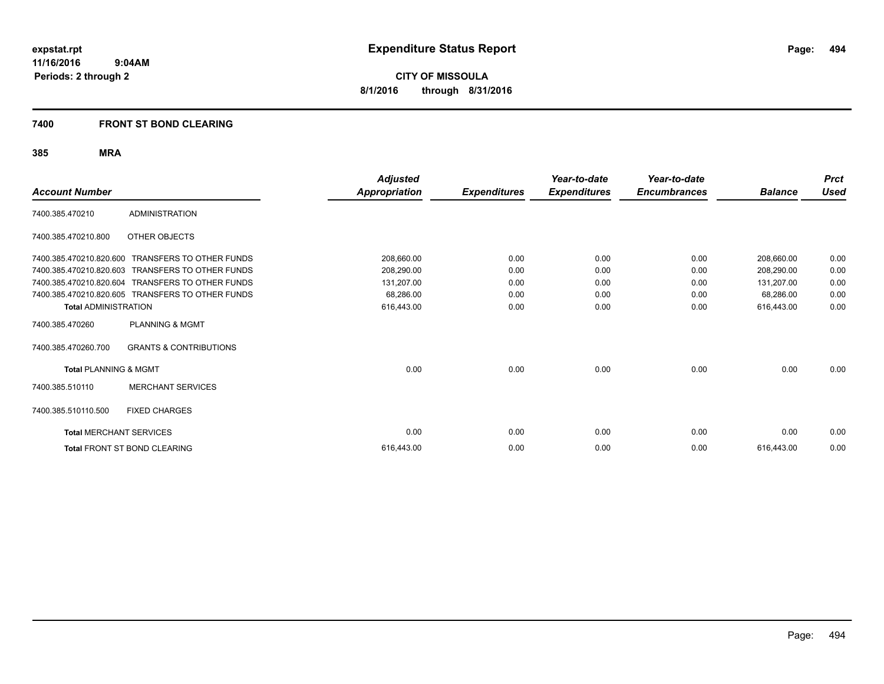expstat.rpt
11/16/2016 9:04AM
Periods: 2 through 2

# Expenditure Status Report

**CITY OF MISSOULA**
**8/1/2016 through 8/31/2016**

## 7400 FRONT ST BOND CLEARING

### 385 MRA

| Account Number | | Adjusted Appropriation | Expenditures | Year-to-date Expenditures | Year-to-date Encumbrances | Balance | Prct Used |
|---|---|---|---|---|---|---|---|
| 7400.385.470210 | ADMINISTRATION | | | | | | |
| 7400.385.470210.800 | OTHER OBJECTS | | | | | | |
| 7400.385.470210.820.600 | TRANSFERS TO OTHER FUNDS | 208,660.00 | 0.00 | 0.00 | 0.00 | 208,660.00 | 0.00 |
| 7400.385.470210.820.603 | TRANSFERS TO OTHER FUNDS | 208,290.00 | 0.00 | 0.00 | 0.00 | 208,290.00 | 0.00 |
| 7400.385.470210.820.604 | TRANSFERS TO OTHER FUNDS | 131,207.00 | 0.00 | 0.00 | 0.00 | 131,207.00 | 0.00 |
| 7400.385.470210.820.605 | TRANSFERS TO OTHER FUNDS | 68,286.00 | 0.00 | 0.00 | 0.00 | 68,286.00 | 0.00 |
| **Total** ADMINISTRATION | | 616,443.00 | 0.00 | 0.00 | 0.00 | 616,443.00 | 0.00 |
| 7400.385.470260 | PLANNING & MGMT | | | | | | |
| 7400.385.470260.700 | GRANTS & CONTRIBUTIONS | | | | | | |
| **Total** PLANNING & MGMT | | 0.00 | 0.00 | 0.00 | 0.00 | 0.00 | 0.00 |
| 7400.385.510110 | MERCHANT SERVICES | | | | | | |
| 7400.385.510110.500 | FIXED CHARGES | | | | | | |
| **Total** MERCHANT SERVICES | | 0.00 | 0.00 | 0.00 | 0.00 | 0.00 | 0.00 |
| **Total** FRONT ST BOND CLEARING | | 616,443.00 | 0.00 | 0.00 | 0.00 | 616,443.00 | 0.00 |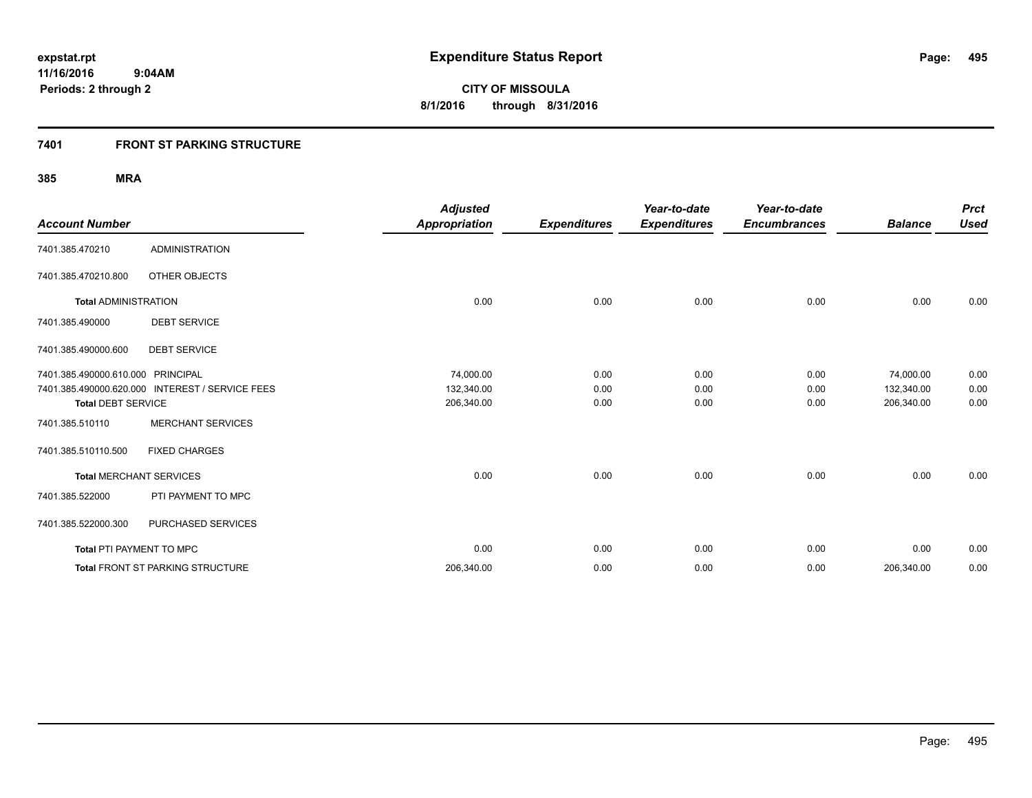**expstat.rpt**
**11/16/2016 9:04AM**
**Periods: 2 through 2**

# Expenditure Status Report

**CITY OF MISSOULA**
**8/1/2016 through 8/31/2016**

## 7401 FRONT ST PARKING STRUCTURE

### 385 MRA

| Account Number | | Adjusted Appropriation | Expenditures | Year-to-date Expenditures | Year-to-date Encumbrances | Balance | Prct Used |
|---|---|---|---|---|---|---|---|
| 7401.385.470210 | ADMINISTRATION | | | | | | |
| 7401.385.470210.800 | OTHER OBJECTS | | | | | | |
| **Total** ADMINISTRATION | | 0.00 | 0.00 | 0.00 | 0.00 | 0.00 | 0.00 |
| 7401.385.490000 | DEBT SERVICE | | | | | | |
| 7401.385.490000.600 | DEBT SERVICE | | | | | | |
| 7401.385.490000.610.000 | PRINCIPAL | 74,000.00 | 0.00 | 0.00 | 0.00 | 74,000.00 | 0.00 |
| 7401.385.490000.620.000 | INTEREST / SERVICE FEES | 132,340.00 | 0.00 | 0.00 | 0.00 | 132,340.00 | 0.00 |
| **Total** DEBT SERVICE | | 206,340.00 | 0.00 | 0.00 | 0.00 | 206,340.00 | 0.00 |
| 7401.385.510110 | MERCHANT SERVICES | | | | | | |
| 7401.385.510110.500 | FIXED CHARGES | | | | | | |
| **Total** MERCHANT SERVICES | | 0.00 | 0.00 | 0.00 | 0.00 | 0.00 | 0.00 |
| 7401.385.522000 | PTI PAYMENT TO MPC | | | | | | |
| 7401.385.522000.300 | PURCHASED SERVICES | | | | | | |
| **Total** PTI PAYMENT TO MPC | | 0.00 | 0.00 | 0.00 | 0.00 | 0.00 | 0.00 |
| **Total** FRONT ST PARKING STRUCTURE | | 206,340.00 | 0.00 | 0.00 | 0.00 | 206,340.00 | 0.00 |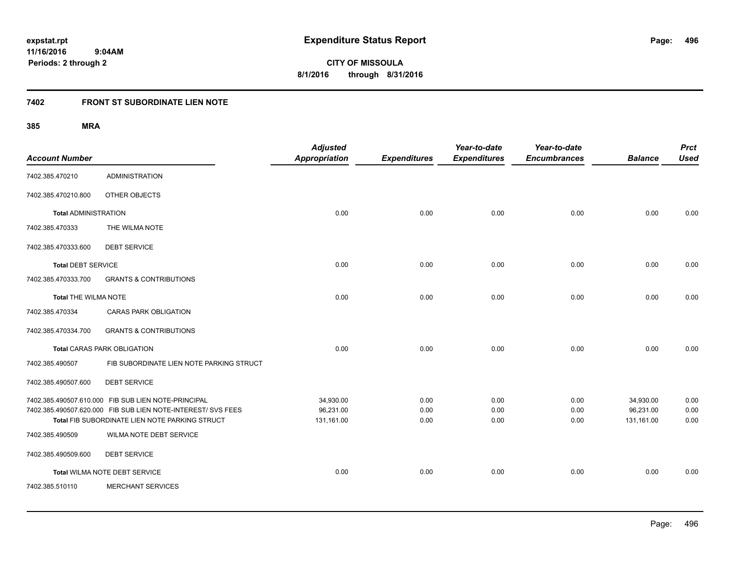**expstat.rpt**
**11/16/2016 9:04AM**
**Periods: 2 through 2**

# Expenditure Status Report

**CITY OF MISSOULA**
**8/1/2016 through 8/31/2016**

## 7402 FRONT ST SUBORDINATE LIEN NOTE

### 385 MRA

| Account Number | | Adjusted Appropriation | Expenditures | Year-to-date Expenditures | Year-to-date Encumbrances | Balance | Prct Used |
|---|---|---|---|---|---|---|---|
| 7402.385.470210 | ADMINISTRATION | | | | | | |
| 7402.385.470210.800 | OTHER OBJECTS | | | | | | |
| **Total** ADMINISTRATION | | 0.00 | 0.00 | 0.00 | 0.00 | 0.00 | 0.00 |
| 7402.385.470333 | THE WILMA NOTE | | | | | | |
| 7402.385.470333.600 | DEBT SERVICE | | | | | | |
| **Total** DEBT SERVICE | | 0.00 | 0.00 | 0.00 | 0.00 | 0.00 | 0.00 |
| 7402.385.470333.700 | GRANTS & CONTRIBUTIONS | | | | | | |
| **Total** THE WILMA NOTE | | 0.00 | 0.00 | 0.00 | 0.00 | 0.00 | 0.00 |
| 7402.385.470334 | CARAS PARK OBLIGATION | | | | | | |
| 7402.385.470334.700 | GRANTS & CONTRIBUTIONS | | | | | | |
| **Total** CARAS PARK OBLIGATION | | 0.00 | 0.00 | 0.00 | 0.00 | 0.00 | 0.00 |
| 7402.385.490507 | FIB SUBORDINATE LIEN NOTE PARKING STRUCT | | | | | | |
| 7402.385.490507.600 | DEBT SERVICE | | | | | | |
| 7402.385.490507.610.000 | FIB SUB LIEN NOTE-PRINCIPAL | 34,930.00 | 0.00 | 0.00 | 0.00 | 34,930.00 | 0.00 |
| 7402.385.490507.620.000 | FIB SUB LIEN NOTE-INTEREST/ SVS FEES | 96,231.00 | 0.00 | 0.00 | 0.00 | 96,231.00 | 0.00 |
| **Total** FIB SUBORDINATE LIEN NOTE PARKING STRUCT | | 131,161.00 | 0.00 | 0.00 | 0.00 | 131,161.00 | 0.00 |
| 7402.385.490509 | WILMA NOTE DEBT SERVICE | | | | | | |
| 7402.385.490509.600 | DEBT SERVICE | | | | | | |
| **Total** WILMA NOTE DEBT SERVICE | | 0.00 | 0.00 | 0.00 | 0.00 | 0.00 | 0.00 |
| 7402.385.510110 | MERCHANT SERVICES | | | | | | |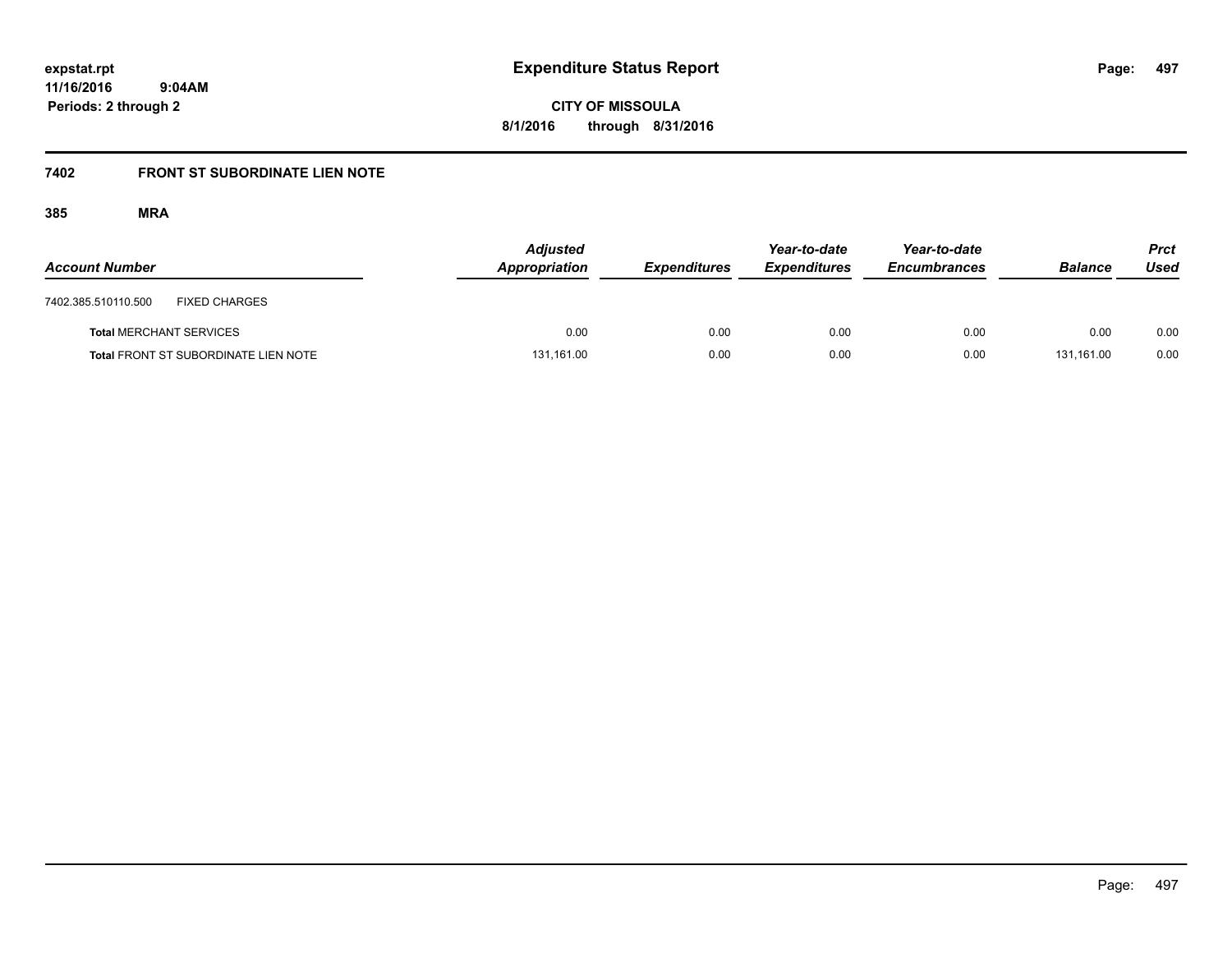**expstat.rpt**
**11/16/2016 9:04AM**
**Periods: 2 through 2**

# Expenditure Status Report

**CITY OF MISSOULA**
**8/1/2016 through 8/31/2016**

## 7402 FRONT ST SUBORDINATE LIEN NOTE

### 385 MRA

| Account Number | | Adjusted Appropriation | Expenditures | Year-to-date Expenditures | Year-to-date Encumbrances | Balance | Prct Used |
|---|---|---|---|---|---|---|---|
| 7402.385.510110.500 | FIXED CHARGES | | | | | | |
| **Total** MERCHANT SERVICES | | 0.00 | 0.00 | 0.00 | 0.00 | 0.00 | 0.00 |
| **Total** FRONT ST SUBORDINATE LIEN NOTE | | 131,161.00 | 0.00 | 0.00 | 0.00 | 131,161.00 | 0.00 |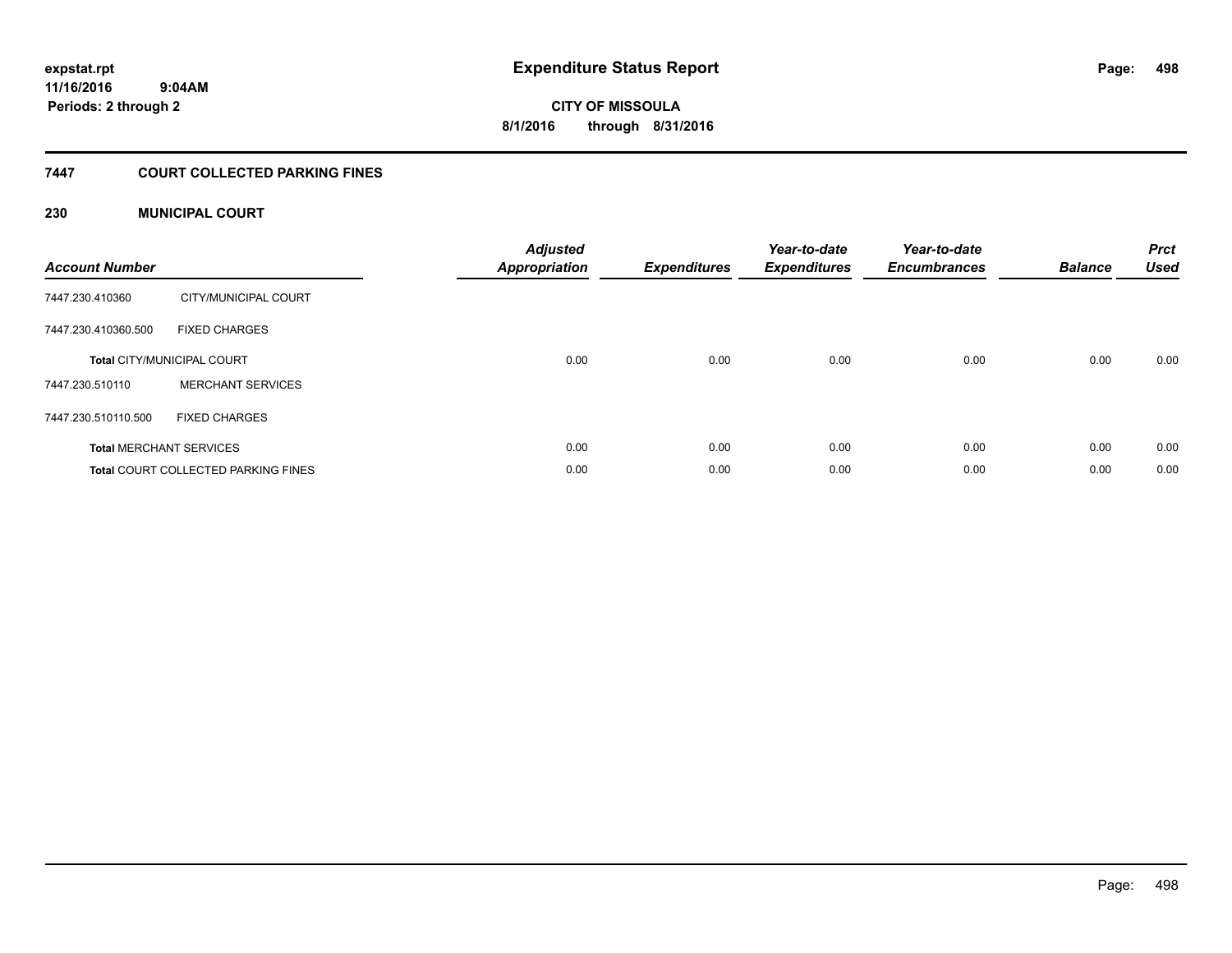expstat.rpt
11/16/2016 9:04AM
Periods: 2 through 2

# Expenditure Status Report

CITY OF MISSOULA
8/1/2016 through 8/31/2016

## 7447 COURT COLLECTED PARKING FINES

### 230 MUNICIPAL COURT

| Account Number | | Adjusted Appropriation | Expenditures | Year-to-date Expenditures | Year-to-date Encumbrances | Balance | Prct Used |
|---|---|---|---|---|---|---|---|
| 7447.230.410360 | CITY/MUNICIPAL COURT | | | | | | |
| 7447.230.410360.500 | FIXED CHARGES | | | | | | |
| **Total** CITY/MUNICIPAL COURT | | 0.00 | 0.00 | 0.00 | 0.00 | 0.00 | 0.00 |
| 7447.230.510110 | MERCHANT SERVICES | | | | | | |
| 7447.230.510110.500 | FIXED CHARGES | | | | | | |
| **Total** MERCHANT SERVICES | | 0.00 | 0.00 | 0.00 | 0.00 | 0.00 | 0.00 |
| **Total** COURT COLLECTED PARKING FINES | | 0.00 | 0.00 | 0.00 | 0.00 | 0.00 | 0.00 |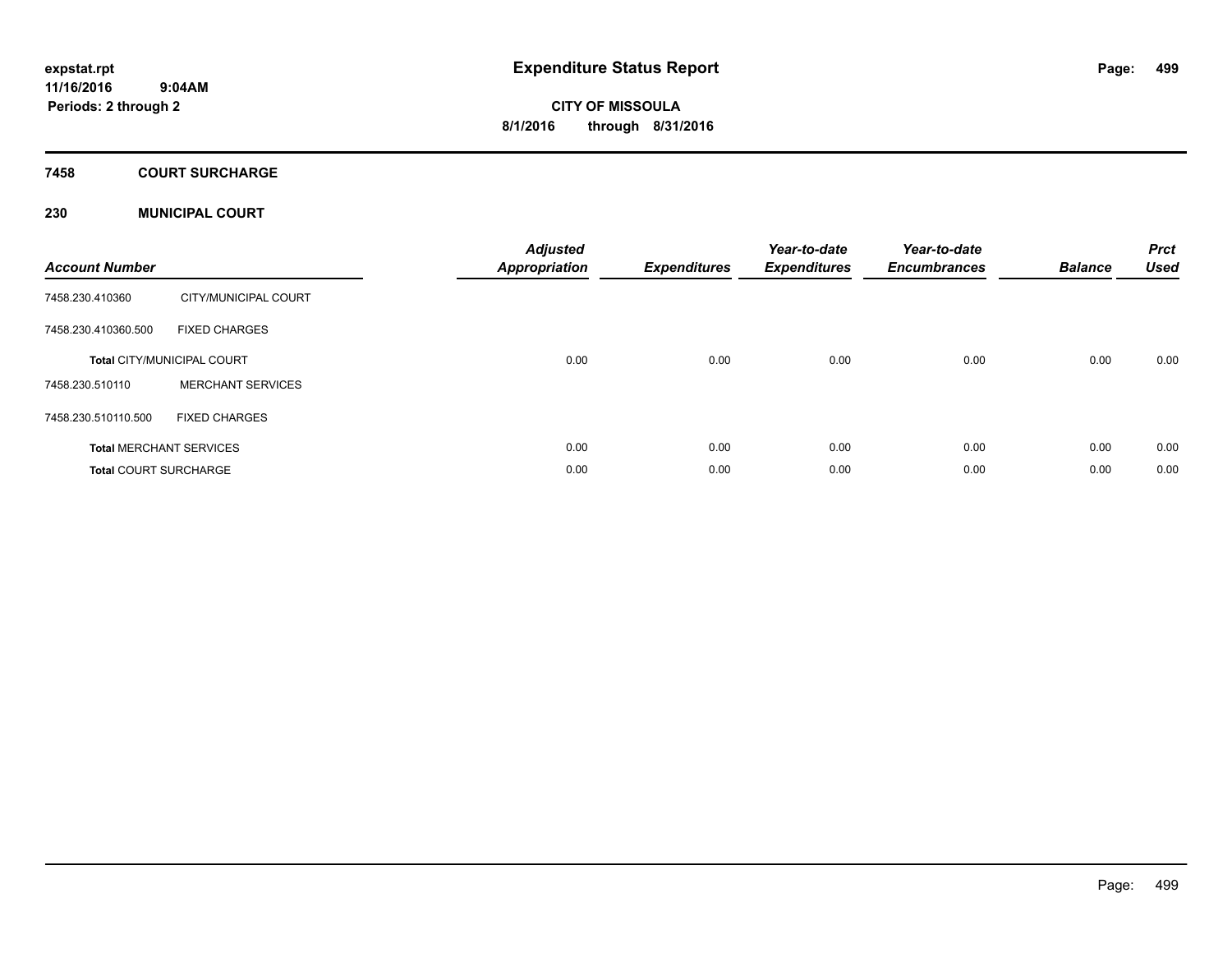# Expenditure Status Report

expstat.rpt
11/16/2016 9:04AM
Periods: 2 through 2

**CITY OF MISSOULA**
**8/1/2016 through 8/31/2016**

## 7458 COURT SURCHARGE

## 230 MUNICIPAL COURT

| Account Number | | Adjusted Appropriation | Expenditures | Year-to-date Expenditures | Year-to-date Encumbrances | Balance | Prct Used |
|---|---|---|---|---|---|---|---|
| 7458.230.410360 | CITY/MUNICIPAL COURT | | | | | | |
| 7458.230.410360.500 | FIXED CHARGES | | | | | | |
| **Total** CITY/MUNICIPAL COURT | | 0.00 | 0.00 | 0.00 | 0.00 | 0.00 | 0.00 |
| 7458.230.510110 | MERCHANT SERVICES | | | | | | |
| 7458.230.510110.500 | FIXED CHARGES | | | | | | |
| **Total** MERCHANT SERVICES | | 0.00 | 0.00 | 0.00 | 0.00 | 0.00 | 0.00 |
| **Total** COURT SURCHARGE | | 0.00 | 0.00 | 0.00 | 0.00 | 0.00 | 0.00 |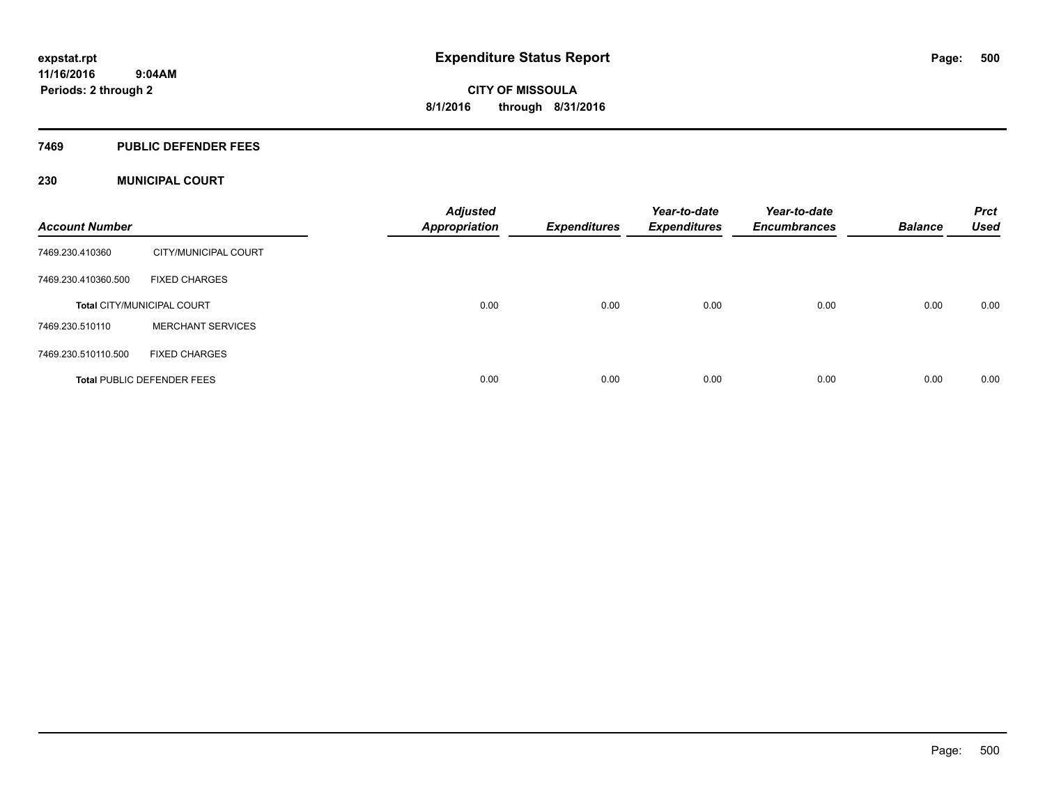# Expenditure Status Report

expstat.rpt
11/16/2016 9:04AM
Periods: 2 through 2

**CITY OF MISSOULA**
**8/1/2016 through 8/31/2016**

## 7469 PUBLIC DEFENDER FEES

### 230 MUNICIPAL COURT

| Account Number | | Adjusted Appropriation | Expenditures | Year-to-date Expenditures | Year-to-date Encumbrances | Balance | Prct Used |
|---|---|---|---|---|---|---|---|
| 7469.230.410360 | CITY/MUNICIPAL COURT | | | | | | |
| 7469.230.410360.500 | FIXED CHARGES | | | | | | |
| **Total** CITY/MUNICIPAL COURT | | 0.00 | 0.00 | 0.00 | 0.00 | 0.00 | 0.00 |
| 7469.230.510110 | MERCHANT SERVICES | | | | | | |
| 7469.230.510110.500 | FIXED CHARGES | | | | | | |
| **Total** PUBLIC DEFENDER FEES | | 0.00 | 0.00 | 0.00 | 0.00 | 0.00 | 0.00 |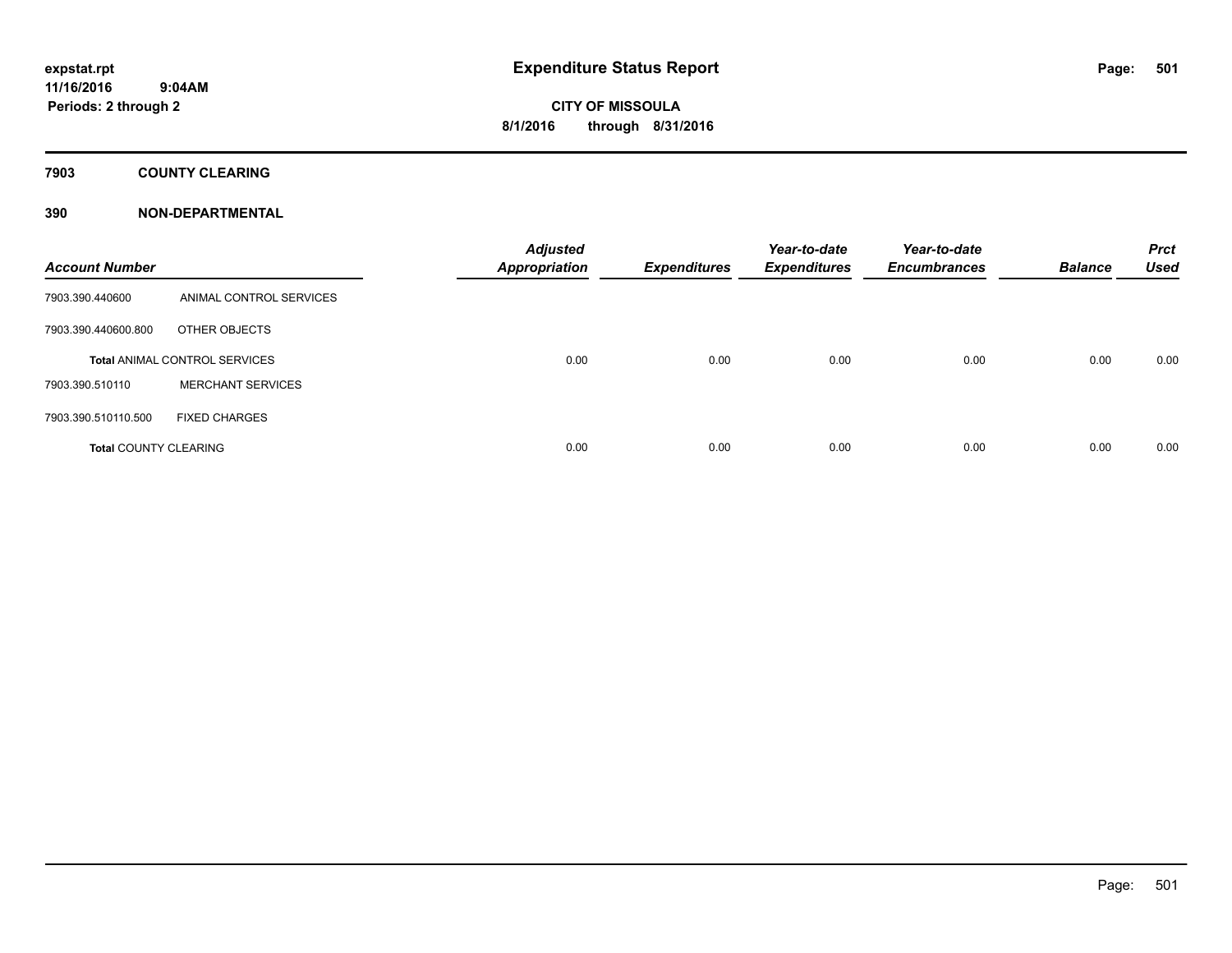# Expenditure Status Report

expstat.rpt
11/16/2016 9:04AM
Periods: 2 through 2

**CITY OF MISSOULA**
**8/1/2016 through 8/31/2016**

## 7903 COUNTY CLEARING

## 390 NON-DEPARTMENTAL

| Account Number | | Adjusted Appropriation | Expenditures | Year-to-date Expenditures | Year-to-date Encumbrances | Balance | Prct Used |
|---|---|---|---|---|---|---|---|
| 7903.390.440600 | ANIMAL CONTROL SERVICES | | | | | | |
| 7903.390.440600.800 | OTHER OBJECTS | | | | | | |
| **Total** ANIMAL CONTROL SERVICES | | 0.00 | 0.00 | 0.00 | 0.00 | 0.00 | 0.00 |
| 7903.390.510110 | MERCHANT SERVICES | | | | | | |
| 7903.390.510110.500 | FIXED CHARGES | | | | | | |
| **Total** COUNTY CLEARING | | 0.00 | 0.00 | 0.00 | 0.00 | 0.00 | 0.00 |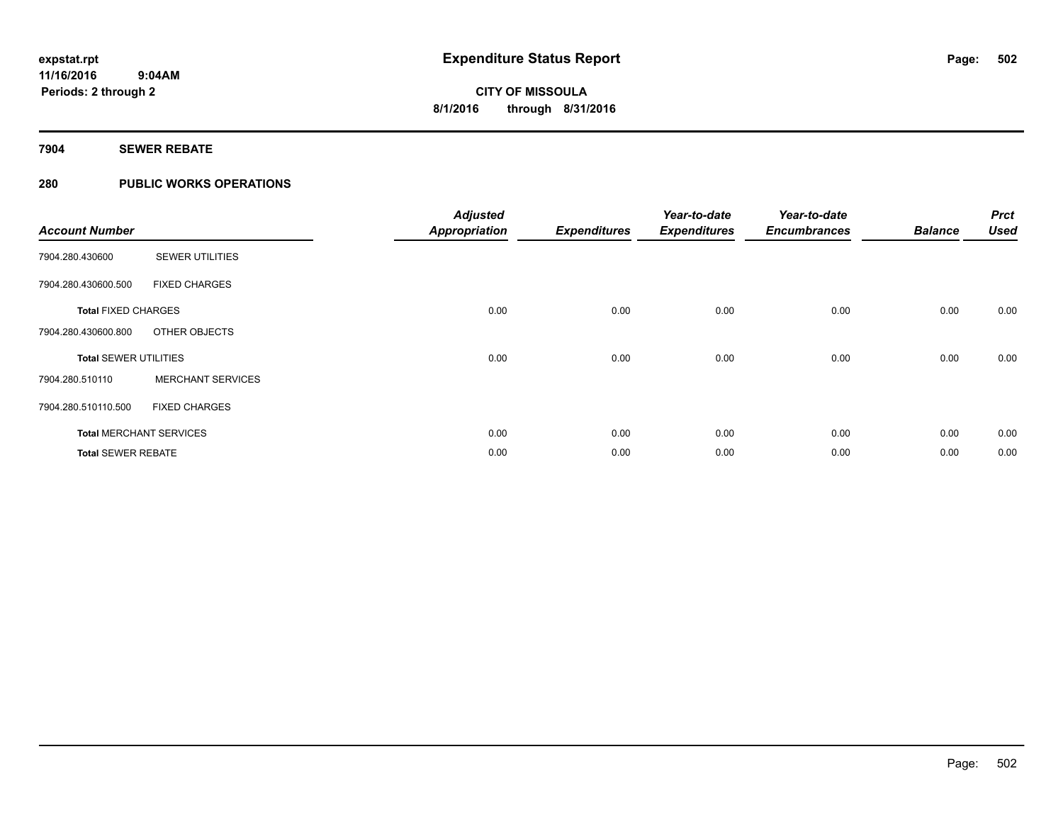# Expenditure Status Report

**CITY OF MISSOULA**
**8/1/2016 through 8/31/2016**

expstat.rpt
11/16/2016 9:04AM
Periods: 2 through 2

## 7904 SEWER REBATE

### 280 PUBLIC WORKS OPERATIONS

| Account Number | | Adjusted Appropriation | Expenditures | Year-to-date Expenditures | Year-to-date Encumbrances | Balance | Prct Used |
|---|---|---|---|---|---|---|---|
| 7904.280.430600 | SEWER UTILITIES | | | | | | |
| 7904.280.430600.500 | FIXED CHARGES | | | | | | |
| **Total** FIXED CHARGES | | 0.00 | 0.00 | 0.00 | 0.00 | 0.00 | 0.00 |
| 7904.280.430600.800 | OTHER OBJECTS | | | | | | |
| **Total** SEWER UTILITIES | | 0.00 | 0.00 | 0.00 | 0.00 | 0.00 | 0.00 |
| 7904.280.510110 | MERCHANT SERVICES | | | | | | |
| 7904.280.510110.500 | FIXED CHARGES | | | | | | |
| **Total** MERCHANT SERVICES | | 0.00 | 0.00 | 0.00 | 0.00 | 0.00 | 0.00 |
| **Total** SEWER REBATE | | 0.00 | 0.00 | 0.00 | 0.00 | 0.00 | 0.00 |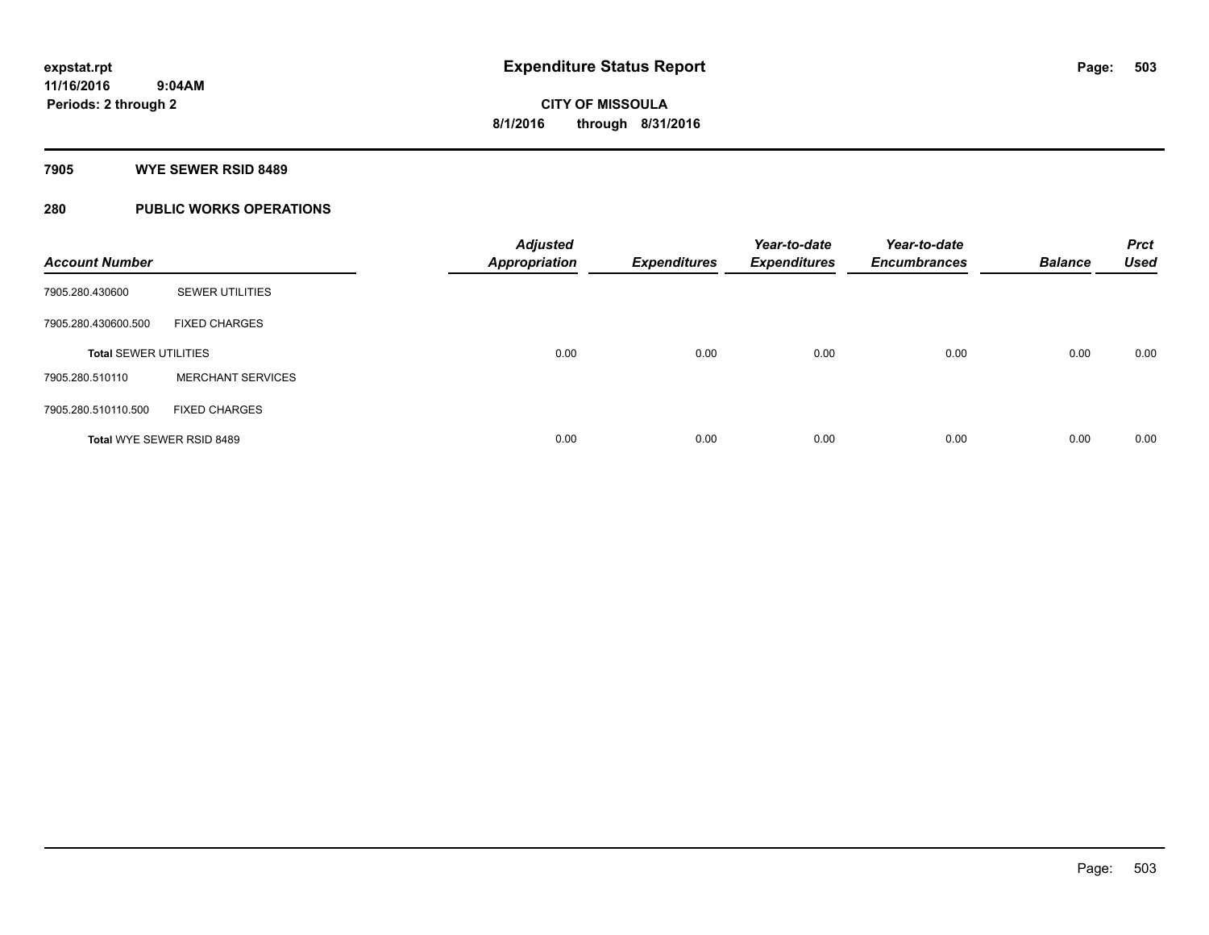# Expenditure Status Report

expstat.rpt
11/16/2016 9:04AM
Periods: 2 through 2

**CITY OF MISSOULA**
**8/1/2016 through 8/31/2016**

## 7905 WYE SEWER RSID 8489

## 280 PUBLIC WORKS OPERATIONS

| Account Number | | Adjusted Appropriation | Expenditures | Year-to-date Expenditures | Year-to-date Encumbrances | Balance | Prct Used |
|---|---|---|---|---|---|---|---|
| 7905.280.430600 | SEWER UTILITIES | | | | | | |
| 7905.280.430600.500 | FIXED CHARGES | | | | | | |
| **Total** SEWER UTILITIES | | 0.00 | 0.00 | 0.00 | 0.00 | 0.00 | 0.00 |
| 7905.280.510110 | MERCHANT SERVICES | | | | | | |
| 7905.280.510110.500 | FIXED CHARGES | | | | | | |
| **Total** WYE SEWER RSID 8489 | | 0.00 | 0.00 | 0.00 | 0.00 | 0.00 | 0.00 |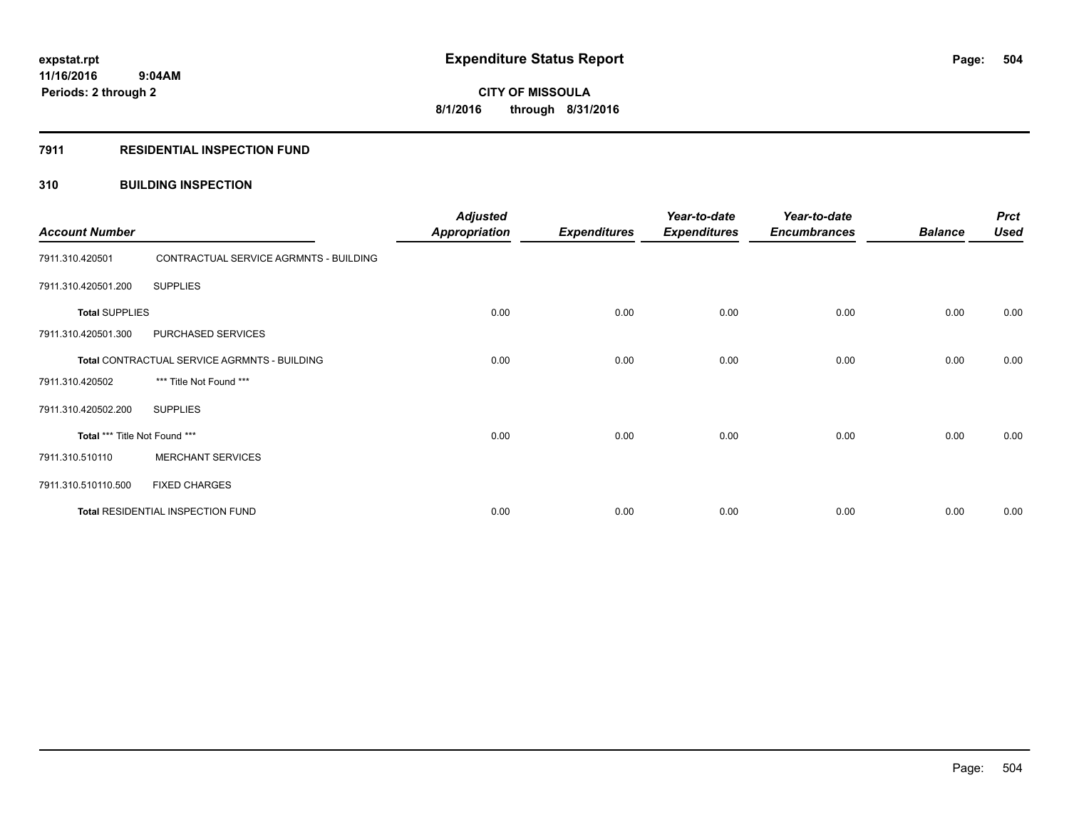**expstat.rpt**
**11/16/2016 9:04AM**
**Periods: 2 through 2**

# Expenditure Status Report

**CITY OF MISSOULA**
**8/1/2016 through 8/31/2016**

## 7911 RESIDENTIAL INSPECTION FUND

## 310 BUILDING INSPECTION

| Account Number | | Adjusted Appropriation | Expenditures | Year-to-date Expenditures | Year-to-date Encumbrances | Balance | Prct Used |
|---|---|---|---|---|---|---|---|
| 7911.310.420501 | CONTRACTUAL SERVICE AGRMNTS - BUILDING | | | | | | |
| 7911.310.420501.200 | SUPPLIES | | | | | | |
| **Total** SUPPLIES | | 0.00 | 0.00 | 0.00 | 0.00 | 0.00 | 0.00 |
| 7911.310.420501.300 | PURCHASED SERVICES | | | | | | |
| **Total** CONTRACTUAL SERVICE AGRMNTS - BUILDING | | 0.00 | 0.00 | 0.00 | 0.00 | 0.00 | 0.00 |
| 7911.310.420502 | *** Title Not Found *** | | | | | | |
| 7911.310.420502.200 | SUPPLIES | | | | | | |
| **Total** *** Title Not Found *** | | 0.00 | 0.00 | 0.00 | 0.00 | 0.00 | 0.00 |
| 7911.310.510110 | MERCHANT SERVICES | | | | | | |
| 7911.310.510110.500 | FIXED CHARGES | | | | | | |
| **Total** RESIDENTIAL INSPECTION FUND | | 0.00 | 0.00 | 0.00 | 0.00 | 0.00 | 0.00 |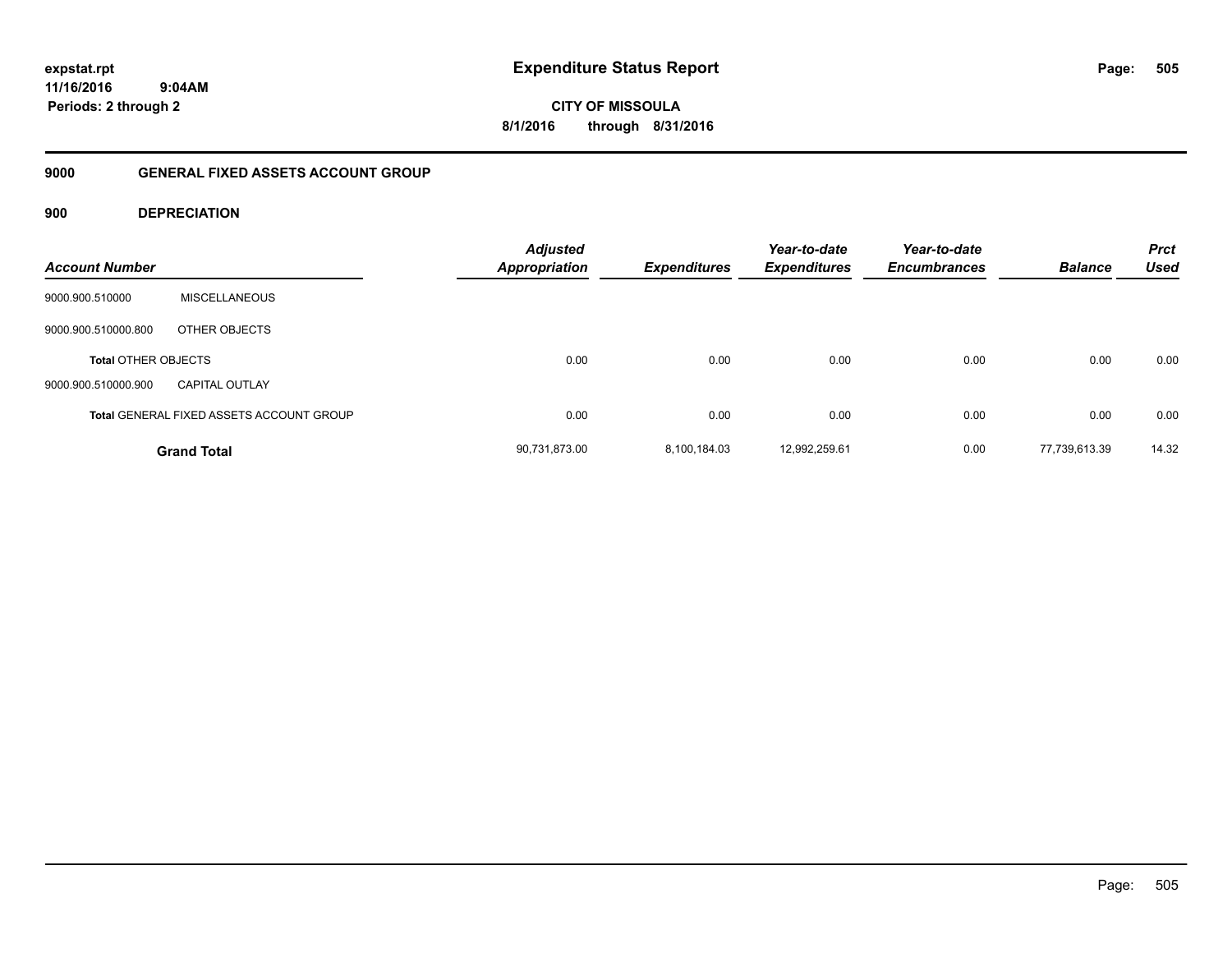# Expenditure Status Report

expstat.rpt
11/16/2016 9:04AM
Periods: 2 through 2

**CITY OF MISSOULA**
**8/1/2016 through 8/31/2016**

## 9000 GENERAL FIXED ASSETS ACCOUNT GROUP

### 900 DEPRECIATION

| Account Number | | Adjusted Appropriation | Expenditures | Year-to-date Expenditures | Year-to-date Encumbrances | Balance | Prct Used |
|---|---|---|---|---|---|---|---|
| 9000.900.510000 | MISCELLANEOUS | | | | | | |
| 9000.900.510000.800 | OTHER OBJECTS | | | | | | |
| **Total** OTHER OBJECTS | | 0.00 | 0.00 | 0.00 | 0.00 | 0.00 | 0.00 |
| 9000.900.510000.900 | CAPITAL OUTLAY | | | | | | |
| **Total** GENERAL FIXED ASSETS ACCOUNT GROUP | | 0.00 | 0.00 | 0.00 | 0.00 | 0.00 | 0.00 |
| **Grand Total** | | 90,731,873.00 | 8,100,184.03 | 12,992,259.61 | 0.00 | 77,739,613.39 | 14.32 |